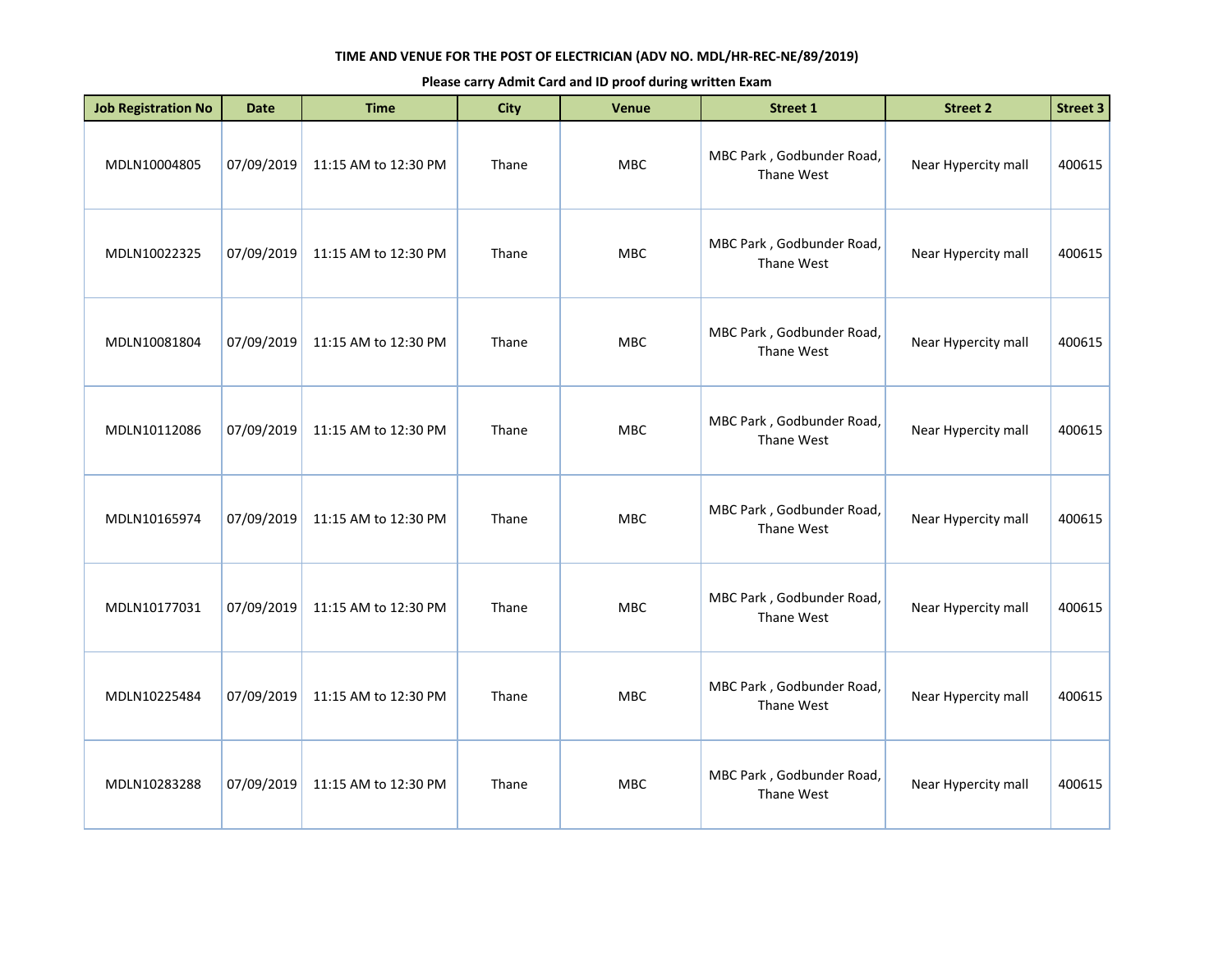**TIME AND VENUE FOR THE POST OF ELECTRICIAN (ADV NO. MDL/HR-REC-NE/89/2019)**

**Please carry Admit Card and ID proof during written Exam**

| Job Registration No | Date | Time | City | Venue | Street 1 | Street 2 | Street 3 |
|---|---|---|---|---|---|---|---|
| MDLN10004805 | 07/09/2019 | 11:15 AM to 12:30 PM | Thane | MBC | MBC Park , Godbunder Road, Thane West | Near Hypercity mall | 400615 |
| MDLN10022325 | 07/09/2019 | 11:15 AM to 12:30 PM | Thane | MBC | MBC Park , Godbunder Road, Thane West | Near Hypercity mall | 400615 |
| MDLN10081804 | 07/09/2019 | 11:15 AM to 12:30 PM | Thane | MBC | MBC Park , Godbunder Road, Thane West | Near Hypercity mall | 400615 |
| MDLN10112086 | 07/09/2019 | 11:15 AM to 12:30 PM | Thane | MBC | MBC Park , Godbunder Road, Thane West | Near Hypercity mall | 400615 |
| MDLN10165974 | 07/09/2019 | 11:15 AM to 12:30 PM | Thane | MBC | MBC Park , Godbunder Road, Thane West | Near Hypercity mall | 400615 |
| MDLN10177031 | 07/09/2019 | 11:15 AM to 12:30 PM | Thane | MBC | MBC Park , Godbunder Road, Thane West | Near Hypercity mall | 400615 |
| MDLN10225484 | 07/09/2019 | 11:15 AM to 12:30 PM | Thane | MBC | MBC Park , Godbunder Road, Thane West | Near Hypercity mall | 400615 |
| MDLN10283288 | 07/09/2019 | 11:15 AM to 12:30 PM | Thane | MBC | MBC Park , Godbunder Road, Thane West | Near Hypercity mall | 400615 |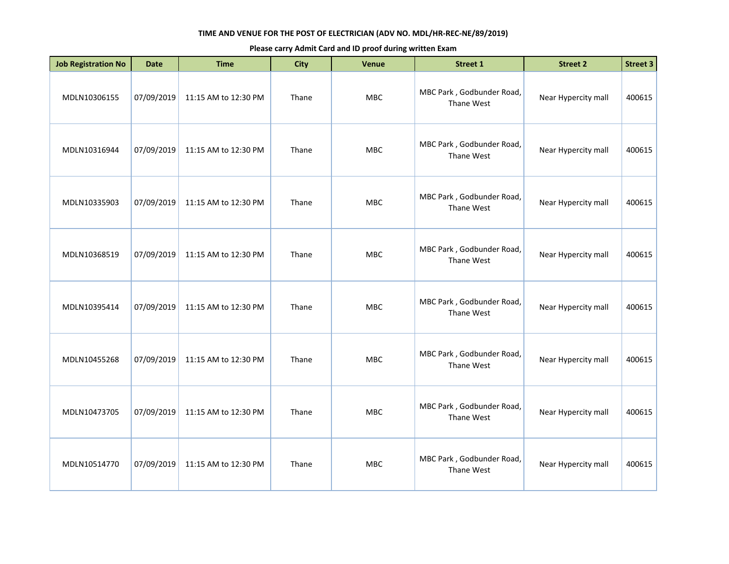**TIME AND VENUE FOR THE POST OF ELECTRICIAN (ADV NO. MDL/HR-REC-NE/89/2019)**

**Please carry Admit Card and ID proof during written Exam**

| Job Registration No | Date | Time | City | Venue | Street 1 | Street 2 | Street 3 |
|---|---|---|---|---|---|---|---|
| MDLN10306155 | 07/09/2019 | 11:15 AM to 12:30 PM | Thane | MBC | MBC Park , Godbunder Road, Thane West | Near Hypercity mall | 400615 |
| MDLN10316944 | 07/09/2019 | 11:15 AM to 12:30 PM | Thane | MBC | MBC Park , Godbunder Road, Thane West | Near Hypercity mall | 400615 |
| MDLN10335903 | 07/09/2019 | 11:15 AM to 12:30 PM | Thane | MBC | MBC Park , Godbunder Road, Thane West | Near Hypercity mall | 400615 |
| MDLN10368519 | 07/09/2019 | 11:15 AM to 12:30 PM | Thane | MBC | MBC Park , Godbunder Road, Thane West | Near Hypercity mall | 400615 |
| MDLN10395414 | 07/09/2019 | 11:15 AM to 12:30 PM | Thane | MBC | MBC Park , Godbunder Road, Thane West | Near Hypercity mall | 400615 |
| MDLN10455268 | 07/09/2019 | 11:15 AM to 12:30 PM | Thane | MBC | MBC Park , Godbunder Road, Thane West | Near Hypercity mall | 400615 |
| MDLN10473705 | 07/09/2019 | 11:15 AM to 12:30 PM | Thane | MBC | MBC Park , Godbunder Road, Thane West | Near Hypercity mall | 400615 |
| MDLN10514770 | 07/09/2019 | 11:15 AM to 12:30 PM | Thane | MBC | MBC Park , Godbunder Road, Thane West | Near Hypercity mall | 400615 |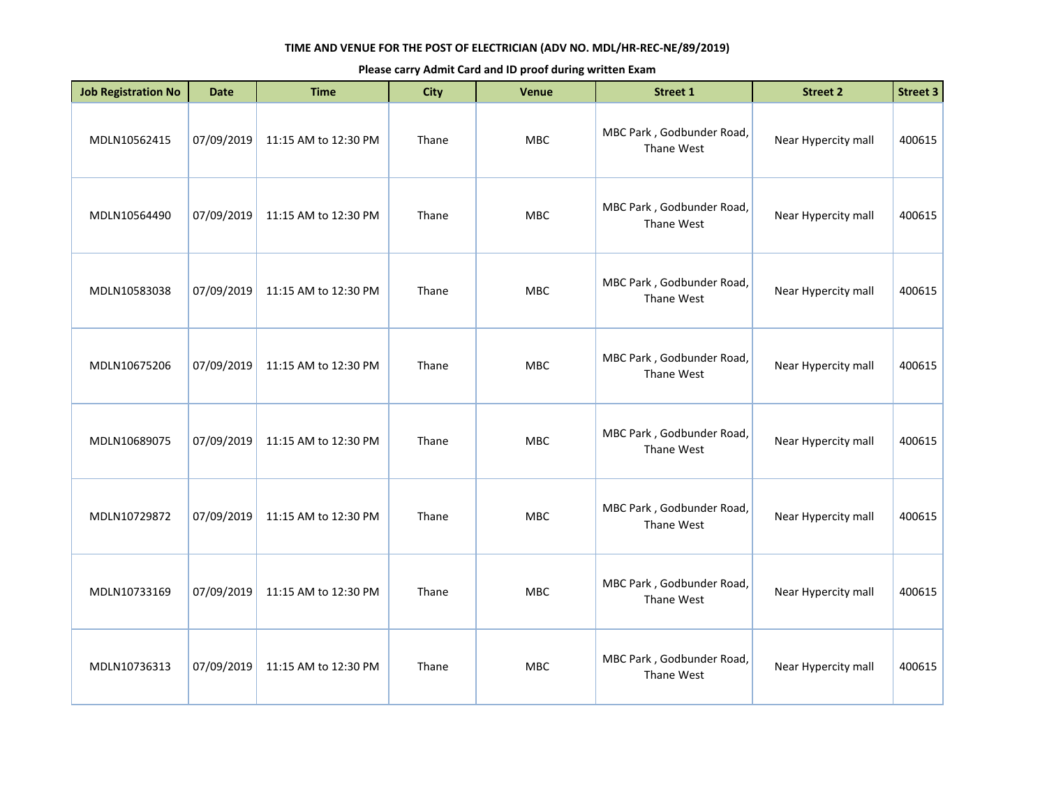**TIME AND VENUE FOR THE POST OF ELECTRICIAN (ADV NO. MDL/HR-REC-NE/89/2019)**

**Please carry Admit Card and ID proof during written Exam**

| Job Registration No | Date | Time | City | Venue | Street 1 | Street 2 | Street 3 |
|---|---|---|---|---|---|---|---|
| MDLN10562415 | 07/09/2019 | 11:15 AM to 12:30 PM | Thane | MBC | MBC Park , Godbunder Road, Thane West | Near Hypercity mall | 400615 |
| MDLN10564490 | 07/09/2019 | 11:15 AM to 12:30 PM | Thane | MBC | MBC Park , Godbunder Road, Thane West | Near Hypercity mall | 400615 |
| MDLN10583038 | 07/09/2019 | 11:15 AM to 12:30 PM | Thane | MBC | MBC Park , Godbunder Road, Thane West | Near Hypercity mall | 400615 |
| MDLN10675206 | 07/09/2019 | 11:15 AM to 12:30 PM | Thane | MBC | MBC Park , Godbunder Road, Thane West | Near Hypercity mall | 400615 |
| MDLN10689075 | 07/09/2019 | 11:15 AM to 12:30 PM | Thane | MBC | MBC Park , Godbunder Road, Thane West | Near Hypercity mall | 400615 |
| MDLN10729872 | 07/09/2019 | 11:15 AM to 12:30 PM | Thane | MBC | MBC Park , Godbunder Road, Thane West | Near Hypercity mall | 400615 |
| MDLN10733169 | 07/09/2019 | 11:15 AM to 12:30 PM | Thane | MBC | MBC Park , Godbunder Road, Thane West | Near Hypercity mall | 400615 |
| MDLN10736313 | 07/09/2019 | 11:15 AM to 12:30 PM | Thane | MBC | MBC Park , Godbunder Road, Thane West | Near Hypercity mall | 400615 |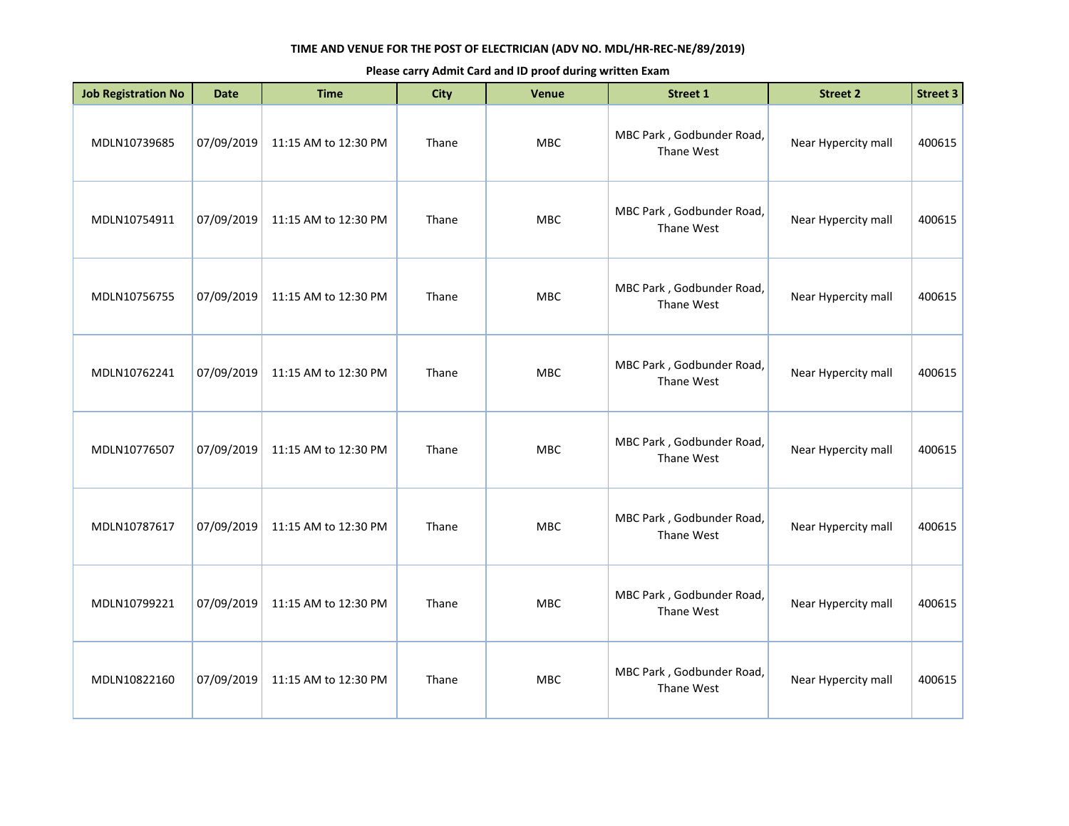**TIME AND VENUE FOR THE POST OF ELECTRICIAN (ADV NO. MDL/HR-REC-NE/89/2019)**

**Please carry Admit Card and ID proof during written Exam**

| Job Registration No | Date | Time | City | Venue | Street 1 | Street 2 | Street 3 |
|---|---|---|---|---|---|---|---|
| MDLN10739685 | 07/09/2019 | 11:15 AM to 12:30 PM | Thane | MBC | MBC Park , Godbunder Road, Thane West | Near Hypercity mall | 400615 |
| MDLN10754911 | 07/09/2019 | 11:15 AM to 12:30 PM | Thane | MBC | MBC Park , Godbunder Road, Thane West | Near Hypercity mall | 400615 |
| MDLN10756755 | 07/09/2019 | 11:15 AM to 12:30 PM | Thane | MBC | MBC Park , Godbunder Road, Thane West | Near Hypercity mall | 400615 |
| MDLN10762241 | 07/09/2019 | 11:15 AM to 12:30 PM | Thane | MBC | MBC Park , Godbunder Road, Thane West | Near Hypercity mall | 400615 |
| MDLN10776507 | 07/09/2019 | 11:15 AM to 12:30 PM | Thane | MBC | MBC Park , Godbunder Road, Thane West | Near Hypercity mall | 400615 |
| MDLN10787617 | 07/09/2019 | 11:15 AM to 12:30 PM | Thane | MBC | MBC Park , Godbunder Road, Thane West | Near Hypercity mall | 400615 |
| MDLN10799221 | 07/09/2019 | 11:15 AM to 12:30 PM | Thane | MBC | MBC Park , Godbunder Road, Thane West | Near Hypercity mall | 400615 |
| MDLN10822160 | 07/09/2019 | 11:15 AM to 12:30 PM | Thane | MBC | MBC Park , Godbunder Road, Thane West | Near Hypercity mall | 400615 |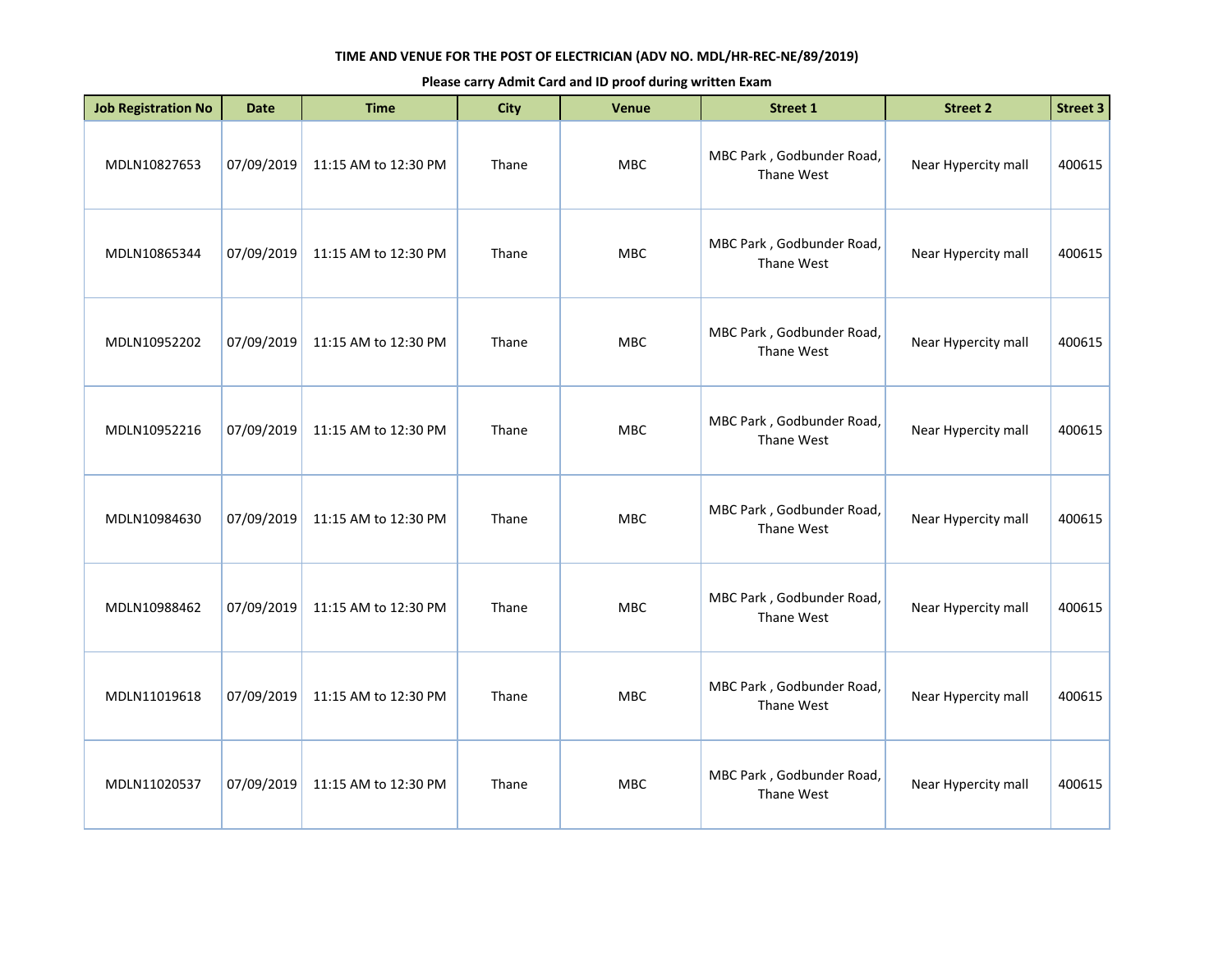**TIME AND VENUE FOR THE POST OF ELECTRICIAN (ADV NO. MDL/HR-REC-NE/89/2019)**

**Please carry Admit Card and ID proof during written Exam**

| Job Registration No | Date | Time | City | Venue | Street 1 | Street 2 | Street 3 |
|---|---|---|---|---|---|---|---|
| MDLN10827653 | 07/09/2019 | 11:15 AM to 12:30 PM | Thane | MBC | MBC Park , Godbunder Road, Thane West | Near Hypercity mall | 400615 |
| MDLN10865344 | 07/09/2019 | 11:15 AM to 12:30 PM | Thane | MBC | MBC Park , Godbunder Road, Thane West | Near Hypercity mall | 400615 |
| MDLN10952202 | 07/09/2019 | 11:15 AM to 12:30 PM | Thane | MBC | MBC Park , Godbunder Road, Thane West | Near Hypercity mall | 400615 |
| MDLN10952216 | 07/09/2019 | 11:15 AM to 12:30 PM | Thane | MBC | MBC Park , Godbunder Road, Thane West | Near Hypercity mall | 400615 |
| MDLN10984630 | 07/09/2019 | 11:15 AM to 12:30 PM | Thane | MBC | MBC Park , Godbunder Road, Thane West | Near Hypercity mall | 400615 |
| MDLN10988462 | 07/09/2019 | 11:15 AM to 12:30 PM | Thane | MBC | MBC Park , Godbunder Road, Thane West | Near Hypercity mall | 400615 |
| MDLN11019618 | 07/09/2019 | 11:15 AM to 12:30 PM | Thane | MBC | MBC Park , Godbunder Road, Thane West | Near Hypercity mall | 400615 |
| MDLN11020537 | 07/09/2019 | 11:15 AM to 12:30 PM | Thane | MBC | MBC Park , Godbunder Road, Thane West | Near Hypercity mall | 400615 |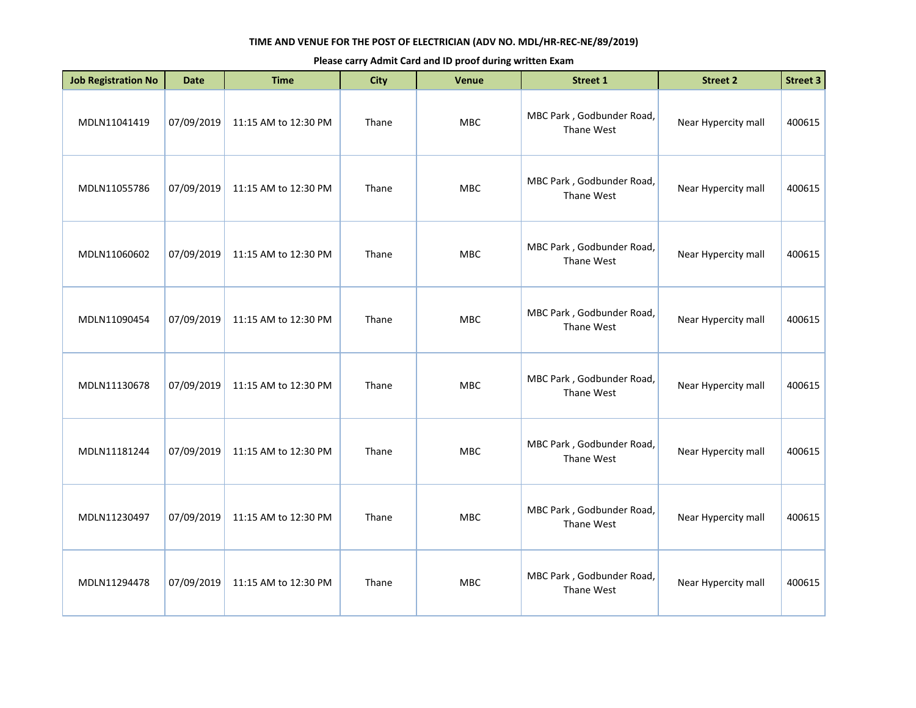**TIME AND VENUE FOR THE POST OF ELECTRICIAN (ADV NO. MDL/HR-REC-NE/89/2019)**

**Please carry Admit Card and ID proof during written Exam**

| Job Registration No | Date | Time | City | Venue | Street 1 | Street 2 | Street 3 |
|---|---|---|---|---|---|---|---|
| MDLN11041419 | 07/09/2019 | 11:15 AM to 12:30 PM | Thane | MBC | MBC Park , Godbunder Road, Thane West | Near Hypercity mall | 400615 |
| MDLN11055786 | 07/09/2019 | 11:15 AM to 12:30 PM | Thane | MBC | MBC Park , Godbunder Road, Thane West | Near Hypercity mall | 400615 |
| MDLN11060602 | 07/09/2019 | 11:15 AM to 12:30 PM | Thane | MBC | MBC Park , Godbunder Road, Thane West | Near Hypercity mall | 400615 |
| MDLN11090454 | 07/09/2019 | 11:15 AM to 12:30 PM | Thane | MBC | MBC Park , Godbunder Road, Thane West | Near Hypercity mall | 400615 |
| MDLN11130678 | 07/09/2019 | 11:15 AM to 12:30 PM | Thane | MBC | MBC Park , Godbunder Road, Thane West | Near Hypercity mall | 400615 |
| MDLN11181244 | 07/09/2019 | 11:15 AM to 12:30 PM | Thane | MBC | MBC Park , Godbunder Road, Thane West | Near Hypercity mall | 400615 |
| MDLN11230497 | 07/09/2019 | 11:15 AM to 12:30 PM | Thane | MBC | MBC Park , Godbunder Road, Thane West | Near Hypercity mall | 400615 |
| MDLN11294478 | 07/09/2019 | 11:15 AM to 12:30 PM | Thane | MBC | MBC Park , Godbunder Road, Thane West | Near Hypercity mall | 400615 |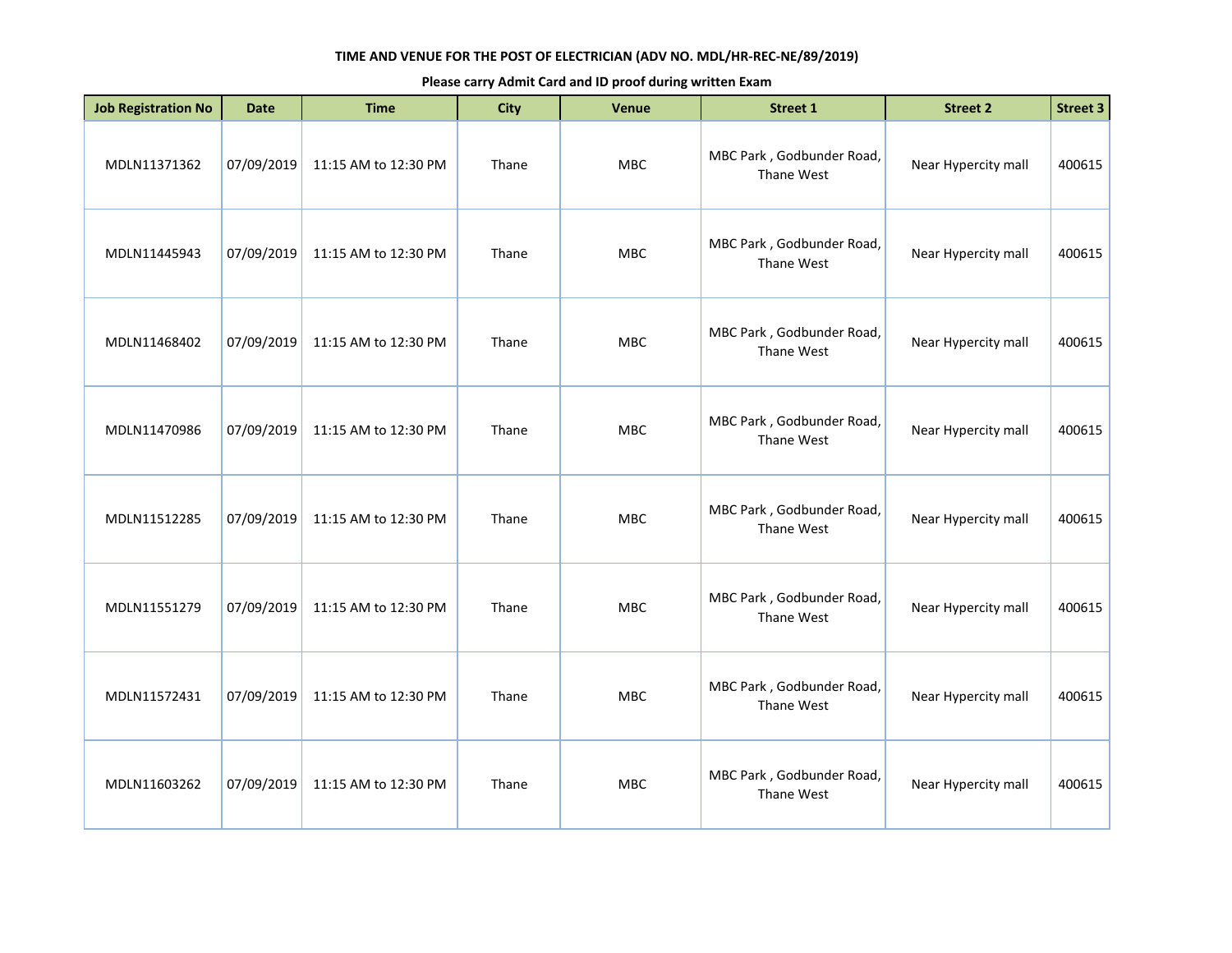**TIME AND VENUE FOR THE POST OF ELECTRICIAN (ADV NO. MDL/HR-REC-NE/89/2019)**

**Please carry Admit Card and ID proof during written Exam**

| Job Registration No | Date | Time | City | Venue | Street 1 | Street 2 | Street 3 |
|---|---|---|---|---|---|---|---|
| MDLN11371362 | 07/09/2019 | 11:15 AM to 12:30 PM | Thane | MBC | MBC Park , Godbunder Road, Thane West | Near Hypercity mall | 400615 |
| MDLN11445943 | 07/09/2019 | 11:15 AM to 12:30 PM | Thane | MBC | MBC Park , Godbunder Road, Thane West | Near Hypercity mall | 400615 |
| MDLN11468402 | 07/09/2019 | 11:15 AM to 12:30 PM | Thane | MBC | MBC Park , Godbunder Road, Thane West | Near Hypercity mall | 400615 |
| MDLN11470986 | 07/09/2019 | 11:15 AM to 12:30 PM | Thane | MBC | MBC Park , Godbunder Road, Thane West | Near Hypercity mall | 400615 |
| MDLN11512285 | 07/09/2019 | 11:15 AM to 12:30 PM | Thane | MBC | MBC Park , Godbunder Road, Thane West | Near Hypercity mall | 400615 |
| MDLN11551279 | 07/09/2019 | 11:15 AM to 12:30 PM | Thane | MBC | MBC Park , Godbunder Road, Thane West | Near Hypercity mall | 400615 |
| MDLN11572431 | 07/09/2019 | 11:15 AM to 12:30 PM | Thane | MBC | MBC Park , Godbunder Road, Thane West | Near Hypercity mall | 400615 |
| MDLN11603262 | 07/09/2019 | 11:15 AM to 12:30 PM | Thane | MBC | MBC Park , Godbunder Road, Thane West | Near Hypercity mall | 400615 |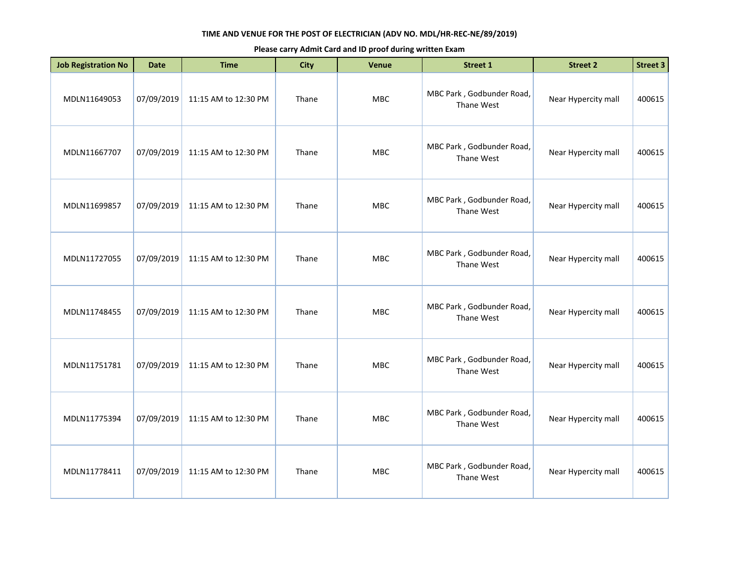**TIME AND VENUE FOR THE POST OF ELECTRICIAN (ADV NO. MDL/HR-REC-NE/89/2019)**

**Please carry Admit Card and ID proof during written Exam**

| Job Registration No | Date | Time | City | Venue | Street 1 | Street 2 | Street 3 |
|---|---|---|---|---|---|---|---|
| MDLN11649053 | 07/09/2019 | 11:15 AM to 12:30 PM | Thane | MBC | MBC Park , Godbunder Road, Thane West | Near Hypercity mall | 400615 |
| MDLN11667707 | 07/09/2019 | 11:15 AM to 12:30 PM | Thane | MBC | MBC Park , Godbunder Road, Thane West | Near Hypercity mall | 400615 |
| MDLN11699857 | 07/09/2019 | 11:15 AM to 12:30 PM | Thane | MBC | MBC Park , Godbunder Road, Thane West | Near Hypercity mall | 400615 |
| MDLN11727055 | 07/09/2019 | 11:15 AM to 12:30 PM | Thane | MBC | MBC Park , Godbunder Road, Thane West | Near Hypercity mall | 400615 |
| MDLN11748455 | 07/09/2019 | 11:15 AM to 12:30 PM | Thane | MBC | MBC Park , Godbunder Road, Thane West | Near Hypercity mall | 400615 |
| MDLN11751781 | 07/09/2019 | 11:15 AM to 12:30 PM | Thane | MBC | MBC Park , Godbunder Road, Thane West | Near Hypercity mall | 400615 |
| MDLN11775394 | 07/09/2019 | 11:15 AM to 12:30 PM | Thane | MBC | MBC Park , Godbunder Road, Thane West | Near Hypercity mall | 400615 |
| MDLN11778411 | 07/09/2019 | 11:15 AM to 12:30 PM | Thane | MBC | MBC Park , Godbunder Road, Thane West | Near Hypercity mall | 400615 |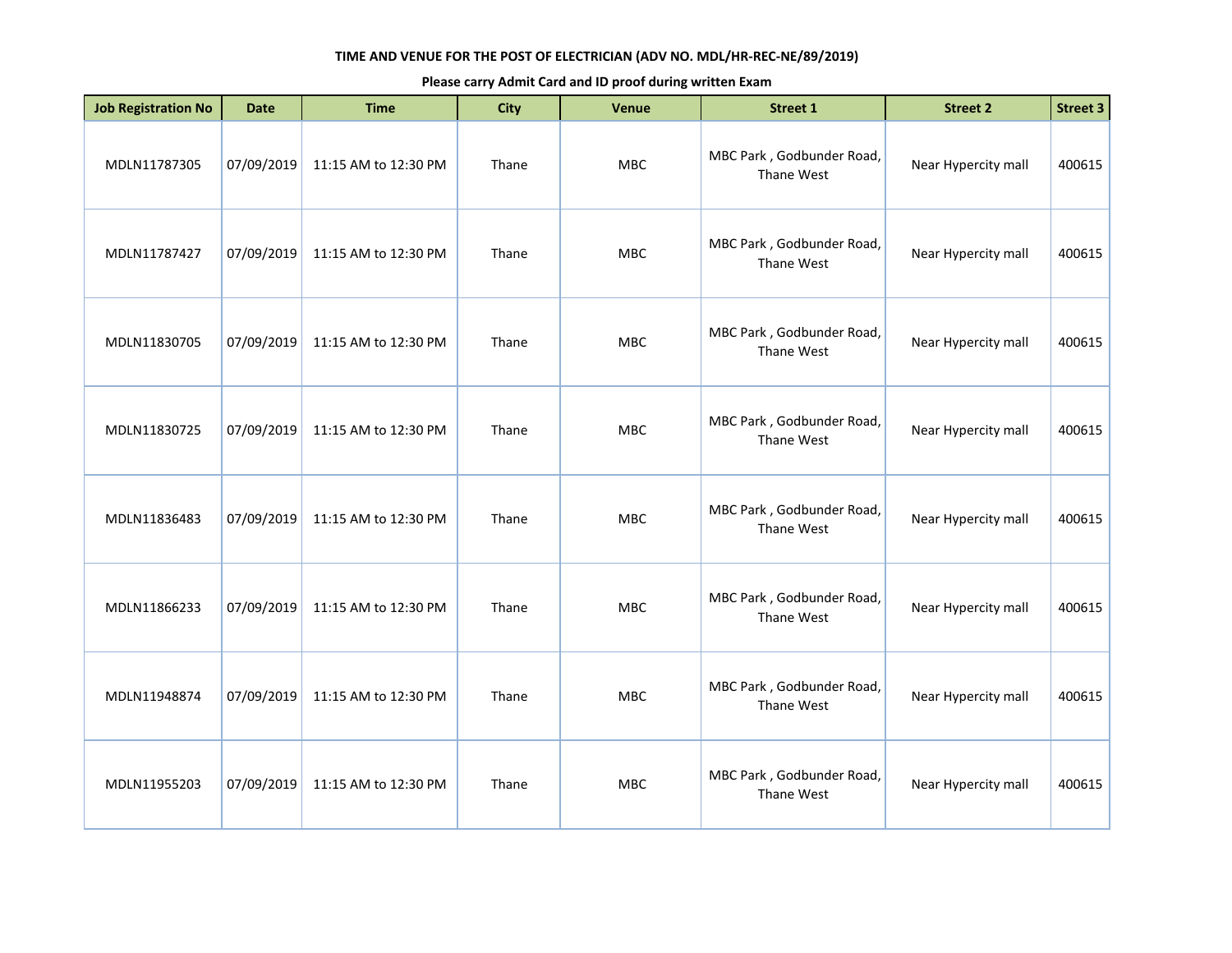**TIME AND VENUE FOR THE POST OF ELECTRICIAN (ADV NO. MDL/HR-REC-NE/89/2019)**

**Please carry Admit Card and ID proof during written Exam**

| Job Registration No | Date | Time | City | Venue | Street 1 | Street 2 | Street 3 |
|---|---|---|---|---|---|---|---|
| MDLN11787305 | 07/09/2019 | 11:15 AM to 12:30 PM | Thane | MBC | MBC Park , Godbunder Road, Thane West | Near Hypercity mall | 400615 |
| MDLN11787427 | 07/09/2019 | 11:15 AM to 12:30 PM | Thane | MBC | MBC Park , Godbunder Road, Thane West | Near Hypercity mall | 400615 |
| MDLN11830705 | 07/09/2019 | 11:15 AM to 12:30 PM | Thane | MBC | MBC Park , Godbunder Road, Thane West | Near Hypercity mall | 400615 |
| MDLN11830725 | 07/09/2019 | 11:15 AM to 12:30 PM | Thane | MBC | MBC Park , Godbunder Road, Thane West | Near Hypercity mall | 400615 |
| MDLN11836483 | 07/09/2019 | 11:15 AM to 12:30 PM | Thane | MBC | MBC Park , Godbunder Road, Thane West | Near Hypercity mall | 400615 |
| MDLN11866233 | 07/09/2019 | 11:15 AM to 12:30 PM | Thane | MBC | MBC Park , Godbunder Road, Thane West | Near Hypercity mall | 400615 |
| MDLN11948874 | 07/09/2019 | 11:15 AM to 12:30 PM | Thane | MBC | MBC Park , Godbunder Road, Thane West | Near Hypercity mall | 400615 |
| MDLN11955203 | 07/09/2019 | 11:15 AM to 12:30 PM | Thane | MBC | MBC Park , Godbunder Road, Thane West | Near Hypercity mall | 400615 |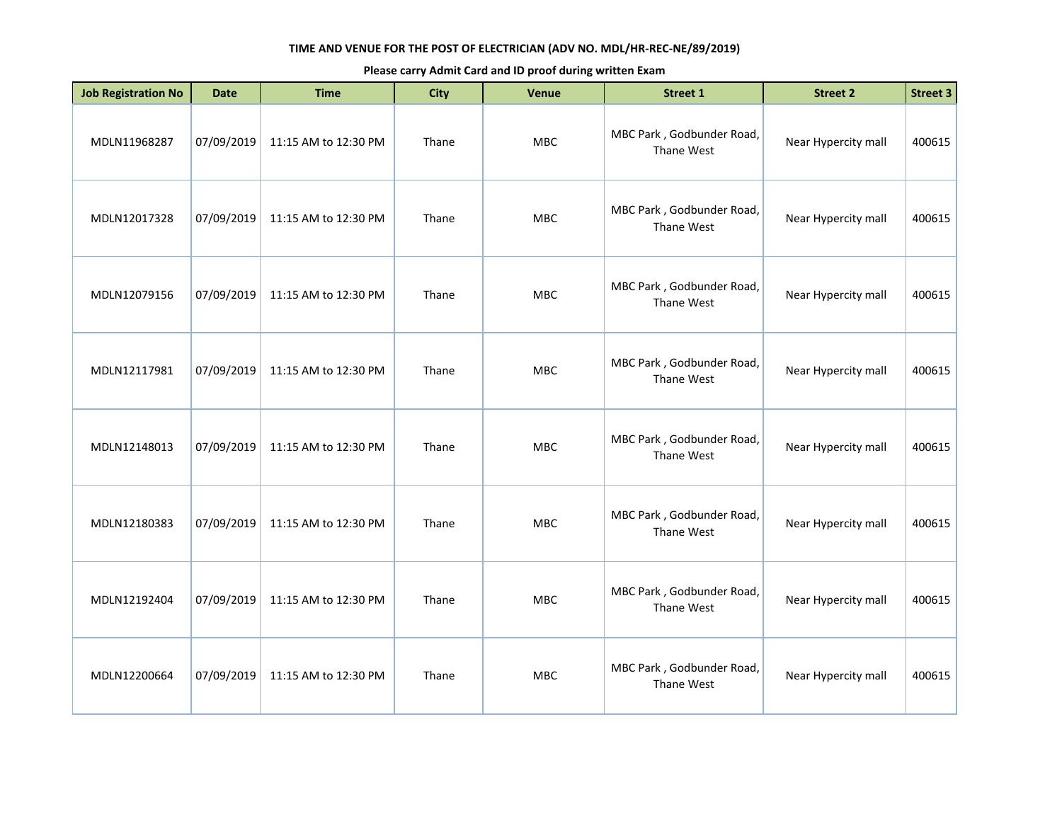**TIME AND VENUE FOR THE POST OF ELECTRICIAN (ADV NO. MDL/HR-REC-NE/89/2019)**

**Please carry Admit Card and ID proof during written Exam**

| Job Registration No | Date | Time | City | Venue | Street 1 | Street 2 | Street 3 |
|---|---|---|---|---|---|---|---|
| MDLN11968287 | 07/09/2019 | 11:15 AM to 12:30 PM | Thane | MBC | MBC Park , Godbunder Road, Thane West | Near Hypercity mall | 400615 |
| MDLN12017328 | 07/09/2019 | 11:15 AM to 12:30 PM | Thane | MBC | MBC Park , Godbunder Road, Thane West | Near Hypercity mall | 400615 |
| MDLN12079156 | 07/09/2019 | 11:15 AM to 12:30 PM | Thane | MBC | MBC Park , Godbunder Road, Thane West | Near Hypercity mall | 400615 |
| MDLN12117981 | 07/09/2019 | 11:15 AM to 12:30 PM | Thane | MBC | MBC Park , Godbunder Road, Thane West | Near Hypercity mall | 400615 |
| MDLN12148013 | 07/09/2019 | 11:15 AM to 12:30 PM | Thane | MBC | MBC Park , Godbunder Road, Thane West | Near Hypercity mall | 400615 |
| MDLN12180383 | 07/09/2019 | 11:15 AM to 12:30 PM | Thane | MBC | MBC Park , Godbunder Road, Thane West | Near Hypercity mall | 400615 |
| MDLN12192404 | 07/09/2019 | 11:15 AM to 12:30 PM | Thane | MBC | MBC Park , Godbunder Road, Thane West | Near Hypercity mall | 400615 |
| MDLN12200664 | 07/09/2019 | 11:15 AM to 12:30 PM | Thane | MBC | MBC Park , Godbunder Road, Thane West | Near Hypercity mall | 400615 |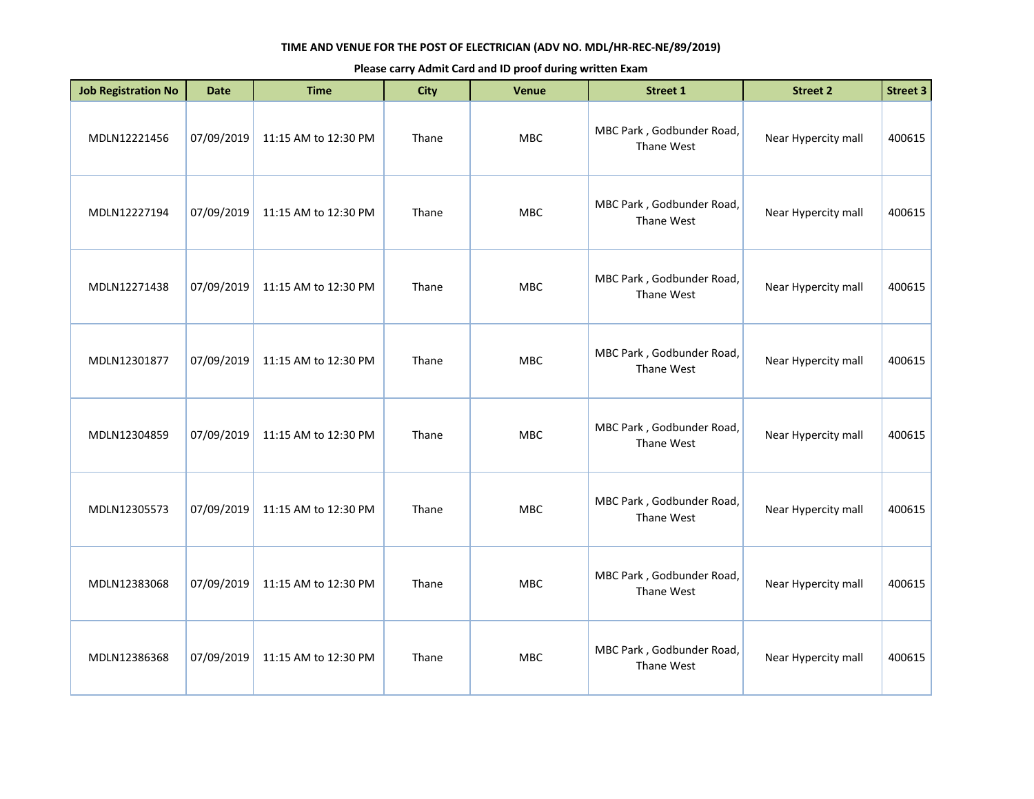**TIME AND VENUE FOR THE POST OF ELECTRICIAN (ADV NO. MDL/HR-REC-NE/89/2019)**

**Please carry Admit Card and ID proof during written Exam**

| Job Registration No | Date | Time | City | Venue | Street 1 | Street 2 | Street 3 |
|---|---|---|---|---|---|---|---|
| MDLN12221456 | 07/09/2019 | 11:15 AM to 12:30 PM | Thane | MBC | MBC Park , Godbunder Road, Thane West | Near Hypercity mall | 400615 |
| MDLN12227194 | 07/09/2019 | 11:15 AM to 12:30 PM | Thane | MBC | MBC Park , Godbunder Road, Thane West | Near Hypercity mall | 400615 |
| MDLN12271438 | 07/09/2019 | 11:15 AM to 12:30 PM | Thane | MBC | MBC Park , Godbunder Road, Thane West | Near Hypercity mall | 400615 |
| MDLN12301877 | 07/09/2019 | 11:15 AM to 12:30 PM | Thane | MBC | MBC Park , Godbunder Road, Thane West | Near Hypercity mall | 400615 |
| MDLN12304859 | 07/09/2019 | 11:15 AM to 12:30 PM | Thane | MBC | MBC Park , Godbunder Road, Thane West | Near Hypercity mall | 400615 |
| MDLN12305573 | 07/09/2019 | 11:15 AM to 12:30 PM | Thane | MBC | MBC Park , Godbunder Road, Thane West | Near Hypercity mall | 400615 |
| MDLN12383068 | 07/09/2019 | 11:15 AM to 12:30 PM | Thane | MBC | MBC Park , Godbunder Road, Thane West | Near Hypercity mall | 400615 |
| MDLN12386368 | 07/09/2019 | 11:15 AM to 12:30 PM | Thane | MBC | MBC Park , Godbunder Road, Thane West | Near Hypercity mall | 400615 |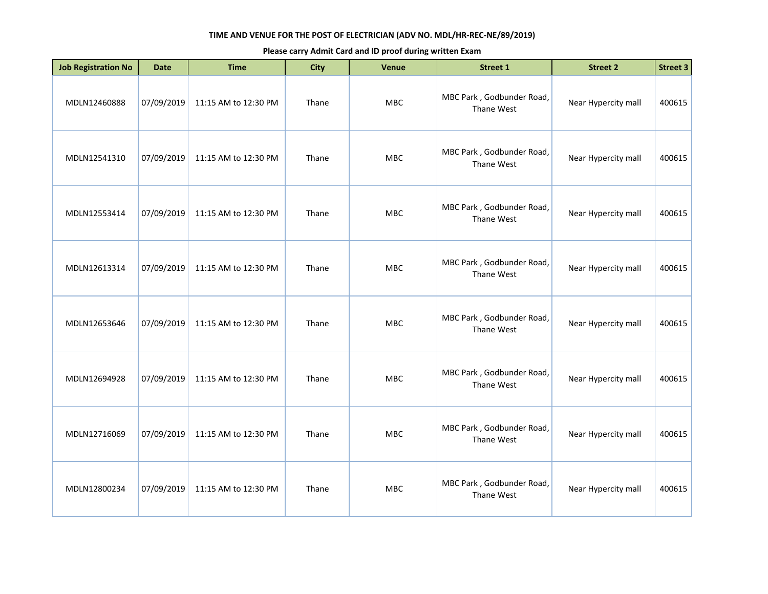**TIME AND VENUE FOR THE POST OF ELECTRICIAN (ADV NO. MDL/HR-REC-NE/89/2019)**

**Please carry Admit Card and ID proof during written Exam**

| Job Registration No | Date | Time | City | Venue | Street 1 | Street 2 | Street 3 |
|---|---|---|---|---|---|---|---|
| MDLN12460888 | 07/09/2019 | 11:15 AM to 12:30 PM | Thane | MBC | MBC Park , Godbunder Road, Thane West | Near Hypercity mall | 400615 |
| MDLN12541310 | 07/09/2019 | 11:15 AM to 12:30 PM | Thane | MBC | MBC Park , Godbunder Road, Thane West | Near Hypercity mall | 400615 |
| MDLN12553414 | 07/09/2019 | 11:15 AM to 12:30 PM | Thane | MBC | MBC Park , Godbunder Road, Thane West | Near Hypercity mall | 400615 |
| MDLN12613314 | 07/09/2019 | 11:15 AM to 12:30 PM | Thane | MBC | MBC Park , Godbunder Road, Thane West | Near Hypercity mall | 400615 |
| MDLN12653646 | 07/09/2019 | 11:15 AM to 12:30 PM | Thane | MBC | MBC Park , Godbunder Road, Thane West | Near Hypercity mall | 400615 |
| MDLN12694928 | 07/09/2019 | 11:15 AM to 12:30 PM | Thane | MBC | MBC Park , Godbunder Road, Thane West | Near Hypercity mall | 400615 |
| MDLN12716069 | 07/09/2019 | 11:15 AM to 12:30 PM | Thane | MBC | MBC Park , Godbunder Road, Thane West | Near Hypercity mall | 400615 |
| MDLN12800234 | 07/09/2019 | 11:15 AM to 12:30 PM | Thane | MBC | MBC Park , Godbunder Road, Thane West | Near Hypercity mall | 400615 |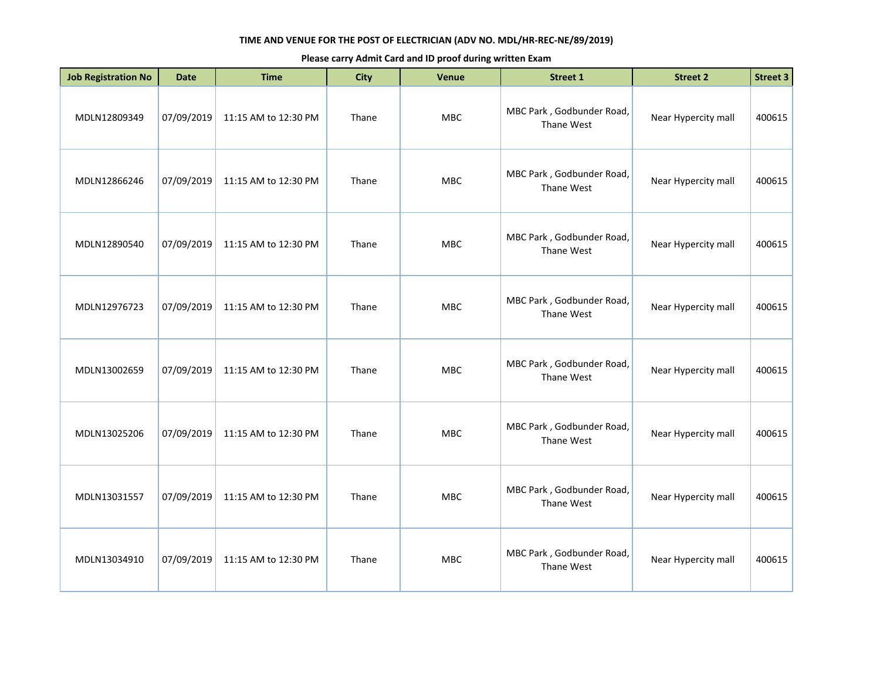**TIME AND VENUE FOR THE POST OF ELECTRICIAN (ADV NO. MDL/HR-REC-NE/89/2019)**

**Please carry Admit Card and ID proof during written Exam**

| Job Registration No | Date | Time | City | Venue | Street 1 | Street 2 | Street 3 |
|---|---|---|---|---|---|---|---|
| MDLN12809349 | 07/09/2019 | 11:15 AM to 12:30 PM | Thane | MBC | MBC Park , Godbunder Road, Thane West | Near Hypercity mall | 400615 |
| MDLN12866246 | 07/09/2019 | 11:15 AM to 12:30 PM | Thane | MBC | MBC Park , Godbunder Road, Thane West | Near Hypercity mall | 400615 |
| MDLN12890540 | 07/09/2019 | 11:15 AM to 12:30 PM | Thane | MBC | MBC Park , Godbunder Road, Thane West | Near Hypercity mall | 400615 |
| MDLN12976723 | 07/09/2019 | 11:15 AM to 12:30 PM | Thane | MBC | MBC Park , Godbunder Road, Thane West | Near Hypercity mall | 400615 |
| MDLN13002659 | 07/09/2019 | 11:15 AM to 12:30 PM | Thane | MBC | MBC Park , Godbunder Road, Thane West | Near Hypercity mall | 400615 |
| MDLN13025206 | 07/09/2019 | 11:15 AM to 12:30 PM | Thane | MBC | MBC Park , Godbunder Road, Thane West | Near Hypercity mall | 400615 |
| MDLN13031557 | 07/09/2019 | 11:15 AM to 12:30 PM | Thane | MBC | MBC Park , Godbunder Road, Thane West | Near Hypercity mall | 400615 |
| MDLN13034910 | 07/09/2019 | 11:15 AM to 12:30 PM | Thane | MBC | MBC Park , Godbunder Road, Thane West | Near Hypercity mall | 400615 |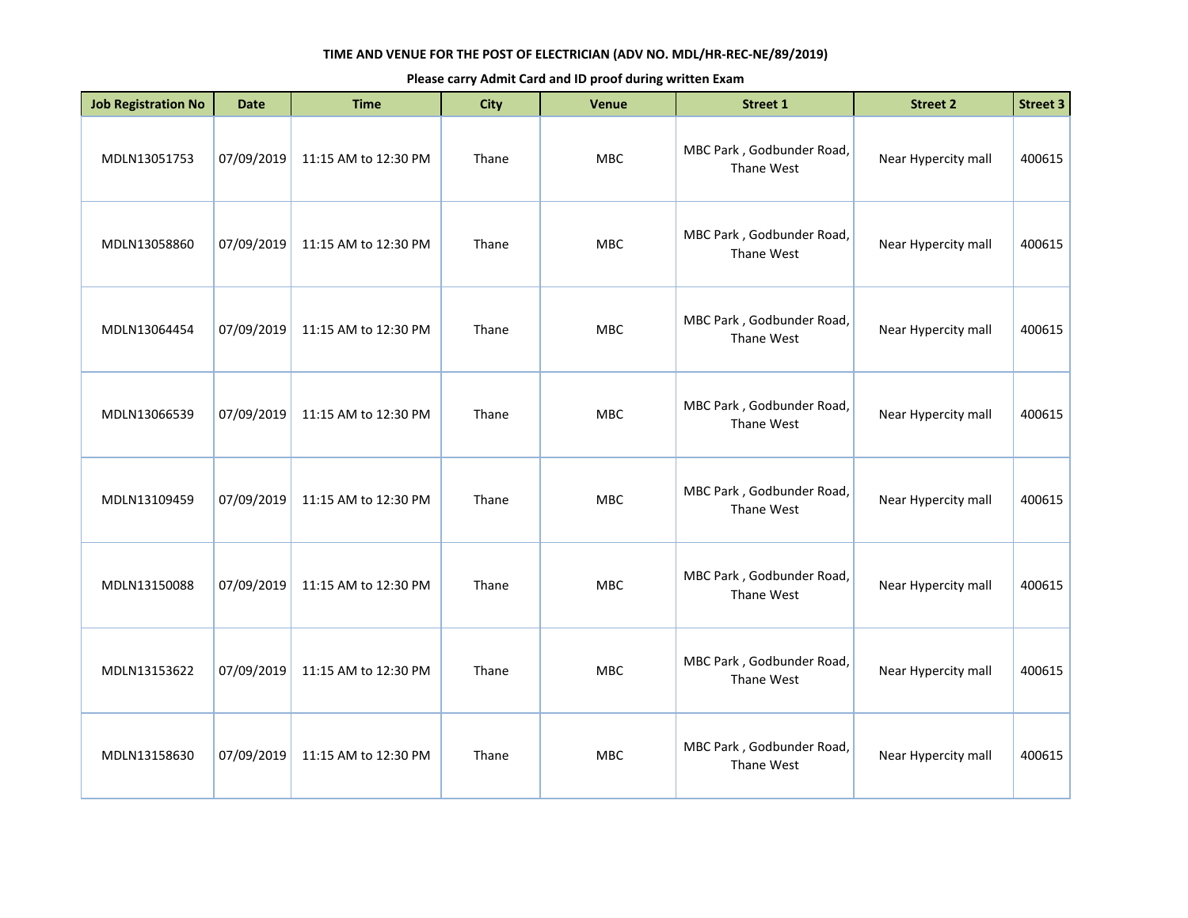**TIME AND VENUE FOR THE POST OF ELECTRICIAN (ADV NO. MDL/HR-REC-NE/89/2019)**

**Please carry Admit Card and ID proof during written Exam**

| Job Registration No | Date | Time | City | Venue | Street 1 | Street 2 | Street 3 |
|---|---|---|---|---|---|---|---|
| MDLN13051753 | 07/09/2019 | 11:15 AM to 12:30 PM | Thane | MBC | MBC Park , Godbunder Road, Thane West | Near Hypercity mall | 400615 |
| MDLN13058860 | 07/09/2019 | 11:15 AM to 12:30 PM | Thane | MBC | MBC Park , Godbunder Road, Thane West | Near Hypercity mall | 400615 |
| MDLN13064454 | 07/09/2019 | 11:15 AM to 12:30 PM | Thane | MBC | MBC Park , Godbunder Road, Thane West | Near Hypercity mall | 400615 |
| MDLN13066539 | 07/09/2019 | 11:15 AM to 12:30 PM | Thane | MBC | MBC Park , Godbunder Road, Thane West | Near Hypercity mall | 400615 |
| MDLN13109459 | 07/09/2019 | 11:15 AM to 12:30 PM | Thane | MBC | MBC Park , Godbunder Road, Thane West | Near Hypercity mall | 400615 |
| MDLN13150088 | 07/09/2019 | 11:15 AM to 12:30 PM | Thane | MBC | MBC Park , Godbunder Road, Thane West | Near Hypercity mall | 400615 |
| MDLN13153622 | 07/09/2019 | 11:15 AM to 12:30 PM | Thane | MBC | MBC Park , Godbunder Road, Thane West | Near Hypercity mall | 400615 |
| MDLN13158630 | 07/09/2019 | 11:15 AM to 12:30 PM | Thane | MBC | MBC Park , Godbunder Road, Thane West | Near Hypercity mall | 400615 |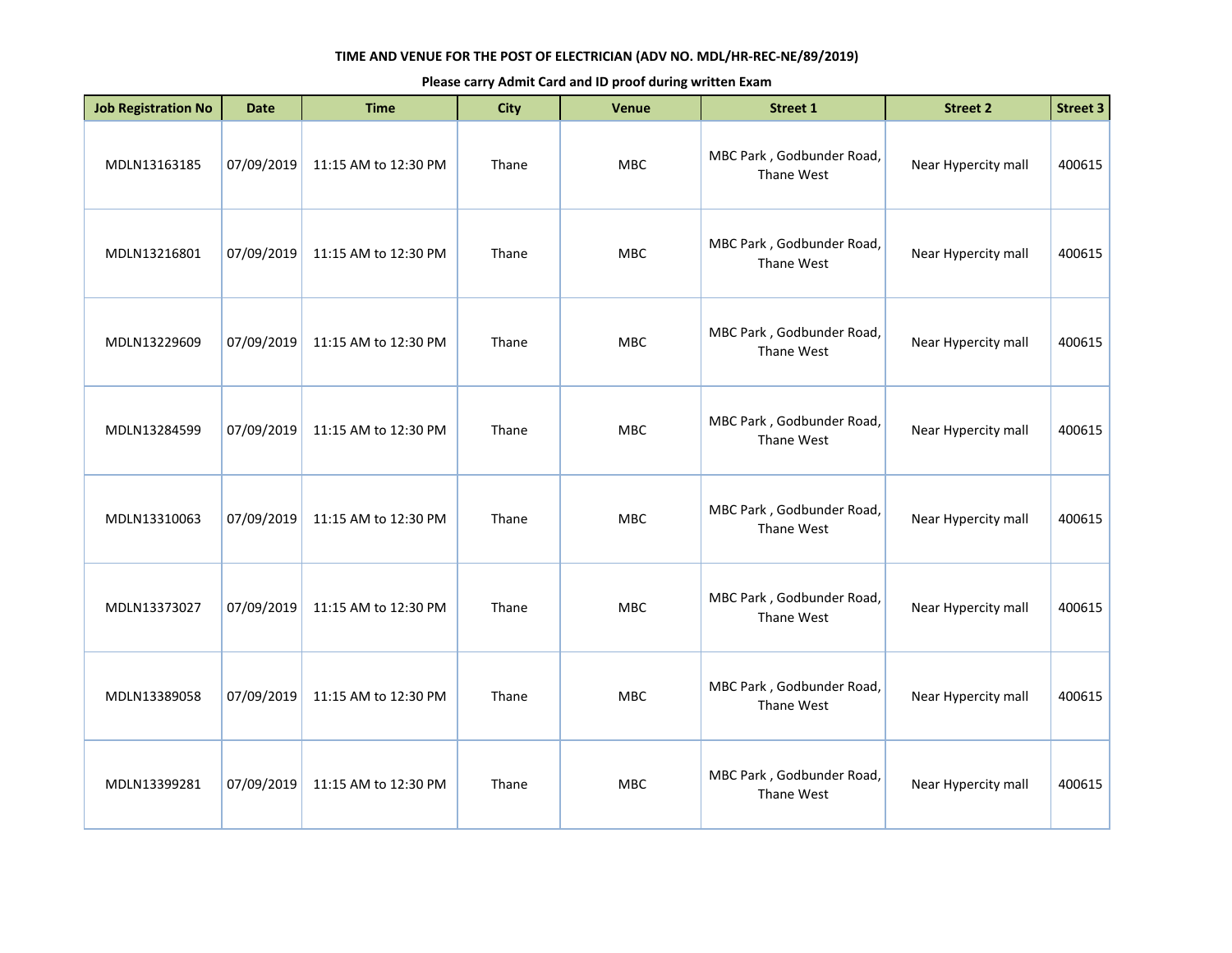**TIME AND VENUE FOR THE POST OF ELECTRICIAN (ADV NO. MDL/HR-REC-NE/89/2019)**

**Please carry Admit Card and ID proof during written Exam**

| Job Registration No | Date | Time | City | Venue | Street 1 | Street 2 | Street 3 |
|---|---|---|---|---|---|---|---|
| MDLN13163185 | 07/09/2019 | 11:15 AM to 12:30 PM | Thane | MBC | MBC Park , Godbunder Road, Thane West | Near Hypercity mall | 400615 |
| MDLN13216801 | 07/09/2019 | 11:15 AM to 12:30 PM | Thane | MBC | MBC Park , Godbunder Road, Thane West | Near Hypercity mall | 400615 |
| MDLN13229609 | 07/09/2019 | 11:15 AM to 12:30 PM | Thane | MBC | MBC Park , Godbunder Road, Thane West | Near Hypercity mall | 400615 |
| MDLN13284599 | 07/09/2019 | 11:15 AM to 12:30 PM | Thane | MBC | MBC Park , Godbunder Road, Thane West | Near Hypercity mall | 400615 |
| MDLN13310063 | 07/09/2019 | 11:15 AM to 12:30 PM | Thane | MBC | MBC Park , Godbunder Road, Thane West | Near Hypercity mall | 400615 |
| MDLN13373027 | 07/09/2019 | 11:15 AM to 12:30 PM | Thane | MBC | MBC Park , Godbunder Road, Thane West | Near Hypercity mall | 400615 |
| MDLN13389058 | 07/09/2019 | 11:15 AM to 12:30 PM | Thane | MBC | MBC Park , Godbunder Road, Thane West | Near Hypercity mall | 400615 |
| MDLN13399281 | 07/09/2019 | 11:15 AM to 12:30 PM | Thane | MBC | MBC Park , Godbunder Road, Thane West | Near Hypercity mall | 400615 |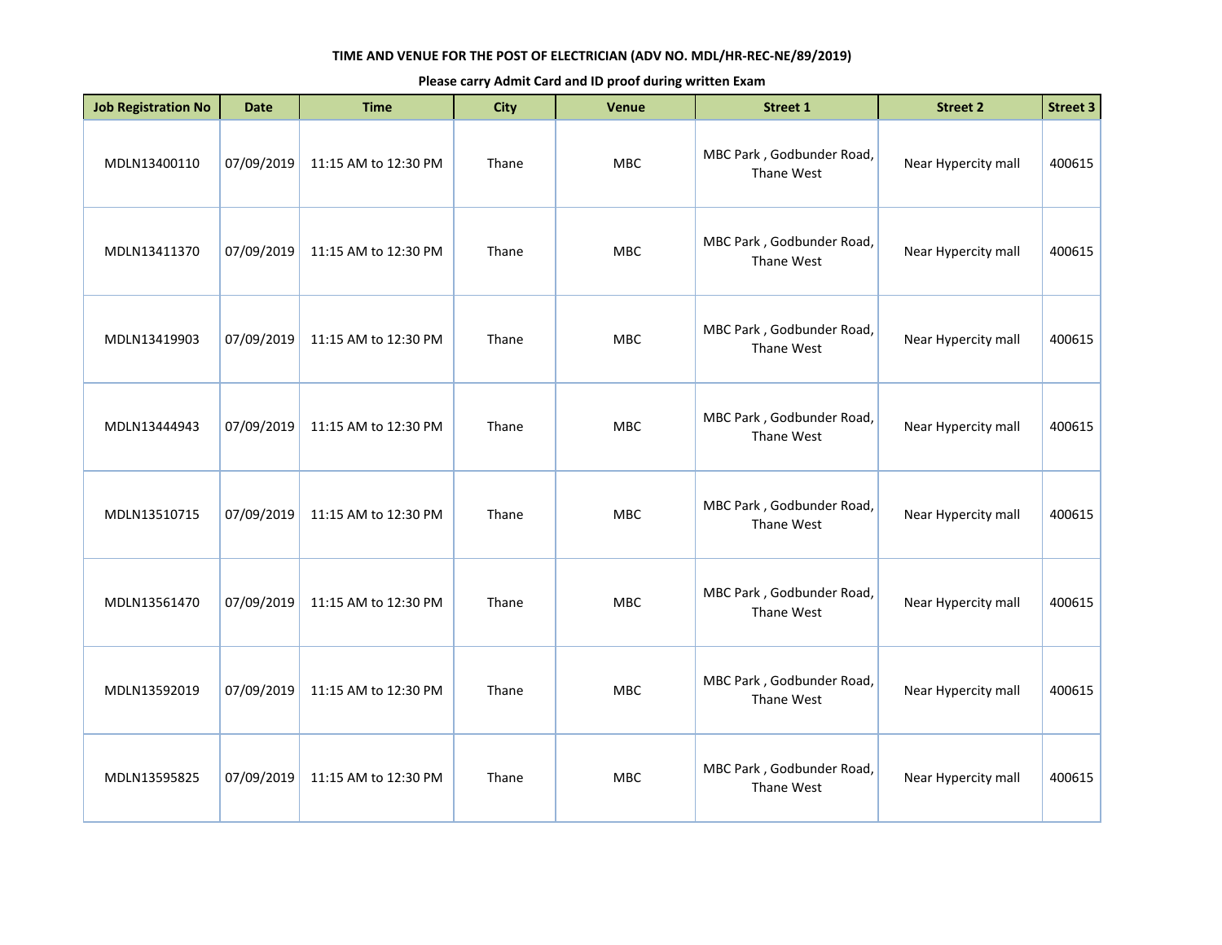**TIME AND VENUE FOR THE POST OF ELECTRICIAN (ADV NO. MDL/HR-REC-NE/89/2019)**

**Please carry Admit Card and ID proof during written Exam**

| Job Registration No | Date | Time | City | Venue | Street 1 | Street 2 | Street 3 |
|---|---|---|---|---|---|---|---|
| MDLN13400110 | 07/09/2019 | 11:15 AM to 12:30 PM | Thane | MBC | MBC Park , Godbunder Road, Thane West | Near Hypercity mall | 400615 |
| MDLN13411370 | 07/09/2019 | 11:15 AM to 12:30 PM | Thane | MBC | MBC Park , Godbunder Road, Thane West | Near Hypercity mall | 400615 |
| MDLN13419903 | 07/09/2019 | 11:15 AM to 12:30 PM | Thane | MBC | MBC Park , Godbunder Road, Thane West | Near Hypercity mall | 400615 |
| MDLN13444943 | 07/09/2019 | 11:15 AM to 12:30 PM | Thane | MBC | MBC Park , Godbunder Road, Thane West | Near Hypercity mall | 400615 |
| MDLN13510715 | 07/09/2019 | 11:15 AM to 12:30 PM | Thane | MBC | MBC Park , Godbunder Road, Thane West | Near Hypercity mall | 400615 |
| MDLN13561470 | 07/09/2019 | 11:15 AM to 12:30 PM | Thane | MBC | MBC Park , Godbunder Road, Thane West | Near Hypercity mall | 400615 |
| MDLN13592019 | 07/09/2019 | 11:15 AM to 12:30 PM | Thane | MBC | MBC Park , Godbunder Road, Thane West | Near Hypercity mall | 400615 |
| MDLN13595825 | 07/09/2019 | 11:15 AM to 12:30 PM | Thane | MBC | MBC Park , Godbunder Road, Thane West | Near Hypercity mall | 400615 |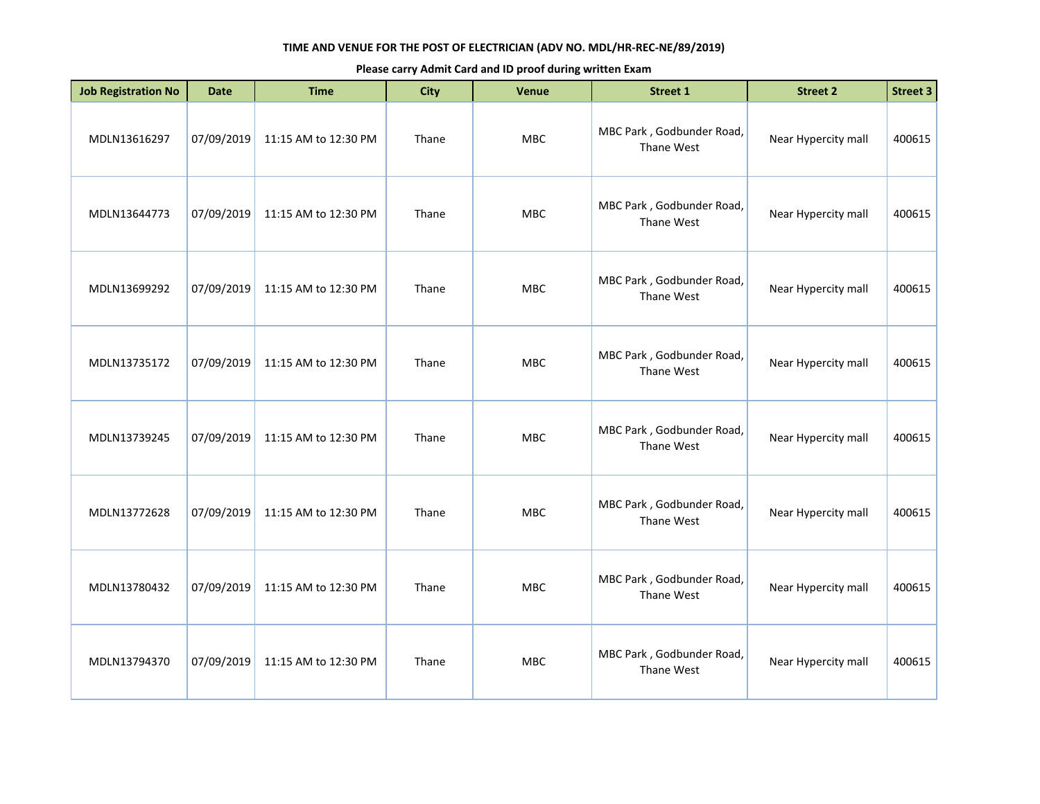**TIME AND VENUE FOR THE POST OF ELECTRICIAN (ADV NO. MDL/HR-REC-NE/89/2019)**

**Please carry Admit Card and ID proof during written Exam**

| Job Registration No | Date | Time | City | Venue | Street 1 | Street 2 | Street 3 |
|---|---|---|---|---|---|---|---|
| MDLN13616297 | 07/09/2019 | 11:15 AM to 12:30 PM | Thane | MBC | MBC Park , Godbunder Road, Thane West | Near Hypercity mall | 400615 |
| MDLN13644773 | 07/09/2019 | 11:15 AM to 12:30 PM | Thane | MBC | MBC Park , Godbunder Road, Thane West | Near Hypercity mall | 400615 |
| MDLN13699292 | 07/09/2019 | 11:15 AM to 12:30 PM | Thane | MBC | MBC Park , Godbunder Road, Thane West | Near Hypercity mall | 400615 |
| MDLN13735172 | 07/09/2019 | 11:15 AM to 12:30 PM | Thane | MBC | MBC Park , Godbunder Road, Thane West | Near Hypercity mall | 400615 |
| MDLN13739245 | 07/09/2019 | 11:15 AM to 12:30 PM | Thane | MBC | MBC Park , Godbunder Road, Thane West | Near Hypercity mall | 400615 |
| MDLN13772628 | 07/09/2019 | 11:15 AM to 12:30 PM | Thane | MBC | MBC Park , Godbunder Road, Thane West | Near Hypercity mall | 400615 |
| MDLN13780432 | 07/09/2019 | 11:15 AM to 12:30 PM | Thane | MBC | MBC Park , Godbunder Road, Thane West | Near Hypercity mall | 400615 |
| MDLN13794370 | 07/09/2019 | 11:15 AM to 12:30 PM | Thane | MBC | MBC Park , Godbunder Road, Thane West | Near Hypercity mall | 400615 |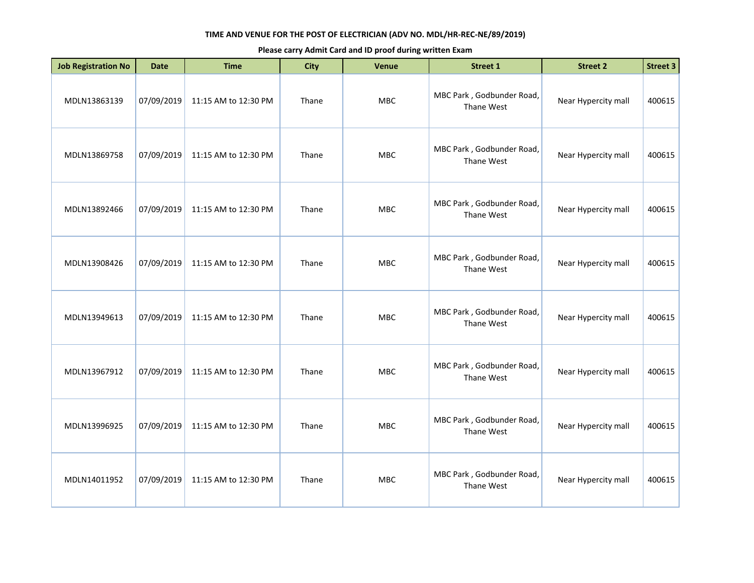**TIME AND VENUE FOR THE POST OF ELECTRICIAN (ADV NO. MDL/HR-REC-NE/89/2019)**

**Please carry Admit Card and ID proof during written Exam**

| Job Registration No | Date | Time | City | Venue | Street 1 | Street 2 | Street 3 |
|---|---|---|---|---|---|---|---|
| MDLN13863139 | 07/09/2019 | 11:15 AM to 12:30 PM | Thane | MBC | MBC Park , Godbunder Road, Thane West | Near Hypercity mall | 400615 |
| MDLN13869758 | 07/09/2019 | 11:15 AM to 12:30 PM | Thane | MBC | MBC Park , Godbunder Road, Thane West | Near Hypercity mall | 400615 |
| MDLN13892466 | 07/09/2019 | 11:15 AM to 12:30 PM | Thane | MBC | MBC Park , Godbunder Road, Thane West | Near Hypercity mall | 400615 |
| MDLN13908426 | 07/09/2019 | 11:15 AM to 12:30 PM | Thane | MBC | MBC Park , Godbunder Road, Thane West | Near Hypercity mall | 400615 |
| MDLN13949613 | 07/09/2019 | 11:15 AM to 12:30 PM | Thane | MBC | MBC Park , Godbunder Road, Thane West | Near Hypercity mall | 400615 |
| MDLN13967912 | 07/09/2019 | 11:15 AM to 12:30 PM | Thane | MBC | MBC Park , Godbunder Road, Thane West | Near Hypercity mall | 400615 |
| MDLN13996925 | 07/09/2019 | 11:15 AM to 12:30 PM | Thane | MBC | MBC Park , Godbunder Road, Thane West | Near Hypercity mall | 400615 |
| MDLN14011952 | 07/09/2019 | 11:15 AM to 12:30 PM | Thane | MBC | MBC Park , Godbunder Road, Thane West | Near Hypercity mall | 400615 |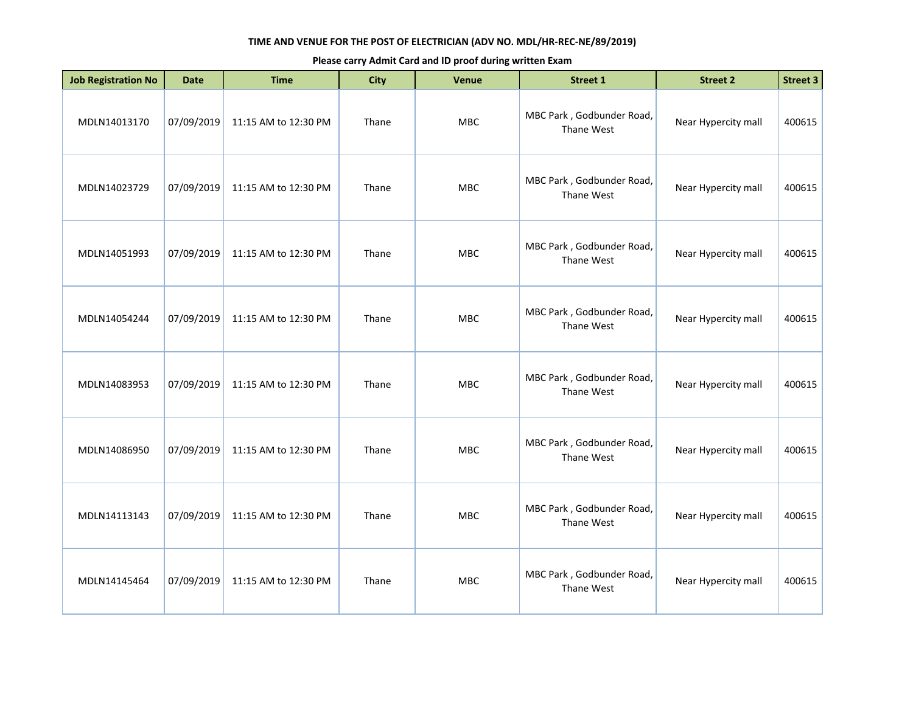**TIME AND VENUE FOR THE POST OF ELECTRICIAN (ADV NO. MDL/HR-REC-NE/89/2019)**

**Please carry Admit Card and ID proof during written Exam**

| Job Registration No | Date | Time | City | Venue | Street 1 | Street 2 | Street 3 |
|---|---|---|---|---|---|---|---|
| MDLN14013170 | 07/09/2019 | 11:15 AM to 12:30 PM | Thane | MBC | MBC Park , Godbunder Road, Thane West | Near Hypercity mall | 400615 |
| MDLN14023729 | 07/09/2019 | 11:15 AM to 12:30 PM | Thane | MBC | MBC Park , Godbunder Road, Thane West | Near Hypercity mall | 400615 |
| MDLN14051993 | 07/09/2019 | 11:15 AM to 12:30 PM | Thane | MBC | MBC Park , Godbunder Road, Thane West | Near Hypercity mall | 400615 |
| MDLN14054244 | 07/09/2019 | 11:15 AM to 12:30 PM | Thane | MBC | MBC Park , Godbunder Road, Thane West | Near Hypercity mall | 400615 |
| MDLN14083953 | 07/09/2019 | 11:15 AM to 12:30 PM | Thane | MBC | MBC Park , Godbunder Road, Thane West | Near Hypercity mall | 400615 |
| MDLN14086950 | 07/09/2019 | 11:15 AM to 12:30 PM | Thane | MBC | MBC Park , Godbunder Road, Thane West | Near Hypercity mall | 400615 |
| MDLN14113143 | 07/09/2019 | 11:15 AM to 12:30 PM | Thane | MBC | MBC Park , Godbunder Road, Thane West | Near Hypercity mall | 400615 |
| MDLN14145464 | 07/09/2019 | 11:15 AM to 12:30 PM | Thane | MBC | MBC Park , Godbunder Road, Thane West | Near Hypercity mall | 400615 |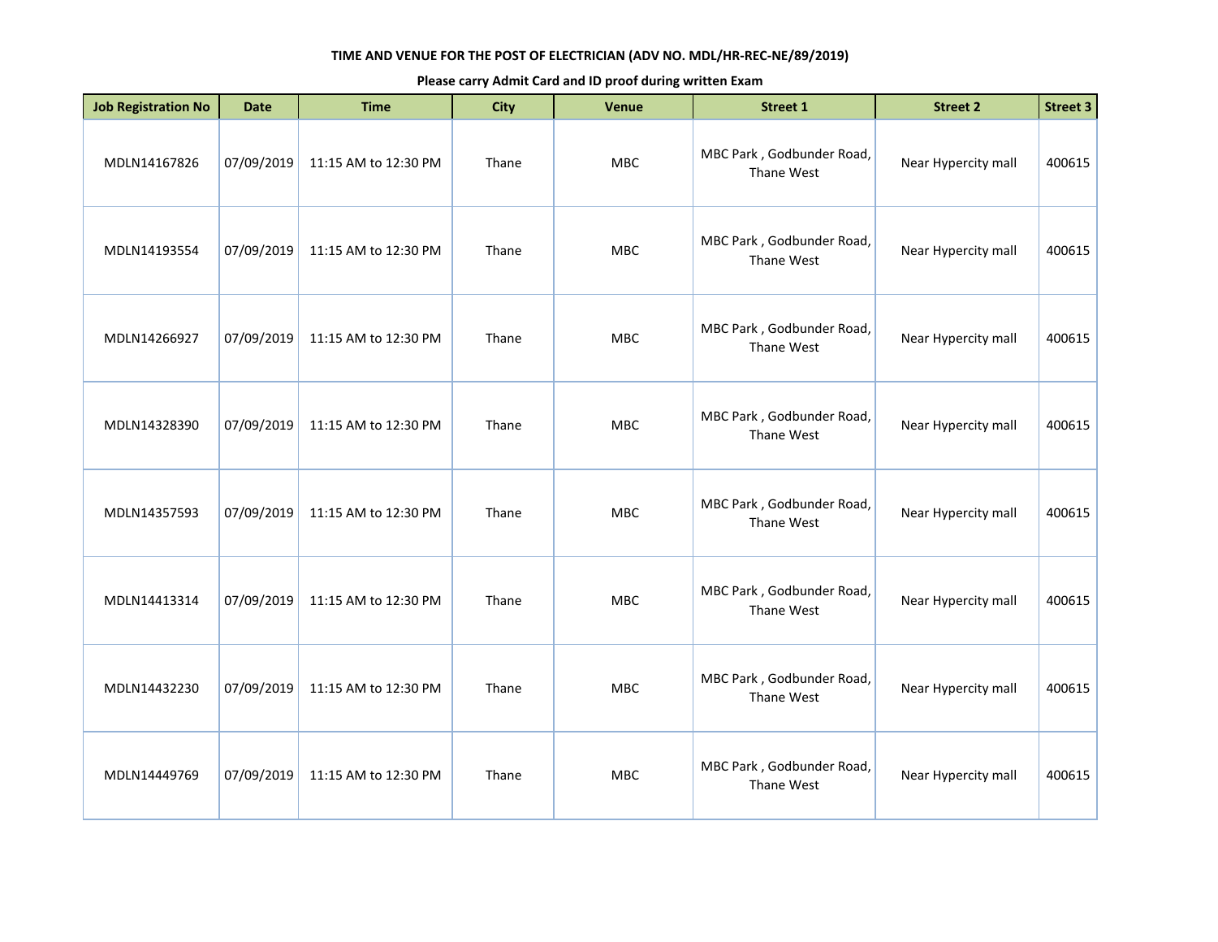**TIME AND VENUE FOR THE POST OF ELECTRICIAN (ADV NO. MDL/HR-REC-NE/89/2019)**

**Please carry Admit Card and ID proof during written Exam**

| Job Registration No | Date | Time | City | Venue | Street 1 | Street 2 | Street 3 |
|---|---|---|---|---|---|---|---|
| MDLN14167826 | 07/09/2019 | 11:15 AM to 12:30 PM | Thane | MBC | MBC Park , Godbunder Road, Thane West | Near Hypercity mall | 400615 |
| MDLN14193554 | 07/09/2019 | 11:15 AM to 12:30 PM | Thane | MBC | MBC Park , Godbunder Road, Thane West | Near Hypercity mall | 400615 |
| MDLN14266927 | 07/09/2019 | 11:15 AM to 12:30 PM | Thane | MBC | MBC Park , Godbunder Road, Thane West | Near Hypercity mall | 400615 |
| MDLN14328390 | 07/09/2019 | 11:15 AM to 12:30 PM | Thane | MBC | MBC Park , Godbunder Road, Thane West | Near Hypercity mall | 400615 |
| MDLN14357593 | 07/09/2019 | 11:15 AM to 12:30 PM | Thane | MBC | MBC Park , Godbunder Road, Thane West | Near Hypercity mall | 400615 |
| MDLN14413314 | 07/09/2019 | 11:15 AM to 12:30 PM | Thane | MBC | MBC Park , Godbunder Road, Thane West | Near Hypercity mall | 400615 |
| MDLN14432230 | 07/09/2019 | 11:15 AM to 12:30 PM | Thane | MBC | MBC Park , Godbunder Road, Thane West | Near Hypercity mall | 400615 |
| MDLN14449769 | 07/09/2019 | 11:15 AM to 12:30 PM | Thane | MBC | MBC Park , Godbunder Road, Thane West | Near Hypercity mall | 400615 |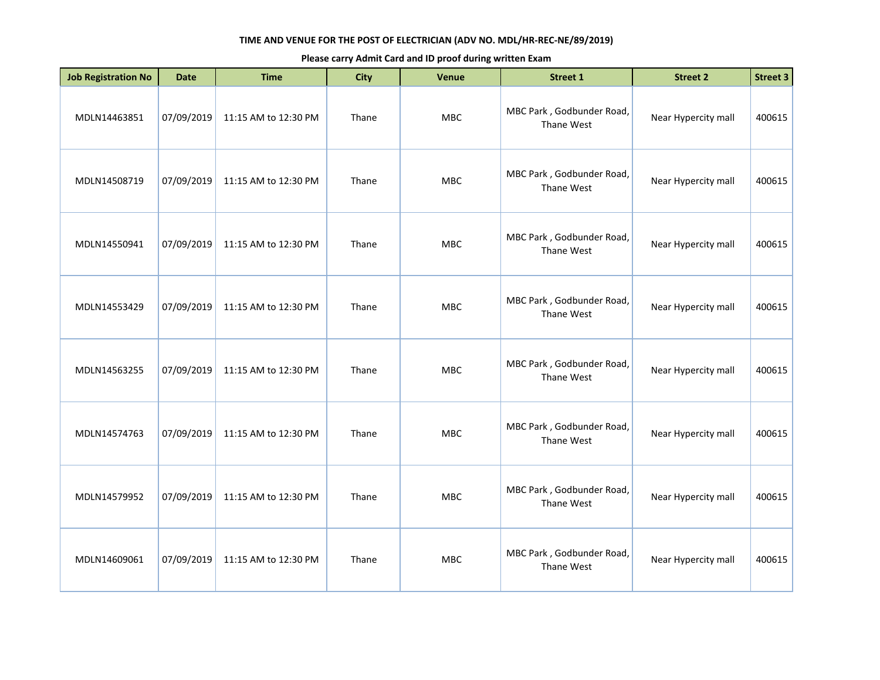**TIME AND VENUE FOR THE POST OF ELECTRICIAN (ADV NO. MDL/HR-REC-NE/89/2019)**

**Please carry Admit Card and ID proof during written Exam**

| Job Registration No | Date | Time | City | Venue | Street 1 | Street 2 | Street 3 |
|---|---|---|---|---|---|---|---|
| MDLN14463851 | 07/09/2019 | 11:15 AM to 12:30 PM | Thane | MBC | MBC Park , Godbunder Road, Thane West | Near Hypercity mall | 400615 |
| MDLN14508719 | 07/09/2019 | 11:15 AM to 12:30 PM | Thane | MBC | MBC Park , Godbunder Road, Thane West | Near Hypercity mall | 400615 |
| MDLN14550941 | 07/09/2019 | 11:15 AM to 12:30 PM | Thane | MBC | MBC Park , Godbunder Road, Thane West | Near Hypercity mall | 400615 |
| MDLN14553429 | 07/09/2019 | 11:15 AM to 12:30 PM | Thane | MBC | MBC Park , Godbunder Road, Thane West | Near Hypercity mall | 400615 |
| MDLN14563255 | 07/09/2019 | 11:15 AM to 12:30 PM | Thane | MBC | MBC Park , Godbunder Road, Thane West | Near Hypercity mall | 400615 |
| MDLN14574763 | 07/09/2019 | 11:15 AM to 12:30 PM | Thane | MBC | MBC Park , Godbunder Road, Thane West | Near Hypercity mall | 400615 |
| MDLN14579952 | 07/09/2019 | 11:15 AM to 12:30 PM | Thane | MBC | MBC Park , Godbunder Road, Thane West | Near Hypercity mall | 400615 |
| MDLN14609061 | 07/09/2019 | 11:15 AM to 12:30 PM | Thane | MBC | MBC Park , Godbunder Road, Thane West | Near Hypercity mall | 400615 |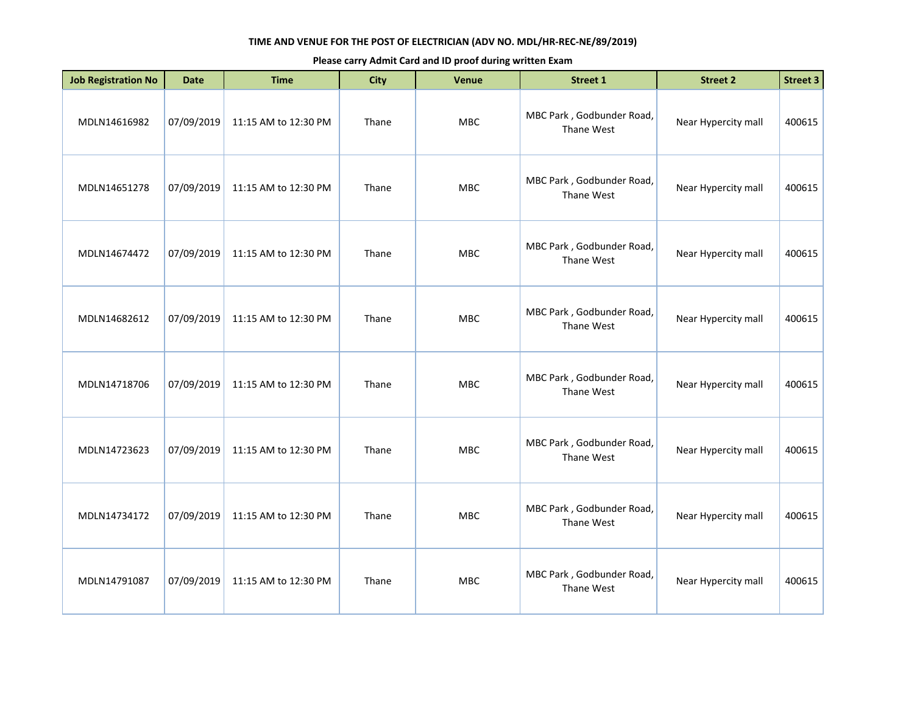**TIME AND VENUE FOR THE POST OF ELECTRICIAN (ADV NO. MDL/HR-REC-NE/89/2019)**

**Please carry Admit Card and ID proof during written Exam**

| Job Registration No | Date | Time | City | Venue | Street 1 | Street 2 | Street 3 |
|---|---|---|---|---|---|---|---|
| MDLN14616982 | 07/09/2019 | 11:15 AM to 12:30 PM | Thane | MBC | MBC Park , Godbunder Road, Thane West | Near Hypercity mall | 400615 |
| MDLN14651278 | 07/09/2019 | 11:15 AM to 12:30 PM | Thane | MBC | MBC Park , Godbunder Road, Thane West | Near Hypercity mall | 400615 |
| MDLN14674472 | 07/09/2019 | 11:15 AM to 12:30 PM | Thane | MBC | MBC Park , Godbunder Road, Thane West | Near Hypercity mall | 400615 |
| MDLN14682612 | 07/09/2019 | 11:15 AM to 12:30 PM | Thane | MBC | MBC Park , Godbunder Road, Thane West | Near Hypercity mall | 400615 |
| MDLN14718706 | 07/09/2019 | 11:15 AM to 12:30 PM | Thane | MBC | MBC Park , Godbunder Road, Thane West | Near Hypercity mall | 400615 |
| MDLN14723623 | 07/09/2019 | 11:15 AM to 12:30 PM | Thane | MBC | MBC Park , Godbunder Road, Thane West | Near Hypercity mall | 400615 |
| MDLN14734172 | 07/09/2019 | 11:15 AM to 12:30 PM | Thane | MBC | MBC Park , Godbunder Road, Thane West | Near Hypercity mall | 400615 |
| MDLN14791087 | 07/09/2019 | 11:15 AM to 12:30 PM | Thane | MBC | MBC Park , Godbunder Road, Thane West | Near Hypercity mall | 400615 |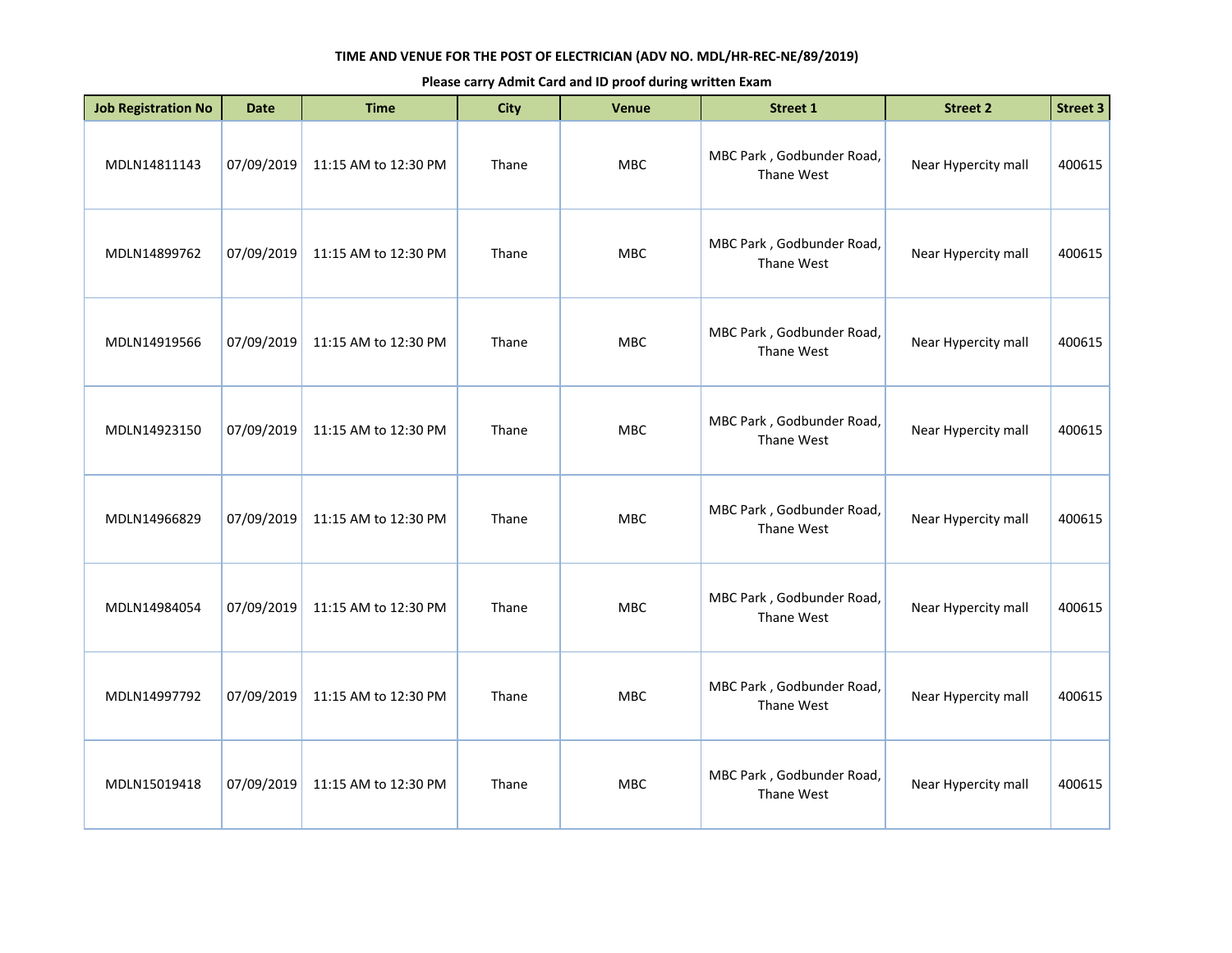**TIME AND VENUE FOR THE POST OF ELECTRICIAN (ADV NO. MDL/HR-REC-NE/89/2019)**

**Please carry Admit Card and ID proof during written Exam**

| Job Registration No | Date | Time | City | Venue | Street 1 | Street 2 | Street 3 |
|---|---|---|---|---|---|---|---|
| MDLN14811143 | 07/09/2019 | 11:15 AM to 12:30 PM | Thane | MBC | MBC Park , Godbunder Road, Thane West | Near Hypercity mall | 400615 |
| MDLN14899762 | 07/09/2019 | 11:15 AM to 12:30 PM | Thane | MBC | MBC Park , Godbunder Road, Thane West | Near Hypercity mall | 400615 |
| MDLN14919566 | 07/09/2019 | 11:15 AM to 12:30 PM | Thane | MBC | MBC Park , Godbunder Road, Thane West | Near Hypercity mall | 400615 |
| MDLN14923150 | 07/09/2019 | 11:15 AM to 12:30 PM | Thane | MBC | MBC Park , Godbunder Road, Thane West | Near Hypercity mall | 400615 |
| MDLN14966829 | 07/09/2019 | 11:15 AM to 12:30 PM | Thane | MBC | MBC Park , Godbunder Road, Thane West | Near Hypercity mall | 400615 |
| MDLN14984054 | 07/09/2019 | 11:15 AM to 12:30 PM | Thane | MBC | MBC Park , Godbunder Road, Thane West | Near Hypercity mall | 400615 |
| MDLN14997792 | 07/09/2019 | 11:15 AM to 12:30 PM | Thane | MBC | MBC Park , Godbunder Road, Thane West | Near Hypercity mall | 400615 |
| MDLN15019418 | 07/09/2019 | 11:15 AM to 12:30 PM | Thane | MBC | MBC Park , Godbunder Road, Thane West | Near Hypercity mall | 400615 |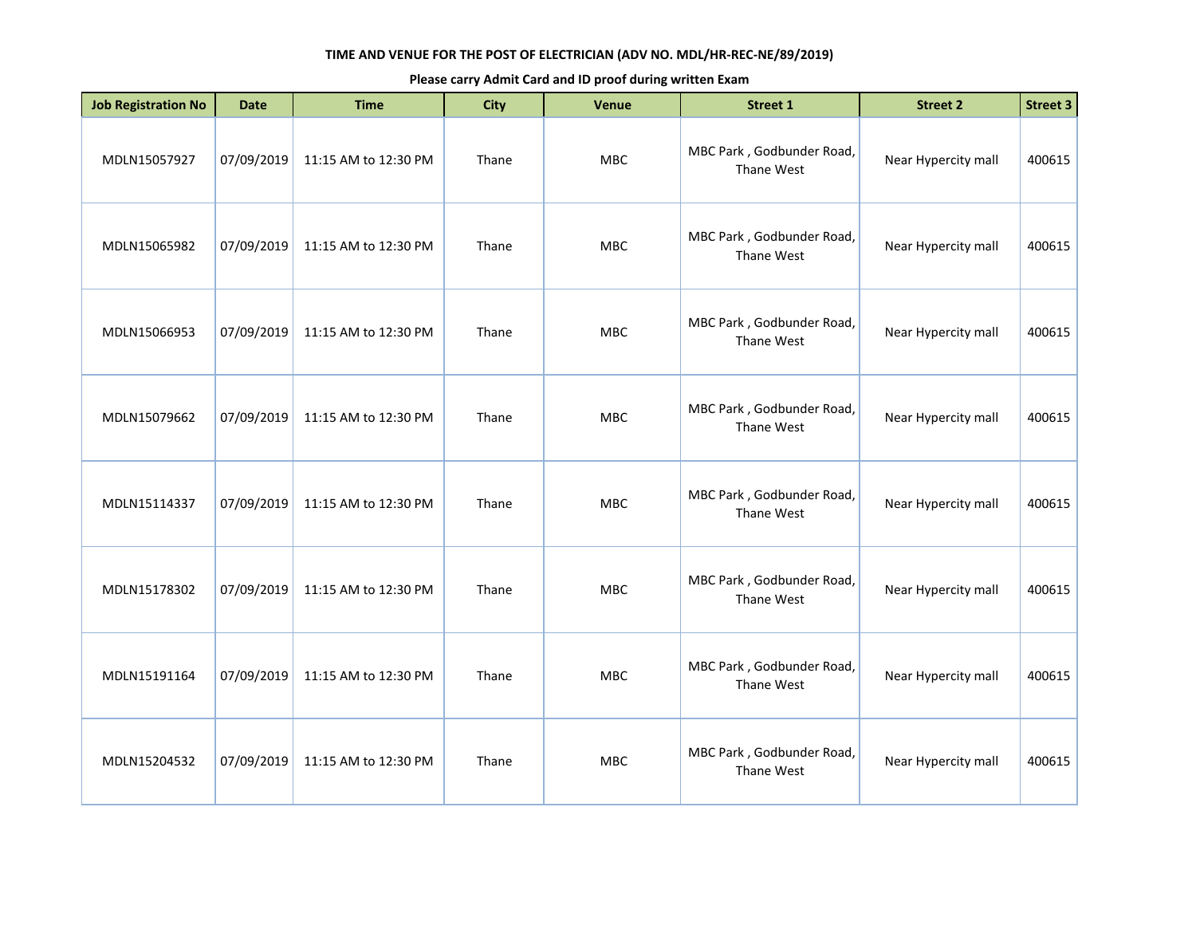**TIME AND VENUE FOR THE POST OF ELECTRICIAN (ADV NO. MDL/HR-REC-NE/89/2019)**

**Please carry Admit Card and ID proof during written Exam**

| Job Registration No | Date | Time | City | Venue | Street 1 | Street 2 | Street 3 |
|---|---|---|---|---|---|---|---|
| MDLN15057927 | 07/09/2019 | 11:15 AM to 12:30 PM | Thane | MBC | MBC Park , Godbunder Road, Thane West | Near Hypercity mall | 400615 |
| MDLN15065982 | 07/09/2019 | 11:15 AM to 12:30 PM | Thane | MBC | MBC Park , Godbunder Road, Thane West | Near Hypercity mall | 400615 |
| MDLN15066953 | 07/09/2019 | 11:15 AM to 12:30 PM | Thane | MBC | MBC Park , Godbunder Road, Thane West | Near Hypercity mall | 400615 |
| MDLN15079662 | 07/09/2019 | 11:15 AM to 12:30 PM | Thane | MBC | MBC Park , Godbunder Road, Thane West | Near Hypercity mall | 400615 |
| MDLN15114337 | 07/09/2019 | 11:15 AM to 12:30 PM | Thane | MBC | MBC Park , Godbunder Road, Thane West | Near Hypercity mall | 400615 |
| MDLN15178302 | 07/09/2019 | 11:15 AM to 12:30 PM | Thane | MBC | MBC Park , Godbunder Road, Thane West | Near Hypercity mall | 400615 |
| MDLN15191164 | 07/09/2019 | 11:15 AM to 12:30 PM | Thane | MBC | MBC Park , Godbunder Road, Thane West | Near Hypercity mall | 400615 |
| MDLN15204532 | 07/09/2019 | 11:15 AM to 12:30 PM | Thane | MBC | MBC Park , Godbunder Road, Thane West | Near Hypercity mall | 400615 |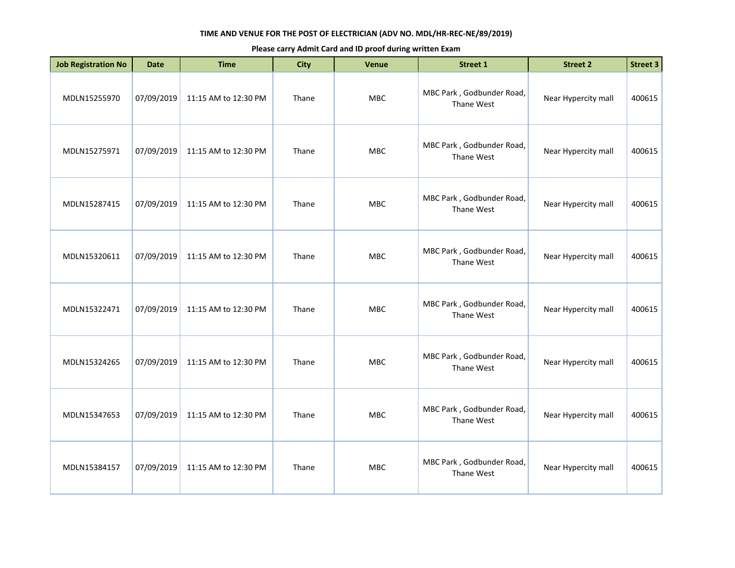**TIME AND VENUE FOR THE POST OF ELECTRICIAN (ADV NO. MDL/HR-REC-NE/89/2019)**

**Please carry Admit Card and ID proof during written Exam**

| Job Registration No | Date | Time | City | Venue | Street 1 | Street 2 | Street 3 |
|---|---|---|---|---|---|---|---|
| MDLN15255970 | 07/09/2019 | 11:15 AM to 12:30 PM | Thane | MBC | MBC Park , Godbunder Road, Thane West | Near Hypercity mall | 400615 |
| MDLN15275971 | 07/09/2019 | 11:15 AM to 12:30 PM | Thane | MBC | MBC Park , Godbunder Road, Thane West | Near Hypercity mall | 400615 |
| MDLN15287415 | 07/09/2019 | 11:15 AM to 12:30 PM | Thane | MBC | MBC Park , Godbunder Road, Thane West | Near Hypercity mall | 400615 |
| MDLN15320611 | 07/09/2019 | 11:15 AM to 12:30 PM | Thane | MBC | MBC Park , Godbunder Road, Thane West | Near Hypercity mall | 400615 |
| MDLN15322471 | 07/09/2019 | 11:15 AM to 12:30 PM | Thane | MBC | MBC Park , Godbunder Road, Thane West | Near Hypercity mall | 400615 |
| MDLN15324265 | 07/09/2019 | 11:15 AM to 12:30 PM | Thane | MBC | MBC Park , Godbunder Road, Thane West | Near Hypercity mall | 400615 |
| MDLN15347653 | 07/09/2019 | 11:15 AM to 12:30 PM | Thane | MBC | MBC Park , Godbunder Road, Thane West | Near Hypercity mall | 400615 |
| MDLN15384157 | 07/09/2019 | 11:15 AM to 12:30 PM | Thane | MBC | MBC Park , Godbunder Road, Thane West | Near Hypercity mall | 400615 |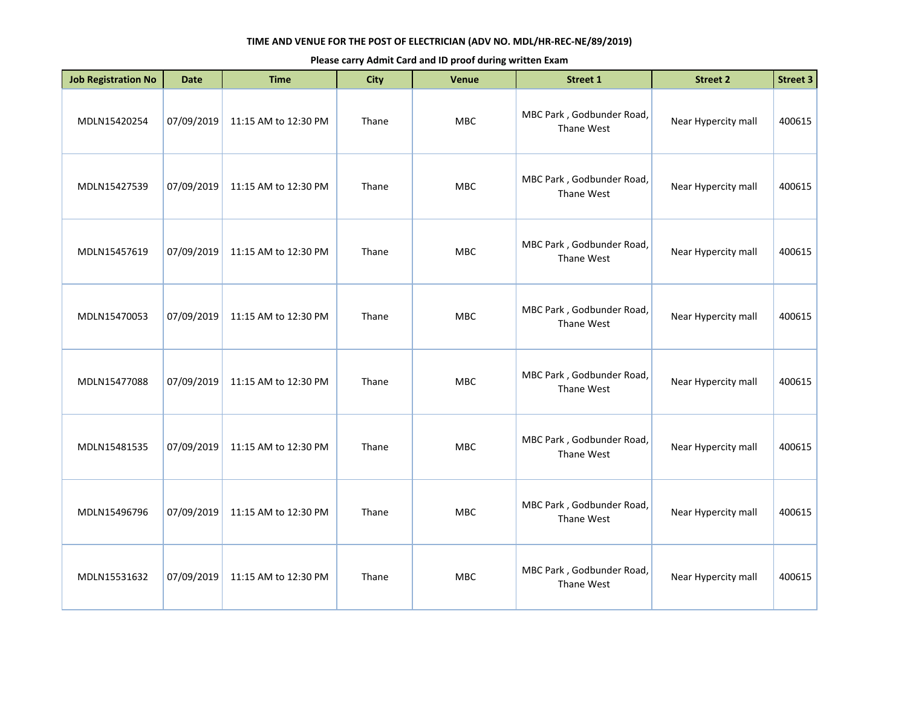**TIME AND VENUE FOR THE POST OF ELECTRICIAN (ADV NO. MDL/HR-REC-NE/89/2019)**

**Please carry Admit Card and ID proof during written Exam**

| Job Registration No | Date | Time | City | Venue | Street 1 | Street 2 | Street 3 |
|---|---|---|---|---|---|---|---|
| MDLN15420254 | 07/09/2019 | 11:15 AM to 12:30 PM | Thane | MBC | MBC Park , Godbunder Road, Thane West | Near Hypercity mall | 400615 |
| MDLN15427539 | 07/09/2019 | 11:15 AM to 12:30 PM | Thane | MBC | MBC Park , Godbunder Road, Thane West | Near Hypercity mall | 400615 |
| MDLN15457619 | 07/09/2019 | 11:15 AM to 12:30 PM | Thane | MBC | MBC Park , Godbunder Road, Thane West | Near Hypercity mall | 400615 |
| MDLN15470053 | 07/09/2019 | 11:15 AM to 12:30 PM | Thane | MBC | MBC Park , Godbunder Road, Thane West | Near Hypercity mall | 400615 |
| MDLN15477088 | 07/09/2019 | 11:15 AM to 12:30 PM | Thane | MBC | MBC Park , Godbunder Road, Thane West | Near Hypercity mall | 400615 |
| MDLN15481535 | 07/09/2019 | 11:15 AM to 12:30 PM | Thane | MBC | MBC Park , Godbunder Road, Thane West | Near Hypercity mall | 400615 |
| MDLN15496796 | 07/09/2019 | 11:15 AM to 12:30 PM | Thane | MBC | MBC Park , Godbunder Road, Thane West | Near Hypercity mall | 400615 |
| MDLN15531632 | 07/09/2019 | 11:15 AM to 12:30 PM | Thane | MBC | MBC Park , Godbunder Road, Thane West | Near Hypercity mall | 400615 |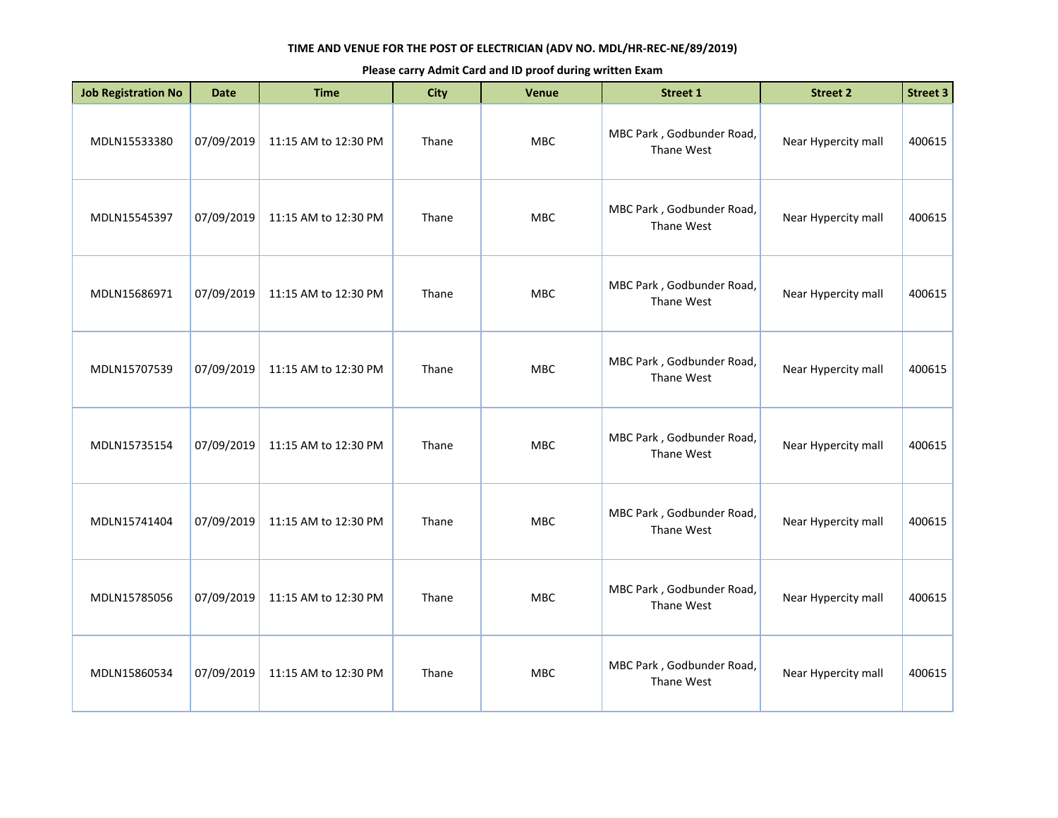**TIME AND VENUE FOR THE POST OF ELECTRICIAN (ADV NO. MDL/HR-REC-NE/89/2019)**

**Please carry Admit Card and ID proof during written Exam**

| Job Registration No | Date | Time | City | Venue | Street 1 | Street 2 | Street 3 |
|---|---|---|---|---|---|---|---|
| MDLN15533380 | 07/09/2019 | 11:15 AM to 12:30 PM | Thane | MBC | MBC Park , Godbunder Road, Thane West | Near Hypercity mall | 400615 |
| MDLN15545397 | 07/09/2019 | 11:15 AM to 12:30 PM | Thane | MBC | MBC Park , Godbunder Road, Thane West | Near Hypercity mall | 400615 |
| MDLN15686971 | 07/09/2019 | 11:15 AM to 12:30 PM | Thane | MBC | MBC Park , Godbunder Road, Thane West | Near Hypercity mall | 400615 |
| MDLN15707539 | 07/09/2019 | 11:15 AM to 12:30 PM | Thane | MBC | MBC Park , Godbunder Road, Thane West | Near Hypercity mall | 400615 |
| MDLN15735154 | 07/09/2019 | 11:15 AM to 12:30 PM | Thane | MBC | MBC Park , Godbunder Road, Thane West | Near Hypercity mall | 400615 |
| MDLN15741404 | 07/09/2019 | 11:15 AM to 12:30 PM | Thane | MBC | MBC Park , Godbunder Road, Thane West | Near Hypercity mall | 400615 |
| MDLN15785056 | 07/09/2019 | 11:15 AM to 12:30 PM | Thane | MBC | MBC Park , Godbunder Road, Thane West | Near Hypercity mall | 400615 |
| MDLN15860534 | 07/09/2019 | 11:15 AM to 12:30 PM | Thane | MBC | MBC Park , Godbunder Road, Thane West | Near Hypercity mall | 400615 |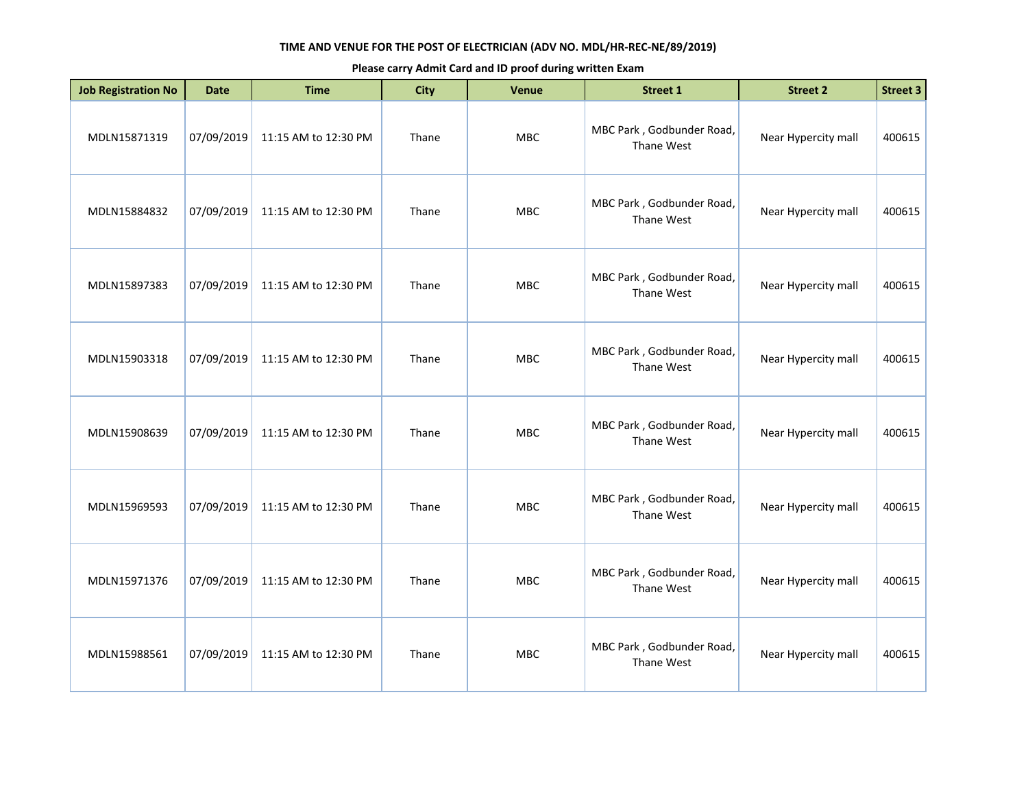**TIME AND VENUE FOR THE POST OF ELECTRICIAN (ADV NO. MDL/HR-REC-NE/89/2019)**

**Please carry Admit Card and ID proof during written Exam**

| Job Registration No | Date | Time | City | Venue | Street 1 | Street 2 | Street 3 |
|---|---|---|---|---|---|---|---|
| MDLN15871319 | 07/09/2019 | 11:15 AM to 12:30 PM | Thane | MBC | MBC Park , Godbunder Road, Thane West | Near Hypercity mall | 400615 |
| MDLN15884832 | 07/09/2019 | 11:15 AM to 12:30 PM | Thane | MBC | MBC Park , Godbunder Road, Thane West | Near Hypercity mall | 400615 |
| MDLN15897383 | 07/09/2019 | 11:15 AM to 12:30 PM | Thane | MBC | MBC Park , Godbunder Road, Thane West | Near Hypercity mall | 400615 |
| MDLN15903318 | 07/09/2019 | 11:15 AM to 12:30 PM | Thane | MBC | MBC Park , Godbunder Road, Thane West | Near Hypercity mall | 400615 |
| MDLN15908639 | 07/09/2019 | 11:15 AM to 12:30 PM | Thane | MBC | MBC Park , Godbunder Road, Thane West | Near Hypercity mall | 400615 |
| MDLN15969593 | 07/09/2019 | 11:15 AM to 12:30 PM | Thane | MBC | MBC Park , Godbunder Road, Thane West | Near Hypercity mall | 400615 |
| MDLN15971376 | 07/09/2019 | 11:15 AM to 12:30 PM | Thane | MBC | MBC Park , Godbunder Road, Thane West | Near Hypercity mall | 400615 |
| MDLN15988561 | 07/09/2019 | 11:15 AM to 12:30 PM | Thane | MBC | MBC Park , Godbunder Road, Thane West | Near Hypercity mall | 400615 |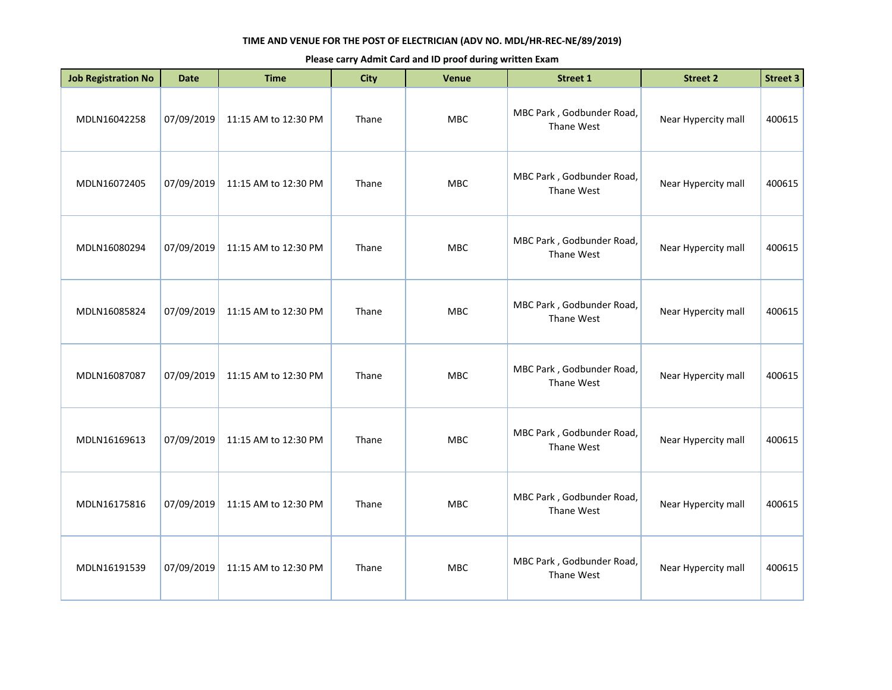**TIME AND VENUE FOR THE POST OF ELECTRICIAN (ADV NO. MDL/HR-REC-NE/89/2019)**

**Please carry Admit Card and ID proof during written Exam**

| Job Registration No | Date | Time | City | Venue | Street 1 | Street 2 | Street 3 |
|---|---|---|---|---|---|---|---|
| MDLN16042258 | 07/09/2019 | 11:15 AM to 12:30 PM | Thane | MBC | MBC Park , Godbunder Road, Thane West | Near Hypercity mall | 400615 |
| MDLN16072405 | 07/09/2019 | 11:15 AM to 12:30 PM | Thane | MBC | MBC Park , Godbunder Road, Thane West | Near Hypercity mall | 400615 |
| MDLN16080294 | 07/09/2019 | 11:15 AM to 12:30 PM | Thane | MBC | MBC Park , Godbunder Road, Thane West | Near Hypercity mall | 400615 |
| MDLN16085824 | 07/09/2019 | 11:15 AM to 12:30 PM | Thane | MBC | MBC Park , Godbunder Road, Thane West | Near Hypercity mall | 400615 |
| MDLN16087087 | 07/09/2019 | 11:15 AM to 12:30 PM | Thane | MBC | MBC Park , Godbunder Road, Thane West | Near Hypercity mall | 400615 |
| MDLN16169613 | 07/09/2019 | 11:15 AM to 12:30 PM | Thane | MBC | MBC Park , Godbunder Road, Thane West | Near Hypercity mall | 400615 |
| MDLN16175816 | 07/09/2019 | 11:15 AM to 12:30 PM | Thane | MBC | MBC Park , Godbunder Road, Thane West | Near Hypercity mall | 400615 |
| MDLN16191539 | 07/09/2019 | 11:15 AM to 12:30 PM | Thane | MBC | MBC Park , Godbunder Road, Thane West | Near Hypercity mall | 400615 |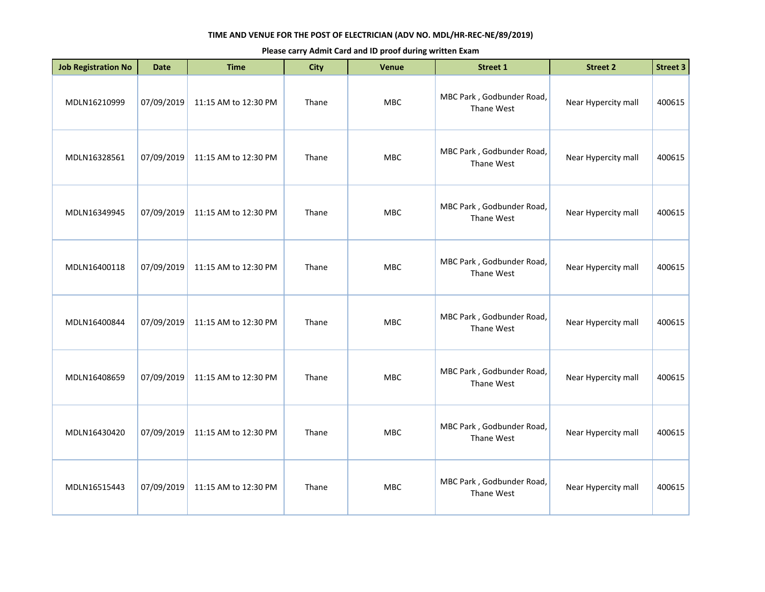**TIME AND VENUE FOR THE POST OF ELECTRICIAN (ADV NO. MDL/HR-REC-NE/89/2019)**

**Please carry Admit Card and ID proof during written Exam**

| Job Registration No | Date | Time | City | Venue | Street 1 | Street 2 | Street 3 |
|---|---|---|---|---|---|---|---|
| MDLN16210999 | 07/09/2019 | 11:15 AM to 12:30 PM | Thane | MBC | MBC Park , Godbunder Road, Thane West | Near Hypercity mall | 400615 |
| MDLN16328561 | 07/09/2019 | 11:15 AM to 12:30 PM | Thane | MBC | MBC Park , Godbunder Road, Thane West | Near Hypercity mall | 400615 |
| MDLN16349945 | 07/09/2019 | 11:15 AM to 12:30 PM | Thane | MBC | MBC Park , Godbunder Road, Thane West | Near Hypercity mall | 400615 |
| MDLN16400118 | 07/09/2019 | 11:15 AM to 12:30 PM | Thane | MBC | MBC Park , Godbunder Road, Thane West | Near Hypercity mall | 400615 |
| MDLN16400844 | 07/09/2019 | 11:15 AM to 12:30 PM | Thane | MBC | MBC Park , Godbunder Road, Thane West | Near Hypercity mall | 400615 |
| MDLN16408659 | 07/09/2019 | 11:15 AM to 12:30 PM | Thane | MBC | MBC Park , Godbunder Road, Thane West | Near Hypercity mall | 400615 |
| MDLN16430420 | 07/09/2019 | 11:15 AM to 12:30 PM | Thane | MBC | MBC Park , Godbunder Road, Thane West | Near Hypercity mall | 400615 |
| MDLN16515443 | 07/09/2019 | 11:15 AM to 12:30 PM | Thane | MBC | MBC Park , Godbunder Road, Thane West | Near Hypercity mall | 400615 |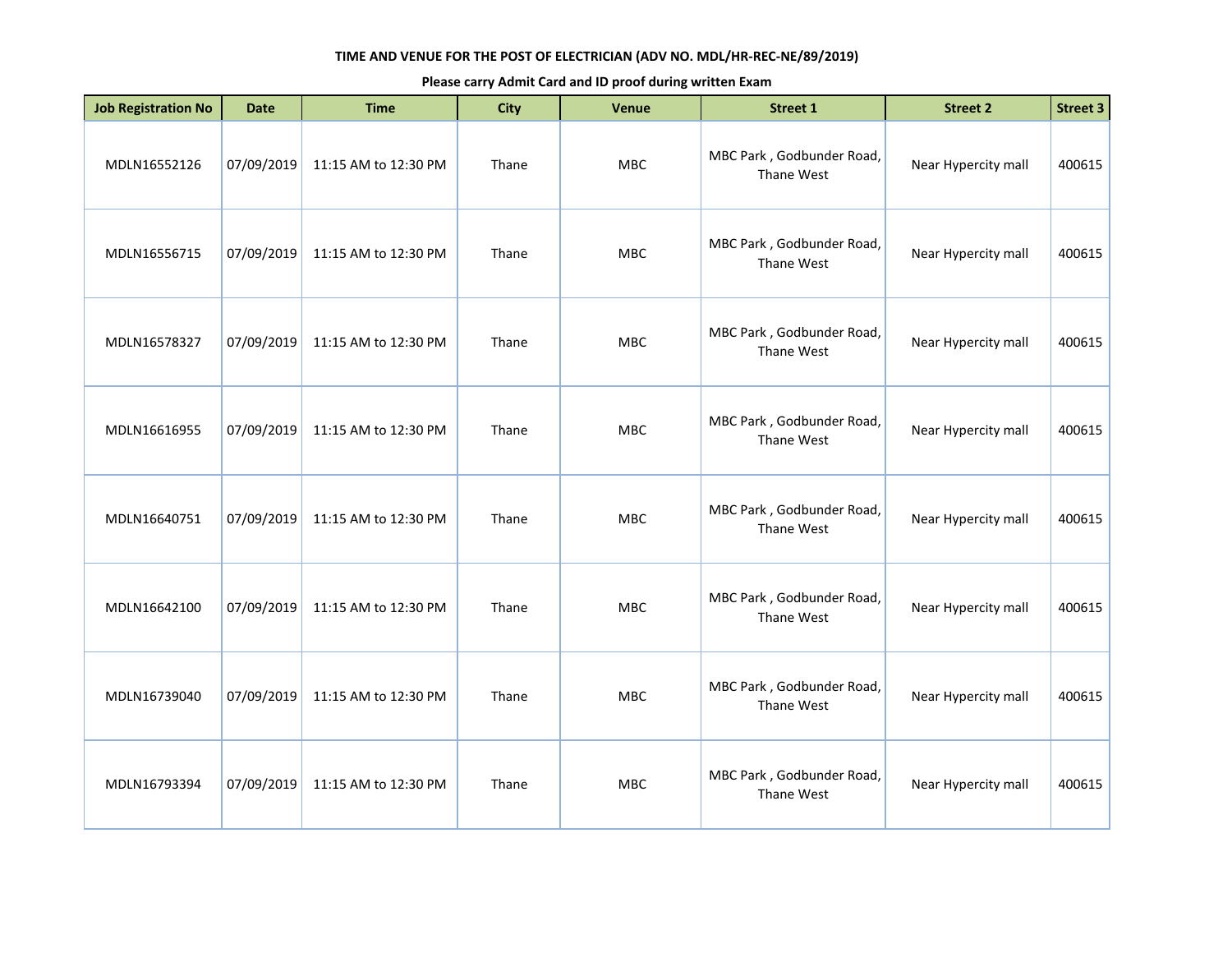**TIME AND VENUE FOR THE POST OF ELECTRICIAN (ADV NO. MDL/HR-REC-NE/89/2019)**

**Please carry Admit Card and ID proof during written Exam**

| Job Registration No | Date | Time | City | Venue | Street 1 | Street 2 | Street 3 |
|---|---|---|---|---|---|---|---|
| MDLN16552126 | 07/09/2019 | 11:15 AM to 12:30 PM | Thane | MBC | MBC Park , Godbunder Road, Thane West | Near Hypercity mall | 400615 |
| MDLN16556715 | 07/09/2019 | 11:15 AM to 12:30 PM | Thane | MBC | MBC Park , Godbunder Road, Thane West | Near Hypercity mall | 400615 |
| MDLN16578327 | 07/09/2019 | 11:15 AM to 12:30 PM | Thane | MBC | MBC Park , Godbunder Road, Thane West | Near Hypercity mall | 400615 |
| MDLN16616955 | 07/09/2019 | 11:15 AM to 12:30 PM | Thane | MBC | MBC Park , Godbunder Road, Thane West | Near Hypercity mall | 400615 |
| MDLN16640751 | 07/09/2019 | 11:15 AM to 12:30 PM | Thane | MBC | MBC Park , Godbunder Road, Thane West | Near Hypercity mall | 400615 |
| MDLN16642100 | 07/09/2019 | 11:15 AM to 12:30 PM | Thane | MBC | MBC Park , Godbunder Road, Thane West | Near Hypercity mall | 400615 |
| MDLN16739040 | 07/09/2019 | 11:15 AM to 12:30 PM | Thane | MBC | MBC Park , Godbunder Road, Thane West | Near Hypercity mall | 400615 |
| MDLN16793394 | 07/09/2019 | 11:15 AM to 12:30 PM | Thane | MBC | MBC Park , Godbunder Road, Thane West | Near Hypercity mall | 400615 |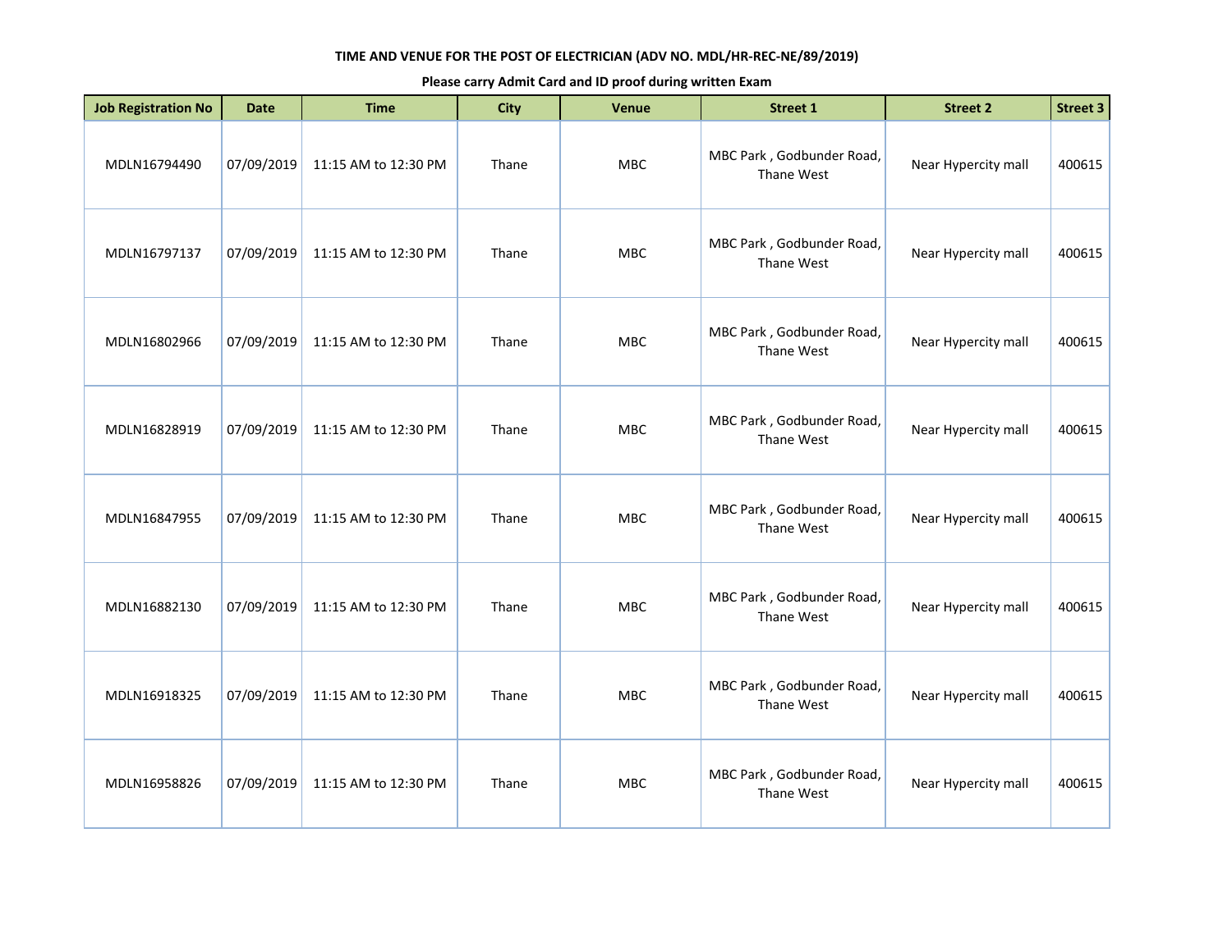**TIME AND VENUE FOR THE POST OF ELECTRICIAN (ADV NO. MDL/HR-REC-NE/89/2019)**

**Please carry Admit Card and ID proof during written Exam**

| Job Registration No | Date | Time | City | Venue | Street 1 | Street 2 | Street 3 |
|---|---|---|---|---|---|---|---|
| MDLN16794490 | 07/09/2019 | 11:15 AM to 12:30 PM | Thane | MBC | MBC Park , Godbunder Road, Thane West | Near Hypercity mall | 400615 |
| MDLN16797137 | 07/09/2019 | 11:15 AM to 12:30 PM | Thane | MBC | MBC Park , Godbunder Road, Thane West | Near Hypercity mall | 400615 |
| MDLN16802966 | 07/09/2019 | 11:15 AM to 12:30 PM | Thane | MBC | MBC Park , Godbunder Road, Thane West | Near Hypercity mall | 400615 |
| MDLN16828919 | 07/09/2019 | 11:15 AM to 12:30 PM | Thane | MBC | MBC Park , Godbunder Road, Thane West | Near Hypercity mall | 400615 |
| MDLN16847955 | 07/09/2019 | 11:15 AM to 12:30 PM | Thane | MBC | MBC Park , Godbunder Road, Thane West | Near Hypercity mall | 400615 |
| MDLN16882130 | 07/09/2019 | 11:15 AM to 12:30 PM | Thane | MBC | MBC Park , Godbunder Road, Thane West | Near Hypercity mall | 400615 |
| MDLN16918325 | 07/09/2019 | 11:15 AM to 12:30 PM | Thane | MBC | MBC Park , Godbunder Road, Thane West | Near Hypercity mall | 400615 |
| MDLN16958826 | 07/09/2019 | 11:15 AM to 12:30 PM | Thane | MBC | MBC Park , Godbunder Road, Thane West | Near Hypercity mall | 400615 |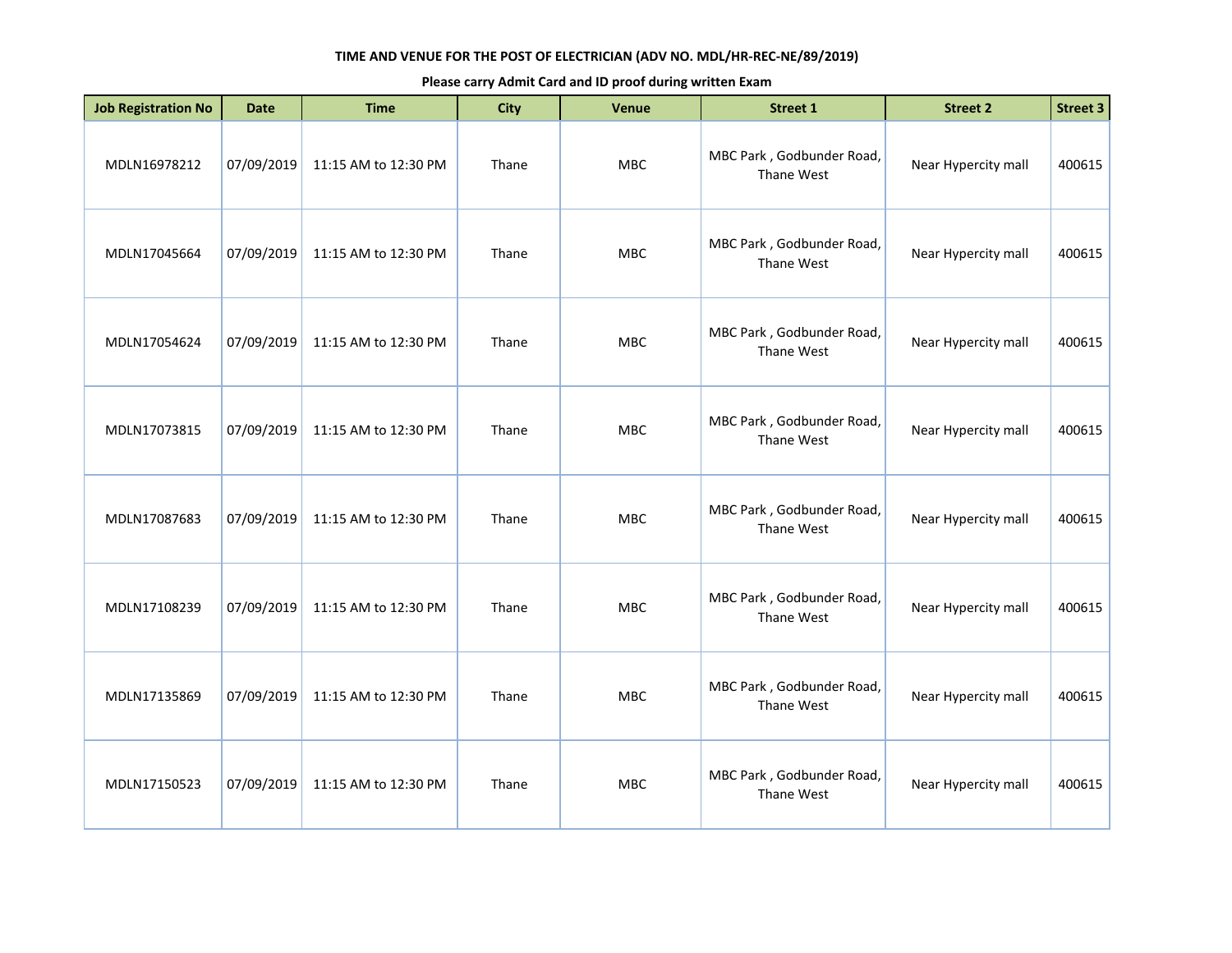**TIME AND VENUE FOR THE POST OF ELECTRICIAN (ADV NO. MDL/HR-REC-NE/89/2019)**

**Please carry Admit Card and ID proof during written Exam**

| Job Registration No | Date | Time | City | Venue | Street 1 | Street 2 | Street 3 |
|---|---|---|---|---|---|---|---|
| MDLN16978212 | 07/09/2019 | 11:15 AM to 12:30 PM | Thane | MBC | MBC Park , Godbunder Road, Thane West | Near Hypercity mall | 400615 |
| MDLN17045664 | 07/09/2019 | 11:15 AM to 12:30 PM | Thane | MBC | MBC Park , Godbunder Road, Thane West | Near Hypercity mall | 400615 |
| MDLN17054624 | 07/09/2019 | 11:15 AM to 12:30 PM | Thane | MBC | MBC Park , Godbunder Road, Thane West | Near Hypercity mall | 400615 |
| MDLN17073815 | 07/09/2019 | 11:15 AM to 12:30 PM | Thane | MBC | MBC Park , Godbunder Road, Thane West | Near Hypercity mall | 400615 |
| MDLN17087683 | 07/09/2019 | 11:15 AM to 12:30 PM | Thane | MBC | MBC Park , Godbunder Road, Thane West | Near Hypercity mall | 400615 |
| MDLN17108239 | 07/09/2019 | 11:15 AM to 12:30 PM | Thane | MBC | MBC Park , Godbunder Road, Thane West | Near Hypercity mall | 400615 |
| MDLN17135869 | 07/09/2019 | 11:15 AM to 12:30 PM | Thane | MBC | MBC Park , Godbunder Road, Thane West | Near Hypercity mall | 400615 |
| MDLN17150523 | 07/09/2019 | 11:15 AM to 12:30 PM | Thane | MBC | MBC Park , Godbunder Road, Thane West | Near Hypercity mall | 400615 |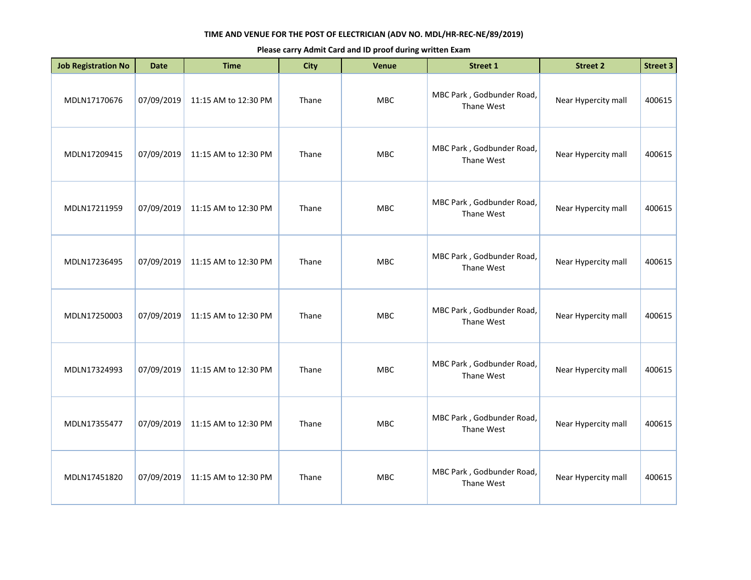**TIME AND VENUE FOR THE POST OF ELECTRICIAN (ADV NO. MDL/HR-REC-NE/89/2019)**

**Please carry Admit Card and ID proof during written Exam**

| Job Registration No | Date | Time | City | Venue | Street 1 | Street 2 | Street 3 |
|---|---|---|---|---|---|---|---|
| MDLN17170676 | 07/09/2019 | 11:15 AM to 12:30 PM | Thane | MBC | MBC Park , Godbunder Road, Thane West | Near Hypercity mall | 400615 |
| MDLN17209415 | 07/09/2019 | 11:15 AM to 12:30 PM | Thane | MBC | MBC Park , Godbunder Road, Thane West | Near Hypercity mall | 400615 |
| MDLN17211959 | 07/09/2019 | 11:15 AM to 12:30 PM | Thane | MBC | MBC Park , Godbunder Road, Thane West | Near Hypercity mall | 400615 |
| MDLN17236495 | 07/09/2019 | 11:15 AM to 12:30 PM | Thane | MBC | MBC Park , Godbunder Road, Thane West | Near Hypercity mall | 400615 |
| MDLN17250003 | 07/09/2019 | 11:15 AM to 12:30 PM | Thane | MBC | MBC Park , Godbunder Road, Thane West | Near Hypercity mall | 400615 |
| MDLN17324993 | 07/09/2019 | 11:15 AM to 12:30 PM | Thane | MBC | MBC Park , Godbunder Road, Thane West | Near Hypercity mall | 400615 |
| MDLN17355477 | 07/09/2019 | 11:15 AM to 12:30 PM | Thane | MBC | MBC Park , Godbunder Road, Thane West | Near Hypercity mall | 400615 |
| MDLN17451820 | 07/09/2019 | 11:15 AM to 12:30 PM | Thane | MBC | MBC Park , Godbunder Road, Thane West | Near Hypercity mall | 400615 |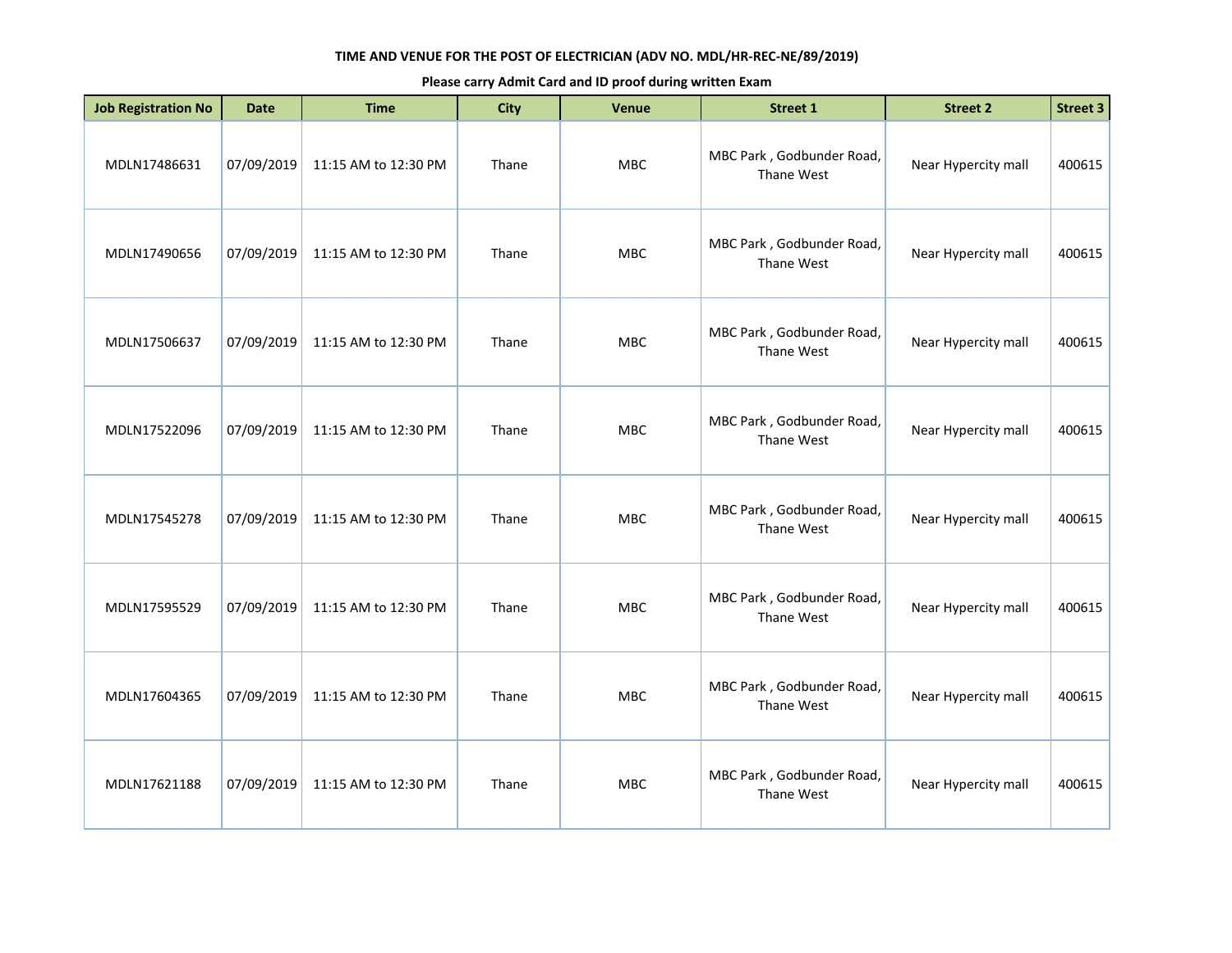**TIME AND VENUE FOR THE POST OF ELECTRICIAN (ADV NO. MDL/HR-REC-NE/89/2019)**

**Please carry Admit Card and ID proof during written Exam**

| Job Registration No | Date | Time | City | Venue | Street 1 | Street 2 | Street 3 |
|---|---|---|---|---|---|---|---|
| MDLN17486631 | 07/09/2019 | 11:15 AM to 12:30 PM | Thane | MBC | MBC Park , Godbunder Road, Thane West | Near Hypercity mall | 400615 |
| MDLN17490656 | 07/09/2019 | 11:15 AM to 12:30 PM | Thane | MBC | MBC Park , Godbunder Road, Thane West | Near Hypercity mall | 400615 |
| MDLN17506637 | 07/09/2019 | 11:15 AM to 12:30 PM | Thane | MBC | MBC Park , Godbunder Road, Thane West | Near Hypercity mall | 400615 |
| MDLN17522096 | 07/09/2019 | 11:15 AM to 12:30 PM | Thane | MBC | MBC Park , Godbunder Road, Thane West | Near Hypercity mall | 400615 |
| MDLN17545278 | 07/09/2019 | 11:15 AM to 12:30 PM | Thane | MBC | MBC Park , Godbunder Road, Thane West | Near Hypercity mall | 400615 |
| MDLN17595529 | 07/09/2019 | 11:15 AM to 12:30 PM | Thane | MBC | MBC Park , Godbunder Road, Thane West | Near Hypercity mall | 400615 |
| MDLN17604365 | 07/09/2019 | 11:15 AM to 12:30 PM | Thane | MBC | MBC Park , Godbunder Road, Thane West | Near Hypercity mall | 400615 |
| MDLN17621188 | 07/09/2019 | 11:15 AM to 12:30 PM | Thane | MBC | MBC Park , Godbunder Road, Thane West | Near Hypercity mall | 400615 |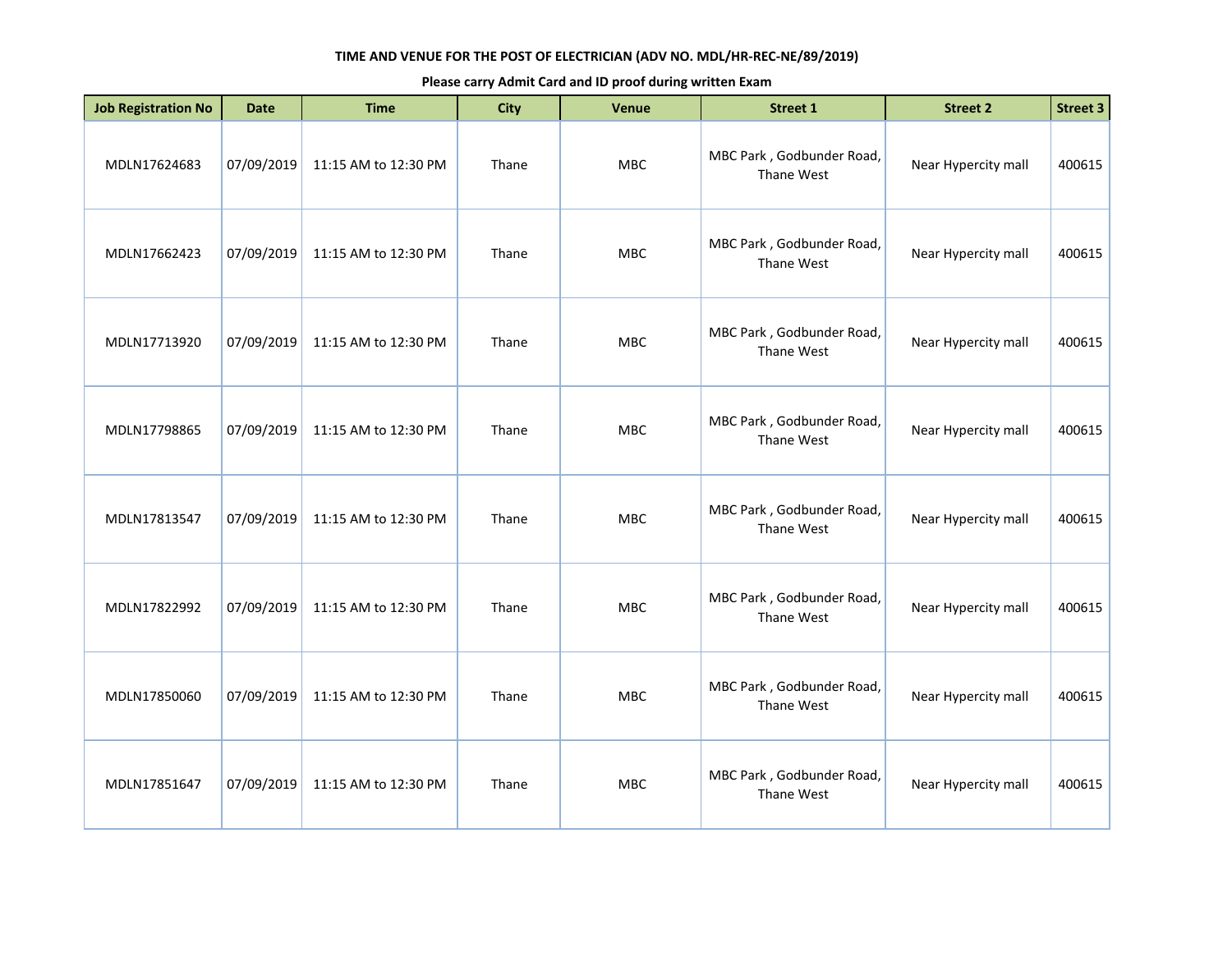**TIME AND VENUE FOR THE POST OF ELECTRICIAN (ADV NO. MDL/HR-REC-NE/89/2019)**

**Please carry Admit Card and ID proof during written Exam**

| Job Registration No | Date | Time | City | Venue | Street 1 | Street 2 | Street 3 |
|---|---|---|---|---|---|---|---|
| MDLN17624683 | 07/09/2019 | 11:15 AM to 12:30 PM | Thane | MBC | MBC Park , Godbunder Road, Thane West | Near Hypercity mall | 400615 |
| MDLN17662423 | 07/09/2019 | 11:15 AM to 12:30 PM | Thane | MBC | MBC Park , Godbunder Road, Thane West | Near Hypercity mall | 400615 |
| MDLN17713920 | 07/09/2019 | 11:15 AM to 12:30 PM | Thane | MBC | MBC Park , Godbunder Road, Thane West | Near Hypercity mall | 400615 |
| MDLN17798865 | 07/09/2019 | 11:15 AM to 12:30 PM | Thane | MBC | MBC Park , Godbunder Road, Thane West | Near Hypercity mall | 400615 |
| MDLN17813547 | 07/09/2019 | 11:15 AM to 12:30 PM | Thane | MBC | MBC Park , Godbunder Road, Thane West | Near Hypercity mall | 400615 |
| MDLN17822992 | 07/09/2019 | 11:15 AM to 12:30 PM | Thane | MBC | MBC Park , Godbunder Road, Thane West | Near Hypercity mall | 400615 |
| MDLN17850060 | 07/09/2019 | 11:15 AM to 12:30 PM | Thane | MBC | MBC Park , Godbunder Road, Thane West | Near Hypercity mall | 400615 |
| MDLN17851647 | 07/09/2019 | 11:15 AM to 12:30 PM | Thane | MBC | MBC Park , Godbunder Road, Thane West | Near Hypercity mall | 400615 |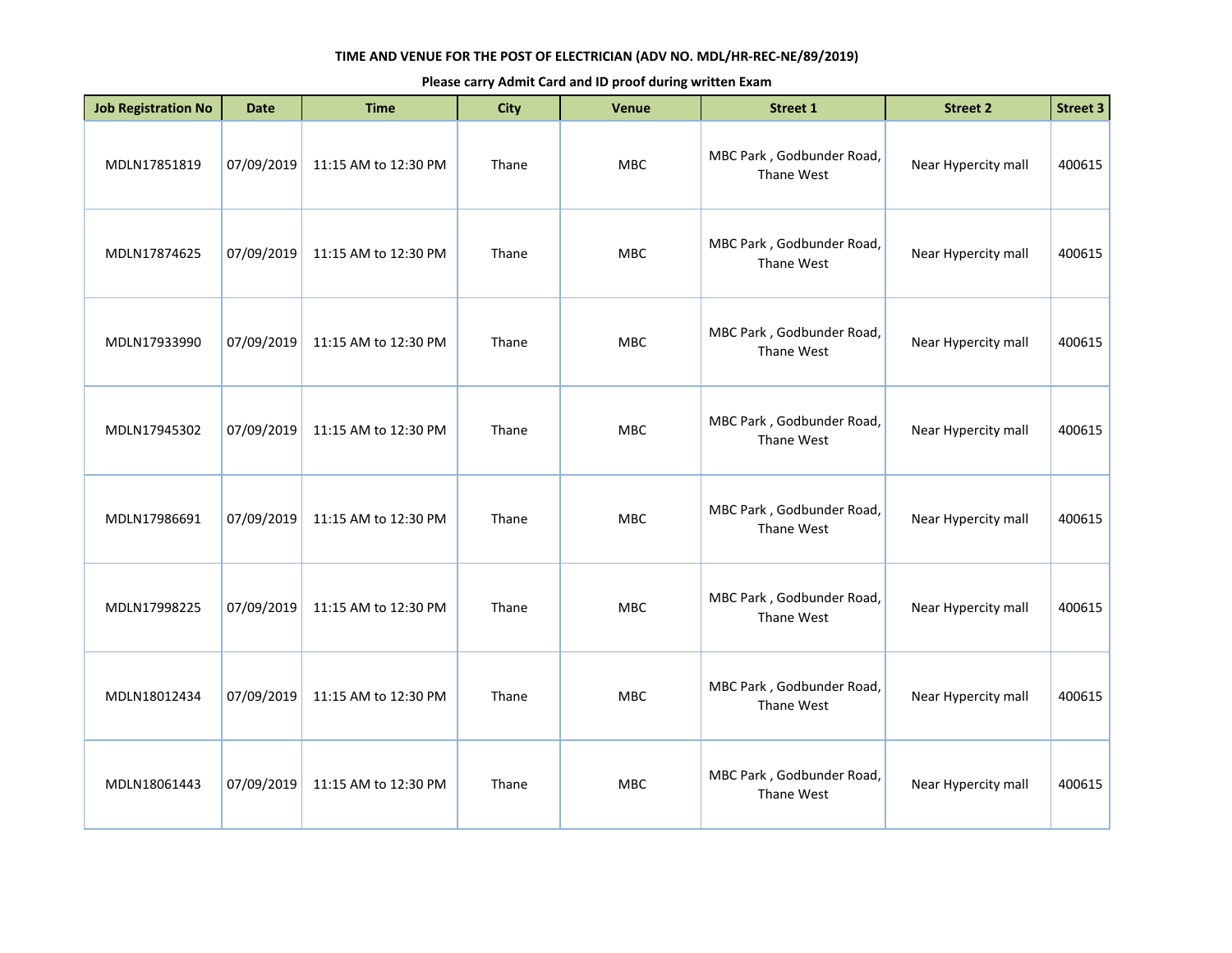**TIME AND VENUE FOR THE POST OF ELECTRICIAN (ADV NO. MDL/HR-REC-NE/89/2019)**

**Please carry Admit Card and ID proof during written Exam**

| Job Registration No | Date | Time | City | Venue | Street 1 | Street 2 | Street 3 |
|---|---|---|---|---|---|---|---|
| MDLN17851819 | 07/09/2019 | 11:15 AM to 12:30 PM | Thane | MBC | MBC Park , Godbunder Road, Thane West | Near Hypercity mall | 400615 |
| MDLN17874625 | 07/09/2019 | 11:15 AM to 12:30 PM | Thane | MBC | MBC Park , Godbunder Road, Thane West | Near Hypercity mall | 400615 |
| MDLN17933990 | 07/09/2019 | 11:15 AM to 12:30 PM | Thane | MBC | MBC Park , Godbunder Road, Thane West | Near Hypercity mall | 400615 |
| MDLN17945302 | 07/09/2019 | 11:15 AM to 12:30 PM | Thane | MBC | MBC Park , Godbunder Road, Thane West | Near Hypercity mall | 400615 |
| MDLN17986691 | 07/09/2019 | 11:15 AM to 12:30 PM | Thane | MBC | MBC Park , Godbunder Road, Thane West | Near Hypercity mall | 400615 |
| MDLN17998225 | 07/09/2019 | 11:15 AM to 12:30 PM | Thane | MBC | MBC Park , Godbunder Road, Thane West | Near Hypercity mall | 400615 |
| MDLN18012434 | 07/09/2019 | 11:15 AM to 12:30 PM | Thane | MBC | MBC Park , Godbunder Road, Thane West | Near Hypercity mall | 400615 |
| MDLN18061443 | 07/09/2019 | 11:15 AM to 12:30 PM | Thane | MBC | MBC Park , Godbunder Road, Thane West | Near Hypercity mall | 400615 |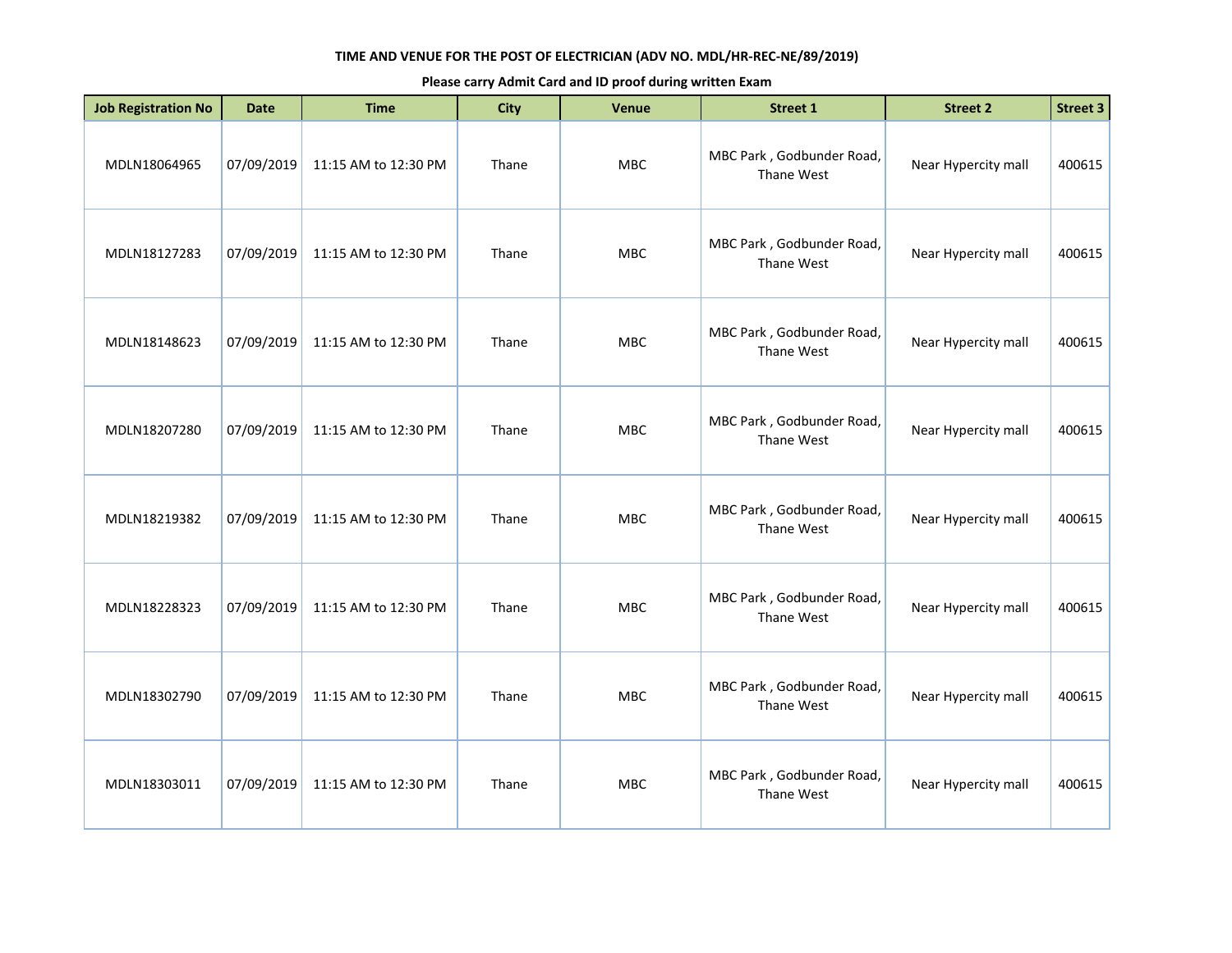**TIME AND VENUE FOR THE POST OF ELECTRICIAN (ADV NO. MDL/HR-REC-NE/89/2019)**

**Please carry Admit Card and ID proof during written Exam**

| Job Registration No | Date | Time | City | Venue | Street 1 | Street 2 | Street 3 |
|---|---|---|---|---|---|---|---|
| MDLN18064965 | 07/09/2019 | 11:15 AM to 12:30 PM | Thane | MBC | MBC Park , Godbunder Road, Thane West | Near Hypercity mall | 400615 |
| MDLN18127283 | 07/09/2019 | 11:15 AM to 12:30 PM | Thane | MBC | MBC Park , Godbunder Road, Thane West | Near Hypercity mall | 400615 |
| MDLN18148623 | 07/09/2019 | 11:15 AM to 12:30 PM | Thane | MBC | MBC Park , Godbunder Road, Thane West | Near Hypercity mall | 400615 |
| MDLN18207280 | 07/09/2019 | 11:15 AM to 12:30 PM | Thane | MBC | MBC Park , Godbunder Road, Thane West | Near Hypercity mall | 400615 |
| MDLN18219382 | 07/09/2019 | 11:15 AM to 12:30 PM | Thane | MBC | MBC Park , Godbunder Road, Thane West | Near Hypercity mall | 400615 |
| MDLN18228323 | 07/09/2019 | 11:15 AM to 12:30 PM | Thane | MBC | MBC Park , Godbunder Road, Thane West | Near Hypercity mall | 400615 |
| MDLN18302790 | 07/09/2019 | 11:15 AM to 12:30 PM | Thane | MBC | MBC Park , Godbunder Road, Thane West | Near Hypercity mall | 400615 |
| MDLN18303011 | 07/09/2019 | 11:15 AM to 12:30 PM | Thane | MBC | MBC Park , Godbunder Road, Thane West | Near Hypercity mall | 400615 |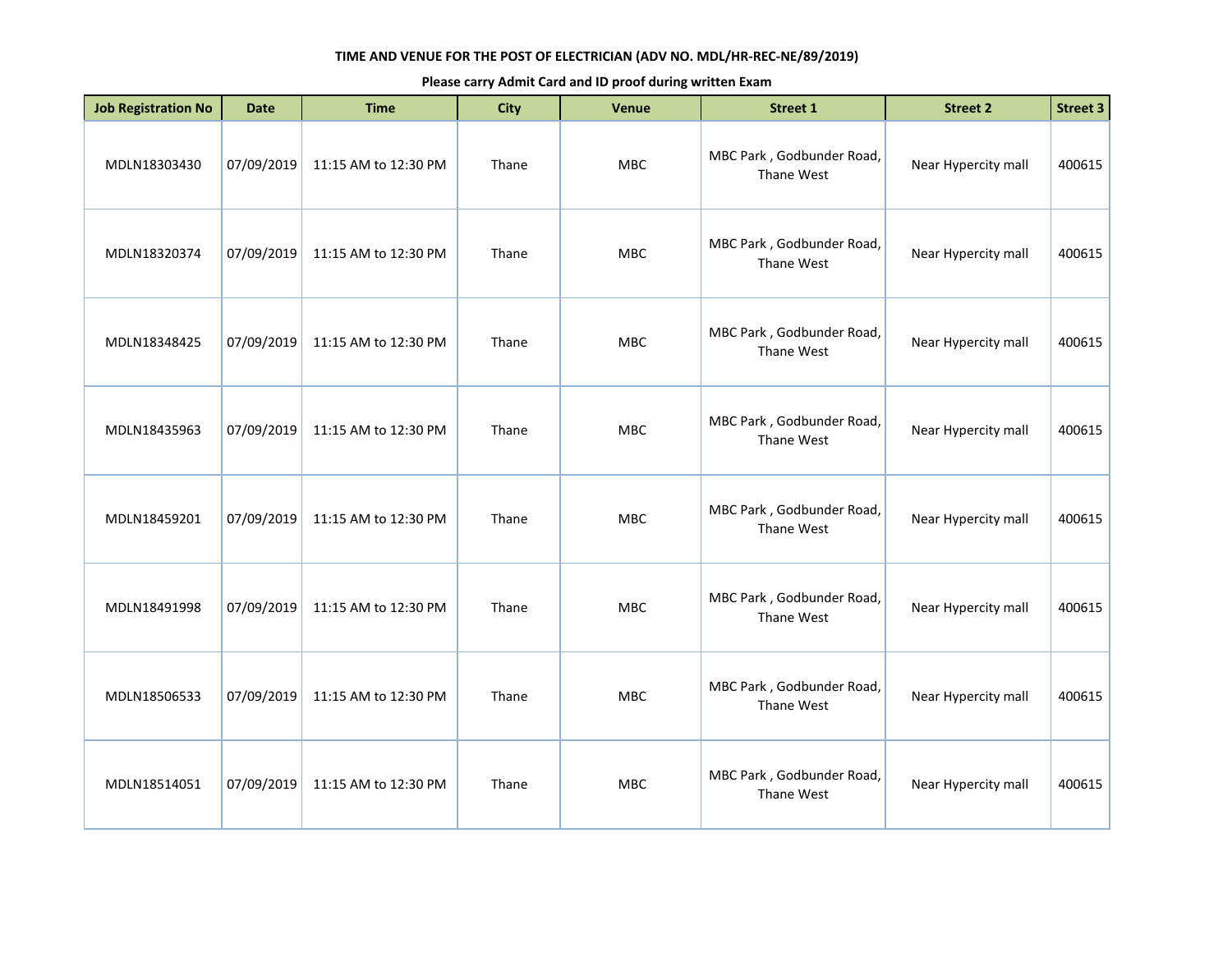**TIME AND VENUE FOR THE POST OF ELECTRICIAN (ADV NO. MDL/HR-REC-NE/89/2019)**

**Please carry Admit Card and ID proof during written Exam**

| Job Registration No | Date | Time | City | Venue | Street 1 | Street 2 | Street 3 |
|---|---|---|---|---|---|---|---|
| MDLN18303430 | 07/09/2019 | 11:15 AM to 12:30 PM | Thane | MBC | MBC Park , Godbunder Road, Thane West | Near Hypercity mall | 400615 |
| MDLN18320374 | 07/09/2019 | 11:15 AM to 12:30 PM | Thane | MBC | MBC Park , Godbunder Road, Thane West | Near Hypercity mall | 400615 |
| MDLN18348425 | 07/09/2019 | 11:15 AM to 12:30 PM | Thane | MBC | MBC Park , Godbunder Road, Thane West | Near Hypercity mall | 400615 |
| MDLN18435963 | 07/09/2019 | 11:15 AM to 12:30 PM | Thane | MBC | MBC Park , Godbunder Road, Thane West | Near Hypercity mall | 400615 |
| MDLN18459201 | 07/09/2019 | 11:15 AM to 12:30 PM | Thane | MBC | MBC Park , Godbunder Road, Thane West | Near Hypercity mall | 400615 |
| MDLN18491998 | 07/09/2019 | 11:15 AM to 12:30 PM | Thane | MBC | MBC Park , Godbunder Road, Thane West | Near Hypercity mall | 400615 |
| MDLN18506533 | 07/09/2019 | 11:15 AM to 12:30 PM | Thane | MBC | MBC Park , Godbunder Road, Thane West | Near Hypercity mall | 400615 |
| MDLN18514051 | 07/09/2019 | 11:15 AM to 12:30 PM | Thane | MBC | MBC Park , Godbunder Road, Thane West | Near Hypercity mall | 400615 |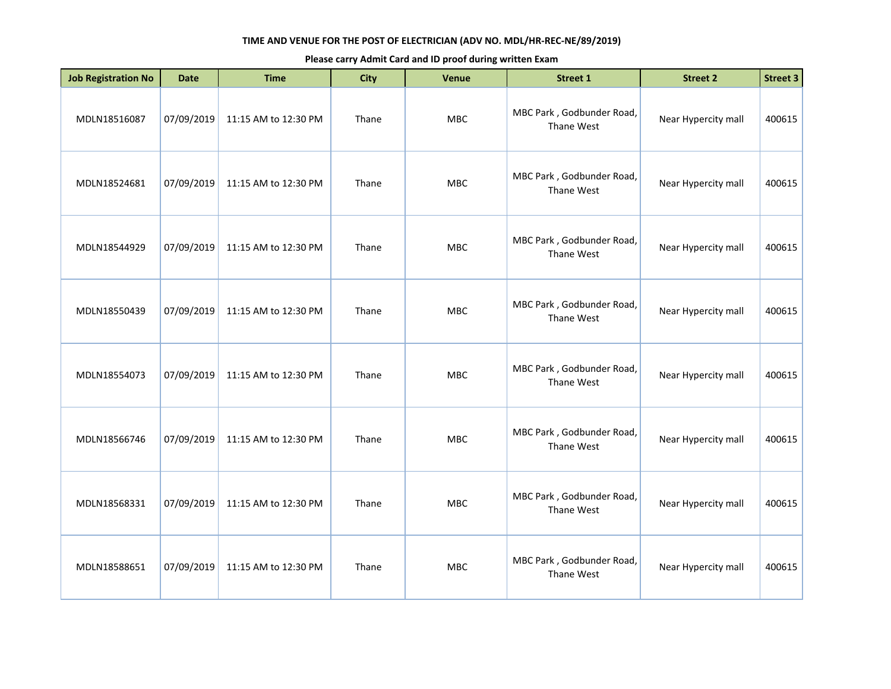**TIME AND VENUE FOR THE POST OF ELECTRICIAN (ADV NO. MDL/HR-REC-NE/89/2019)**

**Please carry Admit Card and ID proof during written Exam**

| Job Registration No | Date | Time | City | Venue | Street 1 | Street 2 | Street 3 |
|---|---|---|---|---|---|---|---|
| MDLN18516087 | 07/09/2019 | 11:15 AM to 12:30 PM | Thane | MBC | MBC Park , Godbunder Road, Thane West | Near Hypercity mall | 400615 |
| MDLN18524681 | 07/09/2019 | 11:15 AM to 12:30 PM | Thane | MBC | MBC Park , Godbunder Road, Thane West | Near Hypercity mall | 400615 |
| MDLN18544929 | 07/09/2019 | 11:15 AM to 12:30 PM | Thane | MBC | MBC Park , Godbunder Road, Thane West | Near Hypercity mall | 400615 |
| MDLN18550439 | 07/09/2019 | 11:15 AM to 12:30 PM | Thane | MBC | MBC Park , Godbunder Road, Thane West | Near Hypercity mall | 400615 |
| MDLN18554073 | 07/09/2019 | 11:15 AM to 12:30 PM | Thane | MBC | MBC Park , Godbunder Road, Thane West | Near Hypercity mall | 400615 |
| MDLN18566746 | 07/09/2019 | 11:15 AM to 12:30 PM | Thane | MBC | MBC Park , Godbunder Road, Thane West | Near Hypercity mall | 400615 |
| MDLN18568331 | 07/09/2019 | 11:15 AM to 12:30 PM | Thane | MBC | MBC Park , Godbunder Road, Thane West | Near Hypercity mall | 400615 |
| MDLN18588651 | 07/09/2019 | 11:15 AM to 12:30 PM | Thane | MBC | MBC Park , Godbunder Road, Thane West | Near Hypercity mall | 400615 |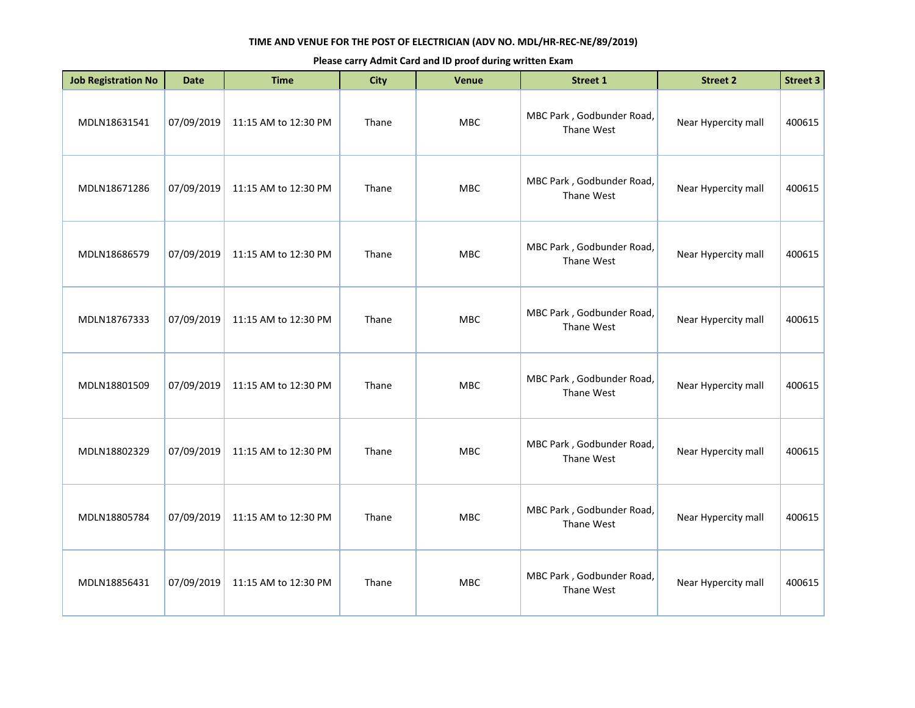**TIME AND VENUE FOR THE POST OF ELECTRICIAN (ADV NO. MDL/HR-REC-NE/89/2019)**

**Please carry Admit Card and ID proof during written Exam**

| Job Registration No | Date | Time | City | Venue | Street 1 | Street 2 | Street 3 |
|---|---|---|---|---|---|---|---|
| MDLN18631541 | 07/09/2019 | 11:15 AM to 12:30 PM | Thane | MBC | MBC Park , Godbunder Road, Thane West | Near Hypercity mall | 400615 |
| MDLN18671286 | 07/09/2019 | 11:15 AM to 12:30 PM | Thane | MBC | MBC Park , Godbunder Road, Thane West | Near Hypercity mall | 400615 |
| MDLN18686579 | 07/09/2019 | 11:15 AM to 12:30 PM | Thane | MBC | MBC Park , Godbunder Road, Thane West | Near Hypercity mall | 400615 |
| MDLN18767333 | 07/09/2019 | 11:15 AM to 12:30 PM | Thane | MBC | MBC Park , Godbunder Road, Thane West | Near Hypercity mall | 400615 |
| MDLN18801509 | 07/09/2019 | 11:15 AM to 12:30 PM | Thane | MBC | MBC Park , Godbunder Road, Thane West | Near Hypercity mall | 400615 |
| MDLN18802329 | 07/09/2019 | 11:15 AM to 12:30 PM | Thane | MBC | MBC Park , Godbunder Road, Thane West | Near Hypercity mall | 400615 |
| MDLN18805784 | 07/09/2019 | 11:15 AM to 12:30 PM | Thane | MBC | MBC Park , Godbunder Road, Thane West | Near Hypercity mall | 400615 |
| MDLN18856431 | 07/09/2019 | 11:15 AM to 12:30 PM | Thane | MBC | MBC Park , Godbunder Road, Thane West | Near Hypercity mall | 400615 |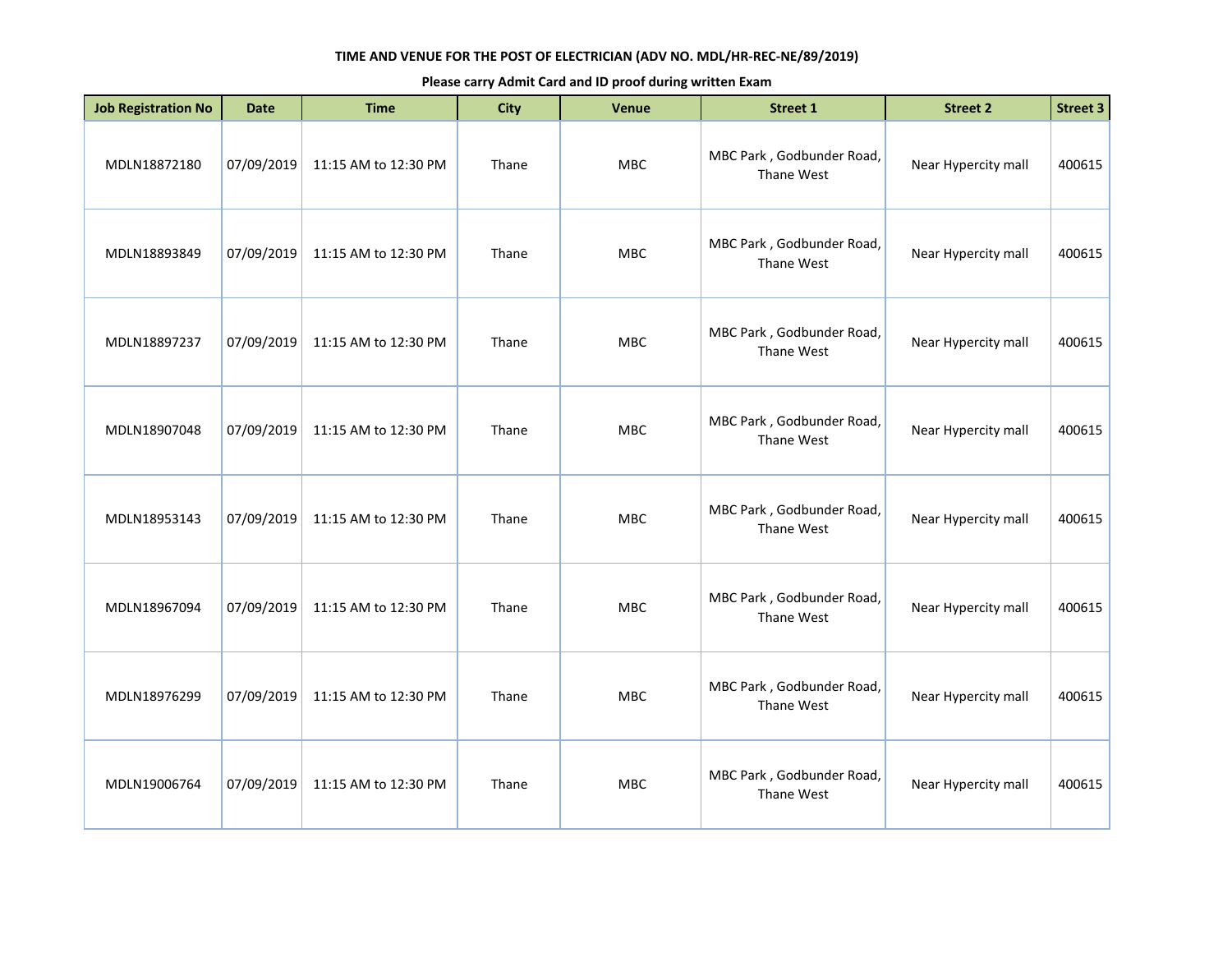**TIME AND VENUE FOR THE POST OF ELECTRICIAN (ADV NO. MDL/HR-REC-NE/89/2019)**

**Please carry Admit Card and ID proof during written Exam**

| Job Registration No | Date | Time | City | Venue | Street 1 | Street 2 | Street 3 |
|---|---|---|---|---|---|---|---|
| MDLN18872180 | 07/09/2019 | 11:15 AM to 12:30 PM | Thane | MBC | MBC Park , Godbunder Road, Thane West | Near Hypercity mall | 400615 |
| MDLN18893849 | 07/09/2019 | 11:15 AM to 12:30 PM | Thane | MBC | MBC Park , Godbunder Road, Thane West | Near Hypercity mall | 400615 |
| MDLN18897237 | 07/09/2019 | 11:15 AM to 12:30 PM | Thane | MBC | MBC Park , Godbunder Road, Thane West | Near Hypercity mall | 400615 |
| MDLN18907048 | 07/09/2019 | 11:15 AM to 12:30 PM | Thane | MBC | MBC Park , Godbunder Road, Thane West | Near Hypercity mall | 400615 |
| MDLN18953143 | 07/09/2019 | 11:15 AM to 12:30 PM | Thane | MBC | MBC Park , Godbunder Road, Thane West | Near Hypercity mall | 400615 |
| MDLN18967094 | 07/09/2019 | 11:15 AM to 12:30 PM | Thane | MBC | MBC Park , Godbunder Road, Thane West | Near Hypercity mall | 400615 |
| MDLN18976299 | 07/09/2019 | 11:15 AM to 12:30 PM | Thane | MBC | MBC Park , Godbunder Road, Thane West | Near Hypercity mall | 400615 |
| MDLN19006764 | 07/09/2019 | 11:15 AM to 12:30 PM | Thane | MBC | MBC Park , Godbunder Road, Thane West | Near Hypercity mall | 400615 |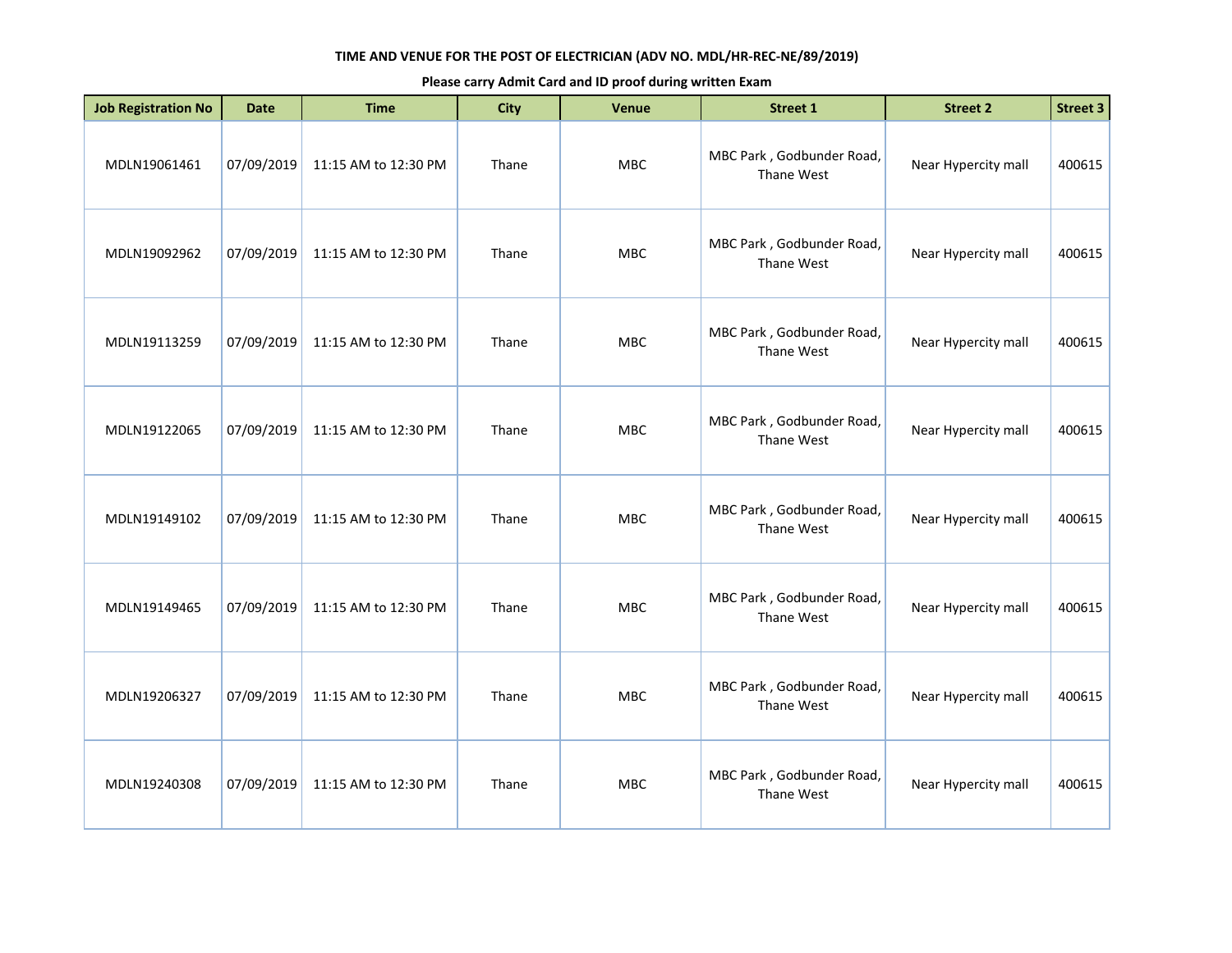**TIME AND VENUE FOR THE POST OF ELECTRICIAN (ADV NO. MDL/HR-REC-NE/89/2019)**

**Please carry Admit Card and ID proof during written Exam**

| Job Registration No | Date | Time | City | Venue | Street 1 | Street 2 | Street 3 |
|---|---|---|---|---|---|---|---|
| MDLN19061461 | 07/09/2019 | 11:15 AM to 12:30 PM | Thane | MBC | MBC Park , Godbunder Road, Thane West | Near Hypercity mall | 400615 |
| MDLN19092962 | 07/09/2019 | 11:15 AM to 12:30 PM | Thane | MBC | MBC Park , Godbunder Road, Thane West | Near Hypercity mall | 400615 |
| MDLN19113259 | 07/09/2019 | 11:15 AM to 12:30 PM | Thane | MBC | MBC Park , Godbunder Road, Thane West | Near Hypercity mall | 400615 |
| MDLN19122065 | 07/09/2019 | 11:15 AM to 12:30 PM | Thane | MBC | MBC Park , Godbunder Road, Thane West | Near Hypercity mall | 400615 |
| MDLN19149102 | 07/09/2019 | 11:15 AM to 12:30 PM | Thane | MBC | MBC Park , Godbunder Road, Thane West | Near Hypercity mall | 400615 |
| MDLN19149465 | 07/09/2019 | 11:15 AM to 12:30 PM | Thane | MBC | MBC Park , Godbunder Road, Thane West | Near Hypercity mall | 400615 |
| MDLN19206327 | 07/09/2019 | 11:15 AM to 12:30 PM | Thane | MBC | MBC Park , Godbunder Road, Thane West | Near Hypercity mall | 400615 |
| MDLN19240308 | 07/09/2019 | 11:15 AM to 12:30 PM | Thane | MBC | MBC Park , Godbunder Road, Thane West | Near Hypercity mall | 400615 |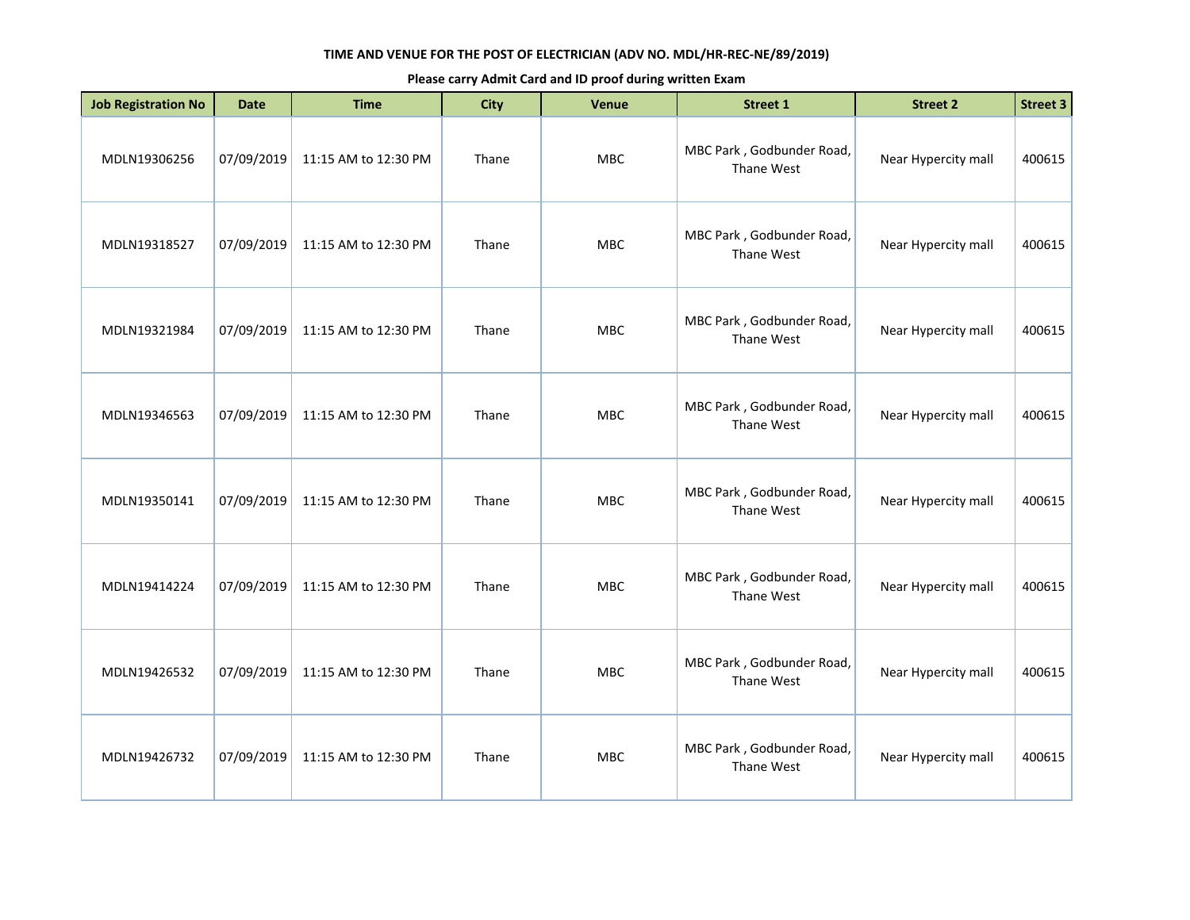**TIME AND VENUE FOR THE POST OF ELECTRICIAN (ADV NO. MDL/HR-REC-NE/89/2019)**

**Please carry Admit Card and ID proof during written Exam**

| Job Registration No | Date | Time | City | Venue | Street 1 | Street 2 | Street 3 |
|---|---|---|---|---|---|---|---|
| MDLN19306256 | 07/09/2019 | 11:15 AM to 12:30 PM | Thane | MBC | MBC Park , Godbunder Road, Thane West | Near Hypercity mall | 400615 |
| MDLN19318527 | 07/09/2019 | 11:15 AM to 12:30 PM | Thane | MBC | MBC Park , Godbunder Road, Thane West | Near Hypercity mall | 400615 |
| MDLN19321984 | 07/09/2019 | 11:15 AM to 12:30 PM | Thane | MBC | MBC Park , Godbunder Road, Thane West | Near Hypercity mall | 400615 |
| MDLN19346563 | 07/09/2019 | 11:15 AM to 12:30 PM | Thane | MBC | MBC Park , Godbunder Road, Thane West | Near Hypercity mall | 400615 |
| MDLN19350141 | 07/09/2019 | 11:15 AM to 12:30 PM | Thane | MBC | MBC Park , Godbunder Road, Thane West | Near Hypercity mall | 400615 |
| MDLN19414224 | 07/09/2019 | 11:15 AM to 12:30 PM | Thane | MBC | MBC Park , Godbunder Road, Thane West | Near Hypercity mall | 400615 |
| MDLN19426532 | 07/09/2019 | 11:15 AM to 12:30 PM | Thane | MBC | MBC Park , Godbunder Road, Thane West | Near Hypercity mall | 400615 |
| MDLN19426732 | 07/09/2019 | 11:15 AM to 12:30 PM | Thane | MBC | MBC Park , Godbunder Road, Thane West | Near Hypercity mall | 400615 |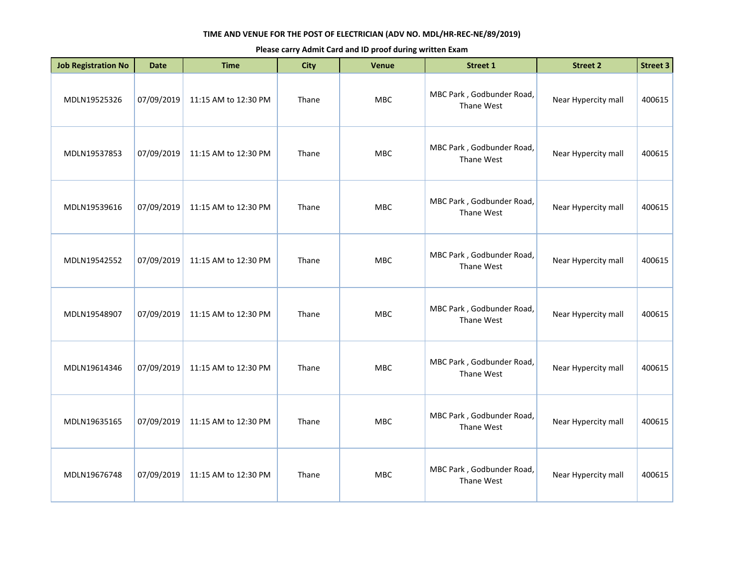**TIME AND VENUE FOR THE POST OF ELECTRICIAN (ADV NO. MDL/HR-REC-NE/89/2019)**

**Please carry Admit Card and ID proof during written Exam**

| Job Registration No | Date | Time | City | Venue | Street 1 | Street 2 | Street 3 |
|---|---|---|---|---|---|---|---|
| MDLN19525326 | 07/09/2019 | 11:15 AM to 12:30 PM | Thane | MBC | MBC Park , Godbunder Road, Thane West | Near Hypercity mall | 400615 |
| MDLN19537853 | 07/09/2019 | 11:15 AM to 12:30 PM | Thane | MBC | MBC Park , Godbunder Road, Thane West | Near Hypercity mall | 400615 |
| MDLN19539616 | 07/09/2019 | 11:15 AM to 12:30 PM | Thane | MBC | MBC Park , Godbunder Road, Thane West | Near Hypercity mall | 400615 |
| MDLN19542552 | 07/09/2019 | 11:15 AM to 12:30 PM | Thane | MBC | MBC Park , Godbunder Road, Thane West | Near Hypercity mall | 400615 |
| MDLN19548907 | 07/09/2019 | 11:15 AM to 12:30 PM | Thane | MBC | MBC Park , Godbunder Road, Thane West | Near Hypercity mall | 400615 |
| MDLN19614346 | 07/09/2019 | 11:15 AM to 12:30 PM | Thane | MBC | MBC Park , Godbunder Road, Thane West | Near Hypercity mall | 400615 |
| MDLN19635165 | 07/09/2019 | 11:15 AM to 12:30 PM | Thane | MBC | MBC Park , Godbunder Road, Thane West | Near Hypercity mall | 400615 |
| MDLN19676748 | 07/09/2019 | 11:15 AM to 12:30 PM | Thane | MBC | MBC Park , Godbunder Road, Thane West | Near Hypercity mall | 400615 |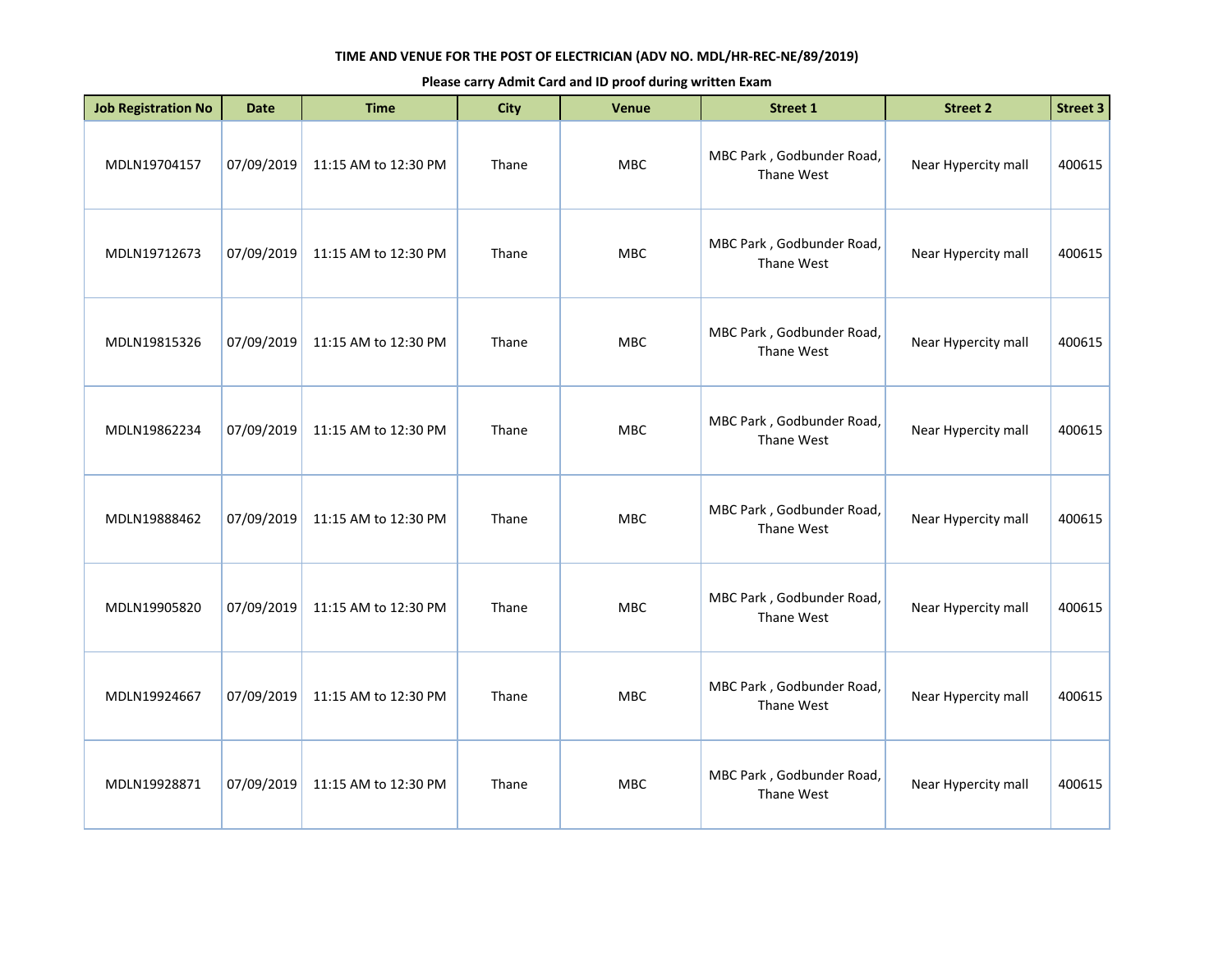**TIME AND VENUE FOR THE POST OF ELECTRICIAN (ADV NO. MDL/HR-REC-NE/89/2019)**

**Please carry Admit Card and ID proof during written Exam**

| Job Registration No | Date | Time | City | Venue | Street 1 | Street 2 | Street 3 |
|---|---|---|---|---|---|---|---|
| MDLN19704157 | 07/09/2019 | 11:15 AM to 12:30 PM | Thane | MBC | MBC Park , Godbunder Road, Thane West | Near Hypercity mall | 400615 |
| MDLN19712673 | 07/09/2019 | 11:15 AM to 12:30 PM | Thane | MBC | MBC Park , Godbunder Road, Thane West | Near Hypercity mall | 400615 |
| MDLN19815326 | 07/09/2019 | 11:15 AM to 12:30 PM | Thane | MBC | MBC Park , Godbunder Road, Thane West | Near Hypercity mall | 400615 |
| MDLN19862234 | 07/09/2019 | 11:15 AM to 12:30 PM | Thane | MBC | MBC Park , Godbunder Road, Thane West | Near Hypercity mall | 400615 |
| MDLN19888462 | 07/09/2019 | 11:15 AM to 12:30 PM | Thane | MBC | MBC Park , Godbunder Road, Thane West | Near Hypercity mall | 400615 |
| MDLN19905820 | 07/09/2019 | 11:15 AM to 12:30 PM | Thane | MBC | MBC Park , Godbunder Road, Thane West | Near Hypercity mall | 400615 |
| MDLN19924667 | 07/09/2019 | 11:15 AM to 12:30 PM | Thane | MBC | MBC Park , Godbunder Road, Thane West | Near Hypercity mall | 400615 |
| MDLN19928871 | 07/09/2019 | 11:15 AM to 12:30 PM | Thane | MBC | MBC Park , Godbunder Road, Thane West | Near Hypercity mall | 400615 |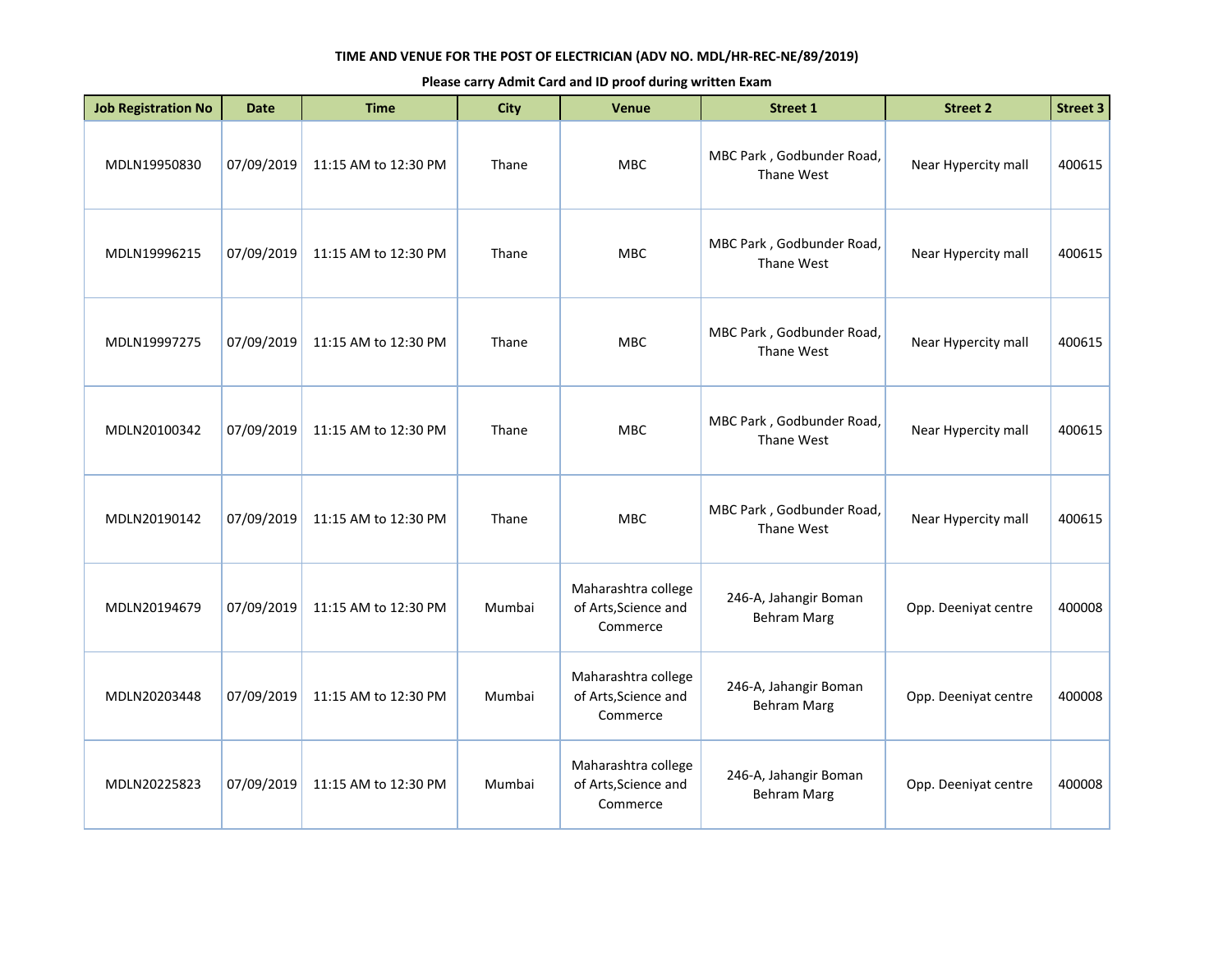**TIME AND VENUE FOR THE POST OF ELECTRICIAN (ADV NO. MDL/HR-REC-NE/89/2019)**

**Please carry Admit Card and ID proof during written Exam**

| Job Registration No | Date | Time | City | Venue | Street 1 | Street 2 | Street 3 |
|---|---|---|---|---|---|---|---|
| MDLN19950830 | 07/09/2019 | 11:15 AM to 12:30 PM | Thane | MBC | MBC Park , Godbunder Road, Thane West | Near Hypercity mall | 400615 |
| MDLN19996215 | 07/09/2019 | 11:15 AM to 12:30 PM | Thane | MBC | MBC Park , Godbunder Road, Thane West | Near Hypercity mall | 400615 |
| MDLN19997275 | 07/09/2019 | 11:15 AM to 12:30 PM | Thane | MBC | MBC Park , Godbunder Road, Thane West | Near Hypercity mall | 400615 |
| MDLN20100342 | 07/09/2019 | 11:15 AM to 12:30 PM | Thane | MBC | MBC Park , Godbunder Road, Thane West | Near Hypercity mall | 400615 |
| MDLN20190142 | 07/09/2019 | 11:15 AM to 12:30 PM | Thane | MBC | MBC Park , Godbunder Road, Thane West | Near Hypercity mall | 400615 |
| MDLN20194679 | 07/09/2019 | 11:15 AM to 12:30 PM | Mumbai | Maharashtra college of Arts,Science and Commerce | 246-A, Jahangir Boman Behram Marg | Opp. Deeniyat centre | 400008 |
| MDLN20203448 | 07/09/2019 | 11:15 AM to 12:30 PM | Mumbai | Maharashtra college of Arts,Science and Commerce | 246-A, Jahangir Boman Behram Marg | Opp. Deeniyat centre | 400008 |
| MDLN20225823 | 07/09/2019 | 11:15 AM to 12:30 PM | Mumbai | Maharashtra college of Arts,Science and Commerce | 246-A, Jahangir Boman Behram Marg | Opp. Deeniyat centre | 400008 |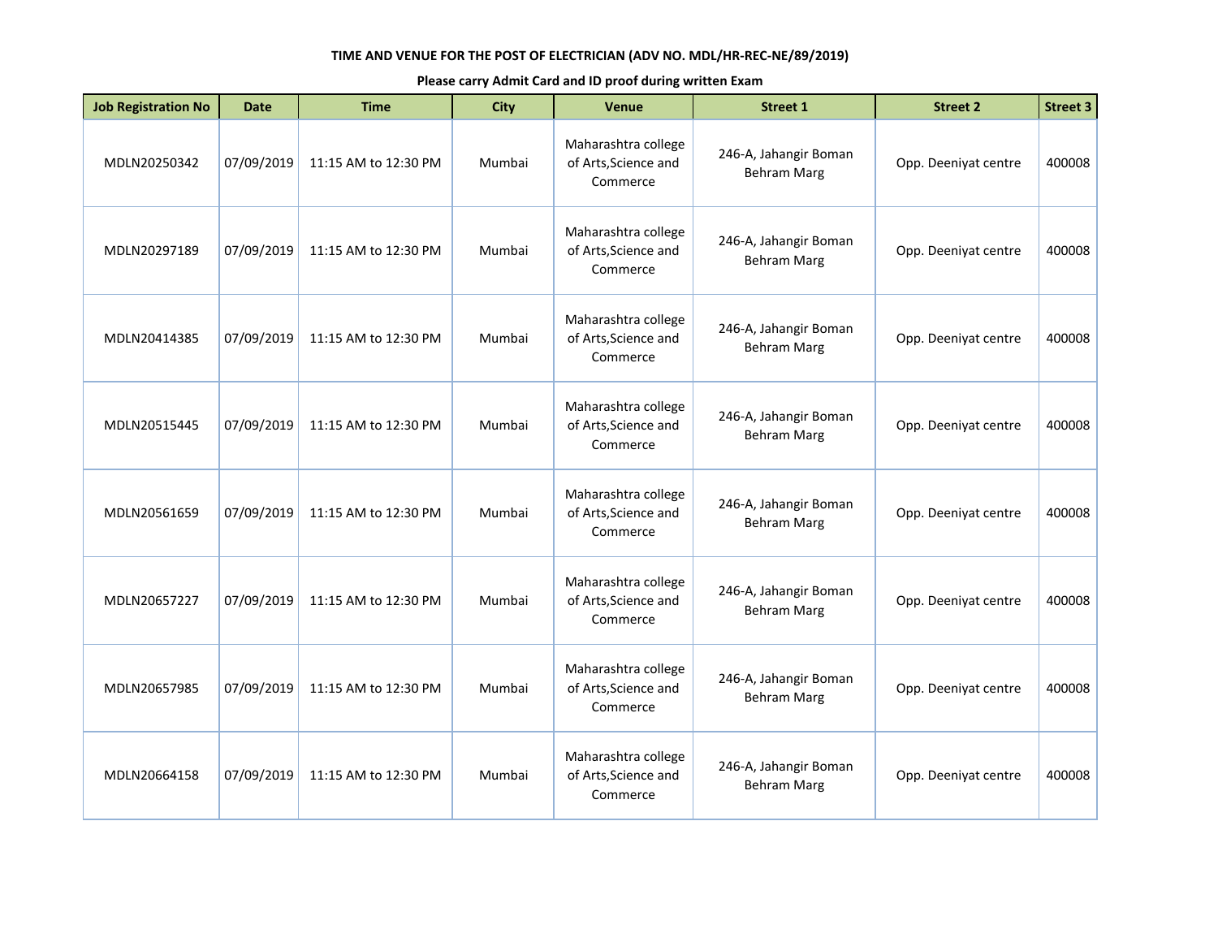**TIME AND VENUE FOR THE POST OF ELECTRICIAN (ADV NO. MDL/HR-REC-NE/89/2019)**

**Please carry Admit Card and ID proof during written Exam**

| Job Registration No | Date | Time | City | Venue | Street 1 | Street 2 | Street 3 |
|---|---|---|---|---|---|---|---|
| MDLN20250342 | 07/09/2019 | 11:15 AM to 12:30 PM | Mumbai | Maharashtra college of Arts,Science and Commerce | 246-A, Jahangir Boman Behram Marg | Opp. Deeniyat centre | 400008 |
| MDLN20297189 | 07/09/2019 | 11:15 AM to 12:30 PM | Mumbai | Maharashtra college of Arts,Science and Commerce | 246-A, Jahangir Boman Behram Marg | Opp. Deeniyat centre | 400008 |
| MDLN20414385 | 07/09/2019 | 11:15 AM to 12:30 PM | Mumbai | Maharashtra college of Arts,Science and Commerce | 246-A, Jahangir Boman Behram Marg | Opp. Deeniyat centre | 400008 |
| MDLN20515445 | 07/09/2019 | 11:15 AM to 12:30 PM | Mumbai | Maharashtra college of Arts,Science and Commerce | 246-A, Jahangir Boman Behram Marg | Opp. Deeniyat centre | 400008 |
| MDLN20561659 | 07/09/2019 | 11:15 AM to 12:30 PM | Mumbai | Maharashtra college of Arts,Science and Commerce | 246-A, Jahangir Boman Behram Marg | Opp. Deeniyat centre | 400008 |
| MDLN20657227 | 07/09/2019 | 11:15 AM to 12:30 PM | Mumbai | Maharashtra college of Arts,Science and Commerce | 246-A, Jahangir Boman Behram Marg | Opp. Deeniyat centre | 400008 |
| MDLN20657985 | 07/09/2019 | 11:15 AM to 12:30 PM | Mumbai | Maharashtra college of Arts,Science and Commerce | 246-A, Jahangir Boman Behram Marg | Opp. Deeniyat centre | 400008 |
| MDLN20664158 | 07/09/2019 | 11:15 AM to 12:30 PM | Mumbai | Maharashtra college of Arts,Science and Commerce | 246-A, Jahangir Boman Behram Marg | Opp. Deeniyat centre | 400008 |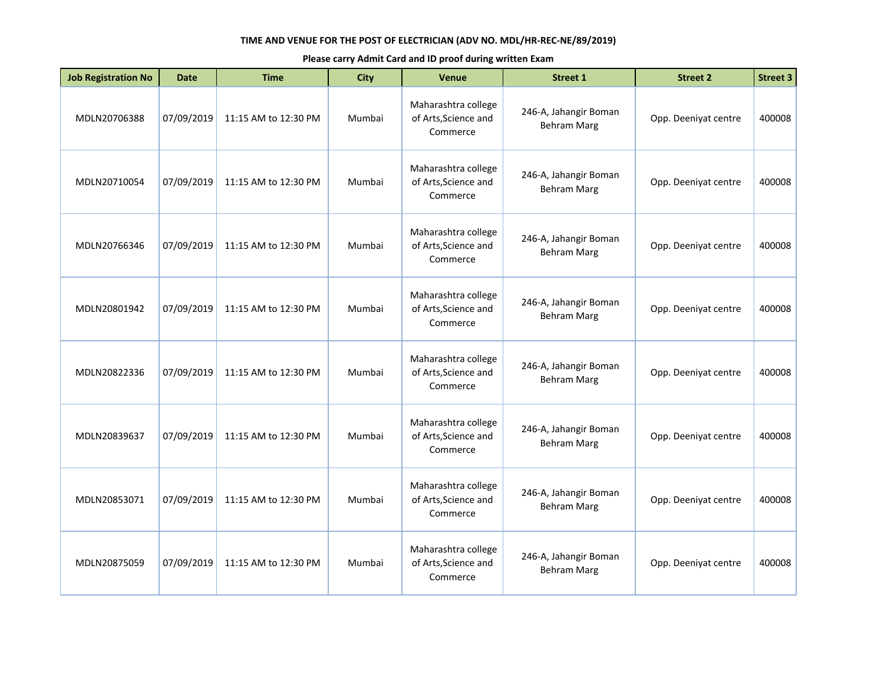**TIME AND VENUE FOR THE POST OF ELECTRICIAN (ADV NO. MDL/HR-REC-NE/89/2019)**

**Please carry Admit Card and ID proof during written Exam**

| Job Registration No | Date | Time | City | Venue | Street 1 | Street 2 | Street 3 |
|---|---|---|---|---|---|---|---|
| MDLN20706388 | 07/09/2019 | 11:15 AM to 12:30 PM | Mumbai | Maharashtra college of Arts,Science and Commerce | 246-A, Jahangir Boman Behram Marg | Opp. Deeniyat centre | 400008 |
| MDLN20710054 | 07/09/2019 | 11:15 AM to 12:30 PM | Mumbai | Maharashtra college of Arts,Science and Commerce | 246-A, Jahangir Boman Behram Marg | Opp. Deeniyat centre | 400008 |
| MDLN20766346 | 07/09/2019 | 11:15 AM to 12:30 PM | Mumbai | Maharashtra college of Arts,Science and Commerce | 246-A, Jahangir Boman Behram Marg | Opp. Deeniyat centre | 400008 |
| MDLN20801942 | 07/09/2019 | 11:15 AM to 12:30 PM | Mumbai | Maharashtra college of Arts,Science and Commerce | 246-A, Jahangir Boman Behram Marg | Opp. Deeniyat centre | 400008 |
| MDLN20822336 | 07/09/2019 | 11:15 AM to 12:30 PM | Mumbai | Maharashtra college of Arts,Science and Commerce | 246-A, Jahangir Boman Behram Marg | Opp. Deeniyat centre | 400008 |
| MDLN20839637 | 07/09/2019 | 11:15 AM to 12:30 PM | Mumbai | Maharashtra college of Arts,Science and Commerce | 246-A, Jahangir Boman Behram Marg | Opp. Deeniyat centre | 400008 |
| MDLN20853071 | 07/09/2019 | 11:15 AM to 12:30 PM | Mumbai | Maharashtra college of Arts,Science and Commerce | 246-A, Jahangir Boman Behram Marg | Opp. Deeniyat centre | 400008 |
| MDLN20875059 | 07/09/2019 | 11:15 AM to 12:30 PM | Mumbai | Maharashtra college of Arts,Science and Commerce | 246-A, Jahangir Boman Behram Marg | Opp. Deeniyat centre | 400008 |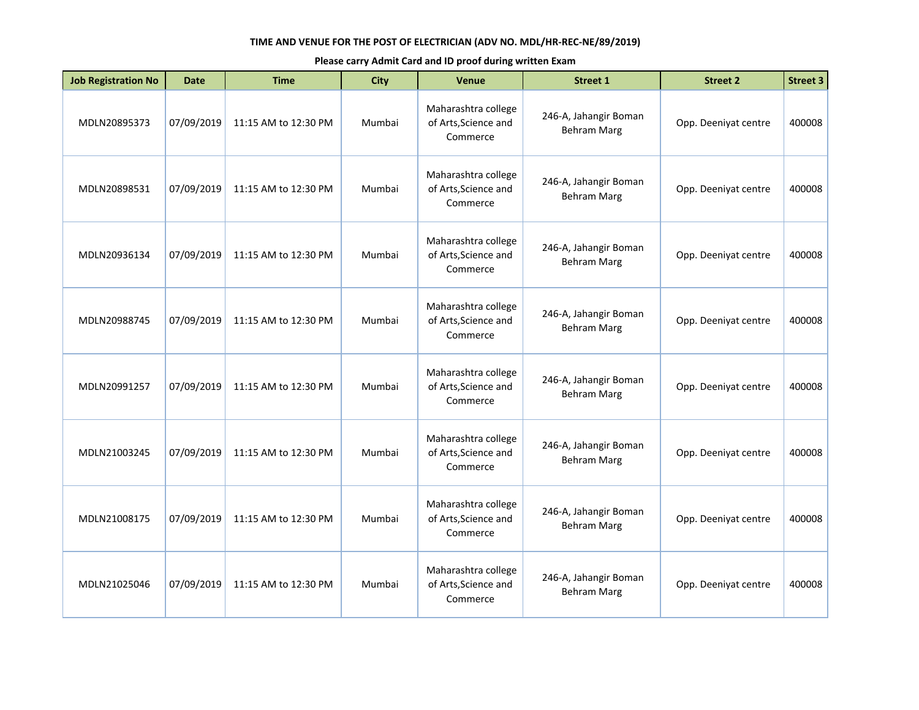**TIME AND VENUE FOR THE POST OF ELECTRICIAN (ADV NO. MDL/HR-REC-NE/89/2019)**

**Please carry Admit Card and ID proof during written Exam**

| Job Registration No | Date | Time | City | Venue | Street 1 | Street 2 | Street 3 |
|---|---|---|---|---|---|---|---|
| MDLN20895373 | 07/09/2019 | 11:15 AM to 12:30 PM | Mumbai | Maharashtra college of Arts,Science and Commerce | 246-A, Jahangir Boman Behram Marg | Opp. Deeniyat centre | 400008 |
| MDLN20898531 | 07/09/2019 | 11:15 AM to 12:30 PM | Mumbai | Maharashtra college of Arts,Science and Commerce | 246-A, Jahangir Boman Behram Marg | Opp. Deeniyat centre | 400008 |
| MDLN20936134 | 07/09/2019 | 11:15 AM to 12:30 PM | Mumbai | Maharashtra college of Arts,Science and Commerce | 246-A, Jahangir Boman Behram Marg | Opp. Deeniyat centre | 400008 |
| MDLN20988745 | 07/09/2019 | 11:15 AM to 12:30 PM | Mumbai | Maharashtra college of Arts,Science and Commerce | 246-A, Jahangir Boman Behram Marg | Opp. Deeniyat centre | 400008 |
| MDLN20991257 | 07/09/2019 | 11:15 AM to 12:30 PM | Mumbai | Maharashtra college of Arts,Science and Commerce | 246-A, Jahangir Boman Behram Marg | Opp. Deeniyat centre | 400008 |
| MDLN21003245 | 07/09/2019 | 11:15 AM to 12:30 PM | Mumbai | Maharashtra college of Arts,Science and Commerce | 246-A, Jahangir Boman Behram Marg | Opp. Deeniyat centre | 400008 |
| MDLN21008175 | 07/09/2019 | 11:15 AM to 12:30 PM | Mumbai | Maharashtra college of Arts,Science and Commerce | 246-A, Jahangir Boman Behram Marg | Opp. Deeniyat centre | 400008 |
| MDLN21025046 | 07/09/2019 | 11:15 AM to 12:30 PM | Mumbai | Maharashtra college of Arts,Science and Commerce | 246-A, Jahangir Boman Behram Marg | Opp. Deeniyat centre | 400008 |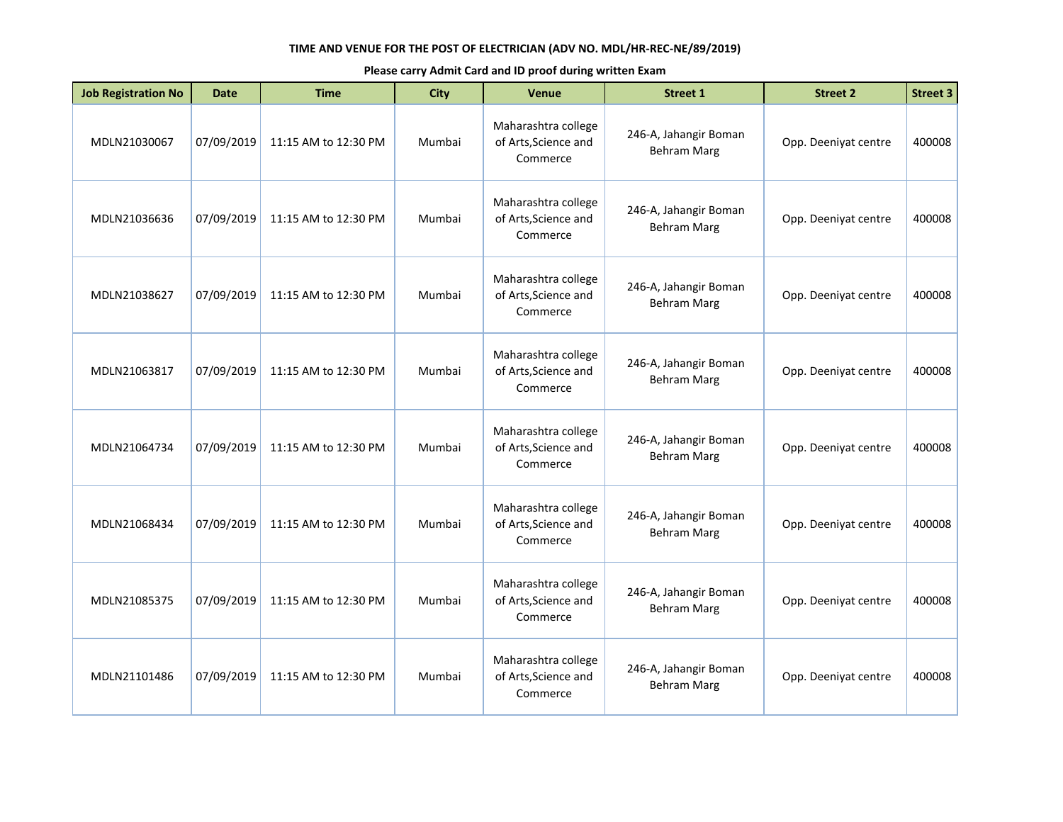**TIME AND VENUE FOR THE POST OF ELECTRICIAN (ADV NO. MDL/HR-REC-NE/89/2019)**

**Please carry Admit Card and ID proof during written Exam**

| Job Registration No | Date | Time | City | Venue | Street 1 | Street 2 | Street 3 |
|---|---|---|---|---|---|---|---|
| MDLN21030067 | 07/09/2019 | 11:15 AM to 12:30 PM | Mumbai | Maharashtra college of Arts,Science and Commerce | 246-A, Jahangir Boman Behram Marg | Opp. Deeniyat centre | 400008 |
| MDLN21036636 | 07/09/2019 | 11:15 AM to 12:30 PM | Mumbai | Maharashtra college of Arts,Science and Commerce | 246-A, Jahangir Boman Behram Marg | Opp. Deeniyat centre | 400008 |
| MDLN21038627 | 07/09/2019 | 11:15 AM to 12:30 PM | Mumbai | Maharashtra college of Arts,Science and Commerce | 246-A, Jahangir Boman Behram Marg | Opp. Deeniyat centre | 400008 |
| MDLN21063817 | 07/09/2019 | 11:15 AM to 12:30 PM | Mumbai | Maharashtra college of Arts,Science and Commerce | 246-A, Jahangir Boman Behram Marg | Opp. Deeniyat centre | 400008 |
| MDLN21064734 | 07/09/2019 | 11:15 AM to 12:30 PM | Mumbai | Maharashtra college of Arts,Science and Commerce | 246-A, Jahangir Boman Behram Marg | Opp. Deeniyat centre | 400008 |
| MDLN21068434 | 07/09/2019 | 11:15 AM to 12:30 PM | Mumbai | Maharashtra college of Arts,Science and Commerce | 246-A, Jahangir Boman Behram Marg | Opp. Deeniyat centre | 400008 |
| MDLN21085375 | 07/09/2019 | 11:15 AM to 12:30 PM | Mumbai | Maharashtra college of Arts,Science and Commerce | 246-A, Jahangir Boman Behram Marg | Opp. Deeniyat centre | 400008 |
| MDLN21101486 | 07/09/2019 | 11:15 AM to 12:30 PM | Mumbai | Maharashtra college of Arts,Science and Commerce | 246-A, Jahangir Boman Behram Marg | Opp. Deeniyat centre | 400008 |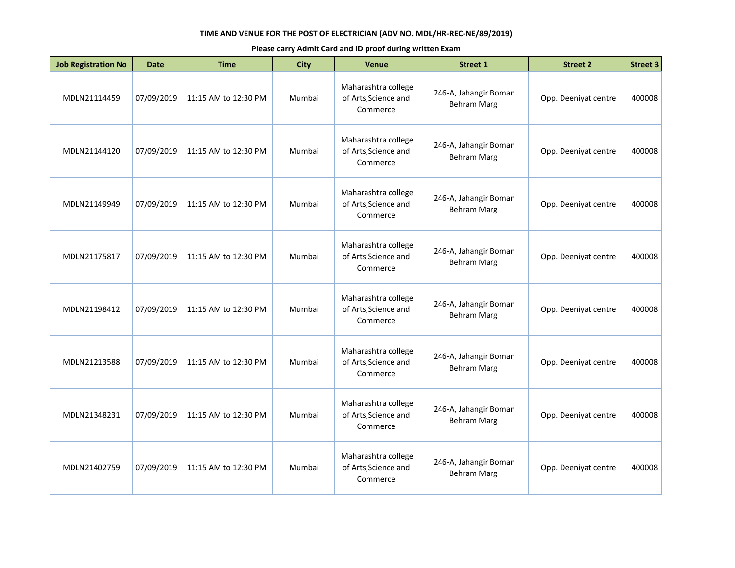**TIME AND VENUE FOR THE POST OF ELECTRICIAN (ADV NO. MDL/HR-REC-NE/89/2019)**

**Please carry Admit Card and ID proof during written Exam**

| Job Registration No | Date | Time | City | Venue | Street 1 | Street 2 | Street 3 |
|---|---|---|---|---|---|---|---|
| MDLN21114459 | 07/09/2019 | 11:15 AM to 12:30 PM | Mumbai | Maharashtra college of Arts,Science and Commerce | 246-A, Jahangir Boman Behram Marg | Opp. Deeniyat centre | 400008 |
| MDLN21144120 | 07/09/2019 | 11:15 AM to 12:30 PM | Mumbai | Maharashtra college of Arts,Science and Commerce | 246-A, Jahangir Boman Behram Marg | Opp. Deeniyat centre | 400008 |
| MDLN21149949 | 07/09/2019 | 11:15 AM to 12:30 PM | Mumbai | Maharashtra college of Arts,Science and Commerce | 246-A, Jahangir Boman Behram Marg | Opp. Deeniyat centre | 400008 |
| MDLN21175817 | 07/09/2019 | 11:15 AM to 12:30 PM | Mumbai | Maharashtra college of Arts,Science and Commerce | 246-A, Jahangir Boman Behram Marg | Opp. Deeniyat centre | 400008 |
| MDLN21198412 | 07/09/2019 | 11:15 AM to 12:30 PM | Mumbai | Maharashtra college of Arts,Science and Commerce | 246-A, Jahangir Boman Behram Marg | Opp. Deeniyat centre | 400008 |
| MDLN21213588 | 07/09/2019 | 11:15 AM to 12:30 PM | Mumbai | Maharashtra college of Arts,Science and Commerce | 246-A, Jahangir Boman Behram Marg | Opp. Deeniyat centre | 400008 |
| MDLN21348231 | 07/09/2019 | 11:15 AM to 12:30 PM | Mumbai | Maharashtra college of Arts,Science and Commerce | 246-A, Jahangir Boman Behram Marg | Opp. Deeniyat centre | 400008 |
| MDLN21402759 | 07/09/2019 | 11:15 AM to 12:30 PM | Mumbai | Maharashtra college of Arts,Science and Commerce | 246-A, Jahangir Boman Behram Marg | Opp. Deeniyat centre | 400008 |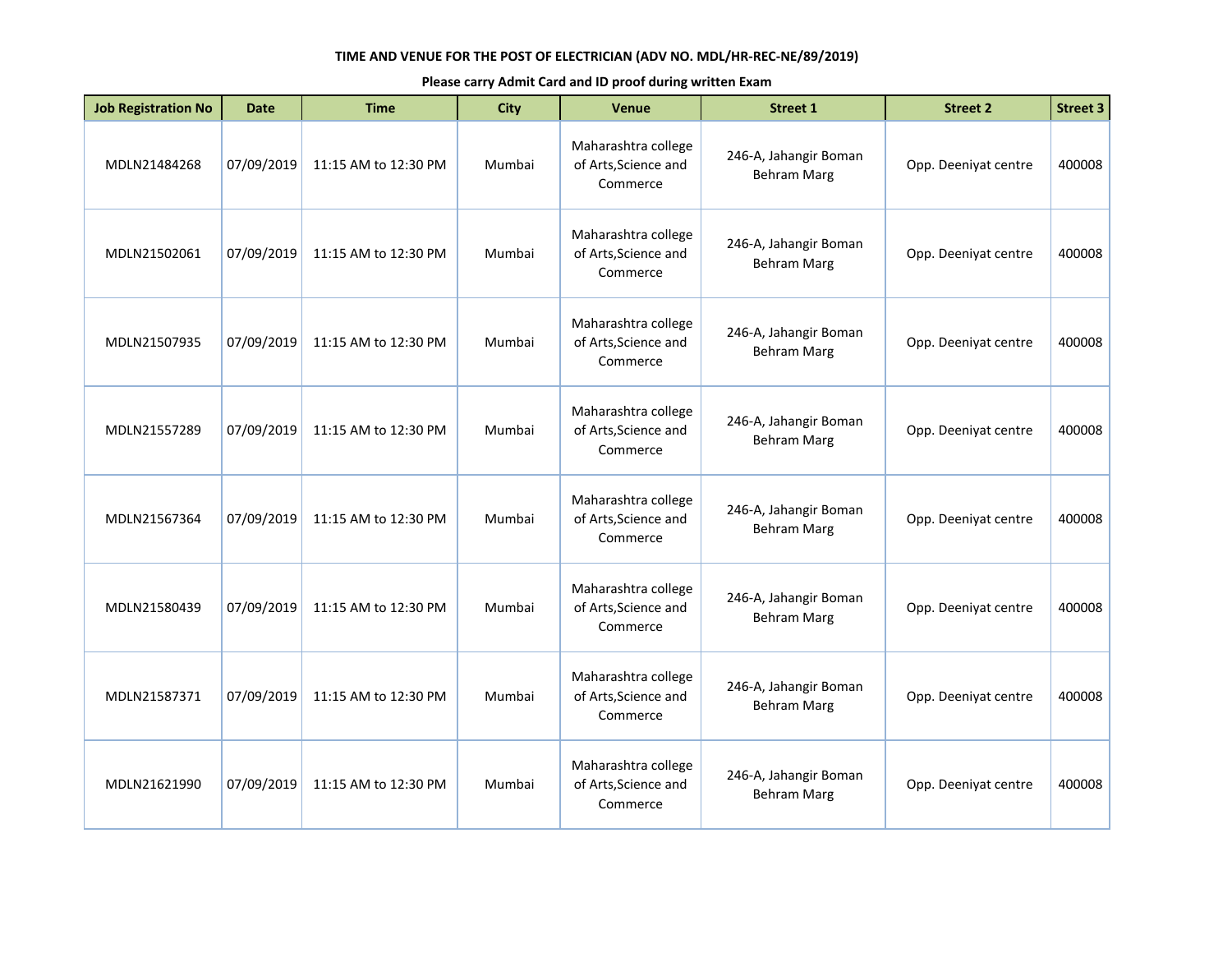**TIME AND VENUE FOR THE POST OF ELECTRICIAN (ADV NO. MDL/HR-REC-NE/89/2019)**

**Please carry Admit Card and ID proof during written Exam**

| Job Registration No | Date | Time | City | Venue | Street 1 | Street 2 | Street 3 |
|---|---|---|---|---|---|---|---|
| MDLN21484268 | 07/09/2019 | 11:15 AM to 12:30 PM | Mumbai | Maharashtra college of Arts,Science and Commerce | 246-A, Jahangir Boman Behram Marg | Opp. Deeniyat centre | 400008 |
| MDLN21502061 | 07/09/2019 | 11:15 AM to 12:30 PM | Mumbai | Maharashtra college of Arts,Science and Commerce | 246-A, Jahangir Boman Behram Marg | Opp. Deeniyat centre | 400008 |
| MDLN21507935 | 07/09/2019 | 11:15 AM to 12:30 PM | Mumbai | Maharashtra college of Arts,Science and Commerce | 246-A, Jahangir Boman Behram Marg | Opp. Deeniyat centre | 400008 |
| MDLN21557289 | 07/09/2019 | 11:15 AM to 12:30 PM | Mumbai | Maharashtra college of Arts,Science and Commerce | 246-A, Jahangir Boman Behram Marg | Opp. Deeniyat centre | 400008 |
| MDLN21567364 | 07/09/2019 | 11:15 AM to 12:30 PM | Mumbai | Maharashtra college of Arts,Science and Commerce | 246-A, Jahangir Boman Behram Marg | Opp. Deeniyat centre | 400008 |
| MDLN21580439 | 07/09/2019 | 11:15 AM to 12:30 PM | Mumbai | Maharashtra college of Arts,Science and Commerce | 246-A, Jahangir Boman Behram Marg | Opp. Deeniyat centre | 400008 |
| MDLN21587371 | 07/09/2019 | 11:15 AM to 12:30 PM | Mumbai | Maharashtra college of Arts,Science and Commerce | 246-A, Jahangir Boman Behram Marg | Opp. Deeniyat centre | 400008 |
| MDLN21621990 | 07/09/2019 | 11:15 AM to 12:30 PM | Mumbai | Maharashtra college of Arts,Science and Commerce | 246-A, Jahangir Boman Behram Marg | Opp. Deeniyat centre | 400008 |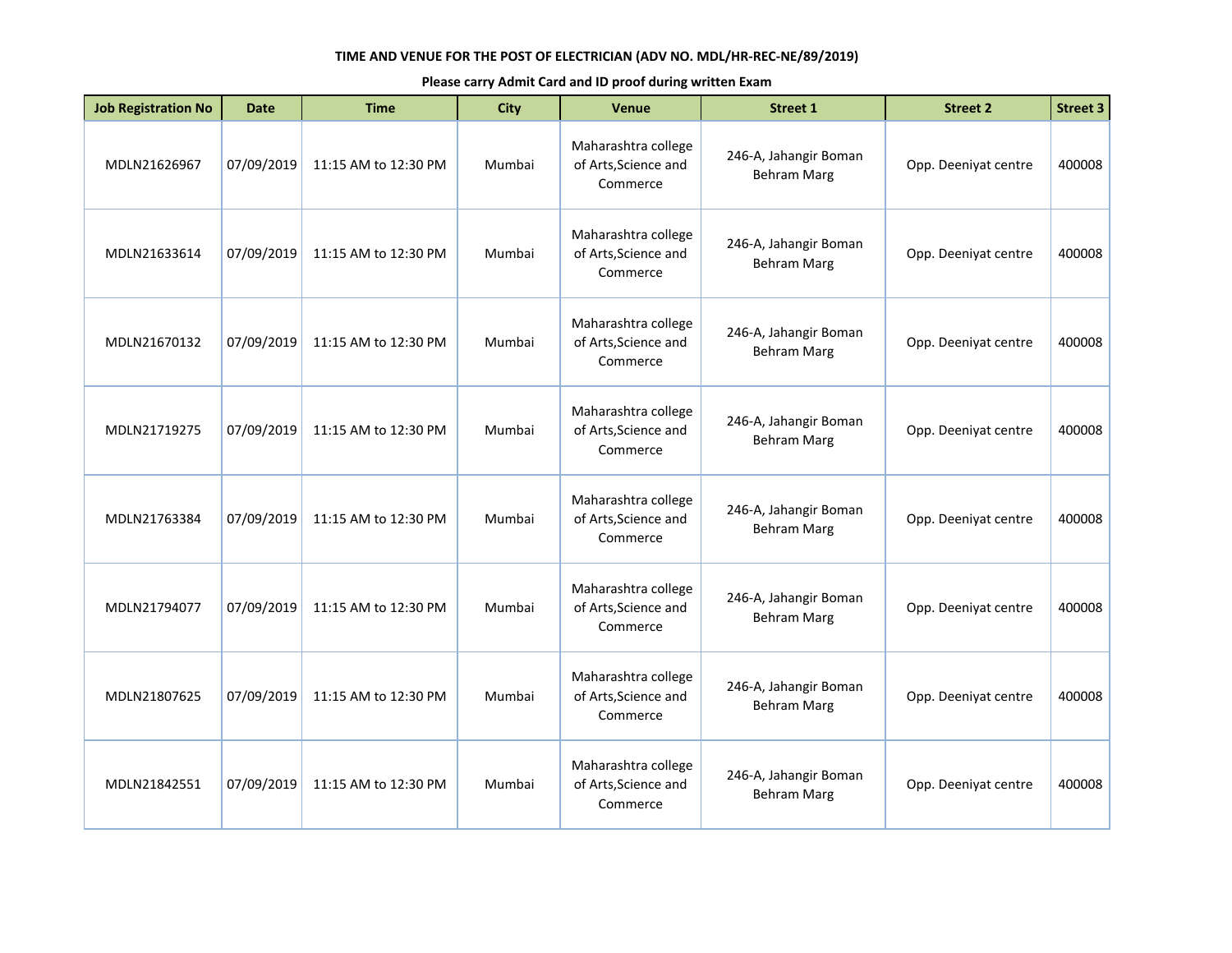**TIME AND VENUE FOR THE POST OF ELECTRICIAN (ADV NO. MDL/HR-REC-NE/89/2019)**

**Please carry Admit Card and ID proof during written Exam**

| Job Registration No | Date | Time | City | Venue | Street 1 | Street 2 | Street 3 |
|---|---|---|---|---|---|---|---|
| MDLN21626967 | 07/09/2019 | 11:15 AM to 12:30 PM | Mumbai | Maharashtra college of Arts,Science and Commerce | 246-A, Jahangir Boman Behram Marg | Opp. Deeniyat centre | 400008 |
| MDLN21633614 | 07/09/2019 | 11:15 AM to 12:30 PM | Mumbai | Maharashtra college of Arts,Science and Commerce | 246-A, Jahangir Boman Behram Marg | Opp. Deeniyat centre | 400008 |
| MDLN21670132 | 07/09/2019 | 11:15 AM to 12:30 PM | Mumbai | Maharashtra college of Arts,Science and Commerce | 246-A, Jahangir Boman Behram Marg | Opp. Deeniyat centre | 400008 |
| MDLN21719275 | 07/09/2019 | 11:15 AM to 12:30 PM | Mumbai | Maharashtra college of Arts,Science and Commerce | 246-A, Jahangir Boman Behram Marg | Opp. Deeniyat centre | 400008 |
| MDLN21763384 | 07/09/2019 | 11:15 AM to 12:30 PM | Mumbai | Maharashtra college of Arts,Science and Commerce | 246-A, Jahangir Boman Behram Marg | Opp. Deeniyat centre | 400008 |
| MDLN21794077 | 07/09/2019 | 11:15 AM to 12:30 PM | Mumbai | Maharashtra college of Arts,Science and Commerce | 246-A, Jahangir Boman Behram Marg | Opp. Deeniyat centre | 400008 |
| MDLN21807625 | 07/09/2019 | 11:15 AM to 12:30 PM | Mumbai | Maharashtra college of Arts,Science and Commerce | 246-A, Jahangir Boman Behram Marg | Opp. Deeniyat centre | 400008 |
| MDLN21842551 | 07/09/2019 | 11:15 AM to 12:30 PM | Mumbai | Maharashtra college of Arts,Science and Commerce | 246-A, Jahangir Boman Behram Marg | Opp. Deeniyat centre | 400008 |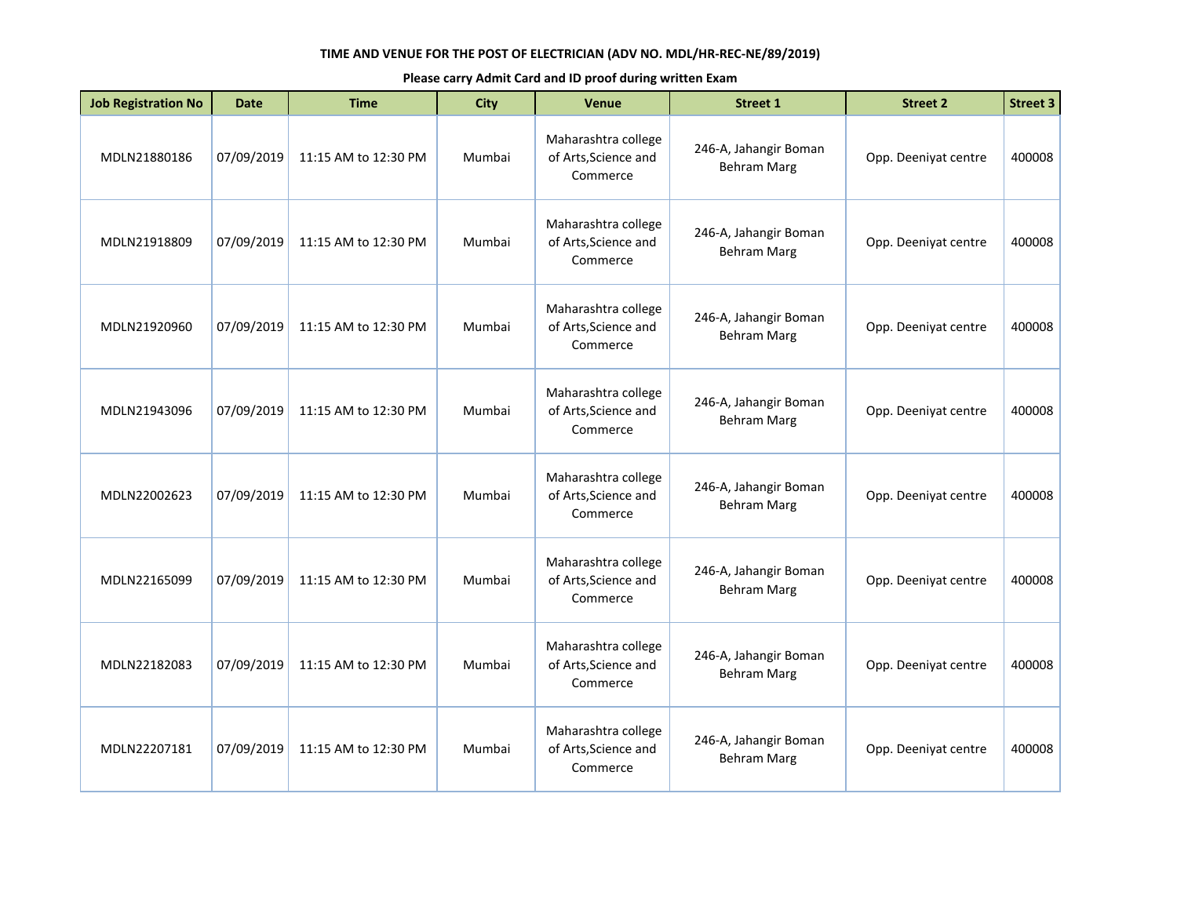**TIME AND VENUE FOR THE POST OF ELECTRICIAN (ADV NO. MDL/HR-REC-NE/89/2019)**

**Please carry Admit Card and ID proof during written Exam**

| Job Registration No | Date | Time | City | Venue | Street 1 | Street 2 | Street 3 |
|---|---|---|---|---|---|---|---|
| MDLN21880186 | 07/09/2019 | 11:15 AM to 12:30 PM | Mumbai | Maharashtra college of Arts,Science and Commerce | 246-A, Jahangir Boman Behram Marg | Opp. Deeniyat centre | 400008 |
| MDLN21918809 | 07/09/2019 | 11:15 AM to 12:30 PM | Mumbai | Maharashtra college of Arts,Science and Commerce | 246-A, Jahangir Boman Behram Marg | Opp. Deeniyat centre | 400008 |
| MDLN21920960 | 07/09/2019 | 11:15 AM to 12:30 PM | Mumbai | Maharashtra college of Arts,Science and Commerce | 246-A, Jahangir Boman Behram Marg | Opp. Deeniyat centre | 400008 |
| MDLN21943096 | 07/09/2019 | 11:15 AM to 12:30 PM | Mumbai | Maharashtra college of Arts,Science and Commerce | 246-A, Jahangir Boman Behram Marg | Opp. Deeniyat centre | 400008 |
| MDLN22002623 | 07/09/2019 | 11:15 AM to 12:30 PM | Mumbai | Maharashtra college of Arts,Science and Commerce | 246-A, Jahangir Boman Behram Marg | Opp. Deeniyat centre | 400008 |
| MDLN22165099 | 07/09/2019 | 11:15 AM to 12:30 PM | Mumbai | Maharashtra college of Arts,Science and Commerce | 246-A, Jahangir Boman Behram Marg | Opp. Deeniyat centre | 400008 |
| MDLN22182083 | 07/09/2019 | 11:15 AM to 12:30 PM | Mumbai | Maharashtra college of Arts,Science and Commerce | 246-A, Jahangir Boman Behram Marg | Opp. Deeniyat centre | 400008 |
| MDLN22207181 | 07/09/2019 | 11:15 AM to 12:30 PM | Mumbai | Maharashtra college of Arts,Science and Commerce | 246-A, Jahangir Boman Behram Marg | Opp. Deeniyat centre | 400008 |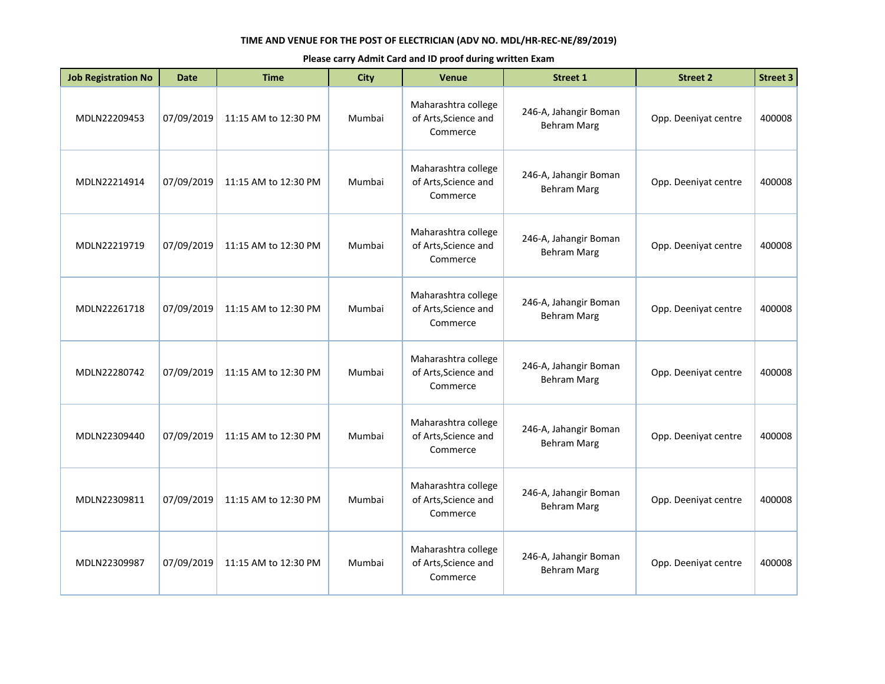**TIME AND VENUE FOR THE POST OF ELECTRICIAN (ADV NO. MDL/HR-REC-NE/89/2019)**

**Please carry Admit Card and ID proof during written Exam**

| Job Registration No | Date | Time | City | Venue | Street 1 | Street 2 | Street 3 |
|---|---|---|---|---|---|---|---|
| MDLN22209453 | 07/09/2019 | 11:15 AM to 12:30 PM | Mumbai | Maharashtra college of Arts,Science and Commerce | 246-A, Jahangir Boman Behram Marg | Opp. Deeniyat centre | 400008 |
| MDLN22214914 | 07/09/2019 | 11:15 AM to 12:30 PM | Mumbai | Maharashtra college of Arts,Science and Commerce | 246-A, Jahangir Boman Behram Marg | Opp. Deeniyat centre | 400008 |
| MDLN22219719 | 07/09/2019 | 11:15 AM to 12:30 PM | Mumbai | Maharashtra college of Arts,Science and Commerce | 246-A, Jahangir Boman Behram Marg | Opp. Deeniyat centre | 400008 |
| MDLN22261718 | 07/09/2019 | 11:15 AM to 12:30 PM | Mumbai | Maharashtra college of Arts,Science and Commerce | 246-A, Jahangir Boman Behram Marg | Opp. Deeniyat centre | 400008 |
| MDLN22280742 | 07/09/2019 | 11:15 AM to 12:30 PM | Mumbai | Maharashtra college of Arts,Science and Commerce | 246-A, Jahangir Boman Behram Marg | Opp. Deeniyat centre | 400008 |
| MDLN22309440 | 07/09/2019 | 11:15 AM to 12:30 PM | Mumbai | Maharashtra college of Arts,Science and Commerce | 246-A, Jahangir Boman Behram Marg | Opp. Deeniyat centre | 400008 |
| MDLN22309811 | 07/09/2019 | 11:15 AM to 12:30 PM | Mumbai | Maharashtra college of Arts,Science and Commerce | 246-A, Jahangir Boman Behram Marg | Opp. Deeniyat centre | 400008 |
| MDLN22309987 | 07/09/2019 | 11:15 AM to 12:30 PM | Mumbai | Maharashtra college of Arts,Science and Commerce | 246-A, Jahangir Boman Behram Marg | Opp. Deeniyat centre | 400008 |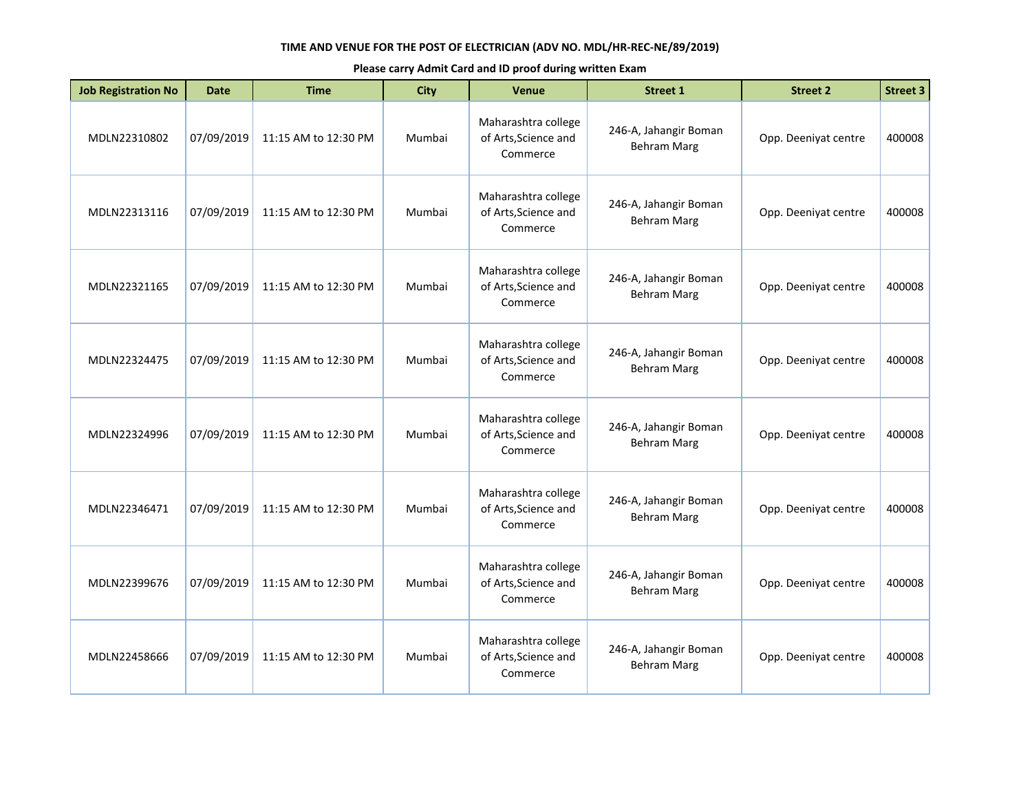**TIME AND VENUE FOR THE POST OF ELECTRICIAN (ADV NO. MDL/HR-REC-NE/89/2019)**

**Please carry Admit Card and ID proof during written Exam**

| Job Registration No | Date | Time | City | Venue | Street 1 | Street 2 | Street 3 |
|---|---|---|---|---|---|---|---|
| MDLN22310802 | 07/09/2019 | 11:15 AM to 12:30 PM | Mumbai | Maharashtra college of Arts,Science and Commerce | 246-A, Jahangir Boman Behram Marg | Opp. Deeniyat centre | 400008 |
| MDLN22313116 | 07/09/2019 | 11:15 AM to 12:30 PM | Mumbai | Maharashtra college of Arts,Science and Commerce | 246-A, Jahangir Boman Behram Marg | Opp. Deeniyat centre | 400008 |
| MDLN22321165 | 07/09/2019 | 11:15 AM to 12:30 PM | Mumbai | Maharashtra college of Arts,Science and Commerce | 246-A, Jahangir Boman Behram Marg | Opp. Deeniyat centre | 400008 |
| MDLN22324475 | 07/09/2019 | 11:15 AM to 12:30 PM | Mumbai | Maharashtra college of Arts,Science and Commerce | 246-A, Jahangir Boman Behram Marg | Opp. Deeniyat centre | 400008 |
| MDLN22324996 | 07/09/2019 | 11:15 AM to 12:30 PM | Mumbai | Maharashtra college of Arts,Science and Commerce | 246-A, Jahangir Boman Behram Marg | Opp. Deeniyat centre | 400008 |
| MDLN22346471 | 07/09/2019 | 11:15 AM to 12:30 PM | Mumbai | Maharashtra college of Arts,Science and Commerce | 246-A, Jahangir Boman Behram Marg | Opp. Deeniyat centre | 400008 |
| MDLN22399676 | 07/09/2019 | 11:15 AM to 12:30 PM | Mumbai | Maharashtra college of Arts,Science and Commerce | 246-A, Jahangir Boman Behram Marg | Opp. Deeniyat centre | 400008 |
| MDLN22458666 | 07/09/2019 | 11:15 AM to 12:30 PM | Mumbai | Maharashtra college of Arts,Science and Commerce | 246-A, Jahangir Boman Behram Marg | Opp. Deeniyat centre | 400008 |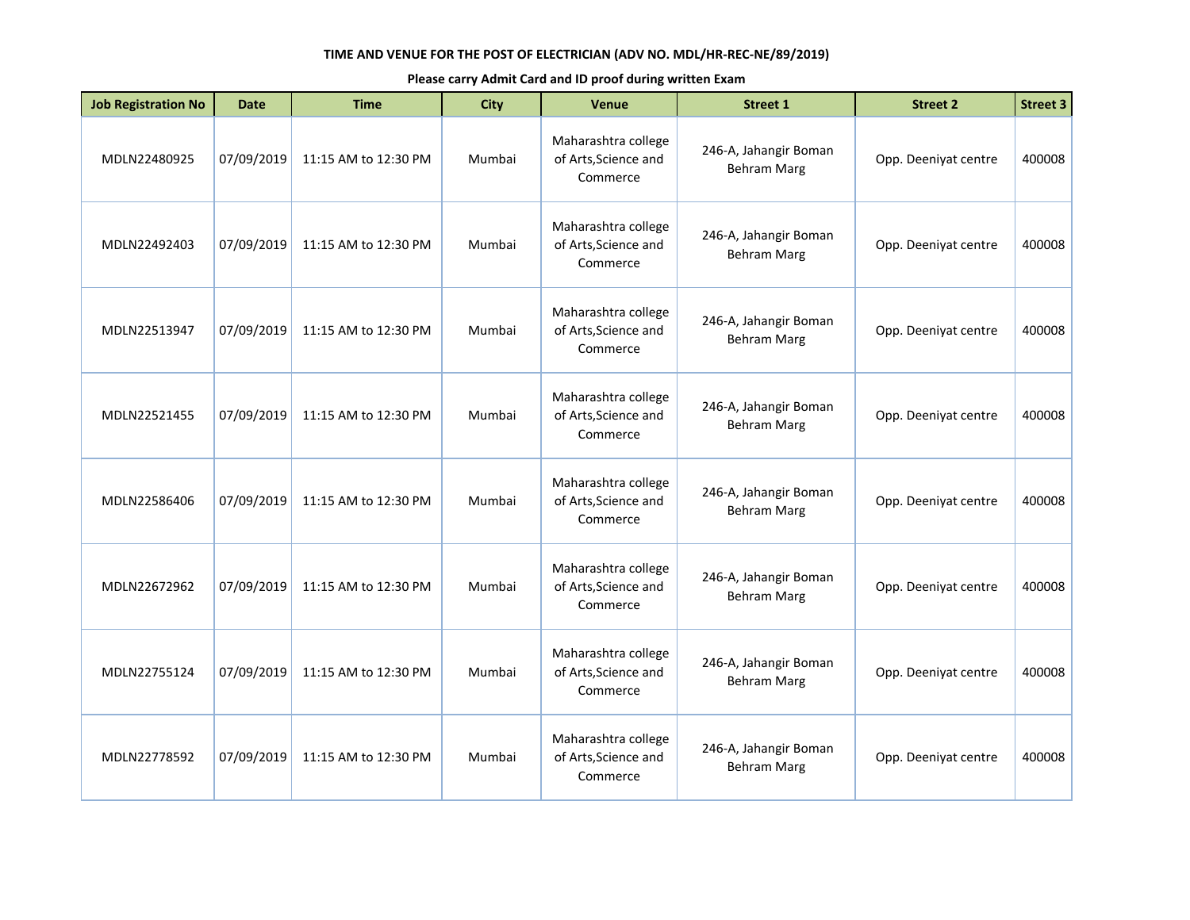**TIME AND VENUE FOR THE POST OF ELECTRICIAN (ADV NO. MDL/HR-REC-NE/89/2019)**

**Please carry Admit Card and ID proof during written Exam**

| Job Registration No | Date | Time | City | Venue | Street 1 | Street 2 | Street 3 |
|---|---|---|---|---|---|---|---|
| MDLN22480925 | 07/09/2019 | 11:15 AM to 12:30 PM | Mumbai | Maharashtra college of Arts,Science and Commerce | 246-A, Jahangir Boman Behram Marg | Opp. Deeniyat centre | 400008 |
| MDLN22492403 | 07/09/2019 | 11:15 AM to 12:30 PM | Mumbai | Maharashtra college of Arts,Science and Commerce | 246-A, Jahangir Boman Behram Marg | Opp. Deeniyat centre | 400008 |
| MDLN22513947 | 07/09/2019 | 11:15 AM to 12:30 PM | Mumbai | Maharashtra college of Arts,Science and Commerce | 246-A, Jahangir Boman Behram Marg | Opp. Deeniyat centre | 400008 |
| MDLN22521455 | 07/09/2019 | 11:15 AM to 12:30 PM | Mumbai | Maharashtra college of Arts,Science and Commerce | 246-A, Jahangir Boman Behram Marg | Opp. Deeniyat centre | 400008 |
| MDLN22586406 | 07/09/2019 | 11:15 AM to 12:30 PM | Mumbai | Maharashtra college of Arts,Science and Commerce | 246-A, Jahangir Boman Behram Marg | Opp. Deeniyat centre | 400008 |
| MDLN22672962 | 07/09/2019 | 11:15 AM to 12:30 PM | Mumbai | Maharashtra college of Arts,Science and Commerce | 246-A, Jahangir Boman Behram Marg | Opp. Deeniyat centre | 400008 |
| MDLN22755124 | 07/09/2019 | 11:15 AM to 12:30 PM | Mumbai | Maharashtra college of Arts,Science and Commerce | 246-A, Jahangir Boman Behram Marg | Opp. Deeniyat centre | 400008 |
| MDLN22778592 | 07/09/2019 | 11:15 AM to 12:30 PM | Mumbai | Maharashtra college of Arts,Science and Commerce | 246-A, Jahangir Boman Behram Marg | Opp. Deeniyat centre | 400008 |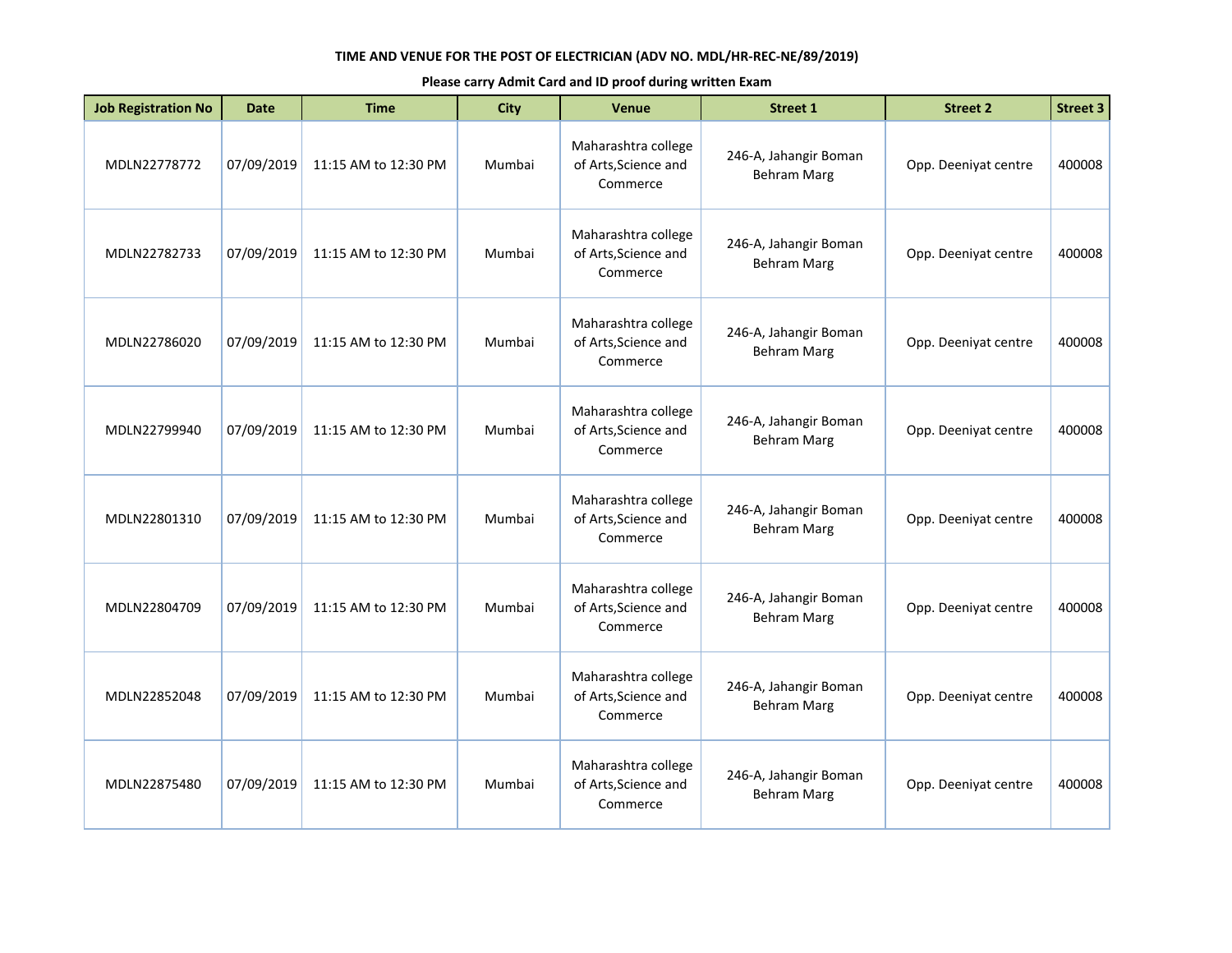TIME AND VENUE FOR THE POST OF ELECTRICIAN (ADV NO. MDL/HR-REC-NE/89/2019)

**Please carry Admit Card and ID proof during written Exam**

| Job Registration No | Date | Time | City | Venue | Street 1 | Street 2 | Street 3 |
|---|---|---|---|---|---|---|---|
| MDLN22778772 | 07/09/2019 | 11:15 AM to 12:30 PM | Mumbai | Maharashtra college of Arts,Science and Commerce | 246-A, Jahangir Boman Behram Marg | Opp. Deeniyat centre | 400008 |
| MDLN22782733 | 07/09/2019 | 11:15 AM to 12:30 PM | Mumbai | Maharashtra college of Arts,Science and Commerce | 246-A, Jahangir Boman Behram Marg | Opp. Deeniyat centre | 400008 |
| MDLN22786020 | 07/09/2019 | 11:15 AM to 12:30 PM | Mumbai | Maharashtra college of Arts,Science and Commerce | 246-A, Jahangir Boman Behram Marg | Opp. Deeniyat centre | 400008 |
| MDLN22799940 | 07/09/2019 | 11:15 AM to 12:30 PM | Mumbai | Maharashtra college of Arts,Science and Commerce | 246-A, Jahangir Boman Behram Marg | Opp. Deeniyat centre | 400008 |
| MDLN22801310 | 07/09/2019 | 11:15 AM to 12:30 PM | Mumbai | Maharashtra college of Arts,Science and Commerce | 246-A, Jahangir Boman Behram Marg | Opp. Deeniyat centre | 400008 |
| MDLN22804709 | 07/09/2019 | 11:15 AM to 12:30 PM | Mumbai | Maharashtra college of Arts,Science and Commerce | 246-A, Jahangir Boman Behram Marg | Opp. Deeniyat centre | 400008 |
| MDLN22852048 | 07/09/2019 | 11:15 AM to 12:30 PM | Mumbai | Maharashtra college of Arts,Science and Commerce | 246-A, Jahangir Boman Behram Marg | Opp. Deeniyat centre | 400008 |
| MDLN22875480 | 07/09/2019 | 11:15 AM to 12:30 PM | Mumbai | Maharashtra college of Arts,Science and Commerce | 246-A, Jahangir Boman Behram Marg | Opp. Deeniyat centre | 400008 |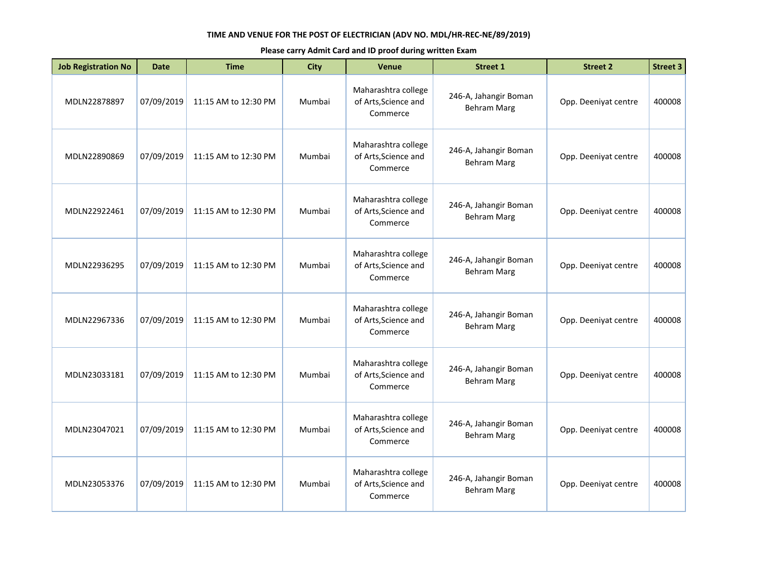**TIME AND VENUE FOR THE POST OF ELECTRICIAN (ADV NO. MDL/HR-REC-NE/89/2019)**

**Please carry Admit Card and ID proof during written Exam**

| Job Registration No | Date | Time | City | Venue | Street 1 | Street 2 | Street 3 |
|---|---|---|---|---|---|---|---|
| MDLN22878897 | 07/09/2019 | 11:15 AM to 12:30 PM | Mumbai | Maharashtra college of Arts,Science and Commerce | 246-A, Jahangir Boman Behram Marg | Opp. Deeniyat centre | 400008 |
| MDLN22890869 | 07/09/2019 | 11:15 AM to 12:30 PM | Mumbai | Maharashtra college of Arts,Science and Commerce | 246-A, Jahangir Boman Behram Marg | Opp. Deeniyat centre | 400008 |
| MDLN22922461 | 07/09/2019 | 11:15 AM to 12:30 PM | Mumbai | Maharashtra college of Arts,Science and Commerce | 246-A, Jahangir Boman Behram Marg | Opp. Deeniyat centre | 400008 |
| MDLN22936295 | 07/09/2019 | 11:15 AM to 12:30 PM | Mumbai | Maharashtra college of Arts,Science and Commerce | 246-A, Jahangir Boman Behram Marg | Opp. Deeniyat centre | 400008 |
| MDLN22967336 | 07/09/2019 | 11:15 AM to 12:30 PM | Mumbai | Maharashtra college of Arts,Science and Commerce | 246-A, Jahangir Boman Behram Marg | Opp. Deeniyat centre | 400008 |
| MDLN23033181 | 07/09/2019 | 11:15 AM to 12:30 PM | Mumbai | Maharashtra college of Arts,Science and Commerce | 246-A, Jahangir Boman Behram Marg | Opp. Deeniyat centre | 400008 |
| MDLN23047021 | 07/09/2019 | 11:15 AM to 12:30 PM | Mumbai | Maharashtra college of Arts,Science and Commerce | 246-A, Jahangir Boman Behram Marg | Opp. Deeniyat centre | 400008 |
| MDLN23053376 | 07/09/2019 | 11:15 AM to 12:30 PM | Mumbai | Maharashtra college of Arts,Science and Commerce | 246-A, Jahangir Boman Behram Marg | Opp. Deeniyat centre | 400008 |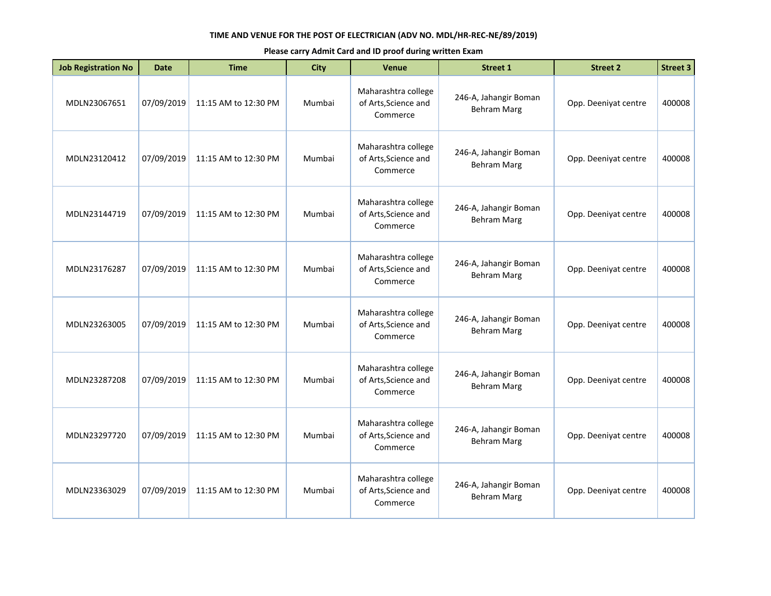**TIME AND VENUE FOR THE POST OF ELECTRICIAN (ADV NO. MDL/HR-REC-NE/89/2019)**

**Please carry Admit Card and ID proof during written Exam**

| Job Registration No | Date | Time | City | Venue | Street 1 | Street 2 | Street 3 |
|---|---|---|---|---|---|---|---|
| MDLN23067651 | 07/09/2019 | 11:15 AM to 12:30 PM | Mumbai | Maharashtra college of Arts,Science and Commerce | 246-A, Jahangir Boman Behram Marg | Opp. Deeniyat centre | 400008 |
| MDLN23120412 | 07/09/2019 | 11:15 AM to 12:30 PM | Mumbai | Maharashtra college of Arts,Science and Commerce | 246-A, Jahangir Boman Behram Marg | Opp. Deeniyat centre | 400008 |
| MDLN23144719 | 07/09/2019 | 11:15 AM to 12:30 PM | Mumbai | Maharashtra college of Arts,Science and Commerce | 246-A, Jahangir Boman Behram Marg | Opp. Deeniyat centre | 400008 |
| MDLN23176287 | 07/09/2019 | 11:15 AM to 12:30 PM | Mumbai | Maharashtra college of Arts,Science and Commerce | 246-A, Jahangir Boman Behram Marg | Opp. Deeniyat centre | 400008 |
| MDLN23263005 | 07/09/2019 | 11:15 AM to 12:30 PM | Mumbai | Maharashtra college of Arts,Science and Commerce | 246-A, Jahangir Boman Behram Marg | Opp. Deeniyat centre | 400008 |
| MDLN23287208 | 07/09/2019 | 11:15 AM to 12:30 PM | Mumbai | Maharashtra college of Arts,Science and Commerce | 246-A, Jahangir Boman Behram Marg | Opp. Deeniyat centre | 400008 |
| MDLN23297720 | 07/09/2019 | 11:15 AM to 12:30 PM | Mumbai | Maharashtra college of Arts,Science and Commerce | 246-A, Jahangir Boman Behram Marg | Opp. Deeniyat centre | 400008 |
| MDLN23363029 | 07/09/2019 | 11:15 AM to 12:30 PM | Mumbai | Maharashtra college of Arts,Science and Commerce | 246-A, Jahangir Boman Behram Marg | Opp. Deeniyat centre | 400008 |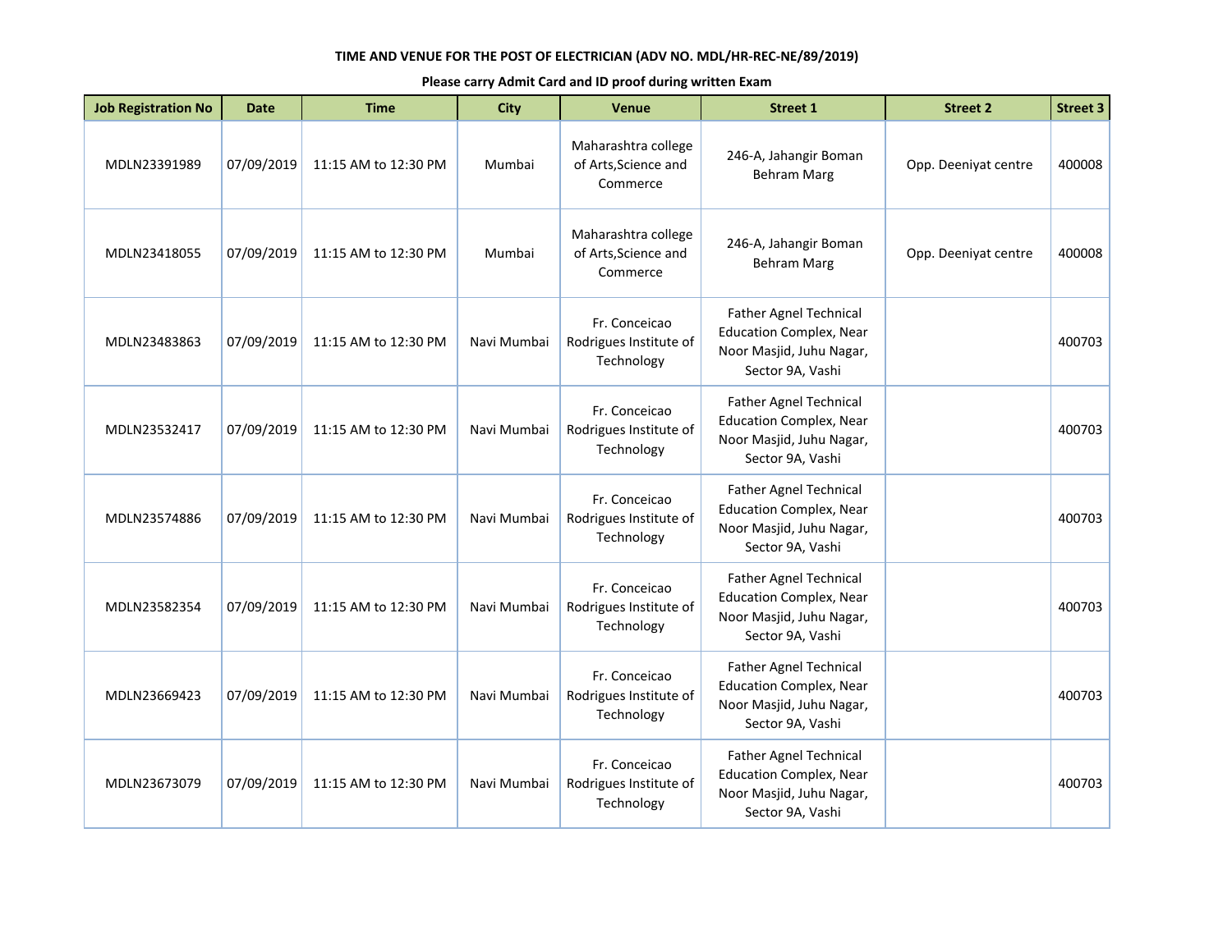**TIME AND VENUE FOR THE POST OF ELECTRICIAN (ADV NO. MDL/HR-REC-NE/89/2019)**

**Please carry Admit Card and ID proof during written Exam**

| Job Registration No | Date | Time | City | Venue | Street 1 | Street 2 | Street 3 |
|---|---|---|---|---|---|---|---|
| MDLN23391989 | 07/09/2019 | 11:15 AM to 12:30 PM | Mumbai | Maharashtra college of Arts,Science and Commerce | 246-A, Jahangir Boman Behram Marg | Opp. Deeniyat centre | 400008 |
| MDLN23418055 | 07/09/2019 | 11:15 AM to 12:30 PM | Mumbai | Maharashtra college of Arts,Science and Commerce | 246-A, Jahangir Boman Behram Marg | Opp. Deeniyat centre | 400008 |
| MDLN23483863 | 07/09/2019 | 11:15 AM to 12:30 PM | Navi Mumbai | Fr. Conceicao Rodrigues Institute of Technology | Father Agnel Technical Education Complex, Near Noor Masjid, Juhu Nagar, Sector 9A, Vashi | | 400703 |
| MDLN23532417 | 07/09/2019 | 11:15 AM to 12:30 PM | Navi Mumbai | Fr. Conceicao Rodrigues Institute of Technology | Father Agnel Technical Education Complex, Near Noor Masjid, Juhu Nagar, Sector 9A, Vashi | | 400703 |
| MDLN23574886 | 07/09/2019 | 11:15 AM to 12:30 PM | Navi Mumbai | Fr. Conceicao Rodrigues Institute of Technology | Father Agnel Technical Education Complex, Near Noor Masjid, Juhu Nagar, Sector 9A, Vashi | | 400703 |
| MDLN23582354 | 07/09/2019 | 11:15 AM to 12:30 PM | Navi Mumbai | Fr. Conceicao Rodrigues Institute of Technology | Father Agnel Technical Education Complex, Near Noor Masjid, Juhu Nagar, Sector 9A, Vashi | | 400703 |
| MDLN23669423 | 07/09/2019 | 11:15 AM to 12:30 PM | Navi Mumbai | Fr. Conceicao Rodrigues Institute of Technology | Father Agnel Technical Education Complex, Near Noor Masjid, Juhu Nagar, Sector 9A, Vashi | | 400703 |
| MDLN23673079 | 07/09/2019 | 11:15 AM to 12:30 PM | Navi Mumbai | Fr. Conceicao Rodrigues Institute of Technology | Father Agnel Technical Education Complex, Near Noor Masjid, Juhu Nagar, Sector 9A, Vashi | | 400703 |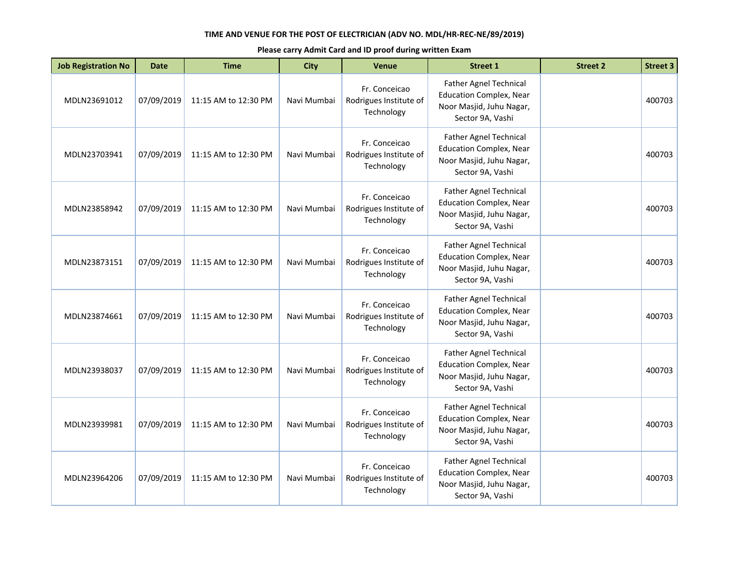**TIME AND VENUE FOR THE POST OF ELECTRICIAN (ADV NO. MDL/HR-REC-NE/89/2019)**

**Please carry Admit Card and ID proof during written Exam**

| Job Registration No | Date | Time | City | Venue | Street 1 | Street 2 | Street 3 |
|---|---|---|---|---|---|---|---|
| MDLN23691012 | 07/09/2019 | 11:15 AM to 12:30 PM | Navi Mumbai | Fr. Conceicao Rodrigues Institute of Technology | Father Agnel Technical Education Complex, Near Noor Masjid, Juhu Nagar, Sector 9A, Vashi | | 400703 |
| MDLN23703941 | 07/09/2019 | 11:15 AM to 12:30 PM | Navi Mumbai | Fr. Conceicao Rodrigues Institute of Technology | Father Agnel Technical Education Complex, Near Noor Masjid, Juhu Nagar, Sector 9A, Vashi | | 400703 |
| MDLN23858942 | 07/09/2019 | 11:15 AM to 12:30 PM | Navi Mumbai | Fr. Conceicao Rodrigues Institute of Technology | Father Agnel Technical Education Complex, Near Noor Masjid, Juhu Nagar, Sector 9A, Vashi | | 400703 |
| MDLN23873151 | 07/09/2019 | 11:15 AM to 12:30 PM | Navi Mumbai | Fr. Conceicao Rodrigues Institute of Technology | Father Agnel Technical Education Complex, Near Noor Masjid, Juhu Nagar, Sector 9A, Vashi | | 400703 |
| MDLN23874661 | 07/09/2019 | 11:15 AM to 12:30 PM | Navi Mumbai | Fr. Conceicao Rodrigues Institute of Technology | Father Agnel Technical Education Complex, Near Noor Masjid, Juhu Nagar, Sector 9A, Vashi | | 400703 |
| MDLN23938037 | 07/09/2019 | 11:15 AM to 12:30 PM | Navi Mumbai | Fr. Conceicao Rodrigues Institute of Technology | Father Agnel Technical Education Complex, Near Noor Masjid, Juhu Nagar, Sector 9A, Vashi | | 400703 |
| MDLN23939981 | 07/09/2019 | 11:15 AM to 12:30 PM | Navi Mumbai | Fr. Conceicao Rodrigues Institute of Technology | Father Agnel Technical Education Complex, Near Noor Masjid, Juhu Nagar, Sector 9A, Vashi | | 400703 |
| MDLN23964206 | 07/09/2019 | 11:15 AM to 12:30 PM | Navi Mumbai | Fr. Conceicao Rodrigues Institute of Technology | Father Agnel Technical Education Complex, Near Noor Masjid, Juhu Nagar, Sector 9A, Vashi | | 400703 |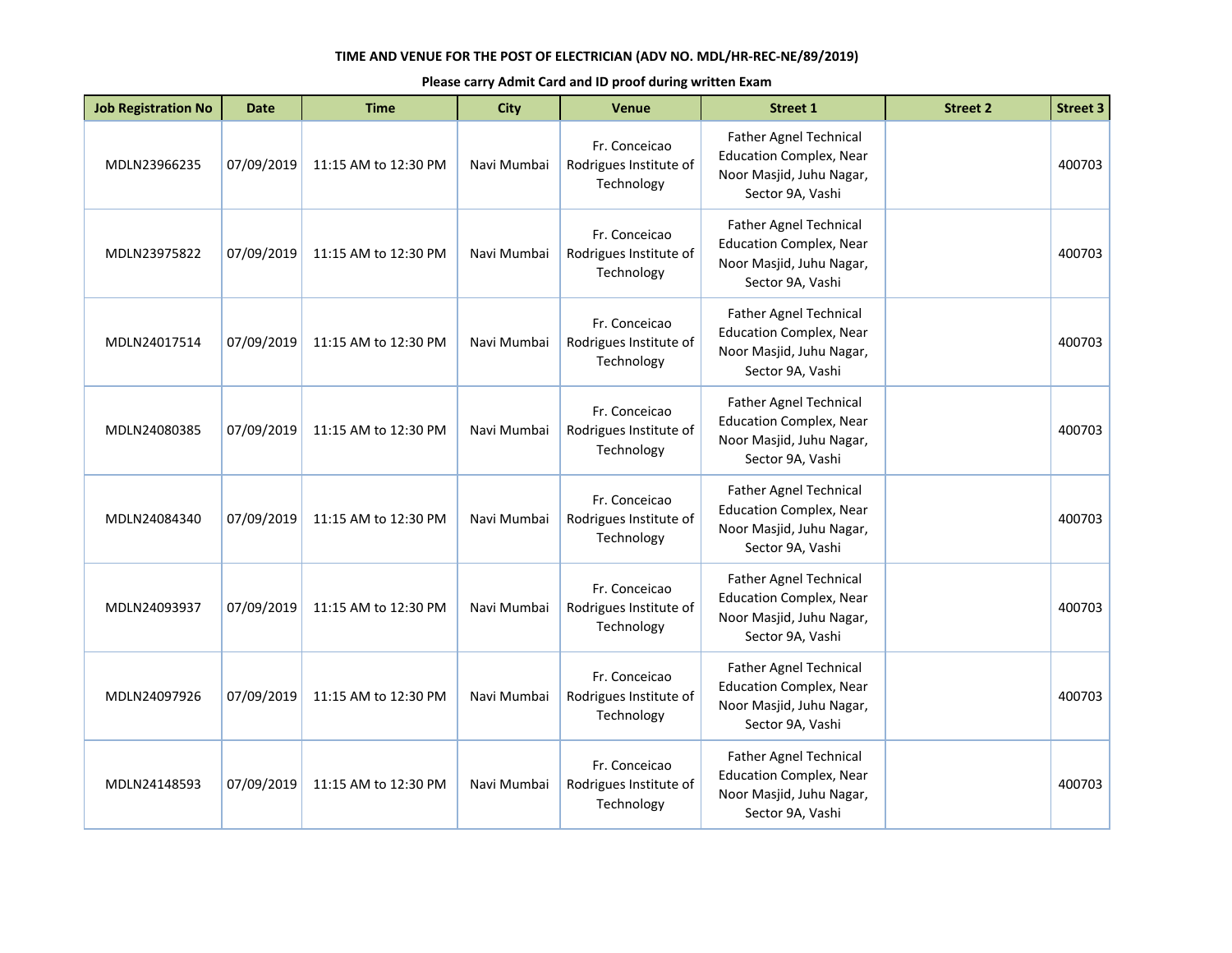**TIME AND VENUE FOR THE POST OF ELECTRICIAN (ADV NO. MDL/HR-REC-NE/89/2019)**

**Please carry Admit Card and ID proof during written Exam**

| Job Registration No | Date | Time | City | Venue | Street 1 | Street 2 | Street 3 |
|---|---|---|---|---|---|---|---|
| MDLN23966235 | 07/09/2019 | 11:15 AM to 12:30 PM | Navi Mumbai | Fr. Conceicao Rodrigues Institute of Technology | Father Agnel Technical Education Complex, Near Noor Masjid, Juhu Nagar, Sector 9A, Vashi | | 400703 |
| MDLN23975822 | 07/09/2019 | 11:15 AM to 12:30 PM | Navi Mumbai | Fr. Conceicao Rodrigues Institute of Technology | Father Agnel Technical Education Complex, Near Noor Masjid, Juhu Nagar, Sector 9A, Vashi | | 400703 |
| MDLN24017514 | 07/09/2019 | 11:15 AM to 12:30 PM | Navi Mumbai | Fr. Conceicao Rodrigues Institute of Technology | Father Agnel Technical Education Complex, Near Noor Masjid, Juhu Nagar, Sector 9A, Vashi | | 400703 |
| MDLN24080385 | 07/09/2019 | 11:15 AM to 12:30 PM | Navi Mumbai | Fr. Conceicao Rodrigues Institute of Technology | Father Agnel Technical Education Complex, Near Noor Masjid, Juhu Nagar, Sector 9A, Vashi | | 400703 |
| MDLN24084340 | 07/09/2019 | 11:15 AM to 12:30 PM | Navi Mumbai | Fr. Conceicao Rodrigues Institute of Technology | Father Agnel Technical Education Complex, Near Noor Masjid, Juhu Nagar, Sector 9A, Vashi | | 400703 |
| MDLN24093937 | 07/09/2019 | 11:15 AM to 12:30 PM | Navi Mumbai | Fr. Conceicao Rodrigues Institute of Technology | Father Agnel Technical Education Complex, Near Noor Masjid, Juhu Nagar, Sector 9A, Vashi | | 400703 |
| MDLN24097926 | 07/09/2019 | 11:15 AM to 12:30 PM | Navi Mumbai | Fr. Conceicao Rodrigues Institute of Technology | Father Agnel Technical Education Complex, Near Noor Masjid, Juhu Nagar, Sector 9A, Vashi | | 400703 |
| MDLN24148593 | 07/09/2019 | 11:15 AM to 12:30 PM | Navi Mumbai | Fr. Conceicao Rodrigues Institute of Technology | Father Agnel Technical Education Complex, Near Noor Masjid, Juhu Nagar, Sector 9A, Vashi | | 400703 |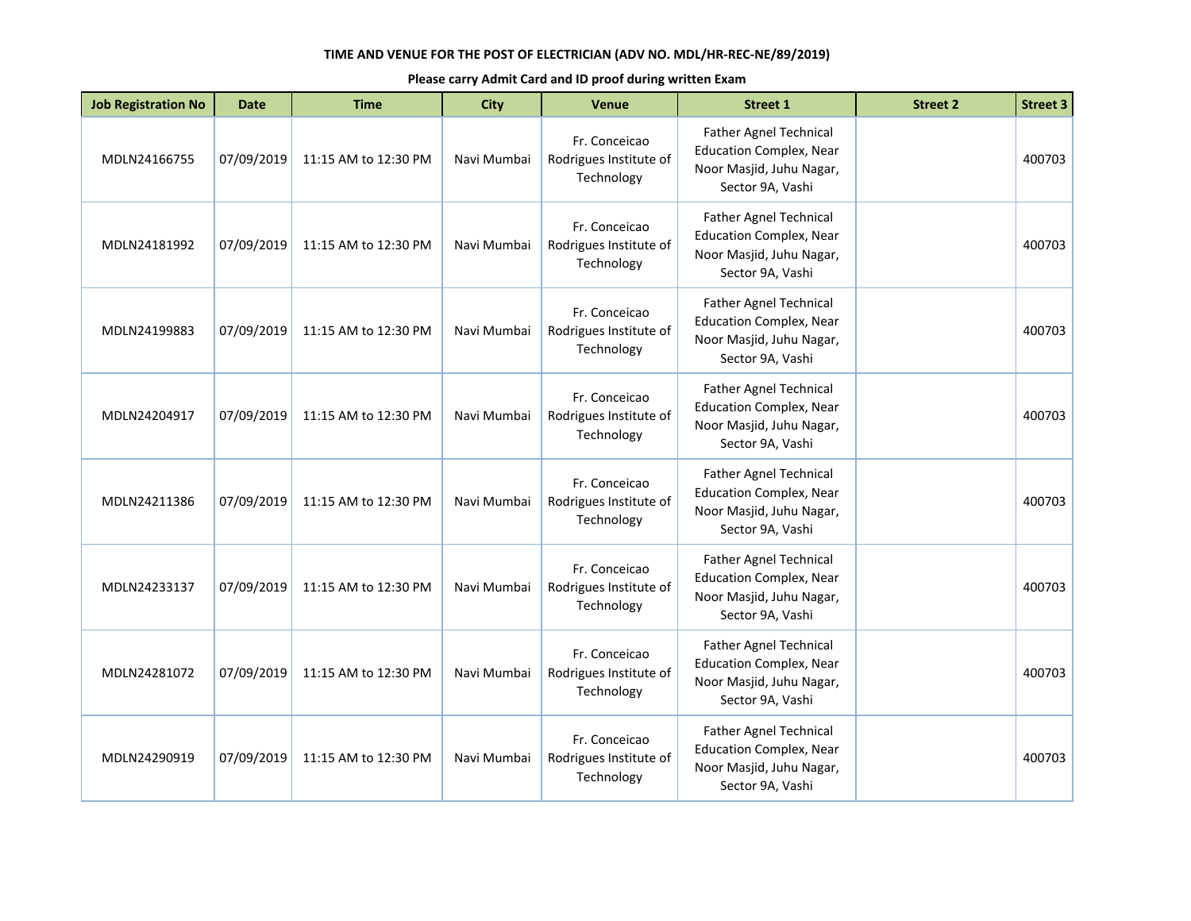**TIME AND VENUE FOR THE POST OF ELECTRICIAN (ADV NO. MDL/HR-REC-NE/89/2019)**

**Please carry Admit Card and ID proof during written Exam**

| Job Registration No | Date | Time | City | Venue | Street 1 | Street 2 | Street 3 |
|---|---|---|---|---|---|---|---|
| MDLN24166755 | 07/09/2019 | 11:15 AM to 12:30 PM | Navi Mumbai | Fr. Conceicao Rodrigues Institute of Technology | Father Agnel Technical Education Complex, Near Noor Masjid, Juhu Nagar, Sector 9A, Vashi | | 400703 |
| MDLN24181992 | 07/09/2019 | 11:15 AM to 12:30 PM | Navi Mumbai | Fr. Conceicao Rodrigues Institute of Technology | Father Agnel Technical Education Complex, Near Noor Masjid, Juhu Nagar, Sector 9A, Vashi | | 400703 |
| MDLN24199883 | 07/09/2019 | 11:15 AM to 12:30 PM | Navi Mumbai | Fr. Conceicao Rodrigues Institute of Technology | Father Agnel Technical Education Complex, Near Noor Masjid, Juhu Nagar, Sector 9A, Vashi | | 400703 |
| MDLN24204917 | 07/09/2019 | 11:15 AM to 12:30 PM | Navi Mumbai | Fr. Conceicao Rodrigues Institute of Technology | Father Agnel Technical Education Complex, Near Noor Masjid, Juhu Nagar, Sector 9A, Vashi | | 400703 |
| MDLN24211386 | 07/09/2019 | 11:15 AM to 12:30 PM | Navi Mumbai | Fr. Conceicao Rodrigues Institute of Technology | Father Agnel Technical Education Complex, Near Noor Masjid, Juhu Nagar, Sector 9A, Vashi | | 400703 |
| MDLN24233137 | 07/09/2019 | 11:15 AM to 12:30 PM | Navi Mumbai | Fr. Conceicao Rodrigues Institute of Technology | Father Agnel Technical Education Complex, Near Noor Masjid, Juhu Nagar, Sector 9A, Vashi | | 400703 |
| MDLN24281072 | 07/09/2019 | 11:15 AM to 12:30 PM | Navi Mumbai | Fr. Conceicao Rodrigues Institute of Technology | Father Agnel Technical Education Complex, Near Noor Masjid, Juhu Nagar, Sector 9A, Vashi | | 400703 |
| MDLN24290919 | 07/09/2019 | 11:15 AM to 12:30 PM | Navi Mumbai | Fr. Conceicao Rodrigues Institute of Technology | Father Agnel Technical Education Complex, Near Noor Masjid, Juhu Nagar, Sector 9A, Vashi | | 400703 |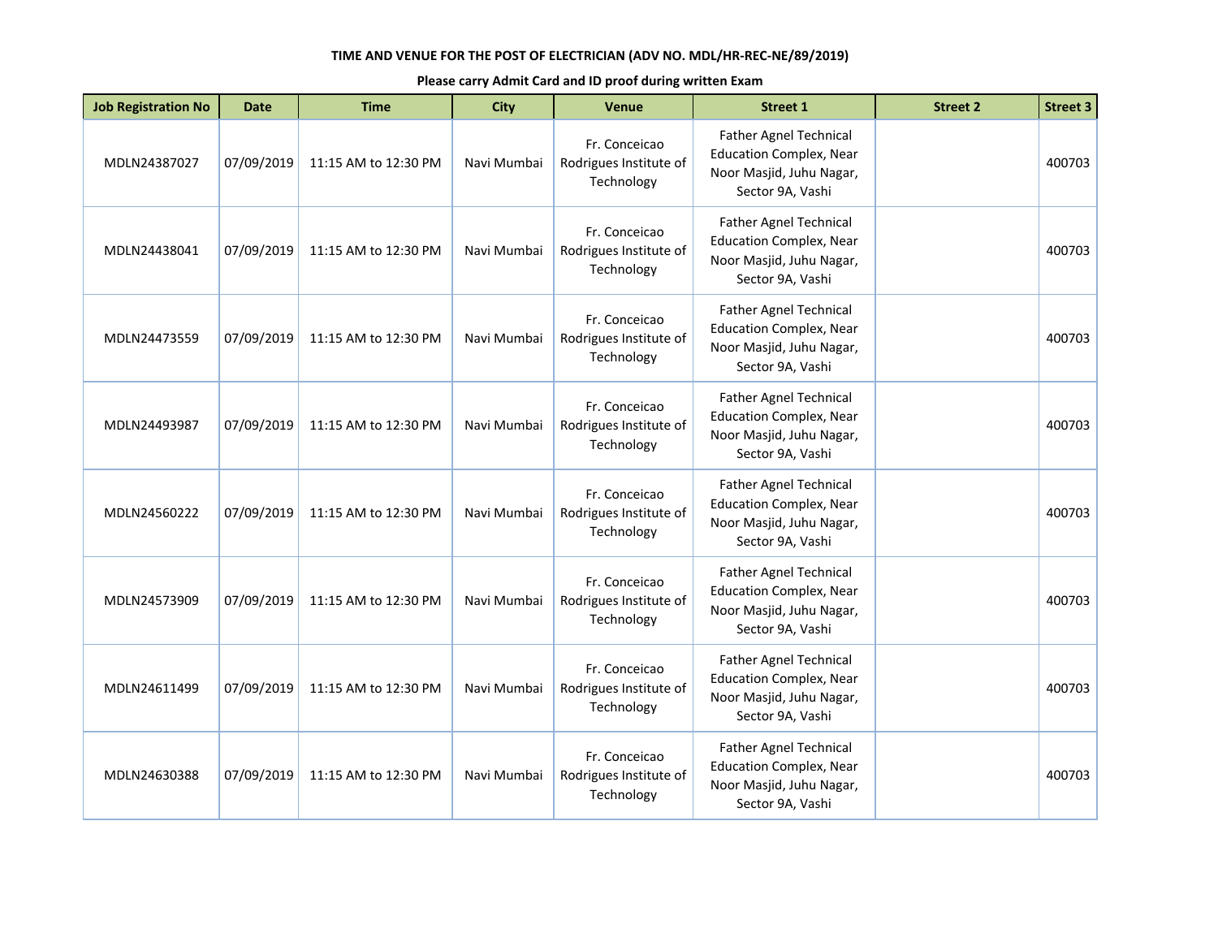**TIME AND VENUE FOR THE POST OF ELECTRICIAN (ADV NO. MDL/HR-REC-NE/89/2019)**

**Please carry Admit Card and ID proof during written Exam**

| Job Registration No | Date | Time | City | Venue | Street 1 | Street 2 | Street 3 |
|---|---|---|---|---|---|---|---|
| MDLN24387027 | 07/09/2019 | 11:15 AM to 12:30 PM | Navi Mumbai | Fr. Conceicao Rodrigues Institute of Technology | Father Agnel Technical Education Complex, Near Noor Masjid, Juhu Nagar, Sector 9A, Vashi | | 400703 |
| MDLN24438041 | 07/09/2019 | 11:15 AM to 12:30 PM | Navi Mumbai | Fr. Conceicao Rodrigues Institute of Technology | Father Agnel Technical Education Complex, Near Noor Masjid, Juhu Nagar, Sector 9A, Vashi | | 400703 |
| MDLN24473559 | 07/09/2019 | 11:15 AM to 12:30 PM | Navi Mumbai | Fr. Conceicao Rodrigues Institute of Technology | Father Agnel Technical Education Complex, Near Noor Masjid, Juhu Nagar, Sector 9A, Vashi | | 400703 |
| MDLN24493987 | 07/09/2019 | 11:15 AM to 12:30 PM | Navi Mumbai | Fr. Conceicao Rodrigues Institute of Technology | Father Agnel Technical Education Complex, Near Noor Masjid, Juhu Nagar, Sector 9A, Vashi | | 400703 |
| MDLN24560222 | 07/09/2019 | 11:15 AM to 12:30 PM | Navi Mumbai | Fr. Conceicao Rodrigues Institute of Technology | Father Agnel Technical Education Complex, Near Noor Masjid, Juhu Nagar, Sector 9A, Vashi | | 400703 |
| MDLN24573909 | 07/09/2019 | 11:15 AM to 12:30 PM | Navi Mumbai | Fr. Conceicao Rodrigues Institute of Technology | Father Agnel Technical Education Complex, Near Noor Masjid, Juhu Nagar, Sector 9A, Vashi | | 400703 |
| MDLN24611499 | 07/09/2019 | 11:15 AM to 12:30 PM | Navi Mumbai | Fr. Conceicao Rodrigues Institute of Technology | Father Agnel Technical Education Complex, Near Noor Masjid, Juhu Nagar, Sector 9A, Vashi | | 400703 |
| MDLN24630388 | 07/09/2019 | 11:15 AM to 12:30 PM | Navi Mumbai | Fr. Conceicao Rodrigues Institute of Technology | Father Agnel Technical Education Complex, Near Noor Masjid, Juhu Nagar, Sector 9A, Vashi | | 400703 |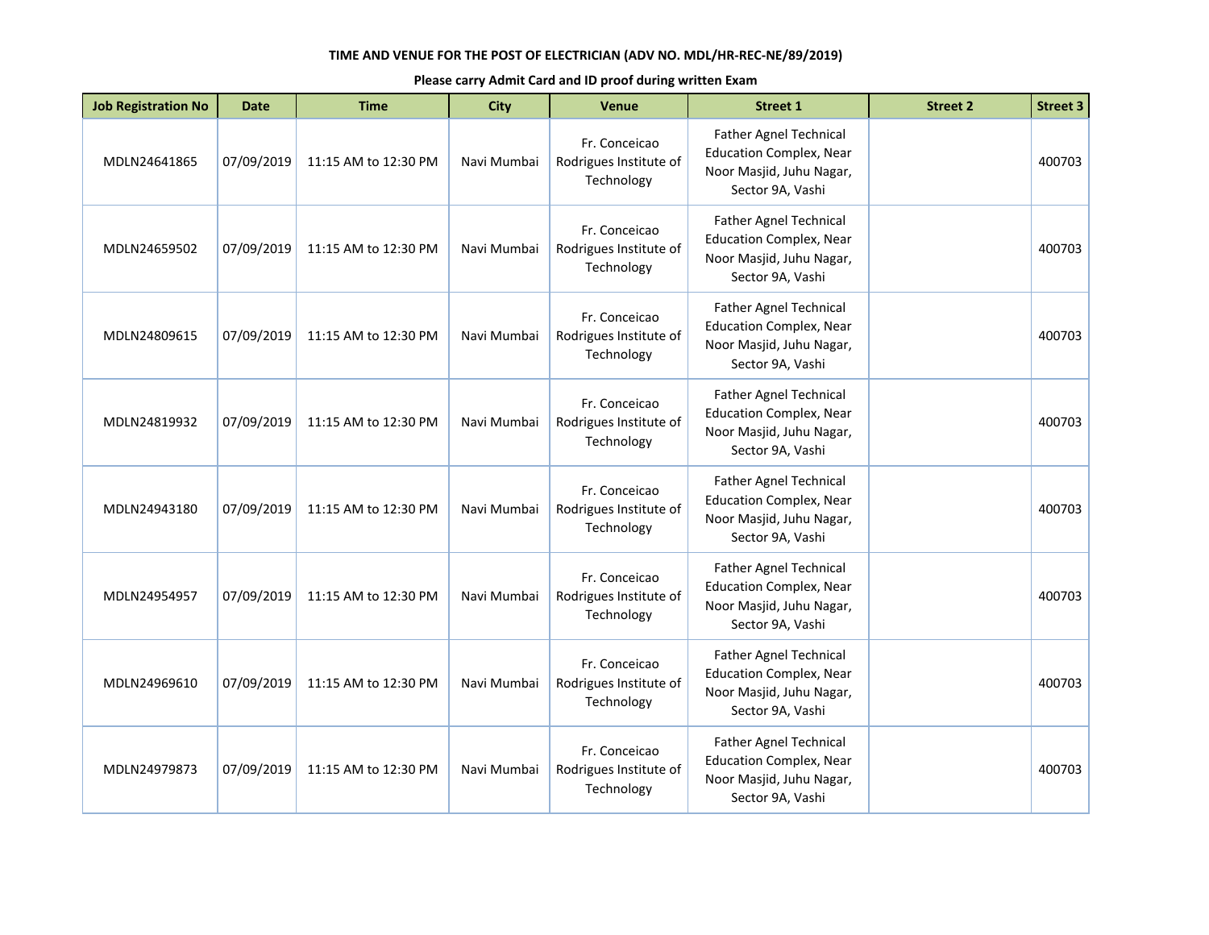**TIME AND VENUE FOR THE POST OF ELECTRICIAN (ADV NO. MDL/HR-REC-NE/89/2019)**

**Please carry Admit Card and ID proof during written Exam**

| Job Registration No | Date | Time | City | Venue | Street 1 | Street 2 | Street 3 |
|---|---|---|---|---|---|---|---|
| MDLN24641865 | 07/09/2019 | 11:15 AM to 12:30 PM | Navi Mumbai | Fr. Conceicao Rodrigues Institute of Technology | Father Agnel Technical Education Complex, Near Noor Masjid, Juhu Nagar, Sector 9A, Vashi | | 400703 |
| MDLN24659502 | 07/09/2019 | 11:15 AM to 12:30 PM | Navi Mumbai | Fr. Conceicao Rodrigues Institute of Technology | Father Agnel Technical Education Complex, Near Noor Masjid, Juhu Nagar, Sector 9A, Vashi | | 400703 |
| MDLN24809615 | 07/09/2019 | 11:15 AM to 12:30 PM | Navi Mumbai | Fr. Conceicao Rodrigues Institute of Technology | Father Agnel Technical Education Complex, Near Noor Masjid, Juhu Nagar, Sector 9A, Vashi | | 400703 |
| MDLN24819932 | 07/09/2019 | 11:15 AM to 12:30 PM | Navi Mumbai | Fr. Conceicao Rodrigues Institute of Technology | Father Agnel Technical Education Complex, Near Noor Masjid, Juhu Nagar, Sector 9A, Vashi | | 400703 |
| MDLN24943180 | 07/09/2019 | 11:15 AM to 12:30 PM | Navi Mumbai | Fr. Conceicao Rodrigues Institute of Technology | Father Agnel Technical Education Complex, Near Noor Masjid, Juhu Nagar, Sector 9A, Vashi | | 400703 |
| MDLN24954957 | 07/09/2019 | 11:15 AM to 12:30 PM | Navi Mumbai | Fr. Conceicao Rodrigues Institute of Technology | Father Agnel Technical Education Complex, Near Noor Masjid, Juhu Nagar, Sector 9A, Vashi | | 400703 |
| MDLN24969610 | 07/09/2019 | 11:15 AM to 12:30 PM | Navi Mumbai | Fr. Conceicao Rodrigues Institute of Technology | Father Agnel Technical Education Complex, Near Noor Masjid, Juhu Nagar, Sector 9A, Vashi | | 400703 |
| MDLN24979873 | 07/09/2019 | 11:15 AM to 12:30 PM | Navi Mumbai | Fr. Conceicao Rodrigues Institute of Technology | Father Agnel Technical Education Complex, Near Noor Masjid, Juhu Nagar, Sector 9A, Vashi | | 400703 |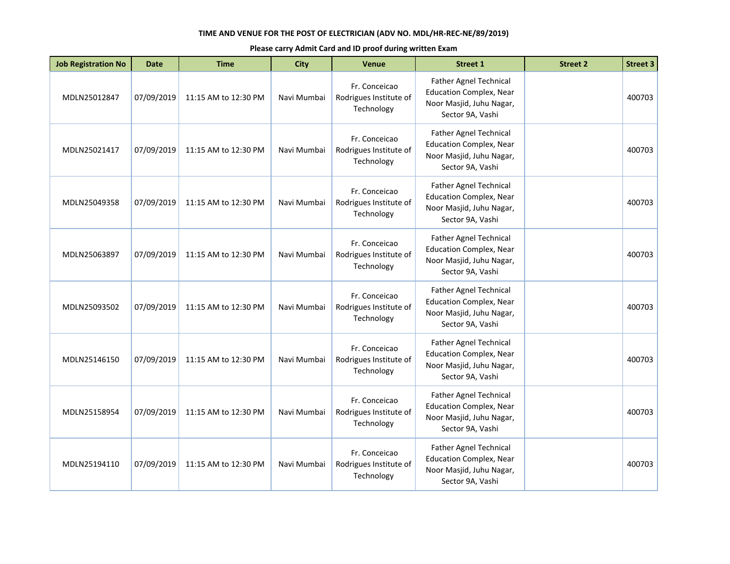**TIME AND VENUE FOR THE POST OF ELECTRICIAN (ADV NO. MDL/HR-REC-NE/89/2019)**

**Please carry Admit Card and ID proof during written Exam**

| Job Registration No | Date | Time | City | Venue | Street 1 | Street 2 | Street 3 |
|---|---|---|---|---|---|---|---|
| MDLN25012847 | 07/09/2019 | 11:15 AM to 12:30 PM | Navi Mumbai | Fr. Conceicao Rodrigues Institute of Technology | Father Agnel Technical Education Complex, Near Noor Masjid, Juhu Nagar, Sector 9A, Vashi | | 400703 |
| MDLN25021417 | 07/09/2019 | 11:15 AM to 12:30 PM | Navi Mumbai | Fr. Conceicao Rodrigues Institute of Technology | Father Agnel Technical Education Complex, Near Noor Masjid, Juhu Nagar, Sector 9A, Vashi | | 400703 |
| MDLN25049358 | 07/09/2019 | 11:15 AM to 12:30 PM | Navi Mumbai | Fr. Conceicao Rodrigues Institute of Technology | Father Agnel Technical Education Complex, Near Noor Masjid, Juhu Nagar, Sector 9A, Vashi | | 400703 |
| MDLN25063897 | 07/09/2019 | 11:15 AM to 12:30 PM | Navi Mumbai | Fr. Conceicao Rodrigues Institute of Technology | Father Agnel Technical Education Complex, Near Noor Masjid, Juhu Nagar, Sector 9A, Vashi | | 400703 |
| MDLN25093502 | 07/09/2019 | 11:15 AM to 12:30 PM | Navi Mumbai | Fr. Conceicao Rodrigues Institute of Technology | Father Agnel Technical Education Complex, Near Noor Masjid, Juhu Nagar, Sector 9A, Vashi | | 400703 |
| MDLN25146150 | 07/09/2019 | 11:15 AM to 12:30 PM | Navi Mumbai | Fr. Conceicao Rodrigues Institute of Technology | Father Agnel Technical Education Complex, Near Noor Masjid, Juhu Nagar, Sector 9A, Vashi | | 400703 |
| MDLN25158954 | 07/09/2019 | 11:15 AM to 12:30 PM | Navi Mumbai | Fr. Conceicao Rodrigues Institute of Technology | Father Agnel Technical Education Complex, Near Noor Masjid, Juhu Nagar, Sector 9A, Vashi | | 400703 |
| MDLN25194110 | 07/09/2019 | 11:15 AM to 12:30 PM | Navi Mumbai | Fr. Conceicao Rodrigues Institute of Technology | Father Agnel Technical Education Complex, Near Noor Masjid, Juhu Nagar, Sector 9A, Vashi | | 400703 |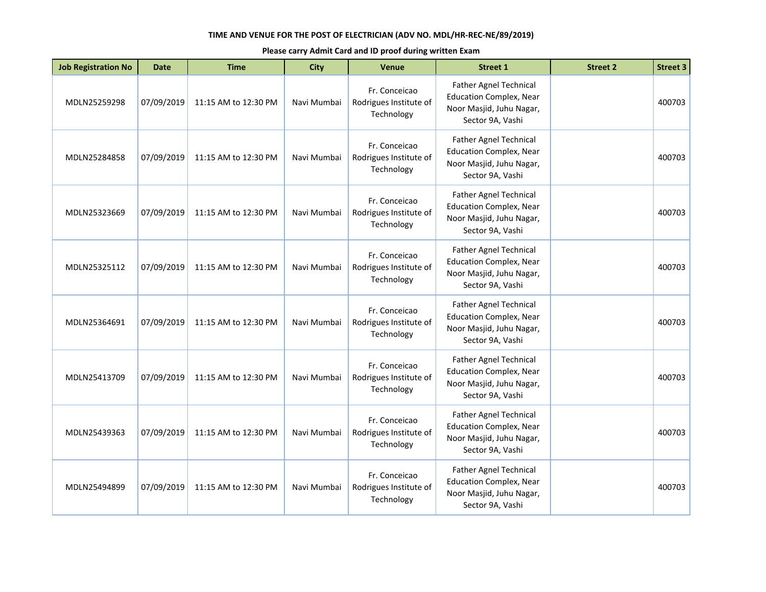**TIME AND VENUE FOR THE POST OF ELECTRICIAN (ADV NO. MDL/HR-REC-NE/89/2019)**

**Please carry Admit Card and ID proof during written Exam**

| Job Registration No | Date | Time | City | Venue | Street 1 | Street 2 | Street 3 |
|---|---|---|---|---|---|---|---|
| MDLN25259298 | 07/09/2019 | 11:15 AM to 12:30 PM | Navi Mumbai | Fr. Conceicao Rodrigues Institute of Technology | Father Agnel Technical Education Complex, Near Noor Masjid, Juhu Nagar, Sector 9A, Vashi | | 400703 |
| MDLN25284858 | 07/09/2019 | 11:15 AM to 12:30 PM | Navi Mumbai | Fr. Conceicao Rodrigues Institute of Technology | Father Agnel Technical Education Complex, Near Noor Masjid, Juhu Nagar, Sector 9A, Vashi | | 400703 |
| MDLN25323669 | 07/09/2019 | 11:15 AM to 12:30 PM | Navi Mumbai | Fr. Conceicao Rodrigues Institute of Technology | Father Agnel Technical Education Complex, Near Noor Masjid, Juhu Nagar, Sector 9A, Vashi | | 400703 |
| MDLN25325112 | 07/09/2019 | 11:15 AM to 12:30 PM | Navi Mumbai | Fr. Conceicao Rodrigues Institute of Technology | Father Agnel Technical Education Complex, Near Noor Masjid, Juhu Nagar, Sector 9A, Vashi | | 400703 |
| MDLN25364691 | 07/09/2019 | 11:15 AM to 12:30 PM | Navi Mumbai | Fr. Conceicao Rodrigues Institute of Technology | Father Agnel Technical Education Complex, Near Noor Masjid, Juhu Nagar, Sector 9A, Vashi | | 400703 |
| MDLN25413709 | 07/09/2019 | 11:15 AM to 12:30 PM | Navi Mumbai | Fr. Conceicao Rodrigues Institute of Technology | Father Agnel Technical Education Complex, Near Noor Masjid, Juhu Nagar, Sector 9A, Vashi | | 400703 |
| MDLN25439363 | 07/09/2019 | 11:15 AM to 12:30 PM | Navi Mumbai | Fr. Conceicao Rodrigues Institute of Technology | Father Agnel Technical Education Complex, Near Noor Masjid, Juhu Nagar, Sector 9A, Vashi | | 400703 |
| MDLN25494899 | 07/09/2019 | 11:15 AM to 12:30 PM | Navi Mumbai | Fr. Conceicao Rodrigues Institute of Technology | Father Agnel Technical Education Complex, Near Noor Masjid, Juhu Nagar, Sector 9A, Vashi | | 400703 |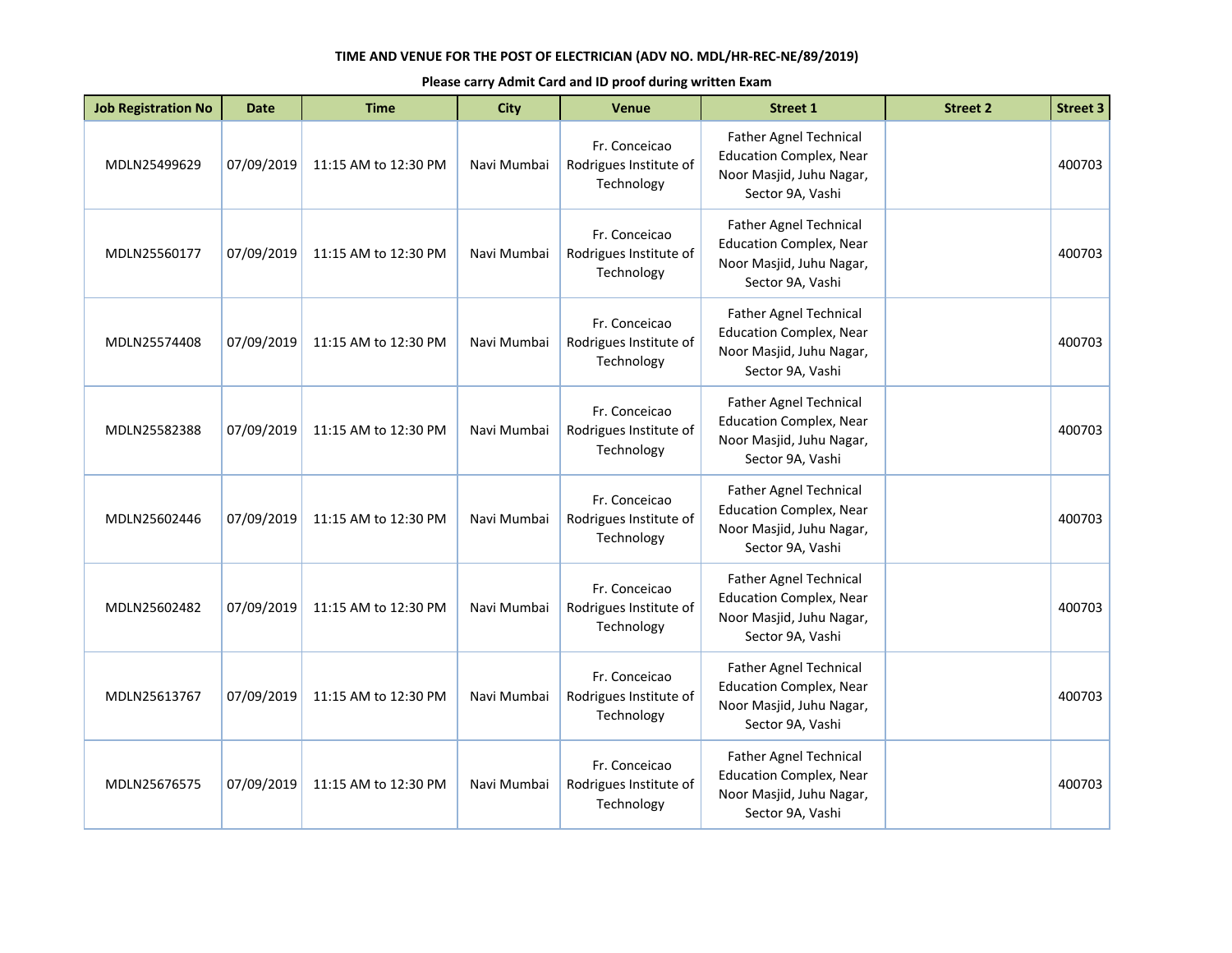**TIME AND VENUE FOR THE POST OF ELECTRICIAN (ADV NO. MDL/HR-REC-NE/89/2019)**

**Please carry Admit Card and ID proof during written Exam**

| Job Registration No | Date | Time | City | Venue | Street 1 | Street 2 | Street 3 |
|---|---|---|---|---|---|---|---|
| MDLN25499629 | 07/09/2019 | 11:15 AM to 12:30 PM | Navi Mumbai | Fr. Conceicao Rodrigues Institute of Technology | Father Agnel Technical Education Complex, Near Noor Masjid, Juhu Nagar, Sector 9A, Vashi | | 400703 |
| MDLN25560177 | 07/09/2019 | 11:15 AM to 12:30 PM | Navi Mumbai | Fr. Conceicao Rodrigues Institute of Technology | Father Agnel Technical Education Complex, Near Noor Masjid, Juhu Nagar, Sector 9A, Vashi | | 400703 |
| MDLN25574408 | 07/09/2019 | 11:15 AM to 12:30 PM | Navi Mumbai | Fr. Conceicao Rodrigues Institute of Technology | Father Agnel Technical Education Complex, Near Noor Masjid, Juhu Nagar, Sector 9A, Vashi | | 400703 |
| MDLN25582388 | 07/09/2019 | 11:15 AM to 12:30 PM | Navi Mumbai | Fr. Conceicao Rodrigues Institute of Technology | Father Agnel Technical Education Complex, Near Noor Masjid, Juhu Nagar, Sector 9A, Vashi | | 400703 |
| MDLN25602446 | 07/09/2019 | 11:15 AM to 12:30 PM | Navi Mumbai | Fr. Conceicao Rodrigues Institute of Technology | Father Agnel Technical Education Complex, Near Noor Masjid, Juhu Nagar, Sector 9A, Vashi | | 400703 |
| MDLN25602482 | 07/09/2019 | 11:15 AM to 12:30 PM | Navi Mumbai | Fr. Conceicao Rodrigues Institute of Technology | Father Agnel Technical Education Complex, Near Noor Masjid, Juhu Nagar, Sector 9A, Vashi | | 400703 |
| MDLN25613767 | 07/09/2019 | 11:15 AM to 12:30 PM | Navi Mumbai | Fr. Conceicao Rodrigues Institute of Technology | Father Agnel Technical Education Complex, Near Noor Masjid, Juhu Nagar, Sector 9A, Vashi | | 400703 |
| MDLN25676575 | 07/09/2019 | 11:15 AM to 12:30 PM | Navi Mumbai | Fr. Conceicao Rodrigues Institute of Technology | Father Agnel Technical Education Complex, Near Noor Masjid, Juhu Nagar, Sector 9A, Vashi | | 400703 |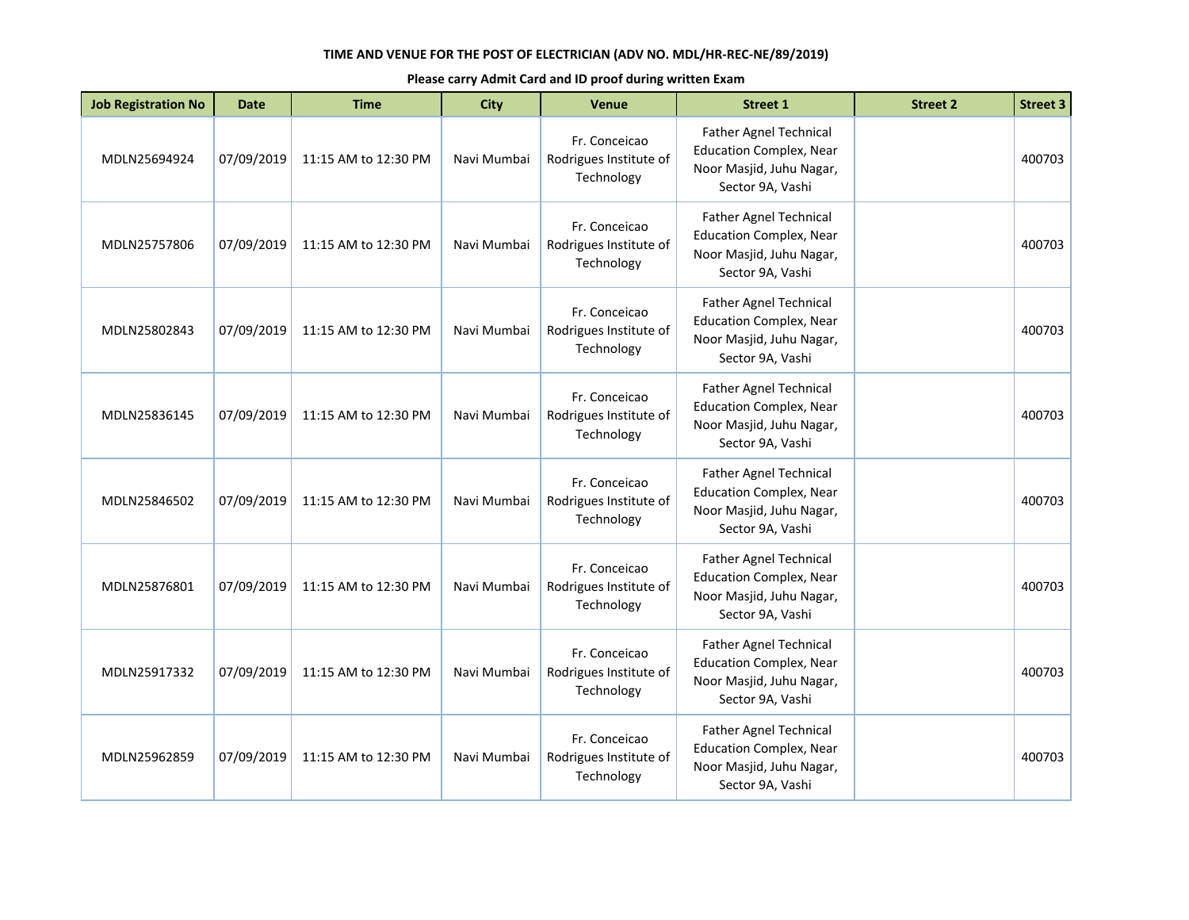**TIME AND VENUE FOR THE POST OF ELECTRICIAN (ADV NO. MDL/HR-REC-NE/89/2019)**

**Please carry Admit Card and ID proof during written Exam**

| Job Registration No | Date | Time | City | Venue | Street 1 | Street 2 | Street 3 |
|---|---|---|---|---|---|---|---|
| MDLN25694924 | 07/09/2019 | 11:15 AM to 12:30 PM | Navi Mumbai | Fr. Conceicao Rodrigues Institute of Technology | Father Agnel Technical Education Complex, Near Noor Masjid, Juhu Nagar, Sector 9A, Vashi | | 400703 |
| MDLN25757806 | 07/09/2019 | 11:15 AM to 12:30 PM | Navi Mumbai | Fr. Conceicao Rodrigues Institute of Technology | Father Agnel Technical Education Complex, Near Noor Masjid, Juhu Nagar, Sector 9A, Vashi | | 400703 |
| MDLN25802843 | 07/09/2019 | 11:15 AM to 12:30 PM | Navi Mumbai | Fr. Conceicao Rodrigues Institute of Technology | Father Agnel Technical Education Complex, Near Noor Masjid, Juhu Nagar, Sector 9A, Vashi | | 400703 |
| MDLN25836145 | 07/09/2019 | 11:15 AM to 12:30 PM | Navi Mumbai | Fr. Conceicao Rodrigues Institute of Technology | Father Agnel Technical Education Complex, Near Noor Masjid, Juhu Nagar, Sector 9A, Vashi | | 400703 |
| MDLN25846502 | 07/09/2019 | 11:15 AM to 12:30 PM | Navi Mumbai | Fr. Conceicao Rodrigues Institute of Technology | Father Agnel Technical Education Complex, Near Noor Masjid, Juhu Nagar, Sector 9A, Vashi | | 400703 |
| MDLN25876801 | 07/09/2019 | 11:15 AM to 12:30 PM | Navi Mumbai | Fr. Conceicao Rodrigues Institute of Technology | Father Agnel Technical Education Complex, Near Noor Masjid, Juhu Nagar, Sector 9A, Vashi | | 400703 |
| MDLN25917332 | 07/09/2019 | 11:15 AM to 12:30 PM | Navi Mumbai | Fr. Conceicao Rodrigues Institute of Technology | Father Agnel Technical Education Complex, Near Noor Masjid, Juhu Nagar, Sector 9A, Vashi | | 400703 |
| MDLN25962859 | 07/09/2019 | 11:15 AM to 12:30 PM | Navi Mumbai | Fr. Conceicao Rodrigues Institute of Technology | Father Agnel Technical Education Complex, Near Noor Masjid, Juhu Nagar, Sector 9A, Vashi | | 400703 |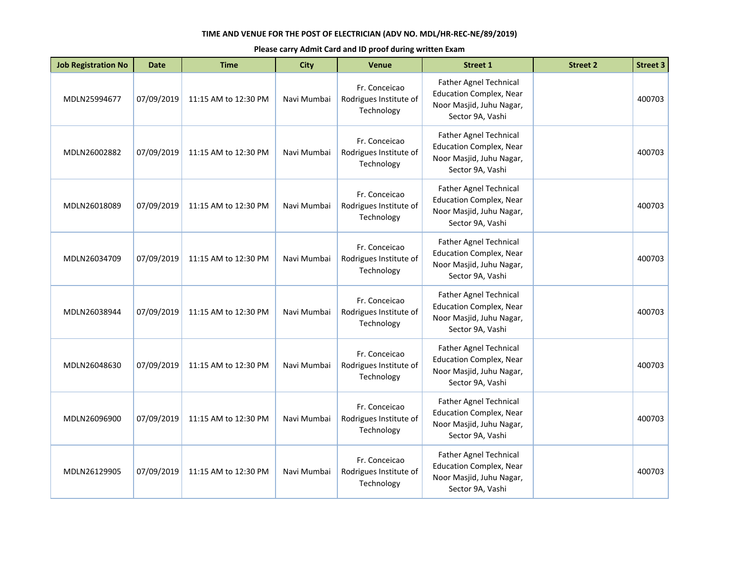**TIME AND VENUE FOR THE POST OF ELECTRICIAN (ADV NO. MDL/HR-REC-NE/89/2019)**

**Please carry Admit Card and ID proof during written Exam**

| Job Registration No | Date | Time | City | Venue | Street 1 | Street 2 | Street 3 |
|---|---|---|---|---|---|---|---|
| MDLN25994677 | 07/09/2019 | 11:15 AM to 12:30 PM | Navi Mumbai | Fr. Conceicao Rodrigues Institute of Technology | Father Agnel Technical Education Complex, Near Noor Masjid, Juhu Nagar, Sector 9A, Vashi | | 400703 |
| MDLN26002882 | 07/09/2019 | 11:15 AM to 12:30 PM | Navi Mumbai | Fr. Conceicao Rodrigues Institute of Technology | Father Agnel Technical Education Complex, Near Noor Masjid, Juhu Nagar, Sector 9A, Vashi | | 400703 |
| MDLN26018089 | 07/09/2019 | 11:15 AM to 12:30 PM | Navi Mumbai | Fr. Conceicao Rodrigues Institute of Technology | Father Agnel Technical Education Complex, Near Noor Masjid, Juhu Nagar, Sector 9A, Vashi | | 400703 |
| MDLN26034709 | 07/09/2019 | 11:15 AM to 12:30 PM | Navi Mumbai | Fr. Conceicao Rodrigues Institute of Technology | Father Agnel Technical Education Complex, Near Noor Masjid, Juhu Nagar, Sector 9A, Vashi | | 400703 |
| MDLN26038944 | 07/09/2019 | 11:15 AM to 12:30 PM | Navi Mumbai | Fr. Conceicao Rodrigues Institute of Technology | Father Agnel Technical Education Complex, Near Noor Masjid, Juhu Nagar, Sector 9A, Vashi | | 400703 |
| MDLN26048630 | 07/09/2019 | 11:15 AM to 12:30 PM | Navi Mumbai | Fr. Conceicao Rodrigues Institute of Technology | Father Agnel Technical Education Complex, Near Noor Masjid, Juhu Nagar, Sector 9A, Vashi | | 400703 |
| MDLN26096900 | 07/09/2019 | 11:15 AM to 12:30 PM | Navi Mumbai | Fr. Conceicao Rodrigues Institute of Technology | Father Agnel Technical Education Complex, Near Noor Masjid, Juhu Nagar, Sector 9A, Vashi | | 400703 |
| MDLN26129905 | 07/09/2019 | 11:15 AM to 12:30 PM | Navi Mumbai | Fr. Conceicao Rodrigues Institute of Technology | Father Agnel Technical Education Complex, Near Noor Masjid, Juhu Nagar, Sector 9A, Vashi | | 400703 |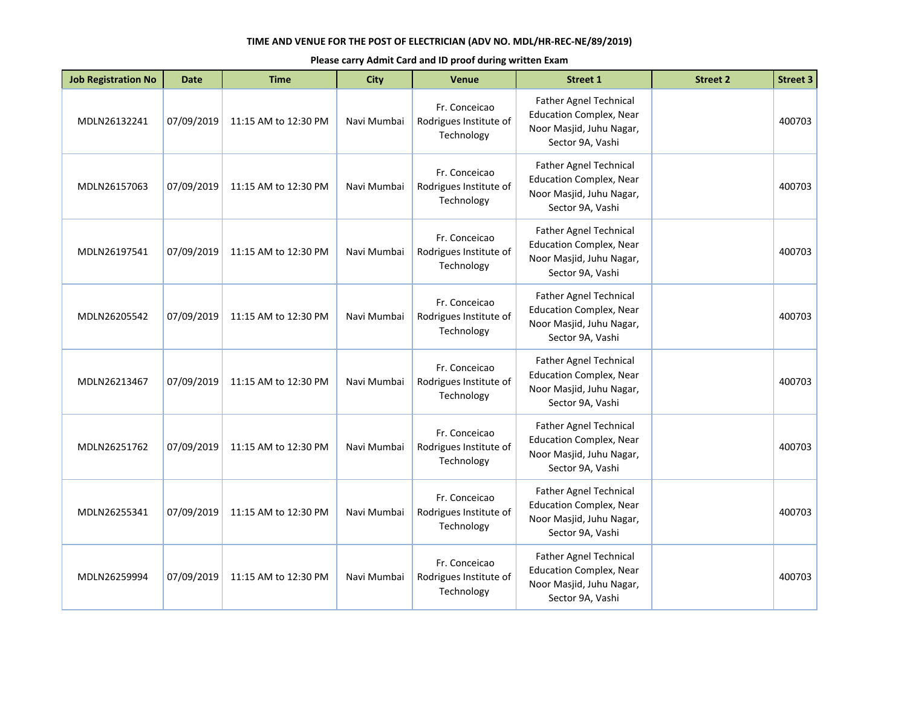**TIME AND VENUE FOR THE POST OF ELECTRICIAN (ADV NO. MDL/HR-REC-NE/89/2019)**

**Please carry Admit Card and ID proof during written Exam**

| Job Registration No | Date | Time | City | Venue | Street 1 | Street 2 | Street 3 |
|---|---|---|---|---|---|---|---|
| MDLN26132241 | 07/09/2019 | 11:15 AM to 12:30 PM | Navi Mumbai | Fr. Conceicao Rodrigues Institute of Technology | Father Agnel Technical Education Complex, Near Noor Masjid, Juhu Nagar, Sector 9A, Vashi | | 400703 |
| MDLN26157063 | 07/09/2019 | 11:15 AM to 12:30 PM | Navi Mumbai | Fr. Conceicao Rodrigues Institute of Technology | Father Agnel Technical Education Complex, Near Noor Masjid, Juhu Nagar, Sector 9A, Vashi | | 400703 |
| MDLN26197541 | 07/09/2019 | 11:15 AM to 12:30 PM | Navi Mumbai | Fr. Conceicao Rodrigues Institute of Technology | Father Agnel Technical Education Complex, Near Noor Masjid, Juhu Nagar, Sector 9A, Vashi | | 400703 |
| MDLN26205542 | 07/09/2019 | 11:15 AM to 12:30 PM | Navi Mumbai | Fr. Conceicao Rodrigues Institute of Technology | Father Agnel Technical Education Complex, Near Noor Masjid, Juhu Nagar, Sector 9A, Vashi | | 400703 |
| MDLN26213467 | 07/09/2019 | 11:15 AM to 12:30 PM | Navi Mumbai | Fr. Conceicao Rodrigues Institute of Technology | Father Agnel Technical Education Complex, Near Noor Masjid, Juhu Nagar, Sector 9A, Vashi | | 400703 |
| MDLN26251762 | 07/09/2019 | 11:15 AM to 12:30 PM | Navi Mumbai | Fr. Conceicao Rodrigues Institute of Technology | Father Agnel Technical Education Complex, Near Noor Masjid, Juhu Nagar, Sector 9A, Vashi | | 400703 |
| MDLN26255341 | 07/09/2019 | 11:15 AM to 12:30 PM | Navi Mumbai | Fr. Conceicao Rodrigues Institute of Technology | Father Agnel Technical Education Complex, Near Noor Masjid, Juhu Nagar, Sector 9A, Vashi | | 400703 |
| MDLN26259994 | 07/09/2019 | 11:15 AM to 12:30 PM | Navi Mumbai | Fr. Conceicao Rodrigues Institute of Technology | Father Agnel Technical Education Complex, Near Noor Masjid, Juhu Nagar, Sector 9A, Vashi | | 400703 |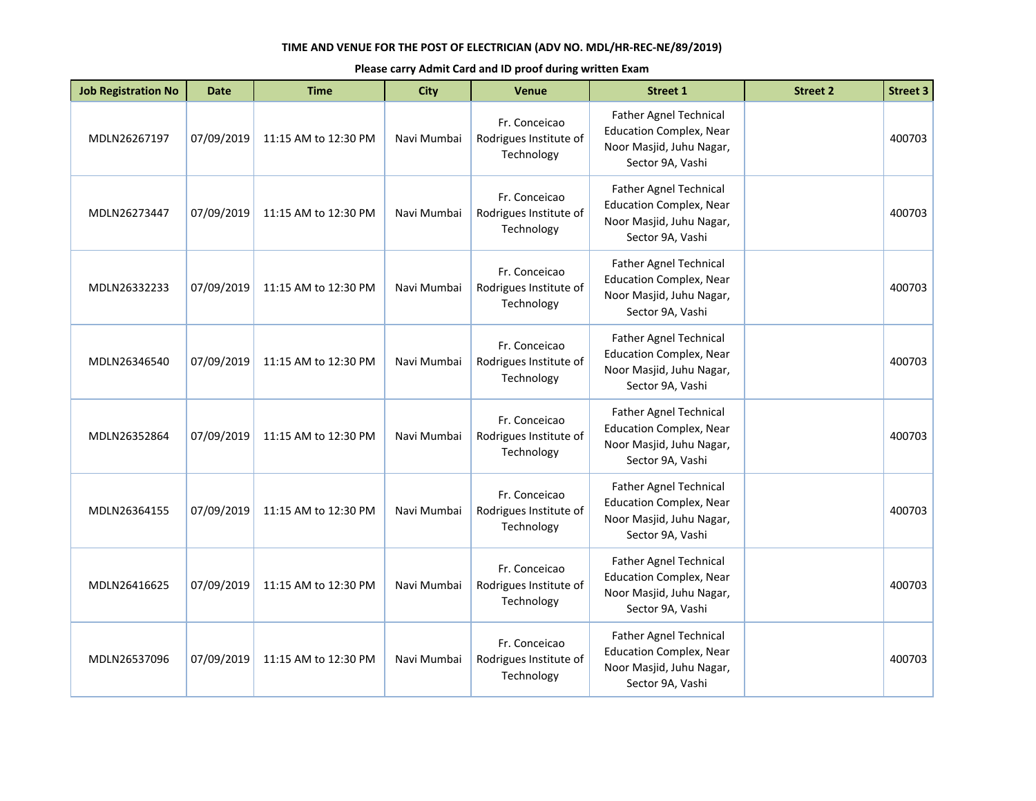**TIME AND VENUE FOR THE POST OF ELECTRICIAN (ADV NO. MDL/HR-REC-NE/89/2019)**

**Please carry Admit Card and ID proof during written Exam**

| Job Registration No | Date | Time | City | Venue | Street 1 | Street 2 | Street 3 |
|---|---|---|---|---|---|---|---|
| MDLN26267197 | 07/09/2019 | 11:15 AM to 12:30 PM | Navi Mumbai | Fr. Conceicao Rodrigues Institute of Technology | Father Agnel Technical Education Complex, Near Noor Masjid, Juhu Nagar, Sector 9A, Vashi | | 400703 |
| MDLN26273447 | 07/09/2019 | 11:15 AM to 12:30 PM | Navi Mumbai | Fr. Conceicao Rodrigues Institute of Technology | Father Agnel Technical Education Complex, Near Noor Masjid, Juhu Nagar, Sector 9A, Vashi | | 400703 |
| MDLN26332233 | 07/09/2019 | 11:15 AM to 12:30 PM | Navi Mumbai | Fr. Conceicao Rodrigues Institute of Technology | Father Agnel Technical Education Complex, Near Noor Masjid, Juhu Nagar, Sector 9A, Vashi | | 400703 |
| MDLN26346540 | 07/09/2019 | 11:15 AM to 12:30 PM | Navi Mumbai | Fr. Conceicao Rodrigues Institute of Technology | Father Agnel Technical Education Complex, Near Noor Masjid, Juhu Nagar, Sector 9A, Vashi | | 400703 |
| MDLN26352864 | 07/09/2019 | 11:15 AM to 12:30 PM | Navi Mumbai | Fr. Conceicao Rodrigues Institute of Technology | Father Agnel Technical Education Complex, Near Noor Masjid, Juhu Nagar, Sector 9A, Vashi | | 400703 |
| MDLN26364155 | 07/09/2019 | 11:15 AM to 12:30 PM | Navi Mumbai | Fr. Conceicao Rodrigues Institute of Technology | Father Agnel Technical Education Complex, Near Noor Masjid, Juhu Nagar, Sector 9A, Vashi | | 400703 |
| MDLN26416625 | 07/09/2019 | 11:15 AM to 12:30 PM | Navi Mumbai | Fr. Conceicao Rodrigues Institute of Technology | Father Agnel Technical Education Complex, Near Noor Masjid, Juhu Nagar, Sector 9A, Vashi | | 400703 |
| MDLN26537096 | 07/09/2019 | 11:15 AM to 12:30 PM | Navi Mumbai | Fr. Conceicao Rodrigues Institute of Technology | Father Agnel Technical Education Complex, Near Noor Masjid, Juhu Nagar, Sector 9A, Vashi | | 400703 |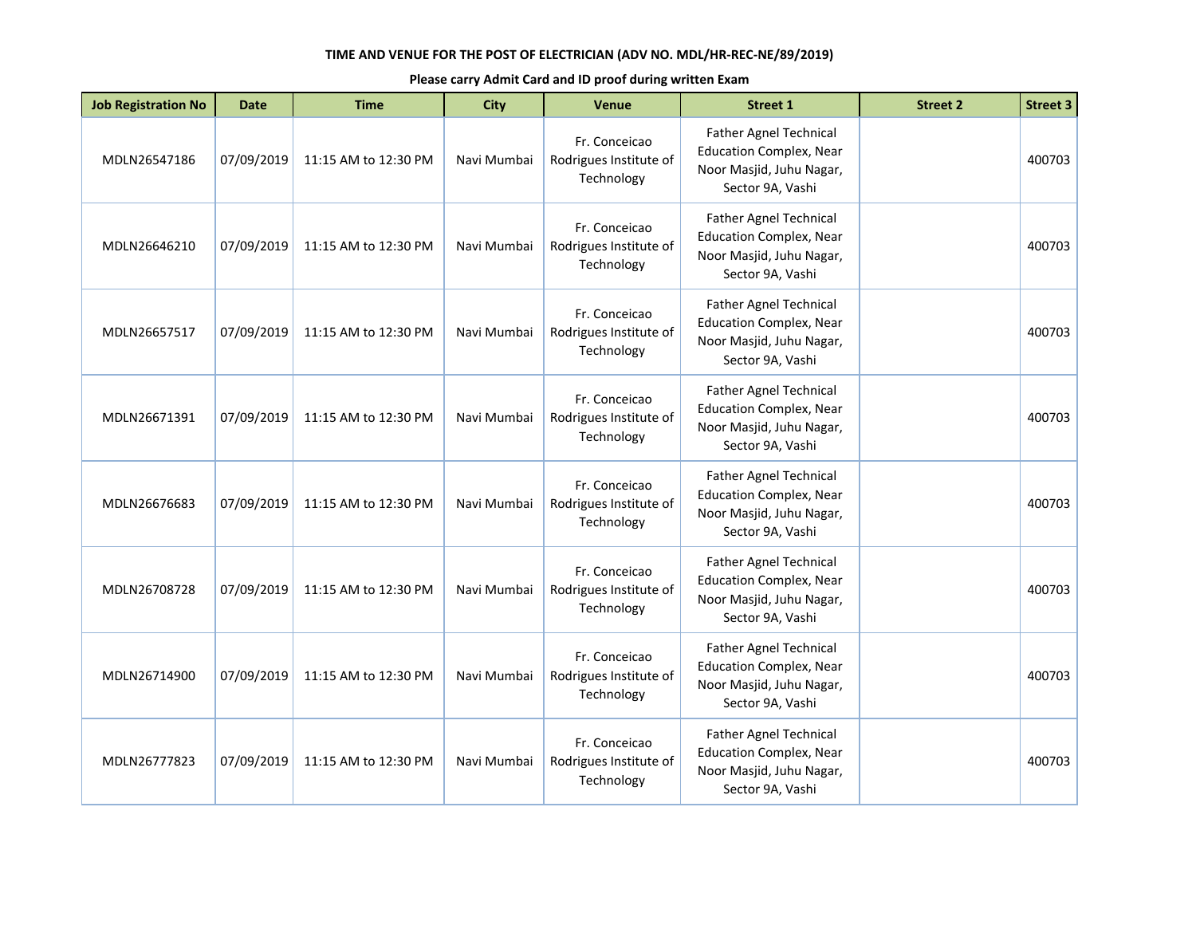**TIME AND VENUE FOR THE POST OF ELECTRICIAN (ADV NO. MDL/HR-REC-NE/89/2019)**

**Please carry Admit Card and ID proof during written Exam**

| Job Registration No | Date | Time | City | Venue | Street 1 | Street 2 | Street 3 |
|---|---|---|---|---|---|---|---|
| MDLN26547186 | 07/09/2019 | 11:15 AM to 12:30 PM | Navi Mumbai | Fr. Conceicao Rodrigues Institute of Technology | Father Agnel Technical Education Complex, Near Noor Masjid, Juhu Nagar, Sector 9A, Vashi | | 400703 |
| MDLN26646210 | 07/09/2019 | 11:15 AM to 12:30 PM | Navi Mumbai | Fr. Conceicao Rodrigues Institute of Technology | Father Agnel Technical Education Complex, Near Noor Masjid, Juhu Nagar, Sector 9A, Vashi | | 400703 |
| MDLN26657517 | 07/09/2019 | 11:15 AM to 12:30 PM | Navi Mumbai | Fr. Conceicao Rodrigues Institute of Technology | Father Agnel Technical Education Complex, Near Noor Masjid, Juhu Nagar, Sector 9A, Vashi | | 400703 |
| MDLN26671391 | 07/09/2019 | 11:15 AM to 12:30 PM | Navi Mumbai | Fr. Conceicao Rodrigues Institute of Technology | Father Agnel Technical Education Complex, Near Noor Masjid, Juhu Nagar, Sector 9A, Vashi | | 400703 |
| MDLN26676683 | 07/09/2019 | 11:15 AM to 12:30 PM | Navi Mumbai | Fr. Conceicao Rodrigues Institute of Technology | Father Agnel Technical Education Complex, Near Noor Masjid, Juhu Nagar, Sector 9A, Vashi | | 400703 |
| MDLN26708728 | 07/09/2019 | 11:15 AM to 12:30 PM | Navi Mumbai | Fr. Conceicao Rodrigues Institute of Technology | Father Agnel Technical Education Complex, Near Noor Masjid, Juhu Nagar, Sector 9A, Vashi | | 400703 |
| MDLN26714900 | 07/09/2019 | 11:15 AM to 12:30 PM | Navi Mumbai | Fr. Conceicao Rodrigues Institute of Technology | Father Agnel Technical Education Complex, Near Noor Masjid, Juhu Nagar, Sector 9A, Vashi | | 400703 |
| MDLN26777823 | 07/09/2019 | 11:15 AM to 12:30 PM | Navi Mumbai | Fr. Conceicao Rodrigues Institute of Technology | Father Agnel Technical Education Complex, Near Noor Masjid, Juhu Nagar, Sector 9A, Vashi | | 400703 |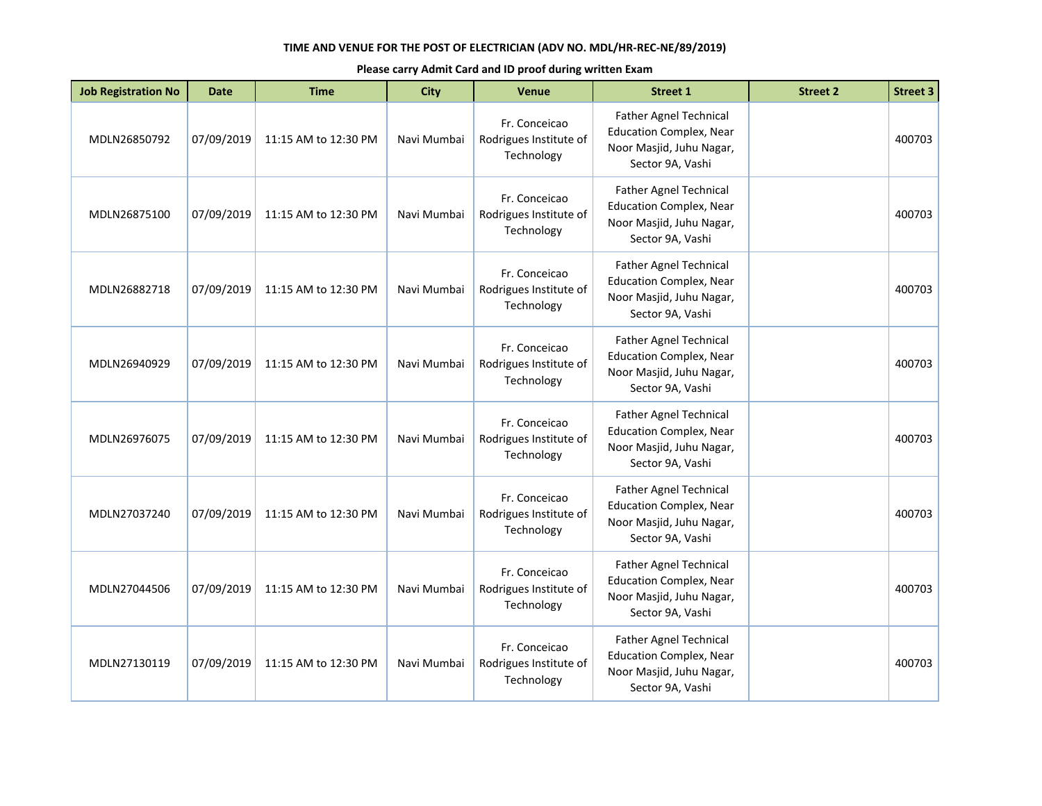**TIME AND VENUE FOR THE POST OF ELECTRICIAN (ADV NO. MDL/HR-REC-NE/89/2019)**

**Please carry Admit Card and ID proof during written Exam**

| Job Registration No | Date | Time | City | Venue | Street 1 | Street 2 | Street 3 |
|---|---|---|---|---|---|---|---|
| MDLN26850792 | 07/09/2019 | 11:15 AM to 12:30 PM | Navi Mumbai | Fr. Conceicao Rodrigues Institute of Technology | Father Agnel Technical Education Complex, Near Noor Masjid, Juhu Nagar, Sector 9A, Vashi | | 400703 |
| MDLN26875100 | 07/09/2019 | 11:15 AM to 12:30 PM | Navi Mumbai | Fr. Conceicao Rodrigues Institute of Technology | Father Agnel Technical Education Complex, Near Noor Masjid, Juhu Nagar, Sector 9A, Vashi | | 400703 |
| MDLN26882718 | 07/09/2019 | 11:15 AM to 12:30 PM | Navi Mumbai | Fr. Conceicao Rodrigues Institute of Technology | Father Agnel Technical Education Complex, Near Noor Masjid, Juhu Nagar, Sector 9A, Vashi | | 400703 |
| MDLN26940929 | 07/09/2019 | 11:15 AM to 12:30 PM | Navi Mumbai | Fr. Conceicao Rodrigues Institute of Technology | Father Agnel Technical Education Complex, Near Noor Masjid, Juhu Nagar, Sector 9A, Vashi | | 400703 |
| MDLN26976075 | 07/09/2019 | 11:15 AM to 12:30 PM | Navi Mumbai | Fr. Conceicao Rodrigues Institute of Technology | Father Agnel Technical Education Complex, Near Noor Masjid, Juhu Nagar, Sector 9A, Vashi | | 400703 |
| MDLN27037240 | 07/09/2019 | 11:15 AM to 12:30 PM | Navi Mumbai | Fr. Conceicao Rodrigues Institute of Technology | Father Agnel Technical Education Complex, Near Noor Masjid, Juhu Nagar, Sector 9A, Vashi | | 400703 |
| MDLN27044506 | 07/09/2019 | 11:15 AM to 12:30 PM | Navi Mumbai | Fr. Conceicao Rodrigues Institute of Technology | Father Agnel Technical Education Complex, Near Noor Masjid, Juhu Nagar, Sector 9A, Vashi | | 400703 |
| MDLN27130119 | 07/09/2019 | 11:15 AM to 12:30 PM | Navi Mumbai | Fr. Conceicao Rodrigues Institute of Technology | Father Agnel Technical Education Complex, Near Noor Masjid, Juhu Nagar, Sector 9A, Vashi | | 400703 |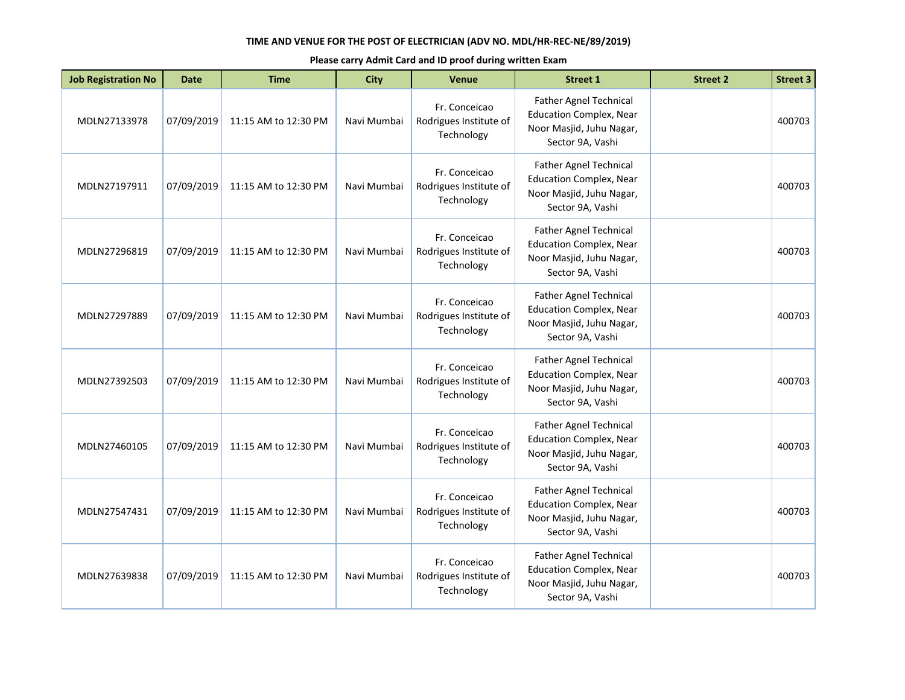**TIME AND VENUE FOR THE POST OF ELECTRICIAN (ADV NO. MDL/HR-REC-NE/89/2019)**

**Please carry Admit Card and ID proof during written Exam**

| Job Registration No | Date | Time | City | Venue | Street 1 | Street 2 | Street 3 |
|---|---|---|---|---|---|---|---|
| MDLN27133978 | 07/09/2019 | 11:15 AM to 12:30 PM | Navi Mumbai | Fr. Conceicao Rodrigues Institute of Technology | Father Agnel Technical Education Complex, Near Noor Masjid, Juhu Nagar, Sector 9A, Vashi | | 400703 |
| MDLN27197911 | 07/09/2019 | 11:15 AM to 12:30 PM | Navi Mumbai | Fr. Conceicao Rodrigues Institute of Technology | Father Agnel Technical Education Complex, Near Noor Masjid, Juhu Nagar, Sector 9A, Vashi | | 400703 |
| MDLN27296819 | 07/09/2019 | 11:15 AM to 12:30 PM | Navi Mumbai | Fr. Conceicao Rodrigues Institute of Technology | Father Agnel Technical Education Complex, Near Noor Masjid, Juhu Nagar, Sector 9A, Vashi | | 400703 |
| MDLN27297889 | 07/09/2019 | 11:15 AM to 12:30 PM | Navi Mumbai | Fr. Conceicao Rodrigues Institute of Technology | Father Agnel Technical Education Complex, Near Noor Masjid, Juhu Nagar, Sector 9A, Vashi | | 400703 |
| MDLN27392503 | 07/09/2019 | 11:15 AM to 12:30 PM | Navi Mumbai | Fr. Conceicao Rodrigues Institute of Technology | Father Agnel Technical Education Complex, Near Noor Masjid, Juhu Nagar, Sector 9A, Vashi | | 400703 |
| MDLN27460105 | 07/09/2019 | 11:15 AM to 12:30 PM | Navi Mumbai | Fr. Conceicao Rodrigues Institute of Technology | Father Agnel Technical Education Complex, Near Noor Masjid, Juhu Nagar, Sector 9A, Vashi | | 400703 |
| MDLN27547431 | 07/09/2019 | 11:15 AM to 12:30 PM | Navi Mumbai | Fr. Conceicao Rodrigues Institute of Technology | Father Agnel Technical Education Complex, Near Noor Masjid, Juhu Nagar, Sector 9A, Vashi | | 400703 |
| MDLN27639838 | 07/09/2019 | 11:15 AM to 12:30 PM | Navi Mumbai | Fr. Conceicao Rodrigues Institute of Technology | Father Agnel Technical Education Complex, Near Noor Masjid, Juhu Nagar, Sector 9A, Vashi | | 400703 |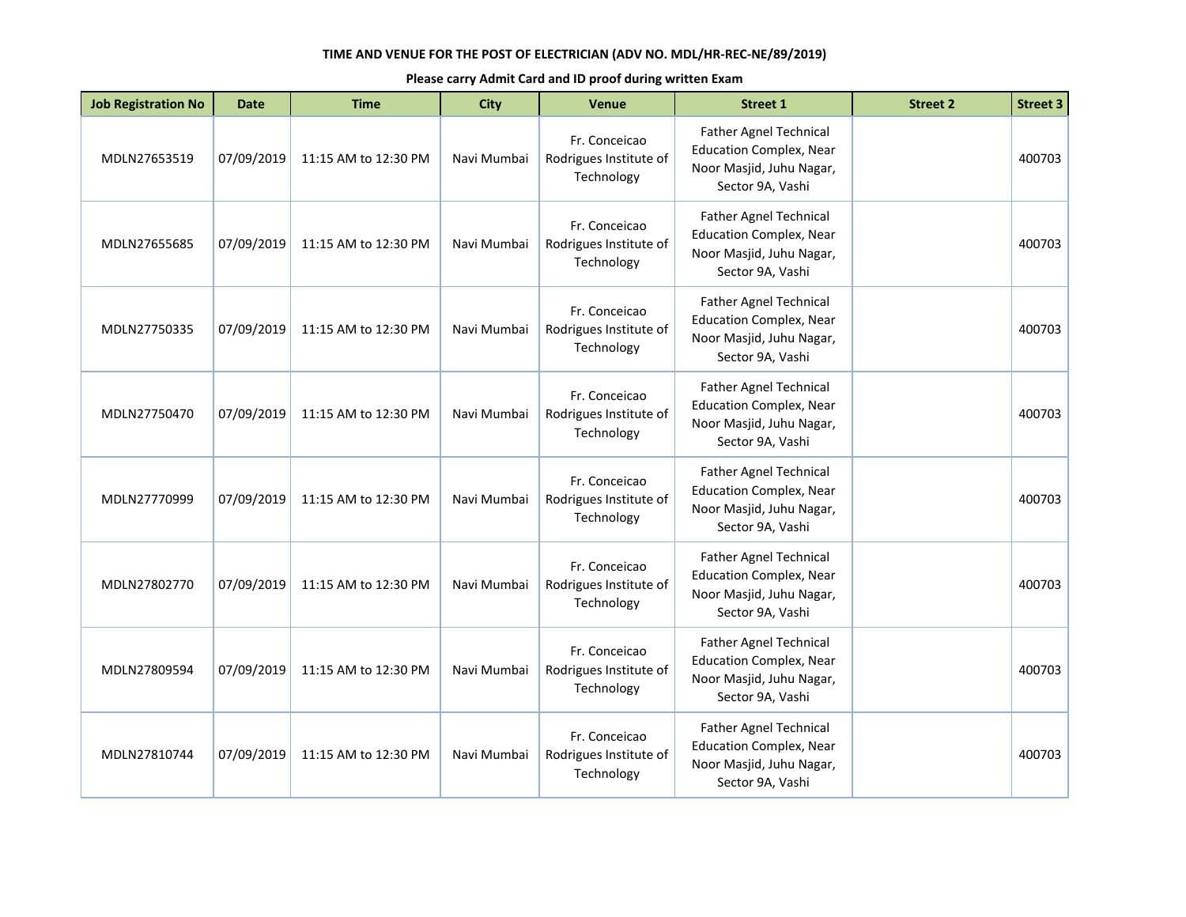**TIME AND VENUE FOR THE POST OF ELECTRICIAN (ADV NO. MDL/HR-REC-NE/89/2019)**

**Please carry Admit Card and ID proof during written Exam**

| Job Registration No | Date | Time | City | Venue | Street 1 | Street 2 | Street 3 |
|---|---|---|---|---|---|---|---|
| MDLN27653519 | 07/09/2019 | 11:15 AM to 12:30 PM | Navi Mumbai | Fr. Conceicao Rodrigues Institute of Technology | Father Agnel Technical Education Complex, Near Noor Masjid, Juhu Nagar, Sector 9A, Vashi | | 400703 |
| MDLN27655685 | 07/09/2019 | 11:15 AM to 12:30 PM | Navi Mumbai | Fr. Conceicao Rodrigues Institute of Technology | Father Agnel Technical Education Complex, Near Noor Masjid, Juhu Nagar, Sector 9A, Vashi | | 400703 |
| MDLN27750335 | 07/09/2019 | 11:15 AM to 12:30 PM | Navi Mumbai | Fr. Conceicao Rodrigues Institute of Technology | Father Agnel Technical Education Complex, Near Noor Masjid, Juhu Nagar, Sector 9A, Vashi | | 400703 |
| MDLN27750470 | 07/09/2019 | 11:15 AM to 12:30 PM | Navi Mumbai | Fr. Conceicao Rodrigues Institute of Technology | Father Agnel Technical Education Complex, Near Noor Masjid, Juhu Nagar, Sector 9A, Vashi | | 400703 |
| MDLN27770999 | 07/09/2019 | 11:15 AM to 12:30 PM | Navi Mumbai | Fr. Conceicao Rodrigues Institute of Technology | Father Agnel Technical Education Complex, Near Noor Masjid, Juhu Nagar, Sector 9A, Vashi | | 400703 |
| MDLN27802770 | 07/09/2019 | 11:15 AM to 12:30 PM | Navi Mumbai | Fr. Conceicao Rodrigues Institute of Technology | Father Agnel Technical Education Complex, Near Noor Masjid, Juhu Nagar, Sector 9A, Vashi | | 400703 |
| MDLN27809594 | 07/09/2019 | 11:15 AM to 12:30 PM | Navi Mumbai | Fr. Conceicao Rodrigues Institute of Technology | Father Agnel Technical Education Complex, Near Noor Masjid, Juhu Nagar, Sector 9A, Vashi | | 400703 |
| MDLN27810744 | 07/09/2019 | 11:15 AM to 12:30 PM | Navi Mumbai | Fr. Conceicao Rodrigues Institute of Technology | Father Agnel Technical Education Complex, Near Noor Masjid, Juhu Nagar, Sector 9A, Vashi | | 400703 |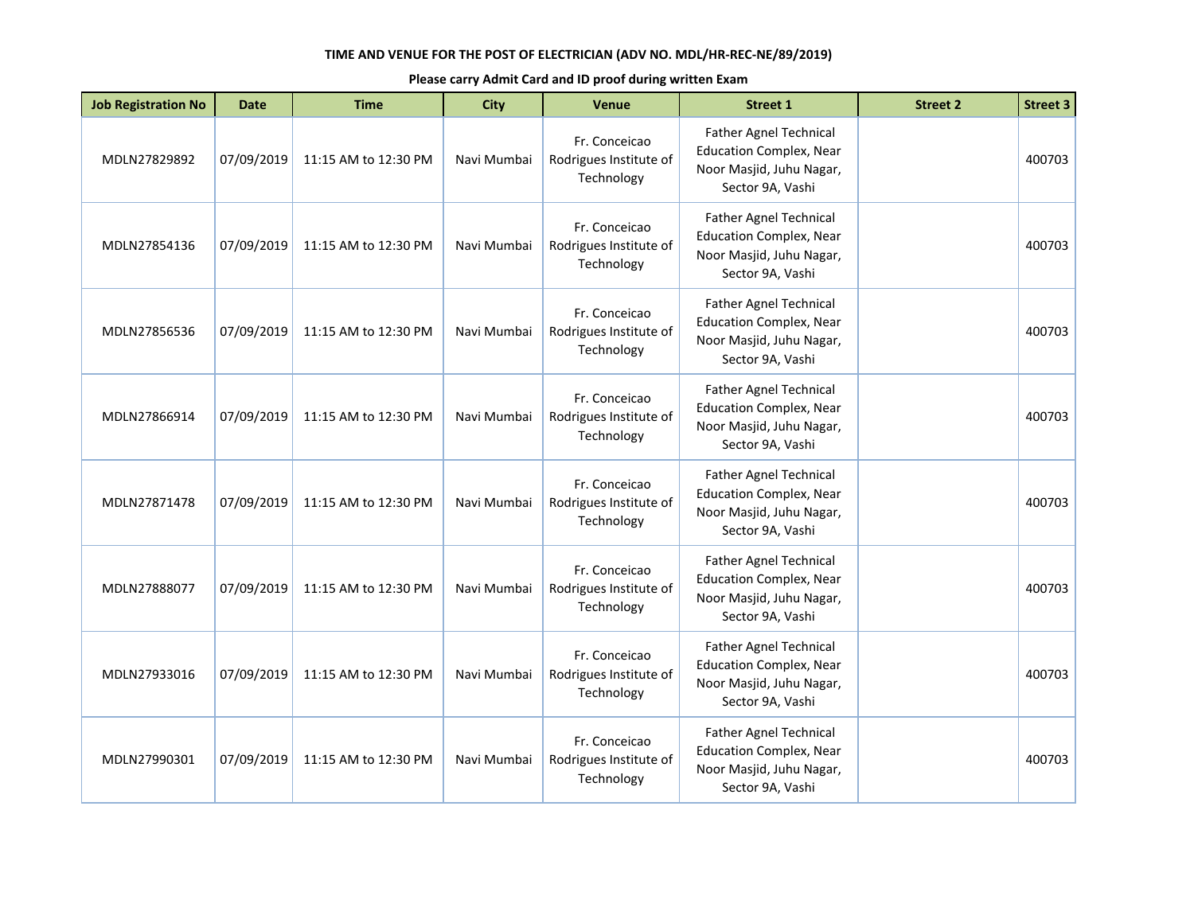**TIME AND VENUE FOR THE POST OF ELECTRICIAN (ADV NO. MDL/HR-REC-NE/89/2019)**

**Please carry Admit Card and ID proof during written Exam**

| Job Registration No | Date | Time | City | Venue | Street 1 | Street 2 | Street 3 |
|---|---|---|---|---|---|---|---|
| MDLN27829892 | 07/09/2019 | 11:15 AM to 12:30 PM | Navi Mumbai | Fr. Conceicao Rodrigues Institute of Technology | Father Agnel Technical Education Complex, Near Noor Masjid, Juhu Nagar, Sector 9A, Vashi | | 400703 |
| MDLN27854136 | 07/09/2019 | 11:15 AM to 12:30 PM | Navi Mumbai | Fr. Conceicao Rodrigues Institute of Technology | Father Agnel Technical Education Complex, Near Noor Masjid, Juhu Nagar, Sector 9A, Vashi | | 400703 |
| MDLN27856536 | 07/09/2019 | 11:15 AM to 12:30 PM | Navi Mumbai | Fr. Conceicao Rodrigues Institute of Technology | Father Agnel Technical Education Complex, Near Noor Masjid, Juhu Nagar, Sector 9A, Vashi | | 400703 |
| MDLN27866914 | 07/09/2019 | 11:15 AM to 12:30 PM | Navi Mumbai | Fr. Conceicao Rodrigues Institute of Technology | Father Agnel Technical Education Complex, Near Noor Masjid, Juhu Nagar, Sector 9A, Vashi | | 400703 |
| MDLN27871478 | 07/09/2019 | 11:15 AM to 12:30 PM | Navi Mumbai | Fr. Conceicao Rodrigues Institute of Technology | Father Agnel Technical Education Complex, Near Noor Masjid, Juhu Nagar, Sector 9A, Vashi | | 400703 |
| MDLN27888077 | 07/09/2019 | 11:15 AM to 12:30 PM | Navi Mumbai | Fr. Conceicao Rodrigues Institute of Technology | Father Agnel Technical Education Complex, Near Noor Masjid, Juhu Nagar, Sector 9A, Vashi | | 400703 |
| MDLN27933016 | 07/09/2019 | 11:15 AM to 12:30 PM | Navi Mumbai | Fr. Conceicao Rodrigues Institute of Technology | Father Agnel Technical Education Complex, Near Noor Masjid, Juhu Nagar, Sector 9A, Vashi | | 400703 |
| MDLN27990301 | 07/09/2019 | 11:15 AM to 12:30 PM | Navi Mumbai | Fr. Conceicao Rodrigues Institute of Technology | Father Agnel Technical Education Complex, Near Noor Masjid, Juhu Nagar, Sector 9A, Vashi | | 400703 |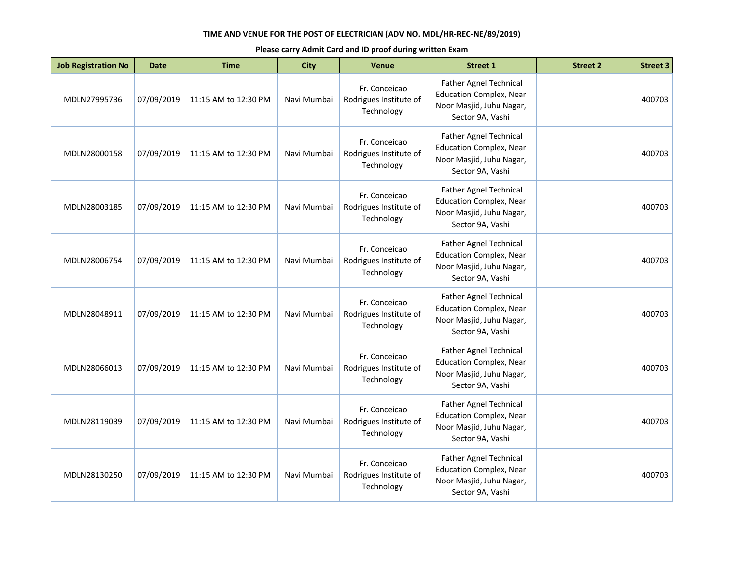**TIME AND VENUE FOR THE POST OF ELECTRICIAN (ADV NO. MDL/HR-REC-NE/89/2019)**

**Please carry Admit Card and ID proof during written Exam**

| Job Registration No | Date | Time | City | Venue | Street 1 | Street 2 | Street 3 |
|---|---|---|---|---|---|---|---|
| MDLN27995736 | 07/09/2019 | 11:15 AM to 12:30 PM | Navi Mumbai | Fr. Conceicao Rodrigues Institute of Technology | Father Agnel Technical Education Complex, Near Noor Masjid, Juhu Nagar, Sector 9A, Vashi | | 400703 |
| MDLN28000158 | 07/09/2019 | 11:15 AM to 12:30 PM | Navi Mumbai | Fr. Conceicao Rodrigues Institute of Technology | Father Agnel Technical Education Complex, Near Noor Masjid, Juhu Nagar, Sector 9A, Vashi | | 400703 |
| MDLN28003185 | 07/09/2019 | 11:15 AM to 12:30 PM | Navi Mumbai | Fr. Conceicao Rodrigues Institute of Technology | Father Agnel Technical Education Complex, Near Noor Masjid, Juhu Nagar, Sector 9A, Vashi | | 400703 |
| MDLN28006754 | 07/09/2019 | 11:15 AM to 12:30 PM | Navi Mumbai | Fr. Conceicao Rodrigues Institute of Technology | Father Agnel Technical Education Complex, Near Noor Masjid, Juhu Nagar, Sector 9A, Vashi | | 400703 |
| MDLN28048911 | 07/09/2019 | 11:15 AM to 12:30 PM | Navi Mumbai | Fr. Conceicao Rodrigues Institute of Technology | Father Agnel Technical Education Complex, Near Noor Masjid, Juhu Nagar, Sector 9A, Vashi | | 400703 |
| MDLN28066013 | 07/09/2019 | 11:15 AM to 12:30 PM | Navi Mumbai | Fr. Conceicao Rodrigues Institute of Technology | Father Agnel Technical Education Complex, Near Noor Masjid, Juhu Nagar, Sector 9A, Vashi | | 400703 |
| MDLN28119039 | 07/09/2019 | 11:15 AM to 12:30 PM | Navi Mumbai | Fr. Conceicao Rodrigues Institute of Technology | Father Agnel Technical Education Complex, Near Noor Masjid, Juhu Nagar, Sector 9A, Vashi | | 400703 |
| MDLN28130250 | 07/09/2019 | 11:15 AM to 12:30 PM | Navi Mumbai | Fr. Conceicao Rodrigues Institute of Technology | Father Agnel Technical Education Complex, Near Noor Masjid, Juhu Nagar, Sector 9A, Vashi | | 400703 |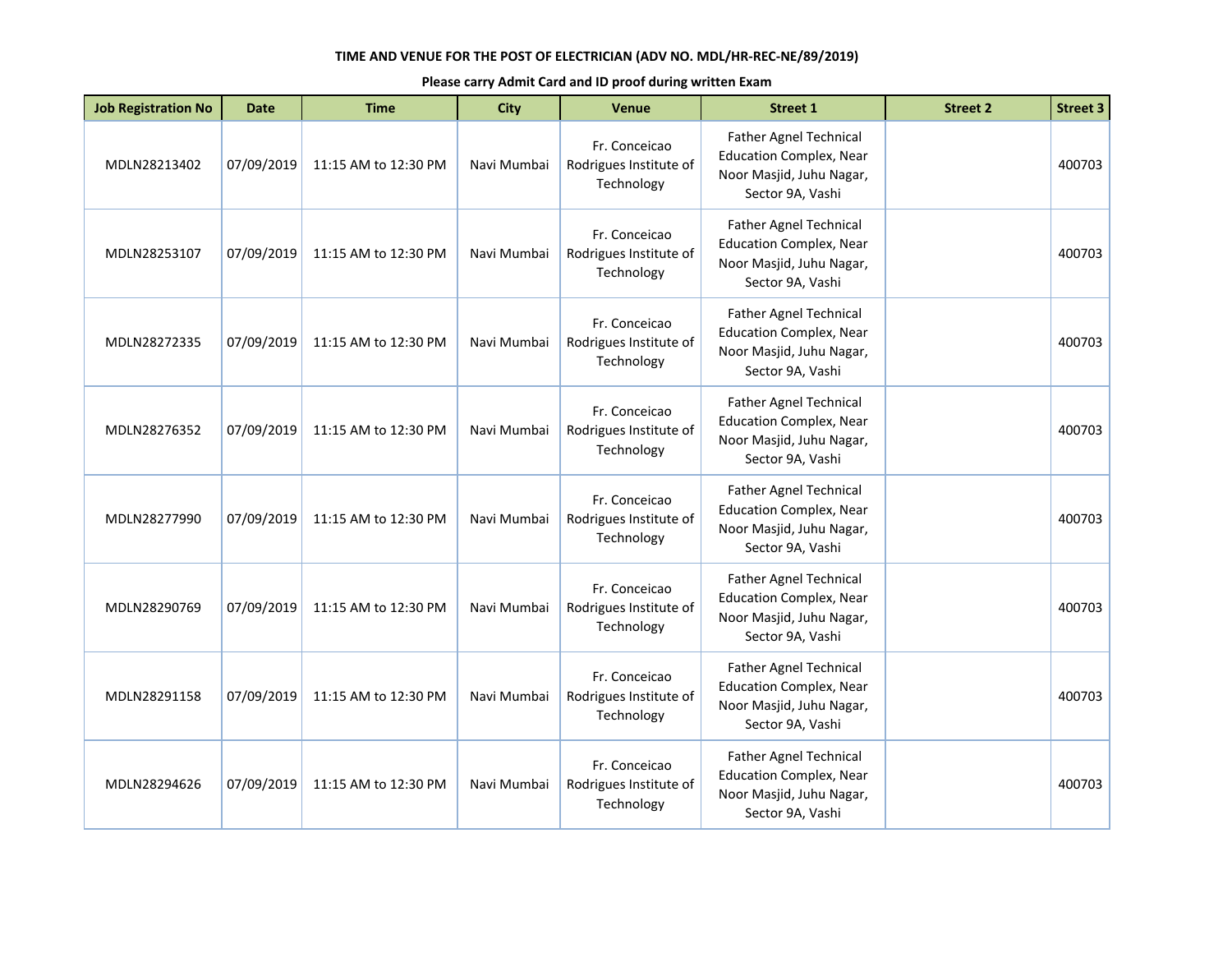**TIME AND VENUE FOR THE POST OF ELECTRICIAN (ADV NO. MDL/HR-REC-NE/89/2019)**

**Please carry Admit Card and ID proof during written Exam**

| Job Registration No | Date | Time | City | Venue | Street 1 | Street 2 | Street 3 |
|---|---|---|---|---|---|---|---|
| MDLN28213402 | 07/09/2019 | 11:15 AM to 12:30 PM | Navi Mumbai | Fr. Conceicao Rodrigues Institute of Technology | Father Agnel Technical Education Complex, Near Noor Masjid, Juhu Nagar, Sector 9A, Vashi | | 400703 |
| MDLN28253107 | 07/09/2019 | 11:15 AM to 12:30 PM | Navi Mumbai | Fr. Conceicao Rodrigues Institute of Technology | Father Agnel Technical Education Complex, Near Noor Masjid, Juhu Nagar, Sector 9A, Vashi | | 400703 |
| MDLN28272335 | 07/09/2019 | 11:15 AM to 12:30 PM | Navi Mumbai | Fr. Conceicao Rodrigues Institute of Technology | Father Agnel Technical Education Complex, Near Noor Masjid, Juhu Nagar, Sector 9A, Vashi | | 400703 |
| MDLN28276352 | 07/09/2019 | 11:15 AM to 12:30 PM | Navi Mumbai | Fr. Conceicao Rodrigues Institute of Technology | Father Agnel Technical Education Complex, Near Noor Masjid, Juhu Nagar, Sector 9A, Vashi | | 400703 |
| MDLN28277990 | 07/09/2019 | 11:15 AM to 12:30 PM | Navi Mumbai | Fr. Conceicao Rodrigues Institute of Technology | Father Agnel Technical Education Complex, Near Noor Masjid, Juhu Nagar, Sector 9A, Vashi | | 400703 |
| MDLN28290769 | 07/09/2019 | 11:15 AM to 12:30 PM | Navi Mumbai | Fr. Conceicao Rodrigues Institute of Technology | Father Agnel Technical Education Complex, Near Noor Masjid, Juhu Nagar, Sector 9A, Vashi | | 400703 |
| MDLN28291158 | 07/09/2019 | 11:15 AM to 12:30 PM | Navi Mumbai | Fr. Conceicao Rodrigues Institute of Technology | Father Agnel Technical Education Complex, Near Noor Masjid, Juhu Nagar, Sector 9A, Vashi | | 400703 |
| MDLN28294626 | 07/09/2019 | 11:15 AM to 12:30 PM | Navi Mumbai | Fr. Conceicao Rodrigues Institute of Technology | Father Agnel Technical Education Complex, Near Noor Masjid, Juhu Nagar, Sector 9A, Vashi | | 400703 |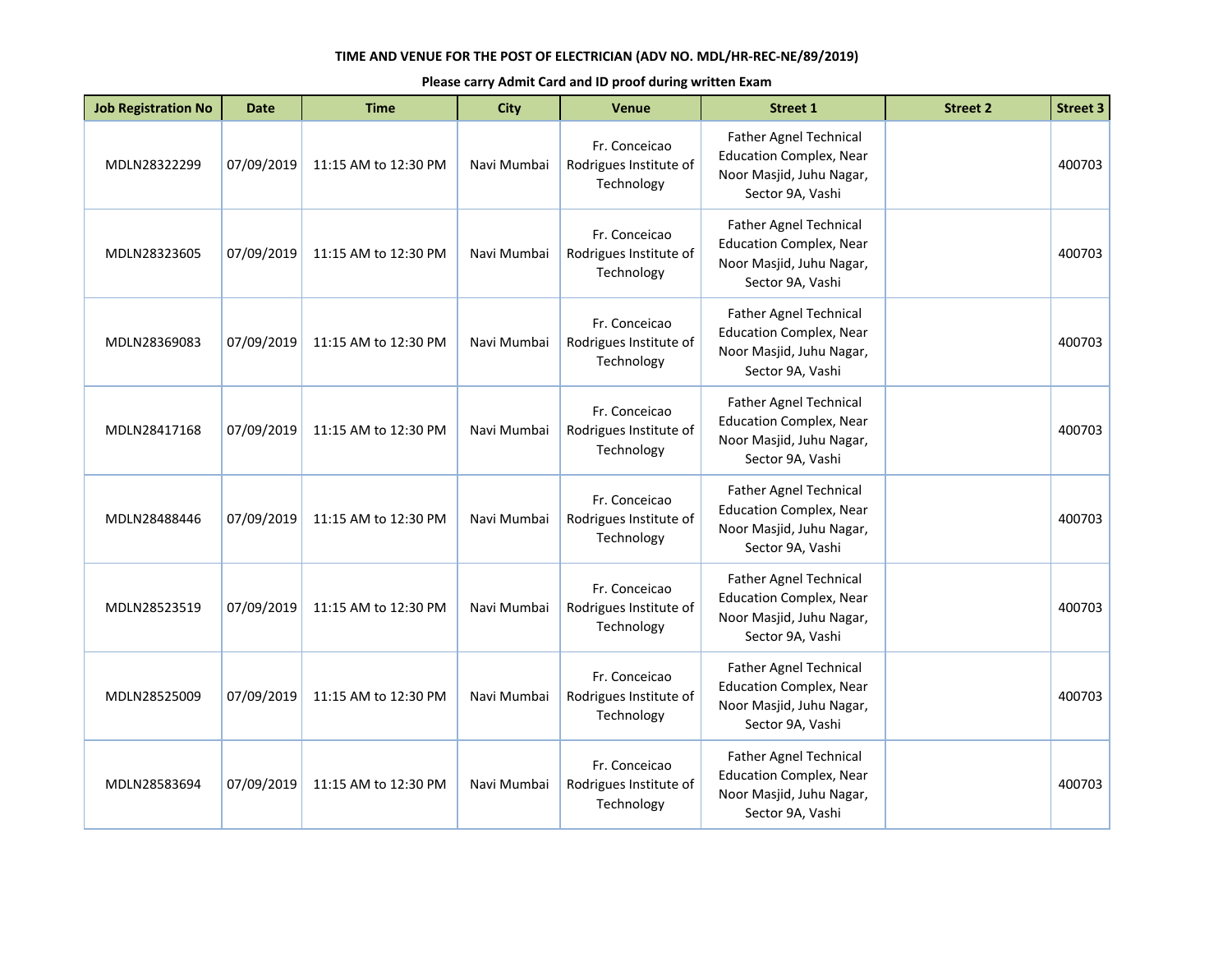**TIME AND VENUE FOR THE POST OF ELECTRICIAN (ADV NO. MDL/HR-REC-NE/89/2019)**

**Please carry Admit Card and ID proof during written Exam**

| Job Registration No | Date | Time | City | Venue | Street 1 | Street 2 | Street 3 |
|---|---|---|---|---|---|---|---|
| MDLN28322299 | 07/09/2019 | 11:15 AM to 12:30 PM | Navi Mumbai | Fr. Conceicao Rodrigues Institute of Technology | Father Agnel Technical Education Complex, Near Noor Masjid, Juhu Nagar, Sector 9A, Vashi | | 400703 |
| MDLN28323605 | 07/09/2019 | 11:15 AM to 12:30 PM | Navi Mumbai | Fr. Conceicao Rodrigues Institute of Technology | Father Agnel Technical Education Complex, Near Noor Masjid, Juhu Nagar, Sector 9A, Vashi | | 400703 |
| MDLN28369083 | 07/09/2019 | 11:15 AM to 12:30 PM | Navi Mumbai | Fr. Conceicao Rodrigues Institute of Technology | Father Agnel Technical Education Complex, Near Noor Masjid, Juhu Nagar, Sector 9A, Vashi | | 400703 |
| MDLN28417168 | 07/09/2019 | 11:15 AM to 12:30 PM | Navi Mumbai | Fr. Conceicao Rodrigues Institute of Technology | Father Agnel Technical Education Complex, Near Noor Masjid, Juhu Nagar, Sector 9A, Vashi | | 400703 |
| MDLN28488446 | 07/09/2019 | 11:15 AM to 12:30 PM | Navi Mumbai | Fr. Conceicao Rodrigues Institute of Technology | Father Agnel Technical Education Complex, Near Noor Masjid, Juhu Nagar, Sector 9A, Vashi | | 400703 |
| MDLN28523519 | 07/09/2019 | 11:15 AM to 12:30 PM | Navi Mumbai | Fr. Conceicao Rodrigues Institute of Technology | Father Agnel Technical Education Complex, Near Noor Masjid, Juhu Nagar, Sector 9A, Vashi | | 400703 |
| MDLN28525009 | 07/09/2019 | 11:15 AM to 12:30 PM | Navi Mumbai | Fr. Conceicao Rodrigues Institute of Technology | Father Agnel Technical Education Complex, Near Noor Masjid, Juhu Nagar, Sector 9A, Vashi | | 400703 |
| MDLN28583694 | 07/09/2019 | 11:15 AM to 12:30 PM | Navi Mumbai | Fr. Conceicao Rodrigues Institute of Technology | Father Agnel Technical Education Complex, Near Noor Masjid, Juhu Nagar, Sector 9A, Vashi | | 400703 |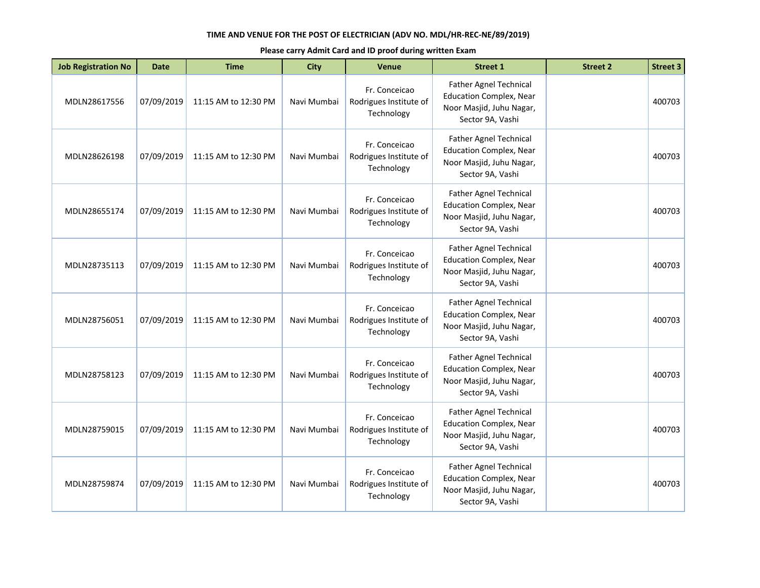**TIME AND VENUE FOR THE POST OF ELECTRICIAN (ADV NO. MDL/HR-REC-NE/89/2019)**

**Please carry Admit Card and ID proof during written Exam**

| Job Registration No | Date | Time | City | Venue | Street 1 | Street 2 | Street 3 |
|---|---|---|---|---|---|---|---|
| MDLN28617556 | 07/09/2019 | 11:15 AM to 12:30 PM | Navi Mumbai | Fr. Conceicao Rodrigues Institute of Technology | Father Agnel Technical Education Complex, Near Noor Masjid, Juhu Nagar, Sector 9A, Vashi | | 400703 |
| MDLN28626198 | 07/09/2019 | 11:15 AM to 12:30 PM | Navi Mumbai | Fr. Conceicao Rodrigues Institute of Technology | Father Agnel Technical Education Complex, Near Noor Masjid, Juhu Nagar, Sector 9A, Vashi | | 400703 |
| MDLN28655174 | 07/09/2019 | 11:15 AM to 12:30 PM | Navi Mumbai | Fr. Conceicao Rodrigues Institute of Technology | Father Agnel Technical Education Complex, Near Noor Masjid, Juhu Nagar, Sector 9A, Vashi | | 400703 |
| MDLN28735113 | 07/09/2019 | 11:15 AM to 12:30 PM | Navi Mumbai | Fr. Conceicao Rodrigues Institute of Technology | Father Agnel Technical Education Complex, Near Noor Masjid, Juhu Nagar, Sector 9A, Vashi | | 400703 |
| MDLN28756051 | 07/09/2019 | 11:15 AM to 12:30 PM | Navi Mumbai | Fr. Conceicao Rodrigues Institute of Technology | Father Agnel Technical Education Complex, Near Noor Masjid, Juhu Nagar, Sector 9A, Vashi | | 400703 |
| MDLN28758123 | 07/09/2019 | 11:15 AM to 12:30 PM | Navi Mumbai | Fr. Conceicao Rodrigues Institute of Technology | Father Agnel Technical Education Complex, Near Noor Masjid, Juhu Nagar, Sector 9A, Vashi | | 400703 |
| MDLN28759015 | 07/09/2019 | 11:15 AM to 12:30 PM | Navi Mumbai | Fr. Conceicao Rodrigues Institute of Technology | Father Agnel Technical Education Complex, Near Noor Masjid, Juhu Nagar, Sector 9A, Vashi | | 400703 |
| MDLN28759874 | 07/09/2019 | 11:15 AM to 12:30 PM | Navi Mumbai | Fr. Conceicao Rodrigues Institute of Technology | Father Agnel Technical Education Complex, Near Noor Masjid, Juhu Nagar, Sector 9A, Vashi | | 400703 |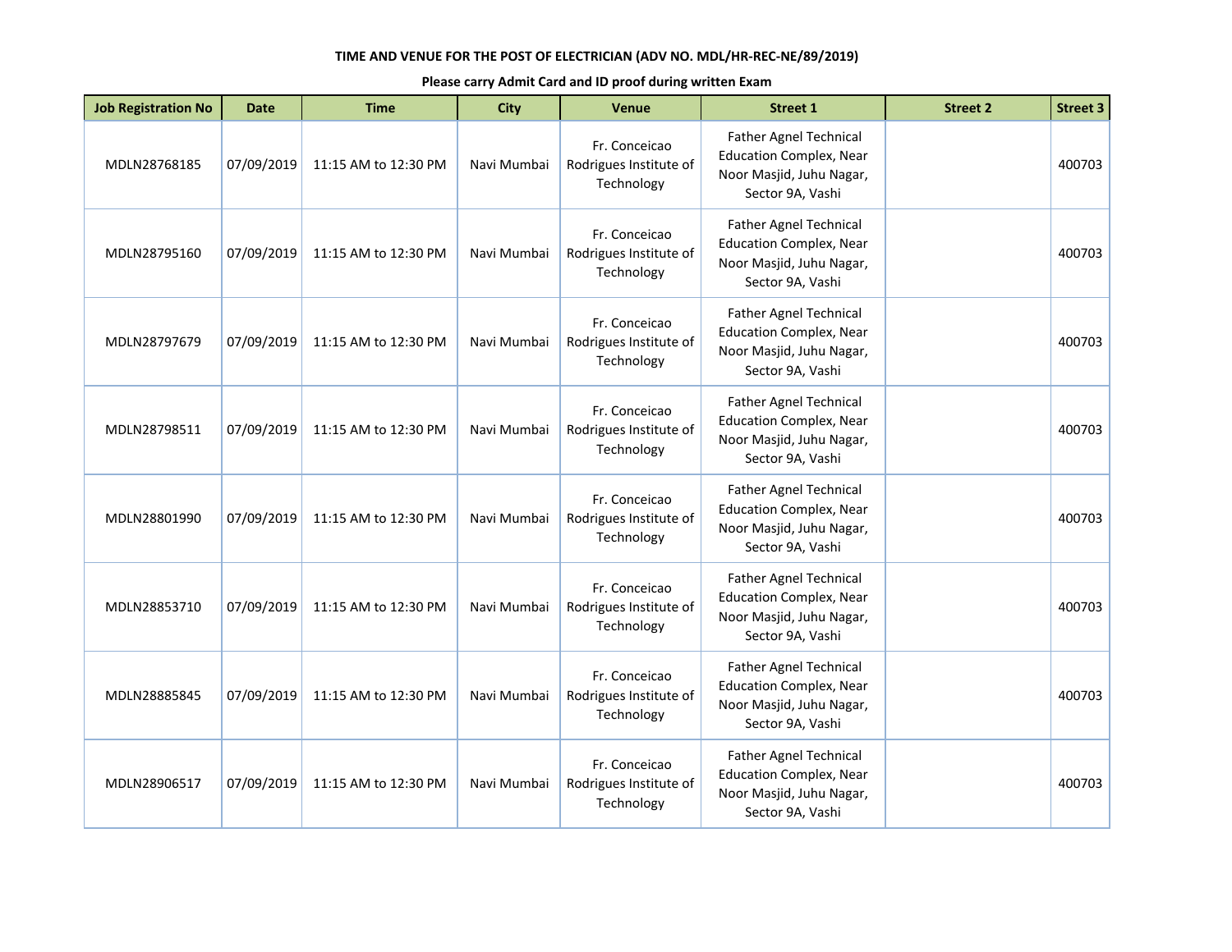**TIME AND VENUE FOR THE POST OF ELECTRICIAN (ADV NO. MDL/HR-REC-NE/89/2019)**

**Please carry Admit Card and ID proof during written Exam**

| Job Registration No | Date | Time | City | Venue | Street 1 | Street 2 | Street 3 |
|---|---|---|---|---|---|---|---|
| MDLN28768185 | 07/09/2019 | 11:15 AM to 12:30 PM | Navi Mumbai | Fr. Conceicao Rodrigues Institute of Technology | Father Agnel Technical Education Complex, Near Noor Masjid, Juhu Nagar, Sector 9A, Vashi | | 400703 |
| MDLN28795160 | 07/09/2019 | 11:15 AM to 12:30 PM | Navi Mumbai | Fr. Conceicao Rodrigues Institute of Technology | Father Agnel Technical Education Complex, Near Noor Masjid, Juhu Nagar, Sector 9A, Vashi | | 400703 |
| MDLN28797679 | 07/09/2019 | 11:15 AM to 12:30 PM | Navi Mumbai | Fr. Conceicao Rodrigues Institute of Technology | Father Agnel Technical Education Complex, Near Noor Masjid, Juhu Nagar, Sector 9A, Vashi | | 400703 |
| MDLN28798511 | 07/09/2019 | 11:15 AM to 12:30 PM | Navi Mumbai | Fr. Conceicao Rodrigues Institute of Technology | Father Agnel Technical Education Complex, Near Noor Masjid, Juhu Nagar, Sector 9A, Vashi | | 400703 |
| MDLN28801990 | 07/09/2019 | 11:15 AM to 12:30 PM | Navi Mumbai | Fr. Conceicao Rodrigues Institute of Technology | Father Agnel Technical Education Complex, Near Noor Masjid, Juhu Nagar, Sector 9A, Vashi | | 400703 |
| MDLN28853710 | 07/09/2019 | 11:15 AM to 12:30 PM | Navi Mumbai | Fr. Conceicao Rodrigues Institute of Technology | Father Agnel Technical Education Complex, Near Noor Masjid, Juhu Nagar, Sector 9A, Vashi | | 400703 |
| MDLN28885845 | 07/09/2019 | 11:15 AM to 12:30 PM | Navi Mumbai | Fr. Conceicao Rodrigues Institute of Technology | Father Agnel Technical Education Complex, Near Noor Masjid, Juhu Nagar, Sector 9A, Vashi | | 400703 |
| MDLN28906517 | 07/09/2019 | 11:15 AM to 12:30 PM | Navi Mumbai | Fr. Conceicao Rodrigues Institute of Technology | Father Agnel Technical Education Complex, Near Noor Masjid, Juhu Nagar, Sector 9A, Vashi | | 400703 |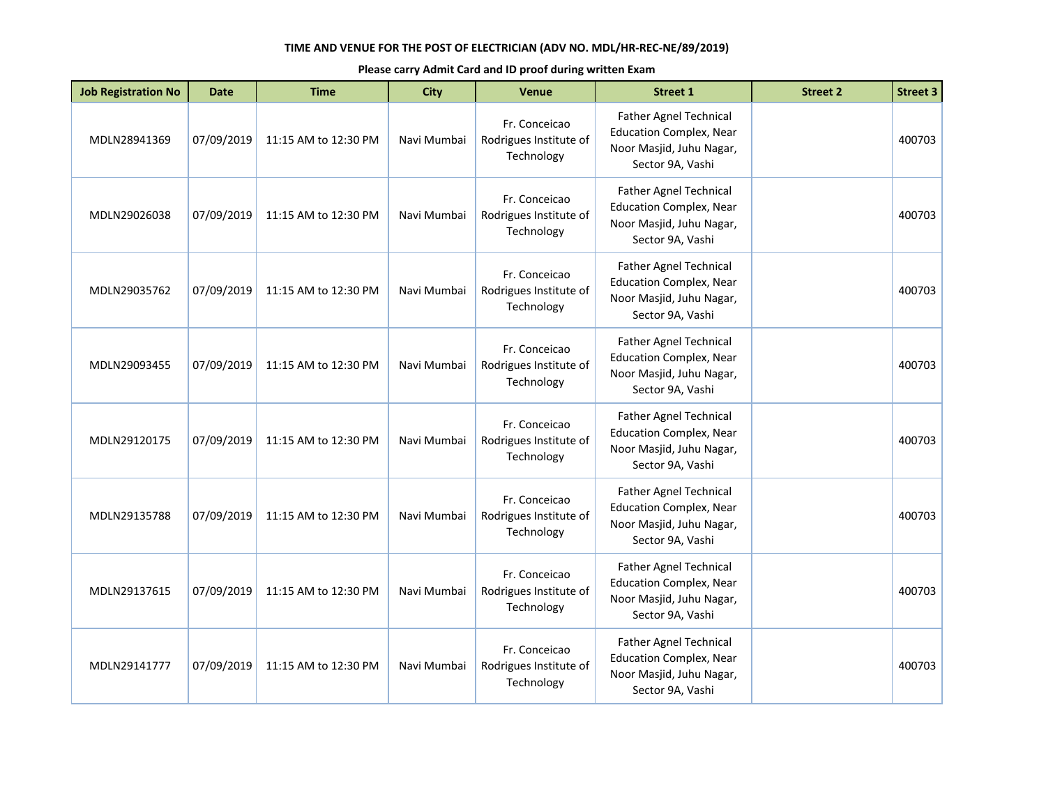**TIME AND VENUE FOR THE POST OF ELECTRICIAN (ADV NO. MDL/HR-REC-NE/89/2019)**

**Please carry Admit Card and ID proof during written Exam**

| Job Registration No | Date | Time | City | Venue | Street 1 | Street 2 | Street 3 |
|---|---|---|---|---|---|---|---|
| MDLN28941369 | 07/09/2019 | 11:15 AM to 12:30 PM | Navi Mumbai | Fr. Conceicao Rodrigues Institute of Technology | Father Agnel Technical Education Complex, Near Noor Masjid, Juhu Nagar, Sector 9A, Vashi | | 400703 |
| MDLN29026038 | 07/09/2019 | 11:15 AM to 12:30 PM | Navi Mumbai | Fr. Conceicao Rodrigues Institute of Technology | Father Agnel Technical Education Complex, Near Noor Masjid, Juhu Nagar, Sector 9A, Vashi | | 400703 |
| MDLN29035762 | 07/09/2019 | 11:15 AM to 12:30 PM | Navi Mumbai | Fr. Conceicao Rodrigues Institute of Technology | Father Agnel Technical Education Complex, Near Noor Masjid, Juhu Nagar, Sector 9A, Vashi | | 400703 |
| MDLN29093455 | 07/09/2019 | 11:15 AM to 12:30 PM | Navi Mumbai | Fr. Conceicao Rodrigues Institute of Technology | Father Agnel Technical Education Complex, Near Noor Masjid, Juhu Nagar, Sector 9A, Vashi | | 400703 |
| MDLN29120175 | 07/09/2019 | 11:15 AM to 12:30 PM | Navi Mumbai | Fr. Conceicao Rodrigues Institute of Technology | Father Agnel Technical Education Complex, Near Noor Masjid, Juhu Nagar, Sector 9A, Vashi | | 400703 |
| MDLN29135788 | 07/09/2019 | 11:15 AM to 12:30 PM | Navi Mumbai | Fr. Conceicao Rodrigues Institute of Technology | Father Agnel Technical Education Complex, Near Noor Masjid, Juhu Nagar, Sector 9A, Vashi | | 400703 |
| MDLN29137615 | 07/09/2019 | 11:15 AM to 12:30 PM | Navi Mumbai | Fr. Conceicao Rodrigues Institute of Technology | Father Agnel Technical Education Complex, Near Noor Masjid, Juhu Nagar, Sector 9A, Vashi | | 400703 |
| MDLN29141777 | 07/09/2019 | 11:15 AM to 12:30 PM | Navi Mumbai | Fr. Conceicao Rodrigues Institute of Technology | Father Agnel Technical Education Complex, Near Noor Masjid, Juhu Nagar, Sector 9A, Vashi | | 400703 |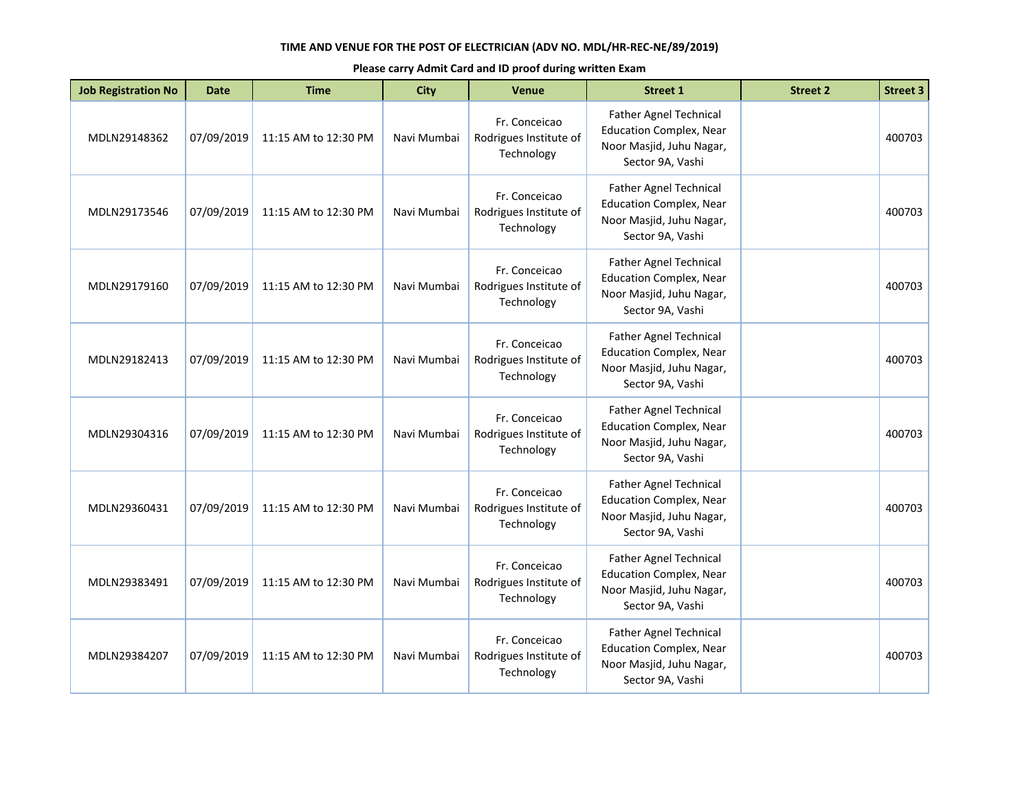**TIME AND VENUE FOR THE POST OF ELECTRICIAN (ADV NO. MDL/HR-REC-NE/89/2019)**

**Please carry Admit Card and ID proof during written Exam**

| Job Registration No | Date | Time | City | Venue | Street 1 | Street 2 | Street 3 |
|---|---|---|---|---|---|---|---|
| MDLN29148362 | 07/09/2019 | 11:15 AM to 12:30 PM | Navi Mumbai | Fr. Conceicao Rodrigues Institute of Technology | Father Agnel Technical Education Complex, Near Noor Masjid, Juhu Nagar, Sector 9A, Vashi | | 400703 |
| MDLN29173546 | 07/09/2019 | 11:15 AM to 12:30 PM | Navi Mumbai | Fr. Conceicao Rodrigues Institute of Technology | Father Agnel Technical Education Complex, Near Noor Masjid, Juhu Nagar, Sector 9A, Vashi | | 400703 |
| MDLN29179160 | 07/09/2019 | 11:15 AM to 12:30 PM | Navi Mumbai | Fr. Conceicao Rodrigues Institute of Technology | Father Agnel Technical Education Complex, Near Noor Masjid, Juhu Nagar, Sector 9A, Vashi | | 400703 |
| MDLN29182413 | 07/09/2019 | 11:15 AM to 12:30 PM | Navi Mumbai | Fr. Conceicao Rodrigues Institute of Technology | Father Agnel Technical Education Complex, Near Noor Masjid, Juhu Nagar, Sector 9A, Vashi | | 400703 |
| MDLN29304316 | 07/09/2019 | 11:15 AM to 12:30 PM | Navi Mumbai | Fr. Conceicao Rodrigues Institute of Technology | Father Agnel Technical Education Complex, Near Noor Masjid, Juhu Nagar, Sector 9A, Vashi | | 400703 |
| MDLN29360431 | 07/09/2019 | 11:15 AM to 12:30 PM | Navi Mumbai | Fr. Conceicao Rodrigues Institute of Technology | Father Agnel Technical Education Complex, Near Noor Masjid, Juhu Nagar, Sector 9A, Vashi | | 400703 |
| MDLN29383491 | 07/09/2019 | 11:15 AM to 12:30 PM | Navi Mumbai | Fr. Conceicao Rodrigues Institute of Technology | Father Agnel Technical Education Complex, Near Noor Masjid, Juhu Nagar, Sector 9A, Vashi | | 400703 |
| MDLN29384207 | 07/09/2019 | 11:15 AM to 12:30 PM | Navi Mumbai | Fr. Conceicao Rodrigues Institute of Technology | Father Agnel Technical Education Complex, Near Noor Masjid, Juhu Nagar, Sector 9A, Vashi | | 400703 |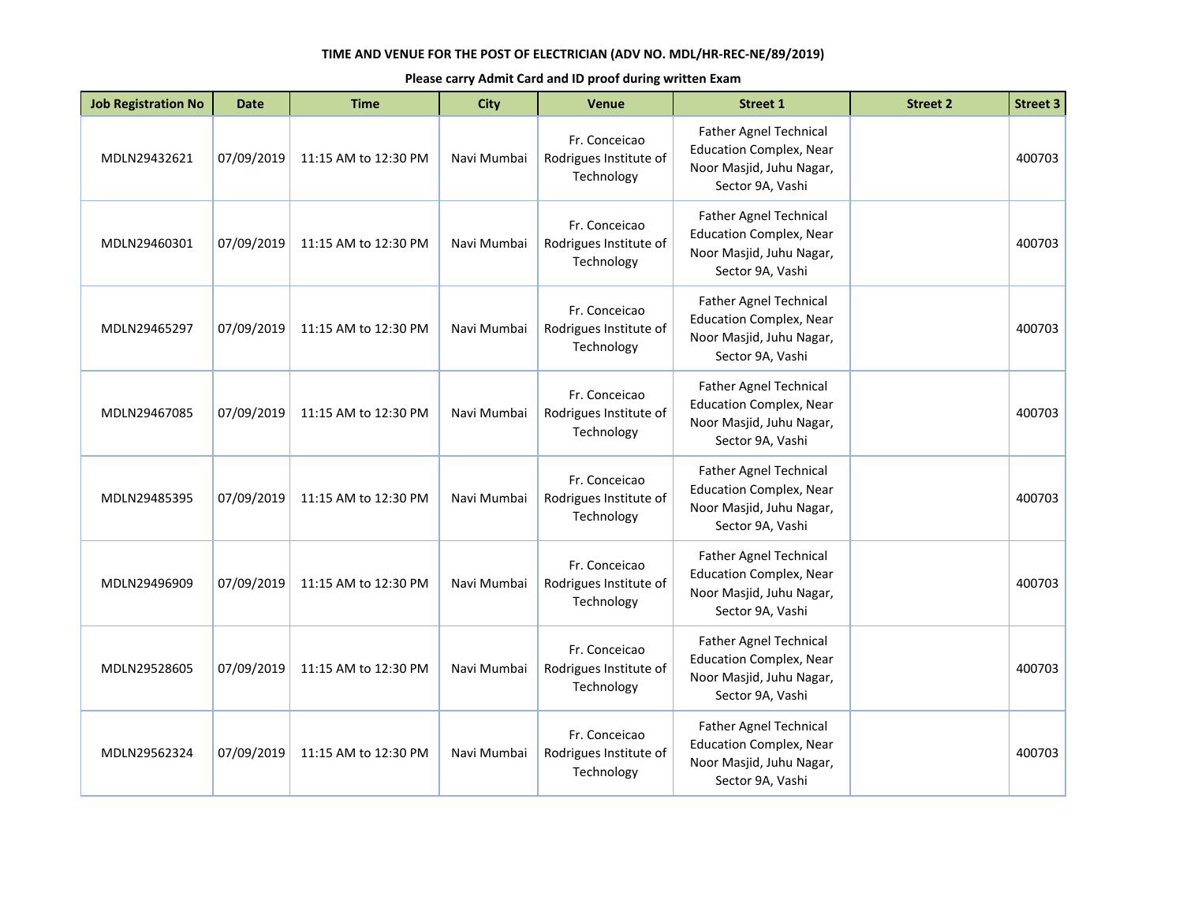**TIME AND VENUE FOR THE POST OF ELECTRICIAN (ADV NO. MDL/HR-REC-NE/89/2019)**

**Please carry Admit Card and ID proof during written Exam**

| Job Registration No | Date | Time | City | Venue | Street 1 | Street 2 | Street 3 |
|---|---|---|---|---|---|---|---|
| MDLN29432621 | 07/09/2019 | 11:15 AM to 12:30 PM | Navi Mumbai | Fr. Conceicao Rodrigues Institute of Technology | Father Agnel Technical Education Complex, Near Noor Masjid, Juhu Nagar, Sector 9A, Vashi | | 400703 |
| MDLN29460301 | 07/09/2019 | 11:15 AM to 12:30 PM | Navi Mumbai | Fr. Conceicao Rodrigues Institute of Technology | Father Agnel Technical Education Complex, Near Noor Masjid, Juhu Nagar, Sector 9A, Vashi | | 400703 |
| MDLN29465297 | 07/09/2019 | 11:15 AM to 12:30 PM | Navi Mumbai | Fr. Conceicao Rodrigues Institute of Technology | Father Agnel Technical Education Complex, Near Noor Masjid, Juhu Nagar, Sector 9A, Vashi | | 400703 |
| MDLN29467085 | 07/09/2019 | 11:15 AM to 12:30 PM | Navi Mumbai | Fr. Conceicao Rodrigues Institute of Technology | Father Agnel Technical Education Complex, Near Noor Masjid, Juhu Nagar, Sector 9A, Vashi | | 400703 |
| MDLN29485395 | 07/09/2019 | 11:15 AM to 12:30 PM | Navi Mumbai | Fr. Conceicao Rodrigues Institute of Technology | Father Agnel Technical Education Complex, Near Noor Masjid, Juhu Nagar, Sector 9A, Vashi | | 400703 |
| MDLN29496909 | 07/09/2019 | 11:15 AM to 12:30 PM | Navi Mumbai | Fr. Conceicao Rodrigues Institute of Technology | Father Agnel Technical Education Complex, Near Noor Masjid, Juhu Nagar, Sector 9A, Vashi | | 400703 |
| MDLN29528605 | 07/09/2019 | 11:15 AM to 12:30 PM | Navi Mumbai | Fr. Conceicao Rodrigues Institute of Technology | Father Agnel Technical Education Complex, Near Noor Masjid, Juhu Nagar, Sector 9A, Vashi | | 400703 |
| MDLN29562324 | 07/09/2019 | 11:15 AM to 12:30 PM | Navi Mumbai | Fr. Conceicao Rodrigues Institute of Technology | Father Agnel Technical Education Complex, Near Noor Masjid, Juhu Nagar, Sector 9A, Vashi | | 400703 |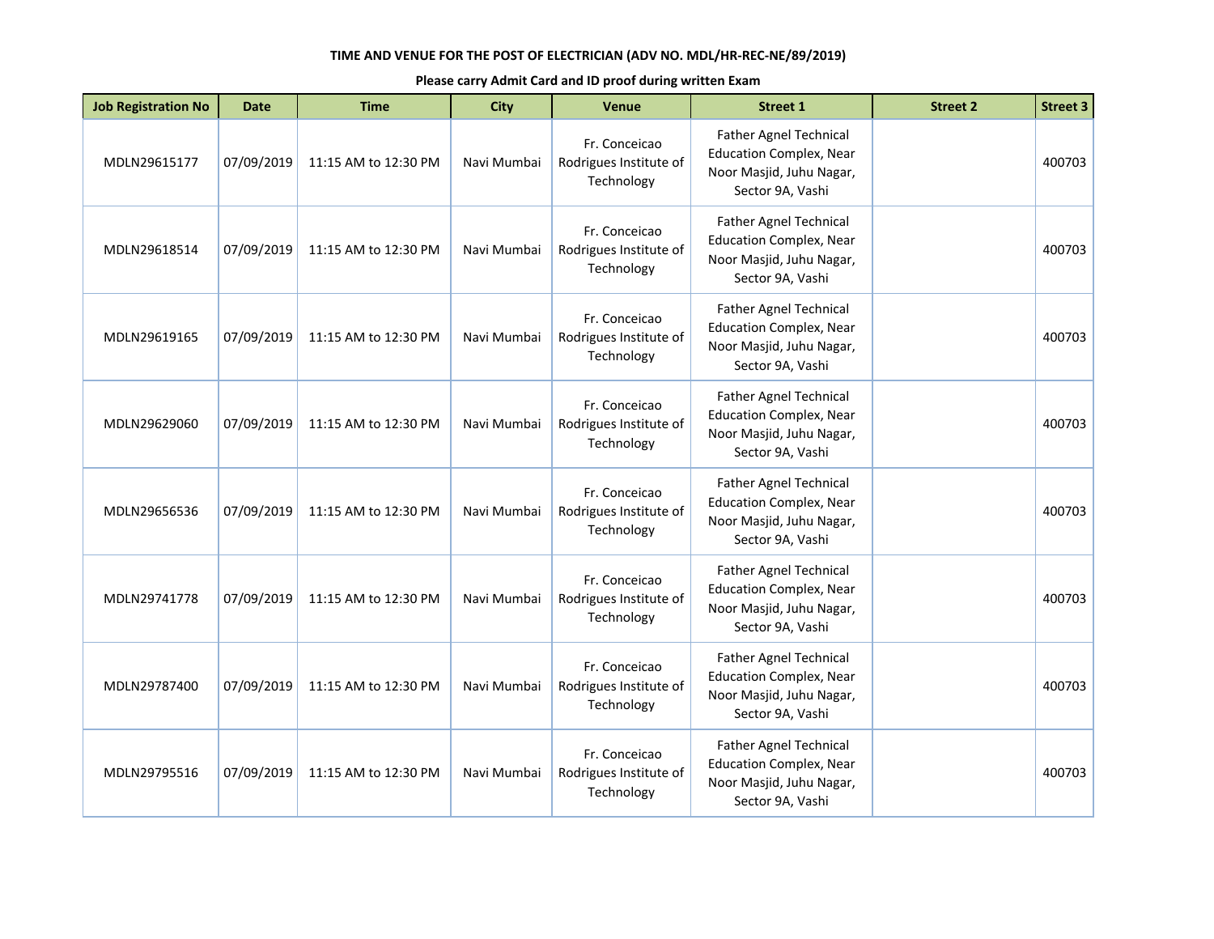**TIME AND VENUE FOR THE POST OF ELECTRICIAN (ADV NO. MDL/HR-REC-NE/89/2019)**

**Please carry Admit Card and ID proof during written Exam**

| Job Registration No | Date | Time | City | Venue | Street 1 | Street 2 | Street 3 |
|---|---|---|---|---|---|---|---|
| MDLN29615177 | 07/09/2019 | 11:15 AM to 12:30 PM | Navi Mumbai | Fr. Conceicao Rodrigues Institute of Technology | Father Agnel Technical Education Complex, Near Noor Masjid, Juhu Nagar, Sector 9A, Vashi | | 400703 |
| MDLN29618514 | 07/09/2019 | 11:15 AM to 12:30 PM | Navi Mumbai | Fr. Conceicao Rodrigues Institute of Technology | Father Agnel Technical Education Complex, Near Noor Masjid, Juhu Nagar, Sector 9A, Vashi | | 400703 |
| MDLN29619165 | 07/09/2019 | 11:15 AM to 12:30 PM | Navi Mumbai | Fr. Conceicao Rodrigues Institute of Technology | Father Agnel Technical Education Complex, Near Noor Masjid, Juhu Nagar, Sector 9A, Vashi | | 400703 |
| MDLN29629060 | 07/09/2019 | 11:15 AM to 12:30 PM | Navi Mumbai | Fr. Conceicao Rodrigues Institute of Technology | Father Agnel Technical Education Complex, Near Noor Masjid, Juhu Nagar, Sector 9A, Vashi | | 400703 |
| MDLN29656536 | 07/09/2019 | 11:15 AM to 12:30 PM | Navi Mumbai | Fr. Conceicao Rodrigues Institute of Technology | Father Agnel Technical Education Complex, Near Noor Masjid, Juhu Nagar, Sector 9A, Vashi | | 400703 |
| MDLN29741778 | 07/09/2019 | 11:15 AM to 12:30 PM | Navi Mumbai | Fr. Conceicao Rodrigues Institute of Technology | Father Agnel Technical Education Complex, Near Noor Masjid, Juhu Nagar, Sector 9A, Vashi | | 400703 |
| MDLN29787400 | 07/09/2019 | 11:15 AM to 12:30 PM | Navi Mumbai | Fr. Conceicao Rodrigues Institute of Technology | Father Agnel Technical Education Complex, Near Noor Masjid, Juhu Nagar, Sector 9A, Vashi | | 400703 |
| MDLN29795516 | 07/09/2019 | 11:15 AM to 12:30 PM | Navi Mumbai | Fr. Conceicao Rodrigues Institute of Technology | Father Agnel Technical Education Complex, Near Noor Masjid, Juhu Nagar, Sector 9A, Vashi | | 400703 |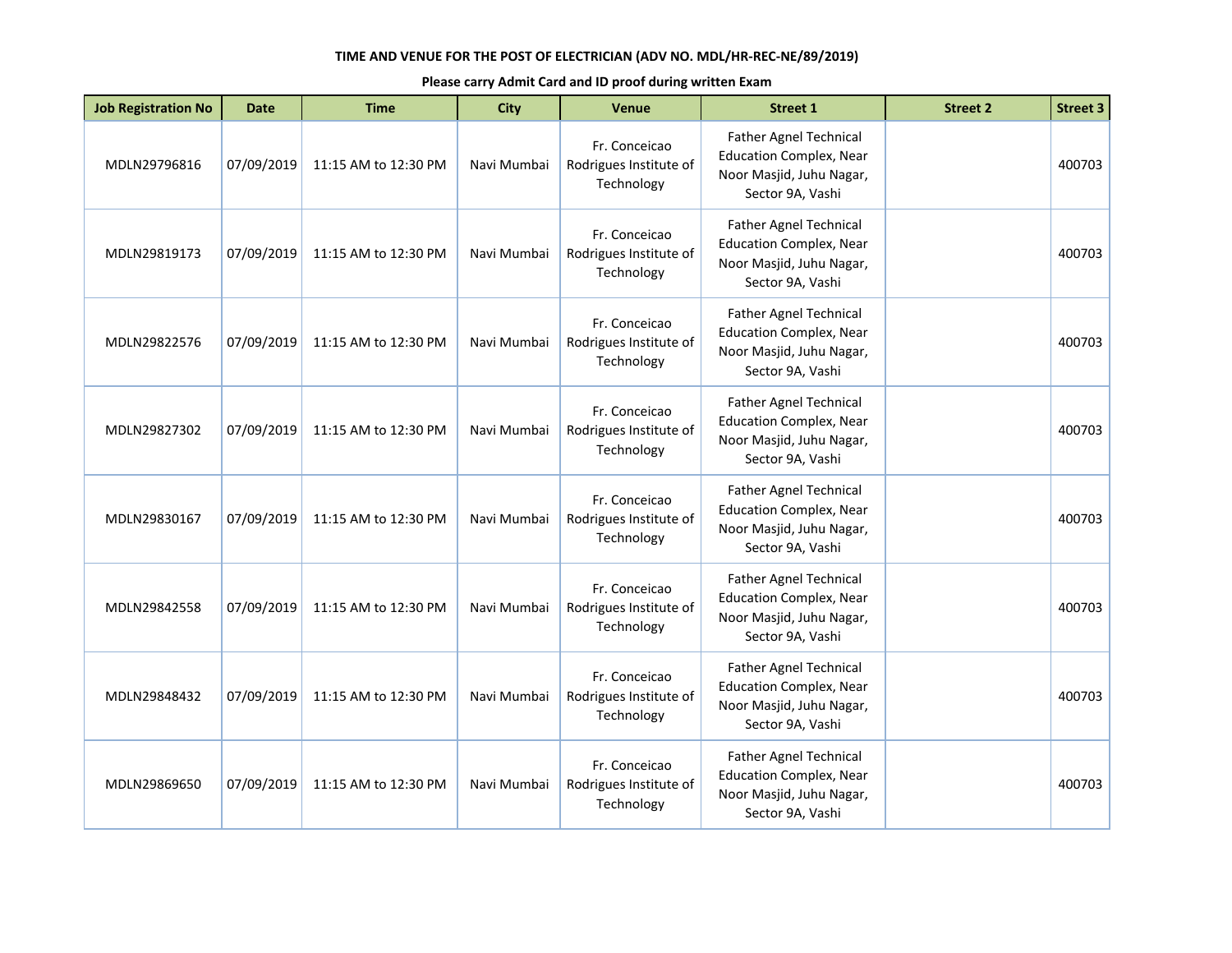**TIME AND VENUE FOR THE POST OF ELECTRICIAN (ADV NO. MDL/HR-REC-NE/89/2019)**

**Please carry Admit Card and ID proof during written Exam**

| Job Registration No | Date | Time | City | Venue | Street 1 | Street 2 | Street 3 |
|---|---|---|---|---|---|---|---|
| MDLN29796816 | 07/09/2019 | 11:15 AM to 12:30 PM | Navi Mumbai | Fr. Conceicao Rodrigues Institute of Technology | Father Agnel Technical Education Complex, Near Noor Masjid, Juhu Nagar, Sector 9A, Vashi | | 400703 |
| MDLN29819173 | 07/09/2019 | 11:15 AM to 12:30 PM | Navi Mumbai | Fr. Conceicao Rodrigues Institute of Technology | Father Agnel Technical Education Complex, Near Noor Masjid, Juhu Nagar, Sector 9A, Vashi | | 400703 |
| MDLN29822576 | 07/09/2019 | 11:15 AM to 12:30 PM | Navi Mumbai | Fr. Conceicao Rodrigues Institute of Technology | Father Agnel Technical Education Complex, Near Noor Masjid, Juhu Nagar, Sector 9A, Vashi | | 400703 |
| MDLN29827302 | 07/09/2019 | 11:15 AM to 12:30 PM | Navi Mumbai | Fr. Conceicao Rodrigues Institute of Technology | Father Agnel Technical Education Complex, Near Noor Masjid, Juhu Nagar, Sector 9A, Vashi | | 400703 |
| MDLN29830167 | 07/09/2019 | 11:15 AM to 12:30 PM | Navi Mumbai | Fr. Conceicao Rodrigues Institute of Technology | Father Agnel Technical Education Complex, Near Noor Masjid, Juhu Nagar, Sector 9A, Vashi | | 400703 |
| MDLN29842558 | 07/09/2019 | 11:15 AM to 12:30 PM | Navi Mumbai | Fr. Conceicao Rodrigues Institute of Technology | Father Agnel Technical Education Complex, Near Noor Masjid, Juhu Nagar, Sector 9A, Vashi | | 400703 |
| MDLN29848432 | 07/09/2019 | 11:15 AM to 12:30 PM | Navi Mumbai | Fr. Conceicao Rodrigues Institute of Technology | Father Agnel Technical Education Complex, Near Noor Masjid, Juhu Nagar, Sector 9A, Vashi | | 400703 |
| MDLN29869650 | 07/09/2019 | 11:15 AM to 12:30 PM | Navi Mumbai | Fr. Conceicao Rodrigues Institute of Technology | Father Agnel Technical Education Complex, Near Noor Masjid, Juhu Nagar, Sector 9A, Vashi | | 400703 |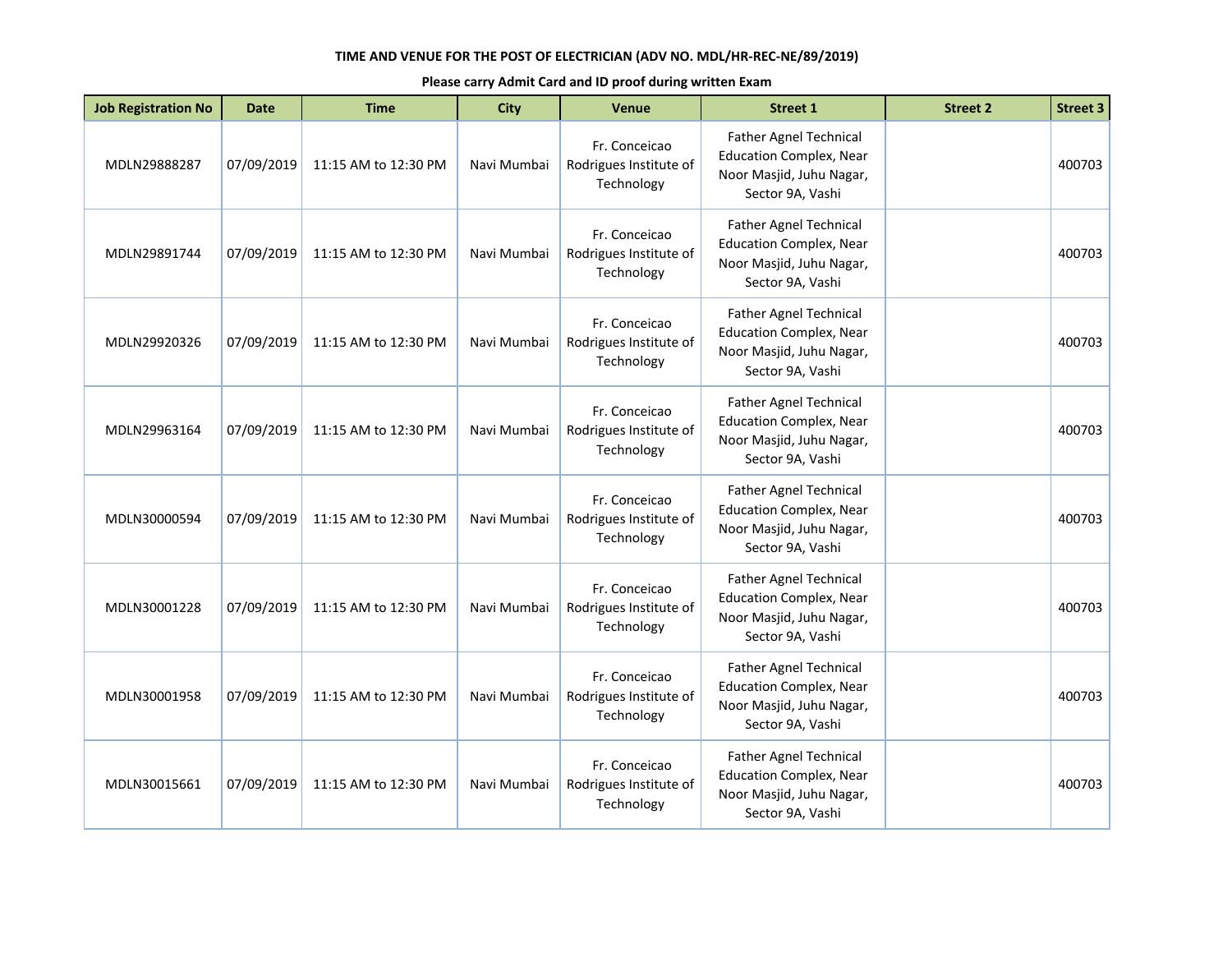TIME AND VENUE FOR THE POST OF ELECTRICIAN (ADV NO. MDL/HR-REC-NE/89/2019)

Please carry Admit Card and ID proof during written Exam

| Job Registration No | Date | Time | City | Venue | Street 1 | Street 2 | Street 3 |
|---|---|---|---|---|---|---|---|
| MDLN29888287 | 07/09/2019 | 11:15 AM to 12:30 PM | Navi Mumbai | Fr. Conceicao Rodrigues Institute of Technology | Father Agnel Technical Education Complex, Near Noor Masjid, Juhu Nagar, Sector 9A, Vashi | | 400703 |
| MDLN29891744 | 07/09/2019 | 11:15 AM to 12:30 PM | Navi Mumbai | Fr. Conceicao Rodrigues Institute of Technology | Father Agnel Technical Education Complex, Near Noor Masjid, Juhu Nagar, Sector 9A, Vashi | | 400703 |
| MDLN29920326 | 07/09/2019 | 11:15 AM to 12:30 PM | Navi Mumbai | Fr. Conceicao Rodrigues Institute of Technology | Father Agnel Technical Education Complex, Near Noor Masjid, Juhu Nagar, Sector 9A, Vashi | | 400703 |
| MDLN29963164 | 07/09/2019 | 11:15 AM to 12:30 PM | Navi Mumbai | Fr. Conceicao Rodrigues Institute of Technology | Father Agnel Technical Education Complex, Near Noor Masjid, Juhu Nagar, Sector 9A, Vashi | | 400703 |
| MDLN30000594 | 07/09/2019 | 11:15 AM to 12:30 PM | Navi Mumbai | Fr. Conceicao Rodrigues Institute of Technology | Father Agnel Technical Education Complex, Near Noor Masjid, Juhu Nagar, Sector 9A, Vashi | | 400703 |
| MDLN30001228 | 07/09/2019 | 11:15 AM to 12:30 PM | Navi Mumbai | Fr. Conceicao Rodrigues Institute of Technology | Father Agnel Technical Education Complex, Near Noor Masjid, Juhu Nagar, Sector 9A, Vashi | | 400703 |
| MDLN30001958 | 07/09/2019 | 11:15 AM to 12:30 PM | Navi Mumbai | Fr. Conceicao Rodrigues Institute of Technology | Father Agnel Technical Education Complex, Near Noor Masjid, Juhu Nagar, Sector 9A, Vashi | | 400703 |
| MDLN30015661 | 07/09/2019 | 11:15 AM to 12:30 PM | Navi Mumbai | Fr. Conceicao Rodrigues Institute of Technology | Father Agnel Technical Education Complex, Near Noor Masjid, Juhu Nagar, Sector 9A, Vashi | | 400703 |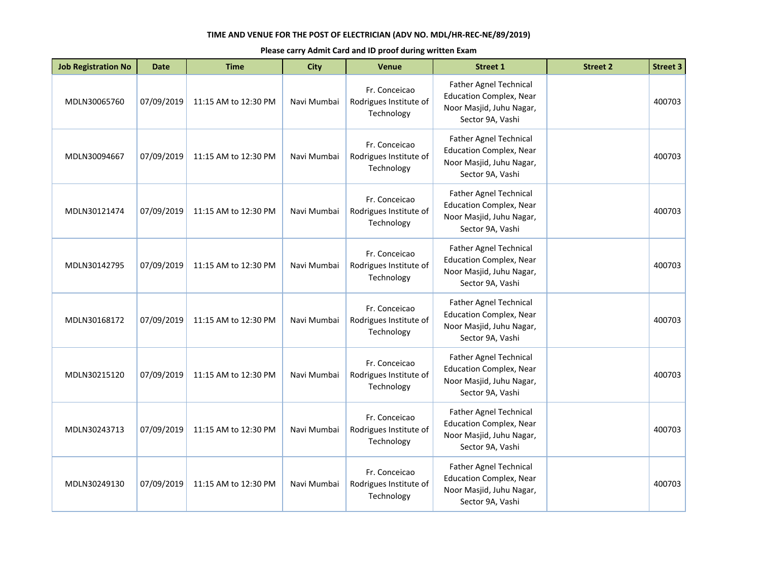**TIME AND VENUE FOR THE POST OF ELECTRICIAN (ADV NO. MDL/HR-REC-NE/89/2019)**

**Please carry Admit Card and ID proof during written Exam**

| Job Registration No | Date | Time | City | Venue | Street 1 | Street 2 | Street 3 |
|---|---|---|---|---|---|---|---|
| MDLN30065760 | 07/09/2019 | 11:15 AM to 12:30 PM | Navi Mumbai | Fr. Conceicao Rodrigues Institute of Technology | Father Agnel Technical Education Complex, Near Noor Masjid, Juhu Nagar, Sector 9A, Vashi | | 400703 |
| MDLN30094667 | 07/09/2019 | 11:15 AM to 12:30 PM | Navi Mumbai | Fr. Conceicao Rodrigues Institute of Technology | Father Agnel Technical Education Complex, Near Noor Masjid, Juhu Nagar, Sector 9A, Vashi | | 400703 |
| MDLN30121474 | 07/09/2019 | 11:15 AM to 12:30 PM | Navi Mumbai | Fr. Conceicao Rodrigues Institute of Technology | Father Agnel Technical Education Complex, Near Noor Masjid, Juhu Nagar, Sector 9A, Vashi | | 400703 |
| MDLN30142795 | 07/09/2019 | 11:15 AM to 12:30 PM | Navi Mumbai | Fr. Conceicao Rodrigues Institute of Technology | Father Agnel Technical Education Complex, Near Noor Masjid, Juhu Nagar, Sector 9A, Vashi | | 400703 |
| MDLN30168172 | 07/09/2019 | 11:15 AM to 12:30 PM | Navi Mumbai | Fr. Conceicao Rodrigues Institute of Technology | Father Agnel Technical Education Complex, Near Noor Masjid, Juhu Nagar, Sector 9A, Vashi | | 400703 |
| MDLN30215120 | 07/09/2019 | 11:15 AM to 12:30 PM | Navi Mumbai | Fr. Conceicao Rodrigues Institute of Technology | Father Agnel Technical Education Complex, Near Noor Masjid, Juhu Nagar, Sector 9A, Vashi | | 400703 |
| MDLN30243713 | 07/09/2019 | 11:15 AM to 12:30 PM | Navi Mumbai | Fr. Conceicao Rodrigues Institute of Technology | Father Agnel Technical Education Complex, Near Noor Masjid, Juhu Nagar, Sector 9A, Vashi | | 400703 |
| MDLN30249130 | 07/09/2019 | 11:15 AM to 12:30 PM | Navi Mumbai | Fr. Conceicao Rodrigues Institute of Technology | Father Agnel Technical Education Complex, Near Noor Masjid, Juhu Nagar, Sector 9A, Vashi | | 400703 |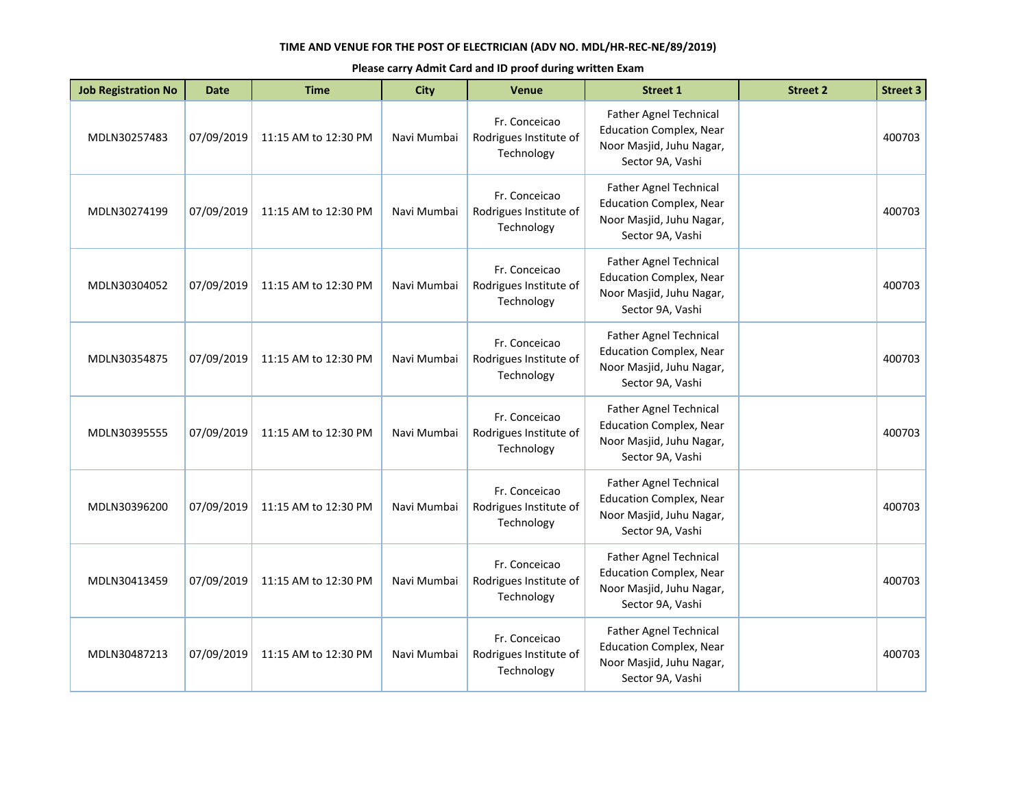**TIME AND VENUE FOR THE POST OF ELECTRICIAN (ADV NO. MDL/HR-REC-NE/89/2019)**

**Please carry Admit Card and ID proof during written Exam**

| Job Registration No | Date | Time | City | Venue | Street 1 | Street 2 | Street 3 |
|---|---|---|---|---|---|---|---|
| MDLN30257483 | 07/09/2019 | 11:15 AM to 12:30 PM | Navi Mumbai | Fr. Conceicao Rodrigues Institute of Technology | Father Agnel Technical Education Complex, Near Noor Masjid, Juhu Nagar, Sector 9A, Vashi | | 400703 |
| MDLN30274199 | 07/09/2019 | 11:15 AM to 12:30 PM | Navi Mumbai | Fr. Conceicao Rodrigues Institute of Technology | Father Agnel Technical Education Complex, Near Noor Masjid, Juhu Nagar, Sector 9A, Vashi | | 400703 |
| MDLN30304052 | 07/09/2019 | 11:15 AM to 12:30 PM | Navi Mumbai | Fr. Conceicao Rodrigues Institute of Technology | Father Agnel Technical Education Complex, Near Noor Masjid, Juhu Nagar, Sector 9A, Vashi | | 400703 |
| MDLN30354875 | 07/09/2019 | 11:15 AM to 12:30 PM | Navi Mumbai | Fr. Conceicao Rodrigues Institute of Technology | Father Agnel Technical Education Complex, Near Noor Masjid, Juhu Nagar, Sector 9A, Vashi | | 400703 |
| MDLN30395555 | 07/09/2019 | 11:15 AM to 12:30 PM | Navi Mumbai | Fr. Conceicao Rodrigues Institute of Technology | Father Agnel Technical Education Complex, Near Noor Masjid, Juhu Nagar, Sector 9A, Vashi | | 400703 |
| MDLN30396200 | 07/09/2019 | 11:15 AM to 12:30 PM | Navi Mumbai | Fr. Conceicao Rodrigues Institute of Technology | Father Agnel Technical Education Complex, Near Noor Masjid, Juhu Nagar, Sector 9A, Vashi | | 400703 |
| MDLN30413459 | 07/09/2019 | 11:15 AM to 12:30 PM | Navi Mumbai | Fr. Conceicao Rodrigues Institute of Technology | Father Agnel Technical Education Complex, Near Noor Masjid, Juhu Nagar, Sector 9A, Vashi | | 400703 |
| MDLN30487213 | 07/09/2019 | 11:15 AM to 12:30 PM | Navi Mumbai | Fr. Conceicao Rodrigues Institute of Technology | Father Agnel Technical Education Complex, Near Noor Masjid, Juhu Nagar, Sector 9A, Vashi | | 400703 |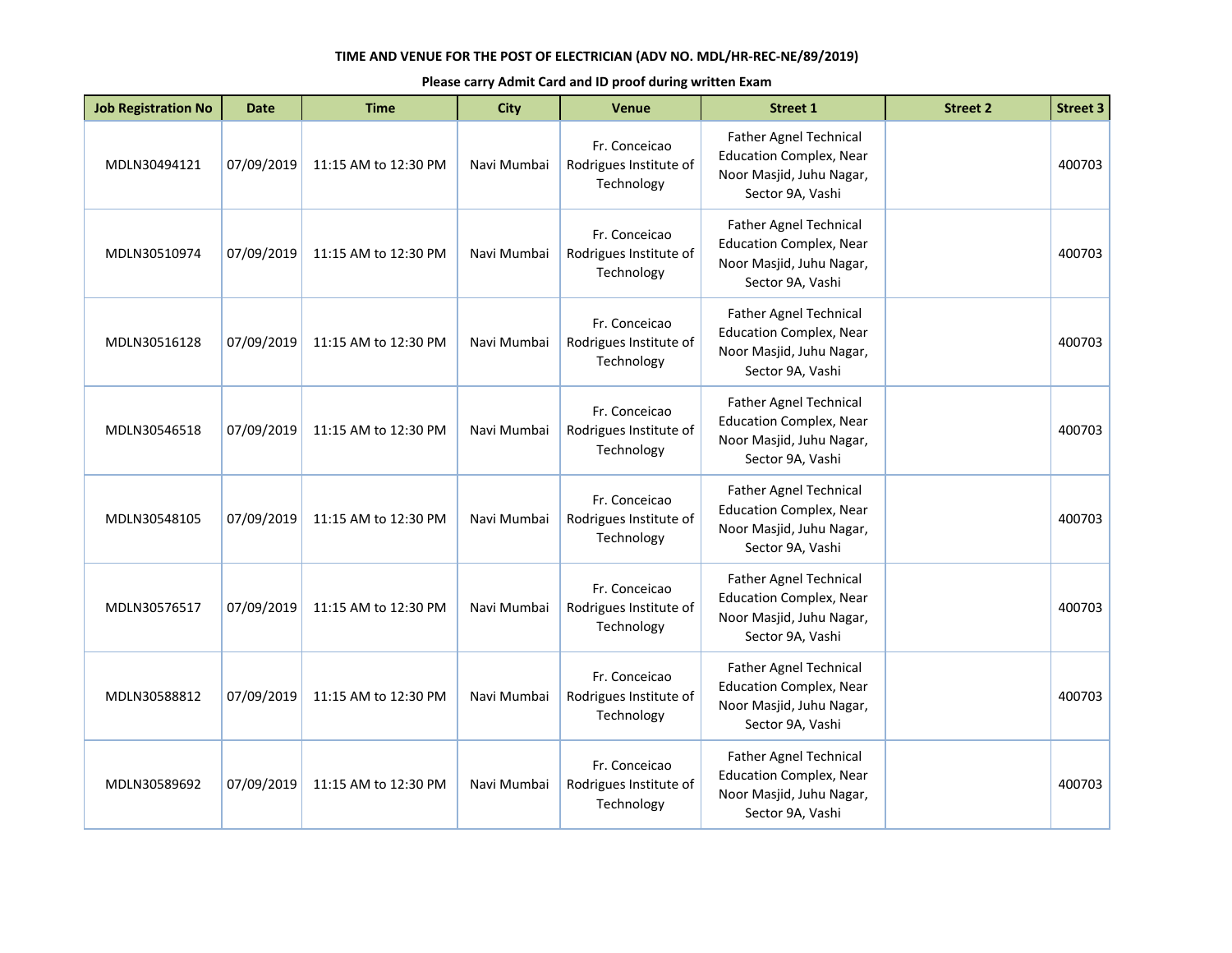**TIME AND VENUE FOR THE POST OF ELECTRICIAN (ADV NO. MDL/HR-REC-NE/89/2019)**

**Please carry Admit Card and ID proof during written Exam**

| Job Registration No | Date | Time | City | Venue | Street 1 | Street 2 | Street 3 |
|---|---|---|---|---|---|---|---|
| MDLN30494121 | 07/09/2019 | 11:15 AM to 12:30 PM | Navi Mumbai | Fr. Conceicao Rodrigues Institute of Technology | Father Agnel Technical Education Complex, Near Noor Masjid, Juhu Nagar, Sector 9A, Vashi | | 400703 |
| MDLN30510974 | 07/09/2019 | 11:15 AM to 12:30 PM | Navi Mumbai | Fr. Conceicao Rodrigues Institute of Technology | Father Agnel Technical Education Complex, Near Noor Masjid, Juhu Nagar, Sector 9A, Vashi | | 400703 |
| MDLN30516128 | 07/09/2019 | 11:15 AM to 12:30 PM | Navi Mumbai | Fr. Conceicao Rodrigues Institute of Technology | Father Agnel Technical Education Complex, Near Noor Masjid, Juhu Nagar, Sector 9A, Vashi | | 400703 |
| MDLN30546518 | 07/09/2019 | 11:15 AM to 12:30 PM | Navi Mumbai | Fr. Conceicao Rodrigues Institute of Technology | Father Agnel Technical Education Complex, Near Noor Masjid, Juhu Nagar, Sector 9A, Vashi | | 400703 |
| MDLN30548105 | 07/09/2019 | 11:15 AM to 12:30 PM | Navi Mumbai | Fr. Conceicao Rodrigues Institute of Technology | Father Agnel Technical Education Complex, Near Noor Masjid, Juhu Nagar, Sector 9A, Vashi | | 400703 |
| MDLN30576517 | 07/09/2019 | 11:15 AM to 12:30 PM | Navi Mumbai | Fr. Conceicao Rodrigues Institute of Technology | Father Agnel Technical Education Complex, Near Noor Masjid, Juhu Nagar, Sector 9A, Vashi | | 400703 |
| MDLN30588812 | 07/09/2019 | 11:15 AM to 12:30 PM | Navi Mumbai | Fr. Conceicao Rodrigues Institute of Technology | Father Agnel Technical Education Complex, Near Noor Masjid, Juhu Nagar, Sector 9A, Vashi | | 400703 |
| MDLN30589692 | 07/09/2019 | 11:15 AM to 12:30 PM | Navi Mumbai | Fr. Conceicao Rodrigues Institute of Technology | Father Agnel Technical Education Complex, Near Noor Masjid, Juhu Nagar, Sector 9A, Vashi | | 400703 |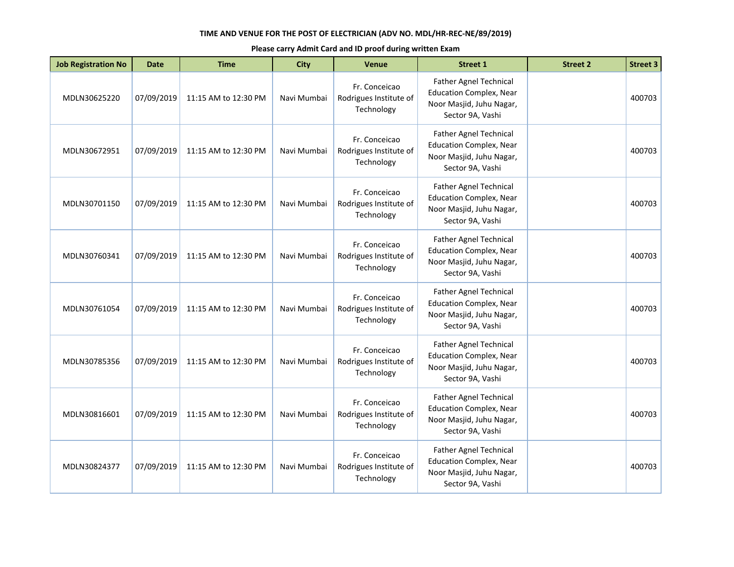**TIME AND VENUE FOR THE POST OF ELECTRICIAN (ADV NO. MDL/HR-REC-NE/89/2019)**

**Please carry Admit Card and ID proof during written Exam**

| Job Registration No | Date | Time | City | Venue | Street 1 | Street 2 | Street 3 |
|---|---|---|---|---|---|---|---|
| MDLN30625220 | 07/09/2019 | 11:15 AM to 12:30 PM | Navi Mumbai | Fr. Conceicao Rodrigues Institute of Technology | Father Agnel Technical Education Complex, Near Noor Masjid, Juhu Nagar, Sector 9A, Vashi | | 400703 |
| MDLN30672951 | 07/09/2019 | 11:15 AM to 12:30 PM | Navi Mumbai | Fr. Conceicao Rodrigues Institute of Technology | Father Agnel Technical Education Complex, Near Noor Masjid, Juhu Nagar, Sector 9A, Vashi | | 400703 |
| MDLN30701150 | 07/09/2019 | 11:15 AM to 12:30 PM | Navi Mumbai | Fr. Conceicao Rodrigues Institute of Technology | Father Agnel Technical Education Complex, Near Noor Masjid, Juhu Nagar, Sector 9A, Vashi | | 400703 |
| MDLN30760341 | 07/09/2019 | 11:15 AM to 12:30 PM | Navi Mumbai | Fr. Conceicao Rodrigues Institute of Technology | Father Agnel Technical Education Complex, Near Noor Masjid, Juhu Nagar, Sector 9A, Vashi | | 400703 |
| MDLN30761054 | 07/09/2019 | 11:15 AM to 12:30 PM | Navi Mumbai | Fr. Conceicao Rodrigues Institute of Technology | Father Agnel Technical Education Complex, Near Noor Masjid, Juhu Nagar, Sector 9A, Vashi | | 400703 |
| MDLN30785356 | 07/09/2019 | 11:15 AM to 12:30 PM | Navi Mumbai | Fr. Conceicao Rodrigues Institute of Technology | Father Agnel Technical Education Complex, Near Noor Masjid, Juhu Nagar, Sector 9A, Vashi | | 400703 |
| MDLN30816601 | 07/09/2019 | 11:15 AM to 12:30 PM | Navi Mumbai | Fr. Conceicao Rodrigues Institute of Technology | Father Agnel Technical Education Complex, Near Noor Masjid, Juhu Nagar, Sector 9A, Vashi | | 400703 |
| MDLN30824377 | 07/09/2019 | 11:15 AM to 12:30 PM | Navi Mumbai | Fr. Conceicao Rodrigues Institute of Technology | Father Agnel Technical Education Complex, Near Noor Masjid, Juhu Nagar, Sector 9A, Vashi | | 400703 |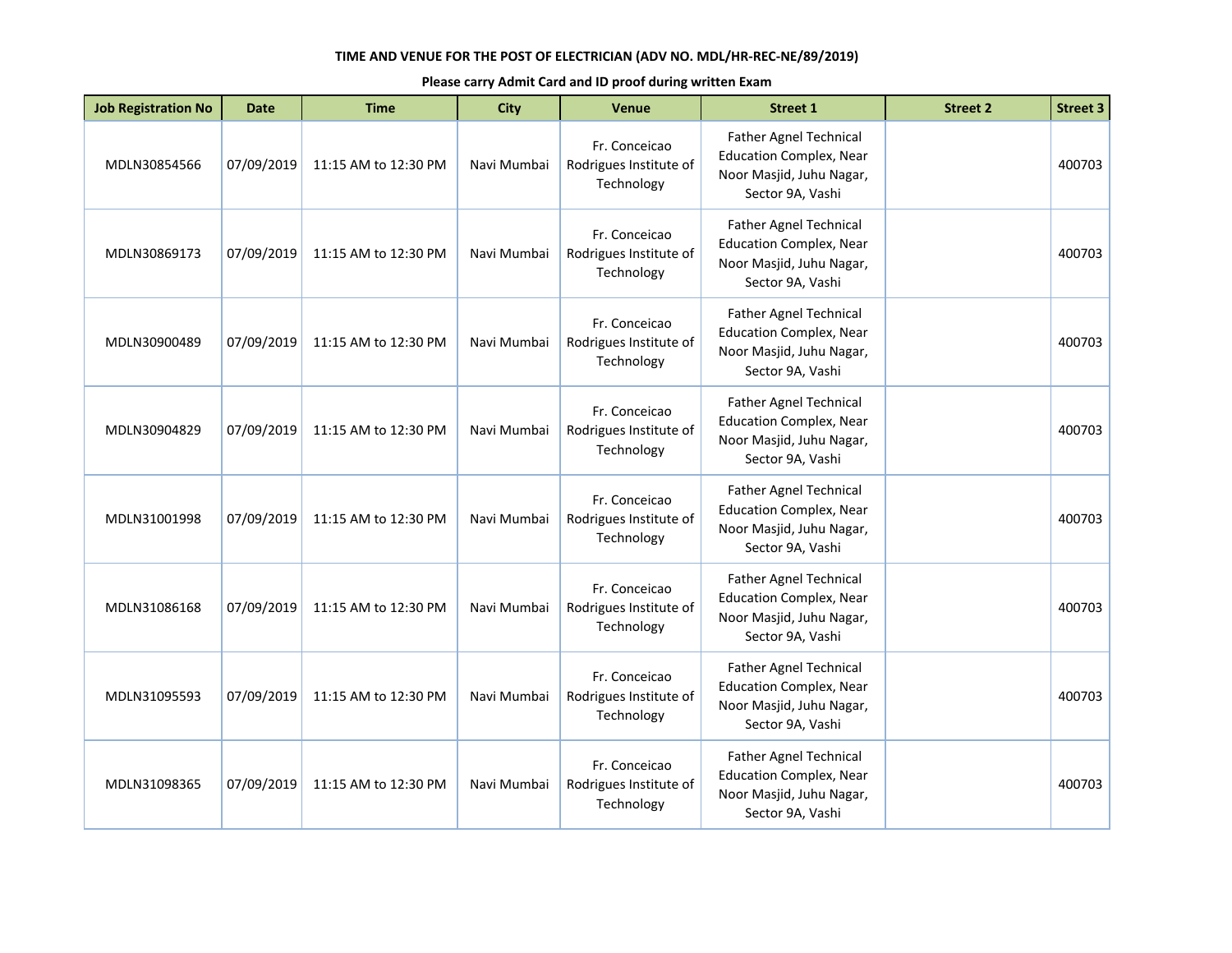**TIME AND VENUE FOR THE POST OF ELECTRICIAN (ADV NO. MDL/HR-REC-NE/89/2019)**

**Please carry Admit Card and ID proof during written Exam**

| Job Registration No | Date | Time | City | Venue | Street 1 | Street 2 | Street 3 |
|---|---|---|---|---|---|---|---|
| MDLN30854566 | 07/09/2019 | 11:15 AM to 12:30 PM | Navi Mumbai | Fr. Conceicao Rodrigues Institute of Technology | Father Agnel Technical Education Complex, Near Noor Masjid, Juhu Nagar, Sector 9A, Vashi | | 400703 |
| MDLN30869173 | 07/09/2019 | 11:15 AM to 12:30 PM | Navi Mumbai | Fr. Conceicao Rodrigues Institute of Technology | Father Agnel Technical Education Complex, Near Noor Masjid, Juhu Nagar, Sector 9A, Vashi | | 400703 |
| MDLN30900489 | 07/09/2019 | 11:15 AM to 12:30 PM | Navi Mumbai | Fr. Conceicao Rodrigues Institute of Technology | Father Agnel Technical Education Complex, Near Noor Masjid, Juhu Nagar, Sector 9A, Vashi | | 400703 |
| MDLN30904829 | 07/09/2019 | 11:15 AM to 12:30 PM | Navi Mumbai | Fr. Conceicao Rodrigues Institute of Technology | Father Agnel Technical Education Complex, Near Noor Masjid, Juhu Nagar, Sector 9A, Vashi | | 400703 |
| MDLN31001998 | 07/09/2019 | 11:15 AM to 12:30 PM | Navi Mumbai | Fr. Conceicao Rodrigues Institute of Technology | Father Agnel Technical Education Complex, Near Noor Masjid, Juhu Nagar, Sector 9A, Vashi | | 400703 |
| MDLN31086168 | 07/09/2019 | 11:15 AM to 12:30 PM | Navi Mumbai | Fr. Conceicao Rodrigues Institute of Technology | Father Agnel Technical Education Complex, Near Noor Masjid, Juhu Nagar, Sector 9A, Vashi | | 400703 |
| MDLN31095593 | 07/09/2019 | 11:15 AM to 12:30 PM | Navi Mumbai | Fr. Conceicao Rodrigues Institute of Technology | Father Agnel Technical Education Complex, Near Noor Masjid, Juhu Nagar, Sector 9A, Vashi | | 400703 |
| MDLN31098365 | 07/09/2019 | 11:15 AM to 12:30 PM | Navi Mumbai | Fr. Conceicao Rodrigues Institute of Technology | Father Agnel Technical Education Complex, Near Noor Masjid, Juhu Nagar, Sector 9A, Vashi | | 400703 |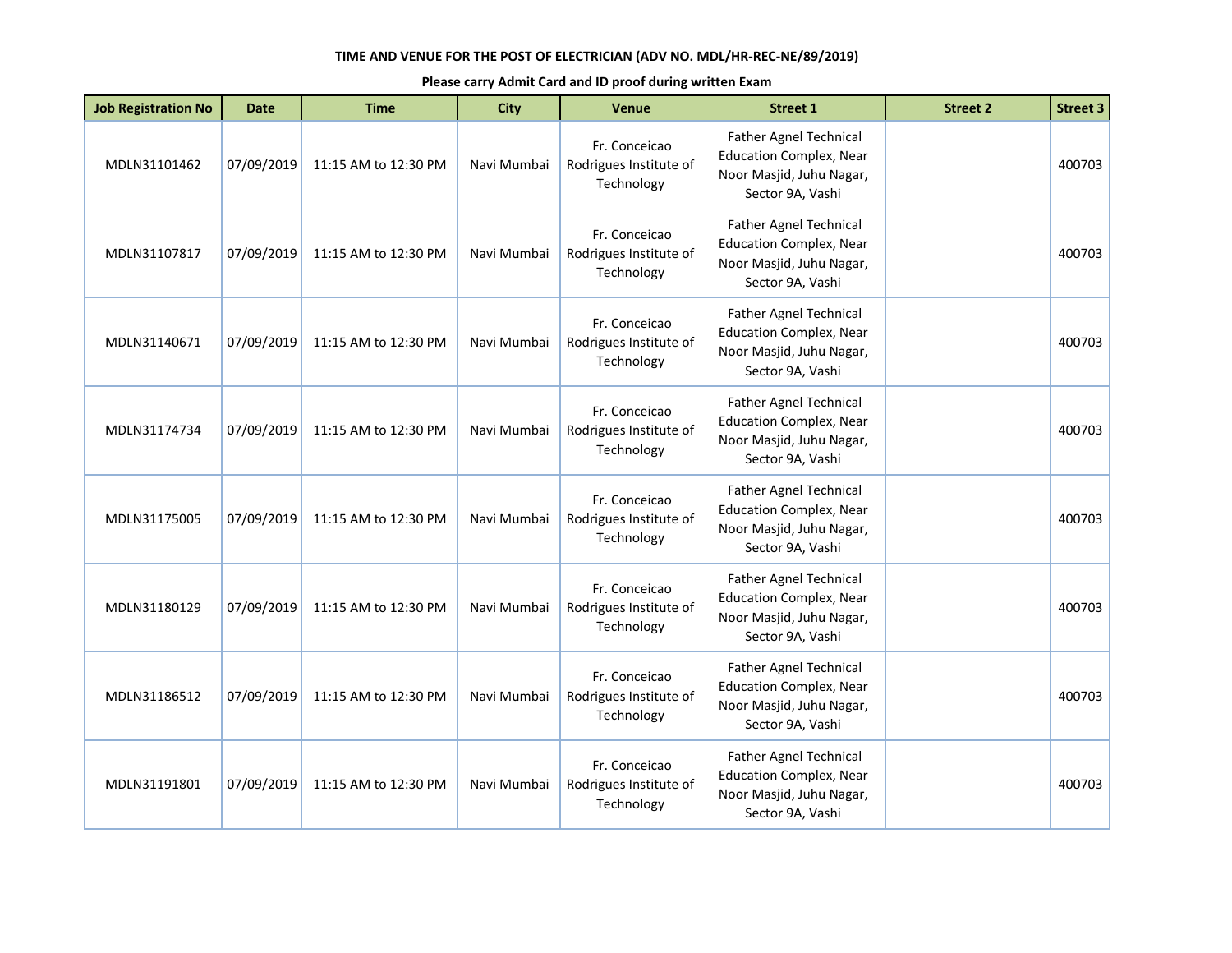**TIME AND VENUE FOR THE POST OF ELECTRICIAN (ADV NO. MDL/HR-REC-NE/89/2019)**

**Please carry Admit Card and ID proof during written Exam**

| Job Registration No | Date | Time | City | Venue | Street 1 | Street 2 | Street 3 |
|---|---|---|---|---|---|---|---|
| MDLN31101462 | 07/09/2019 | 11:15 AM to 12:30 PM | Navi Mumbai | Fr. Conceicao Rodrigues Institute of Technology | Father Agnel Technical Education Complex, Near Noor Masjid, Juhu Nagar, Sector 9A, Vashi | | 400703 |
| MDLN31107817 | 07/09/2019 | 11:15 AM to 12:30 PM | Navi Mumbai | Fr. Conceicao Rodrigues Institute of Technology | Father Agnel Technical Education Complex, Near Noor Masjid, Juhu Nagar, Sector 9A, Vashi | | 400703 |
| MDLN31140671 | 07/09/2019 | 11:15 AM to 12:30 PM | Navi Mumbai | Fr. Conceicao Rodrigues Institute of Technology | Father Agnel Technical Education Complex, Near Noor Masjid, Juhu Nagar, Sector 9A, Vashi | | 400703 |
| MDLN31174734 | 07/09/2019 | 11:15 AM to 12:30 PM | Navi Mumbai | Fr. Conceicao Rodrigues Institute of Technology | Father Agnel Technical Education Complex, Near Noor Masjid, Juhu Nagar, Sector 9A, Vashi | | 400703 |
| MDLN31175005 | 07/09/2019 | 11:15 AM to 12:30 PM | Navi Mumbai | Fr. Conceicao Rodrigues Institute of Technology | Father Agnel Technical Education Complex, Near Noor Masjid, Juhu Nagar, Sector 9A, Vashi | | 400703 |
| MDLN31180129 | 07/09/2019 | 11:15 AM to 12:30 PM | Navi Mumbai | Fr. Conceicao Rodrigues Institute of Technology | Father Agnel Technical Education Complex, Near Noor Masjid, Juhu Nagar, Sector 9A, Vashi | | 400703 |
| MDLN31186512 | 07/09/2019 | 11:15 AM to 12:30 PM | Navi Mumbai | Fr. Conceicao Rodrigues Institute of Technology | Father Agnel Technical Education Complex, Near Noor Masjid, Juhu Nagar, Sector 9A, Vashi | | 400703 |
| MDLN31191801 | 07/09/2019 | 11:15 AM to 12:30 PM | Navi Mumbai | Fr. Conceicao Rodrigues Institute of Technology | Father Agnel Technical Education Complex, Near Noor Masjid, Juhu Nagar, Sector 9A, Vashi | | 400703 |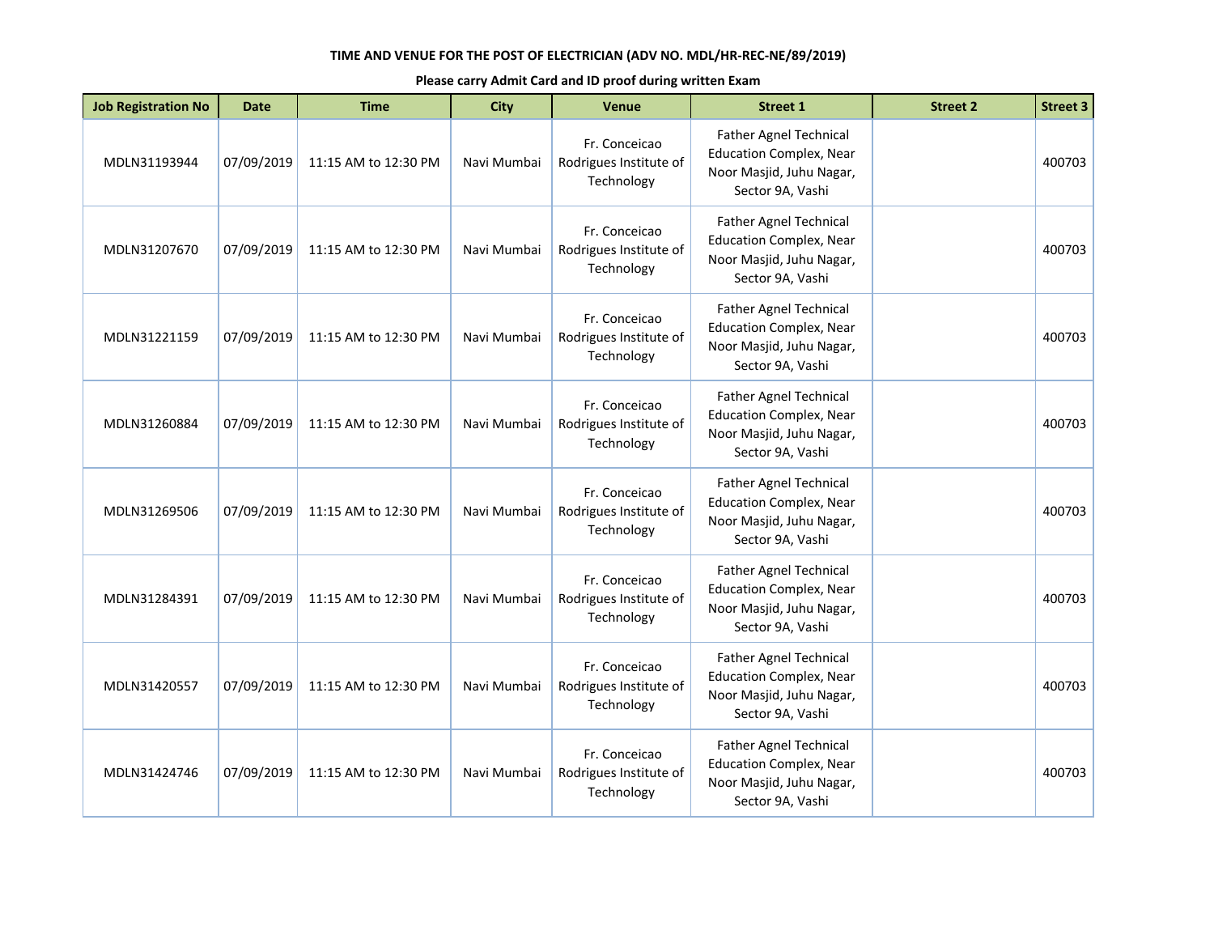**TIME AND VENUE FOR THE POST OF ELECTRICIAN (ADV NO. MDL/HR-REC-NE/89/2019)**

**Please carry Admit Card and ID proof during written Exam**

| Job Registration No | Date | Time | City | Venue | Street 1 | Street 2 | Street 3 |
|---|---|---|---|---|---|---|---|
| MDLN31193944 | 07/09/2019 | 11:15 AM to 12:30 PM | Navi Mumbai | Fr. Conceicao Rodrigues Institute of Technology | Father Agnel Technical Education Complex, Near Noor Masjid, Juhu Nagar, Sector 9A, Vashi | | 400703 |
| MDLN31207670 | 07/09/2019 | 11:15 AM to 12:30 PM | Navi Mumbai | Fr. Conceicao Rodrigues Institute of Technology | Father Agnel Technical Education Complex, Near Noor Masjid, Juhu Nagar, Sector 9A, Vashi | | 400703 |
| MDLN31221159 | 07/09/2019 | 11:15 AM to 12:30 PM | Navi Mumbai | Fr. Conceicao Rodrigues Institute of Technology | Father Agnel Technical Education Complex, Near Noor Masjid, Juhu Nagar, Sector 9A, Vashi | | 400703 |
| MDLN31260884 | 07/09/2019 | 11:15 AM to 12:30 PM | Navi Mumbai | Fr. Conceicao Rodrigues Institute of Technology | Father Agnel Technical Education Complex, Near Noor Masjid, Juhu Nagar, Sector 9A, Vashi | | 400703 |
| MDLN31269506 | 07/09/2019 | 11:15 AM to 12:30 PM | Navi Mumbai | Fr. Conceicao Rodrigues Institute of Technology | Father Agnel Technical Education Complex, Near Noor Masjid, Juhu Nagar, Sector 9A, Vashi | | 400703 |
| MDLN31284391 | 07/09/2019 | 11:15 AM to 12:30 PM | Navi Mumbai | Fr. Conceicao Rodrigues Institute of Technology | Father Agnel Technical Education Complex, Near Noor Masjid, Juhu Nagar, Sector 9A, Vashi | | 400703 |
| MDLN31420557 | 07/09/2019 | 11:15 AM to 12:30 PM | Navi Mumbai | Fr. Conceicao Rodrigues Institute of Technology | Father Agnel Technical Education Complex, Near Noor Masjid, Juhu Nagar, Sector 9A, Vashi | | 400703 |
| MDLN31424746 | 07/09/2019 | 11:15 AM to 12:30 PM | Navi Mumbai | Fr. Conceicao Rodrigues Institute of Technology | Father Agnel Technical Education Complex, Near Noor Masjid, Juhu Nagar, Sector 9A, Vashi | | 400703 |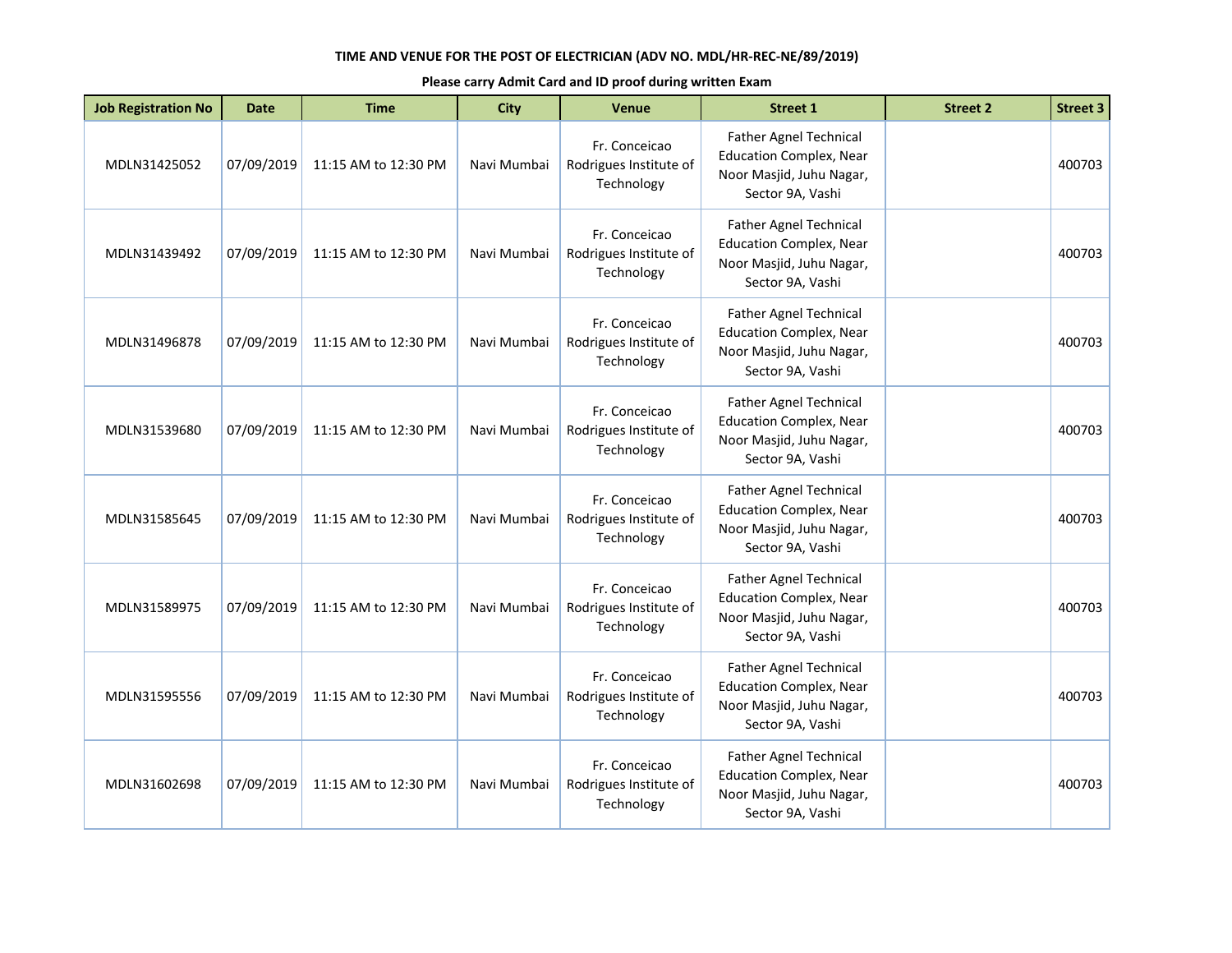**TIME AND VENUE FOR THE POST OF ELECTRICIAN (ADV NO. MDL/HR-REC-NE/89/2019)**

**Please carry Admit Card and ID proof during written Exam**

| Job Registration No | Date | Time | City | Venue | Street 1 | Street 2 | Street 3 |
|---|---|---|---|---|---|---|---|
| MDLN31425052 | 07/09/2019 | 11:15 AM to 12:30 PM | Navi Mumbai | Fr. Conceicao Rodrigues Institute of Technology | Father Agnel Technical Education Complex, Near Noor Masjid, Juhu Nagar, Sector 9A, Vashi | | 400703 |
| MDLN31439492 | 07/09/2019 | 11:15 AM to 12:30 PM | Navi Mumbai | Fr. Conceicao Rodrigues Institute of Technology | Father Agnel Technical Education Complex, Near Noor Masjid, Juhu Nagar, Sector 9A, Vashi | | 400703 |
| MDLN31496878 | 07/09/2019 | 11:15 AM to 12:30 PM | Navi Mumbai | Fr. Conceicao Rodrigues Institute of Technology | Father Agnel Technical Education Complex, Near Noor Masjid, Juhu Nagar, Sector 9A, Vashi | | 400703 |
| MDLN31539680 | 07/09/2019 | 11:15 AM to 12:30 PM | Navi Mumbai | Fr. Conceicao Rodrigues Institute of Technology | Father Agnel Technical Education Complex, Near Noor Masjid, Juhu Nagar, Sector 9A, Vashi | | 400703 |
| MDLN31585645 | 07/09/2019 | 11:15 AM to 12:30 PM | Navi Mumbai | Fr. Conceicao Rodrigues Institute of Technology | Father Agnel Technical Education Complex, Near Noor Masjid, Juhu Nagar, Sector 9A, Vashi | | 400703 |
| MDLN31589975 | 07/09/2019 | 11:15 AM to 12:30 PM | Navi Mumbai | Fr. Conceicao Rodrigues Institute of Technology | Father Agnel Technical Education Complex, Near Noor Masjid, Juhu Nagar, Sector 9A, Vashi | | 400703 |
| MDLN31595556 | 07/09/2019 | 11:15 AM to 12:30 PM | Navi Mumbai | Fr. Conceicao Rodrigues Institute of Technology | Father Agnel Technical Education Complex, Near Noor Masjid, Juhu Nagar, Sector 9A, Vashi | | 400703 |
| MDLN31602698 | 07/09/2019 | 11:15 AM to 12:30 PM | Navi Mumbai | Fr. Conceicao Rodrigues Institute of Technology | Father Agnel Technical Education Complex, Near Noor Masjid, Juhu Nagar, Sector 9A, Vashi | | 400703 |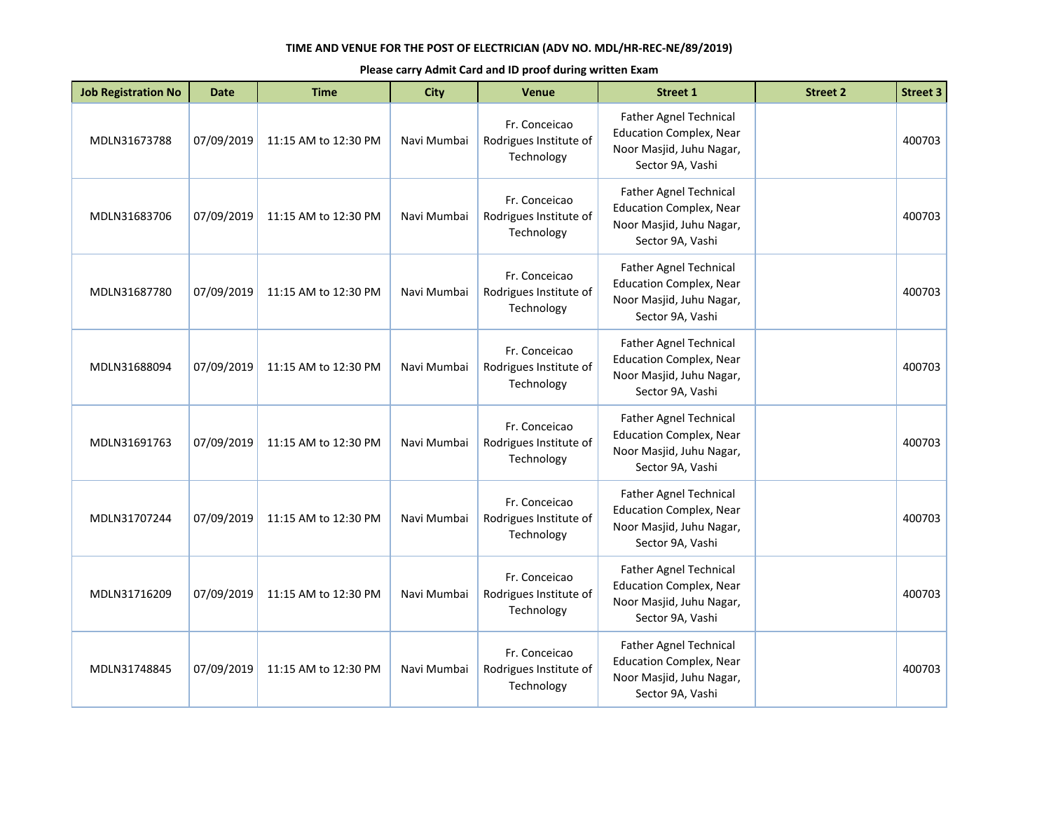**TIME AND VENUE FOR THE POST OF ELECTRICIAN (ADV NO. MDL/HR-REC-NE/89/2019)**

**Please carry Admit Card and ID proof during written Exam**

| Job Registration No | Date | Time | City | Venue | Street 1 | Street 2 | Street 3 |
|---|---|---|---|---|---|---|---|
| MDLN31673788 | 07/09/2019 | 11:15 AM to 12:30 PM | Navi Mumbai | Fr. Conceicao Rodrigues Institute of Technology | Father Agnel Technical Education Complex, Near Noor Masjid, Juhu Nagar, Sector 9A, Vashi | | 400703 |
| MDLN31683706 | 07/09/2019 | 11:15 AM to 12:30 PM | Navi Mumbai | Fr. Conceicao Rodrigues Institute of Technology | Father Agnel Technical Education Complex, Near Noor Masjid, Juhu Nagar, Sector 9A, Vashi | | 400703 |
| MDLN31687780 | 07/09/2019 | 11:15 AM to 12:30 PM | Navi Mumbai | Fr. Conceicao Rodrigues Institute of Technology | Father Agnel Technical Education Complex, Near Noor Masjid, Juhu Nagar, Sector 9A, Vashi | | 400703 |
| MDLN31688094 | 07/09/2019 | 11:15 AM to 12:30 PM | Navi Mumbai | Fr. Conceicao Rodrigues Institute of Technology | Father Agnel Technical Education Complex, Near Noor Masjid, Juhu Nagar, Sector 9A, Vashi | | 400703 |
| MDLN31691763 | 07/09/2019 | 11:15 AM to 12:30 PM | Navi Mumbai | Fr. Conceicao Rodrigues Institute of Technology | Father Agnel Technical Education Complex, Near Noor Masjid, Juhu Nagar, Sector 9A, Vashi | | 400703 |
| MDLN31707244 | 07/09/2019 | 11:15 AM to 12:30 PM | Navi Mumbai | Fr. Conceicao Rodrigues Institute of Technology | Father Agnel Technical Education Complex, Near Noor Masjid, Juhu Nagar, Sector 9A, Vashi | | 400703 |
| MDLN31716209 | 07/09/2019 | 11:15 AM to 12:30 PM | Navi Mumbai | Fr. Conceicao Rodrigues Institute of Technology | Father Agnel Technical Education Complex, Near Noor Masjid, Juhu Nagar, Sector 9A, Vashi | | 400703 |
| MDLN31748845 | 07/09/2019 | 11:15 AM to 12:30 PM | Navi Mumbai | Fr. Conceicao Rodrigues Institute of Technology | Father Agnel Technical Education Complex, Near Noor Masjid, Juhu Nagar, Sector 9A, Vashi | | 400703 |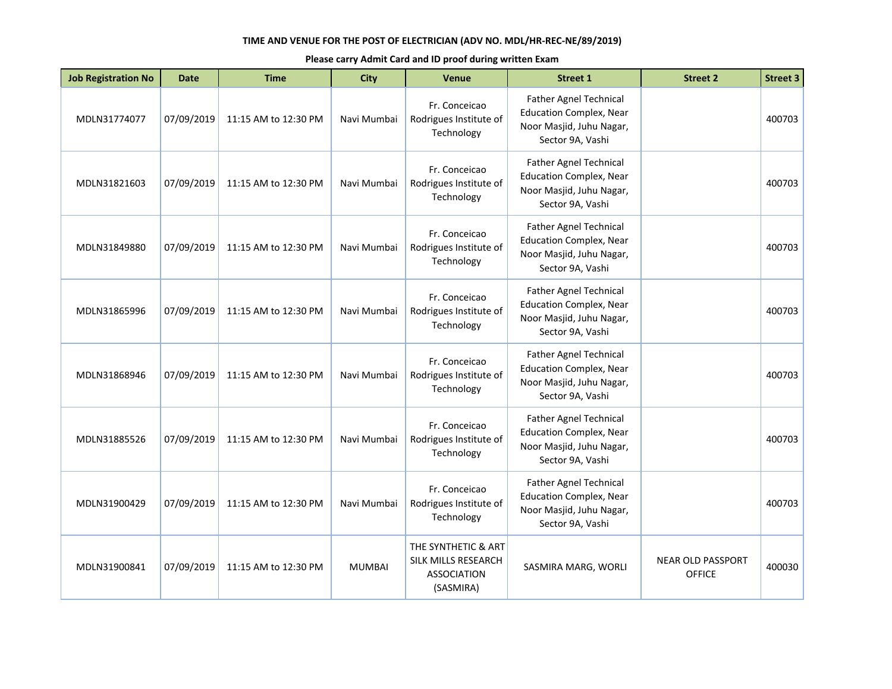**TIME AND VENUE FOR THE POST OF ELECTRICIAN (ADV NO. MDL/HR-REC-NE/89/2019)**

**Please carry Admit Card and ID proof during written Exam**

| Job Registration No | Date | Time | City | Venue | Street 1 | Street 2 | Street 3 |
|---|---|---|---|---|---|---|---|
| MDLN31774077 | 07/09/2019 | 11:15 AM to 12:30 PM | Navi Mumbai | Fr. Conceicao Rodrigues Institute of Technology | Father Agnel Technical Education Complex, Near Noor Masjid, Juhu Nagar, Sector 9A, Vashi | | 400703 |
| MDLN31821603 | 07/09/2019 | 11:15 AM to 12:30 PM | Navi Mumbai | Fr. Conceicao Rodrigues Institute of Technology | Father Agnel Technical Education Complex, Near Noor Masjid, Juhu Nagar, Sector 9A, Vashi | | 400703 |
| MDLN31849880 | 07/09/2019 | 11:15 AM to 12:30 PM | Navi Mumbai | Fr. Conceicao Rodrigues Institute of Technology | Father Agnel Technical Education Complex, Near Noor Masjid, Juhu Nagar, Sector 9A, Vashi | | 400703 |
| MDLN31865996 | 07/09/2019 | 11:15 AM to 12:30 PM | Navi Mumbai | Fr. Conceicao Rodrigues Institute of Technology | Father Agnel Technical Education Complex, Near Noor Masjid, Juhu Nagar, Sector 9A, Vashi | | 400703 |
| MDLN31868946 | 07/09/2019 | 11:15 AM to 12:30 PM | Navi Mumbai | Fr. Conceicao Rodrigues Institute of Technology | Father Agnel Technical Education Complex, Near Noor Masjid, Juhu Nagar, Sector 9A, Vashi | | 400703 |
| MDLN31885526 | 07/09/2019 | 11:15 AM to 12:30 PM | Navi Mumbai | Fr. Conceicao Rodrigues Institute of Technology | Father Agnel Technical Education Complex, Near Noor Masjid, Juhu Nagar, Sector 9A, Vashi | | 400703 |
| MDLN31900429 | 07/09/2019 | 11:15 AM to 12:30 PM | Navi Mumbai | Fr. Conceicao Rodrigues Institute of Technology | Father Agnel Technical Education Complex, Near Noor Masjid, Juhu Nagar, Sector 9A, Vashi | | 400703 |
| MDLN31900841 | 07/09/2019 | 11:15 AM to 12:30 PM | MUMBAI | THE SYNTHETIC & ART SILK MILLS RESEARCH ASSOCIATION (SASMIRA) | SASMIRA MARG, WORLI | NEAR OLD PASSPORT OFFICE | 400030 |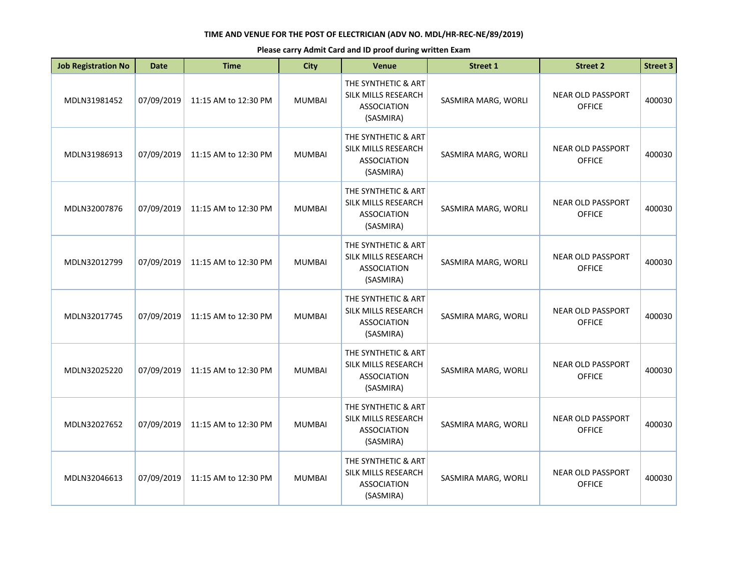**TIME AND VENUE FOR THE POST OF ELECTRICIAN (ADV NO. MDL/HR-REC-NE/89/2019)**

**Please carry Admit Card and ID proof during written Exam**

| Job Registration No | Date | Time | City | Venue | Street 1 | Street 2 | Street 3 |
|---|---|---|---|---|---|---|---|
| MDLN31981452 | 07/09/2019 | 11:15 AM to 12:30 PM | MUMBAI | THE SYNTHETIC & ART SILK MILLS RESEARCH ASSOCIATION (SASMIRA) | SASMIRA MARG, WORLI | NEAR OLD PASSPORT OFFICE | 400030 |
| MDLN31986913 | 07/09/2019 | 11:15 AM to 12:30 PM | MUMBAI | THE SYNTHETIC & ART SILK MILLS RESEARCH ASSOCIATION (SASMIRA) | SASMIRA MARG, WORLI | NEAR OLD PASSPORT OFFICE | 400030 |
| MDLN32007876 | 07/09/2019 | 11:15 AM to 12:30 PM | MUMBAI | THE SYNTHETIC & ART SILK MILLS RESEARCH ASSOCIATION (SASMIRA) | SASMIRA MARG, WORLI | NEAR OLD PASSPORT OFFICE | 400030 |
| MDLN32012799 | 07/09/2019 | 11:15 AM to 12:30 PM | MUMBAI | THE SYNTHETIC & ART SILK MILLS RESEARCH ASSOCIATION (SASMIRA) | SASMIRA MARG, WORLI | NEAR OLD PASSPORT OFFICE | 400030 |
| MDLN32017745 | 07/09/2019 | 11:15 AM to 12:30 PM | MUMBAI | THE SYNTHETIC & ART SILK MILLS RESEARCH ASSOCIATION (SASMIRA) | SASMIRA MARG, WORLI | NEAR OLD PASSPORT OFFICE | 400030 |
| MDLN32025220 | 07/09/2019 | 11:15 AM to 12:30 PM | MUMBAI | THE SYNTHETIC & ART SILK MILLS RESEARCH ASSOCIATION (SASMIRA) | SASMIRA MARG, WORLI | NEAR OLD PASSPORT OFFICE | 400030 |
| MDLN32027652 | 07/09/2019 | 11:15 AM to 12:30 PM | MUMBAI | THE SYNTHETIC & ART SILK MILLS RESEARCH ASSOCIATION (SASMIRA) | SASMIRA MARG, WORLI | NEAR OLD PASSPORT OFFICE | 400030 |
| MDLN32046613 | 07/09/2019 | 11:15 AM to 12:30 PM | MUMBAI | THE SYNTHETIC & ART SILK MILLS RESEARCH ASSOCIATION (SASMIRA) | SASMIRA MARG, WORLI | NEAR OLD PASSPORT OFFICE | 400030 |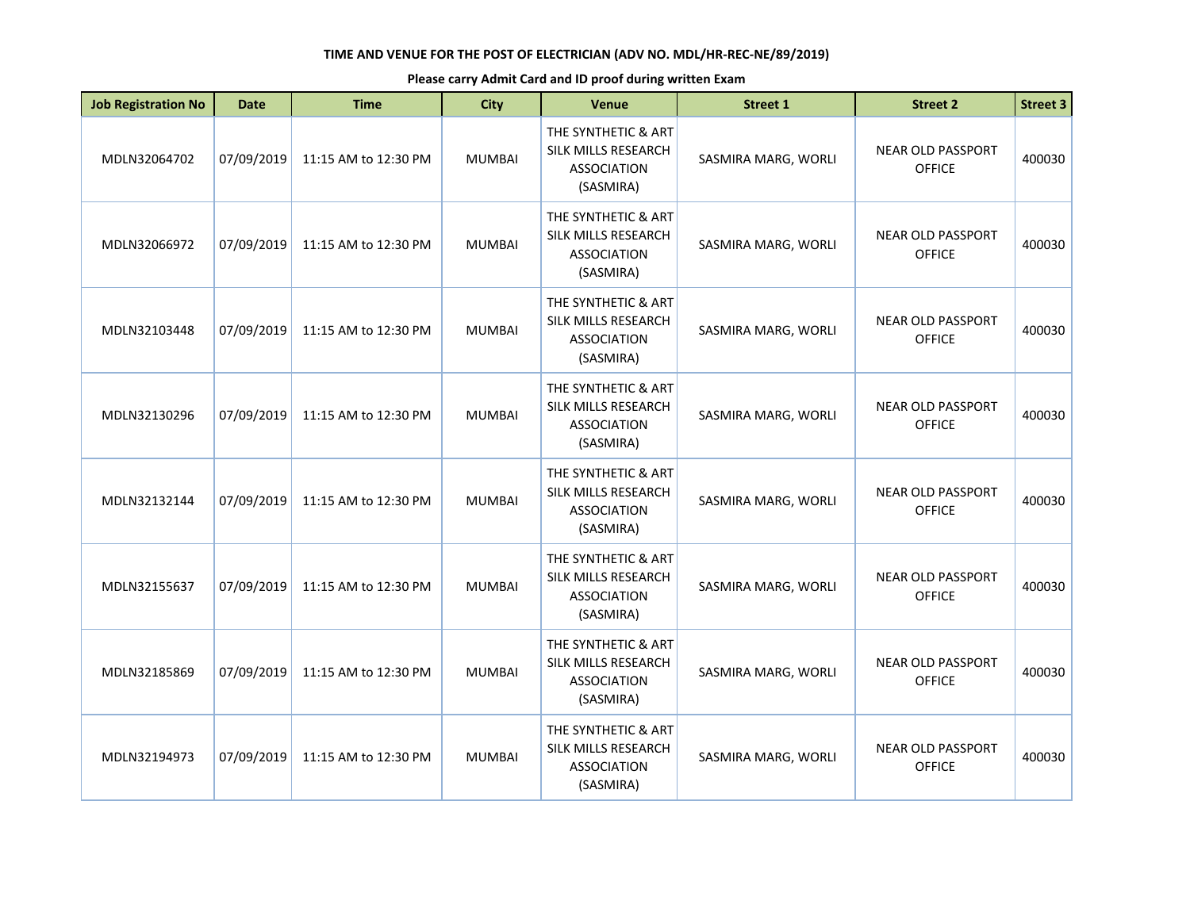**TIME AND VENUE FOR THE POST OF ELECTRICIAN (ADV NO. MDL/HR-REC-NE/89/2019)**

**Please carry Admit Card and ID proof during written Exam**

| Job Registration No | Date | Time | City | Venue | Street 1 | Street 2 | Street 3 |
|---|---|---|---|---|---|---|---|
| MDLN32064702 | 07/09/2019 | 11:15 AM to 12:30 PM | MUMBAI | THE SYNTHETIC & ART SILK MILLS RESEARCH ASSOCIATION (SASMIRA) | SASMIRA MARG, WORLI | NEAR OLD PASSPORT OFFICE | 400030 |
| MDLN32066972 | 07/09/2019 | 11:15 AM to 12:30 PM | MUMBAI | THE SYNTHETIC & ART SILK MILLS RESEARCH ASSOCIATION (SASMIRA) | SASMIRA MARG, WORLI | NEAR OLD PASSPORT OFFICE | 400030 |
| MDLN32103448 | 07/09/2019 | 11:15 AM to 12:30 PM | MUMBAI | THE SYNTHETIC & ART SILK MILLS RESEARCH ASSOCIATION (SASMIRA) | SASMIRA MARG, WORLI | NEAR OLD PASSPORT OFFICE | 400030 |
| MDLN32130296 | 07/09/2019 | 11:15 AM to 12:30 PM | MUMBAI | THE SYNTHETIC & ART SILK MILLS RESEARCH ASSOCIATION (SASMIRA) | SASMIRA MARG, WORLI | NEAR OLD PASSPORT OFFICE | 400030 |
| MDLN32132144 | 07/09/2019 | 11:15 AM to 12:30 PM | MUMBAI | THE SYNTHETIC & ART SILK MILLS RESEARCH ASSOCIATION (SASMIRA) | SASMIRA MARG, WORLI | NEAR OLD PASSPORT OFFICE | 400030 |
| MDLN32155637 | 07/09/2019 | 11:15 AM to 12:30 PM | MUMBAI | THE SYNTHETIC & ART SILK MILLS RESEARCH ASSOCIATION (SASMIRA) | SASMIRA MARG, WORLI | NEAR OLD PASSPORT OFFICE | 400030 |
| MDLN32185869 | 07/09/2019 | 11:15 AM to 12:30 PM | MUMBAI | THE SYNTHETIC & ART SILK MILLS RESEARCH ASSOCIATION (SASMIRA) | SASMIRA MARG, WORLI | NEAR OLD PASSPORT OFFICE | 400030 |
| MDLN32194973 | 07/09/2019 | 11:15 AM to 12:30 PM | MUMBAI | THE SYNTHETIC & ART SILK MILLS RESEARCH ASSOCIATION (SASMIRA) | SASMIRA MARG, WORLI | NEAR OLD PASSPORT OFFICE | 400030 |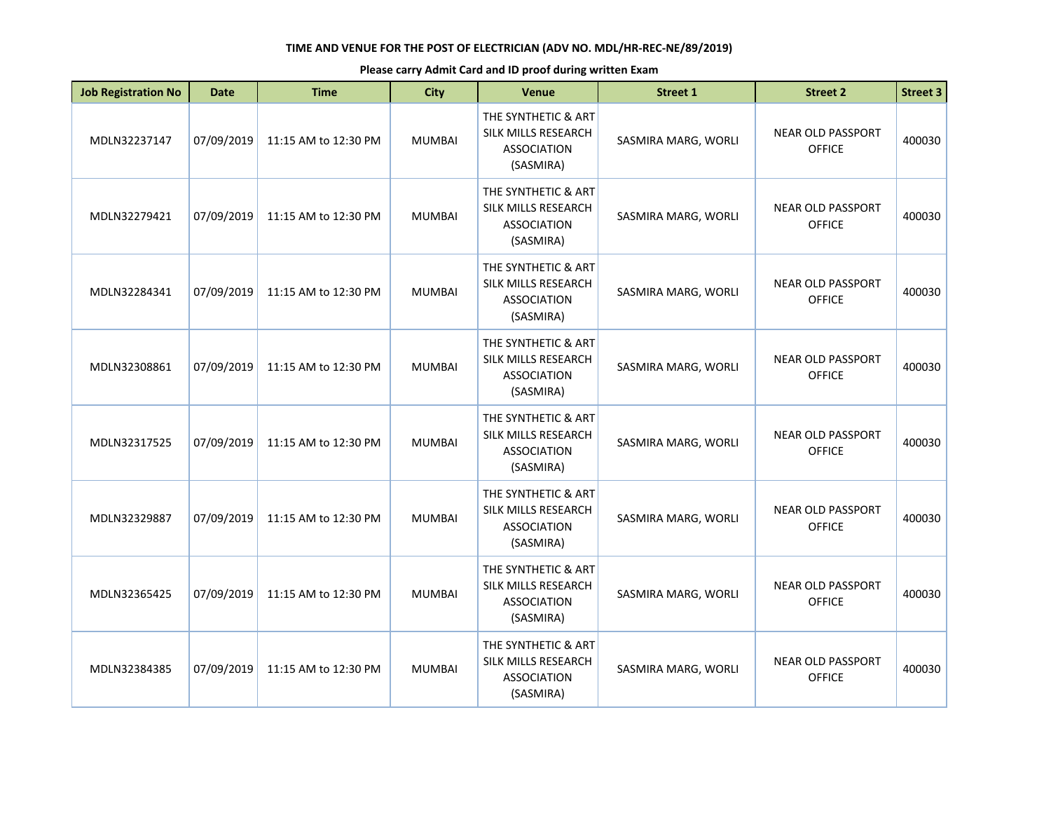**TIME AND VENUE FOR THE POST OF ELECTRICIAN (ADV NO. MDL/HR-REC-NE/89/2019)**

**Please carry Admit Card and ID proof during written Exam**

| Job Registration No | Date | Time | City | Venue | Street 1 | Street 2 | Street 3 |
|---|---|---|---|---|---|---|---|
| MDLN32237147 | 07/09/2019 | 11:15 AM to 12:30 PM | MUMBAI | THE SYNTHETIC & ART SILK MILLS RESEARCH ASSOCIATION (SASMIRA) | SASMIRA MARG, WORLI | NEAR OLD PASSPORT OFFICE | 400030 |
| MDLN32279421 | 07/09/2019 | 11:15 AM to 12:30 PM | MUMBAI | THE SYNTHETIC & ART SILK MILLS RESEARCH ASSOCIATION (SASMIRA) | SASMIRA MARG, WORLI | NEAR OLD PASSPORT OFFICE | 400030 |
| MDLN32284341 | 07/09/2019 | 11:15 AM to 12:30 PM | MUMBAI | THE SYNTHETIC & ART SILK MILLS RESEARCH ASSOCIATION (SASMIRA) | SASMIRA MARG, WORLI | NEAR OLD PASSPORT OFFICE | 400030 |
| MDLN32308861 | 07/09/2019 | 11:15 AM to 12:30 PM | MUMBAI | THE SYNTHETIC & ART SILK MILLS RESEARCH ASSOCIATION (SASMIRA) | SASMIRA MARG, WORLI | NEAR OLD PASSPORT OFFICE | 400030 |
| MDLN32317525 | 07/09/2019 | 11:15 AM to 12:30 PM | MUMBAI | THE SYNTHETIC & ART SILK MILLS RESEARCH ASSOCIATION (SASMIRA) | SASMIRA MARG, WORLI | NEAR OLD PASSPORT OFFICE | 400030 |
| MDLN32329887 | 07/09/2019 | 11:15 AM to 12:30 PM | MUMBAI | THE SYNTHETIC & ART SILK MILLS RESEARCH ASSOCIATION (SASMIRA) | SASMIRA MARG, WORLI | NEAR OLD PASSPORT OFFICE | 400030 |
| MDLN32365425 | 07/09/2019 | 11:15 AM to 12:30 PM | MUMBAI | THE SYNTHETIC & ART SILK MILLS RESEARCH ASSOCIATION (SASMIRA) | SASMIRA MARG, WORLI | NEAR OLD PASSPORT OFFICE | 400030 |
| MDLN32384385 | 07/09/2019 | 11:15 AM to 12:30 PM | MUMBAI | THE SYNTHETIC & ART SILK MILLS RESEARCH ASSOCIATION (SASMIRA) | SASMIRA MARG, WORLI | NEAR OLD PASSPORT OFFICE | 400030 |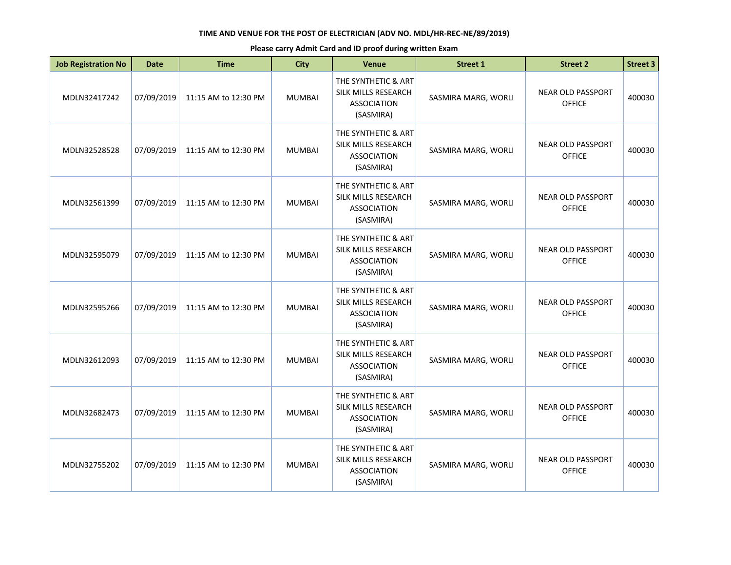**TIME AND VENUE FOR THE POST OF ELECTRICIAN (ADV NO. MDL/HR-REC-NE/89/2019)**

**Please carry Admit Card and ID proof during written Exam**

| Job Registration No | Date | Time | City | Venue | Street 1 | Street 2 | Street 3 |
|---|---|---|---|---|---|---|---|
| MDLN32417242 | 07/09/2019 | 11:15 AM to 12:30 PM | MUMBAI | THE SYNTHETIC & ART SILK MILLS RESEARCH ASSOCIATION (SASMIRA) | SASMIRA MARG, WORLI | NEAR OLD PASSPORT OFFICE | 400030 |
| MDLN32528528 | 07/09/2019 | 11:15 AM to 12:30 PM | MUMBAI | THE SYNTHETIC & ART SILK MILLS RESEARCH ASSOCIATION (SASMIRA) | SASMIRA MARG, WORLI | NEAR OLD PASSPORT OFFICE | 400030 |
| MDLN32561399 | 07/09/2019 | 11:15 AM to 12:30 PM | MUMBAI | THE SYNTHETIC & ART SILK MILLS RESEARCH ASSOCIATION (SASMIRA) | SASMIRA MARG, WORLI | NEAR OLD PASSPORT OFFICE | 400030 |
| MDLN32595079 | 07/09/2019 | 11:15 AM to 12:30 PM | MUMBAI | THE SYNTHETIC & ART SILK MILLS RESEARCH ASSOCIATION (SASMIRA) | SASMIRA MARG, WORLI | NEAR OLD PASSPORT OFFICE | 400030 |
| MDLN32595266 | 07/09/2019 | 11:15 AM to 12:30 PM | MUMBAI | THE SYNTHETIC & ART SILK MILLS RESEARCH ASSOCIATION (SASMIRA) | SASMIRA MARG, WORLI | NEAR OLD PASSPORT OFFICE | 400030 |
| MDLN32612093 | 07/09/2019 | 11:15 AM to 12:30 PM | MUMBAI | THE SYNTHETIC & ART SILK MILLS RESEARCH ASSOCIATION (SASMIRA) | SASMIRA MARG, WORLI | NEAR OLD PASSPORT OFFICE | 400030 |
| MDLN32682473 | 07/09/2019 | 11:15 AM to 12:30 PM | MUMBAI | THE SYNTHETIC & ART SILK MILLS RESEARCH ASSOCIATION (SASMIRA) | SASMIRA MARG, WORLI | NEAR OLD PASSPORT OFFICE | 400030 |
| MDLN32755202 | 07/09/2019 | 11:15 AM to 12:30 PM | MUMBAI | THE SYNTHETIC & ART SILK MILLS RESEARCH ASSOCIATION (SASMIRA) | SASMIRA MARG, WORLI | NEAR OLD PASSPORT OFFICE | 400030 |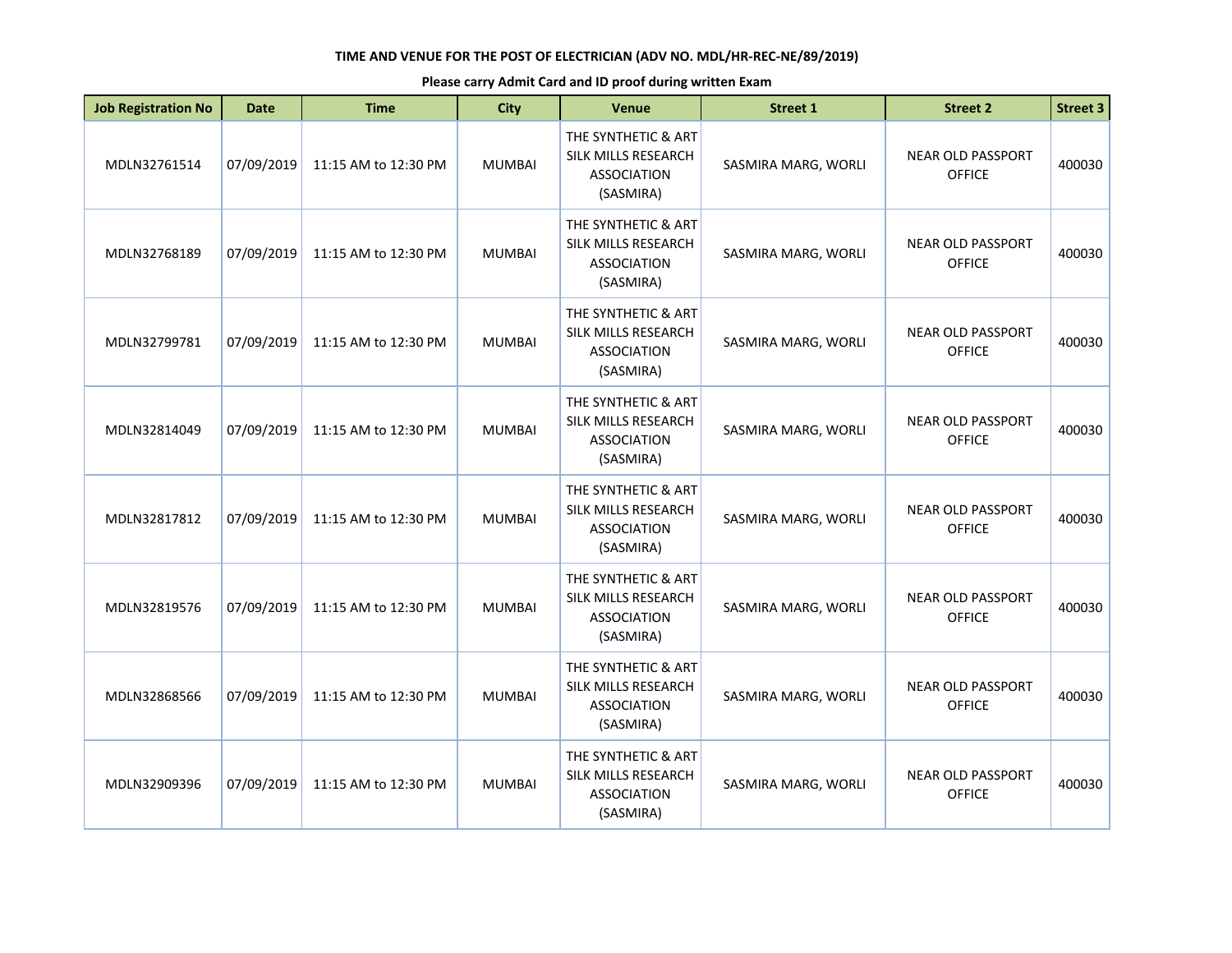**TIME AND VENUE FOR THE POST OF ELECTRICIAN (ADV NO. MDL/HR-REC-NE/89/2019)**

**Please carry Admit Card and ID proof during written Exam**

| Job Registration No | Date | Time | City | Venue | Street 1 | Street 2 | Street 3 |
|---|---|---|---|---|---|---|---|
| MDLN32761514 | 07/09/2019 | 11:15 AM to 12:30 PM | MUMBAI | THE SYNTHETIC & ART SILK MILLS RESEARCH ASSOCIATION (SASMIRA) | SASMIRA MARG, WORLI | NEAR OLD PASSPORT OFFICE | 400030 |
| MDLN32768189 | 07/09/2019 | 11:15 AM to 12:30 PM | MUMBAI | THE SYNTHETIC & ART SILK MILLS RESEARCH ASSOCIATION (SASMIRA) | SASMIRA MARG, WORLI | NEAR OLD PASSPORT OFFICE | 400030 |
| MDLN32799781 | 07/09/2019 | 11:15 AM to 12:30 PM | MUMBAI | THE SYNTHETIC & ART SILK MILLS RESEARCH ASSOCIATION (SASMIRA) | SASMIRA MARG, WORLI | NEAR OLD PASSPORT OFFICE | 400030 |
| MDLN32814049 | 07/09/2019 | 11:15 AM to 12:30 PM | MUMBAI | THE SYNTHETIC & ART SILK MILLS RESEARCH ASSOCIATION (SASMIRA) | SASMIRA MARG, WORLI | NEAR OLD PASSPORT OFFICE | 400030 |
| MDLN32817812 | 07/09/2019 | 11:15 AM to 12:30 PM | MUMBAI | THE SYNTHETIC & ART SILK MILLS RESEARCH ASSOCIATION (SASMIRA) | SASMIRA MARG, WORLI | NEAR OLD PASSPORT OFFICE | 400030 |
| MDLN32819576 | 07/09/2019 | 11:15 AM to 12:30 PM | MUMBAI | THE SYNTHETIC & ART SILK MILLS RESEARCH ASSOCIATION (SASMIRA) | SASMIRA MARG, WORLI | NEAR OLD PASSPORT OFFICE | 400030 |
| MDLN32868566 | 07/09/2019 | 11:15 AM to 12:30 PM | MUMBAI | THE SYNTHETIC & ART SILK MILLS RESEARCH ASSOCIATION (SASMIRA) | SASMIRA MARG, WORLI | NEAR OLD PASSPORT OFFICE | 400030 |
| MDLN32909396 | 07/09/2019 | 11:15 AM to 12:30 PM | MUMBAI | THE SYNTHETIC & ART SILK MILLS RESEARCH ASSOCIATION (SASMIRA) | SASMIRA MARG, WORLI | NEAR OLD PASSPORT OFFICE | 400030 |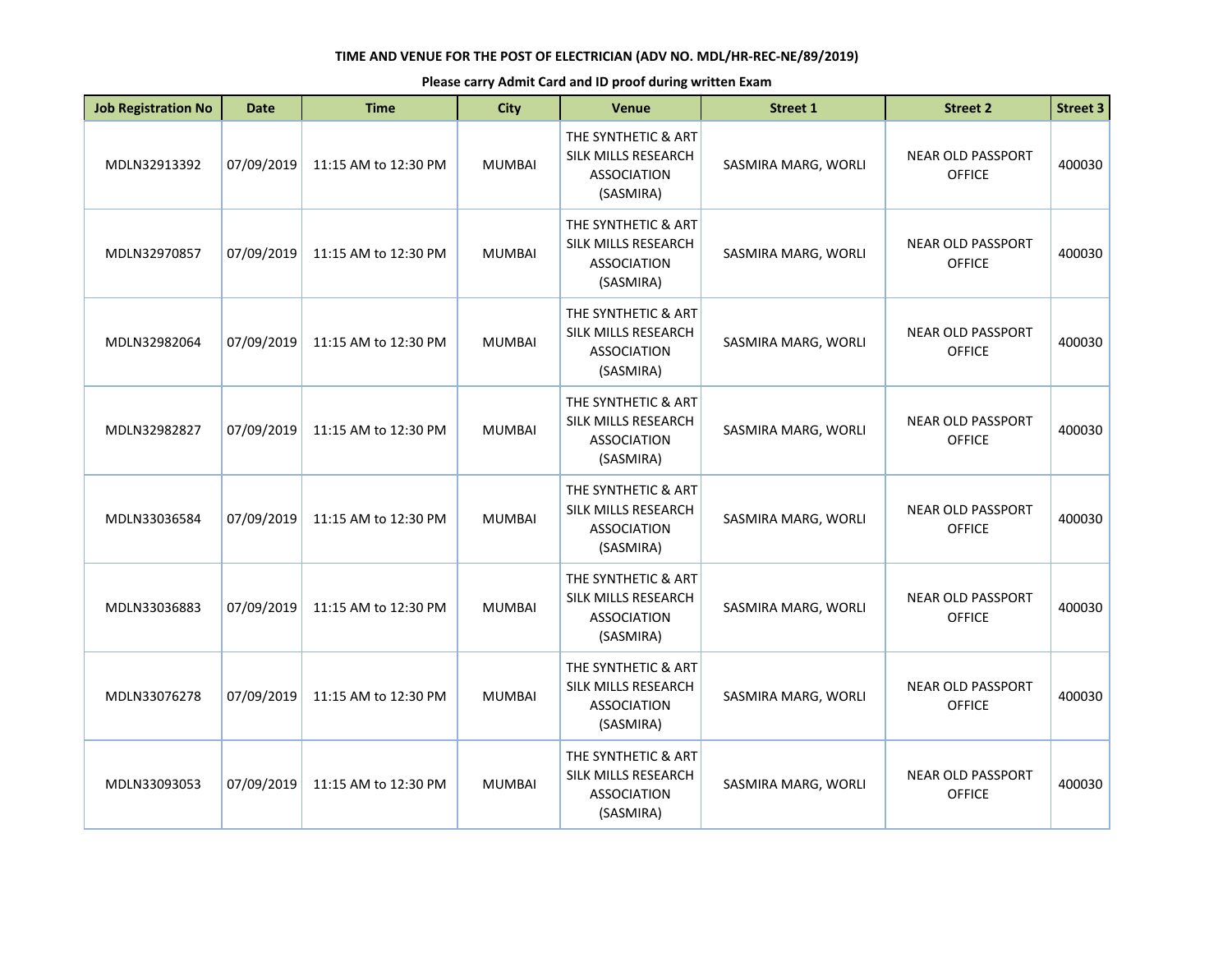**TIME AND VENUE FOR THE POST OF ELECTRICIAN (ADV NO. MDL/HR-REC-NE/89/2019)**

**Please carry Admit Card and ID proof during written Exam**

| Job Registration No | Date | Time | City | Venue | Street 1 | Street 2 | Street 3 |
|---|---|---|---|---|---|---|---|
| MDLN32913392 | 07/09/2019 | 11:15 AM to 12:30 PM | MUMBAI | THE SYNTHETIC & ART SILK MILLS RESEARCH ASSOCIATION (SASMIRA) | SASMIRA MARG, WORLI | NEAR OLD PASSPORT OFFICE | 400030 |
| MDLN32970857 | 07/09/2019 | 11:15 AM to 12:30 PM | MUMBAI | THE SYNTHETIC & ART SILK MILLS RESEARCH ASSOCIATION (SASMIRA) | SASMIRA MARG, WORLI | NEAR OLD PASSPORT OFFICE | 400030 |
| MDLN32982064 | 07/09/2019 | 11:15 AM to 12:30 PM | MUMBAI | THE SYNTHETIC & ART SILK MILLS RESEARCH ASSOCIATION (SASMIRA) | SASMIRA MARG, WORLI | NEAR OLD PASSPORT OFFICE | 400030 |
| MDLN32982827 | 07/09/2019 | 11:15 AM to 12:30 PM | MUMBAI | THE SYNTHETIC & ART SILK MILLS RESEARCH ASSOCIATION (SASMIRA) | SASMIRA MARG, WORLI | NEAR OLD PASSPORT OFFICE | 400030 |
| MDLN33036584 | 07/09/2019 | 11:15 AM to 12:30 PM | MUMBAI | THE SYNTHETIC & ART SILK MILLS RESEARCH ASSOCIATION (SASMIRA) | SASMIRA MARG, WORLI | NEAR OLD PASSPORT OFFICE | 400030 |
| MDLN33036883 | 07/09/2019 | 11:15 AM to 12:30 PM | MUMBAI | THE SYNTHETIC & ART SILK MILLS RESEARCH ASSOCIATION (SASMIRA) | SASMIRA MARG, WORLI | NEAR OLD PASSPORT OFFICE | 400030 |
| MDLN33076278 | 07/09/2019 | 11:15 AM to 12:30 PM | MUMBAI | THE SYNTHETIC & ART SILK MILLS RESEARCH ASSOCIATION (SASMIRA) | SASMIRA MARG, WORLI | NEAR OLD PASSPORT OFFICE | 400030 |
| MDLN33093053 | 07/09/2019 | 11:15 AM to 12:30 PM | MUMBAI | THE SYNTHETIC & ART SILK MILLS RESEARCH ASSOCIATION (SASMIRA) | SASMIRA MARG, WORLI | NEAR OLD PASSPORT OFFICE | 400030 |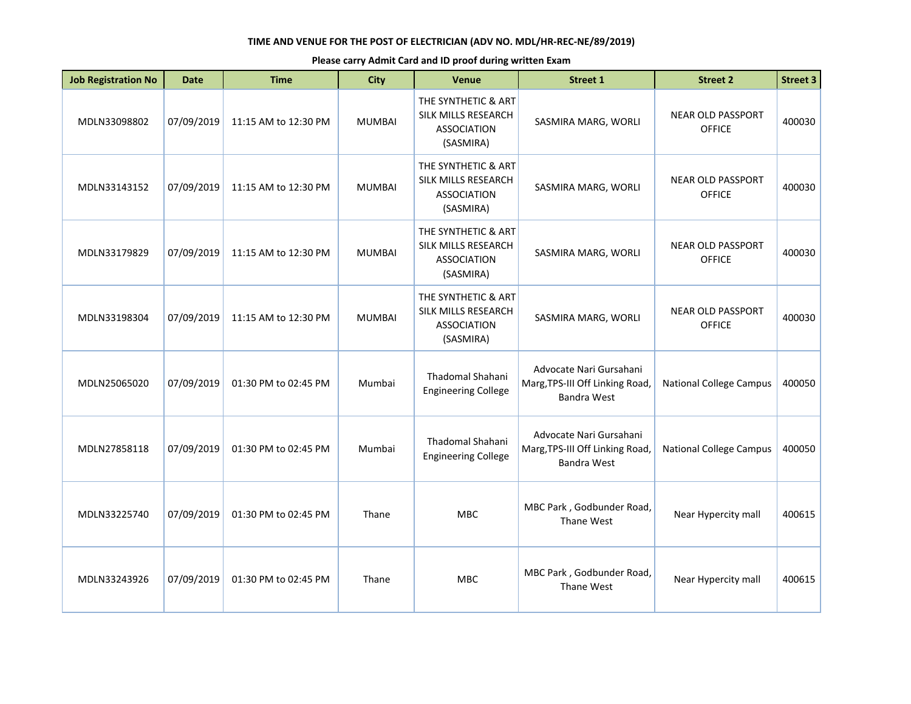**TIME AND VENUE FOR THE POST OF ELECTRICIAN (ADV NO. MDL/HR-REC-NE/89/2019)**

**Please carry Admit Card and ID proof during written Exam**

| Job Registration No | Date | Time | City | Venue | Street 1 | Street 2 | Street 3 |
|---|---|---|---|---|---|---|---|
| MDLN33098802 | 07/09/2019 | 11:15 AM to 12:30 PM | MUMBAI | THE SYNTHETIC & ART SILK MILLS RESEARCH ASSOCIATION (SASMIRA) | SASMIRA MARG, WORLI | NEAR OLD PASSPORT OFFICE | 400030 |
| MDLN33143152 | 07/09/2019 | 11:15 AM to 12:30 PM | MUMBAI | THE SYNTHETIC & ART SILK MILLS RESEARCH ASSOCIATION (SASMIRA) | SASMIRA MARG, WORLI | NEAR OLD PASSPORT OFFICE | 400030 |
| MDLN33179829 | 07/09/2019 | 11:15 AM to 12:30 PM | MUMBAI | THE SYNTHETIC & ART SILK MILLS RESEARCH ASSOCIATION (SASMIRA) | SASMIRA MARG, WORLI | NEAR OLD PASSPORT OFFICE | 400030 |
| MDLN33198304 | 07/09/2019 | 11:15 AM to 12:30 PM | MUMBAI | THE SYNTHETIC & ART SILK MILLS RESEARCH ASSOCIATION (SASMIRA) | SASMIRA MARG, WORLI | NEAR OLD PASSPORT OFFICE | 400030 |
| MDLN25065020 | 07/09/2019 | 01:30 PM to 02:45 PM | Mumbai | Thadomal Shahani Engineering College | Advocate Nari Gursahani Marg,TPS-III Off Linking Road, Bandra West | National College Campus | 400050 |
| MDLN27858118 | 07/09/2019 | 01:30 PM to 02:45 PM | Mumbai | Thadomal Shahani Engineering College | Advocate Nari Gursahani Marg,TPS-III Off Linking Road, Bandra West | National College Campus | 400050 |
| MDLN33225740 | 07/09/2019 | 01:30 PM to 02:45 PM | Thane | MBC | MBC Park , Godbunder Road, Thane West | Near Hypercity mall | 400615 |
| MDLN33243926 | 07/09/2019 | 01:30 PM to 02:45 PM | Thane | MBC | MBC Park , Godbunder Road, Thane West | Near Hypercity mall | 400615 |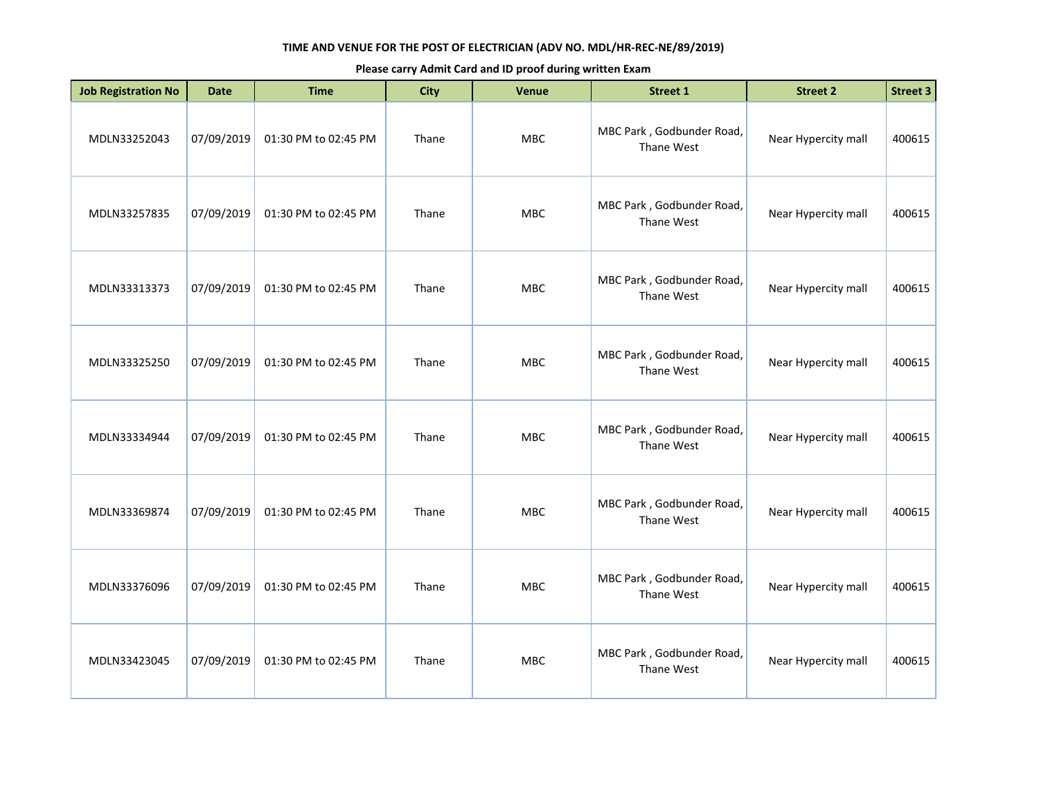**TIME AND VENUE FOR THE POST OF ELECTRICIAN (ADV NO. MDL/HR-REC-NE/89/2019)**

**Please carry Admit Card and ID proof during written Exam**

| Job Registration No | Date | Time | City | Venue | Street 1 | Street 2 | Street 3 |
|---|---|---|---|---|---|---|---|
| MDLN33252043 | 07/09/2019 | 01:30 PM to 02:45 PM | Thane | MBC | MBC Park , Godbunder Road, Thane West | Near Hypercity mall | 400615 |
| MDLN33257835 | 07/09/2019 | 01:30 PM to 02:45 PM | Thane | MBC | MBC Park , Godbunder Road, Thane West | Near Hypercity mall | 400615 |
| MDLN33313373 | 07/09/2019 | 01:30 PM to 02:45 PM | Thane | MBC | MBC Park , Godbunder Road, Thane West | Near Hypercity mall | 400615 |
| MDLN33325250 | 07/09/2019 | 01:30 PM to 02:45 PM | Thane | MBC | MBC Park , Godbunder Road, Thane West | Near Hypercity mall | 400615 |
| MDLN33334944 | 07/09/2019 | 01:30 PM to 02:45 PM | Thane | MBC | MBC Park , Godbunder Road, Thane West | Near Hypercity mall | 400615 |
| MDLN33369874 | 07/09/2019 | 01:30 PM to 02:45 PM | Thane | MBC | MBC Park , Godbunder Road, Thane West | Near Hypercity mall | 400615 |
| MDLN33376096 | 07/09/2019 | 01:30 PM to 02:45 PM | Thane | MBC | MBC Park , Godbunder Road, Thane West | Near Hypercity mall | 400615 |
| MDLN33423045 | 07/09/2019 | 01:30 PM to 02:45 PM | Thane | MBC | MBC Park , Godbunder Road, Thane West | Near Hypercity mall | 400615 |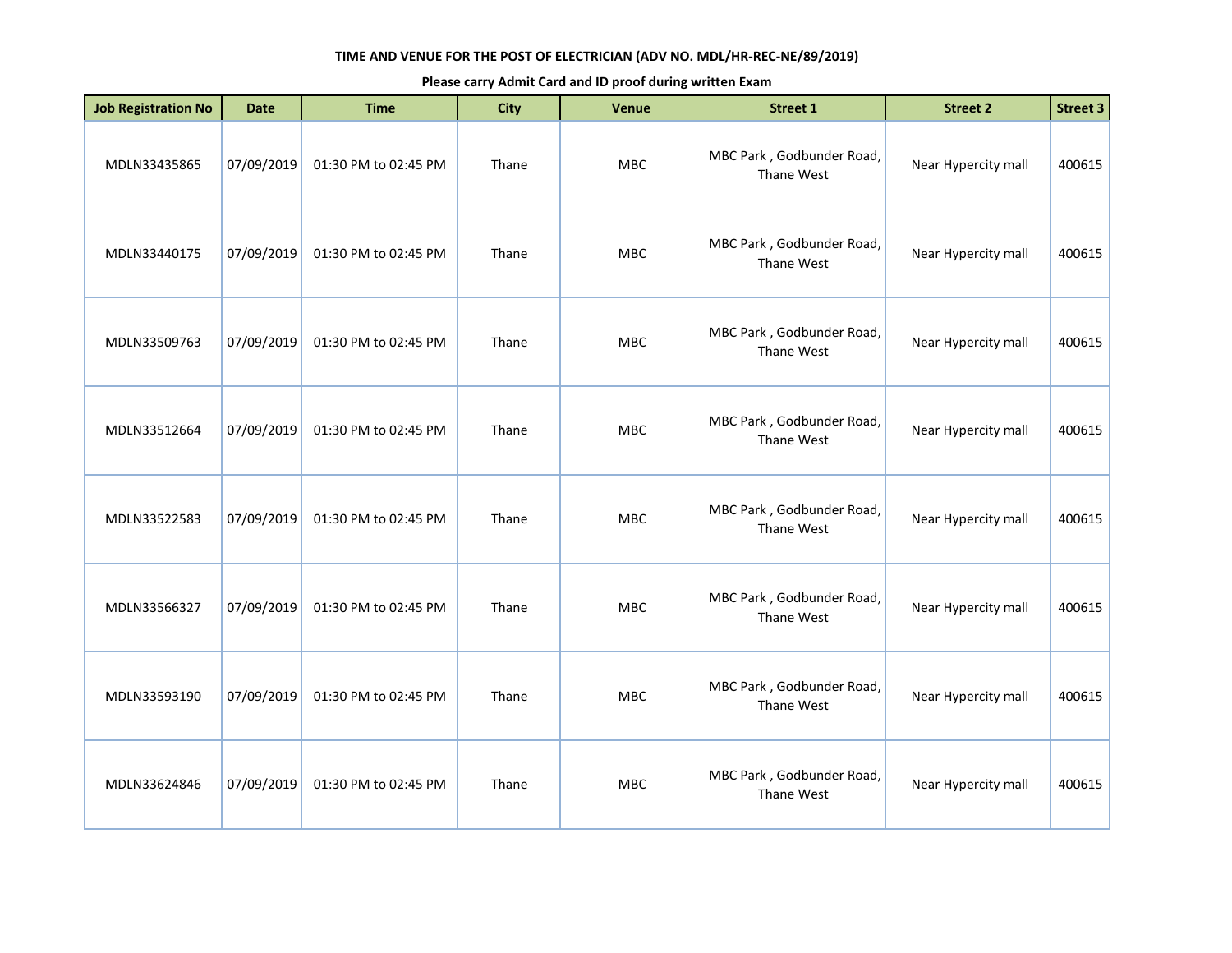**TIME AND VENUE FOR THE POST OF ELECTRICIAN (ADV NO. MDL/HR-REC-NE/89/2019)**

**Please carry Admit Card and ID proof during written Exam**

| Job Registration No | Date | Time | City | Venue | Street 1 | Street 2 | Street 3 |
|---|---|---|---|---|---|---|---|
| MDLN33435865 | 07/09/2019 | 01:30 PM to 02:45 PM | Thane | MBC | MBC Park , Godbunder Road, Thane West | Near Hypercity mall | 400615 |
| MDLN33440175 | 07/09/2019 | 01:30 PM to 02:45 PM | Thane | MBC | MBC Park , Godbunder Road, Thane West | Near Hypercity mall | 400615 |
| MDLN33509763 | 07/09/2019 | 01:30 PM to 02:45 PM | Thane | MBC | MBC Park , Godbunder Road, Thane West | Near Hypercity mall | 400615 |
| MDLN33512664 | 07/09/2019 | 01:30 PM to 02:45 PM | Thane | MBC | MBC Park , Godbunder Road, Thane West | Near Hypercity mall | 400615 |
| MDLN33522583 | 07/09/2019 | 01:30 PM to 02:45 PM | Thane | MBC | MBC Park , Godbunder Road, Thane West | Near Hypercity mall | 400615 |
| MDLN33566327 | 07/09/2019 | 01:30 PM to 02:45 PM | Thane | MBC | MBC Park , Godbunder Road, Thane West | Near Hypercity mall | 400615 |
| MDLN33593190 | 07/09/2019 | 01:30 PM to 02:45 PM | Thane | MBC | MBC Park , Godbunder Road, Thane West | Near Hypercity mall | 400615 |
| MDLN33624846 | 07/09/2019 | 01:30 PM to 02:45 PM | Thane | MBC | MBC Park , Godbunder Road, Thane West | Near Hypercity mall | 400615 |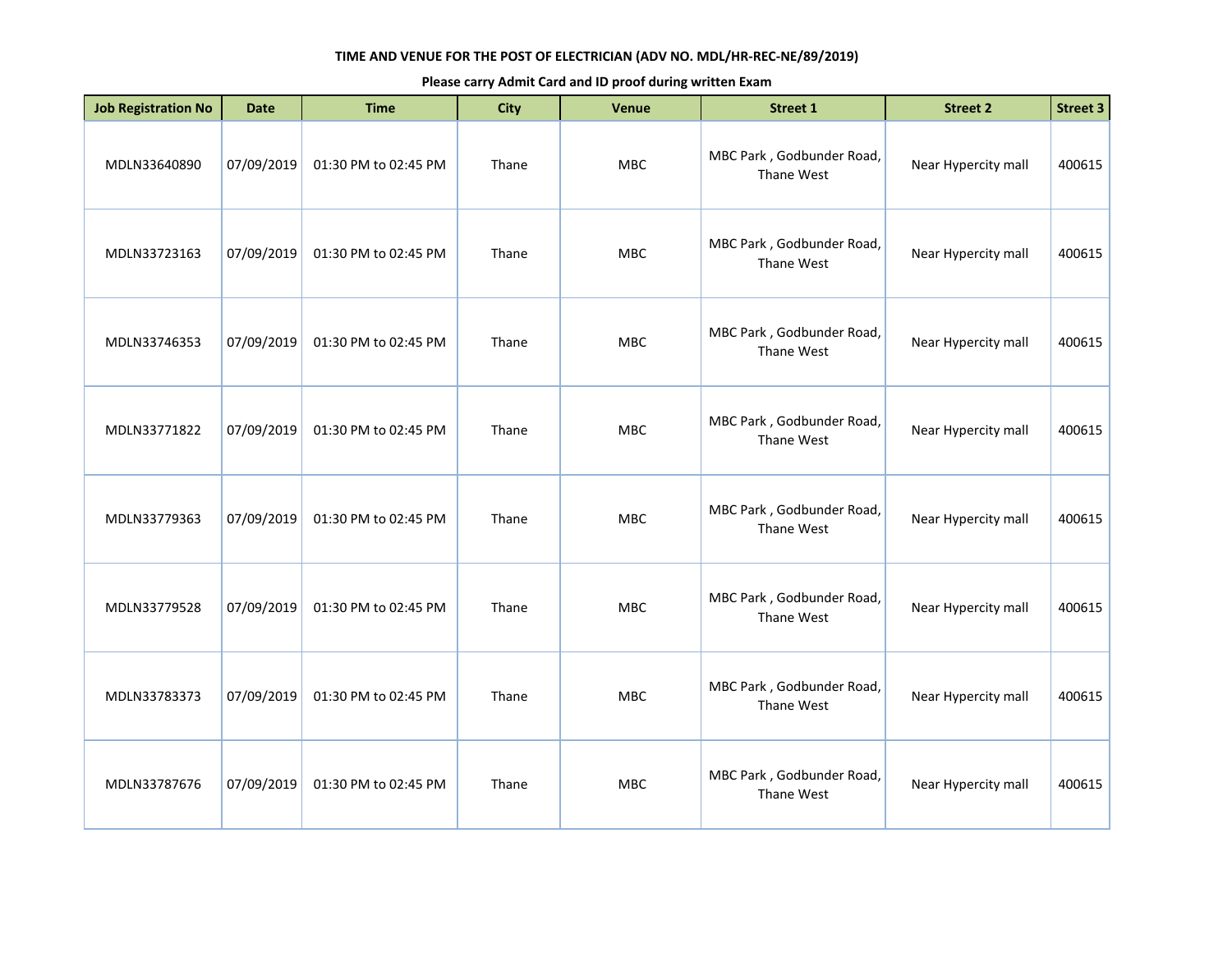**TIME AND VENUE FOR THE POST OF ELECTRICIAN (ADV NO. MDL/HR-REC-NE/89/2019)**

**Please carry Admit Card and ID proof during written Exam**

| Job Registration No | Date | Time | City | Venue | Street 1 | Street 2 | Street 3 |
|---|---|---|---|---|---|---|---|
| MDLN33640890 | 07/09/2019 | 01:30 PM to 02:45 PM | Thane | MBC | MBC Park , Godbunder Road, Thane West | Near Hypercity mall | 400615 |
| MDLN33723163 | 07/09/2019 | 01:30 PM to 02:45 PM | Thane | MBC | MBC Park , Godbunder Road, Thane West | Near Hypercity mall | 400615 |
| MDLN33746353 | 07/09/2019 | 01:30 PM to 02:45 PM | Thane | MBC | MBC Park , Godbunder Road, Thane West | Near Hypercity mall | 400615 |
| MDLN33771822 | 07/09/2019 | 01:30 PM to 02:45 PM | Thane | MBC | MBC Park , Godbunder Road, Thane West | Near Hypercity mall | 400615 |
| MDLN33779363 | 07/09/2019 | 01:30 PM to 02:45 PM | Thane | MBC | MBC Park , Godbunder Road, Thane West | Near Hypercity mall | 400615 |
| MDLN33779528 | 07/09/2019 | 01:30 PM to 02:45 PM | Thane | MBC | MBC Park , Godbunder Road, Thane West | Near Hypercity mall | 400615 |
| MDLN33783373 | 07/09/2019 | 01:30 PM to 02:45 PM | Thane | MBC | MBC Park , Godbunder Road, Thane West | Near Hypercity mall | 400615 |
| MDLN33787676 | 07/09/2019 | 01:30 PM to 02:45 PM | Thane | MBC | MBC Park , Godbunder Road, Thane West | Near Hypercity mall | 400615 |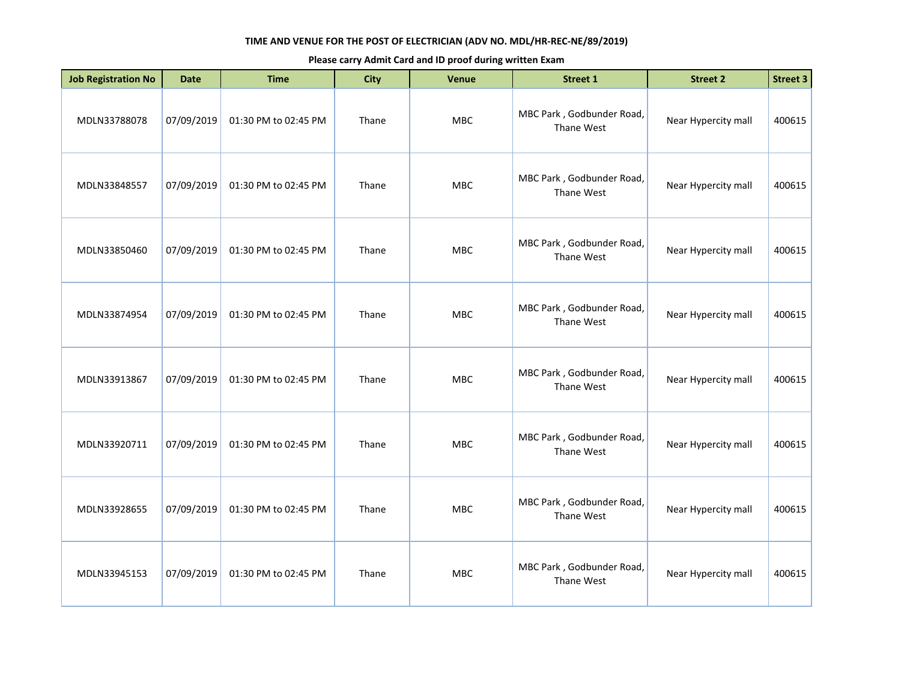**TIME AND VENUE FOR THE POST OF ELECTRICIAN (ADV NO. MDL/HR-REC-NE/89/2019)**

**Please carry Admit Card and ID proof during written Exam**

| Job Registration No | Date | Time | City | Venue | Street 1 | Street 2 | Street 3 |
|---|---|---|---|---|---|---|---|
| MDLN33788078 | 07/09/2019 | 01:30 PM to 02:45 PM | Thane | MBC | MBC Park , Godbunder Road, Thane West | Near Hypercity mall | 400615 |
| MDLN33848557 | 07/09/2019 | 01:30 PM to 02:45 PM | Thane | MBC | MBC Park , Godbunder Road, Thane West | Near Hypercity mall | 400615 |
| MDLN33850460 | 07/09/2019 | 01:30 PM to 02:45 PM | Thane | MBC | MBC Park , Godbunder Road, Thane West | Near Hypercity mall | 400615 |
| MDLN33874954 | 07/09/2019 | 01:30 PM to 02:45 PM | Thane | MBC | MBC Park , Godbunder Road, Thane West | Near Hypercity mall | 400615 |
| MDLN33913867 | 07/09/2019 | 01:30 PM to 02:45 PM | Thane | MBC | MBC Park , Godbunder Road, Thane West | Near Hypercity mall | 400615 |
| MDLN33920711 | 07/09/2019 | 01:30 PM to 02:45 PM | Thane | MBC | MBC Park , Godbunder Road, Thane West | Near Hypercity mall | 400615 |
| MDLN33928655 | 07/09/2019 | 01:30 PM to 02:45 PM | Thane | MBC | MBC Park , Godbunder Road, Thane West | Near Hypercity mall | 400615 |
| MDLN33945153 | 07/09/2019 | 01:30 PM to 02:45 PM | Thane | MBC | MBC Park , Godbunder Road, Thane West | Near Hypercity mall | 400615 |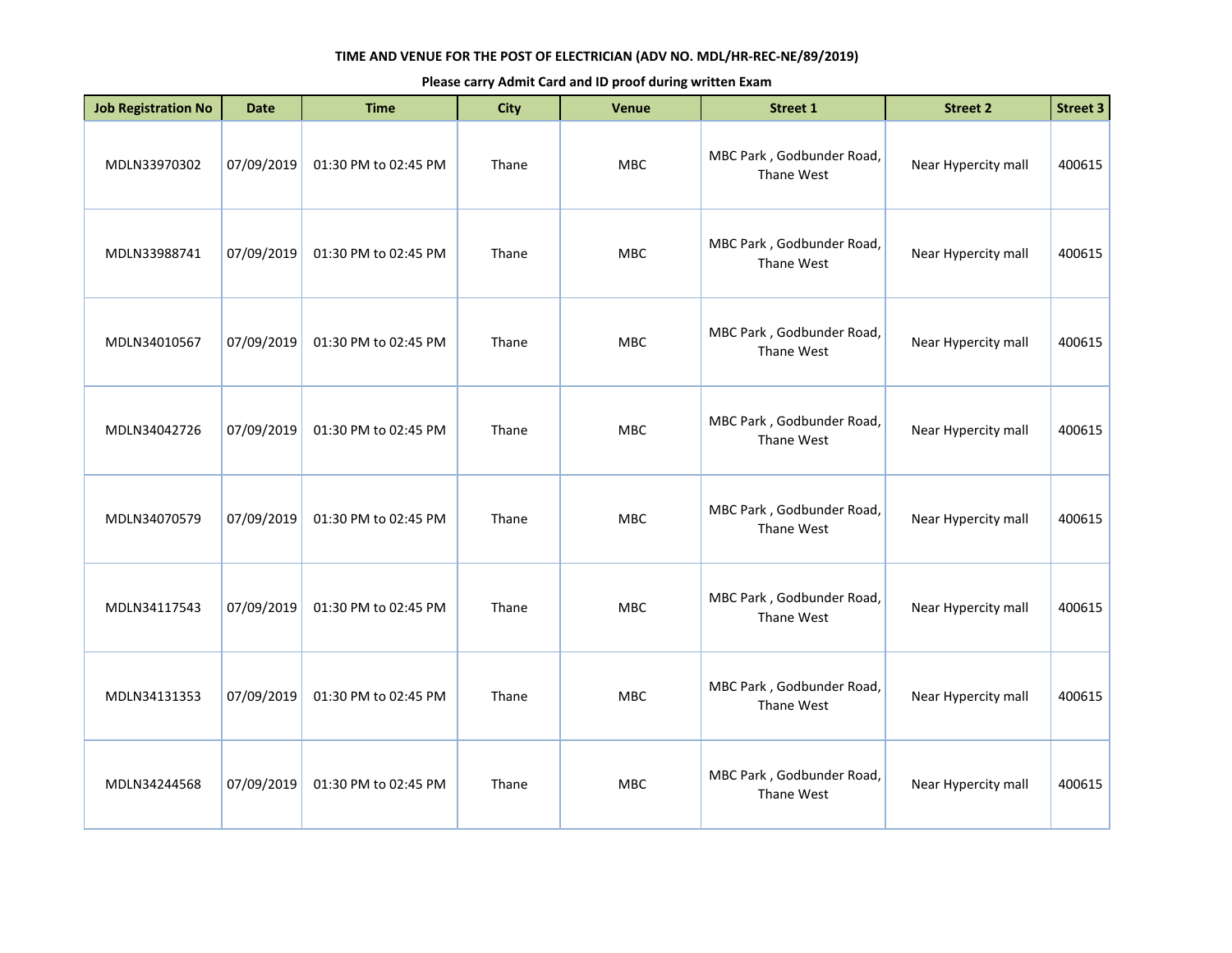**TIME AND VENUE FOR THE POST OF ELECTRICIAN (ADV NO. MDL/HR-REC-NE/89/2019)**

**Please carry Admit Card and ID proof during written Exam**

| Job Registration No | Date | Time | City | Venue | Street 1 | Street 2 | Street 3 |
|---|---|---|---|---|---|---|---|
| MDLN33970302 | 07/09/2019 | 01:30 PM to 02:45 PM | Thane | MBC | MBC Park , Godbunder Road, Thane West | Near Hypercity mall | 400615 |
| MDLN33988741 | 07/09/2019 | 01:30 PM to 02:45 PM | Thane | MBC | MBC Park , Godbunder Road, Thane West | Near Hypercity mall | 400615 |
| MDLN34010567 | 07/09/2019 | 01:30 PM to 02:45 PM | Thane | MBC | MBC Park , Godbunder Road, Thane West | Near Hypercity mall | 400615 |
| MDLN34042726 | 07/09/2019 | 01:30 PM to 02:45 PM | Thane | MBC | MBC Park , Godbunder Road, Thane West | Near Hypercity mall | 400615 |
| MDLN34070579 | 07/09/2019 | 01:30 PM to 02:45 PM | Thane | MBC | MBC Park , Godbunder Road, Thane West | Near Hypercity mall | 400615 |
| MDLN34117543 | 07/09/2019 | 01:30 PM to 02:45 PM | Thane | MBC | MBC Park , Godbunder Road, Thane West | Near Hypercity mall | 400615 |
| MDLN34131353 | 07/09/2019 | 01:30 PM to 02:45 PM | Thane | MBC | MBC Park , Godbunder Road, Thane West | Near Hypercity mall | 400615 |
| MDLN34244568 | 07/09/2019 | 01:30 PM to 02:45 PM | Thane | MBC | MBC Park , Godbunder Road, Thane West | Near Hypercity mall | 400615 |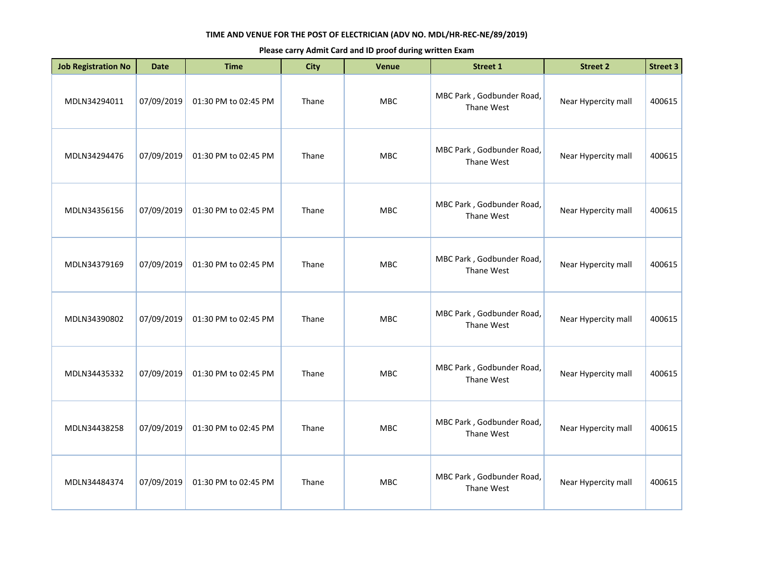**TIME AND VENUE FOR THE POST OF ELECTRICIAN (ADV NO. MDL/HR-REC-NE/89/2019)**

**Please carry Admit Card and ID proof during written Exam**

| Job Registration No | Date | Time | City | Venue | Street 1 | Street 2 | Street 3 |
|---|---|---|---|---|---|---|---|
| MDLN34294011 | 07/09/2019 | 01:30 PM to 02:45 PM | Thane | MBC | MBC Park , Godbunder Road, Thane West | Near Hypercity mall | 400615 |
| MDLN34294476 | 07/09/2019 | 01:30 PM to 02:45 PM | Thane | MBC | MBC Park , Godbunder Road, Thane West | Near Hypercity mall | 400615 |
| MDLN34356156 | 07/09/2019 | 01:30 PM to 02:45 PM | Thane | MBC | MBC Park , Godbunder Road, Thane West | Near Hypercity mall | 400615 |
| MDLN34379169 | 07/09/2019 | 01:30 PM to 02:45 PM | Thane | MBC | MBC Park , Godbunder Road, Thane West | Near Hypercity mall | 400615 |
| MDLN34390802 | 07/09/2019 | 01:30 PM to 02:45 PM | Thane | MBC | MBC Park , Godbunder Road, Thane West | Near Hypercity mall | 400615 |
| MDLN34435332 | 07/09/2019 | 01:30 PM to 02:45 PM | Thane | MBC | MBC Park , Godbunder Road, Thane West | Near Hypercity mall | 400615 |
| MDLN34438258 | 07/09/2019 | 01:30 PM to 02:45 PM | Thane | MBC | MBC Park , Godbunder Road, Thane West | Near Hypercity mall | 400615 |
| MDLN34484374 | 07/09/2019 | 01:30 PM to 02:45 PM | Thane | MBC | MBC Park , Godbunder Road, Thane West | Near Hypercity mall | 400615 |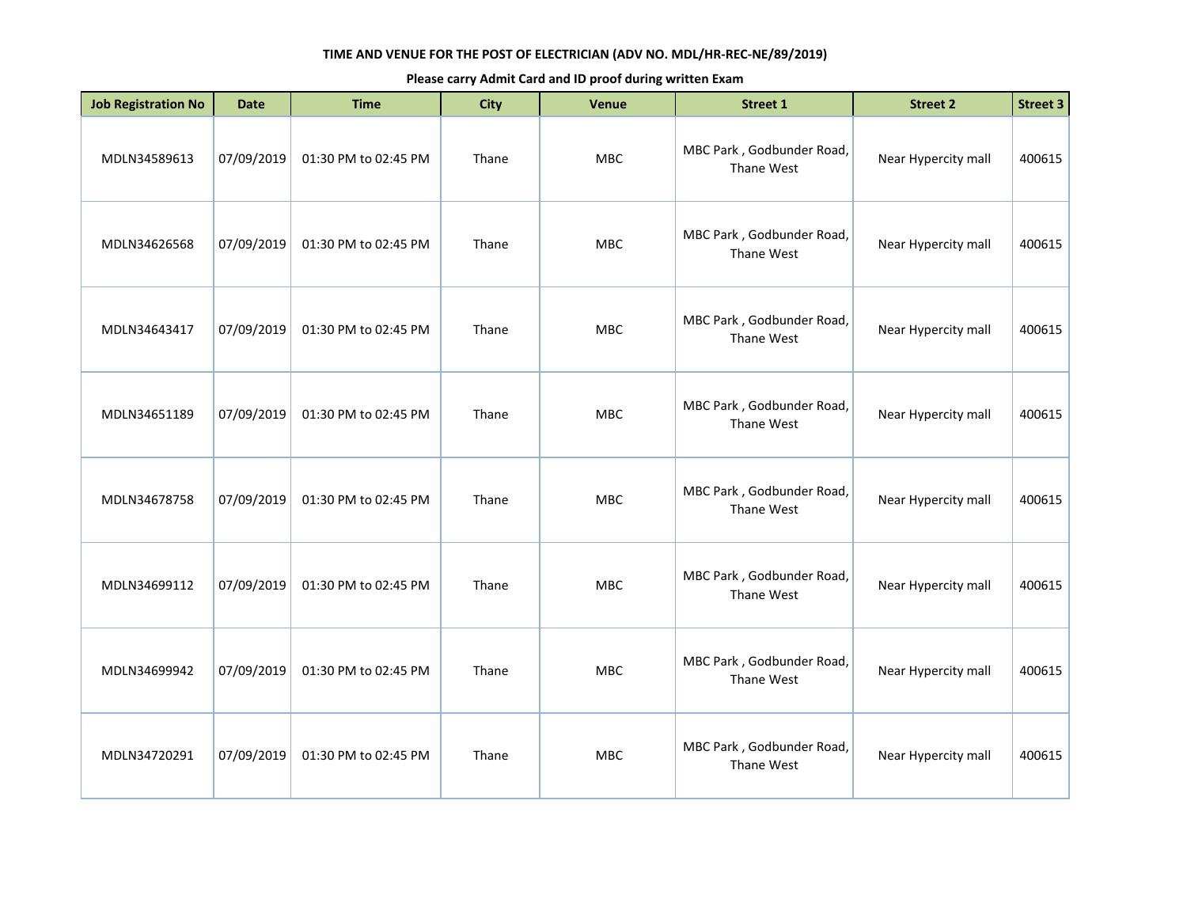**TIME AND VENUE FOR THE POST OF ELECTRICIAN (ADV NO. MDL/HR-REC-NE/89/2019)**

**Please carry Admit Card and ID proof during written Exam**

| Job Registration No | Date | Time | City | Venue | Street 1 | Street 2 | Street 3 |
|---|---|---|---|---|---|---|---|
| MDLN34589613 | 07/09/2019 | 01:30 PM to 02:45 PM | Thane | MBC | MBC Park , Godbunder Road, Thane West | Near Hypercity mall | 400615 |
| MDLN34626568 | 07/09/2019 | 01:30 PM to 02:45 PM | Thane | MBC | MBC Park , Godbunder Road, Thane West | Near Hypercity mall | 400615 |
| MDLN34643417 | 07/09/2019 | 01:30 PM to 02:45 PM | Thane | MBC | MBC Park , Godbunder Road, Thane West | Near Hypercity mall | 400615 |
| MDLN34651189 | 07/09/2019 | 01:30 PM to 02:45 PM | Thane | MBC | MBC Park , Godbunder Road, Thane West | Near Hypercity mall | 400615 |
| MDLN34678758 | 07/09/2019 | 01:30 PM to 02:45 PM | Thane | MBC | MBC Park , Godbunder Road, Thane West | Near Hypercity mall | 400615 |
| MDLN34699112 | 07/09/2019 | 01:30 PM to 02:45 PM | Thane | MBC | MBC Park , Godbunder Road, Thane West | Near Hypercity mall | 400615 |
| MDLN34699942 | 07/09/2019 | 01:30 PM to 02:45 PM | Thane | MBC | MBC Park , Godbunder Road, Thane West | Near Hypercity mall | 400615 |
| MDLN34720291 | 07/09/2019 | 01:30 PM to 02:45 PM | Thane | MBC | MBC Park , Godbunder Road, Thane West | Near Hypercity mall | 400615 |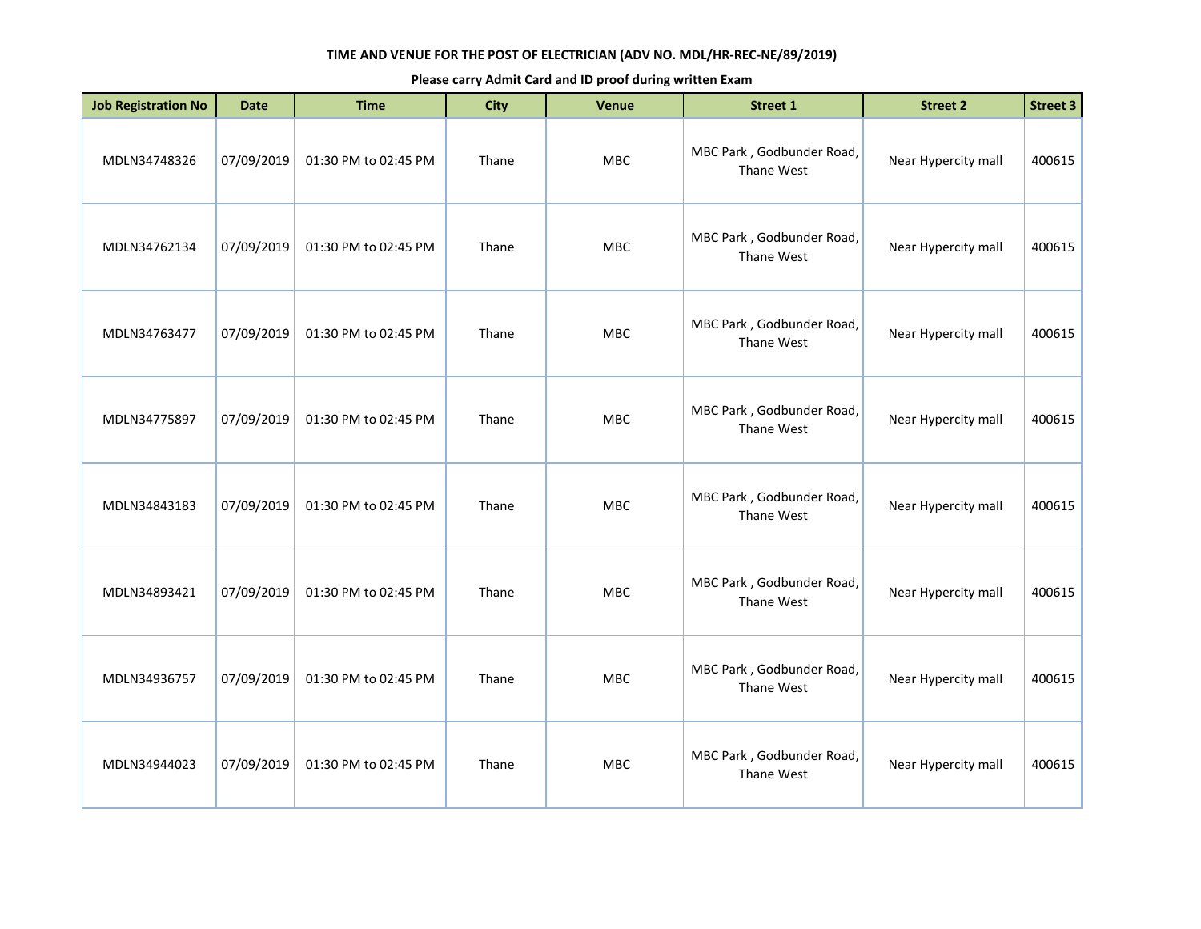**TIME AND VENUE FOR THE POST OF ELECTRICIAN (ADV NO. MDL/HR-REC-NE/89/2019)**

**Please carry Admit Card and ID proof during written Exam**

| Job Registration No | Date | Time | City | Venue | Street 1 | Street 2 | Street 3 |
|---|---|---|---|---|---|---|---|
| MDLN34748326 | 07/09/2019 | 01:30 PM to 02:45 PM | Thane | MBC | MBC Park , Godbunder Road, Thane West | Near Hypercity mall | 400615 |
| MDLN34762134 | 07/09/2019 | 01:30 PM to 02:45 PM | Thane | MBC | MBC Park , Godbunder Road, Thane West | Near Hypercity mall | 400615 |
| MDLN34763477 | 07/09/2019 | 01:30 PM to 02:45 PM | Thane | MBC | MBC Park , Godbunder Road, Thane West | Near Hypercity mall | 400615 |
| MDLN34775897 | 07/09/2019 | 01:30 PM to 02:45 PM | Thane | MBC | MBC Park , Godbunder Road, Thane West | Near Hypercity mall | 400615 |
| MDLN34843183 | 07/09/2019 | 01:30 PM to 02:45 PM | Thane | MBC | MBC Park , Godbunder Road, Thane West | Near Hypercity mall | 400615 |
| MDLN34893421 | 07/09/2019 | 01:30 PM to 02:45 PM | Thane | MBC | MBC Park , Godbunder Road, Thane West | Near Hypercity mall | 400615 |
| MDLN34936757 | 07/09/2019 | 01:30 PM to 02:45 PM | Thane | MBC | MBC Park , Godbunder Road, Thane West | Near Hypercity mall | 400615 |
| MDLN34944023 | 07/09/2019 | 01:30 PM to 02:45 PM | Thane | MBC | MBC Park , Godbunder Road, Thane West | Near Hypercity mall | 400615 |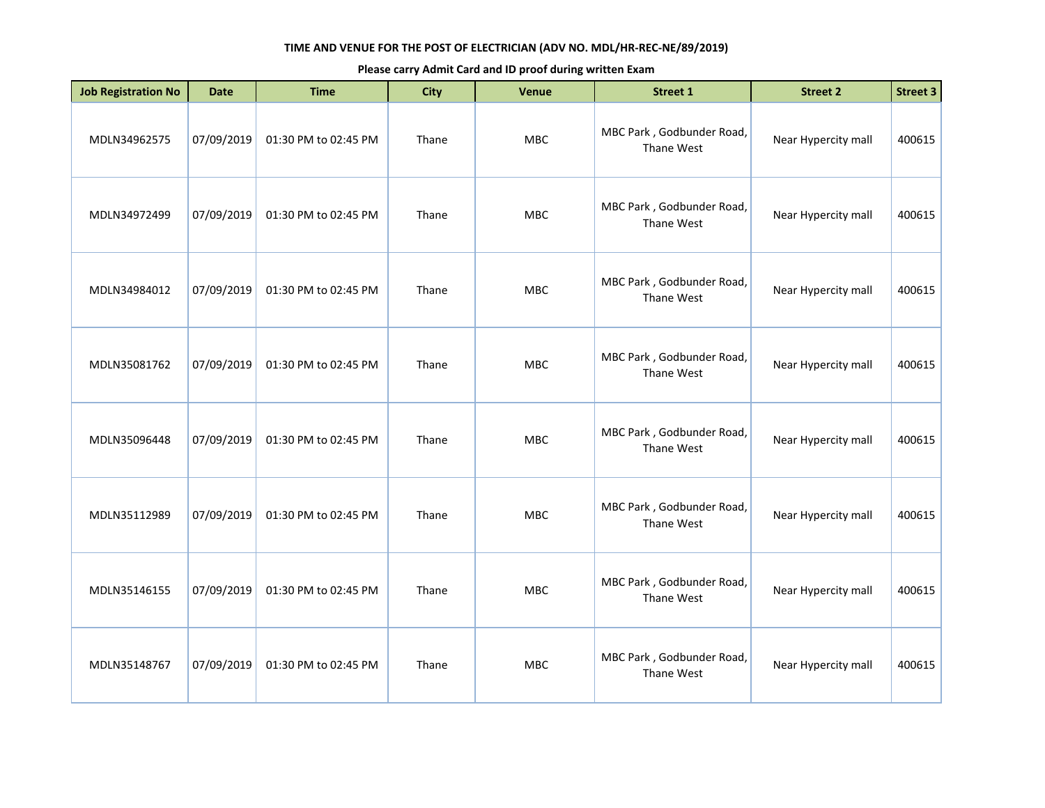**TIME AND VENUE FOR THE POST OF ELECTRICIAN (ADV NO. MDL/HR-REC-NE/89/2019)**

**Please carry Admit Card and ID proof during written Exam**

| Job Registration No | Date | Time | City | Venue | Street 1 | Street 2 | Street 3 |
|---|---|---|---|---|---|---|---|
| MDLN34962575 | 07/09/2019 | 01:30 PM to 02:45 PM | Thane | MBC | MBC Park , Godbunder Road, Thane West | Near Hypercity mall | 400615 |
| MDLN34972499 | 07/09/2019 | 01:30 PM to 02:45 PM | Thane | MBC | MBC Park , Godbunder Road, Thane West | Near Hypercity mall | 400615 |
| MDLN34984012 | 07/09/2019 | 01:30 PM to 02:45 PM | Thane | MBC | MBC Park , Godbunder Road, Thane West | Near Hypercity mall | 400615 |
| MDLN35081762 | 07/09/2019 | 01:30 PM to 02:45 PM | Thane | MBC | MBC Park , Godbunder Road, Thane West | Near Hypercity mall | 400615 |
| MDLN35096448 | 07/09/2019 | 01:30 PM to 02:45 PM | Thane | MBC | MBC Park , Godbunder Road, Thane West | Near Hypercity mall | 400615 |
| MDLN35112989 | 07/09/2019 | 01:30 PM to 02:45 PM | Thane | MBC | MBC Park , Godbunder Road, Thane West | Near Hypercity mall | 400615 |
| MDLN35146155 | 07/09/2019 | 01:30 PM to 02:45 PM | Thane | MBC | MBC Park , Godbunder Road, Thane West | Near Hypercity mall | 400615 |
| MDLN35148767 | 07/09/2019 | 01:30 PM to 02:45 PM | Thane | MBC | MBC Park , Godbunder Road, Thane West | Near Hypercity mall | 400615 |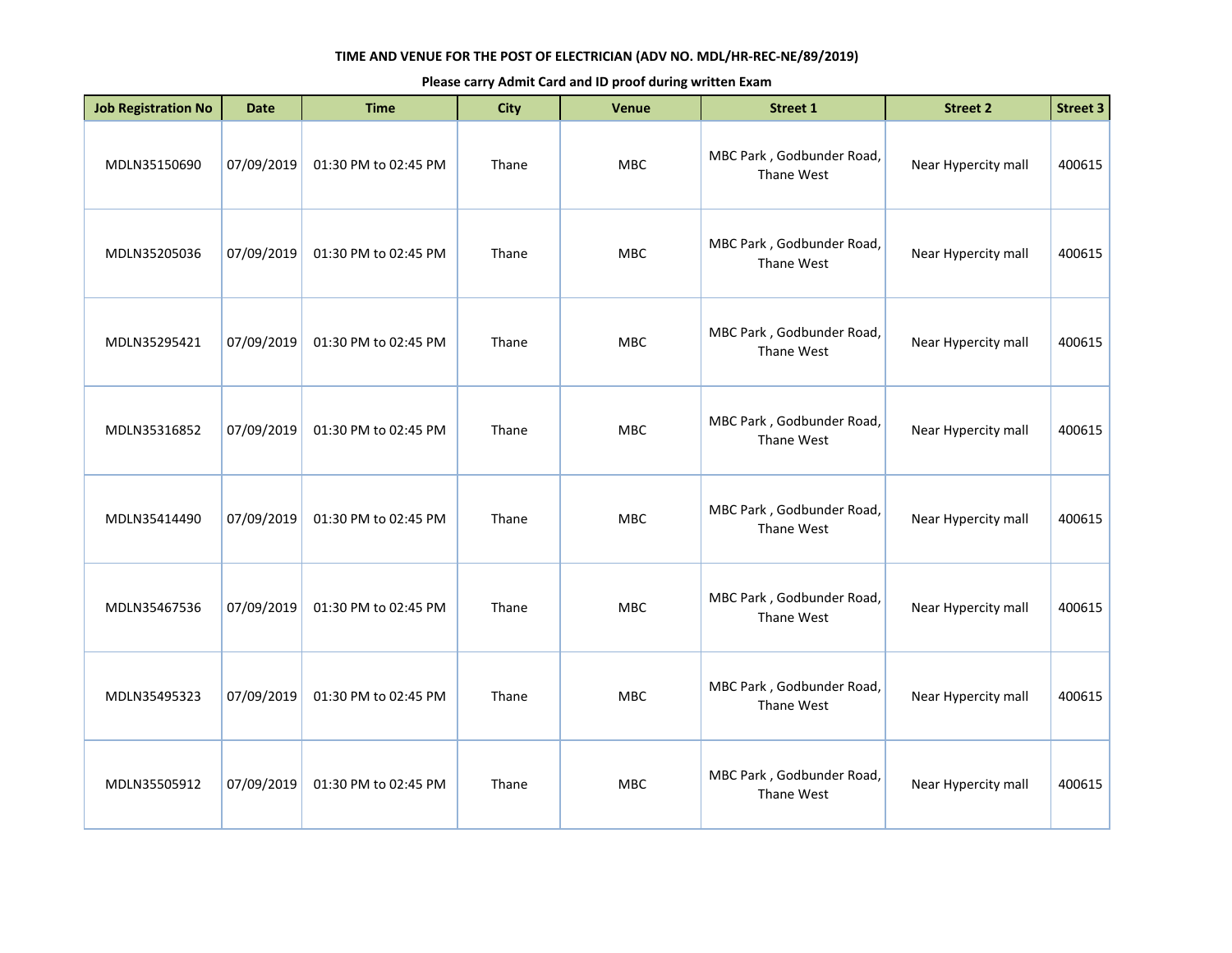**TIME AND VENUE FOR THE POST OF ELECTRICIAN (ADV NO. MDL/HR-REC-NE/89/2019)**

**Please carry Admit Card and ID proof during written Exam**

| Job Registration No | Date | Time | City | Venue | Street 1 | Street 2 | Street 3 |
|---|---|---|---|---|---|---|---|
| MDLN35150690 | 07/09/2019 | 01:30 PM to 02:45 PM | Thane | MBC | MBC Park , Godbunder Road, Thane West | Near Hypercity mall | 400615 |
| MDLN35205036 | 07/09/2019 | 01:30 PM to 02:45 PM | Thane | MBC | MBC Park , Godbunder Road, Thane West | Near Hypercity mall | 400615 |
| MDLN35295421 | 07/09/2019 | 01:30 PM to 02:45 PM | Thane | MBC | MBC Park , Godbunder Road, Thane West | Near Hypercity mall | 400615 |
| MDLN35316852 | 07/09/2019 | 01:30 PM to 02:45 PM | Thane | MBC | MBC Park , Godbunder Road, Thane West | Near Hypercity mall | 400615 |
| MDLN35414490 | 07/09/2019 | 01:30 PM to 02:45 PM | Thane | MBC | MBC Park , Godbunder Road, Thane West | Near Hypercity mall | 400615 |
| MDLN35467536 | 07/09/2019 | 01:30 PM to 02:45 PM | Thane | MBC | MBC Park , Godbunder Road, Thane West | Near Hypercity mall | 400615 |
| MDLN35495323 | 07/09/2019 | 01:30 PM to 02:45 PM | Thane | MBC | MBC Park , Godbunder Road, Thane West | Near Hypercity mall | 400615 |
| MDLN35505912 | 07/09/2019 | 01:30 PM to 02:45 PM | Thane | MBC | MBC Park , Godbunder Road, Thane West | Near Hypercity mall | 400615 |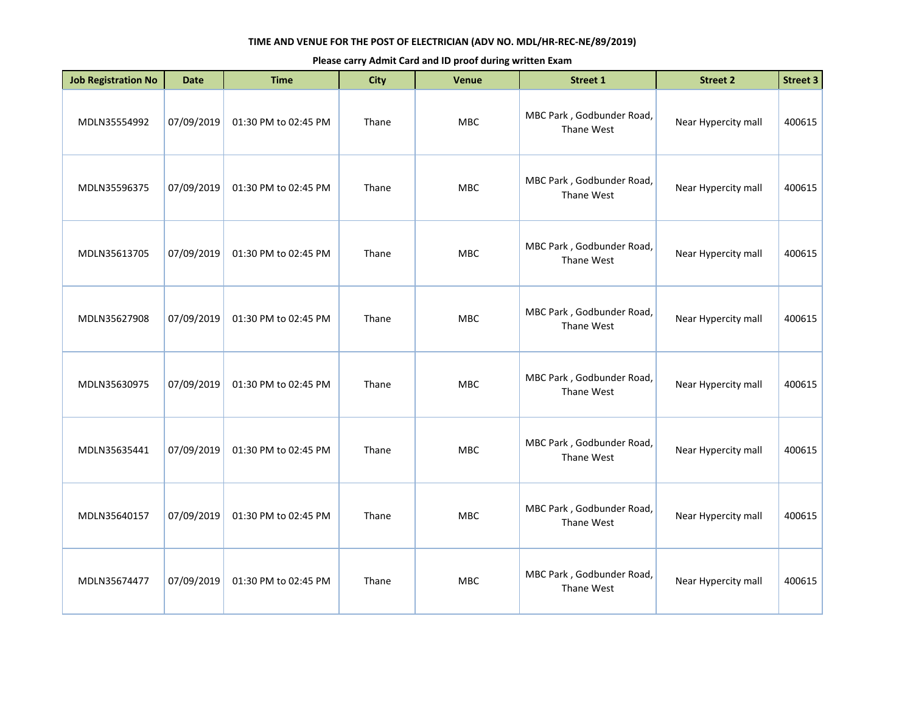**TIME AND VENUE FOR THE POST OF ELECTRICIAN (ADV NO. MDL/HR-REC-NE/89/2019)**

**Please carry Admit Card and ID proof during written Exam**

| Job Registration No | Date | Time | City | Venue | Street 1 | Street 2 | Street 3 |
|---|---|---|---|---|---|---|---|
| MDLN35554992 | 07/09/2019 | 01:30 PM to 02:45 PM | Thane | MBC | MBC Park , Godbunder Road, Thane West | Near Hypercity mall | 400615 |
| MDLN35596375 | 07/09/2019 | 01:30 PM to 02:45 PM | Thane | MBC | MBC Park , Godbunder Road, Thane West | Near Hypercity mall | 400615 |
| MDLN35613705 | 07/09/2019 | 01:30 PM to 02:45 PM | Thane | MBC | MBC Park , Godbunder Road, Thane West | Near Hypercity mall | 400615 |
| MDLN35627908 | 07/09/2019 | 01:30 PM to 02:45 PM | Thane | MBC | MBC Park , Godbunder Road, Thane West | Near Hypercity mall | 400615 |
| MDLN35630975 | 07/09/2019 | 01:30 PM to 02:45 PM | Thane | MBC | MBC Park , Godbunder Road, Thane West | Near Hypercity mall | 400615 |
| MDLN35635441 | 07/09/2019 | 01:30 PM to 02:45 PM | Thane | MBC | MBC Park , Godbunder Road, Thane West | Near Hypercity mall | 400615 |
| MDLN35640157 | 07/09/2019 | 01:30 PM to 02:45 PM | Thane | MBC | MBC Park , Godbunder Road, Thane West | Near Hypercity mall | 400615 |
| MDLN35674477 | 07/09/2019 | 01:30 PM to 02:45 PM | Thane | MBC | MBC Park , Godbunder Road, Thane West | Near Hypercity mall | 400615 |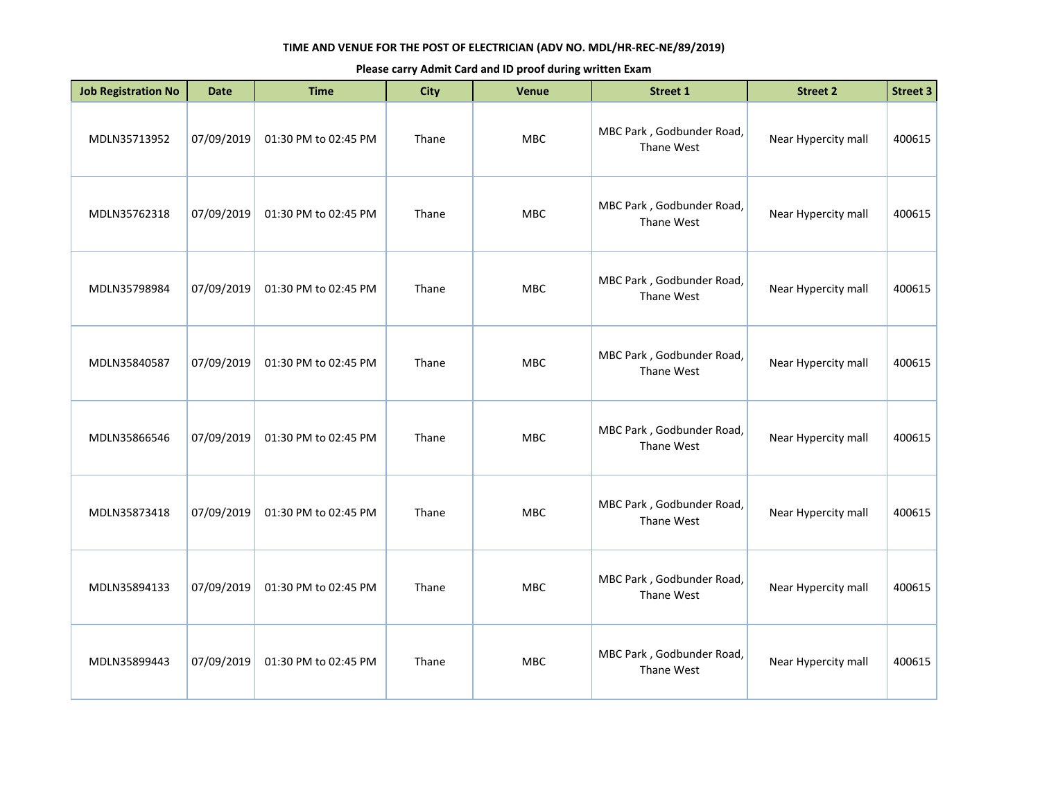**TIME AND VENUE FOR THE POST OF ELECTRICIAN (ADV NO. MDL/HR-REC-NE/89/2019)**

**Please carry Admit Card and ID proof during written Exam**

| Job Registration No | Date | Time | City | Venue | Street 1 | Street 2 | Street 3 |
|---|---|---|---|---|---|---|---|
| MDLN35713952 | 07/09/2019 | 01:30 PM to 02:45 PM | Thane | MBC | MBC Park , Godbunder Road, Thane West | Near Hypercity mall | 400615 |
| MDLN35762318 | 07/09/2019 | 01:30 PM to 02:45 PM | Thane | MBC | MBC Park , Godbunder Road, Thane West | Near Hypercity mall | 400615 |
| MDLN35798984 | 07/09/2019 | 01:30 PM to 02:45 PM | Thane | MBC | MBC Park , Godbunder Road, Thane West | Near Hypercity mall | 400615 |
| MDLN35840587 | 07/09/2019 | 01:30 PM to 02:45 PM | Thane | MBC | MBC Park , Godbunder Road, Thane West | Near Hypercity mall | 400615 |
| MDLN35866546 | 07/09/2019 | 01:30 PM to 02:45 PM | Thane | MBC | MBC Park , Godbunder Road, Thane West | Near Hypercity mall | 400615 |
| MDLN35873418 | 07/09/2019 | 01:30 PM to 02:45 PM | Thane | MBC | MBC Park , Godbunder Road, Thane West | Near Hypercity mall | 400615 |
| MDLN35894133 | 07/09/2019 | 01:30 PM to 02:45 PM | Thane | MBC | MBC Park , Godbunder Road, Thane West | Near Hypercity mall | 400615 |
| MDLN35899443 | 07/09/2019 | 01:30 PM to 02:45 PM | Thane | MBC | MBC Park , Godbunder Road, Thane West | Near Hypercity mall | 400615 |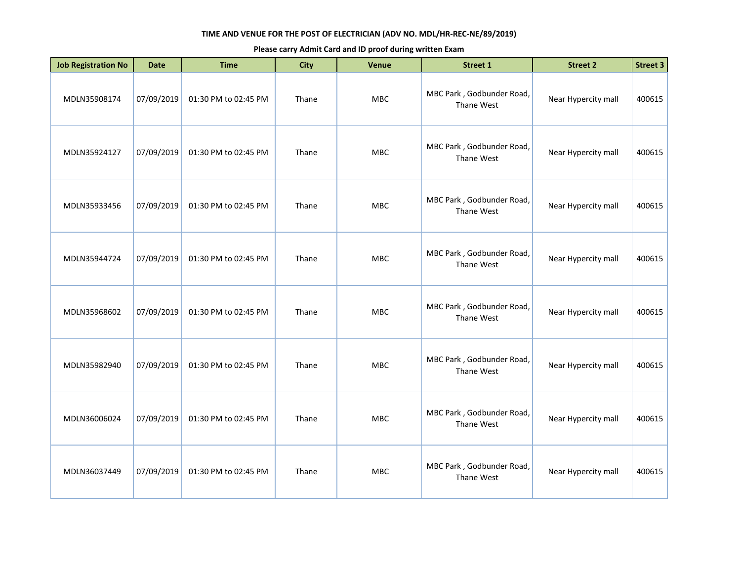**TIME AND VENUE FOR THE POST OF ELECTRICIAN (ADV NO. MDL/HR-REC-NE/89/2019)**

**Please carry Admit Card and ID proof during written Exam**

| Job Registration No | Date | Time | City | Venue | Street 1 | Street 2 | Street 3 |
|---|---|---|---|---|---|---|---|
| MDLN35908174 | 07/09/2019 | 01:30 PM to 02:45 PM | Thane | MBC | MBC Park , Godbunder Road, Thane West | Near Hypercity mall | 400615 |
| MDLN35924127 | 07/09/2019 | 01:30 PM to 02:45 PM | Thane | MBC | MBC Park , Godbunder Road, Thane West | Near Hypercity mall | 400615 |
| MDLN35933456 | 07/09/2019 | 01:30 PM to 02:45 PM | Thane | MBC | MBC Park , Godbunder Road, Thane West | Near Hypercity mall | 400615 |
| MDLN35944724 | 07/09/2019 | 01:30 PM to 02:45 PM | Thane | MBC | MBC Park , Godbunder Road, Thane West | Near Hypercity mall | 400615 |
| MDLN35968602 | 07/09/2019 | 01:30 PM to 02:45 PM | Thane | MBC | MBC Park , Godbunder Road, Thane West | Near Hypercity mall | 400615 |
| MDLN35982940 | 07/09/2019 | 01:30 PM to 02:45 PM | Thane | MBC | MBC Park , Godbunder Road, Thane West | Near Hypercity mall | 400615 |
| MDLN36006024 | 07/09/2019 | 01:30 PM to 02:45 PM | Thane | MBC | MBC Park , Godbunder Road, Thane West | Near Hypercity mall | 400615 |
| MDLN36037449 | 07/09/2019 | 01:30 PM to 02:45 PM | Thane | MBC | MBC Park , Godbunder Road, Thane West | Near Hypercity mall | 400615 |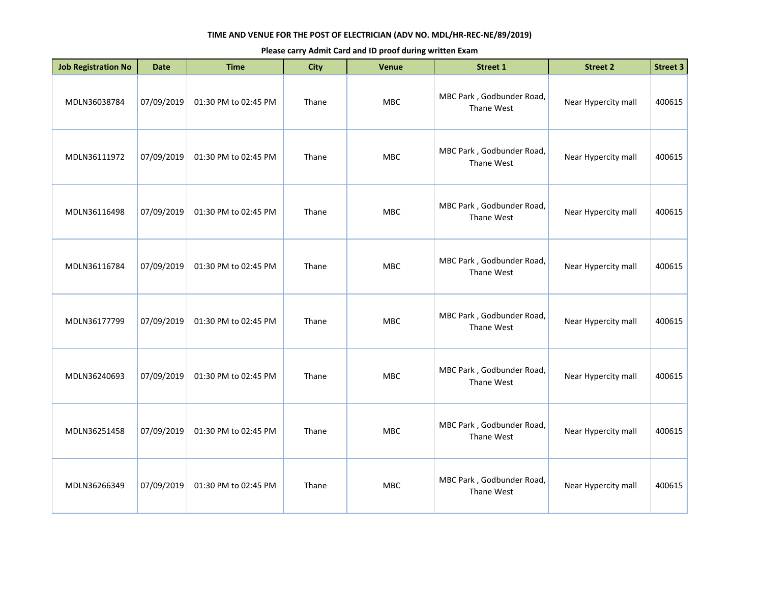**TIME AND VENUE FOR THE POST OF ELECTRICIAN (ADV NO. MDL/HR-REC-NE/89/2019)**

**Please carry Admit Card and ID proof during written Exam**

| Job Registration No | Date | Time | City | Venue | Street 1 | Street 2 | Street 3 |
|---|---|---|---|---|---|---|---|
| MDLN36038784 | 07/09/2019 | 01:30 PM to 02:45 PM | Thane | MBC | MBC Park , Godbunder Road, Thane West | Near Hypercity mall | 400615 |
| MDLN36111972 | 07/09/2019 | 01:30 PM to 02:45 PM | Thane | MBC | MBC Park , Godbunder Road, Thane West | Near Hypercity mall | 400615 |
| MDLN36116498 | 07/09/2019 | 01:30 PM to 02:45 PM | Thane | MBC | MBC Park , Godbunder Road, Thane West | Near Hypercity mall | 400615 |
| MDLN36116784 | 07/09/2019 | 01:30 PM to 02:45 PM | Thane | MBC | MBC Park , Godbunder Road, Thane West | Near Hypercity mall | 400615 |
| MDLN36177799 | 07/09/2019 | 01:30 PM to 02:45 PM | Thane | MBC | MBC Park , Godbunder Road, Thane West | Near Hypercity mall | 400615 |
| MDLN36240693 | 07/09/2019 | 01:30 PM to 02:45 PM | Thane | MBC | MBC Park , Godbunder Road, Thane West | Near Hypercity mall | 400615 |
| MDLN36251458 | 07/09/2019 | 01:30 PM to 02:45 PM | Thane | MBC | MBC Park , Godbunder Road, Thane West | Near Hypercity mall | 400615 |
| MDLN36266349 | 07/09/2019 | 01:30 PM to 02:45 PM | Thane | MBC | MBC Park , Godbunder Road, Thane West | Near Hypercity mall | 400615 |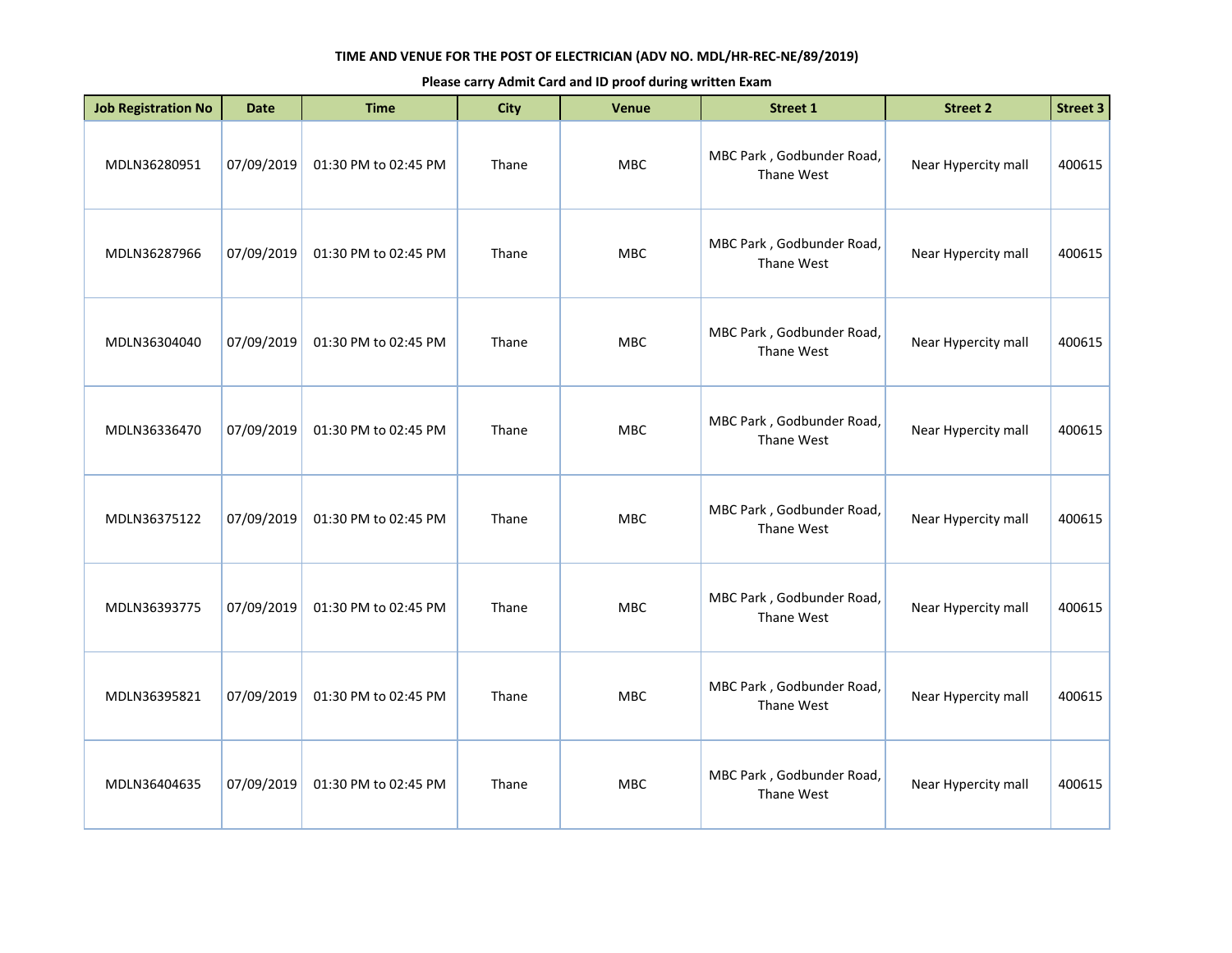**TIME AND VENUE FOR THE POST OF ELECTRICIAN (ADV NO. MDL/HR-REC-NE/89/2019)**

**Please carry Admit Card and ID proof during written Exam**

| Job Registration No | Date | Time | City | Venue | Street 1 | Street 2 | Street 3 |
|---|---|---|---|---|---|---|---|
| MDLN36280951 | 07/09/2019 | 01:30 PM to 02:45 PM | Thane | MBC | MBC Park , Godbunder Road, Thane West | Near Hypercity mall | 400615 |
| MDLN36287966 | 07/09/2019 | 01:30 PM to 02:45 PM | Thane | MBC | MBC Park , Godbunder Road, Thane West | Near Hypercity mall | 400615 |
| MDLN36304040 | 07/09/2019 | 01:30 PM to 02:45 PM | Thane | MBC | MBC Park , Godbunder Road, Thane West | Near Hypercity mall | 400615 |
| MDLN36336470 | 07/09/2019 | 01:30 PM to 02:45 PM | Thane | MBC | MBC Park , Godbunder Road, Thane West | Near Hypercity mall | 400615 |
| MDLN36375122 | 07/09/2019 | 01:30 PM to 02:45 PM | Thane | MBC | MBC Park , Godbunder Road, Thane West | Near Hypercity mall | 400615 |
| MDLN36393775 | 07/09/2019 | 01:30 PM to 02:45 PM | Thane | MBC | MBC Park , Godbunder Road, Thane West | Near Hypercity mall | 400615 |
| MDLN36395821 | 07/09/2019 | 01:30 PM to 02:45 PM | Thane | MBC | MBC Park , Godbunder Road, Thane West | Near Hypercity mall | 400615 |
| MDLN36404635 | 07/09/2019 | 01:30 PM to 02:45 PM | Thane | MBC | MBC Park , Godbunder Road, Thane West | Near Hypercity mall | 400615 |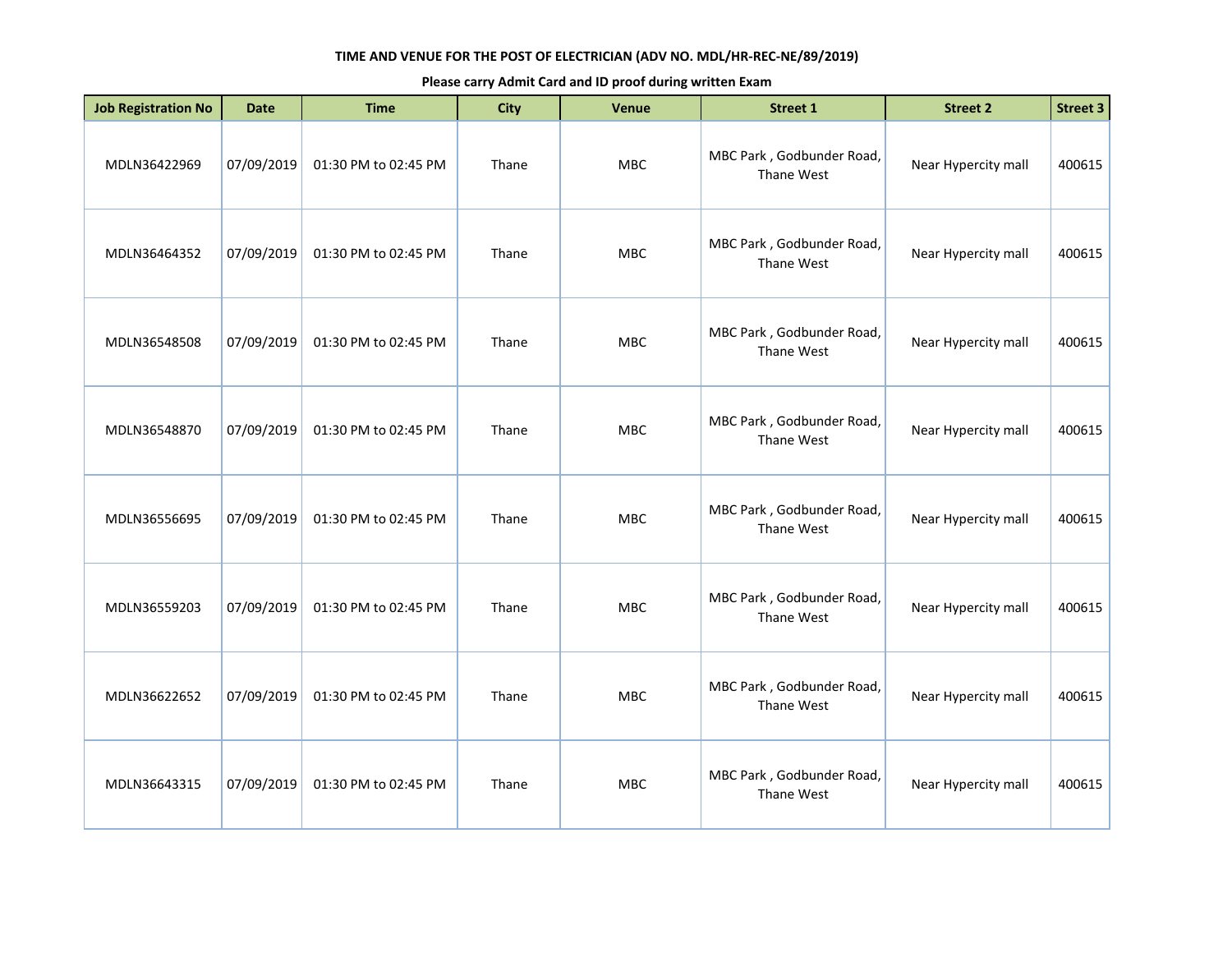**TIME AND VENUE FOR THE POST OF ELECTRICIAN (ADV NO. MDL/HR-REC-NE/89/2019)**

**Please carry Admit Card and ID proof during written Exam**

| Job Registration No | Date | Time | City | Venue | Street 1 | Street 2 | Street 3 |
|---|---|---|---|---|---|---|---|
| MDLN36422969 | 07/09/2019 | 01:30 PM to 02:45 PM | Thane | MBC | MBC Park , Godbunder Road, Thane West | Near Hypercity mall | 400615 |
| MDLN36464352 | 07/09/2019 | 01:30 PM to 02:45 PM | Thane | MBC | MBC Park , Godbunder Road, Thane West | Near Hypercity mall | 400615 |
| MDLN36548508 | 07/09/2019 | 01:30 PM to 02:45 PM | Thane | MBC | MBC Park , Godbunder Road, Thane West | Near Hypercity mall | 400615 |
| MDLN36548870 | 07/09/2019 | 01:30 PM to 02:45 PM | Thane | MBC | MBC Park , Godbunder Road, Thane West | Near Hypercity mall | 400615 |
| MDLN36556695 | 07/09/2019 | 01:30 PM to 02:45 PM | Thane | MBC | MBC Park , Godbunder Road, Thane West | Near Hypercity mall | 400615 |
| MDLN36559203 | 07/09/2019 | 01:30 PM to 02:45 PM | Thane | MBC | MBC Park , Godbunder Road, Thane West | Near Hypercity mall | 400615 |
| MDLN36622652 | 07/09/2019 | 01:30 PM to 02:45 PM | Thane | MBC | MBC Park , Godbunder Road, Thane West | Near Hypercity mall | 400615 |
| MDLN36643315 | 07/09/2019 | 01:30 PM to 02:45 PM | Thane | MBC | MBC Park , Godbunder Road, Thane West | Near Hypercity mall | 400615 |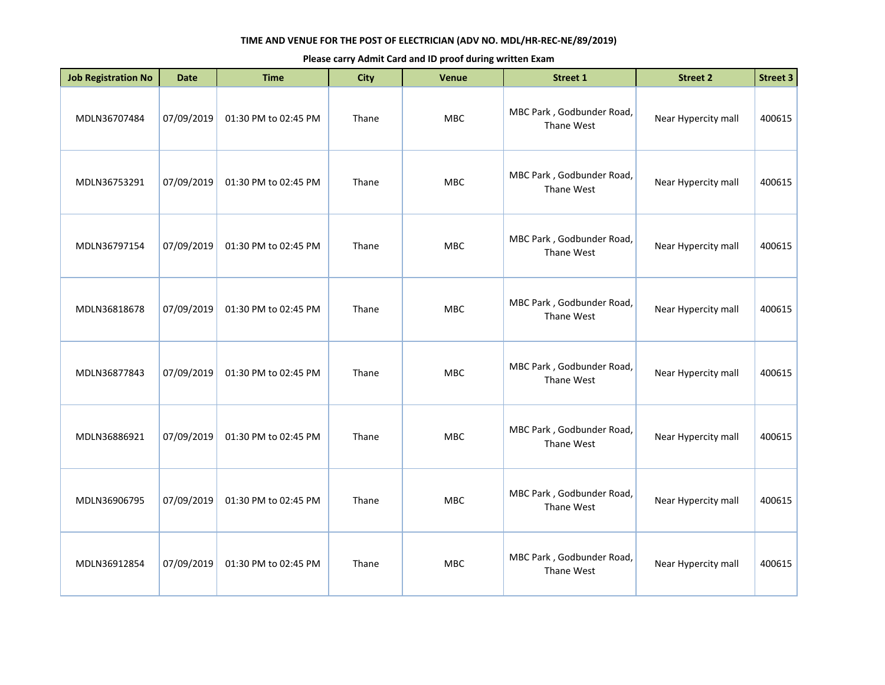**TIME AND VENUE FOR THE POST OF ELECTRICIAN (ADV NO. MDL/HR-REC-NE/89/2019)**

**Please carry Admit Card and ID proof during written Exam**

| Job Registration No | Date | Time | City | Venue | Street 1 | Street 2 | Street 3 |
|---|---|---|---|---|---|---|---|
| MDLN36707484 | 07/09/2019 | 01:30 PM to 02:45 PM | Thane | MBC | MBC Park , Godbunder Road, Thane West | Near Hypercity mall | 400615 |
| MDLN36753291 | 07/09/2019 | 01:30 PM to 02:45 PM | Thane | MBC | MBC Park , Godbunder Road, Thane West | Near Hypercity mall | 400615 |
| MDLN36797154 | 07/09/2019 | 01:30 PM to 02:45 PM | Thane | MBC | MBC Park , Godbunder Road, Thane West | Near Hypercity mall | 400615 |
| MDLN36818678 | 07/09/2019 | 01:30 PM to 02:45 PM | Thane | MBC | MBC Park , Godbunder Road, Thane West | Near Hypercity mall | 400615 |
| MDLN36877843 | 07/09/2019 | 01:30 PM to 02:45 PM | Thane | MBC | MBC Park , Godbunder Road, Thane West | Near Hypercity mall | 400615 |
| MDLN36886921 | 07/09/2019 | 01:30 PM to 02:45 PM | Thane | MBC | MBC Park , Godbunder Road, Thane West | Near Hypercity mall | 400615 |
| MDLN36906795 | 07/09/2019 | 01:30 PM to 02:45 PM | Thane | MBC | MBC Park , Godbunder Road, Thane West | Near Hypercity mall | 400615 |
| MDLN36912854 | 07/09/2019 | 01:30 PM to 02:45 PM | Thane | MBC | MBC Park , Godbunder Road, Thane West | Near Hypercity mall | 400615 |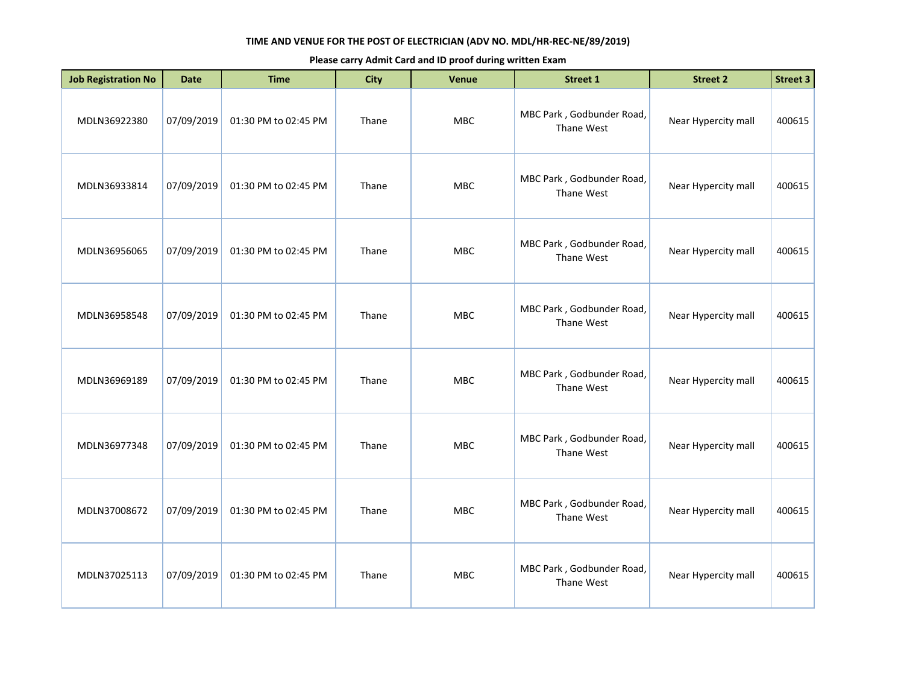**TIME AND VENUE FOR THE POST OF ELECTRICIAN (ADV NO. MDL/HR-REC-NE/89/2019)**

**Please carry Admit Card and ID proof during written Exam**

| Job Registration No | Date | Time | City | Venue | Street 1 | Street 2 | Street 3 |
|---|---|---|---|---|---|---|---|
| MDLN36922380 | 07/09/2019 | 01:30 PM to 02:45 PM | Thane | MBC | MBC Park , Godbunder Road, Thane West | Near Hypercity mall | 400615 |
| MDLN36933814 | 07/09/2019 | 01:30 PM to 02:45 PM | Thane | MBC | MBC Park , Godbunder Road, Thane West | Near Hypercity mall | 400615 |
| MDLN36956065 | 07/09/2019 | 01:30 PM to 02:45 PM | Thane | MBC | MBC Park , Godbunder Road, Thane West | Near Hypercity mall | 400615 |
| MDLN36958548 | 07/09/2019 | 01:30 PM to 02:45 PM | Thane | MBC | MBC Park , Godbunder Road, Thane West | Near Hypercity mall | 400615 |
| MDLN36969189 | 07/09/2019 | 01:30 PM to 02:45 PM | Thane | MBC | MBC Park , Godbunder Road, Thane West | Near Hypercity mall | 400615 |
| MDLN36977348 | 07/09/2019 | 01:30 PM to 02:45 PM | Thane | MBC | MBC Park , Godbunder Road, Thane West | Near Hypercity mall | 400615 |
| MDLN37008672 | 07/09/2019 | 01:30 PM to 02:45 PM | Thane | MBC | MBC Park , Godbunder Road, Thane West | Near Hypercity mall | 400615 |
| MDLN37025113 | 07/09/2019 | 01:30 PM to 02:45 PM | Thane | MBC | MBC Park , Godbunder Road, Thane West | Near Hypercity mall | 400615 |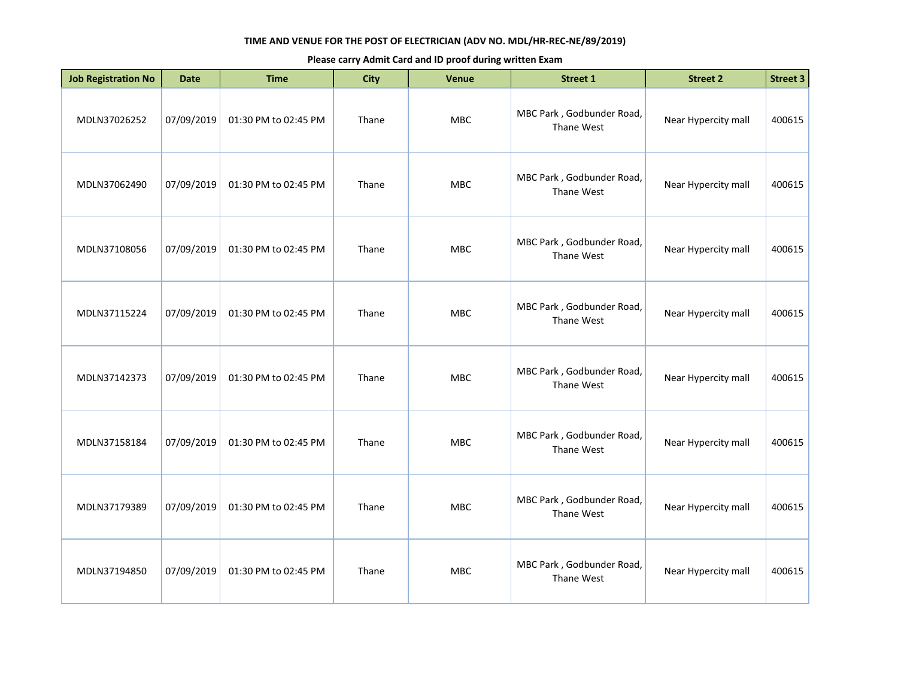**TIME AND VENUE FOR THE POST OF ELECTRICIAN (ADV NO. MDL/HR-REC-NE/89/2019)**

**Please carry Admit Card and ID proof during written Exam**

| Job Registration No | Date | Time | City | Venue | Street 1 | Street 2 | Street 3 |
|---|---|---|---|---|---|---|---|
| MDLN37026252 | 07/09/2019 | 01:30 PM to 02:45 PM | Thane | MBC | MBC Park , Godbunder Road, Thane West | Near Hypercity mall | 400615 |
| MDLN37062490 | 07/09/2019 | 01:30 PM to 02:45 PM | Thane | MBC | MBC Park , Godbunder Road, Thane West | Near Hypercity mall | 400615 |
| MDLN37108056 | 07/09/2019 | 01:30 PM to 02:45 PM | Thane | MBC | MBC Park , Godbunder Road, Thane West | Near Hypercity mall | 400615 |
| MDLN37115224 | 07/09/2019 | 01:30 PM to 02:45 PM | Thane | MBC | MBC Park , Godbunder Road, Thane West | Near Hypercity mall | 400615 |
| MDLN37142373 | 07/09/2019 | 01:30 PM to 02:45 PM | Thane | MBC | MBC Park , Godbunder Road, Thane West | Near Hypercity mall | 400615 |
| MDLN37158184 | 07/09/2019 | 01:30 PM to 02:45 PM | Thane | MBC | MBC Park , Godbunder Road, Thane West | Near Hypercity mall | 400615 |
| MDLN37179389 | 07/09/2019 | 01:30 PM to 02:45 PM | Thane | MBC | MBC Park , Godbunder Road, Thane West | Near Hypercity mall | 400615 |
| MDLN37194850 | 07/09/2019 | 01:30 PM to 02:45 PM | Thane | MBC | MBC Park , Godbunder Road, Thane West | Near Hypercity mall | 400615 |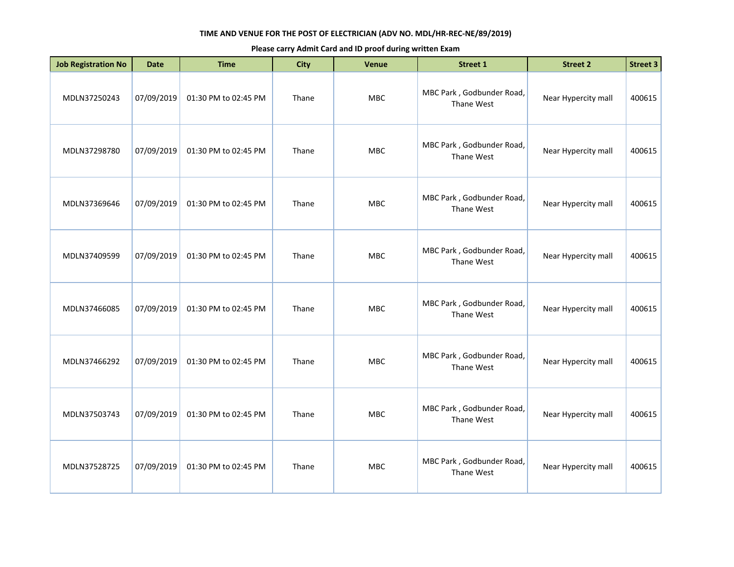**TIME AND VENUE FOR THE POST OF ELECTRICIAN (ADV NO. MDL/HR-REC-NE/89/2019)**

**Please carry Admit Card and ID proof during written Exam**

| Job Registration No | Date | Time | City | Venue | Street 1 | Street 2 | Street 3 |
|---|---|---|---|---|---|---|---|
| MDLN37250243 | 07/09/2019 | 01:30 PM to 02:45 PM | Thane | MBC | MBC Park , Godbunder Road, Thane West | Near Hypercity mall | 400615 |
| MDLN37298780 | 07/09/2019 | 01:30 PM to 02:45 PM | Thane | MBC | MBC Park , Godbunder Road, Thane West | Near Hypercity mall | 400615 |
| MDLN37369646 | 07/09/2019 | 01:30 PM to 02:45 PM | Thane | MBC | MBC Park , Godbunder Road, Thane West | Near Hypercity mall | 400615 |
| MDLN37409599 | 07/09/2019 | 01:30 PM to 02:45 PM | Thane | MBC | MBC Park , Godbunder Road, Thane West | Near Hypercity mall | 400615 |
| MDLN37466085 | 07/09/2019 | 01:30 PM to 02:45 PM | Thane | MBC | MBC Park , Godbunder Road, Thane West | Near Hypercity mall | 400615 |
| MDLN37466292 | 07/09/2019 | 01:30 PM to 02:45 PM | Thane | MBC | MBC Park , Godbunder Road, Thane West | Near Hypercity mall | 400615 |
| MDLN37503743 | 07/09/2019 | 01:30 PM to 02:45 PM | Thane | MBC | MBC Park , Godbunder Road, Thane West | Near Hypercity mall | 400615 |
| MDLN37528725 | 07/09/2019 | 01:30 PM to 02:45 PM | Thane | MBC | MBC Park , Godbunder Road, Thane West | Near Hypercity mall | 400615 |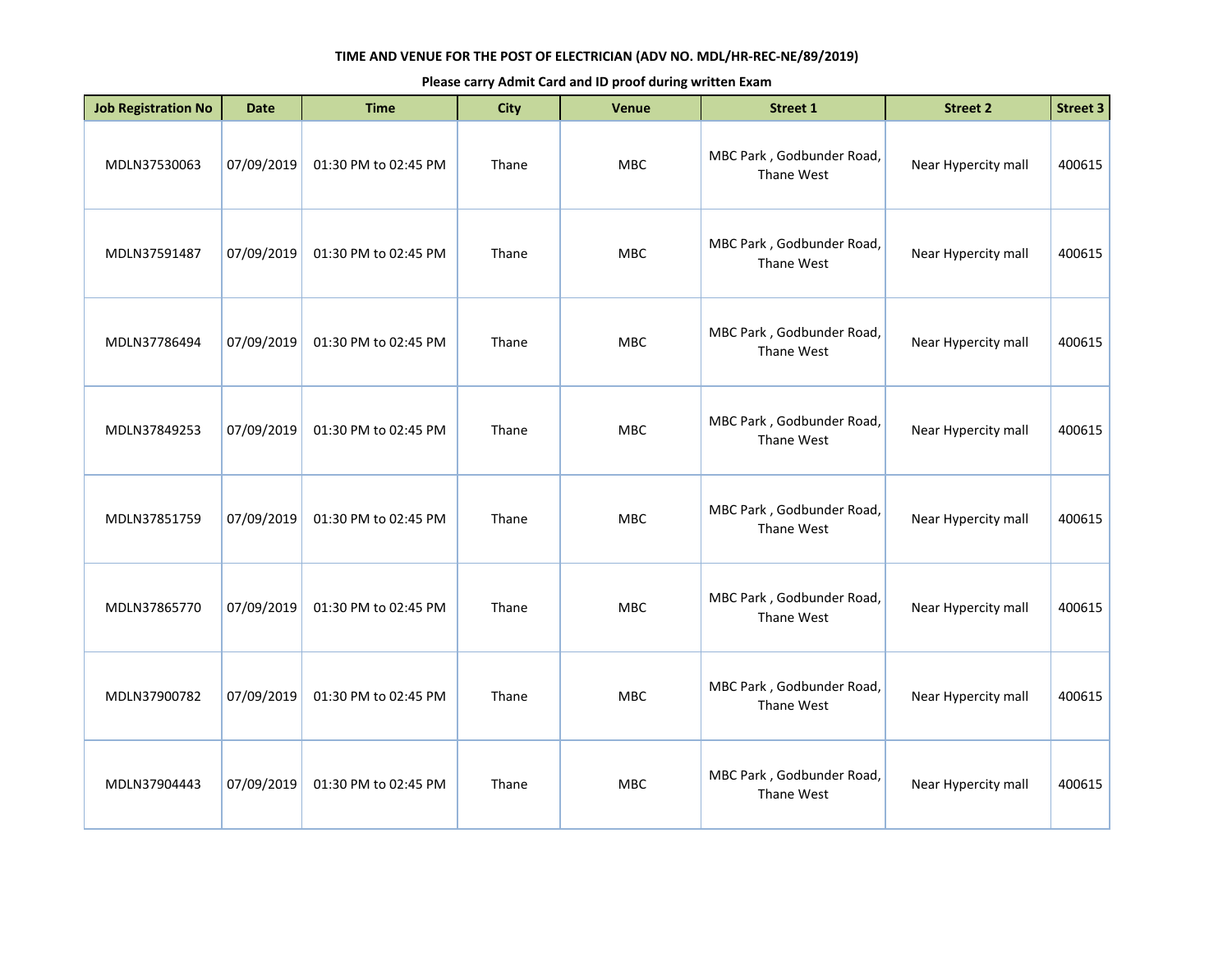**TIME AND VENUE FOR THE POST OF ELECTRICIAN (ADV NO. MDL/HR-REC-NE/89/2019)**

**Please carry Admit Card and ID proof during written Exam**

| Job Registration No | Date | Time | City | Venue | Street 1 | Street 2 | Street 3 |
|---|---|---|---|---|---|---|---|
| MDLN37530063 | 07/09/2019 | 01:30 PM to 02:45 PM | Thane | MBC | MBC Park , Godbunder Road, Thane West | Near Hypercity mall | 400615 |
| MDLN37591487 | 07/09/2019 | 01:30 PM to 02:45 PM | Thane | MBC | MBC Park , Godbunder Road, Thane West | Near Hypercity mall | 400615 |
| MDLN37786494 | 07/09/2019 | 01:30 PM to 02:45 PM | Thane | MBC | MBC Park , Godbunder Road, Thane West | Near Hypercity mall | 400615 |
| MDLN37849253 | 07/09/2019 | 01:30 PM to 02:45 PM | Thane | MBC | MBC Park , Godbunder Road, Thane West | Near Hypercity mall | 400615 |
| MDLN37851759 | 07/09/2019 | 01:30 PM to 02:45 PM | Thane | MBC | MBC Park , Godbunder Road, Thane West | Near Hypercity mall | 400615 |
| MDLN37865770 | 07/09/2019 | 01:30 PM to 02:45 PM | Thane | MBC | MBC Park , Godbunder Road, Thane West | Near Hypercity mall | 400615 |
| MDLN37900782 | 07/09/2019 | 01:30 PM to 02:45 PM | Thane | MBC | MBC Park , Godbunder Road, Thane West | Near Hypercity mall | 400615 |
| MDLN37904443 | 07/09/2019 | 01:30 PM to 02:45 PM | Thane | MBC | MBC Park , Godbunder Road, Thane West | Near Hypercity mall | 400615 |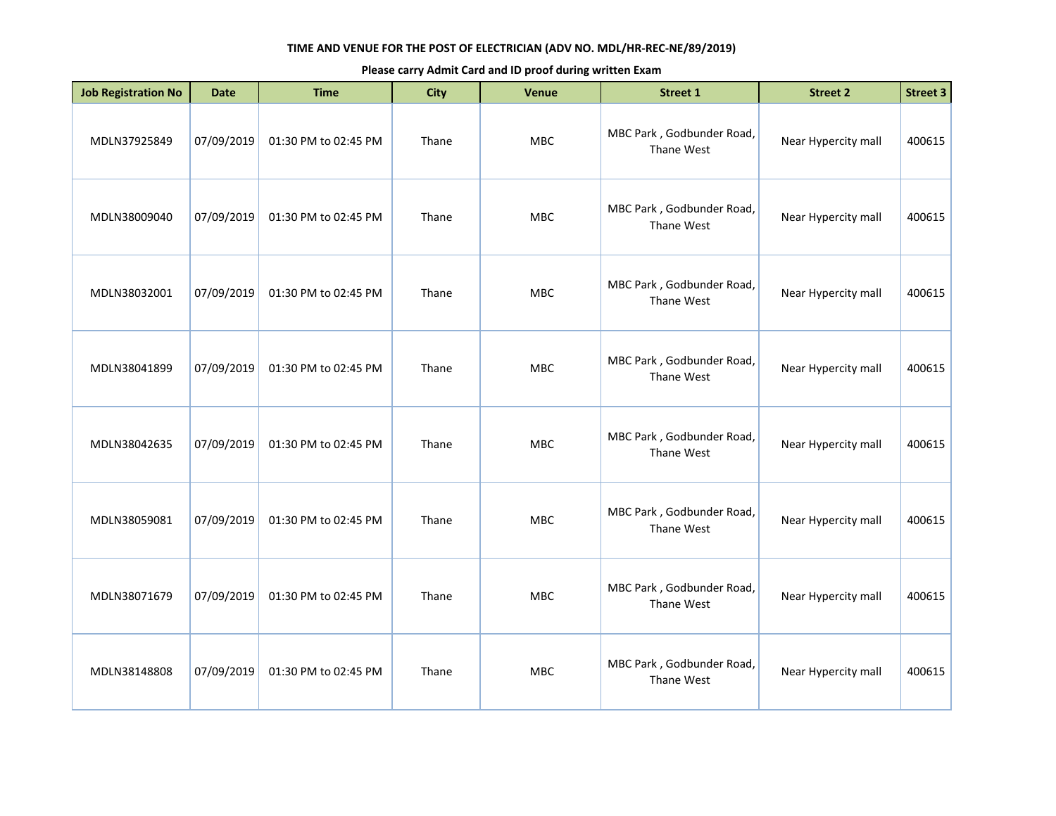**TIME AND VENUE FOR THE POST OF ELECTRICIAN (ADV NO. MDL/HR-REC-NE/89/2019)**

**Please carry Admit Card and ID proof during written Exam**

| Job Registration No | Date | Time | City | Venue | Street 1 | Street 2 | Street 3 |
|---|---|---|---|---|---|---|---|
| MDLN37925849 | 07/09/2019 | 01:30 PM to 02:45 PM | Thane | MBC | MBC Park , Godbunder Road, Thane West | Near Hypercity mall | 400615 |
| MDLN38009040 | 07/09/2019 | 01:30 PM to 02:45 PM | Thane | MBC | MBC Park , Godbunder Road, Thane West | Near Hypercity mall | 400615 |
| MDLN38032001 | 07/09/2019 | 01:30 PM to 02:45 PM | Thane | MBC | MBC Park , Godbunder Road, Thane West | Near Hypercity mall | 400615 |
| MDLN38041899 | 07/09/2019 | 01:30 PM to 02:45 PM | Thane | MBC | MBC Park , Godbunder Road, Thane West | Near Hypercity mall | 400615 |
| MDLN38042635 | 07/09/2019 | 01:30 PM to 02:45 PM | Thane | MBC | MBC Park , Godbunder Road, Thane West | Near Hypercity mall | 400615 |
| MDLN38059081 | 07/09/2019 | 01:30 PM to 02:45 PM | Thane | MBC | MBC Park , Godbunder Road, Thane West | Near Hypercity mall | 400615 |
| MDLN38071679 | 07/09/2019 | 01:30 PM to 02:45 PM | Thane | MBC | MBC Park , Godbunder Road, Thane West | Near Hypercity mall | 400615 |
| MDLN38148808 | 07/09/2019 | 01:30 PM to 02:45 PM | Thane | MBC | MBC Park , Godbunder Road, Thane West | Near Hypercity mall | 400615 |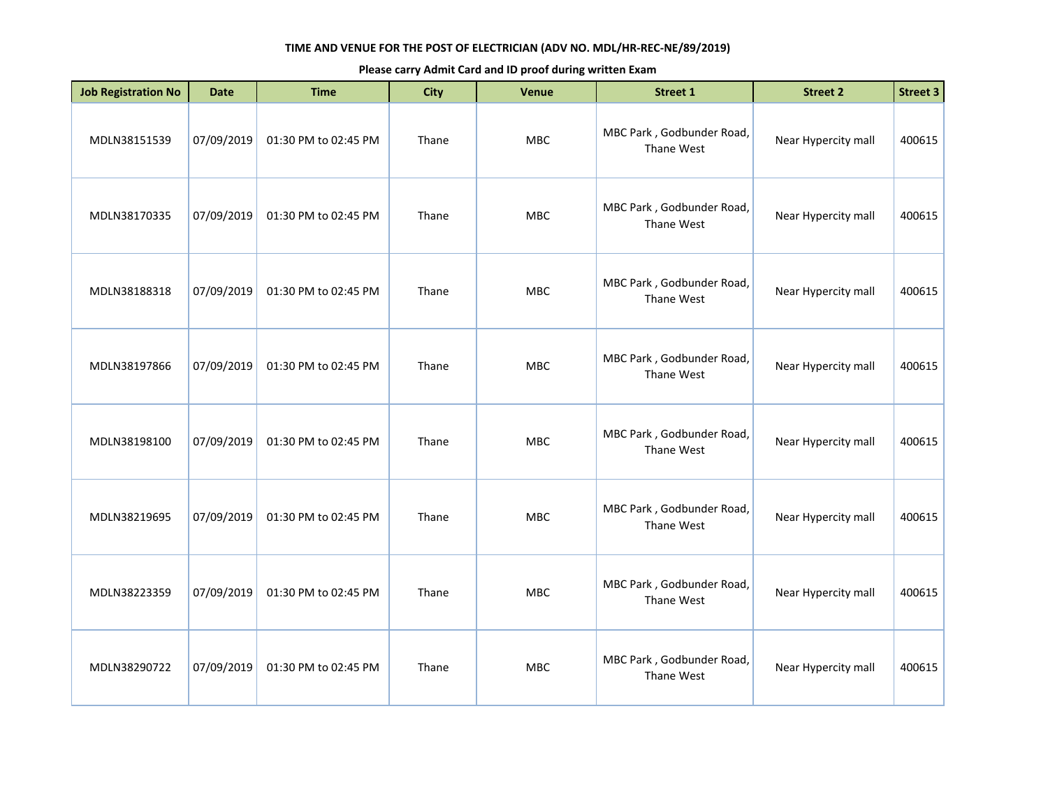**TIME AND VENUE FOR THE POST OF ELECTRICIAN (ADV NO. MDL/HR-REC-NE/89/2019)**

**Please carry Admit Card and ID proof during written Exam**

| Job Registration No | Date | Time | City | Venue | Street 1 | Street 2 | Street 3 |
|---|---|---|---|---|---|---|---|
| MDLN38151539 | 07/09/2019 | 01:30 PM to 02:45 PM | Thane | MBC | MBC Park , Godbunder Road, Thane West | Near Hypercity mall | 400615 |
| MDLN38170335 | 07/09/2019 | 01:30 PM to 02:45 PM | Thane | MBC | MBC Park , Godbunder Road, Thane West | Near Hypercity mall | 400615 |
| MDLN38188318 | 07/09/2019 | 01:30 PM to 02:45 PM | Thane | MBC | MBC Park , Godbunder Road, Thane West | Near Hypercity mall | 400615 |
| MDLN38197866 | 07/09/2019 | 01:30 PM to 02:45 PM | Thane | MBC | MBC Park , Godbunder Road, Thane West | Near Hypercity mall | 400615 |
| MDLN38198100 | 07/09/2019 | 01:30 PM to 02:45 PM | Thane | MBC | MBC Park , Godbunder Road, Thane West | Near Hypercity mall | 400615 |
| MDLN38219695 | 07/09/2019 | 01:30 PM to 02:45 PM | Thane | MBC | MBC Park , Godbunder Road, Thane West | Near Hypercity mall | 400615 |
| MDLN38223359 | 07/09/2019 | 01:30 PM to 02:45 PM | Thane | MBC | MBC Park , Godbunder Road, Thane West | Near Hypercity mall | 400615 |
| MDLN38290722 | 07/09/2019 | 01:30 PM to 02:45 PM | Thane | MBC | MBC Park , Godbunder Road, Thane West | Near Hypercity mall | 400615 |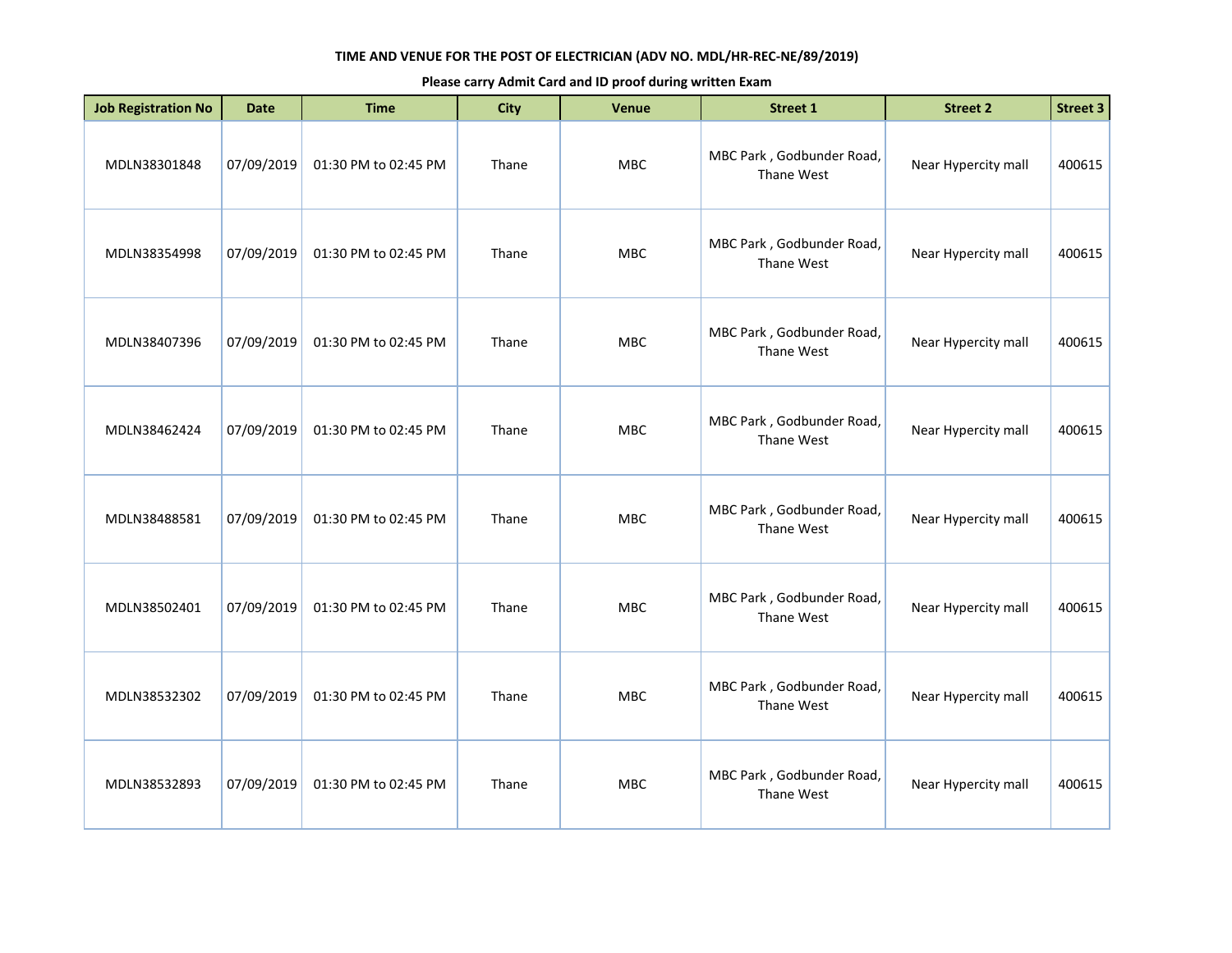**TIME AND VENUE FOR THE POST OF ELECTRICIAN (ADV NO. MDL/HR-REC-NE/89/2019)**

**Please carry Admit Card and ID proof during written Exam**

| Job Registration No | Date | Time | City | Venue | Street 1 | Street 2 | Street 3 |
|---|---|---|---|---|---|---|---|
| MDLN38301848 | 07/09/2019 | 01:30 PM to 02:45 PM | Thane | MBC | MBC Park , Godbunder Road, Thane West | Near Hypercity mall | 400615 |
| MDLN38354998 | 07/09/2019 | 01:30 PM to 02:45 PM | Thane | MBC | MBC Park , Godbunder Road, Thane West | Near Hypercity mall | 400615 |
| MDLN38407396 | 07/09/2019 | 01:30 PM to 02:45 PM | Thane | MBC | MBC Park , Godbunder Road, Thane West | Near Hypercity mall | 400615 |
| MDLN38462424 | 07/09/2019 | 01:30 PM to 02:45 PM | Thane | MBC | MBC Park , Godbunder Road, Thane West | Near Hypercity mall | 400615 |
| MDLN38488581 | 07/09/2019 | 01:30 PM to 02:45 PM | Thane | MBC | MBC Park , Godbunder Road, Thane West | Near Hypercity mall | 400615 |
| MDLN38502401 | 07/09/2019 | 01:30 PM to 02:45 PM | Thane | MBC | MBC Park , Godbunder Road, Thane West | Near Hypercity mall | 400615 |
| MDLN38532302 | 07/09/2019 | 01:30 PM to 02:45 PM | Thane | MBC | MBC Park , Godbunder Road, Thane West | Near Hypercity mall | 400615 |
| MDLN38532893 | 07/09/2019 | 01:30 PM to 02:45 PM | Thane | MBC | MBC Park , Godbunder Road, Thane West | Near Hypercity mall | 400615 |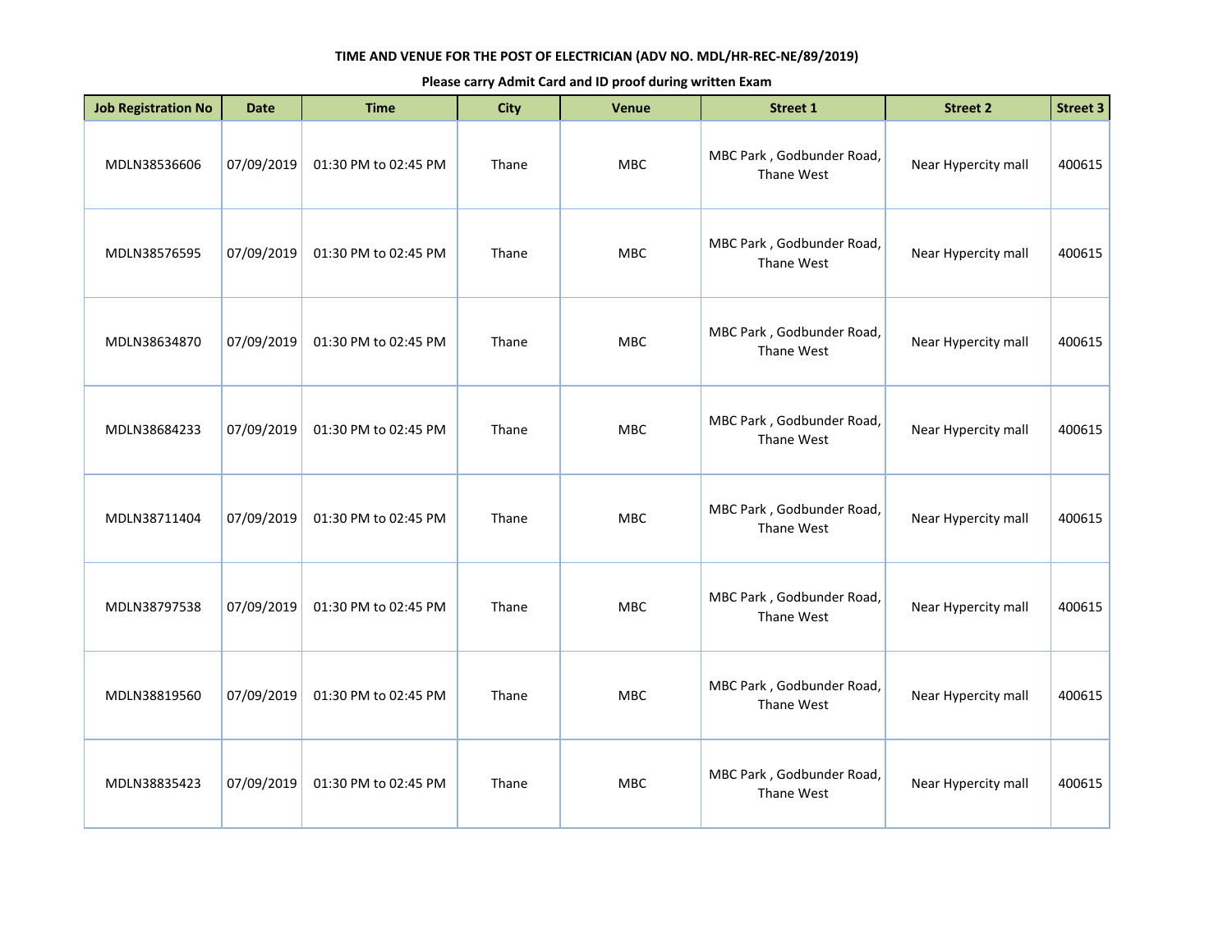**TIME AND VENUE FOR THE POST OF ELECTRICIAN (ADV NO. MDL/HR-REC-NE/89/2019)**

**Please carry Admit Card and ID proof during written Exam**

| Job Registration No | Date | Time | City | Venue | Street 1 | Street 2 | Street 3 |
|---|---|---|---|---|---|---|---|
| MDLN38536606 | 07/09/2019 | 01:30 PM to 02:45 PM | Thane | MBC | MBC Park , Godbunder Road, Thane West | Near Hypercity mall | 400615 |
| MDLN38576595 | 07/09/2019 | 01:30 PM to 02:45 PM | Thane | MBC | MBC Park , Godbunder Road, Thane West | Near Hypercity mall | 400615 |
| MDLN38634870 | 07/09/2019 | 01:30 PM to 02:45 PM | Thane | MBC | MBC Park , Godbunder Road, Thane West | Near Hypercity mall | 400615 |
| MDLN38684233 | 07/09/2019 | 01:30 PM to 02:45 PM | Thane | MBC | MBC Park , Godbunder Road, Thane West | Near Hypercity mall | 400615 |
| MDLN38711404 | 07/09/2019 | 01:30 PM to 02:45 PM | Thane | MBC | MBC Park , Godbunder Road, Thane West | Near Hypercity mall | 400615 |
| MDLN38797538 | 07/09/2019 | 01:30 PM to 02:45 PM | Thane | MBC | MBC Park , Godbunder Road, Thane West | Near Hypercity mall | 400615 |
| MDLN38819560 | 07/09/2019 | 01:30 PM to 02:45 PM | Thane | MBC | MBC Park , Godbunder Road, Thane West | Near Hypercity mall | 400615 |
| MDLN38835423 | 07/09/2019 | 01:30 PM to 02:45 PM | Thane | MBC | MBC Park , Godbunder Road, Thane West | Near Hypercity mall | 400615 |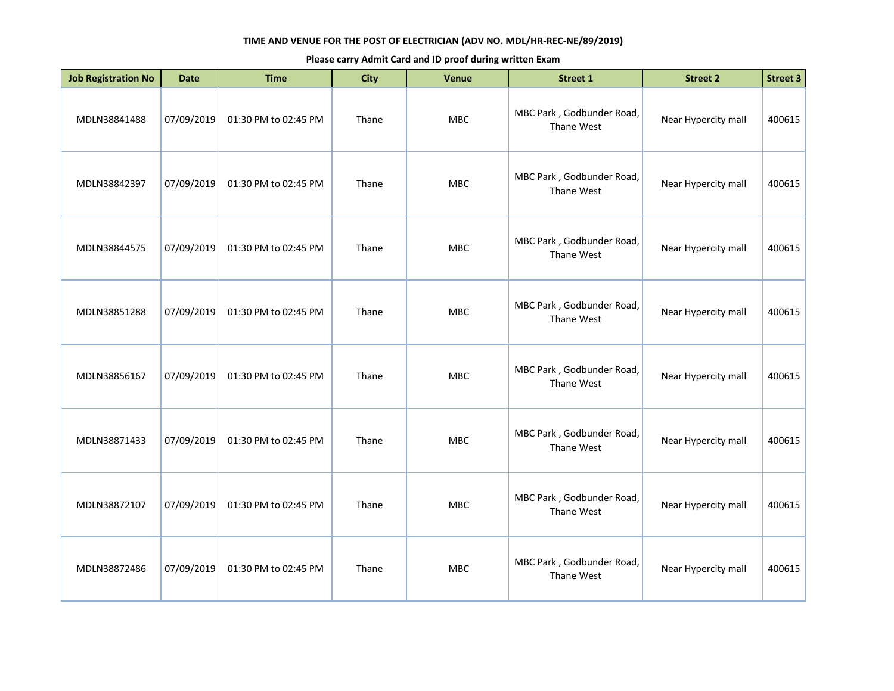**TIME AND VENUE FOR THE POST OF ELECTRICIAN (ADV NO. MDL/HR-REC-NE/89/2019)**

**Please carry Admit Card and ID proof during written Exam**

| Job Registration No | Date | Time | City | Venue | Street 1 | Street 2 | Street 3 |
|---|---|---|---|---|---|---|---|
| MDLN38841488 | 07/09/2019 | 01:30 PM to 02:45 PM | Thane | MBC | MBC Park , Godbunder Road, Thane West | Near Hypercity mall | 400615 |
| MDLN38842397 | 07/09/2019 | 01:30 PM to 02:45 PM | Thane | MBC | MBC Park , Godbunder Road, Thane West | Near Hypercity mall | 400615 |
| MDLN38844575 | 07/09/2019 | 01:30 PM to 02:45 PM | Thane | MBC | MBC Park , Godbunder Road, Thane West | Near Hypercity mall | 400615 |
| MDLN38851288 | 07/09/2019 | 01:30 PM to 02:45 PM | Thane | MBC | MBC Park , Godbunder Road, Thane West | Near Hypercity mall | 400615 |
| MDLN38856167 | 07/09/2019 | 01:30 PM to 02:45 PM | Thane | MBC | MBC Park , Godbunder Road, Thane West | Near Hypercity mall | 400615 |
| MDLN38871433 | 07/09/2019 | 01:30 PM to 02:45 PM | Thane | MBC | MBC Park , Godbunder Road, Thane West | Near Hypercity mall | 400615 |
| MDLN38872107 | 07/09/2019 | 01:30 PM to 02:45 PM | Thane | MBC | MBC Park , Godbunder Road, Thane West | Near Hypercity mall | 400615 |
| MDLN38872486 | 07/09/2019 | 01:30 PM to 02:45 PM | Thane | MBC | MBC Park , Godbunder Road, Thane West | Near Hypercity mall | 400615 |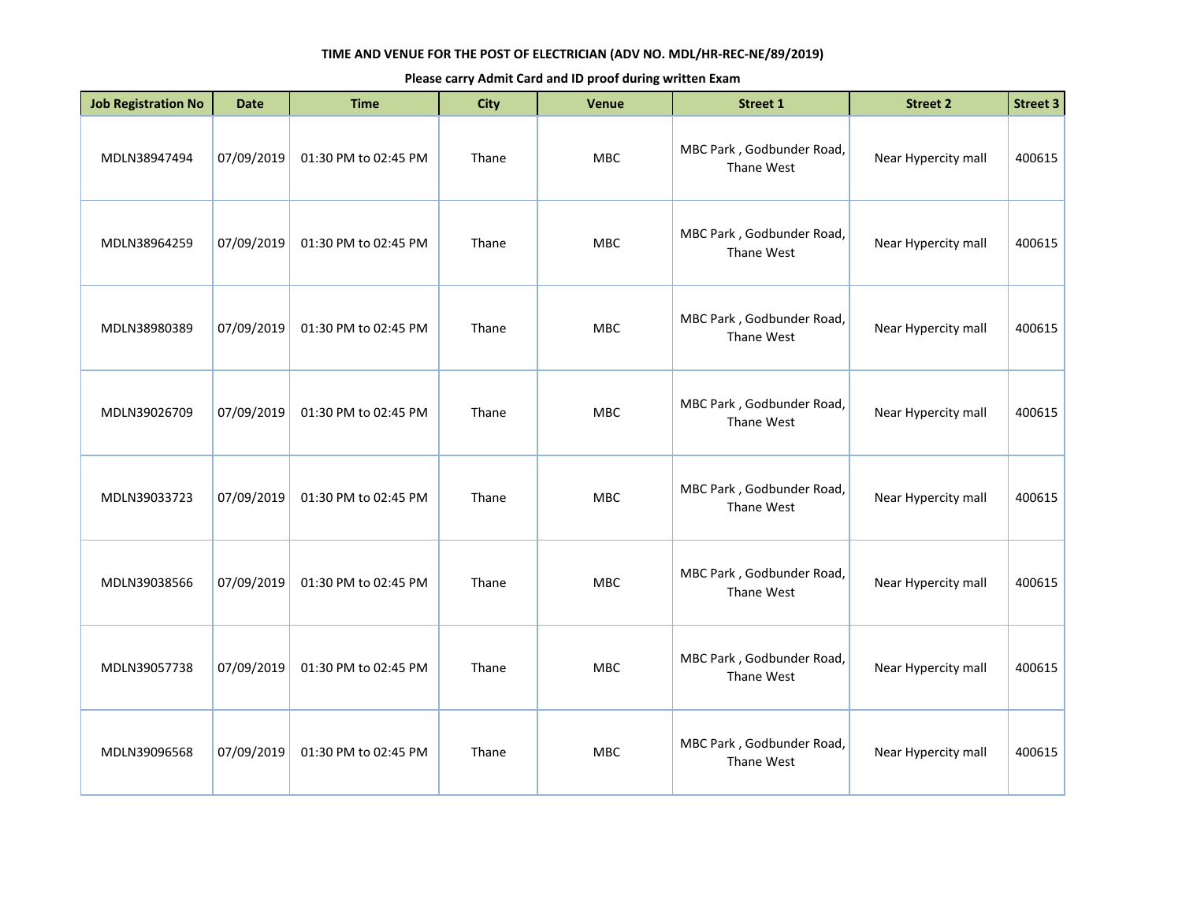**TIME AND VENUE FOR THE POST OF ELECTRICIAN (ADV NO. MDL/HR-REC-NE/89/2019)**

**Please carry Admit Card and ID proof during written Exam**

| Job Registration No | Date | Time | City | Venue | Street 1 | Street 2 | Street 3 |
|---|---|---|---|---|---|---|---|
| MDLN38947494 | 07/09/2019 | 01:30 PM to 02:45 PM | Thane | MBC | MBC Park , Godbunder Road, Thane West | Near Hypercity mall | 400615 |
| MDLN38964259 | 07/09/2019 | 01:30 PM to 02:45 PM | Thane | MBC | MBC Park , Godbunder Road, Thane West | Near Hypercity mall | 400615 |
| MDLN38980389 | 07/09/2019 | 01:30 PM to 02:45 PM | Thane | MBC | MBC Park , Godbunder Road, Thane West | Near Hypercity mall | 400615 |
| MDLN39026709 | 07/09/2019 | 01:30 PM to 02:45 PM | Thane | MBC | MBC Park , Godbunder Road, Thane West | Near Hypercity mall | 400615 |
| MDLN39033723 | 07/09/2019 | 01:30 PM to 02:45 PM | Thane | MBC | MBC Park , Godbunder Road, Thane West | Near Hypercity mall | 400615 |
| MDLN39038566 | 07/09/2019 | 01:30 PM to 02:45 PM | Thane | MBC | MBC Park , Godbunder Road, Thane West | Near Hypercity mall | 400615 |
| MDLN39057738 | 07/09/2019 | 01:30 PM to 02:45 PM | Thane | MBC | MBC Park , Godbunder Road, Thane West | Near Hypercity mall | 400615 |
| MDLN39096568 | 07/09/2019 | 01:30 PM to 02:45 PM | Thane | MBC | MBC Park , Godbunder Road, Thane West | Near Hypercity mall | 400615 |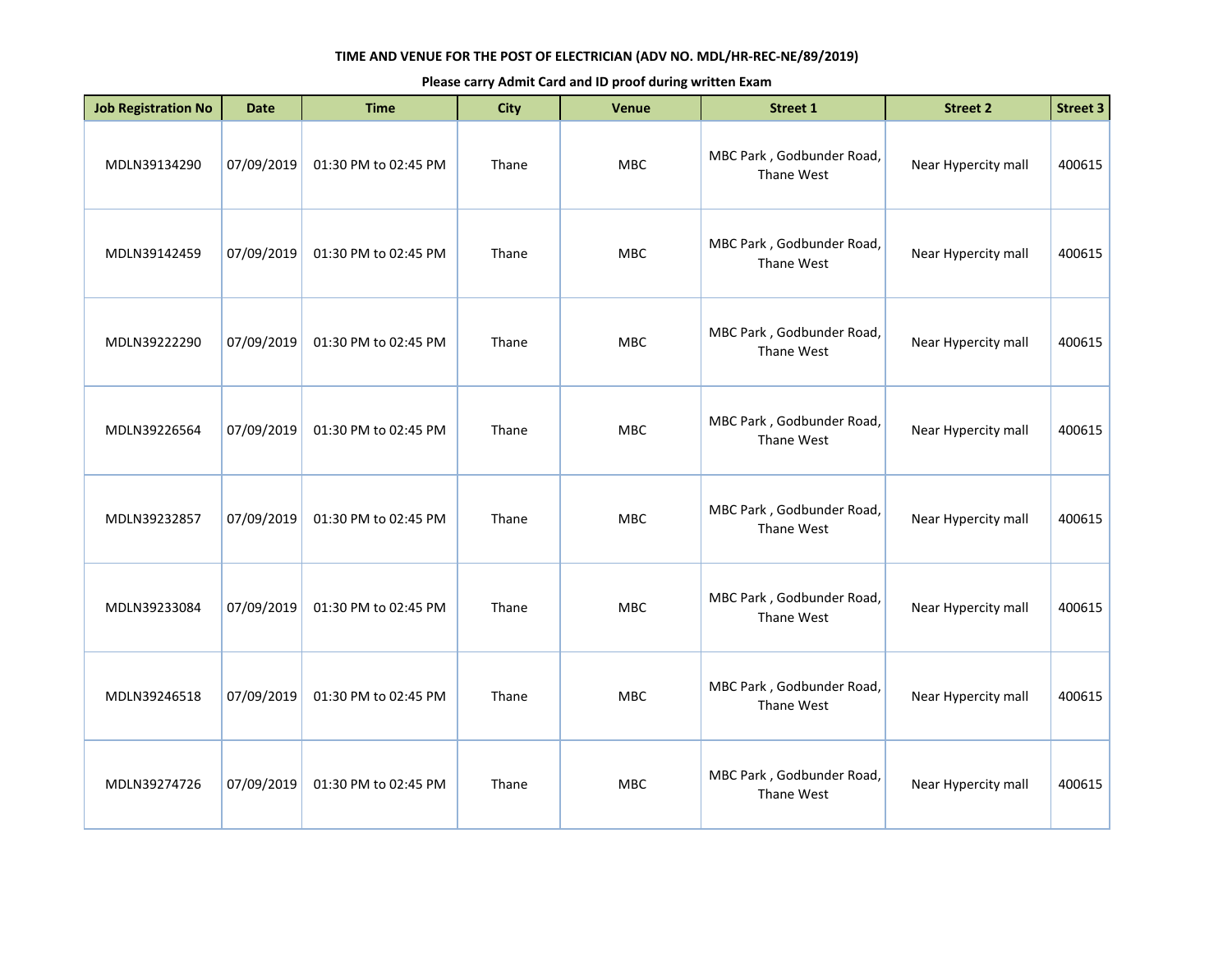**TIME AND VENUE FOR THE POST OF ELECTRICIAN (ADV NO. MDL/HR-REC-NE/89/2019)**

**Please carry Admit Card and ID proof during written Exam**

| Job Registration No | Date | Time | City | Venue | Street 1 | Street 2 | Street 3 |
|---|---|---|---|---|---|---|---|
| MDLN39134290 | 07/09/2019 | 01:30 PM to 02:45 PM | Thane | MBC | MBC Park , Godbunder Road, Thane West | Near Hypercity mall | 400615 |
| MDLN39142459 | 07/09/2019 | 01:30 PM to 02:45 PM | Thane | MBC | MBC Park , Godbunder Road, Thane West | Near Hypercity mall | 400615 |
| MDLN39222290 | 07/09/2019 | 01:30 PM to 02:45 PM | Thane | MBC | MBC Park , Godbunder Road, Thane West | Near Hypercity mall | 400615 |
| MDLN39226564 | 07/09/2019 | 01:30 PM to 02:45 PM | Thane | MBC | MBC Park , Godbunder Road, Thane West | Near Hypercity mall | 400615 |
| MDLN39232857 | 07/09/2019 | 01:30 PM to 02:45 PM | Thane | MBC | MBC Park , Godbunder Road, Thane West | Near Hypercity mall | 400615 |
| MDLN39233084 | 07/09/2019 | 01:30 PM to 02:45 PM | Thane | MBC | MBC Park , Godbunder Road, Thane West | Near Hypercity mall | 400615 |
| MDLN39246518 | 07/09/2019 | 01:30 PM to 02:45 PM | Thane | MBC | MBC Park , Godbunder Road, Thane West | Near Hypercity mall | 400615 |
| MDLN39274726 | 07/09/2019 | 01:30 PM to 02:45 PM | Thane | MBC | MBC Park , Godbunder Road, Thane West | Near Hypercity mall | 400615 |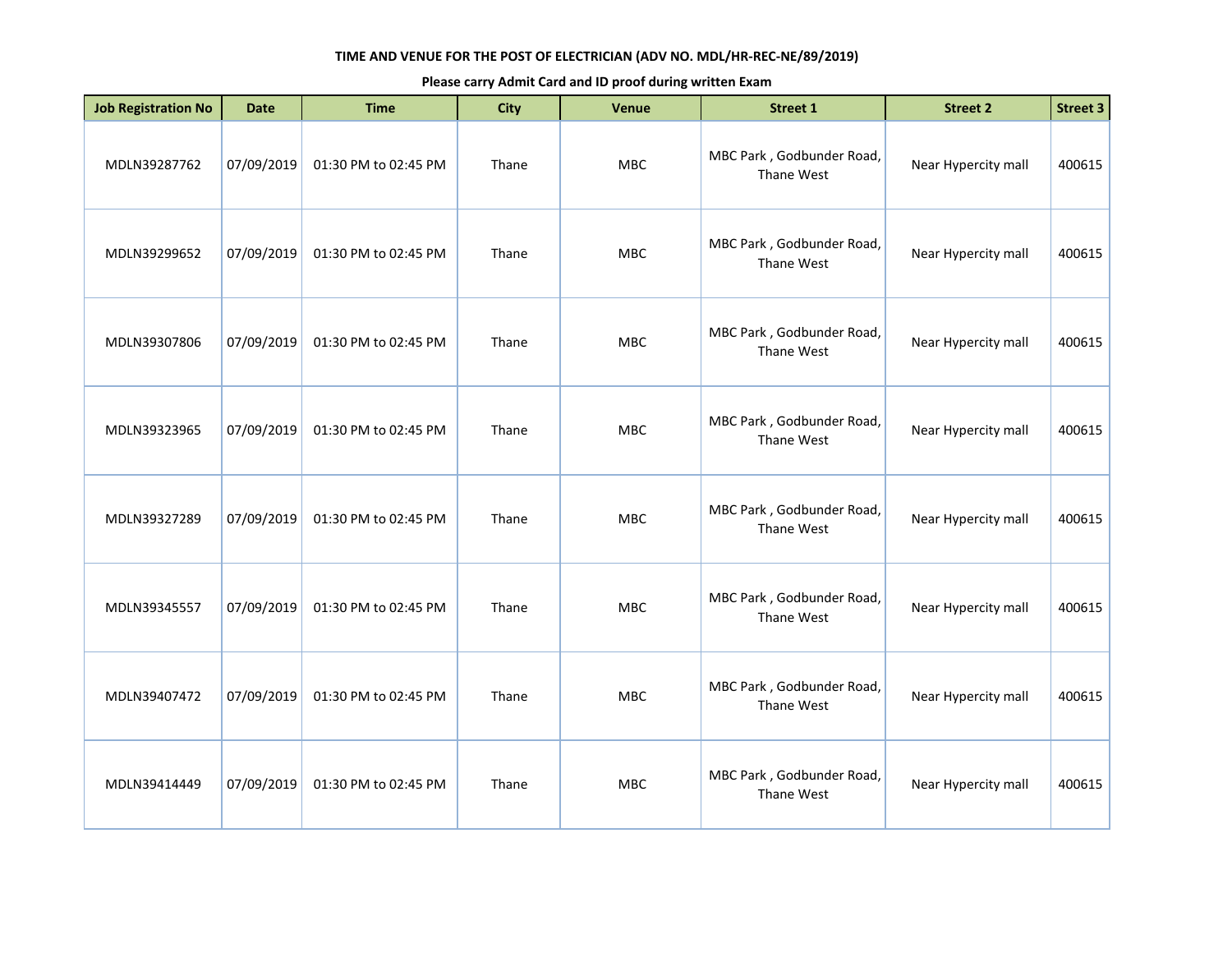**TIME AND VENUE FOR THE POST OF ELECTRICIAN (ADV NO. MDL/HR-REC-NE/89/2019)**

**Please carry Admit Card and ID proof during written Exam**

| Job Registration No | Date | Time | City | Venue | Street 1 | Street 2 | Street 3 |
|---|---|---|---|---|---|---|---|
| MDLN39287762 | 07/09/2019 | 01:30 PM to 02:45 PM | Thane | MBC | MBC Park , Godbunder Road, Thane West | Near Hypercity mall | 400615 |
| MDLN39299652 | 07/09/2019 | 01:30 PM to 02:45 PM | Thane | MBC | MBC Park , Godbunder Road, Thane West | Near Hypercity mall | 400615 |
| MDLN39307806 | 07/09/2019 | 01:30 PM to 02:45 PM | Thane | MBC | MBC Park , Godbunder Road, Thane West | Near Hypercity mall | 400615 |
| MDLN39323965 | 07/09/2019 | 01:30 PM to 02:45 PM | Thane | MBC | MBC Park , Godbunder Road, Thane West | Near Hypercity mall | 400615 |
| MDLN39327289 | 07/09/2019 | 01:30 PM to 02:45 PM | Thane | MBC | MBC Park , Godbunder Road, Thane West | Near Hypercity mall | 400615 |
| MDLN39345557 | 07/09/2019 | 01:30 PM to 02:45 PM | Thane | MBC | MBC Park , Godbunder Road, Thane West | Near Hypercity mall | 400615 |
| MDLN39407472 | 07/09/2019 | 01:30 PM to 02:45 PM | Thane | MBC | MBC Park , Godbunder Road, Thane West | Near Hypercity mall | 400615 |
| MDLN39414449 | 07/09/2019 | 01:30 PM to 02:45 PM | Thane | MBC | MBC Park , Godbunder Road, Thane West | Near Hypercity mall | 400615 |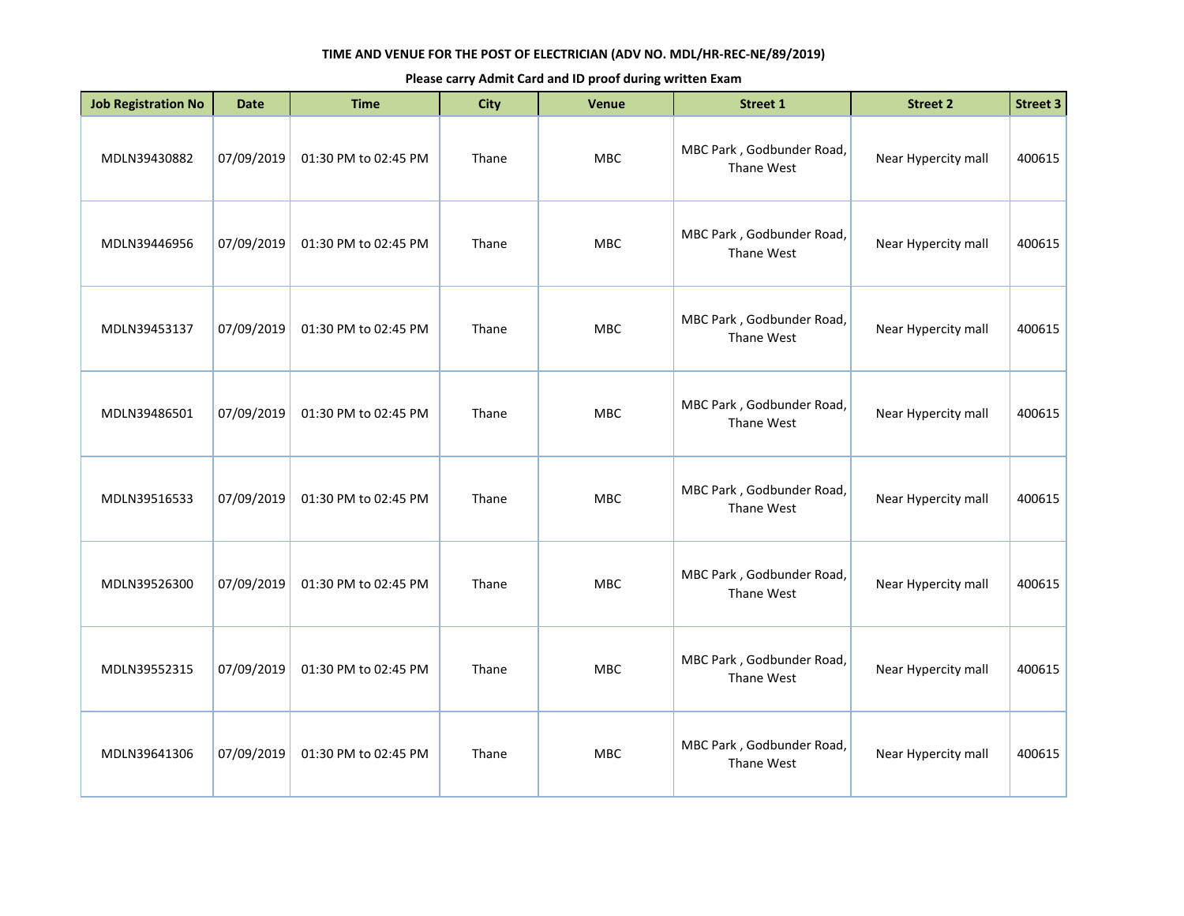**TIME AND VENUE FOR THE POST OF ELECTRICIAN (ADV NO. MDL/HR-REC-NE/89/2019)**

**Please carry Admit Card and ID proof during written Exam**

| Job Registration No | Date | Time | City | Venue | Street 1 | Street 2 | Street 3 |
|---|---|---|---|---|---|---|---|
| MDLN39430882 | 07/09/2019 | 01:30 PM to 02:45 PM | Thane | MBC | MBC Park , Godbunder Road, Thane West | Near Hypercity mall | 400615 |
| MDLN39446956 | 07/09/2019 | 01:30 PM to 02:45 PM | Thane | MBC | MBC Park , Godbunder Road, Thane West | Near Hypercity mall | 400615 |
| MDLN39453137 | 07/09/2019 | 01:30 PM to 02:45 PM | Thane | MBC | MBC Park , Godbunder Road, Thane West | Near Hypercity mall | 400615 |
| MDLN39486501 | 07/09/2019 | 01:30 PM to 02:45 PM | Thane | MBC | MBC Park , Godbunder Road, Thane West | Near Hypercity mall | 400615 |
| MDLN39516533 | 07/09/2019 | 01:30 PM to 02:45 PM | Thane | MBC | MBC Park , Godbunder Road, Thane West | Near Hypercity mall | 400615 |
| MDLN39526300 | 07/09/2019 | 01:30 PM to 02:45 PM | Thane | MBC | MBC Park , Godbunder Road, Thane West | Near Hypercity mall | 400615 |
| MDLN39552315 | 07/09/2019 | 01:30 PM to 02:45 PM | Thane | MBC | MBC Park , Godbunder Road, Thane West | Near Hypercity mall | 400615 |
| MDLN39641306 | 07/09/2019 | 01:30 PM to 02:45 PM | Thane | MBC | MBC Park , Godbunder Road, Thane West | Near Hypercity mall | 400615 |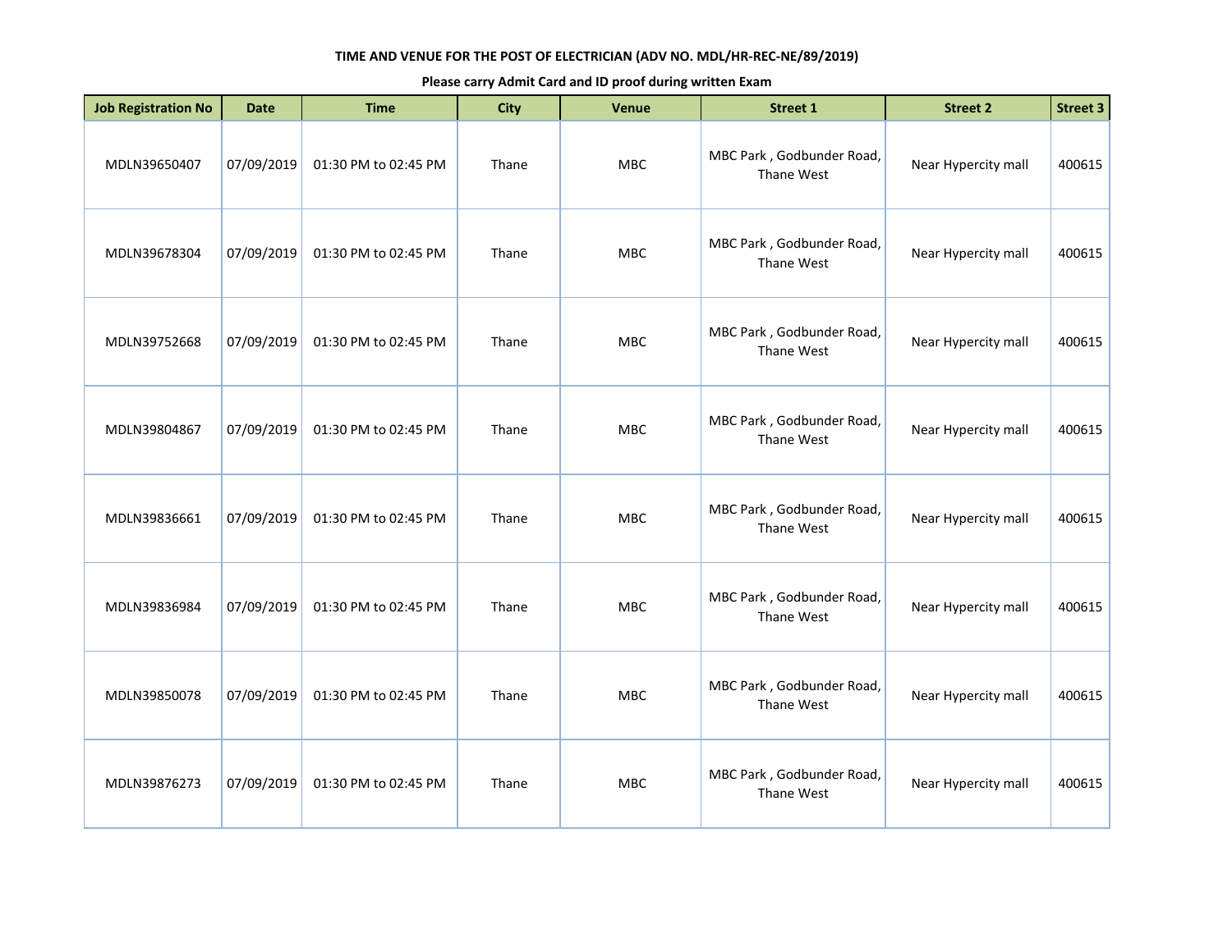**TIME AND VENUE FOR THE POST OF ELECTRICIAN (ADV NO. MDL/HR-REC-NE/89/2019)**

**Please carry Admit Card and ID proof during written Exam**

| Job Registration No | Date | Time | City | Venue | Street 1 | Street 2 | Street 3 |
|---|---|---|---|---|---|---|---|
| MDLN39650407 | 07/09/2019 | 01:30 PM to 02:45 PM | Thane | MBC | MBC Park , Godbunder Road, Thane West | Near Hypercity mall | 400615 |
| MDLN39678304 | 07/09/2019 | 01:30 PM to 02:45 PM | Thane | MBC | MBC Park , Godbunder Road, Thane West | Near Hypercity mall | 400615 |
| MDLN39752668 | 07/09/2019 | 01:30 PM to 02:45 PM | Thane | MBC | MBC Park , Godbunder Road, Thane West | Near Hypercity mall | 400615 |
| MDLN39804867 | 07/09/2019 | 01:30 PM to 02:45 PM | Thane | MBC | MBC Park , Godbunder Road, Thane West | Near Hypercity mall | 400615 |
| MDLN39836661 | 07/09/2019 | 01:30 PM to 02:45 PM | Thane | MBC | MBC Park , Godbunder Road, Thane West | Near Hypercity mall | 400615 |
| MDLN39836984 | 07/09/2019 | 01:30 PM to 02:45 PM | Thane | MBC | MBC Park , Godbunder Road, Thane West | Near Hypercity mall | 400615 |
| MDLN39850078 | 07/09/2019 | 01:30 PM to 02:45 PM | Thane | MBC | MBC Park , Godbunder Road, Thane West | Near Hypercity mall | 400615 |
| MDLN39876273 | 07/09/2019 | 01:30 PM to 02:45 PM | Thane | MBC | MBC Park , Godbunder Road, Thane West | Near Hypercity mall | 400615 |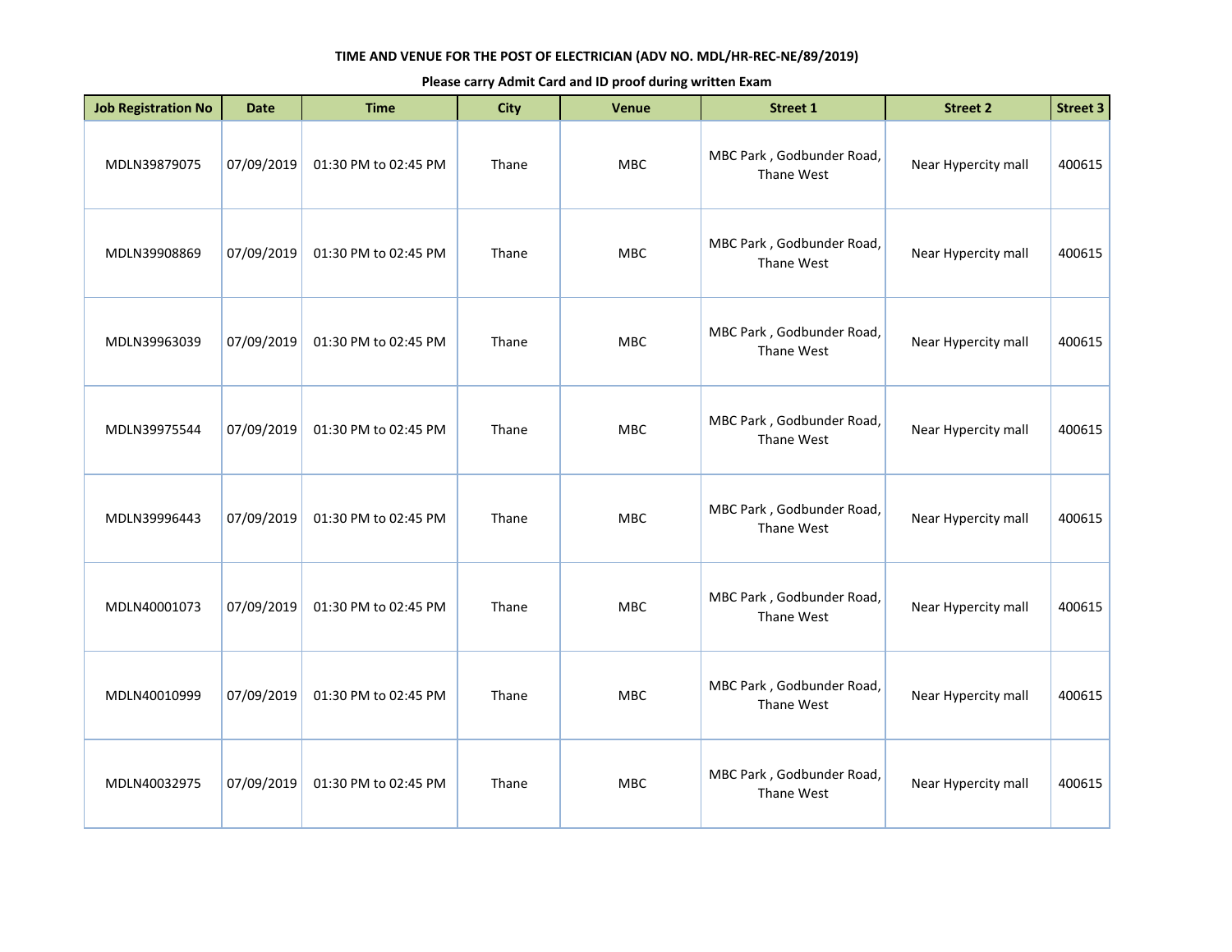**TIME AND VENUE FOR THE POST OF ELECTRICIAN (ADV NO. MDL/HR-REC-NE/89/2019)**

**Please carry Admit Card and ID proof during written Exam**

| Job Registration No | Date | Time | City | Venue | Street 1 | Street 2 | Street 3 |
|---|---|---|---|---|---|---|---|
| MDLN39879075 | 07/09/2019 | 01:30 PM to 02:45 PM | Thane | MBC | MBC Park , Godbunder Road, Thane West | Near Hypercity mall | 400615 |
| MDLN39908869 | 07/09/2019 | 01:30 PM to 02:45 PM | Thane | MBC | MBC Park , Godbunder Road, Thane West | Near Hypercity mall | 400615 |
| MDLN39963039 | 07/09/2019 | 01:30 PM to 02:45 PM | Thane | MBC | MBC Park , Godbunder Road, Thane West | Near Hypercity mall | 400615 |
| MDLN39975544 | 07/09/2019 | 01:30 PM to 02:45 PM | Thane | MBC | MBC Park , Godbunder Road, Thane West | Near Hypercity mall | 400615 |
| MDLN39996443 | 07/09/2019 | 01:30 PM to 02:45 PM | Thane | MBC | MBC Park , Godbunder Road, Thane West | Near Hypercity mall | 400615 |
| MDLN40001073 | 07/09/2019 | 01:30 PM to 02:45 PM | Thane | MBC | MBC Park , Godbunder Road, Thane West | Near Hypercity mall | 400615 |
| MDLN40010999 | 07/09/2019 | 01:30 PM to 02:45 PM | Thane | MBC | MBC Park , Godbunder Road, Thane West | Near Hypercity mall | 400615 |
| MDLN40032975 | 07/09/2019 | 01:30 PM to 02:45 PM | Thane | MBC | MBC Park , Godbunder Road, Thane West | Near Hypercity mall | 400615 |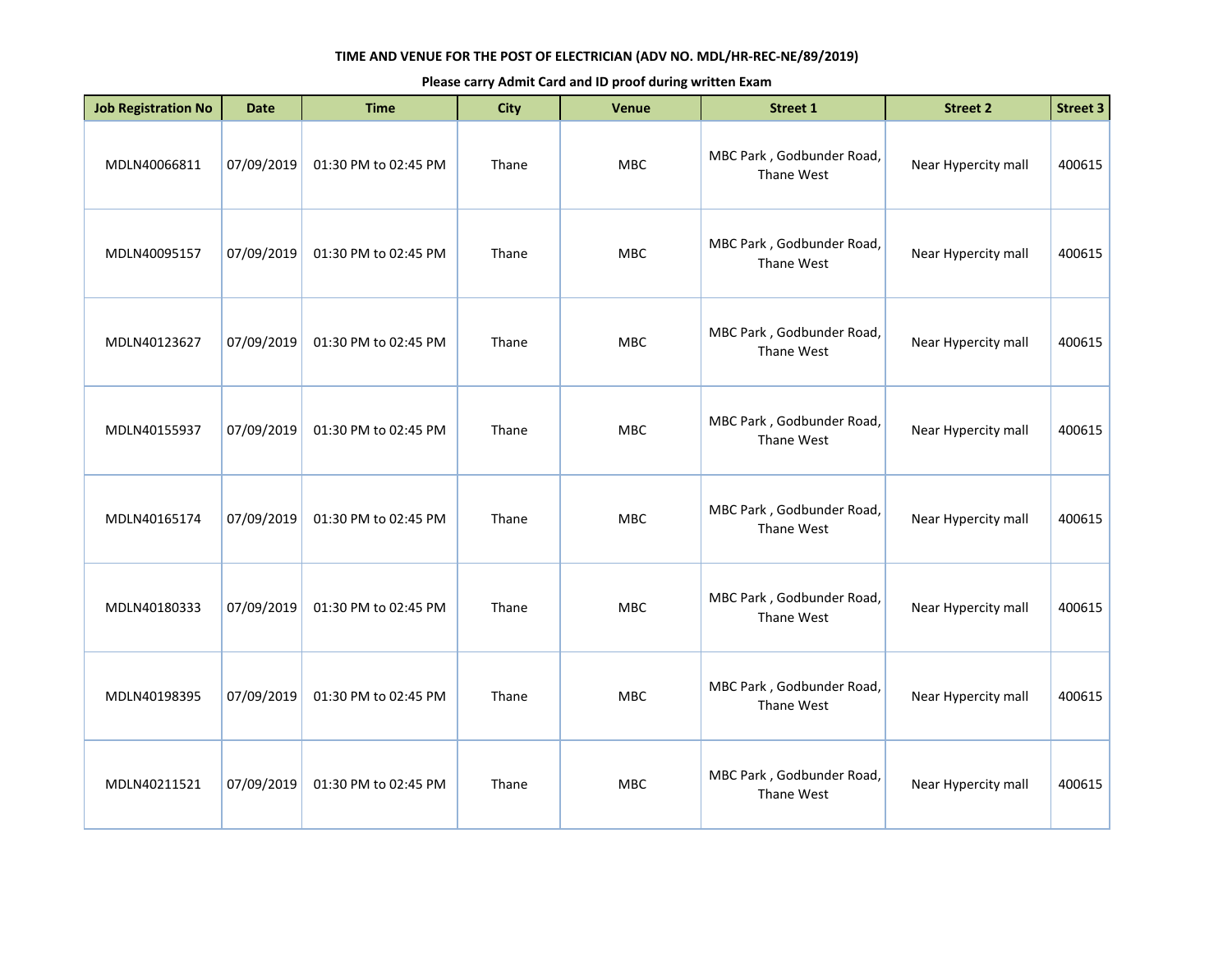**TIME AND VENUE FOR THE POST OF ELECTRICIAN (ADV NO. MDL/HR-REC-NE/89/2019)**

**Please carry Admit Card and ID proof during written Exam**

| Job Registration No | Date | Time | City | Venue | Street 1 | Street 2 | Street 3 |
|---|---|---|---|---|---|---|---|
| MDLN40066811 | 07/09/2019 | 01:30 PM to 02:45 PM | Thane | MBC | MBC Park , Godbunder Road, Thane West | Near Hypercity mall | 400615 |
| MDLN40095157 | 07/09/2019 | 01:30 PM to 02:45 PM | Thane | MBC | MBC Park , Godbunder Road, Thane West | Near Hypercity mall | 400615 |
| MDLN40123627 | 07/09/2019 | 01:30 PM to 02:45 PM | Thane | MBC | MBC Park , Godbunder Road, Thane West | Near Hypercity mall | 400615 |
| MDLN40155937 | 07/09/2019 | 01:30 PM to 02:45 PM | Thane | MBC | MBC Park , Godbunder Road, Thane West | Near Hypercity mall | 400615 |
| MDLN40165174 | 07/09/2019 | 01:30 PM to 02:45 PM | Thane | MBC | MBC Park , Godbunder Road, Thane West | Near Hypercity mall | 400615 |
| MDLN40180333 | 07/09/2019 | 01:30 PM to 02:45 PM | Thane | MBC | MBC Park , Godbunder Road, Thane West | Near Hypercity mall | 400615 |
| MDLN40198395 | 07/09/2019 | 01:30 PM to 02:45 PM | Thane | MBC | MBC Park , Godbunder Road, Thane West | Near Hypercity mall | 400615 |
| MDLN40211521 | 07/09/2019 | 01:30 PM to 02:45 PM | Thane | MBC | MBC Park , Godbunder Road, Thane West | Near Hypercity mall | 400615 |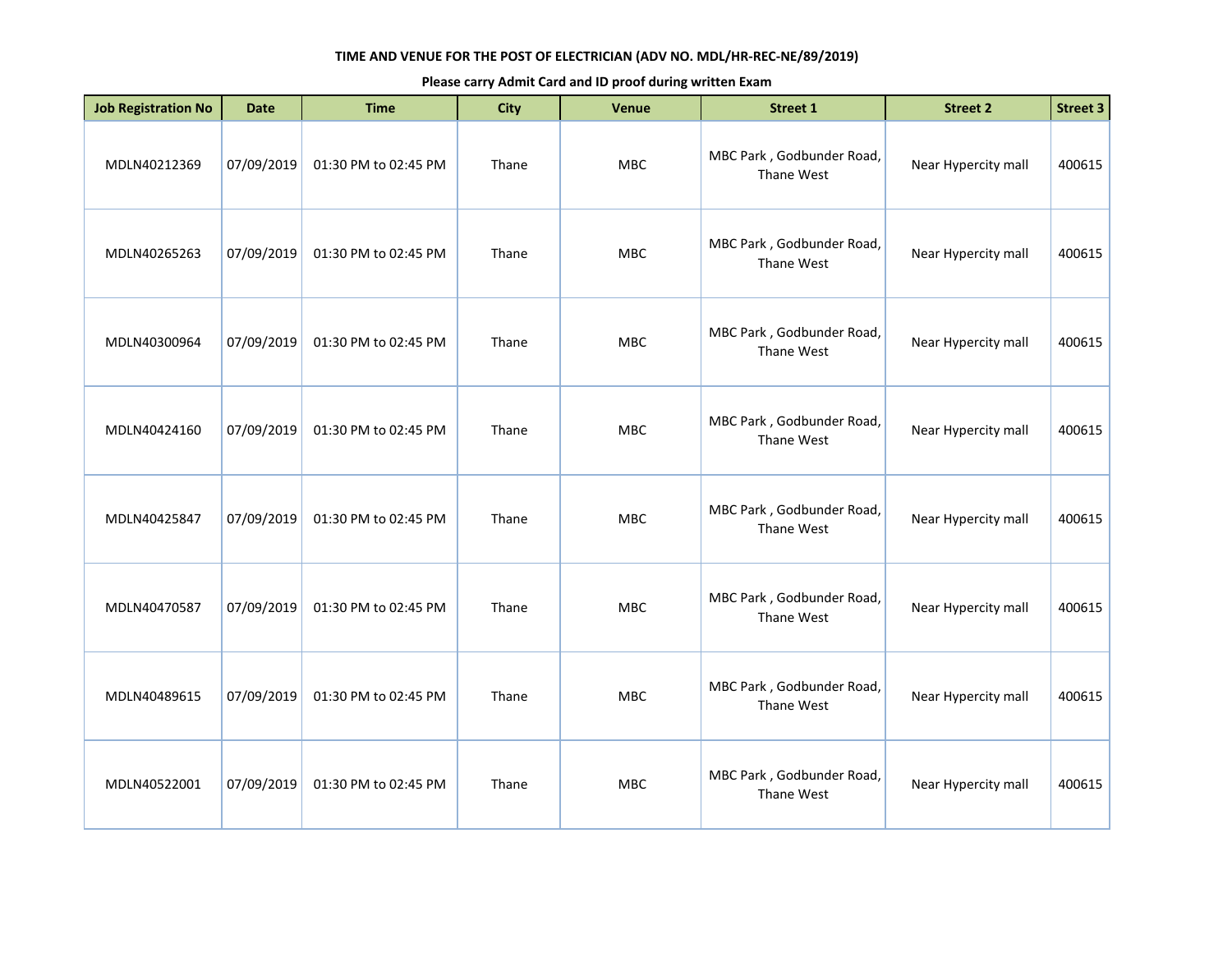**TIME AND VENUE FOR THE POST OF ELECTRICIAN (ADV NO. MDL/HR-REC-NE/89/2019)**

**Please carry Admit Card and ID proof during written Exam**

| Job Registration No | Date | Time | City | Venue | Street 1 | Street 2 | Street 3 |
|---|---|---|---|---|---|---|---|
| MDLN40212369 | 07/09/2019 | 01:30 PM to 02:45 PM | Thane | MBC | MBC Park , Godbunder Road, Thane West | Near Hypercity mall | 400615 |
| MDLN40265263 | 07/09/2019 | 01:30 PM to 02:45 PM | Thane | MBC | MBC Park , Godbunder Road, Thane West | Near Hypercity mall | 400615 |
| MDLN40300964 | 07/09/2019 | 01:30 PM to 02:45 PM | Thane | MBC | MBC Park , Godbunder Road, Thane West | Near Hypercity mall | 400615 |
| MDLN40424160 | 07/09/2019 | 01:30 PM to 02:45 PM | Thane | MBC | MBC Park , Godbunder Road, Thane West | Near Hypercity mall | 400615 |
| MDLN40425847 | 07/09/2019 | 01:30 PM to 02:45 PM | Thane | MBC | MBC Park , Godbunder Road, Thane West | Near Hypercity mall | 400615 |
| MDLN40470587 | 07/09/2019 | 01:30 PM to 02:45 PM | Thane | MBC | MBC Park , Godbunder Road, Thane West | Near Hypercity mall | 400615 |
| MDLN40489615 | 07/09/2019 | 01:30 PM to 02:45 PM | Thane | MBC | MBC Park , Godbunder Road, Thane West | Near Hypercity mall | 400615 |
| MDLN40522001 | 07/09/2019 | 01:30 PM to 02:45 PM | Thane | MBC | MBC Park , Godbunder Road, Thane West | Near Hypercity mall | 400615 |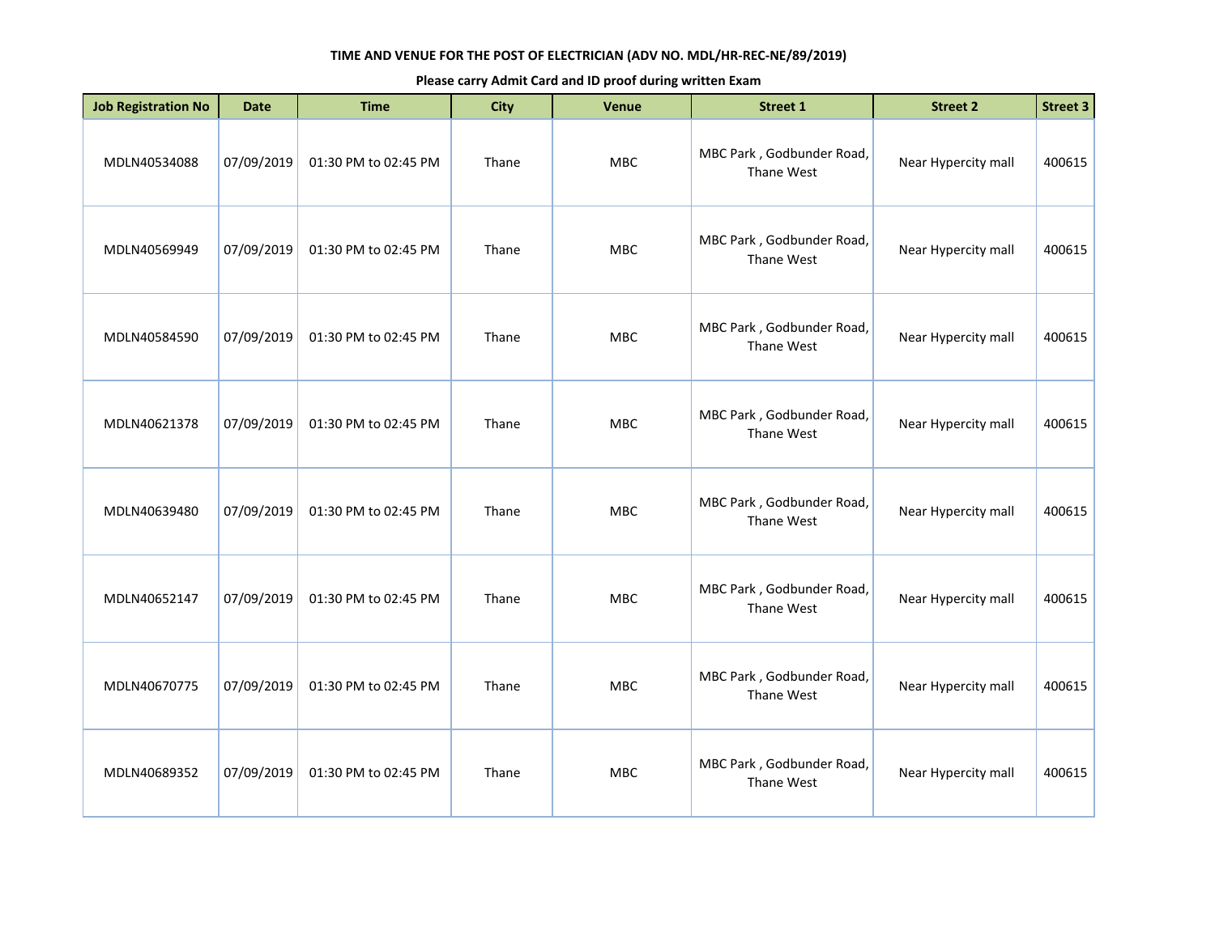**TIME AND VENUE FOR THE POST OF ELECTRICIAN (ADV NO. MDL/HR-REC-NE/89/2019)**

**Please carry Admit Card and ID proof during written Exam**

| Job Registration No | Date | Time | City | Venue | Street 1 | Street 2 | Street 3 |
|---|---|---|---|---|---|---|---|
| MDLN40534088 | 07/09/2019 | 01:30 PM to 02:45 PM | Thane | MBC | MBC Park , Godbunder Road, Thane West | Near Hypercity mall | 400615 |
| MDLN40569949 | 07/09/2019 | 01:30 PM to 02:45 PM | Thane | MBC | MBC Park , Godbunder Road, Thane West | Near Hypercity mall | 400615 |
| MDLN40584590 | 07/09/2019 | 01:30 PM to 02:45 PM | Thane | MBC | MBC Park , Godbunder Road, Thane West | Near Hypercity mall | 400615 |
| MDLN40621378 | 07/09/2019 | 01:30 PM to 02:45 PM | Thane | MBC | MBC Park , Godbunder Road, Thane West | Near Hypercity mall | 400615 |
| MDLN40639480 | 07/09/2019 | 01:30 PM to 02:45 PM | Thane | MBC | MBC Park , Godbunder Road, Thane West | Near Hypercity mall | 400615 |
| MDLN40652147 | 07/09/2019 | 01:30 PM to 02:45 PM | Thane | MBC | MBC Park , Godbunder Road, Thane West | Near Hypercity mall | 400615 |
| MDLN40670775 | 07/09/2019 | 01:30 PM to 02:45 PM | Thane | MBC | MBC Park , Godbunder Road, Thane West | Near Hypercity mall | 400615 |
| MDLN40689352 | 07/09/2019 | 01:30 PM to 02:45 PM | Thane | MBC | MBC Park , Godbunder Road, Thane West | Near Hypercity mall | 400615 |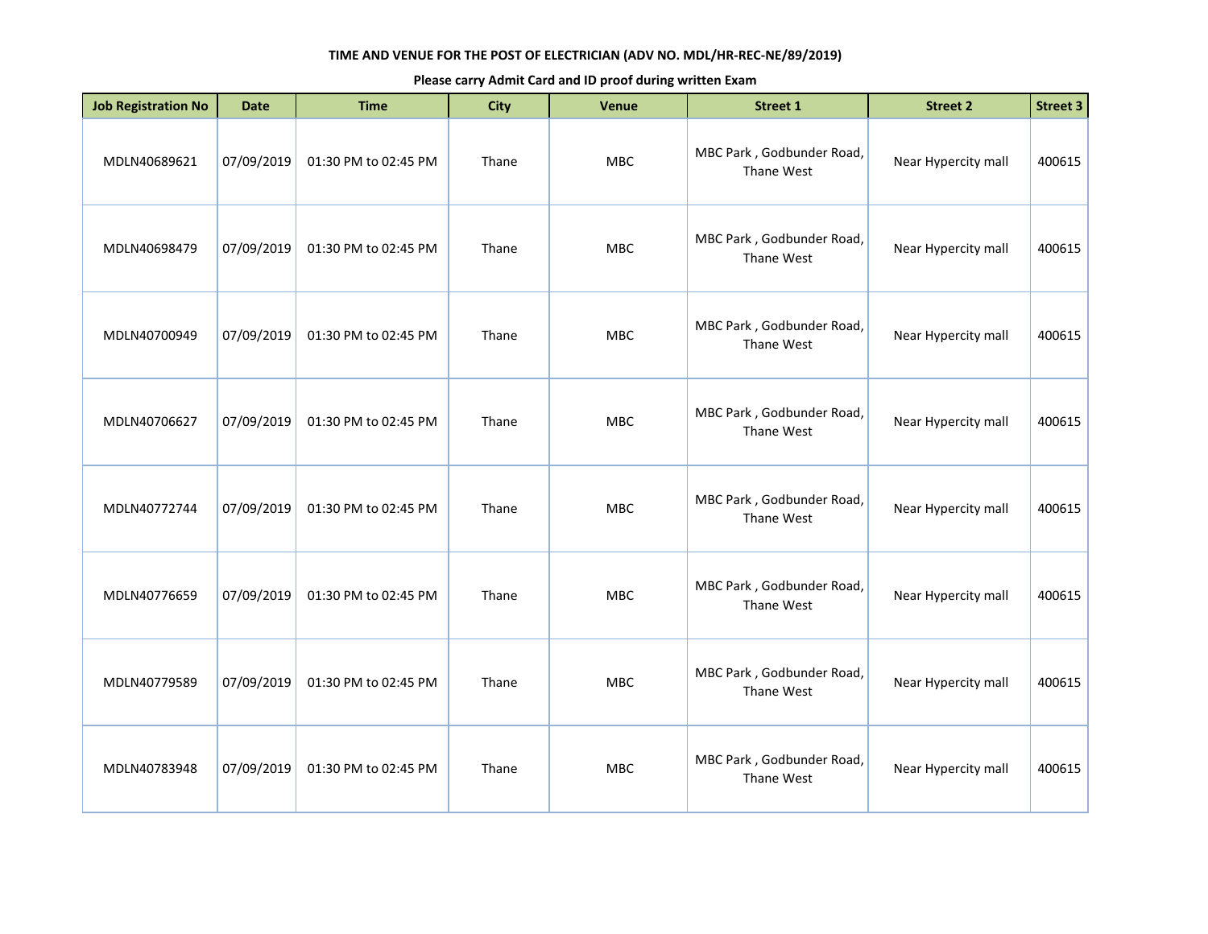**TIME AND VENUE FOR THE POST OF ELECTRICIAN (ADV NO. MDL/HR-REC-NE/89/2019)**

**Please carry Admit Card and ID proof during written Exam**

| Job Registration No | Date | Time | City | Venue | Street 1 | Street 2 | Street 3 |
|---|---|---|---|---|---|---|---|
| MDLN40689621 | 07/09/2019 | 01:30 PM to 02:45 PM | Thane | MBC | MBC Park , Godbunder Road, Thane West | Near Hypercity mall | 400615 |
| MDLN40698479 | 07/09/2019 | 01:30 PM to 02:45 PM | Thane | MBC | MBC Park , Godbunder Road, Thane West | Near Hypercity mall | 400615 |
| MDLN40700949 | 07/09/2019 | 01:30 PM to 02:45 PM | Thane | MBC | MBC Park , Godbunder Road, Thane West | Near Hypercity mall | 400615 |
| MDLN40706627 | 07/09/2019 | 01:30 PM to 02:45 PM | Thane | MBC | MBC Park , Godbunder Road, Thane West | Near Hypercity mall | 400615 |
| MDLN40772744 | 07/09/2019 | 01:30 PM to 02:45 PM | Thane | MBC | MBC Park , Godbunder Road, Thane West | Near Hypercity mall | 400615 |
| MDLN40776659 | 07/09/2019 | 01:30 PM to 02:45 PM | Thane | MBC | MBC Park , Godbunder Road, Thane West | Near Hypercity mall | 400615 |
| MDLN40779589 | 07/09/2019 | 01:30 PM to 02:45 PM | Thane | MBC | MBC Park , Godbunder Road, Thane West | Near Hypercity mall | 400615 |
| MDLN40783948 | 07/09/2019 | 01:30 PM to 02:45 PM | Thane | MBC | MBC Park , Godbunder Road, Thane West | Near Hypercity mall | 400615 |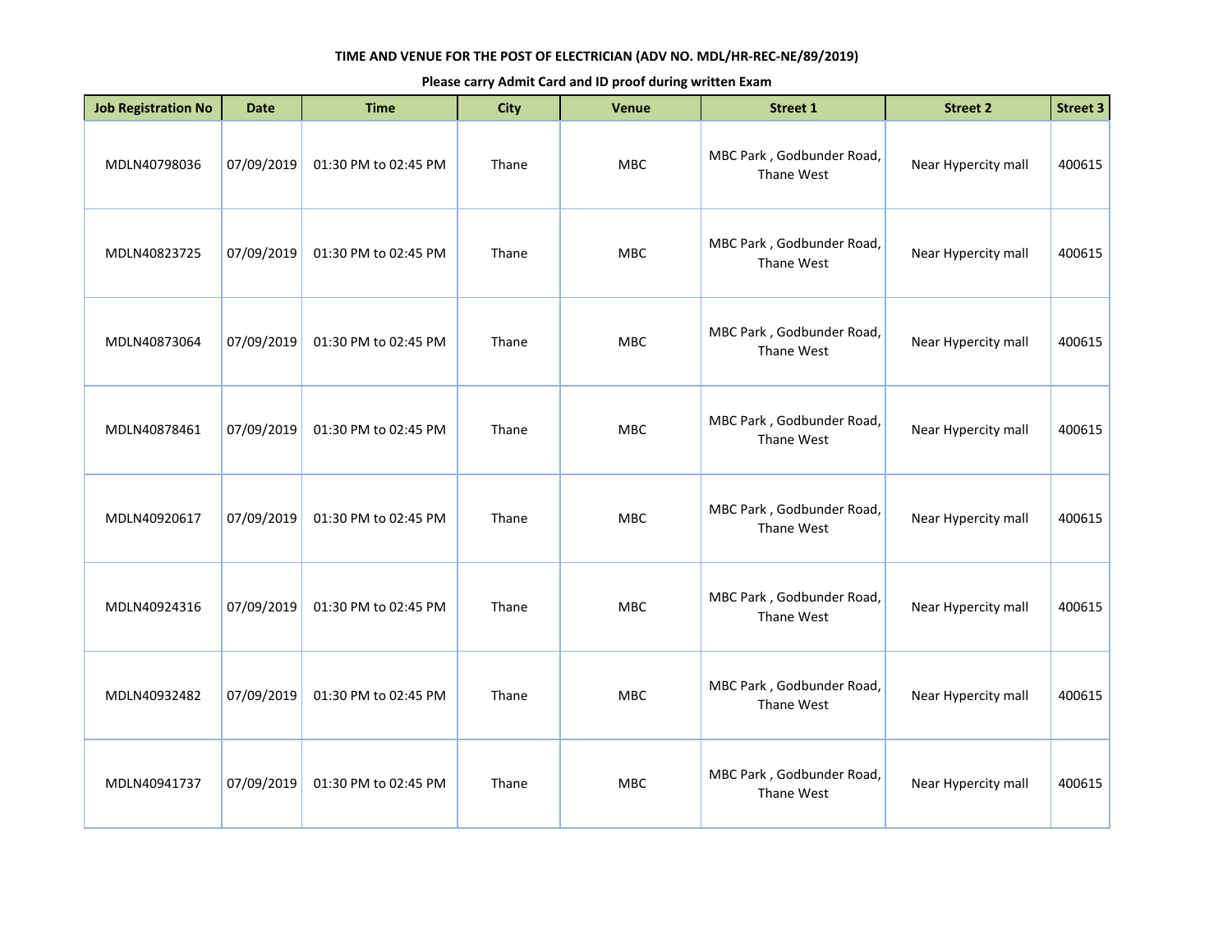**TIME AND VENUE FOR THE POST OF ELECTRICIAN (ADV NO. MDL/HR-REC-NE/89/2019)**

**Please carry Admit Card and ID proof during written Exam**

| Job Registration No | Date | Time | City | Venue | Street 1 | Street 2 | Street 3 |
|---|---|---|---|---|---|---|---|
| MDLN40798036 | 07/09/2019 | 01:30 PM to 02:45 PM | Thane | MBC | MBC Park , Godbunder Road, Thane West | Near Hypercity mall | 400615 |
| MDLN40823725 | 07/09/2019 | 01:30 PM to 02:45 PM | Thane | MBC | MBC Park , Godbunder Road, Thane West | Near Hypercity mall | 400615 |
| MDLN40873064 | 07/09/2019 | 01:30 PM to 02:45 PM | Thane | MBC | MBC Park , Godbunder Road, Thane West | Near Hypercity mall | 400615 |
| MDLN40878461 | 07/09/2019 | 01:30 PM to 02:45 PM | Thane | MBC | MBC Park , Godbunder Road, Thane West | Near Hypercity mall | 400615 |
| MDLN40920617 | 07/09/2019 | 01:30 PM to 02:45 PM | Thane | MBC | MBC Park , Godbunder Road, Thane West | Near Hypercity mall | 400615 |
| MDLN40924316 | 07/09/2019 | 01:30 PM to 02:45 PM | Thane | MBC | MBC Park , Godbunder Road, Thane West | Near Hypercity mall | 400615 |
| MDLN40932482 | 07/09/2019 | 01:30 PM to 02:45 PM | Thane | MBC | MBC Park , Godbunder Road, Thane West | Near Hypercity mall | 400615 |
| MDLN40941737 | 07/09/2019 | 01:30 PM to 02:45 PM | Thane | MBC | MBC Park , Godbunder Road, Thane West | Near Hypercity mall | 400615 |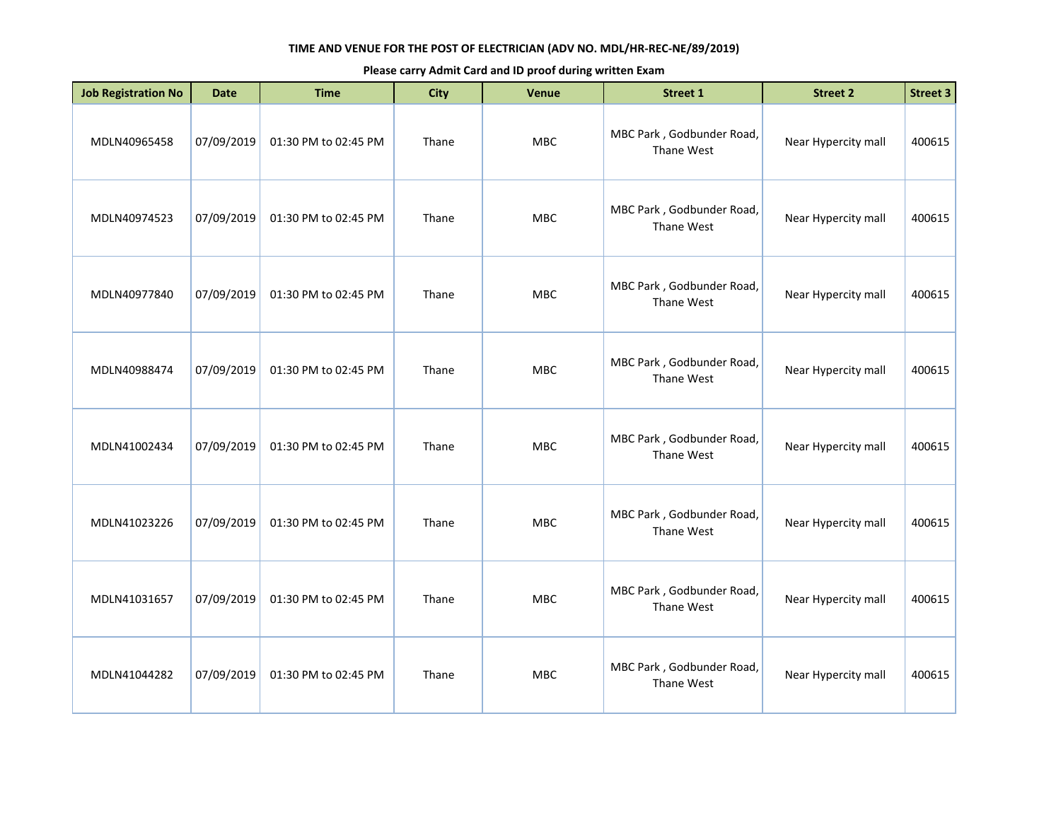**TIME AND VENUE FOR THE POST OF ELECTRICIAN (ADV NO. MDL/HR-REC-NE/89/2019)**

**Please carry Admit Card and ID proof during written Exam**

| Job Registration No | Date | Time | City | Venue | Street 1 | Street 2 | Street 3 |
|---|---|---|---|---|---|---|---|
| MDLN40965458 | 07/09/2019 | 01:30 PM to 02:45 PM | Thane | MBC | MBC Park , Godbunder Road, Thane West | Near Hypercity mall | 400615 |
| MDLN40974523 | 07/09/2019 | 01:30 PM to 02:45 PM | Thane | MBC | MBC Park , Godbunder Road, Thane West | Near Hypercity mall | 400615 |
| MDLN40977840 | 07/09/2019 | 01:30 PM to 02:45 PM | Thane | MBC | MBC Park , Godbunder Road, Thane West | Near Hypercity mall | 400615 |
| MDLN40988474 | 07/09/2019 | 01:30 PM to 02:45 PM | Thane | MBC | MBC Park , Godbunder Road, Thane West | Near Hypercity mall | 400615 |
| MDLN41002434 | 07/09/2019 | 01:30 PM to 02:45 PM | Thane | MBC | MBC Park , Godbunder Road, Thane West | Near Hypercity mall | 400615 |
| MDLN41023226 | 07/09/2019 | 01:30 PM to 02:45 PM | Thane | MBC | MBC Park , Godbunder Road, Thane West | Near Hypercity mall | 400615 |
| MDLN41031657 | 07/09/2019 | 01:30 PM to 02:45 PM | Thane | MBC | MBC Park , Godbunder Road, Thane West | Near Hypercity mall | 400615 |
| MDLN41044282 | 07/09/2019 | 01:30 PM to 02:45 PM | Thane | MBC | MBC Park , Godbunder Road, Thane West | Near Hypercity mall | 400615 |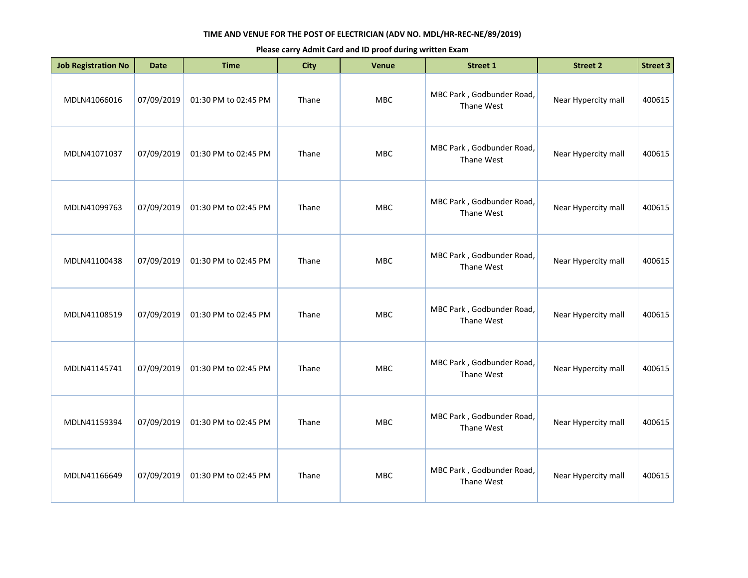**TIME AND VENUE FOR THE POST OF ELECTRICIAN (ADV NO. MDL/HR-REC-NE/89/2019)**

**Please carry Admit Card and ID proof during written Exam**

| Job Registration No | Date | Time | City | Venue | Street 1 | Street 2 | Street 3 |
|---|---|---|---|---|---|---|---|
| MDLN41066016 | 07/09/2019 | 01:30 PM to 02:45 PM | Thane | MBC | MBC Park , Godbunder Road, Thane West | Near Hypercity mall | 400615 |
| MDLN41071037 | 07/09/2019 | 01:30 PM to 02:45 PM | Thane | MBC | MBC Park , Godbunder Road, Thane West | Near Hypercity mall | 400615 |
| MDLN41099763 | 07/09/2019 | 01:30 PM to 02:45 PM | Thane | MBC | MBC Park , Godbunder Road, Thane West | Near Hypercity mall | 400615 |
| MDLN41100438 | 07/09/2019 | 01:30 PM to 02:45 PM | Thane | MBC | MBC Park , Godbunder Road, Thane West | Near Hypercity mall | 400615 |
| MDLN41108519 | 07/09/2019 | 01:30 PM to 02:45 PM | Thane | MBC | MBC Park , Godbunder Road, Thane West | Near Hypercity mall | 400615 |
| MDLN41145741 | 07/09/2019 | 01:30 PM to 02:45 PM | Thane | MBC | MBC Park , Godbunder Road, Thane West | Near Hypercity mall | 400615 |
| MDLN41159394 | 07/09/2019 | 01:30 PM to 02:45 PM | Thane | MBC | MBC Park , Godbunder Road, Thane West | Near Hypercity mall | 400615 |
| MDLN41166649 | 07/09/2019 | 01:30 PM to 02:45 PM | Thane | MBC | MBC Park , Godbunder Road, Thane West | Near Hypercity mall | 400615 |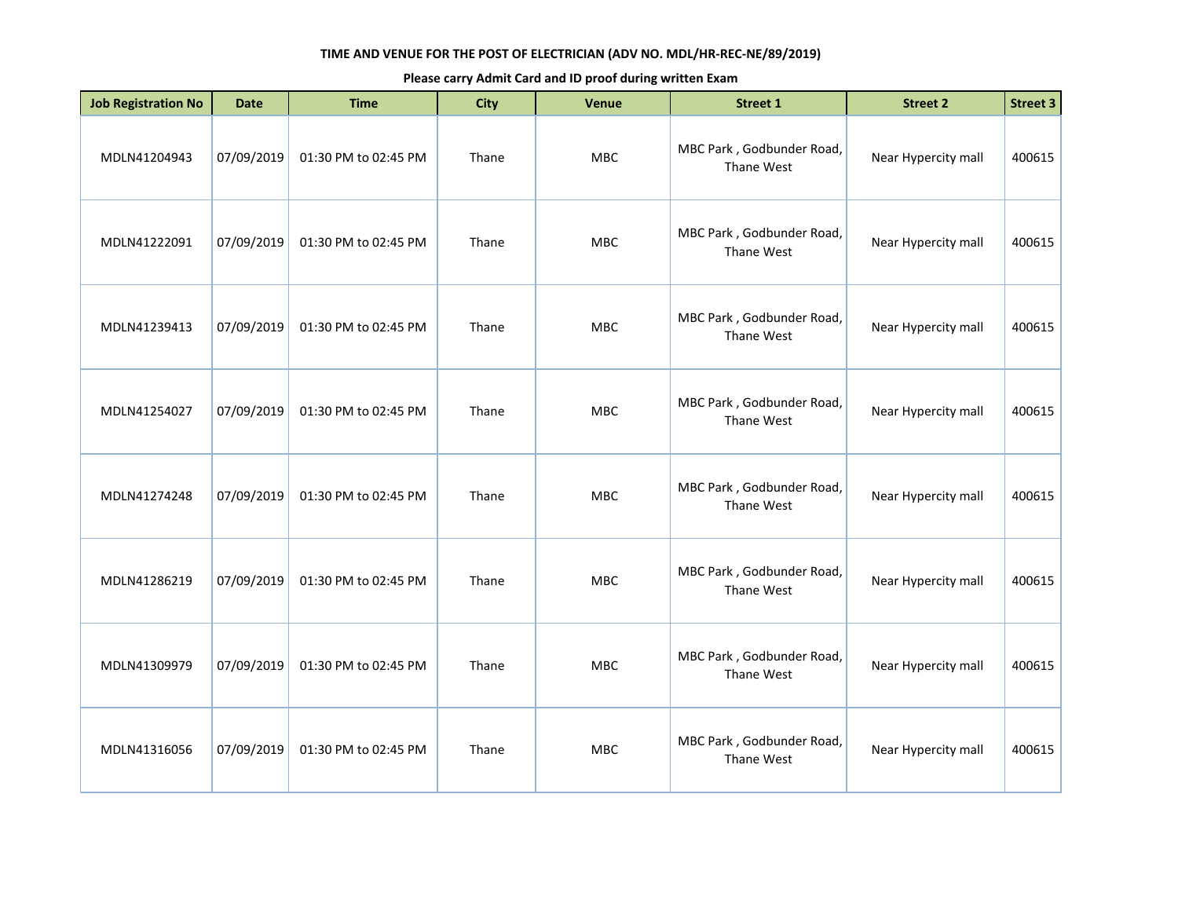**TIME AND VENUE FOR THE POST OF ELECTRICIAN (ADV NO. MDL/HR-REC-NE/89/2019)**

**Please carry Admit Card and ID proof during written Exam**

| Job Registration No | Date | Time | City | Venue | Street 1 | Street 2 | Street 3 |
|---|---|---|---|---|---|---|---|
| MDLN41204943 | 07/09/2019 | 01:30 PM to 02:45 PM | Thane | MBC | MBC Park , Godbunder Road, Thane West | Near Hypercity mall | 400615 |
| MDLN41222091 | 07/09/2019 | 01:30 PM to 02:45 PM | Thane | MBC | MBC Park , Godbunder Road, Thane West | Near Hypercity mall | 400615 |
| MDLN41239413 | 07/09/2019 | 01:30 PM to 02:45 PM | Thane | MBC | MBC Park , Godbunder Road, Thane West | Near Hypercity mall | 400615 |
| MDLN41254027 | 07/09/2019 | 01:30 PM to 02:45 PM | Thane | MBC | MBC Park , Godbunder Road, Thane West | Near Hypercity mall | 400615 |
| MDLN41274248 | 07/09/2019 | 01:30 PM to 02:45 PM | Thane | MBC | MBC Park , Godbunder Road, Thane West | Near Hypercity mall | 400615 |
| MDLN41286219 | 07/09/2019 | 01:30 PM to 02:45 PM | Thane | MBC | MBC Park , Godbunder Road, Thane West | Near Hypercity mall | 400615 |
| MDLN41309979 | 07/09/2019 | 01:30 PM to 02:45 PM | Thane | MBC | MBC Park , Godbunder Road, Thane West | Near Hypercity mall | 400615 |
| MDLN41316056 | 07/09/2019 | 01:30 PM to 02:45 PM | Thane | MBC | MBC Park , Godbunder Road, Thane West | Near Hypercity mall | 400615 |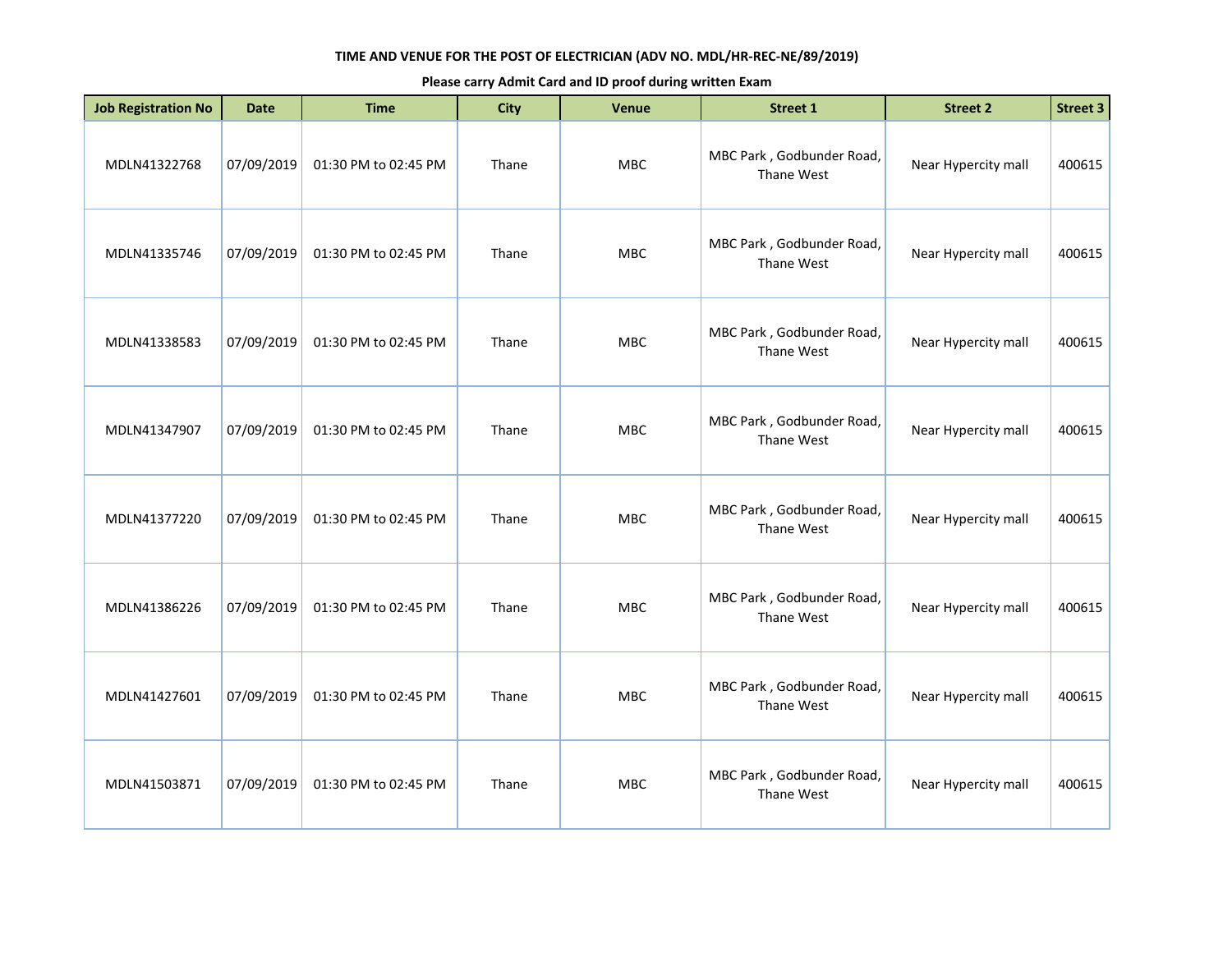**TIME AND VENUE FOR THE POST OF ELECTRICIAN (ADV NO. MDL/HR-REC-NE/89/2019)**

**Please carry Admit Card and ID proof during written Exam**

| Job Registration No | Date | Time | City | Venue | Street 1 | Street 2 | Street 3 |
|---|---|---|---|---|---|---|---|
| MDLN41322768 | 07/09/2019 | 01:30 PM to 02:45 PM | Thane | MBC | MBC Park , Godbunder Road, Thane West | Near Hypercity mall | 400615 |
| MDLN41335746 | 07/09/2019 | 01:30 PM to 02:45 PM | Thane | MBC | MBC Park , Godbunder Road, Thane West | Near Hypercity mall | 400615 |
| MDLN41338583 | 07/09/2019 | 01:30 PM to 02:45 PM | Thane | MBC | MBC Park , Godbunder Road, Thane West | Near Hypercity mall | 400615 |
| MDLN41347907 | 07/09/2019 | 01:30 PM to 02:45 PM | Thane | MBC | MBC Park , Godbunder Road, Thane West | Near Hypercity mall | 400615 |
| MDLN41377220 | 07/09/2019 | 01:30 PM to 02:45 PM | Thane | MBC | MBC Park , Godbunder Road, Thane West | Near Hypercity mall | 400615 |
| MDLN41386226 | 07/09/2019 | 01:30 PM to 02:45 PM | Thane | MBC | MBC Park , Godbunder Road, Thane West | Near Hypercity mall | 400615 |
| MDLN41427601 | 07/09/2019 | 01:30 PM to 02:45 PM | Thane | MBC | MBC Park , Godbunder Road, Thane West | Near Hypercity mall | 400615 |
| MDLN41503871 | 07/09/2019 | 01:30 PM to 02:45 PM | Thane | MBC | MBC Park , Godbunder Road, Thane West | Near Hypercity mall | 400615 |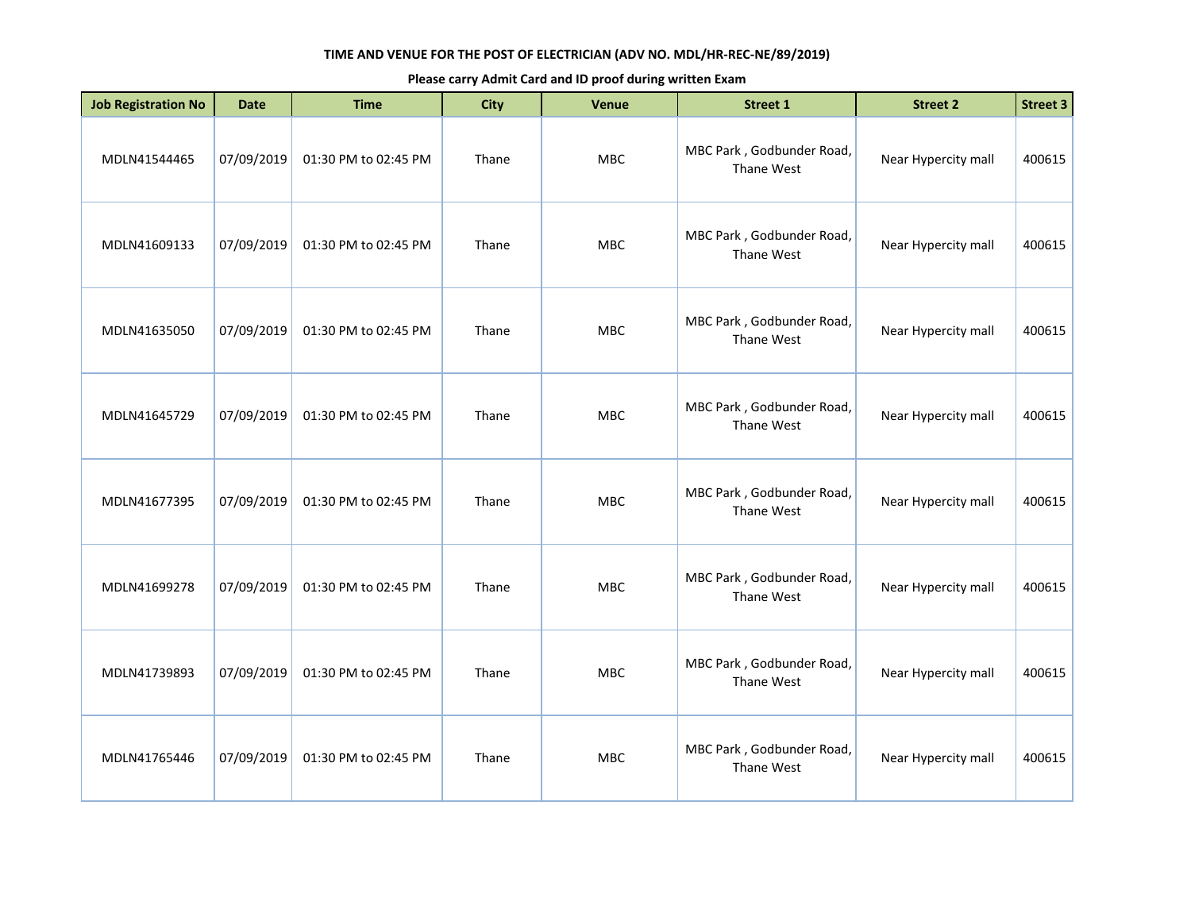**TIME AND VENUE FOR THE POST OF ELECTRICIAN (ADV NO. MDL/HR-REC-NE/89/2019)**

**Please carry Admit Card and ID proof during written Exam**

| Job Registration No | Date | Time | City | Venue | Street 1 | Street 2 | Street 3 |
|---|---|---|---|---|---|---|---|
| MDLN41544465 | 07/09/2019 | 01:30 PM to 02:45 PM | Thane | MBC | MBC Park , Godbunder Road, Thane West | Near Hypercity mall | 400615 |
| MDLN41609133 | 07/09/2019 | 01:30 PM to 02:45 PM | Thane | MBC | MBC Park , Godbunder Road, Thane West | Near Hypercity mall | 400615 |
| MDLN41635050 | 07/09/2019 | 01:30 PM to 02:45 PM | Thane | MBC | MBC Park , Godbunder Road, Thane West | Near Hypercity mall | 400615 |
| MDLN41645729 | 07/09/2019 | 01:30 PM to 02:45 PM | Thane | MBC | MBC Park , Godbunder Road, Thane West | Near Hypercity mall | 400615 |
| MDLN41677395 | 07/09/2019 | 01:30 PM to 02:45 PM | Thane | MBC | MBC Park , Godbunder Road, Thane West | Near Hypercity mall | 400615 |
| MDLN41699278 | 07/09/2019 | 01:30 PM to 02:45 PM | Thane | MBC | MBC Park , Godbunder Road, Thane West | Near Hypercity mall | 400615 |
| MDLN41739893 | 07/09/2019 | 01:30 PM to 02:45 PM | Thane | MBC | MBC Park , Godbunder Road, Thane West | Near Hypercity mall | 400615 |
| MDLN41765446 | 07/09/2019 | 01:30 PM to 02:45 PM | Thane | MBC | MBC Park , Godbunder Road, Thane West | Near Hypercity mall | 400615 |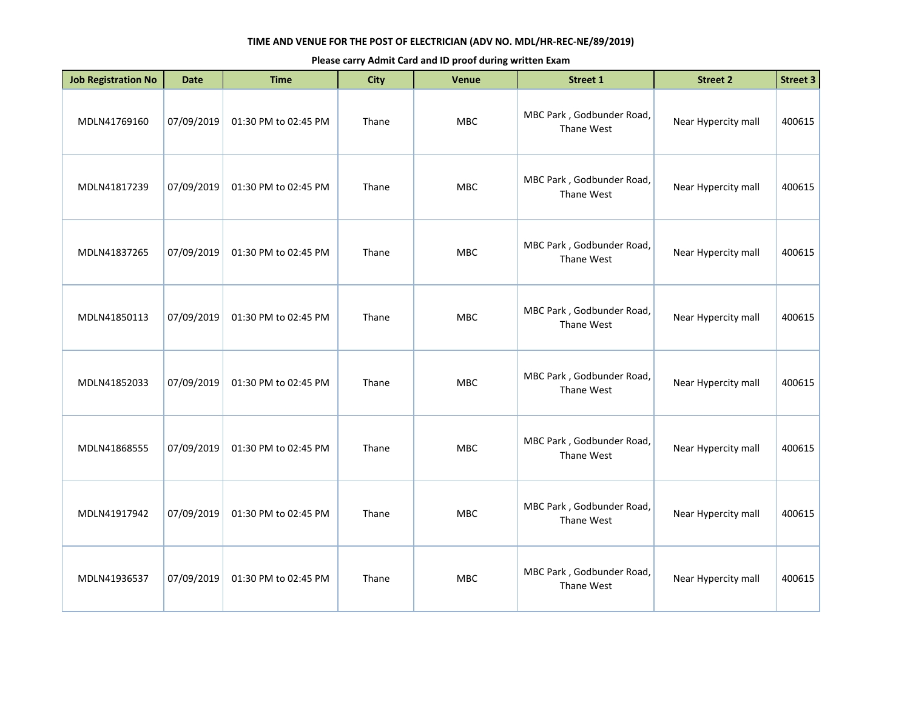**TIME AND VENUE FOR THE POST OF ELECTRICIAN (ADV NO. MDL/HR-REC-NE/89/2019)**

**Please carry Admit Card and ID proof during written Exam**

| Job Registration No | Date | Time | City | Venue | Street 1 | Street 2 | Street 3 |
|---|---|---|---|---|---|---|---|
| MDLN41769160 | 07/09/2019 | 01:30 PM to 02:45 PM | Thane | MBC | MBC Park , Godbunder Road, Thane West | Near Hypercity mall | 400615 |
| MDLN41817239 | 07/09/2019 | 01:30 PM to 02:45 PM | Thane | MBC | MBC Park , Godbunder Road, Thane West | Near Hypercity mall | 400615 |
| MDLN41837265 | 07/09/2019 | 01:30 PM to 02:45 PM | Thane | MBC | MBC Park , Godbunder Road, Thane West | Near Hypercity mall | 400615 |
| MDLN41850113 | 07/09/2019 | 01:30 PM to 02:45 PM | Thane | MBC | MBC Park , Godbunder Road, Thane West | Near Hypercity mall | 400615 |
| MDLN41852033 | 07/09/2019 | 01:30 PM to 02:45 PM | Thane | MBC | MBC Park , Godbunder Road, Thane West | Near Hypercity mall | 400615 |
| MDLN41868555 | 07/09/2019 | 01:30 PM to 02:45 PM | Thane | MBC | MBC Park , Godbunder Road, Thane West | Near Hypercity mall | 400615 |
| MDLN41917942 | 07/09/2019 | 01:30 PM to 02:45 PM | Thane | MBC | MBC Park , Godbunder Road, Thane West | Near Hypercity mall | 400615 |
| MDLN41936537 | 07/09/2019 | 01:30 PM to 02:45 PM | Thane | MBC | MBC Park , Godbunder Road, Thane West | Near Hypercity mall | 400615 |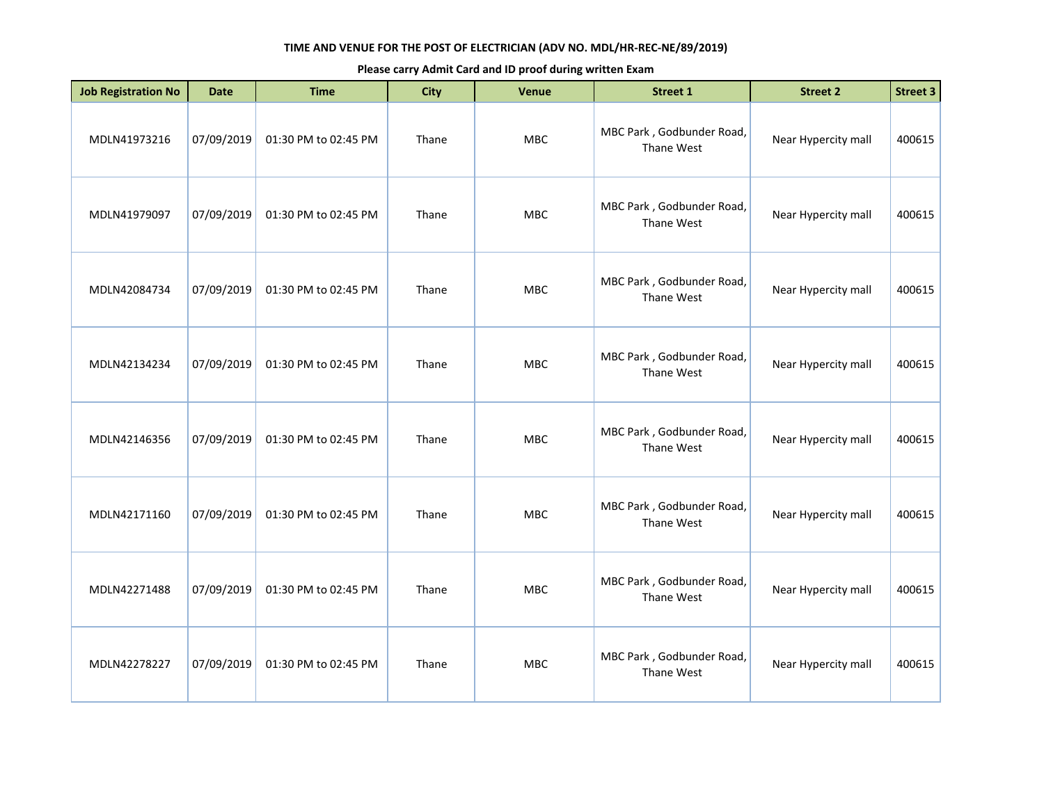**TIME AND VENUE FOR THE POST OF ELECTRICIAN (ADV NO. MDL/HR-REC-NE/89/2019)**

**Please carry Admit Card and ID proof during written Exam**

| Job Registration No | Date | Time | City | Venue | Street 1 | Street 2 | Street 3 |
|---|---|---|---|---|---|---|---|
| MDLN41973216 | 07/09/2019 | 01:30 PM to 02:45 PM | Thane | MBC | MBC Park , Godbunder Road, Thane West | Near Hypercity mall | 400615 |
| MDLN41979097 | 07/09/2019 | 01:30 PM to 02:45 PM | Thane | MBC | MBC Park , Godbunder Road, Thane West | Near Hypercity mall | 400615 |
| MDLN42084734 | 07/09/2019 | 01:30 PM to 02:45 PM | Thane | MBC | MBC Park , Godbunder Road, Thane West | Near Hypercity mall | 400615 |
| MDLN42134234 | 07/09/2019 | 01:30 PM to 02:45 PM | Thane | MBC | MBC Park , Godbunder Road, Thane West | Near Hypercity mall | 400615 |
| MDLN42146356 | 07/09/2019 | 01:30 PM to 02:45 PM | Thane | MBC | MBC Park , Godbunder Road, Thane West | Near Hypercity mall | 400615 |
| MDLN42171160 | 07/09/2019 | 01:30 PM to 02:45 PM | Thane | MBC | MBC Park , Godbunder Road, Thane West | Near Hypercity mall | 400615 |
| MDLN42271488 | 07/09/2019 | 01:30 PM to 02:45 PM | Thane | MBC | MBC Park , Godbunder Road, Thane West | Near Hypercity mall | 400615 |
| MDLN42278227 | 07/09/2019 | 01:30 PM to 02:45 PM | Thane | MBC | MBC Park , Godbunder Road, Thane West | Near Hypercity mall | 400615 |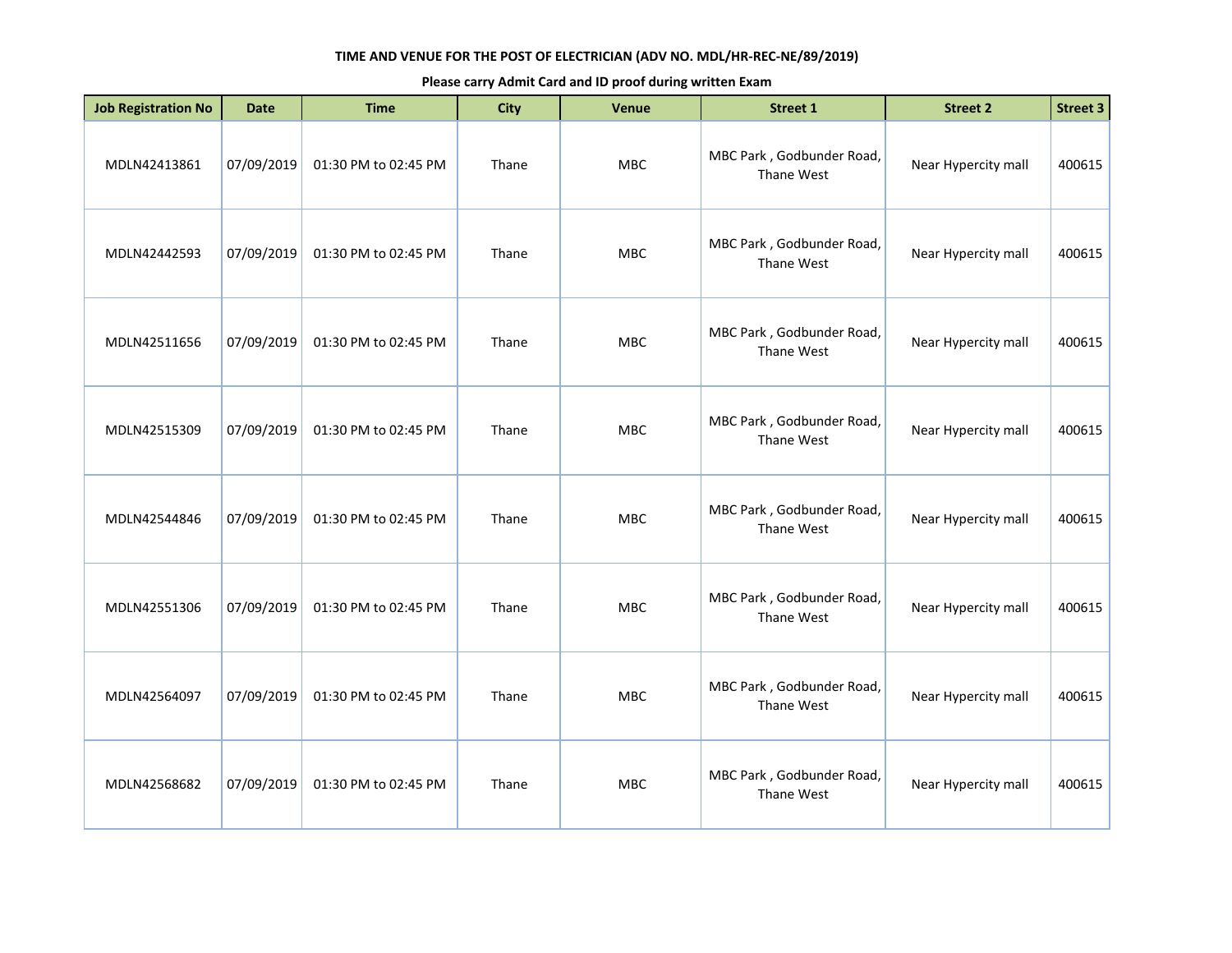**TIME AND VENUE FOR THE POST OF ELECTRICIAN (ADV NO. MDL/HR-REC-NE/89/2019)**

**Please carry Admit Card and ID proof during written Exam**

| Job Registration No | Date | Time | City | Venue | Street 1 | Street 2 | Street 3 |
|---|---|---|---|---|---|---|---|
| MDLN42413861 | 07/09/2019 | 01:30 PM to 02:45 PM | Thane | MBC | MBC Park , Godbunder Road, Thane West | Near Hypercity mall | 400615 |
| MDLN42442593 | 07/09/2019 | 01:30 PM to 02:45 PM | Thane | MBC | MBC Park , Godbunder Road, Thane West | Near Hypercity mall | 400615 |
| MDLN42511656 | 07/09/2019 | 01:30 PM to 02:45 PM | Thane | MBC | MBC Park , Godbunder Road, Thane West | Near Hypercity mall | 400615 |
| MDLN42515309 | 07/09/2019 | 01:30 PM to 02:45 PM | Thane | MBC | MBC Park , Godbunder Road, Thane West | Near Hypercity mall | 400615 |
| MDLN42544846 | 07/09/2019 | 01:30 PM to 02:45 PM | Thane | MBC | MBC Park , Godbunder Road, Thane West | Near Hypercity mall | 400615 |
| MDLN42551306 | 07/09/2019 | 01:30 PM to 02:45 PM | Thane | MBC | MBC Park , Godbunder Road, Thane West | Near Hypercity mall | 400615 |
| MDLN42564097 | 07/09/2019 | 01:30 PM to 02:45 PM | Thane | MBC | MBC Park , Godbunder Road, Thane West | Near Hypercity mall | 400615 |
| MDLN42568682 | 07/09/2019 | 01:30 PM to 02:45 PM | Thane | MBC | MBC Park , Godbunder Road, Thane West | Near Hypercity mall | 400615 |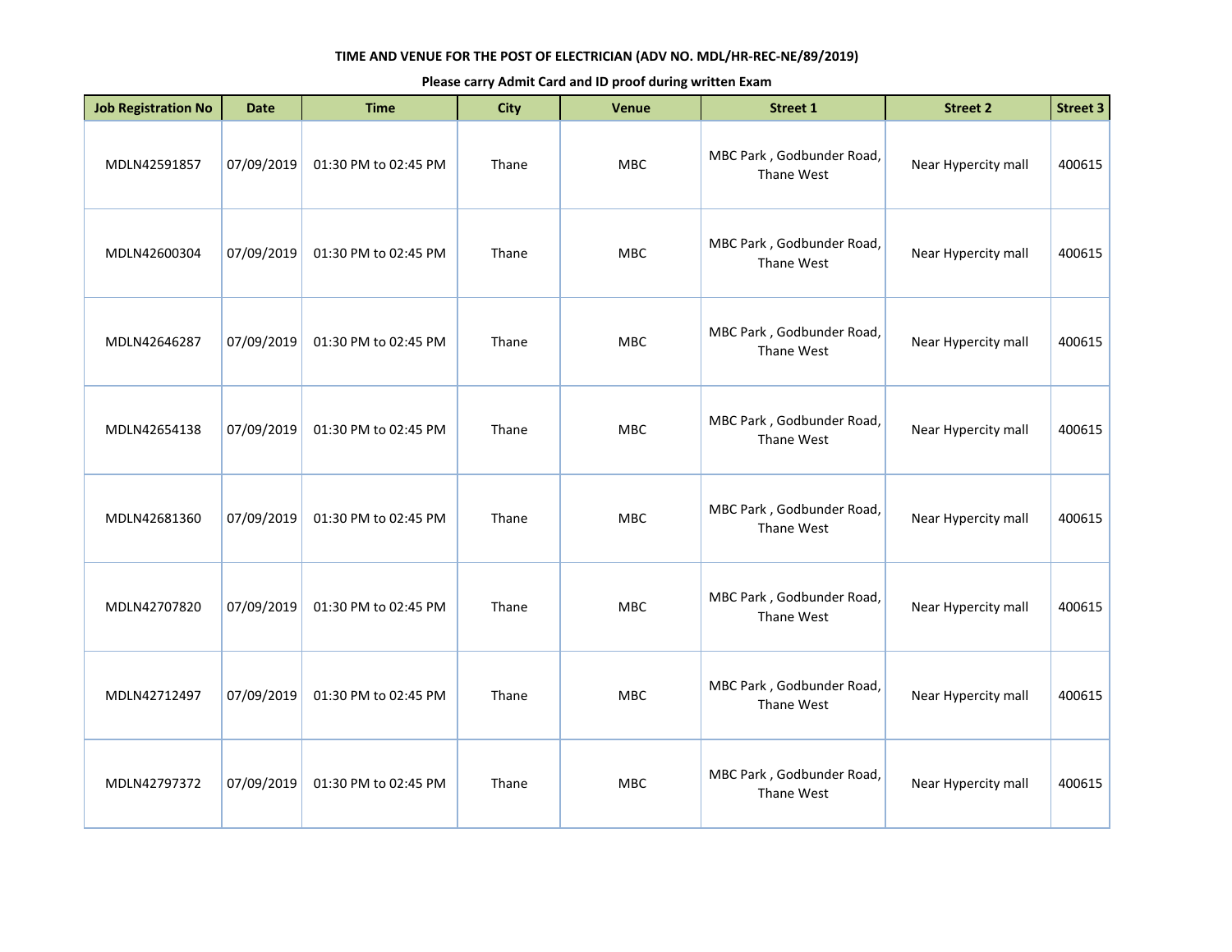**TIME AND VENUE FOR THE POST OF ELECTRICIAN (ADV NO. MDL/HR-REC-NE/89/2019)**

**Please carry Admit Card and ID proof during written Exam**

| Job Registration No | Date | Time | City | Venue | Street 1 | Street 2 | Street 3 |
|---|---|---|---|---|---|---|---|
| MDLN42591857 | 07/09/2019 | 01:30 PM to 02:45 PM | Thane | MBC | MBC Park , Godbunder Road, Thane West | Near Hypercity mall | 400615 |
| MDLN42600304 | 07/09/2019 | 01:30 PM to 02:45 PM | Thane | MBC | MBC Park , Godbunder Road, Thane West | Near Hypercity mall | 400615 |
| MDLN42646287 | 07/09/2019 | 01:30 PM to 02:45 PM | Thane | MBC | MBC Park , Godbunder Road, Thane West | Near Hypercity mall | 400615 |
| MDLN42654138 | 07/09/2019 | 01:30 PM to 02:45 PM | Thane | MBC | MBC Park , Godbunder Road, Thane West | Near Hypercity mall | 400615 |
| MDLN42681360 | 07/09/2019 | 01:30 PM to 02:45 PM | Thane | MBC | MBC Park , Godbunder Road, Thane West | Near Hypercity mall | 400615 |
| MDLN42707820 | 07/09/2019 | 01:30 PM to 02:45 PM | Thane | MBC | MBC Park , Godbunder Road, Thane West | Near Hypercity mall | 400615 |
| MDLN42712497 | 07/09/2019 | 01:30 PM to 02:45 PM | Thane | MBC | MBC Park , Godbunder Road, Thane West | Near Hypercity mall | 400615 |
| MDLN42797372 | 07/09/2019 | 01:30 PM to 02:45 PM | Thane | MBC | MBC Park , Godbunder Road, Thane West | Near Hypercity mall | 400615 |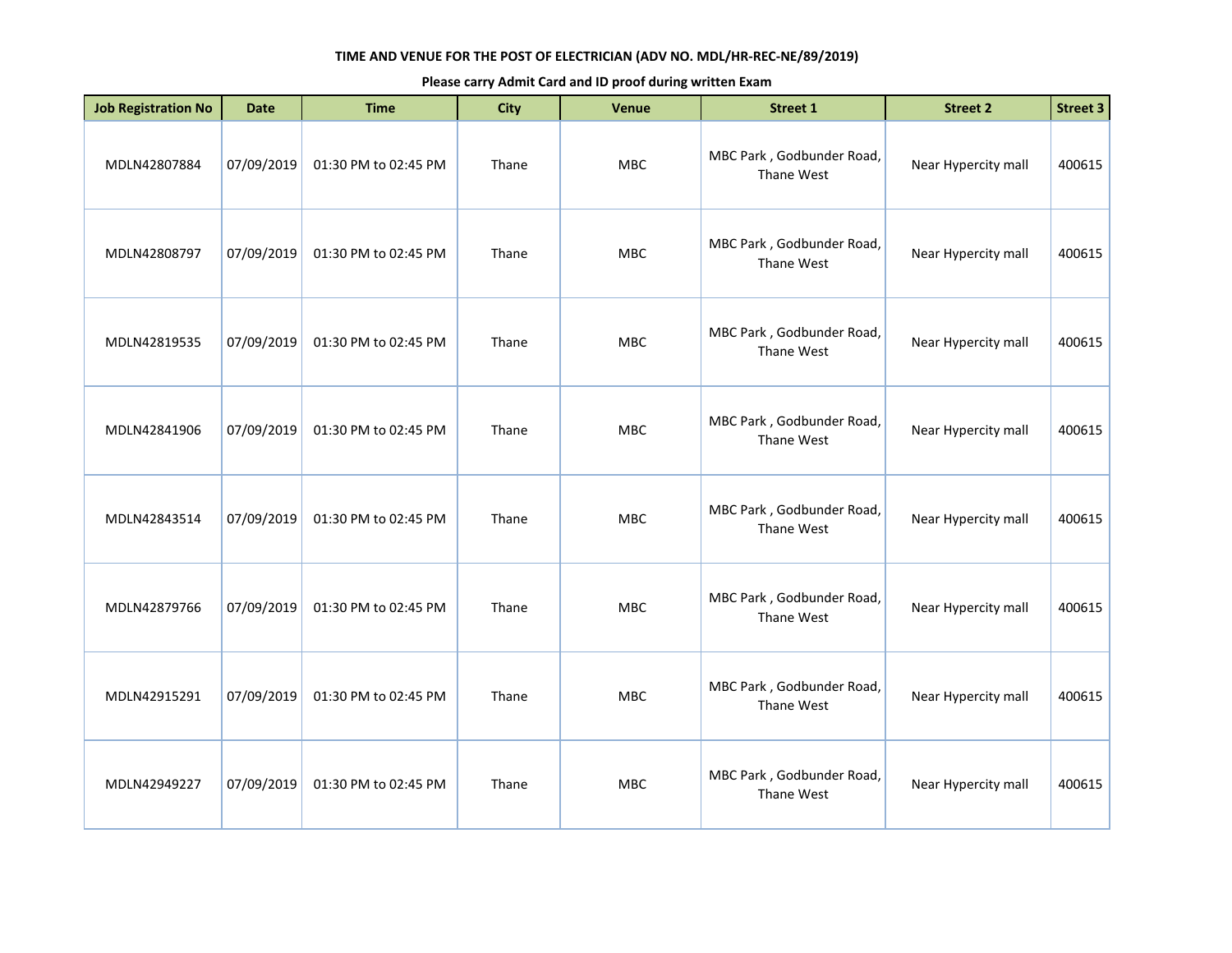**TIME AND VENUE FOR THE POST OF ELECTRICIAN (ADV NO. MDL/HR-REC-NE/89/2019)**

**Please carry Admit Card and ID proof during written Exam**

| Job Registration No | Date | Time | City | Venue | Street 1 | Street 2 | Street 3 |
|---|---|---|---|---|---|---|---|
| MDLN42807884 | 07/09/2019 | 01:30 PM to 02:45 PM | Thane | MBC | MBC Park , Godbunder Road, Thane West | Near Hypercity mall | 400615 |
| MDLN42808797 | 07/09/2019 | 01:30 PM to 02:45 PM | Thane | MBC | MBC Park , Godbunder Road, Thane West | Near Hypercity mall | 400615 |
| MDLN42819535 | 07/09/2019 | 01:30 PM to 02:45 PM | Thane | MBC | MBC Park , Godbunder Road, Thane West | Near Hypercity mall | 400615 |
| MDLN42841906 | 07/09/2019 | 01:30 PM to 02:45 PM | Thane | MBC | MBC Park , Godbunder Road, Thane West | Near Hypercity mall | 400615 |
| MDLN42843514 | 07/09/2019 | 01:30 PM to 02:45 PM | Thane | MBC | MBC Park , Godbunder Road, Thane West | Near Hypercity mall | 400615 |
| MDLN42879766 | 07/09/2019 | 01:30 PM to 02:45 PM | Thane | MBC | MBC Park , Godbunder Road, Thane West | Near Hypercity mall | 400615 |
| MDLN42915291 | 07/09/2019 | 01:30 PM to 02:45 PM | Thane | MBC | MBC Park , Godbunder Road, Thane West | Near Hypercity mall | 400615 |
| MDLN42949227 | 07/09/2019 | 01:30 PM to 02:45 PM | Thane | MBC | MBC Park , Godbunder Road, Thane West | Near Hypercity mall | 400615 |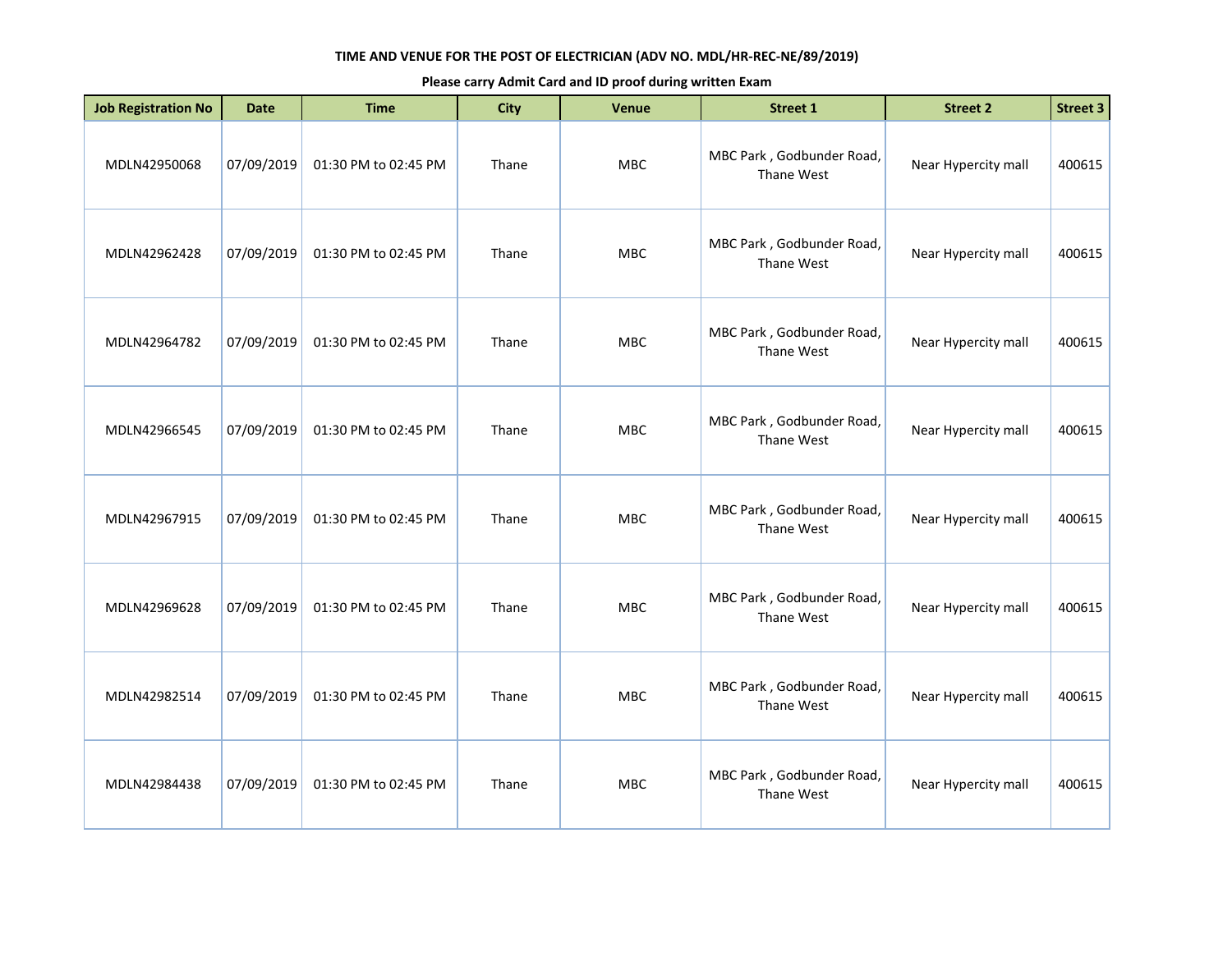**TIME AND VENUE FOR THE POST OF ELECTRICIAN (ADV NO. MDL/HR-REC-NE/89/2019)**

**Please carry Admit Card and ID proof during written Exam**

| Job Registration No | Date | Time | City | Venue | Street 1 | Street 2 | Street 3 |
|---|---|---|---|---|---|---|---|
| MDLN42950068 | 07/09/2019 | 01:30 PM to 02:45 PM | Thane | MBC | MBC Park , Godbunder Road, Thane West | Near Hypercity mall | 400615 |
| MDLN42962428 | 07/09/2019 | 01:30 PM to 02:45 PM | Thane | MBC | MBC Park , Godbunder Road, Thane West | Near Hypercity mall | 400615 |
| MDLN42964782 | 07/09/2019 | 01:30 PM to 02:45 PM | Thane | MBC | MBC Park , Godbunder Road, Thane West | Near Hypercity mall | 400615 |
| MDLN42966545 | 07/09/2019 | 01:30 PM to 02:45 PM | Thane | MBC | MBC Park , Godbunder Road, Thane West | Near Hypercity mall | 400615 |
| MDLN42967915 | 07/09/2019 | 01:30 PM to 02:45 PM | Thane | MBC | MBC Park , Godbunder Road, Thane West | Near Hypercity mall | 400615 |
| MDLN42969628 | 07/09/2019 | 01:30 PM to 02:45 PM | Thane | MBC | MBC Park , Godbunder Road, Thane West | Near Hypercity mall | 400615 |
| MDLN42982514 | 07/09/2019 | 01:30 PM to 02:45 PM | Thane | MBC | MBC Park , Godbunder Road, Thane West | Near Hypercity mall | 400615 |
| MDLN42984438 | 07/09/2019 | 01:30 PM to 02:45 PM | Thane | MBC | MBC Park , Godbunder Road, Thane West | Near Hypercity mall | 400615 |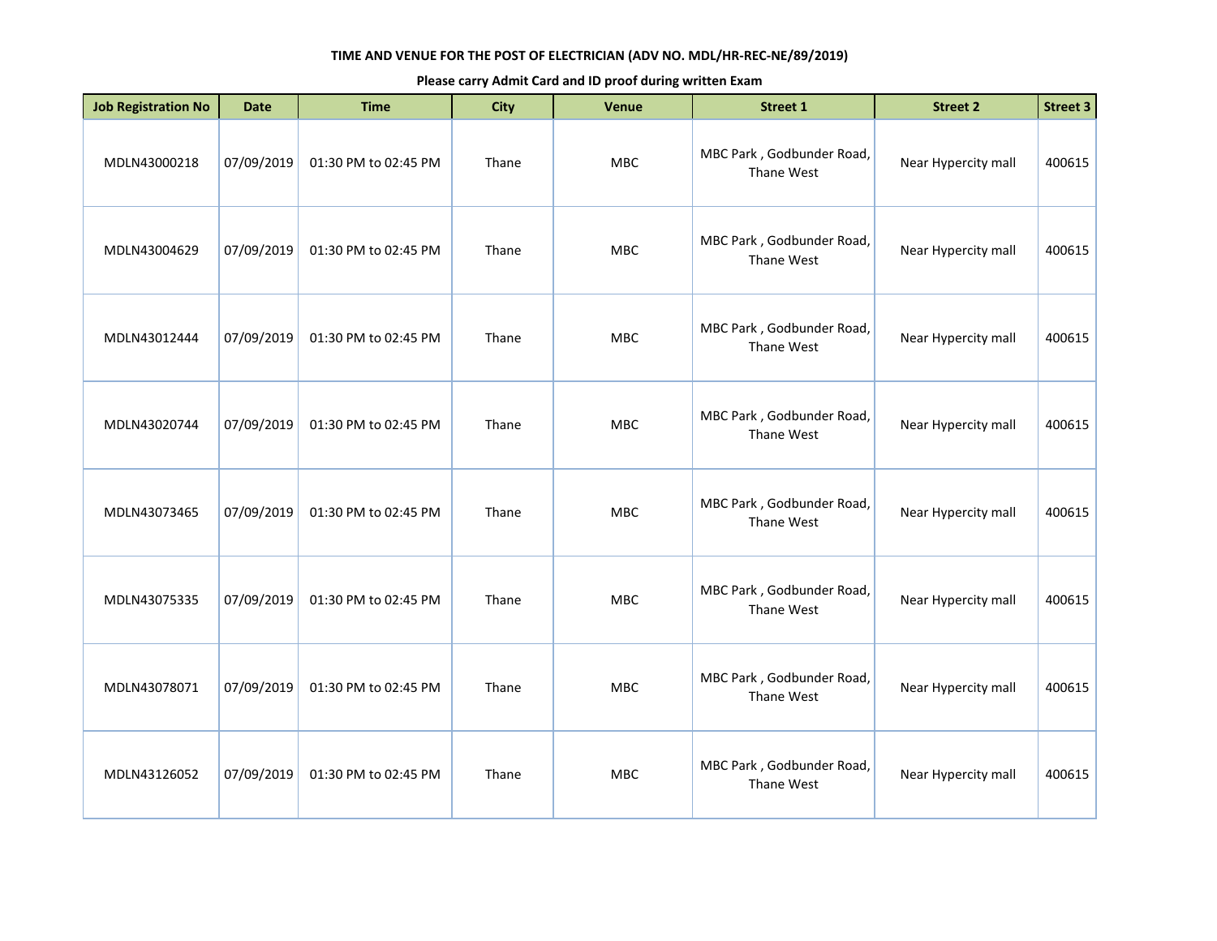**TIME AND VENUE FOR THE POST OF ELECTRICIAN (ADV NO. MDL/HR-REC-NE/89/2019)**

**Please carry Admit Card and ID proof during written Exam**

| Job Registration No | Date | Time | City | Venue | Street 1 | Street 2 | Street 3 |
|---|---|---|---|---|---|---|---|
| MDLN43000218 | 07/09/2019 | 01:30 PM to 02:45 PM | Thane | MBC | MBC Park , Godbunder Road, Thane West | Near Hypercity mall | 400615 |
| MDLN43004629 | 07/09/2019 | 01:30 PM to 02:45 PM | Thane | MBC | MBC Park , Godbunder Road, Thane West | Near Hypercity mall | 400615 |
| MDLN43012444 | 07/09/2019 | 01:30 PM to 02:45 PM | Thane | MBC | MBC Park , Godbunder Road, Thane West | Near Hypercity mall | 400615 |
| MDLN43020744 | 07/09/2019 | 01:30 PM to 02:45 PM | Thane | MBC | MBC Park , Godbunder Road, Thane West | Near Hypercity mall | 400615 |
| MDLN43073465 | 07/09/2019 | 01:30 PM to 02:45 PM | Thane | MBC | MBC Park , Godbunder Road, Thane West | Near Hypercity mall | 400615 |
| MDLN43075335 | 07/09/2019 | 01:30 PM to 02:45 PM | Thane | MBC | MBC Park , Godbunder Road, Thane West | Near Hypercity mall | 400615 |
| MDLN43078071 | 07/09/2019 | 01:30 PM to 02:45 PM | Thane | MBC | MBC Park , Godbunder Road, Thane West | Near Hypercity mall | 400615 |
| MDLN43126052 | 07/09/2019 | 01:30 PM to 02:45 PM | Thane | MBC | MBC Park , Godbunder Road, Thane West | Near Hypercity mall | 400615 |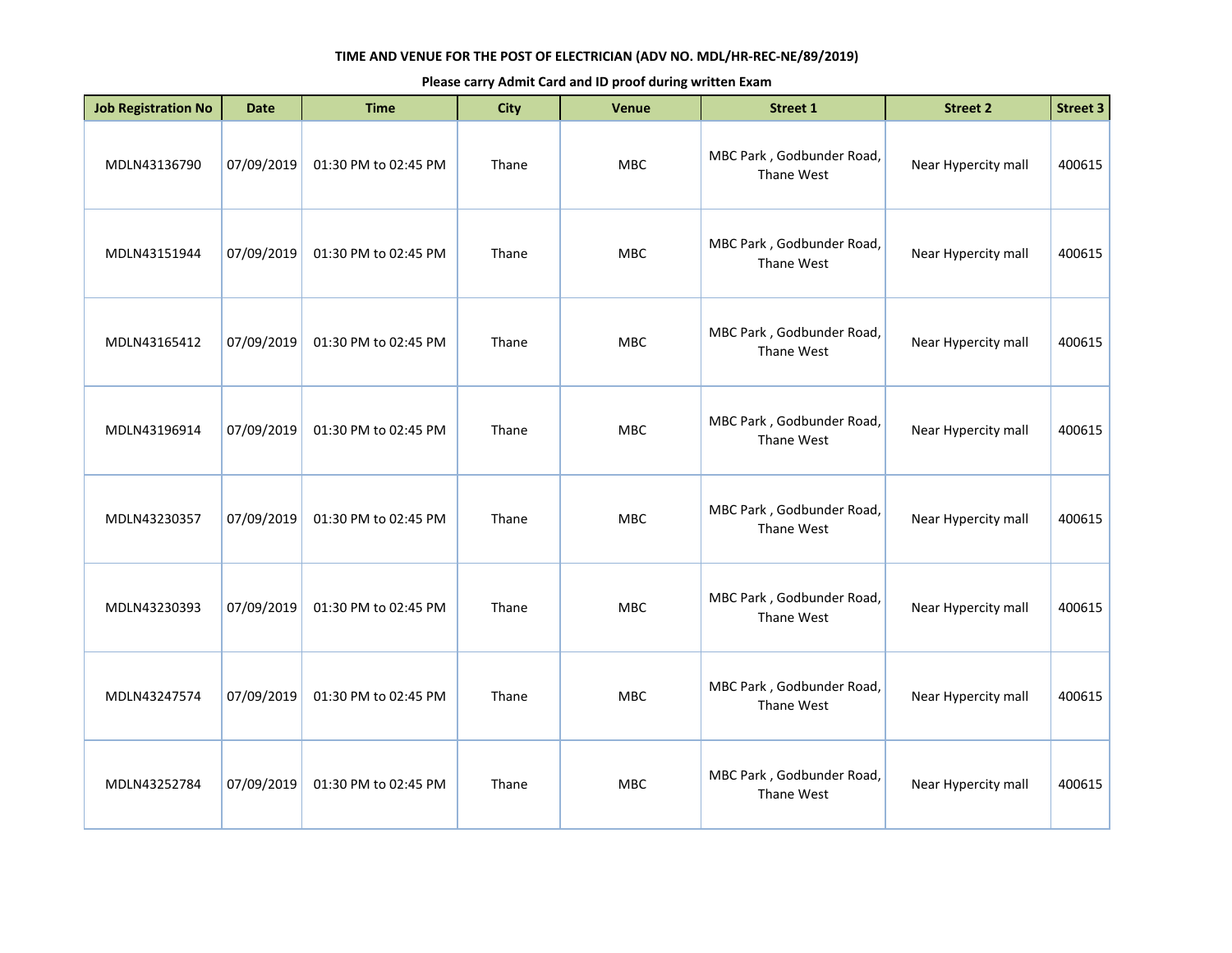**TIME AND VENUE FOR THE POST OF ELECTRICIAN (ADV NO. MDL/HR-REC-NE/89/2019)**

**Please carry Admit Card and ID proof during written Exam**

| Job Registration No | Date | Time | City | Venue | Street 1 | Street 2 | Street 3 |
|---|---|---|---|---|---|---|---|
| MDLN43136790 | 07/09/2019 | 01:30 PM to 02:45 PM | Thane | MBC | MBC Park , Godbunder Road, Thane West | Near Hypercity mall | 400615 |
| MDLN43151944 | 07/09/2019 | 01:30 PM to 02:45 PM | Thane | MBC | MBC Park , Godbunder Road, Thane West | Near Hypercity mall | 400615 |
| MDLN43165412 | 07/09/2019 | 01:30 PM to 02:45 PM | Thane | MBC | MBC Park , Godbunder Road, Thane West | Near Hypercity mall | 400615 |
| MDLN43196914 | 07/09/2019 | 01:30 PM to 02:45 PM | Thane | MBC | MBC Park , Godbunder Road, Thane West | Near Hypercity mall | 400615 |
| MDLN43230357 | 07/09/2019 | 01:30 PM to 02:45 PM | Thane | MBC | MBC Park , Godbunder Road, Thane West | Near Hypercity mall | 400615 |
| MDLN43230393 | 07/09/2019 | 01:30 PM to 02:45 PM | Thane | MBC | MBC Park , Godbunder Road, Thane West | Near Hypercity mall | 400615 |
| MDLN43247574 | 07/09/2019 | 01:30 PM to 02:45 PM | Thane | MBC | MBC Park , Godbunder Road, Thane West | Near Hypercity mall | 400615 |
| MDLN43252784 | 07/09/2019 | 01:30 PM to 02:45 PM | Thane | MBC | MBC Park , Godbunder Road, Thane West | Near Hypercity mall | 400615 |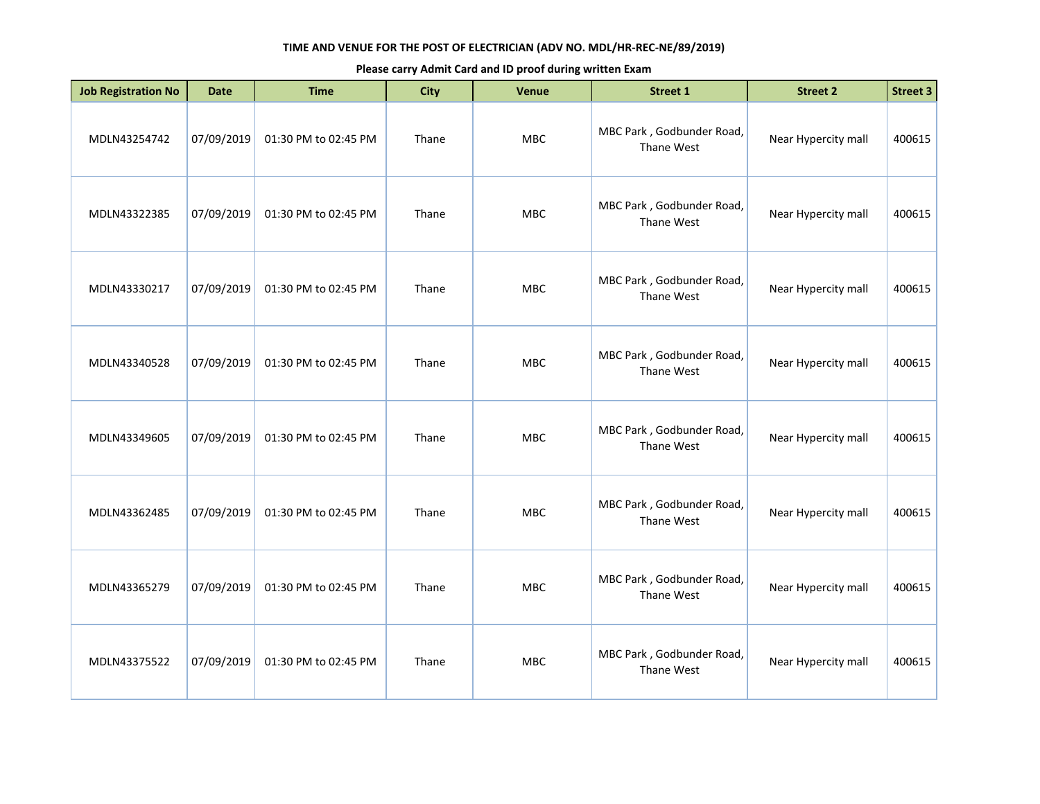**TIME AND VENUE FOR THE POST OF ELECTRICIAN (ADV NO. MDL/HR-REC-NE/89/2019)**

**Please carry Admit Card and ID proof during written Exam**

| Job Registration No | Date | Time | City | Venue | Street 1 | Street 2 | Street 3 |
|---|---|---|---|---|---|---|---|
| MDLN43254742 | 07/09/2019 | 01:30 PM to 02:45 PM | Thane | MBC | MBC Park , Godbunder Road, Thane West | Near Hypercity mall | 400615 |
| MDLN43322385 | 07/09/2019 | 01:30 PM to 02:45 PM | Thane | MBC | MBC Park , Godbunder Road, Thane West | Near Hypercity mall | 400615 |
| MDLN43330217 | 07/09/2019 | 01:30 PM to 02:45 PM | Thane | MBC | MBC Park , Godbunder Road, Thane West | Near Hypercity mall | 400615 |
| MDLN43340528 | 07/09/2019 | 01:30 PM to 02:45 PM | Thane | MBC | MBC Park , Godbunder Road, Thane West | Near Hypercity mall | 400615 |
| MDLN43349605 | 07/09/2019 | 01:30 PM to 02:45 PM | Thane | MBC | MBC Park , Godbunder Road, Thane West | Near Hypercity mall | 400615 |
| MDLN43362485 | 07/09/2019 | 01:30 PM to 02:45 PM | Thane | MBC | MBC Park , Godbunder Road, Thane West | Near Hypercity mall | 400615 |
| MDLN43365279 | 07/09/2019 | 01:30 PM to 02:45 PM | Thane | MBC | MBC Park , Godbunder Road, Thane West | Near Hypercity mall | 400615 |
| MDLN43375522 | 07/09/2019 | 01:30 PM to 02:45 PM | Thane | MBC | MBC Park , Godbunder Road, Thane West | Near Hypercity mall | 400615 |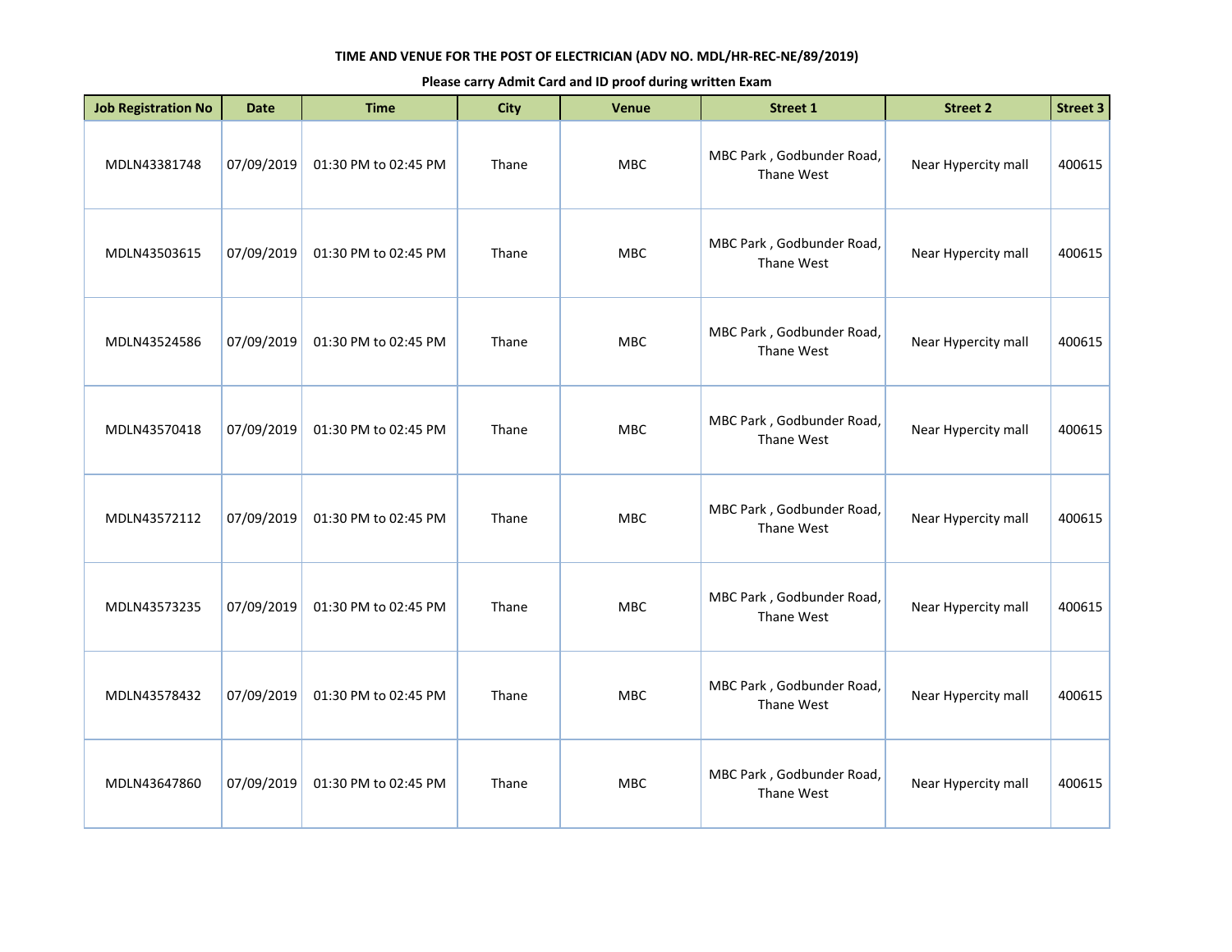**TIME AND VENUE FOR THE POST OF ELECTRICIAN (ADV NO. MDL/HR-REC-NE/89/2019)**

**Please carry Admit Card and ID proof during written Exam**

| Job Registration No | Date | Time | City | Venue | Street 1 | Street 2 | Street 3 |
|---|---|---|---|---|---|---|---|
| MDLN43381748 | 07/09/2019 | 01:30 PM to 02:45 PM | Thane | MBC | MBC Park , Godbunder Road, Thane West | Near Hypercity mall | 400615 |
| MDLN43503615 | 07/09/2019 | 01:30 PM to 02:45 PM | Thane | MBC | MBC Park , Godbunder Road, Thane West | Near Hypercity mall | 400615 |
| MDLN43524586 | 07/09/2019 | 01:30 PM to 02:45 PM | Thane | MBC | MBC Park , Godbunder Road, Thane West | Near Hypercity mall | 400615 |
| MDLN43570418 | 07/09/2019 | 01:30 PM to 02:45 PM | Thane | MBC | MBC Park , Godbunder Road, Thane West | Near Hypercity mall | 400615 |
| MDLN43572112 | 07/09/2019 | 01:30 PM to 02:45 PM | Thane | MBC | MBC Park , Godbunder Road, Thane West | Near Hypercity mall | 400615 |
| MDLN43573235 | 07/09/2019 | 01:30 PM to 02:45 PM | Thane | MBC | MBC Park , Godbunder Road, Thane West | Near Hypercity mall | 400615 |
| MDLN43578432 | 07/09/2019 | 01:30 PM to 02:45 PM | Thane | MBC | MBC Park , Godbunder Road, Thane West | Near Hypercity mall | 400615 |
| MDLN43647860 | 07/09/2019 | 01:30 PM to 02:45 PM | Thane | MBC | MBC Park , Godbunder Road, Thane West | Near Hypercity mall | 400615 |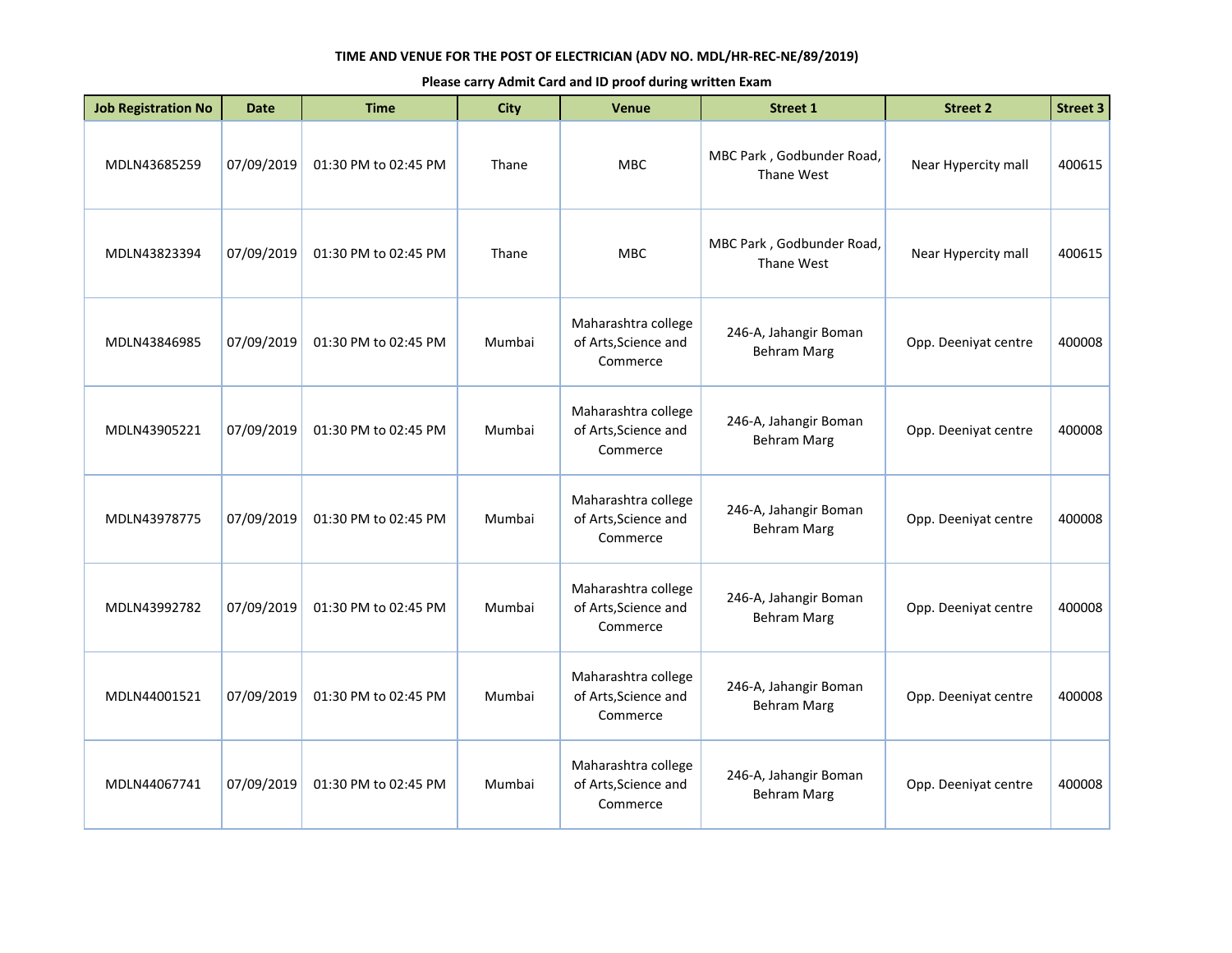**TIME AND VENUE FOR THE POST OF ELECTRICIAN (ADV NO. MDL/HR-REC-NE/89/2019)**

**Please carry Admit Card and ID proof during written Exam**

| Job Registration No | Date | Time | City | Venue | Street 1 | Street 2 | Street 3 |
|---|---|---|---|---|---|---|---|
| MDLN43685259 | 07/09/2019 | 01:30 PM to 02:45 PM | Thane | MBC | MBC Park , Godbunder Road, Thane West | Near Hypercity mall | 400615 |
| MDLN43823394 | 07/09/2019 | 01:30 PM to 02:45 PM | Thane | MBC | MBC Park , Godbunder Road, Thane West | Near Hypercity mall | 400615 |
| MDLN43846985 | 07/09/2019 | 01:30 PM to 02:45 PM | Mumbai | Maharashtra college of Arts,Science and Commerce | 246-A, Jahangir Boman Behram Marg | Opp. Deeniyat centre | 400008 |
| MDLN43905221 | 07/09/2019 | 01:30 PM to 02:45 PM | Mumbai | Maharashtra college of Arts,Science and Commerce | 246-A, Jahangir Boman Behram Marg | Opp. Deeniyat centre | 400008 |
| MDLN43978775 | 07/09/2019 | 01:30 PM to 02:45 PM | Mumbai | Maharashtra college of Arts,Science and Commerce | 246-A, Jahangir Boman Behram Marg | Opp. Deeniyat centre | 400008 |
| MDLN43992782 | 07/09/2019 | 01:30 PM to 02:45 PM | Mumbai | Maharashtra college of Arts,Science and Commerce | 246-A, Jahangir Boman Behram Marg | Opp. Deeniyat centre | 400008 |
| MDLN44001521 | 07/09/2019 | 01:30 PM to 02:45 PM | Mumbai | Maharashtra college of Arts,Science and Commerce | 246-A, Jahangir Boman Behram Marg | Opp. Deeniyat centre | 400008 |
| MDLN44067741 | 07/09/2019 | 01:30 PM to 02:45 PM | Mumbai | Maharashtra college of Arts,Science and Commerce | 246-A, Jahangir Boman Behram Marg | Opp. Deeniyat centre | 400008 |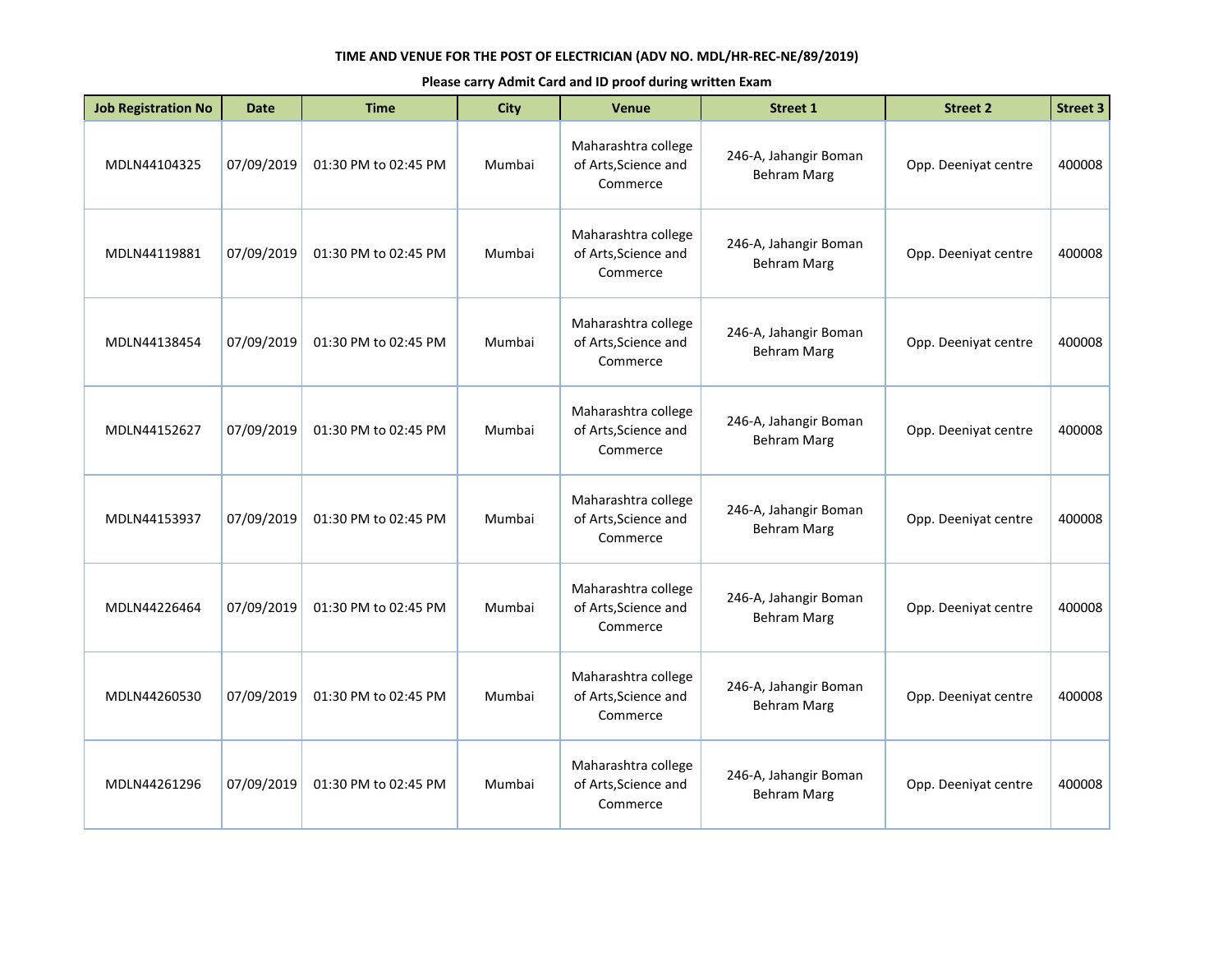**TIME AND VENUE FOR THE POST OF ELECTRICIAN (ADV NO. MDL/HR-REC-NE/89/2019)**

**Please carry Admit Card and ID proof during written Exam**

| Job Registration No | Date | Time | City | Venue | Street 1 | Street 2 | Street 3 |
|---|---|---|---|---|---|---|---|
| MDLN44104325 | 07/09/2019 | 01:30 PM to 02:45 PM | Mumbai | Maharashtra college of Arts,Science and Commerce | 246-A, Jahangir Boman Behram Marg | Opp. Deeniyat centre | 400008 |
| MDLN44119881 | 07/09/2019 | 01:30 PM to 02:45 PM | Mumbai | Maharashtra college of Arts,Science and Commerce | 246-A, Jahangir Boman Behram Marg | Opp. Deeniyat centre | 400008 |
| MDLN44138454 | 07/09/2019 | 01:30 PM to 02:45 PM | Mumbai | Maharashtra college of Arts,Science and Commerce | 246-A, Jahangir Boman Behram Marg | Opp. Deeniyat centre | 400008 |
| MDLN44152627 | 07/09/2019 | 01:30 PM to 02:45 PM | Mumbai | Maharashtra college of Arts,Science and Commerce | 246-A, Jahangir Boman Behram Marg | Opp. Deeniyat centre | 400008 |
| MDLN44153937 | 07/09/2019 | 01:30 PM to 02:45 PM | Mumbai | Maharashtra college of Arts,Science and Commerce | 246-A, Jahangir Boman Behram Marg | Opp. Deeniyat centre | 400008 |
| MDLN44226464 | 07/09/2019 | 01:30 PM to 02:45 PM | Mumbai | Maharashtra college of Arts,Science and Commerce | 246-A, Jahangir Boman Behram Marg | Opp. Deeniyat centre | 400008 |
| MDLN44260530 | 07/09/2019 | 01:30 PM to 02:45 PM | Mumbai | Maharashtra college of Arts,Science and Commerce | 246-A, Jahangir Boman Behram Marg | Opp. Deeniyat centre | 400008 |
| MDLN44261296 | 07/09/2019 | 01:30 PM to 02:45 PM | Mumbai | Maharashtra college of Arts,Science and Commerce | 246-A, Jahangir Boman Behram Marg | Opp. Deeniyat centre | 400008 |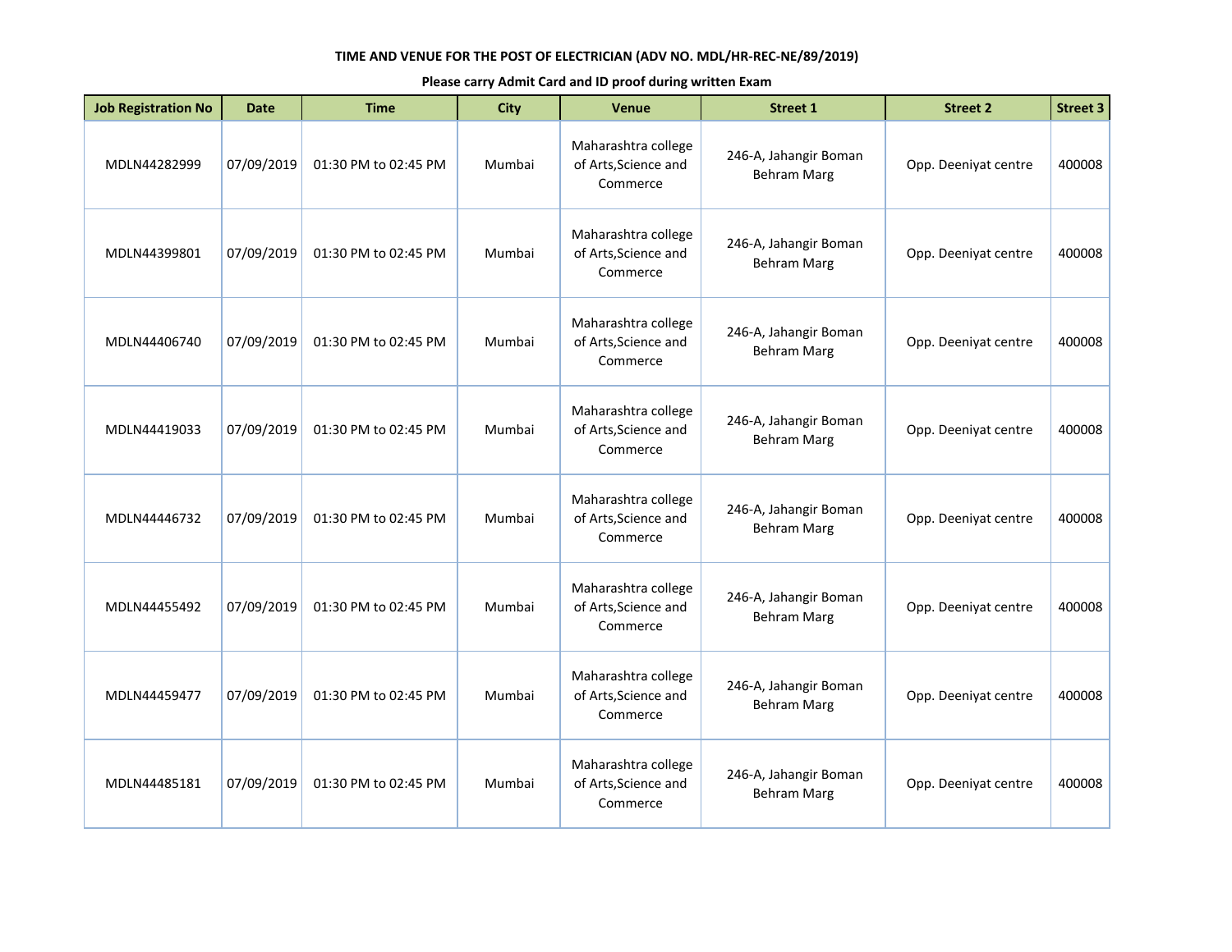**TIME AND VENUE FOR THE POST OF ELECTRICIAN (ADV NO. MDL/HR-REC-NE/89/2019)**

**Please carry Admit Card and ID proof during written Exam**

| Job Registration No | Date | Time | City | Venue | Street 1 | Street 2 | Street 3 |
|---|---|---|---|---|---|---|---|
| MDLN44282999 | 07/09/2019 | 01:30 PM to 02:45 PM | Mumbai | Maharashtra college of Arts,Science and Commerce | 246-A, Jahangir Boman Behram Marg | Opp. Deeniyat centre | 400008 |
| MDLN44399801 | 07/09/2019 | 01:30 PM to 02:45 PM | Mumbai | Maharashtra college of Arts,Science and Commerce | 246-A, Jahangir Boman Behram Marg | Opp. Deeniyat centre | 400008 |
| MDLN44406740 | 07/09/2019 | 01:30 PM to 02:45 PM | Mumbai | Maharashtra college of Arts,Science and Commerce | 246-A, Jahangir Boman Behram Marg | Opp. Deeniyat centre | 400008 |
| MDLN44419033 | 07/09/2019 | 01:30 PM to 02:45 PM | Mumbai | Maharashtra college of Arts,Science and Commerce | 246-A, Jahangir Boman Behram Marg | Opp. Deeniyat centre | 400008 |
| MDLN44446732 | 07/09/2019 | 01:30 PM to 02:45 PM | Mumbai | Maharashtra college of Arts,Science and Commerce | 246-A, Jahangir Boman Behram Marg | Opp. Deeniyat centre | 400008 |
| MDLN44455492 | 07/09/2019 | 01:30 PM to 02:45 PM | Mumbai | Maharashtra college of Arts,Science and Commerce | 246-A, Jahangir Boman Behram Marg | Opp. Deeniyat centre | 400008 |
| MDLN44459477 | 07/09/2019 | 01:30 PM to 02:45 PM | Mumbai | Maharashtra college of Arts,Science and Commerce | 246-A, Jahangir Boman Behram Marg | Opp. Deeniyat centre | 400008 |
| MDLN44485181 | 07/09/2019 | 01:30 PM to 02:45 PM | Mumbai | Maharashtra college of Arts,Science and Commerce | 246-A, Jahangir Boman Behram Marg | Opp. Deeniyat centre | 400008 |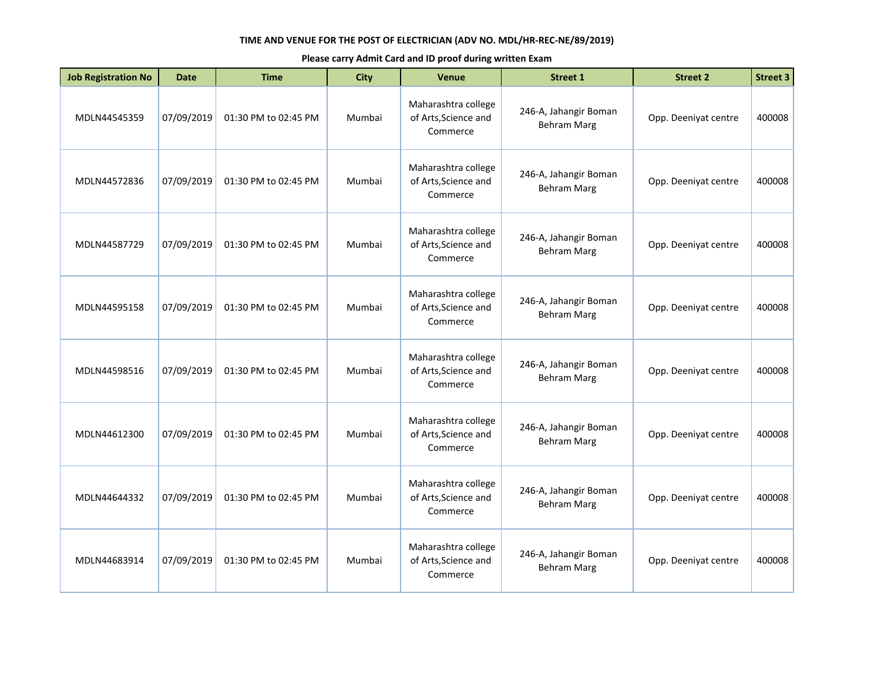**TIME AND VENUE FOR THE POST OF ELECTRICIAN (ADV NO. MDL/HR-REC-NE/89/2019)**

**Please carry Admit Card and ID proof during written Exam**

| Job Registration No | Date | Time | City | Venue | Street 1 | Street 2 | Street 3 |
|---|---|---|---|---|---|---|---|
| MDLN44545359 | 07/09/2019 | 01:30 PM to 02:45 PM | Mumbai | Maharashtra college of Arts,Science and Commerce | 246-A, Jahangir Boman Behram Marg | Opp. Deeniyat centre | 400008 |
| MDLN44572836 | 07/09/2019 | 01:30 PM to 02:45 PM | Mumbai | Maharashtra college of Arts,Science and Commerce | 246-A, Jahangir Boman Behram Marg | Opp. Deeniyat centre | 400008 |
| MDLN44587729 | 07/09/2019 | 01:30 PM to 02:45 PM | Mumbai | Maharashtra college of Arts,Science and Commerce | 246-A, Jahangir Boman Behram Marg | Opp. Deeniyat centre | 400008 |
| MDLN44595158 | 07/09/2019 | 01:30 PM to 02:45 PM | Mumbai | Maharashtra college of Arts,Science and Commerce | 246-A, Jahangir Boman Behram Marg | Opp. Deeniyat centre | 400008 |
| MDLN44598516 | 07/09/2019 | 01:30 PM to 02:45 PM | Mumbai | Maharashtra college of Arts,Science and Commerce | 246-A, Jahangir Boman Behram Marg | Opp. Deeniyat centre | 400008 |
| MDLN44612300 | 07/09/2019 | 01:30 PM to 02:45 PM | Mumbai | Maharashtra college of Arts,Science and Commerce | 246-A, Jahangir Boman Behram Marg | Opp. Deeniyat centre | 400008 |
| MDLN44644332 | 07/09/2019 | 01:30 PM to 02:45 PM | Mumbai | Maharashtra college of Arts,Science and Commerce | 246-A, Jahangir Boman Behram Marg | Opp. Deeniyat centre | 400008 |
| MDLN44683914 | 07/09/2019 | 01:30 PM to 02:45 PM | Mumbai | Maharashtra college of Arts,Science and Commerce | 246-A, Jahangir Boman Behram Marg | Opp. Deeniyat centre | 400008 |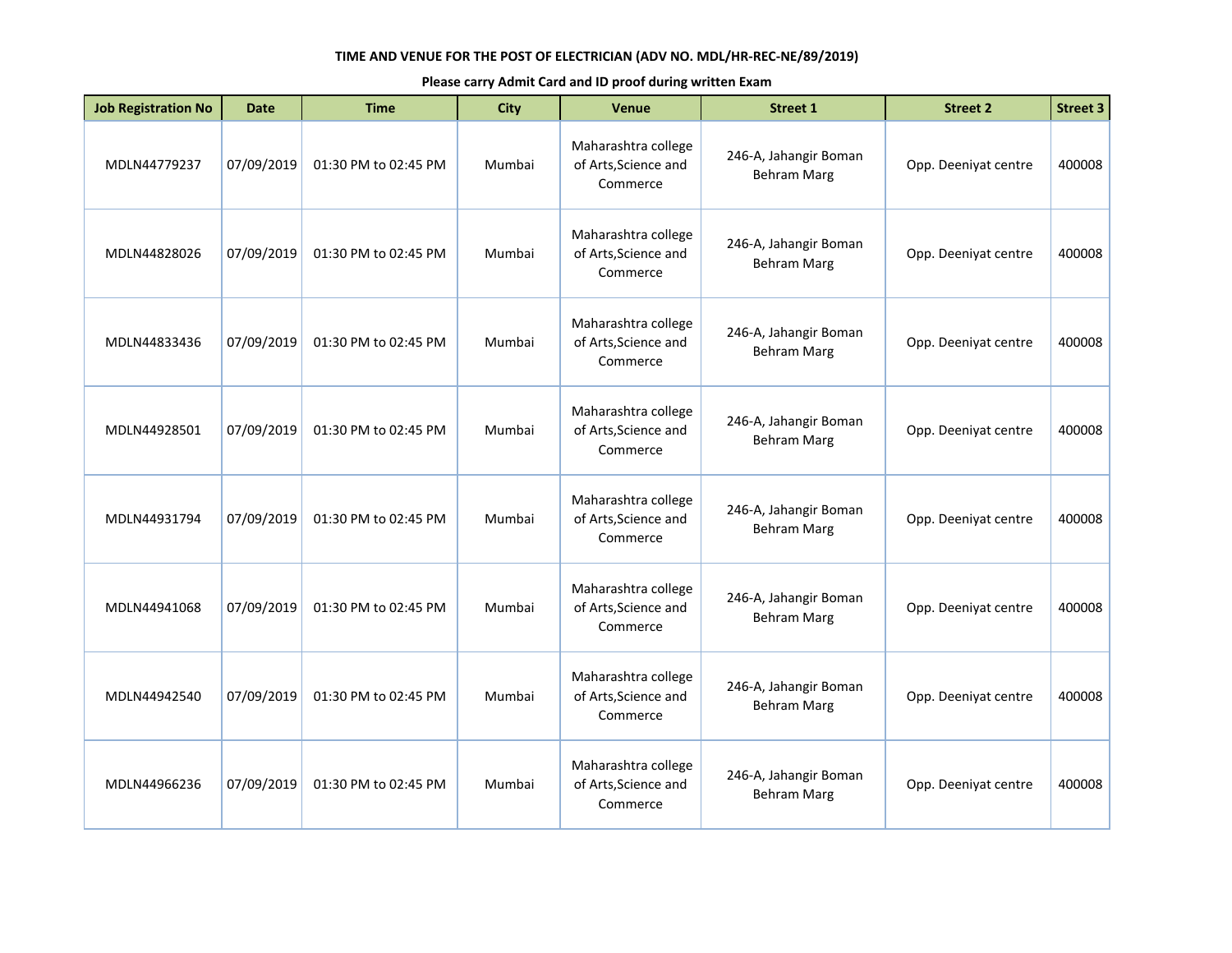**TIME AND VENUE FOR THE POST OF ELECTRICIAN (ADV NO. MDL/HR-REC-NE/89/2019)**

**Please carry Admit Card and ID proof during written Exam**

| Job Registration No | Date | Time | City | Venue | Street 1 | Street 2 | Street 3 |
|---|---|---|---|---|---|---|---|
| MDLN44779237 | 07/09/2019 | 01:30 PM to 02:45 PM | Mumbai | Maharashtra college of Arts,Science and Commerce | 246-A, Jahangir Boman Behram Marg | Opp. Deeniyat centre | 400008 |
| MDLN44828026 | 07/09/2019 | 01:30 PM to 02:45 PM | Mumbai | Maharashtra college of Arts,Science and Commerce | 246-A, Jahangir Boman Behram Marg | Opp. Deeniyat centre | 400008 |
| MDLN44833436 | 07/09/2019 | 01:30 PM to 02:45 PM | Mumbai | Maharashtra college of Arts,Science and Commerce | 246-A, Jahangir Boman Behram Marg | Opp. Deeniyat centre | 400008 |
| MDLN44928501 | 07/09/2019 | 01:30 PM to 02:45 PM | Mumbai | Maharashtra college of Arts,Science and Commerce | 246-A, Jahangir Boman Behram Marg | Opp. Deeniyat centre | 400008 |
| MDLN44931794 | 07/09/2019 | 01:30 PM to 02:45 PM | Mumbai | Maharashtra college of Arts,Science and Commerce | 246-A, Jahangir Boman Behram Marg | Opp. Deeniyat centre | 400008 |
| MDLN44941068 | 07/09/2019 | 01:30 PM to 02:45 PM | Mumbai | Maharashtra college of Arts,Science and Commerce | 246-A, Jahangir Boman Behram Marg | Opp. Deeniyat centre | 400008 |
| MDLN44942540 | 07/09/2019 | 01:30 PM to 02:45 PM | Mumbai | Maharashtra college of Arts,Science and Commerce | 246-A, Jahangir Boman Behram Marg | Opp. Deeniyat centre | 400008 |
| MDLN44966236 | 07/09/2019 | 01:30 PM to 02:45 PM | Mumbai | Maharashtra college of Arts,Science and Commerce | 246-A, Jahangir Boman Behram Marg | Opp. Deeniyat centre | 400008 |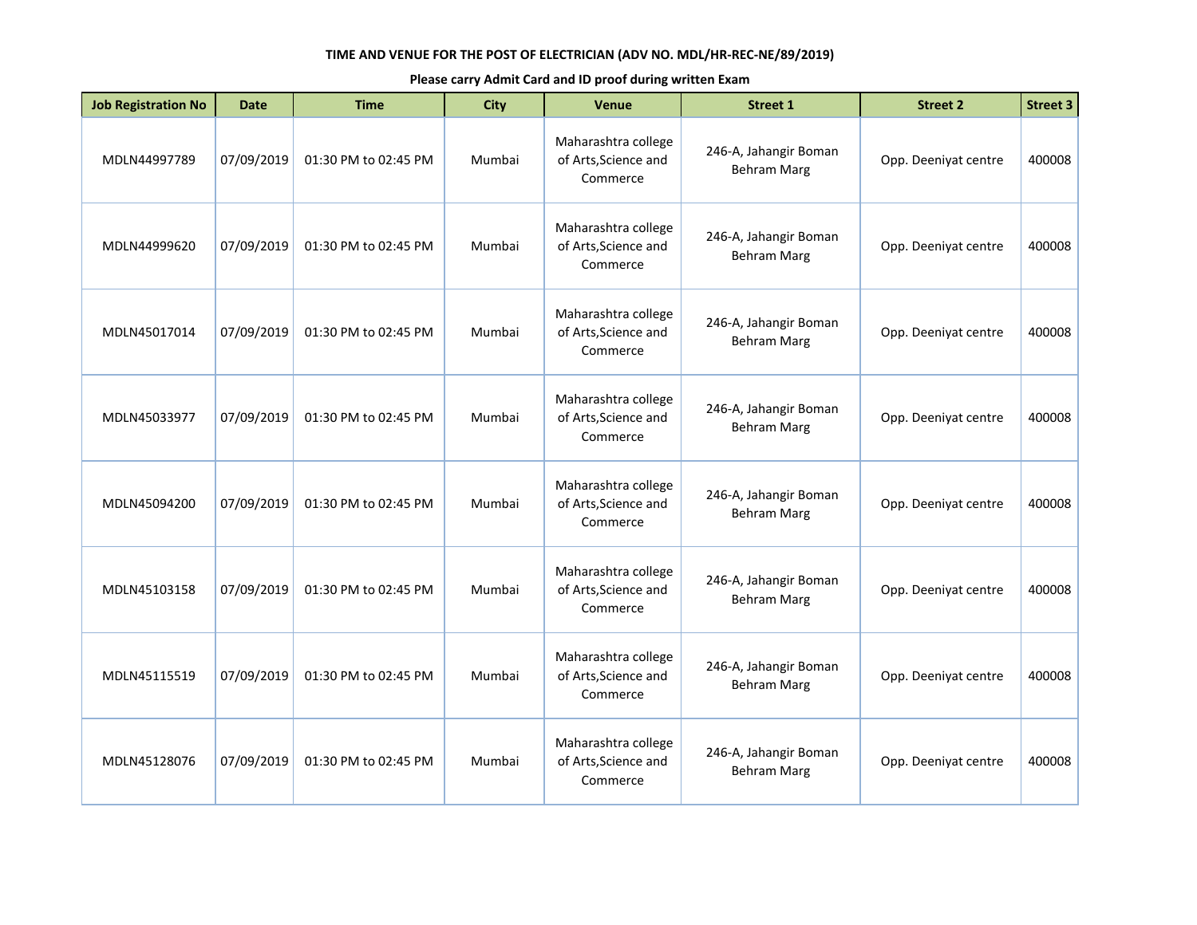**TIME AND VENUE FOR THE POST OF ELECTRICIAN (ADV NO. MDL/HR-REC-NE/89/2019)**

**Please carry Admit Card and ID proof during written Exam**

| Job Registration No | Date | Time | City | Venue | Street 1 | Street 2 | Street 3 |
|---|---|---|---|---|---|---|---|
| MDLN44997789 | 07/09/2019 | 01:30 PM to 02:45 PM | Mumbai | Maharashtra college of Arts,Science and Commerce | 246-A, Jahangir Boman Behram Marg | Opp. Deeniyat centre | 400008 |
| MDLN44999620 | 07/09/2019 | 01:30 PM to 02:45 PM | Mumbai | Maharashtra college of Arts,Science and Commerce | 246-A, Jahangir Boman Behram Marg | Opp. Deeniyat centre | 400008 |
| MDLN45017014 | 07/09/2019 | 01:30 PM to 02:45 PM | Mumbai | Maharashtra college of Arts,Science and Commerce | 246-A, Jahangir Boman Behram Marg | Opp. Deeniyat centre | 400008 |
| MDLN45033977 | 07/09/2019 | 01:30 PM to 02:45 PM | Mumbai | Maharashtra college of Arts,Science and Commerce | 246-A, Jahangir Boman Behram Marg | Opp. Deeniyat centre | 400008 |
| MDLN45094200 | 07/09/2019 | 01:30 PM to 02:45 PM | Mumbai | Maharashtra college of Arts,Science and Commerce | 246-A, Jahangir Boman Behram Marg | Opp. Deeniyat centre | 400008 |
| MDLN45103158 | 07/09/2019 | 01:30 PM to 02:45 PM | Mumbai | Maharashtra college of Arts,Science and Commerce | 246-A, Jahangir Boman Behram Marg | Opp. Deeniyat centre | 400008 |
| MDLN45115519 | 07/09/2019 | 01:30 PM to 02:45 PM | Mumbai | Maharashtra college of Arts,Science and Commerce | 246-A, Jahangir Boman Behram Marg | Opp. Deeniyat centre | 400008 |
| MDLN45128076 | 07/09/2019 | 01:30 PM to 02:45 PM | Mumbai | Maharashtra college of Arts,Science and Commerce | 246-A, Jahangir Boman Behram Marg | Opp. Deeniyat centre | 400008 |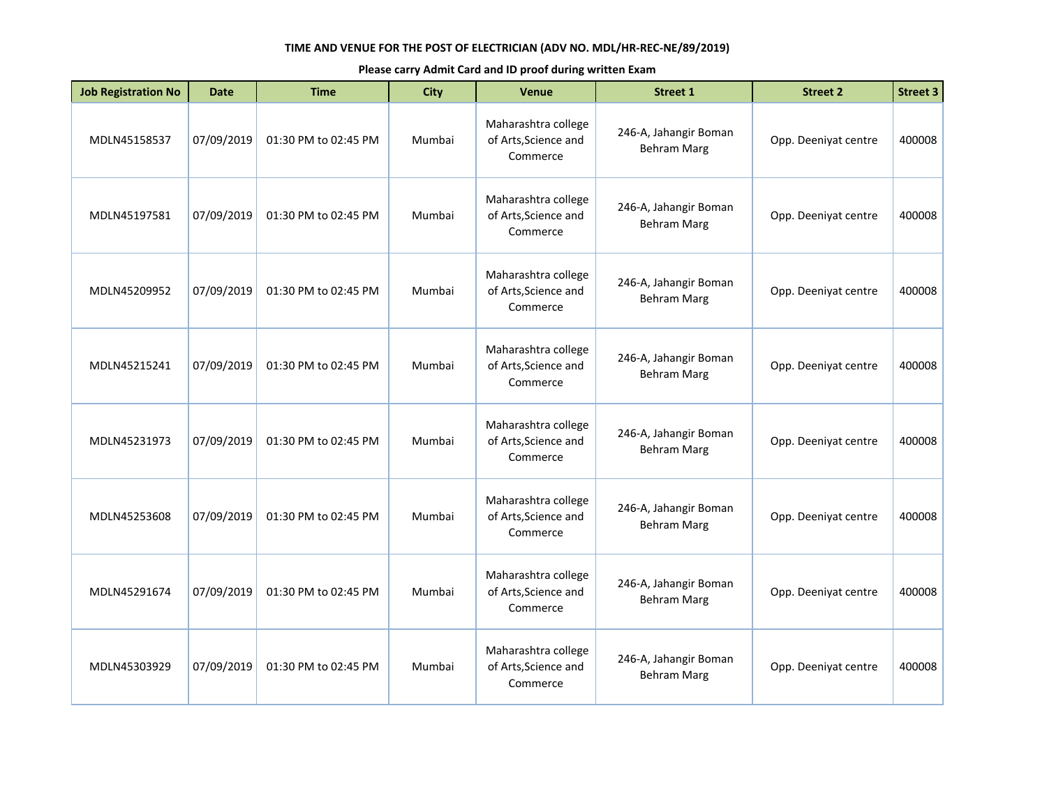**TIME AND VENUE FOR THE POST OF ELECTRICIAN (ADV NO. MDL/HR-REC-NE/89/2019)**

**Please carry Admit Card and ID proof during written Exam**

| Job Registration No | Date | Time | City | Venue | Street 1 | Street 2 | Street 3 |
|---|---|---|---|---|---|---|---|
| MDLN45158537 | 07/09/2019 | 01:30 PM to 02:45 PM | Mumbai | Maharashtra college of Arts,Science and Commerce | 246-A, Jahangir Boman Behram Marg | Opp. Deeniyat centre | 400008 |
| MDLN45197581 | 07/09/2019 | 01:30 PM to 02:45 PM | Mumbai | Maharashtra college of Arts,Science and Commerce | 246-A, Jahangir Boman Behram Marg | Opp. Deeniyat centre | 400008 |
| MDLN45209952 | 07/09/2019 | 01:30 PM to 02:45 PM | Mumbai | Maharashtra college of Arts,Science and Commerce | 246-A, Jahangir Boman Behram Marg | Opp. Deeniyat centre | 400008 |
| MDLN45215241 | 07/09/2019 | 01:30 PM to 02:45 PM | Mumbai | Maharashtra college of Arts,Science and Commerce | 246-A, Jahangir Boman Behram Marg | Opp. Deeniyat centre | 400008 |
| MDLN45231973 | 07/09/2019 | 01:30 PM to 02:45 PM | Mumbai | Maharashtra college of Arts,Science and Commerce | 246-A, Jahangir Boman Behram Marg | Opp. Deeniyat centre | 400008 |
| MDLN45253608 | 07/09/2019 | 01:30 PM to 02:45 PM | Mumbai | Maharashtra college of Arts,Science and Commerce | 246-A, Jahangir Boman Behram Marg | Opp. Deeniyat centre | 400008 |
| MDLN45291674 | 07/09/2019 | 01:30 PM to 02:45 PM | Mumbai | Maharashtra college of Arts,Science and Commerce | 246-A, Jahangir Boman Behram Marg | Opp. Deeniyat centre | 400008 |
| MDLN45303929 | 07/09/2019 | 01:30 PM to 02:45 PM | Mumbai | Maharashtra college of Arts,Science and Commerce | 246-A, Jahangir Boman Behram Marg | Opp. Deeniyat centre | 400008 |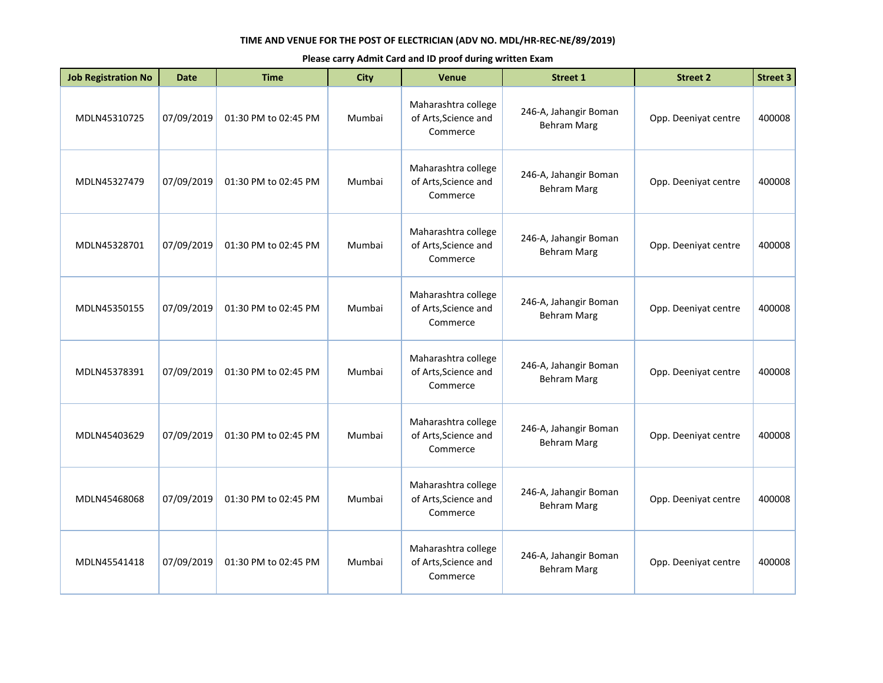**TIME AND VENUE FOR THE POST OF ELECTRICIAN (ADV NO. MDL/HR-REC-NE/89/2019)**

**Please carry Admit Card and ID proof during written Exam**

| Job Registration No | Date | Time | City | Venue | Street 1 | Street 2 | Street 3 |
|---|---|---|---|---|---|---|---|
| MDLN45310725 | 07/09/2019 | 01:30 PM to 02:45 PM | Mumbai | Maharashtra college of Arts,Science and Commerce | 246-A, Jahangir Boman Behram Marg | Opp. Deeniyat centre | 400008 |
| MDLN45327479 | 07/09/2019 | 01:30 PM to 02:45 PM | Mumbai | Maharashtra college of Arts,Science and Commerce | 246-A, Jahangir Boman Behram Marg | Opp. Deeniyat centre | 400008 |
| MDLN45328701 | 07/09/2019 | 01:30 PM to 02:45 PM | Mumbai | Maharashtra college of Arts,Science and Commerce | 246-A, Jahangir Boman Behram Marg | Opp. Deeniyat centre | 400008 |
| MDLN45350155 | 07/09/2019 | 01:30 PM to 02:45 PM | Mumbai | Maharashtra college of Arts,Science and Commerce | 246-A, Jahangir Boman Behram Marg | Opp. Deeniyat centre | 400008 |
| MDLN45378391 | 07/09/2019 | 01:30 PM to 02:45 PM | Mumbai | Maharashtra college of Arts,Science and Commerce | 246-A, Jahangir Boman Behram Marg | Opp. Deeniyat centre | 400008 |
| MDLN45403629 | 07/09/2019 | 01:30 PM to 02:45 PM | Mumbai | Maharashtra college of Arts,Science and Commerce | 246-A, Jahangir Boman Behram Marg | Opp. Deeniyat centre | 400008 |
| MDLN45468068 | 07/09/2019 | 01:30 PM to 02:45 PM | Mumbai | Maharashtra college of Arts,Science and Commerce | 246-A, Jahangir Boman Behram Marg | Opp. Deeniyat centre | 400008 |
| MDLN45541418 | 07/09/2019 | 01:30 PM to 02:45 PM | Mumbai | Maharashtra college of Arts,Science and Commerce | 246-A, Jahangir Boman Behram Marg | Opp. Deeniyat centre | 400008 |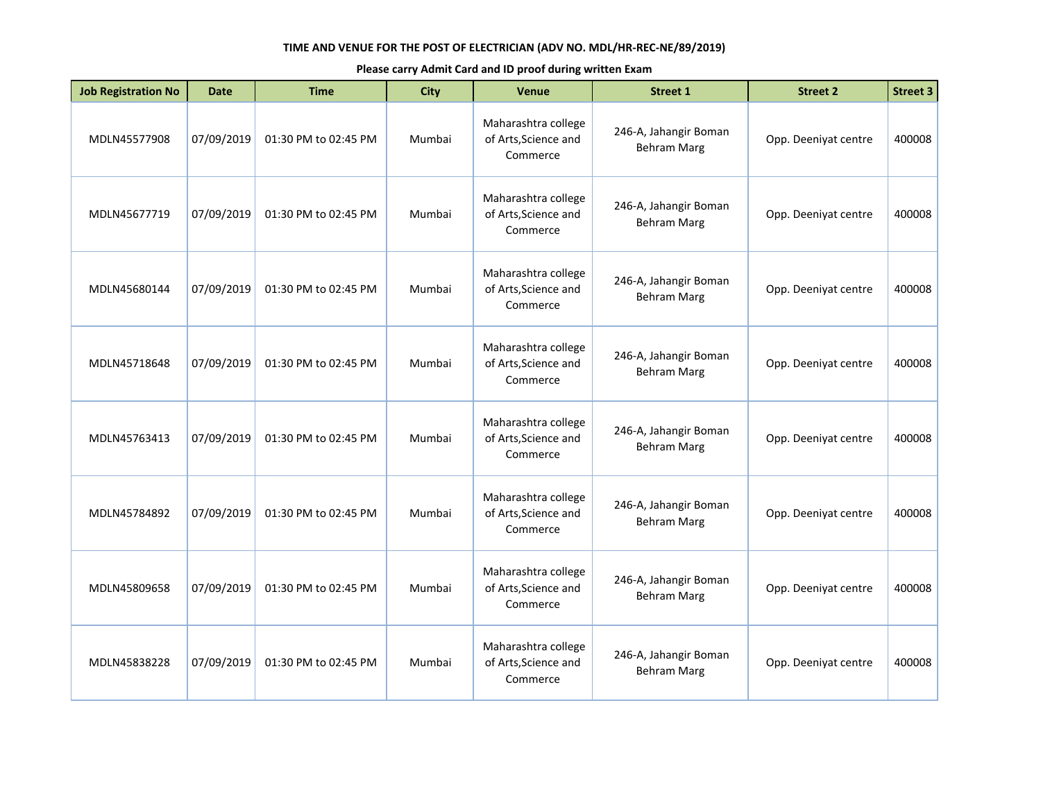**TIME AND VENUE FOR THE POST OF ELECTRICIAN (ADV NO. MDL/HR-REC-NE/89/2019)**

**Please carry Admit Card and ID proof during written Exam**

| Job Registration No | Date | Time | City | Venue | Street 1 | Street 2 | Street 3 |
|---|---|---|---|---|---|---|---|
| MDLN45577908 | 07/09/2019 | 01:30 PM to 02:45 PM | Mumbai | Maharashtra college of Arts,Science and Commerce | 246-A, Jahangir Boman Behram Marg | Opp. Deeniyat centre | 400008 |
| MDLN45677719 | 07/09/2019 | 01:30 PM to 02:45 PM | Mumbai | Maharashtra college of Arts,Science and Commerce | 246-A, Jahangir Boman Behram Marg | Opp. Deeniyat centre | 400008 |
| MDLN45680144 | 07/09/2019 | 01:30 PM to 02:45 PM | Mumbai | Maharashtra college of Arts,Science and Commerce | 246-A, Jahangir Boman Behram Marg | Opp. Deeniyat centre | 400008 |
| MDLN45718648 | 07/09/2019 | 01:30 PM to 02:45 PM | Mumbai | Maharashtra college of Arts,Science and Commerce | 246-A, Jahangir Boman Behram Marg | Opp. Deeniyat centre | 400008 |
| MDLN45763413 | 07/09/2019 | 01:30 PM to 02:45 PM | Mumbai | Maharashtra college of Arts,Science and Commerce | 246-A, Jahangir Boman Behram Marg | Opp. Deeniyat centre | 400008 |
| MDLN45784892 | 07/09/2019 | 01:30 PM to 02:45 PM | Mumbai | Maharashtra college of Arts,Science and Commerce | 246-A, Jahangir Boman Behram Marg | Opp. Deeniyat centre | 400008 |
| MDLN45809658 | 07/09/2019 | 01:30 PM to 02:45 PM | Mumbai | Maharashtra college of Arts,Science and Commerce | 246-A, Jahangir Boman Behram Marg | Opp. Deeniyat centre | 400008 |
| MDLN45838228 | 07/09/2019 | 01:30 PM to 02:45 PM | Mumbai | Maharashtra college of Arts,Science and Commerce | 246-A, Jahangir Boman Behram Marg | Opp. Deeniyat centre | 400008 |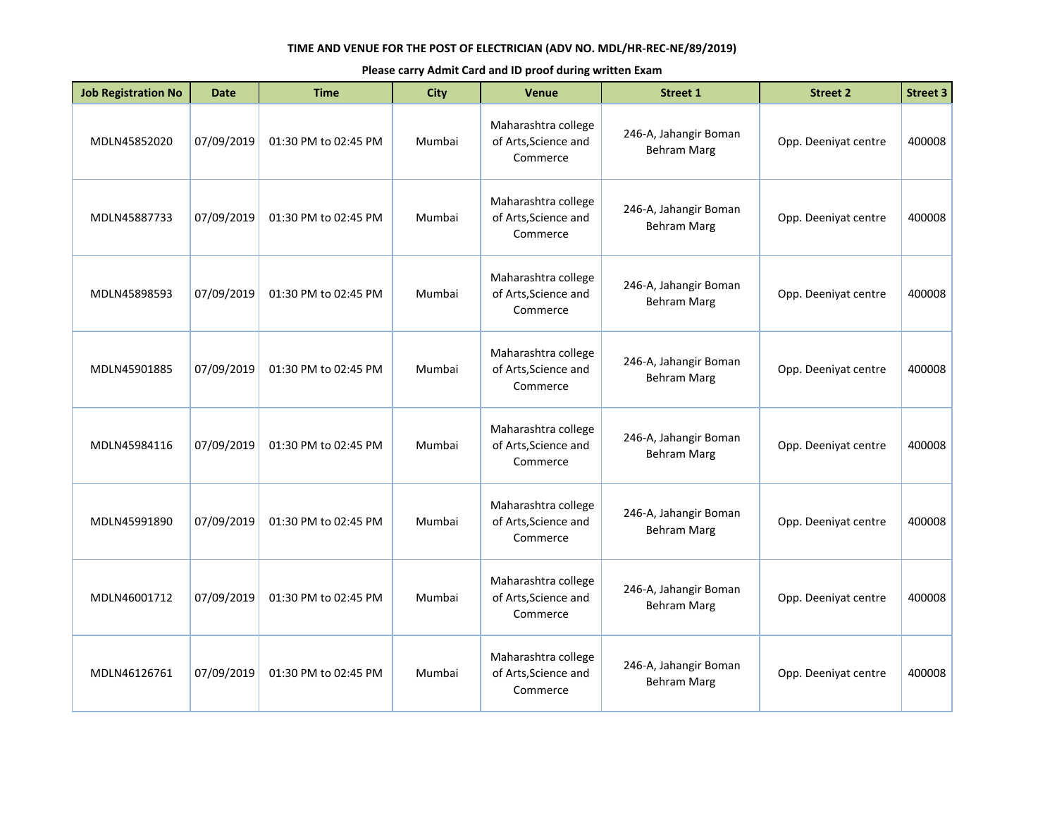**TIME AND VENUE FOR THE POST OF ELECTRICIAN (ADV NO. MDL/HR-REC-NE/89/2019)**

**Please carry Admit Card and ID proof during written Exam**

| Job Registration No | Date | Time | City | Venue | Street 1 | Street 2 | Street 3 |
|---|---|---|---|---|---|---|---|
| MDLN45852020 | 07/09/2019 | 01:30 PM to 02:45 PM | Mumbai | Maharashtra college of Arts,Science and Commerce | 246-A, Jahangir Boman Behram Marg | Opp. Deeniyat centre | 400008 |
| MDLN45887733 | 07/09/2019 | 01:30 PM to 02:45 PM | Mumbai | Maharashtra college of Arts,Science and Commerce | 246-A, Jahangir Boman Behram Marg | Opp. Deeniyat centre | 400008 |
| MDLN45898593 | 07/09/2019 | 01:30 PM to 02:45 PM | Mumbai | Maharashtra college of Arts,Science and Commerce | 246-A, Jahangir Boman Behram Marg | Opp. Deeniyat centre | 400008 |
| MDLN45901885 | 07/09/2019 | 01:30 PM to 02:45 PM | Mumbai | Maharashtra college of Arts,Science and Commerce | 246-A, Jahangir Boman Behram Marg | Opp. Deeniyat centre | 400008 |
| MDLN45984116 | 07/09/2019 | 01:30 PM to 02:45 PM | Mumbai | Maharashtra college of Arts,Science and Commerce | 246-A, Jahangir Boman Behram Marg | Opp. Deeniyat centre | 400008 |
| MDLN45991890 | 07/09/2019 | 01:30 PM to 02:45 PM | Mumbai | Maharashtra college of Arts,Science and Commerce | 246-A, Jahangir Boman Behram Marg | Opp. Deeniyat centre | 400008 |
| MDLN46001712 | 07/09/2019 | 01:30 PM to 02:45 PM | Mumbai | Maharashtra college of Arts,Science and Commerce | 246-A, Jahangir Boman Behram Marg | Opp. Deeniyat centre | 400008 |
| MDLN46126761 | 07/09/2019 | 01:30 PM to 02:45 PM | Mumbai | Maharashtra college of Arts,Science and Commerce | 246-A, Jahangir Boman Behram Marg | Opp. Deeniyat centre | 400008 |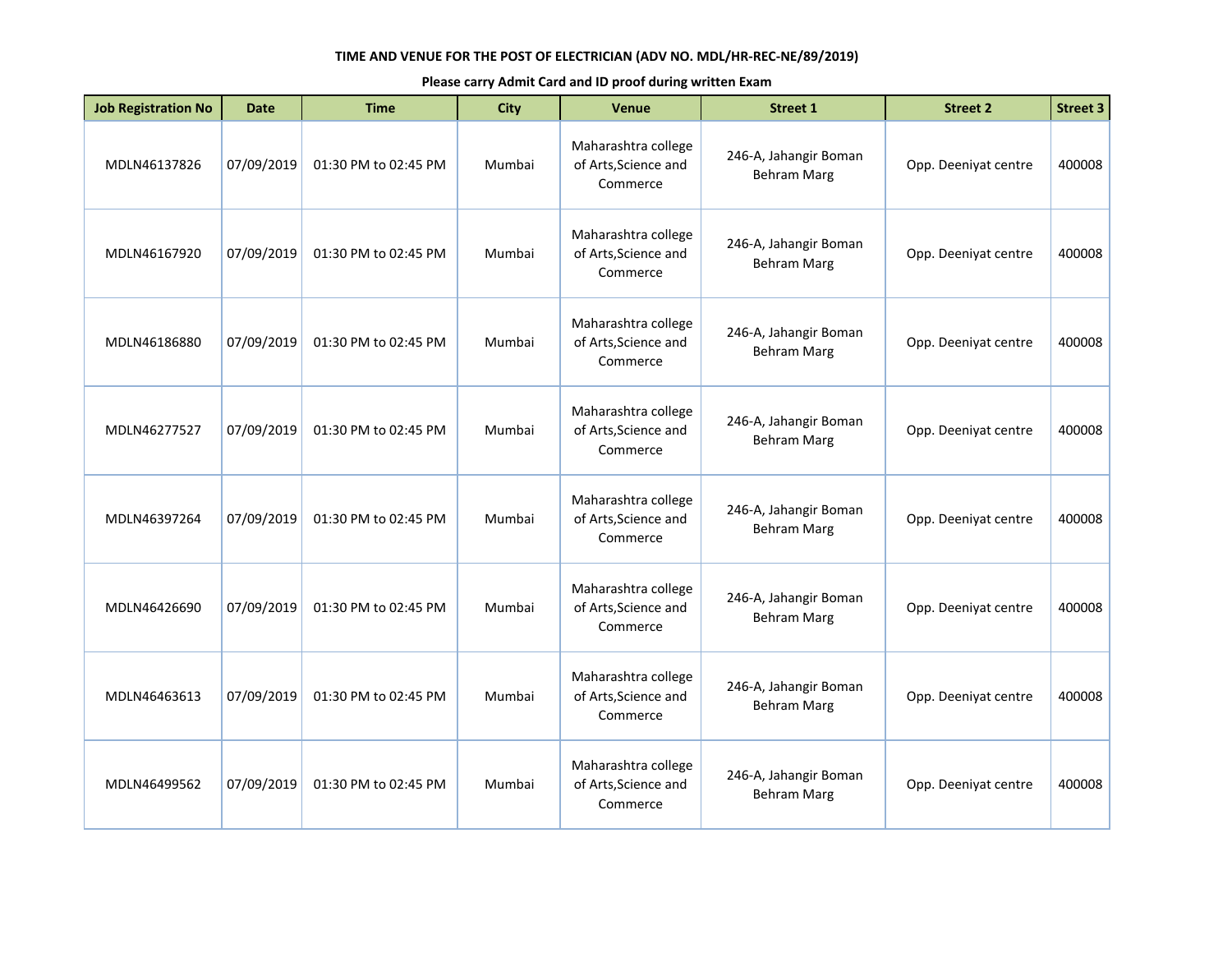**TIME AND VENUE FOR THE POST OF ELECTRICIAN (ADV NO. MDL/HR-REC-NE/89/2019)**

**Please carry Admit Card and ID proof during written Exam**

| Job Registration No | Date | Time | City | Venue | Street 1 | Street 2 | Street 3 |
|---|---|---|---|---|---|---|---|
| MDLN46137826 | 07/09/2019 | 01:30 PM to 02:45 PM | Mumbai | Maharashtra college of Arts,Science and Commerce | 246-A, Jahangir Boman Behram Marg | Opp. Deeniyat centre | 400008 |
| MDLN46167920 | 07/09/2019 | 01:30 PM to 02:45 PM | Mumbai | Maharashtra college of Arts,Science and Commerce | 246-A, Jahangir Boman Behram Marg | Opp. Deeniyat centre | 400008 |
| MDLN46186880 | 07/09/2019 | 01:30 PM to 02:45 PM | Mumbai | Maharashtra college of Arts,Science and Commerce | 246-A, Jahangir Boman Behram Marg | Opp. Deeniyat centre | 400008 |
| MDLN46277527 | 07/09/2019 | 01:30 PM to 02:45 PM | Mumbai | Maharashtra college of Arts,Science and Commerce | 246-A, Jahangir Boman Behram Marg | Opp. Deeniyat centre | 400008 |
| MDLN46397264 | 07/09/2019 | 01:30 PM to 02:45 PM | Mumbai | Maharashtra college of Arts,Science and Commerce | 246-A, Jahangir Boman Behram Marg | Opp. Deeniyat centre | 400008 |
| MDLN46426690 | 07/09/2019 | 01:30 PM to 02:45 PM | Mumbai | Maharashtra college of Arts,Science and Commerce | 246-A, Jahangir Boman Behram Marg | Opp. Deeniyat centre | 400008 |
| MDLN46463613 | 07/09/2019 | 01:30 PM to 02:45 PM | Mumbai | Maharashtra college of Arts,Science and Commerce | 246-A, Jahangir Boman Behram Marg | Opp. Deeniyat centre | 400008 |
| MDLN46499562 | 07/09/2019 | 01:30 PM to 02:45 PM | Mumbai | Maharashtra college of Arts,Science and Commerce | 246-A, Jahangir Boman Behram Marg | Opp. Deeniyat centre | 400008 |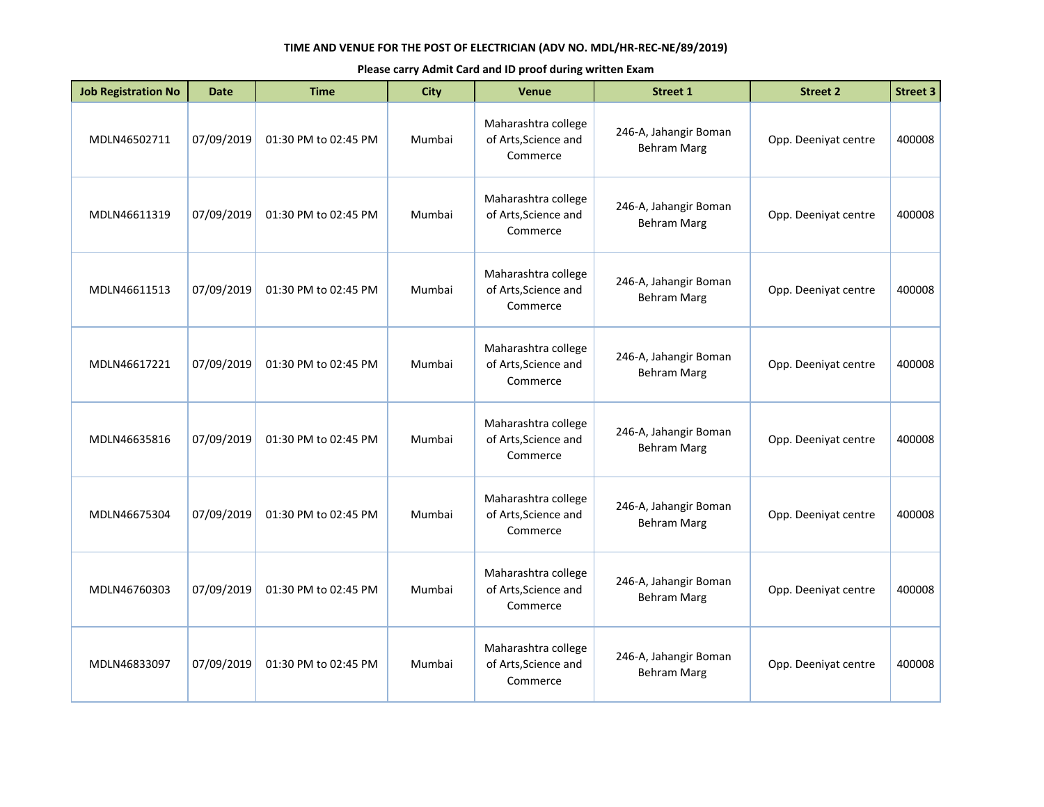**TIME AND VENUE FOR THE POST OF ELECTRICIAN (ADV NO. MDL/HR-REC-NE/89/2019)**

**Please carry Admit Card and ID proof during written Exam**

| Job Registration No | Date | Time | City | Venue | Street 1 | Street 2 | Street 3 |
|---|---|---|---|---|---|---|---|
| MDLN46502711 | 07/09/2019 | 01:30 PM to 02:45 PM | Mumbai | Maharashtra college of Arts,Science and Commerce | 246-A, Jahangir Boman Behram Marg | Opp. Deeniyat centre | 400008 |
| MDLN46611319 | 07/09/2019 | 01:30 PM to 02:45 PM | Mumbai | Maharashtra college of Arts,Science and Commerce | 246-A, Jahangir Boman Behram Marg | Opp. Deeniyat centre | 400008 |
| MDLN46611513 | 07/09/2019 | 01:30 PM to 02:45 PM | Mumbai | Maharashtra college of Arts,Science and Commerce | 246-A, Jahangir Boman Behram Marg | Opp. Deeniyat centre | 400008 |
| MDLN46617221 | 07/09/2019 | 01:30 PM to 02:45 PM | Mumbai | Maharashtra college of Arts,Science and Commerce | 246-A, Jahangir Boman Behram Marg | Opp. Deeniyat centre | 400008 |
| MDLN46635816 | 07/09/2019 | 01:30 PM to 02:45 PM | Mumbai | Maharashtra college of Arts,Science and Commerce | 246-A, Jahangir Boman Behram Marg | Opp. Deeniyat centre | 400008 |
| MDLN46675304 | 07/09/2019 | 01:30 PM to 02:45 PM | Mumbai | Maharashtra college of Arts,Science and Commerce | 246-A, Jahangir Boman Behram Marg | Opp. Deeniyat centre | 400008 |
| MDLN46760303 | 07/09/2019 | 01:30 PM to 02:45 PM | Mumbai | Maharashtra college of Arts,Science and Commerce | 246-A, Jahangir Boman Behram Marg | Opp. Deeniyat centre | 400008 |
| MDLN46833097 | 07/09/2019 | 01:30 PM to 02:45 PM | Mumbai | Maharashtra college of Arts,Science and Commerce | 246-A, Jahangir Boman Behram Marg | Opp. Deeniyat centre | 400008 |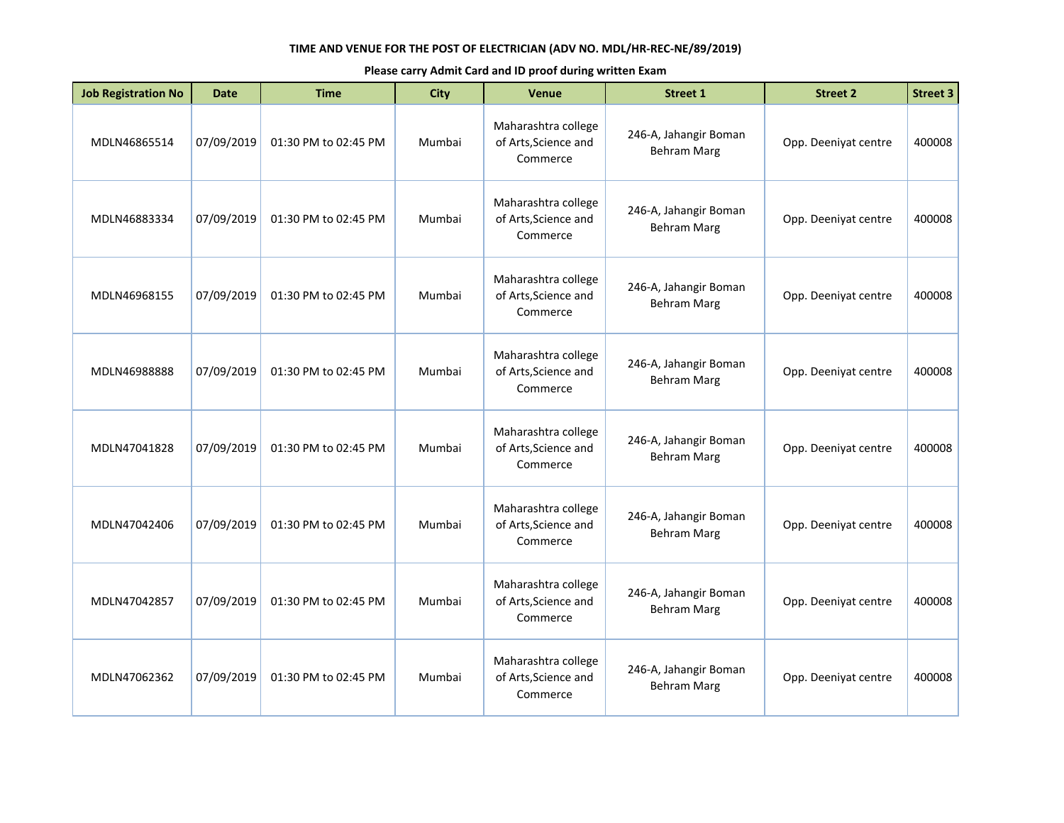**TIME AND VENUE FOR THE POST OF ELECTRICIAN (ADV NO. MDL/HR-REC-NE/89/2019)**

**Please carry Admit Card and ID proof during written Exam**

| Job Registration No | Date | Time | City | Venue | Street 1 | Street 2 | Street 3 |
|---|---|---|---|---|---|---|---|
| MDLN46865514 | 07/09/2019 | 01:30 PM to 02:45 PM | Mumbai | Maharashtra college of Arts,Science and Commerce | 246-A, Jahangir Boman Behram Marg | Opp. Deeniyat centre | 400008 |
| MDLN46883334 | 07/09/2019 | 01:30 PM to 02:45 PM | Mumbai | Maharashtra college of Arts,Science and Commerce | 246-A, Jahangir Boman Behram Marg | Opp. Deeniyat centre | 400008 |
| MDLN46968155 | 07/09/2019 | 01:30 PM to 02:45 PM | Mumbai | Maharashtra college of Arts,Science and Commerce | 246-A, Jahangir Boman Behram Marg | Opp. Deeniyat centre | 400008 |
| MDLN46988888 | 07/09/2019 | 01:30 PM to 02:45 PM | Mumbai | Maharashtra college of Arts,Science and Commerce | 246-A, Jahangir Boman Behram Marg | Opp. Deeniyat centre | 400008 |
| MDLN47041828 | 07/09/2019 | 01:30 PM to 02:45 PM | Mumbai | Maharashtra college of Arts,Science and Commerce | 246-A, Jahangir Boman Behram Marg | Opp. Deeniyat centre | 400008 |
| MDLN47042406 | 07/09/2019 | 01:30 PM to 02:45 PM | Mumbai | Maharashtra college of Arts,Science and Commerce | 246-A, Jahangir Boman Behram Marg | Opp. Deeniyat centre | 400008 |
| MDLN47042857 | 07/09/2019 | 01:30 PM to 02:45 PM | Mumbai | Maharashtra college of Arts,Science and Commerce | 246-A, Jahangir Boman Behram Marg | Opp. Deeniyat centre | 400008 |
| MDLN47062362 | 07/09/2019 | 01:30 PM to 02:45 PM | Mumbai | Maharashtra college of Arts,Science and Commerce | 246-A, Jahangir Boman Behram Marg | Opp. Deeniyat centre | 400008 |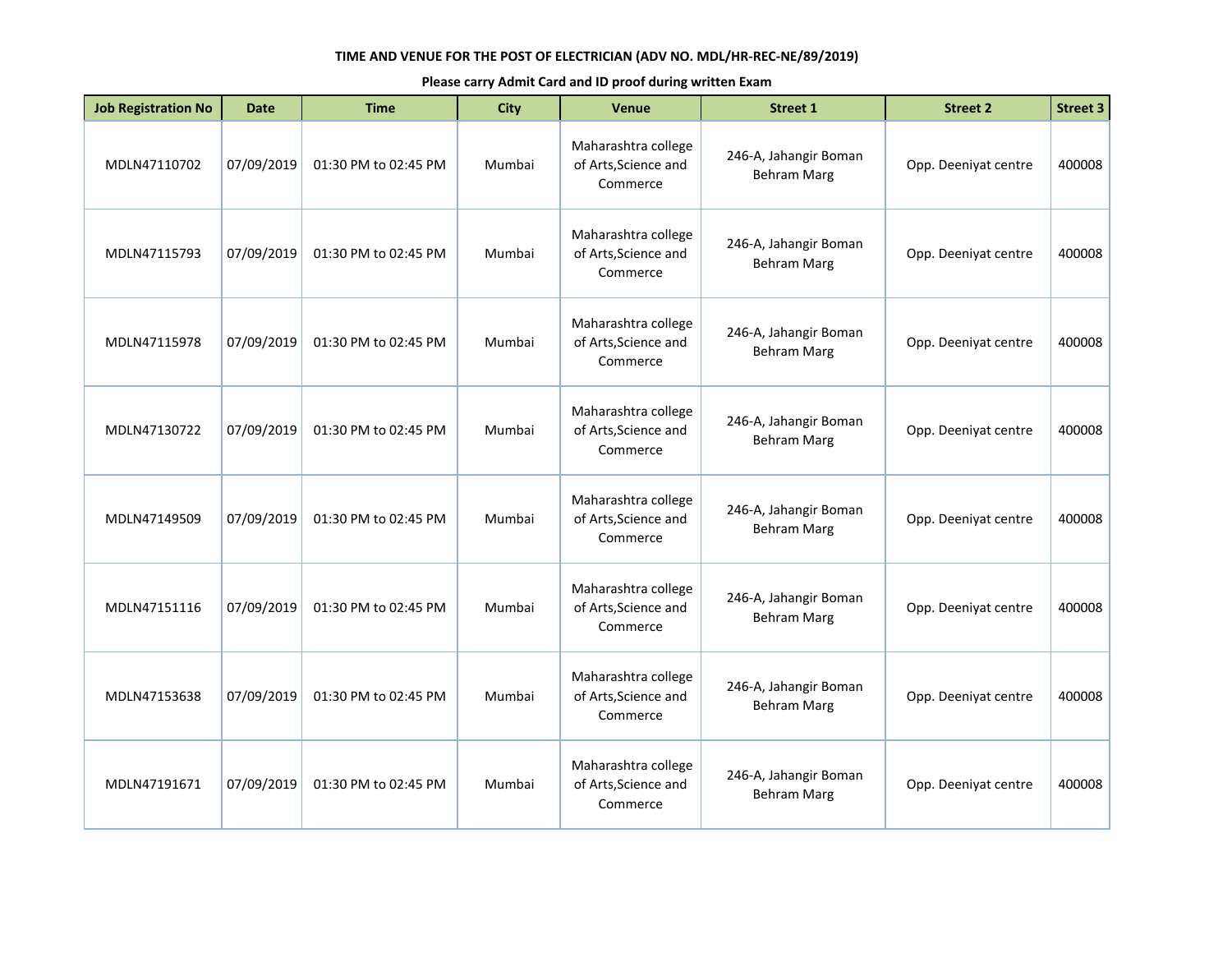**TIME AND VENUE FOR THE POST OF ELECTRICIAN (ADV NO. MDL/HR-REC-NE/89/2019)**

**Please carry Admit Card and ID proof during written Exam**

| Job Registration No | Date | Time | City | Venue | Street 1 | Street 2 | Street 3 |
|---|---|---|---|---|---|---|---|
| MDLN47110702 | 07/09/2019 | 01:30 PM to 02:45 PM | Mumbai | Maharashtra college of Arts,Science and Commerce | 246-A, Jahangir Boman Behram Marg | Opp. Deeniyat centre | 400008 |
| MDLN47115793 | 07/09/2019 | 01:30 PM to 02:45 PM | Mumbai | Maharashtra college of Arts,Science and Commerce | 246-A, Jahangir Boman Behram Marg | Opp. Deeniyat centre | 400008 |
| MDLN47115978 | 07/09/2019 | 01:30 PM to 02:45 PM | Mumbai | Maharashtra college of Arts,Science and Commerce | 246-A, Jahangir Boman Behram Marg | Opp. Deeniyat centre | 400008 |
| MDLN47130722 | 07/09/2019 | 01:30 PM to 02:45 PM | Mumbai | Maharashtra college of Arts,Science and Commerce | 246-A, Jahangir Boman Behram Marg | Opp. Deeniyat centre | 400008 |
| MDLN47149509 | 07/09/2019 | 01:30 PM to 02:45 PM | Mumbai | Maharashtra college of Arts,Science and Commerce | 246-A, Jahangir Boman Behram Marg | Opp. Deeniyat centre | 400008 |
| MDLN47151116 | 07/09/2019 | 01:30 PM to 02:45 PM | Mumbai | Maharashtra college of Arts,Science and Commerce | 246-A, Jahangir Boman Behram Marg | Opp. Deeniyat centre | 400008 |
| MDLN47153638 | 07/09/2019 | 01:30 PM to 02:45 PM | Mumbai | Maharashtra college of Arts,Science and Commerce | 246-A, Jahangir Boman Behram Marg | Opp. Deeniyat centre | 400008 |
| MDLN47191671 | 07/09/2019 | 01:30 PM to 02:45 PM | Mumbai | Maharashtra college of Arts,Science and Commerce | 246-A, Jahangir Boman Behram Marg | Opp. Deeniyat centre | 400008 |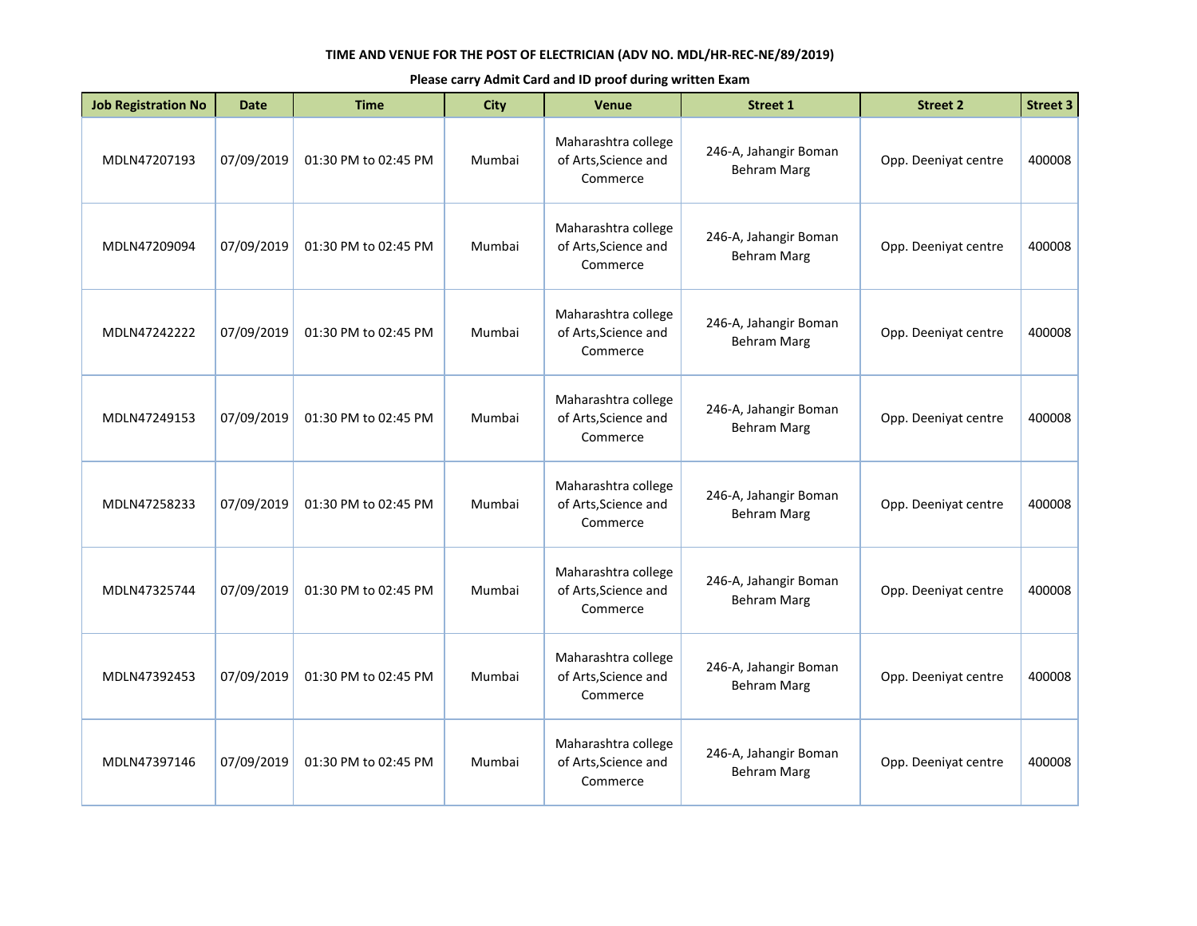**TIME AND VENUE FOR THE POST OF ELECTRICIAN (ADV NO. MDL/HR-REC-NE/89/2019)**

**Please carry Admit Card and ID proof during written Exam**

| Job Registration No | Date | Time | City | Venue | Street 1 | Street 2 | Street 3 |
|---|---|---|---|---|---|---|---|
| MDLN47207193 | 07/09/2019 | 01:30 PM to 02:45 PM | Mumbai | Maharashtra college of Arts,Science and Commerce | 246-A, Jahangir Boman Behram Marg | Opp. Deeniyat centre | 400008 |
| MDLN47209094 | 07/09/2019 | 01:30 PM to 02:45 PM | Mumbai | Maharashtra college of Arts,Science and Commerce | 246-A, Jahangir Boman Behram Marg | Opp. Deeniyat centre | 400008 |
| MDLN47242222 | 07/09/2019 | 01:30 PM to 02:45 PM | Mumbai | Maharashtra college of Arts,Science and Commerce | 246-A, Jahangir Boman Behram Marg | Opp. Deeniyat centre | 400008 |
| MDLN47249153 | 07/09/2019 | 01:30 PM to 02:45 PM | Mumbai | Maharashtra college of Arts,Science and Commerce | 246-A, Jahangir Boman Behram Marg | Opp. Deeniyat centre | 400008 |
| MDLN47258233 | 07/09/2019 | 01:30 PM to 02:45 PM | Mumbai | Maharashtra college of Arts,Science and Commerce | 246-A, Jahangir Boman Behram Marg | Opp. Deeniyat centre | 400008 |
| MDLN47325744 | 07/09/2019 | 01:30 PM to 02:45 PM | Mumbai | Maharashtra college of Arts,Science and Commerce | 246-A, Jahangir Boman Behram Marg | Opp. Deeniyat centre | 400008 |
| MDLN47392453 | 07/09/2019 | 01:30 PM to 02:45 PM | Mumbai | Maharashtra college of Arts,Science and Commerce | 246-A, Jahangir Boman Behram Marg | Opp. Deeniyat centre | 400008 |
| MDLN47397146 | 07/09/2019 | 01:30 PM to 02:45 PM | Mumbai | Maharashtra college of Arts,Science and Commerce | 246-A, Jahangir Boman Behram Marg | Opp. Deeniyat centre | 400008 |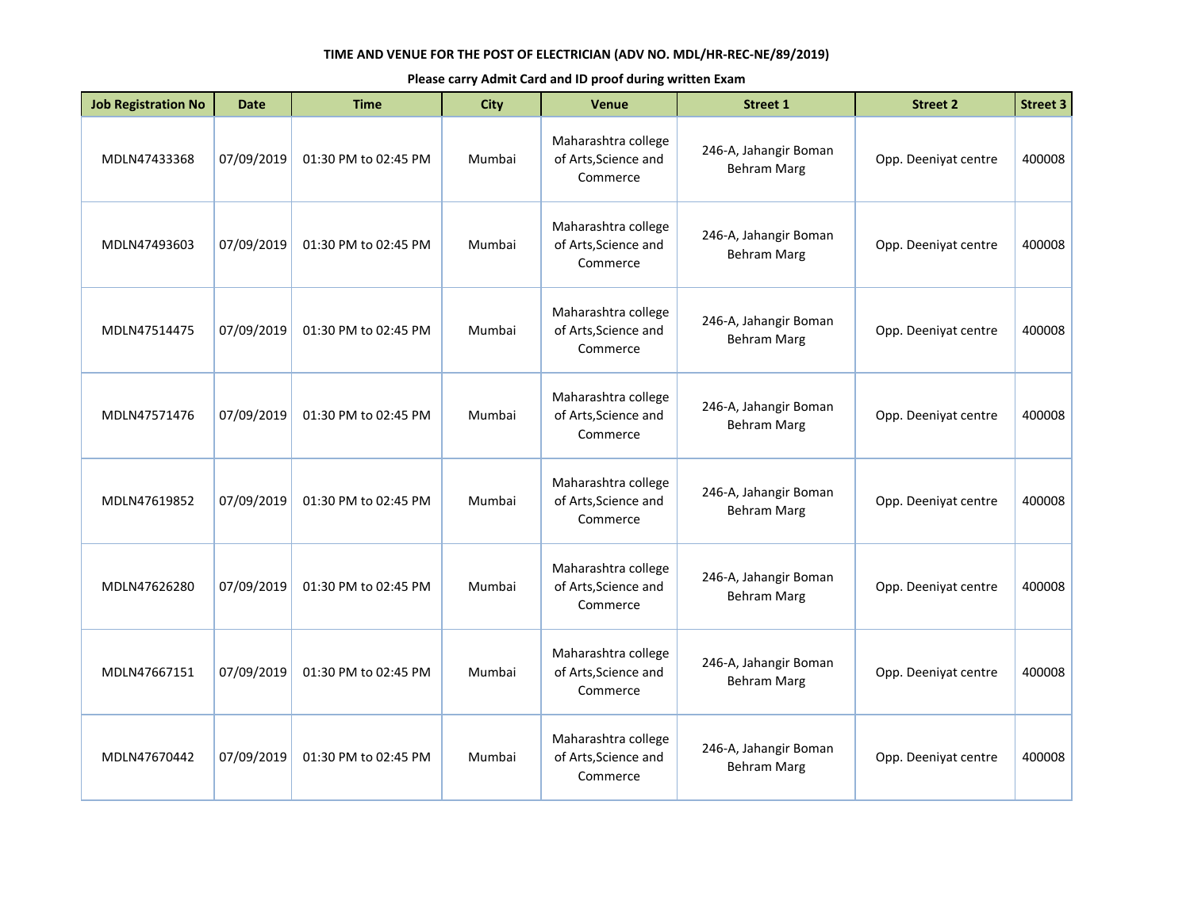**TIME AND VENUE FOR THE POST OF ELECTRICIAN (ADV NO. MDL/HR-REC-NE/89/2019)**

**Please carry Admit Card and ID proof during written Exam**

| Job Registration No | Date | Time | City | Venue | Street 1 | Street 2 | Street 3 |
|---|---|---|---|---|---|---|---|
| MDLN47433368 | 07/09/2019 | 01:30 PM to 02:45 PM | Mumbai | Maharashtra college of Arts,Science and Commerce | 246-A, Jahangir Boman Behram Marg | Opp. Deeniyat centre | 400008 |
| MDLN47493603 | 07/09/2019 | 01:30 PM to 02:45 PM | Mumbai | Maharashtra college of Arts,Science and Commerce | 246-A, Jahangir Boman Behram Marg | Opp. Deeniyat centre | 400008 |
| MDLN47514475 | 07/09/2019 | 01:30 PM to 02:45 PM | Mumbai | Maharashtra college of Arts,Science and Commerce | 246-A, Jahangir Boman Behram Marg | Opp. Deeniyat centre | 400008 |
| MDLN47571476 | 07/09/2019 | 01:30 PM to 02:45 PM | Mumbai | Maharashtra college of Arts,Science and Commerce | 246-A, Jahangir Boman Behram Marg | Opp. Deeniyat centre | 400008 |
| MDLN47619852 | 07/09/2019 | 01:30 PM to 02:45 PM | Mumbai | Maharashtra college of Arts,Science and Commerce | 246-A, Jahangir Boman Behram Marg | Opp. Deeniyat centre | 400008 |
| MDLN47626280 | 07/09/2019 | 01:30 PM to 02:45 PM | Mumbai | Maharashtra college of Arts,Science and Commerce | 246-A, Jahangir Boman Behram Marg | Opp. Deeniyat centre | 400008 |
| MDLN47667151 | 07/09/2019 | 01:30 PM to 02:45 PM | Mumbai | Maharashtra college of Arts,Science and Commerce | 246-A, Jahangir Boman Behram Marg | Opp. Deeniyat centre | 400008 |
| MDLN47670442 | 07/09/2019 | 01:30 PM to 02:45 PM | Mumbai | Maharashtra college of Arts,Science and Commerce | 246-A, Jahangir Boman Behram Marg | Opp. Deeniyat centre | 400008 |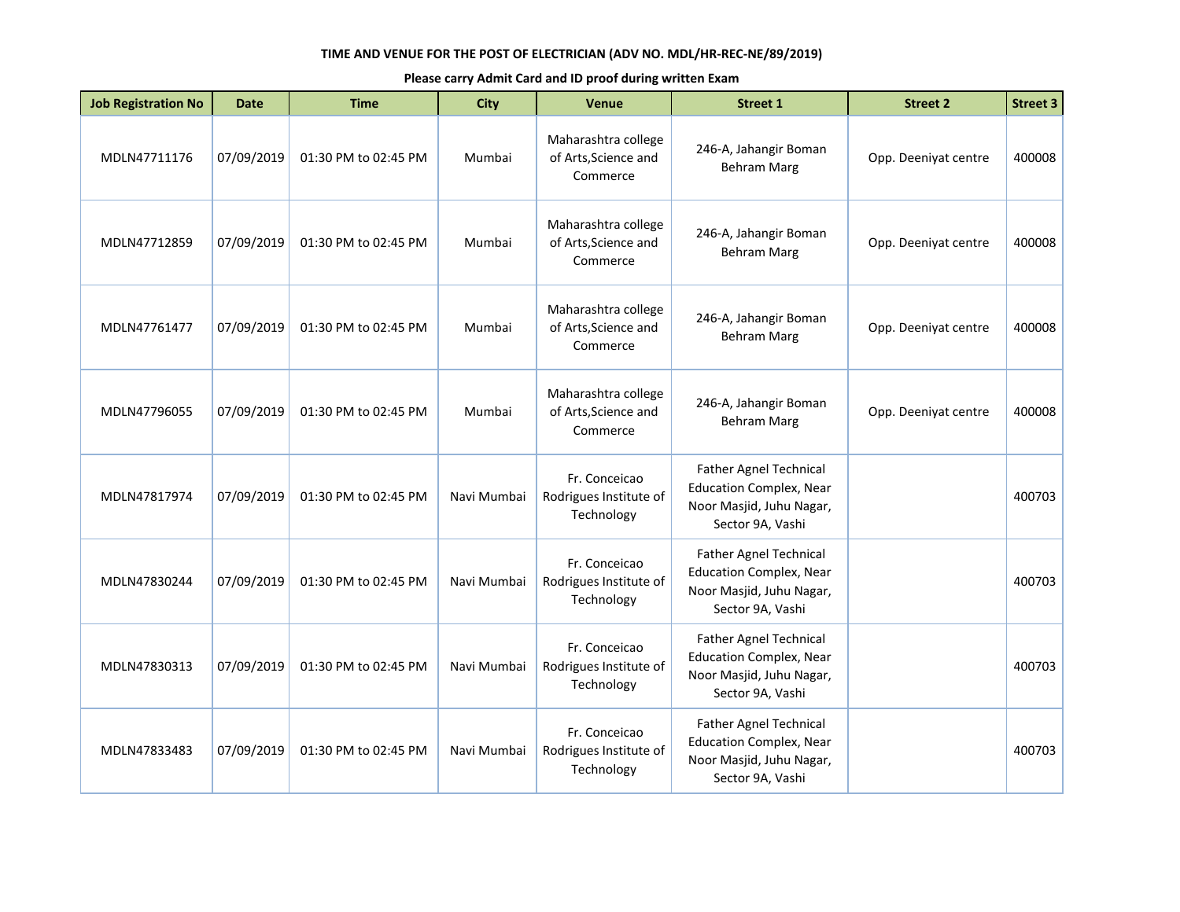**TIME AND VENUE FOR THE POST OF ELECTRICIAN (ADV NO. MDL/HR-REC-NE/89/2019)**

**Please carry Admit Card and ID proof during written Exam**

| Job Registration No | Date | Time | City | Venue | Street 1 | Street 2 | Street 3 |
|---|---|---|---|---|---|---|---|
| MDLN47711176 | 07/09/2019 | 01:30 PM to 02:45 PM | Mumbai | Maharashtra college of Arts,Science and Commerce | 246-A, Jahangir Boman Behram Marg | Opp. Deeniyat centre | 400008 |
| MDLN47712859 | 07/09/2019 | 01:30 PM to 02:45 PM | Mumbai | Maharashtra college of Arts,Science and Commerce | 246-A, Jahangir Boman Behram Marg | Opp. Deeniyat centre | 400008 |
| MDLN47761477 | 07/09/2019 | 01:30 PM to 02:45 PM | Mumbai | Maharashtra college of Arts,Science and Commerce | 246-A, Jahangir Boman Behram Marg | Opp. Deeniyat centre | 400008 |
| MDLN47796055 | 07/09/2019 | 01:30 PM to 02:45 PM | Mumbai | Maharashtra college of Arts,Science and Commerce | 246-A, Jahangir Boman Behram Marg | Opp. Deeniyat centre | 400008 |
| MDLN47817974 | 07/09/2019 | 01:30 PM to 02:45 PM | Navi Mumbai | Fr. Conceicao Rodrigues Institute of Technology | Father Agnel Technical Education Complex, Near Noor Masjid, Juhu Nagar, Sector 9A, Vashi | | 400703 |
| MDLN47830244 | 07/09/2019 | 01:30 PM to 02:45 PM | Navi Mumbai | Fr. Conceicao Rodrigues Institute of Technology | Father Agnel Technical Education Complex, Near Noor Masjid, Juhu Nagar, Sector 9A, Vashi | | 400703 |
| MDLN47830313 | 07/09/2019 | 01:30 PM to 02:45 PM | Navi Mumbai | Fr. Conceicao Rodrigues Institute of Technology | Father Agnel Technical Education Complex, Near Noor Masjid, Juhu Nagar, Sector 9A, Vashi | | 400703 |
| MDLN47833483 | 07/09/2019 | 01:30 PM to 02:45 PM | Navi Mumbai | Fr. Conceicao Rodrigues Institute of Technology | Father Agnel Technical Education Complex, Near Noor Masjid, Juhu Nagar, Sector 9A, Vashi | | 400703 |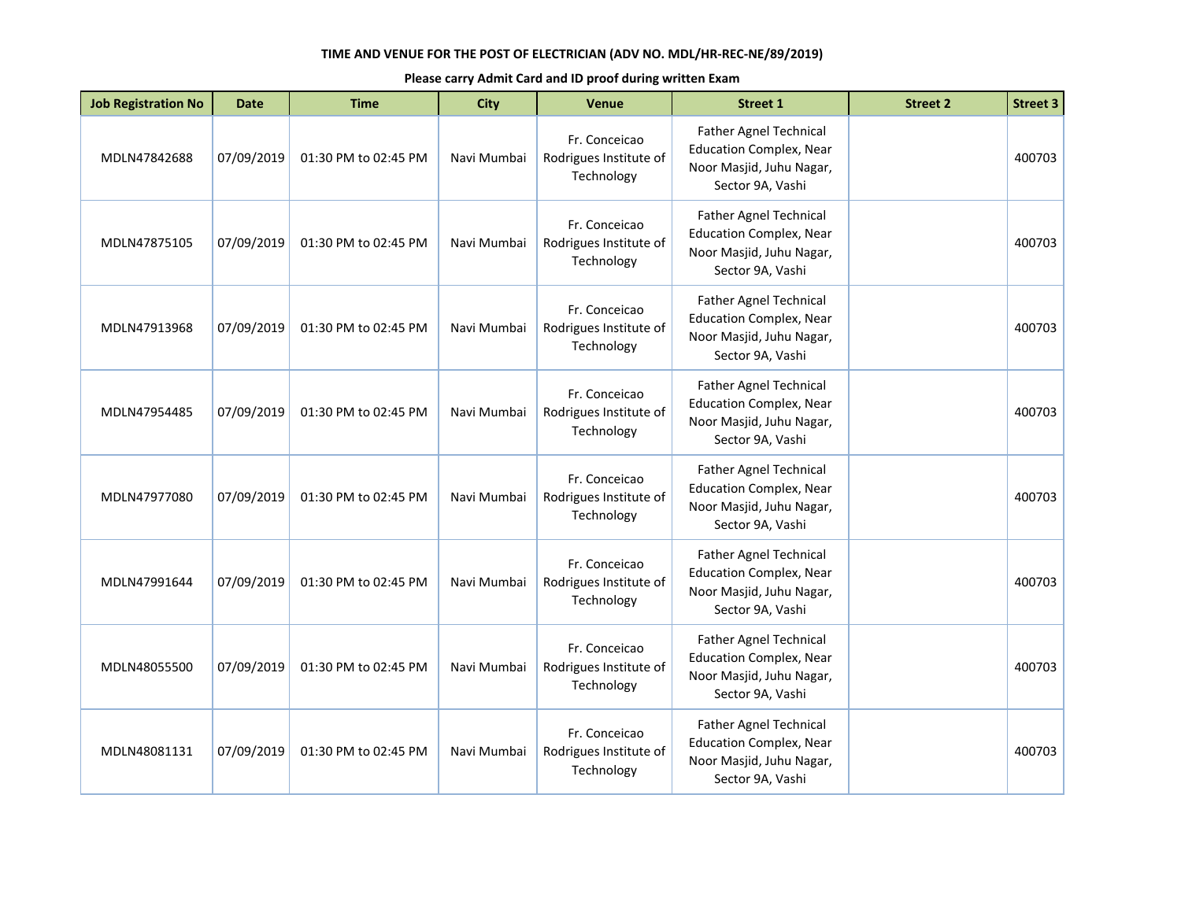**TIME AND VENUE FOR THE POST OF ELECTRICIAN (ADV NO. MDL/HR-REC-NE/89/2019)**

**Please carry Admit Card and ID proof during written Exam**

| Job Registration No | Date | Time | City | Venue | Street 1 | Street 2 | Street 3 |
|---|---|---|---|---|---|---|---|
| MDLN47842688 | 07/09/2019 | 01:30 PM to 02:45 PM | Navi Mumbai | Fr. Conceicao Rodrigues Institute of Technology | Father Agnel Technical Education Complex, Near Noor Masjid, Juhu Nagar, Sector 9A, Vashi | | 400703 |
| MDLN47875105 | 07/09/2019 | 01:30 PM to 02:45 PM | Navi Mumbai | Fr. Conceicao Rodrigues Institute of Technology | Father Agnel Technical Education Complex, Near Noor Masjid, Juhu Nagar, Sector 9A, Vashi | | 400703 |
| MDLN47913968 | 07/09/2019 | 01:30 PM to 02:45 PM | Navi Mumbai | Fr. Conceicao Rodrigues Institute of Technology | Father Agnel Technical Education Complex, Near Noor Masjid, Juhu Nagar, Sector 9A, Vashi | | 400703 |
| MDLN47954485 | 07/09/2019 | 01:30 PM to 02:45 PM | Navi Mumbai | Fr. Conceicao Rodrigues Institute of Technology | Father Agnel Technical Education Complex, Near Noor Masjid, Juhu Nagar, Sector 9A, Vashi | | 400703 |
| MDLN47977080 | 07/09/2019 | 01:30 PM to 02:45 PM | Navi Mumbai | Fr. Conceicao Rodrigues Institute of Technology | Father Agnel Technical Education Complex, Near Noor Masjid, Juhu Nagar, Sector 9A, Vashi | | 400703 |
| MDLN47991644 | 07/09/2019 | 01:30 PM to 02:45 PM | Navi Mumbai | Fr. Conceicao Rodrigues Institute of Technology | Father Agnel Technical Education Complex, Near Noor Masjid, Juhu Nagar, Sector 9A, Vashi | | 400703 |
| MDLN48055500 | 07/09/2019 | 01:30 PM to 02:45 PM | Navi Mumbai | Fr. Conceicao Rodrigues Institute of Technology | Father Agnel Technical Education Complex, Near Noor Masjid, Juhu Nagar, Sector 9A, Vashi | | 400703 |
| MDLN48081131 | 07/09/2019 | 01:30 PM to 02:45 PM | Navi Mumbai | Fr. Conceicao Rodrigues Institute of Technology | Father Agnel Technical Education Complex, Near Noor Masjid, Juhu Nagar, Sector 9A, Vashi | | 400703 |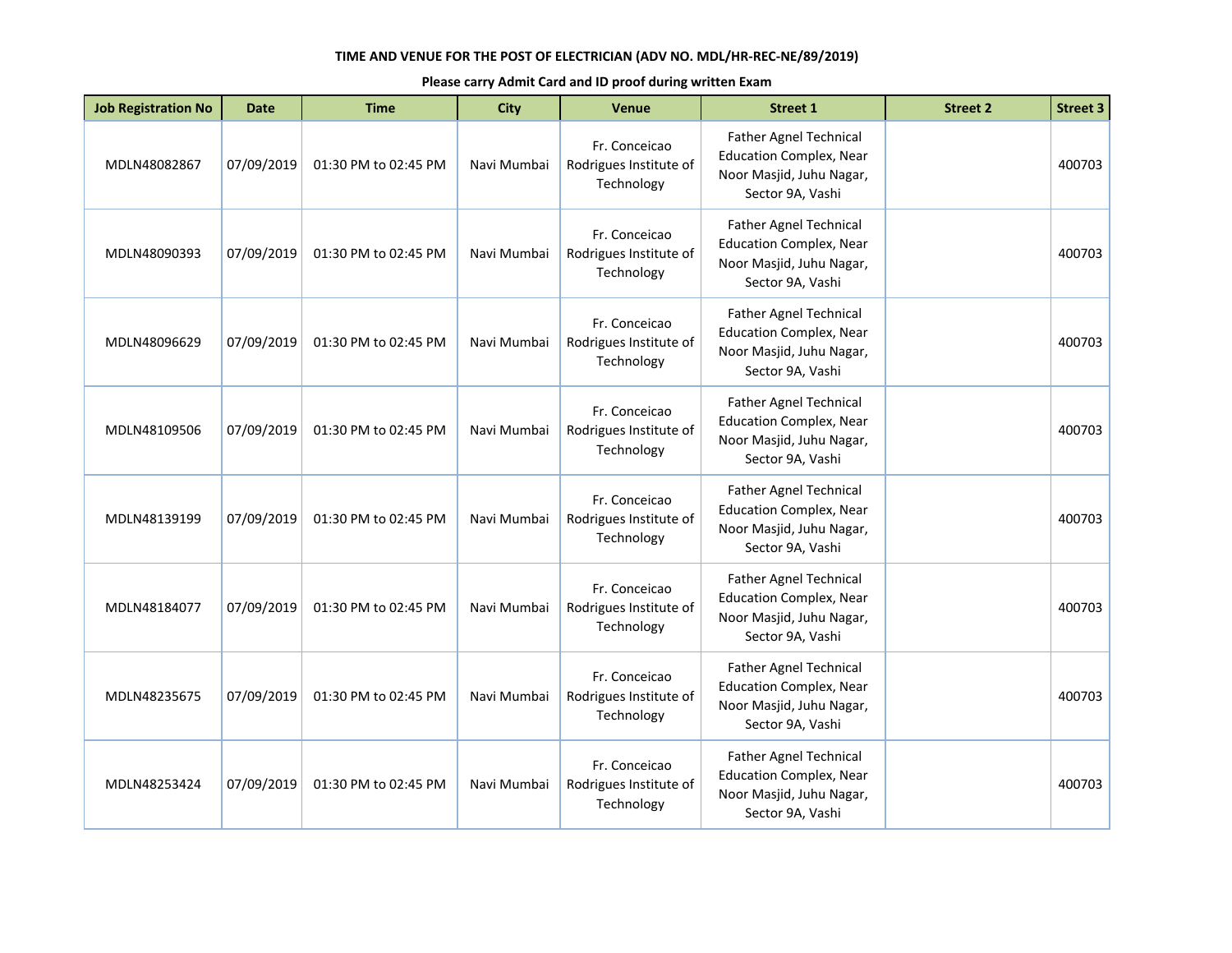TIME AND VENUE FOR THE POST OF ELECTRICIAN (ADV NO. MDL/HR-REC-NE/89/2019)

**Please carry Admit Card and ID proof during written Exam**

| Job Registration No | Date | Time | City | Venue | Street 1 | Street 2 | Street 3 |
|---|---|---|---|---|---|---|---|
| MDLN48082867 | 07/09/2019 | 01:30 PM to 02:45 PM | Navi Mumbai | Fr. Conceicao Rodrigues Institute of Technology | Father Agnel Technical Education Complex, Near Noor Masjid, Juhu Nagar, Sector 9A, Vashi | | 400703 |
| MDLN48090393 | 07/09/2019 | 01:30 PM to 02:45 PM | Navi Mumbai | Fr. Conceicao Rodrigues Institute of Technology | Father Agnel Technical Education Complex, Near Noor Masjid, Juhu Nagar, Sector 9A, Vashi | | 400703 |
| MDLN48096629 | 07/09/2019 | 01:30 PM to 02:45 PM | Navi Mumbai | Fr. Conceicao Rodrigues Institute of Technology | Father Agnel Technical Education Complex, Near Noor Masjid, Juhu Nagar, Sector 9A, Vashi | | 400703 |
| MDLN48109506 | 07/09/2019 | 01:30 PM to 02:45 PM | Navi Mumbai | Fr. Conceicao Rodrigues Institute of Technology | Father Agnel Technical Education Complex, Near Noor Masjid, Juhu Nagar, Sector 9A, Vashi | | 400703 |
| MDLN48139199 | 07/09/2019 | 01:30 PM to 02:45 PM | Navi Mumbai | Fr. Conceicao Rodrigues Institute of Technology | Father Agnel Technical Education Complex, Near Noor Masjid, Juhu Nagar, Sector 9A, Vashi | | 400703 |
| MDLN48184077 | 07/09/2019 | 01:30 PM to 02:45 PM | Navi Mumbai | Fr. Conceicao Rodrigues Institute of Technology | Father Agnel Technical Education Complex, Near Noor Masjid, Juhu Nagar, Sector 9A, Vashi | | 400703 |
| MDLN48235675 | 07/09/2019 | 01:30 PM to 02:45 PM | Navi Mumbai | Fr. Conceicao Rodrigues Institute of Technology | Father Agnel Technical Education Complex, Near Noor Masjid, Juhu Nagar, Sector 9A, Vashi | | 400703 |
| MDLN48253424 | 07/09/2019 | 01:30 PM to 02:45 PM | Navi Mumbai | Fr. Conceicao Rodrigues Institute of Technology | Father Agnel Technical Education Complex, Near Noor Masjid, Juhu Nagar, Sector 9A, Vashi | | 400703 |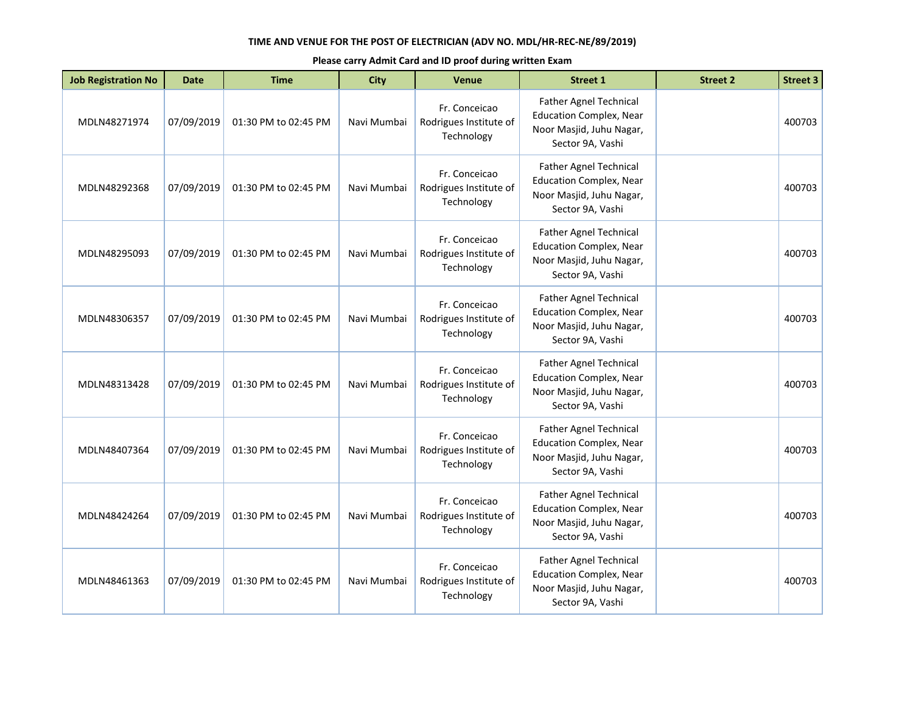**TIME AND VENUE FOR THE POST OF ELECTRICIAN (ADV NO. MDL/HR-REC-NE/89/2019)**

**Please carry Admit Card and ID proof during written Exam**

| Job Registration No | Date | Time | City | Venue | Street 1 | Street 2 | Street 3 |
|---|---|---|---|---|---|---|---|
| MDLN48271974 | 07/09/2019 | 01:30 PM to 02:45 PM | Navi Mumbai | Fr. Conceicao Rodrigues Institute of Technology | Father Agnel Technical Education Complex, Near Noor Masjid, Juhu Nagar, Sector 9A, Vashi | | 400703 |
| MDLN48292368 | 07/09/2019 | 01:30 PM to 02:45 PM | Navi Mumbai | Fr. Conceicao Rodrigues Institute of Technology | Father Agnel Technical Education Complex, Near Noor Masjid, Juhu Nagar, Sector 9A, Vashi | | 400703 |
| MDLN48295093 | 07/09/2019 | 01:30 PM to 02:45 PM | Navi Mumbai | Fr. Conceicao Rodrigues Institute of Technology | Father Agnel Technical Education Complex, Near Noor Masjid, Juhu Nagar, Sector 9A, Vashi | | 400703 |
| MDLN48306357 | 07/09/2019 | 01:30 PM to 02:45 PM | Navi Mumbai | Fr. Conceicao Rodrigues Institute of Technology | Father Agnel Technical Education Complex, Near Noor Masjid, Juhu Nagar, Sector 9A, Vashi | | 400703 |
| MDLN48313428 | 07/09/2019 | 01:30 PM to 02:45 PM | Navi Mumbai | Fr. Conceicao Rodrigues Institute of Technology | Father Agnel Technical Education Complex, Near Noor Masjid, Juhu Nagar, Sector 9A, Vashi | | 400703 |
| MDLN48407364 | 07/09/2019 | 01:30 PM to 02:45 PM | Navi Mumbai | Fr. Conceicao Rodrigues Institute of Technology | Father Agnel Technical Education Complex, Near Noor Masjid, Juhu Nagar, Sector 9A, Vashi | | 400703 |
| MDLN48424264 | 07/09/2019 | 01:30 PM to 02:45 PM | Navi Mumbai | Fr. Conceicao Rodrigues Institute of Technology | Father Agnel Technical Education Complex, Near Noor Masjid, Juhu Nagar, Sector 9A, Vashi | | 400703 |
| MDLN48461363 | 07/09/2019 | 01:30 PM to 02:45 PM | Navi Mumbai | Fr. Conceicao Rodrigues Institute of Technology | Father Agnel Technical Education Complex, Near Noor Masjid, Juhu Nagar, Sector 9A, Vashi | | 400703 |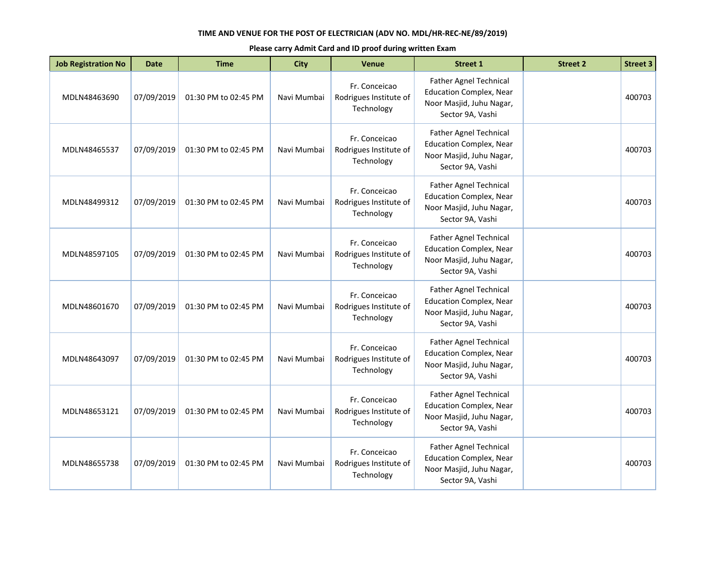**TIME AND VENUE FOR THE POST OF ELECTRICIAN (ADV NO. MDL/HR-REC-NE/89/2019)**

**Please carry Admit Card and ID proof during written Exam**

| Job Registration No | Date | Time | City | Venue | Street 1 | Street 2 | Street 3 |
|---|---|---|---|---|---|---|---|
| MDLN48463690 | 07/09/2019 | 01:30 PM to 02:45 PM | Navi Mumbai | Fr. Conceicao Rodrigues Institute of Technology | Father Agnel Technical Education Complex, Near Noor Masjid, Juhu Nagar, Sector 9A, Vashi | | 400703 |
| MDLN48465537 | 07/09/2019 | 01:30 PM to 02:45 PM | Navi Mumbai | Fr. Conceicao Rodrigues Institute of Technology | Father Agnel Technical Education Complex, Near Noor Masjid, Juhu Nagar, Sector 9A, Vashi | | 400703 |
| MDLN48499312 | 07/09/2019 | 01:30 PM to 02:45 PM | Navi Mumbai | Fr. Conceicao Rodrigues Institute of Technology | Father Agnel Technical Education Complex, Near Noor Masjid, Juhu Nagar, Sector 9A, Vashi | | 400703 |
| MDLN48597105 | 07/09/2019 | 01:30 PM to 02:45 PM | Navi Mumbai | Fr. Conceicao Rodrigues Institute of Technology | Father Agnel Technical Education Complex, Near Noor Masjid, Juhu Nagar, Sector 9A, Vashi | | 400703 |
| MDLN48601670 | 07/09/2019 | 01:30 PM to 02:45 PM | Navi Mumbai | Fr. Conceicao Rodrigues Institute of Technology | Father Agnel Technical Education Complex, Near Noor Masjid, Juhu Nagar, Sector 9A, Vashi | | 400703 |
| MDLN48643097 | 07/09/2019 | 01:30 PM to 02:45 PM | Navi Mumbai | Fr. Conceicao Rodrigues Institute of Technology | Father Agnel Technical Education Complex, Near Noor Masjid, Juhu Nagar, Sector 9A, Vashi | | 400703 |
| MDLN48653121 | 07/09/2019 | 01:30 PM to 02:45 PM | Navi Mumbai | Fr. Conceicao Rodrigues Institute of Technology | Father Agnel Technical Education Complex, Near Noor Masjid, Juhu Nagar, Sector 9A, Vashi | | 400703 |
| MDLN48655738 | 07/09/2019 | 01:30 PM to 02:45 PM | Navi Mumbai | Fr. Conceicao Rodrigues Institute of Technology | Father Agnel Technical Education Complex, Near Noor Masjid, Juhu Nagar, Sector 9A, Vashi | | 400703 |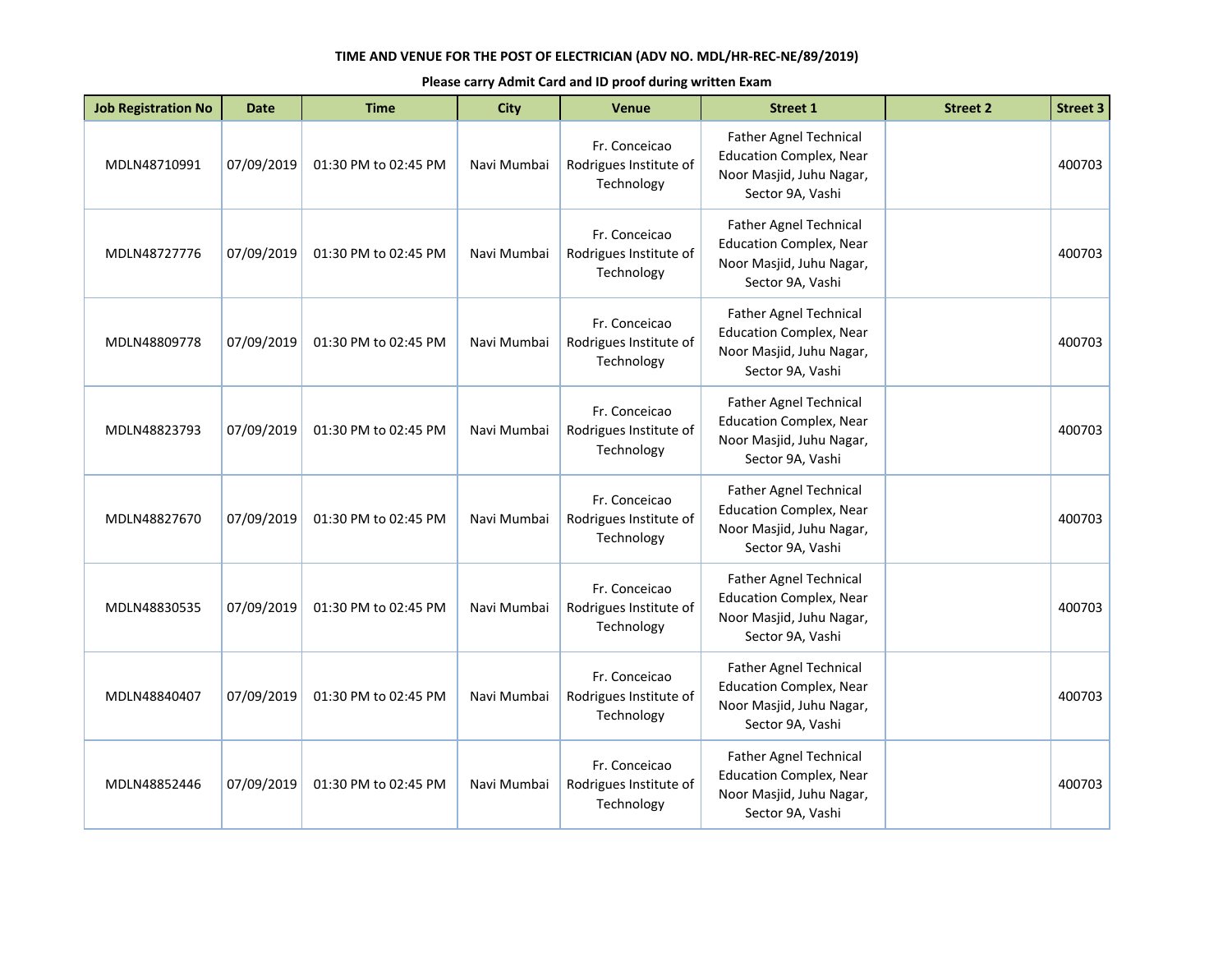**TIME AND VENUE FOR THE POST OF ELECTRICIAN (ADV NO. MDL/HR-REC-NE/89/2019)**

**Please carry Admit Card and ID proof during written Exam**

| Job Registration No | Date | Time | City | Venue | Street 1 | Street 2 | Street 3 |
|---|---|---|---|---|---|---|---|
| MDLN48710991 | 07/09/2019 | 01:30 PM to 02:45 PM | Navi Mumbai | Fr. Conceicao Rodrigues Institute of Technology | Father Agnel Technical Education Complex, Near Noor Masjid, Juhu Nagar, Sector 9A, Vashi | | 400703 |
| MDLN48727776 | 07/09/2019 | 01:30 PM to 02:45 PM | Navi Mumbai | Fr. Conceicao Rodrigues Institute of Technology | Father Agnel Technical Education Complex, Near Noor Masjid, Juhu Nagar, Sector 9A, Vashi | | 400703 |
| MDLN48809778 | 07/09/2019 | 01:30 PM to 02:45 PM | Navi Mumbai | Fr. Conceicao Rodrigues Institute of Technology | Father Agnel Technical Education Complex, Near Noor Masjid, Juhu Nagar, Sector 9A, Vashi | | 400703 |
| MDLN48823793 | 07/09/2019 | 01:30 PM to 02:45 PM | Navi Mumbai | Fr. Conceicao Rodrigues Institute of Technology | Father Agnel Technical Education Complex, Near Noor Masjid, Juhu Nagar, Sector 9A, Vashi | | 400703 |
| MDLN48827670 | 07/09/2019 | 01:30 PM to 02:45 PM | Navi Mumbai | Fr. Conceicao Rodrigues Institute of Technology | Father Agnel Technical Education Complex, Near Noor Masjid, Juhu Nagar, Sector 9A, Vashi | | 400703 |
| MDLN48830535 | 07/09/2019 | 01:30 PM to 02:45 PM | Navi Mumbai | Fr. Conceicao Rodrigues Institute of Technology | Father Agnel Technical Education Complex, Near Noor Masjid, Juhu Nagar, Sector 9A, Vashi | | 400703 |
| MDLN48840407 | 07/09/2019 | 01:30 PM to 02:45 PM | Navi Mumbai | Fr. Conceicao Rodrigues Institute of Technology | Father Agnel Technical Education Complex, Near Noor Masjid, Juhu Nagar, Sector 9A, Vashi | | 400703 |
| MDLN48852446 | 07/09/2019 | 01:30 PM to 02:45 PM | Navi Mumbai | Fr. Conceicao Rodrigues Institute of Technology | Father Agnel Technical Education Complex, Near Noor Masjid, Juhu Nagar, Sector 9A, Vashi | | 400703 |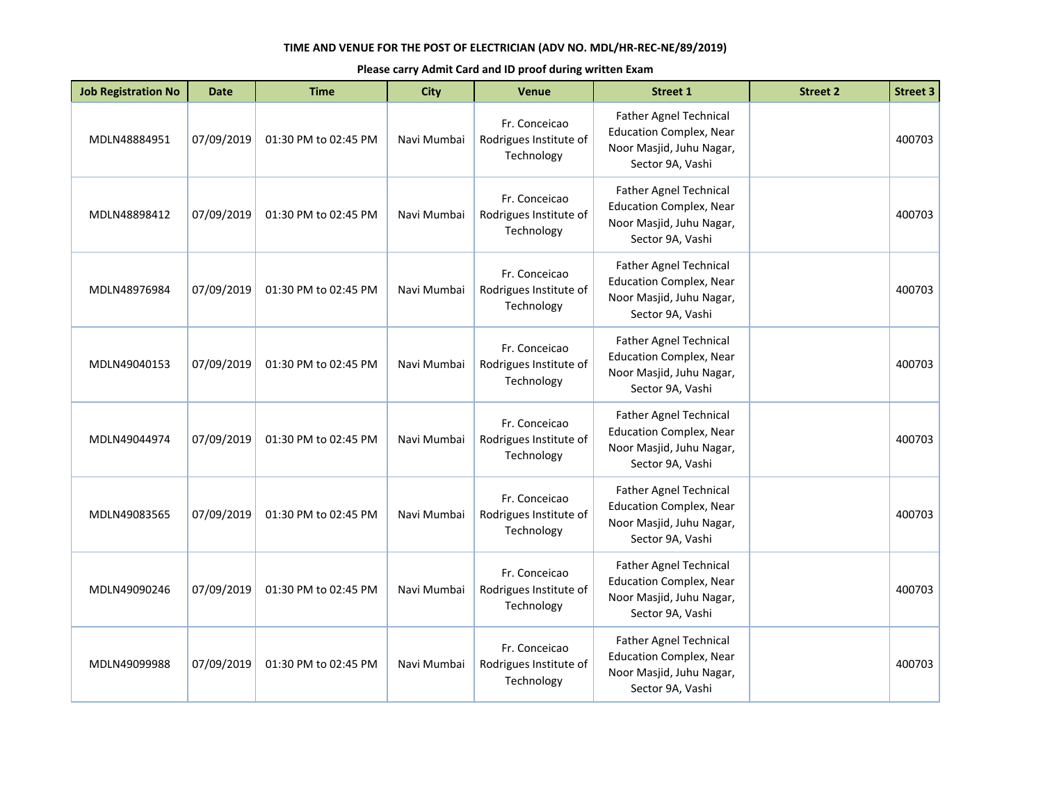**TIME AND VENUE FOR THE POST OF ELECTRICIAN (ADV NO. MDL/HR-REC-NE/89/2019)**

**Please carry Admit Card and ID proof during written Exam**

| Job Registration No | Date | Time | City | Venue | Street 1 | Street 2 | Street 3 |
|---|---|---|---|---|---|---|---|
| MDLN48884951 | 07/09/2019 | 01:30 PM to 02:45 PM | Navi Mumbai | Fr. Conceicao Rodrigues Institute of Technology | Father Agnel Technical Education Complex, Near Noor Masjid, Juhu Nagar, Sector 9A, Vashi | | 400703 |
| MDLN48898412 | 07/09/2019 | 01:30 PM to 02:45 PM | Navi Mumbai | Fr. Conceicao Rodrigues Institute of Technology | Father Agnel Technical Education Complex, Near Noor Masjid, Juhu Nagar, Sector 9A, Vashi | | 400703 |
| MDLN48976984 | 07/09/2019 | 01:30 PM to 02:45 PM | Navi Mumbai | Fr. Conceicao Rodrigues Institute of Technology | Father Agnel Technical Education Complex, Near Noor Masjid, Juhu Nagar, Sector 9A, Vashi | | 400703 |
| MDLN49040153 | 07/09/2019 | 01:30 PM to 02:45 PM | Navi Mumbai | Fr. Conceicao Rodrigues Institute of Technology | Father Agnel Technical Education Complex, Near Noor Masjid, Juhu Nagar, Sector 9A, Vashi | | 400703 |
| MDLN49044974 | 07/09/2019 | 01:30 PM to 02:45 PM | Navi Mumbai | Fr. Conceicao Rodrigues Institute of Technology | Father Agnel Technical Education Complex, Near Noor Masjid, Juhu Nagar, Sector 9A, Vashi | | 400703 |
| MDLN49083565 | 07/09/2019 | 01:30 PM to 02:45 PM | Navi Mumbai | Fr. Conceicao Rodrigues Institute of Technology | Father Agnel Technical Education Complex, Near Noor Masjid, Juhu Nagar, Sector 9A, Vashi | | 400703 |
| MDLN49090246 | 07/09/2019 | 01:30 PM to 02:45 PM | Navi Mumbai | Fr. Conceicao Rodrigues Institute of Technology | Father Agnel Technical Education Complex, Near Noor Masjid, Juhu Nagar, Sector 9A, Vashi | | 400703 |
| MDLN49099988 | 07/09/2019 | 01:30 PM to 02:45 PM | Navi Mumbai | Fr. Conceicao Rodrigues Institute of Technology | Father Agnel Technical Education Complex, Near Noor Masjid, Juhu Nagar, Sector 9A, Vashi | | 400703 |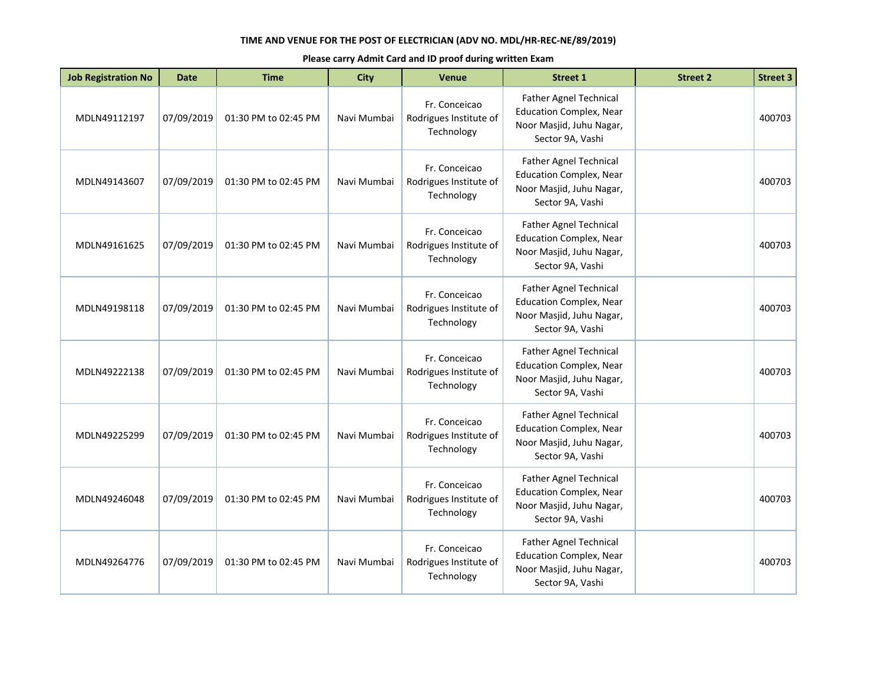**TIME AND VENUE FOR THE POST OF ELECTRICIAN (ADV NO. MDL/HR-REC-NE/89/2019)**

**Please carry Admit Card and ID proof during written Exam**

| Job Registration No | Date | Time | City | Venue | Street 1 | Street 2 | Street 3 |
|---|---|---|---|---|---|---|---|
| MDLN49112197 | 07/09/2019 | 01:30 PM to 02:45 PM | Navi Mumbai | Fr. Conceicao Rodrigues Institute of Technology | Father Agnel Technical Education Complex, Near Noor Masjid, Juhu Nagar, Sector 9A, Vashi | | 400703 |
| MDLN49143607 | 07/09/2019 | 01:30 PM to 02:45 PM | Navi Mumbai | Fr. Conceicao Rodrigues Institute of Technology | Father Agnel Technical Education Complex, Near Noor Masjid, Juhu Nagar, Sector 9A, Vashi | | 400703 |
| MDLN49161625 | 07/09/2019 | 01:30 PM to 02:45 PM | Navi Mumbai | Fr. Conceicao Rodrigues Institute of Technology | Father Agnel Technical Education Complex, Near Noor Masjid, Juhu Nagar, Sector 9A, Vashi | | 400703 |
| MDLN49198118 | 07/09/2019 | 01:30 PM to 02:45 PM | Navi Mumbai | Fr. Conceicao Rodrigues Institute of Technology | Father Agnel Technical Education Complex, Near Noor Masjid, Juhu Nagar, Sector 9A, Vashi | | 400703 |
| MDLN49222138 | 07/09/2019 | 01:30 PM to 02:45 PM | Navi Mumbai | Fr. Conceicao Rodrigues Institute of Technology | Father Agnel Technical Education Complex, Near Noor Masjid, Juhu Nagar, Sector 9A, Vashi | | 400703 |
| MDLN49225299 | 07/09/2019 | 01:30 PM to 02:45 PM | Navi Mumbai | Fr. Conceicao Rodrigues Institute of Technology | Father Agnel Technical Education Complex, Near Noor Masjid, Juhu Nagar, Sector 9A, Vashi | | 400703 |
| MDLN49246048 | 07/09/2019 | 01:30 PM to 02:45 PM | Navi Mumbai | Fr. Conceicao Rodrigues Institute of Technology | Father Agnel Technical Education Complex, Near Noor Masjid, Juhu Nagar, Sector 9A, Vashi | | 400703 |
| MDLN49264776 | 07/09/2019 | 01:30 PM to 02:45 PM | Navi Mumbai | Fr. Conceicao Rodrigues Institute of Technology | Father Agnel Technical Education Complex, Near Noor Masjid, Juhu Nagar, Sector 9A, Vashi | | 400703 |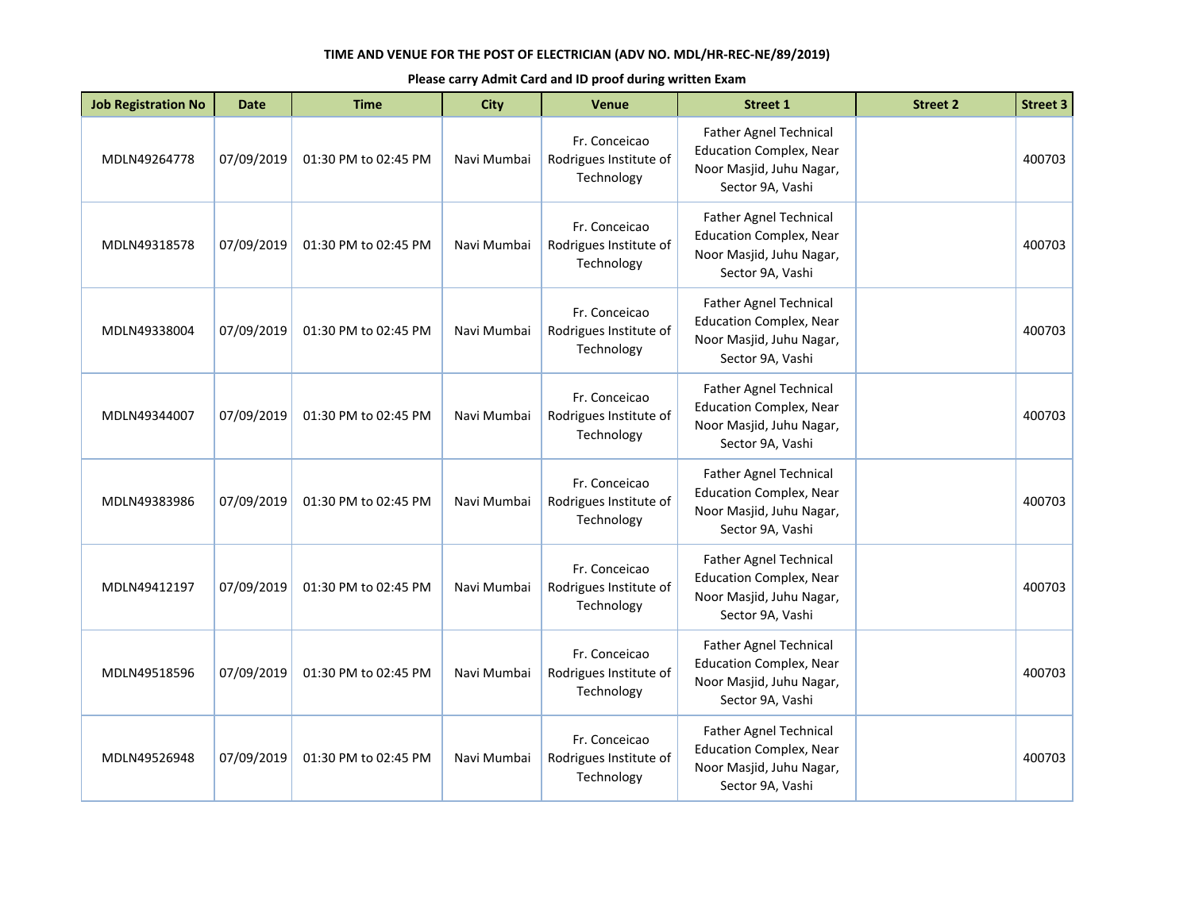**TIME AND VENUE FOR THE POST OF ELECTRICIAN (ADV NO. MDL/HR-REC-NE/89/2019)**

**Please carry Admit Card and ID proof during written Exam**

| Job Registration No | Date | Time | City | Venue | Street 1 | Street 2 | Street 3 |
|---|---|---|---|---|---|---|---|
| MDLN49264778 | 07/09/2019 | 01:30 PM to 02:45 PM | Navi Mumbai | Fr. Conceicao Rodrigues Institute of Technology | Father Agnel Technical Education Complex, Near Noor Masjid, Juhu Nagar, Sector 9A, Vashi | | 400703 |
| MDLN49318578 | 07/09/2019 | 01:30 PM to 02:45 PM | Navi Mumbai | Fr. Conceicao Rodrigues Institute of Technology | Father Agnel Technical Education Complex, Near Noor Masjid, Juhu Nagar, Sector 9A, Vashi | | 400703 |
| MDLN49338004 | 07/09/2019 | 01:30 PM to 02:45 PM | Navi Mumbai | Fr. Conceicao Rodrigues Institute of Technology | Father Agnel Technical Education Complex, Near Noor Masjid, Juhu Nagar, Sector 9A, Vashi | | 400703 |
| MDLN49344007 | 07/09/2019 | 01:30 PM to 02:45 PM | Navi Mumbai | Fr. Conceicao Rodrigues Institute of Technology | Father Agnel Technical Education Complex, Near Noor Masjid, Juhu Nagar, Sector 9A, Vashi | | 400703 |
| MDLN49383986 | 07/09/2019 | 01:30 PM to 02:45 PM | Navi Mumbai | Fr. Conceicao Rodrigues Institute of Technology | Father Agnel Technical Education Complex, Near Noor Masjid, Juhu Nagar, Sector 9A, Vashi | | 400703 |
| MDLN49412197 | 07/09/2019 | 01:30 PM to 02:45 PM | Navi Mumbai | Fr. Conceicao Rodrigues Institute of Technology | Father Agnel Technical Education Complex, Near Noor Masjid, Juhu Nagar, Sector 9A, Vashi | | 400703 |
| MDLN49518596 | 07/09/2019 | 01:30 PM to 02:45 PM | Navi Mumbai | Fr. Conceicao Rodrigues Institute of Technology | Father Agnel Technical Education Complex, Near Noor Masjid, Juhu Nagar, Sector 9A, Vashi | | 400703 |
| MDLN49526948 | 07/09/2019 | 01:30 PM to 02:45 PM | Navi Mumbai | Fr. Conceicao Rodrigues Institute of Technology | Father Agnel Technical Education Complex, Near Noor Masjid, Juhu Nagar, Sector 9A, Vashi | | 400703 |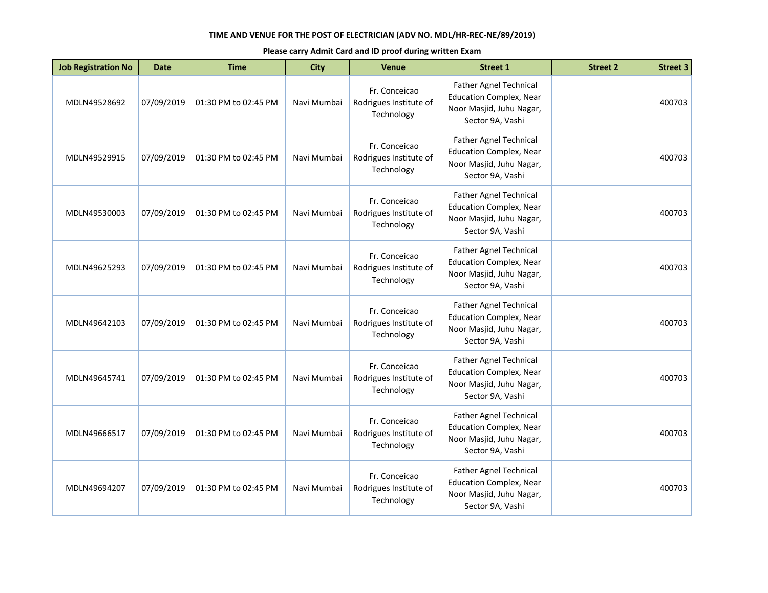**TIME AND VENUE FOR THE POST OF ELECTRICIAN (ADV NO. MDL/HR-REC-NE/89/2019)**

**Please carry Admit Card and ID proof during written Exam**

| Job Registration No | Date | Time | City | Venue | Street 1 | Street 2 | Street 3 |
|---|---|---|---|---|---|---|---|
| MDLN49528692 | 07/09/2019 | 01:30 PM to 02:45 PM | Navi Mumbai | Fr. Conceicao Rodrigues Institute of Technology | Father Agnel Technical Education Complex, Near Noor Masjid, Juhu Nagar, Sector 9A, Vashi | | 400703 |
| MDLN49529915 | 07/09/2019 | 01:30 PM to 02:45 PM | Navi Mumbai | Fr. Conceicao Rodrigues Institute of Technology | Father Agnel Technical Education Complex, Near Noor Masjid, Juhu Nagar, Sector 9A, Vashi | | 400703 |
| MDLN49530003 | 07/09/2019 | 01:30 PM to 02:45 PM | Navi Mumbai | Fr. Conceicao Rodrigues Institute of Technology | Father Agnel Technical Education Complex, Near Noor Masjid, Juhu Nagar, Sector 9A, Vashi | | 400703 |
| MDLN49625293 | 07/09/2019 | 01:30 PM to 02:45 PM | Navi Mumbai | Fr. Conceicao Rodrigues Institute of Technology | Father Agnel Technical Education Complex, Near Noor Masjid, Juhu Nagar, Sector 9A, Vashi | | 400703 |
| MDLN49642103 | 07/09/2019 | 01:30 PM to 02:45 PM | Navi Mumbai | Fr. Conceicao Rodrigues Institute of Technology | Father Agnel Technical Education Complex, Near Noor Masjid, Juhu Nagar, Sector 9A, Vashi | | 400703 |
| MDLN49645741 | 07/09/2019 | 01:30 PM to 02:45 PM | Navi Mumbai | Fr. Conceicao Rodrigues Institute of Technology | Father Agnel Technical Education Complex, Near Noor Masjid, Juhu Nagar, Sector 9A, Vashi | | 400703 |
| MDLN49666517 | 07/09/2019 | 01:30 PM to 02:45 PM | Navi Mumbai | Fr. Conceicao Rodrigues Institute of Technology | Father Agnel Technical Education Complex, Near Noor Masjid, Juhu Nagar, Sector 9A, Vashi | | 400703 |
| MDLN49694207 | 07/09/2019 | 01:30 PM to 02:45 PM | Navi Mumbai | Fr. Conceicao Rodrigues Institute of Technology | Father Agnel Technical Education Complex, Near Noor Masjid, Juhu Nagar, Sector 9A, Vashi | | 400703 |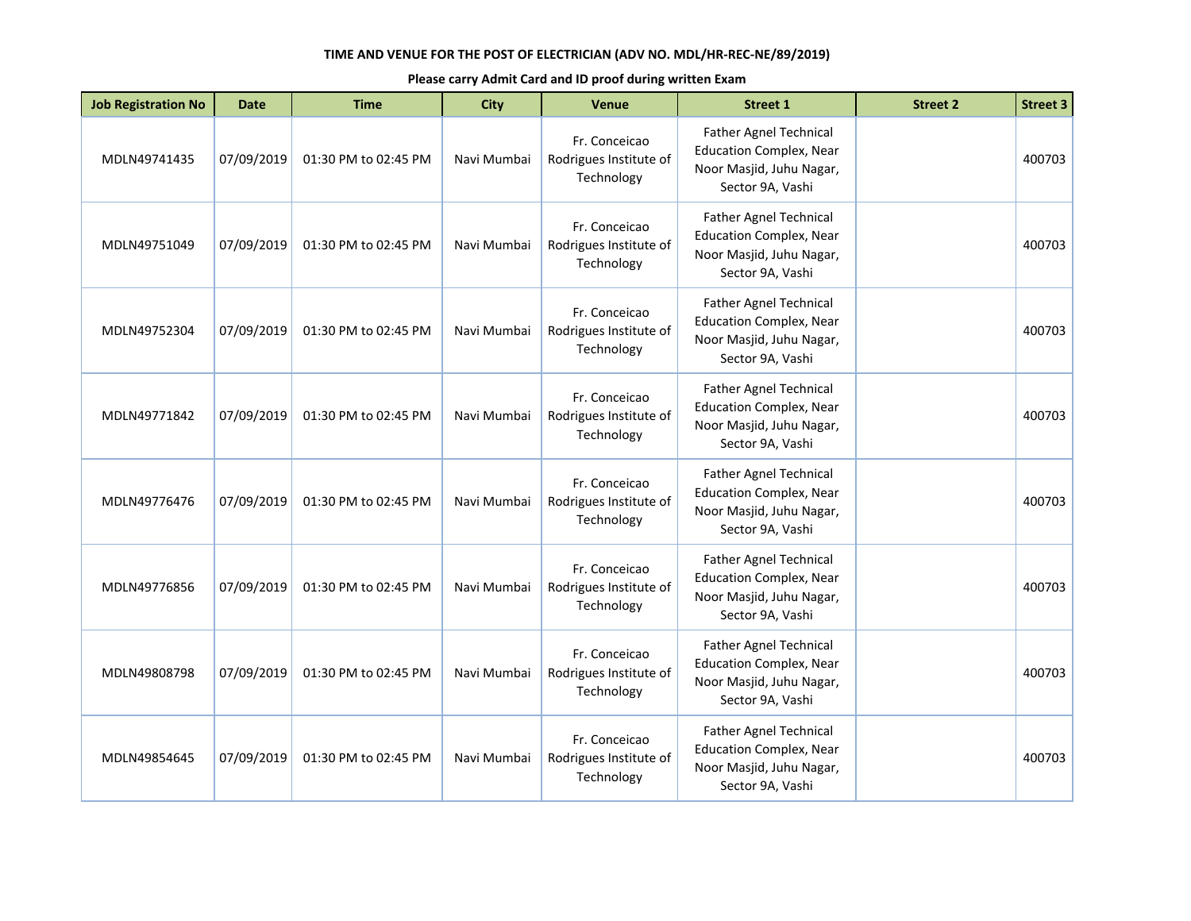**TIME AND VENUE FOR THE POST OF ELECTRICIAN (ADV NO. MDL/HR-REC-NE/89/2019)**

**Please carry Admit Card and ID proof during written Exam**

| Job Registration No | Date | Time | City | Venue | Street 1 | Street 2 | Street 3 |
|---|---|---|---|---|---|---|---|
| MDLN49741435 | 07/09/2019 | 01:30 PM to 02:45 PM | Navi Mumbai | Fr. Conceicao Rodrigues Institute of Technology | Father Agnel Technical Education Complex, Near Noor Masjid, Juhu Nagar, Sector 9A, Vashi | | 400703 |
| MDLN49751049 | 07/09/2019 | 01:30 PM to 02:45 PM | Navi Mumbai | Fr. Conceicao Rodrigues Institute of Technology | Father Agnel Technical Education Complex, Near Noor Masjid, Juhu Nagar, Sector 9A, Vashi | | 400703 |
| MDLN49752304 | 07/09/2019 | 01:30 PM to 02:45 PM | Navi Mumbai | Fr. Conceicao Rodrigues Institute of Technology | Father Agnel Technical Education Complex, Near Noor Masjid, Juhu Nagar, Sector 9A, Vashi | | 400703 |
| MDLN49771842 | 07/09/2019 | 01:30 PM to 02:45 PM | Navi Mumbai | Fr. Conceicao Rodrigues Institute of Technology | Father Agnel Technical Education Complex, Near Noor Masjid, Juhu Nagar, Sector 9A, Vashi | | 400703 |
| MDLN49776476 | 07/09/2019 | 01:30 PM to 02:45 PM | Navi Mumbai | Fr. Conceicao Rodrigues Institute of Technology | Father Agnel Technical Education Complex, Near Noor Masjid, Juhu Nagar, Sector 9A, Vashi | | 400703 |
| MDLN49776856 | 07/09/2019 | 01:30 PM to 02:45 PM | Navi Mumbai | Fr. Conceicao Rodrigues Institute of Technology | Father Agnel Technical Education Complex, Near Noor Masjid, Juhu Nagar, Sector 9A, Vashi | | 400703 |
| MDLN49808798 | 07/09/2019 | 01:30 PM to 02:45 PM | Navi Mumbai | Fr. Conceicao Rodrigues Institute of Technology | Father Agnel Technical Education Complex, Near Noor Masjid, Juhu Nagar, Sector 9A, Vashi | | 400703 |
| MDLN49854645 | 07/09/2019 | 01:30 PM to 02:45 PM | Navi Mumbai | Fr. Conceicao Rodrigues Institute of Technology | Father Agnel Technical Education Complex, Near Noor Masjid, Juhu Nagar, Sector 9A, Vashi | | 400703 |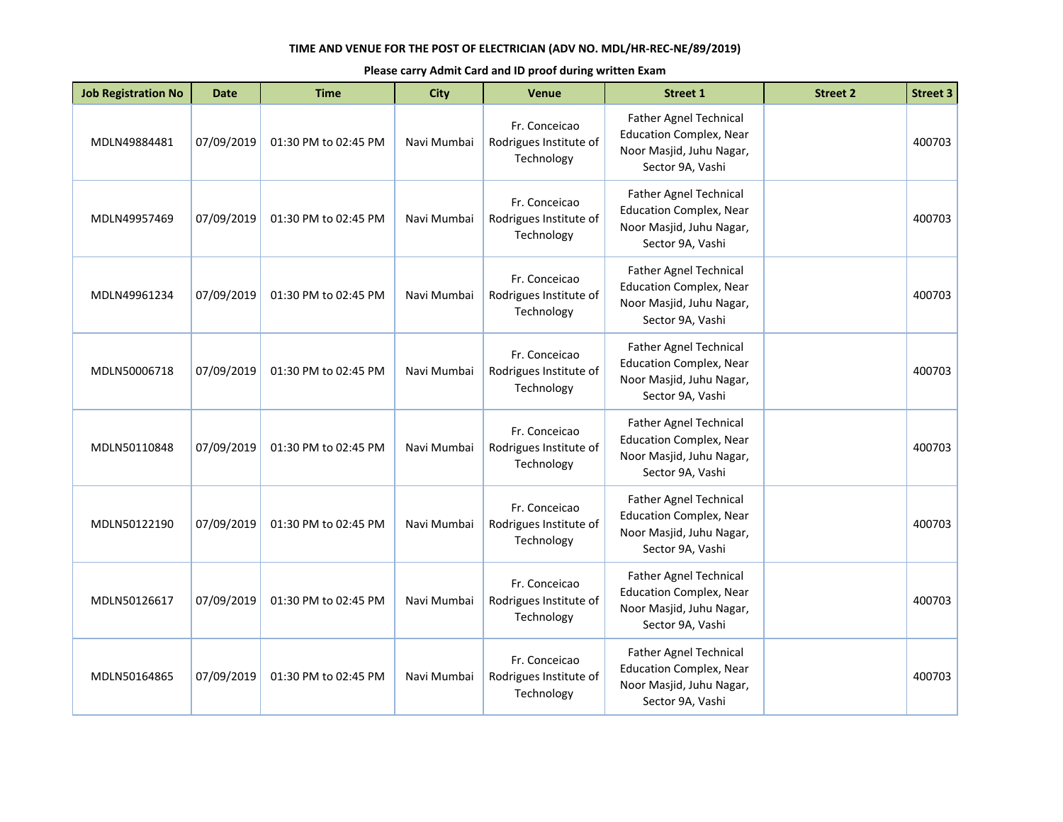**TIME AND VENUE FOR THE POST OF ELECTRICIAN (ADV NO. MDL/HR-REC-NE/89/2019)**

**Please carry Admit Card and ID proof during written Exam**

| Job Registration No | Date | Time | City | Venue | Street 1 | Street 2 | Street 3 |
|---|---|---|---|---|---|---|---|
| MDLN49884481 | 07/09/2019 | 01:30 PM to 02:45 PM | Navi Mumbai | Fr. Conceicao Rodrigues Institute of Technology | Father Agnel Technical Education Complex, Near Noor Masjid, Juhu Nagar, Sector 9A, Vashi | | 400703 |
| MDLN49957469 | 07/09/2019 | 01:30 PM to 02:45 PM | Navi Mumbai | Fr. Conceicao Rodrigues Institute of Technology | Father Agnel Technical Education Complex, Near Noor Masjid, Juhu Nagar, Sector 9A, Vashi | | 400703 |
| MDLN49961234 | 07/09/2019 | 01:30 PM to 02:45 PM | Navi Mumbai | Fr. Conceicao Rodrigues Institute of Technology | Father Agnel Technical Education Complex, Near Noor Masjid, Juhu Nagar, Sector 9A, Vashi | | 400703 |
| MDLN50006718 | 07/09/2019 | 01:30 PM to 02:45 PM | Navi Mumbai | Fr. Conceicao Rodrigues Institute of Technology | Father Agnel Technical Education Complex, Near Noor Masjid, Juhu Nagar, Sector 9A, Vashi | | 400703 |
| MDLN50110848 | 07/09/2019 | 01:30 PM to 02:45 PM | Navi Mumbai | Fr. Conceicao Rodrigues Institute of Technology | Father Agnel Technical Education Complex, Near Noor Masjid, Juhu Nagar, Sector 9A, Vashi | | 400703 |
| MDLN50122190 | 07/09/2019 | 01:30 PM to 02:45 PM | Navi Mumbai | Fr. Conceicao Rodrigues Institute of Technology | Father Agnel Technical Education Complex, Near Noor Masjid, Juhu Nagar, Sector 9A, Vashi | | 400703 |
| MDLN50126617 | 07/09/2019 | 01:30 PM to 02:45 PM | Navi Mumbai | Fr. Conceicao Rodrigues Institute of Technology | Father Agnel Technical Education Complex, Near Noor Masjid, Juhu Nagar, Sector 9A, Vashi | | 400703 |
| MDLN50164865 | 07/09/2019 | 01:30 PM to 02:45 PM | Navi Mumbai | Fr. Conceicao Rodrigues Institute of Technology | Father Agnel Technical Education Complex, Near Noor Masjid, Juhu Nagar, Sector 9A, Vashi | | 400703 |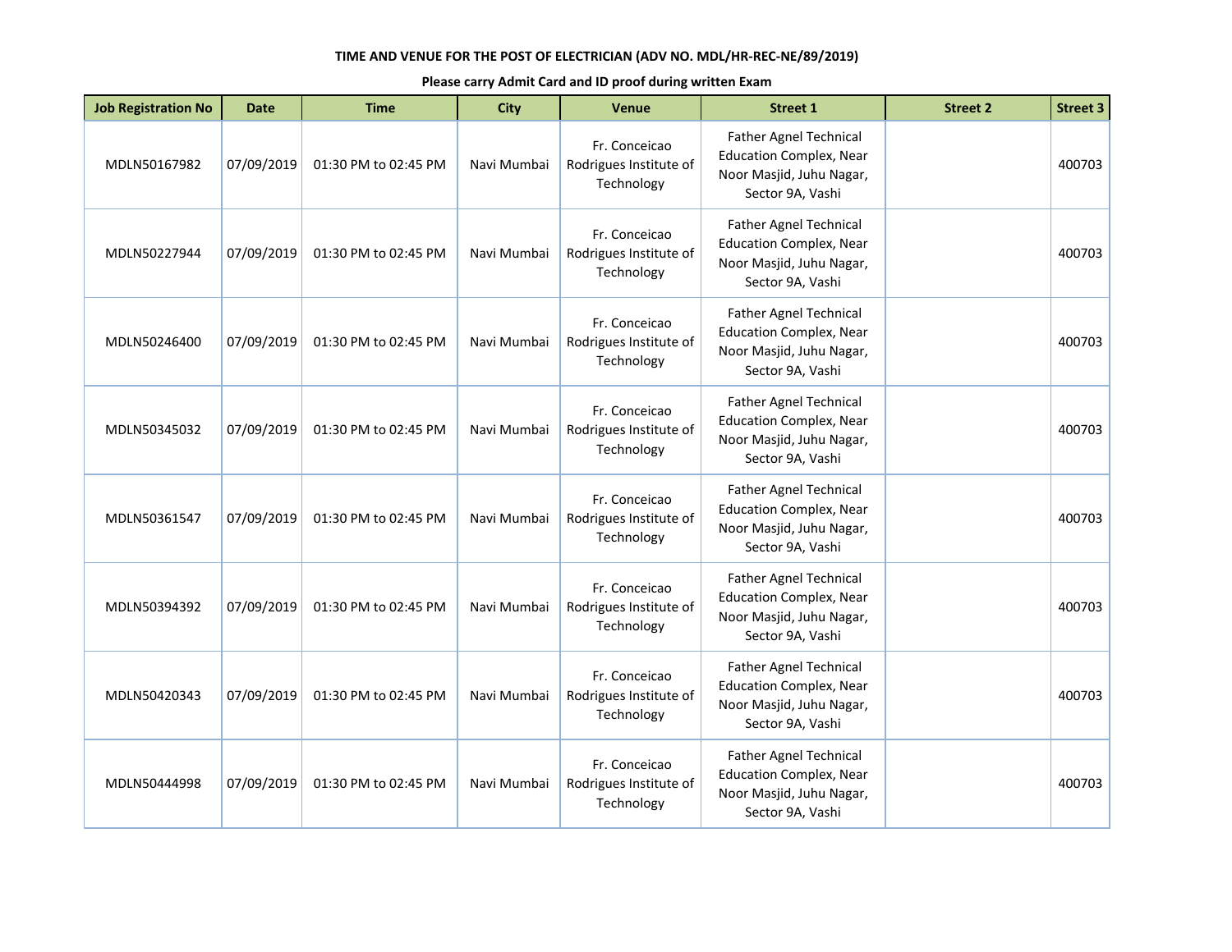**TIME AND VENUE FOR THE POST OF ELECTRICIAN (ADV NO. MDL/HR-REC-NE/89/2019)**

**Please carry Admit Card and ID proof during written Exam**

| Job Registration No | Date | Time | City | Venue | Street 1 | Street 2 | Street 3 |
|---|---|---|---|---|---|---|---|
| MDLN50167982 | 07/09/2019 | 01:30 PM to 02:45 PM | Navi Mumbai | Fr. Conceicao Rodrigues Institute of Technology | Father Agnel Technical Education Complex, Near Noor Masjid, Juhu Nagar, Sector 9A, Vashi | | 400703 |
| MDLN50227944 | 07/09/2019 | 01:30 PM to 02:45 PM | Navi Mumbai | Fr. Conceicao Rodrigues Institute of Technology | Father Agnel Technical Education Complex, Near Noor Masjid, Juhu Nagar, Sector 9A, Vashi | | 400703 |
| MDLN50246400 | 07/09/2019 | 01:30 PM to 02:45 PM | Navi Mumbai | Fr. Conceicao Rodrigues Institute of Technology | Father Agnel Technical Education Complex, Near Noor Masjid, Juhu Nagar, Sector 9A, Vashi | | 400703 |
| MDLN50345032 | 07/09/2019 | 01:30 PM to 02:45 PM | Navi Mumbai | Fr. Conceicao Rodrigues Institute of Technology | Father Agnel Technical Education Complex, Near Noor Masjid, Juhu Nagar, Sector 9A, Vashi | | 400703 |
| MDLN50361547 | 07/09/2019 | 01:30 PM to 02:45 PM | Navi Mumbai | Fr. Conceicao Rodrigues Institute of Technology | Father Agnel Technical Education Complex, Near Noor Masjid, Juhu Nagar, Sector 9A, Vashi | | 400703 |
| MDLN50394392 | 07/09/2019 | 01:30 PM to 02:45 PM | Navi Mumbai | Fr. Conceicao Rodrigues Institute of Technology | Father Agnel Technical Education Complex, Near Noor Masjid, Juhu Nagar, Sector 9A, Vashi | | 400703 |
| MDLN50420343 | 07/09/2019 | 01:30 PM to 02:45 PM | Navi Mumbai | Fr. Conceicao Rodrigues Institute of Technology | Father Agnel Technical Education Complex, Near Noor Masjid, Juhu Nagar, Sector 9A, Vashi | | 400703 |
| MDLN50444998 | 07/09/2019 | 01:30 PM to 02:45 PM | Navi Mumbai | Fr. Conceicao Rodrigues Institute of Technology | Father Agnel Technical Education Complex, Near Noor Masjid, Juhu Nagar, Sector 9A, Vashi | | 400703 |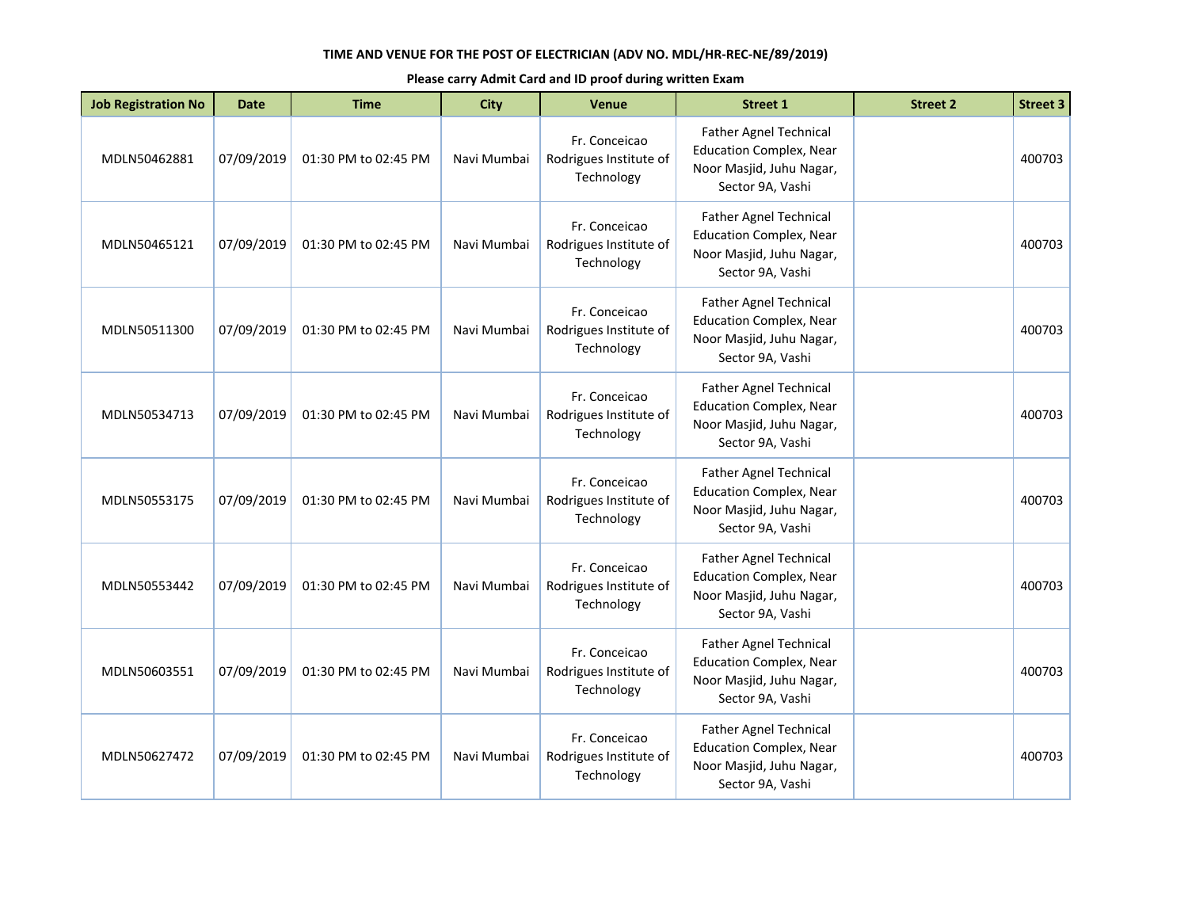**TIME AND VENUE FOR THE POST OF ELECTRICIAN (ADV NO. MDL/HR-REC-NE/89/2019)**

**Please carry Admit Card and ID proof during written Exam**

| Job Registration No | Date | Time | City | Venue | Street 1 | Street 2 | Street 3 |
|---|---|---|---|---|---|---|---|
| MDLN50462881 | 07/09/2019 | 01:30 PM to 02:45 PM | Navi Mumbai | Fr. Conceicao Rodrigues Institute of Technology | Father Agnel Technical Education Complex, Near Noor Masjid, Juhu Nagar, Sector 9A, Vashi | | 400703 |
| MDLN50465121 | 07/09/2019 | 01:30 PM to 02:45 PM | Navi Mumbai | Fr. Conceicao Rodrigues Institute of Technology | Father Agnel Technical Education Complex, Near Noor Masjid, Juhu Nagar, Sector 9A, Vashi | | 400703 |
| MDLN50511300 | 07/09/2019 | 01:30 PM to 02:45 PM | Navi Mumbai | Fr. Conceicao Rodrigues Institute of Technology | Father Agnel Technical Education Complex, Near Noor Masjid, Juhu Nagar, Sector 9A, Vashi | | 400703 |
| MDLN50534713 | 07/09/2019 | 01:30 PM to 02:45 PM | Navi Mumbai | Fr. Conceicao Rodrigues Institute of Technology | Father Agnel Technical Education Complex, Near Noor Masjid, Juhu Nagar, Sector 9A, Vashi | | 400703 |
| MDLN50553175 | 07/09/2019 | 01:30 PM to 02:45 PM | Navi Mumbai | Fr. Conceicao Rodrigues Institute of Technology | Father Agnel Technical Education Complex, Near Noor Masjid, Juhu Nagar, Sector 9A, Vashi | | 400703 |
| MDLN50553442 | 07/09/2019 | 01:30 PM to 02:45 PM | Navi Mumbai | Fr. Conceicao Rodrigues Institute of Technology | Father Agnel Technical Education Complex, Near Noor Masjid, Juhu Nagar, Sector 9A, Vashi | | 400703 |
| MDLN50603551 | 07/09/2019 | 01:30 PM to 02:45 PM | Navi Mumbai | Fr. Conceicao Rodrigues Institute of Technology | Father Agnel Technical Education Complex, Near Noor Masjid, Juhu Nagar, Sector 9A, Vashi | | 400703 |
| MDLN50627472 | 07/09/2019 | 01:30 PM to 02:45 PM | Navi Mumbai | Fr. Conceicao Rodrigues Institute of Technology | Father Agnel Technical Education Complex, Near Noor Masjid, Juhu Nagar, Sector 9A, Vashi | | 400703 |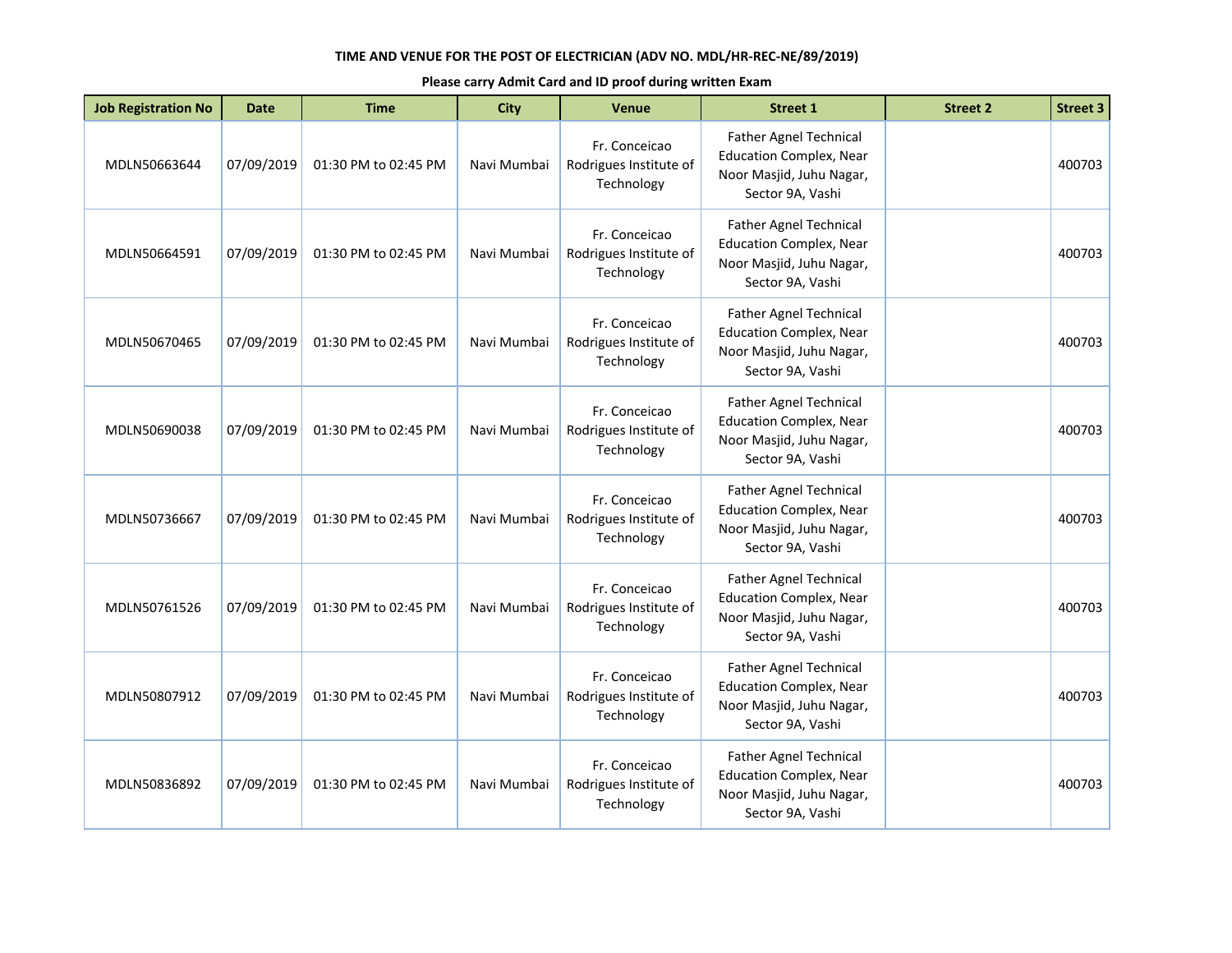**TIME AND VENUE FOR THE POST OF ELECTRICIAN (ADV NO. MDL/HR-REC-NE/89/2019)**

**Please carry Admit Card and ID proof during written Exam**

| Job Registration No | Date | Time | City | Venue | Street 1 | Street 2 | Street 3 |
|---|---|---|---|---|---|---|---|
| MDLN50663644 | 07/09/2019 | 01:30 PM to 02:45 PM | Navi Mumbai | Fr. Conceicao Rodrigues Institute of Technology | Father Agnel Technical Education Complex, Near Noor Masjid, Juhu Nagar, Sector 9A, Vashi | | 400703 |
| MDLN50664591 | 07/09/2019 | 01:30 PM to 02:45 PM | Navi Mumbai | Fr. Conceicao Rodrigues Institute of Technology | Father Agnel Technical Education Complex, Near Noor Masjid, Juhu Nagar, Sector 9A, Vashi | | 400703 |
| MDLN50670465 | 07/09/2019 | 01:30 PM to 02:45 PM | Navi Mumbai | Fr. Conceicao Rodrigues Institute of Technology | Father Agnel Technical Education Complex, Near Noor Masjid, Juhu Nagar, Sector 9A, Vashi | | 400703 |
| MDLN50690038 | 07/09/2019 | 01:30 PM to 02:45 PM | Navi Mumbai | Fr. Conceicao Rodrigues Institute of Technology | Father Agnel Technical Education Complex, Near Noor Masjid, Juhu Nagar, Sector 9A, Vashi | | 400703 |
| MDLN50736667 | 07/09/2019 | 01:30 PM to 02:45 PM | Navi Mumbai | Fr. Conceicao Rodrigues Institute of Technology | Father Agnel Technical Education Complex, Near Noor Masjid, Juhu Nagar, Sector 9A, Vashi | | 400703 |
| MDLN50761526 | 07/09/2019 | 01:30 PM to 02:45 PM | Navi Mumbai | Fr. Conceicao Rodrigues Institute of Technology | Father Agnel Technical Education Complex, Near Noor Masjid, Juhu Nagar, Sector 9A, Vashi | | 400703 |
| MDLN50807912 | 07/09/2019 | 01:30 PM to 02:45 PM | Navi Mumbai | Fr. Conceicao Rodrigues Institute of Technology | Father Agnel Technical Education Complex, Near Noor Masjid, Juhu Nagar, Sector 9A, Vashi | | 400703 |
| MDLN50836892 | 07/09/2019 | 01:30 PM to 02:45 PM | Navi Mumbai | Fr. Conceicao Rodrigues Institute of Technology | Father Agnel Technical Education Complex, Near Noor Masjid, Juhu Nagar, Sector 9A, Vashi | | 400703 |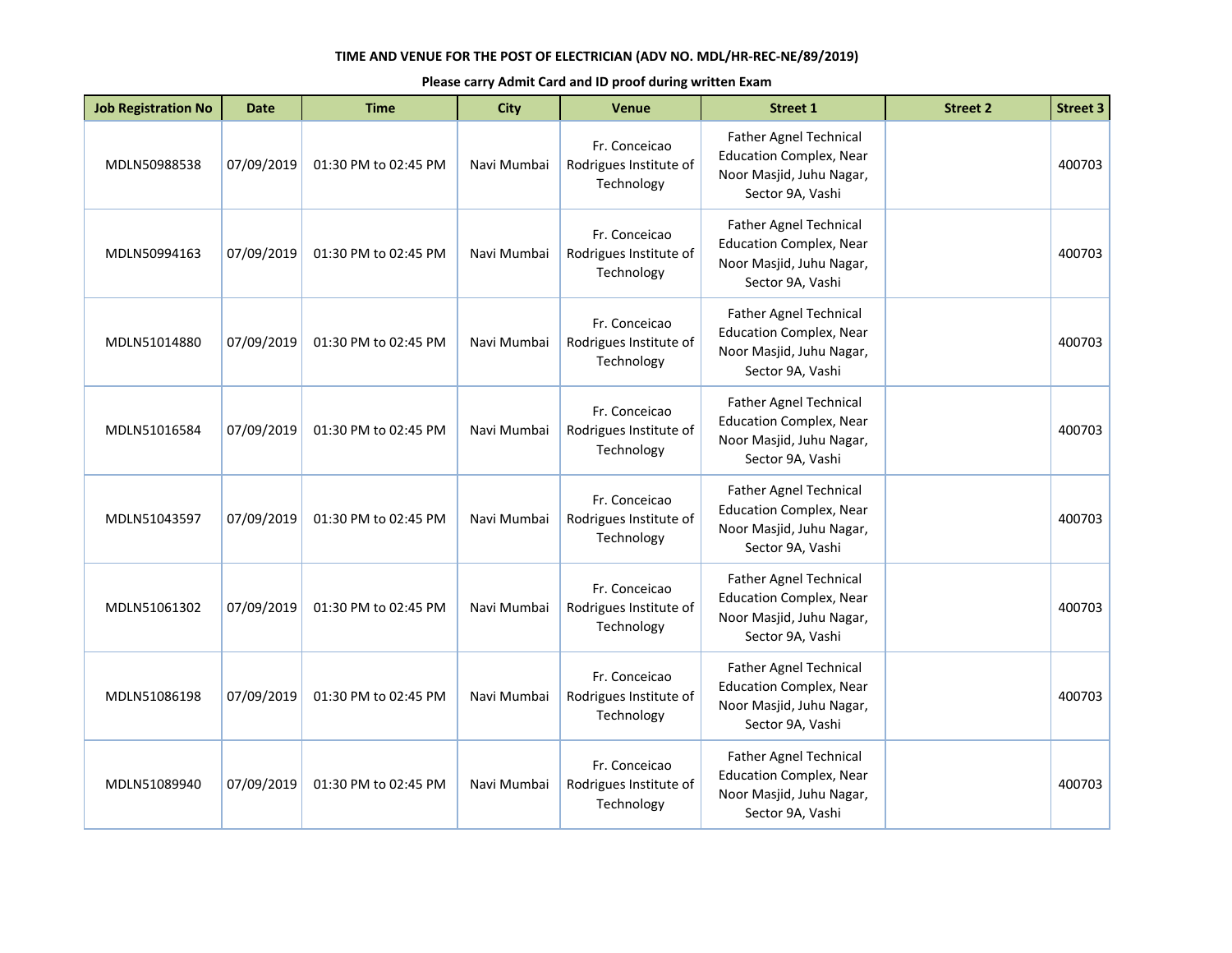**TIME AND VENUE FOR THE POST OF ELECTRICIAN (ADV NO. MDL/HR-REC-NE/89/2019)**

**Please carry Admit Card and ID proof during written Exam**

| Job Registration No | Date | Time | City | Venue | Street 1 | Street 2 | Street 3 |
|---|---|---|---|---|---|---|---|
| MDLN50988538 | 07/09/2019 | 01:30 PM to 02:45 PM | Navi Mumbai | Fr. Conceicao Rodrigues Institute of Technology | Father Agnel Technical Education Complex, Near Noor Masjid, Juhu Nagar, Sector 9A, Vashi | | 400703 |
| MDLN50994163 | 07/09/2019 | 01:30 PM to 02:45 PM | Navi Mumbai | Fr. Conceicao Rodrigues Institute of Technology | Father Agnel Technical Education Complex, Near Noor Masjid, Juhu Nagar, Sector 9A, Vashi | | 400703 |
| MDLN51014880 | 07/09/2019 | 01:30 PM to 02:45 PM | Navi Mumbai | Fr. Conceicao Rodrigues Institute of Technology | Father Agnel Technical Education Complex, Near Noor Masjid, Juhu Nagar, Sector 9A, Vashi | | 400703 |
| MDLN51016584 | 07/09/2019 | 01:30 PM to 02:45 PM | Navi Mumbai | Fr. Conceicao Rodrigues Institute of Technology | Father Agnel Technical Education Complex, Near Noor Masjid, Juhu Nagar, Sector 9A, Vashi | | 400703 |
| MDLN51043597 | 07/09/2019 | 01:30 PM to 02:45 PM | Navi Mumbai | Fr. Conceicao Rodrigues Institute of Technology | Father Agnel Technical Education Complex, Near Noor Masjid, Juhu Nagar, Sector 9A, Vashi | | 400703 |
| MDLN51061302 | 07/09/2019 | 01:30 PM to 02:45 PM | Navi Mumbai | Fr. Conceicao Rodrigues Institute of Technology | Father Agnel Technical Education Complex, Near Noor Masjid, Juhu Nagar, Sector 9A, Vashi | | 400703 |
| MDLN51086198 | 07/09/2019 | 01:30 PM to 02:45 PM | Navi Mumbai | Fr. Conceicao Rodrigues Institute of Technology | Father Agnel Technical Education Complex, Near Noor Masjid, Juhu Nagar, Sector 9A, Vashi | | 400703 |
| MDLN51089940 | 07/09/2019 | 01:30 PM to 02:45 PM | Navi Mumbai | Fr. Conceicao Rodrigues Institute of Technology | Father Agnel Technical Education Complex, Near Noor Masjid, Juhu Nagar, Sector 9A, Vashi | | 400703 |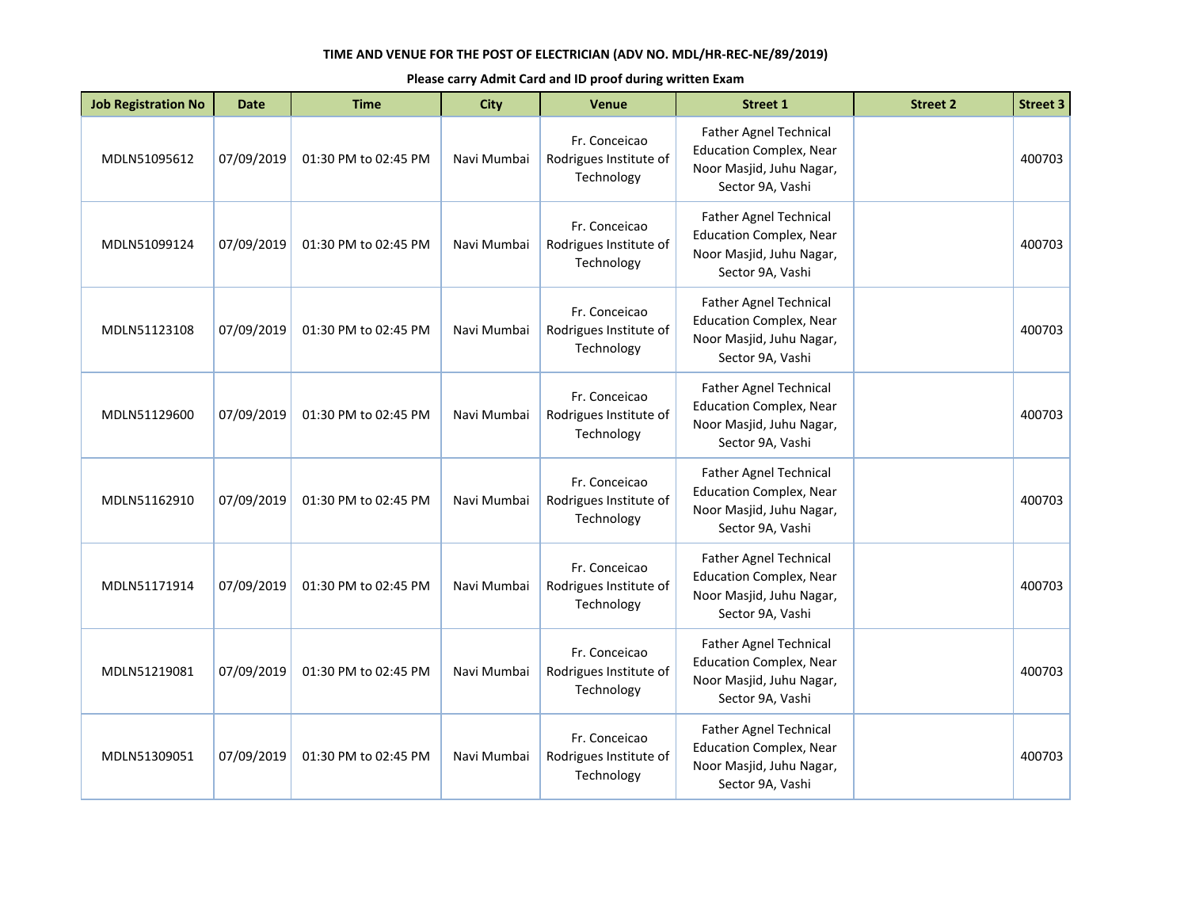**TIME AND VENUE FOR THE POST OF ELECTRICIAN (ADV NO. MDL/HR-REC-NE/89/2019)**

**Please carry Admit Card and ID proof during written Exam**

| Job Registration No | Date | Time | City | Venue | Street 1 | Street 2 | Street 3 |
|---|---|---|---|---|---|---|---|
| MDLN51095612 | 07/09/2019 | 01:30 PM to 02:45 PM | Navi Mumbai | Fr. Conceicao Rodrigues Institute of Technology | Father Agnel Technical Education Complex, Near Noor Masjid, Juhu Nagar, Sector 9A, Vashi | | 400703 |
| MDLN51099124 | 07/09/2019 | 01:30 PM to 02:45 PM | Navi Mumbai | Fr. Conceicao Rodrigues Institute of Technology | Father Agnel Technical Education Complex, Near Noor Masjid, Juhu Nagar, Sector 9A, Vashi | | 400703 |
| MDLN51123108 | 07/09/2019 | 01:30 PM to 02:45 PM | Navi Mumbai | Fr. Conceicao Rodrigues Institute of Technology | Father Agnel Technical Education Complex, Near Noor Masjid, Juhu Nagar, Sector 9A, Vashi | | 400703 |
| MDLN51129600 | 07/09/2019 | 01:30 PM to 02:45 PM | Navi Mumbai | Fr. Conceicao Rodrigues Institute of Technology | Father Agnel Technical Education Complex, Near Noor Masjid, Juhu Nagar, Sector 9A, Vashi | | 400703 |
| MDLN51162910 | 07/09/2019 | 01:30 PM to 02:45 PM | Navi Mumbai | Fr. Conceicao Rodrigues Institute of Technology | Father Agnel Technical Education Complex, Near Noor Masjid, Juhu Nagar, Sector 9A, Vashi | | 400703 |
| MDLN51171914 | 07/09/2019 | 01:30 PM to 02:45 PM | Navi Mumbai | Fr. Conceicao Rodrigues Institute of Technology | Father Agnel Technical Education Complex, Near Noor Masjid, Juhu Nagar, Sector 9A, Vashi | | 400703 |
| MDLN51219081 | 07/09/2019 | 01:30 PM to 02:45 PM | Navi Mumbai | Fr. Conceicao Rodrigues Institute of Technology | Father Agnel Technical Education Complex, Near Noor Masjid, Juhu Nagar, Sector 9A, Vashi | | 400703 |
| MDLN51309051 | 07/09/2019 | 01:30 PM to 02:45 PM | Navi Mumbai | Fr. Conceicao Rodrigues Institute of Technology | Father Agnel Technical Education Complex, Near Noor Masjid, Juhu Nagar, Sector 9A, Vashi | | 400703 |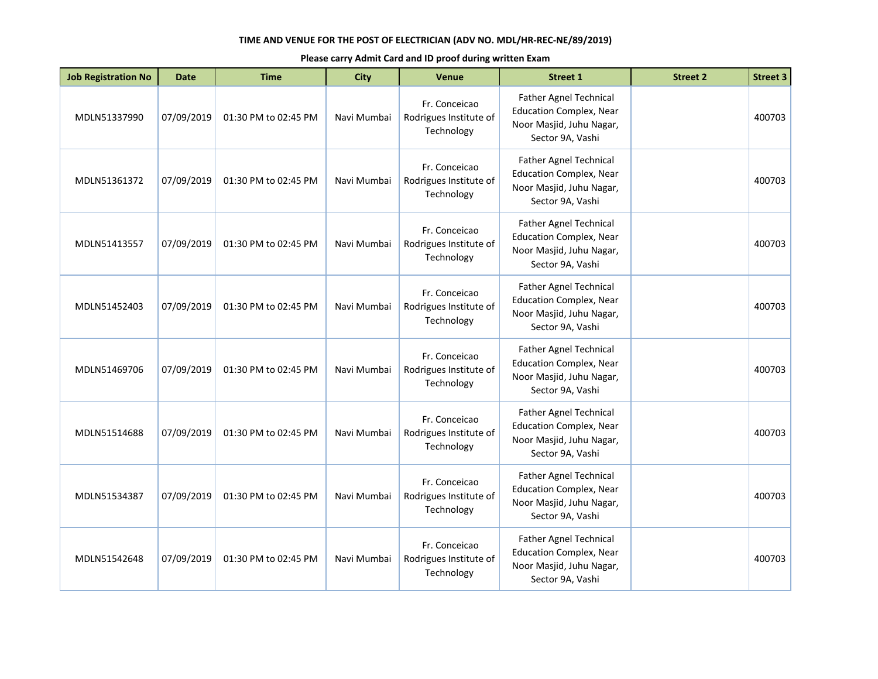**TIME AND VENUE FOR THE POST OF ELECTRICIAN (ADV NO. MDL/HR-REC-NE/89/2019)**

**Please carry Admit Card and ID proof during written Exam**

| Job Registration No | Date | Time | City | Venue | Street 1 | Street 2 | Street 3 |
|---|---|---|---|---|---|---|---|
| MDLN51337990 | 07/09/2019 | 01:30 PM to 02:45 PM | Navi Mumbai | Fr. Conceicao Rodrigues Institute of Technology | Father Agnel Technical Education Complex, Near Noor Masjid, Juhu Nagar, Sector 9A, Vashi | | 400703 |
| MDLN51361372 | 07/09/2019 | 01:30 PM to 02:45 PM | Navi Mumbai | Fr. Conceicao Rodrigues Institute of Technology | Father Agnel Technical Education Complex, Near Noor Masjid, Juhu Nagar, Sector 9A, Vashi | | 400703 |
| MDLN51413557 | 07/09/2019 | 01:30 PM to 02:45 PM | Navi Mumbai | Fr. Conceicao Rodrigues Institute of Technology | Father Agnel Technical Education Complex, Near Noor Masjid, Juhu Nagar, Sector 9A, Vashi | | 400703 |
| MDLN51452403 | 07/09/2019 | 01:30 PM to 02:45 PM | Navi Mumbai | Fr. Conceicao Rodrigues Institute of Technology | Father Agnel Technical Education Complex, Near Noor Masjid, Juhu Nagar, Sector 9A, Vashi | | 400703 |
| MDLN51469706 | 07/09/2019 | 01:30 PM to 02:45 PM | Navi Mumbai | Fr. Conceicao Rodrigues Institute of Technology | Father Agnel Technical Education Complex, Near Noor Masjid, Juhu Nagar, Sector 9A, Vashi | | 400703 |
| MDLN51514688 | 07/09/2019 | 01:30 PM to 02:45 PM | Navi Mumbai | Fr. Conceicao Rodrigues Institute of Technology | Father Agnel Technical Education Complex, Near Noor Masjid, Juhu Nagar, Sector 9A, Vashi | | 400703 |
| MDLN51534387 | 07/09/2019 | 01:30 PM to 02:45 PM | Navi Mumbai | Fr. Conceicao Rodrigues Institute of Technology | Father Agnel Technical Education Complex, Near Noor Masjid, Juhu Nagar, Sector 9A, Vashi | | 400703 |
| MDLN51542648 | 07/09/2019 | 01:30 PM to 02:45 PM | Navi Mumbai | Fr. Conceicao Rodrigues Institute of Technology | Father Agnel Technical Education Complex, Near Noor Masjid, Juhu Nagar, Sector 9A, Vashi | | 400703 |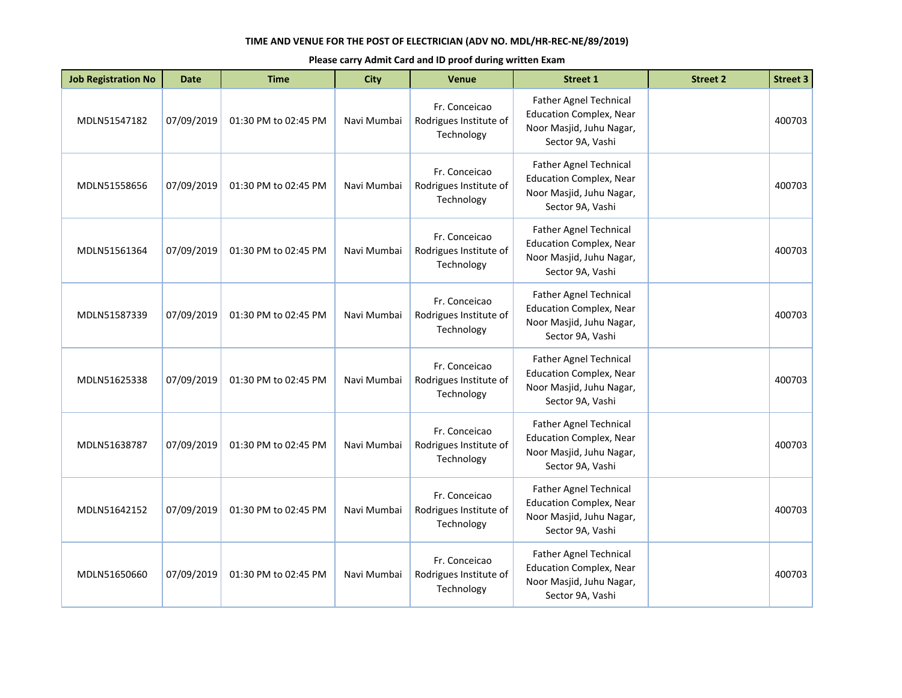**TIME AND VENUE FOR THE POST OF ELECTRICIAN (ADV NO. MDL/HR-REC-NE/89/2019)**

**Please carry Admit Card and ID proof during written Exam**

| Job Registration No | Date | Time | City | Venue | Street 1 | Street 2 | Street 3 |
|---|---|---|---|---|---|---|---|
| MDLN51547182 | 07/09/2019 | 01:30 PM to 02:45 PM | Navi Mumbai | Fr. Conceicao Rodrigues Institute of Technology | Father Agnel Technical Education Complex, Near Noor Masjid, Juhu Nagar, Sector 9A, Vashi | | 400703 |
| MDLN51558656 | 07/09/2019 | 01:30 PM to 02:45 PM | Navi Mumbai | Fr. Conceicao Rodrigues Institute of Technology | Father Agnel Technical Education Complex, Near Noor Masjid, Juhu Nagar, Sector 9A, Vashi | | 400703 |
| MDLN51561364 | 07/09/2019 | 01:30 PM to 02:45 PM | Navi Mumbai | Fr. Conceicao Rodrigues Institute of Technology | Father Agnel Technical Education Complex, Near Noor Masjid, Juhu Nagar, Sector 9A, Vashi | | 400703 |
| MDLN51587339 | 07/09/2019 | 01:30 PM to 02:45 PM | Navi Mumbai | Fr. Conceicao Rodrigues Institute of Technology | Father Agnel Technical Education Complex, Near Noor Masjid, Juhu Nagar, Sector 9A, Vashi | | 400703 |
| MDLN51625338 | 07/09/2019 | 01:30 PM to 02:45 PM | Navi Mumbai | Fr. Conceicao Rodrigues Institute of Technology | Father Agnel Technical Education Complex, Near Noor Masjid, Juhu Nagar, Sector 9A, Vashi | | 400703 |
| MDLN51638787 | 07/09/2019 | 01:30 PM to 02:45 PM | Navi Mumbai | Fr. Conceicao Rodrigues Institute of Technology | Father Agnel Technical Education Complex, Near Noor Masjid, Juhu Nagar, Sector 9A, Vashi | | 400703 |
| MDLN51642152 | 07/09/2019 | 01:30 PM to 02:45 PM | Navi Mumbai | Fr. Conceicao Rodrigues Institute of Technology | Father Agnel Technical Education Complex, Near Noor Masjid, Juhu Nagar, Sector 9A, Vashi | | 400703 |
| MDLN51650660 | 07/09/2019 | 01:30 PM to 02:45 PM | Navi Mumbai | Fr. Conceicao Rodrigues Institute of Technology | Father Agnel Technical Education Complex, Near Noor Masjid, Juhu Nagar, Sector 9A, Vashi | | 400703 |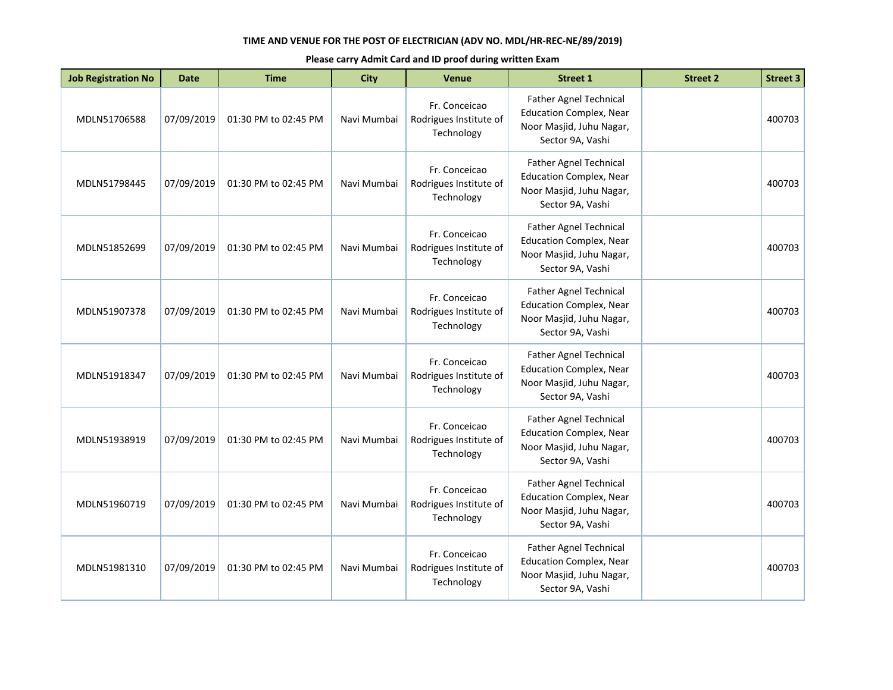**TIME AND VENUE FOR THE POST OF ELECTRICIAN (ADV NO. MDL/HR-REC-NE/89/2019)**

**Please carry Admit Card and ID proof during written Exam**

| Job Registration No | Date | Time | City | Venue | Street 1 | Street 2 | Street 3 |
|---|---|---|---|---|---|---|---|
| MDLN51706588 | 07/09/2019 | 01:30 PM to 02:45 PM | Navi Mumbai | Fr. Conceicao Rodrigues Institute of Technology | Father Agnel Technical Education Complex, Near Noor Masjid, Juhu Nagar, Sector 9A, Vashi | | 400703 |
| MDLN51798445 | 07/09/2019 | 01:30 PM to 02:45 PM | Navi Mumbai | Fr. Conceicao Rodrigues Institute of Technology | Father Agnel Technical Education Complex, Near Noor Masjid, Juhu Nagar, Sector 9A, Vashi | | 400703 |
| MDLN51852699 | 07/09/2019 | 01:30 PM to 02:45 PM | Navi Mumbai | Fr. Conceicao Rodrigues Institute of Technology | Father Agnel Technical Education Complex, Near Noor Masjid, Juhu Nagar, Sector 9A, Vashi | | 400703 |
| MDLN51907378 | 07/09/2019 | 01:30 PM to 02:45 PM | Navi Mumbai | Fr. Conceicao Rodrigues Institute of Technology | Father Agnel Technical Education Complex, Near Noor Masjid, Juhu Nagar, Sector 9A, Vashi | | 400703 |
| MDLN51918347 | 07/09/2019 | 01:30 PM to 02:45 PM | Navi Mumbai | Fr. Conceicao Rodrigues Institute of Technology | Father Agnel Technical Education Complex, Near Noor Masjid, Juhu Nagar, Sector 9A, Vashi | | 400703 |
| MDLN51938919 | 07/09/2019 | 01:30 PM to 02:45 PM | Navi Mumbai | Fr. Conceicao Rodrigues Institute of Technology | Father Agnel Technical Education Complex, Near Noor Masjid, Juhu Nagar, Sector 9A, Vashi | | 400703 |
| MDLN51960719 | 07/09/2019 | 01:30 PM to 02:45 PM | Navi Mumbai | Fr. Conceicao Rodrigues Institute of Technology | Father Agnel Technical Education Complex, Near Noor Masjid, Juhu Nagar, Sector 9A, Vashi | | 400703 |
| MDLN51981310 | 07/09/2019 | 01:30 PM to 02:45 PM | Navi Mumbai | Fr. Conceicao Rodrigues Institute of Technology | Father Agnel Technical Education Complex, Near Noor Masjid, Juhu Nagar, Sector 9A, Vashi | | 400703 |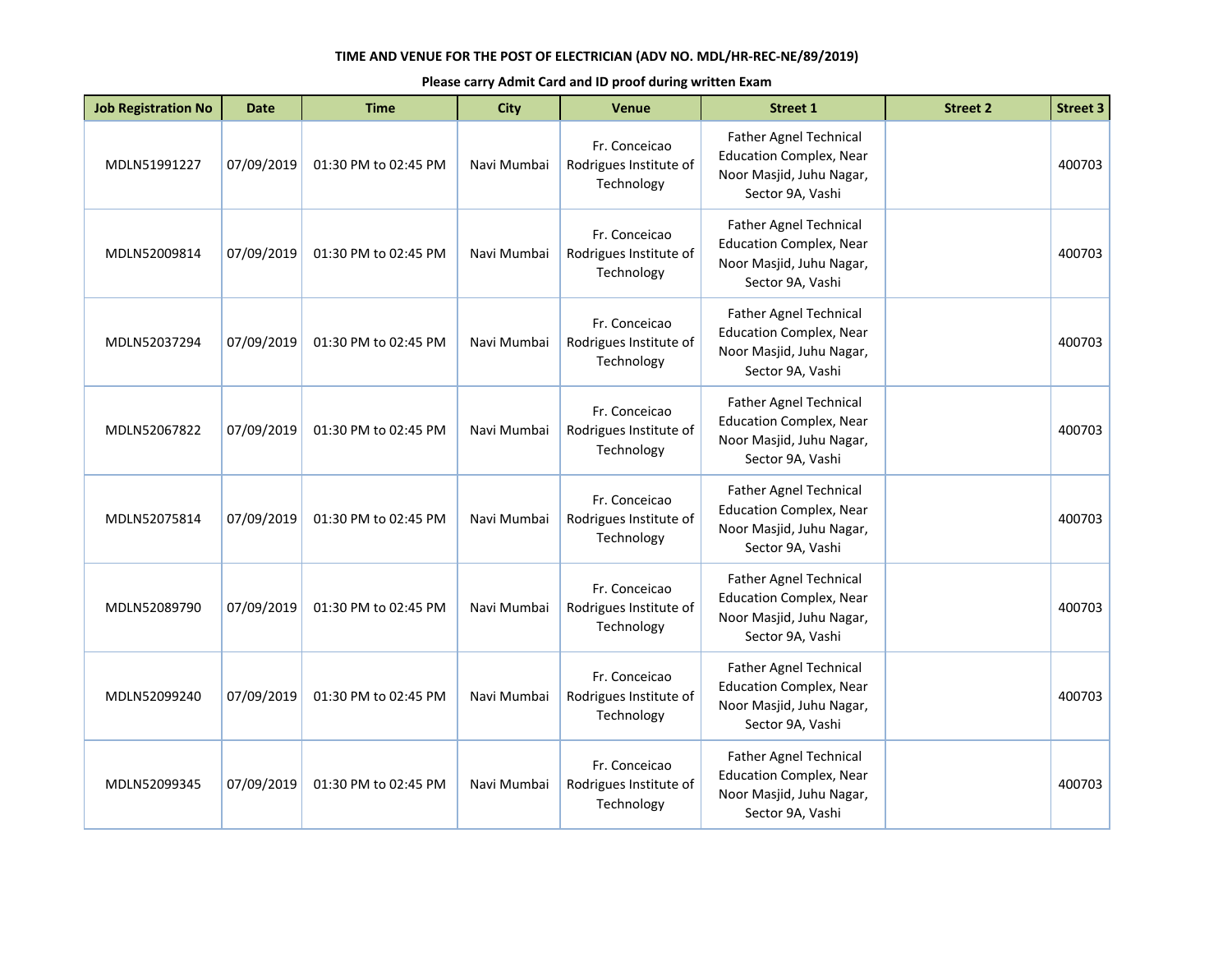**TIME AND VENUE FOR THE POST OF ELECTRICIAN (ADV NO. MDL/HR-REC-NE/89/2019)**

**Please carry Admit Card and ID proof during written Exam**

| Job Registration No | Date | Time | City | Venue | Street 1 | Street 2 | Street 3 |
|---|---|---|---|---|---|---|---|
| MDLN51991227 | 07/09/2019 | 01:30 PM to 02:45 PM | Navi Mumbai | Fr. Conceicao Rodrigues Institute of Technology | Father Agnel Technical Education Complex, Near Noor Masjid, Juhu Nagar, Sector 9A, Vashi | | 400703 |
| MDLN52009814 | 07/09/2019 | 01:30 PM to 02:45 PM | Navi Mumbai | Fr. Conceicao Rodrigues Institute of Technology | Father Agnel Technical Education Complex, Near Noor Masjid, Juhu Nagar, Sector 9A, Vashi | | 400703 |
| MDLN52037294 | 07/09/2019 | 01:30 PM to 02:45 PM | Navi Mumbai | Fr. Conceicao Rodrigues Institute of Technology | Father Agnel Technical Education Complex, Near Noor Masjid, Juhu Nagar, Sector 9A, Vashi | | 400703 |
| MDLN52067822 | 07/09/2019 | 01:30 PM to 02:45 PM | Navi Mumbai | Fr. Conceicao Rodrigues Institute of Technology | Father Agnel Technical Education Complex, Near Noor Masjid, Juhu Nagar, Sector 9A, Vashi | | 400703 |
| MDLN52075814 | 07/09/2019 | 01:30 PM to 02:45 PM | Navi Mumbai | Fr. Conceicao Rodrigues Institute of Technology | Father Agnel Technical Education Complex, Near Noor Masjid, Juhu Nagar, Sector 9A, Vashi | | 400703 |
| MDLN52089790 | 07/09/2019 | 01:30 PM to 02:45 PM | Navi Mumbai | Fr. Conceicao Rodrigues Institute of Technology | Father Agnel Technical Education Complex, Near Noor Masjid, Juhu Nagar, Sector 9A, Vashi | | 400703 |
| MDLN52099240 | 07/09/2019 | 01:30 PM to 02:45 PM | Navi Mumbai | Fr. Conceicao Rodrigues Institute of Technology | Father Agnel Technical Education Complex, Near Noor Masjid, Juhu Nagar, Sector 9A, Vashi | | 400703 |
| MDLN52099345 | 07/09/2019 | 01:30 PM to 02:45 PM | Navi Mumbai | Fr. Conceicao Rodrigues Institute of Technology | Father Agnel Technical Education Complex, Near Noor Masjid, Juhu Nagar, Sector 9A, Vashi | | 400703 |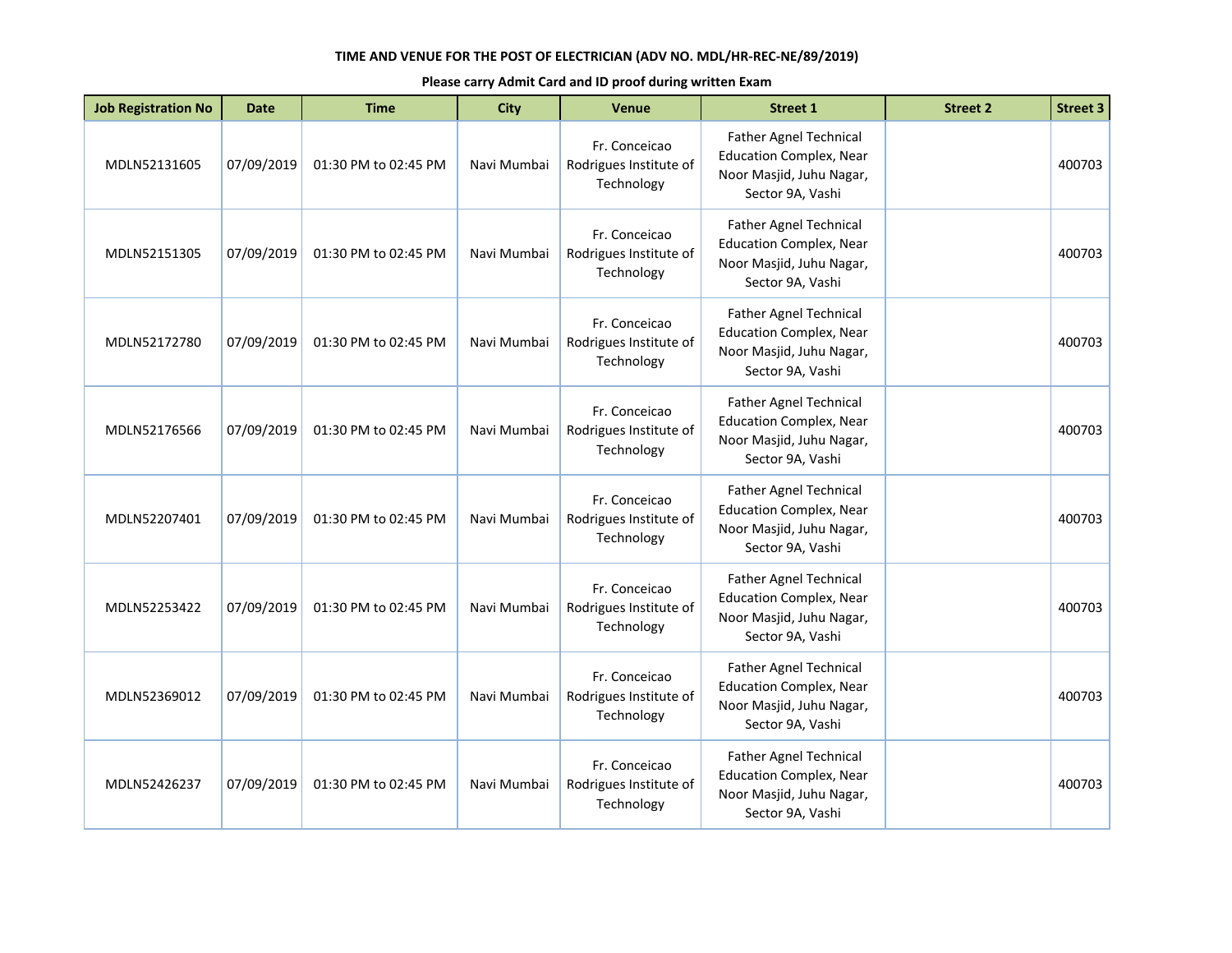**TIME AND VENUE FOR THE POST OF ELECTRICIAN (ADV NO. MDL/HR-REC-NE/89/2019)**

**Please carry Admit Card and ID proof during written Exam**

| Job Registration No | Date | Time | City | Venue | Street 1 | Street 2 | Street 3 |
|---|---|---|---|---|---|---|---|
| MDLN52131605 | 07/09/2019 | 01:30 PM to 02:45 PM | Navi Mumbai | Fr. Conceicao Rodrigues Institute of Technology | Father Agnel Technical Education Complex, Near Noor Masjid, Juhu Nagar, Sector 9A, Vashi | | 400703 |
| MDLN52151305 | 07/09/2019 | 01:30 PM to 02:45 PM | Navi Mumbai | Fr. Conceicao Rodrigues Institute of Technology | Father Agnel Technical Education Complex, Near Noor Masjid, Juhu Nagar, Sector 9A, Vashi | | 400703 |
| MDLN52172780 | 07/09/2019 | 01:30 PM to 02:45 PM | Navi Mumbai | Fr. Conceicao Rodrigues Institute of Technology | Father Agnel Technical Education Complex, Near Noor Masjid, Juhu Nagar, Sector 9A, Vashi | | 400703 |
| MDLN52176566 | 07/09/2019 | 01:30 PM to 02:45 PM | Navi Mumbai | Fr. Conceicao Rodrigues Institute of Technology | Father Agnel Technical Education Complex, Near Noor Masjid, Juhu Nagar, Sector 9A, Vashi | | 400703 |
| MDLN52207401 | 07/09/2019 | 01:30 PM to 02:45 PM | Navi Mumbai | Fr. Conceicao Rodrigues Institute of Technology | Father Agnel Technical Education Complex, Near Noor Masjid, Juhu Nagar, Sector 9A, Vashi | | 400703 |
| MDLN52253422 | 07/09/2019 | 01:30 PM to 02:45 PM | Navi Mumbai | Fr. Conceicao Rodrigues Institute of Technology | Father Agnel Technical Education Complex, Near Noor Masjid, Juhu Nagar, Sector 9A, Vashi | | 400703 |
| MDLN52369012 | 07/09/2019 | 01:30 PM to 02:45 PM | Navi Mumbai | Fr. Conceicao Rodrigues Institute of Technology | Father Agnel Technical Education Complex, Near Noor Masjid, Juhu Nagar, Sector 9A, Vashi | | 400703 |
| MDLN52426237 | 07/09/2019 | 01:30 PM to 02:45 PM | Navi Mumbai | Fr. Conceicao Rodrigues Institute of Technology | Father Agnel Technical Education Complex, Near Noor Masjid, Juhu Nagar, Sector 9A, Vashi | | 400703 |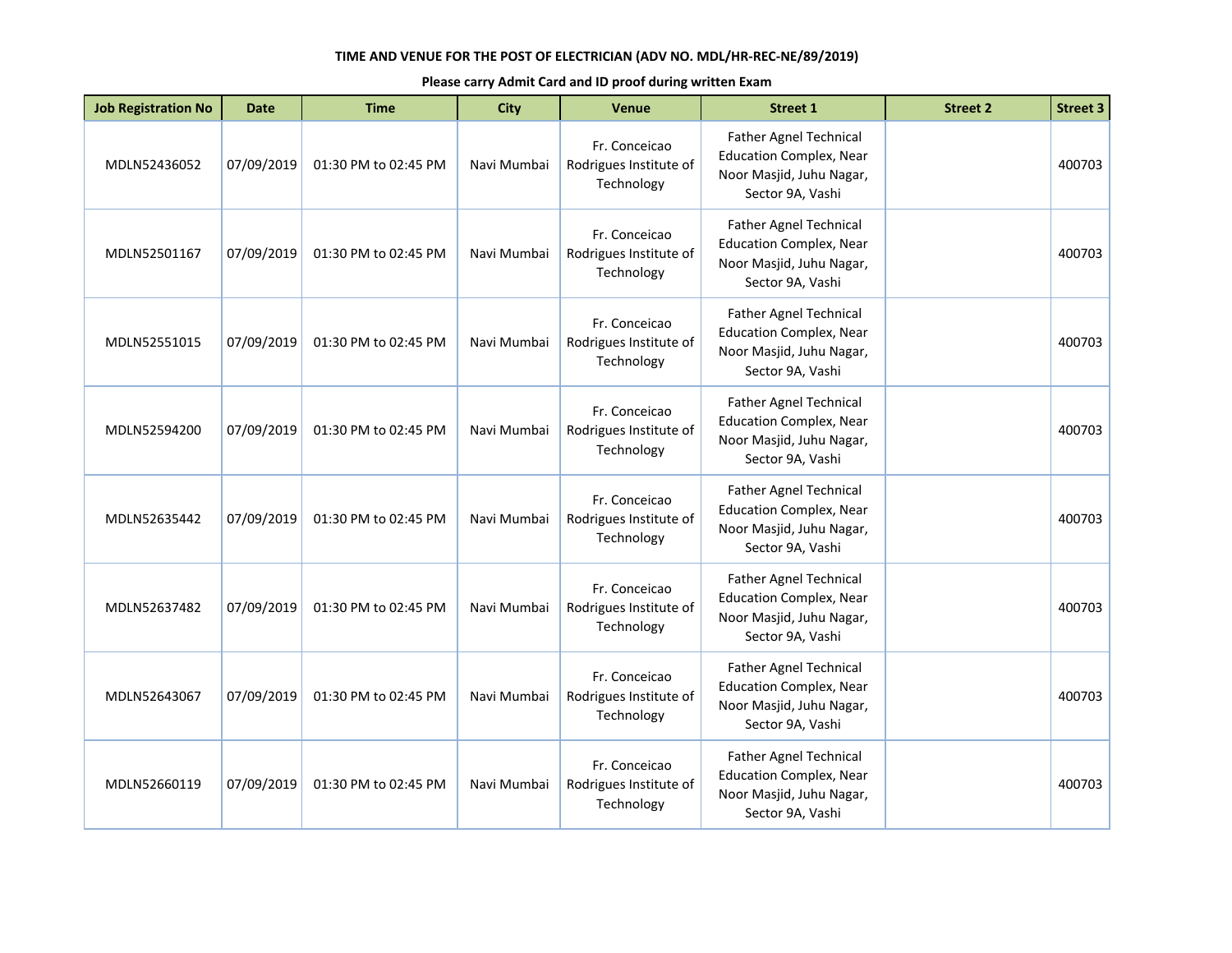**TIME AND VENUE FOR THE POST OF ELECTRICIAN (ADV NO. MDL/HR-REC-NE/89/2019)**

**Please carry Admit Card and ID proof during written Exam**

| Job Registration No | Date | Time | City | Venue | Street 1 | Street 2 | Street 3 |
|---|---|---|---|---|---|---|---|
| MDLN52436052 | 07/09/2019 | 01:30 PM to 02:45 PM | Navi Mumbai | Fr. Conceicao Rodrigues Institute of Technology | Father Agnel Technical Education Complex, Near Noor Masjid, Juhu Nagar, Sector 9A, Vashi | | 400703 |
| MDLN52501167 | 07/09/2019 | 01:30 PM to 02:45 PM | Navi Mumbai | Fr. Conceicao Rodrigues Institute of Technology | Father Agnel Technical Education Complex, Near Noor Masjid, Juhu Nagar, Sector 9A, Vashi | | 400703 |
| MDLN52551015 | 07/09/2019 | 01:30 PM to 02:45 PM | Navi Mumbai | Fr. Conceicao Rodrigues Institute of Technology | Father Agnel Technical Education Complex, Near Noor Masjid, Juhu Nagar, Sector 9A, Vashi | | 400703 |
| MDLN52594200 | 07/09/2019 | 01:30 PM to 02:45 PM | Navi Mumbai | Fr. Conceicao Rodrigues Institute of Technology | Father Agnel Technical Education Complex, Near Noor Masjid, Juhu Nagar, Sector 9A, Vashi | | 400703 |
| MDLN52635442 | 07/09/2019 | 01:30 PM to 02:45 PM | Navi Mumbai | Fr. Conceicao Rodrigues Institute of Technology | Father Agnel Technical Education Complex, Near Noor Masjid, Juhu Nagar, Sector 9A, Vashi | | 400703 |
| MDLN52637482 | 07/09/2019 | 01:30 PM to 02:45 PM | Navi Mumbai | Fr. Conceicao Rodrigues Institute of Technology | Father Agnel Technical Education Complex, Near Noor Masjid, Juhu Nagar, Sector 9A, Vashi | | 400703 |
| MDLN52643067 | 07/09/2019 | 01:30 PM to 02:45 PM | Navi Mumbai | Fr. Conceicao Rodrigues Institute of Technology | Father Agnel Technical Education Complex, Near Noor Masjid, Juhu Nagar, Sector 9A, Vashi | | 400703 |
| MDLN52660119 | 07/09/2019 | 01:30 PM to 02:45 PM | Navi Mumbai | Fr. Conceicao Rodrigues Institute of Technology | Father Agnel Technical Education Complex, Near Noor Masjid, Juhu Nagar, Sector 9A, Vashi | | 400703 |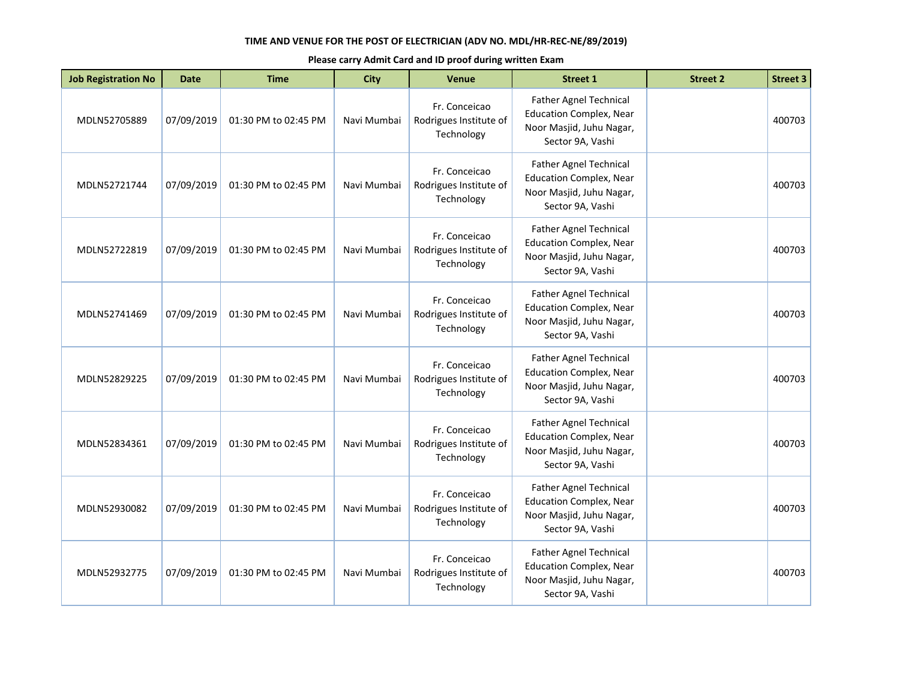**TIME AND VENUE FOR THE POST OF ELECTRICIAN (ADV NO. MDL/HR-REC-NE/89/2019)**

**Please carry Admit Card and ID proof during written Exam**

| Job Registration No | Date | Time | City | Venue | Street 1 | Street 2 | Street 3 |
|---|---|---|---|---|---|---|---|
| MDLN52705889 | 07/09/2019 | 01:30 PM to 02:45 PM | Navi Mumbai | Fr. Conceicao Rodrigues Institute of Technology | Father Agnel Technical Education Complex, Near Noor Masjid, Juhu Nagar, Sector 9A, Vashi | | 400703 |
| MDLN52721744 | 07/09/2019 | 01:30 PM to 02:45 PM | Navi Mumbai | Fr. Conceicao Rodrigues Institute of Technology | Father Agnel Technical Education Complex, Near Noor Masjid, Juhu Nagar, Sector 9A, Vashi | | 400703 |
| MDLN52722819 | 07/09/2019 | 01:30 PM to 02:45 PM | Navi Mumbai | Fr. Conceicao Rodrigues Institute of Technology | Father Agnel Technical Education Complex, Near Noor Masjid, Juhu Nagar, Sector 9A, Vashi | | 400703 |
| MDLN52741469 | 07/09/2019 | 01:30 PM to 02:45 PM | Navi Mumbai | Fr. Conceicao Rodrigues Institute of Technology | Father Agnel Technical Education Complex, Near Noor Masjid, Juhu Nagar, Sector 9A, Vashi | | 400703 |
| MDLN52829225 | 07/09/2019 | 01:30 PM to 02:45 PM | Navi Mumbai | Fr. Conceicao Rodrigues Institute of Technology | Father Agnel Technical Education Complex, Near Noor Masjid, Juhu Nagar, Sector 9A, Vashi | | 400703 |
| MDLN52834361 | 07/09/2019 | 01:30 PM to 02:45 PM | Navi Mumbai | Fr. Conceicao Rodrigues Institute of Technology | Father Agnel Technical Education Complex, Near Noor Masjid, Juhu Nagar, Sector 9A, Vashi | | 400703 |
| MDLN52930082 | 07/09/2019 | 01:30 PM to 02:45 PM | Navi Mumbai | Fr. Conceicao Rodrigues Institute of Technology | Father Agnel Technical Education Complex, Near Noor Masjid, Juhu Nagar, Sector 9A, Vashi | | 400703 |
| MDLN52932775 | 07/09/2019 | 01:30 PM to 02:45 PM | Navi Mumbai | Fr. Conceicao Rodrigues Institute of Technology | Father Agnel Technical Education Complex, Near Noor Masjid, Juhu Nagar, Sector 9A, Vashi | | 400703 |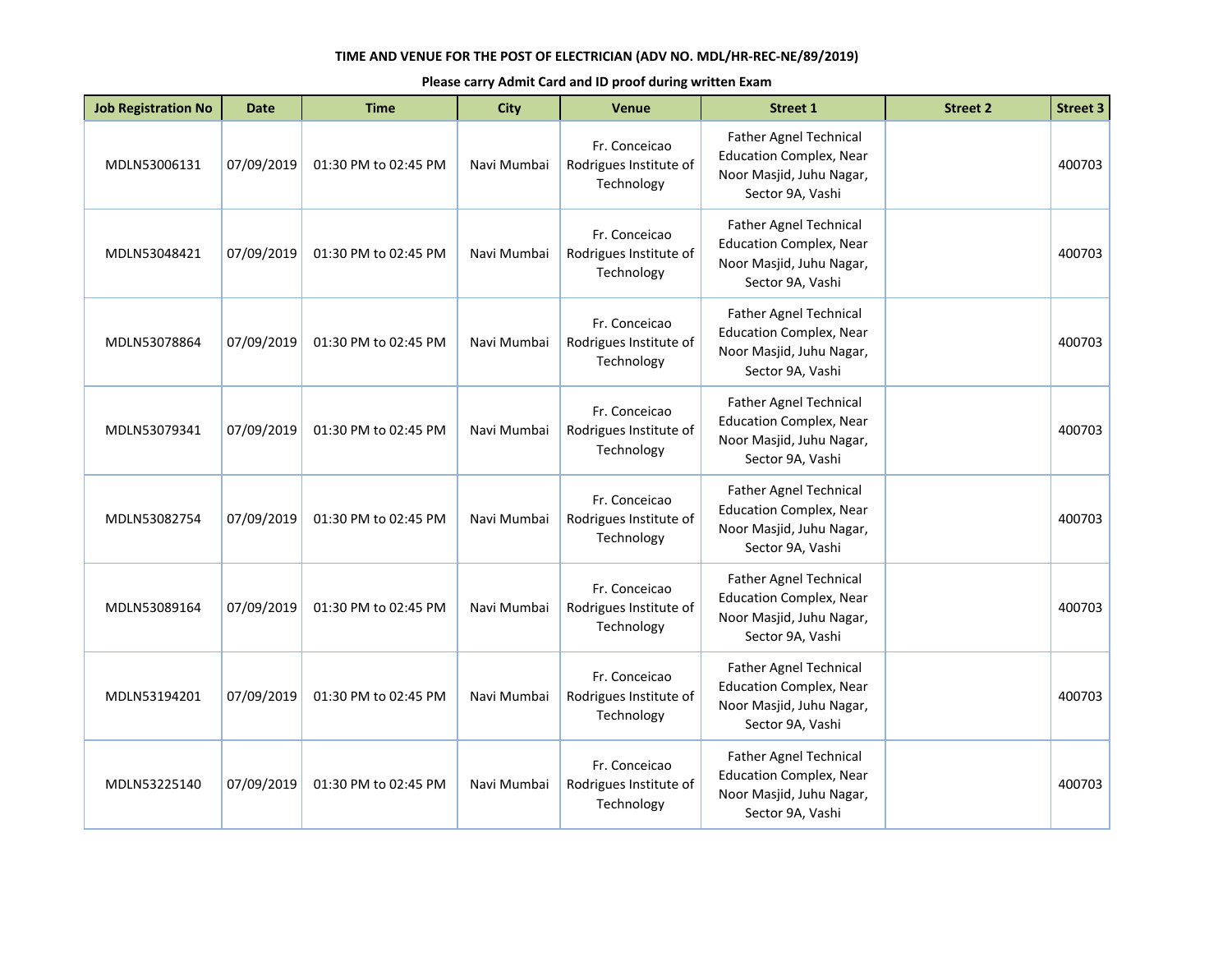**TIME AND VENUE FOR THE POST OF ELECTRICIAN (ADV NO. MDL/HR-REC-NE/89/2019)**

**Please carry Admit Card and ID proof during written Exam**

| Job Registration No | Date | Time | City | Venue | Street 1 | Street 2 | Street 3 |
|---|---|---|---|---|---|---|---|
| MDLN53006131 | 07/09/2019 | 01:30 PM to 02:45 PM | Navi Mumbai | Fr. Conceicao Rodrigues Institute of Technology | Father Agnel Technical Education Complex, Near Noor Masjid, Juhu Nagar, Sector 9A, Vashi | | 400703 |
| MDLN53048421 | 07/09/2019 | 01:30 PM to 02:45 PM | Navi Mumbai | Fr. Conceicao Rodrigues Institute of Technology | Father Agnel Technical Education Complex, Near Noor Masjid, Juhu Nagar, Sector 9A, Vashi | | 400703 |
| MDLN53078864 | 07/09/2019 | 01:30 PM to 02:45 PM | Navi Mumbai | Fr. Conceicao Rodrigues Institute of Technology | Father Agnel Technical Education Complex, Near Noor Masjid, Juhu Nagar, Sector 9A, Vashi | | 400703 |
| MDLN53079341 | 07/09/2019 | 01:30 PM to 02:45 PM | Navi Mumbai | Fr. Conceicao Rodrigues Institute of Technology | Father Agnel Technical Education Complex, Near Noor Masjid, Juhu Nagar, Sector 9A, Vashi | | 400703 |
| MDLN53082754 | 07/09/2019 | 01:30 PM to 02:45 PM | Navi Mumbai | Fr. Conceicao Rodrigues Institute of Technology | Father Agnel Technical Education Complex, Near Noor Masjid, Juhu Nagar, Sector 9A, Vashi | | 400703 |
| MDLN53089164 | 07/09/2019 | 01:30 PM to 02:45 PM | Navi Mumbai | Fr. Conceicao Rodrigues Institute of Technology | Father Agnel Technical Education Complex, Near Noor Masjid, Juhu Nagar, Sector 9A, Vashi | | 400703 |
| MDLN53194201 | 07/09/2019 | 01:30 PM to 02:45 PM | Navi Mumbai | Fr. Conceicao Rodrigues Institute of Technology | Father Agnel Technical Education Complex, Near Noor Masjid, Juhu Nagar, Sector 9A, Vashi | | 400703 |
| MDLN53225140 | 07/09/2019 | 01:30 PM to 02:45 PM | Navi Mumbai | Fr. Conceicao Rodrigues Institute of Technology | Father Agnel Technical Education Complex, Near Noor Masjid, Juhu Nagar, Sector 9A, Vashi | | 400703 |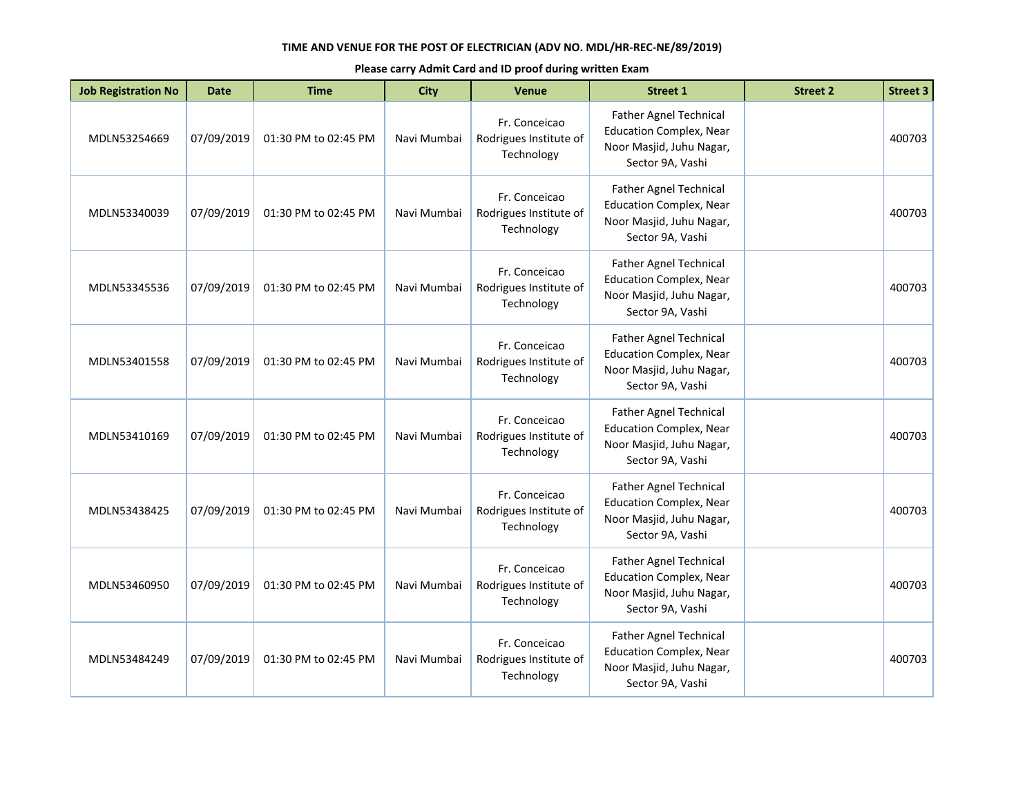**TIME AND VENUE FOR THE POST OF ELECTRICIAN (ADV NO. MDL/HR-REC-NE/89/2019)**

**Please carry Admit Card and ID proof during written Exam**

| Job Registration No | Date | Time | City | Venue | Street 1 | Street 2 | Street 3 |
|---|---|---|---|---|---|---|---|
| MDLN53254669 | 07/09/2019 | 01:30 PM to 02:45 PM | Navi Mumbai | Fr. Conceicao Rodrigues Institute of Technology | Father Agnel Technical Education Complex, Near Noor Masjid, Juhu Nagar, Sector 9A, Vashi | | 400703 |
| MDLN53340039 | 07/09/2019 | 01:30 PM to 02:45 PM | Navi Mumbai | Fr. Conceicao Rodrigues Institute of Technology | Father Agnel Technical Education Complex, Near Noor Masjid, Juhu Nagar, Sector 9A, Vashi | | 400703 |
| MDLN53345536 | 07/09/2019 | 01:30 PM to 02:45 PM | Navi Mumbai | Fr. Conceicao Rodrigues Institute of Technology | Father Agnel Technical Education Complex, Near Noor Masjid, Juhu Nagar, Sector 9A, Vashi | | 400703 |
| MDLN53401558 | 07/09/2019 | 01:30 PM to 02:45 PM | Navi Mumbai | Fr. Conceicao Rodrigues Institute of Technology | Father Agnel Technical Education Complex, Near Noor Masjid, Juhu Nagar, Sector 9A, Vashi | | 400703 |
| MDLN53410169 | 07/09/2019 | 01:30 PM to 02:45 PM | Navi Mumbai | Fr. Conceicao Rodrigues Institute of Technology | Father Agnel Technical Education Complex, Near Noor Masjid, Juhu Nagar, Sector 9A, Vashi | | 400703 |
| MDLN53438425 | 07/09/2019 | 01:30 PM to 02:45 PM | Navi Mumbai | Fr. Conceicao Rodrigues Institute of Technology | Father Agnel Technical Education Complex, Near Noor Masjid, Juhu Nagar, Sector 9A, Vashi | | 400703 |
| MDLN53460950 | 07/09/2019 | 01:30 PM to 02:45 PM | Navi Mumbai | Fr. Conceicao Rodrigues Institute of Technology | Father Agnel Technical Education Complex, Near Noor Masjid, Juhu Nagar, Sector 9A, Vashi | | 400703 |
| MDLN53484249 | 07/09/2019 | 01:30 PM to 02:45 PM | Navi Mumbai | Fr. Conceicao Rodrigues Institute of Technology | Father Agnel Technical Education Complex, Near Noor Masjid, Juhu Nagar, Sector 9A, Vashi | | 400703 |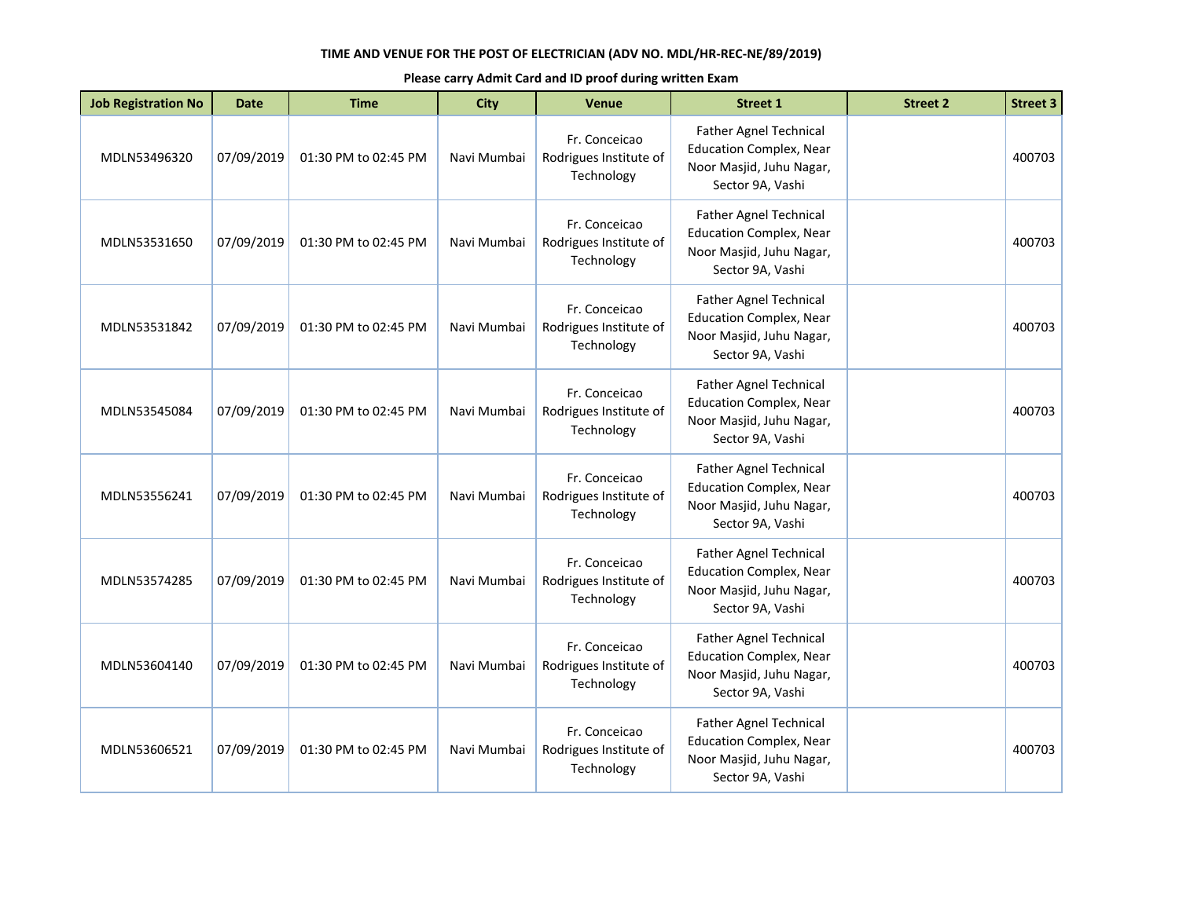**TIME AND VENUE FOR THE POST OF ELECTRICIAN (ADV NO. MDL/HR-REC-NE/89/2019)**

**Please carry Admit Card and ID proof during written Exam**

| Job Registration No | Date | Time | City | Venue | Street 1 | Street 2 | Street 3 |
|---|---|---|---|---|---|---|---|
| MDLN53496320 | 07/09/2019 | 01:30 PM to 02:45 PM | Navi Mumbai | Fr. Conceicao Rodrigues Institute of Technology | Father Agnel Technical Education Complex, Near Noor Masjid, Juhu Nagar, Sector 9A, Vashi | | 400703 |
| MDLN53531650 | 07/09/2019 | 01:30 PM to 02:45 PM | Navi Mumbai | Fr. Conceicao Rodrigues Institute of Technology | Father Agnel Technical Education Complex, Near Noor Masjid, Juhu Nagar, Sector 9A, Vashi | | 400703 |
| MDLN53531842 | 07/09/2019 | 01:30 PM to 02:45 PM | Navi Mumbai | Fr. Conceicao Rodrigues Institute of Technology | Father Agnel Technical Education Complex, Near Noor Masjid, Juhu Nagar, Sector 9A, Vashi | | 400703 |
| MDLN53545084 | 07/09/2019 | 01:30 PM to 02:45 PM | Navi Mumbai | Fr. Conceicao Rodrigues Institute of Technology | Father Agnel Technical Education Complex, Near Noor Masjid, Juhu Nagar, Sector 9A, Vashi | | 400703 |
| MDLN53556241 | 07/09/2019 | 01:30 PM to 02:45 PM | Navi Mumbai | Fr. Conceicao Rodrigues Institute of Technology | Father Agnel Technical Education Complex, Near Noor Masjid, Juhu Nagar, Sector 9A, Vashi | | 400703 |
| MDLN53574285 | 07/09/2019 | 01:30 PM to 02:45 PM | Navi Mumbai | Fr. Conceicao Rodrigues Institute of Technology | Father Agnel Technical Education Complex, Near Noor Masjid, Juhu Nagar, Sector 9A, Vashi | | 400703 |
| MDLN53604140 | 07/09/2019 | 01:30 PM to 02:45 PM | Navi Mumbai | Fr. Conceicao Rodrigues Institute of Technology | Father Agnel Technical Education Complex, Near Noor Masjid, Juhu Nagar, Sector 9A, Vashi | | 400703 |
| MDLN53606521 | 07/09/2019 | 01:30 PM to 02:45 PM | Navi Mumbai | Fr. Conceicao Rodrigues Institute of Technology | Father Agnel Technical Education Complex, Near Noor Masjid, Juhu Nagar, Sector 9A, Vashi | | 400703 |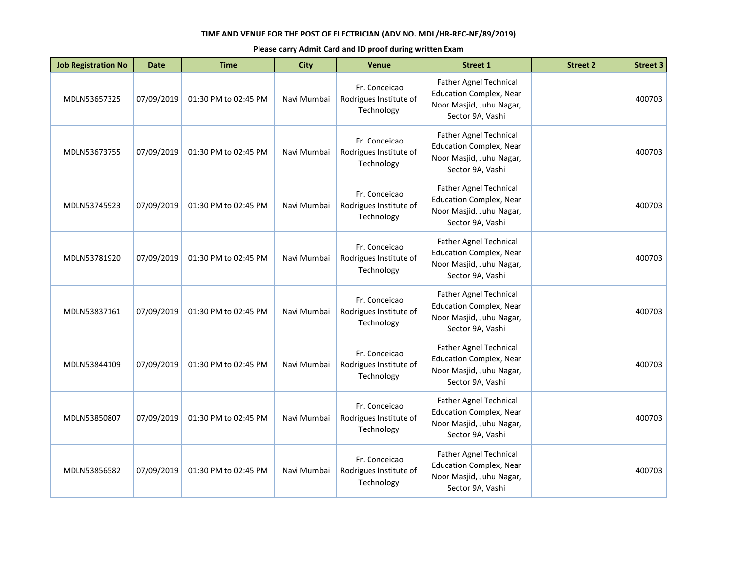TIME AND VENUE FOR THE POST OF ELECTRICIAN (ADV NO. MDL/HR-REC-NE/89/2019)

**Please carry Admit Card and ID proof during written Exam**

| Job Registration No | Date | Time | City | Venue | Street 1 | Street 2 | Street 3 |
|---|---|---|---|---|---|---|---|
| MDLN53657325 | 07/09/2019 | 01:30 PM to 02:45 PM | Navi Mumbai | Fr. Conceicao Rodrigues Institute of Technology | Father Agnel Technical Education Complex, Near Noor Masjid, Juhu Nagar, Sector 9A, Vashi | | 400703 |
| MDLN53673755 | 07/09/2019 | 01:30 PM to 02:45 PM | Navi Mumbai | Fr. Conceicao Rodrigues Institute of Technology | Father Agnel Technical Education Complex, Near Noor Masjid, Juhu Nagar, Sector 9A, Vashi | | 400703 |
| MDLN53745923 | 07/09/2019 | 01:30 PM to 02:45 PM | Navi Mumbai | Fr. Conceicao Rodrigues Institute of Technology | Father Agnel Technical Education Complex, Near Noor Masjid, Juhu Nagar, Sector 9A, Vashi | | 400703 |
| MDLN53781920 | 07/09/2019 | 01:30 PM to 02:45 PM | Navi Mumbai | Fr. Conceicao Rodrigues Institute of Technology | Father Agnel Technical Education Complex, Near Noor Masjid, Juhu Nagar, Sector 9A, Vashi | | 400703 |
| MDLN53837161 | 07/09/2019 | 01:30 PM to 02:45 PM | Navi Mumbai | Fr. Conceicao Rodrigues Institute of Technology | Father Agnel Technical Education Complex, Near Noor Masjid, Juhu Nagar, Sector 9A, Vashi | | 400703 |
| MDLN53844109 | 07/09/2019 | 01:30 PM to 02:45 PM | Navi Mumbai | Fr. Conceicao Rodrigues Institute of Technology | Father Agnel Technical Education Complex, Near Noor Masjid, Juhu Nagar, Sector 9A, Vashi | | 400703 |
| MDLN53850807 | 07/09/2019 | 01:30 PM to 02:45 PM | Navi Mumbai | Fr. Conceicao Rodrigues Institute of Technology | Father Agnel Technical Education Complex, Near Noor Masjid, Juhu Nagar, Sector 9A, Vashi | | 400703 |
| MDLN53856582 | 07/09/2019 | 01:30 PM to 02:45 PM | Navi Mumbai | Fr. Conceicao Rodrigues Institute of Technology | Father Agnel Technical Education Complex, Near Noor Masjid, Juhu Nagar, Sector 9A, Vashi | | 400703 |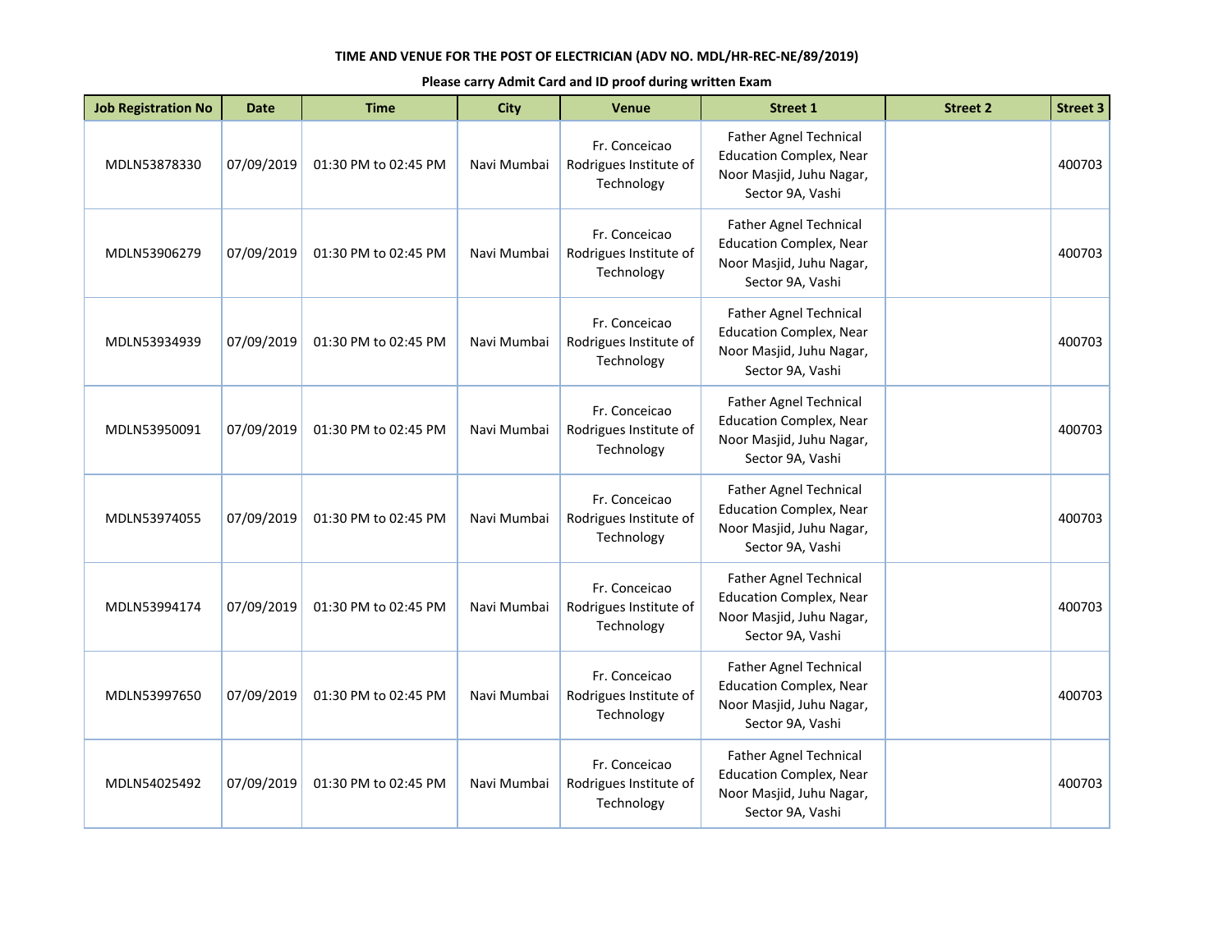TIME AND VENUE FOR THE POST OF ELECTRICIAN (ADV NO. MDL/HR-REC-NE/89/2019)

**Please carry Admit Card and ID proof during written Exam**

| Job Registration No | Date | Time | City | Venue | Street 1 | Street 2 | Street 3 |
|---|---|---|---|---|---|---|---|
| MDLN53878330 | 07/09/2019 | 01:30 PM to 02:45 PM | Navi Mumbai | Fr. Conceicao Rodrigues Institute of Technology | Father Agnel Technical Education Complex, Near Noor Masjid, Juhu Nagar, Sector 9A, Vashi | | 400703 |
| MDLN53906279 | 07/09/2019 | 01:30 PM to 02:45 PM | Navi Mumbai | Fr. Conceicao Rodrigues Institute of Technology | Father Agnel Technical Education Complex, Near Noor Masjid, Juhu Nagar, Sector 9A, Vashi | | 400703 |
| MDLN53934939 | 07/09/2019 | 01:30 PM to 02:45 PM | Navi Mumbai | Fr. Conceicao Rodrigues Institute of Technology | Father Agnel Technical Education Complex, Near Noor Masjid, Juhu Nagar, Sector 9A, Vashi | | 400703 |
| MDLN53950091 | 07/09/2019 | 01:30 PM to 02:45 PM | Navi Mumbai | Fr. Conceicao Rodrigues Institute of Technology | Father Agnel Technical Education Complex, Near Noor Masjid, Juhu Nagar, Sector 9A, Vashi | | 400703 |
| MDLN53974055 | 07/09/2019 | 01:30 PM to 02:45 PM | Navi Mumbai | Fr. Conceicao Rodrigues Institute of Technology | Father Agnel Technical Education Complex, Near Noor Masjid, Juhu Nagar, Sector 9A, Vashi | | 400703 |
| MDLN53994174 | 07/09/2019 | 01:30 PM to 02:45 PM | Navi Mumbai | Fr. Conceicao Rodrigues Institute of Technology | Father Agnel Technical Education Complex, Near Noor Masjid, Juhu Nagar, Sector 9A, Vashi | | 400703 |
| MDLN53997650 | 07/09/2019 | 01:30 PM to 02:45 PM | Navi Mumbai | Fr. Conceicao Rodrigues Institute of Technology | Father Agnel Technical Education Complex, Near Noor Masjid, Juhu Nagar, Sector 9A, Vashi | | 400703 |
| MDLN54025492 | 07/09/2019 | 01:30 PM to 02:45 PM | Navi Mumbai | Fr. Conceicao Rodrigues Institute of Technology | Father Agnel Technical Education Complex, Near Noor Masjid, Juhu Nagar, Sector 9A, Vashi | | 400703 |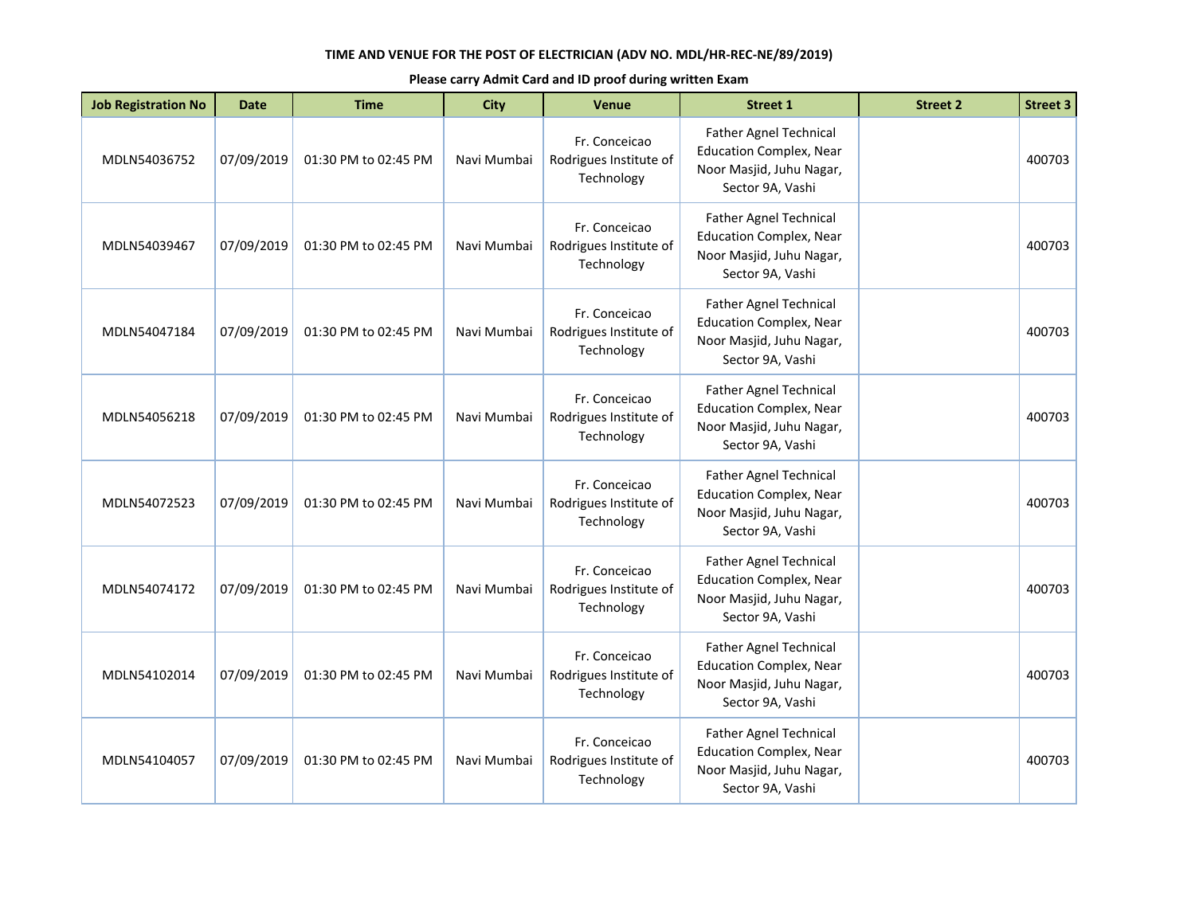**TIME AND VENUE FOR THE POST OF ELECTRICIAN (ADV NO. MDL/HR-REC-NE/89/2019)**

**Please carry Admit Card and ID proof during written Exam**

| Job Registration No | Date | Time | City | Venue | Street 1 | Street 2 | Street 3 |
|---|---|---|---|---|---|---|---|
| MDLN54036752 | 07/09/2019 | 01:30 PM to 02:45 PM | Navi Mumbai | Fr. Conceicao Rodrigues Institute of Technology | Father Agnel Technical Education Complex, Near Noor Masjid, Juhu Nagar, Sector 9A, Vashi | | 400703 |
| MDLN54039467 | 07/09/2019 | 01:30 PM to 02:45 PM | Navi Mumbai | Fr. Conceicao Rodrigues Institute of Technology | Father Agnel Technical Education Complex, Near Noor Masjid, Juhu Nagar, Sector 9A, Vashi | | 400703 |
| MDLN54047184 | 07/09/2019 | 01:30 PM to 02:45 PM | Navi Mumbai | Fr. Conceicao Rodrigues Institute of Technology | Father Agnel Technical Education Complex, Near Noor Masjid, Juhu Nagar, Sector 9A, Vashi | | 400703 |
| MDLN54056218 | 07/09/2019 | 01:30 PM to 02:45 PM | Navi Mumbai | Fr. Conceicao Rodrigues Institute of Technology | Father Agnel Technical Education Complex, Near Noor Masjid, Juhu Nagar, Sector 9A, Vashi | | 400703 |
| MDLN54072523 | 07/09/2019 | 01:30 PM to 02:45 PM | Navi Mumbai | Fr. Conceicao Rodrigues Institute of Technology | Father Agnel Technical Education Complex, Near Noor Masjid, Juhu Nagar, Sector 9A, Vashi | | 400703 |
| MDLN54074172 | 07/09/2019 | 01:30 PM to 02:45 PM | Navi Mumbai | Fr. Conceicao Rodrigues Institute of Technology | Father Agnel Technical Education Complex, Near Noor Masjid, Juhu Nagar, Sector 9A, Vashi | | 400703 |
| MDLN54102014 | 07/09/2019 | 01:30 PM to 02:45 PM | Navi Mumbai | Fr. Conceicao Rodrigues Institute of Technology | Father Agnel Technical Education Complex, Near Noor Masjid, Juhu Nagar, Sector 9A, Vashi | | 400703 |
| MDLN54104057 | 07/09/2019 | 01:30 PM to 02:45 PM | Navi Mumbai | Fr. Conceicao Rodrigues Institute of Technology | Father Agnel Technical Education Complex, Near Noor Masjid, Juhu Nagar, Sector 9A, Vashi | | 400703 |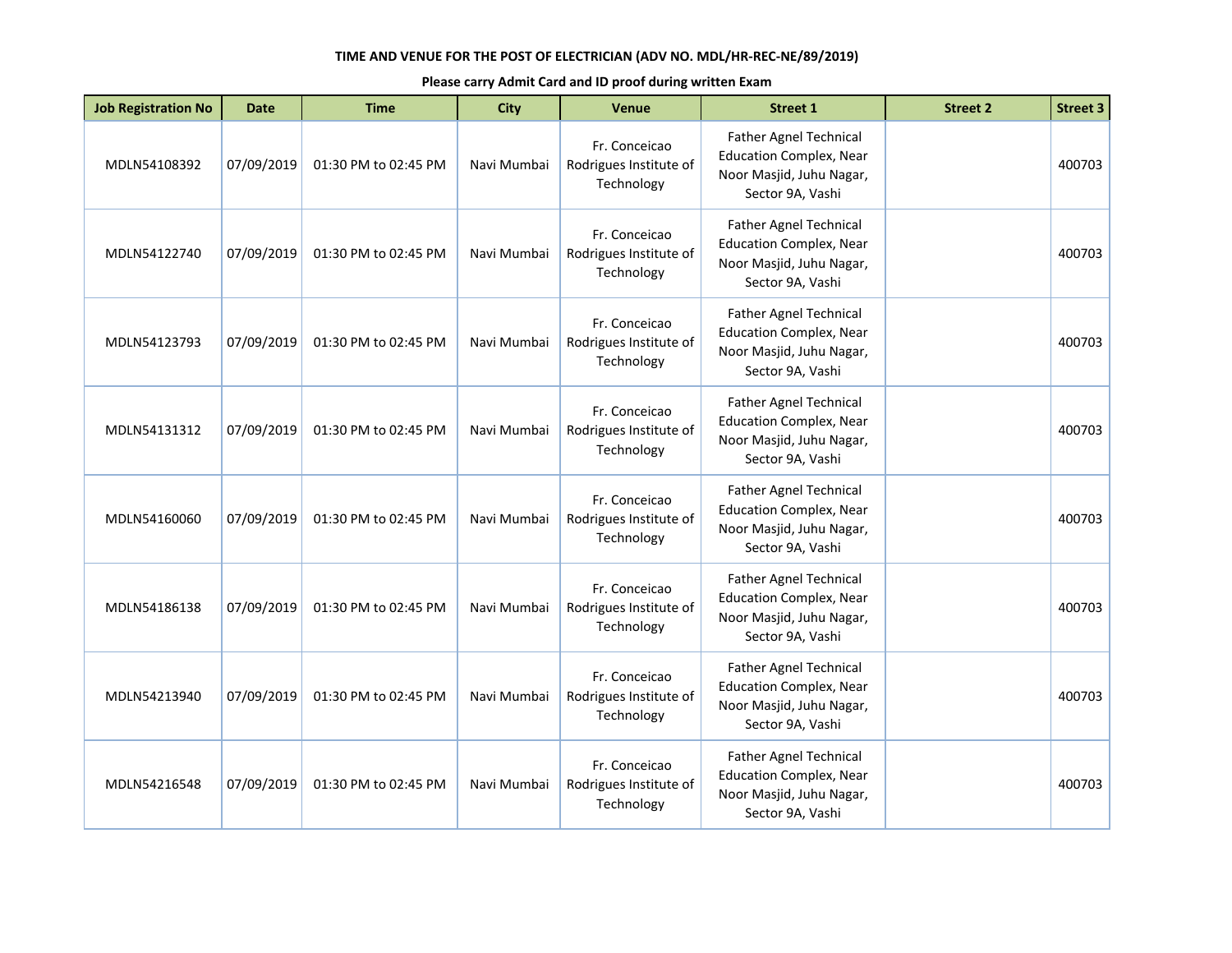**TIME AND VENUE FOR THE POST OF ELECTRICIAN (ADV NO. MDL/HR-REC-NE/89/2019)**

**Please carry Admit Card and ID proof during written Exam**

| Job Registration No | Date | Time | City | Venue | Street 1 | Street 2 | Street 3 |
|---|---|---|---|---|---|---|---|
| MDLN54108392 | 07/09/2019 | 01:30 PM to 02:45 PM | Navi Mumbai | Fr. Conceicao Rodrigues Institute of Technology | Father Agnel Technical Education Complex, Near Noor Masjid, Juhu Nagar, Sector 9A, Vashi | | 400703 |
| MDLN54122740 | 07/09/2019 | 01:30 PM to 02:45 PM | Navi Mumbai | Fr. Conceicao Rodrigues Institute of Technology | Father Agnel Technical Education Complex, Near Noor Masjid, Juhu Nagar, Sector 9A, Vashi | | 400703 |
| MDLN54123793 | 07/09/2019 | 01:30 PM to 02:45 PM | Navi Mumbai | Fr. Conceicao Rodrigues Institute of Technology | Father Agnel Technical Education Complex, Near Noor Masjid, Juhu Nagar, Sector 9A, Vashi | | 400703 |
| MDLN54131312 | 07/09/2019 | 01:30 PM to 02:45 PM | Navi Mumbai | Fr. Conceicao Rodrigues Institute of Technology | Father Agnel Technical Education Complex, Near Noor Masjid, Juhu Nagar, Sector 9A, Vashi | | 400703 |
| MDLN54160060 | 07/09/2019 | 01:30 PM to 02:45 PM | Navi Mumbai | Fr. Conceicao Rodrigues Institute of Technology | Father Agnel Technical Education Complex, Near Noor Masjid, Juhu Nagar, Sector 9A, Vashi | | 400703 |
| MDLN54186138 | 07/09/2019 | 01:30 PM to 02:45 PM | Navi Mumbai | Fr. Conceicao Rodrigues Institute of Technology | Father Agnel Technical Education Complex, Near Noor Masjid, Juhu Nagar, Sector 9A, Vashi | | 400703 |
| MDLN54213940 | 07/09/2019 | 01:30 PM to 02:45 PM | Navi Mumbai | Fr. Conceicao Rodrigues Institute of Technology | Father Agnel Technical Education Complex, Near Noor Masjid, Juhu Nagar, Sector 9A, Vashi | | 400703 |
| MDLN54216548 | 07/09/2019 | 01:30 PM to 02:45 PM | Navi Mumbai | Fr. Conceicao Rodrigues Institute of Technology | Father Agnel Technical Education Complex, Near Noor Masjid, Juhu Nagar, Sector 9A, Vashi | | 400703 |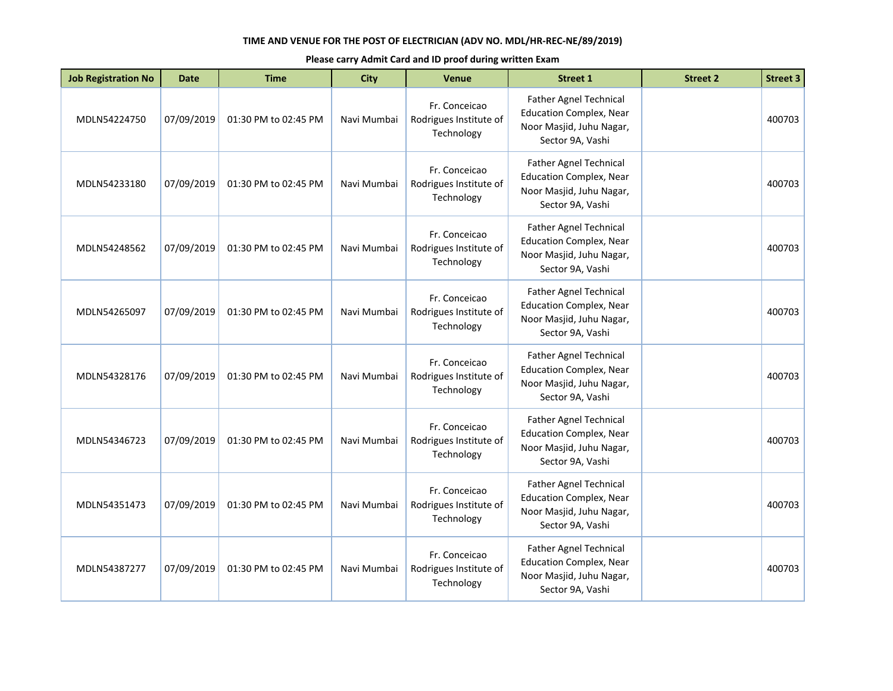**TIME AND VENUE FOR THE POST OF ELECTRICIAN (ADV NO. MDL/HR-REC-NE/89/2019)**

**Please carry Admit Card and ID proof during written Exam**

| Job Registration No | Date | Time | City | Venue | Street 1 | Street 2 | Street 3 |
|---|---|---|---|---|---|---|---|
| MDLN54224750 | 07/09/2019 | 01:30 PM to 02:45 PM | Navi Mumbai | Fr. Conceicao Rodrigues Institute of Technology | Father Agnel Technical Education Complex, Near Noor Masjid, Juhu Nagar, Sector 9A, Vashi | | 400703 |
| MDLN54233180 | 07/09/2019 | 01:30 PM to 02:45 PM | Navi Mumbai | Fr. Conceicao Rodrigues Institute of Technology | Father Agnel Technical Education Complex, Near Noor Masjid, Juhu Nagar, Sector 9A, Vashi | | 400703 |
| MDLN54248562 | 07/09/2019 | 01:30 PM to 02:45 PM | Navi Mumbai | Fr. Conceicao Rodrigues Institute of Technology | Father Agnel Technical Education Complex, Near Noor Masjid, Juhu Nagar, Sector 9A, Vashi | | 400703 |
| MDLN54265097 | 07/09/2019 | 01:30 PM to 02:45 PM | Navi Mumbai | Fr. Conceicao Rodrigues Institute of Technology | Father Agnel Technical Education Complex, Near Noor Masjid, Juhu Nagar, Sector 9A, Vashi | | 400703 |
| MDLN54328176 | 07/09/2019 | 01:30 PM to 02:45 PM | Navi Mumbai | Fr. Conceicao Rodrigues Institute of Technology | Father Agnel Technical Education Complex, Near Noor Masjid, Juhu Nagar, Sector 9A, Vashi | | 400703 |
| MDLN54346723 | 07/09/2019 | 01:30 PM to 02:45 PM | Navi Mumbai | Fr. Conceicao Rodrigues Institute of Technology | Father Agnel Technical Education Complex, Near Noor Masjid, Juhu Nagar, Sector 9A, Vashi | | 400703 |
| MDLN54351473 | 07/09/2019 | 01:30 PM to 02:45 PM | Navi Mumbai | Fr. Conceicao Rodrigues Institute of Technology | Father Agnel Technical Education Complex, Near Noor Masjid, Juhu Nagar, Sector 9A, Vashi | | 400703 |
| MDLN54387277 | 07/09/2019 | 01:30 PM to 02:45 PM | Navi Mumbai | Fr. Conceicao Rodrigues Institute of Technology | Father Agnel Technical Education Complex, Near Noor Masjid, Juhu Nagar, Sector 9A, Vashi | | 400703 |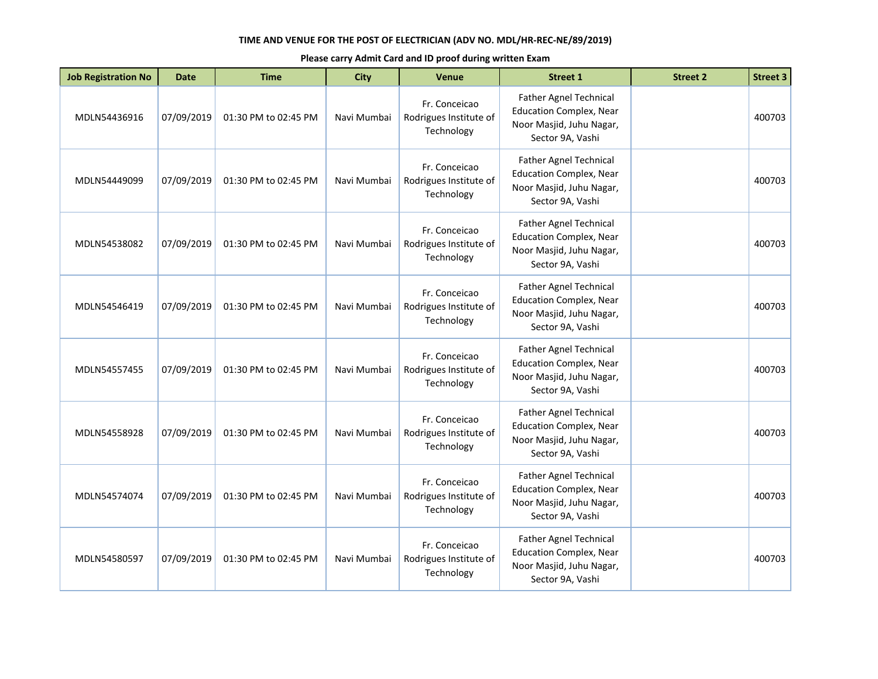**TIME AND VENUE FOR THE POST OF ELECTRICIAN (ADV NO. MDL/HR-REC-NE/89/2019)**

**Please carry Admit Card and ID proof during written Exam**

| Job Registration No | Date | Time | City | Venue | Street 1 | Street 2 | Street 3 |
|---|---|---|---|---|---|---|---|
| MDLN54436916 | 07/09/2019 | 01:30 PM to 02:45 PM | Navi Mumbai | Fr. Conceicao Rodrigues Institute of Technology | Father Agnel Technical Education Complex, Near Noor Masjid, Juhu Nagar, Sector 9A, Vashi | | 400703 |
| MDLN54449099 | 07/09/2019 | 01:30 PM to 02:45 PM | Navi Mumbai | Fr. Conceicao Rodrigues Institute of Technology | Father Agnel Technical Education Complex, Near Noor Masjid, Juhu Nagar, Sector 9A, Vashi | | 400703 |
| MDLN54538082 | 07/09/2019 | 01:30 PM to 02:45 PM | Navi Mumbai | Fr. Conceicao Rodrigues Institute of Technology | Father Agnel Technical Education Complex, Near Noor Masjid, Juhu Nagar, Sector 9A, Vashi | | 400703 |
| MDLN54546419 | 07/09/2019 | 01:30 PM to 02:45 PM | Navi Mumbai | Fr. Conceicao Rodrigues Institute of Technology | Father Agnel Technical Education Complex, Near Noor Masjid, Juhu Nagar, Sector 9A, Vashi | | 400703 |
| MDLN54557455 | 07/09/2019 | 01:30 PM to 02:45 PM | Navi Mumbai | Fr. Conceicao Rodrigues Institute of Technology | Father Agnel Technical Education Complex, Near Noor Masjid, Juhu Nagar, Sector 9A, Vashi | | 400703 |
| MDLN54558928 | 07/09/2019 | 01:30 PM to 02:45 PM | Navi Mumbai | Fr. Conceicao Rodrigues Institute of Technology | Father Agnel Technical Education Complex, Near Noor Masjid, Juhu Nagar, Sector 9A, Vashi | | 400703 |
| MDLN54574074 | 07/09/2019 | 01:30 PM to 02:45 PM | Navi Mumbai | Fr. Conceicao Rodrigues Institute of Technology | Father Agnel Technical Education Complex, Near Noor Masjid, Juhu Nagar, Sector 9A, Vashi | | 400703 |
| MDLN54580597 | 07/09/2019 | 01:30 PM to 02:45 PM | Navi Mumbai | Fr. Conceicao Rodrigues Institute of Technology | Father Agnel Technical Education Complex, Near Noor Masjid, Juhu Nagar, Sector 9A, Vashi | | 400703 |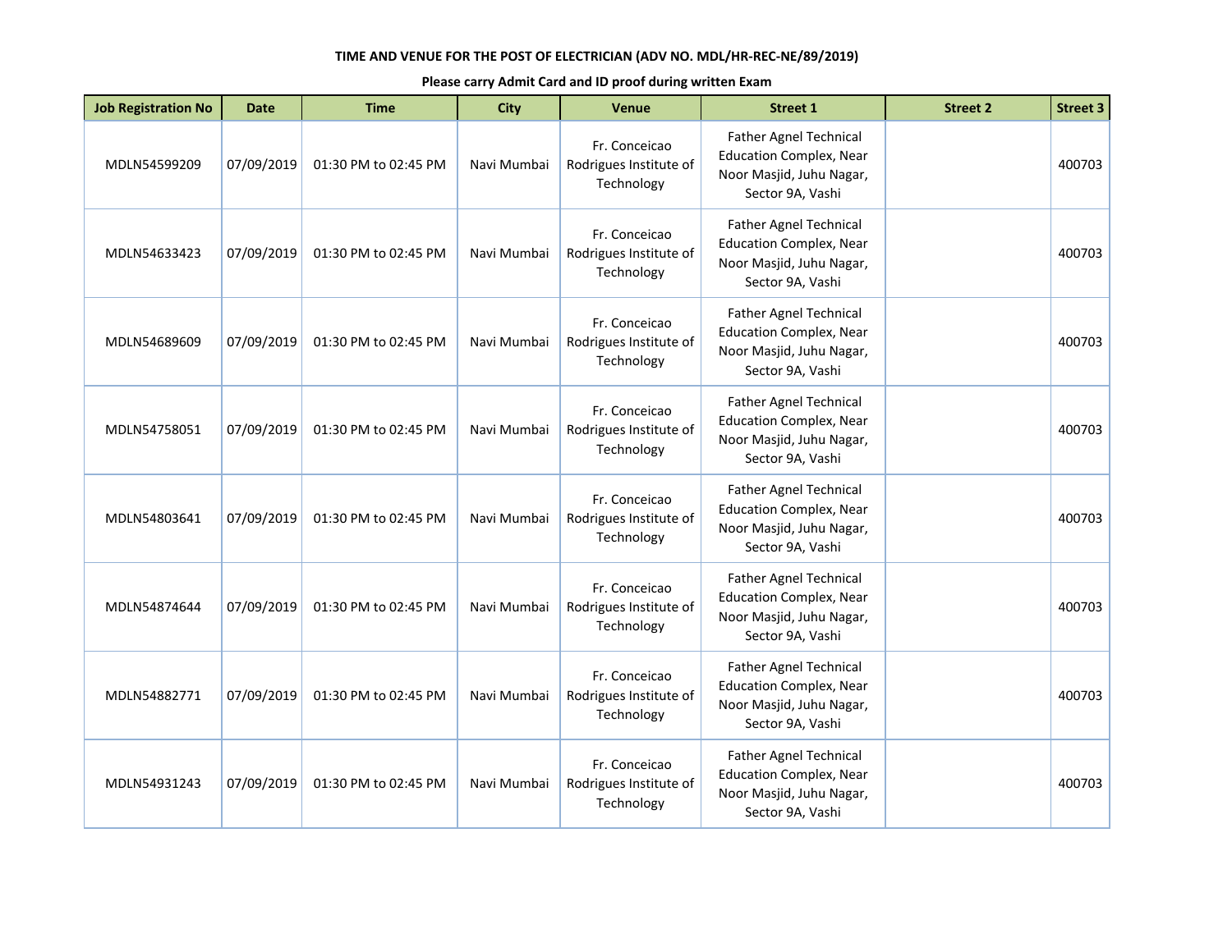**TIME AND VENUE FOR THE POST OF ELECTRICIAN (ADV NO. MDL/HR-REC-NE/89/2019)**

**Please carry Admit Card and ID proof during written Exam**

| Job Registration No | Date | Time | City | Venue | Street 1 | Street 2 | Street 3 |
|---|---|---|---|---|---|---|---|
| MDLN54599209 | 07/09/2019 | 01:30 PM to 02:45 PM | Navi Mumbai | Fr. Conceicao Rodrigues Institute of Technology | Father Agnel Technical Education Complex, Near Noor Masjid, Juhu Nagar, Sector 9A, Vashi | | 400703 |
| MDLN54633423 | 07/09/2019 | 01:30 PM to 02:45 PM | Navi Mumbai | Fr. Conceicao Rodrigues Institute of Technology | Father Agnel Technical Education Complex, Near Noor Masjid, Juhu Nagar, Sector 9A, Vashi | | 400703 |
| MDLN54689609 | 07/09/2019 | 01:30 PM to 02:45 PM | Navi Mumbai | Fr. Conceicao Rodrigues Institute of Technology | Father Agnel Technical Education Complex, Near Noor Masjid, Juhu Nagar, Sector 9A, Vashi | | 400703 |
| MDLN54758051 | 07/09/2019 | 01:30 PM to 02:45 PM | Navi Mumbai | Fr. Conceicao Rodrigues Institute of Technology | Father Agnel Technical Education Complex, Near Noor Masjid, Juhu Nagar, Sector 9A, Vashi | | 400703 |
| MDLN54803641 | 07/09/2019 | 01:30 PM to 02:45 PM | Navi Mumbai | Fr. Conceicao Rodrigues Institute of Technology | Father Agnel Technical Education Complex, Near Noor Masjid, Juhu Nagar, Sector 9A, Vashi | | 400703 |
| MDLN54874644 | 07/09/2019 | 01:30 PM to 02:45 PM | Navi Mumbai | Fr. Conceicao Rodrigues Institute of Technology | Father Agnel Technical Education Complex, Near Noor Masjid, Juhu Nagar, Sector 9A, Vashi | | 400703 |
| MDLN54882771 | 07/09/2019 | 01:30 PM to 02:45 PM | Navi Mumbai | Fr. Conceicao Rodrigues Institute of Technology | Father Agnel Technical Education Complex, Near Noor Masjid, Juhu Nagar, Sector 9A, Vashi | | 400703 |
| MDLN54931243 | 07/09/2019 | 01:30 PM to 02:45 PM | Navi Mumbai | Fr. Conceicao Rodrigues Institute of Technology | Father Agnel Technical Education Complex, Near Noor Masjid, Juhu Nagar, Sector 9A, Vashi | | 400703 |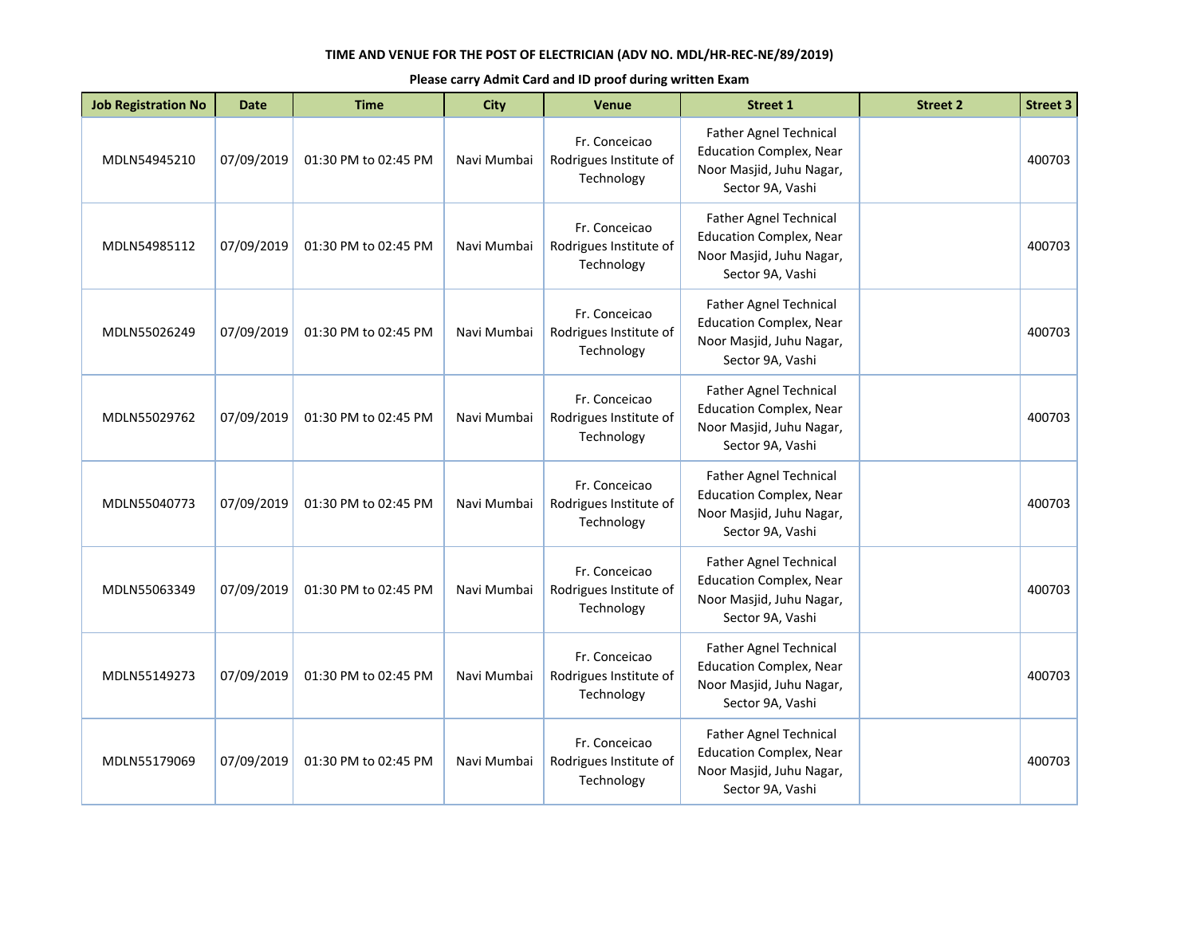**TIME AND VENUE FOR THE POST OF ELECTRICIAN (ADV NO. MDL/HR-REC-NE/89/2019)**

**Please carry Admit Card and ID proof during written Exam**

| Job Registration No | Date | Time | City | Venue | Street 1 | Street 2 | Street 3 |
|---|---|---|---|---|---|---|---|
| MDLN54945210 | 07/09/2019 | 01:30 PM to 02:45 PM | Navi Mumbai | Fr. Conceicao Rodrigues Institute of Technology | Father Agnel Technical Education Complex, Near Noor Masjid, Juhu Nagar, Sector 9A, Vashi | | 400703 |
| MDLN54985112 | 07/09/2019 | 01:30 PM to 02:45 PM | Navi Mumbai | Fr. Conceicao Rodrigues Institute of Technology | Father Agnel Technical Education Complex, Near Noor Masjid, Juhu Nagar, Sector 9A, Vashi | | 400703 |
| MDLN55026249 | 07/09/2019 | 01:30 PM to 02:45 PM | Navi Mumbai | Fr. Conceicao Rodrigues Institute of Technology | Father Agnel Technical Education Complex, Near Noor Masjid, Juhu Nagar, Sector 9A, Vashi | | 400703 |
| MDLN55029762 | 07/09/2019 | 01:30 PM to 02:45 PM | Navi Mumbai | Fr. Conceicao Rodrigues Institute of Technology | Father Agnel Technical Education Complex, Near Noor Masjid, Juhu Nagar, Sector 9A, Vashi | | 400703 |
| MDLN55040773 | 07/09/2019 | 01:30 PM to 02:45 PM | Navi Mumbai | Fr. Conceicao Rodrigues Institute of Technology | Father Agnel Technical Education Complex, Near Noor Masjid, Juhu Nagar, Sector 9A, Vashi | | 400703 |
| MDLN55063349 | 07/09/2019 | 01:30 PM to 02:45 PM | Navi Mumbai | Fr. Conceicao Rodrigues Institute of Technology | Father Agnel Technical Education Complex, Near Noor Masjid, Juhu Nagar, Sector 9A, Vashi | | 400703 |
| MDLN55149273 | 07/09/2019 | 01:30 PM to 02:45 PM | Navi Mumbai | Fr. Conceicao Rodrigues Institute of Technology | Father Agnel Technical Education Complex, Near Noor Masjid, Juhu Nagar, Sector 9A, Vashi | | 400703 |
| MDLN55179069 | 07/09/2019 | 01:30 PM to 02:45 PM | Navi Mumbai | Fr. Conceicao Rodrigues Institute of Technology | Father Agnel Technical Education Complex, Near Noor Masjid, Juhu Nagar, Sector 9A, Vashi | | 400703 |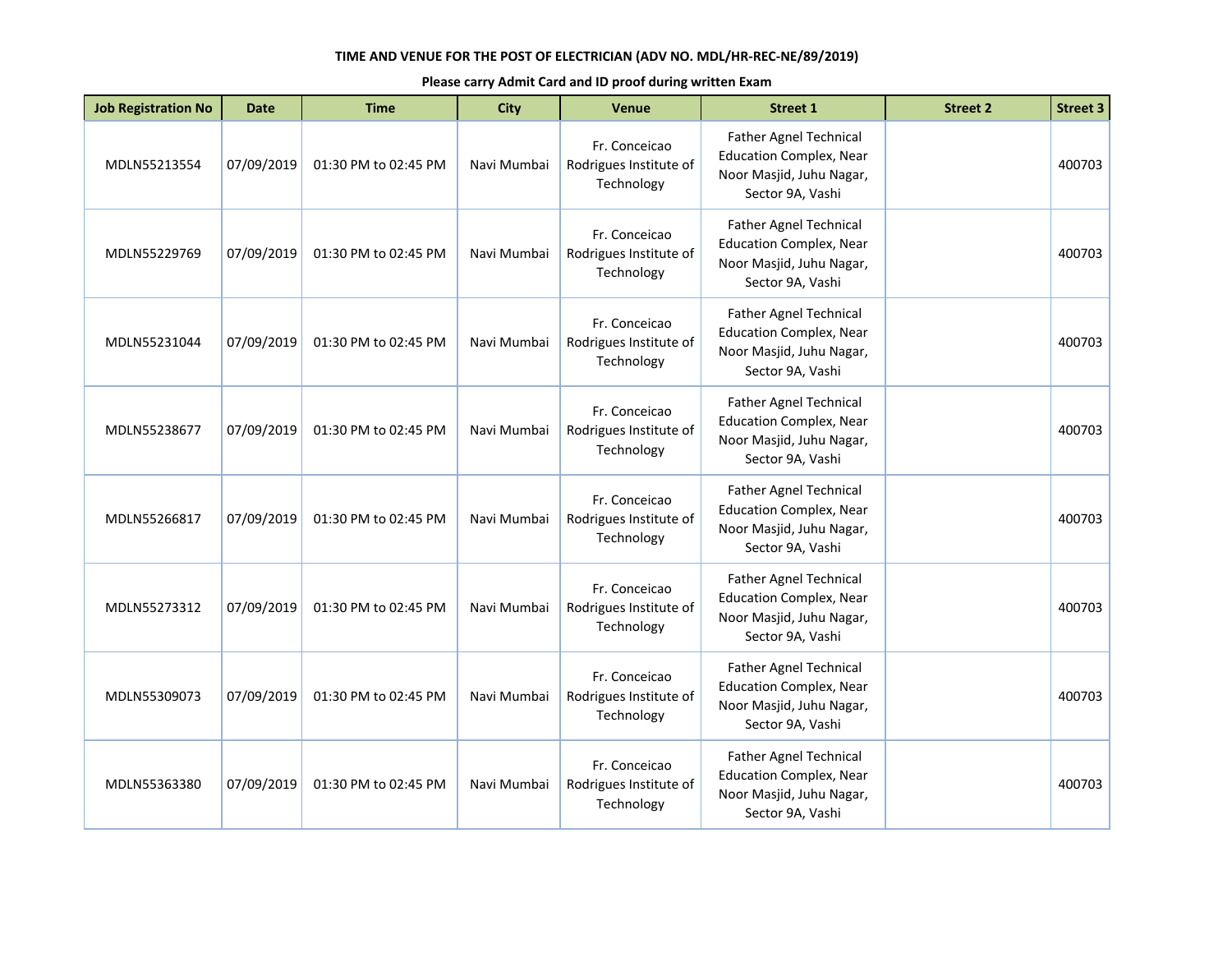**TIME AND VENUE FOR THE POST OF ELECTRICIAN (ADV NO. MDL/HR-REC-NE/89/2019)**

**Please carry Admit Card and ID proof during written Exam**

| Job Registration No | Date | Time | City | Venue | Street 1 | Street 2 | Street 3 |
|---|---|---|---|---|---|---|---|
| MDLN55213554 | 07/09/2019 | 01:30 PM to 02:45 PM | Navi Mumbai | Fr. Conceicao Rodrigues Institute of Technology | Father Agnel Technical Education Complex, Near Noor Masjid, Juhu Nagar, Sector 9A, Vashi | | 400703 |
| MDLN55229769 | 07/09/2019 | 01:30 PM to 02:45 PM | Navi Mumbai | Fr. Conceicao Rodrigues Institute of Technology | Father Agnel Technical Education Complex, Near Noor Masjid, Juhu Nagar, Sector 9A, Vashi | | 400703 |
| MDLN55231044 | 07/09/2019 | 01:30 PM to 02:45 PM | Navi Mumbai | Fr. Conceicao Rodrigues Institute of Technology | Father Agnel Technical Education Complex, Near Noor Masjid, Juhu Nagar, Sector 9A, Vashi | | 400703 |
| MDLN55238677 | 07/09/2019 | 01:30 PM to 02:45 PM | Navi Mumbai | Fr. Conceicao Rodrigues Institute of Technology | Father Agnel Technical Education Complex, Near Noor Masjid, Juhu Nagar, Sector 9A, Vashi | | 400703 |
| MDLN55266817 | 07/09/2019 | 01:30 PM to 02:45 PM | Navi Mumbai | Fr. Conceicao Rodrigues Institute of Technology | Father Agnel Technical Education Complex, Near Noor Masjid, Juhu Nagar, Sector 9A, Vashi | | 400703 |
| MDLN55273312 | 07/09/2019 | 01:30 PM to 02:45 PM | Navi Mumbai | Fr. Conceicao Rodrigues Institute of Technology | Father Agnel Technical Education Complex, Near Noor Masjid, Juhu Nagar, Sector 9A, Vashi | | 400703 |
| MDLN55309073 | 07/09/2019 | 01:30 PM to 02:45 PM | Navi Mumbai | Fr. Conceicao Rodrigues Institute of Technology | Father Agnel Technical Education Complex, Near Noor Masjid, Juhu Nagar, Sector 9A, Vashi | | 400703 |
| MDLN55363380 | 07/09/2019 | 01:30 PM to 02:45 PM | Navi Mumbai | Fr. Conceicao Rodrigues Institute of Technology | Father Agnel Technical Education Complex, Near Noor Masjid, Juhu Nagar, Sector 9A, Vashi | | 400703 |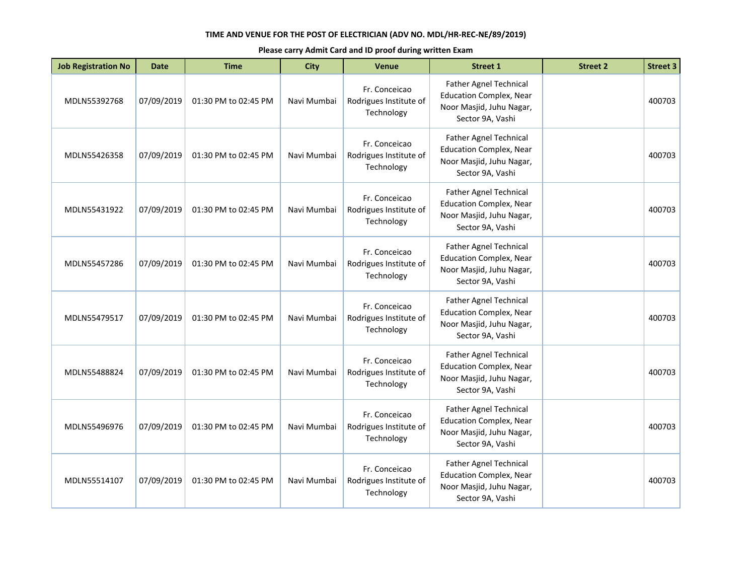**TIME AND VENUE FOR THE POST OF ELECTRICIAN (ADV NO. MDL/HR-REC-NE/89/2019)**

**Please carry Admit Card and ID proof during written Exam**

| Job Registration No | Date | Time | City | Venue | Street 1 | Street 2 | Street 3 |
|---|---|---|---|---|---|---|---|
| MDLN55392768 | 07/09/2019 | 01:30 PM to 02:45 PM | Navi Mumbai | Fr. Conceicao Rodrigues Institute of Technology | Father Agnel Technical Education Complex, Near Noor Masjid, Juhu Nagar, Sector 9A, Vashi | | 400703 |
| MDLN55426358 | 07/09/2019 | 01:30 PM to 02:45 PM | Navi Mumbai | Fr. Conceicao Rodrigues Institute of Technology | Father Agnel Technical Education Complex, Near Noor Masjid, Juhu Nagar, Sector 9A, Vashi | | 400703 |
| MDLN55431922 | 07/09/2019 | 01:30 PM to 02:45 PM | Navi Mumbai | Fr. Conceicao Rodrigues Institute of Technology | Father Agnel Technical Education Complex, Near Noor Masjid, Juhu Nagar, Sector 9A, Vashi | | 400703 |
| MDLN55457286 | 07/09/2019 | 01:30 PM to 02:45 PM | Navi Mumbai | Fr. Conceicao Rodrigues Institute of Technology | Father Agnel Technical Education Complex, Near Noor Masjid, Juhu Nagar, Sector 9A, Vashi | | 400703 |
| MDLN55479517 | 07/09/2019 | 01:30 PM to 02:45 PM | Navi Mumbai | Fr. Conceicao Rodrigues Institute of Technology | Father Agnel Technical Education Complex, Near Noor Masjid, Juhu Nagar, Sector 9A, Vashi | | 400703 |
| MDLN55488824 | 07/09/2019 | 01:30 PM to 02:45 PM | Navi Mumbai | Fr. Conceicao Rodrigues Institute of Technology | Father Agnel Technical Education Complex, Near Noor Masjid, Juhu Nagar, Sector 9A, Vashi | | 400703 |
| MDLN55496976 | 07/09/2019 | 01:30 PM to 02:45 PM | Navi Mumbai | Fr. Conceicao Rodrigues Institute of Technology | Father Agnel Technical Education Complex, Near Noor Masjid, Juhu Nagar, Sector 9A, Vashi | | 400703 |
| MDLN55514107 | 07/09/2019 | 01:30 PM to 02:45 PM | Navi Mumbai | Fr. Conceicao Rodrigues Institute of Technology | Father Agnel Technical Education Complex, Near Noor Masjid, Juhu Nagar, Sector 9A, Vashi | | 400703 |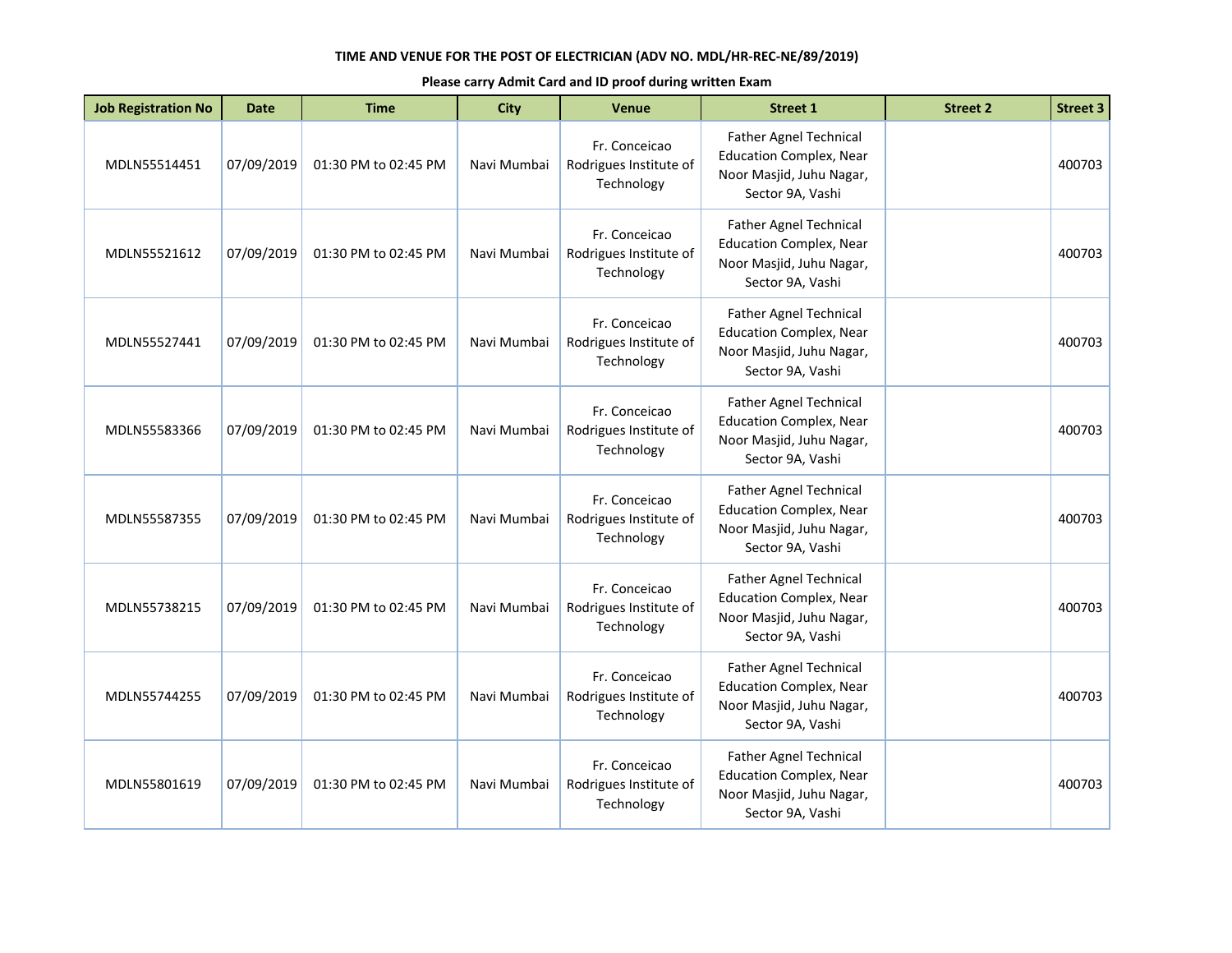**TIME AND VENUE FOR THE POST OF ELECTRICIAN (ADV NO. MDL/HR-REC-NE/89/2019)**

**Please carry Admit Card and ID proof during written Exam**

| Job Registration No | Date | Time | City | Venue | Street 1 | Street 2 | Street 3 |
|---|---|---|---|---|---|---|---|
| MDLN55514451 | 07/09/2019 | 01:30 PM to 02:45 PM | Navi Mumbai | Fr. Conceicao Rodrigues Institute of Technology | Father Agnel Technical Education Complex, Near Noor Masjid, Juhu Nagar, Sector 9A, Vashi | | 400703 |
| MDLN55521612 | 07/09/2019 | 01:30 PM to 02:45 PM | Navi Mumbai | Fr. Conceicao Rodrigues Institute of Technology | Father Agnel Technical Education Complex, Near Noor Masjid, Juhu Nagar, Sector 9A, Vashi | | 400703 |
| MDLN55527441 | 07/09/2019 | 01:30 PM to 02:45 PM | Navi Mumbai | Fr. Conceicao Rodrigues Institute of Technology | Father Agnel Technical Education Complex, Near Noor Masjid, Juhu Nagar, Sector 9A, Vashi | | 400703 |
| MDLN55583366 | 07/09/2019 | 01:30 PM to 02:45 PM | Navi Mumbai | Fr. Conceicao Rodrigues Institute of Technology | Father Agnel Technical Education Complex, Near Noor Masjid, Juhu Nagar, Sector 9A, Vashi | | 400703 |
| MDLN55587355 | 07/09/2019 | 01:30 PM to 02:45 PM | Navi Mumbai | Fr. Conceicao Rodrigues Institute of Technology | Father Agnel Technical Education Complex, Near Noor Masjid, Juhu Nagar, Sector 9A, Vashi | | 400703 |
| MDLN55738215 | 07/09/2019 | 01:30 PM to 02:45 PM | Navi Mumbai | Fr. Conceicao Rodrigues Institute of Technology | Father Agnel Technical Education Complex, Near Noor Masjid, Juhu Nagar, Sector 9A, Vashi | | 400703 |
| MDLN55744255 | 07/09/2019 | 01:30 PM to 02:45 PM | Navi Mumbai | Fr. Conceicao Rodrigues Institute of Technology | Father Agnel Technical Education Complex, Near Noor Masjid, Juhu Nagar, Sector 9A, Vashi | | 400703 |
| MDLN55801619 | 07/09/2019 | 01:30 PM to 02:45 PM | Navi Mumbai | Fr. Conceicao Rodrigues Institute of Technology | Father Agnel Technical Education Complex, Near Noor Masjid, Juhu Nagar, Sector 9A, Vashi | | 400703 |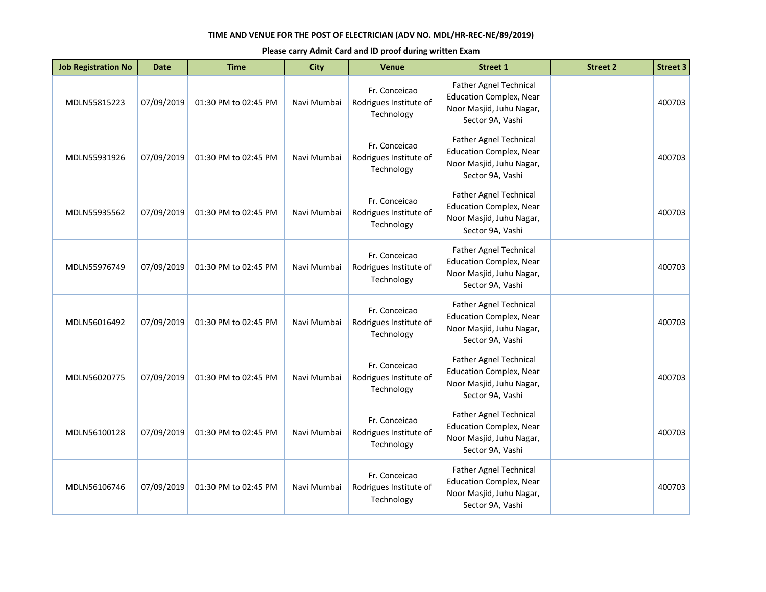**TIME AND VENUE FOR THE POST OF ELECTRICIAN (ADV NO. MDL/HR-REC-NE/89/2019)**

**Please carry Admit Card and ID proof during written Exam**

| Job Registration No | Date | Time | City | Venue | Street 1 | Street 2 | Street 3 |
|---|---|---|---|---|---|---|---|
| MDLN55815223 | 07/09/2019 | 01:30 PM to 02:45 PM | Navi Mumbai | Fr. Conceicao Rodrigues Institute of Technology | Father Agnel Technical Education Complex, Near Noor Masjid, Juhu Nagar, Sector 9A, Vashi | | 400703 |
| MDLN55931926 | 07/09/2019 | 01:30 PM to 02:45 PM | Navi Mumbai | Fr. Conceicao Rodrigues Institute of Technology | Father Agnel Technical Education Complex, Near Noor Masjid, Juhu Nagar, Sector 9A, Vashi | | 400703 |
| MDLN55935562 | 07/09/2019 | 01:30 PM to 02:45 PM | Navi Mumbai | Fr. Conceicao Rodrigues Institute of Technology | Father Agnel Technical Education Complex, Near Noor Masjid, Juhu Nagar, Sector 9A, Vashi | | 400703 |
| MDLN55976749 | 07/09/2019 | 01:30 PM to 02:45 PM | Navi Mumbai | Fr. Conceicao Rodrigues Institute of Technology | Father Agnel Technical Education Complex, Near Noor Masjid, Juhu Nagar, Sector 9A, Vashi | | 400703 |
| MDLN56016492 | 07/09/2019 | 01:30 PM to 02:45 PM | Navi Mumbai | Fr. Conceicao Rodrigues Institute of Technology | Father Agnel Technical Education Complex, Near Noor Masjid, Juhu Nagar, Sector 9A, Vashi | | 400703 |
| MDLN56020775 | 07/09/2019 | 01:30 PM to 02:45 PM | Navi Mumbai | Fr. Conceicao Rodrigues Institute of Technology | Father Agnel Technical Education Complex, Near Noor Masjid, Juhu Nagar, Sector 9A, Vashi | | 400703 |
| MDLN56100128 | 07/09/2019 | 01:30 PM to 02:45 PM | Navi Mumbai | Fr. Conceicao Rodrigues Institute of Technology | Father Agnel Technical Education Complex, Near Noor Masjid, Juhu Nagar, Sector 9A, Vashi | | 400703 |
| MDLN56106746 | 07/09/2019 | 01:30 PM to 02:45 PM | Navi Mumbai | Fr. Conceicao Rodrigues Institute of Technology | Father Agnel Technical Education Complex, Near Noor Masjid, Juhu Nagar, Sector 9A, Vashi | | 400703 |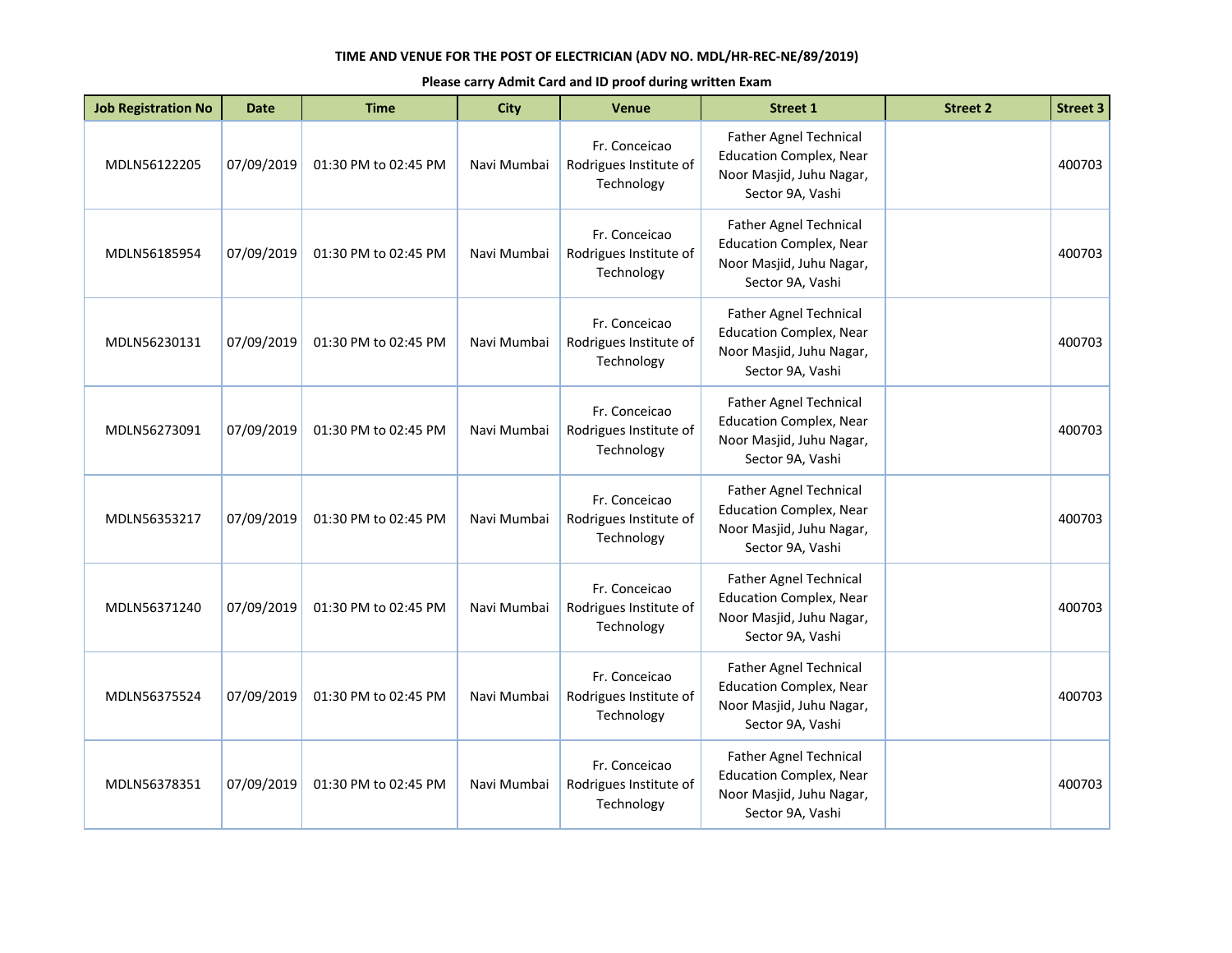**TIME AND VENUE FOR THE POST OF ELECTRICIAN (ADV NO. MDL/HR-REC-NE/89/2019)**

**Please carry Admit Card and ID proof during written Exam**

| Job Registration No | Date | Time | City | Venue | Street 1 | Street 2 | Street 3 |
|---|---|---|---|---|---|---|---|
| MDLN56122205 | 07/09/2019 | 01:30 PM to 02:45 PM | Navi Mumbai | Fr. Conceicao Rodrigues Institute of Technology | Father Agnel Technical Education Complex, Near Noor Masjid, Juhu Nagar, Sector 9A, Vashi | | 400703 |
| MDLN56185954 | 07/09/2019 | 01:30 PM to 02:45 PM | Navi Mumbai | Fr. Conceicao Rodrigues Institute of Technology | Father Agnel Technical Education Complex, Near Noor Masjid, Juhu Nagar, Sector 9A, Vashi | | 400703 |
| MDLN56230131 | 07/09/2019 | 01:30 PM to 02:45 PM | Navi Mumbai | Fr. Conceicao Rodrigues Institute of Technology | Father Agnel Technical Education Complex, Near Noor Masjid, Juhu Nagar, Sector 9A, Vashi | | 400703 |
| MDLN56273091 | 07/09/2019 | 01:30 PM to 02:45 PM | Navi Mumbai | Fr. Conceicao Rodrigues Institute of Technology | Father Agnel Technical Education Complex, Near Noor Masjid, Juhu Nagar, Sector 9A, Vashi | | 400703 |
| MDLN56353217 | 07/09/2019 | 01:30 PM to 02:45 PM | Navi Mumbai | Fr. Conceicao Rodrigues Institute of Technology | Father Agnel Technical Education Complex, Near Noor Masjid, Juhu Nagar, Sector 9A, Vashi | | 400703 |
| MDLN56371240 | 07/09/2019 | 01:30 PM to 02:45 PM | Navi Mumbai | Fr. Conceicao Rodrigues Institute of Technology | Father Agnel Technical Education Complex, Near Noor Masjid, Juhu Nagar, Sector 9A, Vashi | | 400703 |
| MDLN56375524 | 07/09/2019 | 01:30 PM to 02:45 PM | Navi Mumbai | Fr. Conceicao Rodrigues Institute of Technology | Father Agnel Technical Education Complex, Near Noor Masjid, Juhu Nagar, Sector 9A, Vashi | | 400703 |
| MDLN56378351 | 07/09/2019 | 01:30 PM to 02:45 PM | Navi Mumbai | Fr. Conceicao Rodrigues Institute of Technology | Father Agnel Technical Education Complex, Near Noor Masjid, Juhu Nagar, Sector 9A, Vashi | | 400703 |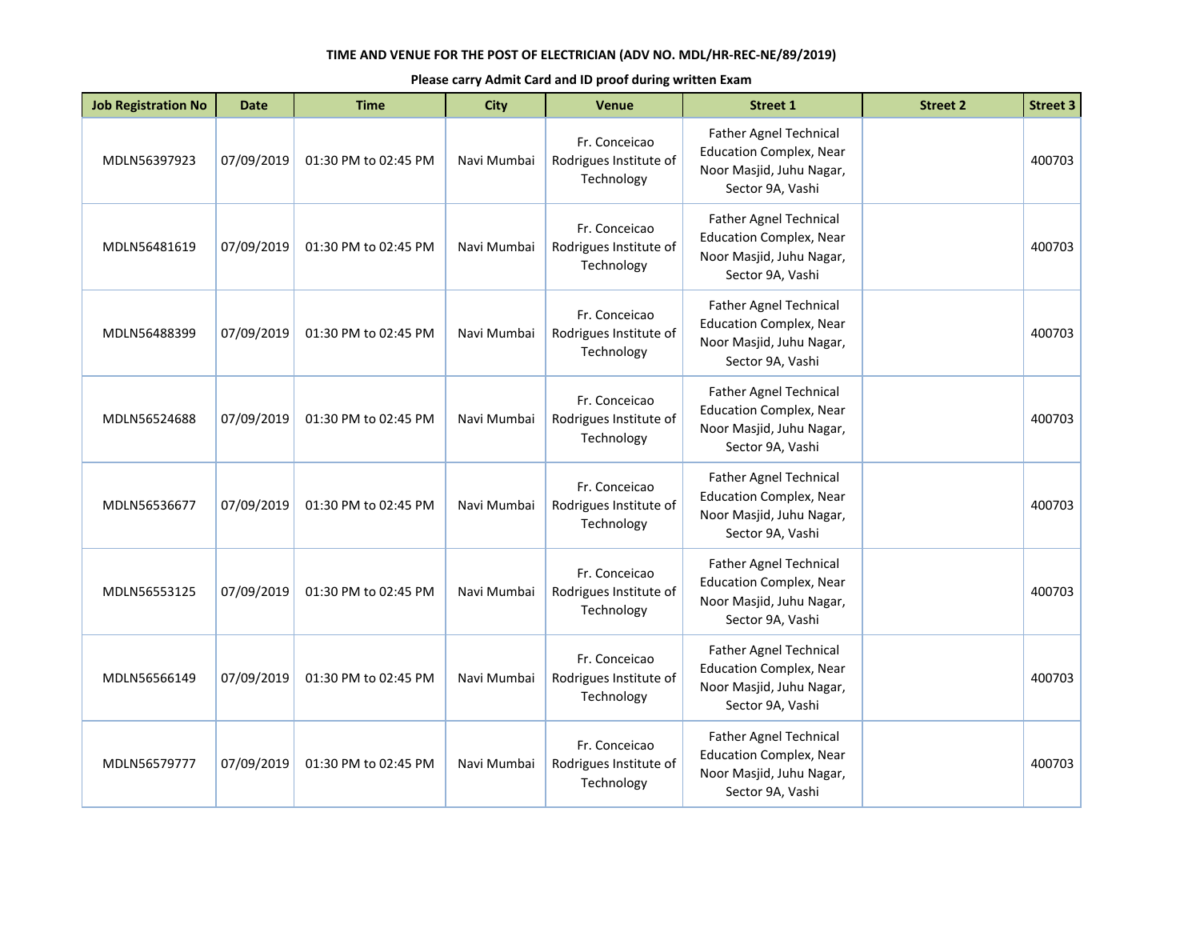**TIME AND VENUE FOR THE POST OF ELECTRICIAN (ADV NO. MDL/HR-REC-NE/89/2019)**

**Please carry Admit Card and ID proof during written Exam**

| Job Registration No | Date | Time | City | Venue | Street 1 | Street 2 | Street 3 |
|---|---|---|---|---|---|---|---|
| MDLN56397923 | 07/09/2019 | 01:30 PM to 02:45 PM | Navi Mumbai | Fr. Conceicao Rodrigues Institute of Technology | Father Agnel Technical Education Complex, Near Noor Masjid, Juhu Nagar, Sector 9A, Vashi | | 400703 |
| MDLN56481619 | 07/09/2019 | 01:30 PM to 02:45 PM | Navi Mumbai | Fr. Conceicao Rodrigues Institute of Technology | Father Agnel Technical Education Complex, Near Noor Masjid, Juhu Nagar, Sector 9A, Vashi | | 400703 |
| MDLN56488399 | 07/09/2019 | 01:30 PM to 02:45 PM | Navi Mumbai | Fr. Conceicao Rodrigues Institute of Technology | Father Agnel Technical Education Complex, Near Noor Masjid, Juhu Nagar, Sector 9A, Vashi | | 400703 |
| MDLN56524688 | 07/09/2019 | 01:30 PM to 02:45 PM | Navi Mumbai | Fr. Conceicao Rodrigues Institute of Technology | Father Agnel Technical Education Complex, Near Noor Masjid, Juhu Nagar, Sector 9A, Vashi | | 400703 |
| MDLN56536677 | 07/09/2019 | 01:30 PM to 02:45 PM | Navi Mumbai | Fr. Conceicao Rodrigues Institute of Technology | Father Agnel Technical Education Complex, Near Noor Masjid, Juhu Nagar, Sector 9A, Vashi | | 400703 |
| MDLN56553125 | 07/09/2019 | 01:30 PM to 02:45 PM | Navi Mumbai | Fr. Conceicao Rodrigues Institute of Technology | Father Agnel Technical Education Complex, Near Noor Masjid, Juhu Nagar, Sector 9A, Vashi | | 400703 |
| MDLN56566149 | 07/09/2019 | 01:30 PM to 02:45 PM | Navi Mumbai | Fr. Conceicao Rodrigues Institute of Technology | Father Agnel Technical Education Complex, Near Noor Masjid, Juhu Nagar, Sector 9A, Vashi | | 400703 |
| MDLN56579777 | 07/09/2019 | 01:30 PM to 02:45 PM | Navi Mumbai | Fr. Conceicao Rodrigues Institute of Technology | Father Agnel Technical Education Complex, Near Noor Masjid, Juhu Nagar, Sector 9A, Vashi | | 400703 |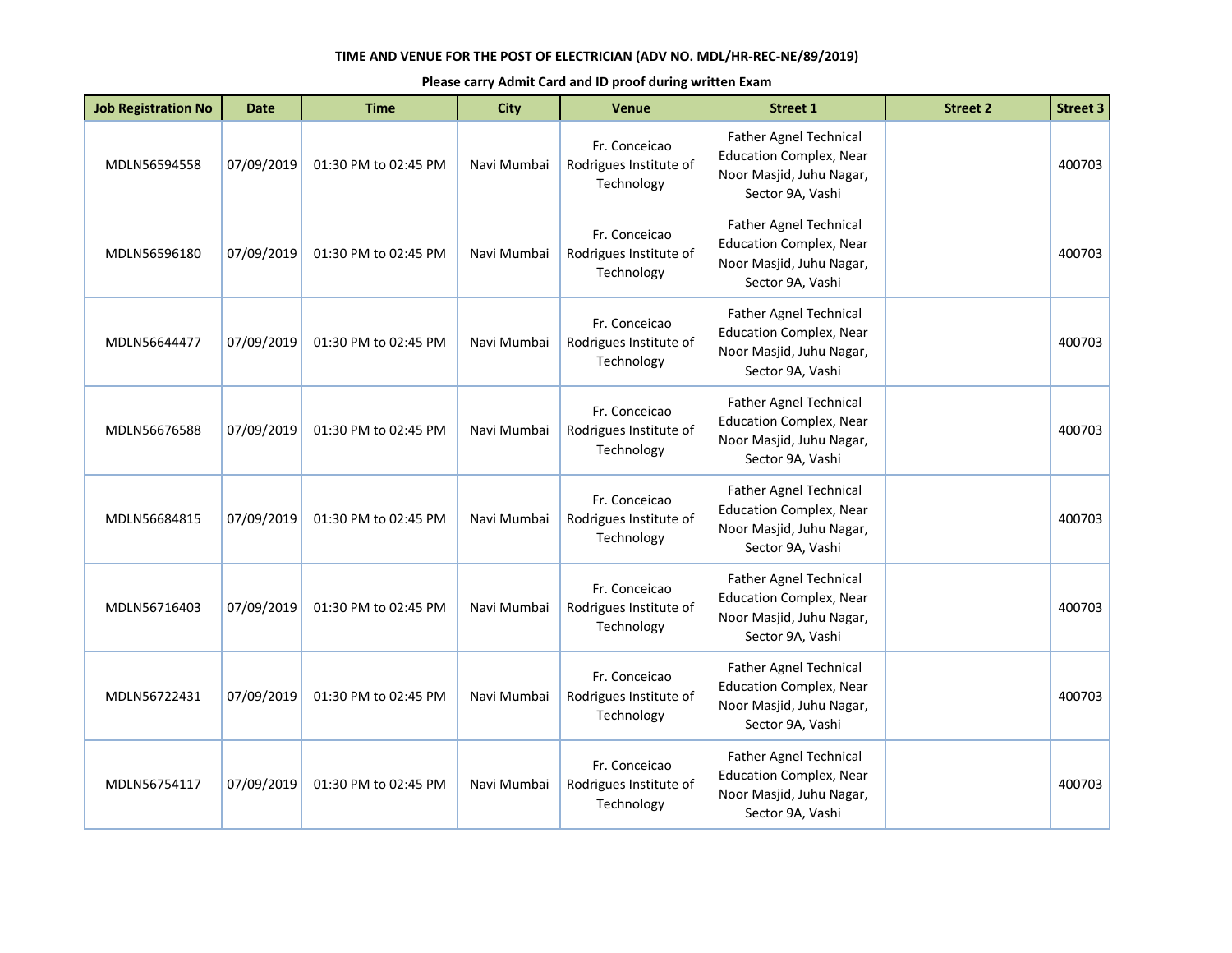**TIME AND VENUE FOR THE POST OF ELECTRICIAN (ADV NO. MDL/HR-REC-NE/89/2019)**

**Please carry Admit Card and ID proof during written Exam**

| Job Registration No | Date | Time | City | Venue | Street 1 | Street 2 | Street 3 |
|---|---|---|---|---|---|---|---|
| MDLN56594558 | 07/09/2019 | 01:30 PM to 02:45 PM | Navi Mumbai | Fr. Conceicao Rodrigues Institute of Technology | Father Agnel Technical Education Complex, Near Noor Masjid, Juhu Nagar, Sector 9A, Vashi | | 400703 |
| MDLN56596180 | 07/09/2019 | 01:30 PM to 02:45 PM | Navi Mumbai | Fr. Conceicao Rodrigues Institute of Technology | Father Agnel Technical Education Complex, Near Noor Masjid, Juhu Nagar, Sector 9A, Vashi | | 400703 |
| MDLN56644477 | 07/09/2019 | 01:30 PM to 02:45 PM | Navi Mumbai | Fr. Conceicao Rodrigues Institute of Technology | Father Agnel Technical Education Complex, Near Noor Masjid, Juhu Nagar, Sector 9A, Vashi | | 400703 |
| MDLN56676588 | 07/09/2019 | 01:30 PM to 02:45 PM | Navi Mumbai | Fr. Conceicao Rodrigues Institute of Technology | Father Agnel Technical Education Complex, Near Noor Masjid, Juhu Nagar, Sector 9A, Vashi | | 400703 |
| MDLN56684815 | 07/09/2019 | 01:30 PM to 02:45 PM | Navi Mumbai | Fr. Conceicao Rodrigues Institute of Technology | Father Agnel Technical Education Complex, Near Noor Masjid, Juhu Nagar, Sector 9A, Vashi | | 400703 |
| MDLN56716403 | 07/09/2019 | 01:30 PM to 02:45 PM | Navi Mumbai | Fr. Conceicao Rodrigues Institute of Technology | Father Agnel Technical Education Complex, Near Noor Masjid, Juhu Nagar, Sector 9A, Vashi | | 400703 |
| MDLN56722431 | 07/09/2019 | 01:30 PM to 02:45 PM | Navi Mumbai | Fr. Conceicao Rodrigues Institute of Technology | Father Agnel Technical Education Complex, Near Noor Masjid, Juhu Nagar, Sector 9A, Vashi | | 400703 |
| MDLN56754117 | 07/09/2019 | 01:30 PM to 02:45 PM | Navi Mumbai | Fr. Conceicao Rodrigues Institute of Technology | Father Agnel Technical Education Complex, Near Noor Masjid, Juhu Nagar, Sector 9A, Vashi | | 400703 |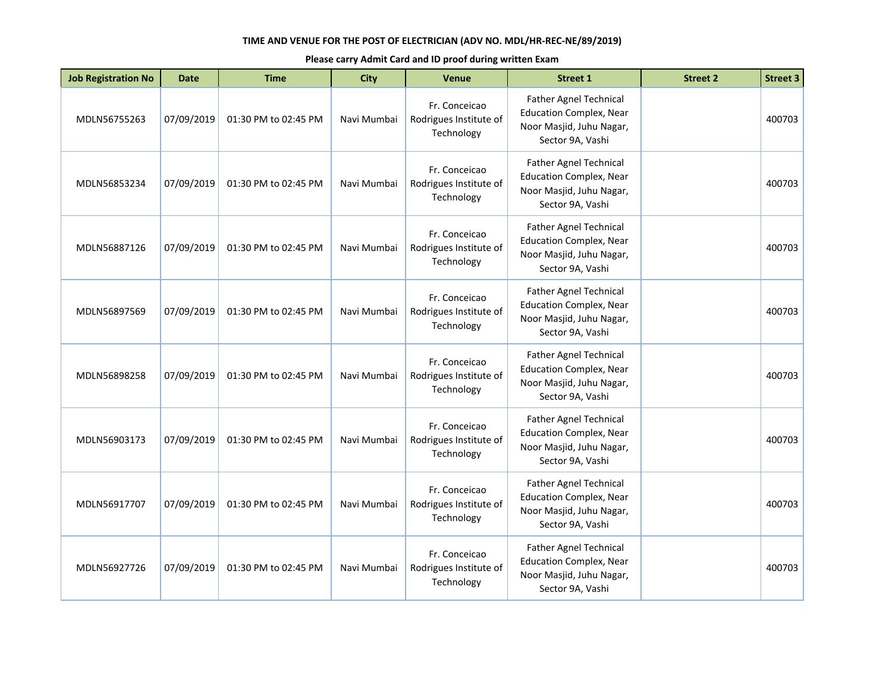**TIME AND VENUE FOR THE POST OF ELECTRICIAN (ADV NO. MDL/HR-REC-NE/89/2019)**

**Please carry Admit Card and ID proof during written Exam**

| Job Registration No | Date | Time | City | Venue | Street 1 | Street 2 | Street 3 |
|---|---|---|---|---|---|---|---|
| MDLN56755263 | 07/09/2019 | 01:30 PM to 02:45 PM | Navi Mumbai | Fr. Conceicao Rodrigues Institute of Technology | Father Agnel Technical Education Complex, Near Noor Masjid, Juhu Nagar, Sector 9A, Vashi | | 400703 |
| MDLN56853234 | 07/09/2019 | 01:30 PM to 02:45 PM | Navi Mumbai | Fr. Conceicao Rodrigues Institute of Technology | Father Agnel Technical Education Complex, Near Noor Masjid, Juhu Nagar, Sector 9A, Vashi | | 400703 |
| MDLN56887126 | 07/09/2019 | 01:30 PM to 02:45 PM | Navi Mumbai | Fr. Conceicao Rodrigues Institute of Technology | Father Agnel Technical Education Complex, Near Noor Masjid, Juhu Nagar, Sector 9A, Vashi | | 400703 |
| MDLN56897569 | 07/09/2019 | 01:30 PM to 02:45 PM | Navi Mumbai | Fr. Conceicao Rodrigues Institute of Technology | Father Agnel Technical Education Complex, Near Noor Masjid, Juhu Nagar, Sector 9A, Vashi | | 400703 |
| MDLN56898258 | 07/09/2019 | 01:30 PM to 02:45 PM | Navi Mumbai | Fr. Conceicao Rodrigues Institute of Technology | Father Agnel Technical Education Complex, Near Noor Masjid, Juhu Nagar, Sector 9A, Vashi | | 400703 |
| MDLN56903173 | 07/09/2019 | 01:30 PM to 02:45 PM | Navi Mumbai | Fr. Conceicao Rodrigues Institute of Technology | Father Agnel Technical Education Complex, Near Noor Masjid, Juhu Nagar, Sector 9A, Vashi | | 400703 |
| MDLN56917707 | 07/09/2019 | 01:30 PM to 02:45 PM | Navi Mumbai | Fr. Conceicao Rodrigues Institute of Technology | Father Agnel Technical Education Complex, Near Noor Masjid, Juhu Nagar, Sector 9A, Vashi | | 400703 |
| MDLN56927726 | 07/09/2019 | 01:30 PM to 02:45 PM | Navi Mumbai | Fr. Conceicao Rodrigues Institute of Technology | Father Agnel Technical Education Complex, Near Noor Masjid, Juhu Nagar, Sector 9A, Vashi | | 400703 |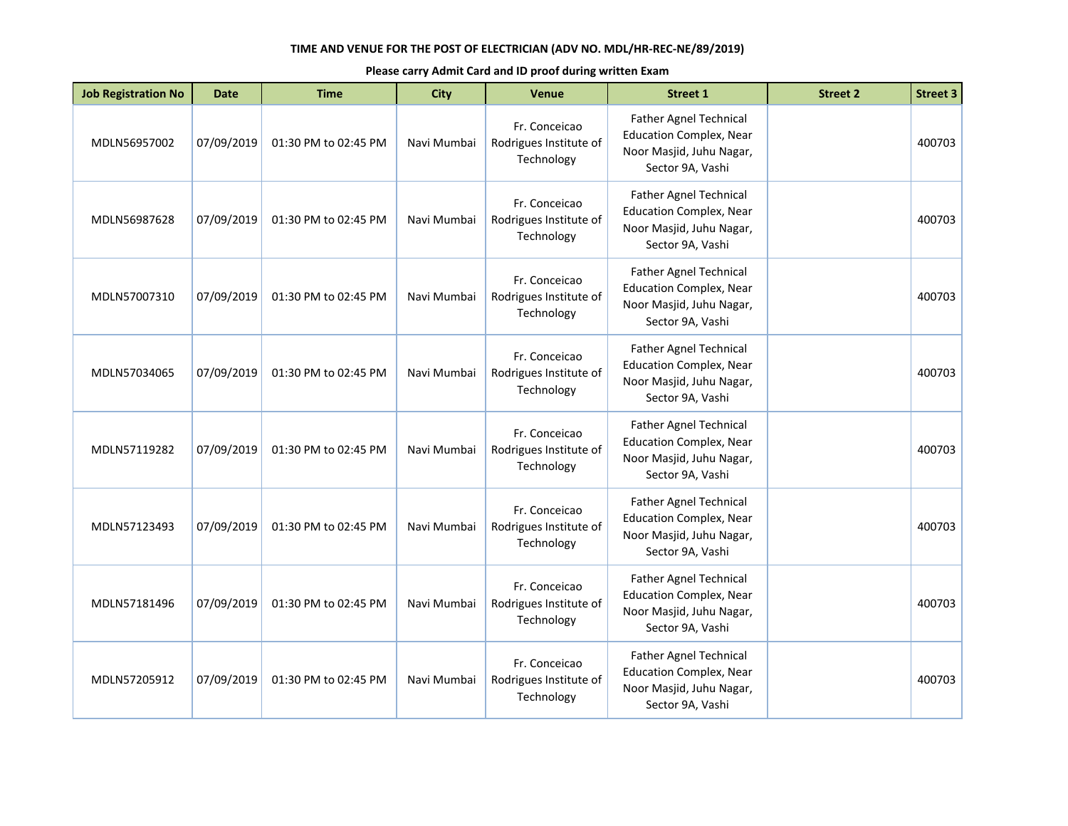TIME AND VENUE FOR THE POST OF ELECTRICIAN (ADV NO. MDL/HR-REC-NE/89/2019)

**Please carry Admit Card and ID proof during written Exam**

| Job Registration No | Date | Time | City | Venue | Street 1 | Street 2 | Street 3 |
|---|---|---|---|---|---|---|---|
| MDLN56957002 | 07/09/2019 | 01:30 PM to 02:45 PM | Navi Mumbai | Fr. Conceicao Rodrigues Institute of Technology | Father Agnel Technical Education Complex, Near Noor Masjid, Juhu Nagar, Sector 9A, Vashi | | 400703 |
| MDLN56987628 | 07/09/2019 | 01:30 PM to 02:45 PM | Navi Mumbai | Fr. Conceicao Rodrigues Institute of Technology | Father Agnel Technical Education Complex, Near Noor Masjid, Juhu Nagar, Sector 9A, Vashi | | 400703 |
| MDLN57007310 | 07/09/2019 | 01:30 PM to 02:45 PM | Navi Mumbai | Fr. Conceicao Rodrigues Institute of Technology | Father Agnel Technical Education Complex, Near Noor Masjid, Juhu Nagar, Sector 9A, Vashi | | 400703 |
| MDLN57034065 | 07/09/2019 | 01:30 PM to 02:45 PM | Navi Mumbai | Fr. Conceicao Rodrigues Institute of Technology | Father Agnel Technical Education Complex, Near Noor Masjid, Juhu Nagar, Sector 9A, Vashi | | 400703 |
| MDLN57119282 | 07/09/2019 | 01:30 PM to 02:45 PM | Navi Mumbai | Fr. Conceicao Rodrigues Institute of Technology | Father Agnel Technical Education Complex, Near Noor Masjid, Juhu Nagar, Sector 9A, Vashi | | 400703 |
| MDLN57123493 | 07/09/2019 | 01:30 PM to 02:45 PM | Navi Mumbai | Fr. Conceicao Rodrigues Institute of Technology | Father Agnel Technical Education Complex, Near Noor Masjid, Juhu Nagar, Sector 9A, Vashi | | 400703 |
| MDLN57181496 | 07/09/2019 | 01:30 PM to 02:45 PM | Navi Mumbai | Fr. Conceicao Rodrigues Institute of Technology | Father Agnel Technical Education Complex, Near Noor Masjid, Juhu Nagar, Sector 9A, Vashi | | 400703 |
| MDLN57205912 | 07/09/2019 | 01:30 PM to 02:45 PM | Navi Mumbai | Fr. Conceicao Rodrigues Institute of Technology | Father Agnel Technical Education Complex, Near Noor Masjid, Juhu Nagar, Sector 9A, Vashi | | 400703 |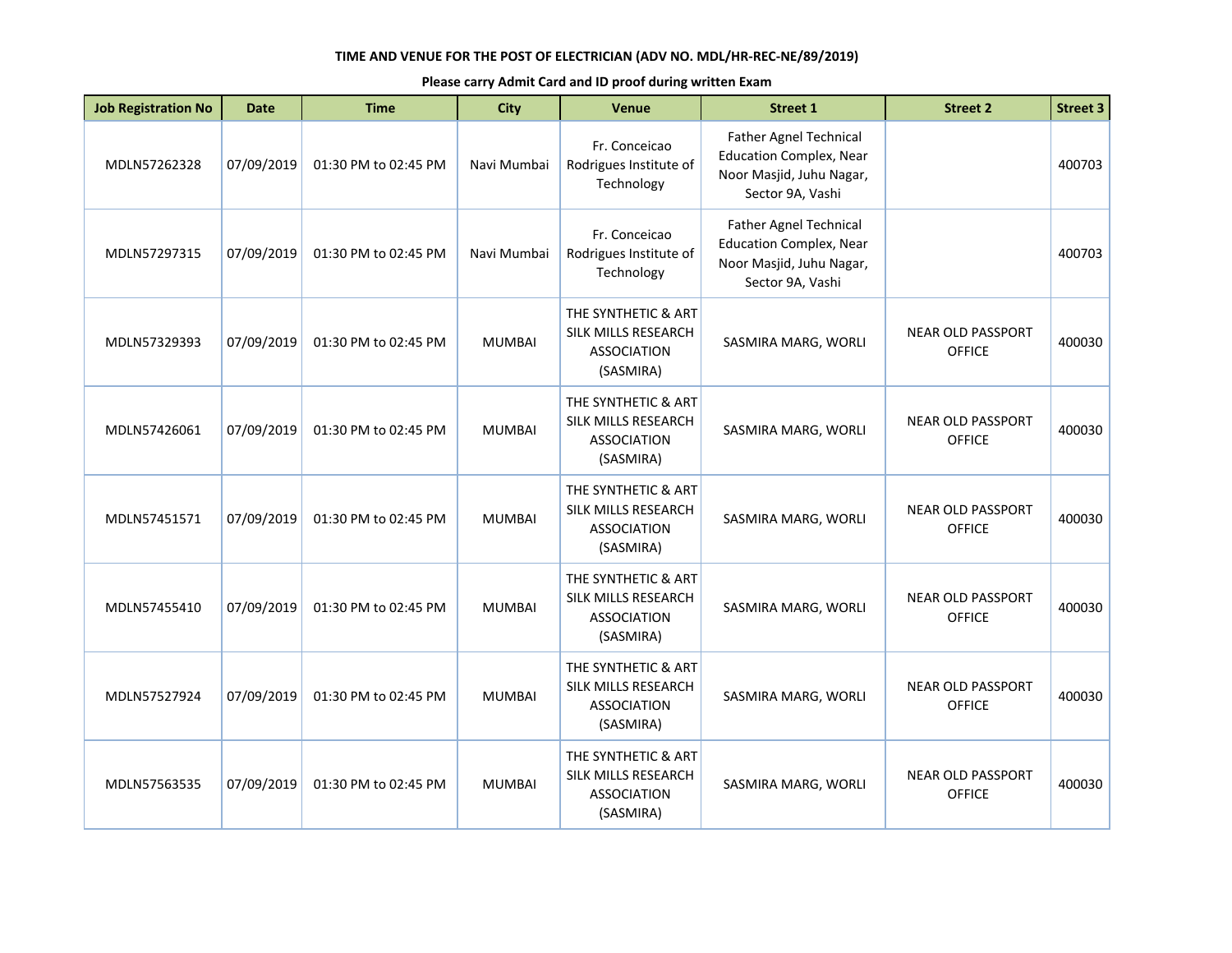**TIME AND VENUE FOR THE POST OF ELECTRICIAN (ADV NO. MDL/HR-REC-NE/89/2019)**

**Please carry Admit Card and ID proof during written Exam**

| Job Registration No | Date | Time | City | Venue | Street 1 | Street 2 | Street 3 |
|---|---|---|---|---|---|---|---|
| MDLN57262328 | 07/09/2019 | 01:30 PM to 02:45 PM | Navi Mumbai | Fr. Conceicao Rodrigues Institute of Technology | Father Agnel Technical Education Complex, Near Noor Masjid, Juhu Nagar, Sector 9A, Vashi | | 400703 |
| MDLN57297315 | 07/09/2019 | 01:30 PM to 02:45 PM | Navi Mumbai | Fr. Conceicao Rodrigues Institute of Technology | Father Agnel Technical Education Complex, Near Noor Masjid, Juhu Nagar, Sector 9A, Vashi | | 400703 |
| MDLN57329393 | 07/09/2019 | 01:30 PM to 02:45 PM | MUMBAI | THE SYNTHETIC & ART SILK MILLS RESEARCH ASSOCIATION (SASMIRA) | SASMIRA MARG, WORLI | NEAR OLD PASSPORT OFFICE | 400030 |
| MDLN57426061 | 07/09/2019 | 01:30 PM to 02:45 PM | MUMBAI | THE SYNTHETIC & ART SILK MILLS RESEARCH ASSOCIATION (SASMIRA) | SASMIRA MARG, WORLI | NEAR OLD PASSPORT OFFICE | 400030 |
| MDLN57451571 | 07/09/2019 | 01:30 PM to 02:45 PM | MUMBAI | THE SYNTHETIC & ART SILK MILLS RESEARCH ASSOCIATION (SASMIRA) | SASMIRA MARG, WORLI | NEAR OLD PASSPORT OFFICE | 400030 |
| MDLN57455410 | 07/09/2019 | 01:30 PM to 02:45 PM | MUMBAI | THE SYNTHETIC & ART SILK MILLS RESEARCH ASSOCIATION (SASMIRA) | SASMIRA MARG, WORLI | NEAR OLD PASSPORT OFFICE | 400030 |
| MDLN57527924 | 07/09/2019 | 01:30 PM to 02:45 PM | MUMBAI | THE SYNTHETIC & ART SILK MILLS RESEARCH ASSOCIATION (SASMIRA) | SASMIRA MARG, WORLI | NEAR OLD PASSPORT OFFICE | 400030 |
| MDLN57563535 | 07/09/2019 | 01:30 PM to 02:45 PM | MUMBAI | THE SYNTHETIC & ART SILK MILLS RESEARCH ASSOCIATION (SASMIRA) | SASMIRA MARG, WORLI | NEAR OLD PASSPORT OFFICE | 400030 |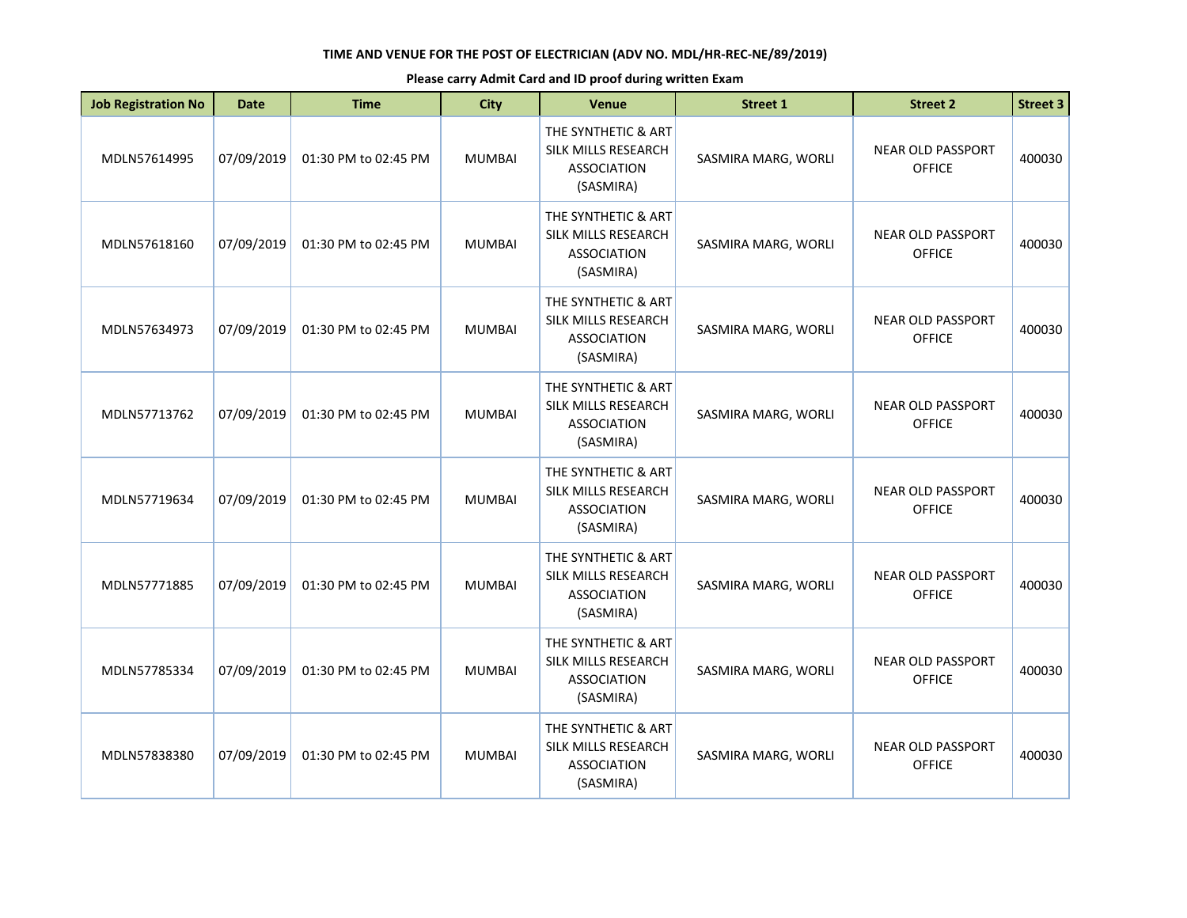**TIME AND VENUE FOR THE POST OF ELECTRICIAN (ADV NO. MDL/HR-REC-NE/89/2019)**

**Please carry Admit Card and ID proof during written Exam**

| Job Registration No | Date | Time | City | Venue | Street 1 | Street 2 | Street 3 |
|---|---|---|---|---|---|---|---|
| MDLN57614995 | 07/09/2019 | 01:30 PM to 02:45 PM | MUMBAI | THE SYNTHETIC & ART SILK MILLS RESEARCH ASSOCIATION (SASMIRA) | SASMIRA MARG, WORLI | NEAR OLD PASSPORT OFFICE | 400030 |
| MDLN57618160 | 07/09/2019 | 01:30 PM to 02:45 PM | MUMBAI | THE SYNTHETIC & ART SILK MILLS RESEARCH ASSOCIATION (SASMIRA) | SASMIRA MARG, WORLI | NEAR OLD PASSPORT OFFICE | 400030 |
| MDLN57634973 | 07/09/2019 | 01:30 PM to 02:45 PM | MUMBAI | THE SYNTHETIC & ART SILK MILLS RESEARCH ASSOCIATION (SASMIRA) | SASMIRA MARG, WORLI | NEAR OLD PASSPORT OFFICE | 400030 |
| MDLN57713762 | 07/09/2019 | 01:30 PM to 02:45 PM | MUMBAI | THE SYNTHETIC & ART SILK MILLS RESEARCH ASSOCIATION (SASMIRA) | SASMIRA MARG, WORLI | NEAR OLD PASSPORT OFFICE | 400030 |
| MDLN57719634 | 07/09/2019 | 01:30 PM to 02:45 PM | MUMBAI | THE SYNTHETIC & ART SILK MILLS RESEARCH ASSOCIATION (SASMIRA) | SASMIRA MARG, WORLI | NEAR OLD PASSPORT OFFICE | 400030 |
| MDLN57771885 | 07/09/2019 | 01:30 PM to 02:45 PM | MUMBAI | THE SYNTHETIC & ART SILK MILLS RESEARCH ASSOCIATION (SASMIRA) | SASMIRA MARG, WORLI | NEAR OLD PASSPORT OFFICE | 400030 |
| MDLN57785334 | 07/09/2019 | 01:30 PM to 02:45 PM | MUMBAI | THE SYNTHETIC & ART SILK MILLS RESEARCH ASSOCIATION (SASMIRA) | SASMIRA MARG, WORLI | NEAR OLD PASSPORT OFFICE | 400030 |
| MDLN57838380 | 07/09/2019 | 01:30 PM to 02:45 PM | MUMBAI | THE SYNTHETIC & ART SILK MILLS RESEARCH ASSOCIATION (SASMIRA) | SASMIRA MARG, WORLI | NEAR OLD PASSPORT OFFICE | 400030 |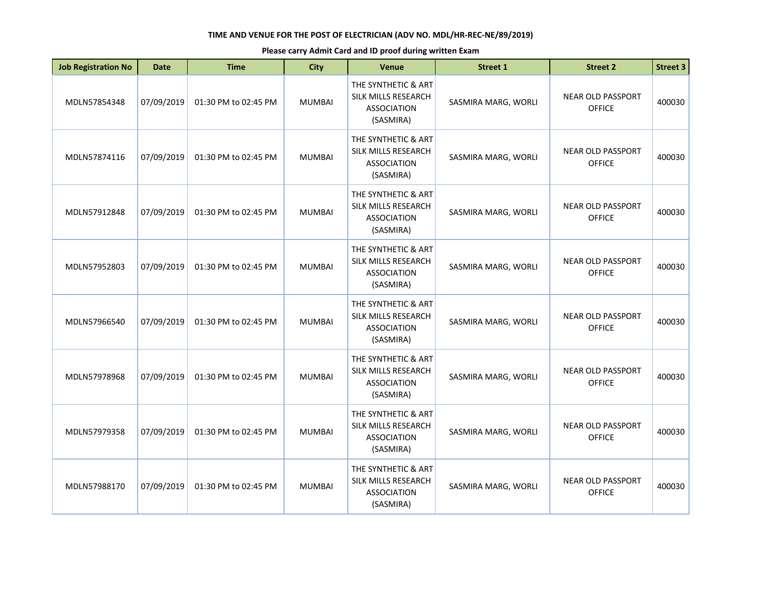**TIME AND VENUE FOR THE POST OF ELECTRICIAN (ADV NO. MDL/HR-REC-NE/89/2019)**

**Please carry Admit Card and ID proof during written Exam**

| Job Registration No | Date | Time | City | Venue | Street 1 | Street 2 | Street 3 |
|---|---|---|---|---|---|---|---|
| MDLN57854348 | 07/09/2019 | 01:30 PM to 02:45 PM | MUMBAI | THE SYNTHETIC & ART SILK MILLS RESEARCH ASSOCIATION (SASMIRA) | SASMIRA MARG, WORLI | NEAR OLD PASSPORT OFFICE | 400030 |
| MDLN57874116 | 07/09/2019 | 01:30 PM to 02:45 PM | MUMBAI | THE SYNTHETIC & ART SILK MILLS RESEARCH ASSOCIATION (SASMIRA) | SASMIRA MARG, WORLI | NEAR OLD PASSPORT OFFICE | 400030 |
| MDLN57912848 | 07/09/2019 | 01:30 PM to 02:45 PM | MUMBAI | THE SYNTHETIC & ART SILK MILLS RESEARCH ASSOCIATION (SASMIRA) | SASMIRA MARG, WORLI | NEAR OLD PASSPORT OFFICE | 400030 |
| MDLN57952803 | 07/09/2019 | 01:30 PM to 02:45 PM | MUMBAI | THE SYNTHETIC & ART SILK MILLS RESEARCH ASSOCIATION (SASMIRA) | SASMIRA MARG, WORLI | NEAR OLD PASSPORT OFFICE | 400030 |
| MDLN57966540 | 07/09/2019 | 01:30 PM to 02:45 PM | MUMBAI | THE SYNTHETIC & ART SILK MILLS RESEARCH ASSOCIATION (SASMIRA) | SASMIRA MARG, WORLI | NEAR OLD PASSPORT OFFICE | 400030 |
| MDLN57978968 | 07/09/2019 | 01:30 PM to 02:45 PM | MUMBAI | THE SYNTHETIC & ART SILK MILLS RESEARCH ASSOCIATION (SASMIRA) | SASMIRA MARG, WORLI | NEAR OLD PASSPORT OFFICE | 400030 |
| MDLN57979358 | 07/09/2019 | 01:30 PM to 02:45 PM | MUMBAI | THE SYNTHETIC & ART SILK MILLS RESEARCH ASSOCIATION (SASMIRA) | SASMIRA MARG, WORLI | NEAR OLD PASSPORT OFFICE | 400030 |
| MDLN57988170 | 07/09/2019 | 01:30 PM to 02:45 PM | MUMBAI | THE SYNTHETIC & ART SILK MILLS RESEARCH ASSOCIATION (SASMIRA) | SASMIRA MARG, WORLI | NEAR OLD PASSPORT OFFICE | 400030 |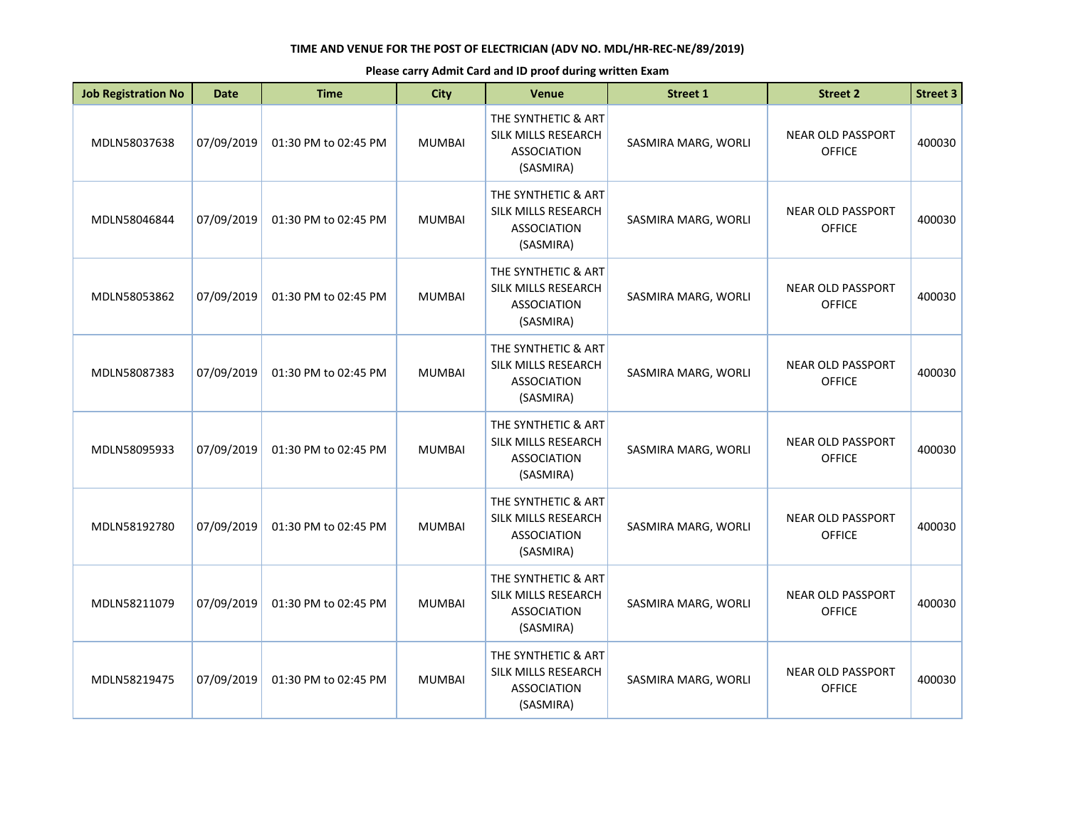**TIME AND VENUE FOR THE POST OF ELECTRICIAN (ADV NO. MDL/HR-REC-NE/89/2019)**

**Please carry Admit Card and ID proof during written Exam**

| Job Registration No | Date | Time | City | Venue | Street 1 | Street 2 | Street 3 |
|---|---|---|---|---|---|---|---|
| MDLN58037638 | 07/09/2019 | 01:30 PM to 02:45 PM | MUMBAI | THE SYNTHETIC & ART SILK MILLS RESEARCH ASSOCIATION (SASMIRA) | SASMIRA MARG, WORLI | NEAR OLD PASSPORT OFFICE | 400030 |
| MDLN58046844 | 07/09/2019 | 01:30 PM to 02:45 PM | MUMBAI | THE SYNTHETIC & ART SILK MILLS RESEARCH ASSOCIATION (SASMIRA) | SASMIRA MARG, WORLI | NEAR OLD PASSPORT OFFICE | 400030 |
| MDLN58053862 | 07/09/2019 | 01:30 PM to 02:45 PM | MUMBAI | THE SYNTHETIC & ART SILK MILLS RESEARCH ASSOCIATION (SASMIRA) | SASMIRA MARG, WORLI | NEAR OLD PASSPORT OFFICE | 400030 |
| MDLN58087383 | 07/09/2019 | 01:30 PM to 02:45 PM | MUMBAI | THE SYNTHETIC & ART SILK MILLS RESEARCH ASSOCIATION (SASMIRA) | SASMIRA MARG, WORLI | NEAR OLD PASSPORT OFFICE | 400030 |
| MDLN58095933 | 07/09/2019 | 01:30 PM to 02:45 PM | MUMBAI | THE SYNTHETIC & ART SILK MILLS RESEARCH ASSOCIATION (SASMIRA) | SASMIRA MARG, WORLI | NEAR OLD PASSPORT OFFICE | 400030 |
| MDLN58192780 | 07/09/2019 | 01:30 PM to 02:45 PM | MUMBAI | THE SYNTHETIC & ART SILK MILLS RESEARCH ASSOCIATION (SASMIRA) | SASMIRA MARG, WORLI | NEAR OLD PASSPORT OFFICE | 400030 |
| MDLN58211079 | 07/09/2019 | 01:30 PM to 02:45 PM | MUMBAI | THE SYNTHETIC & ART SILK MILLS RESEARCH ASSOCIATION (SASMIRA) | SASMIRA MARG, WORLI | NEAR OLD PASSPORT OFFICE | 400030 |
| MDLN58219475 | 07/09/2019 | 01:30 PM to 02:45 PM | MUMBAI | THE SYNTHETIC & ART SILK MILLS RESEARCH ASSOCIATION (SASMIRA) | SASMIRA MARG, WORLI | NEAR OLD PASSPORT OFFICE | 400030 |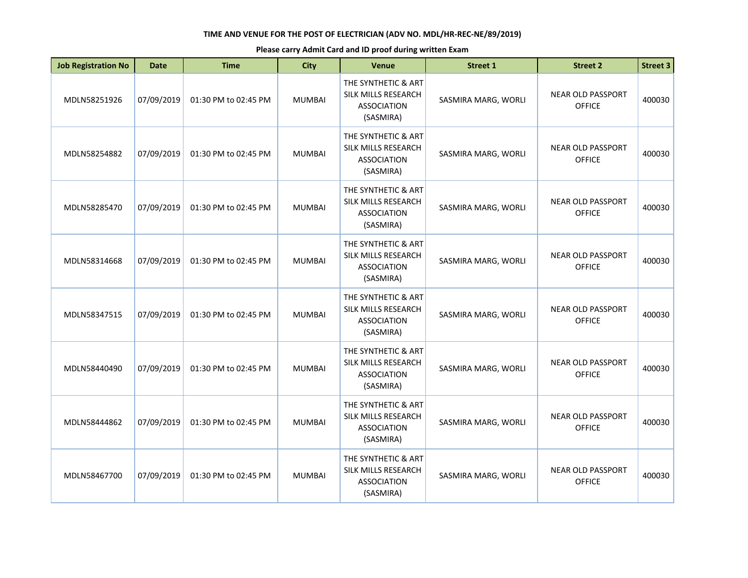**TIME AND VENUE FOR THE POST OF ELECTRICIAN (ADV NO. MDL/HR-REC-NE/89/2019)**

**Please carry Admit Card and ID proof during written Exam**

| Job Registration No | Date | Time | City | Venue | Street 1 | Street 2 | Street 3 |
|---|---|---|---|---|---|---|---|
| MDLN58251926 | 07/09/2019 | 01:30 PM to 02:45 PM | MUMBAI | THE SYNTHETIC & ART SILK MILLS RESEARCH ASSOCIATION (SASMIRA) | SASMIRA MARG, WORLI | NEAR OLD PASSPORT OFFICE | 400030 |
| MDLN58254882 | 07/09/2019 | 01:30 PM to 02:45 PM | MUMBAI | THE SYNTHETIC & ART SILK MILLS RESEARCH ASSOCIATION (SASMIRA) | SASMIRA MARG, WORLI | NEAR OLD PASSPORT OFFICE | 400030 |
| MDLN58285470 | 07/09/2019 | 01:30 PM to 02:45 PM | MUMBAI | THE SYNTHETIC & ART SILK MILLS RESEARCH ASSOCIATION (SASMIRA) | SASMIRA MARG, WORLI | NEAR OLD PASSPORT OFFICE | 400030 |
| MDLN58314668 | 07/09/2019 | 01:30 PM to 02:45 PM | MUMBAI | THE SYNTHETIC & ART SILK MILLS RESEARCH ASSOCIATION (SASMIRA) | SASMIRA MARG, WORLI | NEAR OLD PASSPORT OFFICE | 400030 |
| MDLN58347515 | 07/09/2019 | 01:30 PM to 02:45 PM | MUMBAI | THE SYNTHETIC & ART SILK MILLS RESEARCH ASSOCIATION (SASMIRA) | SASMIRA MARG, WORLI | NEAR OLD PASSPORT OFFICE | 400030 |
| MDLN58440490 | 07/09/2019 | 01:30 PM to 02:45 PM | MUMBAI | THE SYNTHETIC & ART SILK MILLS RESEARCH ASSOCIATION (SASMIRA) | SASMIRA MARG, WORLI | NEAR OLD PASSPORT OFFICE | 400030 |
| MDLN58444862 | 07/09/2019 | 01:30 PM to 02:45 PM | MUMBAI | THE SYNTHETIC & ART SILK MILLS RESEARCH ASSOCIATION (SASMIRA) | SASMIRA MARG, WORLI | NEAR OLD PASSPORT OFFICE | 400030 |
| MDLN58467700 | 07/09/2019 | 01:30 PM to 02:45 PM | MUMBAI | THE SYNTHETIC & ART SILK MILLS RESEARCH ASSOCIATION (SASMIRA) | SASMIRA MARG, WORLI | NEAR OLD PASSPORT OFFICE | 400030 |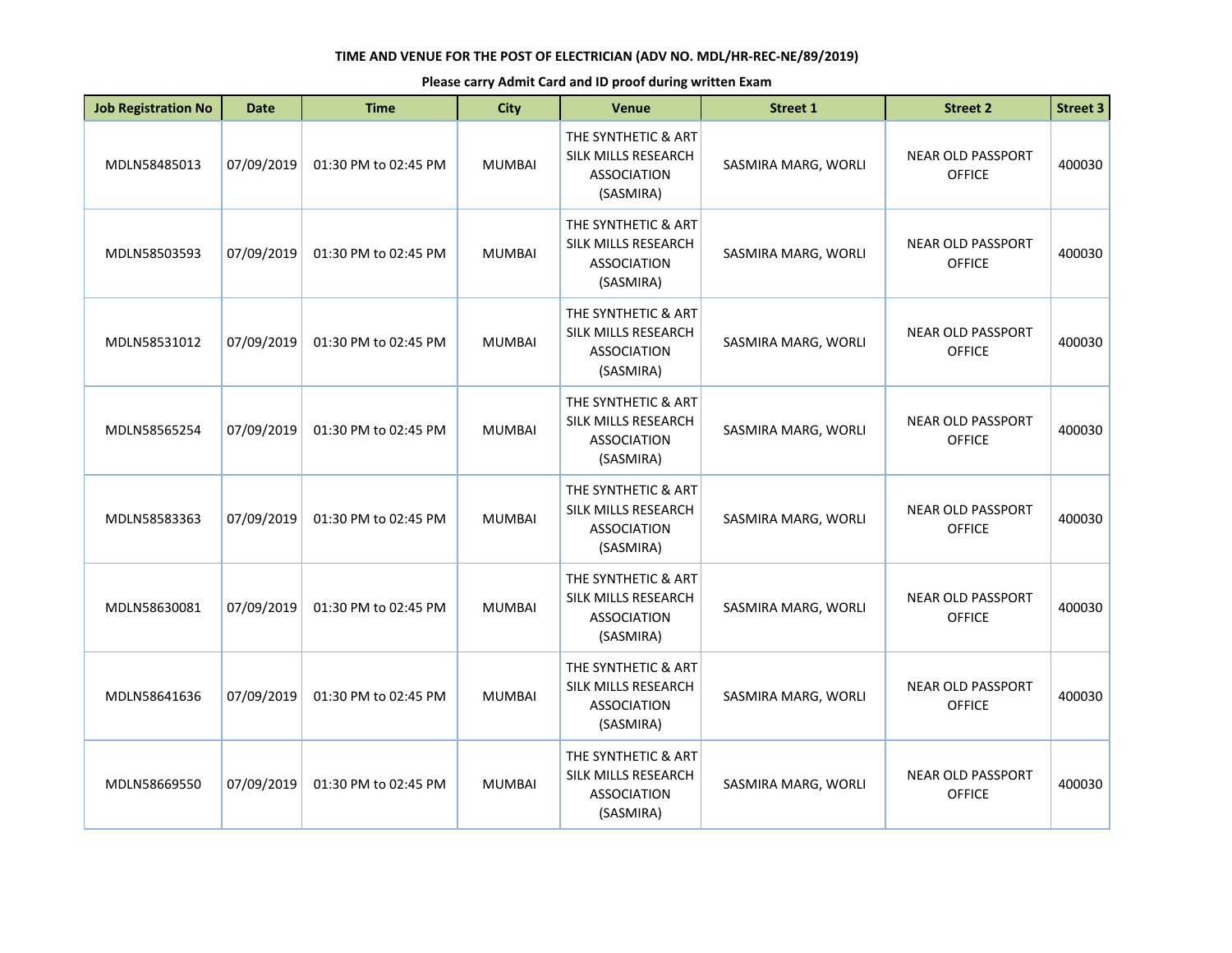**TIME AND VENUE FOR THE POST OF ELECTRICIAN (ADV NO. MDL/HR-REC-NE/89/2019)**

**Please carry Admit Card and ID proof during written Exam**

| Job Registration No | Date | Time | City | Venue | Street 1 | Street 2 | Street 3 |
|---|---|---|---|---|---|---|---|
| MDLN58485013 | 07/09/2019 | 01:30 PM to 02:45 PM | MUMBAI | THE SYNTHETIC & ART SILK MILLS RESEARCH ASSOCIATION (SASMIRA) | SASMIRA MARG, WORLI | NEAR OLD PASSPORT OFFICE | 400030 |
| MDLN58503593 | 07/09/2019 | 01:30 PM to 02:45 PM | MUMBAI | THE SYNTHETIC & ART SILK MILLS RESEARCH ASSOCIATION (SASMIRA) | SASMIRA MARG, WORLI | NEAR OLD PASSPORT OFFICE | 400030 |
| MDLN58531012 | 07/09/2019 | 01:30 PM to 02:45 PM | MUMBAI | THE SYNTHETIC & ART SILK MILLS RESEARCH ASSOCIATION (SASMIRA) | SASMIRA MARG, WORLI | NEAR OLD PASSPORT OFFICE | 400030 |
| MDLN58565254 | 07/09/2019 | 01:30 PM to 02:45 PM | MUMBAI | THE SYNTHETIC & ART SILK MILLS RESEARCH ASSOCIATION (SASMIRA) | SASMIRA MARG, WORLI | NEAR OLD PASSPORT OFFICE | 400030 |
| MDLN58583363 | 07/09/2019 | 01:30 PM to 02:45 PM | MUMBAI | THE SYNTHETIC & ART SILK MILLS RESEARCH ASSOCIATION (SASMIRA) | SASMIRA MARG, WORLI | NEAR OLD PASSPORT OFFICE | 400030 |
| MDLN58630081 | 07/09/2019 | 01:30 PM to 02:45 PM | MUMBAI | THE SYNTHETIC & ART SILK MILLS RESEARCH ASSOCIATION (SASMIRA) | SASMIRA MARG, WORLI | NEAR OLD PASSPORT OFFICE | 400030 |
| MDLN58641636 | 07/09/2019 | 01:30 PM to 02:45 PM | MUMBAI | THE SYNTHETIC & ART SILK MILLS RESEARCH ASSOCIATION (SASMIRA) | SASMIRA MARG, WORLI | NEAR OLD PASSPORT OFFICE | 400030 |
| MDLN58669550 | 07/09/2019 | 01:30 PM to 02:45 PM | MUMBAI | THE SYNTHETIC & ART SILK MILLS RESEARCH ASSOCIATION (SASMIRA) | SASMIRA MARG, WORLI | NEAR OLD PASSPORT OFFICE | 400030 |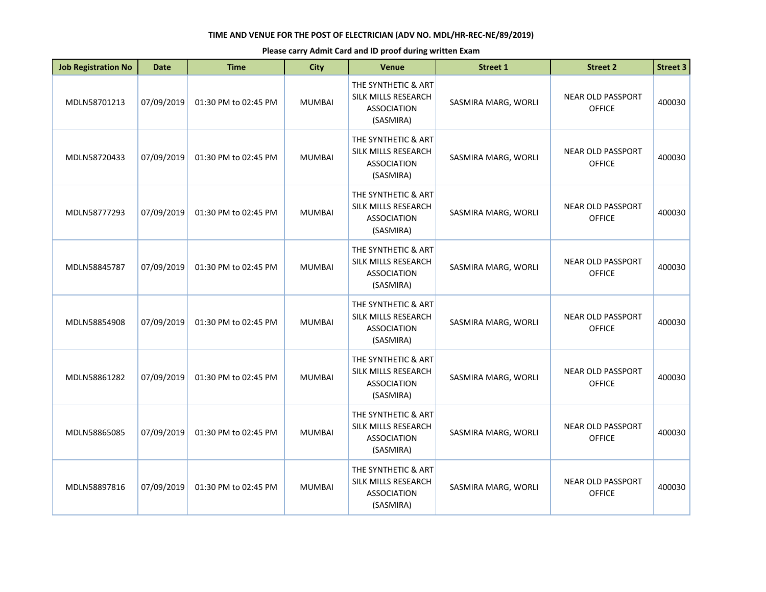**TIME AND VENUE FOR THE POST OF ELECTRICIAN (ADV NO. MDL/HR-REC-NE/89/2019)**

**Please carry Admit Card and ID proof during written Exam**

| Job Registration No | Date | Time | City | Venue | Street 1 | Street 2 | Street 3 |
|---|---|---|---|---|---|---|---|
| MDLN58701213 | 07/09/2019 | 01:30 PM to 02:45 PM | MUMBAI | THE SYNTHETIC & ART SILK MILLS RESEARCH ASSOCIATION (SASMIRA) | SASMIRA MARG, WORLI | NEAR OLD PASSPORT OFFICE | 400030 |
| MDLN58720433 | 07/09/2019 | 01:30 PM to 02:45 PM | MUMBAI | THE SYNTHETIC & ART SILK MILLS RESEARCH ASSOCIATION (SASMIRA) | SASMIRA MARG, WORLI | NEAR OLD PASSPORT OFFICE | 400030 |
| MDLN58777293 | 07/09/2019 | 01:30 PM to 02:45 PM | MUMBAI | THE SYNTHETIC & ART SILK MILLS RESEARCH ASSOCIATION (SASMIRA) | SASMIRA MARG, WORLI | NEAR OLD PASSPORT OFFICE | 400030 |
| MDLN58845787 | 07/09/2019 | 01:30 PM to 02:45 PM | MUMBAI | THE SYNTHETIC & ART SILK MILLS RESEARCH ASSOCIATION (SASMIRA) | SASMIRA MARG, WORLI | NEAR OLD PASSPORT OFFICE | 400030 |
| MDLN58854908 | 07/09/2019 | 01:30 PM to 02:45 PM | MUMBAI | THE SYNTHETIC & ART SILK MILLS RESEARCH ASSOCIATION (SASMIRA) | SASMIRA MARG, WORLI | NEAR OLD PASSPORT OFFICE | 400030 |
| MDLN58861282 | 07/09/2019 | 01:30 PM to 02:45 PM | MUMBAI | THE SYNTHETIC & ART SILK MILLS RESEARCH ASSOCIATION (SASMIRA) | SASMIRA MARG, WORLI | NEAR OLD PASSPORT OFFICE | 400030 |
| MDLN58865085 | 07/09/2019 | 01:30 PM to 02:45 PM | MUMBAI | THE SYNTHETIC & ART SILK MILLS RESEARCH ASSOCIATION (SASMIRA) | SASMIRA MARG, WORLI | NEAR OLD PASSPORT OFFICE | 400030 |
| MDLN58897816 | 07/09/2019 | 01:30 PM to 02:45 PM | MUMBAI | THE SYNTHETIC & ART SILK MILLS RESEARCH ASSOCIATION (SASMIRA) | SASMIRA MARG, WORLI | NEAR OLD PASSPORT OFFICE | 400030 |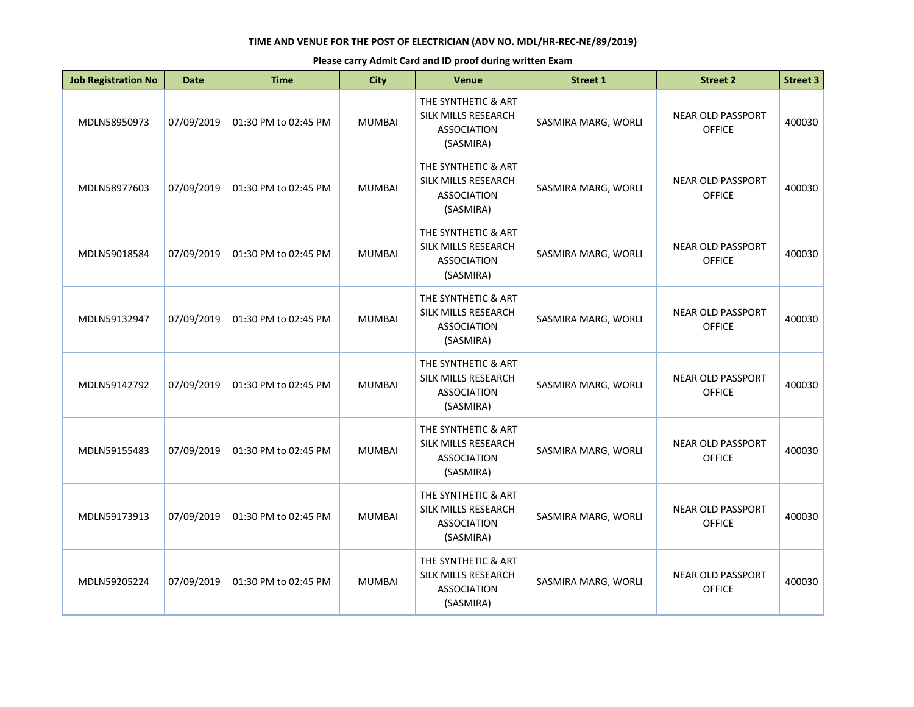**TIME AND VENUE FOR THE POST OF ELECTRICIAN (ADV NO. MDL/HR-REC-NE/89/2019)**

**Please carry Admit Card and ID proof during written Exam**

| Job Registration No | Date | Time | City | Venue | Street 1 | Street 2 | Street 3 |
|---|---|---|---|---|---|---|---|
| MDLN58950973 | 07/09/2019 | 01:30 PM to 02:45 PM | MUMBAI | THE SYNTHETIC & ART SILK MILLS RESEARCH ASSOCIATION (SASMIRA) | SASMIRA MARG, WORLI | NEAR OLD PASSPORT OFFICE | 400030 |
| MDLN58977603 | 07/09/2019 | 01:30 PM to 02:45 PM | MUMBAI | THE SYNTHETIC & ART SILK MILLS RESEARCH ASSOCIATION (SASMIRA) | SASMIRA MARG, WORLI | NEAR OLD PASSPORT OFFICE | 400030 |
| MDLN59018584 | 07/09/2019 | 01:30 PM to 02:45 PM | MUMBAI | THE SYNTHETIC & ART SILK MILLS RESEARCH ASSOCIATION (SASMIRA) | SASMIRA MARG, WORLI | NEAR OLD PASSPORT OFFICE | 400030 |
| MDLN59132947 | 07/09/2019 | 01:30 PM to 02:45 PM | MUMBAI | THE SYNTHETIC & ART SILK MILLS RESEARCH ASSOCIATION (SASMIRA) | SASMIRA MARG, WORLI | NEAR OLD PASSPORT OFFICE | 400030 |
| MDLN59142792 | 07/09/2019 | 01:30 PM to 02:45 PM | MUMBAI | THE SYNTHETIC & ART SILK MILLS RESEARCH ASSOCIATION (SASMIRA) | SASMIRA MARG, WORLI | NEAR OLD PASSPORT OFFICE | 400030 |
| MDLN59155483 | 07/09/2019 | 01:30 PM to 02:45 PM | MUMBAI | THE SYNTHETIC & ART SILK MILLS RESEARCH ASSOCIATION (SASMIRA) | SASMIRA MARG, WORLI | NEAR OLD PASSPORT OFFICE | 400030 |
| MDLN59173913 | 07/09/2019 | 01:30 PM to 02:45 PM | MUMBAI | THE SYNTHETIC & ART SILK MILLS RESEARCH ASSOCIATION (SASMIRA) | SASMIRA MARG, WORLI | NEAR OLD PASSPORT OFFICE | 400030 |
| MDLN59205224 | 07/09/2019 | 01:30 PM to 02:45 PM | MUMBAI | THE SYNTHETIC & ART SILK MILLS RESEARCH ASSOCIATION (SASMIRA) | SASMIRA MARG, WORLI | NEAR OLD PASSPORT OFFICE | 400030 |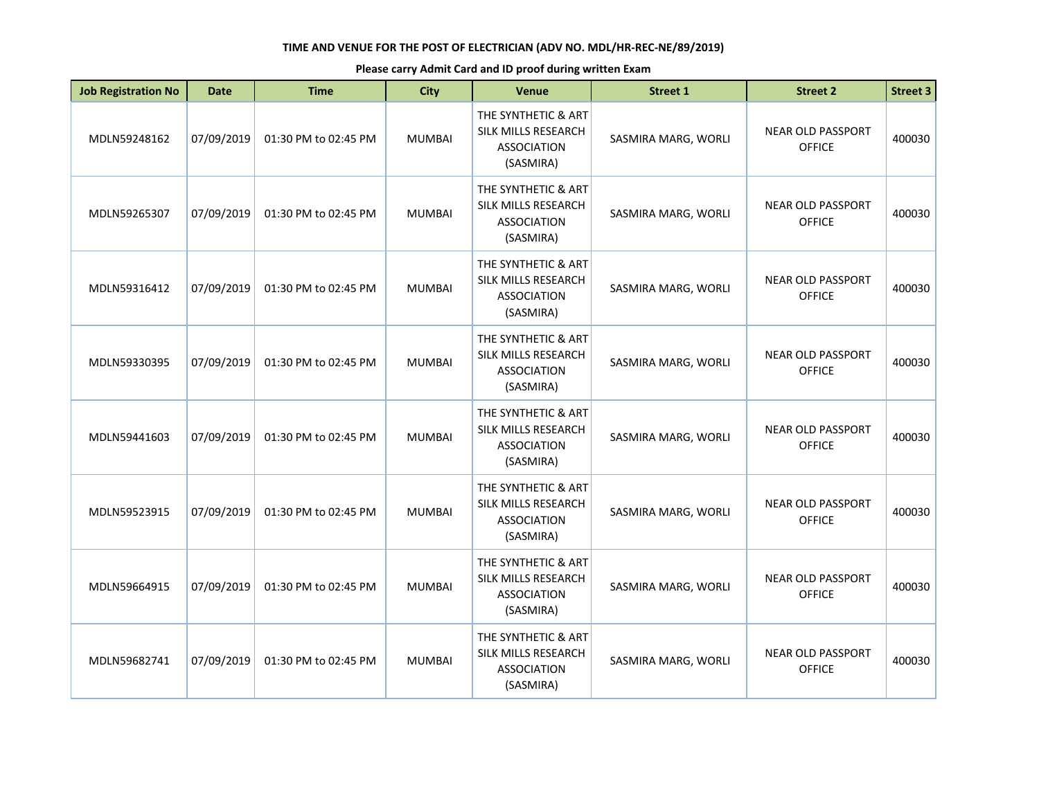**TIME AND VENUE FOR THE POST OF ELECTRICIAN (ADV NO. MDL/HR-REC-NE/89/2019)**

**Please carry Admit Card and ID proof during written Exam**

| Job Registration No | Date | Time | City | Venue | Street 1 | Street 2 | Street 3 |
|---|---|---|---|---|---|---|---|
| MDLN59248162 | 07/09/2019 | 01:30 PM to 02:45 PM | MUMBAI | THE SYNTHETIC & ART SILK MILLS RESEARCH ASSOCIATION (SASMIRA) | SASMIRA MARG, WORLI | NEAR OLD PASSPORT OFFICE | 400030 |
| MDLN59265307 | 07/09/2019 | 01:30 PM to 02:45 PM | MUMBAI | THE SYNTHETIC & ART SILK MILLS RESEARCH ASSOCIATION (SASMIRA) | SASMIRA MARG, WORLI | NEAR OLD PASSPORT OFFICE | 400030 |
| MDLN59316412 | 07/09/2019 | 01:30 PM to 02:45 PM | MUMBAI | THE SYNTHETIC & ART SILK MILLS RESEARCH ASSOCIATION (SASMIRA) | SASMIRA MARG, WORLI | NEAR OLD PASSPORT OFFICE | 400030 |
| MDLN59330395 | 07/09/2019 | 01:30 PM to 02:45 PM | MUMBAI | THE SYNTHETIC & ART SILK MILLS RESEARCH ASSOCIATION (SASMIRA) | SASMIRA MARG, WORLI | NEAR OLD PASSPORT OFFICE | 400030 |
| MDLN59441603 | 07/09/2019 | 01:30 PM to 02:45 PM | MUMBAI | THE SYNTHETIC & ART SILK MILLS RESEARCH ASSOCIATION (SASMIRA) | SASMIRA MARG, WORLI | NEAR OLD PASSPORT OFFICE | 400030 |
| MDLN59523915 | 07/09/2019 | 01:30 PM to 02:45 PM | MUMBAI | THE SYNTHETIC & ART SILK MILLS RESEARCH ASSOCIATION (SASMIRA) | SASMIRA MARG, WORLI | NEAR OLD PASSPORT OFFICE | 400030 |
| MDLN59664915 | 07/09/2019 | 01:30 PM to 02:45 PM | MUMBAI | THE SYNTHETIC & ART SILK MILLS RESEARCH ASSOCIATION (SASMIRA) | SASMIRA MARG, WORLI | NEAR OLD PASSPORT OFFICE | 400030 |
| MDLN59682741 | 07/09/2019 | 01:30 PM to 02:45 PM | MUMBAI | THE SYNTHETIC & ART SILK MILLS RESEARCH ASSOCIATION (SASMIRA) | SASMIRA MARG, WORLI | NEAR OLD PASSPORT OFFICE | 400030 |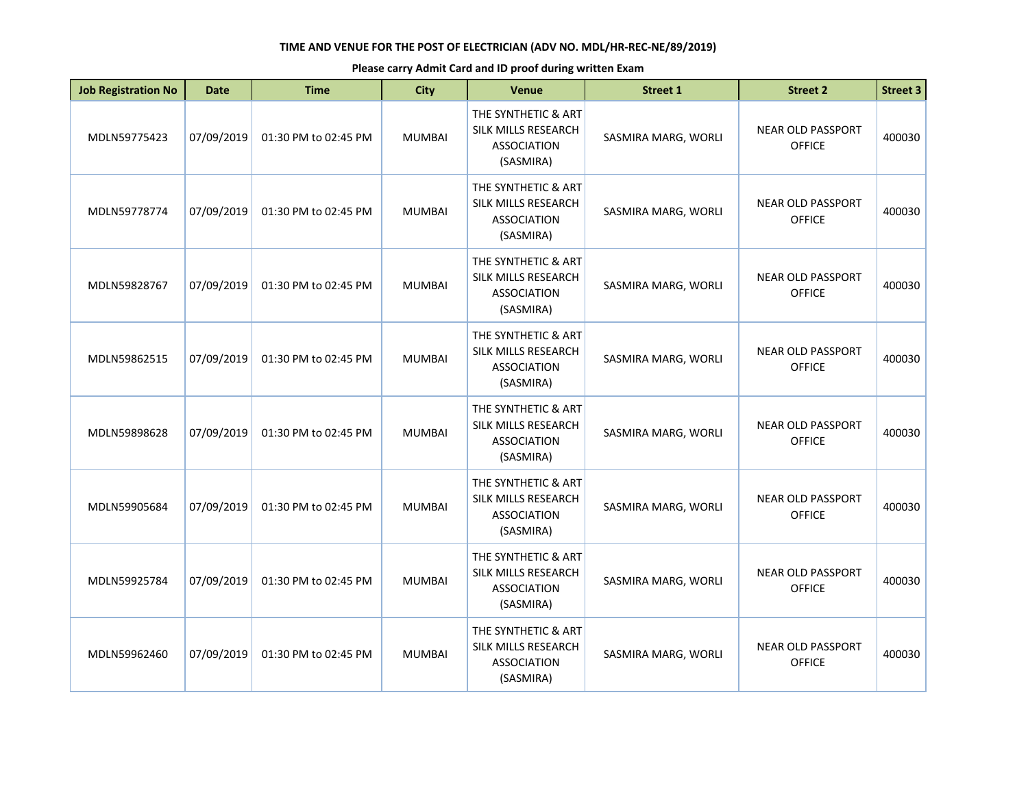**TIME AND VENUE FOR THE POST OF ELECTRICIAN (ADV NO. MDL/HR-REC-NE/89/2019)**

**Please carry Admit Card and ID proof during written Exam**

| Job Registration No | Date | Time | City | Venue | Street 1 | Street 2 | Street 3 |
|---|---|---|---|---|---|---|---|
| MDLN59775423 | 07/09/2019 | 01:30 PM to 02:45 PM | MUMBAI | THE SYNTHETIC & ART SILK MILLS RESEARCH ASSOCIATION (SASMIRA) | SASMIRA MARG, WORLI | NEAR OLD PASSPORT OFFICE | 400030 |
| MDLN59778774 | 07/09/2019 | 01:30 PM to 02:45 PM | MUMBAI | THE SYNTHETIC & ART SILK MILLS RESEARCH ASSOCIATION (SASMIRA) | SASMIRA MARG, WORLI | NEAR OLD PASSPORT OFFICE | 400030 |
| MDLN59828767 | 07/09/2019 | 01:30 PM to 02:45 PM | MUMBAI | THE SYNTHETIC & ART SILK MILLS RESEARCH ASSOCIATION (SASMIRA) | SASMIRA MARG, WORLI | NEAR OLD PASSPORT OFFICE | 400030 |
| MDLN59862515 | 07/09/2019 | 01:30 PM to 02:45 PM | MUMBAI | THE SYNTHETIC & ART SILK MILLS RESEARCH ASSOCIATION (SASMIRA) | SASMIRA MARG, WORLI | NEAR OLD PASSPORT OFFICE | 400030 |
| MDLN59898628 | 07/09/2019 | 01:30 PM to 02:45 PM | MUMBAI | THE SYNTHETIC & ART SILK MILLS RESEARCH ASSOCIATION (SASMIRA) | SASMIRA MARG, WORLI | NEAR OLD PASSPORT OFFICE | 400030 |
| MDLN59905684 | 07/09/2019 | 01:30 PM to 02:45 PM | MUMBAI | THE SYNTHETIC & ART SILK MILLS RESEARCH ASSOCIATION (SASMIRA) | SASMIRA MARG, WORLI | NEAR OLD PASSPORT OFFICE | 400030 |
| MDLN59925784 | 07/09/2019 | 01:30 PM to 02:45 PM | MUMBAI | THE SYNTHETIC & ART SILK MILLS RESEARCH ASSOCIATION (SASMIRA) | SASMIRA MARG, WORLI | NEAR OLD PASSPORT OFFICE | 400030 |
| MDLN59962460 | 07/09/2019 | 01:30 PM to 02:45 PM | MUMBAI | THE SYNTHETIC & ART SILK MILLS RESEARCH ASSOCIATION (SASMIRA) | SASMIRA MARG, WORLI | NEAR OLD PASSPORT OFFICE | 400030 |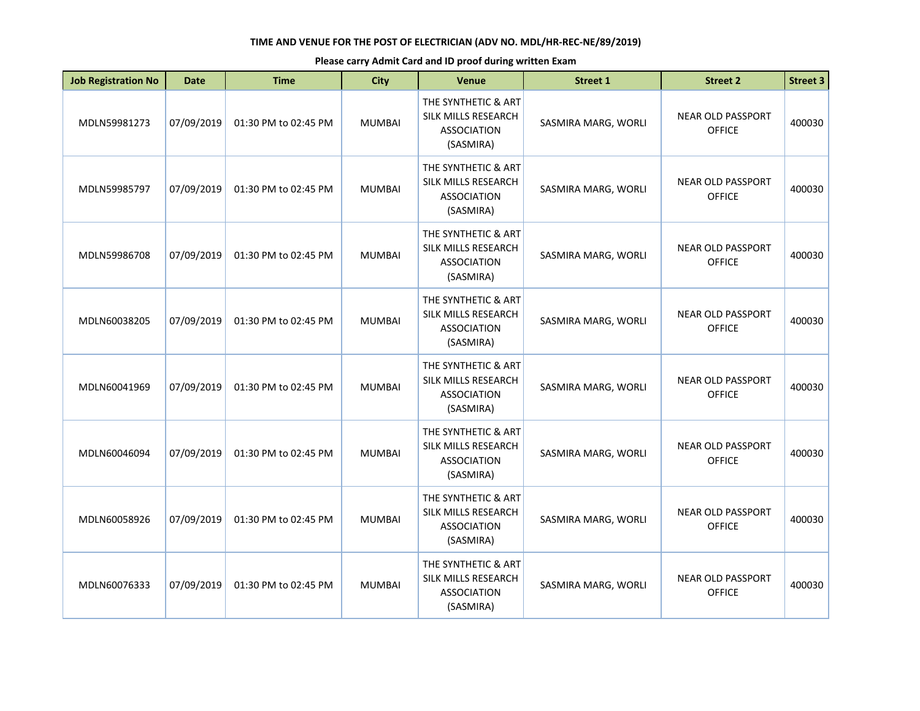**TIME AND VENUE FOR THE POST OF ELECTRICIAN (ADV NO. MDL/HR-REC-NE/89/2019)**

**Please carry Admit Card and ID proof during written Exam**

| Job Registration No | Date | Time | City | Venue | Street 1 | Street 2 | Street 3 |
|---|---|---|---|---|---|---|---|
| MDLN59981273 | 07/09/2019 | 01:30 PM to 02:45 PM | MUMBAI | THE SYNTHETIC & ART SILK MILLS RESEARCH ASSOCIATION (SASMIRA) | SASMIRA MARG, WORLI | NEAR OLD PASSPORT OFFICE | 400030 |
| MDLN59985797 | 07/09/2019 | 01:30 PM to 02:45 PM | MUMBAI | THE SYNTHETIC & ART SILK MILLS RESEARCH ASSOCIATION (SASMIRA) | SASMIRA MARG, WORLI | NEAR OLD PASSPORT OFFICE | 400030 |
| MDLN59986708 | 07/09/2019 | 01:30 PM to 02:45 PM | MUMBAI | THE SYNTHETIC & ART SILK MILLS RESEARCH ASSOCIATION (SASMIRA) | SASMIRA MARG, WORLI | NEAR OLD PASSPORT OFFICE | 400030 |
| MDLN60038205 | 07/09/2019 | 01:30 PM to 02:45 PM | MUMBAI | THE SYNTHETIC & ART SILK MILLS RESEARCH ASSOCIATION (SASMIRA) | SASMIRA MARG, WORLI | NEAR OLD PASSPORT OFFICE | 400030 |
| MDLN60041969 | 07/09/2019 | 01:30 PM to 02:45 PM | MUMBAI | THE SYNTHETIC & ART SILK MILLS RESEARCH ASSOCIATION (SASMIRA) | SASMIRA MARG, WORLI | NEAR OLD PASSPORT OFFICE | 400030 |
| MDLN60046094 | 07/09/2019 | 01:30 PM to 02:45 PM | MUMBAI | THE SYNTHETIC & ART SILK MILLS RESEARCH ASSOCIATION (SASMIRA) | SASMIRA MARG, WORLI | NEAR OLD PASSPORT OFFICE | 400030 |
| MDLN60058926 | 07/09/2019 | 01:30 PM to 02:45 PM | MUMBAI | THE SYNTHETIC & ART SILK MILLS RESEARCH ASSOCIATION (SASMIRA) | SASMIRA MARG, WORLI | NEAR OLD PASSPORT OFFICE | 400030 |
| MDLN60076333 | 07/09/2019 | 01:30 PM to 02:45 PM | MUMBAI | THE SYNTHETIC & ART SILK MILLS RESEARCH ASSOCIATION (SASMIRA) | SASMIRA MARG, WORLI | NEAR OLD PASSPORT OFFICE | 400030 |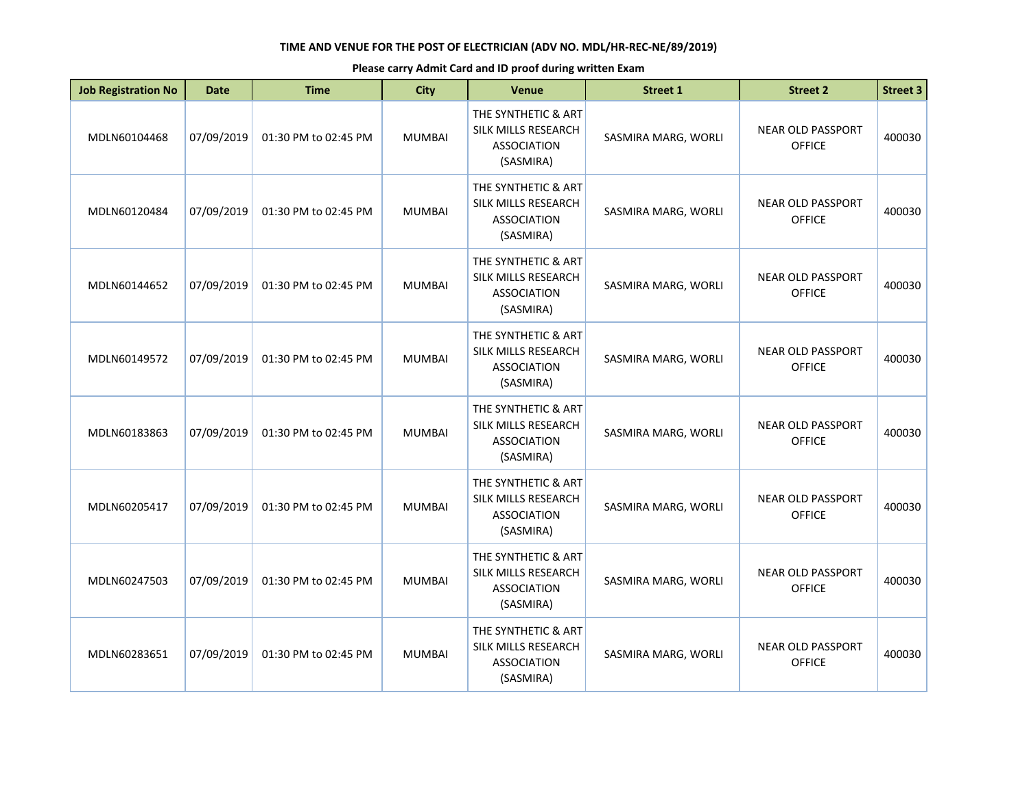**TIME AND VENUE FOR THE POST OF ELECTRICIAN (ADV NO. MDL/HR-REC-NE/89/2019)**

**Please carry Admit Card and ID proof during written Exam**

| Job Registration No | Date | Time | City | Venue | Street 1 | Street 2 | Street 3 |
|---|---|---|---|---|---|---|---|
| MDLN60104468 | 07/09/2019 | 01:30 PM to 02:45 PM | MUMBAI | THE SYNTHETIC & ART SILK MILLS RESEARCH ASSOCIATION (SASMIRA) | SASMIRA MARG, WORLI | NEAR OLD PASSPORT OFFICE | 400030 |
| MDLN60120484 | 07/09/2019 | 01:30 PM to 02:45 PM | MUMBAI | THE SYNTHETIC & ART SILK MILLS RESEARCH ASSOCIATION (SASMIRA) | SASMIRA MARG, WORLI | NEAR OLD PASSPORT OFFICE | 400030 |
| MDLN60144652 | 07/09/2019 | 01:30 PM to 02:45 PM | MUMBAI | THE SYNTHETIC & ART SILK MILLS RESEARCH ASSOCIATION (SASMIRA) | SASMIRA MARG, WORLI | NEAR OLD PASSPORT OFFICE | 400030 |
| MDLN60149572 | 07/09/2019 | 01:30 PM to 02:45 PM | MUMBAI | THE SYNTHETIC & ART SILK MILLS RESEARCH ASSOCIATION (SASMIRA) | SASMIRA MARG, WORLI | NEAR OLD PASSPORT OFFICE | 400030 |
| MDLN60183863 | 07/09/2019 | 01:30 PM to 02:45 PM | MUMBAI | THE SYNTHETIC & ART SILK MILLS RESEARCH ASSOCIATION (SASMIRA) | SASMIRA MARG, WORLI | NEAR OLD PASSPORT OFFICE | 400030 |
| MDLN60205417 | 07/09/2019 | 01:30 PM to 02:45 PM | MUMBAI | THE SYNTHETIC & ART SILK MILLS RESEARCH ASSOCIATION (SASMIRA) | SASMIRA MARG, WORLI | NEAR OLD PASSPORT OFFICE | 400030 |
| MDLN60247503 | 07/09/2019 | 01:30 PM to 02:45 PM | MUMBAI | THE SYNTHETIC & ART SILK MILLS RESEARCH ASSOCIATION (SASMIRA) | SASMIRA MARG, WORLI | NEAR OLD PASSPORT OFFICE | 400030 |
| MDLN60283651 | 07/09/2019 | 01:30 PM to 02:45 PM | MUMBAI | THE SYNTHETIC & ART SILK MILLS RESEARCH ASSOCIATION (SASMIRA) | SASMIRA MARG, WORLI | NEAR OLD PASSPORT OFFICE | 400030 |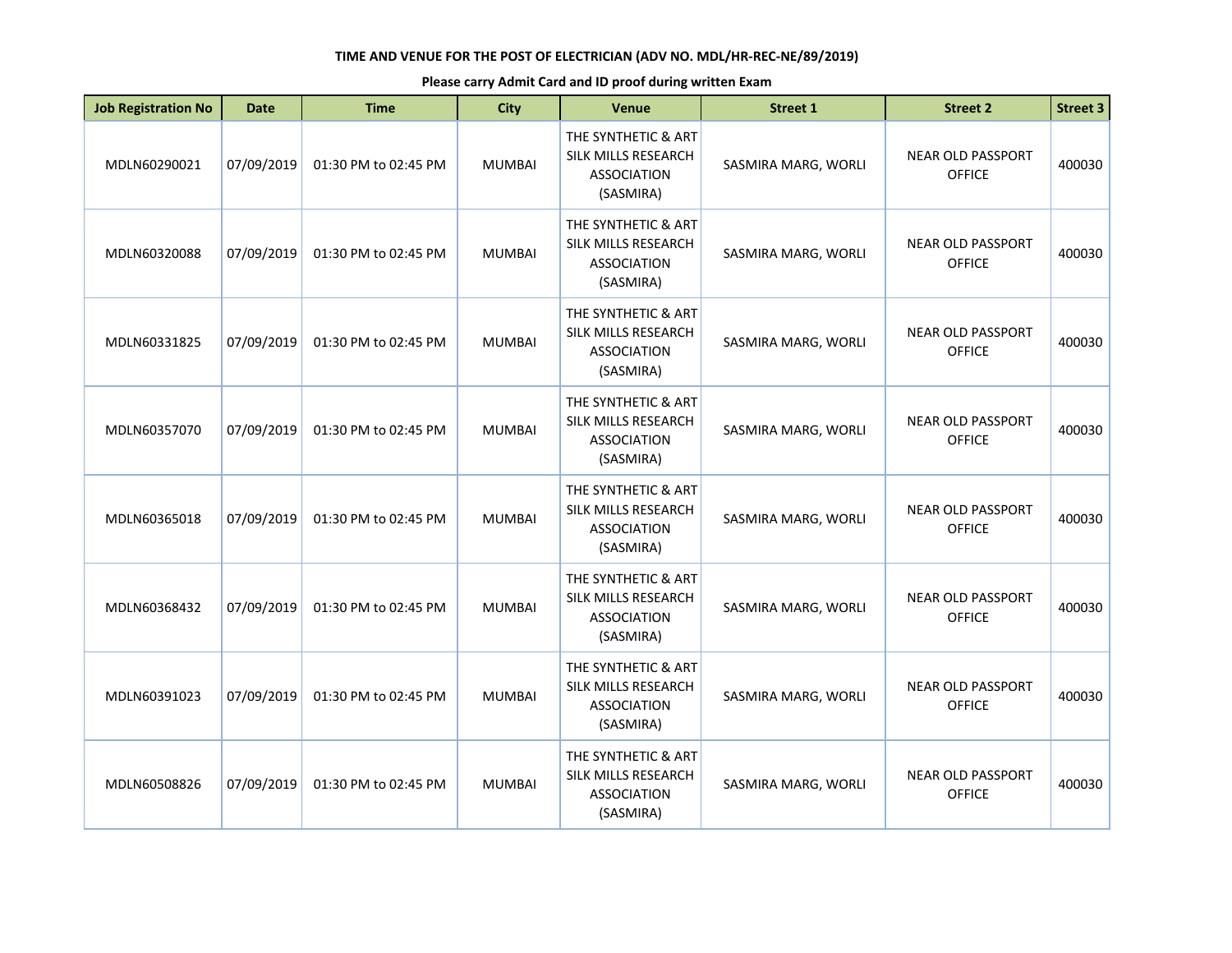**TIME AND VENUE FOR THE POST OF ELECTRICIAN (ADV NO. MDL/HR-REC-NE/89/2019)**

**Please carry Admit Card and ID proof during written Exam**

| Job Registration No | Date | Time | City | Venue | Street 1 | Street 2 | Street 3 |
|---|---|---|---|---|---|---|---|
| MDLN60290021 | 07/09/2019 | 01:30 PM to 02:45 PM | MUMBAI | THE SYNTHETIC & ART SILK MILLS RESEARCH ASSOCIATION (SASMIRA) | SASMIRA MARG, WORLI | NEAR OLD PASSPORT OFFICE | 400030 |
| MDLN60320088 | 07/09/2019 | 01:30 PM to 02:45 PM | MUMBAI | THE SYNTHETIC & ART SILK MILLS RESEARCH ASSOCIATION (SASMIRA) | SASMIRA MARG, WORLI | NEAR OLD PASSPORT OFFICE | 400030 |
| MDLN60331825 | 07/09/2019 | 01:30 PM to 02:45 PM | MUMBAI | THE SYNTHETIC & ART SILK MILLS RESEARCH ASSOCIATION (SASMIRA) | SASMIRA MARG, WORLI | NEAR OLD PASSPORT OFFICE | 400030 |
| MDLN60357070 | 07/09/2019 | 01:30 PM to 02:45 PM | MUMBAI | THE SYNTHETIC & ART SILK MILLS RESEARCH ASSOCIATION (SASMIRA) | SASMIRA MARG, WORLI | NEAR OLD PASSPORT OFFICE | 400030 |
| MDLN60365018 | 07/09/2019 | 01:30 PM to 02:45 PM | MUMBAI | THE SYNTHETIC & ART SILK MILLS RESEARCH ASSOCIATION (SASMIRA) | SASMIRA MARG, WORLI | NEAR OLD PASSPORT OFFICE | 400030 |
| MDLN60368432 | 07/09/2019 | 01:30 PM to 02:45 PM | MUMBAI | THE SYNTHETIC & ART SILK MILLS RESEARCH ASSOCIATION (SASMIRA) | SASMIRA MARG, WORLI | NEAR OLD PASSPORT OFFICE | 400030 |
| MDLN60391023 | 07/09/2019 | 01:30 PM to 02:45 PM | MUMBAI | THE SYNTHETIC & ART SILK MILLS RESEARCH ASSOCIATION (SASMIRA) | SASMIRA MARG, WORLI | NEAR OLD PASSPORT OFFICE | 400030 |
| MDLN60508826 | 07/09/2019 | 01:30 PM to 02:45 PM | MUMBAI | THE SYNTHETIC & ART SILK MILLS RESEARCH ASSOCIATION (SASMIRA) | SASMIRA MARG, WORLI | NEAR OLD PASSPORT OFFICE | 400030 |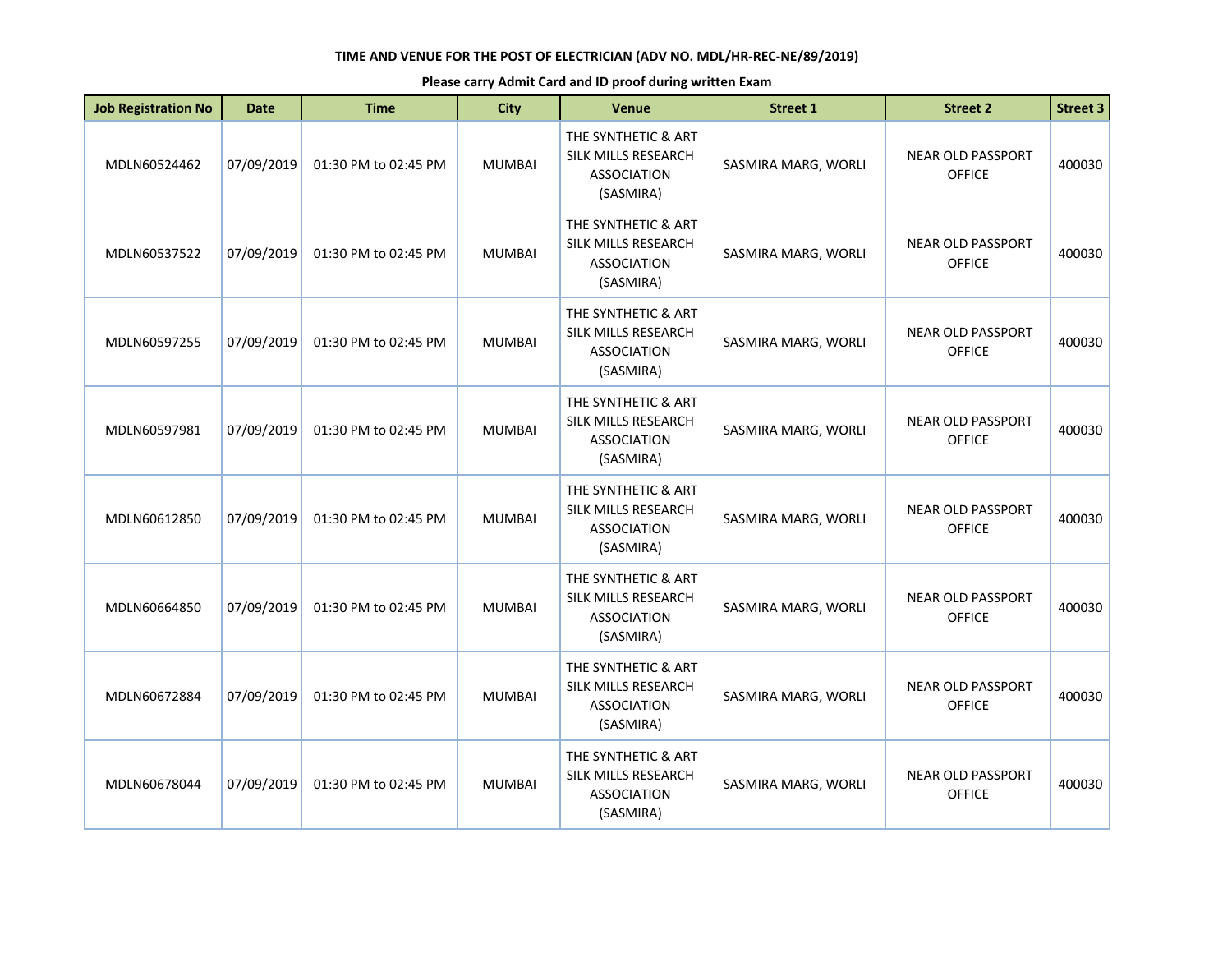**TIME AND VENUE FOR THE POST OF ELECTRICIAN (ADV NO. MDL/HR-REC-NE/89/2019)**

**Please carry Admit Card and ID proof during written Exam**

| Job Registration No | Date | Time | City | Venue | Street 1 | Street 2 | Street 3 |
|---|---|---|---|---|---|---|---|
| MDLN60524462 | 07/09/2019 | 01:30 PM to 02:45 PM | MUMBAI | THE SYNTHETIC & ART SILK MILLS RESEARCH ASSOCIATION (SASMIRA) | SASMIRA MARG, WORLI | NEAR OLD PASSPORT OFFICE | 400030 |
| MDLN60537522 | 07/09/2019 | 01:30 PM to 02:45 PM | MUMBAI | THE SYNTHETIC & ART SILK MILLS RESEARCH ASSOCIATION (SASMIRA) | SASMIRA MARG, WORLI | NEAR OLD PASSPORT OFFICE | 400030 |
| MDLN60597255 | 07/09/2019 | 01:30 PM to 02:45 PM | MUMBAI | THE SYNTHETIC & ART SILK MILLS RESEARCH ASSOCIATION (SASMIRA) | SASMIRA MARG, WORLI | NEAR OLD PASSPORT OFFICE | 400030 |
| MDLN60597981 | 07/09/2019 | 01:30 PM to 02:45 PM | MUMBAI | THE SYNTHETIC & ART SILK MILLS RESEARCH ASSOCIATION (SASMIRA) | SASMIRA MARG, WORLI | NEAR OLD PASSPORT OFFICE | 400030 |
| MDLN60612850 | 07/09/2019 | 01:30 PM to 02:45 PM | MUMBAI | THE SYNTHETIC & ART SILK MILLS RESEARCH ASSOCIATION (SASMIRA) | SASMIRA MARG, WORLI | NEAR OLD PASSPORT OFFICE | 400030 |
| MDLN60664850 | 07/09/2019 | 01:30 PM to 02:45 PM | MUMBAI | THE SYNTHETIC & ART SILK MILLS RESEARCH ASSOCIATION (SASMIRA) | SASMIRA MARG, WORLI | NEAR OLD PASSPORT OFFICE | 400030 |
| MDLN60672884 | 07/09/2019 | 01:30 PM to 02:45 PM | MUMBAI | THE SYNTHETIC & ART SILK MILLS RESEARCH ASSOCIATION (SASMIRA) | SASMIRA MARG, WORLI | NEAR OLD PASSPORT OFFICE | 400030 |
| MDLN60678044 | 07/09/2019 | 01:30 PM to 02:45 PM | MUMBAI | THE SYNTHETIC & ART SILK MILLS RESEARCH ASSOCIATION (SASMIRA) | SASMIRA MARG, WORLI | NEAR OLD PASSPORT OFFICE | 400030 |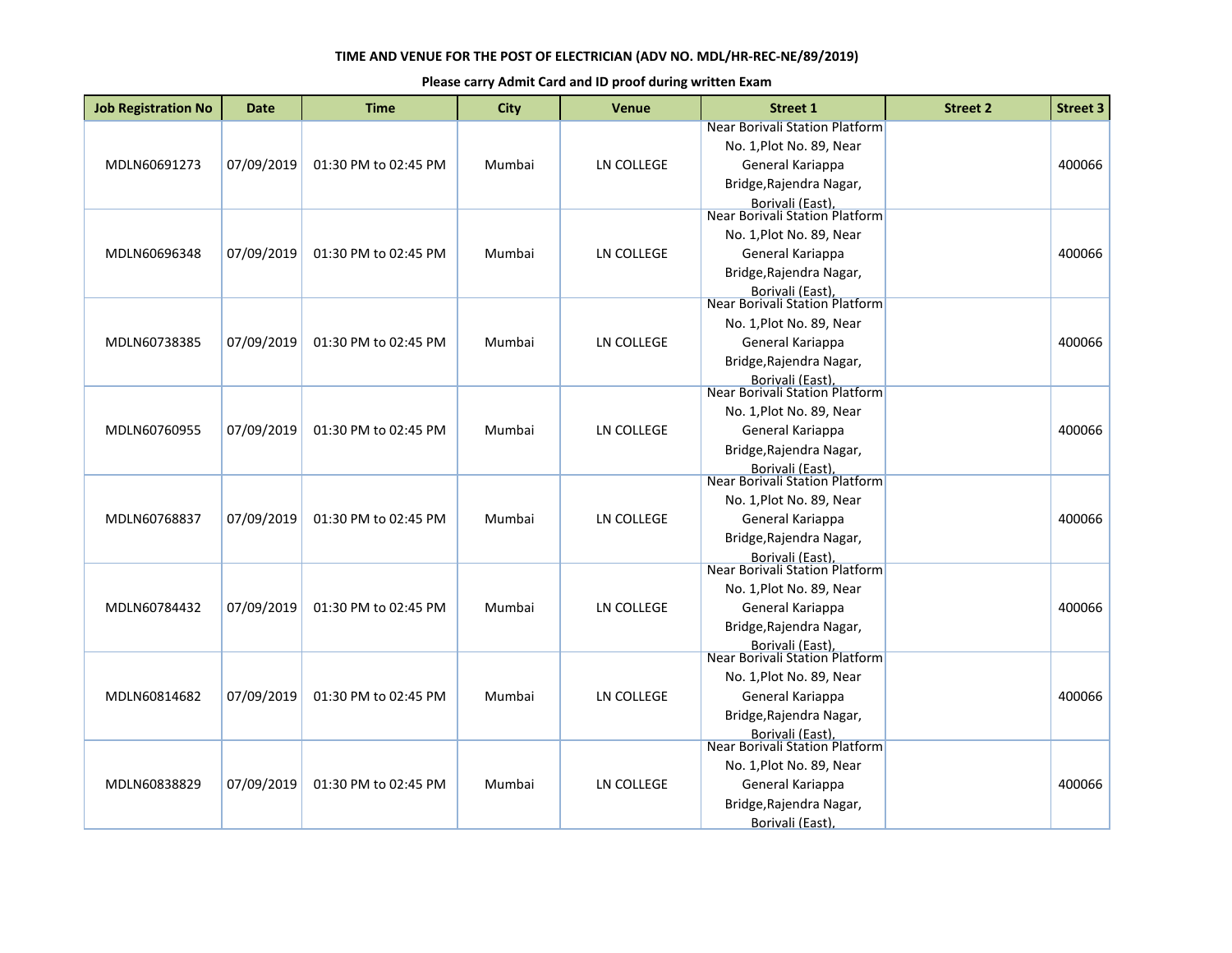**TIME AND VENUE FOR THE POST OF ELECTRICIAN (ADV NO. MDL/HR-REC-NE/89/2019)**

**Please carry Admit Card and ID proof during written Exam**

| Job Registration No | Date | Time | City | Venue | Street 1 | Street 2 | Street 3 |
|---|---|---|---|---|---|---|---|
| MDLN60691273 | 07/09/2019 | 01:30 PM to 02:45 PM | Mumbai | LN COLLEGE | Near Borivali Station Platform No. 1,Plot No. 89, Near General Kariappa Bridge,Rajendra Nagar, Borivali (East), | | 400066 |
| MDLN60696348 | 07/09/2019 | 01:30 PM to 02:45 PM | Mumbai | LN COLLEGE | Near Borivali Station Platform No. 1,Plot No. 89, Near General Kariappa Bridge,Rajendra Nagar, Borivali (East), | | 400066 |
| MDLN60738385 | 07/09/2019 | 01:30 PM to 02:45 PM | Mumbai | LN COLLEGE | Near Borivali Station Platform No. 1,Plot No. 89, Near General Kariappa Bridge,Rajendra Nagar, Borivali (East), | | 400066 |
| MDLN60760955 | 07/09/2019 | 01:30 PM to 02:45 PM | Mumbai | LN COLLEGE | Near Borivali Station Platform No. 1,Plot No. 89, Near General Kariappa Bridge,Rajendra Nagar, Borivali (East), | | 400066 |
| MDLN60768837 | 07/09/2019 | 01:30 PM to 02:45 PM | Mumbai | LN COLLEGE | Near Borivali Station Platform No. 1,Plot No. 89, Near General Kariappa Bridge,Rajendra Nagar, Borivali (East), | | 400066 |
| MDLN60784432 | 07/09/2019 | 01:30 PM to 02:45 PM | Mumbai | LN COLLEGE | Near Borivali Station Platform No. 1,Plot No. 89, Near General Kariappa Bridge,Rajendra Nagar, Borivali (East), | | 400066 |
| MDLN60814682 | 07/09/2019 | 01:30 PM to 02:45 PM | Mumbai | LN COLLEGE | Near Borivali Station Platform No. 1,Plot No. 89, Near General Kariappa Bridge,Rajendra Nagar, Borivali (East), | | 400066 |
| MDLN60838829 | 07/09/2019 | 01:30 PM to 02:45 PM | Mumbai | LN COLLEGE | Near Borivali Station Platform No. 1,Plot No. 89, Near General Kariappa Bridge,Rajendra Nagar, Borivali (East), | | 400066 |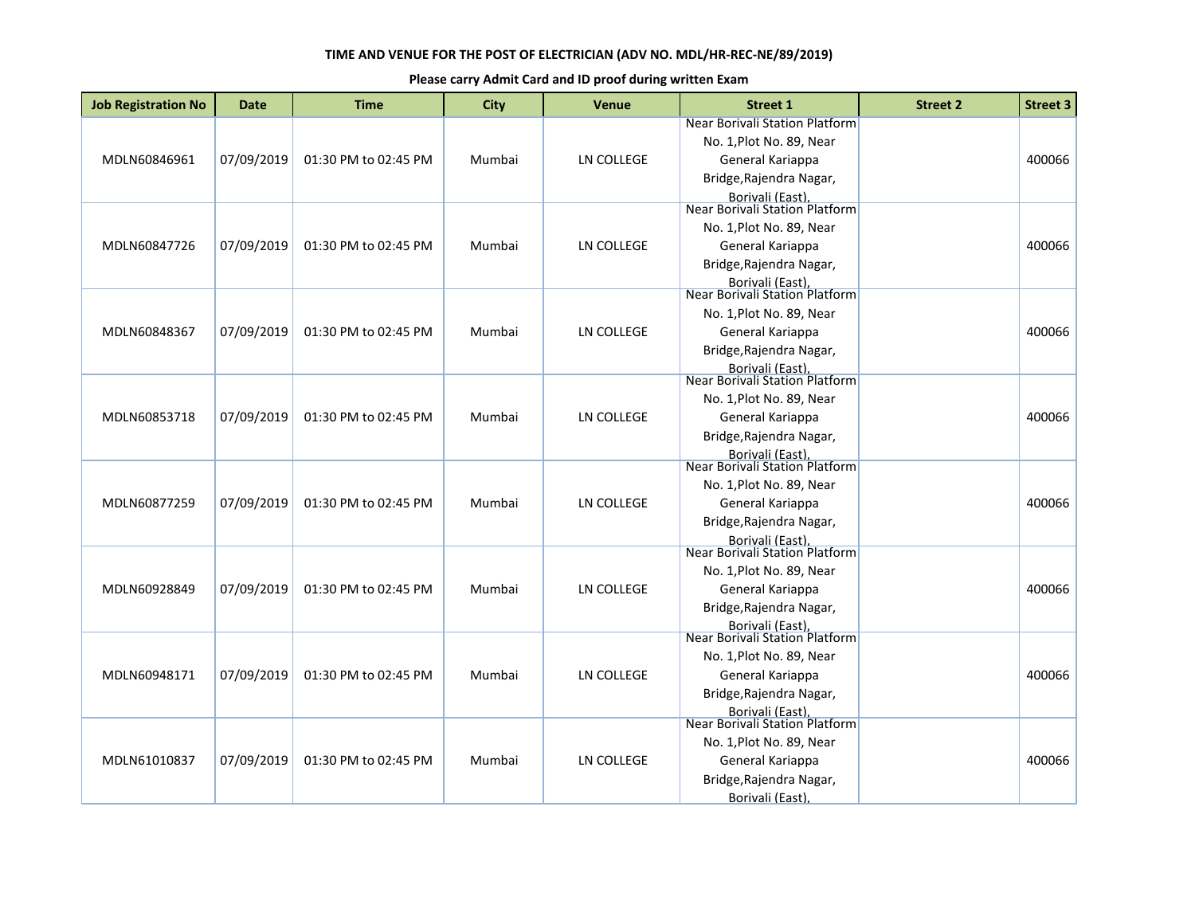TIME AND VENUE FOR THE POST OF ELECTRICIAN (ADV NO. MDL/HR-REC-NE/89/2019)

Please carry Admit Card and ID proof during written Exam

| Job Registration No | Date | Time | City | Venue | Street 1 | Street 2 | Street 3 |
|---|---|---|---|---|---|---|---|
| MDLN60846961 | 07/09/2019 | 01:30 PM to 02:45 PM | Mumbai | LN COLLEGE | Near Borivali Station Platform No. 1,Plot No. 89, Near General Kariappa Bridge,Rajendra Nagar, Borivali (East), | | 400066 |
| MDLN60847726 | 07/09/2019 | 01:30 PM to 02:45 PM | Mumbai | LN COLLEGE | Near Borivali Station Platform No. 1,Plot No. 89, Near General Kariappa Bridge,Rajendra Nagar, Borivali (East), | | 400066 |
| MDLN60848367 | 07/09/2019 | 01:30 PM to 02:45 PM | Mumbai | LN COLLEGE | Near Borivali Station Platform No. 1,Plot No. 89, Near General Kariappa Bridge,Rajendra Nagar, Borivali (East), | | 400066 |
| MDLN60853718 | 07/09/2019 | 01:30 PM to 02:45 PM | Mumbai | LN COLLEGE | Near Borivali Station Platform No. 1,Plot No. 89, Near General Kariappa Bridge,Rajendra Nagar, Borivali (East), | | 400066 |
| MDLN60877259 | 07/09/2019 | 01:30 PM to 02:45 PM | Mumbai | LN COLLEGE | Near Borivali Station Platform No. 1,Plot No. 89, Near General Kariappa Bridge,Rajendra Nagar, Borivali (East), | | 400066 |
| MDLN60928849 | 07/09/2019 | 01:30 PM to 02:45 PM | Mumbai | LN COLLEGE | Near Borivali Station Platform No. 1,Plot No. 89, Near General Kariappa Bridge,Rajendra Nagar, Borivali (East), | | 400066 |
| MDLN60948171 | 07/09/2019 | 01:30 PM to 02:45 PM | Mumbai | LN COLLEGE | Near Borivali Station Platform No. 1,Plot No. 89, Near General Kariappa Bridge,Rajendra Nagar, Borivali (East), | | 400066 |
| MDLN61010837 | 07/09/2019 | 01:30 PM to 02:45 PM | Mumbai | LN COLLEGE | Near Borivali Station Platform No. 1,Plot No. 89, Near General Kariappa Bridge,Rajendra Nagar, Borivali (East), | | 400066 |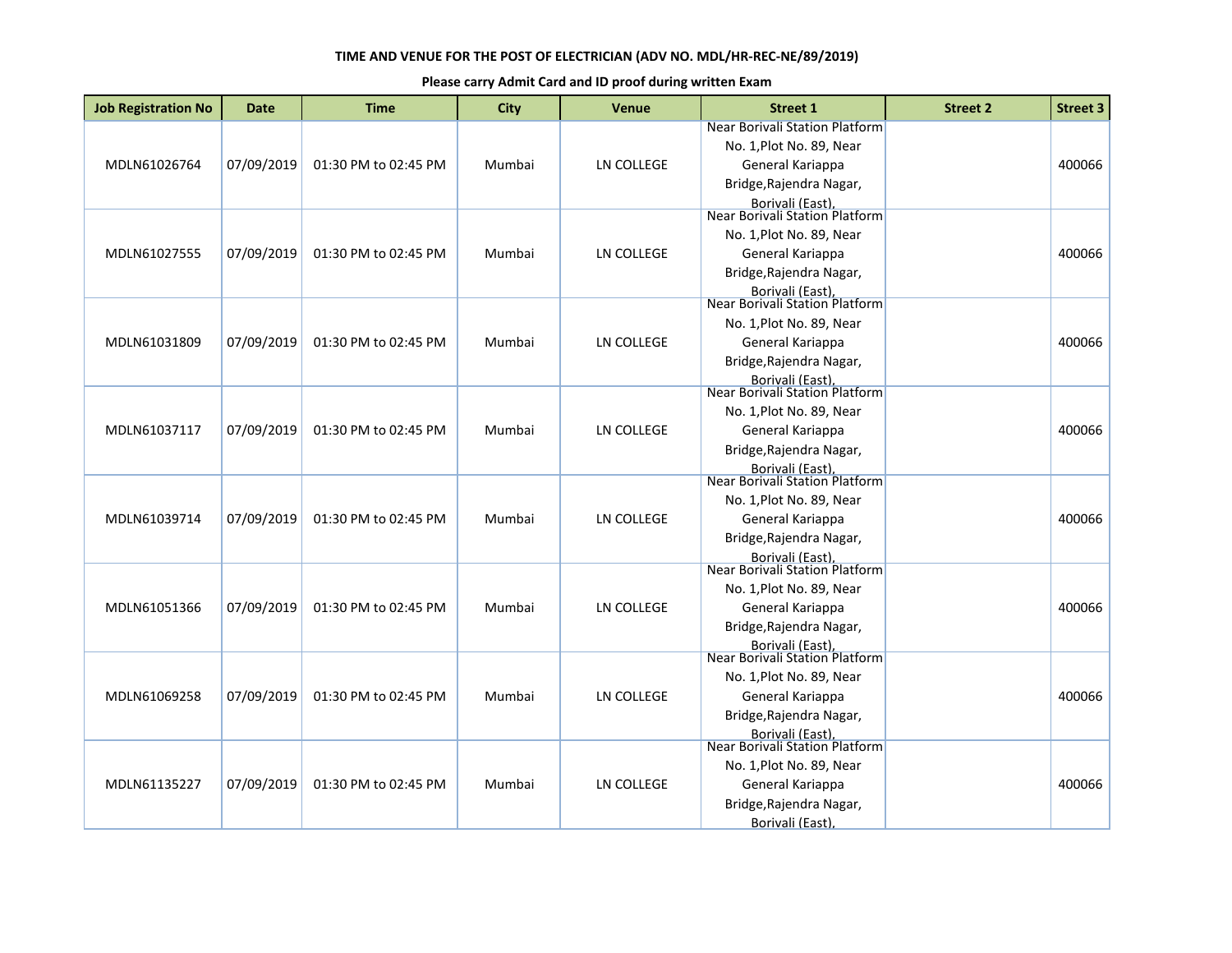**TIME AND VENUE FOR THE POST OF ELECTRICIAN (ADV NO. MDL/HR-REC-NE/89/2019)**

**Please carry Admit Card and ID proof during written Exam**

| Job Registration No | Date | Time | City | Venue | Street 1 | Street 2 | Street 3 |
|---|---|---|---|---|---|---|---|
| MDLN61026764 | 07/09/2019 | 01:30 PM to 02:45 PM | Mumbai | LN COLLEGE | Near Borivali Station Platform No. 1,Plot No. 89, Near General Kariappa Bridge,Rajendra Nagar, Borivali (East), | | 400066 |
| MDLN61027555 | 07/09/2019 | 01:30 PM to 02:45 PM | Mumbai | LN COLLEGE | Near Borivali Station Platform No. 1,Plot No. 89, Near General Kariappa Bridge,Rajendra Nagar, Borivali (East), | | 400066 |
| MDLN61031809 | 07/09/2019 | 01:30 PM to 02:45 PM | Mumbai | LN COLLEGE | Near Borivali Station Platform No. 1,Plot No. 89, Near General Kariappa Bridge,Rajendra Nagar, Borivali (East), | | 400066 |
| MDLN61037117 | 07/09/2019 | 01:30 PM to 02:45 PM | Mumbai | LN COLLEGE | Near Borivali Station Platform No. 1,Plot No. 89, Near General Kariappa Bridge,Rajendra Nagar, Borivali (East), | | 400066 |
| MDLN61039714 | 07/09/2019 | 01:30 PM to 02:45 PM | Mumbai | LN COLLEGE | Near Borivali Station Platform No. 1,Plot No. 89, Near General Kariappa Bridge,Rajendra Nagar, Borivali (East), | | 400066 |
| MDLN61051366 | 07/09/2019 | 01:30 PM to 02:45 PM | Mumbai | LN COLLEGE | Near Borivali Station Platform No. 1,Plot No. 89, Near General Kariappa Bridge,Rajendra Nagar, Borivali (East), | | 400066 |
| MDLN61069258 | 07/09/2019 | 01:30 PM to 02:45 PM | Mumbai | LN COLLEGE | Near Borivali Station Platform No. 1,Plot No. 89, Near General Kariappa Bridge,Rajendra Nagar, Borivali (East), | | 400066 |
| MDLN61135227 | 07/09/2019 | 01:30 PM to 02:45 PM | Mumbai | LN COLLEGE | Near Borivali Station Platform No. 1,Plot No. 89, Near General Kariappa Bridge,Rajendra Nagar, Borivali (East), | | 400066 |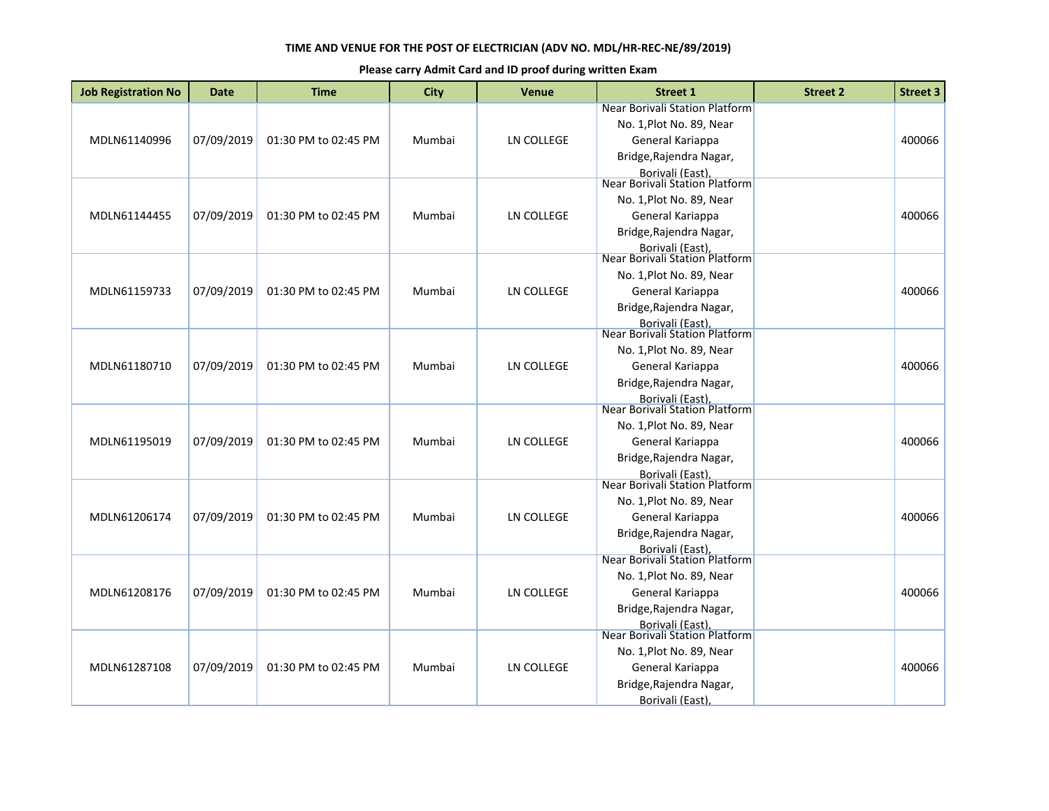**TIME AND VENUE FOR THE POST OF ELECTRICIAN (ADV NO. MDL/HR-REC-NE/89/2019)**

**Please carry Admit Card and ID proof during written Exam**

| Job Registration No | Date | Time | City | Venue | Street 1 | Street 2 | Street 3 |
|---|---|---|---|---|---|---|---|
| MDLN61140996 | 07/09/2019 | 01:30 PM to 02:45 PM | Mumbai | LN COLLEGE | Near Borivali Station Platform No. 1,Plot No. 89, Near General Kariappa Bridge,Rajendra Nagar, Borivali (East), | | 400066 |
| MDLN61144455 | 07/09/2019 | 01:30 PM to 02:45 PM | Mumbai | LN COLLEGE | Near Borivali Station Platform No. 1,Plot No. 89, Near General Kariappa Bridge,Rajendra Nagar, Borivali (East), | | 400066 |
| MDLN61159733 | 07/09/2019 | 01:30 PM to 02:45 PM | Mumbai | LN COLLEGE | Near Borivali Station Platform No. 1,Plot No. 89, Near General Kariappa Bridge,Rajendra Nagar, Borivali (East), | | 400066 |
| MDLN61180710 | 07/09/2019 | 01:30 PM to 02:45 PM | Mumbai | LN COLLEGE | Near Borivali Station Platform No. 1,Plot No. 89, Near General Kariappa Bridge,Rajendra Nagar, Borivali (East), | | 400066 |
| MDLN61195019 | 07/09/2019 | 01:30 PM to 02:45 PM | Mumbai | LN COLLEGE | Near Borivali Station Platform No. 1,Plot No. 89, Near General Kariappa Bridge,Rajendra Nagar, Borivali (East), | | 400066 |
| MDLN61206174 | 07/09/2019 | 01:30 PM to 02:45 PM | Mumbai | LN COLLEGE | Near Borivali Station Platform No. 1,Plot No. 89, Near General Kariappa Bridge,Rajendra Nagar, Borivali (East), | | 400066 |
| MDLN61208176 | 07/09/2019 | 01:30 PM to 02:45 PM | Mumbai | LN COLLEGE | Near Borivali Station Platform No. 1,Plot No. 89, Near General Kariappa Bridge,Rajendra Nagar, Borivali (East), | | 400066 |
| MDLN61287108 | 07/09/2019 | 01:30 PM to 02:45 PM | Mumbai | LN COLLEGE | Near Borivali Station Platform No. 1,Plot No. 89, Near General Kariappa Bridge,Rajendra Nagar, Borivali (East), | | 400066 |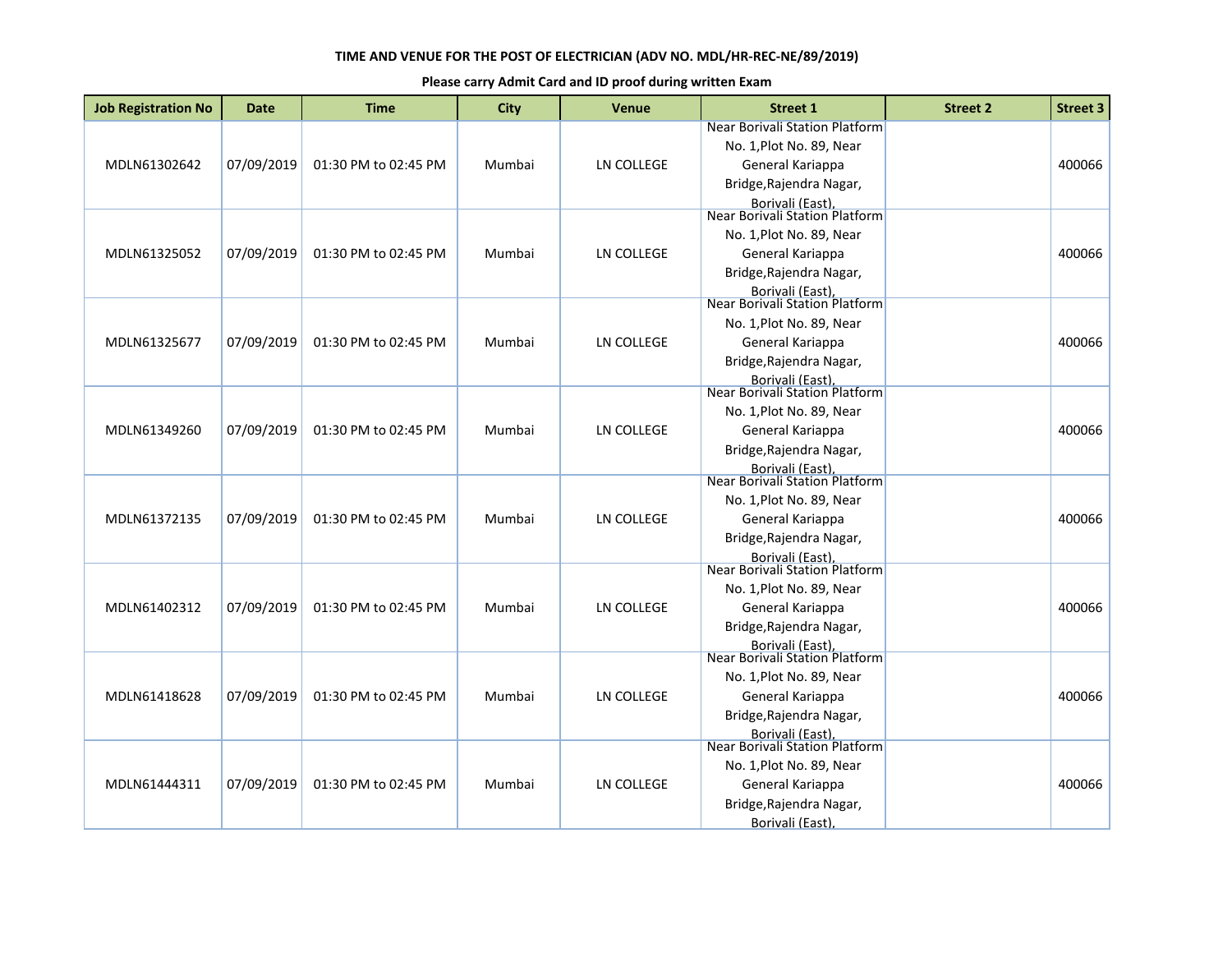**TIME AND VENUE FOR THE POST OF ELECTRICIAN (ADV NO. MDL/HR-REC-NE/89/2019)**

**Please carry Admit Card and ID proof during written Exam**

| Job Registration No | Date | Time | City | Venue | Street 1 | Street 2 | Street 3 |
|---|---|---|---|---|---|---|---|
| MDLN61302642 | 07/09/2019 | 01:30 PM to 02:45 PM | Mumbai | LN COLLEGE | Near Borivali Station Platform No. 1,Plot No. 89, Near General Kariappa Bridge,Rajendra Nagar, Borivali (East), | | 400066 |
| MDLN61325052 | 07/09/2019 | 01:30 PM to 02:45 PM | Mumbai | LN COLLEGE | Near Borivali Station Platform No. 1,Plot No. 89, Near General Kariappa Bridge,Rajendra Nagar, Borivali (East), | | 400066 |
| MDLN61325677 | 07/09/2019 | 01:30 PM to 02:45 PM | Mumbai | LN COLLEGE | Near Borivali Station Platform No. 1,Plot No. 89, Near General Kariappa Bridge,Rajendra Nagar, Borivali (East), | | 400066 |
| MDLN61349260 | 07/09/2019 | 01:30 PM to 02:45 PM | Mumbai | LN COLLEGE | Near Borivali Station Platform No. 1,Plot No. 89, Near General Kariappa Bridge,Rajendra Nagar, Borivali (East), | | 400066 |
| MDLN61372135 | 07/09/2019 | 01:30 PM to 02:45 PM | Mumbai | LN COLLEGE | Near Borivali Station Platform No. 1,Plot No. 89, Near General Kariappa Bridge,Rajendra Nagar, Borivali (East), | | 400066 |
| MDLN61402312 | 07/09/2019 | 01:30 PM to 02:45 PM | Mumbai | LN COLLEGE | Near Borivali Station Platform No. 1,Plot No. 89, Near General Kariappa Bridge,Rajendra Nagar, Borivali (East), | | 400066 |
| MDLN61418628 | 07/09/2019 | 01:30 PM to 02:45 PM | Mumbai | LN COLLEGE | Near Borivali Station Platform No. 1,Plot No. 89, Near General Kariappa Bridge,Rajendra Nagar, Borivali (East), | | 400066 |
| MDLN61444311 | 07/09/2019 | 01:30 PM to 02:45 PM | Mumbai | LN COLLEGE | Near Borivali Station Platform No. 1,Plot No. 89, Near General Kariappa Bridge,Rajendra Nagar, Borivali (East), | | 400066 |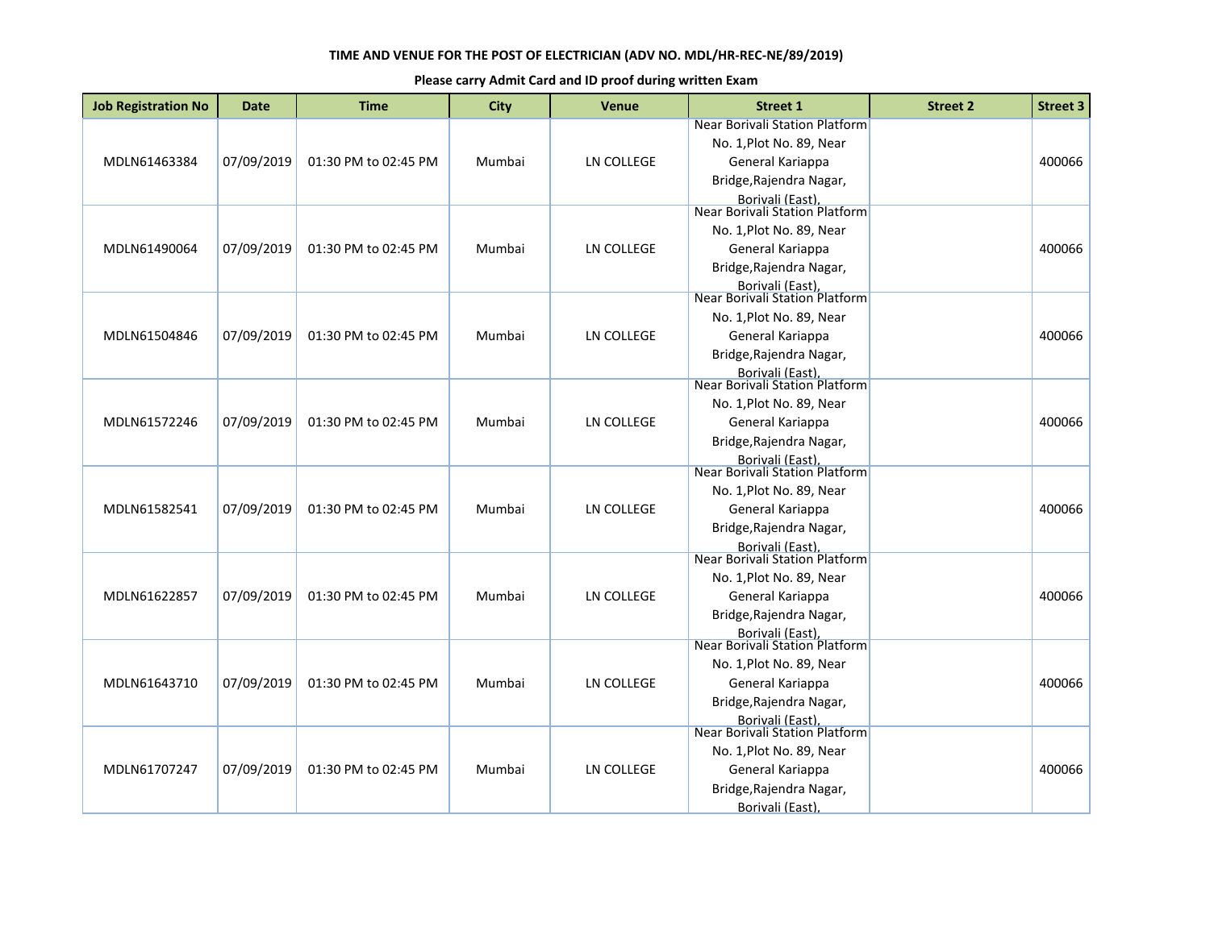**TIME AND VENUE FOR THE POST OF ELECTRICIAN (ADV NO. MDL/HR-REC-NE/89/2019)**

**Please carry Admit Card and ID proof during written Exam**

| Job Registration No | Date | Time | City | Venue | Street 1 | Street 2 | Street 3 |
|---|---|---|---|---|---|---|---|
| MDLN61463384 | 07/09/2019 | 01:30 PM to 02:45 PM | Mumbai | LN COLLEGE | Near Borivali Station Platform No. 1,Plot No. 89, Near General Kariappa Bridge,Rajendra Nagar, Borivali (East), | | 400066 |
| MDLN61490064 | 07/09/2019 | 01:30 PM to 02:45 PM | Mumbai | LN COLLEGE | Near Borivali Station Platform No. 1,Plot No. 89, Near General Kariappa Bridge,Rajendra Nagar, Borivali (East), | | 400066 |
| MDLN61504846 | 07/09/2019 | 01:30 PM to 02:45 PM | Mumbai | LN COLLEGE | Near Borivali Station Platform No. 1,Plot No. 89, Near General Kariappa Bridge,Rajendra Nagar, Borivali (East), | | 400066 |
| MDLN61572246 | 07/09/2019 | 01:30 PM to 02:45 PM | Mumbai | LN COLLEGE | Near Borivali Station Platform No. 1,Plot No. 89, Near General Kariappa Bridge,Rajendra Nagar, Borivali (East), | | 400066 |
| MDLN61582541 | 07/09/2019 | 01:30 PM to 02:45 PM | Mumbai | LN COLLEGE | Near Borivali Station Platform No. 1,Plot No. 89, Near General Kariappa Bridge,Rajendra Nagar, Borivali (East), | | 400066 |
| MDLN61622857 | 07/09/2019 | 01:30 PM to 02:45 PM | Mumbai | LN COLLEGE | Near Borivali Station Platform No. 1,Plot No. 89, Near General Kariappa Bridge,Rajendra Nagar, Borivali (East), | | 400066 |
| MDLN61643710 | 07/09/2019 | 01:30 PM to 02:45 PM | Mumbai | LN COLLEGE | Near Borivali Station Platform No. 1,Plot No. 89, Near General Kariappa Bridge,Rajendra Nagar, Borivali (East), | | 400066 |
| MDLN61707247 | 07/09/2019 | 01:30 PM to 02:45 PM | Mumbai | LN COLLEGE | Near Borivali Station Platform No. 1,Plot No. 89, Near General Kariappa Bridge,Rajendra Nagar, Borivali (East), | | 400066 |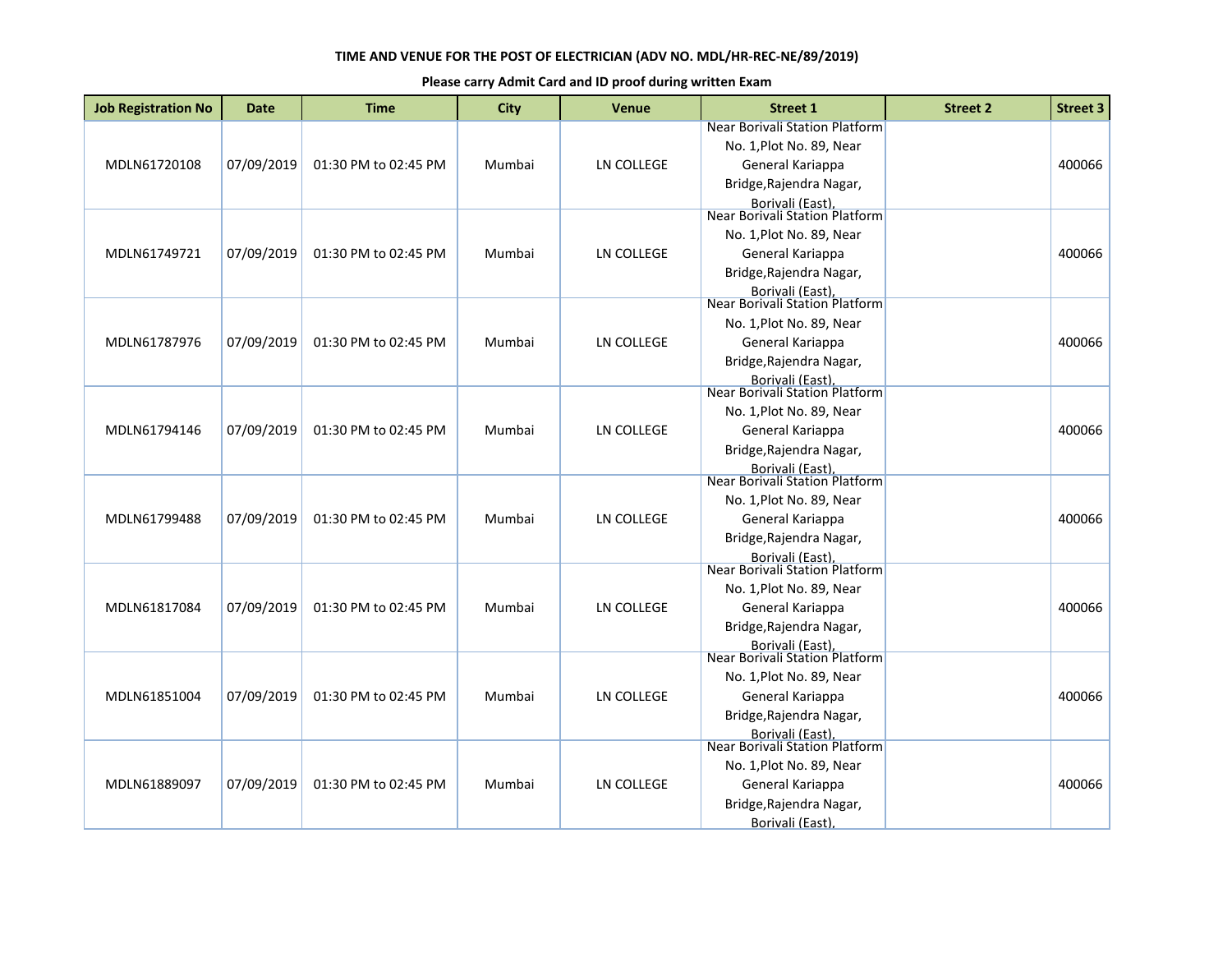**TIME AND VENUE FOR THE POST OF ELECTRICIAN (ADV NO. MDL/HR-REC-NE/89/2019)**

**Please carry Admit Card and ID proof during written Exam**

| Job Registration No | Date | Time | City | Venue | Street 1 | Street 2 | Street 3 |
|---|---|---|---|---|---|---|---|
| MDLN61720108 | 07/09/2019 | 01:30 PM to 02:45 PM | Mumbai | LN COLLEGE | Near Borivali Station Platform No. 1,Plot No. 89, Near General Kariappa Bridge,Rajendra Nagar, Borivali (East), | | 400066 |
| MDLN61749721 | 07/09/2019 | 01:30 PM to 02:45 PM | Mumbai | LN COLLEGE | Near Borivali Station Platform No. 1,Plot No. 89, Near General Kariappa Bridge,Rajendra Nagar, Borivali (East), | | 400066 |
| MDLN61787976 | 07/09/2019 | 01:30 PM to 02:45 PM | Mumbai | LN COLLEGE | Near Borivali Station Platform No. 1,Plot No. 89, Near General Kariappa Bridge,Rajendra Nagar, Borivali (East), | | 400066 |
| MDLN61794146 | 07/09/2019 | 01:30 PM to 02:45 PM | Mumbai | LN COLLEGE | Near Borivali Station Platform No. 1,Plot No. 89, Near General Kariappa Bridge,Rajendra Nagar, Borivali (East), | | 400066 |
| MDLN61799488 | 07/09/2019 | 01:30 PM to 02:45 PM | Mumbai | LN COLLEGE | Near Borivali Station Platform No. 1,Plot No. 89, Near General Kariappa Bridge,Rajendra Nagar, Borivali (East), | | 400066 |
| MDLN61817084 | 07/09/2019 | 01:30 PM to 02:45 PM | Mumbai | LN COLLEGE | Near Borivali Station Platform No. 1,Plot No. 89, Near General Kariappa Bridge,Rajendra Nagar, Borivali (East), | | 400066 |
| MDLN61851004 | 07/09/2019 | 01:30 PM to 02:45 PM | Mumbai | LN COLLEGE | Near Borivali Station Platform No. 1,Plot No. 89, Near General Kariappa Bridge,Rajendra Nagar, Borivali (East), | | 400066 |
| MDLN61889097 | 07/09/2019 | 01:30 PM to 02:45 PM | Mumbai | LN COLLEGE | Near Borivali Station Platform No. 1,Plot No. 89, Near General Kariappa Bridge,Rajendra Nagar, Borivali (East), | | 400066 |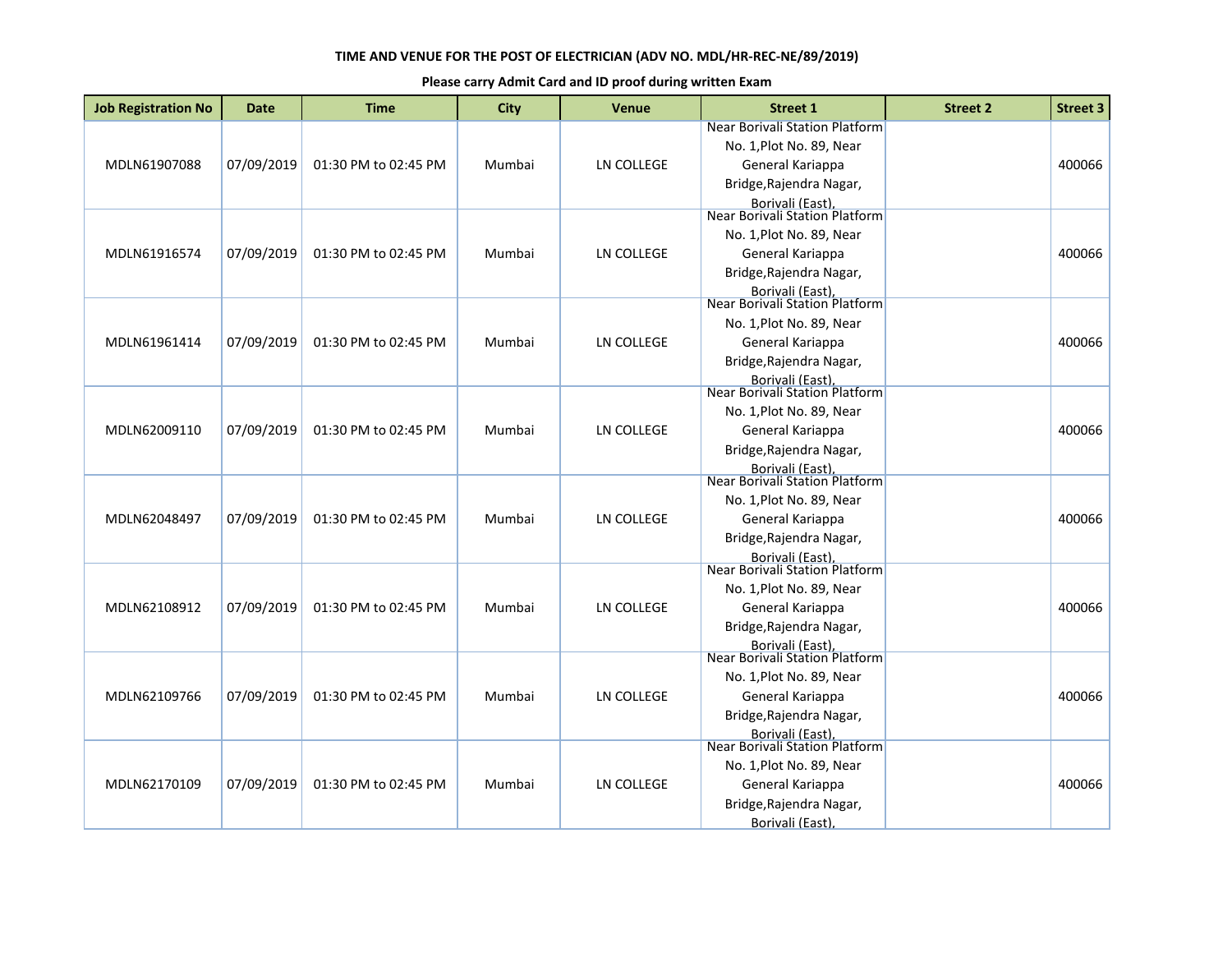**TIME AND VENUE FOR THE POST OF ELECTRICIAN (ADV NO. MDL/HR-REC-NE/89/2019)**

**Please carry Admit Card and ID proof during written Exam**

| Job Registration No | Date | Time | City | Venue | Street 1 | Street 2 | Street 3 |
|---|---|---|---|---|---|---|---|
| MDLN61907088 | 07/09/2019 | 01:30 PM to 02:45 PM | Mumbai | LN COLLEGE | Near Borivali Station Platform No. 1,Plot No. 89, Near General Kariappa Bridge,Rajendra Nagar, Borivali (East), | | 400066 |
| MDLN61916574 | 07/09/2019 | 01:30 PM to 02:45 PM | Mumbai | LN COLLEGE | Near Borivali Station Platform No. 1,Plot No. 89, Near General Kariappa Bridge,Rajendra Nagar, Borivali (East), | | 400066 |
| MDLN61961414 | 07/09/2019 | 01:30 PM to 02:45 PM | Mumbai | LN COLLEGE | Near Borivali Station Platform No. 1,Plot No. 89, Near General Kariappa Bridge,Rajendra Nagar, Borivali (East), | | 400066 |
| MDLN62009110 | 07/09/2019 | 01:30 PM to 02:45 PM | Mumbai | LN COLLEGE | Near Borivali Station Platform No. 1,Plot No. 89, Near General Kariappa Bridge,Rajendra Nagar, Borivali (East), | | 400066 |
| MDLN62048497 | 07/09/2019 | 01:30 PM to 02:45 PM | Mumbai | LN COLLEGE | Near Borivali Station Platform No. 1,Plot No. 89, Near General Kariappa Bridge,Rajendra Nagar, Borivali (East), | | 400066 |
| MDLN62108912 | 07/09/2019 | 01:30 PM to 02:45 PM | Mumbai | LN COLLEGE | Near Borivali Station Platform No. 1,Plot No. 89, Near General Kariappa Bridge,Rajendra Nagar, Borivali (East), | | 400066 |
| MDLN62109766 | 07/09/2019 | 01:30 PM to 02:45 PM | Mumbai | LN COLLEGE | Near Borivali Station Platform No. 1,Plot No. 89, Near General Kariappa Bridge,Rajendra Nagar, Borivali (East), | | 400066 |
| MDLN62170109 | 07/09/2019 | 01:30 PM to 02:45 PM | Mumbai | LN COLLEGE | Near Borivali Station Platform No. 1,Plot No. 89, Near General Kariappa Bridge,Rajendra Nagar, Borivali (East), | | 400066 |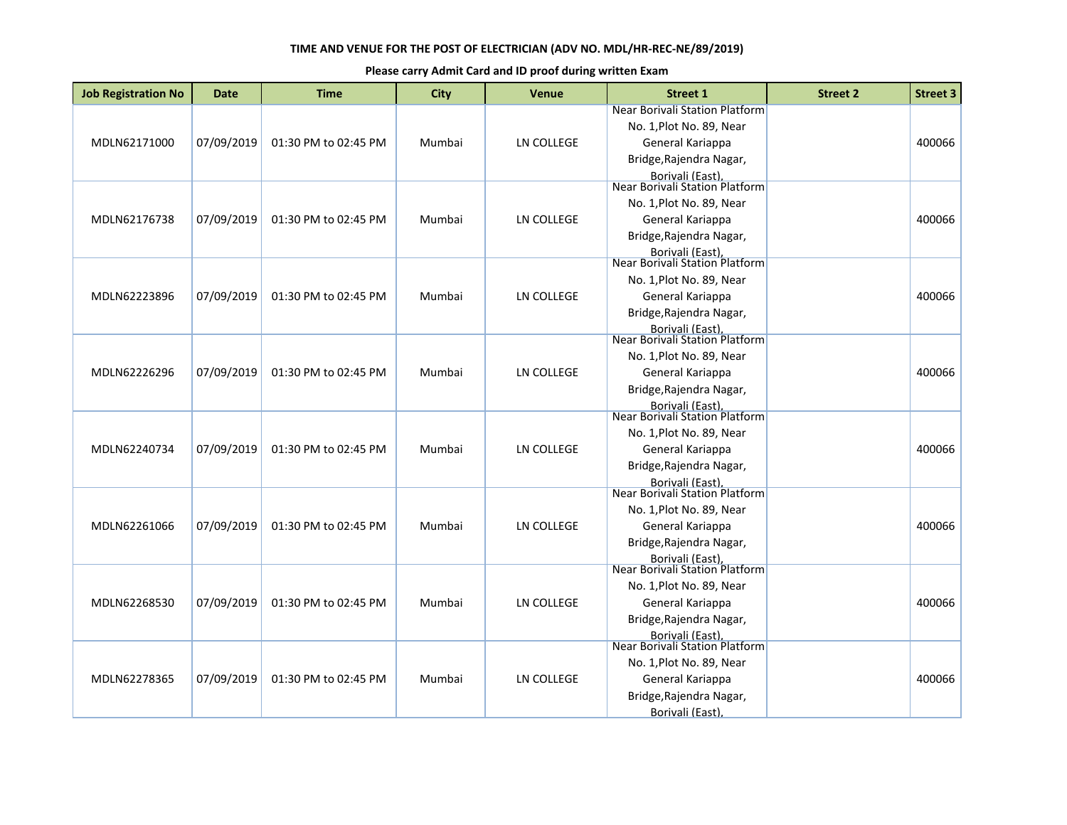**TIME AND VENUE FOR THE POST OF ELECTRICIAN (ADV NO. MDL/HR-REC-NE/89/2019)**

**Please carry Admit Card and ID proof during written Exam**

| Job Registration No | Date | Time | City | Venue | Street 1 | Street 2 | Street 3 |
|---|---|---|---|---|---|---|---|
| MDLN62171000 | 07/09/2019 | 01:30 PM to 02:45 PM | Mumbai | LN COLLEGE | Near Borivali Station Platform No. 1,Plot No. 89, Near General Kariappa Bridge,Rajendra Nagar, Borivali (East), | | 400066 |
| MDLN62176738 | 07/09/2019 | 01:30 PM to 02:45 PM | Mumbai | LN COLLEGE | Near Borivali Station Platform No. 1,Plot No. 89, Near General Kariappa Bridge,Rajendra Nagar, Borivali (East), | | 400066 |
| MDLN62223896 | 07/09/2019 | 01:30 PM to 02:45 PM | Mumbai | LN COLLEGE | Near Borivali Station Platform No. 1,Plot No. 89, Near General Kariappa Bridge,Rajendra Nagar, Borivali (East), | | 400066 |
| MDLN62226296 | 07/09/2019 | 01:30 PM to 02:45 PM | Mumbai | LN COLLEGE | Near Borivali Station Platform No. 1,Plot No. 89, Near General Kariappa Bridge,Rajendra Nagar, Borivali (East), | | 400066 |
| MDLN62240734 | 07/09/2019 | 01:30 PM to 02:45 PM | Mumbai | LN COLLEGE | Near Borivali Station Platform No. 1,Plot No. 89, Near General Kariappa Bridge,Rajendra Nagar, Borivali (East), | | 400066 |
| MDLN62261066 | 07/09/2019 | 01:30 PM to 02:45 PM | Mumbai | LN COLLEGE | Near Borivali Station Platform No. 1,Plot No. 89, Near General Kariappa Bridge,Rajendra Nagar, Borivali (East), | | 400066 |
| MDLN62268530 | 07/09/2019 | 01:30 PM to 02:45 PM | Mumbai | LN COLLEGE | Near Borivali Station Platform No. 1,Plot No. 89, Near General Kariappa Bridge,Rajendra Nagar, Borivali (East), | | 400066 |
| MDLN62278365 | 07/09/2019 | 01:30 PM to 02:45 PM | Mumbai | LN COLLEGE | Near Borivali Station Platform No. 1,Plot No. 89, Near General Kariappa Bridge,Rajendra Nagar, Borivali (East), | | 400066 |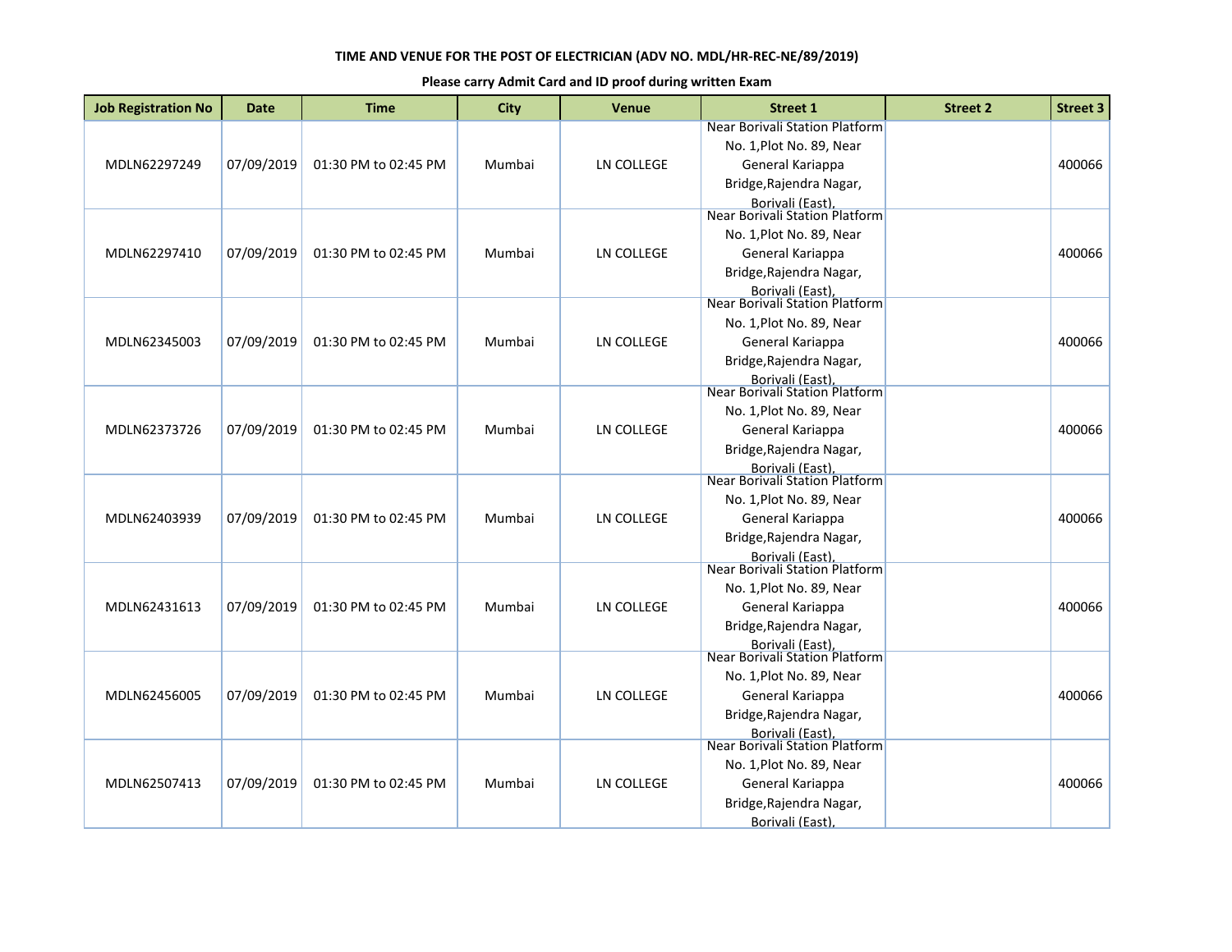**TIME AND VENUE FOR THE POST OF ELECTRICIAN (ADV NO. MDL/HR-REC-NE/89/2019)**

**Please carry Admit Card and ID proof during written Exam**

| Job Registration No | Date | Time | City | Venue | Street 1 | Street 2 | Street 3 |
|---|---|---|---|---|---|---|---|
| MDLN62297249 | 07/09/2019 | 01:30 PM to 02:45 PM | Mumbai | LN COLLEGE | Near Borivali Station Platform No. 1,Plot No. 89, Near General Kariappa Bridge,Rajendra Nagar, Borivali (East), | | 400066 |
| MDLN62297410 | 07/09/2019 | 01:30 PM to 02:45 PM | Mumbai | LN COLLEGE | Near Borivali Station Platform No. 1,Plot No. 89, Near General Kariappa Bridge,Rajendra Nagar, Borivali (East), | | 400066 |
| MDLN62345003 | 07/09/2019 | 01:30 PM to 02:45 PM | Mumbai | LN COLLEGE | Near Borivali Station Platform No. 1,Plot No. 89, Near General Kariappa Bridge,Rajendra Nagar, Borivali (East), | | 400066 |
| MDLN62373726 | 07/09/2019 | 01:30 PM to 02:45 PM | Mumbai | LN COLLEGE | Near Borivali Station Platform No. 1,Plot No. 89, Near General Kariappa Bridge,Rajendra Nagar, Borivali (East), | | 400066 |
| MDLN62403939 | 07/09/2019 | 01:30 PM to 02:45 PM | Mumbai | LN COLLEGE | Near Borivali Station Platform No. 1,Plot No. 89, Near General Kariappa Bridge,Rajendra Nagar, Borivali (East), | | 400066 |
| MDLN62431613 | 07/09/2019 | 01:30 PM to 02:45 PM | Mumbai | LN COLLEGE | Near Borivali Station Platform No. 1,Plot No. 89, Near General Kariappa Bridge,Rajendra Nagar, Borivali (East), | | 400066 |
| MDLN62456005 | 07/09/2019 | 01:30 PM to 02:45 PM | Mumbai | LN COLLEGE | Near Borivali Station Platform No. 1,Plot No. 89, Near General Kariappa Bridge,Rajendra Nagar, Borivali (East), | | 400066 |
| MDLN62507413 | 07/09/2019 | 01:30 PM to 02:45 PM | Mumbai | LN COLLEGE | Near Borivali Station Platform No. 1,Plot No. 89, Near General Kariappa Bridge,Rajendra Nagar, Borivali (East), | | 400066 |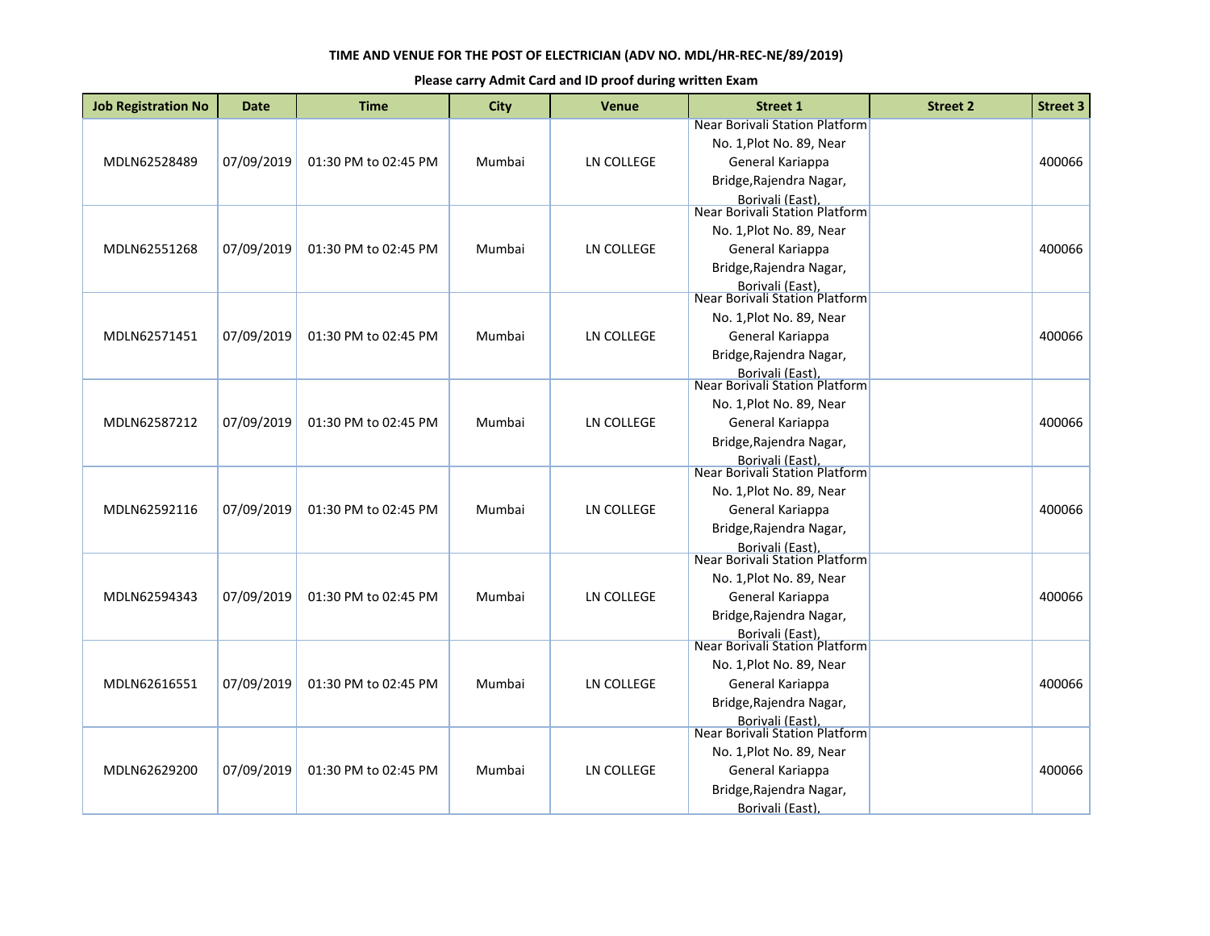**TIME AND VENUE FOR THE POST OF ELECTRICIAN (ADV NO. MDL/HR-REC-NE/89/2019)**

**Please carry Admit Card and ID proof during written Exam**

| Job Registration No | Date | Time | City | Venue | Street 1 | Street 2 | Street 3 |
|---|---|---|---|---|---|---|---|
| MDLN62528489 | 07/09/2019 | 01:30 PM to 02:45 PM | Mumbai | LN COLLEGE | Near Borivali Station Platform No. 1,Plot No. 89, Near General Kariappa Bridge,Rajendra Nagar, Borivali (East), | | 400066 |
| MDLN62551268 | 07/09/2019 | 01:30 PM to 02:45 PM | Mumbai | LN COLLEGE | Near Borivali Station Platform No. 1,Plot No. 89, Near General Kariappa Bridge,Rajendra Nagar, Borivali (East), | | 400066 |
| MDLN62571451 | 07/09/2019 | 01:30 PM to 02:45 PM | Mumbai | LN COLLEGE | Near Borivali Station Platform No. 1,Plot No. 89, Near General Kariappa Bridge,Rajendra Nagar, Borivali (East), | | 400066 |
| MDLN62587212 | 07/09/2019 | 01:30 PM to 02:45 PM | Mumbai | LN COLLEGE | Near Borivali Station Platform No. 1,Plot No. 89, Near General Kariappa Bridge,Rajendra Nagar, Borivali (East), | | 400066 |
| MDLN62592116 | 07/09/2019 | 01:30 PM to 02:45 PM | Mumbai | LN COLLEGE | Near Borivali Station Platform No. 1,Plot No. 89, Near General Kariappa Bridge,Rajendra Nagar, Borivali (East), | | 400066 |
| MDLN62594343 | 07/09/2019 | 01:30 PM to 02:45 PM | Mumbai | LN COLLEGE | Near Borivali Station Platform No. 1,Plot No. 89, Near General Kariappa Bridge,Rajendra Nagar, Borivali (East), | | 400066 |
| MDLN62616551 | 07/09/2019 | 01:30 PM to 02:45 PM | Mumbai | LN COLLEGE | Near Borivali Station Platform No. 1,Plot No. 89, Near General Kariappa Bridge,Rajendra Nagar, Borivali (East), | | 400066 |
| MDLN62629200 | 07/09/2019 | 01:30 PM to 02:45 PM | Mumbai | LN COLLEGE | Near Borivali Station Platform No. 1,Plot No. 89, Near General Kariappa Bridge,Rajendra Nagar, Borivali (East), | | 400066 |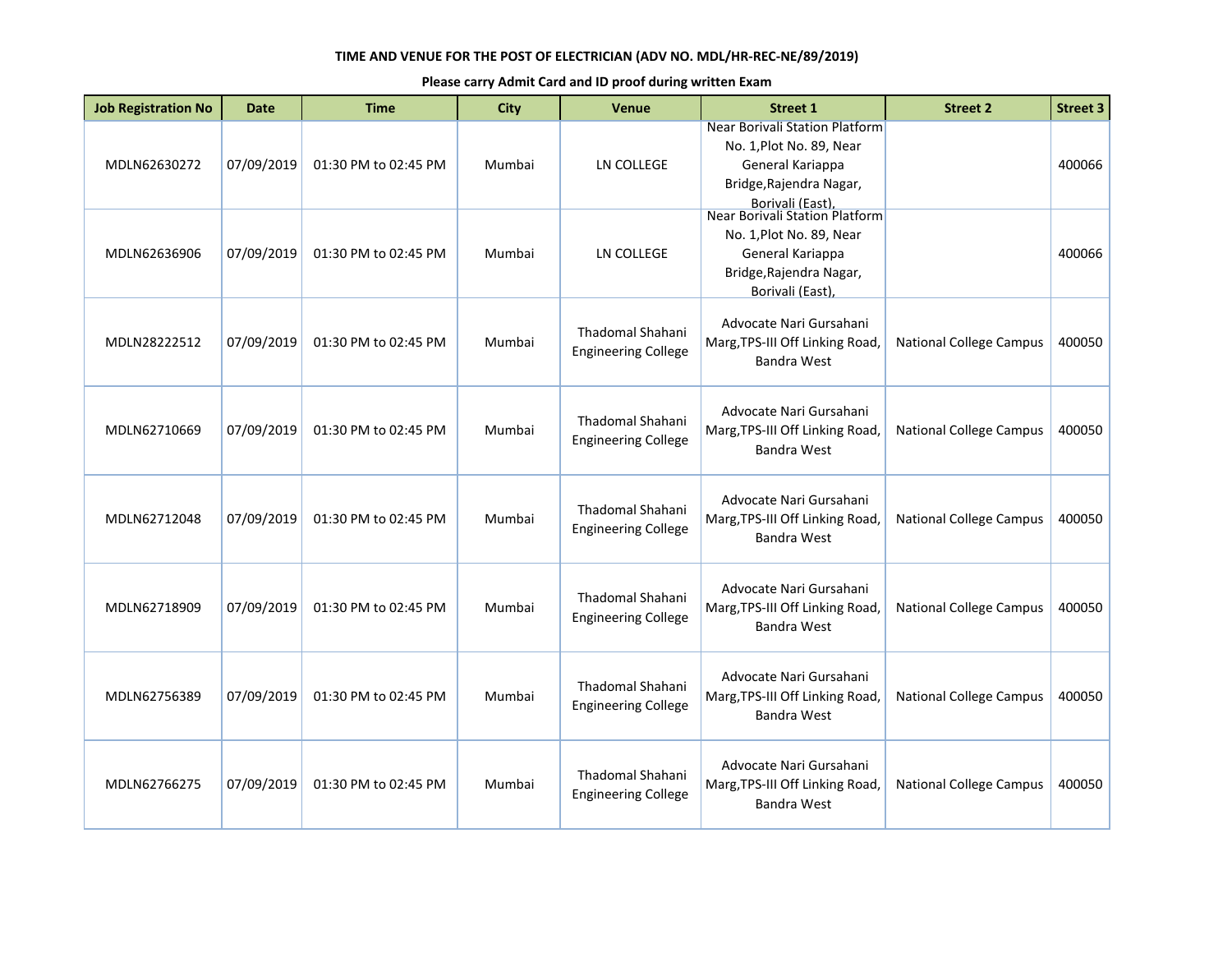**TIME AND VENUE FOR THE POST OF ELECTRICIAN (ADV NO. MDL/HR-REC-NE/89/2019)**

**Please carry Admit Card and ID proof during written Exam**

| Job Registration No | Date | Time | City | Venue | Street 1 | Street 2 | Street 3 |
|---|---|---|---|---|---|---|---|
| MDLN62630272 | 07/09/2019 | 01:30 PM to 02:45 PM | Mumbai | LN COLLEGE | Near Borivali Station Platform No. 1,Plot No. 89, Near General Kariappa Bridge,Rajendra Nagar, Borivali (East), | | 400066 |
| MDLN62636906 | 07/09/2019 | 01:30 PM to 02:45 PM | Mumbai | LN COLLEGE | Near Borivali Station Platform No. 1,Plot No. 89, Near General Kariappa Bridge,Rajendra Nagar, Borivali (East), | | 400066 |
| MDLN28222512 | 07/09/2019 | 01:30 PM to 02:45 PM | Mumbai | Thadomal Shahani Engineering College | Advocate Nari Gursahani Marg,TPS-III Off Linking Road, Bandra West | National College Campus | 400050 |
| MDLN62710669 | 07/09/2019 | 01:30 PM to 02:45 PM | Mumbai | Thadomal Shahani Engineering College | Advocate Nari Gursahani Marg,TPS-III Off Linking Road, Bandra West | National College Campus | 400050 |
| MDLN62712048 | 07/09/2019 | 01:30 PM to 02:45 PM | Mumbai | Thadomal Shahani Engineering College | Advocate Nari Gursahani Marg,TPS-III Off Linking Road, Bandra West | National College Campus | 400050 |
| MDLN62718909 | 07/09/2019 | 01:30 PM to 02:45 PM | Mumbai | Thadomal Shahani Engineering College | Advocate Nari Gursahani Marg,TPS-III Off Linking Road, Bandra West | National College Campus | 400050 |
| MDLN62756389 | 07/09/2019 | 01:30 PM to 02:45 PM | Mumbai | Thadomal Shahani Engineering College | Advocate Nari Gursahani Marg,TPS-III Off Linking Road, Bandra West | National College Campus | 400050 |
| MDLN62766275 | 07/09/2019 | 01:30 PM to 02:45 PM | Mumbai | Thadomal Shahani Engineering College | Advocate Nari Gursahani Marg,TPS-III Off Linking Road, Bandra West | National College Campus | 400050 |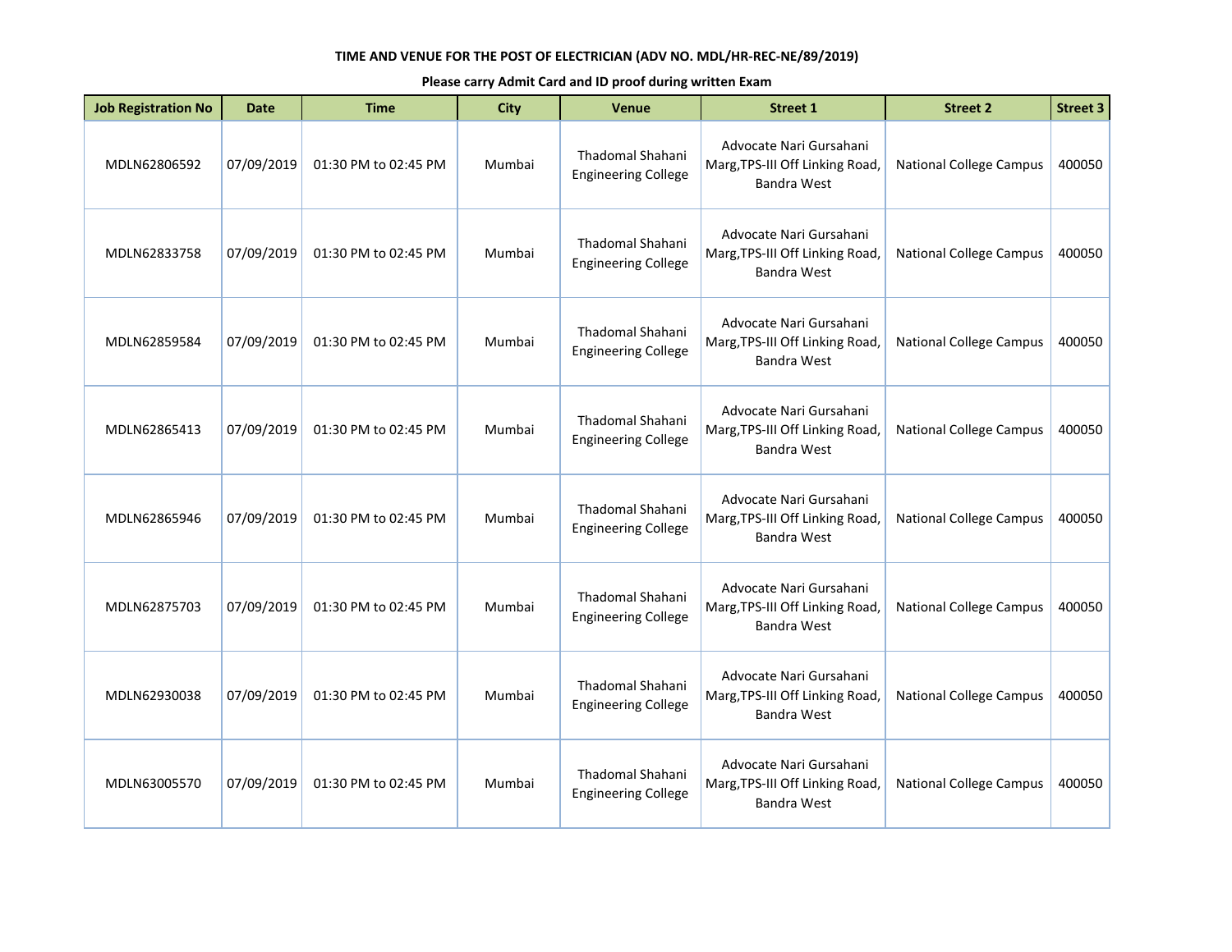**TIME AND VENUE FOR THE POST OF ELECTRICIAN (ADV NO. MDL/HR-REC-NE/89/2019)**

**Please carry Admit Card and ID proof during written Exam**

| Job Registration No | Date | Time | City | Venue | Street 1 | Street 2 | Street 3 |
|---|---|---|---|---|---|---|---|
| MDLN62806592 | 07/09/2019 | 01:30 PM to 02:45 PM | Mumbai | Thadomal Shahani Engineering College | Advocate Nari Gursahani Marg,TPS-III Off Linking Road, Bandra West | National College Campus | 400050 |
| MDLN62833758 | 07/09/2019 | 01:30 PM to 02:45 PM | Mumbai | Thadomal Shahani Engineering College | Advocate Nari Gursahani Marg,TPS-III Off Linking Road, Bandra West | National College Campus | 400050 |
| MDLN62859584 | 07/09/2019 | 01:30 PM to 02:45 PM | Mumbai | Thadomal Shahani Engineering College | Advocate Nari Gursahani Marg,TPS-III Off Linking Road, Bandra West | National College Campus | 400050 |
| MDLN62865413 | 07/09/2019 | 01:30 PM to 02:45 PM | Mumbai | Thadomal Shahani Engineering College | Advocate Nari Gursahani Marg,TPS-III Off Linking Road, Bandra West | National College Campus | 400050 |
| MDLN62865946 | 07/09/2019 | 01:30 PM to 02:45 PM | Mumbai | Thadomal Shahani Engineering College | Advocate Nari Gursahani Marg,TPS-III Off Linking Road, Bandra West | National College Campus | 400050 |
| MDLN62875703 | 07/09/2019 | 01:30 PM to 02:45 PM | Mumbai | Thadomal Shahani Engineering College | Advocate Nari Gursahani Marg,TPS-III Off Linking Road, Bandra West | National College Campus | 400050 |
| MDLN62930038 | 07/09/2019 | 01:30 PM to 02:45 PM | Mumbai | Thadomal Shahani Engineering College | Advocate Nari Gursahani Marg,TPS-III Off Linking Road, Bandra West | National College Campus | 400050 |
| MDLN63005570 | 07/09/2019 | 01:30 PM to 02:45 PM | Mumbai | Thadomal Shahani Engineering College | Advocate Nari Gursahani Marg,TPS-III Off Linking Road, Bandra West | National College Campus | 400050 |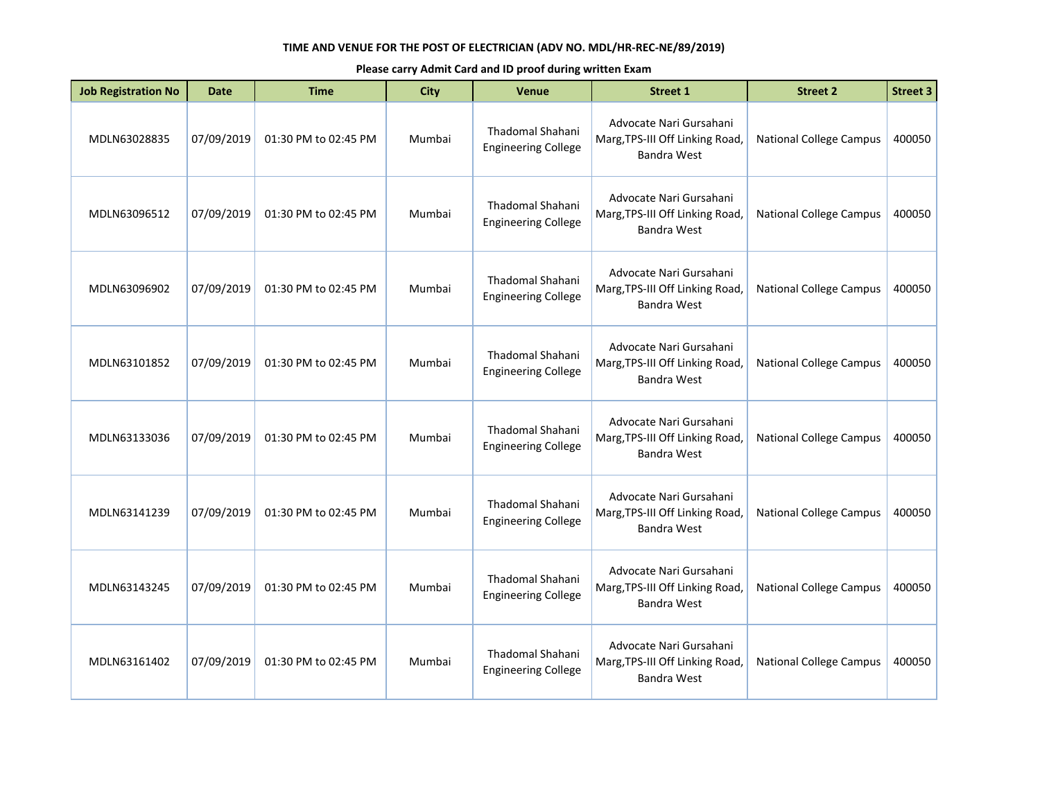**TIME AND VENUE FOR THE POST OF ELECTRICIAN (ADV NO. MDL/HR-REC-NE/89/2019)**

**Please carry Admit Card and ID proof during written Exam**

| Job Registration No | Date | Time | City | Venue | Street 1 | Street 2 | Street 3 |
|---|---|---|---|---|---|---|---|
| MDLN63028835 | 07/09/2019 | 01:30 PM to 02:45 PM | Mumbai | Thadomal Shahani Engineering College | Advocate Nari Gursahani Marg,TPS-III Off Linking Road, Bandra West | National College Campus | 400050 |
| MDLN63096512 | 07/09/2019 | 01:30 PM to 02:45 PM | Mumbai | Thadomal Shahani Engineering College | Advocate Nari Gursahani Marg,TPS-III Off Linking Road, Bandra West | National College Campus | 400050 |
| MDLN63096902 | 07/09/2019 | 01:30 PM to 02:45 PM | Mumbai | Thadomal Shahani Engineering College | Advocate Nari Gursahani Marg,TPS-III Off Linking Road, Bandra West | National College Campus | 400050 |
| MDLN63101852 | 07/09/2019 | 01:30 PM to 02:45 PM | Mumbai | Thadomal Shahani Engineering College | Advocate Nari Gursahani Marg,TPS-III Off Linking Road, Bandra West | National College Campus | 400050 |
| MDLN63133036 | 07/09/2019 | 01:30 PM to 02:45 PM | Mumbai | Thadomal Shahani Engineering College | Advocate Nari Gursahani Marg,TPS-III Off Linking Road, Bandra West | National College Campus | 400050 |
| MDLN63141239 | 07/09/2019 | 01:30 PM to 02:45 PM | Mumbai | Thadomal Shahani Engineering College | Advocate Nari Gursahani Marg,TPS-III Off Linking Road, Bandra West | National College Campus | 400050 |
| MDLN63143245 | 07/09/2019 | 01:30 PM to 02:45 PM | Mumbai | Thadomal Shahani Engineering College | Advocate Nari Gursahani Marg,TPS-III Off Linking Road, Bandra West | National College Campus | 400050 |
| MDLN63161402 | 07/09/2019 | 01:30 PM to 02:45 PM | Mumbai | Thadomal Shahani Engineering College | Advocate Nari Gursahani Marg,TPS-III Off Linking Road, Bandra West | National College Campus | 400050 |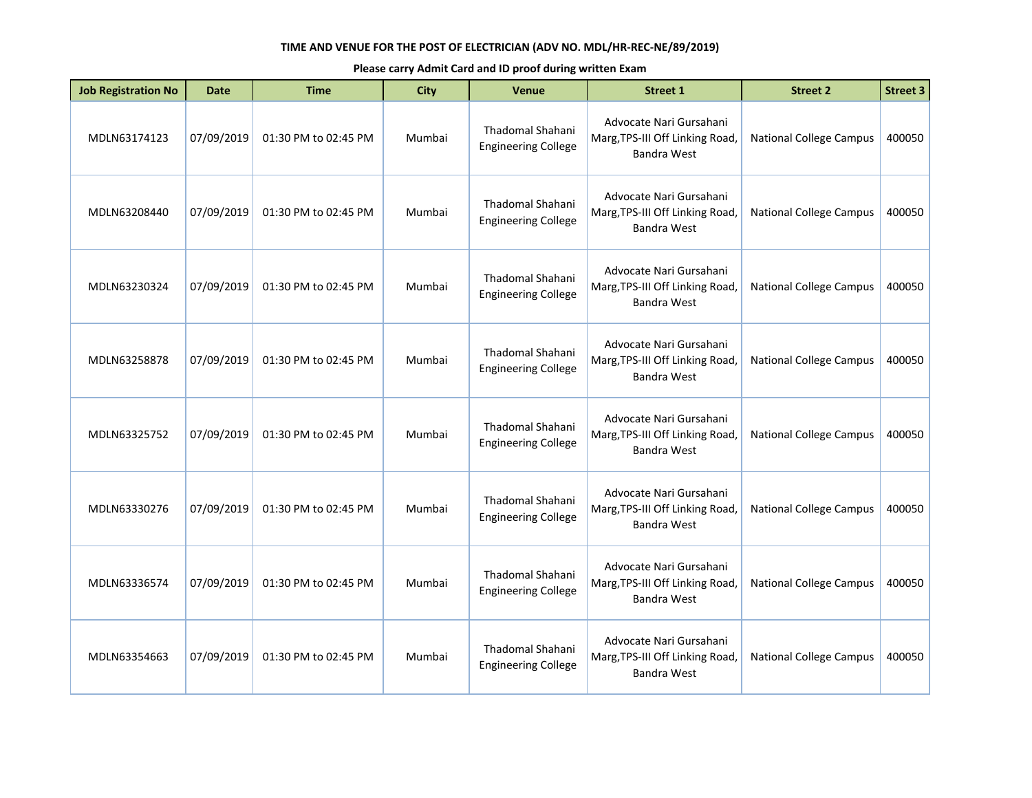**TIME AND VENUE FOR THE POST OF ELECTRICIAN (ADV NO. MDL/HR-REC-NE/89/2019)**

**Please carry Admit Card and ID proof during written Exam**

| Job Registration No | Date | Time | City | Venue | Street 1 | Street 2 | Street 3 |
|---|---|---|---|---|---|---|---|
| MDLN63174123 | 07/09/2019 | 01:30 PM to 02:45 PM | Mumbai | Thadomal Shahani Engineering College | Advocate Nari Gursahani Marg,TPS-III Off Linking Road, Bandra West | National College Campus | 400050 |
| MDLN63208440 | 07/09/2019 | 01:30 PM to 02:45 PM | Mumbai | Thadomal Shahani Engineering College | Advocate Nari Gursahani Marg,TPS-III Off Linking Road, Bandra West | National College Campus | 400050 |
| MDLN63230324 | 07/09/2019 | 01:30 PM to 02:45 PM | Mumbai | Thadomal Shahani Engineering College | Advocate Nari Gursahani Marg,TPS-III Off Linking Road, Bandra West | National College Campus | 400050 |
| MDLN63258878 | 07/09/2019 | 01:30 PM to 02:45 PM | Mumbai | Thadomal Shahani Engineering College | Advocate Nari Gursahani Marg,TPS-III Off Linking Road, Bandra West | National College Campus | 400050 |
| MDLN63325752 | 07/09/2019 | 01:30 PM to 02:45 PM | Mumbai | Thadomal Shahani Engineering College | Advocate Nari Gursahani Marg,TPS-III Off Linking Road, Bandra West | National College Campus | 400050 |
| MDLN63330276 | 07/09/2019 | 01:30 PM to 02:45 PM | Mumbai | Thadomal Shahani Engineering College | Advocate Nari Gursahani Marg,TPS-III Off Linking Road, Bandra West | National College Campus | 400050 |
| MDLN63336574 | 07/09/2019 | 01:30 PM to 02:45 PM | Mumbai | Thadomal Shahani Engineering College | Advocate Nari Gursahani Marg,TPS-III Off Linking Road, Bandra West | National College Campus | 400050 |
| MDLN63354663 | 07/09/2019 | 01:30 PM to 02:45 PM | Mumbai | Thadomal Shahani Engineering College | Advocate Nari Gursahani Marg,TPS-III Off Linking Road, Bandra West | National College Campus | 400050 |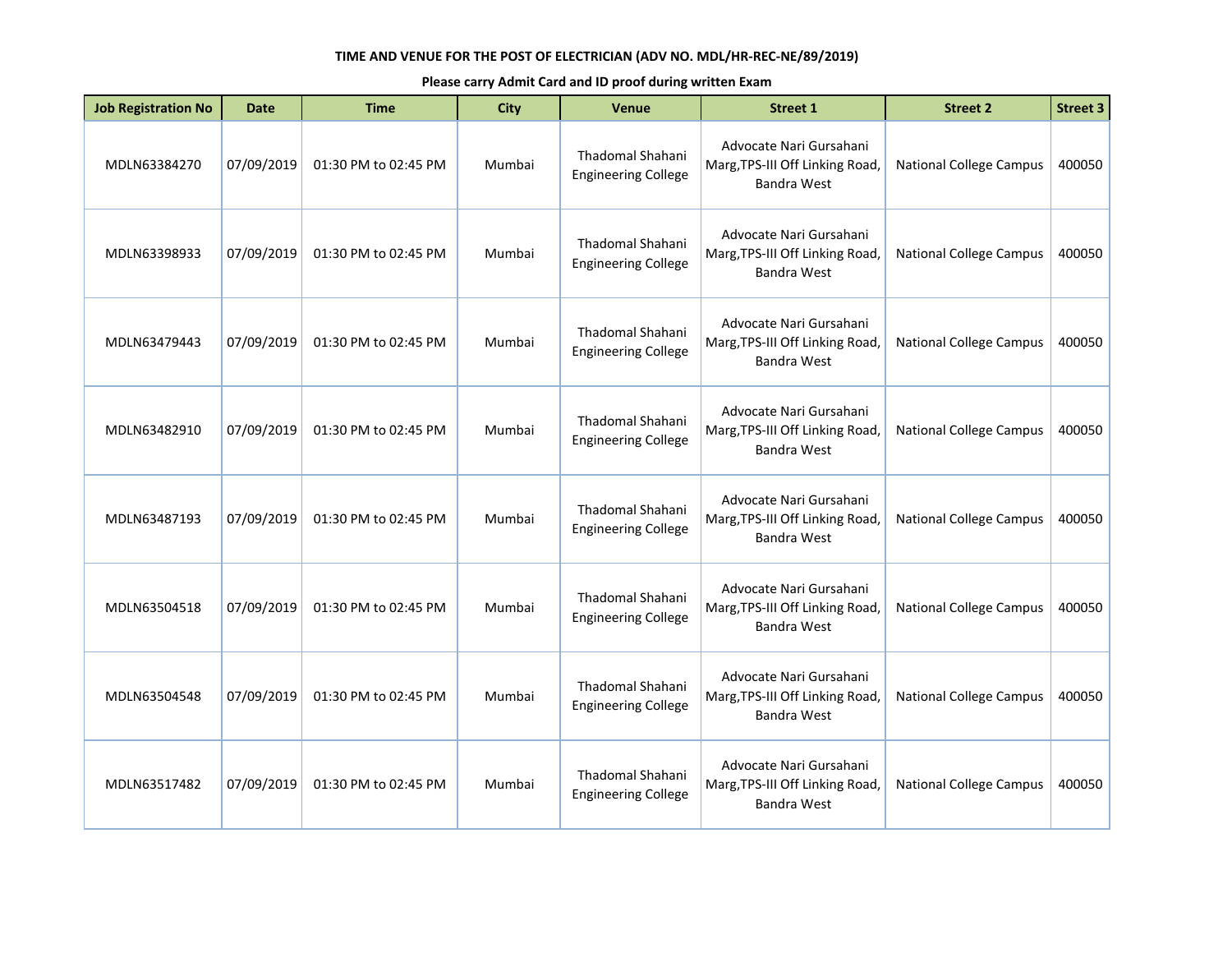**TIME AND VENUE FOR THE POST OF ELECTRICIAN (ADV NO. MDL/HR-REC-NE/89/2019)**

**Please carry Admit Card and ID proof during written Exam**

| Job Registration No | Date | Time | City | Venue | Street 1 | Street 2 | Street 3 |
|---|---|---|---|---|---|---|---|
| MDLN63384270 | 07/09/2019 | 01:30 PM to 02:45 PM | Mumbai | Thadomal Shahani Engineering College | Advocate Nari Gursahani Marg,TPS-III Off Linking Road, Bandra West | National College Campus | 400050 |
| MDLN63398933 | 07/09/2019 | 01:30 PM to 02:45 PM | Mumbai | Thadomal Shahani Engineering College | Advocate Nari Gursahani Marg,TPS-III Off Linking Road, Bandra West | National College Campus | 400050 |
| MDLN63479443 | 07/09/2019 | 01:30 PM to 02:45 PM | Mumbai | Thadomal Shahani Engineering College | Advocate Nari Gursahani Marg,TPS-III Off Linking Road, Bandra West | National College Campus | 400050 |
| MDLN63482910 | 07/09/2019 | 01:30 PM to 02:45 PM | Mumbai | Thadomal Shahani Engineering College | Advocate Nari Gursahani Marg,TPS-III Off Linking Road, Bandra West | National College Campus | 400050 |
| MDLN63487193 | 07/09/2019 | 01:30 PM to 02:45 PM | Mumbai | Thadomal Shahani Engineering College | Advocate Nari Gursahani Marg,TPS-III Off Linking Road, Bandra West | National College Campus | 400050 |
| MDLN63504518 | 07/09/2019 | 01:30 PM to 02:45 PM | Mumbai | Thadomal Shahani Engineering College | Advocate Nari Gursahani Marg,TPS-III Off Linking Road, Bandra West | National College Campus | 400050 |
| MDLN63504548 | 07/09/2019 | 01:30 PM to 02:45 PM | Mumbai | Thadomal Shahani Engineering College | Advocate Nari Gursahani Marg,TPS-III Off Linking Road, Bandra West | National College Campus | 400050 |
| MDLN63517482 | 07/09/2019 | 01:30 PM to 02:45 PM | Mumbai | Thadomal Shahani Engineering College | Advocate Nari Gursahani Marg,TPS-III Off Linking Road, Bandra West | National College Campus | 400050 |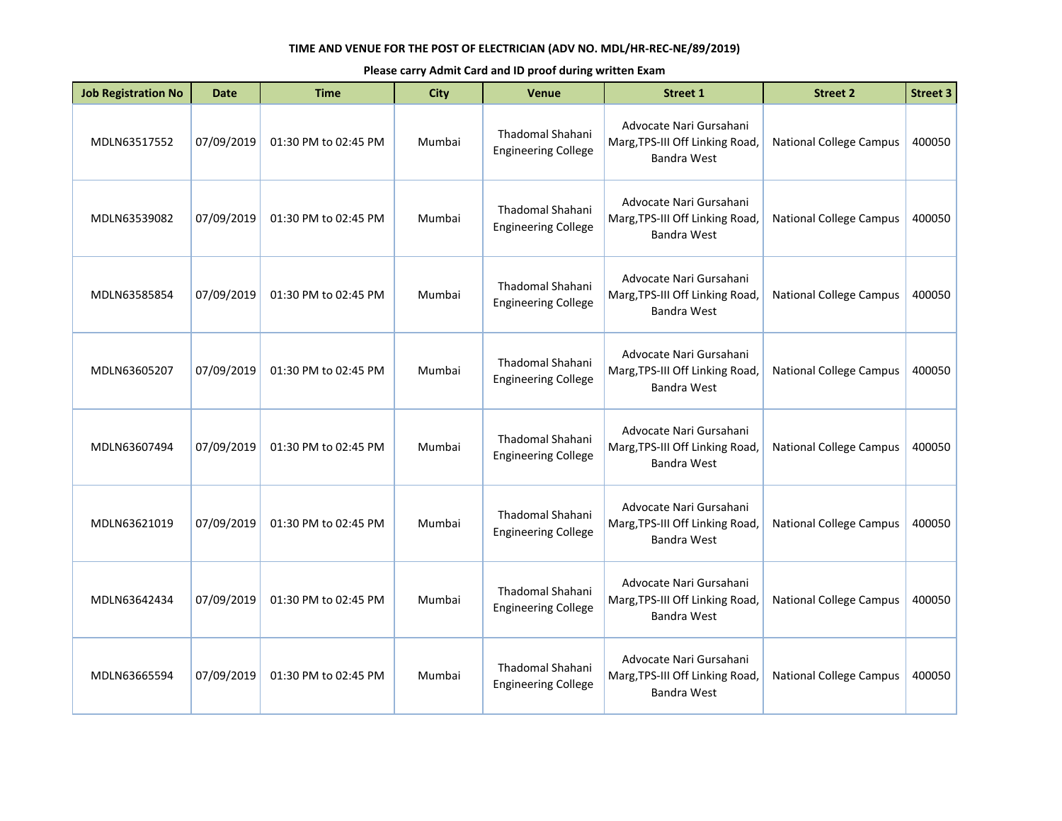**TIME AND VENUE FOR THE POST OF ELECTRICIAN (ADV NO. MDL/HR-REC-NE/89/2019)**

**Please carry Admit Card and ID proof during written Exam**

| Job Registration No | Date | Time | City | Venue | Street 1 | Street 2 | Street 3 |
|---|---|---|---|---|---|---|---|
| MDLN63517552 | 07/09/2019 | 01:30 PM to 02:45 PM | Mumbai | Thadomal Shahani Engineering College | Advocate Nari Gursahani Marg,TPS-III Off Linking Road, Bandra West | National College Campus | 400050 |
| MDLN63539082 | 07/09/2019 | 01:30 PM to 02:45 PM | Mumbai | Thadomal Shahani Engineering College | Advocate Nari Gursahani Marg,TPS-III Off Linking Road, Bandra West | National College Campus | 400050 |
| MDLN63585854 | 07/09/2019 | 01:30 PM to 02:45 PM | Mumbai | Thadomal Shahani Engineering College | Advocate Nari Gursahani Marg,TPS-III Off Linking Road, Bandra West | National College Campus | 400050 |
| MDLN63605207 | 07/09/2019 | 01:30 PM to 02:45 PM | Mumbai | Thadomal Shahani Engineering College | Advocate Nari Gursahani Marg,TPS-III Off Linking Road, Bandra West | National College Campus | 400050 |
| MDLN63607494 | 07/09/2019 | 01:30 PM to 02:45 PM | Mumbai | Thadomal Shahani Engineering College | Advocate Nari Gursahani Marg,TPS-III Off Linking Road, Bandra West | National College Campus | 400050 |
| MDLN63621019 | 07/09/2019 | 01:30 PM to 02:45 PM | Mumbai | Thadomal Shahani Engineering College | Advocate Nari Gursahani Marg,TPS-III Off Linking Road, Bandra West | National College Campus | 400050 |
| MDLN63642434 | 07/09/2019 | 01:30 PM to 02:45 PM | Mumbai | Thadomal Shahani Engineering College | Advocate Nari Gursahani Marg,TPS-III Off Linking Road, Bandra West | National College Campus | 400050 |
| MDLN63665594 | 07/09/2019 | 01:30 PM to 02:45 PM | Mumbai | Thadomal Shahani Engineering College | Advocate Nari Gursahani Marg,TPS-III Off Linking Road, Bandra West | National College Campus | 400050 |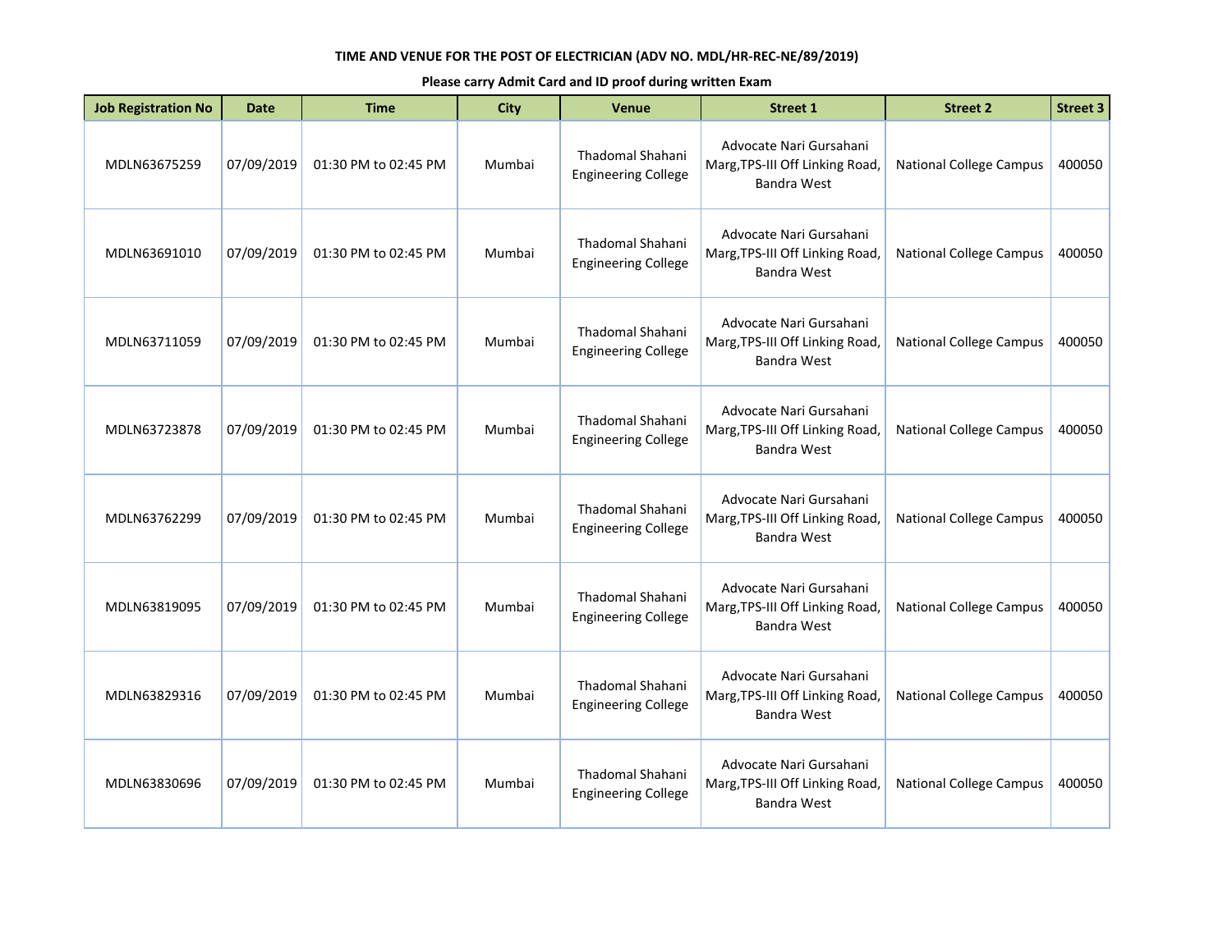**TIME AND VENUE FOR THE POST OF ELECTRICIAN (ADV NO. MDL/HR-REC-NE/89/2019)**

**Please carry Admit Card and ID proof during written Exam**

| Job Registration No | Date | Time | City | Venue | Street 1 | Street 2 | Street 3 |
|---|---|---|---|---|---|---|---|
| MDLN63675259 | 07/09/2019 | 01:30 PM to 02:45 PM | Mumbai | Thadomal Shahani Engineering College | Advocate Nari Gursahani Marg,TPS-III Off Linking Road, Bandra West | National College Campus | 400050 |
| MDLN63691010 | 07/09/2019 | 01:30 PM to 02:45 PM | Mumbai | Thadomal Shahani Engineering College | Advocate Nari Gursahani Marg,TPS-III Off Linking Road, Bandra West | National College Campus | 400050 |
| MDLN63711059 | 07/09/2019 | 01:30 PM to 02:45 PM | Mumbai | Thadomal Shahani Engineering College | Advocate Nari Gursahani Marg,TPS-III Off Linking Road, Bandra West | National College Campus | 400050 |
| MDLN63723878 | 07/09/2019 | 01:30 PM to 02:45 PM | Mumbai | Thadomal Shahani Engineering College | Advocate Nari Gursahani Marg,TPS-III Off Linking Road, Bandra West | National College Campus | 400050 |
| MDLN63762299 | 07/09/2019 | 01:30 PM to 02:45 PM | Mumbai | Thadomal Shahani Engineering College | Advocate Nari Gursahani Marg,TPS-III Off Linking Road, Bandra West | National College Campus | 400050 |
| MDLN63819095 | 07/09/2019 | 01:30 PM to 02:45 PM | Mumbai | Thadomal Shahani Engineering College | Advocate Nari Gursahani Marg,TPS-III Off Linking Road, Bandra West | National College Campus | 400050 |
| MDLN63829316 | 07/09/2019 | 01:30 PM to 02:45 PM | Mumbai | Thadomal Shahani Engineering College | Advocate Nari Gursahani Marg,TPS-III Off Linking Road, Bandra West | National College Campus | 400050 |
| MDLN63830696 | 07/09/2019 | 01:30 PM to 02:45 PM | Mumbai | Thadomal Shahani Engineering College | Advocate Nari Gursahani Marg,TPS-III Off Linking Road, Bandra West | National College Campus | 400050 |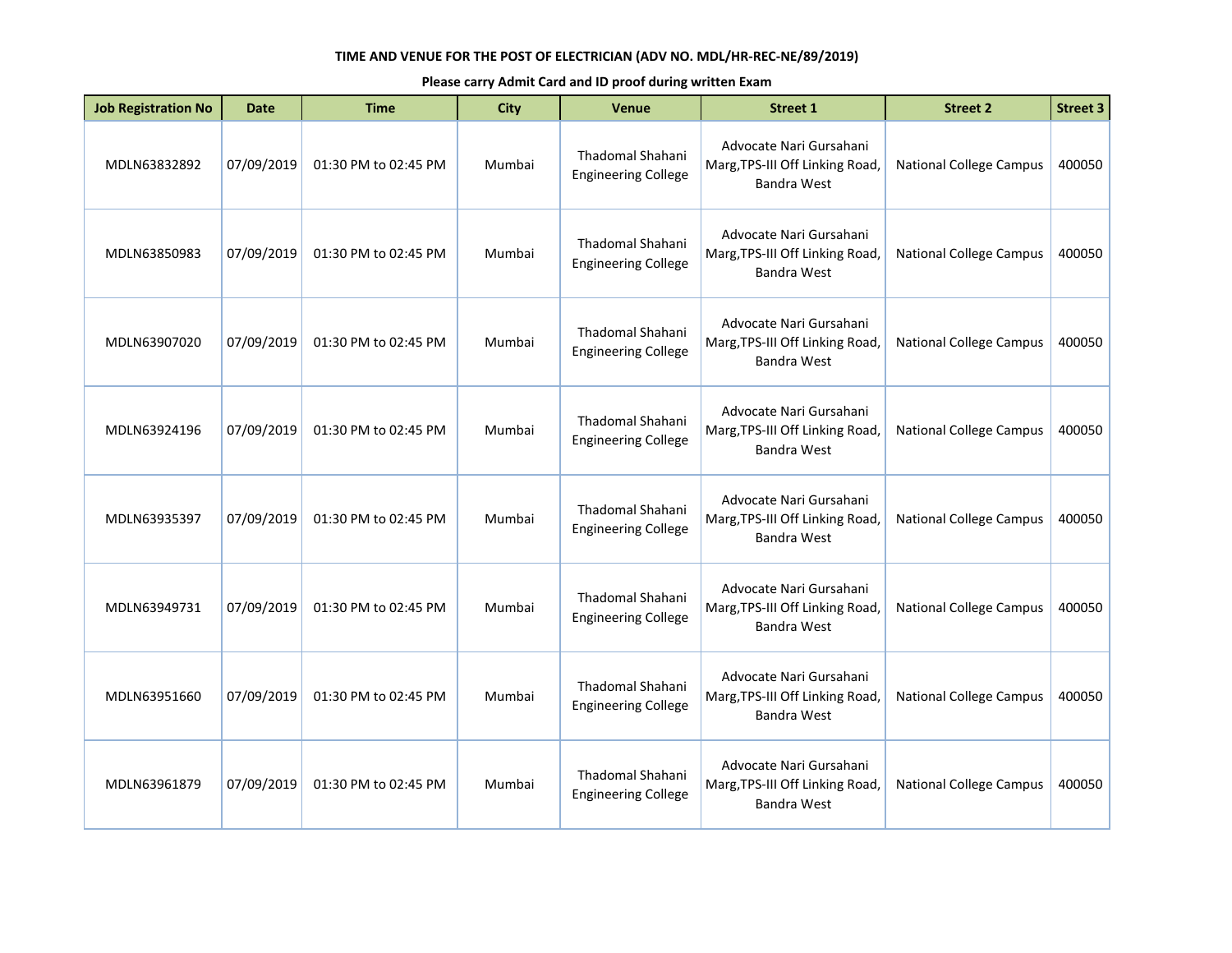**TIME AND VENUE FOR THE POST OF ELECTRICIAN (ADV NO. MDL/HR-REC-NE/89/2019)**

**Please carry Admit Card and ID proof during written Exam**

| Job Registration No | Date | Time | City | Venue | Street 1 | Street 2 | Street 3 |
|---|---|---|---|---|---|---|---|
| MDLN63832892 | 07/09/2019 | 01:30 PM to 02:45 PM | Mumbai | Thadomal Shahani Engineering College | Advocate Nari Gursahani Marg,TPS-III Off Linking Road, Bandra West | National College Campus | 400050 |
| MDLN63850983 | 07/09/2019 | 01:30 PM to 02:45 PM | Mumbai | Thadomal Shahani Engineering College | Advocate Nari Gursahani Marg,TPS-III Off Linking Road, Bandra West | National College Campus | 400050 |
| MDLN63907020 | 07/09/2019 | 01:30 PM to 02:45 PM | Mumbai | Thadomal Shahani Engineering College | Advocate Nari Gursahani Marg,TPS-III Off Linking Road, Bandra West | National College Campus | 400050 |
| MDLN63924196 | 07/09/2019 | 01:30 PM to 02:45 PM | Mumbai | Thadomal Shahani Engineering College | Advocate Nari Gursahani Marg,TPS-III Off Linking Road, Bandra West | National College Campus | 400050 |
| MDLN63935397 | 07/09/2019 | 01:30 PM to 02:45 PM | Mumbai | Thadomal Shahani Engineering College | Advocate Nari Gursahani Marg,TPS-III Off Linking Road, Bandra West | National College Campus | 400050 |
| MDLN63949731 | 07/09/2019 | 01:30 PM to 02:45 PM | Mumbai | Thadomal Shahani Engineering College | Advocate Nari Gursahani Marg,TPS-III Off Linking Road, Bandra West | National College Campus | 400050 |
| MDLN63951660 | 07/09/2019 | 01:30 PM to 02:45 PM | Mumbai | Thadomal Shahani Engineering College | Advocate Nari Gursahani Marg,TPS-III Off Linking Road, Bandra West | National College Campus | 400050 |
| MDLN63961879 | 07/09/2019 | 01:30 PM to 02:45 PM | Mumbai | Thadomal Shahani Engineering College | Advocate Nari Gursahani Marg,TPS-III Off Linking Road, Bandra West | National College Campus | 400050 |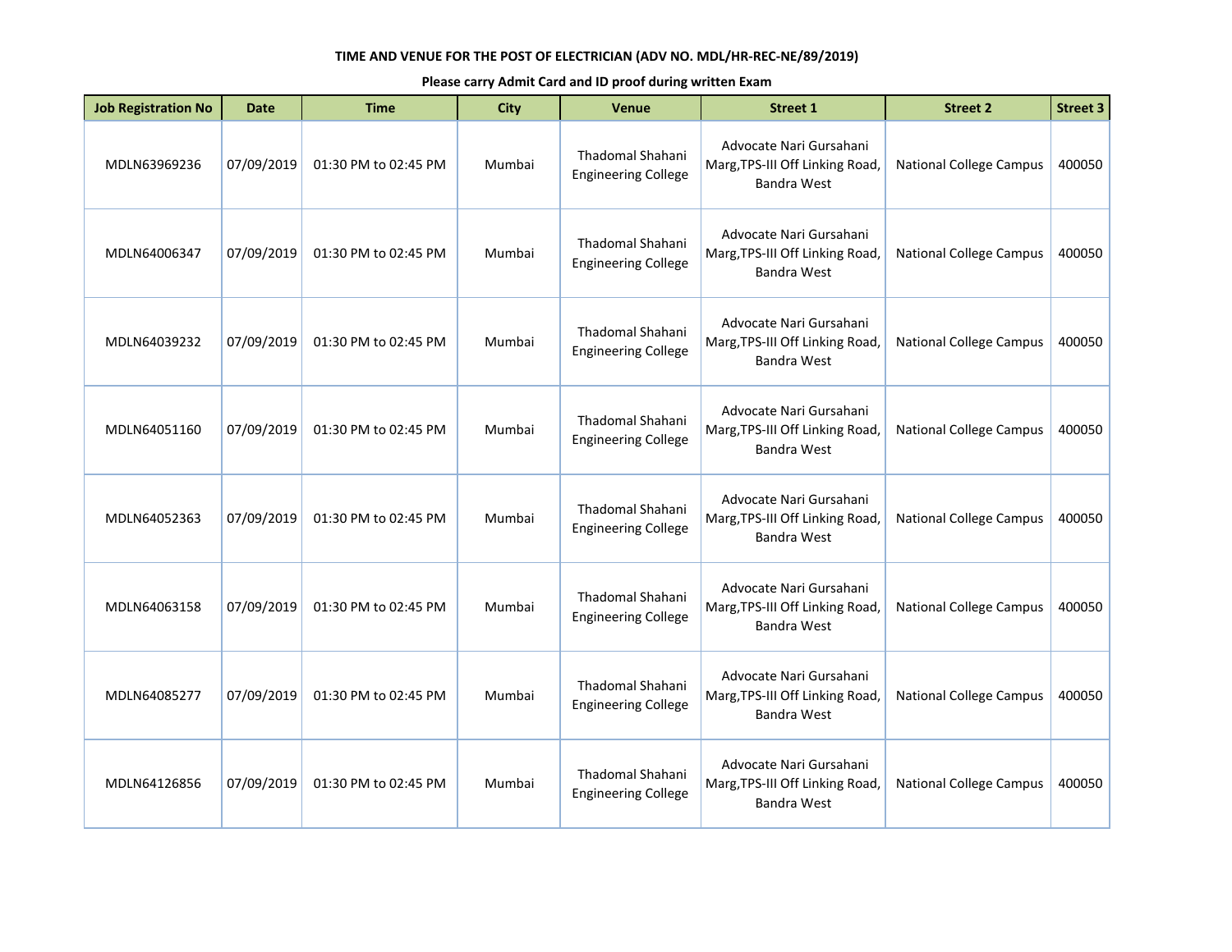**TIME AND VENUE FOR THE POST OF ELECTRICIAN (ADV NO. MDL/HR-REC-NE/89/2019)**

**Please carry Admit Card and ID proof during written Exam**

| Job Registration No | Date | Time | City | Venue | Street 1 | Street 2 | Street 3 |
|---|---|---|---|---|---|---|---|
| MDLN63969236 | 07/09/2019 | 01:30 PM to 02:45 PM | Mumbai | Thadomal Shahani Engineering College | Advocate Nari Gursahani Marg,TPS-III Off Linking Road, Bandra West | National College Campus | 400050 |
| MDLN64006347 | 07/09/2019 | 01:30 PM to 02:45 PM | Mumbai | Thadomal Shahani Engineering College | Advocate Nari Gursahani Marg,TPS-III Off Linking Road, Bandra West | National College Campus | 400050 |
| MDLN64039232 | 07/09/2019 | 01:30 PM to 02:45 PM | Mumbai | Thadomal Shahani Engineering College | Advocate Nari Gursahani Marg,TPS-III Off Linking Road, Bandra West | National College Campus | 400050 |
| MDLN64051160 | 07/09/2019 | 01:30 PM to 02:45 PM | Mumbai | Thadomal Shahani Engineering College | Advocate Nari Gursahani Marg,TPS-III Off Linking Road, Bandra West | National College Campus | 400050 |
| MDLN64052363 | 07/09/2019 | 01:30 PM to 02:45 PM | Mumbai | Thadomal Shahani Engineering College | Advocate Nari Gursahani Marg,TPS-III Off Linking Road, Bandra West | National College Campus | 400050 |
| MDLN64063158 | 07/09/2019 | 01:30 PM to 02:45 PM | Mumbai | Thadomal Shahani Engineering College | Advocate Nari Gursahani Marg,TPS-III Off Linking Road, Bandra West | National College Campus | 400050 |
| MDLN64085277 | 07/09/2019 | 01:30 PM to 02:45 PM | Mumbai | Thadomal Shahani Engineering College | Advocate Nari Gursahani Marg,TPS-III Off Linking Road, Bandra West | National College Campus | 400050 |
| MDLN64126856 | 07/09/2019 | 01:30 PM to 02:45 PM | Mumbai | Thadomal Shahani Engineering College | Advocate Nari Gursahani Marg,TPS-III Off Linking Road, Bandra West | National College Campus | 400050 |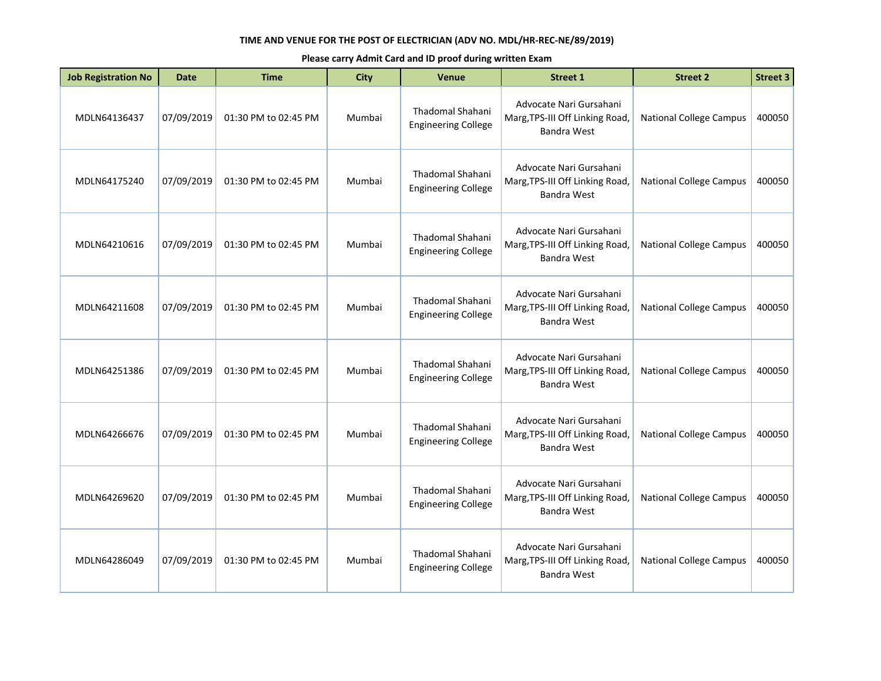**TIME AND VENUE FOR THE POST OF ELECTRICIAN (ADV NO. MDL/HR-REC-NE/89/2019)**

**Please carry Admit Card and ID proof during written Exam**

| Job Registration No | Date | Time | City | Venue | Street 1 | Street 2 | Street 3 |
|---|---|---|---|---|---|---|---|
| MDLN64136437 | 07/09/2019 | 01:30 PM to 02:45 PM | Mumbai | Thadomal Shahani Engineering College | Advocate Nari Gursahani Marg,TPS-III Off Linking Road, Bandra West | National College Campus | 400050 |
| MDLN64175240 | 07/09/2019 | 01:30 PM to 02:45 PM | Mumbai | Thadomal Shahani Engineering College | Advocate Nari Gursahani Marg,TPS-III Off Linking Road, Bandra West | National College Campus | 400050 |
| MDLN64210616 | 07/09/2019 | 01:30 PM to 02:45 PM | Mumbai | Thadomal Shahani Engineering College | Advocate Nari Gursahani Marg,TPS-III Off Linking Road, Bandra West | National College Campus | 400050 |
| MDLN64211608 | 07/09/2019 | 01:30 PM to 02:45 PM | Mumbai | Thadomal Shahani Engineering College | Advocate Nari Gursahani Marg,TPS-III Off Linking Road, Bandra West | National College Campus | 400050 |
| MDLN64251386 | 07/09/2019 | 01:30 PM to 02:45 PM | Mumbai | Thadomal Shahani Engineering College | Advocate Nari Gursahani Marg,TPS-III Off Linking Road, Bandra West | National College Campus | 400050 |
| MDLN64266676 | 07/09/2019 | 01:30 PM to 02:45 PM | Mumbai | Thadomal Shahani Engineering College | Advocate Nari Gursahani Marg,TPS-III Off Linking Road, Bandra West | National College Campus | 400050 |
| MDLN64269620 | 07/09/2019 | 01:30 PM to 02:45 PM | Mumbai | Thadomal Shahani Engineering College | Advocate Nari Gursahani Marg,TPS-III Off Linking Road, Bandra West | National College Campus | 400050 |
| MDLN64286049 | 07/09/2019 | 01:30 PM to 02:45 PM | Mumbai | Thadomal Shahani Engineering College | Advocate Nari Gursahani Marg,TPS-III Off Linking Road, Bandra West | National College Campus | 400050 |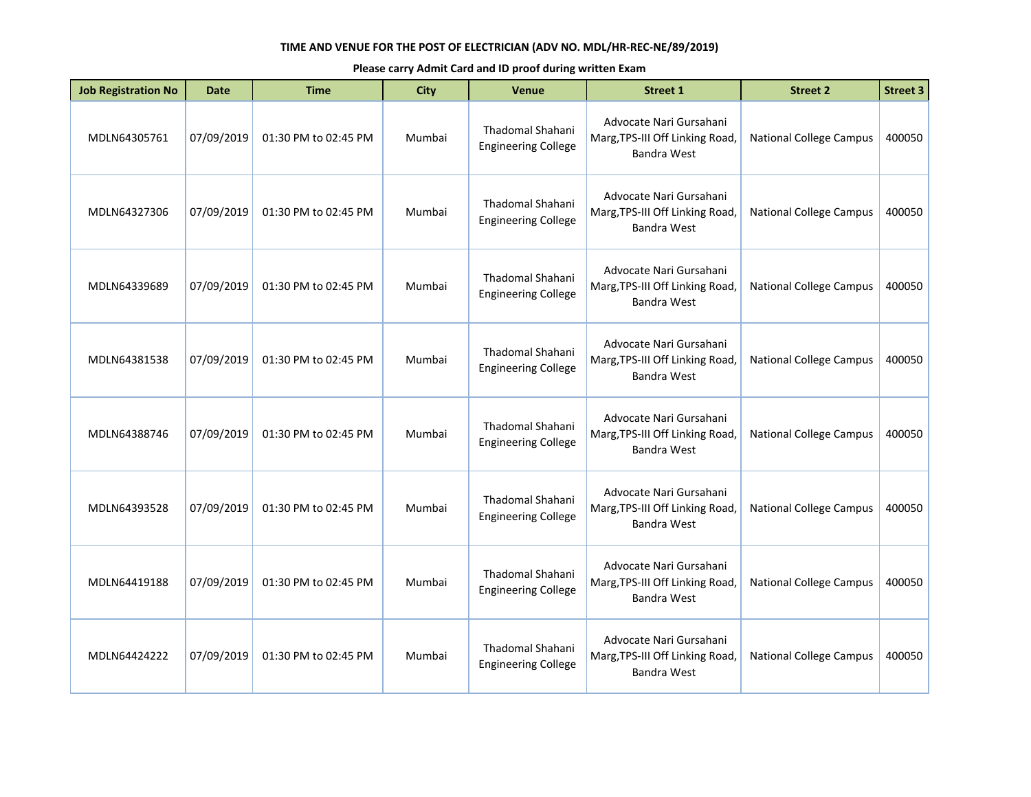**TIME AND VENUE FOR THE POST OF ELECTRICIAN (ADV NO. MDL/HR-REC-NE/89/2019)**

**Please carry Admit Card and ID proof during written Exam**

| Job Registration No | Date | Time | City | Venue | Street 1 | Street 2 | Street 3 |
|---|---|---|---|---|---|---|---|
| MDLN64305761 | 07/09/2019 | 01:30 PM to 02:45 PM | Mumbai | Thadomal Shahani Engineering College | Advocate Nari Gursahani Marg,TPS-III Off Linking Road, Bandra West | National College Campus | 400050 |
| MDLN64327306 | 07/09/2019 | 01:30 PM to 02:45 PM | Mumbai | Thadomal Shahani Engineering College | Advocate Nari Gursahani Marg,TPS-III Off Linking Road, Bandra West | National College Campus | 400050 |
| MDLN64339689 | 07/09/2019 | 01:30 PM to 02:45 PM | Mumbai | Thadomal Shahani Engineering College | Advocate Nari Gursahani Marg,TPS-III Off Linking Road, Bandra West | National College Campus | 400050 |
| MDLN64381538 | 07/09/2019 | 01:30 PM to 02:45 PM | Mumbai | Thadomal Shahani Engineering College | Advocate Nari Gursahani Marg,TPS-III Off Linking Road, Bandra West | National College Campus | 400050 |
| MDLN64388746 | 07/09/2019 | 01:30 PM to 02:45 PM | Mumbai | Thadomal Shahani Engineering College | Advocate Nari Gursahani Marg,TPS-III Off Linking Road, Bandra West | National College Campus | 400050 |
| MDLN64393528 | 07/09/2019 | 01:30 PM to 02:45 PM | Mumbai | Thadomal Shahani Engineering College | Advocate Nari Gursahani Marg,TPS-III Off Linking Road, Bandra West | National College Campus | 400050 |
| MDLN64419188 | 07/09/2019 | 01:30 PM to 02:45 PM | Mumbai | Thadomal Shahani Engineering College | Advocate Nari Gursahani Marg,TPS-III Off Linking Road, Bandra West | National College Campus | 400050 |
| MDLN64424222 | 07/09/2019 | 01:30 PM to 02:45 PM | Mumbai | Thadomal Shahani Engineering College | Advocate Nari Gursahani Marg,TPS-III Off Linking Road, Bandra West | National College Campus | 400050 |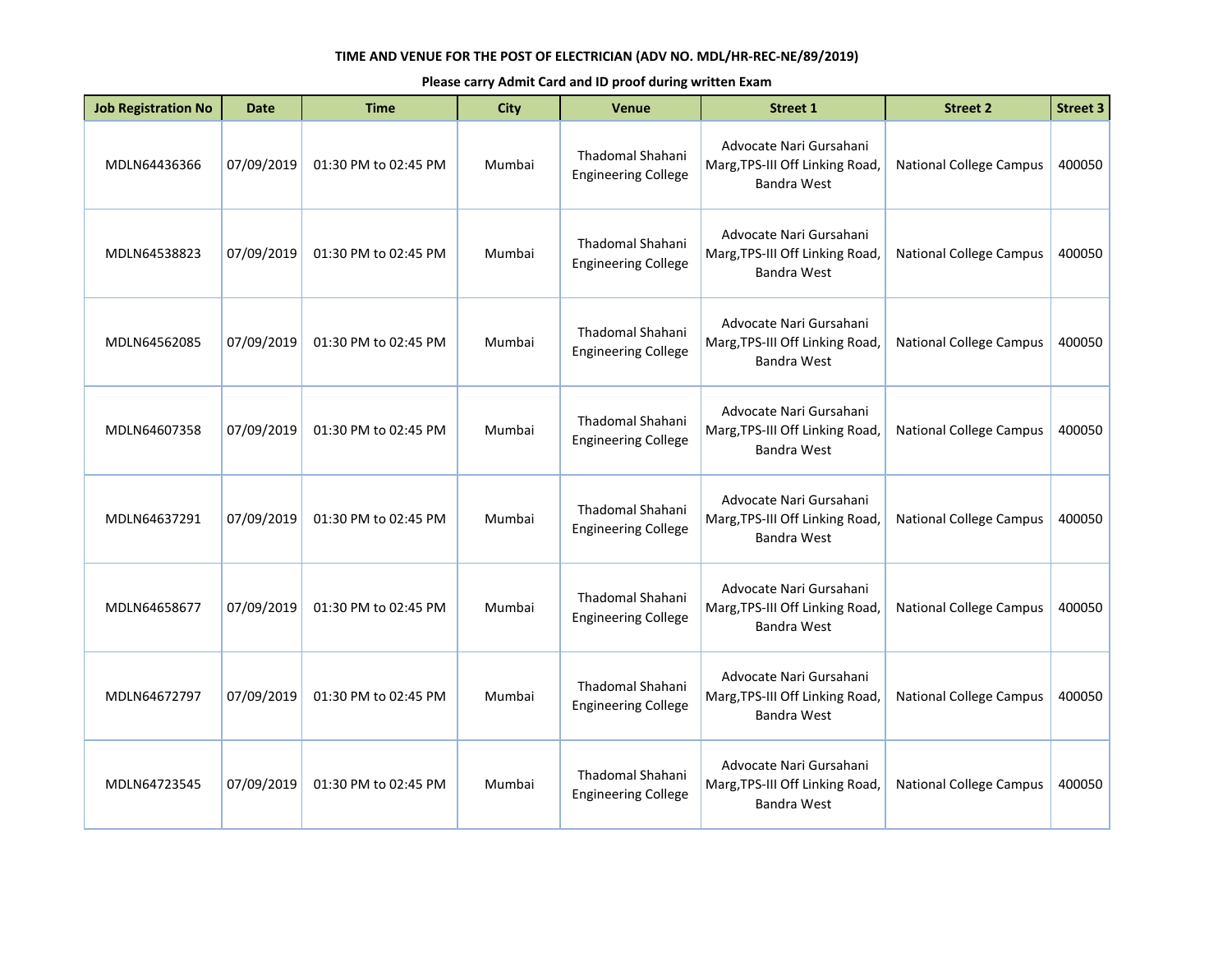**TIME AND VENUE FOR THE POST OF ELECTRICIAN (ADV NO. MDL/HR-REC-NE/89/2019)**

**Please carry Admit Card and ID proof during written Exam**

| Job Registration No | Date | Time | City | Venue | Street 1 | Street 2 | Street 3 |
|---|---|---|---|---|---|---|---|
| MDLN64436366 | 07/09/2019 | 01:30 PM to 02:45 PM | Mumbai | Thadomal Shahani Engineering College | Advocate Nari Gursahani Marg,TPS-III Off Linking Road, Bandra West | National College Campus | 400050 |
| MDLN64538823 | 07/09/2019 | 01:30 PM to 02:45 PM | Mumbai | Thadomal Shahani Engineering College | Advocate Nari Gursahani Marg,TPS-III Off Linking Road, Bandra West | National College Campus | 400050 |
| MDLN64562085 | 07/09/2019 | 01:30 PM to 02:45 PM | Mumbai | Thadomal Shahani Engineering College | Advocate Nari Gursahani Marg,TPS-III Off Linking Road, Bandra West | National College Campus | 400050 |
| MDLN64607358 | 07/09/2019 | 01:30 PM to 02:45 PM | Mumbai | Thadomal Shahani Engineering College | Advocate Nari Gursahani Marg,TPS-III Off Linking Road, Bandra West | National College Campus | 400050 |
| MDLN64637291 | 07/09/2019 | 01:30 PM to 02:45 PM | Mumbai | Thadomal Shahani Engineering College | Advocate Nari Gursahani Marg,TPS-III Off Linking Road, Bandra West | National College Campus | 400050 |
| MDLN64658677 | 07/09/2019 | 01:30 PM to 02:45 PM | Mumbai | Thadomal Shahani Engineering College | Advocate Nari Gursahani Marg,TPS-III Off Linking Road, Bandra West | National College Campus | 400050 |
| MDLN64672797 | 07/09/2019 | 01:30 PM to 02:45 PM | Mumbai | Thadomal Shahani Engineering College | Advocate Nari Gursahani Marg,TPS-III Off Linking Road, Bandra West | National College Campus | 400050 |
| MDLN64723545 | 07/09/2019 | 01:30 PM to 02:45 PM | Mumbai | Thadomal Shahani Engineering College | Advocate Nari Gursahani Marg,TPS-III Off Linking Road, Bandra West | National College Campus | 400050 |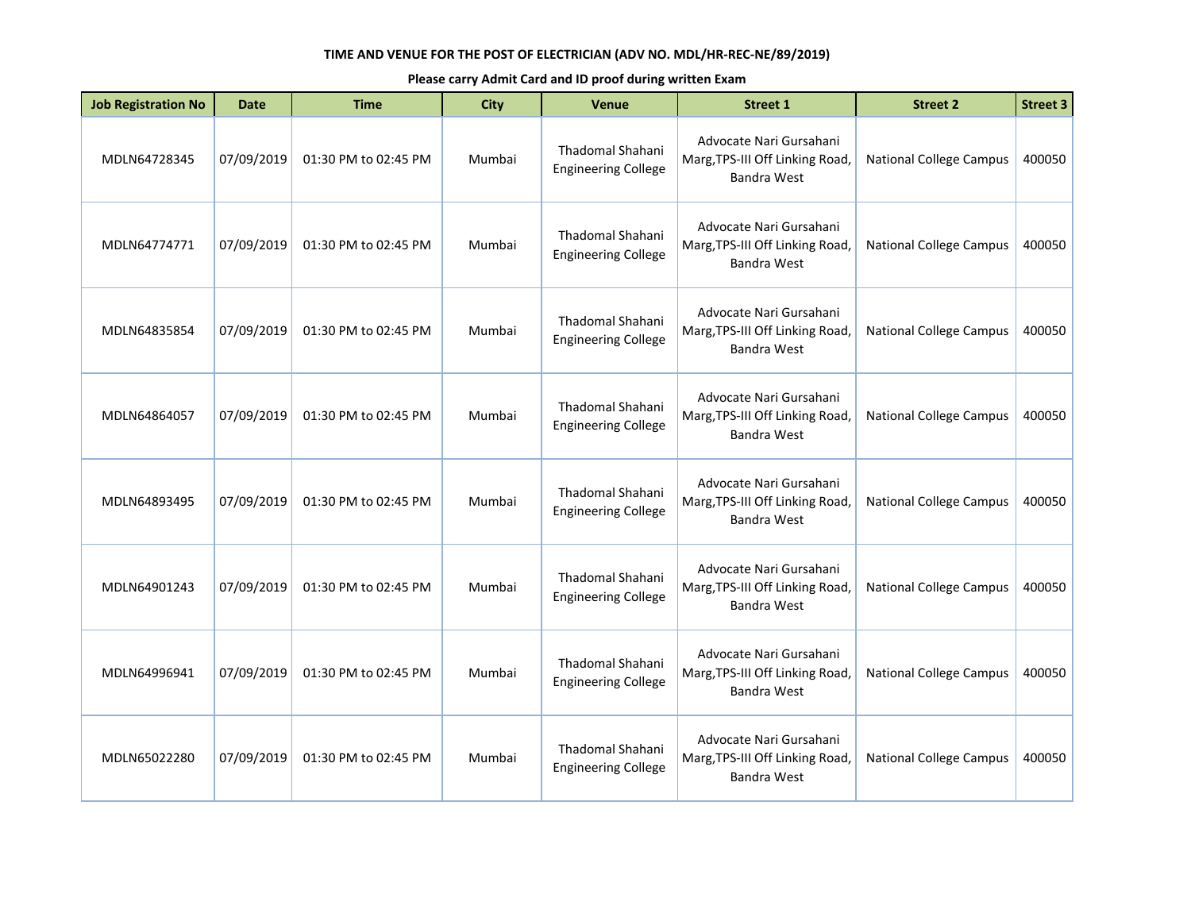**TIME AND VENUE FOR THE POST OF ELECTRICIAN (ADV NO. MDL/HR-REC-NE/89/2019)**

**Please carry Admit Card and ID proof during written Exam**

| Job Registration No | Date | Time | City | Venue | Street 1 | Street 2 | Street 3 |
|---|---|---|---|---|---|---|---|
| MDLN64728345 | 07/09/2019 | 01:30 PM to 02:45 PM | Mumbai | Thadomal Shahani Engineering College | Advocate Nari Gursahani Marg,TPS-III Off Linking Road, Bandra West | National College Campus | 400050 |
| MDLN64774771 | 07/09/2019 | 01:30 PM to 02:45 PM | Mumbai | Thadomal Shahani Engineering College | Advocate Nari Gursahani Marg,TPS-III Off Linking Road, Bandra West | National College Campus | 400050 |
| MDLN64835854 | 07/09/2019 | 01:30 PM to 02:45 PM | Mumbai | Thadomal Shahani Engineering College | Advocate Nari Gursahani Marg,TPS-III Off Linking Road, Bandra West | National College Campus | 400050 |
| MDLN64864057 | 07/09/2019 | 01:30 PM to 02:45 PM | Mumbai | Thadomal Shahani Engineering College | Advocate Nari Gursahani Marg,TPS-III Off Linking Road, Bandra West | National College Campus | 400050 |
| MDLN64893495 | 07/09/2019 | 01:30 PM to 02:45 PM | Mumbai | Thadomal Shahani Engineering College | Advocate Nari Gursahani Marg,TPS-III Off Linking Road, Bandra West | National College Campus | 400050 |
| MDLN64901243 | 07/09/2019 | 01:30 PM to 02:45 PM | Mumbai | Thadomal Shahani Engineering College | Advocate Nari Gursahani Marg,TPS-III Off Linking Road, Bandra West | National College Campus | 400050 |
| MDLN64996941 | 07/09/2019 | 01:30 PM to 02:45 PM | Mumbai | Thadomal Shahani Engineering College | Advocate Nari Gursahani Marg,TPS-III Off Linking Road, Bandra West | National College Campus | 400050 |
| MDLN65022280 | 07/09/2019 | 01:30 PM to 02:45 PM | Mumbai | Thadomal Shahani Engineering College | Advocate Nari Gursahani Marg,TPS-III Off Linking Road, Bandra West | National College Campus | 400050 |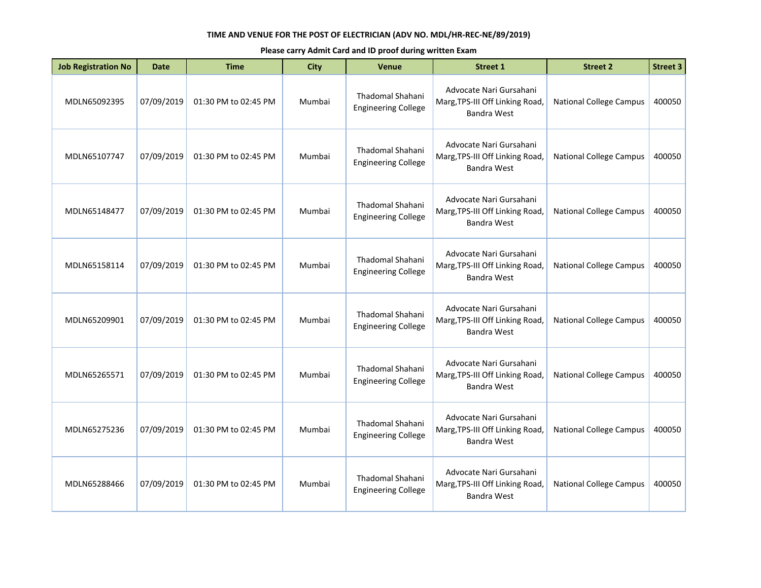**TIME AND VENUE FOR THE POST OF ELECTRICIAN (ADV NO. MDL/HR-REC-NE/89/2019)**

**Please carry Admit Card and ID proof during written Exam**

| Job Registration No | Date | Time | City | Venue | Street 1 | Street 2 | Street 3 |
|---|---|---|---|---|---|---|---|
| MDLN65092395 | 07/09/2019 | 01:30 PM to 02:45 PM | Mumbai | Thadomal Shahani Engineering College | Advocate Nari Gursahani Marg,TPS-III Off Linking Road, Bandra West | National College Campus | 400050 |
| MDLN65107747 | 07/09/2019 | 01:30 PM to 02:45 PM | Mumbai | Thadomal Shahani Engineering College | Advocate Nari Gursahani Marg,TPS-III Off Linking Road, Bandra West | National College Campus | 400050 |
| MDLN65148477 | 07/09/2019 | 01:30 PM to 02:45 PM | Mumbai | Thadomal Shahani Engineering College | Advocate Nari Gursahani Marg,TPS-III Off Linking Road, Bandra West | National College Campus | 400050 |
| MDLN65158114 | 07/09/2019 | 01:30 PM to 02:45 PM | Mumbai | Thadomal Shahani Engineering College | Advocate Nari Gursahani Marg,TPS-III Off Linking Road, Bandra West | National College Campus | 400050 |
| MDLN65209901 | 07/09/2019 | 01:30 PM to 02:45 PM | Mumbai | Thadomal Shahani Engineering College | Advocate Nari Gursahani Marg,TPS-III Off Linking Road, Bandra West | National College Campus | 400050 |
| MDLN65265571 | 07/09/2019 | 01:30 PM to 02:45 PM | Mumbai | Thadomal Shahani Engineering College | Advocate Nari Gursahani Marg,TPS-III Off Linking Road, Bandra West | National College Campus | 400050 |
| MDLN65275236 | 07/09/2019 | 01:30 PM to 02:45 PM | Mumbai | Thadomal Shahani Engineering College | Advocate Nari Gursahani Marg,TPS-III Off Linking Road, Bandra West | National College Campus | 400050 |
| MDLN65288466 | 07/09/2019 | 01:30 PM to 02:45 PM | Mumbai | Thadomal Shahani Engineering College | Advocate Nari Gursahani Marg,TPS-III Off Linking Road, Bandra West | National College Campus | 400050 |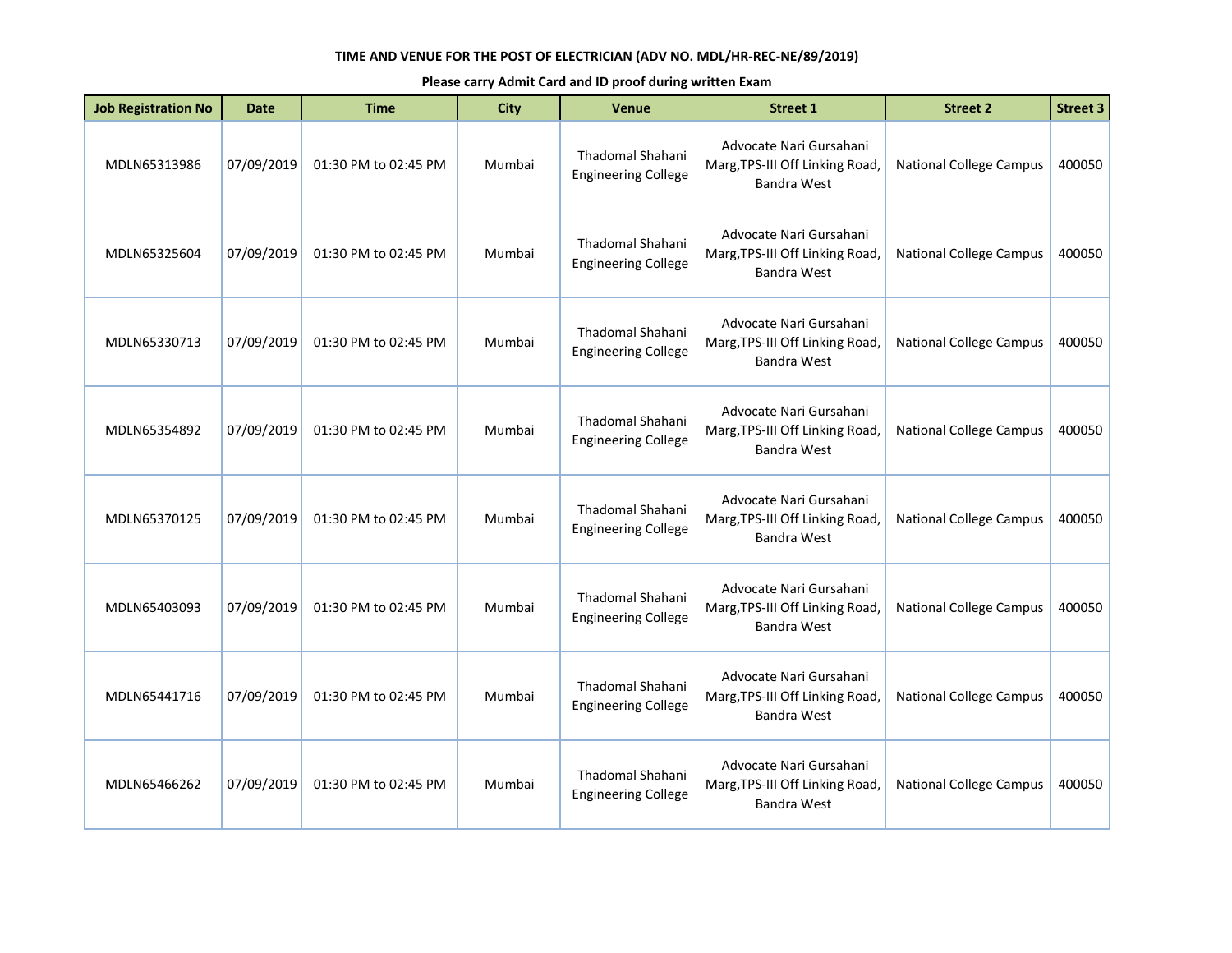**TIME AND VENUE FOR THE POST OF ELECTRICIAN (ADV NO. MDL/HR-REC-NE/89/2019)**

**Please carry Admit Card and ID proof during written Exam**

| Job Registration No | Date | Time | City | Venue | Street 1 | Street 2 | Street 3 |
|---|---|---|---|---|---|---|---|
| MDLN65313986 | 07/09/2019 | 01:30 PM to 02:45 PM | Mumbai | Thadomal Shahani Engineering College | Advocate Nari Gursahani Marg,TPS-III Off Linking Road, Bandra West | National College Campus | 400050 |
| MDLN65325604 | 07/09/2019 | 01:30 PM to 02:45 PM | Mumbai | Thadomal Shahani Engineering College | Advocate Nari Gursahani Marg,TPS-III Off Linking Road, Bandra West | National College Campus | 400050 |
| MDLN65330713 | 07/09/2019 | 01:30 PM to 02:45 PM | Mumbai | Thadomal Shahani Engineering College | Advocate Nari Gursahani Marg,TPS-III Off Linking Road, Bandra West | National College Campus | 400050 |
| MDLN65354892 | 07/09/2019 | 01:30 PM to 02:45 PM | Mumbai | Thadomal Shahani Engineering College | Advocate Nari Gursahani Marg,TPS-III Off Linking Road, Bandra West | National College Campus | 400050 |
| MDLN65370125 | 07/09/2019 | 01:30 PM to 02:45 PM | Mumbai | Thadomal Shahani Engineering College | Advocate Nari Gursahani Marg,TPS-III Off Linking Road, Bandra West | National College Campus | 400050 |
| MDLN65403093 | 07/09/2019 | 01:30 PM to 02:45 PM | Mumbai | Thadomal Shahani Engineering College | Advocate Nari Gursahani Marg,TPS-III Off Linking Road, Bandra West | National College Campus | 400050 |
| MDLN65441716 | 07/09/2019 | 01:30 PM to 02:45 PM | Mumbai | Thadomal Shahani Engineering College | Advocate Nari Gursahani Marg,TPS-III Off Linking Road, Bandra West | National College Campus | 400050 |
| MDLN65466262 | 07/09/2019 | 01:30 PM to 02:45 PM | Mumbai | Thadomal Shahani Engineering College | Advocate Nari Gursahani Marg,TPS-III Off Linking Road, Bandra West | National College Campus | 400050 |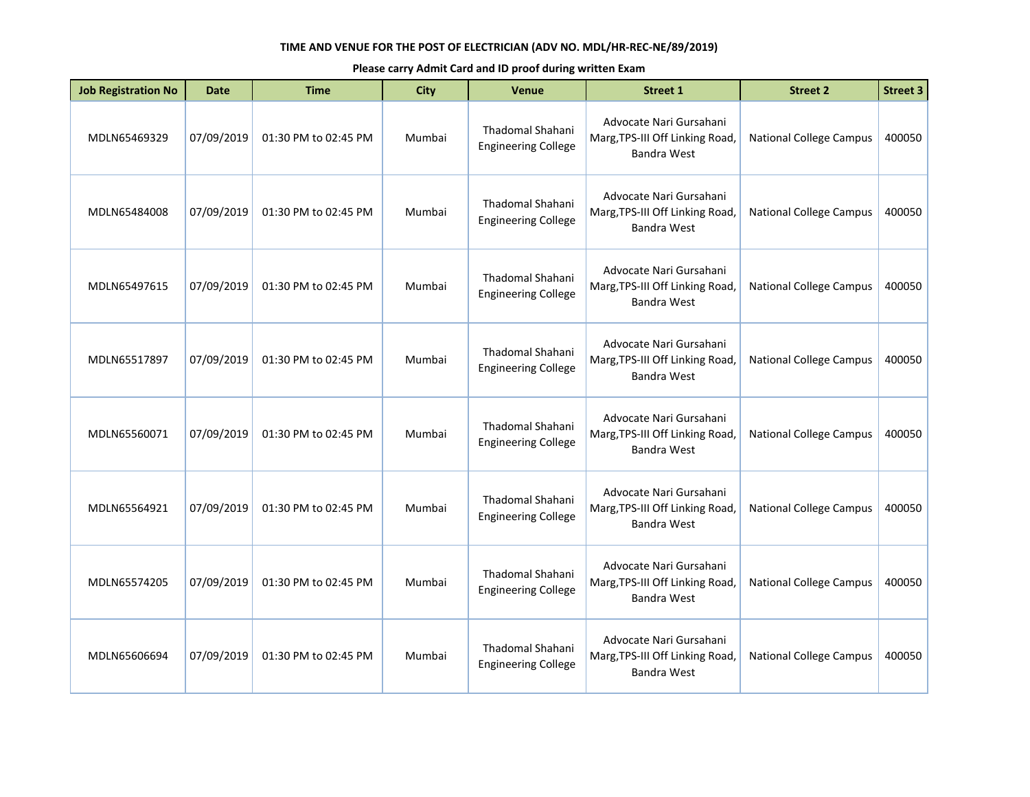**TIME AND VENUE FOR THE POST OF ELECTRICIAN (ADV NO. MDL/HR-REC-NE/89/2019)**

**Please carry Admit Card and ID proof during written Exam**

| Job Registration No | Date | Time | City | Venue | Street 1 | Street 2 | Street 3 |
|---|---|---|---|---|---|---|---|
| MDLN65469329 | 07/09/2019 | 01:30 PM to 02:45 PM | Mumbai | Thadomal Shahani Engineering College | Advocate Nari Gursahani Marg,TPS-III Off Linking Road, Bandra West | National College Campus | 400050 |
| MDLN65484008 | 07/09/2019 | 01:30 PM to 02:45 PM | Mumbai | Thadomal Shahani Engineering College | Advocate Nari Gursahani Marg,TPS-III Off Linking Road, Bandra West | National College Campus | 400050 |
| MDLN65497615 | 07/09/2019 | 01:30 PM to 02:45 PM | Mumbai | Thadomal Shahani Engineering College | Advocate Nari Gursahani Marg,TPS-III Off Linking Road, Bandra West | National College Campus | 400050 |
| MDLN65517897 | 07/09/2019 | 01:30 PM to 02:45 PM | Mumbai | Thadomal Shahani Engineering College | Advocate Nari Gursahani Marg,TPS-III Off Linking Road, Bandra West | National College Campus | 400050 |
| MDLN65560071 | 07/09/2019 | 01:30 PM to 02:45 PM | Mumbai | Thadomal Shahani Engineering College | Advocate Nari Gursahani Marg,TPS-III Off Linking Road, Bandra West | National College Campus | 400050 |
| MDLN65564921 | 07/09/2019 | 01:30 PM to 02:45 PM | Mumbai | Thadomal Shahani Engineering College | Advocate Nari Gursahani Marg,TPS-III Off Linking Road, Bandra West | National College Campus | 400050 |
| MDLN65574205 | 07/09/2019 | 01:30 PM to 02:45 PM | Mumbai | Thadomal Shahani Engineering College | Advocate Nari Gursahani Marg,TPS-III Off Linking Road, Bandra West | National College Campus | 400050 |
| MDLN65606694 | 07/09/2019 | 01:30 PM to 02:45 PM | Mumbai | Thadomal Shahani Engineering College | Advocate Nari Gursahani Marg,TPS-III Off Linking Road, Bandra West | National College Campus | 400050 |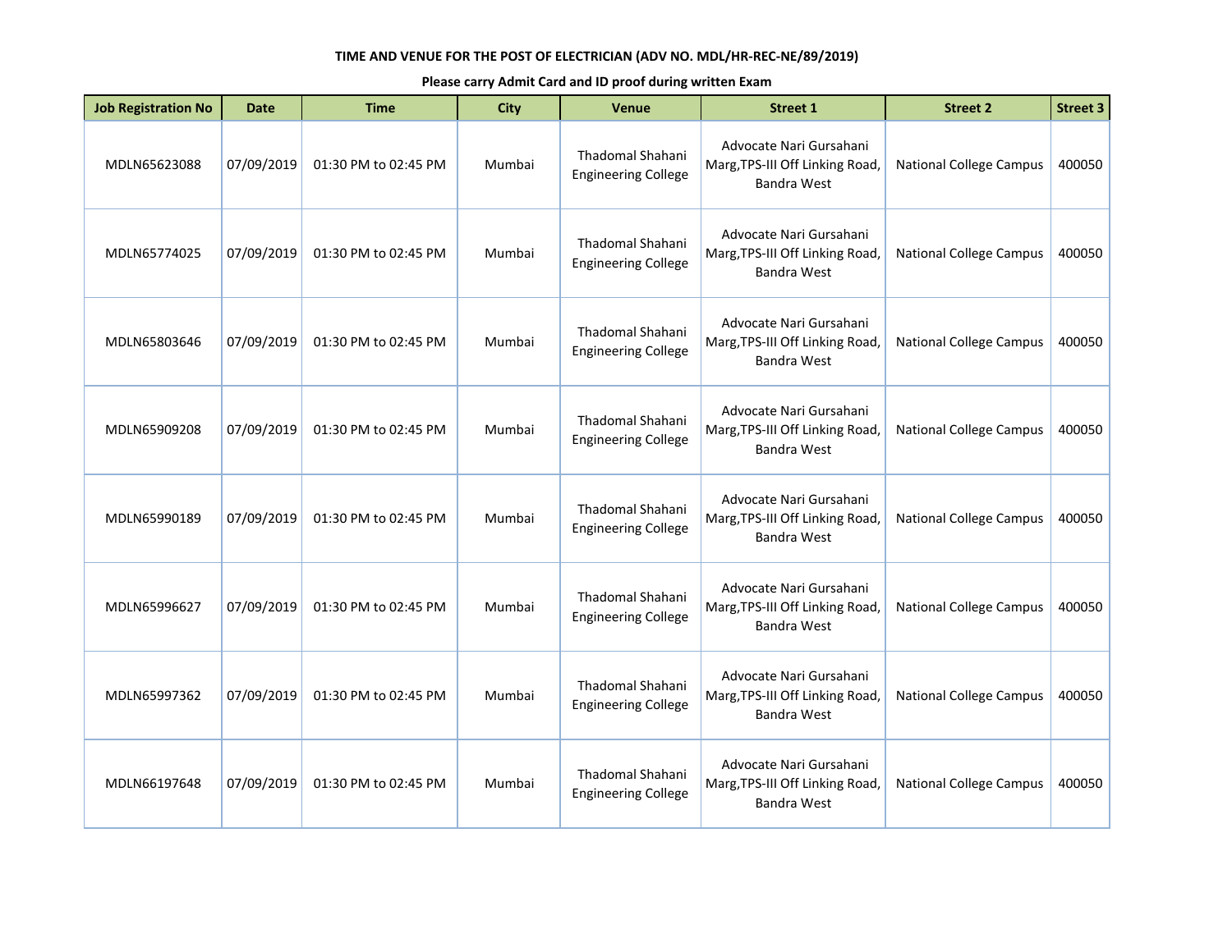**TIME AND VENUE FOR THE POST OF ELECTRICIAN (ADV NO. MDL/HR-REC-NE/89/2019)**

**Please carry Admit Card and ID proof during written Exam**

| Job Registration No | Date | Time | City | Venue | Street 1 | Street 2 | Street 3 |
|---|---|---|---|---|---|---|---|
| MDLN65623088 | 07/09/2019 | 01:30 PM to 02:45 PM | Mumbai | Thadomal Shahani Engineering College | Advocate Nari Gursahani Marg,TPS-III Off Linking Road, Bandra West | National College Campus | 400050 |
| MDLN65774025 | 07/09/2019 | 01:30 PM to 02:45 PM | Mumbai | Thadomal Shahani Engineering College | Advocate Nari Gursahani Marg,TPS-III Off Linking Road, Bandra West | National College Campus | 400050 |
| MDLN65803646 | 07/09/2019 | 01:30 PM to 02:45 PM | Mumbai | Thadomal Shahani Engineering College | Advocate Nari Gursahani Marg,TPS-III Off Linking Road, Bandra West | National College Campus | 400050 |
| MDLN65909208 | 07/09/2019 | 01:30 PM to 02:45 PM | Mumbai | Thadomal Shahani Engineering College | Advocate Nari Gursahani Marg,TPS-III Off Linking Road, Bandra West | National College Campus | 400050 |
| MDLN65990189 | 07/09/2019 | 01:30 PM to 02:45 PM | Mumbai | Thadomal Shahani Engineering College | Advocate Nari Gursahani Marg,TPS-III Off Linking Road, Bandra West | National College Campus | 400050 |
| MDLN65996627 | 07/09/2019 | 01:30 PM to 02:45 PM | Mumbai | Thadomal Shahani Engineering College | Advocate Nari Gursahani Marg,TPS-III Off Linking Road, Bandra West | National College Campus | 400050 |
| MDLN65997362 | 07/09/2019 | 01:30 PM to 02:45 PM | Mumbai | Thadomal Shahani Engineering College | Advocate Nari Gursahani Marg,TPS-III Off Linking Road, Bandra West | National College Campus | 400050 |
| MDLN66197648 | 07/09/2019 | 01:30 PM to 02:45 PM | Mumbai | Thadomal Shahani Engineering College | Advocate Nari Gursahani Marg,TPS-III Off Linking Road, Bandra West | National College Campus | 400050 |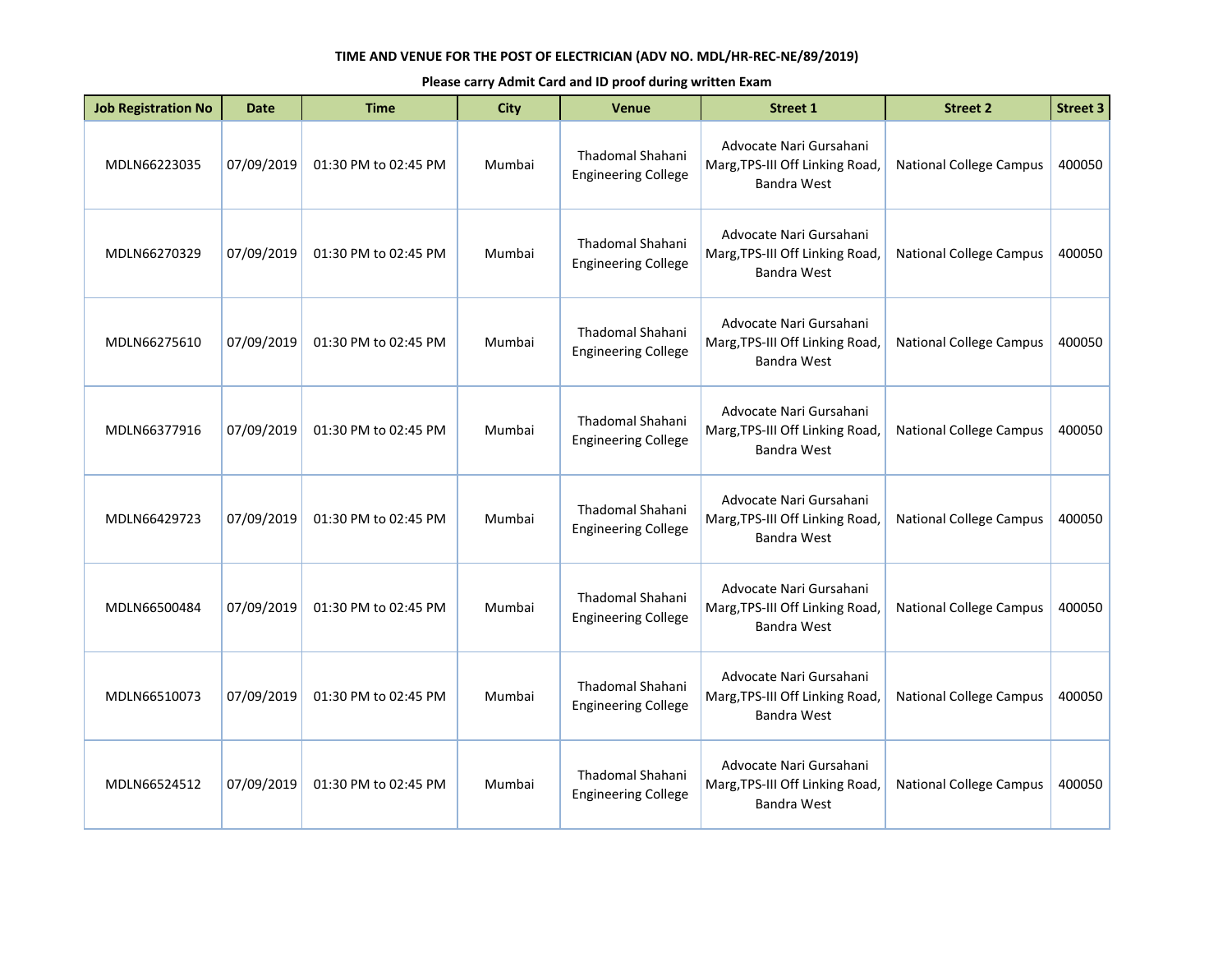**TIME AND VENUE FOR THE POST OF ELECTRICIAN (ADV NO. MDL/HR-REC-NE/89/2019)**

**Please carry Admit Card and ID proof during written Exam**

| Job Registration No | Date | Time | City | Venue | Street 1 | Street 2 | Street 3 |
|---|---|---|---|---|---|---|---|
| MDLN66223035 | 07/09/2019 | 01:30 PM to 02:45 PM | Mumbai | Thadomal Shahani Engineering College | Advocate Nari Gursahani Marg,TPS-III Off Linking Road, Bandra West | National College Campus | 400050 |
| MDLN66270329 | 07/09/2019 | 01:30 PM to 02:45 PM | Mumbai | Thadomal Shahani Engineering College | Advocate Nari Gursahani Marg,TPS-III Off Linking Road, Bandra West | National College Campus | 400050 |
| MDLN66275610 | 07/09/2019 | 01:30 PM to 02:45 PM | Mumbai | Thadomal Shahani Engineering College | Advocate Nari Gursahani Marg,TPS-III Off Linking Road, Bandra West | National College Campus | 400050 |
| MDLN66377916 | 07/09/2019 | 01:30 PM to 02:45 PM | Mumbai | Thadomal Shahani Engineering College | Advocate Nari Gursahani Marg,TPS-III Off Linking Road, Bandra West | National College Campus | 400050 |
| MDLN66429723 | 07/09/2019 | 01:30 PM to 02:45 PM | Mumbai | Thadomal Shahani Engineering College | Advocate Nari Gursahani Marg,TPS-III Off Linking Road, Bandra West | National College Campus | 400050 |
| MDLN66500484 | 07/09/2019 | 01:30 PM to 02:45 PM | Mumbai | Thadomal Shahani Engineering College | Advocate Nari Gursahani Marg,TPS-III Off Linking Road, Bandra West | National College Campus | 400050 |
| MDLN66510073 | 07/09/2019 | 01:30 PM to 02:45 PM | Mumbai | Thadomal Shahani Engineering College | Advocate Nari Gursahani Marg,TPS-III Off Linking Road, Bandra West | National College Campus | 400050 |
| MDLN66524512 | 07/09/2019 | 01:30 PM to 02:45 PM | Mumbai | Thadomal Shahani Engineering College | Advocate Nari Gursahani Marg,TPS-III Off Linking Road, Bandra West | National College Campus | 400050 |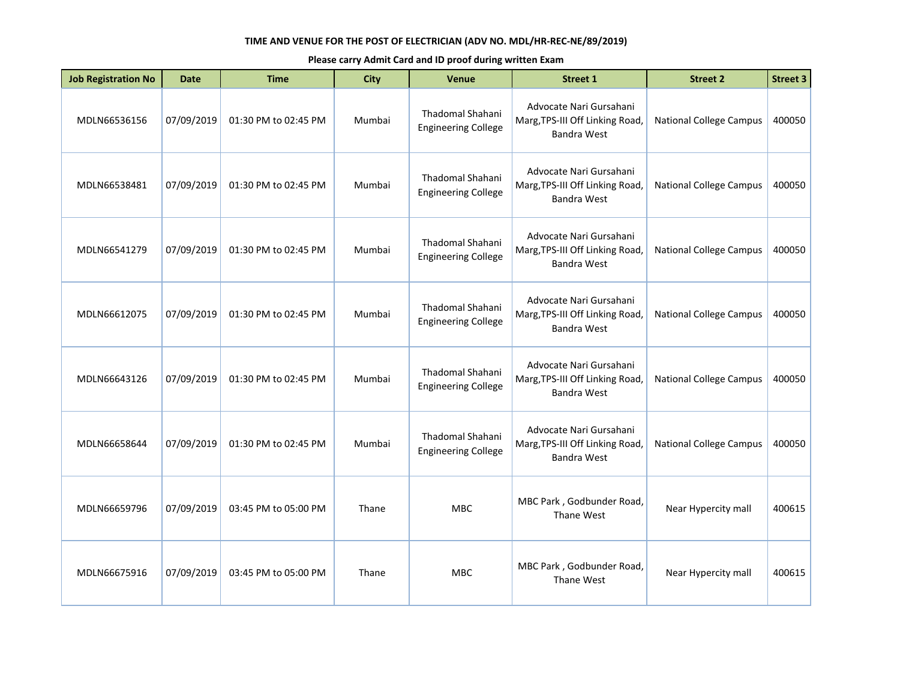**TIME AND VENUE FOR THE POST OF ELECTRICIAN (ADV NO. MDL/HR-REC-NE/89/2019)**

**Please carry Admit Card and ID proof during written Exam**

| Job Registration No | Date | Time | City | Venue | Street 1 | Street 2 | Street 3 |
|---|---|---|---|---|---|---|---|
| MDLN66536156 | 07/09/2019 | 01:30 PM to 02:45 PM | Mumbai | Thadomal Shahani Engineering College | Advocate Nari Gursahani Marg,TPS-III Off Linking Road, Bandra West | National College Campus | 400050 |
| MDLN66538481 | 07/09/2019 | 01:30 PM to 02:45 PM | Mumbai | Thadomal Shahani Engineering College | Advocate Nari Gursahani Marg,TPS-III Off Linking Road, Bandra West | National College Campus | 400050 |
| MDLN66541279 | 07/09/2019 | 01:30 PM to 02:45 PM | Mumbai | Thadomal Shahani Engineering College | Advocate Nari Gursahani Marg,TPS-III Off Linking Road, Bandra West | National College Campus | 400050 |
| MDLN66612075 | 07/09/2019 | 01:30 PM to 02:45 PM | Mumbai | Thadomal Shahani Engineering College | Advocate Nari Gursahani Marg,TPS-III Off Linking Road, Bandra West | National College Campus | 400050 |
| MDLN66643126 | 07/09/2019 | 01:30 PM to 02:45 PM | Mumbai | Thadomal Shahani Engineering College | Advocate Nari Gursahani Marg,TPS-III Off Linking Road, Bandra West | National College Campus | 400050 |
| MDLN66658644 | 07/09/2019 | 01:30 PM to 02:45 PM | Mumbai | Thadomal Shahani Engineering College | Advocate Nari Gursahani Marg,TPS-III Off Linking Road, Bandra West | National College Campus | 400050 |
| MDLN66659796 | 07/09/2019 | 03:45 PM to 05:00 PM | Thane | MBC | MBC Park , Godbunder Road, Thane West | Near Hypercity mall | 400615 |
| MDLN66675916 | 07/09/2019 | 03:45 PM to 05:00 PM | Thane | MBC | MBC Park , Godbunder Road, Thane West | Near Hypercity mall | 400615 |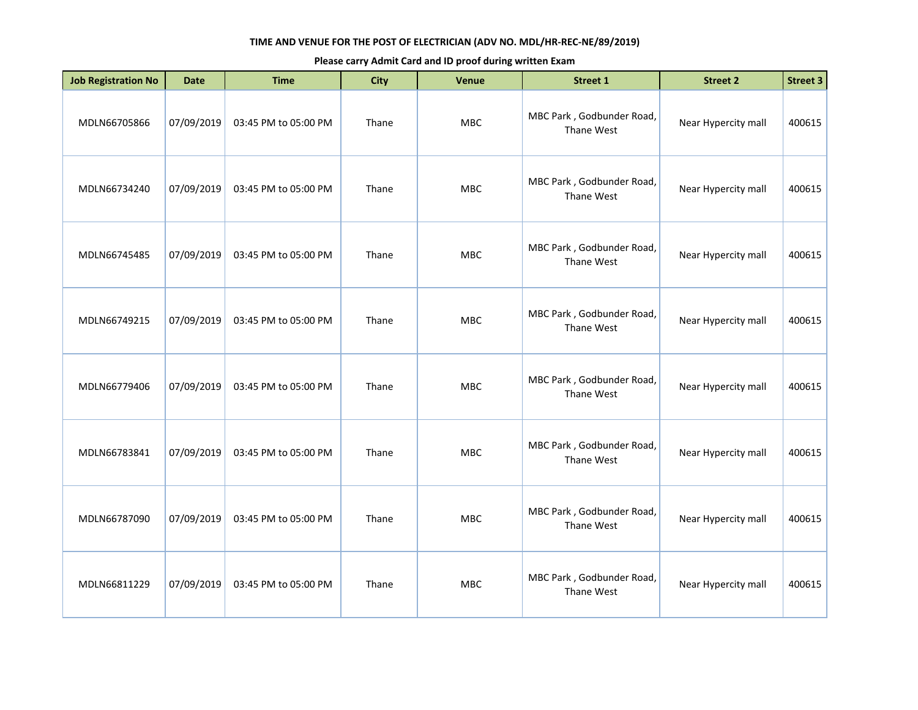**TIME AND VENUE FOR THE POST OF ELECTRICIAN (ADV NO. MDL/HR-REC-NE/89/2019)**

**Please carry Admit Card and ID proof during written Exam**

| Job Registration No | Date | Time | City | Venue | Street 1 | Street 2 | Street 3 |
|---|---|---|---|---|---|---|---|
| MDLN66705866 | 07/09/2019 | 03:45 PM to 05:00 PM | Thane | MBC | MBC Park , Godbunder Road, Thane West | Near Hypercity mall | 400615 |
| MDLN66734240 | 07/09/2019 | 03:45 PM to 05:00 PM | Thane | MBC | MBC Park , Godbunder Road, Thane West | Near Hypercity mall | 400615 |
| MDLN66745485 | 07/09/2019 | 03:45 PM to 05:00 PM | Thane | MBC | MBC Park , Godbunder Road, Thane West | Near Hypercity mall | 400615 |
| MDLN66749215 | 07/09/2019 | 03:45 PM to 05:00 PM | Thane | MBC | MBC Park , Godbunder Road, Thane West | Near Hypercity mall | 400615 |
| MDLN66779406 | 07/09/2019 | 03:45 PM to 05:00 PM | Thane | MBC | MBC Park , Godbunder Road, Thane West | Near Hypercity mall | 400615 |
| MDLN66783841 | 07/09/2019 | 03:45 PM to 05:00 PM | Thane | MBC | MBC Park , Godbunder Road, Thane West | Near Hypercity mall | 400615 |
| MDLN66787090 | 07/09/2019 | 03:45 PM to 05:00 PM | Thane | MBC | MBC Park , Godbunder Road, Thane West | Near Hypercity mall | 400615 |
| MDLN66811229 | 07/09/2019 | 03:45 PM to 05:00 PM | Thane | MBC | MBC Park , Godbunder Road, Thane West | Near Hypercity mall | 400615 |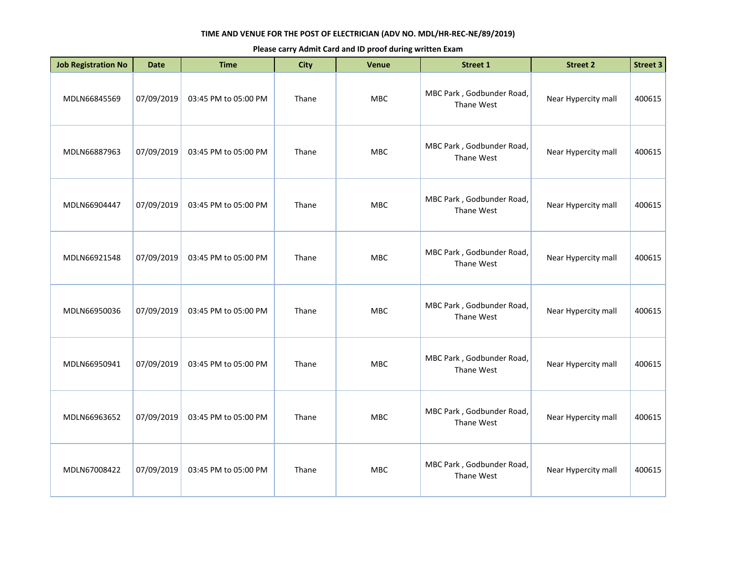**TIME AND VENUE FOR THE POST OF ELECTRICIAN (ADV NO. MDL/HR-REC-NE/89/2019)**

**Please carry Admit Card and ID proof during written Exam**

| Job Registration No | Date | Time | City | Venue | Street 1 | Street 2 | Street 3 |
|---|---|---|---|---|---|---|---|
| MDLN66845569 | 07/09/2019 | 03:45 PM to 05:00 PM | Thane | MBC | MBC Park , Godbunder Road, Thane West | Near Hypercity mall | 400615 |
| MDLN66887963 | 07/09/2019 | 03:45 PM to 05:00 PM | Thane | MBC | MBC Park , Godbunder Road, Thane West | Near Hypercity mall | 400615 |
| MDLN66904447 | 07/09/2019 | 03:45 PM to 05:00 PM | Thane | MBC | MBC Park , Godbunder Road, Thane West | Near Hypercity mall | 400615 |
| MDLN66921548 | 07/09/2019 | 03:45 PM to 05:00 PM | Thane | MBC | MBC Park , Godbunder Road, Thane West | Near Hypercity mall | 400615 |
| MDLN66950036 | 07/09/2019 | 03:45 PM to 05:00 PM | Thane | MBC | MBC Park , Godbunder Road, Thane West | Near Hypercity mall | 400615 |
| MDLN66950941 | 07/09/2019 | 03:45 PM to 05:00 PM | Thane | MBC | MBC Park , Godbunder Road, Thane West | Near Hypercity mall | 400615 |
| MDLN66963652 | 07/09/2019 | 03:45 PM to 05:00 PM | Thane | MBC | MBC Park , Godbunder Road, Thane West | Near Hypercity mall | 400615 |
| MDLN67008422 | 07/09/2019 | 03:45 PM to 05:00 PM | Thane | MBC | MBC Park , Godbunder Road, Thane West | Near Hypercity mall | 400615 |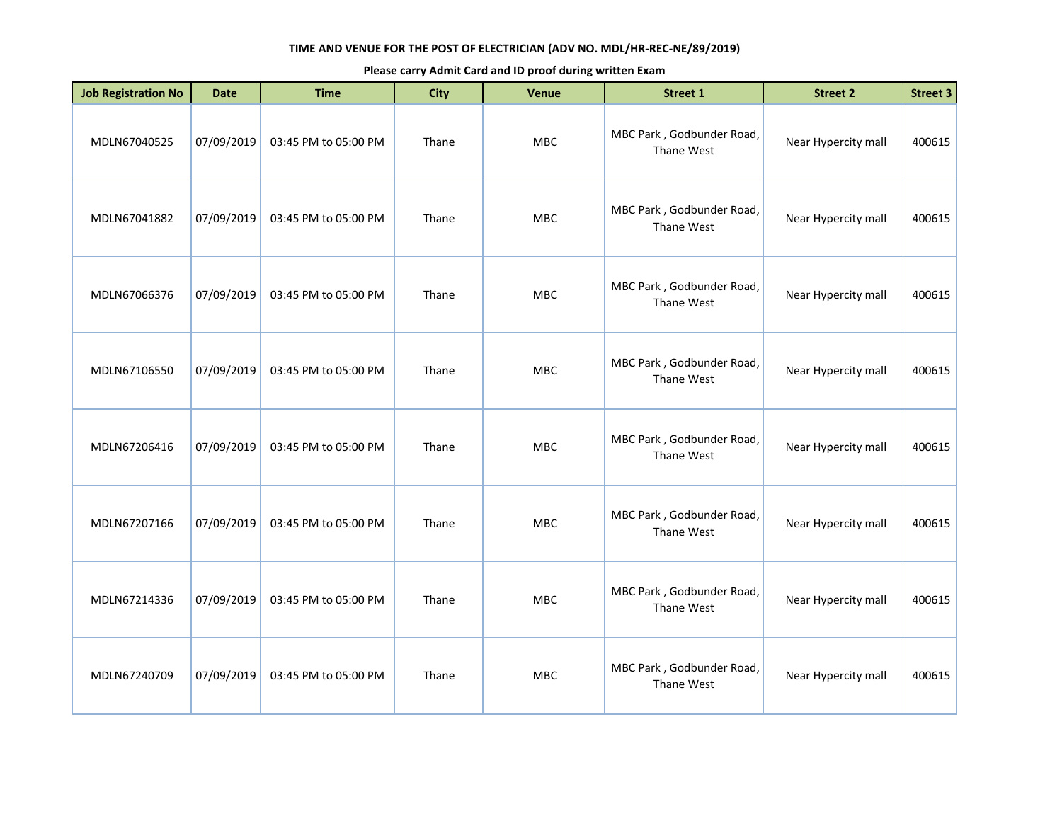**TIME AND VENUE FOR THE POST OF ELECTRICIAN (ADV NO. MDL/HR-REC-NE/89/2019)**

**Please carry Admit Card and ID proof during written Exam**

| Job Registration No | Date | Time | City | Venue | Street 1 | Street 2 | Street 3 |
|---|---|---|---|---|---|---|---|
| MDLN67040525 | 07/09/2019 | 03:45 PM to 05:00 PM | Thane | MBC | MBC Park , Godbunder Road, Thane West | Near Hypercity mall | 400615 |
| MDLN67041882 | 07/09/2019 | 03:45 PM to 05:00 PM | Thane | MBC | MBC Park , Godbunder Road, Thane West | Near Hypercity mall | 400615 |
| MDLN67066376 | 07/09/2019 | 03:45 PM to 05:00 PM | Thane | MBC | MBC Park , Godbunder Road, Thane West | Near Hypercity mall | 400615 |
| MDLN67106550 | 07/09/2019 | 03:45 PM to 05:00 PM | Thane | MBC | MBC Park , Godbunder Road, Thane West | Near Hypercity mall | 400615 |
| MDLN67206416 | 07/09/2019 | 03:45 PM to 05:00 PM | Thane | MBC | MBC Park , Godbunder Road, Thane West | Near Hypercity mall | 400615 |
| MDLN67207166 | 07/09/2019 | 03:45 PM to 05:00 PM | Thane | MBC | MBC Park , Godbunder Road, Thane West | Near Hypercity mall | 400615 |
| MDLN67214336 | 07/09/2019 | 03:45 PM to 05:00 PM | Thane | MBC | MBC Park , Godbunder Road, Thane West | Near Hypercity mall | 400615 |
| MDLN67240709 | 07/09/2019 | 03:45 PM to 05:00 PM | Thane | MBC | MBC Park , Godbunder Road, Thane West | Near Hypercity mall | 400615 |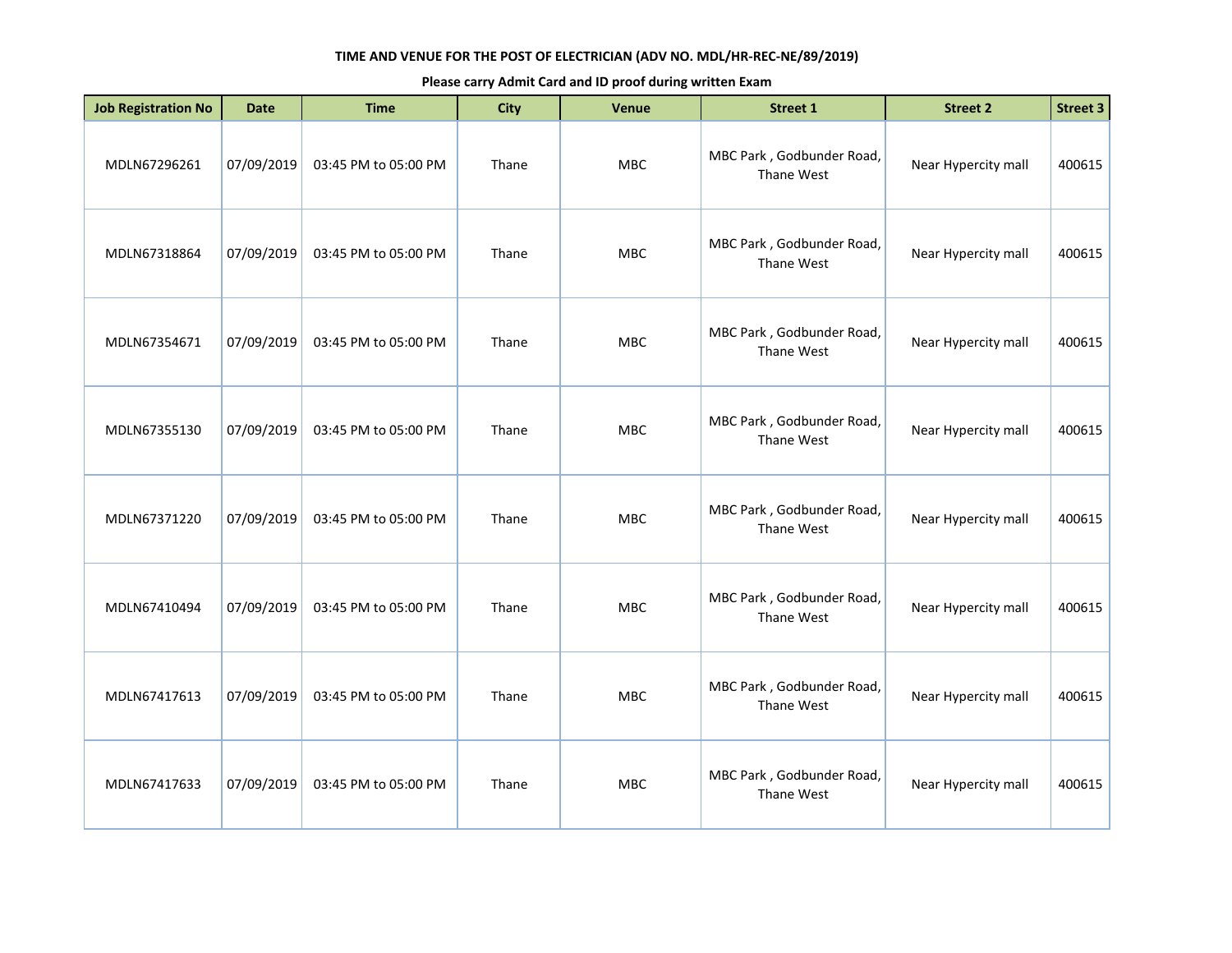**TIME AND VENUE FOR THE POST OF ELECTRICIAN (ADV NO. MDL/HR-REC-NE/89/2019)**

**Please carry Admit Card and ID proof during written Exam**

| Job Registration No | Date | Time | City | Venue | Street 1 | Street 2 | Street 3 |
|---|---|---|---|---|---|---|---|
| MDLN67296261 | 07/09/2019 | 03:45 PM to 05:00 PM | Thane | MBC | MBC Park , Godbunder Road, Thane West | Near Hypercity mall | 400615 |
| MDLN67318864 | 07/09/2019 | 03:45 PM to 05:00 PM | Thane | MBC | MBC Park , Godbunder Road, Thane West | Near Hypercity mall | 400615 |
| MDLN67354671 | 07/09/2019 | 03:45 PM to 05:00 PM | Thane | MBC | MBC Park , Godbunder Road, Thane West | Near Hypercity mall | 400615 |
| MDLN67355130 | 07/09/2019 | 03:45 PM to 05:00 PM | Thane | MBC | MBC Park , Godbunder Road, Thane West | Near Hypercity mall | 400615 |
| MDLN67371220 | 07/09/2019 | 03:45 PM to 05:00 PM | Thane | MBC | MBC Park , Godbunder Road, Thane West | Near Hypercity mall | 400615 |
| MDLN67410494 | 07/09/2019 | 03:45 PM to 05:00 PM | Thane | MBC | MBC Park , Godbunder Road, Thane West | Near Hypercity mall | 400615 |
| MDLN67417613 | 07/09/2019 | 03:45 PM to 05:00 PM | Thane | MBC | MBC Park , Godbunder Road, Thane West | Near Hypercity mall | 400615 |
| MDLN67417633 | 07/09/2019 | 03:45 PM to 05:00 PM | Thane | MBC | MBC Park , Godbunder Road, Thane West | Near Hypercity mall | 400615 |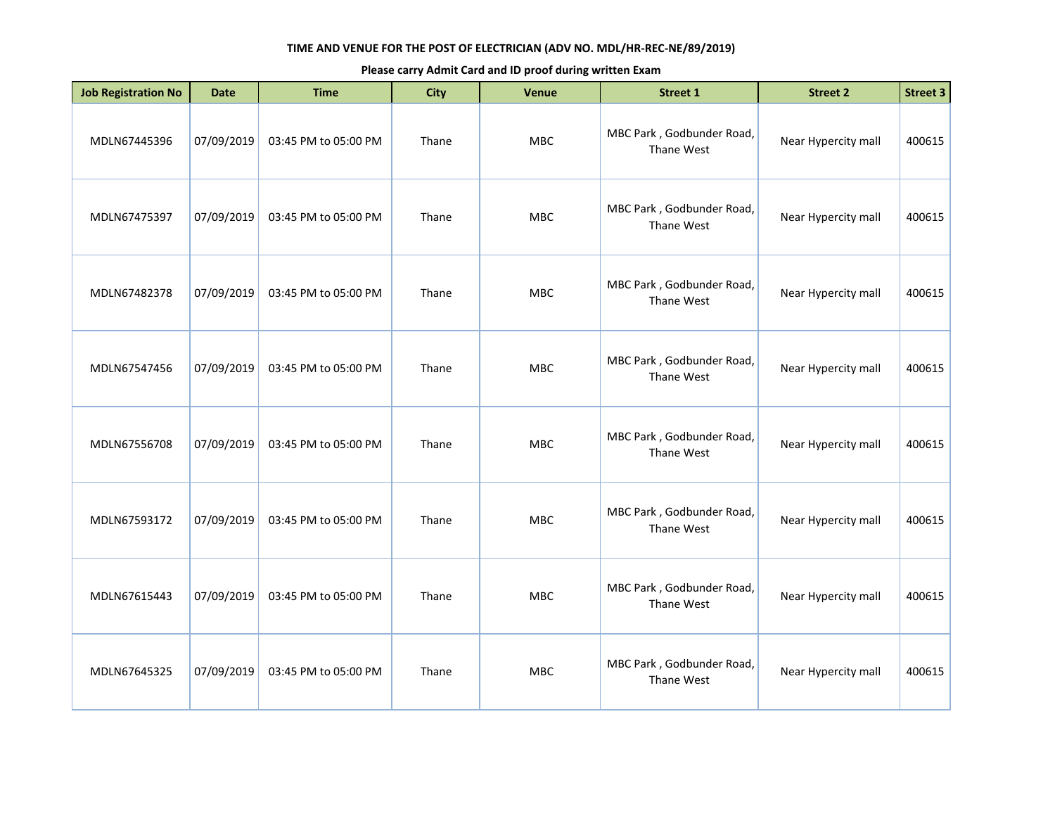**TIME AND VENUE FOR THE POST OF ELECTRICIAN (ADV NO. MDL/HR-REC-NE/89/2019)**

**Please carry Admit Card and ID proof during written Exam**

| Job Registration No | Date | Time | City | Venue | Street 1 | Street 2 | Street 3 |
|---|---|---|---|---|---|---|---|
| MDLN67445396 | 07/09/2019 | 03:45 PM to 05:00 PM | Thane | MBC | MBC Park , Godbunder Road, Thane West | Near Hypercity mall | 400615 |
| MDLN67475397 | 07/09/2019 | 03:45 PM to 05:00 PM | Thane | MBC | MBC Park , Godbunder Road, Thane West | Near Hypercity mall | 400615 |
| MDLN67482378 | 07/09/2019 | 03:45 PM to 05:00 PM | Thane | MBC | MBC Park , Godbunder Road, Thane West | Near Hypercity mall | 400615 |
| MDLN67547456 | 07/09/2019 | 03:45 PM to 05:00 PM | Thane | MBC | MBC Park , Godbunder Road, Thane West | Near Hypercity mall | 400615 |
| MDLN67556708 | 07/09/2019 | 03:45 PM to 05:00 PM | Thane | MBC | MBC Park , Godbunder Road, Thane West | Near Hypercity mall | 400615 |
| MDLN67593172 | 07/09/2019 | 03:45 PM to 05:00 PM | Thane | MBC | MBC Park , Godbunder Road, Thane West | Near Hypercity mall | 400615 |
| MDLN67615443 | 07/09/2019 | 03:45 PM to 05:00 PM | Thane | MBC | MBC Park , Godbunder Road, Thane West | Near Hypercity mall | 400615 |
| MDLN67645325 | 07/09/2019 | 03:45 PM to 05:00 PM | Thane | MBC | MBC Park , Godbunder Road, Thane West | Near Hypercity mall | 400615 |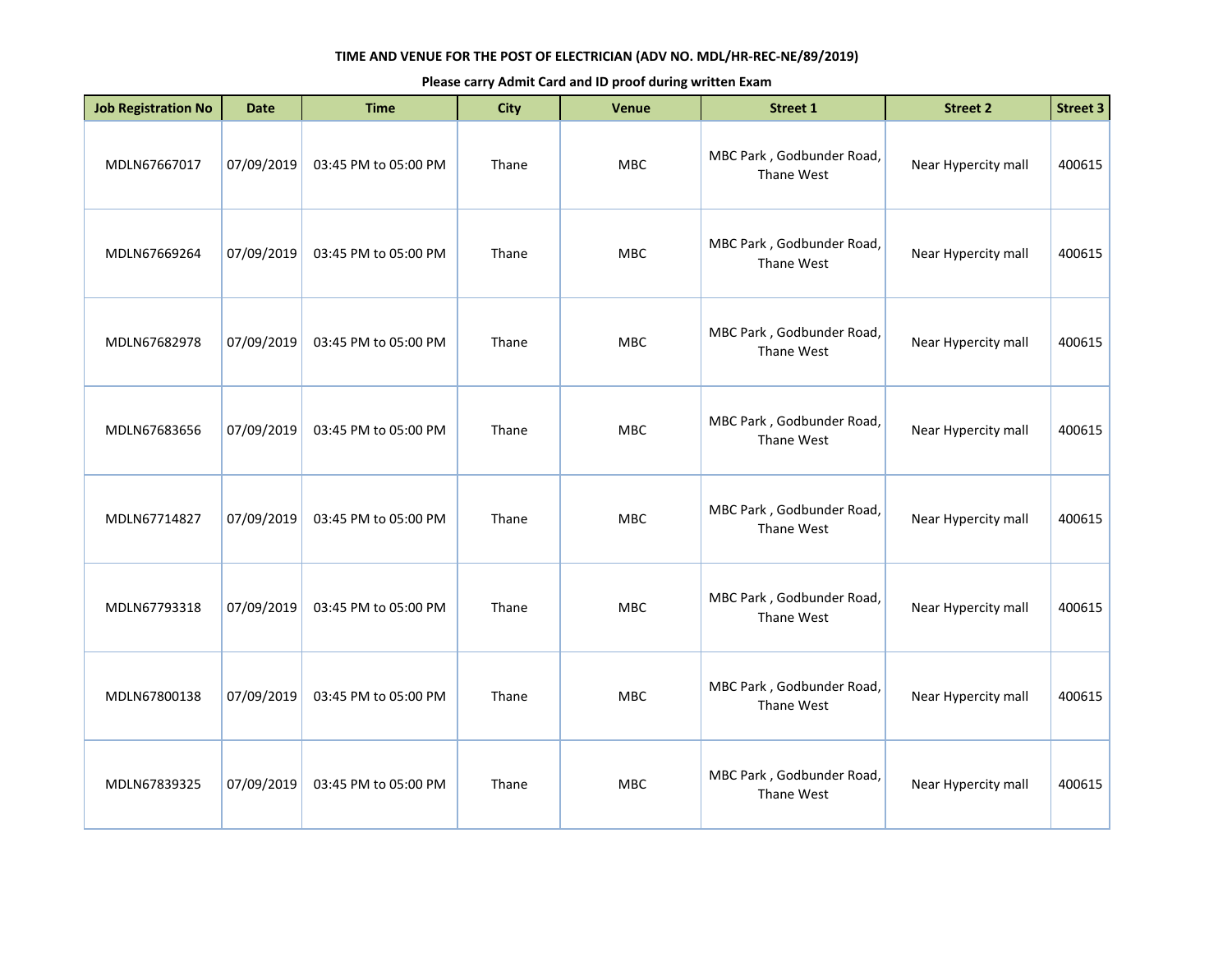**TIME AND VENUE FOR THE POST OF ELECTRICIAN (ADV NO. MDL/HR-REC-NE/89/2019)**

**Please carry Admit Card and ID proof during written Exam**

| Job Registration No | Date | Time | City | Venue | Street 1 | Street 2 | Street 3 |
|---|---|---|---|---|---|---|---|
| MDLN67667017 | 07/09/2019 | 03:45 PM to 05:00 PM | Thane | MBC | MBC Park , Godbunder Road, Thane West | Near Hypercity mall | 400615 |
| MDLN67669264 | 07/09/2019 | 03:45 PM to 05:00 PM | Thane | MBC | MBC Park , Godbunder Road, Thane West | Near Hypercity mall | 400615 |
| MDLN67682978 | 07/09/2019 | 03:45 PM to 05:00 PM | Thane | MBC | MBC Park , Godbunder Road, Thane West | Near Hypercity mall | 400615 |
| MDLN67683656 | 07/09/2019 | 03:45 PM to 05:00 PM | Thane | MBC | MBC Park , Godbunder Road, Thane West | Near Hypercity mall | 400615 |
| MDLN67714827 | 07/09/2019 | 03:45 PM to 05:00 PM | Thane | MBC | MBC Park , Godbunder Road, Thane West | Near Hypercity mall | 400615 |
| MDLN67793318 | 07/09/2019 | 03:45 PM to 05:00 PM | Thane | MBC | MBC Park , Godbunder Road, Thane West | Near Hypercity mall | 400615 |
| MDLN67800138 | 07/09/2019 | 03:45 PM to 05:00 PM | Thane | MBC | MBC Park , Godbunder Road, Thane West | Near Hypercity mall | 400615 |
| MDLN67839325 | 07/09/2019 | 03:45 PM to 05:00 PM | Thane | MBC | MBC Park , Godbunder Road, Thane West | Near Hypercity mall | 400615 |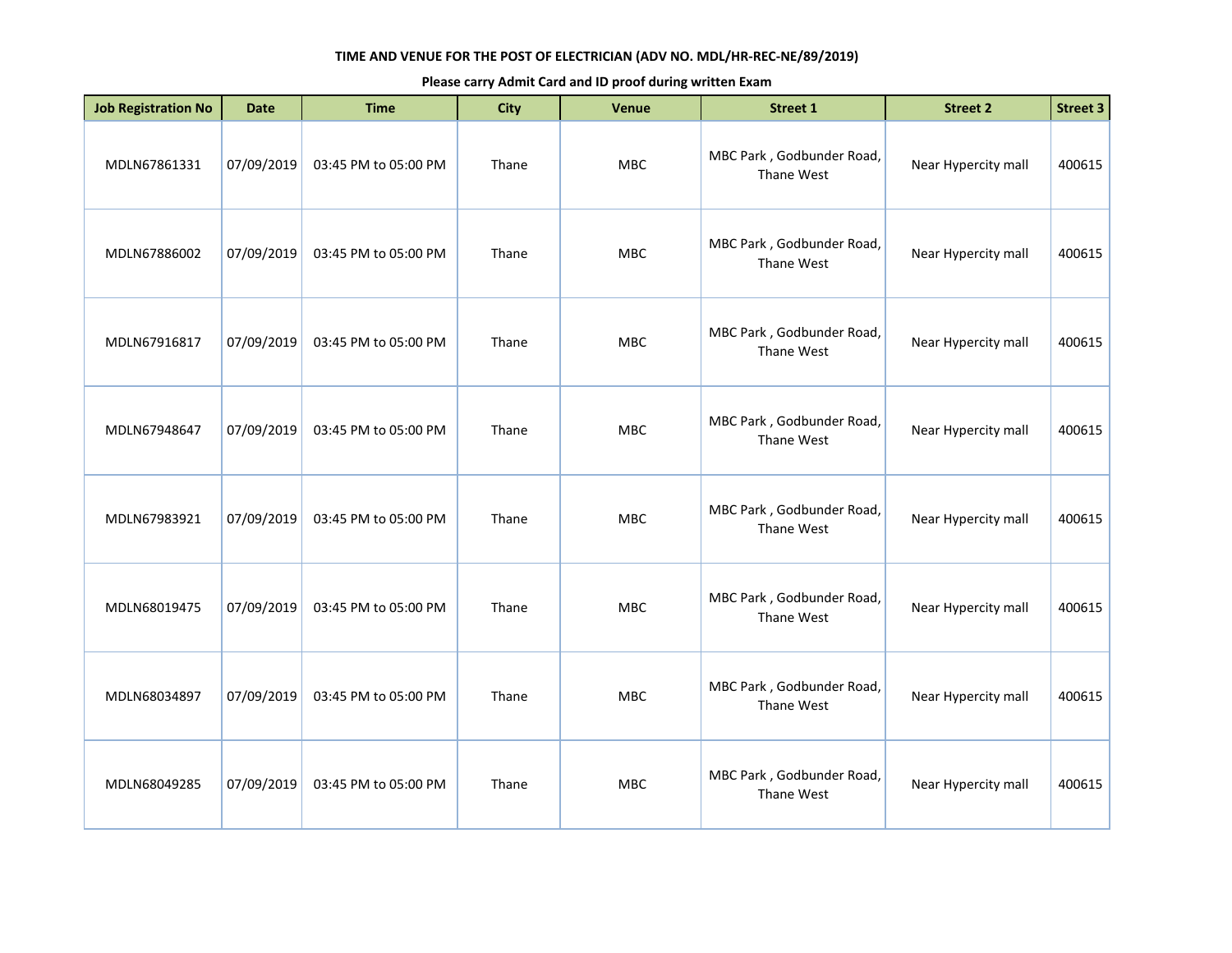**TIME AND VENUE FOR THE POST OF ELECTRICIAN (ADV NO. MDL/HR-REC-NE/89/2019)**

**Please carry Admit Card and ID proof during written Exam**

| Job Registration No | Date | Time | City | Venue | Street 1 | Street 2 | Street 3 |
|---|---|---|---|---|---|---|---|
| MDLN67861331 | 07/09/2019 | 03:45 PM to 05:00 PM | Thane | MBC | MBC Park , Godbunder Road, Thane West | Near Hypercity mall | 400615 |
| MDLN67886002 | 07/09/2019 | 03:45 PM to 05:00 PM | Thane | MBC | MBC Park , Godbunder Road, Thane West | Near Hypercity mall | 400615 |
| MDLN67916817 | 07/09/2019 | 03:45 PM to 05:00 PM | Thane | MBC | MBC Park , Godbunder Road, Thane West | Near Hypercity mall | 400615 |
| MDLN67948647 | 07/09/2019 | 03:45 PM to 05:00 PM | Thane | MBC | MBC Park , Godbunder Road, Thane West | Near Hypercity mall | 400615 |
| MDLN67983921 | 07/09/2019 | 03:45 PM to 05:00 PM | Thane | MBC | MBC Park , Godbunder Road, Thane West | Near Hypercity mall | 400615 |
| MDLN68019475 | 07/09/2019 | 03:45 PM to 05:00 PM | Thane | MBC | MBC Park , Godbunder Road, Thane West | Near Hypercity mall | 400615 |
| MDLN68034897 | 07/09/2019 | 03:45 PM to 05:00 PM | Thane | MBC | MBC Park , Godbunder Road, Thane West | Near Hypercity mall | 400615 |
| MDLN68049285 | 07/09/2019 | 03:45 PM to 05:00 PM | Thane | MBC | MBC Park , Godbunder Road, Thane West | Near Hypercity mall | 400615 |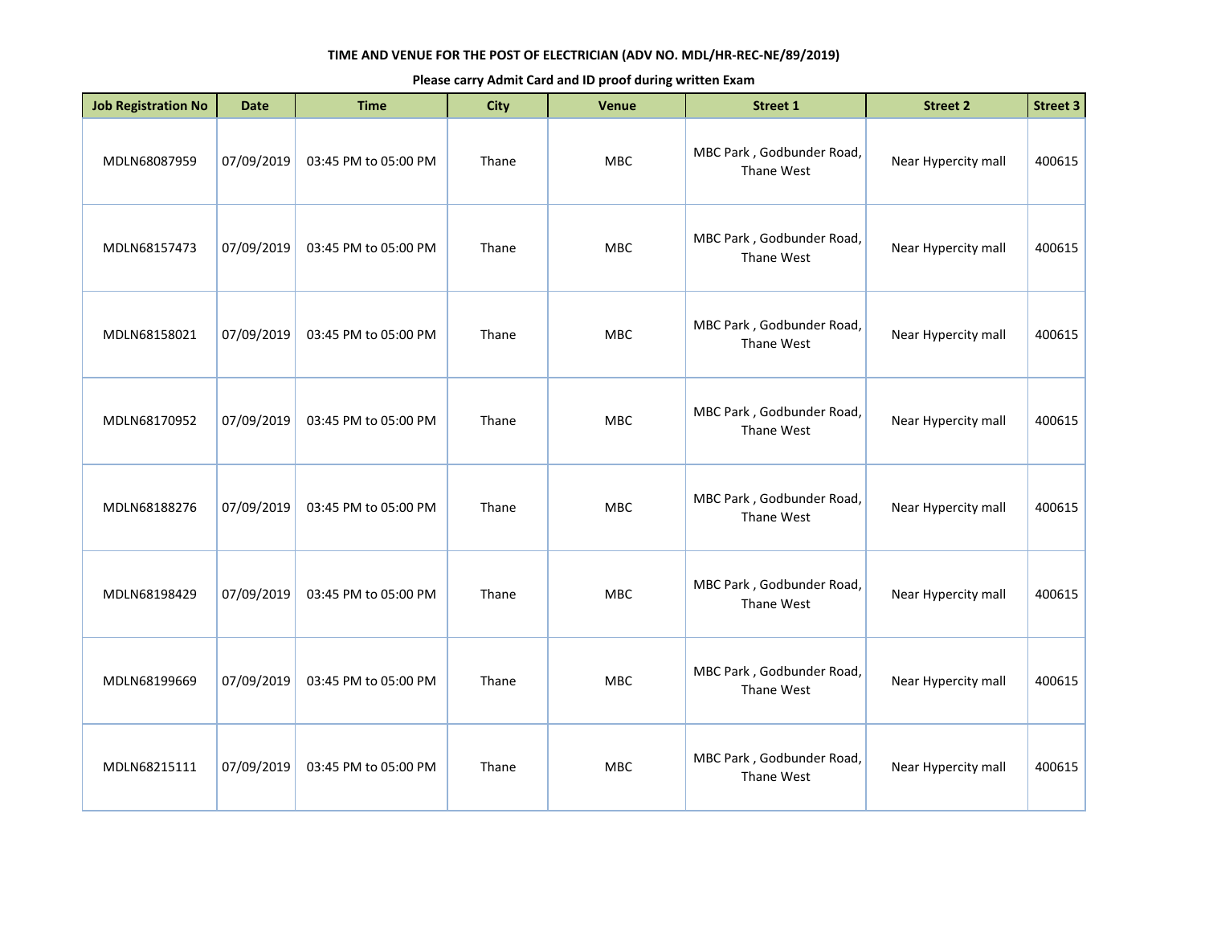**TIME AND VENUE FOR THE POST OF ELECTRICIAN (ADV NO. MDL/HR-REC-NE/89/2019)**

**Please carry Admit Card and ID proof during written Exam**

| Job Registration No | Date | Time | City | Venue | Street 1 | Street 2 | Street 3 |
|---|---|---|---|---|---|---|---|
| MDLN68087959 | 07/09/2019 | 03:45 PM to 05:00 PM | Thane | MBC | MBC Park , Godbunder Road, Thane West | Near Hypercity mall | 400615 |
| MDLN68157473 | 07/09/2019 | 03:45 PM to 05:00 PM | Thane | MBC | MBC Park , Godbunder Road, Thane West | Near Hypercity mall | 400615 |
| MDLN68158021 | 07/09/2019 | 03:45 PM to 05:00 PM | Thane | MBC | MBC Park , Godbunder Road, Thane West | Near Hypercity mall | 400615 |
| MDLN68170952 | 07/09/2019 | 03:45 PM to 05:00 PM | Thane | MBC | MBC Park , Godbunder Road, Thane West | Near Hypercity mall | 400615 |
| MDLN68188276 | 07/09/2019 | 03:45 PM to 05:00 PM | Thane | MBC | MBC Park , Godbunder Road, Thane West | Near Hypercity mall | 400615 |
| MDLN68198429 | 07/09/2019 | 03:45 PM to 05:00 PM | Thane | MBC | MBC Park , Godbunder Road, Thane West | Near Hypercity mall | 400615 |
| MDLN68199669 | 07/09/2019 | 03:45 PM to 05:00 PM | Thane | MBC | MBC Park , Godbunder Road, Thane West | Near Hypercity mall | 400615 |
| MDLN68215111 | 07/09/2019 | 03:45 PM to 05:00 PM | Thane | MBC | MBC Park , Godbunder Road, Thane West | Near Hypercity mall | 400615 |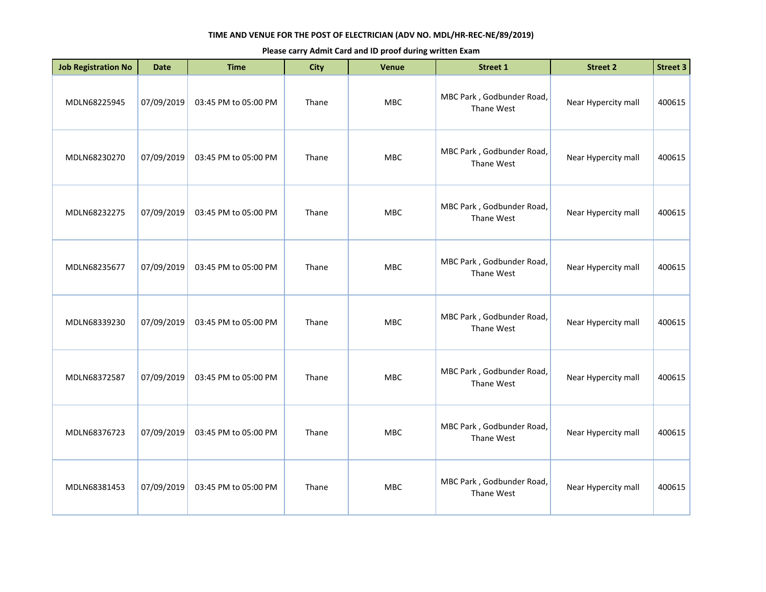**TIME AND VENUE FOR THE POST OF ELECTRICIAN (ADV NO. MDL/HR-REC-NE/89/2019)**

**Please carry Admit Card and ID proof during written Exam**

| Job Registration No | Date | Time | City | Venue | Street 1 | Street 2 | Street 3 |
|---|---|---|---|---|---|---|---|
| MDLN68225945 | 07/09/2019 | 03:45 PM to 05:00 PM | Thane | MBC | MBC Park , Godbunder Road, Thane West | Near Hypercity mall | 400615 |
| MDLN68230270 | 07/09/2019 | 03:45 PM to 05:00 PM | Thane | MBC | MBC Park , Godbunder Road, Thane West | Near Hypercity mall | 400615 |
| MDLN68232275 | 07/09/2019 | 03:45 PM to 05:00 PM | Thane | MBC | MBC Park , Godbunder Road, Thane West | Near Hypercity mall | 400615 |
| MDLN68235677 | 07/09/2019 | 03:45 PM to 05:00 PM | Thane | MBC | MBC Park , Godbunder Road, Thane West | Near Hypercity mall | 400615 |
| MDLN68339230 | 07/09/2019 | 03:45 PM to 05:00 PM | Thane | MBC | MBC Park , Godbunder Road, Thane West | Near Hypercity mall | 400615 |
| MDLN68372587 | 07/09/2019 | 03:45 PM to 05:00 PM | Thane | MBC | MBC Park , Godbunder Road, Thane West | Near Hypercity mall | 400615 |
| MDLN68376723 | 07/09/2019 | 03:45 PM to 05:00 PM | Thane | MBC | MBC Park , Godbunder Road, Thane West | Near Hypercity mall | 400615 |
| MDLN68381453 | 07/09/2019 | 03:45 PM to 05:00 PM | Thane | MBC | MBC Park , Godbunder Road, Thane West | Near Hypercity mall | 400615 |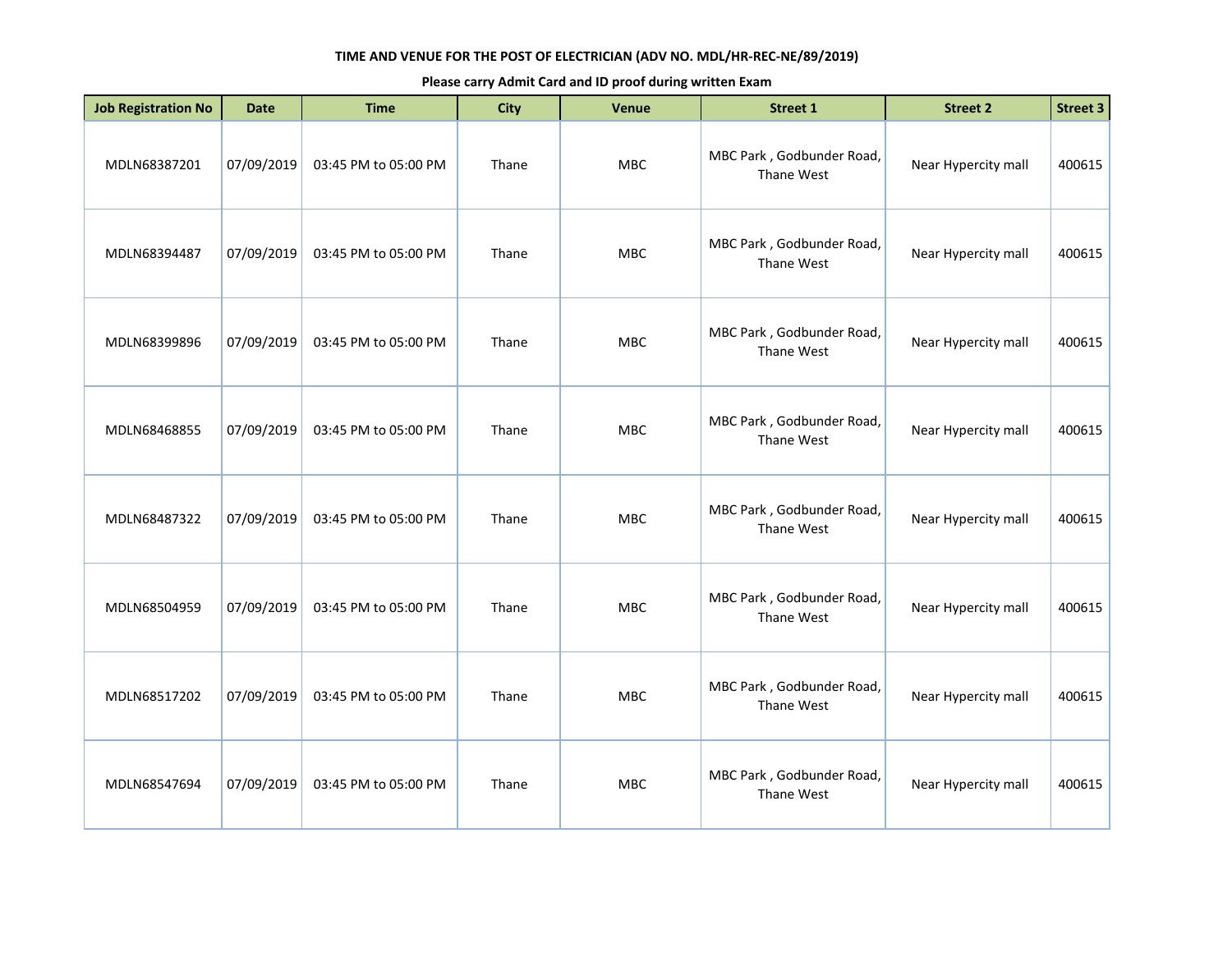**TIME AND VENUE FOR THE POST OF ELECTRICIAN (ADV NO. MDL/HR-REC-NE/89/2019)**

**Please carry Admit Card and ID proof during written Exam**

| Job Registration No | Date | Time | City | Venue | Street 1 | Street 2 | Street 3 |
|---|---|---|---|---|---|---|---|
| MDLN68387201 | 07/09/2019 | 03:45 PM to 05:00 PM | Thane | MBC | MBC Park , Godbunder Road, Thane West | Near Hypercity mall | 400615 |
| MDLN68394487 | 07/09/2019 | 03:45 PM to 05:00 PM | Thane | MBC | MBC Park , Godbunder Road, Thane West | Near Hypercity mall | 400615 |
| MDLN68399896 | 07/09/2019 | 03:45 PM to 05:00 PM | Thane | MBC | MBC Park , Godbunder Road, Thane West | Near Hypercity mall | 400615 |
| MDLN68468855 | 07/09/2019 | 03:45 PM to 05:00 PM | Thane | MBC | MBC Park , Godbunder Road, Thane West | Near Hypercity mall | 400615 |
| MDLN68487322 | 07/09/2019 | 03:45 PM to 05:00 PM | Thane | MBC | MBC Park , Godbunder Road, Thane West | Near Hypercity mall | 400615 |
| MDLN68504959 | 07/09/2019 | 03:45 PM to 05:00 PM | Thane | MBC | MBC Park , Godbunder Road, Thane West | Near Hypercity mall | 400615 |
| MDLN68517202 | 07/09/2019 | 03:45 PM to 05:00 PM | Thane | MBC | MBC Park , Godbunder Road, Thane West | Near Hypercity mall | 400615 |
| MDLN68547694 | 07/09/2019 | 03:45 PM to 05:00 PM | Thane | MBC | MBC Park , Godbunder Road, Thane West | Near Hypercity mall | 400615 |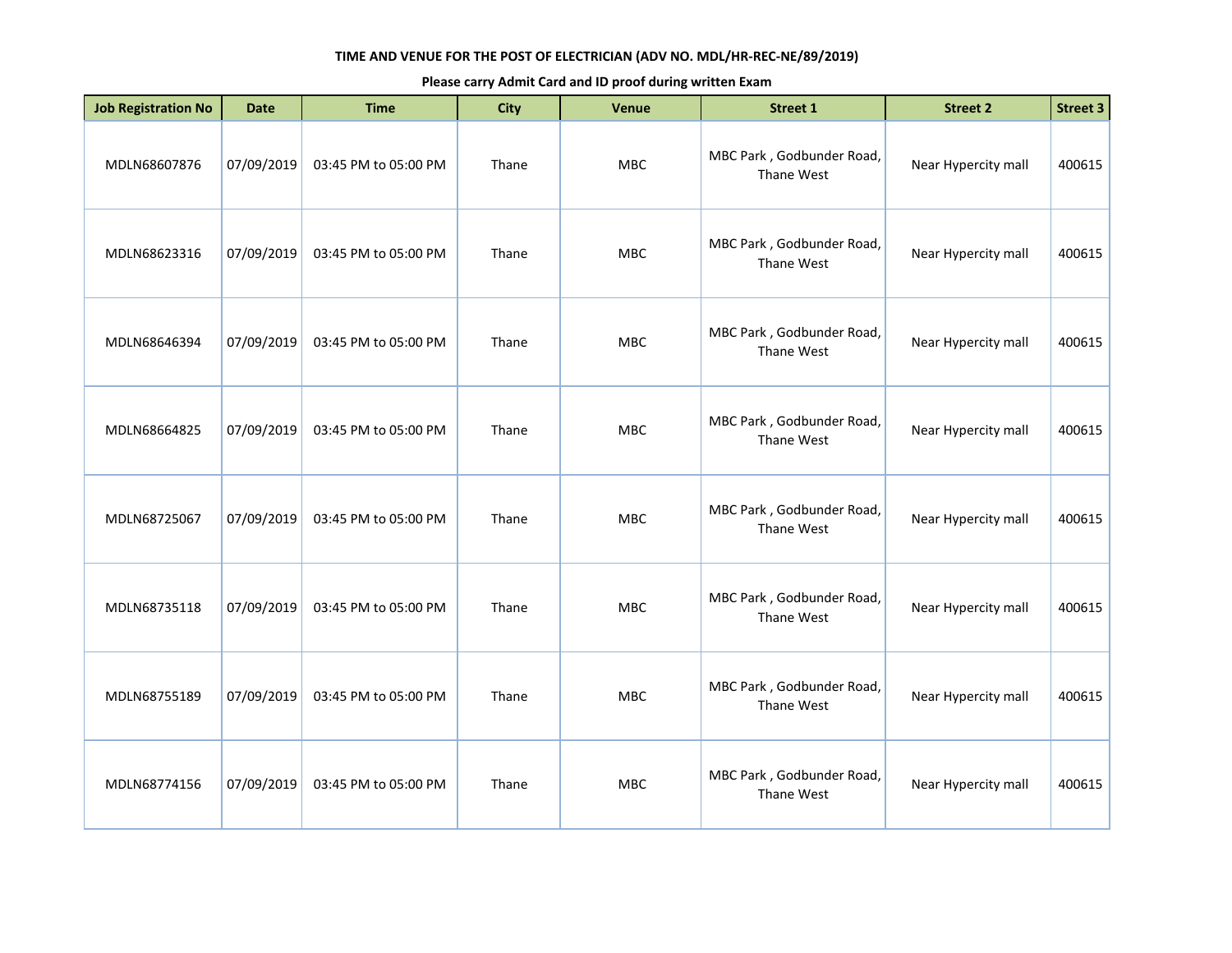**TIME AND VENUE FOR THE POST OF ELECTRICIAN (ADV NO. MDL/HR-REC-NE/89/2019)**

**Please carry Admit Card and ID proof during written Exam**

| Job Registration No | Date | Time | City | Venue | Street 1 | Street 2 | Street 3 |
|---|---|---|---|---|---|---|---|
| MDLN68607876 | 07/09/2019 | 03:45 PM to 05:00 PM | Thane | MBC | MBC Park , Godbunder Road, Thane West | Near Hypercity mall | 400615 |
| MDLN68623316 | 07/09/2019 | 03:45 PM to 05:00 PM | Thane | MBC | MBC Park , Godbunder Road, Thane West | Near Hypercity mall | 400615 |
| MDLN68646394 | 07/09/2019 | 03:45 PM to 05:00 PM | Thane | MBC | MBC Park , Godbunder Road, Thane West | Near Hypercity mall | 400615 |
| MDLN68664825 | 07/09/2019 | 03:45 PM to 05:00 PM | Thane | MBC | MBC Park , Godbunder Road, Thane West | Near Hypercity mall | 400615 |
| MDLN68725067 | 07/09/2019 | 03:45 PM to 05:00 PM | Thane | MBC | MBC Park , Godbunder Road, Thane West | Near Hypercity mall | 400615 |
| MDLN68735118 | 07/09/2019 | 03:45 PM to 05:00 PM | Thane | MBC | MBC Park , Godbunder Road, Thane West | Near Hypercity mall | 400615 |
| MDLN68755189 | 07/09/2019 | 03:45 PM to 05:00 PM | Thane | MBC | MBC Park , Godbunder Road, Thane West | Near Hypercity mall | 400615 |
| MDLN68774156 | 07/09/2019 | 03:45 PM to 05:00 PM | Thane | MBC | MBC Park , Godbunder Road, Thane West | Near Hypercity mall | 400615 |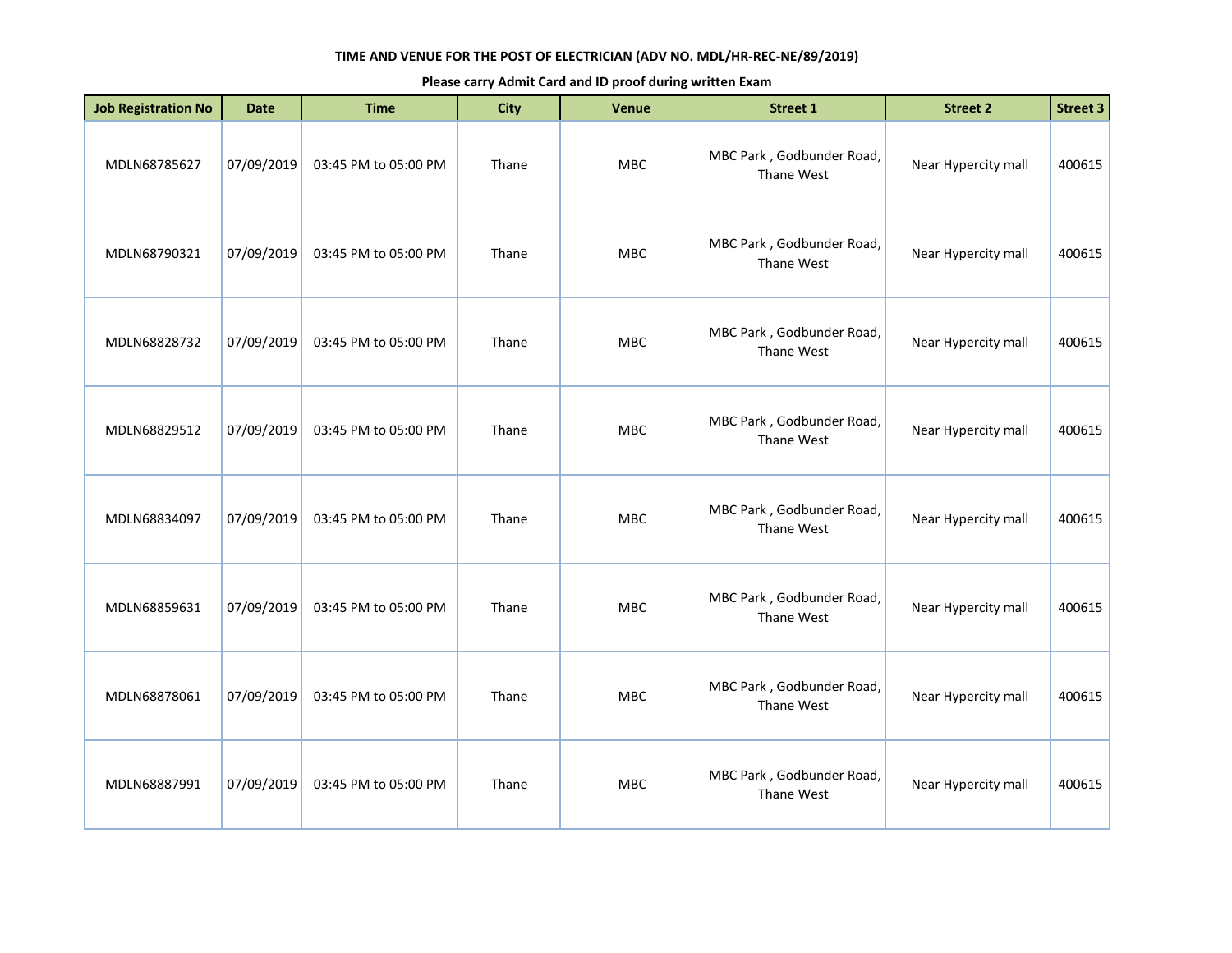**TIME AND VENUE FOR THE POST OF ELECTRICIAN (ADV NO. MDL/HR-REC-NE/89/2019)**

**Please carry Admit Card and ID proof during written Exam**

| Job Registration No | Date | Time | City | Venue | Street 1 | Street 2 | Street 3 |
|---|---|---|---|---|---|---|---|
| MDLN68785627 | 07/09/2019 | 03:45 PM to 05:00 PM | Thane | MBC | MBC Park , Godbunder Road, Thane West | Near Hypercity mall | 400615 |
| MDLN68790321 | 07/09/2019 | 03:45 PM to 05:00 PM | Thane | MBC | MBC Park , Godbunder Road, Thane West | Near Hypercity mall | 400615 |
| MDLN68828732 | 07/09/2019 | 03:45 PM to 05:00 PM | Thane | MBC | MBC Park , Godbunder Road, Thane West | Near Hypercity mall | 400615 |
| MDLN68829512 | 07/09/2019 | 03:45 PM to 05:00 PM | Thane | MBC | MBC Park , Godbunder Road, Thane West | Near Hypercity mall | 400615 |
| MDLN68834097 | 07/09/2019 | 03:45 PM to 05:00 PM | Thane | MBC | MBC Park , Godbunder Road, Thane West | Near Hypercity mall | 400615 |
| MDLN68859631 | 07/09/2019 | 03:45 PM to 05:00 PM | Thane | MBC | MBC Park , Godbunder Road, Thane West | Near Hypercity mall | 400615 |
| MDLN68878061 | 07/09/2019 | 03:45 PM to 05:00 PM | Thane | MBC | MBC Park , Godbunder Road, Thane West | Near Hypercity mall | 400615 |
| MDLN68887991 | 07/09/2019 | 03:45 PM to 05:00 PM | Thane | MBC | MBC Park , Godbunder Road, Thane West | Near Hypercity mall | 400615 |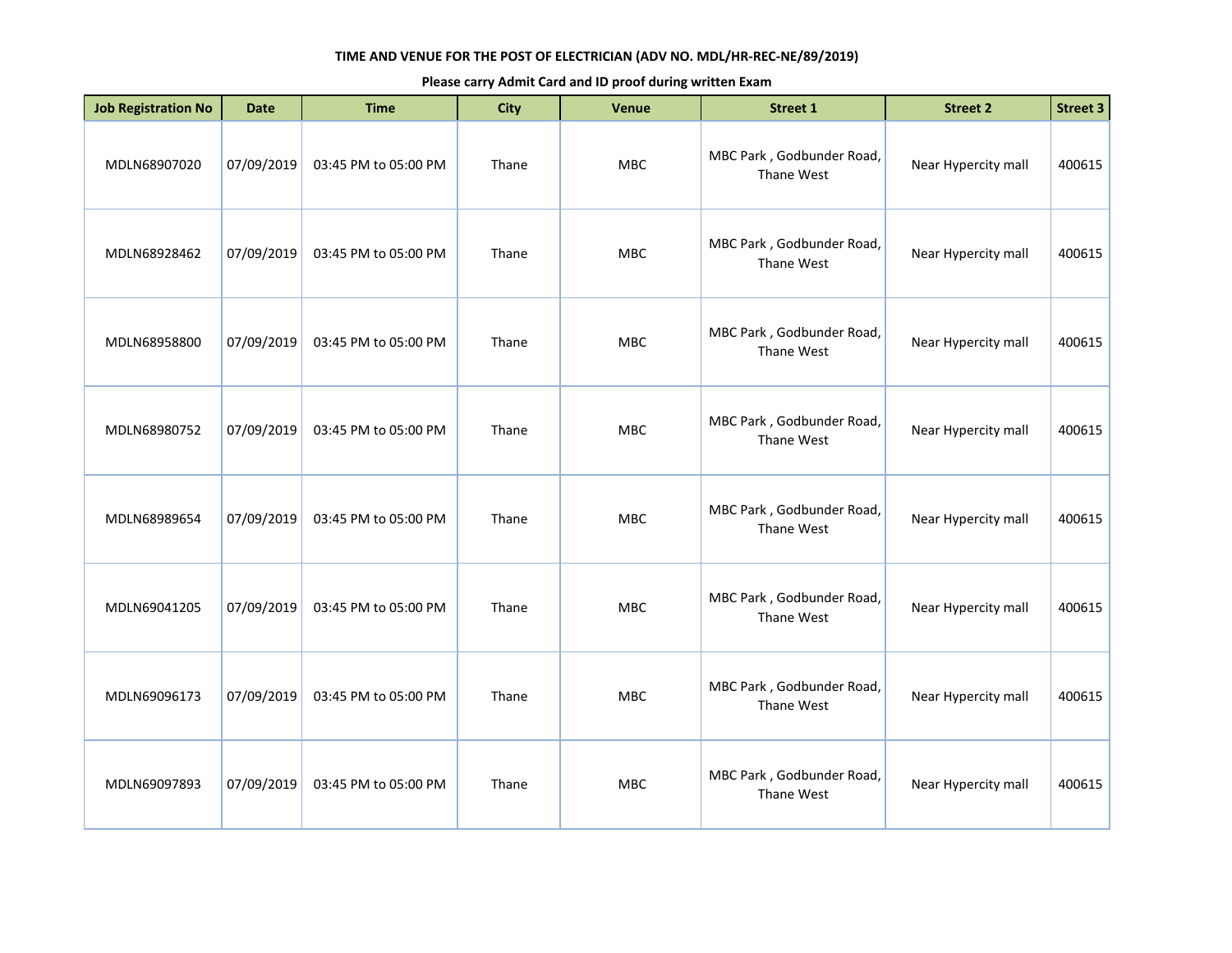**TIME AND VENUE FOR THE POST OF ELECTRICIAN (ADV NO. MDL/HR-REC-NE/89/2019)**

**Please carry Admit Card and ID proof during written Exam**

| Job Registration No | Date | Time | City | Venue | Street 1 | Street 2 | Street 3 |
|---|---|---|---|---|---|---|---|
| MDLN68907020 | 07/09/2019 | 03:45 PM to 05:00 PM | Thane | MBC | MBC Park , Godbunder Road, Thane West | Near Hypercity mall | 400615 |
| MDLN68928462 | 07/09/2019 | 03:45 PM to 05:00 PM | Thane | MBC | MBC Park , Godbunder Road, Thane West | Near Hypercity mall | 400615 |
| MDLN68958800 | 07/09/2019 | 03:45 PM to 05:00 PM | Thane | MBC | MBC Park , Godbunder Road, Thane West | Near Hypercity mall | 400615 |
| MDLN68980752 | 07/09/2019 | 03:45 PM to 05:00 PM | Thane | MBC | MBC Park , Godbunder Road, Thane West | Near Hypercity mall | 400615 |
| MDLN68989654 | 07/09/2019 | 03:45 PM to 05:00 PM | Thane | MBC | MBC Park , Godbunder Road, Thane West | Near Hypercity mall | 400615 |
| MDLN69041205 | 07/09/2019 | 03:45 PM to 05:00 PM | Thane | MBC | MBC Park , Godbunder Road, Thane West | Near Hypercity mall | 400615 |
| MDLN69096173 | 07/09/2019 | 03:45 PM to 05:00 PM | Thane | MBC | MBC Park , Godbunder Road, Thane West | Near Hypercity mall | 400615 |
| MDLN69097893 | 07/09/2019 | 03:45 PM to 05:00 PM | Thane | MBC | MBC Park , Godbunder Road, Thane West | Near Hypercity mall | 400615 |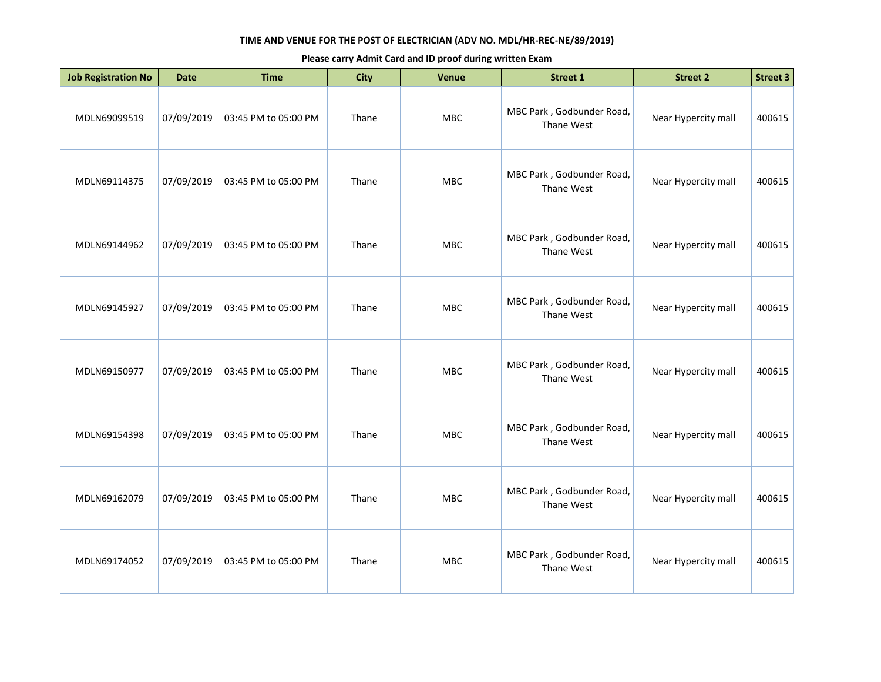**TIME AND VENUE FOR THE POST OF ELECTRICIAN (ADV NO. MDL/HR-REC-NE/89/2019)**

**Please carry Admit Card and ID proof during written Exam**

| Job Registration No | Date | Time | City | Venue | Street 1 | Street 2 | Street 3 |
|---|---|---|---|---|---|---|---|
| MDLN69099519 | 07/09/2019 | 03:45 PM to 05:00 PM | Thane | MBC | MBC Park , Godbunder Road, Thane West | Near Hypercity mall | 400615 |
| MDLN69114375 | 07/09/2019 | 03:45 PM to 05:00 PM | Thane | MBC | MBC Park , Godbunder Road, Thane West | Near Hypercity mall | 400615 |
| MDLN69144962 | 07/09/2019 | 03:45 PM to 05:00 PM | Thane | MBC | MBC Park , Godbunder Road, Thane West | Near Hypercity mall | 400615 |
| MDLN69145927 | 07/09/2019 | 03:45 PM to 05:00 PM | Thane | MBC | MBC Park , Godbunder Road, Thane West | Near Hypercity mall | 400615 |
| MDLN69150977 | 07/09/2019 | 03:45 PM to 05:00 PM | Thane | MBC | MBC Park , Godbunder Road, Thane West | Near Hypercity mall | 400615 |
| MDLN69154398 | 07/09/2019 | 03:45 PM to 05:00 PM | Thane | MBC | MBC Park , Godbunder Road, Thane West | Near Hypercity mall | 400615 |
| MDLN69162079 | 07/09/2019 | 03:45 PM to 05:00 PM | Thane | MBC | MBC Park , Godbunder Road, Thane West | Near Hypercity mall | 400615 |
| MDLN69174052 | 07/09/2019 | 03:45 PM to 05:00 PM | Thane | MBC | MBC Park , Godbunder Road, Thane West | Near Hypercity mall | 400615 |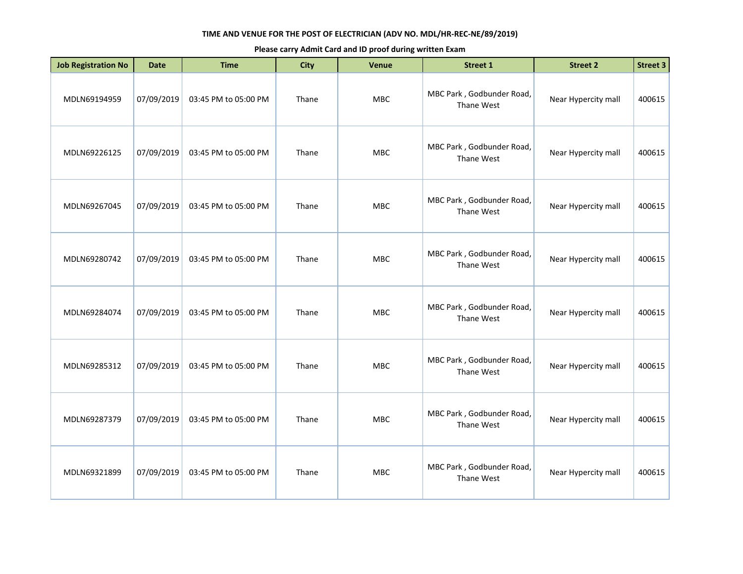**TIME AND VENUE FOR THE POST OF ELECTRICIAN (ADV NO. MDL/HR-REC-NE/89/2019)**

**Please carry Admit Card and ID proof during written Exam**

| Job Registration No | Date | Time | City | Venue | Street 1 | Street 2 | Street 3 |
|---|---|---|---|---|---|---|---|
| MDLN69194959 | 07/09/2019 | 03:45 PM to 05:00 PM | Thane | MBC | MBC Park , Godbunder Road, Thane West | Near Hypercity mall | 400615 |
| MDLN69226125 | 07/09/2019 | 03:45 PM to 05:00 PM | Thane | MBC | MBC Park , Godbunder Road, Thane West | Near Hypercity mall | 400615 |
| MDLN69267045 | 07/09/2019 | 03:45 PM to 05:00 PM | Thane | MBC | MBC Park , Godbunder Road, Thane West | Near Hypercity mall | 400615 |
| MDLN69280742 | 07/09/2019 | 03:45 PM to 05:00 PM | Thane | MBC | MBC Park , Godbunder Road, Thane West | Near Hypercity mall | 400615 |
| MDLN69284074 | 07/09/2019 | 03:45 PM to 05:00 PM | Thane | MBC | MBC Park , Godbunder Road, Thane West | Near Hypercity mall | 400615 |
| MDLN69285312 | 07/09/2019 | 03:45 PM to 05:00 PM | Thane | MBC | MBC Park , Godbunder Road, Thane West | Near Hypercity mall | 400615 |
| MDLN69287379 | 07/09/2019 | 03:45 PM to 05:00 PM | Thane | MBC | MBC Park , Godbunder Road, Thane West | Near Hypercity mall | 400615 |
| MDLN69321899 | 07/09/2019 | 03:45 PM to 05:00 PM | Thane | MBC | MBC Park , Godbunder Road, Thane West | Near Hypercity mall | 400615 |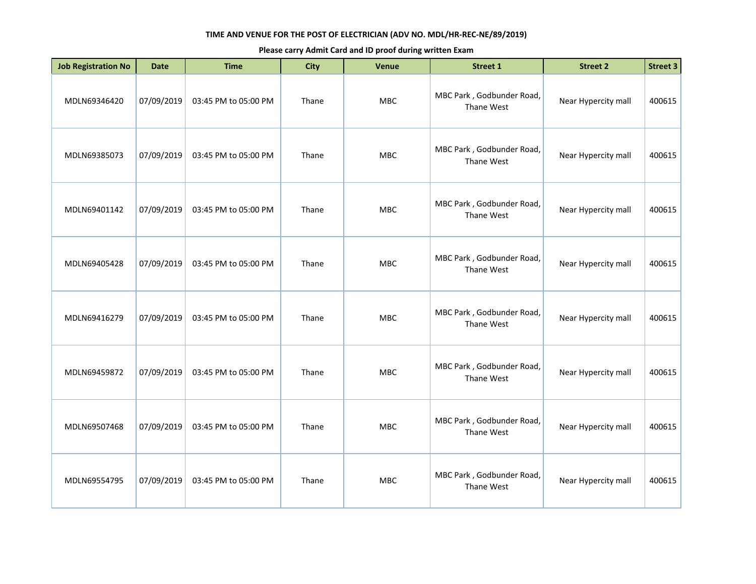**TIME AND VENUE FOR THE POST OF ELECTRICIAN (ADV NO. MDL/HR-REC-NE/89/2019)**

**Please carry Admit Card and ID proof during written Exam**

| Job Registration No | Date | Time | City | Venue | Street 1 | Street 2 | Street 3 |
|---|---|---|---|---|---|---|---|
| MDLN69346420 | 07/09/2019 | 03:45 PM to 05:00 PM | Thane | MBC | MBC Park , Godbunder Road, Thane West | Near Hypercity mall | 400615 |
| MDLN69385073 | 07/09/2019 | 03:45 PM to 05:00 PM | Thane | MBC | MBC Park , Godbunder Road, Thane West | Near Hypercity mall | 400615 |
| MDLN69401142 | 07/09/2019 | 03:45 PM to 05:00 PM | Thane | MBC | MBC Park , Godbunder Road, Thane West | Near Hypercity mall | 400615 |
| MDLN69405428 | 07/09/2019 | 03:45 PM to 05:00 PM | Thane | MBC | MBC Park , Godbunder Road, Thane West | Near Hypercity mall | 400615 |
| MDLN69416279 | 07/09/2019 | 03:45 PM to 05:00 PM | Thane | MBC | MBC Park , Godbunder Road, Thane West | Near Hypercity mall | 400615 |
| MDLN69459872 | 07/09/2019 | 03:45 PM to 05:00 PM | Thane | MBC | MBC Park , Godbunder Road, Thane West | Near Hypercity mall | 400615 |
| MDLN69507468 | 07/09/2019 | 03:45 PM to 05:00 PM | Thane | MBC | MBC Park , Godbunder Road, Thane West | Near Hypercity mall | 400615 |
| MDLN69554795 | 07/09/2019 | 03:45 PM to 05:00 PM | Thane | MBC | MBC Park , Godbunder Road, Thane West | Near Hypercity mall | 400615 |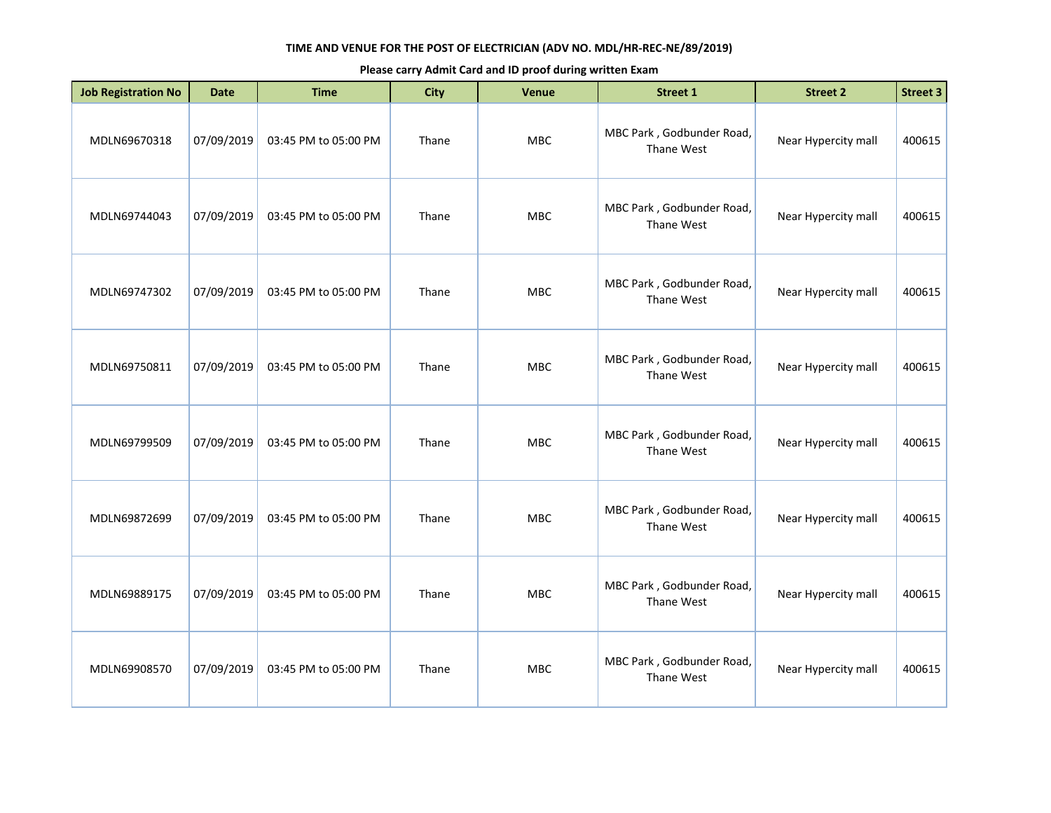**TIME AND VENUE FOR THE POST OF ELECTRICIAN (ADV NO. MDL/HR-REC-NE/89/2019)**

**Please carry Admit Card and ID proof during written Exam**

| Job Registration No | Date | Time | City | Venue | Street 1 | Street 2 | Street 3 |
|---|---|---|---|---|---|---|---|
| MDLN69670318 | 07/09/2019 | 03:45 PM to 05:00 PM | Thane | MBC | MBC Park , Godbunder Road, Thane West | Near Hypercity mall | 400615 |
| MDLN69744043 | 07/09/2019 | 03:45 PM to 05:00 PM | Thane | MBC | MBC Park , Godbunder Road, Thane West | Near Hypercity mall | 400615 |
| MDLN69747302 | 07/09/2019 | 03:45 PM to 05:00 PM | Thane | MBC | MBC Park , Godbunder Road, Thane West | Near Hypercity mall | 400615 |
| MDLN69750811 | 07/09/2019 | 03:45 PM to 05:00 PM | Thane | MBC | MBC Park , Godbunder Road, Thane West | Near Hypercity mall | 400615 |
| MDLN69799509 | 07/09/2019 | 03:45 PM to 05:00 PM | Thane | MBC | MBC Park , Godbunder Road, Thane West | Near Hypercity mall | 400615 |
| MDLN69872699 | 07/09/2019 | 03:45 PM to 05:00 PM | Thane | MBC | MBC Park , Godbunder Road, Thane West | Near Hypercity mall | 400615 |
| MDLN69889175 | 07/09/2019 | 03:45 PM to 05:00 PM | Thane | MBC | MBC Park , Godbunder Road, Thane West | Near Hypercity mall | 400615 |
| MDLN69908570 | 07/09/2019 | 03:45 PM to 05:00 PM | Thane | MBC | MBC Park , Godbunder Road, Thane West | Near Hypercity mall | 400615 |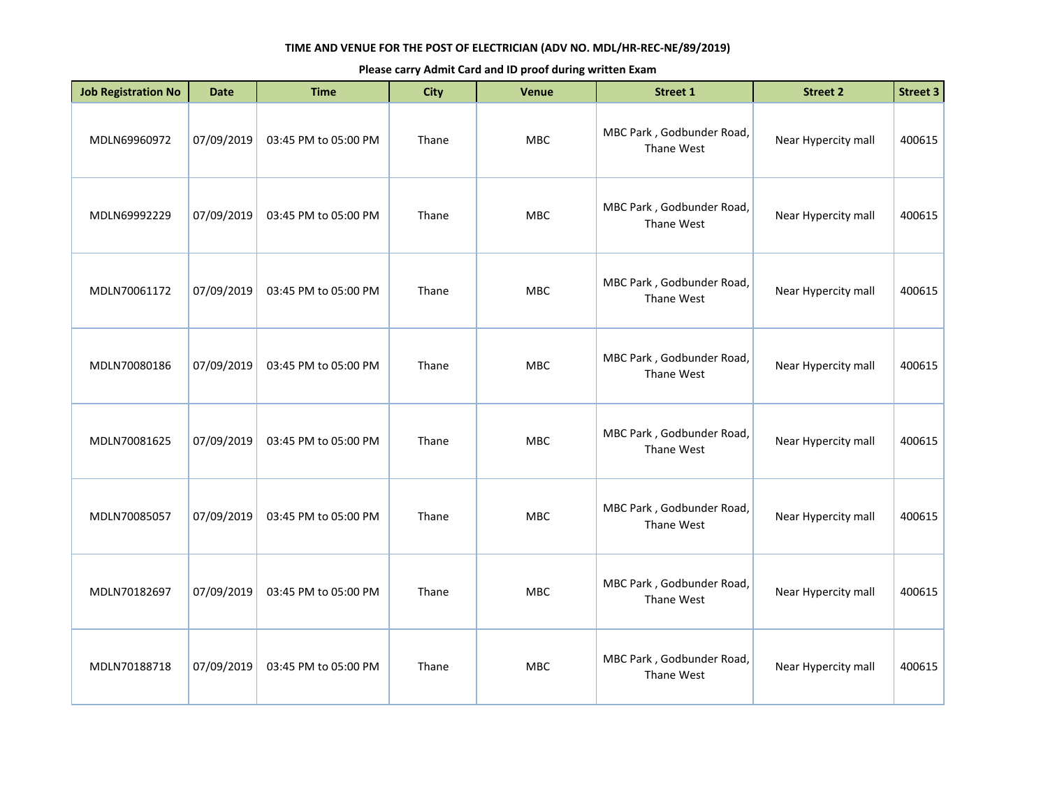**TIME AND VENUE FOR THE POST OF ELECTRICIAN (ADV NO. MDL/HR-REC-NE/89/2019)**

**Please carry Admit Card and ID proof during written Exam**

| Job Registration No | Date | Time | City | Venue | Street 1 | Street 2 | Street 3 |
|---|---|---|---|---|---|---|---|
| MDLN69960972 | 07/09/2019 | 03:45 PM to 05:00 PM | Thane | MBC | MBC Park , Godbunder Road, Thane West | Near Hypercity mall | 400615 |
| MDLN69992229 | 07/09/2019 | 03:45 PM to 05:00 PM | Thane | MBC | MBC Park , Godbunder Road, Thane West | Near Hypercity mall | 400615 |
| MDLN70061172 | 07/09/2019 | 03:45 PM to 05:00 PM | Thane | MBC | MBC Park , Godbunder Road, Thane West | Near Hypercity mall | 400615 |
| MDLN70080186 | 07/09/2019 | 03:45 PM to 05:00 PM | Thane | MBC | MBC Park , Godbunder Road, Thane West | Near Hypercity mall | 400615 |
| MDLN70081625 | 07/09/2019 | 03:45 PM to 05:00 PM | Thane | MBC | MBC Park , Godbunder Road, Thane West | Near Hypercity mall | 400615 |
| MDLN70085057 | 07/09/2019 | 03:45 PM to 05:00 PM | Thane | MBC | MBC Park , Godbunder Road, Thane West | Near Hypercity mall | 400615 |
| MDLN70182697 | 07/09/2019 | 03:45 PM to 05:00 PM | Thane | MBC | MBC Park , Godbunder Road, Thane West | Near Hypercity mall | 400615 |
| MDLN70188718 | 07/09/2019 | 03:45 PM to 05:00 PM | Thane | MBC | MBC Park , Godbunder Road, Thane West | Near Hypercity mall | 400615 |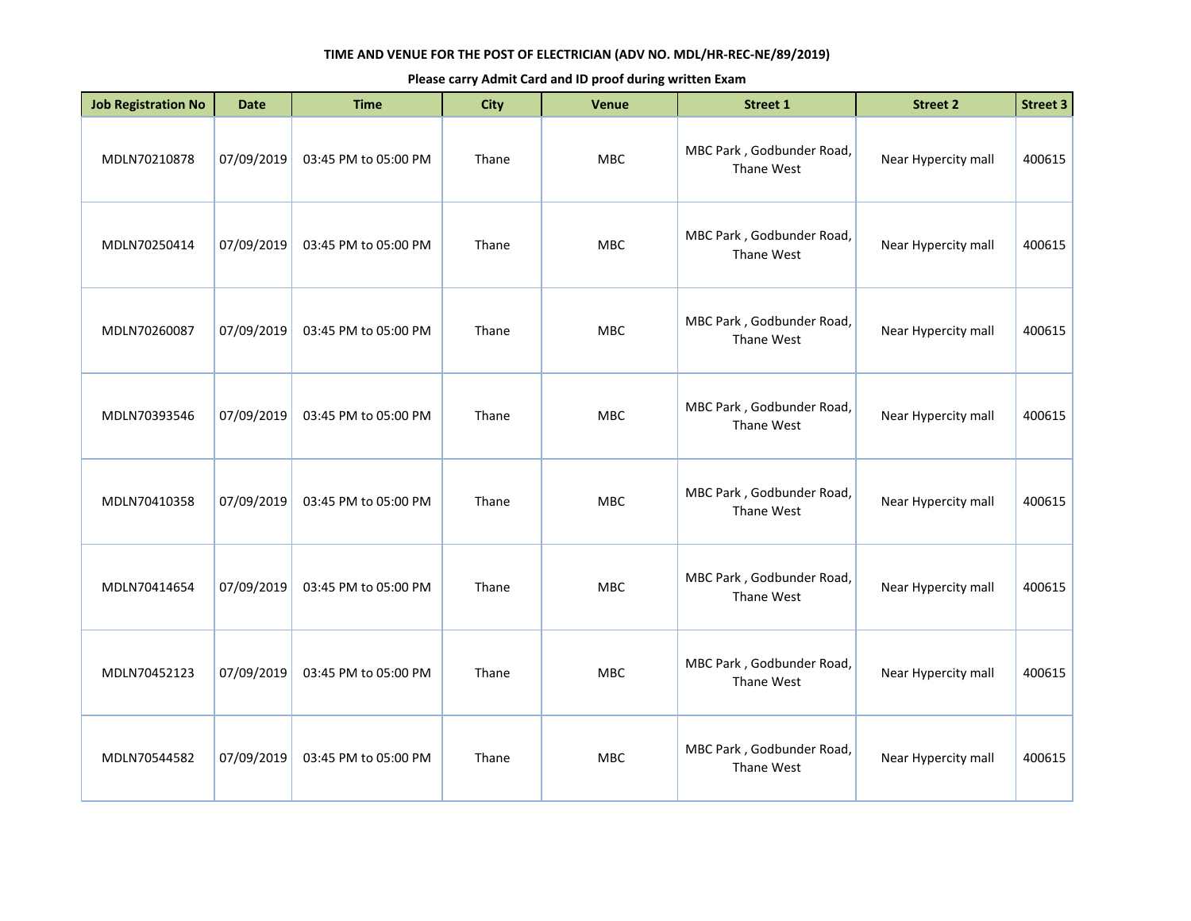**TIME AND VENUE FOR THE POST OF ELECTRICIAN (ADV NO. MDL/HR-REC-NE/89/2019)**

**Please carry Admit Card and ID proof during written Exam**

| Job Registration No | Date | Time | City | Venue | Street 1 | Street 2 | Street 3 |
|---|---|---|---|---|---|---|---|
| MDLN70210878 | 07/09/2019 | 03:45 PM to 05:00 PM | Thane | MBC | MBC Park , Godbunder Road, Thane West | Near Hypercity mall | 400615 |
| MDLN70250414 | 07/09/2019 | 03:45 PM to 05:00 PM | Thane | MBC | MBC Park , Godbunder Road, Thane West | Near Hypercity mall | 400615 |
| MDLN70260087 | 07/09/2019 | 03:45 PM to 05:00 PM | Thane | MBC | MBC Park , Godbunder Road, Thane West | Near Hypercity mall | 400615 |
| MDLN70393546 | 07/09/2019 | 03:45 PM to 05:00 PM | Thane | MBC | MBC Park , Godbunder Road, Thane West | Near Hypercity mall | 400615 |
| MDLN70410358 | 07/09/2019 | 03:45 PM to 05:00 PM | Thane | MBC | MBC Park , Godbunder Road, Thane West | Near Hypercity mall | 400615 |
| MDLN70414654 | 07/09/2019 | 03:45 PM to 05:00 PM | Thane | MBC | MBC Park , Godbunder Road, Thane West | Near Hypercity mall | 400615 |
| MDLN70452123 | 07/09/2019 | 03:45 PM to 05:00 PM | Thane | MBC | MBC Park , Godbunder Road, Thane West | Near Hypercity mall | 400615 |
| MDLN70544582 | 07/09/2019 | 03:45 PM to 05:00 PM | Thane | MBC | MBC Park , Godbunder Road, Thane West | Near Hypercity mall | 400615 |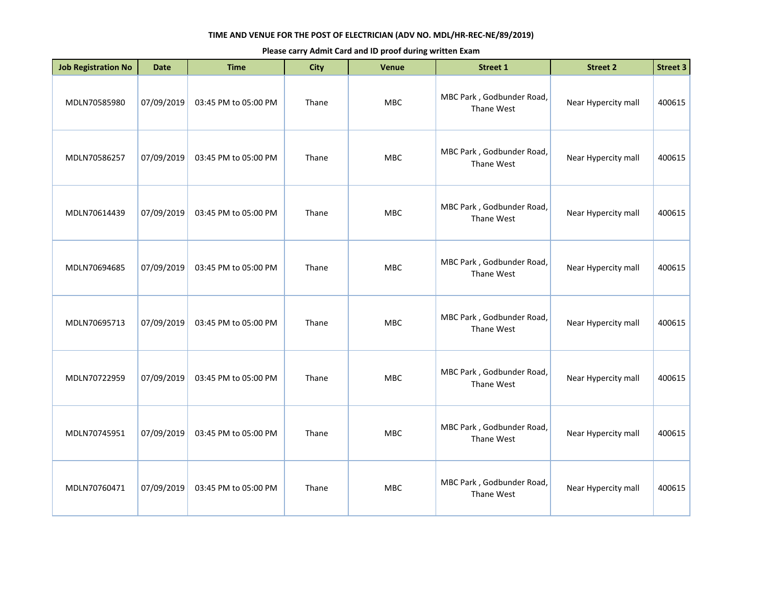**TIME AND VENUE FOR THE POST OF ELECTRICIAN (ADV NO. MDL/HR-REC-NE/89/2019)**

**Please carry Admit Card and ID proof during written Exam**

| Job Registration No | Date | Time | City | Venue | Street 1 | Street 2 | Street 3 |
|---|---|---|---|---|---|---|---|
| MDLN70585980 | 07/09/2019 | 03:45 PM to 05:00 PM | Thane | MBC | MBC Park , Godbunder Road, Thane West | Near Hypercity mall | 400615 |
| MDLN70586257 | 07/09/2019 | 03:45 PM to 05:00 PM | Thane | MBC | MBC Park , Godbunder Road, Thane West | Near Hypercity mall | 400615 |
| MDLN70614439 | 07/09/2019 | 03:45 PM to 05:00 PM | Thane | MBC | MBC Park , Godbunder Road, Thane West | Near Hypercity mall | 400615 |
| MDLN70694685 | 07/09/2019 | 03:45 PM to 05:00 PM | Thane | MBC | MBC Park , Godbunder Road, Thane West | Near Hypercity mall | 400615 |
| MDLN70695713 | 07/09/2019 | 03:45 PM to 05:00 PM | Thane | MBC | MBC Park , Godbunder Road, Thane West | Near Hypercity mall | 400615 |
| MDLN70722959 | 07/09/2019 | 03:45 PM to 05:00 PM | Thane | MBC | MBC Park , Godbunder Road, Thane West | Near Hypercity mall | 400615 |
| MDLN70745951 | 07/09/2019 | 03:45 PM to 05:00 PM | Thane | MBC | MBC Park , Godbunder Road, Thane West | Near Hypercity mall | 400615 |
| MDLN70760471 | 07/09/2019 | 03:45 PM to 05:00 PM | Thane | MBC | MBC Park , Godbunder Road, Thane West | Near Hypercity mall | 400615 |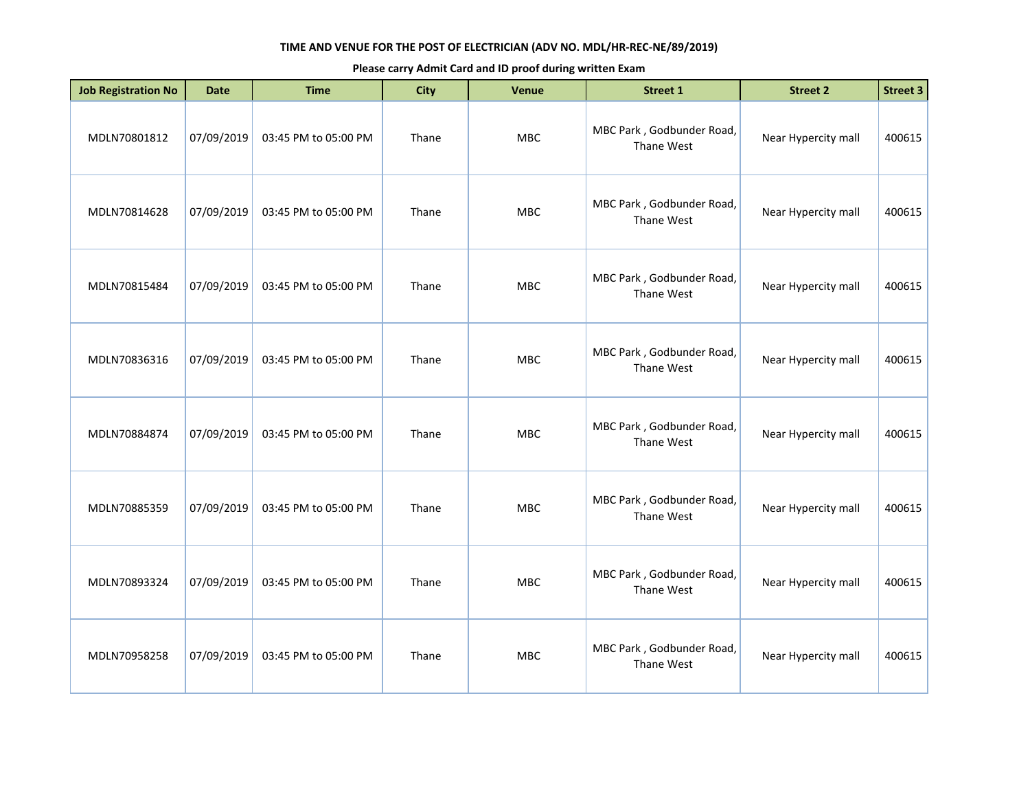**TIME AND VENUE FOR THE POST OF ELECTRICIAN (ADV NO. MDL/HR-REC-NE/89/2019)**

**Please carry Admit Card and ID proof during written Exam**

| Job Registration No | Date | Time | City | Venue | Street 1 | Street 2 | Street 3 |
|---|---|---|---|---|---|---|---|
| MDLN70801812 | 07/09/2019 | 03:45 PM to 05:00 PM | Thane | MBC | MBC Park , Godbunder Road, Thane West | Near Hypercity mall | 400615 |
| MDLN70814628 | 07/09/2019 | 03:45 PM to 05:00 PM | Thane | MBC | MBC Park , Godbunder Road, Thane West | Near Hypercity mall | 400615 |
| MDLN70815484 | 07/09/2019 | 03:45 PM to 05:00 PM | Thane | MBC | MBC Park , Godbunder Road, Thane West | Near Hypercity mall | 400615 |
| MDLN70836316 | 07/09/2019 | 03:45 PM to 05:00 PM | Thane | MBC | MBC Park , Godbunder Road, Thane West | Near Hypercity mall | 400615 |
| MDLN70884874 | 07/09/2019 | 03:45 PM to 05:00 PM | Thane | MBC | MBC Park , Godbunder Road, Thane West | Near Hypercity mall | 400615 |
| MDLN70885359 | 07/09/2019 | 03:45 PM to 05:00 PM | Thane | MBC | MBC Park , Godbunder Road, Thane West | Near Hypercity mall | 400615 |
| MDLN70893324 | 07/09/2019 | 03:45 PM to 05:00 PM | Thane | MBC | MBC Park , Godbunder Road, Thane West | Near Hypercity mall | 400615 |
| MDLN70958258 | 07/09/2019 | 03:45 PM to 05:00 PM | Thane | MBC | MBC Park , Godbunder Road, Thane West | Near Hypercity mall | 400615 |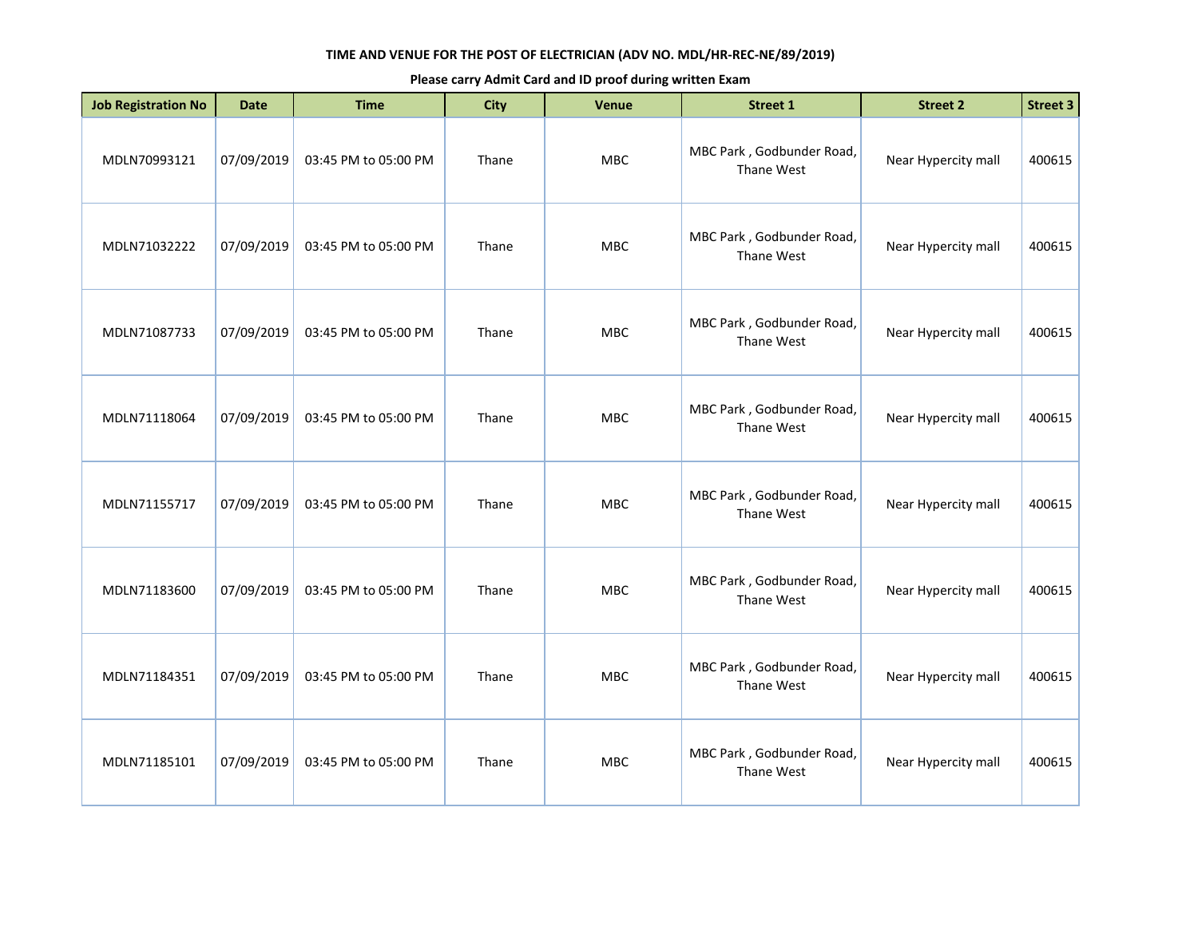**TIME AND VENUE FOR THE POST OF ELECTRICIAN (ADV NO. MDL/HR-REC-NE/89/2019)**

**Please carry Admit Card and ID proof during written Exam**

| Job Registration No | Date | Time | City | Venue | Street 1 | Street 2 | Street 3 |
|---|---|---|---|---|---|---|---|
| MDLN70993121 | 07/09/2019 | 03:45 PM to 05:00 PM | Thane | MBC | MBC Park , Godbunder Road, Thane West | Near Hypercity mall | 400615 |
| MDLN71032222 | 07/09/2019 | 03:45 PM to 05:00 PM | Thane | MBC | MBC Park , Godbunder Road, Thane West | Near Hypercity mall | 400615 |
| MDLN71087733 | 07/09/2019 | 03:45 PM to 05:00 PM | Thane | MBC | MBC Park , Godbunder Road, Thane West | Near Hypercity mall | 400615 |
| MDLN71118064 | 07/09/2019 | 03:45 PM to 05:00 PM | Thane | MBC | MBC Park , Godbunder Road, Thane West | Near Hypercity mall | 400615 |
| MDLN71155717 | 07/09/2019 | 03:45 PM to 05:00 PM | Thane | MBC | MBC Park , Godbunder Road, Thane West | Near Hypercity mall | 400615 |
| MDLN71183600 | 07/09/2019 | 03:45 PM to 05:00 PM | Thane | MBC | MBC Park , Godbunder Road, Thane West | Near Hypercity mall | 400615 |
| MDLN71184351 | 07/09/2019 | 03:45 PM to 05:00 PM | Thane | MBC | MBC Park , Godbunder Road, Thane West | Near Hypercity mall | 400615 |
| MDLN71185101 | 07/09/2019 | 03:45 PM to 05:00 PM | Thane | MBC | MBC Park , Godbunder Road, Thane West | Near Hypercity mall | 400615 |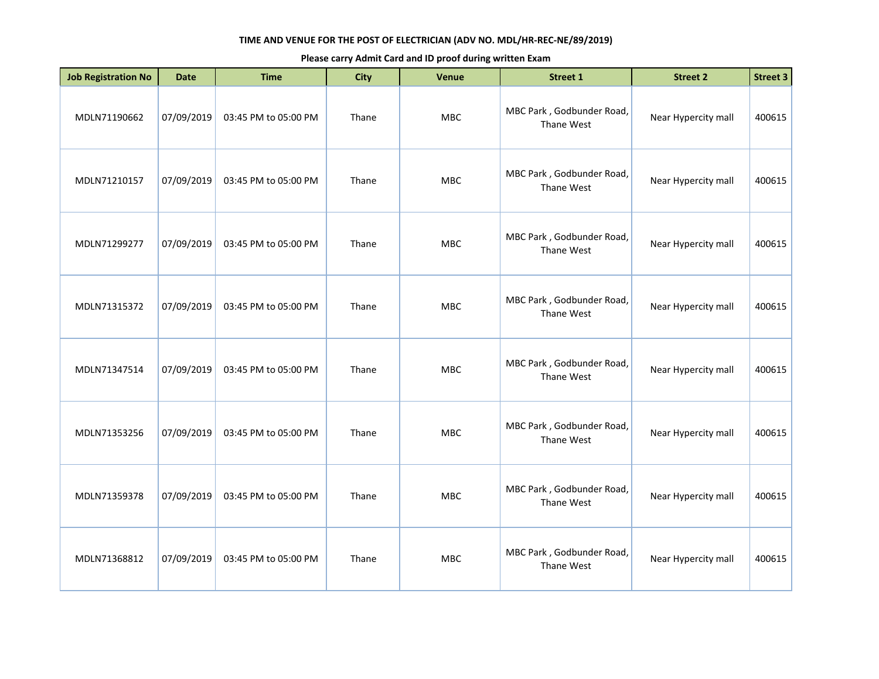**TIME AND VENUE FOR THE POST OF ELECTRICIAN (ADV NO. MDL/HR-REC-NE/89/2019)**

**Please carry Admit Card and ID proof during written Exam**

| Job Registration No | Date | Time | City | Venue | Street 1 | Street 2 | Street 3 |
|---|---|---|---|---|---|---|---|
| MDLN71190662 | 07/09/2019 | 03:45 PM to 05:00 PM | Thane | MBC | MBC Park , Godbunder Road, Thane West | Near Hypercity mall | 400615 |
| MDLN71210157 | 07/09/2019 | 03:45 PM to 05:00 PM | Thane | MBC | MBC Park , Godbunder Road, Thane West | Near Hypercity mall | 400615 |
| MDLN71299277 | 07/09/2019 | 03:45 PM to 05:00 PM | Thane | MBC | MBC Park , Godbunder Road, Thane West | Near Hypercity mall | 400615 |
| MDLN71315372 | 07/09/2019 | 03:45 PM to 05:00 PM | Thane | MBC | MBC Park , Godbunder Road, Thane West | Near Hypercity mall | 400615 |
| MDLN71347514 | 07/09/2019 | 03:45 PM to 05:00 PM | Thane | MBC | MBC Park , Godbunder Road, Thane West | Near Hypercity mall | 400615 |
| MDLN71353256 | 07/09/2019 | 03:45 PM to 05:00 PM | Thane | MBC | MBC Park , Godbunder Road, Thane West | Near Hypercity mall | 400615 |
| MDLN71359378 | 07/09/2019 | 03:45 PM to 05:00 PM | Thane | MBC | MBC Park , Godbunder Road, Thane West | Near Hypercity mall | 400615 |
| MDLN71368812 | 07/09/2019 | 03:45 PM to 05:00 PM | Thane | MBC | MBC Park , Godbunder Road, Thane West | Near Hypercity mall | 400615 |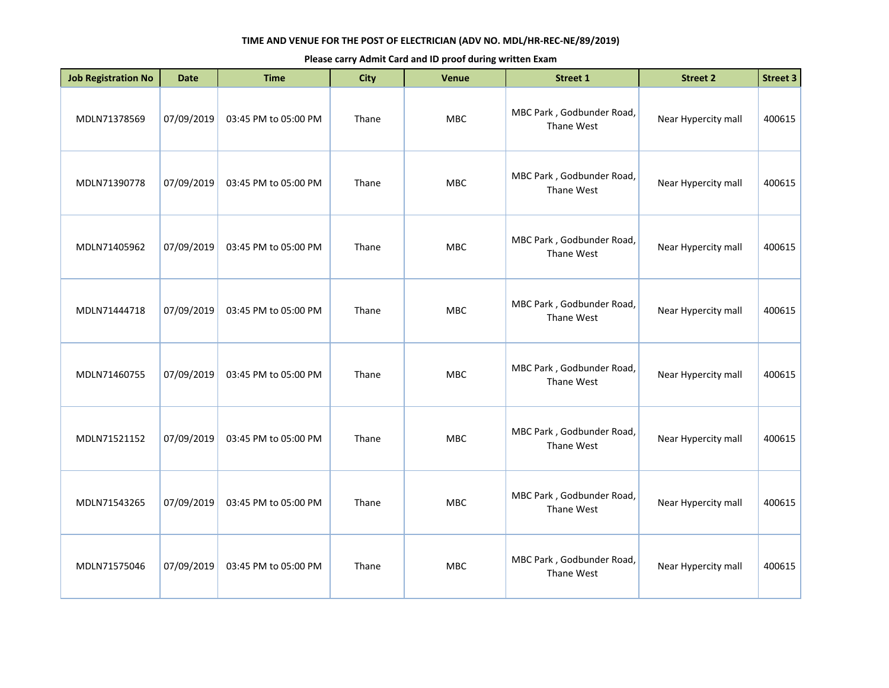**TIME AND VENUE FOR THE POST OF ELECTRICIAN (ADV NO. MDL/HR-REC-NE/89/2019)**

**Please carry Admit Card and ID proof during written Exam**

| Job Registration No | Date | Time | City | Venue | Street 1 | Street 2 | Street 3 |
|---|---|---|---|---|---|---|---|
| MDLN71378569 | 07/09/2019 | 03:45 PM to 05:00 PM | Thane | MBC | MBC Park , Godbunder Road, Thane West | Near Hypercity mall | 400615 |
| MDLN71390778 | 07/09/2019 | 03:45 PM to 05:00 PM | Thane | MBC | MBC Park , Godbunder Road, Thane West | Near Hypercity mall | 400615 |
| MDLN71405962 | 07/09/2019 | 03:45 PM to 05:00 PM | Thane | MBC | MBC Park , Godbunder Road, Thane West | Near Hypercity mall | 400615 |
| MDLN71444718 | 07/09/2019 | 03:45 PM to 05:00 PM | Thane | MBC | MBC Park , Godbunder Road, Thane West | Near Hypercity mall | 400615 |
| MDLN71460755 | 07/09/2019 | 03:45 PM to 05:00 PM | Thane | MBC | MBC Park , Godbunder Road, Thane West | Near Hypercity mall | 400615 |
| MDLN71521152 | 07/09/2019 | 03:45 PM to 05:00 PM | Thane | MBC | MBC Park , Godbunder Road, Thane West | Near Hypercity mall | 400615 |
| MDLN71543265 | 07/09/2019 | 03:45 PM to 05:00 PM | Thane | MBC | MBC Park , Godbunder Road, Thane West | Near Hypercity mall | 400615 |
| MDLN71575046 | 07/09/2019 | 03:45 PM to 05:00 PM | Thane | MBC | MBC Park , Godbunder Road, Thane West | Near Hypercity mall | 400615 |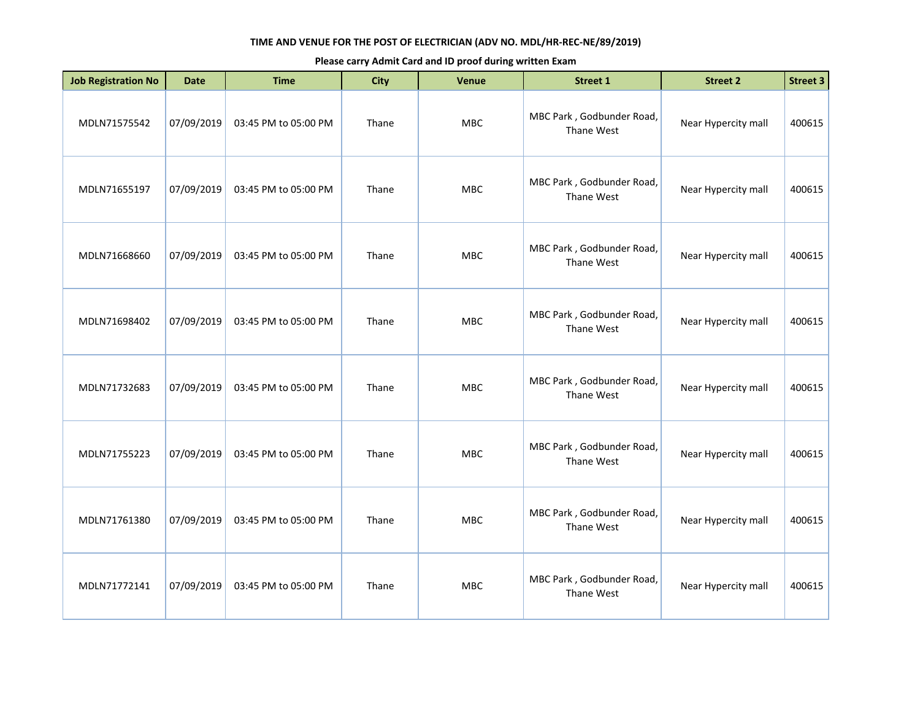**TIME AND VENUE FOR THE POST OF ELECTRICIAN (ADV NO. MDL/HR-REC-NE/89/2019)**

**Please carry Admit Card and ID proof during written Exam**

| Job Registration No | Date | Time | City | Venue | Street 1 | Street 2 | Street 3 |
|---|---|---|---|---|---|---|---|
| MDLN71575542 | 07/09/2019 | 03:45 PM to 05:00 PM | Thane | MBC | MBC Park , Godbunder Road, Thane West | Near Hypercity mall | 400615 |
| MDLN71655197 | 07/09/2019 | 03:45 PM to 05:00 PM | Thane | MBC | MBC Park , Godbunder Road, Thane West | Near Hypercity mall | 400615 |
| MDLN71668660 | 07/09/2019 | 03:45 PM to 05:00 PM | Thane | MBC | MBC Park , Godbunder Road, Thane West | Near Hypercity mall | 400615 |
| MDLN71698402 | 07/09/2019 | 03:45 PM to 05:00 PM | Thane | MBC | MBC Park , Godbunder Road, Thane West | Near Hypercity mall | 400615 |
| MDLN71732683 | 07/09/2019 | 03:45 PM to 05:00 PM | Thane | MBC | MBC Park , Godbunder Road, Thane West | Near Hypercity mall | 400615 |
| MDLN71755223 | 07/09/2019 | 03:45 PM to 05:00 PM | Thane | MBC | MBC Park , Godbunder Road, Thane West | Near Hypercity mall | 400615 |
| MDLN71761380 | 07/09/2019 | 03:45 PM to 05:00 PM | Thane | MBC | MBC Park , Godbunder Road, Thane West | Near Hypercity mall | 400615 |
| MDLN71772141 | 07/09/2019 | 03:45 PM to 05:00 PM | Thane | MBC | MBC Park , Godbunder Road, Thane West | Near Hypercity mall | 400615 |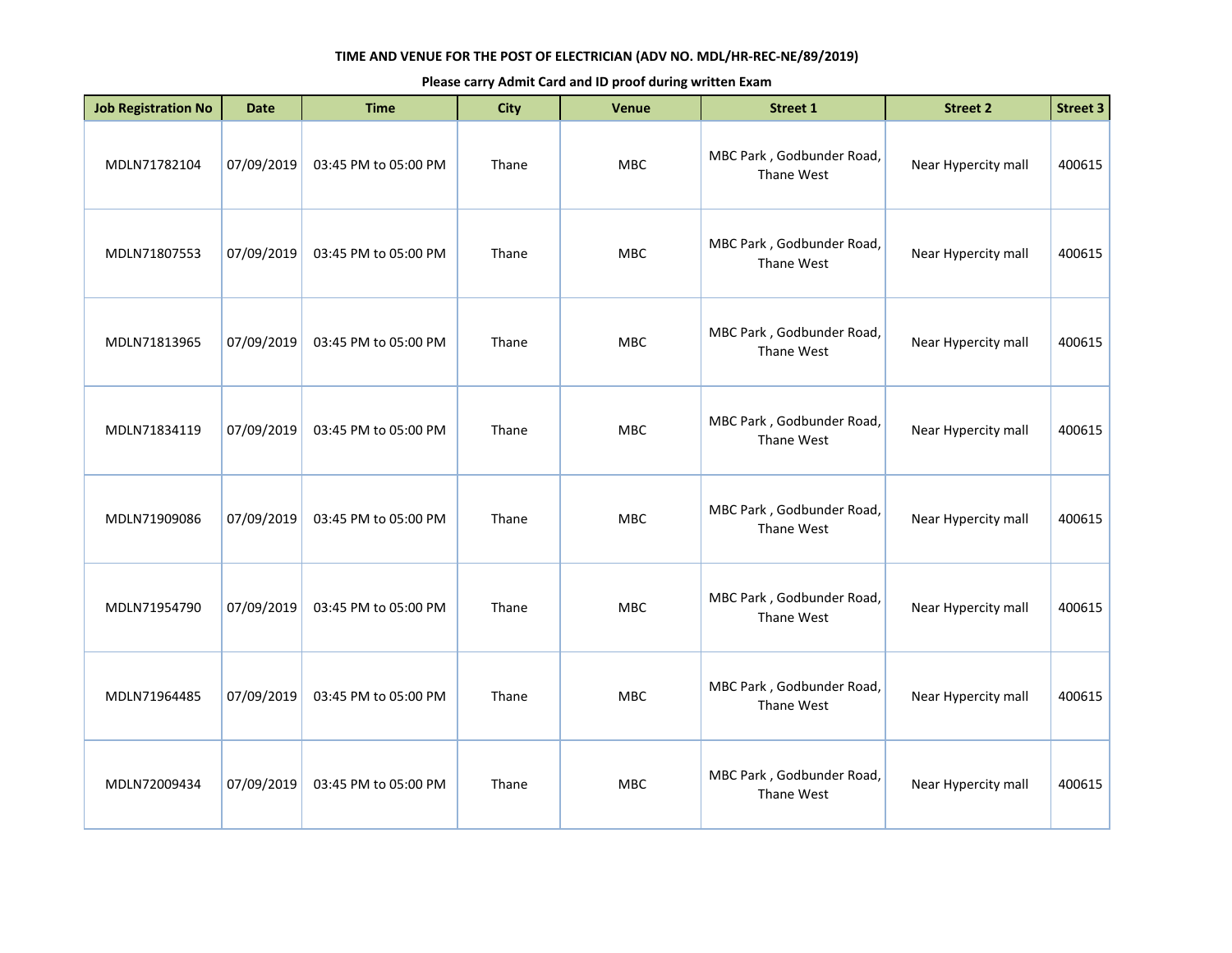**TIME AND VENUE FOR THE POST OF ELECTRICIAN (ADV NO. MDL/HR-REC-NE/89/2019)**

**Please carry Admit Card and ID proof during written Exam**

| Job Registration No | Date | Time | City | Venue | Street 1 | Street 2 | Street 3 |
|---|---|---|---|---|---|---|---|
| MDLN71782104 | 07/09/2019 | 03:45 PM to 05:00 PM | Thane | MBC | MBC Park , Godbunder Road, Thane West | Near Hypercity mall | 400615 |
| MDLN71807553 | 07/09/2019 | 03:45 PM to 05:00 PM | Thane | MBC | MBC Park , Godbunder Road, Thane West | Near Hypercity mall | 400615 |
| MDLN71813965 | 07/09/2019 | 03:45 PM to 05:00 PM | Thane | MBC | MBC Park , Godbunder Road, Thane West | Near Hypercity mall | 400615 |
| MDLN71834119 | 07/09/2019 | 03:45 PM to 05:00 PM | Thane | MBC | MBC Park , Godbunder Road, Thane West | Near Hypercity mall | 400615 |
| MDLN71909086 | 07/09/2019 | 03:45 PM to 05:00 PM | Thane | MBC | MBC Park , Godbunder Road, Thane West | Near Hypercity mall | 400615 |
| MDLN71954790 | 07/09/2019 | 03:45 PM to 05:00 PM | Thane | MBC | MBC Park , Godbunder Road, Thane West | Near Hypercity mall | 400615 |
| MDLN71964485 | 07/09/2019 | 03:45 PM to 05:00 PM | Thane | MBC | MBC Park , Godbunder Road, Thane West | Near Hypercity mall | 400615 |
| MDLN72009434 | 07/09/2019 | 03:45 PM to 05:00 PM | Thane | MBC | MBC Park , Godbunder Road, Thane West | Near Hypercity mall | 400615 |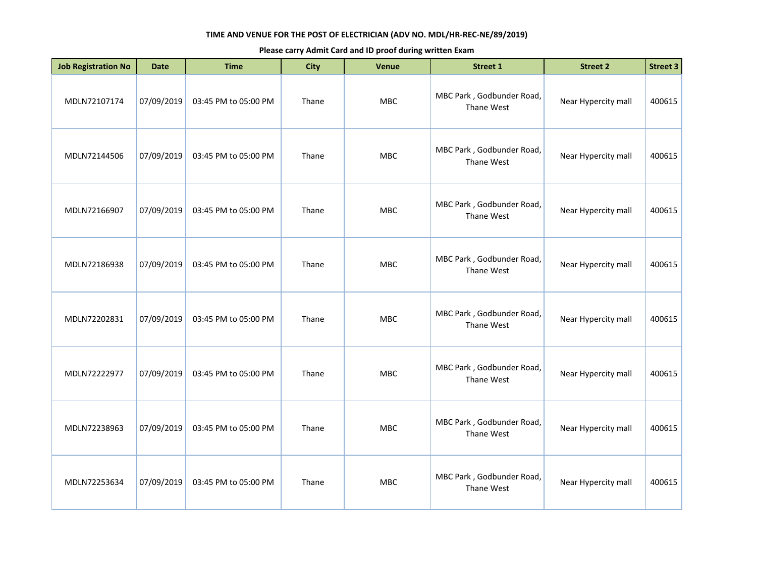**TIME AND VENUE FOR THE POST OF ELECTRICIAN (ADV NO. MDL/HR-REC-NE/89/2019)**

**Please carry Admit Card and ID proof during written Exam**

| Job Registration No | Date | Time | City | Venue | Street 1 | Street 2 | Street 3 |
|---|---|---|---|---|---|---|---|
| MDLN72107174 | 07/09/2019 | 03:45 PM to 05:00 PM | Thane | MBC | MBC Park , Godbunder Road, Thane West | Near Hypercity mall | 400615 |
| MDLN72144506 | 07/09/2019 | 03:45 PM to 05:00 PM | Thane | MBC | MBC Park , Godbunder Road, Thane West | Near Hypercity mall | 400615 |
| MDLN72166907 | 07/09/2019 | 03:45 PM to 05:00 PM | Thane | MBC | MBC Park , Godbunder Road, Thane West | Near Hypercity mall | 400615 |
| MDLN72186938 | 07/09/2019 | 03:45 PM to 05:00 PM | Thane | MBC | MBC Park , Godbunder Road, Thane West | Near Hypercity mall | 400615 |
| MDLN72202831 | 07/09/2019 | 03:45 PM to 05:00 PM | Thane | MBC | MBC Park , Godbunder Road, Thane West | Near Hypercity mall | 400615 |
| MDLN72222977 | 07/09/2019 | 03:45 PM to 05:00 PM | Thane | MBC | MBC Park , Godbunder Road, Thane West | Near Hypercity mall | 400615 |
| MDLN72238963 | 07/09/2019 | 03:45 PM to 05:00 PM | Thane | MBC | MBC Park , Godbunder Road, Thane West | Near Hypercity mall | 400615 |
| MDLN72253634 | 07/09/2019 | 03:45 PM to 05:00 PM | Thane | MBC | MBC Park , Godbunder Road, Thane West | Near Hypercity mall | 400615 |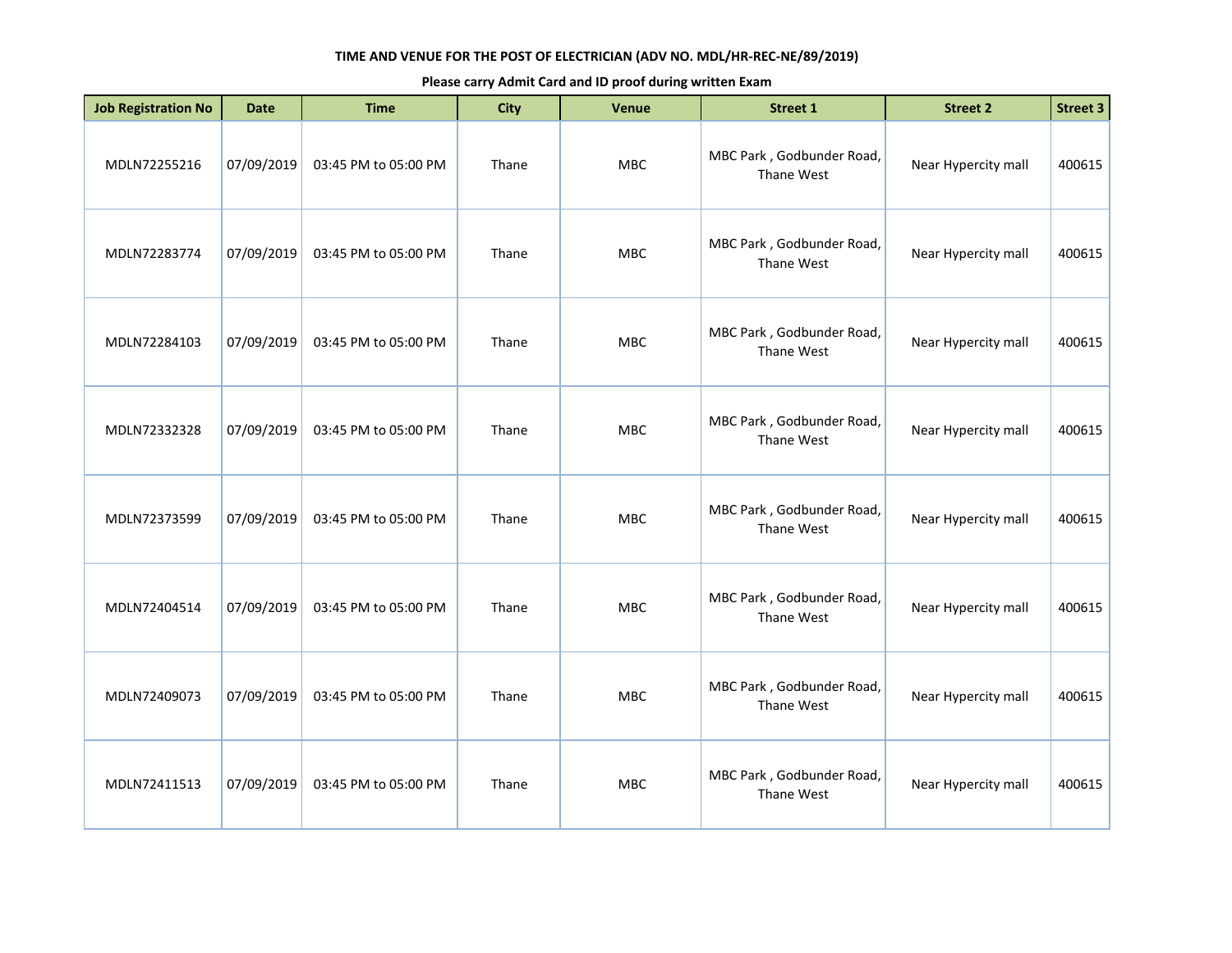**TIME AND VENUE FOR THE POST OF ELECTRICIAN (ADV NO. MDL/HR-REC-NE/89/2019)**

**Please carry Admit Card and ID proof during written Exam**

| Job Registration No | Date | Time | City | Venue | Street 1 | Street 2 | Street 3 |
|---|---|---|---|---|---|---|---|
| MDLN72255216 | 07/09/2019 | 03:45 PM to 05:00 PM | Thane | MBC | MBC Park , Godbunder Road, Thane West | Near Hypercity mall | 400615 |
| MDLN72283774 | 07/09/2019 | 03:45 PM to 05:00 PM | Thane | MBC | MBC Park , Godbunder Road, Thane West | Near Hypercity mall | 400615 |
| MDLN72284103 | 07/09/2019 | 03:45 PM to 05:00 PM | Thane | MBC | MBC Park , Godbunder Road, Thane West | Near Hypercity mall | 400615 |
| MDLN72332328 | 07/09/2019 | 03:45 PM to 05:00 PM | Thane | MBC | MBC Park , Godbunder Road, Thane West | Near Hypercity mall | 400615 |
| MDLN72373599 | 07/09/2019 | 03:45 PM to 05:00 PM | Thane | MBC | MBC Park , Godbunder Road, Thane West | Near Hypercity mall | 400615 |
| MDLN72404514 | 07/09/2019 | 03:45 PM to 05:00 PM | Thane | MBC | MBC Park , Godbunder Road, Thane West | Near Hypercity mall | 400615 |
| MDLN72409073 | 07/09/2019 | 03:45 PM to 05:00 PM | Thane | MBC | MBC Park , Godbunder Road, Thane West | Near Hypercity mall | 400615 |
| MDLN72411513 | 07/09/2019 | 03:45 PM to 05:00 PM | Thane | MBC | MBC Park , Godbunder Road, Thane West | Near Hypercity mall | 400615 |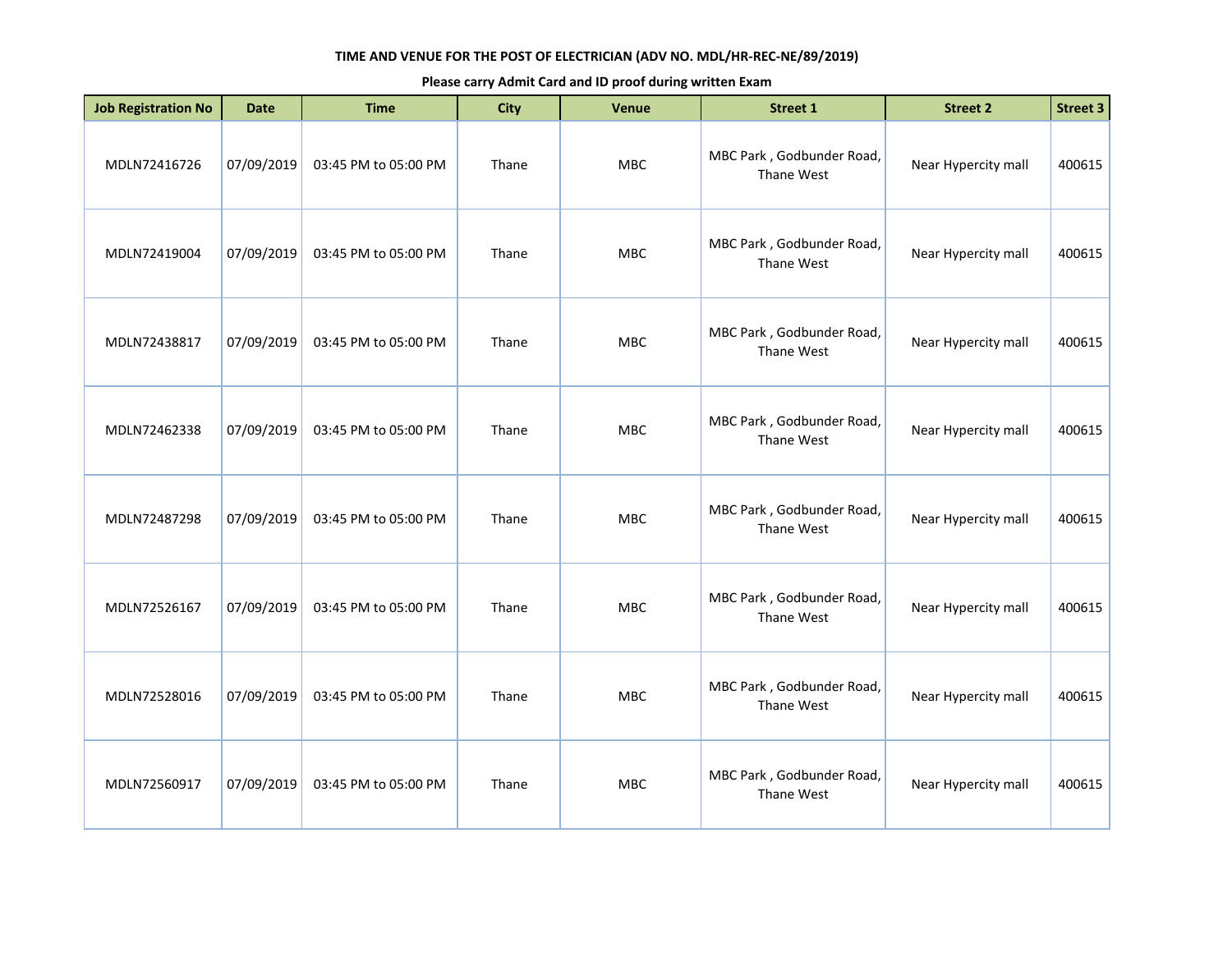**TIME AND VENUE FOR THE POST OF ELECTRICIAN (ADV NO. MDL/HR-REC-NE/89/2019)**

**Please carry Admit Card and ID proof during written Exam**

| Job Registration No | Date | Time | City | Venue | Street 1 | Street 2 | Street 3 |
|---|---|---|---|---|---|---|---|
| MDLN72416726 | 07/09/2019 | 03:45 PM to 05:00 PM | Thane | MBC | MBC Park , Godbunder Road, Thane West | Near Hypercity mall | 400615 |
| MDLN72419004 | 07/09/2019 | 03:45 PM to 05:00 PM | Thane | MBC | MBC Park , Godbunder Road, Thane West | Near Hypercity mall | 400615 |
| MDLN72438817 | 07/09/2019 | 03:45 PM to 05:00 PM | Thane | MBC | MBC Park , Godbunder Road, Thane West | Near Hypercity mall | 400615 |
| MDLN72462338 | 07/09/2019 | 03:45 PM to 05:00 PM | Thane | MBC | MBC Park , Godbunder Road, Thane West | Near Hypercity mall | 400615 |
| MDLN72487298 | 07/09/2019 | 03:45 PM to 05:00 PM | Thane | MBC | MBC Park , Godbunder Road, Thane West | Near Hypercity mall | 400615 |
| MDLN72526167 | 07/09/2019 | 03:45 PM to 05:00 PM | Thane | MBC | MBC Park , Godbunder Road, Thane West | Near Hypercity mall | 400615 |
| MDLN72528016 | 07/09/2019 | 03:45 PM to 05:00 PM | Thane | MBC | MBC Park , Godbunder Road, Thane West | Near Hypercity mall | 400615 |
| MDLN72560917 | 07/09/2019 | 03:45 PM to 05:00 PM | Thane | MBC | MBC Park , Godbunder Road, Thane West | Near Hypercity mall | 400615 |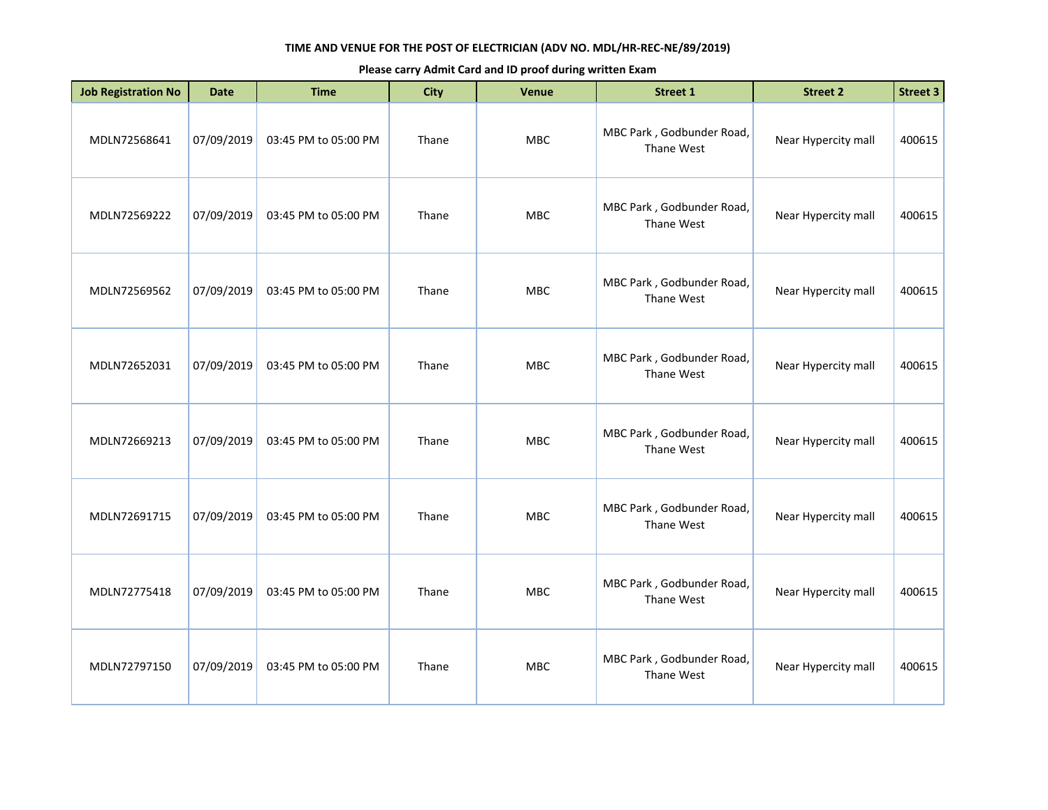**TIME AND VENUE FOR THE POST OF ELECTRICIAN (ADV NO. MDL/HR-REC-NE/89/2019)**

**Please carry Admit Card and ID proof during written Exam**

| Job Registration No | Date | Time | City | Venue | Street 1 | Street 2 | Street 3 |
|---|---|---|---|---|---|---|---|
| MDLN72568641 | 07/09/2019 | 03:45 PM to 05:00 PM | Thane | MBC | MBC Park , Godbunder Road, Thane West | Near Hypercity mall | 400615 |
| MDLN72569222 | 07/09/2019 | 03:45 PM to 05:00 PM | Thane | MBC | MBC Park , Godbunder Road, Thane West | Near Hypercity mall | 400615 |
| MDLN72569562 | 07/09/2019 | 03:45 PM to 05:00 PM | Thane | MBC | MBC Park , Godbunder Road, Thane West | Near Hypercity mall | 400615 |
| MDLN72652031 | 07/09/2019 | 03:45 PM to 05:00 PM | Thane | MBC | MBC Park , Godbunder Road, Thane West | Near Hypercity mall | 400615 |
| MDLN72669213 | 07/09/2019 | 03:45 PM to 05:00 PM | Thane | MBC | MBC Park , Godbunder Road, Thane West | Near Hypercity mall | 400615 |
| MDLN72691715 | 07/09/2019 | 03:45 PM to 05:00 PM | Thane | MBC | MBC Park , Godbunder Road, Thane West | Near Hypercity mall | 400615 |
| MDLN72775418 | 07/09/2019 | 03:45 PM to 05:00 PM | Thane | MBC | MBC Park , Godbunder Road, Thane West | Near Hypercity mall | 400615 |
| MDLN72797150 | 07/09/2019 | 03:45 PM to 05:00 PM | Thane | MBC | MBC Park , Godbunder Road, Thane West | Near Hypercity mall | 400615 |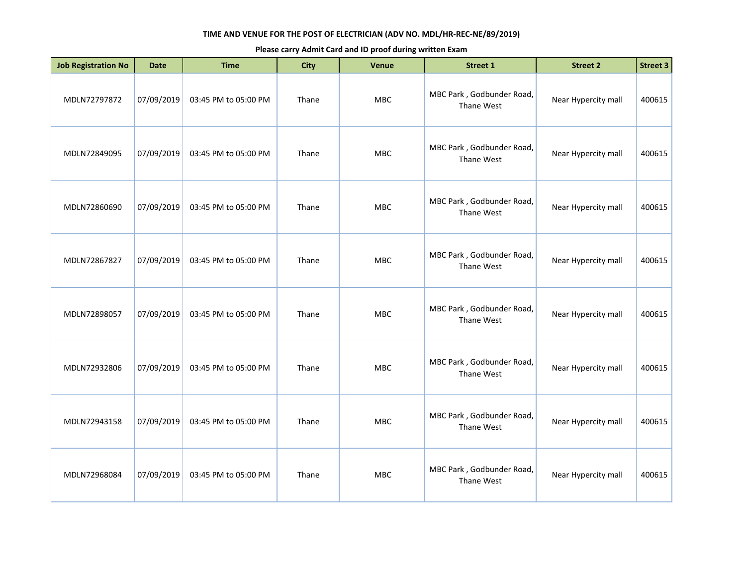**TIME AND VENUE FOR THE POST OF ELECTRICIAN (ADV NO. MDL/HR-REC-NE/89/2019)**

**Please carry Admit Card and ID proof during written Exam**

| Job Registration No | Date | Time | City | Venue | Street 1 | Street 2 | Street 3 |
|---|---|---|---|---|---|---|---|
| MDLN72797872 | 07/09/2019 | 03:45 PM to 05:00 PM | Thane | MBC | MBC Park , Godbunder Road, Thane West | Near Hypercity mall | 400615 |
| MDLN72849095 | 07/09/2019 | 03:45 PM to 05:00 PM | Thane | MBC | MBC Park , Godbunder Road, Thane West | Near Hypercity mall | 400615 |
| MDLN72860690 | 07/09/2019 | 03:45 PM to 05:00 PM | Thane | MBC | MBC Park , Godbunder Road, Thane West | Near Hypercity mall | 400615 |
| MDLN72867827 | 07/09/2019 | 03:45 PM to 05:00 PM | Thane | MBC | MBC Park , Godbunder Road, Thane West | Near Hypercity mall | 400615 |
| MDLN72898057 | 07/09/2019 | 03:45 PM to 05:00 PM | Thane | MBC | MBC Park , Godbunder Road, Thane West | Near Hypercity mall | 400615 |
| MDLN72932806 | 07/09/2019 | 03:45 PM to 05:00 PM | Thane | MBC | MBC Park , Godbunder Road, Thane West | Near Hypercity mall | 400615 |
| MDLN72943158 | 07/09/2019 | 03:45 PM to 05:00 PM | Thane | MBC | MBC Park , Godbunder Road, Thane West | Near Hypercity mall | 400615 |
| MDLN72968084 | 07/09/2019 | 03:45 PM to 05:00 PM | Thane | MBC | MBC Park , Godbunder Road, Thane West | Near Hypercity mall | 400615 |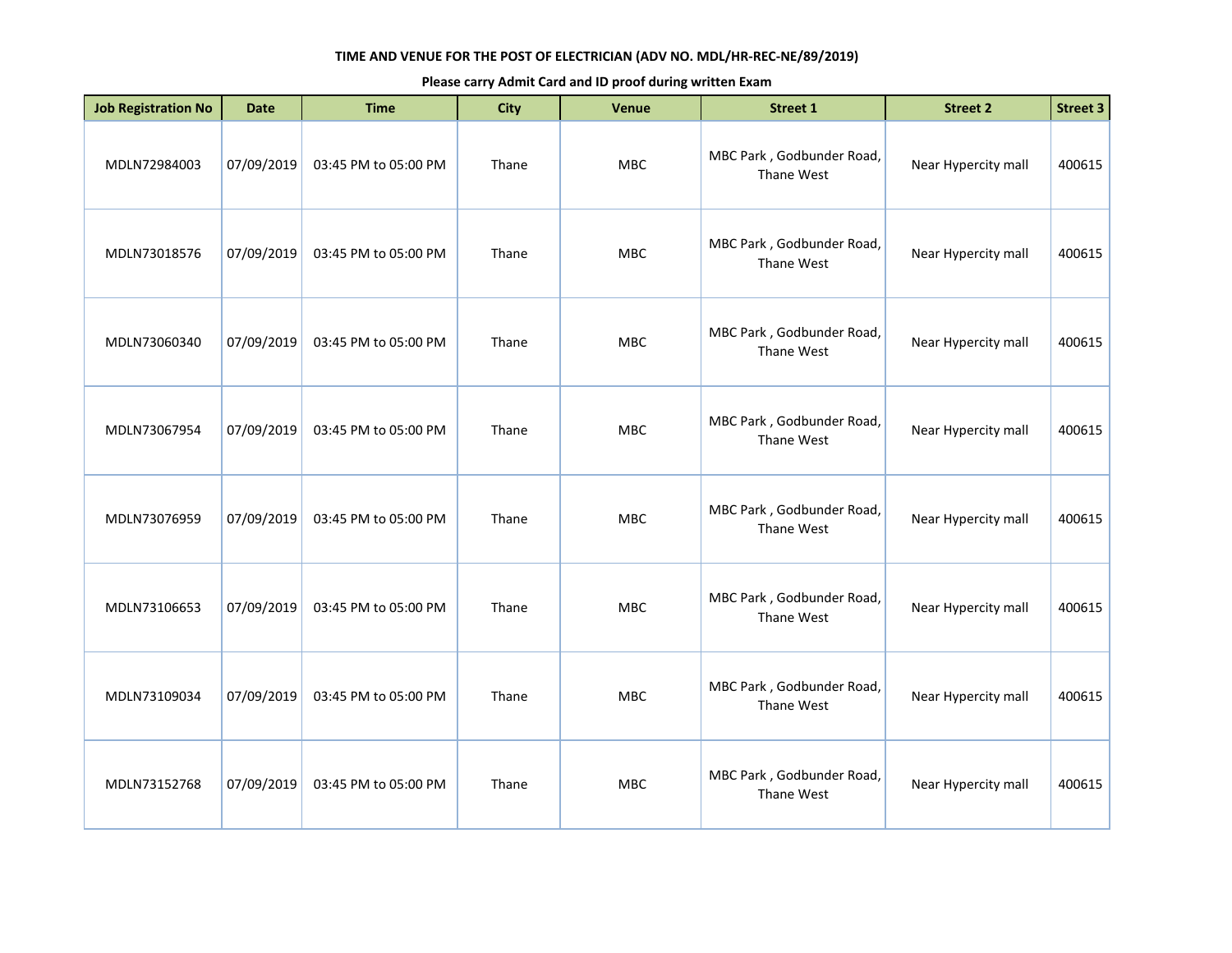**TIME AND VENUE FOR THE POST OF ELECTRICIAN (ADV NO. MDL/HR-REC-NE/89/2019)**

**Please carry Admit Card and ID proof during written Exam**

| Job Registration No | Date | Time | City | Venue | Street 1 | Street 2 | Street 3 |
|---|---|---|---|---|---|---|---|
| MDLN72984003 | 07/09/2019 | 03:45 PM to 05:00 PM | Thane | MBC | MBC Park , Godbunder Road, Thane West | Near Hypercity mall | 400615 |
| MDLN73018576 | 07/09/2019 | 03:45 PM to 05:00 PM | Thane | MBC | MBC Park , Godbunder Road, Thane West | Near Hypercity mall | 400615 |
| MDLN73060340 | 07/09/2019 | 03:45 PM to 05:00 PM | Thane | MBC | MBC Park , Godbunder Road, Thane West | Near Hypercity mall | 400615 |
| MDLN73067954 | 07/09/2019 | 03:45 PM to 05:00 PM | Thane | MBC | MBC Park , Godbunder Road, Thane West | Near Hypercity mall | 400615 |
| MDLN73076959 | 07/09/2019 | 03:45 PM to 05:00 PM | Thane | MBC | MBC Park , Godbunder Road, Thane West | Near Hypercity mall | 400615 |
| MDLN73106653 | 07/09/2019 | 03:45 PM to 05:00 PM | Thane | MBC | MBC Park , Godbunder Road, Thane West | Near Hypercity mall | 400615 |
| MDLN73109034 | 07/09/2019 | 03:45 PM to 05:00 PM | Thane | MBC | MBC Park , Godbunder Road, Thane West | Near Hypercity mall | 400615 |
| MDLN73152768 | 07/09/2019 | 03:45 PM to 05:00 PM | Thane | MBC | MBC Park , Godbunder Road, Thane West | Near Hypercity mall | 400615 |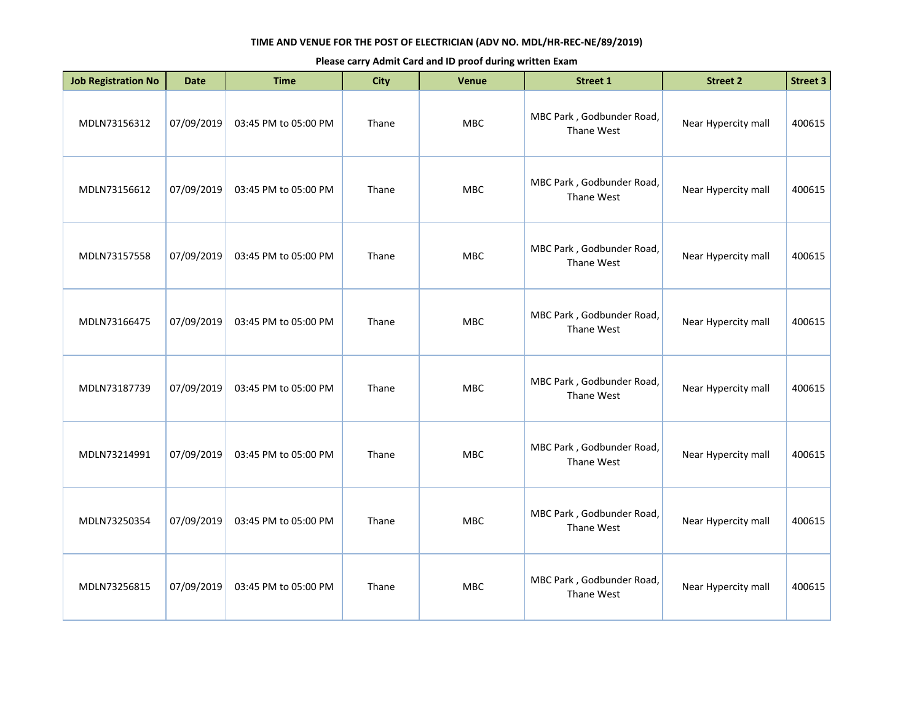**TIME AND VENUE FOR THE POST OF ELECTRICIAN (ADV NO. MDL/HR-REC-NE/89/2019)**

**Please carry Admit Card and ID proof during written Exam**

| Job Registration No | Date | Time | City | Venue | Street 1 | Street 2 | Street 3 |
|---|---|---|---|---|---|---|---|
| MDLN73156312 | 07/09/2019 | 03:45 PM to 05:00 PM | Thane | MBC | MBC Park , Godbunder Road, Thane West | Near Hypercity mall | 400615 |
| MDLN73156612 | 07/09/2019 | 03:45 PM to 05:00 PM | Thane | MBC | MBC Park , Godbunder Road, Thane West | Near Hypercity mall | 400615 |
| MDLN73157558 | 07/09/2019 | 03:45 PM to 05:00 PM | Thane | MBC | MBC Park , Godbunder Road, Thane West | Near Hypercity mall | 400615 |
| MDLN73166475 | 07/09/2019 | 03:45 PM to 05:00 PM | Thane | MBC | MBC Park , Godbunder Road, Thane West | Near Hypercity mall | 400615 |
| MDLN73187739 | 07/09/2019 | 03:45 PM to 05:00 PM | Thane | MBC | MBC Park , Godbunder Road, Thane West | Near Hypercity mall | 400615 |
| MDLN73214991 | 07/09/2019 | 03:45 PM to 05:00 PM | Thane | MBC | MBC Park , Godbunder Road, Thane West | Near Hypercity mall | 400615 |
| MDLN73250354 | 07/09/2019 | 03:45 PM to 05:00 PM | Thane | MBC | MBC Park , Godbunder Road, Thane West | Near Hypercity mall | 400615 |
| MDLN73256815 | 07/09/2019 | 03:45 PM to 05:00 PM | Thane | MBC | MBC Park , Godbunder Road, Thane West | Near Hypercity mall | 400615 |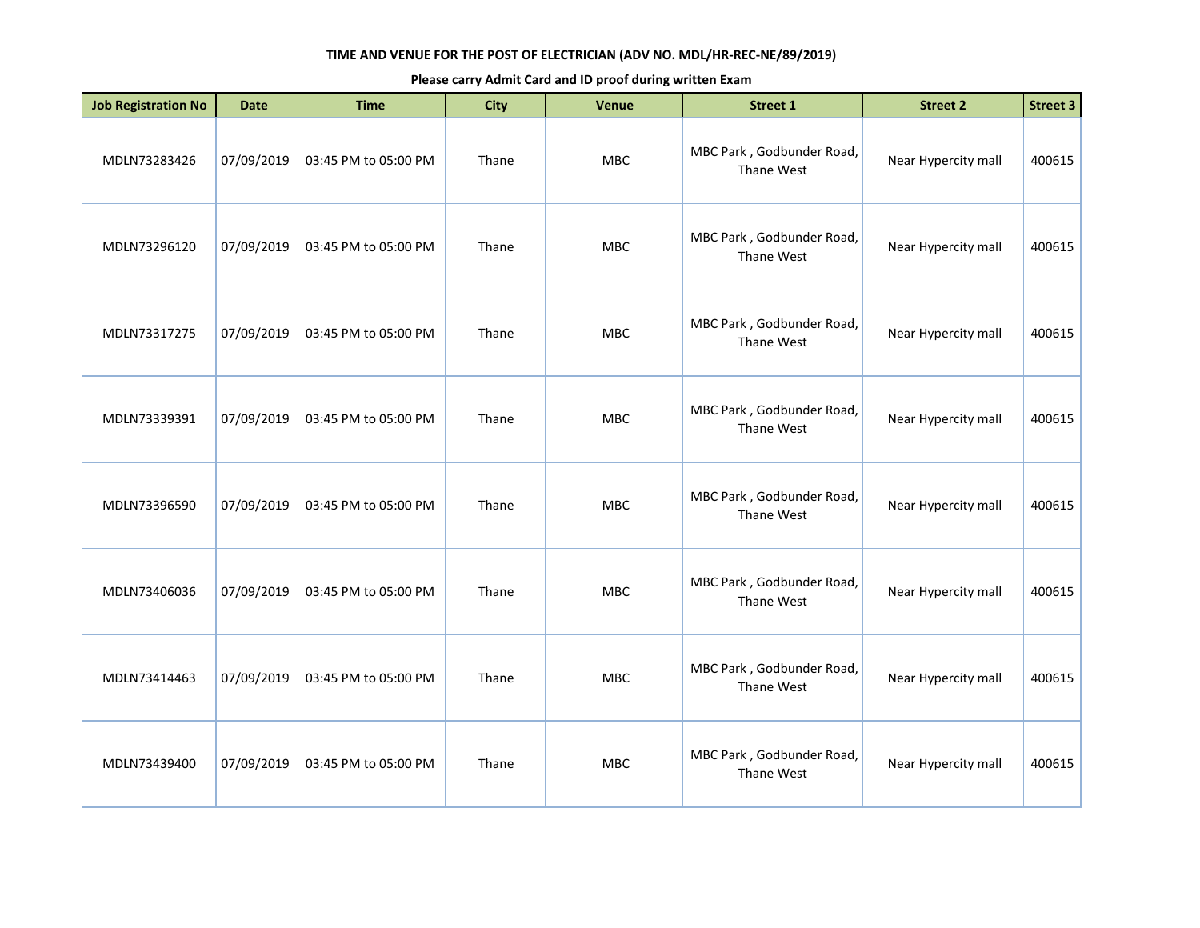**TIME AND VENUE FOR THE POST OF ELECTRICIAN (ADV NO. MDL/HR-REC-NE/89/2019)**

**Please carry Admit Card and ID proof during written Exam**

| Job Registration No | Date | Time | City | Venue | Street 1 | Street 2 | Street 3 |
|---|---|---|---|---|---|---|---|
| MDLN73283426 | 07/09/2019 | 03:45 PM to 05:00 PM | Thane | MBC | MBC Park , Godbunder Road, Thane West | Near Hypercity mall | 400615 |
| MDLN73296120 | 07/09/2019 | 03:45 PM to 05:00 PM | Thane | MBC | MBC Park , Godbunder Road, Thane West | Near Hypercity mall | 400615 |
| MDLN73317275 | 07/09/2019 | 03:45 PM to 05:00 PM | Thane | MBC | MBC Park , Godbunder Road, Thane West | Near Hypercity mall | 400615 |
| MDLN73339391 | 07/09/2019 | 03:45 PM to 05:00 PM | Thane | MBC | MBC Park , Godbunder Road, Thane West | Near Hypercity mall | 400615 |
| MDLN73396590 | 07/09/2019 | 03:45 PM to 05:00 PM | Thane | MBC | MBC Park , Godbunder Road, Thane West | Near Hypercity mall | 400615 |
| MDLN73406036 | 07/09/2019 | 03:45 PM to 05:00 PM | Thane | MBC | MBC Park , Godbunder Road, Thane West | Near Hypercity mall | 400615 |
| MDLN73414463 | 07/09/2019 | 03:45 PM to 05:00 PM | Thane | MBC | MBC Park , Godbunder Road, Thane West | Near Hypercity mall | 400615 |
| MDLN73439400 | 07/09/2019 | 03:45 PM to 05:00 PM | Thane | MBC | MBC Park , Godbunder Road, Thane West | Near Hypercity mall | 400615 |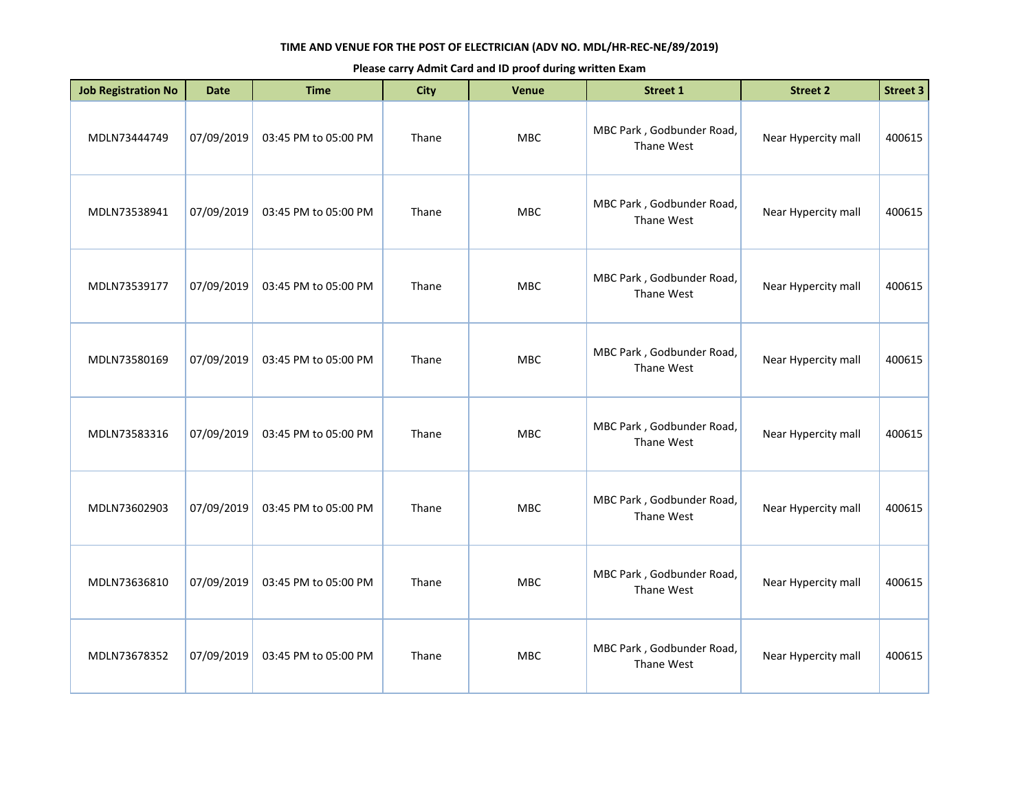**TIME AND VENUE FOR THE POST OF ELECTRICIAN (ADV NO. MDL/HR-REC-NE/89/2019)**

**Please carry Admit Card and ID proof during written Exam**

| Job Registration No | Date | Time | City | Venue | Street 1 | Street 2 | Street 3 |
|---|---|---|---|---|---|---|---|
| MDLN73444749 | 07/09/2019 | 03:45 PM to 05:00 PM | Thane | MBC | MBC Park , Godbunder Road, Thane West | Near Hypercity mall | 400615 |
| MDLN73538941 | 07/09/2019 | 03:45 PM to 05:00 PM | Thane | MBC | MBC Park , Godbunder Road, Thane West | Near Hypercity mall | 400615 |
| MDLN73539177 | 07/09/2019 | 03:45 PM to 05:00 PM | Thane | MBC | MBC Park , Godbunder Road, Thane West | Near Hypercity mall | 400615 |
| MDLN73580169 | 07/09/2019 | 03:45 PM to 05:00 PM | Thane | MBC | MBC Park , Godbunder Road, Thane West | Near Hypercity mall | 400615 |
| MDLN73583316 | 07/09/2019 | 03:45 PM to 05:00 PM | Thane | MBC | MBC Park , Godbunder Road, Thane West | Near Hypercity mall | 400615 |
| MDLN73602903 | 07/09/2019 | 03:45 PM to 05:00 PM | Thane | MBC | MBC Park , Godbunder Road, Thane West | Near Hypercity mall | 400615 |
| MDLN73636810 | 07/09/2019 | 03:45 PM to 05:00 PM | Thane | MBC | MBC Park , Godbunder Road, Thane West | Near Hypercity mall | 400615 |
| MDLN73678352 | 07/09/2019 | 03:45 PM to 05:00 PM | Thane | MBC | MBC Park , Godbunder Road, Thane West | Near Hypercity mall | 400615 |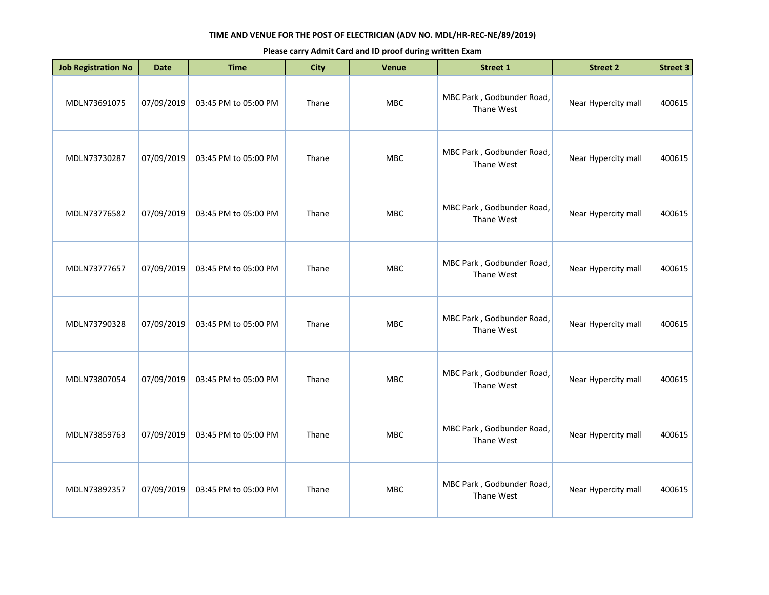**TIME AND VENUE FOR THE POST OF ELECTRICIAN (ADV NO. MDL/HR-REC-NE/89/2019)**

**Please carry Admit Card and ID proof during written Exam**

| Job Registration No | Date | Time | City | Venue | Street 1 | Street 2 | Street 3 |
|---|---|---|---|---|---|---|---|
| MDLN73691075 | 07/09/2019 | 03:45 PM to 05:00 PM | Thane | MBC | MBC Park , Godbunder Road, Thane West | Near Hypercity mall | 400615 |
| MDLN73730287 | 07/09/2019 | 03:45 PM to 05:00 PM | Thane | MBC | MBC Park , Godbunder Road, Thane West | Near Hypercity mall | 400615 |
| MDLN73776582 | 07/09/2019 | 03:45 PM to 05:00 PM | Thane | MBC | MBC Park , Godbunder Road, Thane West | Near Hypercity mall | 400615 |
| MDLN73777657 | 07/09/2019 | 03:45 PM to 05:00 PM | Thane | MBC | MBC Park , Godbunder Road, Thane West | Near Hypercity mall | 400615 |
| MDLN73790328 | 07/09/2019 | 03:45 PM to 05:00 PM | Thane | MBC | MBC Park , Godbunder Road, Thane West | Near Hypercity mall | 400615 |
| MDLN73807054 | 07/09/2019 | 03:45 PM to 05:00 PM | Thane | MBC | MBC Park , Godbunder Road, Thane West | Near Hypercity mall | 400615 |
| MDLN73859763 | 07/09/2019 | 03:45 PM to 05:00 PM | Thane | MBC | MBC Park , Godbunder Road, Thane West | Near Hypercity mall | 400615 |
| MDLN73892357 | 07/09/2019 | 03:45 PM to 05:00 PM | Thane | MBC | MBC Park , Godbunder Road, Thane West | Near Hypercity mall | 400615 |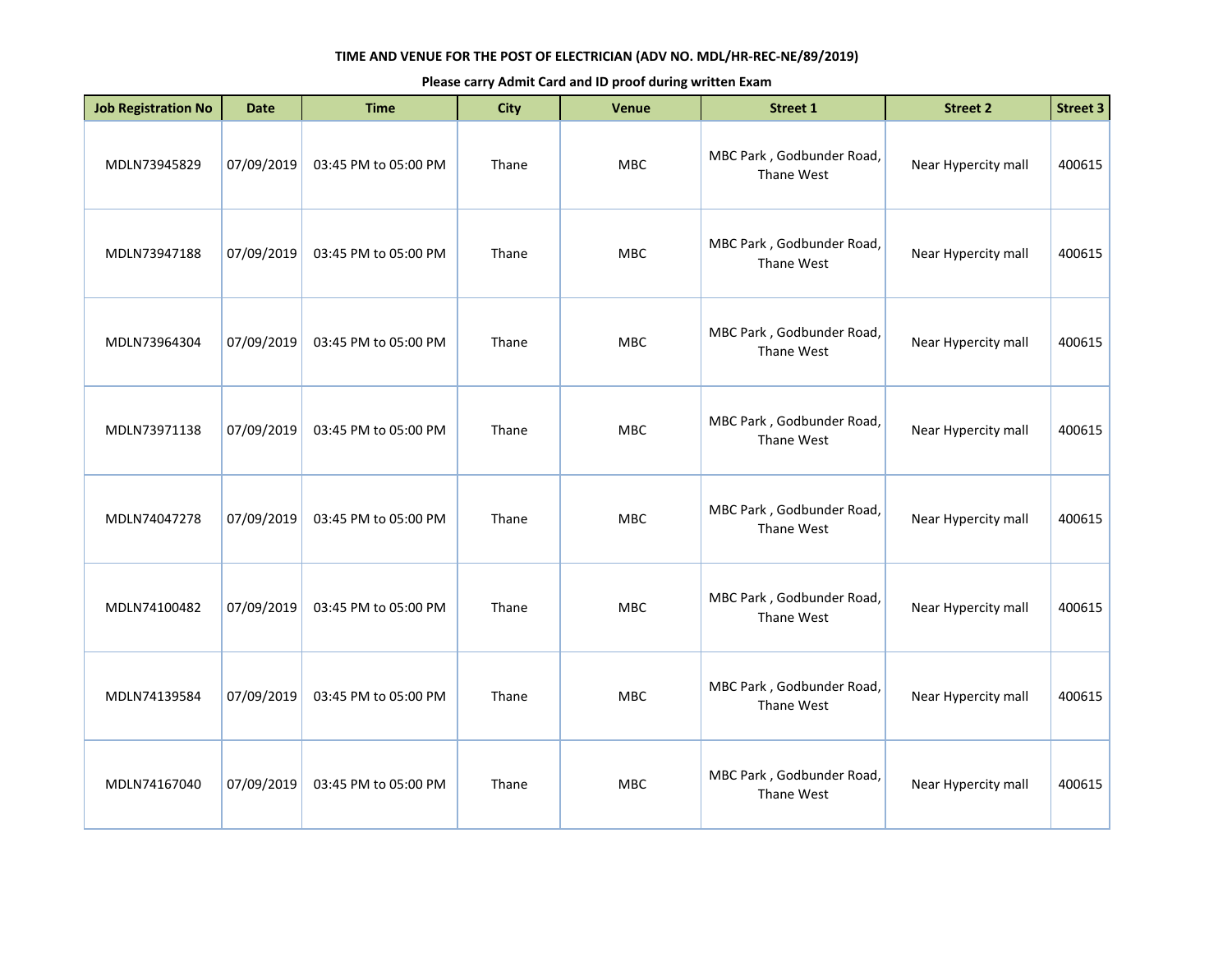**TIME AND VENUE FOR THE POST OF ELECTRICIAN (ADV NO. MDL/HR-REC-NE/89/2019)**

**Please carry Admit Card and ID proof during written Exam**

| Job Registration No | Date | Time | City | Venue | Street 1 | Street 2 | Street 3 |
|---|---|---|---|---|---|---|---|
| MDLN73945829 | 07/09/2019 | 03:45 PM to 05:00 PM | Thane | MBC | MBC Park , Godbunder Road, Thane West | Near Hypercity mall | 400615 |
| MDLN73947188 | 07/09/2019 | 03:45 PM to 05:00 PM | Thane | MBC | MBC Park , Godbunder Road, Thane West | Near Hypercity mall | 400615 |
| MDLN73964304 | 07/09/2019 | 03:45 PM to 05:00 PM | Thane | MBC | MBC Park , Godbunder Road, Thane West | Near Hypercity mall | 400615 |
| MDLN73971138 | 07/09/2019 | 03:45 PM to 05:00 PM | Thane | MBC | MBC Park , Godbunder Road, Thane West | Near Hypercity mall | 400615 |
| MDLN74047278 | 07/09/2019 | 03:45 PM to 05:00 PM | Thane | MBC | MBC Park , Godbunder Road, Thane West | Near Hypercity mall | 400615 |
| MDLN74100482 | 07/09/2019 | 03:45 PM to 05:00 PM | Thane | MBC | MBC Park , Godbunder Road, Thane West | Near Hypercity mall | 400615 |
| MDLN74139584 | 07/09/2019 | 03:45 PM to 05:00 PM | Thane | MBC | MBC Park , Godbunder Road, Thane West | Near Hypercity mall | 400615 |
| MDLN74167040 | 07/09/2019 | 03:45 PM to 05:00 PM | Thane | MBC | MBC Park , Godbunder Road, Thane West | Near Hypercity mall | 400615 |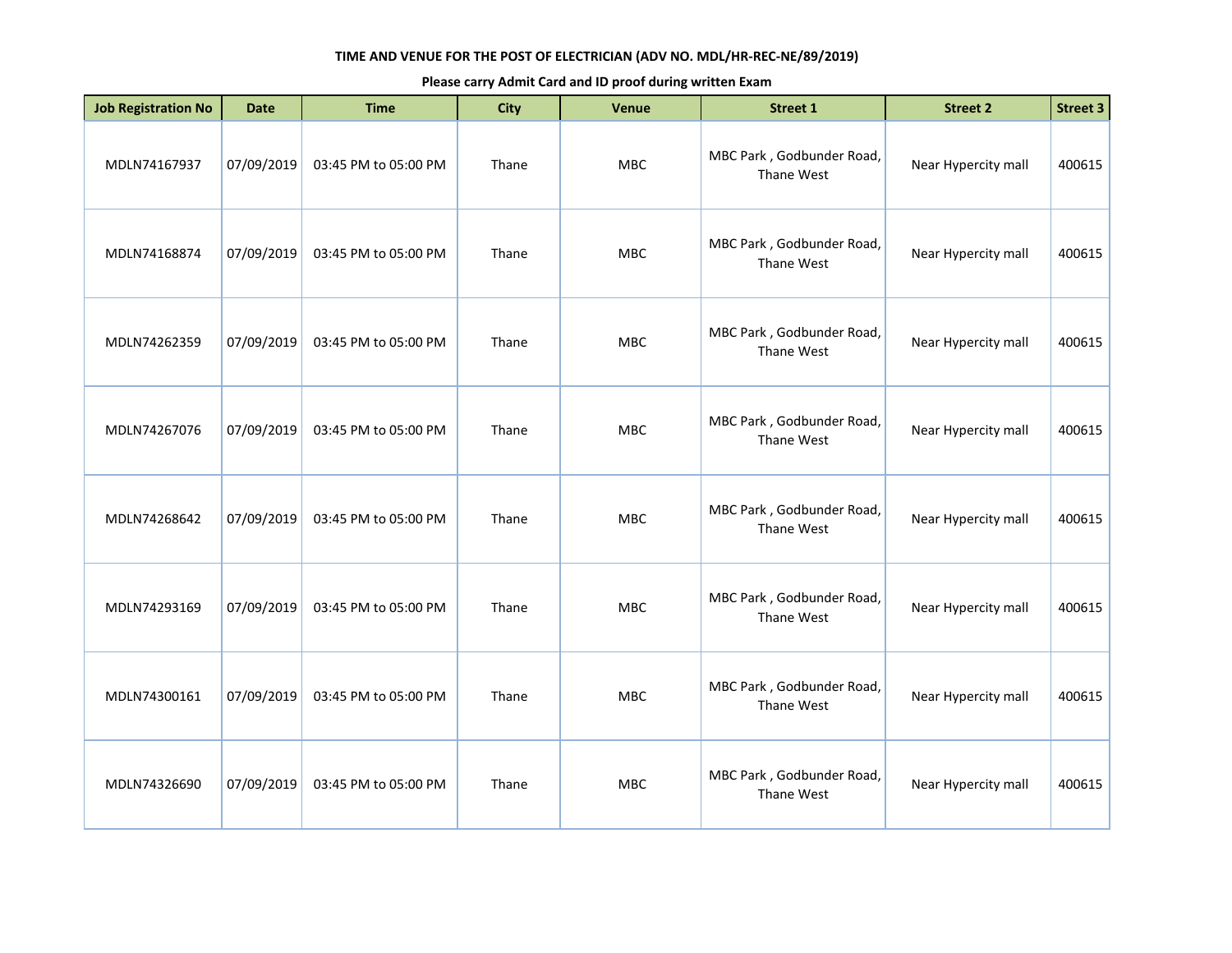**TIME AND VENUE FOR THE POST OF ELECTRICIAN (ADV NO. MDL/HR-REC-NE/89/2019)**

**Please carry Admit Card and ID proof during written Exam**

| Job Registration No | Date | Time | City | Venue | Street 1 | Street 2 | Street 3 |
|---|---|---|---|---|---|---|---|
| MDLN74167937 | 07/09/2019 | 03:45 PM to 05:00 PM | Thane | MBC | MBC Park , Godbunder Road, Thane West | Near Hypercity mall | 400615 |
| MDLN74168874 | 07/09/2019 | 03:45 PM to 05:00 PM | Thane | MBC | MBC Park , Godbunder Road, Thane West | Near Hypercity mall | 400615 |
| MDLN74262359 | 07/09/2019 | 03:45 PM to 05:00 PM | Thane | MBC | MBC Park , Godbunder Road, Thane West | Near Hypercity mall | 400615 |
| MDLN74267076 | 07/09/2019 | 03:45 PM to 05:00 PM | Thane | MBC | MBC Park , Godbunder Road, Thane West | Near Hypercity mall | 400615 |
| MDLN74268642 | 07/09/2019 | 03:45 PM to 05:00 PM | Thane | MBC | MBC Park , Godbunder Road, Thane West | Near Hypercity mall | 400615 |
| MDLN74293169 | 07/09/2019 | 03:45 PM to 05:00 PM | Thane | MBC | MBC Park , Godbunder Road, Thane West | Near Hypercity mall | 400615 |
| MDLN74300161 | 07/09/2019 | 03:45 PM to 05:00 PM | Thane | MBC | MBC Park , Godbunder Road, Thane West | Near Hypercity mall | 400615 |
| MDLN74326690 | 07/09/2019 | 03:45 PM to 05:00 PM | Thane | MBC | MBC Park , Godbunder Road, Thane West | Near Hypercity mall | 400615 |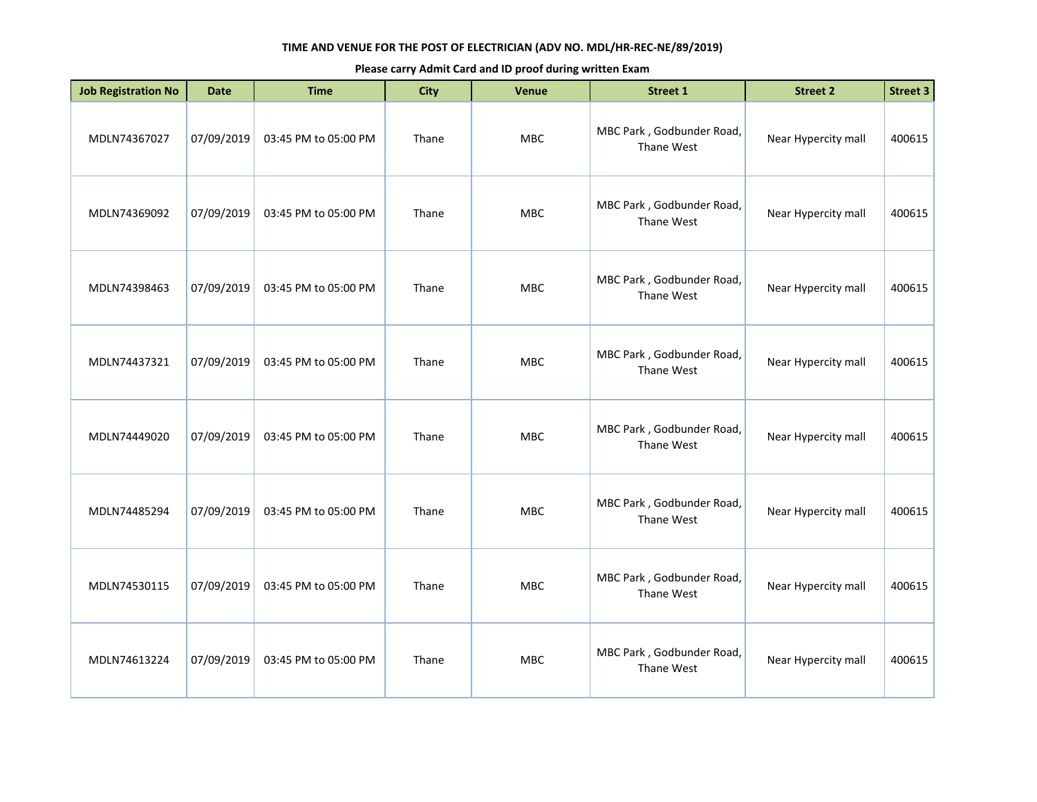**TIME AND VENUE FOR THE POST OF ELECTRICIAN (ADV NO. MDL/HR-REC-NE/89/2019)**

**Please carry Admit Card and ID proof during written Exam**

| Job Registration No | Date | Time | City | Venue | Street 1 | Street 2 | Street 3 |
|---|---|---|---|---|---|---|---|
| MDLN74367027 | 07/09/2019 | 03:45 PM to 05:00 PM | Thane | MBC | MBC Park , Godbunder Road, Thane West | Near Hypercity mall | 400615 |
| MDLN74369092 | 07/09/2019 | 03:45 PM to 05:00 PM | Thane | MBC | MBC Park , Godbunder Road, Thane West | Near Hypercity mall | 400615 |
| MDLN74398463 | 07/09/2019 | 03:45 PM to 05:00 PM | Thane | MBC | MBC Park , Godbunder Road, Thane West | Near Hypercity mall | 400615 |
| MDLN74437321 | 07/09/2019 | 03:45 PM to 05:00 PM | Thane | MBC | MBC Park , Godbunder Road, Thane West | Near Hypercity mall | 400615 |
| MDLN74449020 | 07/09/2019 | 03:45 PM to 05:00 PM | Thane | MBC | MBC Park , Godbunder Road, Thane West | Near Hypercity mall | 400615 |
| MDLN74485294 | 07/09/2019 | 03:45 PM to 05:00 PM | Thane | MBC | MBC Park , Godbunder Road, Thane West | Near Hypercity mall | 400615 |
| MDLN74530115 | 07/09/2019 | 03:45 PM to 05:00 PM | Thane | MBC | MBC Park , Godbunder Road, Thane West | Near Hypercity mall | 400615 |
| MDLN74613224 | 07/09/2019 | 03:45 PM to 05:00 PM | Thane | MBC | MBC Park , Godbunder Road, Thane West | Near Hypercity mall | 400615 |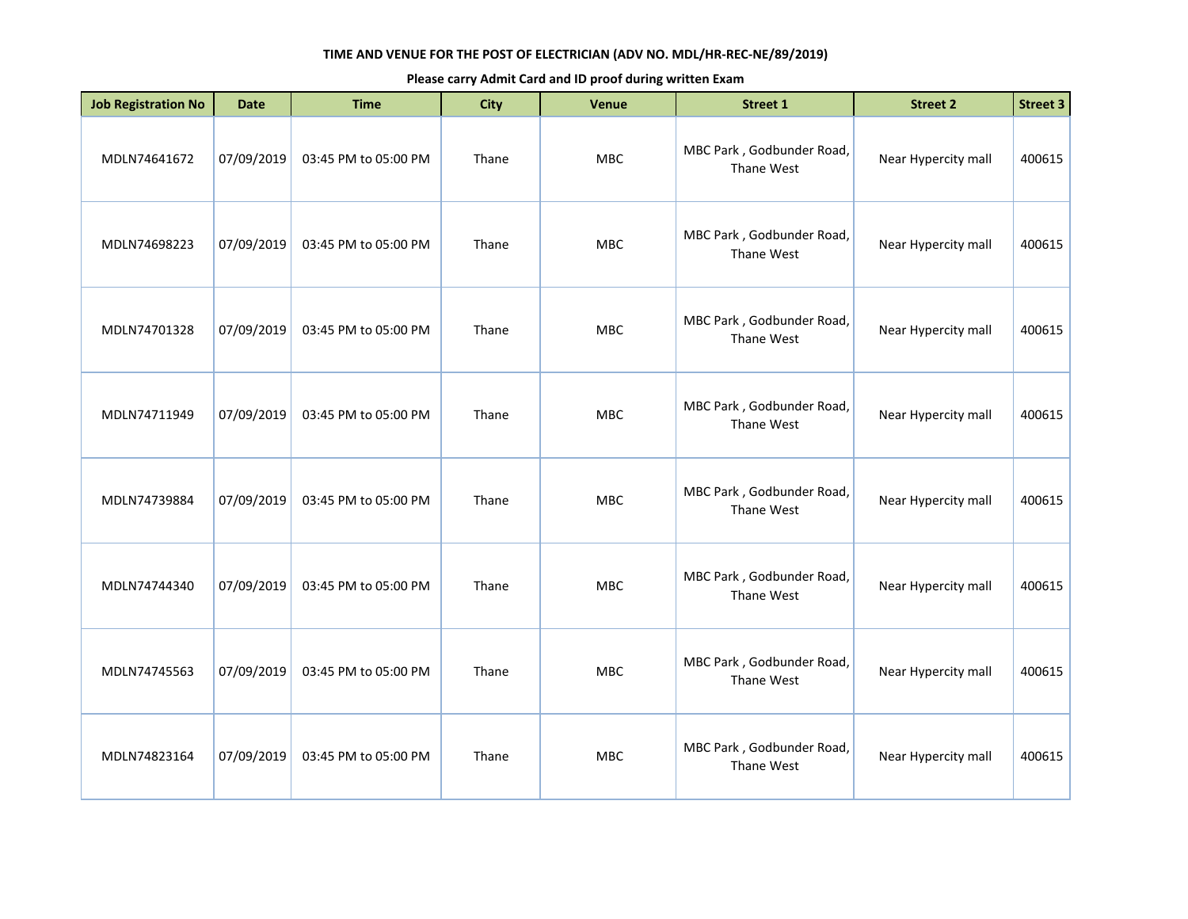**TIME AND VENUE FOR THE POST OF ELECTRICIAN (ADV NO. MDL/HR-REC-NE/89/2019)**

**Please carry Admit Card and ID proof during written Exam**

| Job Registration No | Date | Time | City | Venue | Street 1 | Street 2 | Street 3 |
|---|---|---|---|---|---|---|---|
| MDLN74641672 | 07/09/2019 | 03:45 PM to 05:00 PM | Thane | MBC | MBC Park , Godbunder Road, Thane West | Near Hypercity mall | 400615 |
| MDLN74698223 | 07/09/2019 | 03:45 PM to 05:00 PM | Thane | MBC | MBC Park , Godbunder Road, Thane West | Near Hypercity mall | 400615 |
| MDLN74701328 | 07/09/2019 | 03:45 PM to 05:00 PM | Thane | MBC | MBC Park , Godbunder Road, Thane West | Near Hypercity mall | 400615 |
| MDLN74711949 | 07/09/2019 | 03:45 PM to 05:00 PM | Thane | MBC | MBC Park , Godbunder Road, Thane West | Near Hypercity mall | 400615 |
| MDLN74739884 | 07/09/2019 | 03:45 PM to 05:00 PM | Thane | MBC | MBC Park , Godbunder Road, Thane West | Near Hypercity mall | 400615 |
| MDLN74744340 | 07/09/2019 | 03:45 PM to 05:00 PM | Thane | MBC | MBC Park , Godbunder Road, Thane West | Near Hypercity mall | 400615 |
| MDLN74745563 | 07/09/2019 | 03:45 PM to 05:00 PM | Thane | MBC | MBC Park , Godbunder Road, Thane West | Near Hypercity mall | 400615 |
| MDLN74823164 | 07/09/2019 | 03:45 PM to 05:00 PM | Thane | MBC | MBC Park , Godbunder Road, Thane West | Near Hypercity mall | 400615 |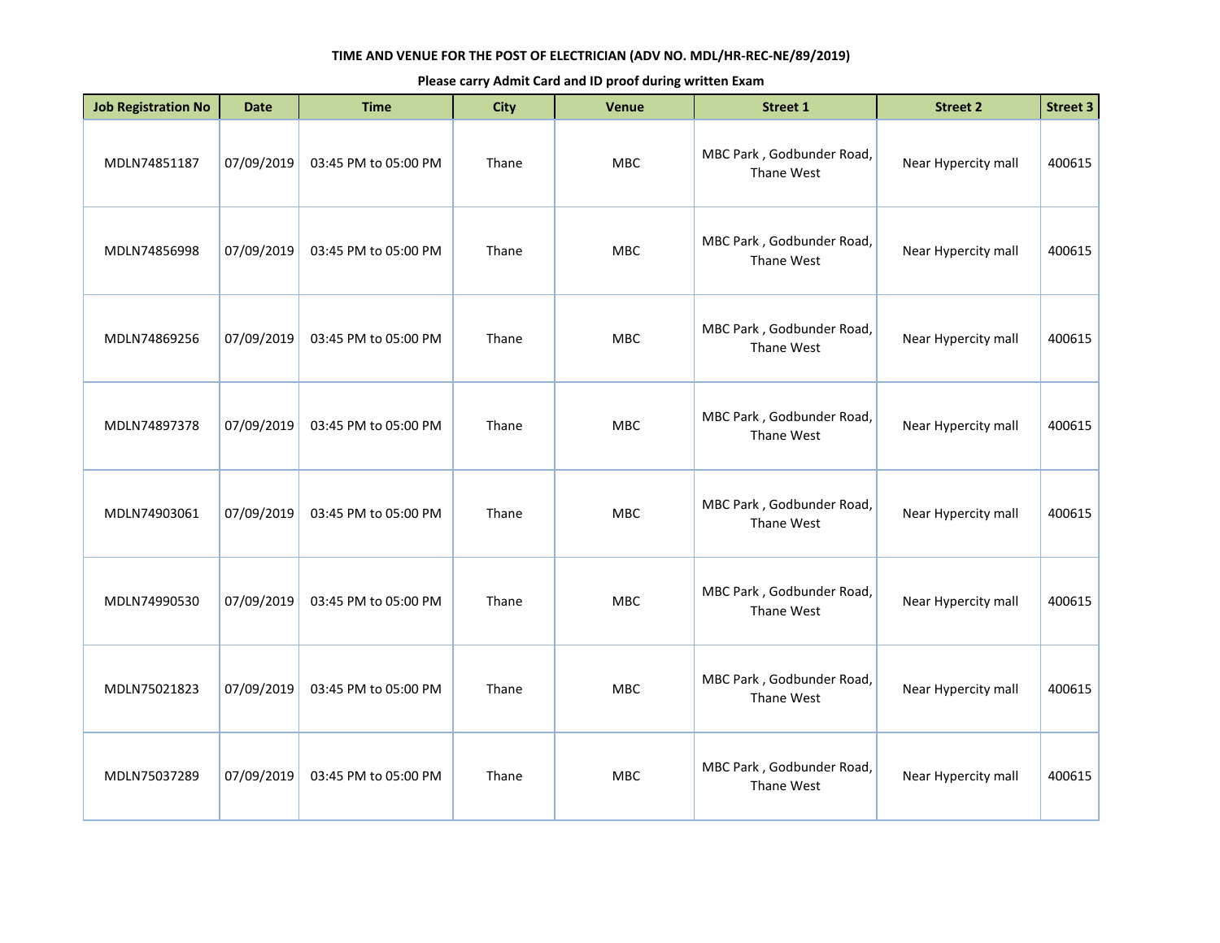**TIME AND VENUE FOR THE POST OF ELECTRICIAN (ADV NO. MDL/HR-REC-NE/89/2019)**

**Please carry Admit Card and ID proof during written Exam**

| Job Registration No | Date | Time | City | Venue | Street 1 | Street 2 | Street 3 |
|---|---|---|---|---|---|---|---|
| MDLN74851187 | 07/09/2019 | 03:45 PM to 05:00 PM | Thane | MBC | MBC Park , Godbunder Road, Thane West | Near Hypercity mall | 400615 |
| MDLN74856998 | 07/09/2019 | 03:45 PM to 05:00 PM | Thane | MBC | MBC Park , Godbunder Road, Thane West | Near Hypercity mall | 400615 |
| MDLN74869256 | 07/09/2019 | 03:45 PM to 05:00 PM | Thane | MBC | MBC Park , Godbunder Road, Thane West | Near Hypercity mall | 400615 |
| MDLN74897378 | 07/09/2019 | 03:45 PM to 05:00 PM | Thane | MBC | MBC Park , Godbunder Road, Thane West | Near Hypercity mall | 400615 |
| MDLN74903061 | 07/09/2019 | 03:45 PM to 05:00 PM | Thane | MBC | MBC Park , Godbunder Road, Thane West | Near Hypercity mall | 400615 |
| MDLN74990530 | 07/09/2019 | 03:45 PM to 05:00 PM | Thane | MBC | MBC Park , Godbunder Road, Thane West | Near Hypercity mall | 400615 |
| MDLN75021823 | 07/09/2019 | 03:45 PM to 05:00 PM | Thane | MBC | MBC Park , Godbunder Road, Thane West | Near Hypercity mall | 400615 |
| MDLN75037289 | 07/09/2019 | 03:45 PM to 05:00 PM | Thane | MBC | MBC Park , Godbunder Road, Thane West | Near Hypercity mall | 400615 |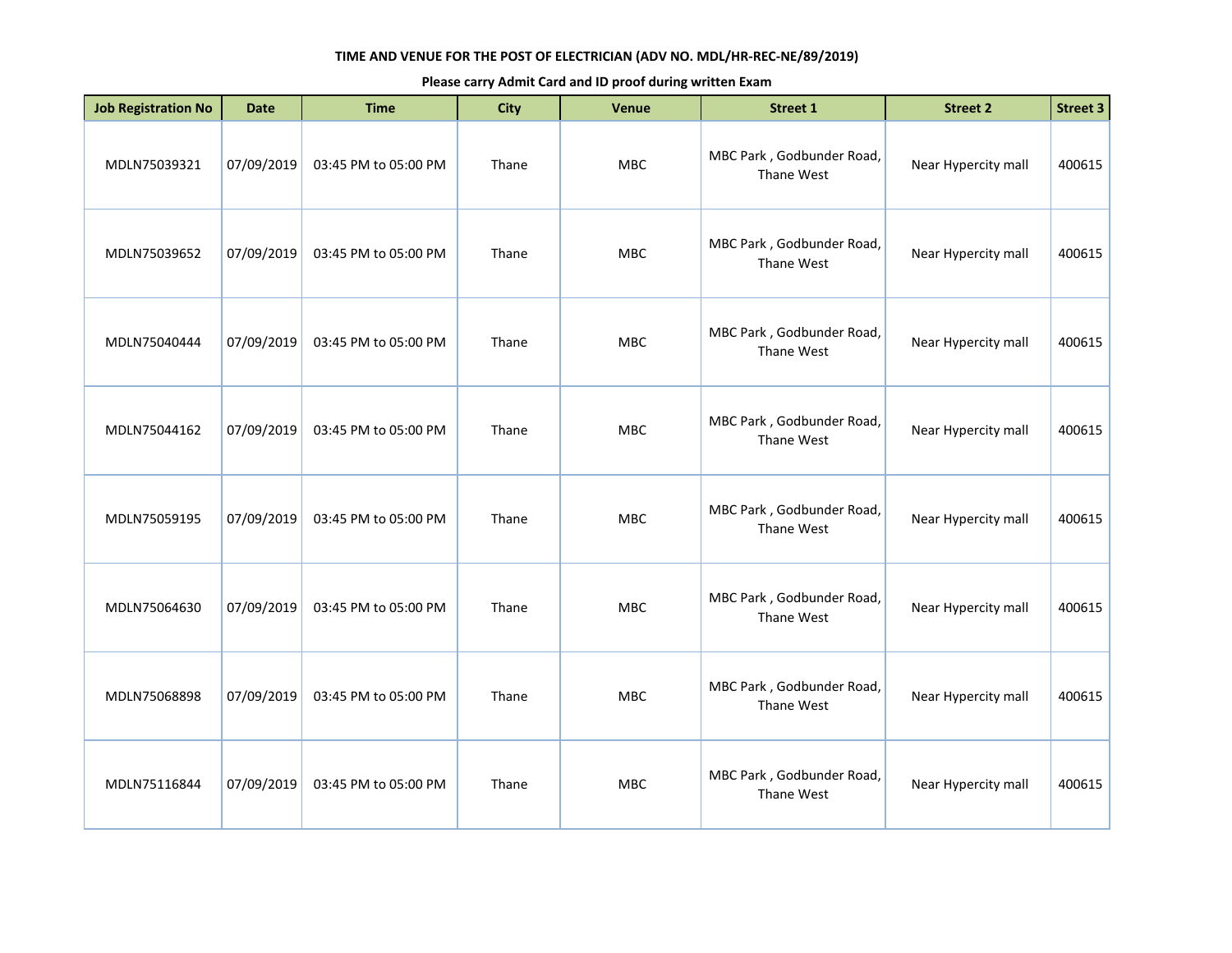**TIME AND VENUE FOR THE POST OF ELECTRICIAN (ADV NO. MDL/HR-REC-NE/89/2019)**

**Please carry Admit Card and ID proof during written Exam**

| Job Registration No | Date | Time | City | Venue | Street 1 | Street 2 | Street 3 |
|---|---|---|---|---|---|---|---|
| MDLN75039321 | 07/09/2019 | 03:45 PM to 05:00 PM | Thane | MBC | MBC Park , Godbunder Road, Thane West | Near Hypercity mall | 400615 |
| MDLN75039652 | 07/09/2019 | 03:45 PM to 05:00 PM | Thane | MBC | MBC Park , Godbunder Road, Thane West | Near Hypercity mall | 400615 |
| MDLN75040444 | 07/09/2019 | 03:45 PM to 05:00 PM | Thane | MBC | MBC Park , Godbunder Road, Thane West | Near Hypercity mall | 400615 |
| MDLN75044162 | 07/09/2019 | 03:45 PM to 05:00 PM | Thane | MBC | MBC Park , Godbunder Road, Thane West | Near Hypercity mall | 400615 |
| MDLN75059195 | 07/09/2019 | 03:45 PM to 05:00 PM | Thane | MBC | MBC Park , Godbunder Road, Thane West | Near Hypercity mall | 400615 |
| MDLN75064630 | 07/09/2019 | 03:45 PM to 05:00 PM | Thane | MBC | MBC Park , Godbunder Road, Thane West | Near Hypercity mall | 400615 |
| MDLN75068898 | 07/09/2019 | 03:45 PM to 05:00 PM | Thane | MBC | MBC Park , Godbunder Road, Thane West | Near Hypercity mall | 400615 |
| MDLN75116844 | 07/09/2019 | 03:45 PM to 05:00 PM | Thane | MBC | MBC Park , Godbunder Road, Thane West | Near Hypercity mall | 400615 |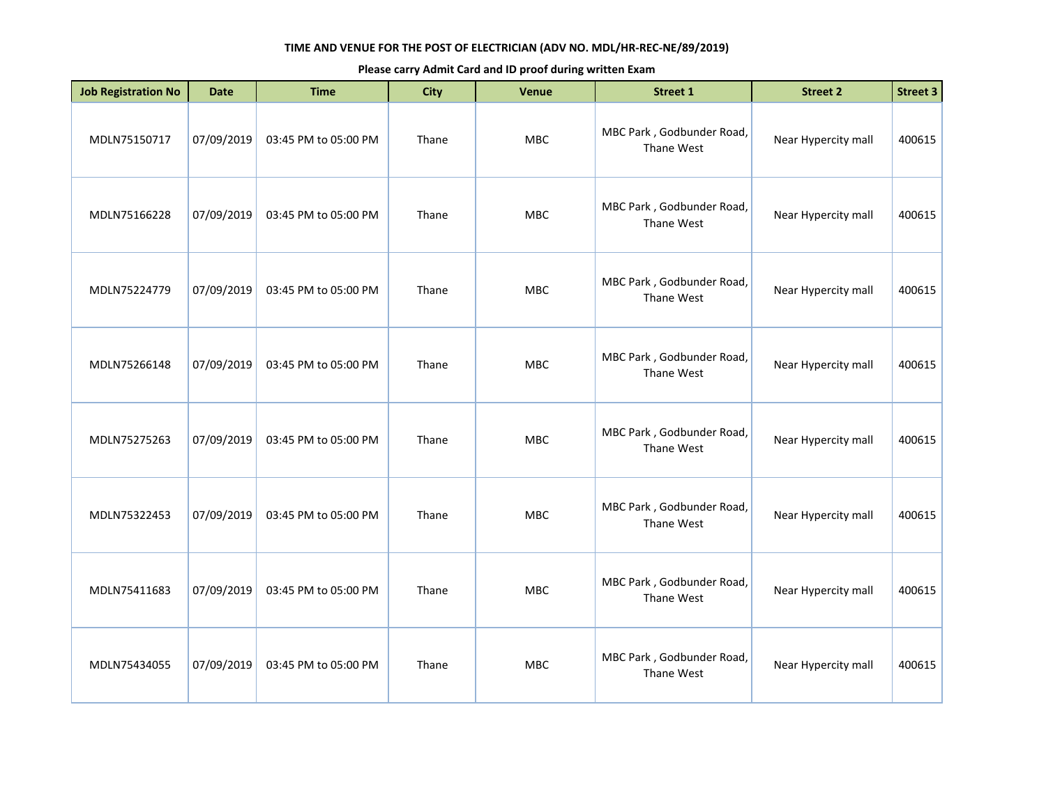**TIME AND VENUE FOR THE POST OF ELECTRICIAN (ADV NO. MDL/HR-REC-NE/89/2019)**

**Please carry Admit Card and ID proof during written Exam**

| Job Registration No | Date | Time | City | Venue | Street 1 | Street 2 | Street 3 |
|---|---|---|---|---|---|---|---|
| MDLN75150717 | 07/09/2019 | 03:45 PM to 05:00 PM | Thane | MBC | MBC Park , Godbunder Road, Thane West | Near Hypercity mall | 400615 |
| MDLN75166228 | 07/09/2019 | 03:45 PM to 05:00 PM | Thane | MBC | MBC Park , Godbunder Road, Thane West | Near Hypercity mall | 400615 |
| MDLN75224779 | 07/09/2019 | 03:45 PM to 05:00 PM | Thane | MBC | MBC Park , Godbunder Road, Thane West | Near Hypercity mall | 400615 |
| MDLN75266148 | 07/09/2019 | 03:45 PM to 05:00 PM | Thane | MBC | MBC Park , Godbunder Road, Thane West | Near Hypercity mall | 400615 |
| MDLN75275263 | 07/09/2019 | 03:45 PM to 05:00 PM | Thane | MBC | MBC Park , Godbunder Road, Thane West | Near Hypercity mall | 400615 |
| MDLN75322453 | 07/09/2019 | 03:45 PM to 05:00 PM | Thane | MBC | MBC Park , Godbunder Road, Thane West | Near Hypercity mall | 400615 |
| MDLN75411683 | 07/09/2019 | 03:45 PM to 05:00 PM | Thane | MBC | MBC Park , Godbunder Road, Thane West | Near Hypercity mall | 400615 |
| MDLN75434055 | 07/09/2019 | 03:45 PM to 05:00 PM | Thane | MBC | MBC Park , Godbunder Road, Thane West | Near Hypercity mall | 400615 |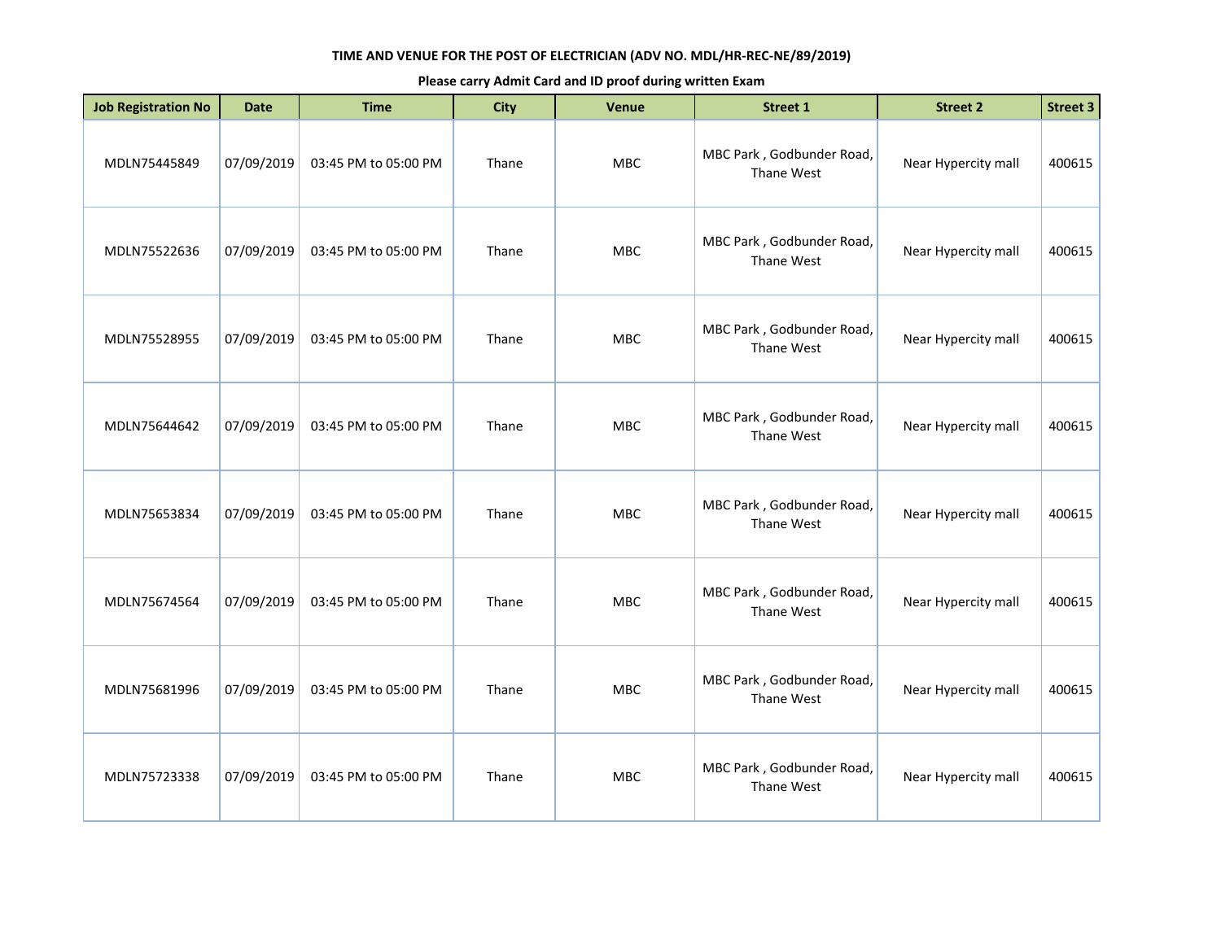**TIME AND VENUE FOR THE POST OF ELECTRICIAN (ADV NO. MDL/HR-REC-NE/89/2019)**

**Please carry Admit Card and ID proof during written Exam**

| Job Registration No | Date | Time | City | Venue | Street 1 | Street 2 | Street 3 |
|---|---|---|---|---|---|---|---|
| MDLN75445849 | 07/09/2019 | 03:45 PM to 05:00 PM | Thane | MBC | MBC Park , Godbunder Road, Thane West | Near Hypercity mall | 400615 |
| MDLN75522636 | 07/09/2019 | 03:45 PM to 05:00 PM | Thane | MBC | MBC Park , Godbunder Road, Thane West | Near Hypercity mall | 400615 |
| MDLN75528955 | 07/09/2019 | 03:45 PM to 05:00 PM | Thane | MBC | MBC Park , Godbunder Road, Thane West | Near Hypercity mall | 400615 |
| MDLN75644642 | 07/09/2019 | 03:45 PM to 05:00 PM | Thane | MBC | MBC Park , Godbunder Road, Thane West | Near Hypercity mall | 400615 |
| MDLN75653834 | 07/09/2019 | 03:45 PM to 05:00 PM | Thane | MBC | MBC Park , Godbunder Road, Thane West | Near Hypercity mall | 400615 |
| MDLN75674564 | 07/09/2019 | 03:45 PM to 05:00 PM | Thane | MBC | MBC Park , Godbunder Road, Thane West | Near Hypercity mall | 400615 |
| MDLN75681996 | 07/09/2019 | 03:45 PM to 05:00 PM | Thane | MBC | MBC Park , Godbunder Road, Thane West | Near Hypercity mall | 400615 |
| MDLN75723338 | 07/09/2019 | 03:45 PM to 05:00 PM | Thane | MBC | MBC Park , Godbunder Road, Thane West | Near Hypercity mall | 400615 |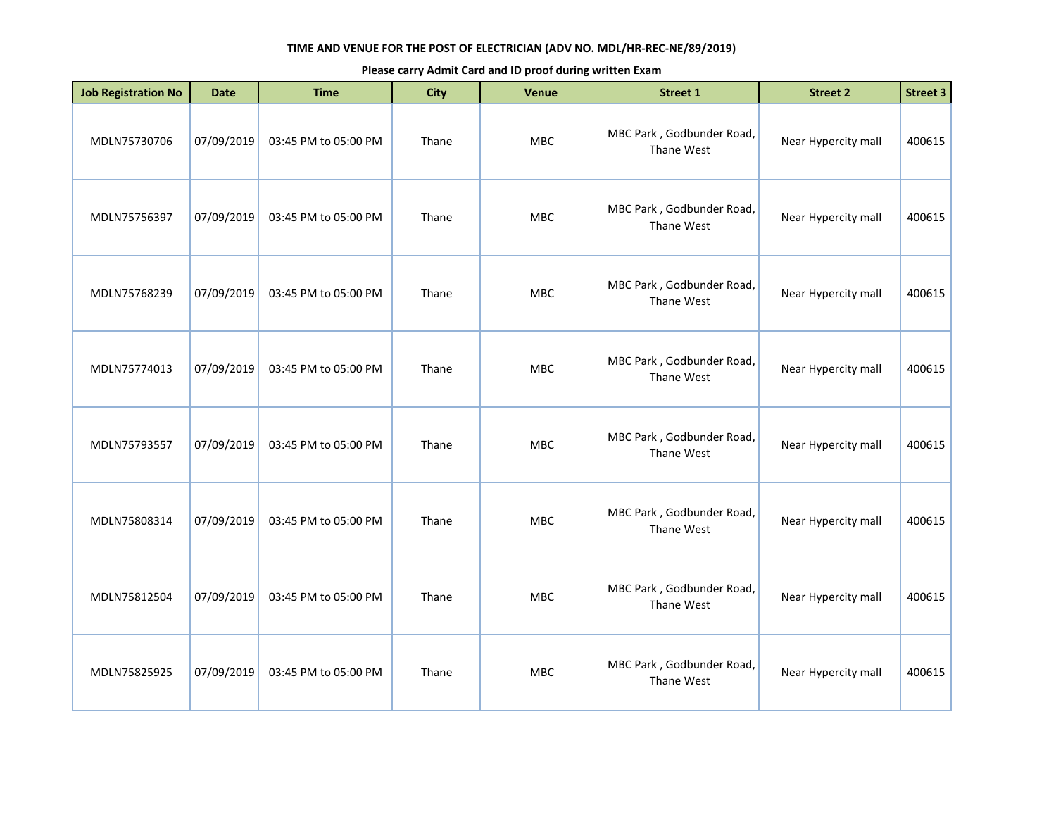**TIME AND VENUE FOR THE POST OF ELECTRICIAN (ADV NO. MDL/HR-REC-NE/89/2019)**

**Please carry Admit Card and ID proof during written Exam**

| Job Registration No | Date | Time | City | Venue | Street 1 | Street 2 | Street 3 |
|---|---|---|---|---|---|---|---|
| MDLN75730706 | 07/09/2019 | 03:45 PM to 05:00 PM | Thane | MBC | MBC Park , Godbunder Road, Thane West | Near Hypercity mall | 400615 |
| MDLN75756397 | 07/09/2019 | 03:45 PM to 05:00 PM | Thane | MBC | MBC Park , Godbunder Road, Thane West | Near Hypercity mall | 400615 |
| MDLN75768239 | 07/09/2019 | 03:45 PM to 05:00 PM | Thane | MBC | MBC Park , Godbunder Road, Thane West | Near Hypercity mall | 400615 |
| MDLN75774013 | 07/09/2019 | 03:45 PM to 05:00 PM | Thane | MBC | MBC Park , Godbunder Road, Thane West | Near Hypercity mall | 400615 |
| MDLN75793557 | 07/09/2019 | 03:45 PM to 05:00 PM | Thane | MBC | MBC Park , Godbunder Road, Thane West | Near Hypercity mall | 400615 |
| MDLN75808314 | 07/09/2019 | 03:45 PM to 05:00 PM | Thane | MBC | MBC Park , Godbunder Road, Thane West | Near Hypercity mall | 400615 |
| MDLN75812504 | 07/09/2019 | 03:45 PM to 05:00 PM | Thane | MBC | MBC Park , Godbunder Road, Thane West | Near Hypercity mall | 400615 |
| MDLN75825925 | 07/09/2019 | 03:45 PM to 05:00 PM | Thane | MBC | MBC Park , Godbunder Road, Thane West | Near Hypercity mall | 400615 |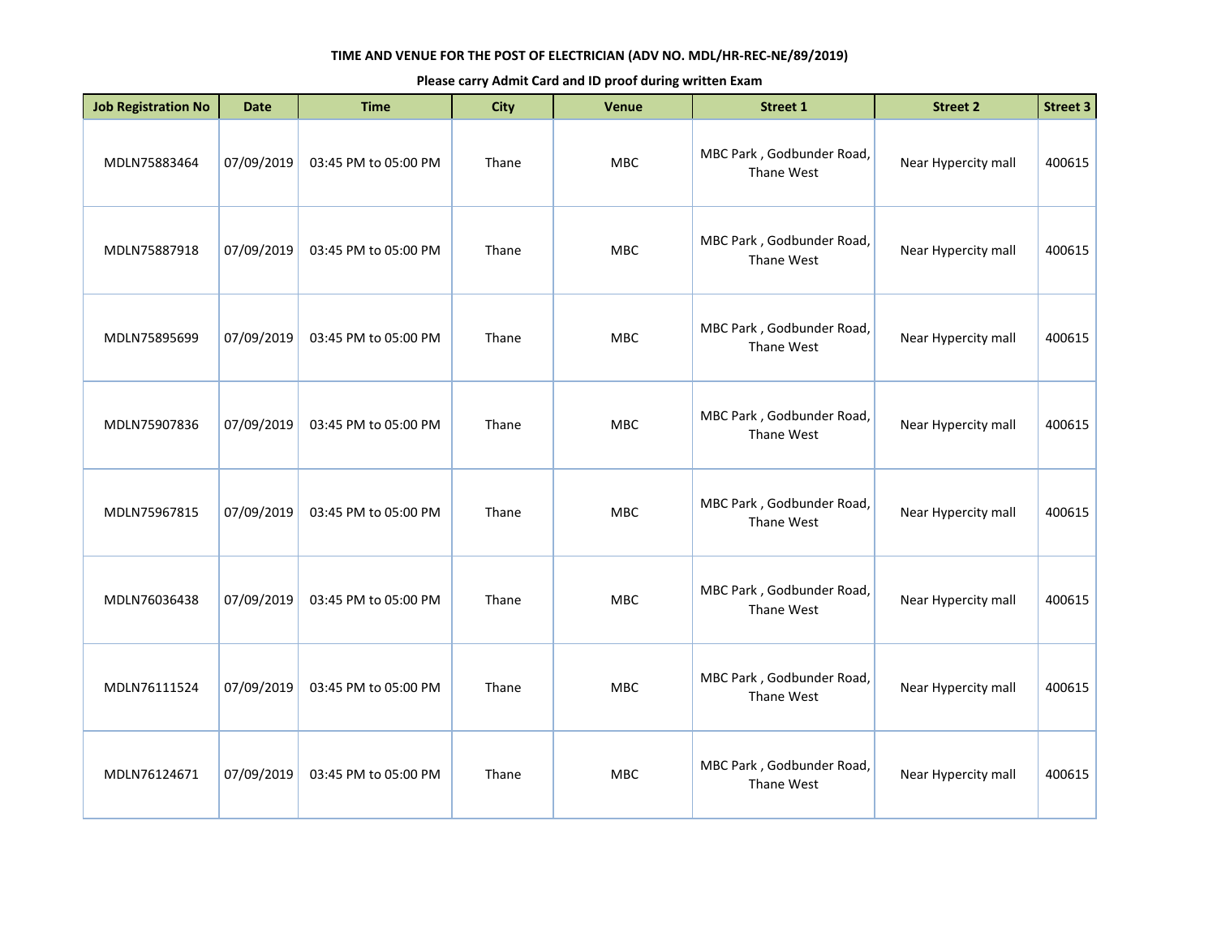**TIME AND VENUE FOR THE POST OF ELECTRICIAN (ADV NO. MDL/HR-REC-NE/89/2019)**

**Please carry Admit Card and ID proof during written Exam**

| Job Registration No | Date | Time | City | Venue | Street 1 | Street 2 | Street 3 |
|---|---|---|---|---|---|---|---|
| MDLN75883464 | 07/09/2019 | 03:45 PM to 05:00 PM | Thane | MBC | MBC Park , Godbunder Road, Thane West | Near Hypercity mall | 400615 |
| MDLN75887918 | 07/09/2019 | 03:45 PM to 05:00 PM | Thane | MBC | MBC Park , Godbunder Road, Thane West | Near Hypercity mall | 400615 |
| MDLN75895699 | 07/09/2019 | 03:45 PM to 05:00 PM | Thane | MBC | MBC Park , Godbunder Road, Thane West | Near Hypercity mall | 400615 |
| MDLN75907836 | 07/09/2019 | 03:45 PM to 05:00 PM | Thane | MBC | MBC Park , Godbunder Road, Thane West | Near Hypercity mall | 400615 |
| MDLN75967815 | 07/09/2019 | 03:45 PM to 05:00 PM | Thane | MBC | MBC Park , Godbunder Road, Thane West | Near Hypercity mall | 400615 |
| MDLN76036438 | 07/09/2019 | 03:45 PM to 05:00 PM | Thane | MBC | MBC Park , Godbunder Road, Thane West | Near Hypercity mall | 400615 |
| MDLN76111524 | 07/09/2019 | 03:45 PM to 05:00 PM | Thane | MBC | MBC Park , Godbunder Road, Thane West | Near Hypercity mall | 400615 |
| MDLN76124671 | 07/09/2019 | 03:45 PM to 05:00 PM | Thane | MBC | MBC Park , Godbunder Road, Thane West | Near Hypercity mall | 400615 |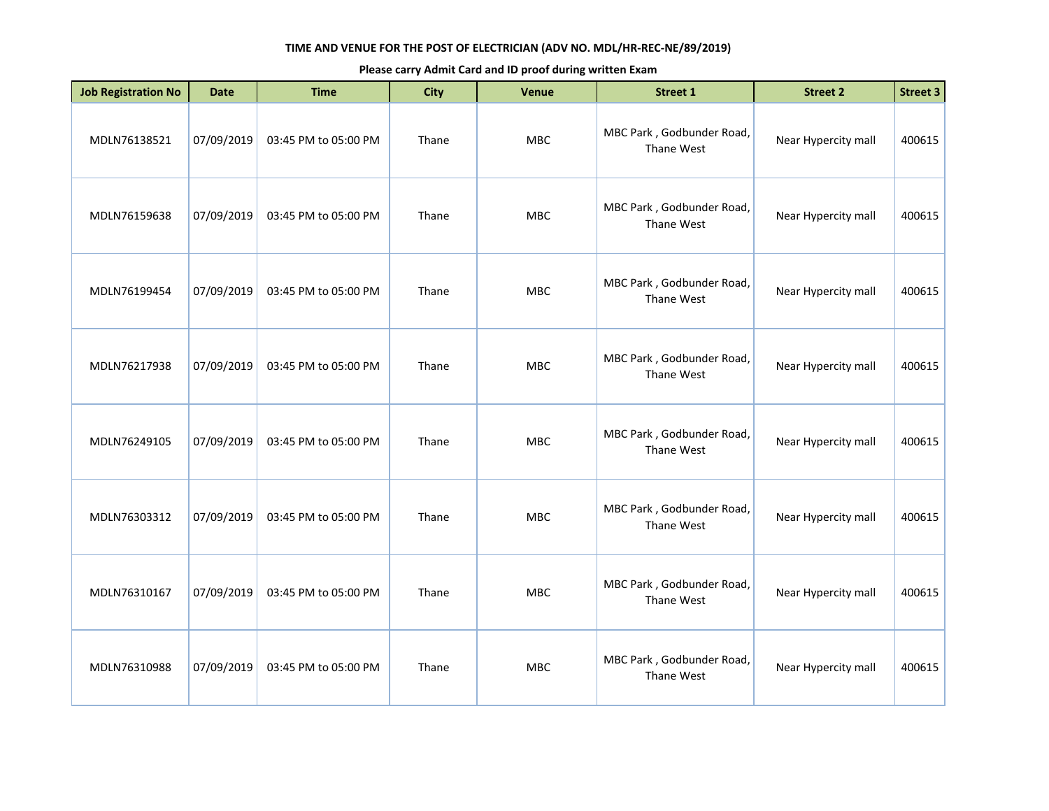**TIME AND VENUE FOR THE POST OF ELECTRICIAN (ADV NO. MDL/HR-REC-NE/89/2019)**

**Please carry Admit Card and ID proof during written Exam**

| Job Registration No | Date | Time | City | Venue | Street 1 | Street 2 | Street 3 |
|---|---|---|---|---|---|---|---|
| MDLN76138521 | 07/09/2019 | 03:45 PM to 05:00 PM | Thane | MBC | MBC Park , Godbunder Road, Thane West | Near Hypercity mall | 400615 |
| MDLN76159638 | 07/09/2019 | 03:45 PM to 05:00 PM | Thane | MBC | MBC Park , Godbunder Road, Thane West | Near Hypercity mall | 400615 |
| MDLN76199454 | 07/09/2019 | 03:45 PM to 05:00 PM | Thane | MBC | MBC Park , Godbunder Road, Thane West | Near Hypercity mall | 400615 |
| MDLN76217938 | 07/09/2019 | 03:45 PM to 05:00 PM | Thane | MBC | MBC Park , Godbunder Road, Thane West | Near Hypercity mall | 400615 |
| MDLN76249105 | 07/09/2019 | 03:45 PM to 05:00 PM | Thane | MBC | MBC Park , Godbunder Road, Thane West | Near Hypercity mall | 400615 |
| MDLN76303312 | 07/09/2019 | 03:45 PM to 05:00 PM | Thane | MBC | MBC Park , Godbunder Road, Thane West | Near Hypercity mall | 400615 |
| MDLN76310167 | 07/09/2019 | 03:45 PM to 05:00 PM | Thane | MBC | MBC Park , Godbunder Road, Thane West | Near Hypercity mall | 400615 |
| MDLN76310988 | 07/09/2019 | 03:45 PM to 05:00 PM | Thane | MBC | MBC Park , Godbunder Road, Thane West | Near Hypercity mall | 400615 |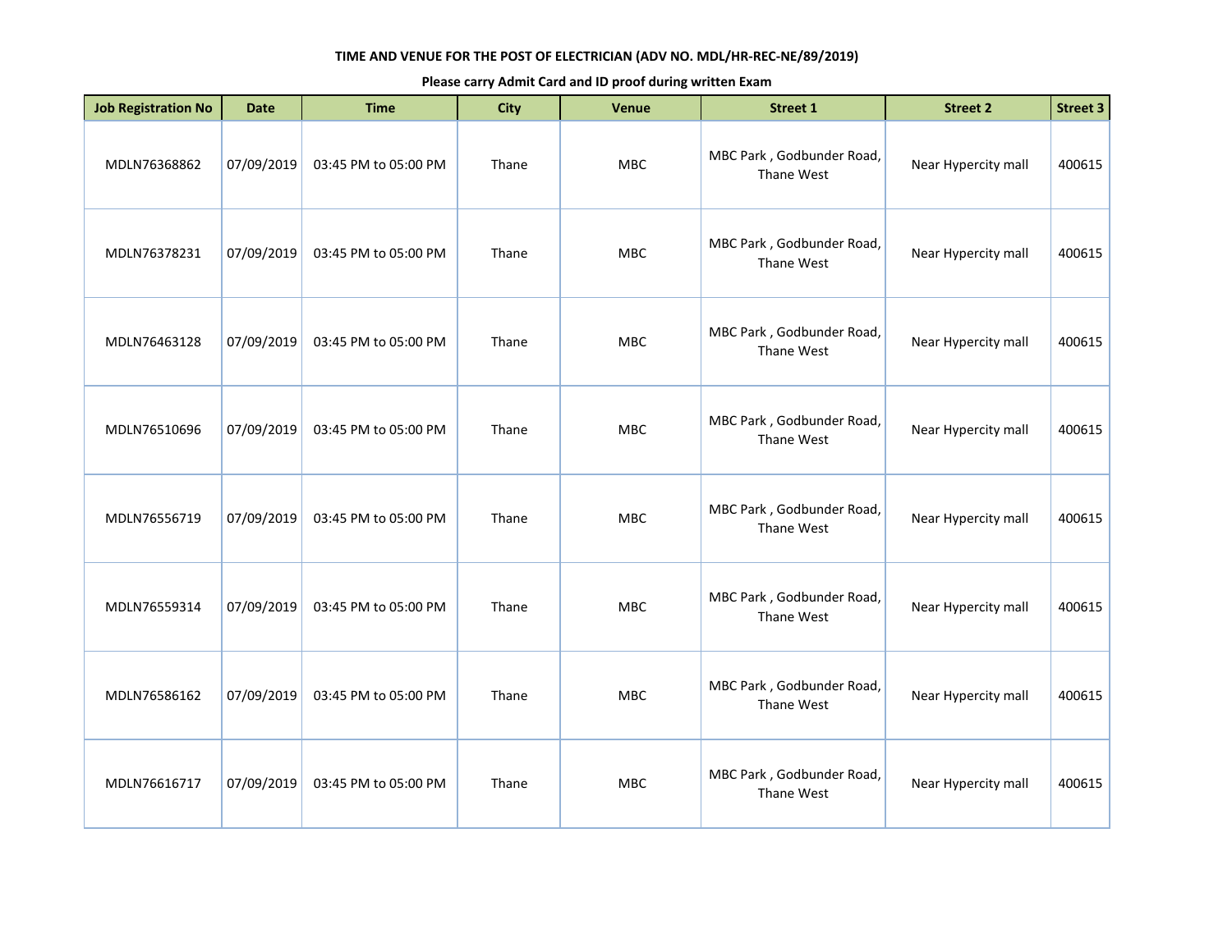**TIME AND VENUE FOR THE POST OF ELECTRICIAN (ADV NO. MDL/HR-REC-NE/89/2019)**

**Please carry Admit Card and ID proof during written Exam**

| Job Registration No | Date | Time | City | Venue | Street 1 | Street 2 | Street 3 |
|---|---|---|---|---|---|---|---|
| MDLN76368862 | 07/09/2019 | 03:45 PM to 05:00 PM | Thane | MBC | MBC Park , Godbunder Road, Thane West | Near Hypercity mall | 400615 |
| MDLN76378231 | 07/09/2019 | 03:45 PM to 05:00 PM | Thane | MBC | MBC Park , Godbunder Road, Thane West | Near Hypercity mall | 400615 |
| MDLN76463128 | 07/09/2019 | 03:45 PM to 05:00 PM | Thane | MBC | MBC Park , Godbunder Road, Thane West | Near Hypercity mall | 400615 |
| MDLN76510696 | 07/09/2019 | 03:45 PM to 05:00 PM | Thane | MBC | MBC Park , Godbunder Road, Thane West | Near Hypercity mall | 400615 |
| MDLN76556719 | 07/09/2019 | 03:45 PM to 05:00 PM | Thane | MBC | MBC Park , Godbunder Road, Thane West | Near Hypercity mall | 400615 |
| MDLN76559314 | 07/09/2019 | 03:45 PM to 05:00 PM | Thane | MBC | MBC Park , Godbunder Road, Thane West | Near Hypercity mall | 400615 |
| MDLN76586162 | 07/09/2019 | 03:45 PM to 05:00 PM | Thane | MBC | MBC Park , Godbunder Road, Thane West | Near Hypercity mall | 400615 |
| MDLN76616717 | 07/09/2019 | 03:45 PM to 05:00 PM | Thane | MBC | MBC Park , Godbunder Road, Thane West | Near Hypercity mall | 400615 |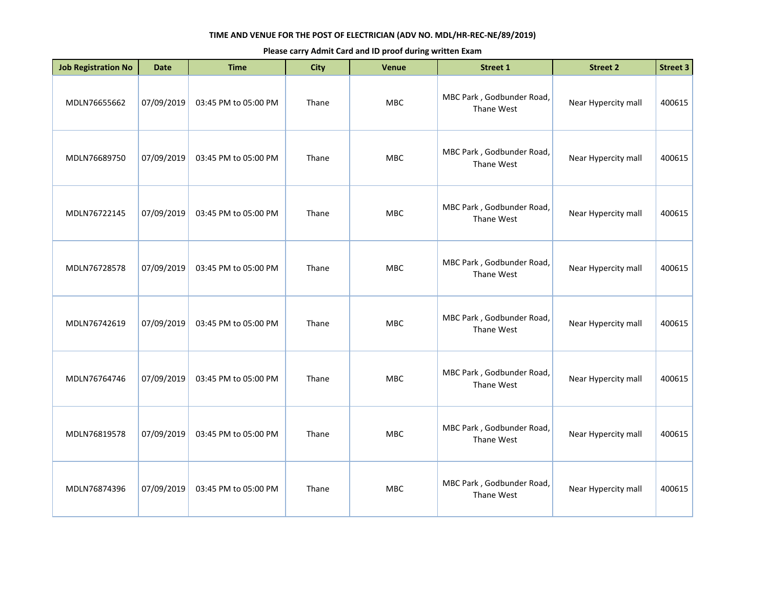**TIME AND VENUE FOR THE POST OF ELECTRICIAN (ADV NO. MDL/HR-REC-NE/89/2019)**

**Please carry Admit Card and ID proof during written Exam**

| Job Registration No | Date | Time | City | Venue | Street 1 | Street 2 | Street 3 |
|---|---|---|---|---|---|---|---|
| MDLN76655662 | 07/09/2019 | 03:45 PM to 05:00 PM | Thane | MBC | MBC Park , Godbunder Road, Thane West | Near Hypercity mall | 400615 |
| MDLN76689750 | 07/09/2019 | 03:45 PM to 05:00 PM | Thane | MBC | MBC Park , Godbunder Road, Thane West | Near Hypercity mall | 400615 |
| MDLN76722145 | 07/09/2019 | 03:45 PM to 05:00 PM | Thane | MBC | MBC Park , Godbunder Road, Thane West | Near Hypercity mall | 400615 |
| MDLN76728578 | 07/09/2019 | 03:45 PM to 05:00 PM | Thane | MBC | MBC Park , Godbunder Road, Thane West | Near Hypercity mall | 400615 |
| MDLN76742619 | 07/09/2019 | 03:45 PM to 05:00 PM | Thane | MBC | MBC Park , Godbunder Road, Thane West | Near Hypercity mall | 400615 |
| MDLN76764746 | 07/09/2019 | 03:45 PM to 05:00 PM | Thane | MBC | MBC Park , Godbunder Road, Thane West | Near Hypercity mall | 400615 |
| MDLN76819578 | 07/09/2019 | 03:45 PM to 05:00 PM | Thane | MBC | MBC Park , Godbunder Road, Thane West | Near Hypercity mall | 400615 |
| MDLN76874396 | 07/09/2019 | 03:45 PM to 05:00 PM | Thane | MBC | MBC Park , Godbunder Road, Thane West | Near Hypercity mall | 400615 |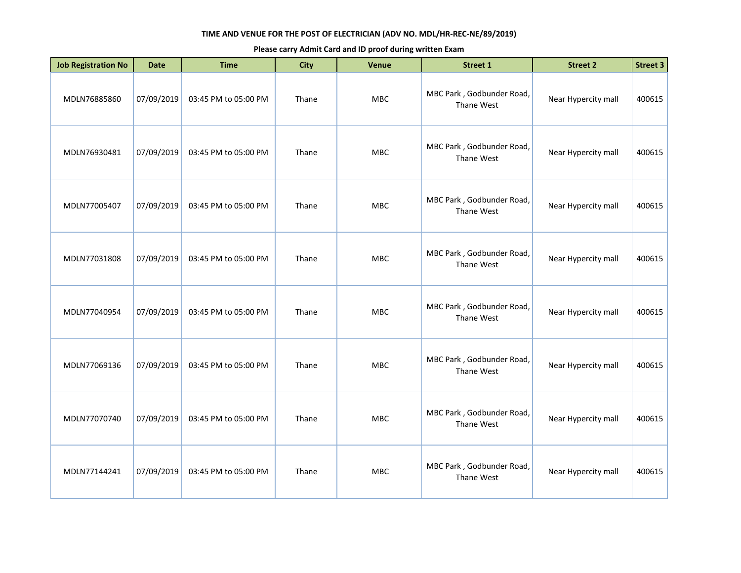**TIME AND VENUE FOR THE POST OF ELECTRICIAN (ADV NO. MDL/HR-REC-NE/89/2019)**

**Please carry Admit Card and ID proof during written Exam**

| Job Registration No | Date | Time | City | Venue | Street 1 | Street 2 | Street 3 |
|---|---|---|---|---|---|---|---|
| MDLN76885860 | 07/09/2019 | 03:45 PM to 05:00 PM | Thane | MBC | MBC Park , Godbunder Road, Thane West | Near Hypercity mall | 400615 |
| MDLN76930481 | 07/09/2019 | 03:45 PM to 05:00 PM | Thane | MBC | MBC Park , Godbunder Road, Thane West | Near Hypercity mall | 400615 |
| MDLN77005407 | 07/09/2019 | 03:45 PM to 05:00 PM | Thane | MBC | MBC Park , Godbunder Road, Thane West | Near Hypercity mall | 400615 |
| MDLN77031808 | 07/09/2019 | 03:45 PM to 05:00 PM | Thane | MBC | MBC Park , Godbunder Road, Thane West | Near Hypercity mall | 400615 |
| MDLN77040954 | 07/09/2019 | 03:45 PM to 05:00 PM | Thane | MBC | MBC Park , Godbunder Road, Thane West | Near Hypercity mall | 400615 |
| MDLN77069136 | 07/09/2019 | 03:45 PM to 05:00 PM | Thane | MBC | MBC Park , Godbunder Road, Thane West | Near Hypercity mall | 400615 |
| MDLN77070740 | 07/09/2019 | 03:45 PM to 05:00 PM | Thane | MBC | MBC Park , Godbunder Road, Thane West | Near Hypercity mall | 400615 |
| MDLN77144241 | 07/09/2019 | 03:45 PM to 05:00 PM | Thane | MBC | MBC Park , Godbunder Road, Thane West | Near Hypercity mall | 400615 |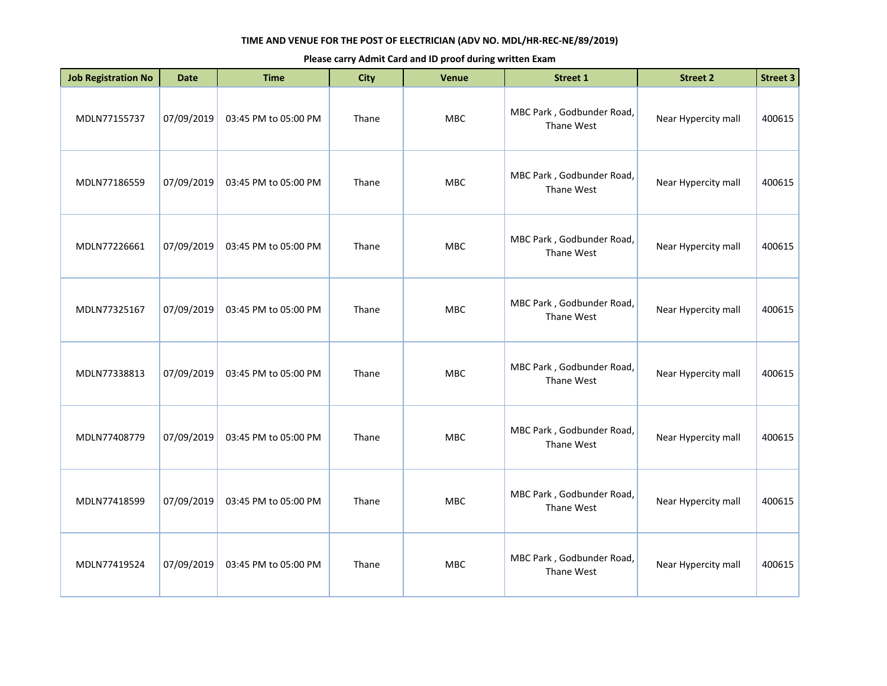**TIME AND VENUE FOR THE POST OF ELECTRICIAN (ADV NO. MDL/HR-REC-NE/89/2019)**

**Please carry Admit Card and ID proof during written Exam**

| Job Registration No | Date | Time | City | Venue | Street 1 | Street 2 | Street 3 |
|---|---|---|---|---|---|---|---|
| MDLN77155737 | 07/09/2019 | 03:45 PM to 05:00 PM | Thane | MBC | MBC Park , Godbunder Road, Thane West | Near Hypercity mall | 400615 |
| MDLN77186559 | 07/09/2019 | 03:45 PM to 05:00 PM | Thane | MBC | MBC Park , Godbunder Road, Thane West | Near Hypercity mall | 400615 |
| MDLN77226661 | 07/09/2019 | 03:45 PM to 05:00 PM | Thane | MBC | MBC Park , Godbunder Road, Thane West | Near Hypercity mall | 400615 |
| MDLN77325167 | 07/09/2019 | 03:45 PM to 05:00 PM | Thane | MBC | MBC Park , Godbunder Road, Thane West | Near Hypercity mall | 400615 |
| MDLN77338813 | 07/09/2019 | 03:45 PM to 05:00 PM | Thane | MBC | MBC Park , Godbunder Road, Thane West | Near Hypercity mall | 400615 |
| MDLN77408779 | 07/09/2019 | 03:45 PM to 05:00 PM | Thane | MBC | MBC Park , Godbunder Road, Thane West | Near Hypercity mall | 400615 |
| MDLN77418599 | 07/09/2019 | 03:45 PM to 05:00 PM | Thane | MBC | MBC Park , Godbunder Road, Thane West | Near Hypercity mall | 400615 |
| MDLN77419524 | 07/09/2019 | 03:45 PM to 05:00 PM | Thane | MBC | MBC Park , Godbunder Road, Thane West | Near Hypercity mall | 400615 |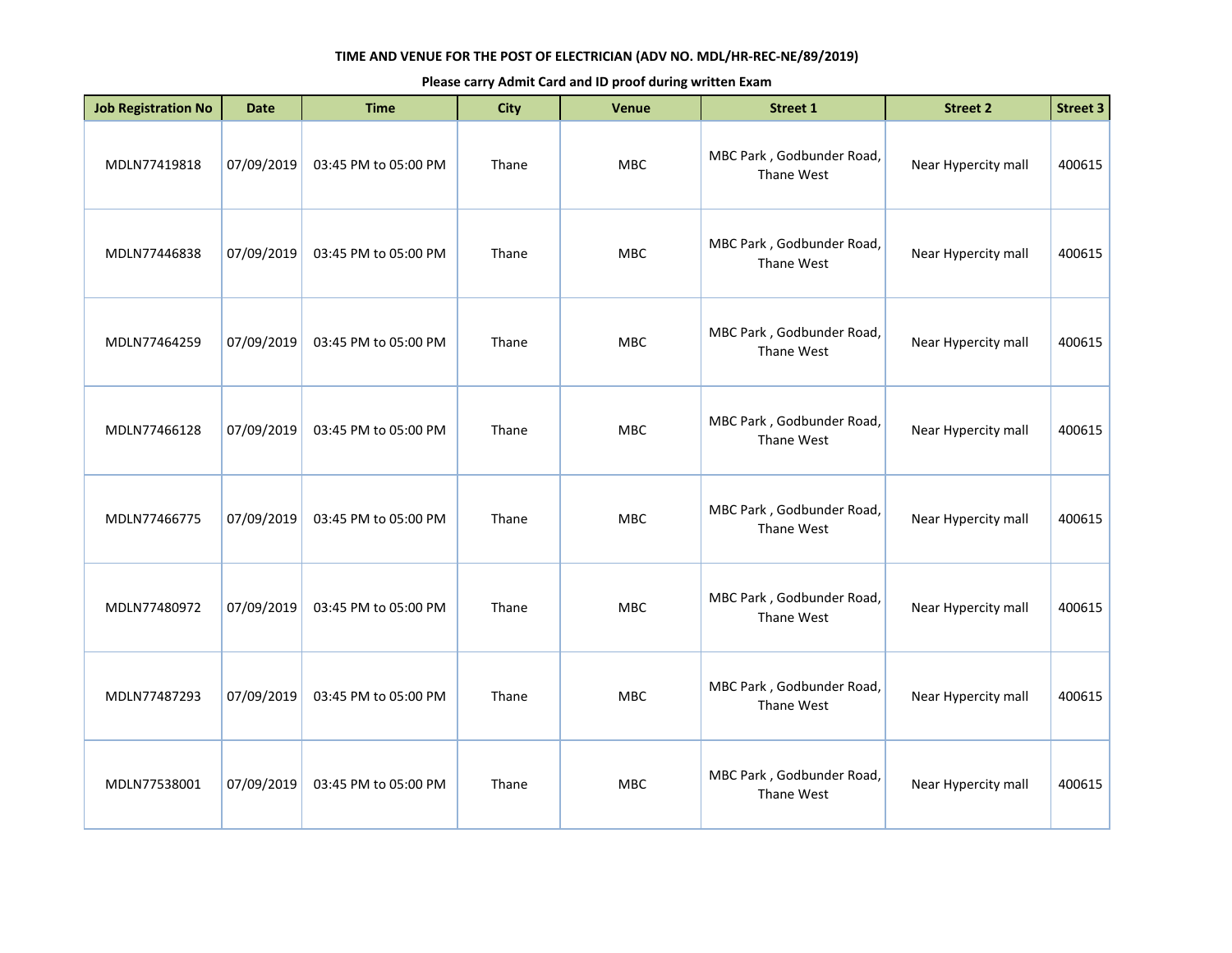**TIME AND VENUE FOR THE POST OF ELECTRICIAN (ADV NO. MDL/HR-REC-NE/89/2019)**

**Please carry Admit Card and ID proof during written Exam**

| Job Registration No | Date | Time | City | Venue | Street 1 | Street 2 | Street 3 |
|---|---|---|---|---|---|---|---|
| MDLN77419818 | 07/09/2019 | 03:45 PM to 05:00 PM | Thane | MBC | MBC Park , Godbunder Road, Thane West | Near Hypercity mall | 400615 |
| MDLN77446838 | 07/09/2019 | 03:45 PM to 05:00 PM | Thane | MBC | MBC Park , Godbunder Road, Thane West | Near Hypercity mall | 400615 |
| MDLN77464259 | 07/09/2019 | 03:45 PM to 05:00 PM | Thane | MBC | MBC Park , Godbunder Road, Thane West | Near Hypercity mall | 400615 |
| MDLN77466128 | 07/09/2019 | 03:45 PM to 05:00 PM | Thane | MBC | MBC Park , Godbunder Road, Thane West | Near Hypercity mall | 400615 |
| MDLN77466775 | 07/09/2019 | 03:45 PM to 05:00 PM | Thane | MBC | MBC Park , Godbunder Road, Thane West | Near Hypercity mall | 400615 |
| MDLN77480972 | 07/09/2019 | 03:45 PM to 05:00 PM | Thane | MBC | MBC Park , Godbunder Road, Thane West | Near Hypercity mall | 400615 |
| MDLN77487293 | 07/09/2019 | 03:45 PM to 05:00 PM | Thane | MBC | MBC Park , Godbunder Road, Thane West | Near Hypercity mall | 400615 |
| MDLN77538001 | 07/09/2019 | 03:45 PM to 05:00 PM | Thane | MBC | MBC Park , Godbunder Road, Thane West | Near Hypercity mall | 400615 |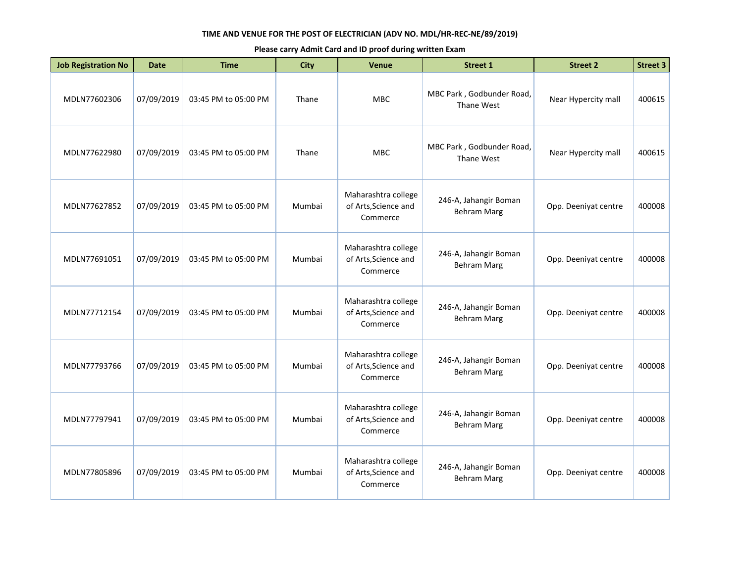**TIME AND VENUE FOR THE POST OF ELECTRICIAN (ADV NO. MDL/HR-REC-NE/89/2019)**

**Please carry Admit Card and ID proof during written Exam**

| Job Registration No | Date | Time | City | Venue | Street 1 | Street 2 | Street 3 |
|---|---|---|---|---|---|---|---|
| MDLN77602306 | 07/09/2019 | 03:45 PM to 05:00 PM | Thane | MBC | MBC Park , Godbunder Road, Thane West | Near Hypercity mall | 400615 |
| MDLN77622980 | 07/09/2019 | 03:45 PM to 05:00 PM | Thane | MBC | MBC Park , Godbunder Road, Thane West | Near Hypercity mall | 400615 |
| MDLN77627852 | 07/09/2019 | 03:45 PM to 05:00 PM | Mumbai | Maharashtra college of Arts,Science and Commerce | 246-A, Jahangir Boman Behram Marg | Opp. Deeniyat centre | 400008 |
| MDLN77691051 | 07/09/2019 | 03:45 PM to 05:00 PM | Mumbai | Maharashtra college of Arts,Science and Commerce | 246-A, Jahangir Boman Behram Marg | Opp. Deeniyat centre | 400008 |
| MDLN77712154 | 07/09/2019 | 03:45 PM to 05:00 PM | Mumbai | Maharashtra college of Arts,Science and Commerce | 246-A, Jahangir Boman Behram Marg | Opp. Deeniyat centre | 400008 |
| MDLN77793766 | 07/09/2019 | 03:45 PM to 05:00 PM | Mumbai | Maharashtra college of Arts,Science and Commerce | 246-A, Jahangir Boman Behram Marg | Opp. Deeniyat centre | 400008 |
| MDLN77797941 | 07/09/2019 | 03:45 PM to 05:00 PM | Mumbai | Maharashtra college of Arts,Science and Commerce | 246-A, Jahangir Boman Behram Marg | Opp. Deeniyat centre | 400008 |
| MDLN77805896 | 07/09/2019 | 03:45 PM to 05:00 PM | Mumbai | Maharashtra college of Arts,Science and Commerce | 246-A, Jahangir Boman Behram Marg | Opp. Deeniyat centre | 400008 |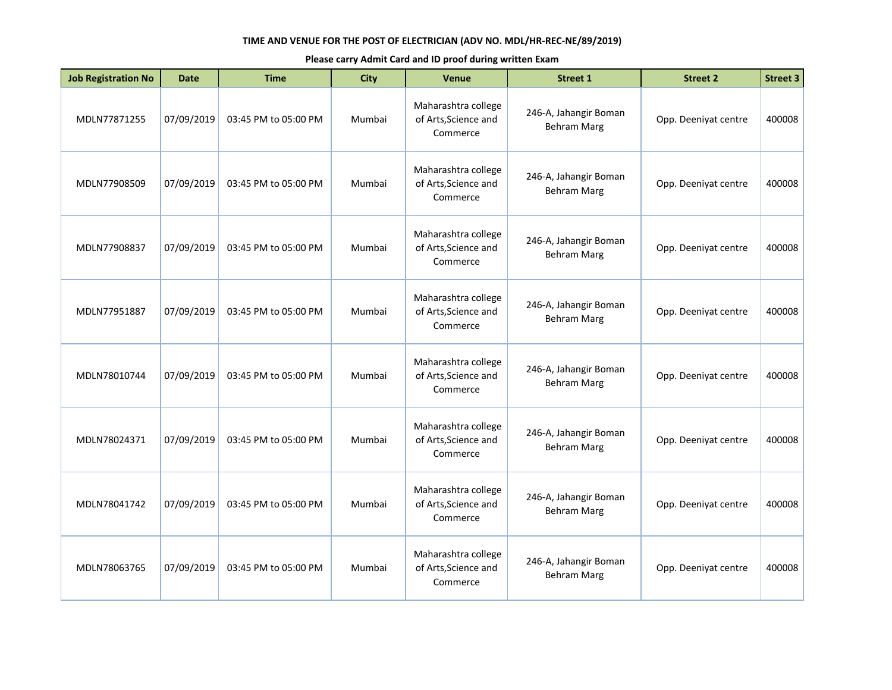**TIME AND VENUE FOR THE POST OF ELECTRICIAN (ADV NO. MDL/HR-REC-NE/89/2019)**

**Please carry Admit Card and ID proof during written Exam**

| Job Registration No | Date | Time | City | Venue | Street 1 | Street 2 | Street 3 |
|---|---|---|---|---|---|---|---|
| MDLN77871255 | 07/09/2019 | 03:45 PM to 05:00 PM | Mumbai | Maharashtra college of Arts,Science and Commerce | 246-A, Jahangir Boman Behram Marg | Opp. Deeniyat centre | 400008 |
| MDLN77908509 | 07/09/2019 | 03:45 PM to 05:00 PM | Mumbai | Maharashtra college of Arts,Science and Commerce | 246-A, Jahangir Boman Behram Marg | Opp. Deeniyat centre | 400008 |
| MDLN77908837 | 07/09/2019 | 03:45 PM to 05:00 PM | Mumbai | Maharashtra college of Arts,Science and Commerce | 246-A, Jahangir Boman Behram Marg | Opp. Deeniyat centre | 400008 |
| MDLN77951887 | 07/09/2019 | 03:45 PM to 05:00 PM | Mumbai | Maharashtra college of Arts,Science and Commerce | 246-A, Jahangir Boman Behram Marg | Opp. Deeniyat centre | 400008 |
| MDLN78010744 | 07/09/2019 | 03:45 PM to 05:00 PM | Mumbai | Maharashtra college of Arts,Science and Commerce | 246-A, Jahangir Boman Behram Marg | Opp. Deeniyat centre | 400008 |
| MDLN78024371 | 07/09/2019 | 03:45 PM to 05:00 PM | Mumbai | Maharashtra college of Arts,Science and Commerce | 246-A, Jahangir Boman Behram Marg | Opp. Deeniyat centre | 400008 |
| MDLN78041742 | 07/09/2019 | 03:45 PM to 05:00 PM | Mumbai | Maharashtra college of Arts,Science and Commerce | 246-A, Jahangir Boman Behram Marg | Opp. Deeniyat centre | 400008 |
| MDLN78063765 | 07/09/2019 | 03:45 PM to 05:00 PM | Mumbai | Maharashtra college of Arts,Science and Commerce | 246-A, Jahangir Boman Behram Marg | Opp. Deeniyat centre | 400008 |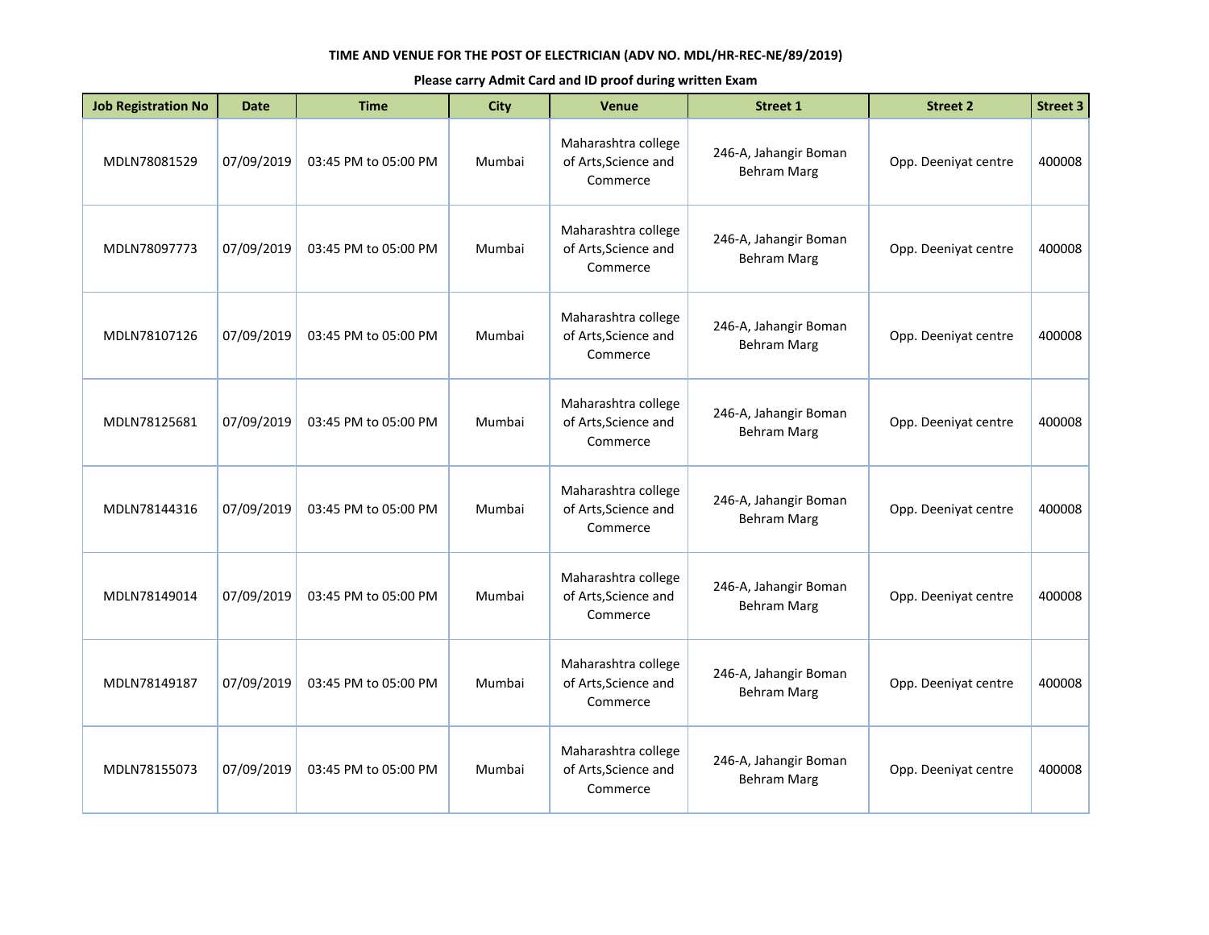**TIME AND VENUE FOR THE POST OF ELECTRICIAN (ADV NO. MDL/HR-REC-NE/89/2019)**

**Please carry Admit Card and ID proof during written Exam**

| Job Registration No | Date | Time | City | Venue | Street 1 | Street 2 | Street 3 |
|---|---|---|---|---|---|---|---|
| MDLN78081529 | 07/09/2019 | 03:45 PM to 05:00 PM | Mumbai | Maharashtra college of Arts,Science and Commerce | 246-A, Jahangir Boman Behram Marg | Opp. Deeniyat centre | 400008 |
| MDLN78097773 | 07/09/2019 | 03:45 PM to 05:00 PM | Mumbai | Maharashtra college of Arts,Science and Commerce | 246-A, Jahangir Boman Behram Marg | Opp. Deeniyat centre | 400008 |
| MDLN78107126 | 07/09/2019 | 03:45 PM to 05:00 PM | Mumbai | Maharashtra college of Arts,Science and Commerce | 246-A, Jahangir Boman Behram Marg | Opp. Deeniyat centre | 400008 |
| MDLN78125681 | 07/09/2019 | 03:45 PM to 05:00 PM | Mumbai | Maharashtra college of Arts,Science and Commerce | 246-A, Jahangir Boman Behram Marg | Opp. Deeniyat centre | 400008 |
| MDLN78144316 | 07/09/2019 | 03:45 PM to 05:00 PM | Mumbai | Maharashtra college of Arts,Science and Commerce | 246-A, Jahangir Boman Behram Marg | Opp. Deeniyat centre | 400008 |
| MDLN78149014 | 07/09/2019 | 03:45 PM to 05:00 PM | Mumbai | Maharashtra college of Arts,Science and Commerce | 246-A, Jahangir Boman Behram Marg | Opp. Deeniyat centre | 400008 |
| MDLN78149187 | 07/09/2019 | 03:45 PM to 05:00 PM | Mumbai | Maharashtra college of Arts,Science and Commerce | 246-A, Jahangir Boman Behram Marg | Opp. Deeniyat centre | 400008 |
| MDLN78155073 | 07/09/2019 | 03:45 PM to 05:00 PM | Mumbai | Maharashtra college of Arts,Science and Commerce | 246-A, Jahangir Boman Behram Marg | Opp. Deeniyat centre | 400008 |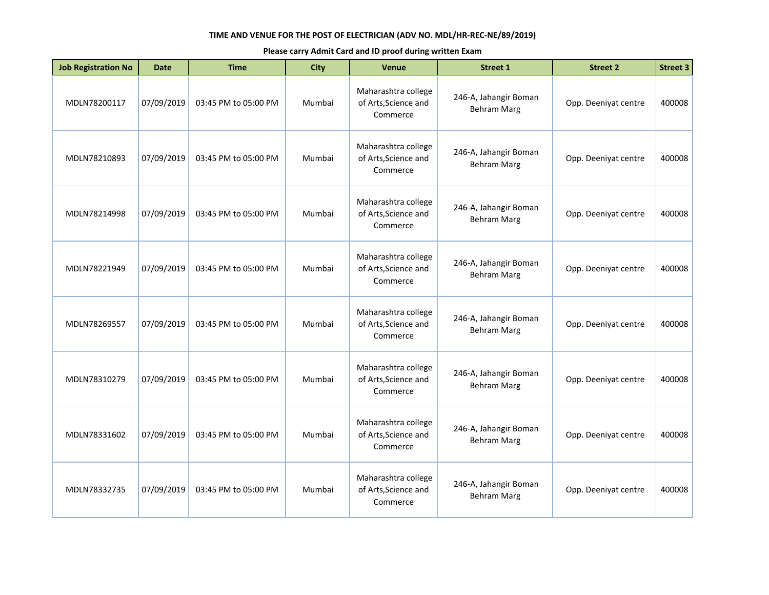**TIME AND VENUE FOR THE POST OF ELECTRICIAN (ADV NO. MDL/HR-REC-NE/89/2019)**

**Please carry Admit Card and ID proof during written Exam**

| Job Registration No | Date | Time | City | Venue | Street 1 | Street 2 | Street 3 |
|---|---|---|---|---|---|---|---|
| MDLN78200117 | 07/09/2019 | 03:45 PM to 05:00 PM | Mumbai | Maharashtra college of Arts,Science and Commerce | 246-A, Jahangir Boman Behram Marg | Opp. Deeniyat centre | 400008 |
| MDLN78210893 | 07/09/2019 | 03:45 PM to 05:00 PM | Mumbai | Maharashtra college of Arts,Science and Commerce | 246-A, Jahangir Boman Behram Marg | Opp. Deeniyat centre | 400008 |
| MDLN78214998 | 07/09/2019 | 03:45 PM to 05:00 PM | Mumbai | Maharashtra college of Arts,Science and Commerce | 246-A, Jahangir Boman Behram Marg | Opp. Deeniyat centre | 400008 |
| MDLN78221949 | 07/09/2019 | 03:45 PM to 05:00 PM | Mumbai | Maharashtra college of Arts,Science and Commerce | 246-A, Jahangir Boman Behram Marg | Opp. Deeniyat centre | 400008 |
| MDLN78269557 | 07/09/2019 | 03:45 PM to 05:00 PM | Mumbai | Maharashtra college of Arts,Science and Commerce | 246-A, Jahangir Boman Behram Marg | Opp. Deeniyat centre | 400008 |
| MDLN78310279 | 07/09/2019 | 03:45 PM to 05:00 PM | Mumbai | Maharashtra college of Arts,Science and Commerce | 246-A, Jahangir Boman Behram Marg | Opp. Deeniyat centre | 400008 |
| MDLN78331602 | 07/09/2019 | 03:45 PM to 05:00 PM | Mumbai | Maharashtra college of Arts,Science and Commerce | 246-A, Jahangir Boman Behram Marg | Opp. Deeniyat centre | 400008 |
| MDLN78332735 | 07/09/2019 | 03:45 PM to 05:00 PM | Mumbai | Maharashtra college of Arts,Science and Commerce | 246-A, Jahangir Boman Behram Marg | Opp. Deeniyat centre | 400008 |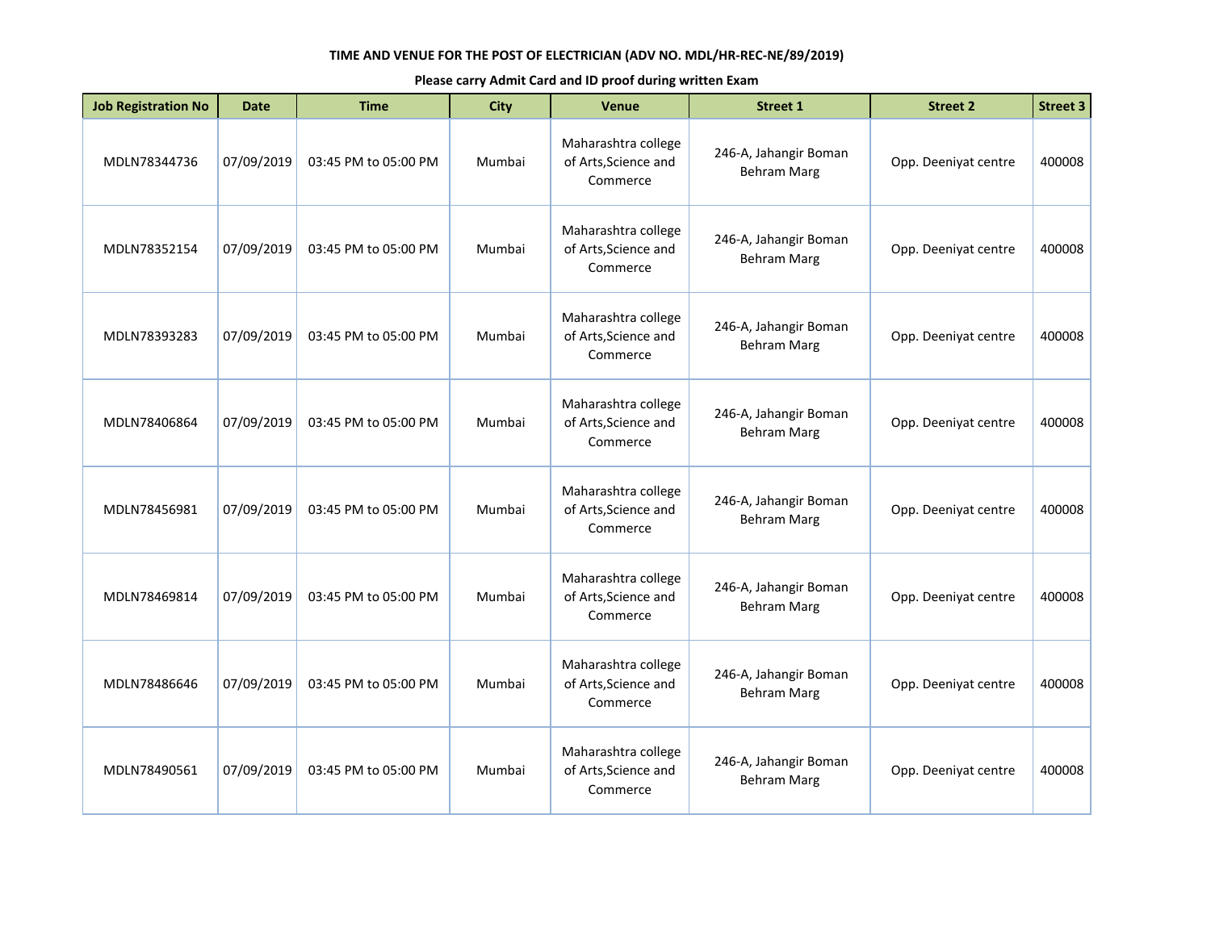**TIME AND VENUE FOR THE POST OF ELECTRICIAN (ADV NO. MDL/HR-REC-NE/89/2019)**

**Please carry Admit Card and ID proof during written Exam**

| Job Registration No | Date | Time | City | Venue | Street 1 | Street 2 | Street 3 |
|---|---|---|---|---|---|---|---|
| MDLN78344736 | 07/09/2019 | 03:45 PM to 05:00 PM | Mumbai | Maharashtra college of Arts,Science and Commerce | 246-A, Jahangir Boman Behram Marg | Opp. Deeniyat centre | 400008 |
| MDLN78352154 | 07/09/2019 | 03:45 PM to 05:00 PM | Mumbai | Maharashtra college of Arts,Science and Commerce | 246-A, Jahangir Boman Behram Marg | Opp. Deeniyat centre | 400008 |
| MDLN78393283 | 07/09/2019 | 03:45 PM to 05:00 PM | Mumbai | Maharashtra college of Arts,Science and Commerce | 246-A, Jahangir Boman Behram Marg | Opp. Deeniyat centre | 400008 |
| MDLN78406864 | 07/09/2019 | 03:45 PM to 05:00 PM | Mumbai | Maharashtra college of Arts,Science and Commerce | 246-A, Jahangir Boman Behram Marg | Opp. Deeniyat centre | 400008 |
| MDLN78456981 | 07/09/2019 | 03:45 PM to 05:00 PM | Mumbai | Maharashtra college of Arts,Science and Commerce | 246-A, Jahangir Boman Behram Marg | Opp. Deeniyat centre | 400008 |
| MDLN78469814 | 07/09/2019 | 03:45 PM to 05:00 PM | Mumbai | Maharashtra college of Arts,Science and Commerce | 246-A, Jahangir Boman Behram Marg | Opp. Deeniyat centre | 400008 |
| MDLN78486646 | 07/09/2019 | 03:45 PM to 05:00 PM | Mumbai | Maharashtra college of Arts,Science and Commerce | 246-A, Jahangir Boman Behram Marg | Opp. Deeniyat centre | 400008 |
| MDLN78490561 | 07/09/2019 | 03:45 PM to 05:00 PM | Mumbai | Maharashtra college of Arts,Science and Commerce | 246-A, Jahangir Boman Behram Marg | Opp. Deeniyat centre | 400008 |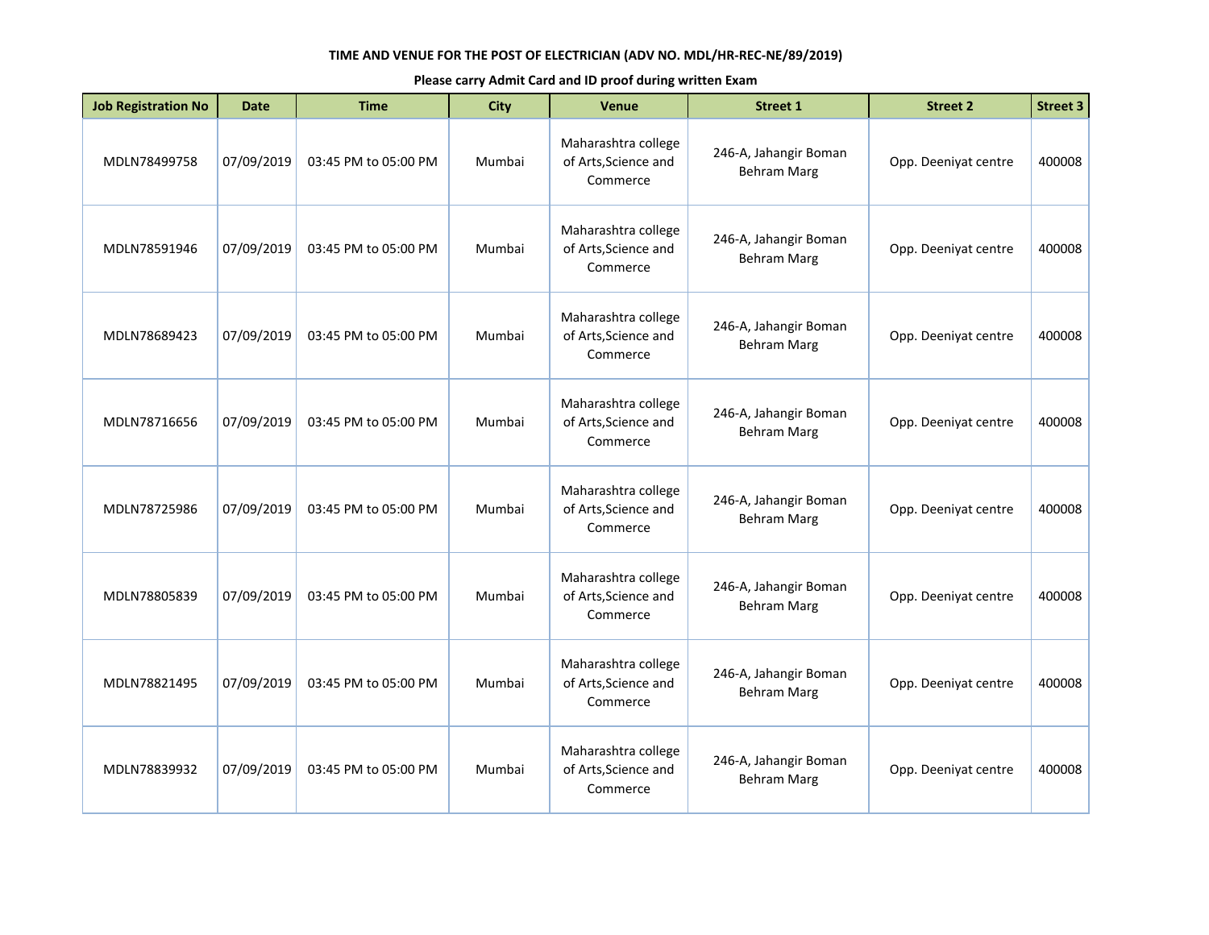**TIME AND VENUE FOR THE POST OF ELECTRICIAN (ADV NO. MDL/HR-REC-NE/89/2019)**

**Please carry Admit Card and ID proof during written Exam**

| Job Registration No | Date | Time | City | Venue | Street 1 | Street 2 | Street 3 |
|---|---|---|---|---|---|---|---|
| MDLN78499758 | 07/09/2019 | 03:45 PM to 05:00 PM | Mumbai | Maharashtra college of Arts,Science and Commerce | 246-A, Jahangir Boman Behram Marg | Opp. Deeniyat centre | 400008 |
| MDLN78591946 | 07/09/2019 | 03:45 PM to 05:00 PM | Mumbai | Maharashtra college of Arts,Science and Commerce | 246-A, Jahangir Boman Behram Marg | Opp. Deeniyat centre | 400008 |
| MDLN78689423 | 07/09/2019 | 03:45 PM to 05:00 PM | Mumbai | Maharashtra college of Arts,Science and Commerce | 246-A, Jahangir Boman Behram Marg | Opp. Deeniyat centre | 400008 |
| MDLN78716656 | 07/09/2019 | 03:45 PM to 05:00 PM | Mumbai | Maharashtra college of Arts,Science and Commerce | 246-A, Jahangir Boman Behram Marg | Opp. Deeniyat centre | 400008 |
| MDLN78725986 | 07/09/2019 | 03:45 PM to 05:00 PM | Mumbai | Maharashtra college of Arts,Science and Commerce | 246-A, Jahangir Boman Behram Marg | Opp. Deeniyat centre | 400008 |
| MDLN78805839 | 07/09/2019 | 03:45 PM to 05:00 PM | Mumbai | Maharashtra college of Arts,Science and Commerce | 246-A, Jahangir Boman Behram Marg | Opp. Deeniyat centre | 400008 |
| MDLN78821495 | 07/09/2019 | 03:45 PM to 05:00 PM | Mumbai | Maharashtra college of Arts,Science and Commerce | 246-A, Jahangir Boman Behram Marg | Opp. Deeniyat centre | 400008 |
| MDLN78839932 | 07/09/2019 | 03:45 PM to 05:00 PM | Mumbai | Maharashtra college of Arts,Science and Commerce | 246-A, Jahangir Boman Behram Marg | Opp. Deeniyat centre | 400008 |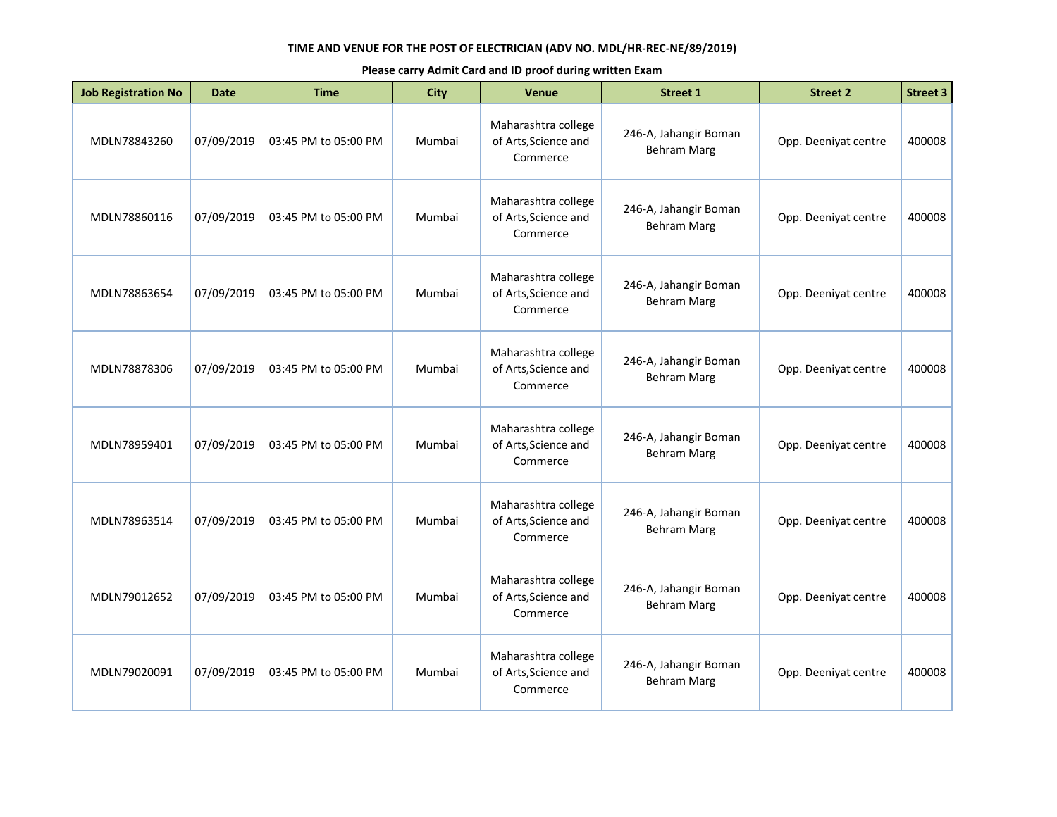**TIME AND VENUE FOR THE POST OF ELECTRICIAN (ADV NO. MDL/HR-REC-NE/89/2019)**

**Please carry Admit Card and ID proof during written Exam**

| Job Registration No | Date | Time | City | Venue | Street 1 | Street 2 | Street 3 |
|---|---|---|---|---|---|---|---|
| MDLN78843260 | 07/09/2019 | 03:45 PM to 05:00 PM | Mumbai | Maharashtra college of Arts,Science and Commerce | 246-A, Jahangir Boman Behram Marg | Opp. Deeniyat centre | 400008 |
| MDLN78860116 | 07/09/2019 | 03:45 PM to 05:00 PM | Mumbai | Maharashtra college of Arts,Science and Commerce | 246-A, Jahangir Boman Behram Marg | Opp. Deeniyat centre | 400008 |
| MDLN78863654 | 07/09/2019 | 03:45 PM to 05:00 PM | Mumbai | Maharashtra college of Arts,Science and Commerce | 246-A, Jahangir Boman Behram Marg | Opp. Deeniyat centre | 400008 |
| MDLN78878306 | 07/09/2019 | 03:45 PM to 05:00 PM | Mumbai | Maharashtra college of Arts,Science and Commerce | 246-A, Jahangir Boman Behram Marg | Opp. Deeniyat centre | 400008 |
| MDLN78959401 | 07/09/2019 | 03:45 PM to 05:00 PM | Mumbai | Maharashtra college of Arts,Science and Commerce | 246-A, Jahangir Boman Behram Marg | Opp. Deeniyat centre | 400008 |
| MDLN78963514 | 07/09/2019 | 03:45 PM to 05:00 PM | Mumbai | Maharashtra college of Arts,Science and Commerce | 246-A, Jahangir Boman Behram Marg | Opp. Deeniyat centre | 400008 |
| MDLN79012652 | 07/09/2019 | 03:45 PM to 05:00 PM | Mumbai | Maharashtra college of Arts,Science and Commerce | 246-A, Jahangir Boman Behram Marg | Opp. Deeniyat centre | 400008 |
| MDLN79020091 | 07/09/2019 | 03:45 PM to 05:00 PM | Mumbai | Maharashtra college of Arts,Science and Commerce | 246-A, Jahangir Boman Behram Marg | Opp. Deeniyat centre | 400008 |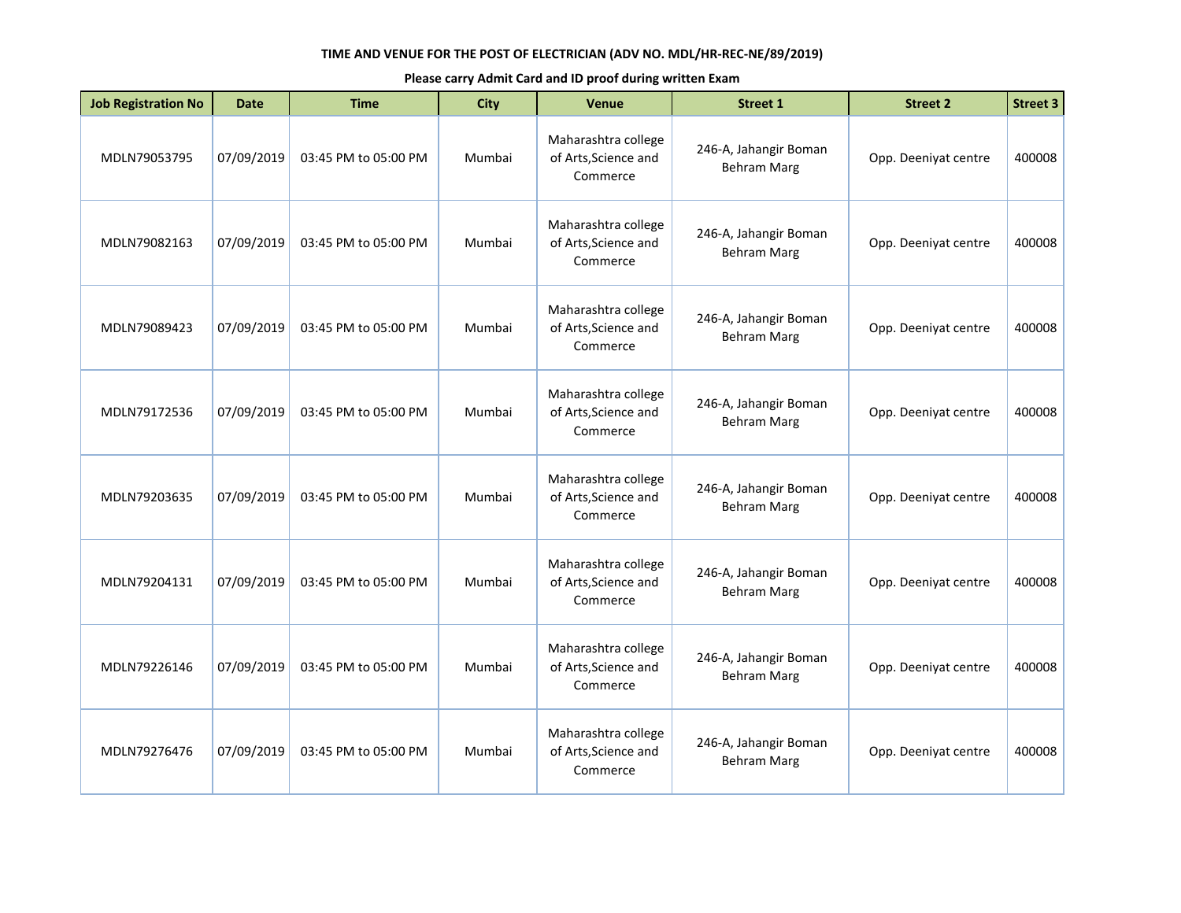**TIME AND VENUE FOR THE POST OF ELECTRICIAN (ADV NO. MDL/HR-REC-NE/89/2019)**

**Please carry Admit Card and ID proof during written Exam**

| Job Registration No | Date | Time | City | Venue | Street 1 | Street 2 | Street 3 |
|---|---|---|---|---|---|---|---|
| MDLN79053795 | 07/09/2019 | 03:45 PM to 05:00 PM | Mumbai | Maharashtra college of Arts,Science and Commerce | 246-A, Jahangir Boman Behram Marg | Opp. Deeniyat centre | 400008 |
| MDLN79082163 | 07/09/2019 | 03:45 PM to 05:00 PM | Mumbai | Maharashtra college of Arts,Science and Commerce | 246-A, Jahangir Boman Behram Marg | Opp. Deeniyat centre | 400008 |
| MDLN79089423 | 07/09/2019 | 03:45 PM to 05:00 PM | Mumbai | Maharashtra college of Arts,Science and Commerce | 246-A, Jahangir Boman Behram Marg | Opp. Deeniyat centre | 400008 |
| MDLN79172536 | 07/09/2019 | 03:45 PM to 05:00 PM | Mumbai | Maharashtra college of Arts,Science and Commerce | 246-A, Jahangir Boman Behram Marg | Opp. Deeniyat centre | 400008 |
| MDLN79203635 | 07/09/2019 | 03:45 PM to 05:00 PM | Mumbai | Maharashtra college of Arts,Science and Commerce | 246-A, Jahangir Boman Behram Marg | Opp. Deeniyat centre | 400008 |
| MDLN79204131 | 07/09/2019 | 03:45 PM to 05:00 PM | Mumbai | Maharashtra college of Arts,Science and Commerce | 246-A, Jahangir Boman Behram Marg | Opp. Deeniyat centre | 400008 |
| MDLN79226146 | 07/09/2019 | 03:45 PM to 05:00 PM | Mumbai | Maharashtra college of Arts,Science and Commerce | 246-A, Jahangir Boman Behram Marg | Opp. Deeniyat centre | 400008 |
| MDLN79276476 | 07/09/2019 | 03:45 PM to 05:00 PM | Mumbai | Maharashtra college of Arts,Science and Commerce | 246-A, Jahangir Boman Behram Marg | Opp. Deeniyat centre | 400008 |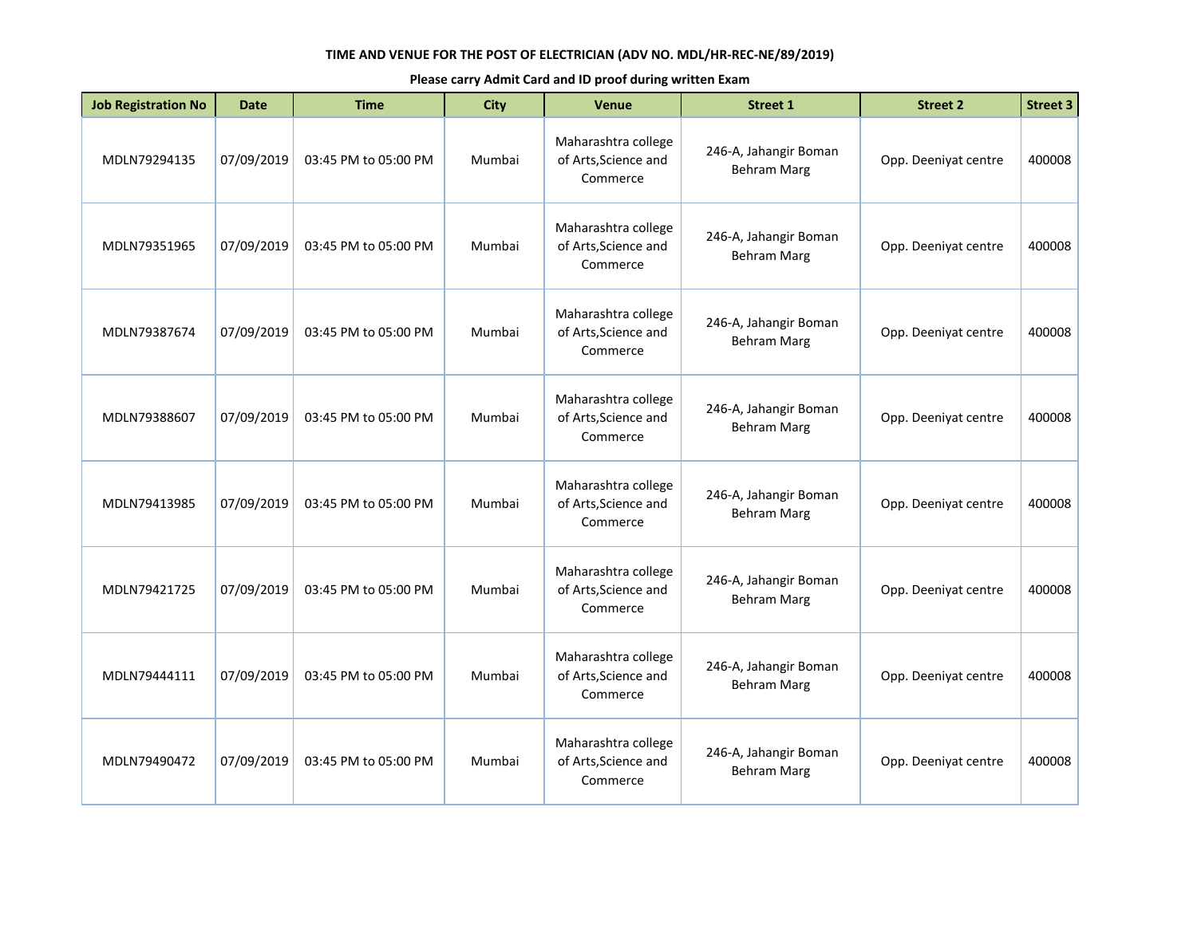**TIME AND VENUE FOR THE POST OF ELECTRICIAN (ADV NO. MDL/HR-REC-NE/89/2019)**

**Please carry Admit Card and ID proof during written Exam**

| Job Registration No | Date | Time | City | Venue | Street 1 | Street 2 | Street 3 |
|---|---|---|---|---|---|---|---|
| MDLN79294135 | 07/09/2019 | 03:45 PM to 05:00 PM | Mumbai | Maharashtra college of Arts,Science and Commerce | 246-A, Jahangir Boman Behram Marg | Opp. Deeniyat centre | 400008 |
| MDLN79351965 | 07/09/2019 | 03:45 PM to 05:00 PM | Mumbai | Maharashtra college of Arts,Science and Commerce | 246-A, Jahangir Boman Behram Marg | Opp. Deeniyat centre | 400008 |
| MDLN79387674 | 07/09/2019 | 03:45 PM to 05:00 PM | Mumbai | Maharashtra college of Arts,Science and Commerce | 246-A, Jahangir Boman Behram Marg | Opp. Deeniyat centre | 400008 |
| MDLN79388607 | 07/09/2019 | 03:45 PM to 05:00 PM | Mumbai | Maharashtra college of Arts,Science and Commerce | 246-A, Jahangir Boman Behram Marg | Opp. Deeniyat centre | 400008 |
| MDLN79413985 | 07/09/2019 | 03:45 PM to 05:00 PM | Mumbai | Maharashtra college of Arts,Science and Commerce | 246-A, Jahangir Boman Behram Marg | Opp. Deeniyat centre | 400008 |
| MDLN79421725 | 07/09/2019 | 03:45 PM to 05:00 PM | Mumbai | Maharashtra college of Arts,Science and Commerce | 246-A, Jahangir Boman Behram Marg | Opp. Deeniyat centre | 400008 |
| MDLN79444111 | 07/09/2019 | 03:45 PM to 05:00 PM | Mumbai | Maharashtra college of Arts,Science and Commerce | 246-A, Jahangir Boman Behram Marg | Opp. Deeniyat centre | 400008 |
| MDLN79490472 | 07/09/2019 | 03:45 PM to 05:00 PM | Mumbai | Maharashtra college of Arts,Science and Commerce | 246-A, Jahangir Boman Behram Marg | Opp. Deeniyat centre | 400008 |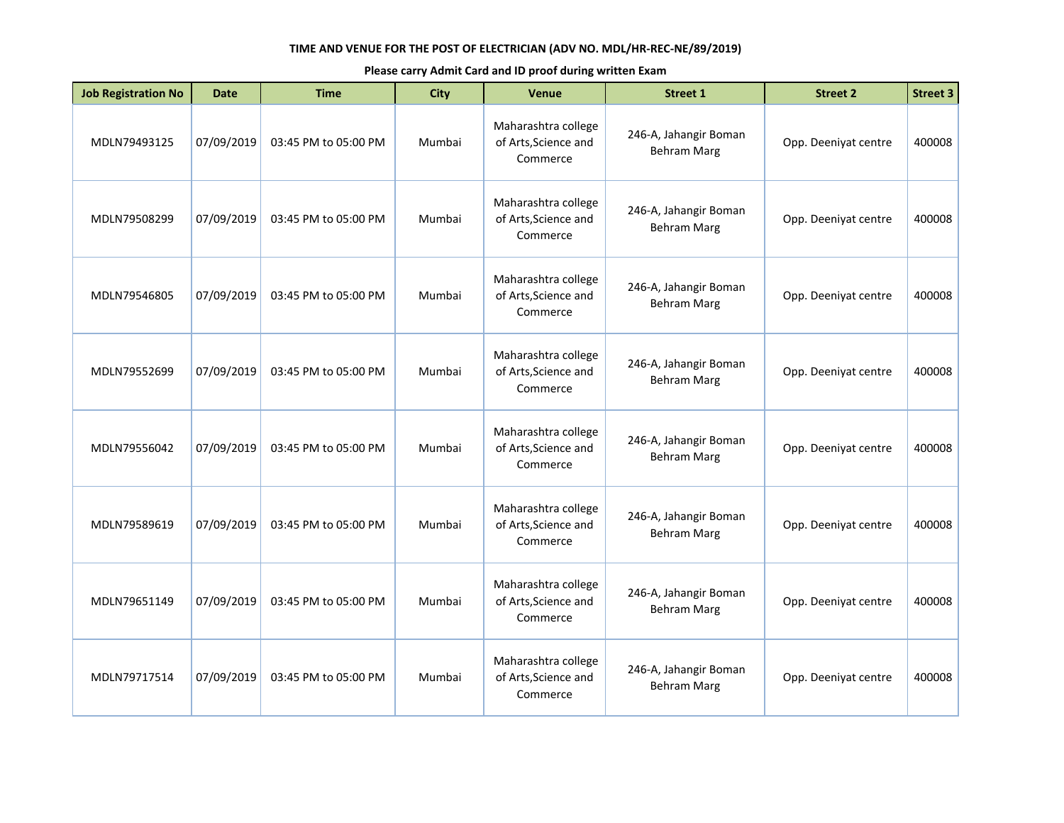**TIME AND VENUE FOR THE POST OF ELECTRICIAN (ADV NO. MDL/HR-REC-NE/89/2019)**

**Please carry Admit Card and ID proof during written Exam**

| Job Registration No | Date | Time | City | Venue | Street 1 | Street 2 | Street 3 |
|---|---|---|---|---|---|---|---|
| MDLN79493125 | 07/09/2019 | 03:45 PM to 05:00 PM | Mumbai | Maharashtra college of Arts,Science and Commerce | 246-A, Jahangir Boman Behram Marg | Opp. Deeniyat centre | 400008 |
| MDLN79508299 | 07/09/2019 | 03:45 PM to 05:00 PM | Mumbai | Maharashtra college of Arts,Science and Commerce | 246-A, Jahangir Boman Behram Marg | Opp. Deeniyat centre | 400008 |
| MDLN79546805 | 07/09/2019 | 03:45 PM to 05:00 PM | Mumbai | Maharashtra college of Arts,Science and Commerce | 246-A, Jahangir Boman Behram Marg | Opp. Deeniyat centre | 400008 |
| MDLN79552699 | 07/09/2019 | 03:45 PM to 05:00 PM | Mumbai | Maharashtra college of Arts,Science and Commerce | 246-A, Jahangir Boman Behram Marg | Opp. Deeniyat centre | 400008 |
| MDLN79556042 | 07/09/2019 | 03:45 PM to 05:00 PM | Mumbai | Maharashtra college of Arts,Science and Commerce | 246-A, Jahangir Boman Behram Marg | Opp. Deeniyat centre | 400008 |
| MDLN79589619 | 07/09/2019 | 03:45 PM to 05:00 PM | Mumbai | Maharashtra college of Arts,Science and Commerce | 246-A, Jahangir Boman Behram Marg | Opp. Deeniyat centre | 400008 |
| MDLN79651149 | 07/09/2019 | 03:45 PM to 05:00 PM | Mumbai | Maharashtra college of Arts,Science and Commerce | 246-A, Jahangir Boman Behram Marg | Opp. Deeniyat centre | 400008 |
| MDLN79717514 | 07/09/2019 | 03:45 PM to 05:00 PM | Mumbai | Maharashtra college of Arts,Science and Commerce | 246-A, Jahangir Boman Behram Marg | Opp. Deeniyat centre | 400008 |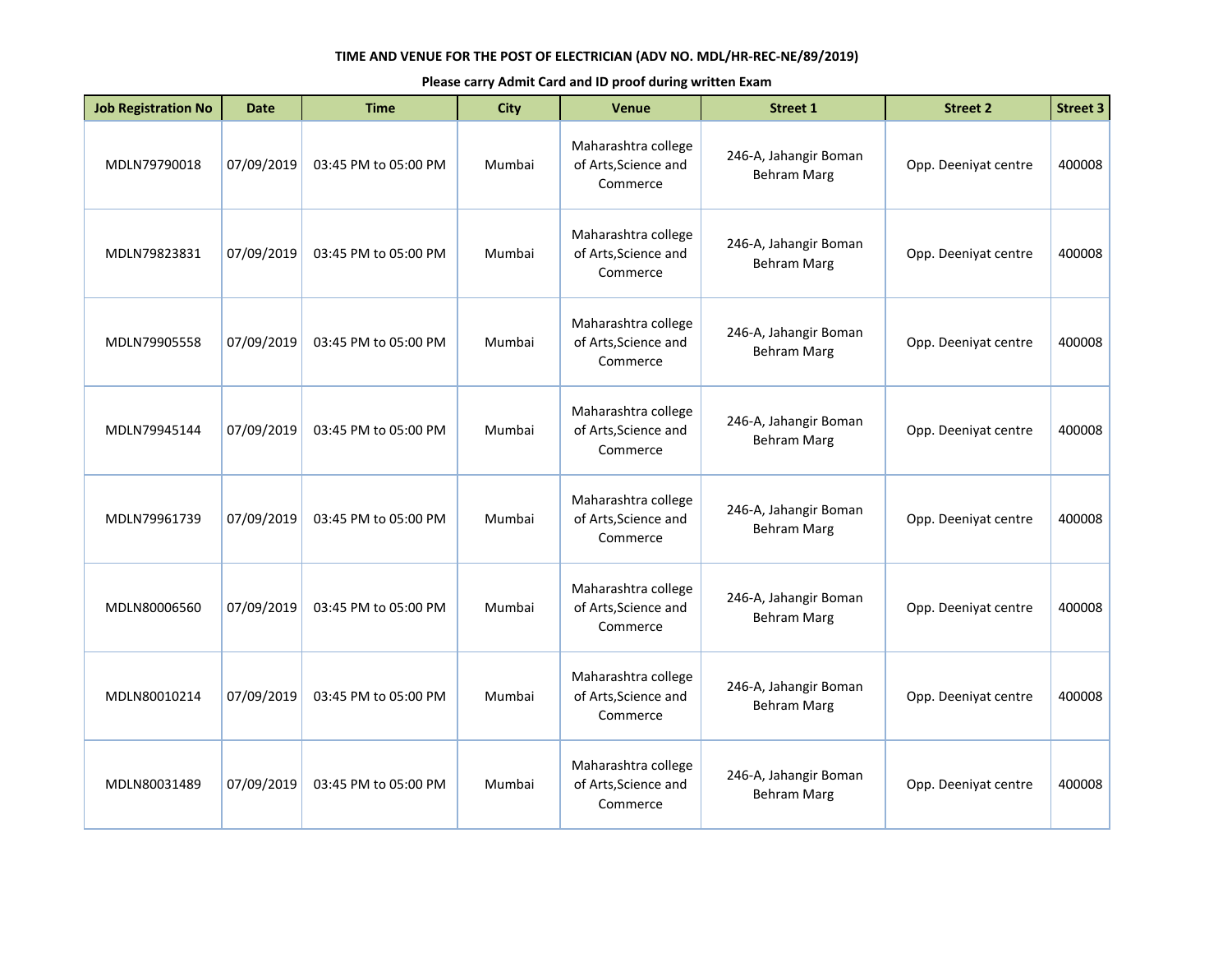**TIME AND VENUE FOR THE POST OF ELECTRICIAN (ADV NO. MDL/HR-REC-NE/89/2019)**

**Please carry Admit Card and ID proof during written Exam**

| Job Registration No | Date | Time | City | Venue | Street 1 | Street 2 | Street 3 |
|---|---|---|---|---|---|---|---|
| MDLN79790018 | 07/09/2019 | 03:45 PM to 05:00 PM | Mumbai | Maharashtra college of Arts,Science and Commerce | 246-A, Jahangir Boman Behram Marg | Opp. Deeniyat centre | 400008 |
| MDLN79823831 | 07/09/2019 | 03:45 PM to 05:00 PM | Mumbai | Maharashtra college of Arts,Science and Commerce | 246-A, Jahangir Boman Behram Marg | Opp. Deeniyat centre | 400008 |
| MDLN79905558 | 07/09/2019 | 03:45 PM to 05:00 PM | Mumbai | Maharashtra college of Arts,Science and Commerce | 246-A, Jahangir Boman Behram Marg | Opp. Deeniyat centre | 400008 |
| MDLN79945144 | 07/09/2019 | 03:45 PM to 05:00 PM | Mumbai | Maharashtra college of Arts,Science and Commerce | 246-A, Jahangir Boman Behram Marg | Opp. Deeniyat centre | 400008 |
| MDLN79961739 | 07/09/2019 | 03:45 PM to 05:00 PM | Mumbai | Maharashtra college of Arts,Science and Commerce | 246-A, Jahangir Boman Behram Marg | Opp. Deeniyat centre | 400008 |
| MDLN80006560 | 07/09/2019 | 03:45 PM to 05:00 PM | Mumbai | Maharashtra college of Arts,Science and Commerce | 246-A, Jahangir Boman Behram Marg | Opp. Deeniyat centre | 400008 |
| MDLN80010214 | 07/09/2019 | 03:45 PM to 05:00 PM | Mumbai | Maharashtra college of Arts,Science and Commerce | 246-A, Jahangir Boman Behram Marg | Opp. Deeniyat centre | 400008 |
| MDLN80031489 | 07/09/2019 | 03:45 PM to 05:00 PM | Mumbai | Maharashtra college of Arts,Science and Commerce | 246-A, Jahangir Boman Behram Marg | Opp. Deeniyat centre | 400008 |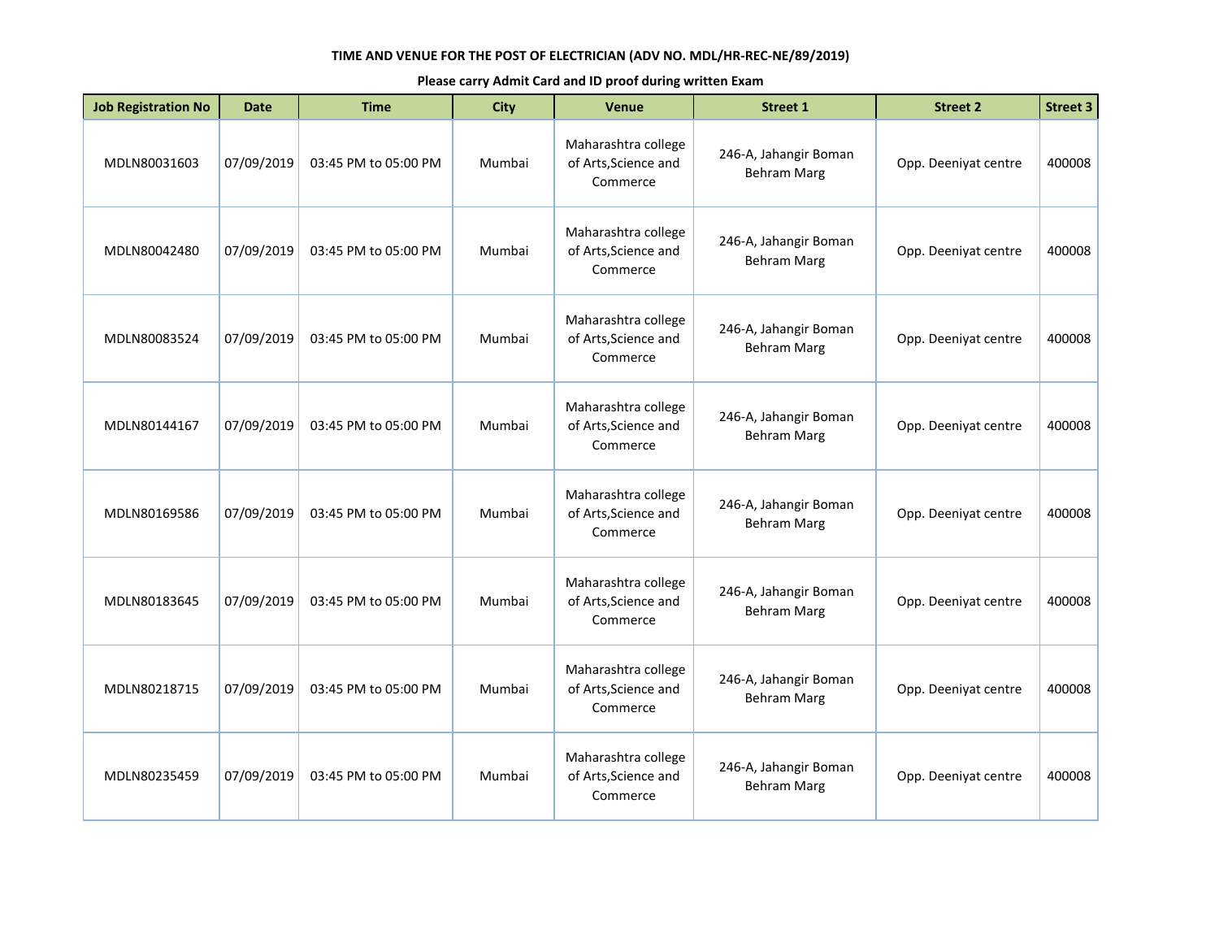**TIME AND VENUE FOR THE POST OF ELECTRICIAN (ADV NO. MDL/HR-REC-NE/89/2019)**

**Please carry Admit Card and ID proof during written Exam**

| Job Registration No | Date | Time | City | Venue | Street 1 | Street 2 | Street 3 |
|---|---|---|---|---|---|---|---|
| MDLN80031603 | 07/09/2019 | 03:45 PM to 05:00 PM | Mumbai | Maharashtra college of Arts,Science and Commerce | 246-A, Jahangir Boman Behram Marg | Opp. Deeniyat centre | 400008 |
| MDLN80042480 | 07/09/2019 | 03:45 PM to 05:00 PM | Mumbai | Maharashtra college of Arts,Science and Commerce | 246-A, Jahangir Boman Behram Marg | Opp. Deeniyat centre | 400008 |
| MDLN80083524 | 07/09/2019 | 03:45 PM to 05:00 PM | Mumbai | Maharashtra college of Arts,Science and Commerce | 246-A, Jahangir Boman Behram Marg | Opp. Deeniyat centre | 400008 |
| MDLN80144167 | 07/09/2019 | 03:45 PM to 05:00 PM | Mumbai | Maharashtra college of Arts,Science and Commerce | 246-A, Jahangir Boman Behram Marg | Opp. Deeniyat centre | 400008 |
| MDLN80169586 | 07/09/2019 | 03:45 PM to 05:00 PM | Mumbai | Maharashtra college of Arts,Science and Commerce | 246-A, Jahangir Boman Behram Marg | Opp. Deeniyat centre | 400008 |
| MDLN80183645 | 07/09/2019 | 03:45 PM to 05:00 PM | Mumbai | Maharashtra college of Arts,Science and Commerce | 246-A, Jahangir Boman Behram Marg | Opp. Deeniyat centre | 400008 |
| MDLN80218715 | 07/09/2019 | 03:45 PM to 05:00 PM | Mumbai | Maharashtra college of Arts,Science and Commerce | 246-A, Jahangir Boman Behram Marg | Opp. Deeniyat centre | 400008 |
| MDLN80235459 | 07/09/2019 | 03:45 PM to 05:00 PM | Mumbai | Maharashtra college of Arts,Science and Commerce | 246-A, Jahangir Boman Behram Marg | Opp. Deeniyat centre | 400008 |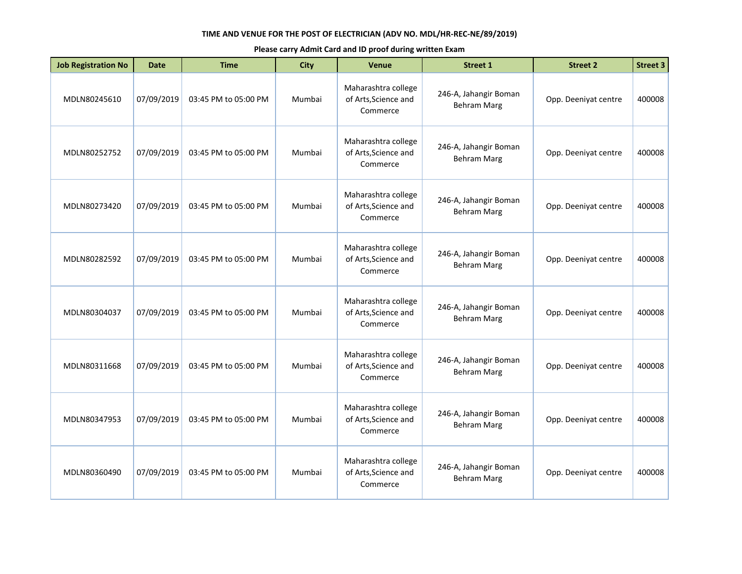**TIME AND VENUE FOR THE POST OF ELECTRICIAN (ADV NO. MDL/HR-REC-NE/89/2019)**

**Please carry Admit Card and ID proof during written Exam**

| Job Registration No | Date | Time | City | Venue | Street 1 | Street 2 | Street 3 |
|---|---|---|---|---|---|---|---|
| MDLN80245610 | 07/09/2019 | 03:45 PM to 05:00 PM | Mumbai | Maharashtra college of Arts,Science and Commerce | 246-A, Jahangir Boman Behram Marg | Opp. Deeniyat centre | 400008 |
| MDLN80252752 | 07/09/2019 | 03:45 PM to 05:00 PM | Mumbai | Maharashtra college of Arts,Science and Commerce | 246-A, Jahangir Boman Behram Marg | Opp. Deeniyat centre | 400008 |
| MDLN80273420 | 07/09/2019 | 03:45 PM to 05:00 PM | Mumbai | Maharashtra college of Arts,Science and Commerce | 246-A, Jahangir Boman Behram Marg | Opp. Deeniyat centre | 400008 |
| MDLN80282592 | 07/09/2019 | 03:45 PM to 05:00 PM | Mumbai | Maharashtra college of Arts,Science and Commerce | 246-A, Jahangir Boman Behram Marg | Opp. Deeniyat centre | 400008 |
| MDLN80304037 | 07/09/2019 | 03:45 PM to 05:00 PM | Mumbai | Maharashtra college of Arts,Science and Commerce | 246-A, Jahangir Boman Behram Marg | Opp. Deeniyat centre | 400008 |
| MDLN80311668 | 07/09/2019 | 03:45 PM to 05:00 PM | Mumbai | Maharashtra college of Arts,Science and Commerce | 246-A, Jahangir Boman Behram Marg | Opp. Deeniyat centre | 400008 |
| MDLN80347953 | 07/09/2019 | 03:45 PM to 05:00 PM | Mumbai | Maharashtra college of Arts,Science and Commerce | 246-A, Jahangir Boman Behram Marg | Opp. Deeniyat centre | 400008 |
| MDLN80360490 | 07/09/2019 | 03:45 PM to 05:00 PM | Mumbai | Maharashtra college of Arts,Science and Commerce | 246-A, Jahangir Boman Behram Marg | Opp. Deeniyat centre | 400008 |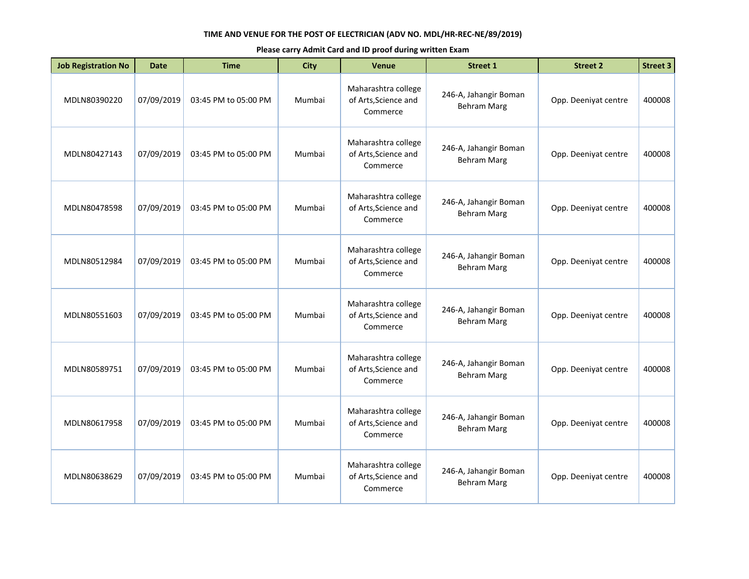**TIME AND VENUE FOR THE POST OF ELECTRICIAN (ADV NO. MDL/HR-REC-NE/89/2019)**

**Please carry Admit Card and ID proof during written Exam**

| Job Registration No | Date | Time | City | Venue | Street 1 | Street 2 | Street 3 |
|---|---|---|---|---|---|---|---|
| MDLN80390220 | 07/09/2019 | 03:45 PM to 05:00 PM | Mumbai | Maharashtra college of Arts,Science and Commerce | 246-A, Jahangir Boman Behram Marg | Opp. Deeniyat centre | 400008 |
| MDLN80427143 | 07/09/2019 | 03:45 PM to 05:00 PM | Mumbai | Maharashtra college of Arts,Science and Commerce | 246-A, Jahangir Boman Behram Marg | Opp. Deeniyat centre | 400008 |
| MDLN80478598 | 07/09/2019 | 03:45 PM to 05:00 PM | Mumbai | Maharashtra college of Arts,Science and Commerce | 246-A, Jahangir Boman Behram Marg | Opp. Deeniyat centre | 400008 |
| MDLN80512984 | 07/09/2019 | 03:45 PM to 05:00 PM | Mumbai | Maharashtra college of Arts,Science and Commerce | 246-A, Jahangir Boman Behram Marg | Opp. Deeniyat centre | 400008 |
| MDLN80551603 | 07/09/2019 | 03:45 PM to 05:00 PM | Mumbai | Maharashtra college of Arts,Science and Commerce | 246-A, Jahangir Boman Behram Marg | Opp. Deeniyat centre | 400008 |
| MDLN80589751 | 07/09/2019 | 03:45 PM to 05:00 PM | Mumbai | Maharashtra college of Arts,Science and Commerce | 246-A, Jahangir Boman Behram Marg | Opp. Deeniyat centre | 400008 |
| MDLN80617958 | 07/09/2019 | 03:45 PM to 05:00 PM | Mumbai | Maharashtra college of Arts,Science and Commerce | 246-A, Jahangir Boman Behram Marg | Opp. Deeniyat centre | 400008 |
| MDLN80638629 | 07/09/2019 | 03:45 PM to 05:00 PM | Mumbai | Maharashtra college of Arts,Science and Commerce | 246-A, Jahangir Boman Behram Marg | Opp. Deeniyat centre | 400008 |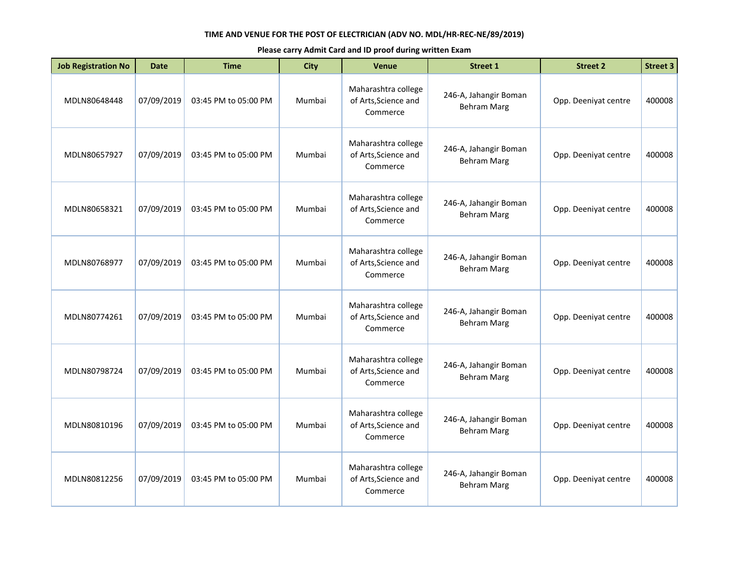**TIME AND VENUE FOR THE POST OF ELECTRICIAN (ADV NO. MDL/HR-REC-NE/89/2019)**

**Please carry Admit Card and ID proof during written Exam**

| Job Registration No | Date | Time | City | Venue | Street 1 | Street 2 | Street 3 |
|---|---|---|---|---|---|---|---|
| MDLN80648448 | 07/09/2019 | 03:45 PM to 05:00 PM | Mumbai | Maharashtra college of Arts,Science and Commerce | 246-A, Jahangir Boman Behram Marg | Opp. Deeniyat centre | 400008 |
| MDLN80657927 | 07/09/2019 | 03:45 PM to 05:00 PM | Mumbai | Maharashtra college of Arts,Science and Commerce | 246-A, Jahangir Boman Behram Marg | Opp. Deeniyat centre | 400008 |
| MDLN80658321 | 07/09/2019 | 03:45 PM to 05:00 PM | Mumbai | Maharashtra college of Arts,Science and Commerce | 246-A, Jahangir Boman Behram Marg | Opp. Deeniyat centre | 400008 |
| MDLN80768977 | 07/09/2019 | 03:45 PM to 05:00 PM | Mumbai | Maharashtra college of Arts,Science and Commerce | 246-A, Jahangir Boman Behram Marg | Opp. Deeniyat centre | 400008 |
| MDLN80774261 | 07/09/2019 | 03:45 PM to 05:00 PM | Mumbai | Maharashtra college of Arts,Science and Commerce | 246-A, Jahangir Boman Behram Marg | Opp. Deeniyat centre | 400008 |
| MDLN80798724 | 07/09/2019 | 03:45 PM to 05:00 PM | Mumbai | Maharashtra college of Arts,Science and Commerce | 246-A, Jahangir Boman Behram Marg | Opp. Deeniyat centre | 400008 |
| MDLN80810196 | 07/09/2019 | 03:45 PM to 05:00 PM | Mumbai | Maharashtra college of Arts,Science and Commerce | 246-A, Jahangir Boman Behram Marg | Opp. Deeniyat centre | 400008 |
| MDLN80812256 | 07/09/2019 | 03:45 PM to 05:00 PM | Mumbai | Maharashtra college of Arts,Science and Commerce | 246-A, Jahangir Boman Behram Marg | Opp. Deeniyat centre | 400008 |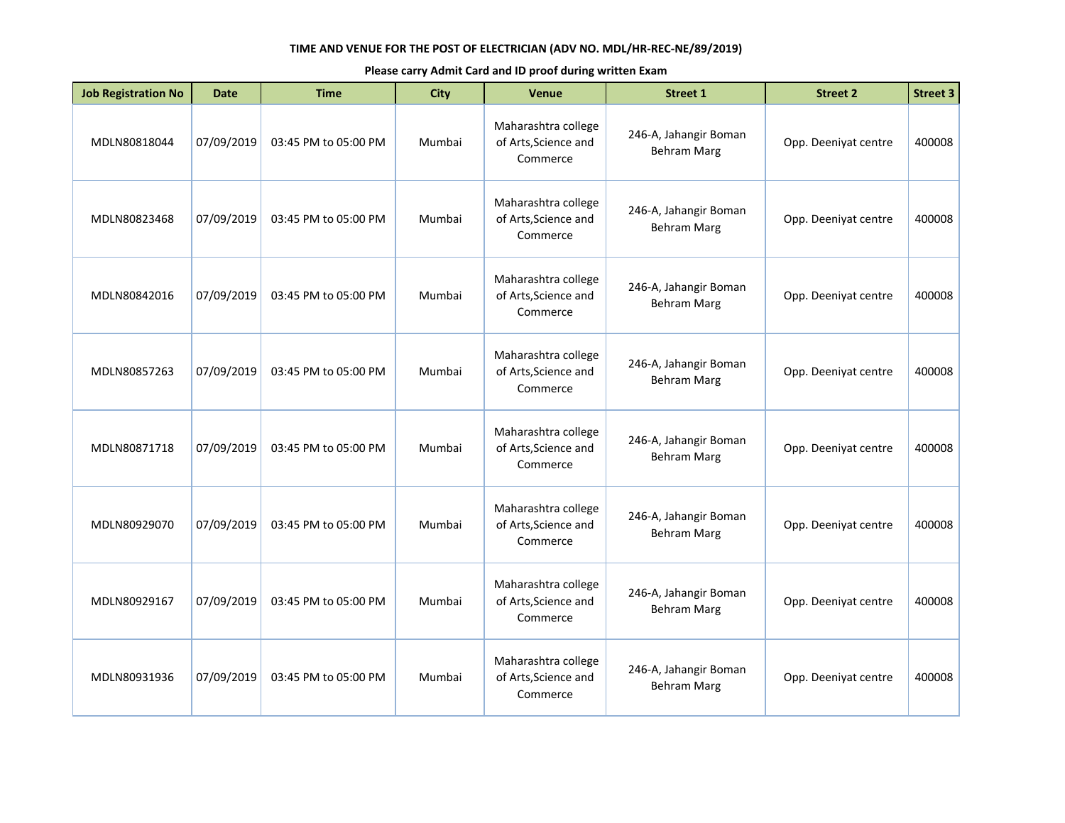**TIME AND VENUE FOR THE POST OF ELECTRICIAN (ADV NO. MDL/HR-REC-NE/89/2019)**

**Please carry Admit Card and ID proof during written Exam**

| Job Registration No | Date | Time | City | Venue | Street 1 | Street 2 | Street 3 |
|---|---|---|---|---|---|---|---|
| MDLN80818044 | 07/09/2019 | 03:45 PM to 05:00 PM | Mumbai | Maharashtra college of Arts,Science and Commerce | 246-A, Jahangir Boman Behram Marg | Opp. Deeniyat centre | 400008 |
| MDLN80823468 | 07/09/2019 | 03:45 PM to 05:00 PM | Mumbai | Maharashtra college of Arts,Science and Commerce | 246-A, Jahangir Boman Behram Marg | Opp. Deeniyat centre | 400008 |
| MDLN80842016 | 07/09/2019 | 03:45 PM to 05:00 PM | Mumbai | Maharashtra college of Arts,Science and Commerce | 246-A, Jahangir Boman Behram Marg | Opp. Deeniyat centre | 400008 |
| MDLN80857263 | 07/09/2019 | 03:45 PM to 05:00 PM | Mumbai | Maharashtra college of Arts,Science and Commerce | 246-A, Jahangir Boman Behram Marg | Opp. Deeniyat centre | 400008 |
| MDLN80871718 | 07/09/2019 | 03:45 PM to 05:00 PM | Mumbai | Maharashtra college of Arts,Science and Commerce | 246-A, Jahangir Boman Behram Marg | Opp. Deeniyat centre | 400008 |
| MDLN80929070 | 07/09/2019 | 03:45 PM to 05:00 PM | Mumbai | Maharashtra college of Arts,Science and Commerce | 246-A, Jahangir Boman Behram Marg | Opp. Deeniyat centre | 400008 |
| MDLN80929167 | 07/09/2019 | 03:45 PM to 05:00 PM | Mumbai | Maharashtra college of Arts,Science and Commerce | 246-A, Jahangir Boman Behram Marg | Opp. Deeniyat centre | 400008 |
| MDLN80931936 | 07/09/2019 | 03:45 PM to 05:00 PM | Mumbai | Maharashtra college of Arts,Science and Commerce | 246-A, Jahangir Boman Behram Marg | Opp. Deeniyat centre | 400008 |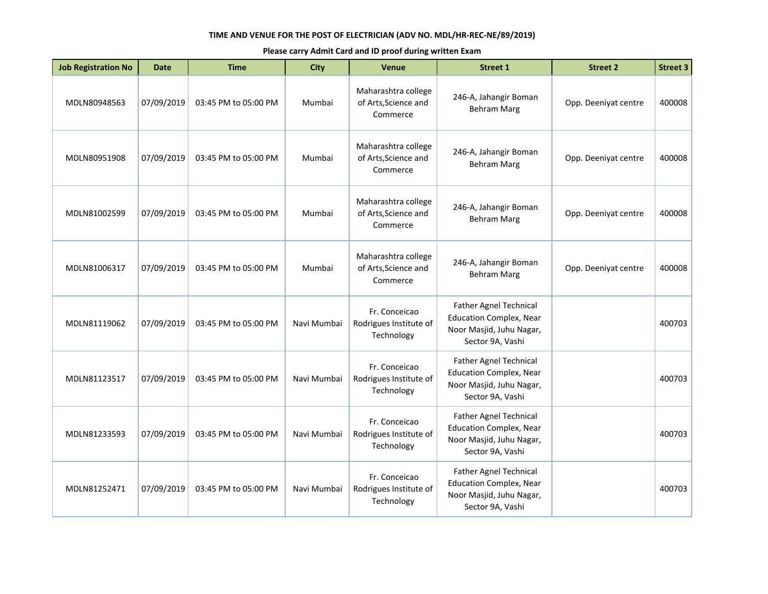**TIME AND VENUE FOR THE POST OF ELECTRICIAN (ADV NO. MDL/HR-REC-NE/89/2019)**

**Please carry Admit Card and ID proof during written Exam**

| Job Registration No | Date | Time | City | Venue | Street 1 | Street 2 | Street 3 |
|---|---|---|---|---|---|---|---|
| MDLN80948563 | 07/09/2019 | 03:45 PM to 05:00 PM | Mumbai | Maharashtra college of Arts,Science and Commerce | 246-A, Jahangir Boman Behram Marg | Opp. Deeniyat centre | 400008 |
| MDLN80951908 | 07/09/2019 | 03:45 PM to 05:00 PM | Mumbai | Maharashtra college of Arts,Science and Commerce | 246-A, Jahangir Boman Behram Marg | Opp. Deeniyat centre | 400008 |
| MDLN81002599 | 07/09/2019 | 03:45 PM to 05:00 PM | Mumbai | Maharashtra college of Arts,Science and Commerce | 246-A, Jahangir Boman Behram Marg | Opp. Deeniyat centre | 400008 |
| MDLN81006317 | 07/09/2019 | 03:45 PM to 05:00 PM | Mumbai | Maharashtra college of Arts,Science and Commerce | 246-A, Jahangir Boman Behram Marg | Opp. Deeniyat centre | 400008 |
| MDLN81119062 | 07/09/2019 | 03:45 PM to 05:00 PM | Navi Mumbai | Fr. Conceicao Rodrigues Institute of Technology | Father Agnel Technical Education Complex, Near Noor Masjid, Juhu Nagar, Sector 9A, Vashi | | 400703 |
| MDLN81123517 | 07/09/2019 | 03:45 PM to 05:00 PM | Navi Mumbai | Fr. Conceicao Rodrigues Institute of Technology | Father Agnel Technical Education Complex, Near Noor Masjid, Juhu Nagar, Sector 9A, Vashi | | 400703 |
| MDLN81233593 | 07/09/2019 | 03:45 PM to 05:00 PM | Navi Mumbai | Fr. Conceicao Rodrigues Institute of Technology | Father Agnel Technical Education Complex, Near Noor Masjid, Juhu Nagar, Sector 9A, Vashi | | 400703 |
| MDLN81252471 | 07/09/2019 | 03:45 PM to 05:00 PM | Navi Mumbai | Fr. Conceicao Rodrigues Institute of Technology | Father Agnel Technical Education Complex, Near Noor Masjid, Juhu Nagar, Sector 9A, Vashi | | 400703 |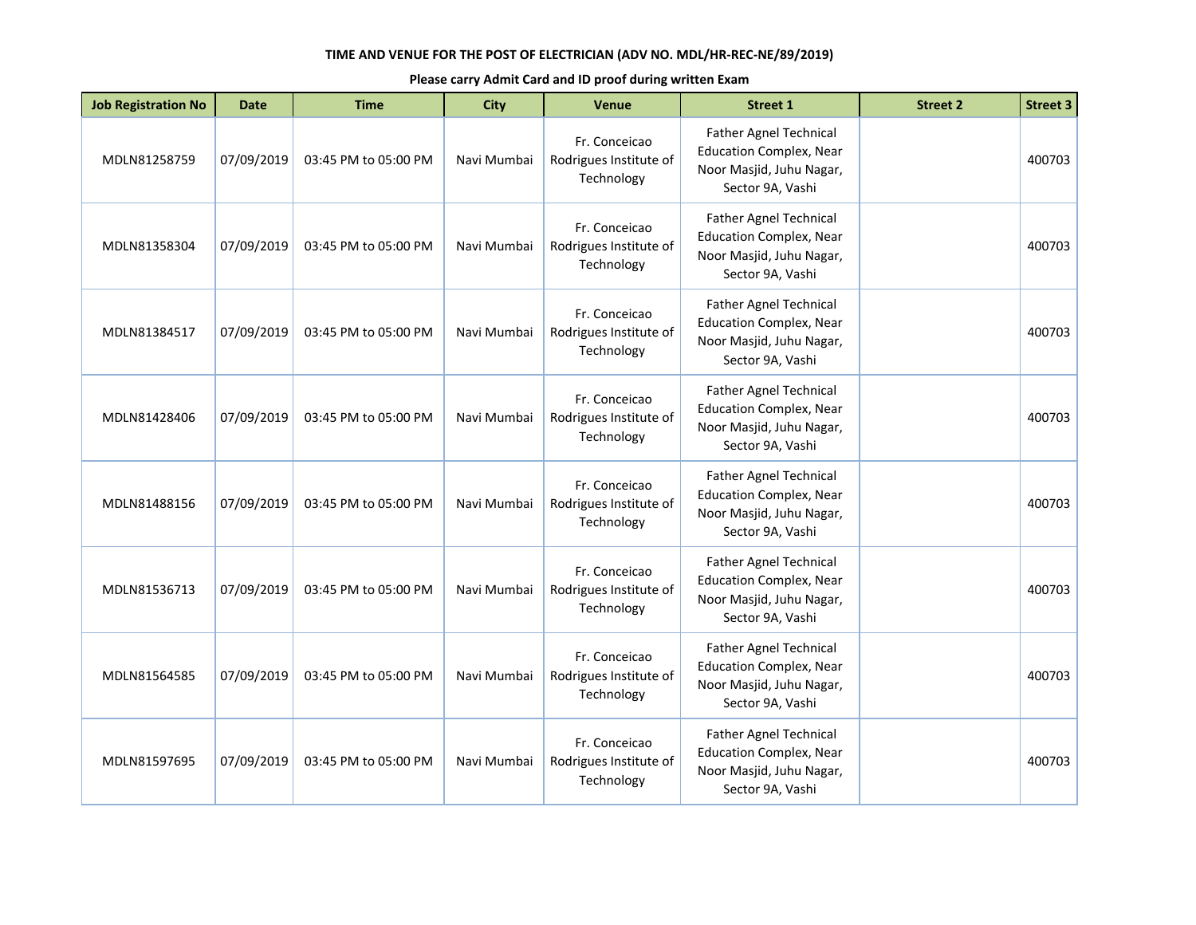**TIME AND VENUE FOR THE POST OF ELECTRICIAN (ADV NO. MDL/HR-REC-NE/89/2019)**

**Please carry Admit Card and ID proof during written Exam**

| Job Registration No | Date | Time | City | Venue | Street 1 | Street 2 | Street 3 |
|---|---|---|---|---|---|---|---|
| MDLN81258759 | 07/09/2019 | 03:45 PM to 05:00 PM | Navi Mumbai | Fr. Conceicao Rodrigues Institute of Technology | Father Agnel Technical Education Complex, Near Noor Masjid, Juhu Nagar, Sector 9A, Vashi | | 400703 |
| MDLN81358304 | 07/09/2019 | 03:45 PM to 05:00 PM | Navi Mumbai | Fr. Conceicao Rodrigues Institute of Technology | Father Agnel Technical Education Complex, Near Noor Masjid, Juhu Nagar, Sector 9A, Vashi | | 400703 |
| MDLN81384517 | 07/09/2019 | 03:45 PM to 05:00 PM | Navi Mumbai | Fr. Conceicao Rodrigues Institute of Technology | Father Agnel Technical Education Complex, Near Noor Masjid, Juhu Nagar, Sector 9A, Vashi | | 400703 |
| MDLN81428406 | 07/09/2019 | 03:45 PM to 05:00 PM | Navi Mumbai | Fr. Conceicao Rodrigues Institute of Technology | Father Agnel Technical Education Complex, Near Noor Masjid, Juhu Nagar, Sector 9A, Vashi | | 400703 |
| MDLN81488156 | 07/09/2019 | 03:45 PM to 05:00 PM | Navi Mumbai | Fr. Conceicao Rodrigues Institute of Technology | Father Agnel Technical Education Complex, Near Noor Masjid, Juhu Nagar, Sector 9A, Vashi | | 400703 |
| MDLN81536713 | 07/09/2019 | 03:45 PM to 05:00 PM | Navi Mumbai | Fr. Conceicao Rodrigues Institute of Technology | Father Agnel Technical Education Complex, Near Noor Masjid, Juhu Nagar, Sector 9A, Vashi | | 400703 |
| MDLN81564585 | 07/09/2019 | 03:45 PM to 05:00 PM | Navi Mumbai | Fr. Conceicao Rodrigues Institute of Technology | Father Agnel Technical Education Complex, Near Noor Masjid, Juhu Nagar, Sector 9A, Vashi | | 400703 |
| MDLN81597695 | 07/09/2019 | 03:45 PM to 05:00 PM | Navi Mumbai | Fr. Conceicao Rodrigues Institute of Technology | Father Agnel Technical Education Complex, Near Noor Masjid, Juhu Nagar, Sector 9A, Vashi | | 400703 |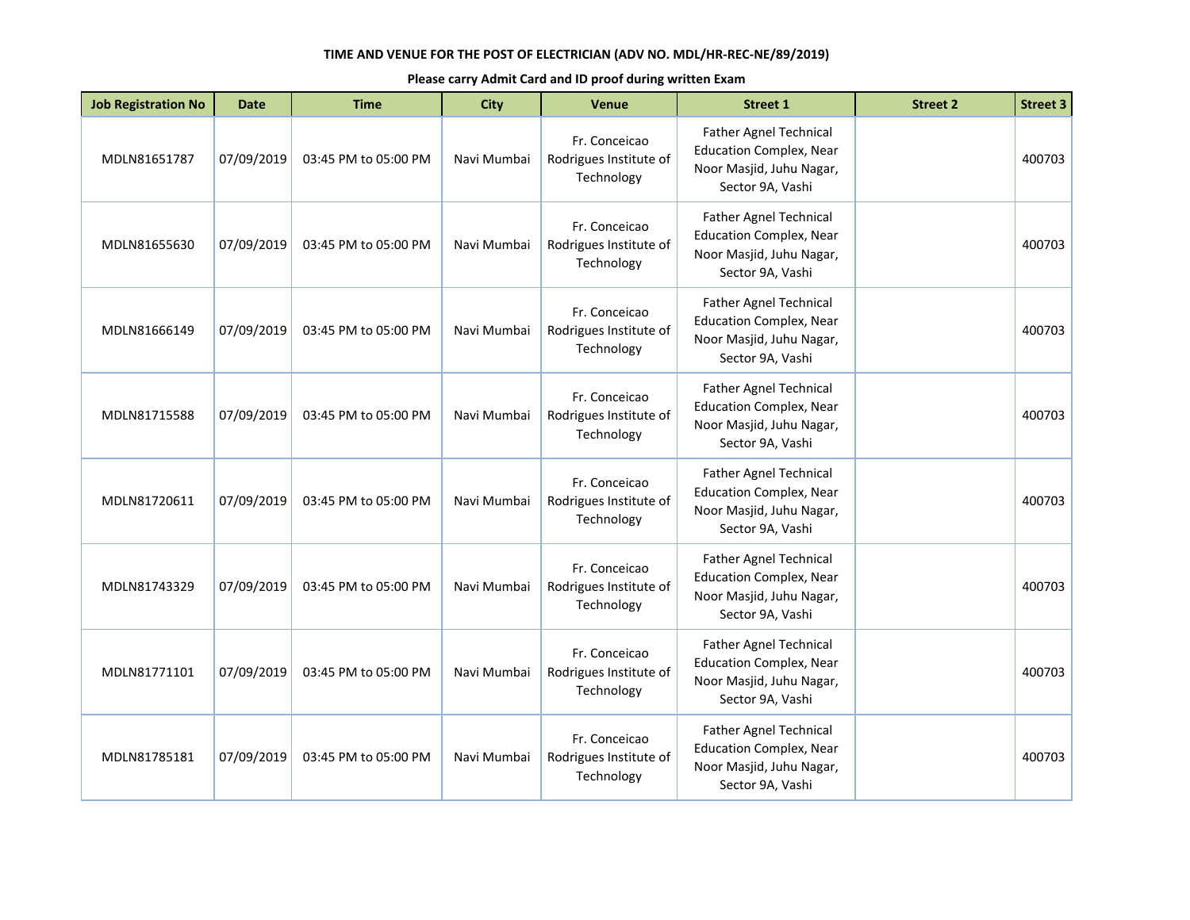**TIME AND VENUE FOR THE POST OF ELECTRICIAN (ADV NO. MDL/HR-REC-NE/89/2019)**

**Please carry Admit Card and ID proof during written Exam**

| Job Registration No | Date | Time | City | Venue | Street 1 | Street 2 | Street 3 |
|---|---|---|---|---|---|---|---|
| MDLN81651787 | 07/09/2019 | 03:45 PM to 05:00 PM | Navi Mumbai | Fr. Conceicao Rodrigues Institute of Technology | Father Agnel Technical Education Complex, Near Noor Masjid, Juhu Nagar, Sector 9A, Vashi | | 400703 |
| MDLN81655630 | 07/09/2019 | 03:45 PM to 05:00 PM | Navi Mumbai | Fr. Conceicao Rodrigues Institute of Technology | Father Agnel Technical Education Complex, Near Noor Masjid, Juhu Nagar, Sector 9A, Vashi | | 400703 |
| MDLN81666149 | 07/09/2019 | 03:45 PM to 05:00 PM | Navi Mumbai | Fr. Conceicao Rodrigues Institute of Technology | Father Agnel Technical Education Complex, Near Noor Masjid, Juhu Nagar, Sector 9A, Vashi | | 400703 |
| MDLN81715588 | 07/09/2019 | 03:45 PM to 05:00 PM | Navi Mumbai | Fr. Conceicao Rodrigues Institute of Technology | Father Agnel Technical Education Complex, Near Noor Masjid, Juhu Nagar, Sector 9A, Vashi | | 400703 |
| MDLN81720611 | 07/09/2019 | 03:45 PM to 05:00 PM | Navi Mumbai | Fr. Conceicao Rodrigues Institute of Technology | Father Agnel Technical Education Complex, Near Noor Masjid, Juhu Nagar, Sector 9A, Vashi | | 400703 |
| MDLN81743329 | 07/09/2019 | 03:45 PM to 05:00 PM | Navi Mumbai | Fr. Conceicao Rodrigues Institute of Technology | Father Agnel Technical Education Complex, Near Noor Masjid, Juhu Nagar, Sector 9A, Vashi | | 400703 |
| MDLN81771101 | 07/09/2019 | 03:45 PM to 05:00 PM | Navi Mumbai | Fr. Conceicao Rodrigues Institute of Technology | Father Agnel Technical Education Complex, Near Noor Masjid, Juhu Nagar, Sector 9A, Vashi | | 400703 |
| MDLN81785181 | 07/09/2019 | 03:45 PM to 05:00 PM | Navi Mumbai | Fr. Conceicao Rodrigues Institute of Technology | Father Agnel Technical Education Complex, Near Noor Masjid, Juhu Nagar, Sector 9A, Vashi | | 400703 |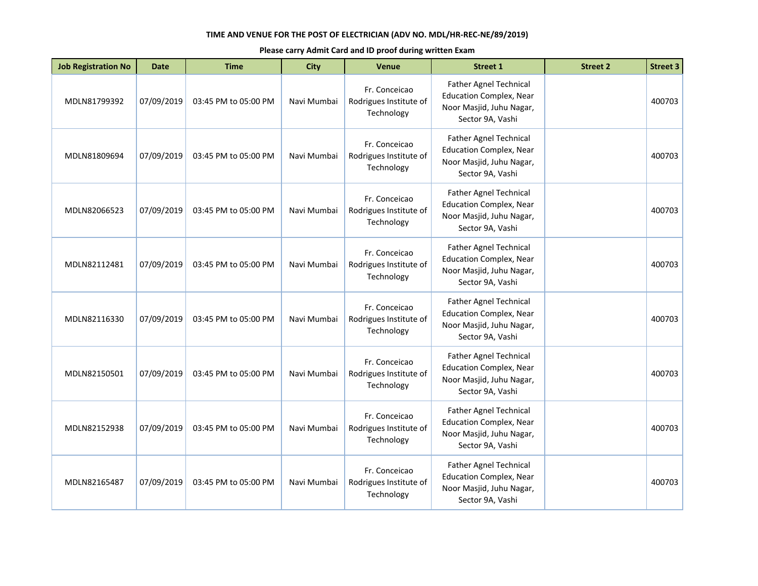**TIME AND VENUE FOR THE POST OF ELECTRICIAN (ADV NO. MDL/HR-REC-NE/89/2019)**

**Please carry Admit Card and ID proof during written Exam**

| Job Registration No | Date | Time | City | Venue | Street 1 | Street 2 | Street 3 |
|---|---|---|---|---|---|---|---|
| MDLN81799392 | 07/09/2019 | 03:45 PM to 05:00 PM | Navi Mumbai | Fr. Conceicao Rodrigues Institute of Technology | Father Agnel Technical Education Complex, Near Noor Masjid, Juhu Nagar, Sector 9A, Vashi | | 400703 |
| MDLN81809694 | 07/09/2019 | 03:45 PM to 05:00 PM | Navi Mumbai | Fr. Conceicao Rodrigues Institute of Technology | Father Agnel Technical Education Complex, Near Noor Masjid, Juhu Nagar, Sector 9A, Vashi | | 400703 |
| MDLN82066523 | 07/09/2019 | 03:45 PM to 05:00 PM | Navi Mumbai | Fr. Conceicao Rodrigues Institute of Technology | Father Agnel Technical Education Complex, Near Noor Masjid, Juhu Nagar, Sector 9A, Vashi | | 400703 |
| MDLN82112481 | 07/09/2019 | 03:45 PM to 05:00 PM | Navi Mumbai | Fr. Conceicao Rodrigues Institute of Technology | Father Agnel Technical Education Complex, Near Noor Masjid, Juhu Nagar, Sector 9A, Vashi | | 400703 |
| MDLN82116330 | 07/09/2019 | 03:45 PM to 05:00 PM | Navi Mumbai | Fr. Conceicao Rodrigues Institute of Technology | Father Agnel Technical Education Complex, Near Noor Masjid, Juhu Nagar, Sector 9A, Vashi | | 400703 |
| MDLN82150501 | 07/09/2019 | 03:45 PM to 05:00 PM | Navi Mumbai | Fr. Conceicao Rodrigues Institute of Technology | Father Agnel Technical Education Complex, Near Noor Masjid, Juhu Nagar, Sector 9A, Vashi | | 400703 |
| MDLN82152938 | 07/09/2019 | 03:45 PM to 05:00 PM | Navi Mumbai | Fr. Conceicao Rodrigues Institute of Technology | Father Agnel Technical Education Complex, Near Noor Masjid, Juhu Nagar, Sector 9A, Vashi | | 400703 |
| MDLN82165487 | 07/09/2019 | 03:45 PM to 05:00 PM | Navi Mumbai | Fr. Conceicao Rodrigues Institute of Technology | Father Agnel Technical Education Complex, Near Noor Masjid, Juhu Nagar, Sector 9A, Vashi | | 400703 |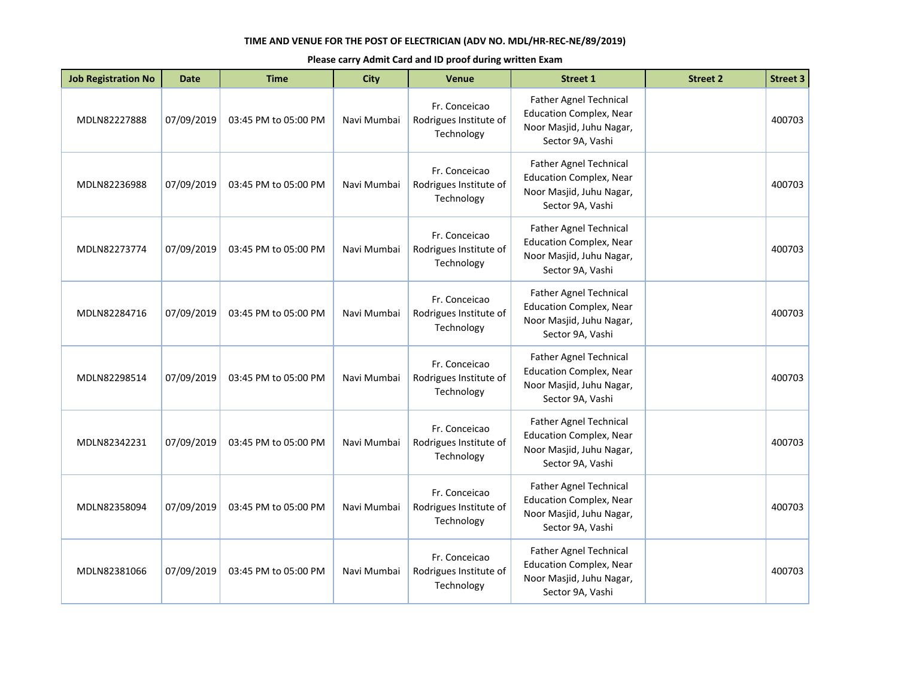**TIME AND VENUE FOR THE POST OF ELECTRICIAN (ADV NO. MDL/HR-REC-NE/89/2019)**

**Please carry Admit Card and ID proof during written Exam**

| Job Registration No | Date | Time | City | Venue | Street 1 | Street 2 | Street 3 |
|---|---|---|---|---|---|---|---|
| MDLN82227888 | 07/09/2019 | 03:45 PM to 05:00 PM | Navi Mumbai | Fr. Conceicao Rodrigues Institute of Technology | Father Agnel Technical Education Complex, Near Noor Masjid, Juhu Nagar, Sector 9A, Vashi | | 400703 |
| MDLN82236988 | 07/09/2019 | 03:45 PM to 05:00 PM | Navi Mumbai | Fr. Conceicao Rodrigues Institute of Technology | Father Agnel Technical Education Complex, Near Noor Masjid, Juhu Nagar, Sector 9A, Vashi | | 400703 |
| MDLN82273774 | 07/09/2019 | 03:45 PM to 05:00 PM | Navi Mumbai | Fr. Conceicao Rodrigues Institute of Technology | Father Agnel Technical Education Complex, Near Noor Masjid, Juhu Nagar, Sector 9A, Vashi | | 400703 |
| MDLN82284716 | 07/09/2019 | 03:45 PM to 05:00 PM | Navi Mumbai | Fr. Conceicao Rodrigues Institute of Technology | Father Agnel Technical Education Complex, Near Noor Masjid, Juhu Nagar, Sector 9A, Vashi | | 400703 |
| MDLN82298514 | 07/09/2019 | 03:45 PM to 05:00 PM | Navi Mumbai | Fr. Conceicao Rodrigues Institute of Technology | Father Agnel Technical Education Complex, Near Noor Masjid, Juhu Nagar, Sector 9A, Vashi | | 400703 |
| MDLN82342231 | 07/09/2019 | 03:45 PM to 05:00 PM | Navi Mumbai | Fr. Conceicao Rodrigues Institute of Technology | Father Agnel Technical Education Complex, Near Noor Masjid, Juhu Nagar, Sector 9A, Vashi | | 400703 |
| MDLN82358094 | 07/09/2019 | 03:45 PM to 05:00 PM | Navi Mumbai | Fr. Conceicao Rodrigues Institute of Technology | Father Agnel Technical Education Complex, Near Noor Masjid, Juhu Nagar, Sector 9A, Vashi | | 400703 |
| MDLN82381066 | 07/09/2019 | 03:45 PM to 05:00 PM | Navi Mumbai | Fr. Conceicao Rodrigues Institute of Technology | Father Agnel Technical Education Complex, Near Noor Masjid, Juhu Nagar, Sector 9A, Vashi | | 400703 |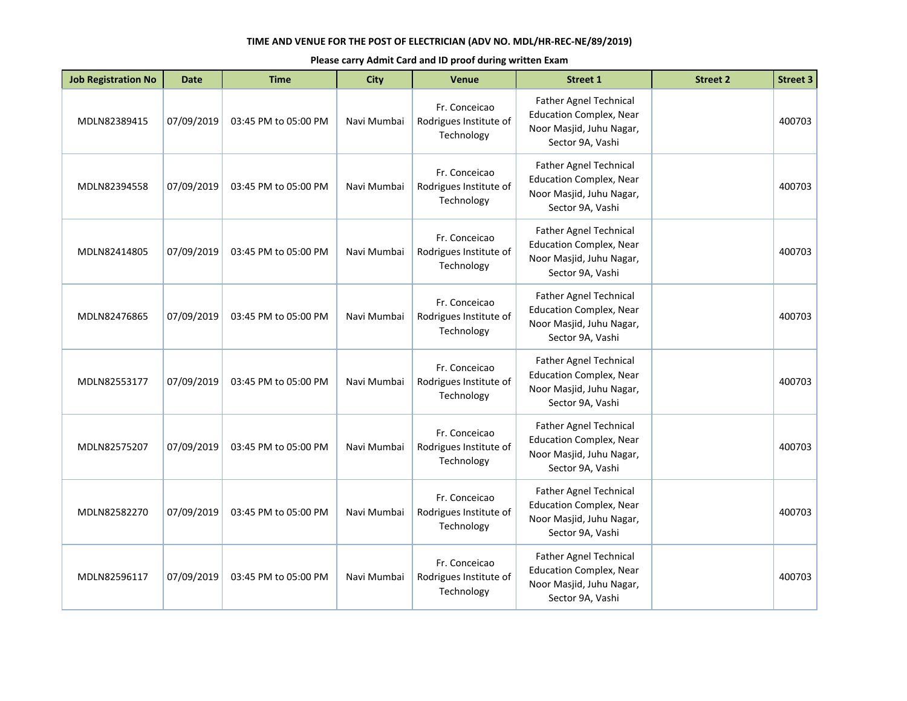**TIME AND VENUE FOR THE POST OF ELECTRICIAN (ADV NO. MDL/HR-REC-NE/89/2019)**

**Please carry Admit Card and ID proof during written Exam**

| Job Registration No | Date | Time | City | Venue | Street 1 | Street 2 | Street 3 |
|---|---|---|---|---|---|---|---|
| MDLN82389415 | 07/09/2019 | 03:45 PM to 05:00 PM | Navi Mumbai | Fr. Conceicao Rodrigues Institute of Technology | Father Agnel Technical Education Complex, Near Noor Masjid, Juhu Nagar, Sector 9A, Vashi | | 400703 |
| MDLN82394558 | 07/09/2019 | 03:45 PM to 05:00 PM | Navi Mumbai | Fr. Conceicao Rodrigues Institute of Technology | Father Agnel Technical Education Complex, Near Noor Masjid, Juhu Nagar, Sector 9A, Vashi | | 400703 |
| MDLN82414805 | 07/09/2019 | 03:45 PM to 05:00 PM | Navi Mumbai | Fr. Conceicao Rodrigues Institute of Technology | Father Agnel Technical Education Complex, Near Noor Masjid, Juhu Nagar, Sector 9A, Vashi | | 400703 |
| MDLN82476865 | 07/09/2019 | 03:45 PM to 05:00 PM | Navi Mumbai | Fr. Conceicao Rodrigues Institute of Technology | Father Agnel Technical Education Complex, Near Noor Masjid, Juhu Nagar, Sector 9A, Vashi | | 400703 |
| MDLN82553177 | 07/09/2019 | 03:45 PM to 05:00 PM | Navi Mumbai | Fr. Conceicao Rodrigues Institute of Technology | Father Agnel Technical Education Complex, Near Noor Masjid, Juhu Nagar, Sector 9A, Vashi | | 400703 |
| MDLN82575207 | 07/09/2019 | 03:45 PM to 05:00 PM | Navi Mumbai | Fr. Conceicao Rodrigues Institute of Technology | Father Agnel Technical Education Complex, Near Noor Masjid, Juhu Nagar, Sector 9A, Vashi | | 400703 |
| MDLN82582270 | 07/09/2019 | 03:45 PM to 05:00 PM | Navi Mumbai | Fr. Conceicao Rodrigues Institute of Technology | Father Agnel Technical Education Complex, Near Noor Masjid, Juhu Nagar, Sector 9A, Vashi | | 400703 |
| MDLN82596117 | 07/09/2019 | 03:45 PM to 05:00 PM | Navi Mumbai | Fr. Conceicao Rodrigues Institute of Technology | Father Agnel Technical Education Complex, Near Noor Masjid, Juhu Nagar, Sector 9A, Vashi | | 400703 |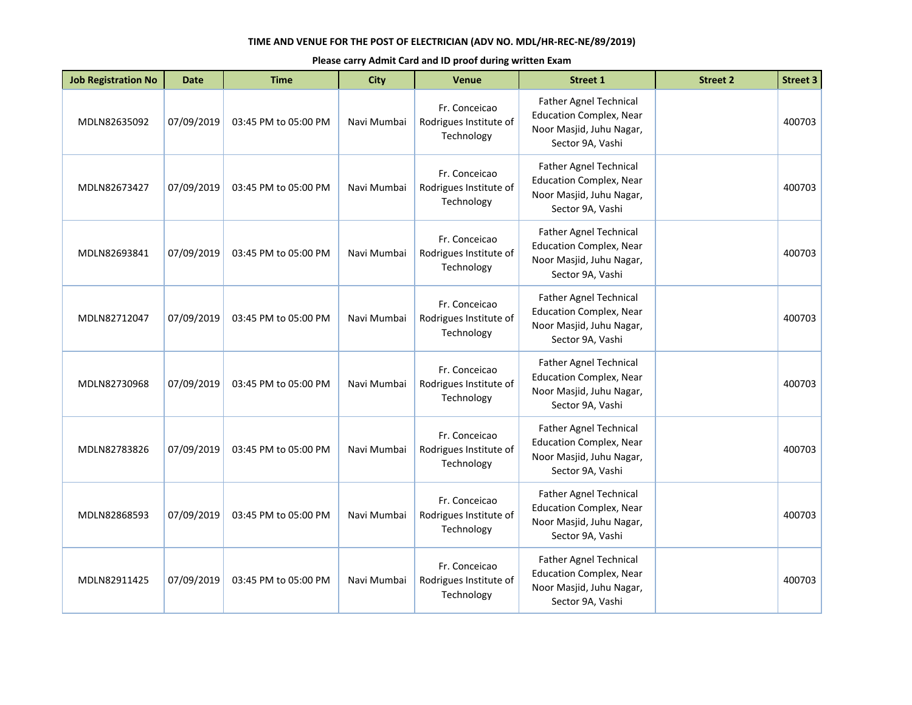**TIME AND VENUE FOR THE POST OF ELECTRICIAN (ADV NO. MDL/HR-REC-NE/89/2019)**

**Please carry Admit Card and ID proof during written Exam**

| Job Registration No | Date | Time | City | Venue | Street 1 | Street 2 | Street 3 |
|---|---|---|---|---|---|---|---|
| MDLN82635092 | 07/09/2019 | 03:45 PM to 05:00 PM | Navi Mumbai | Fr. Conceicao Rodrigues Institute of Technology | Father Agnel Technical Education Complex, Near Noor Masjid, Juhu Nagar, Sector 9A, Vashi | | 400703 |
| MDLN82673427 | 07/09/2019 | 03:45 PM to 05:00 PM | Navi Mumbai | Fr. Conceicao Rodrigues Institute of Technology | Father Agnel Technical Education Complex, Near Noor Masjid, Juhu Nagar, Sector 9A, Vashi | | 400703 |
| MDLN82693841 | 07/09/2019 | 03:45 PM to 05:00 PM | Navi Mumbai | Fr. Conceicao Rodrigues Institute of Technology | Father Agnel Technical Education Complex, Near Noor Masjid, Juhu Nagar, Sector 9A, Vashi | | 400703 |
| MDLN82712047 | 07/09/2019 | 03:45 PM to 05:00 PM | Navi Mumbai | Fr. Conceicao Rodrigues Institute of Technology | Father Agnel Technical Education Complex, Near Noor Masjid, Juhu Nagar, Sector 9A, Vashi | | 400703 |
| MDLN82730968 | 07/09/2019 | 03:45 PM to 05:00 PM | Navi Mumbai | Fr. Conceicao Rodrigues Institute of Technology | Father Agnel Technical Education Complex, Near Noor Masjid, Juhu Nagar, Sector 9A, Vashi | | 400703 |
| MDLN82783826 | 07/09/2019 | 03:45 PM to 05:00 PM | Navi Mumbai | Fr. Conceicao Rodrigues Institute of Technology | Father Agnel Technical Education Complex, Near Noor Masjid, Juhu Nagar, Sector 9A, Vashi | | 400703 |
| MDLN82868593 | 07/09/2019 | 03:45 PM to 05:00 PM | Navi Mumbai | Fr. Conceicao Rodrigues Institute of Technology | Father Agnel Technical Education Complex, Near Noor Masjid, Juhu Nagar, Sector 9A, Vashi | | 400703 |
| MDLN82911425 | 07/09/2019 | 03:45 PM to 05:00 PM | Navi Mumbai | Fr. Conceicao Rodrigues Institute of Technology | Father Agnel Technical Education Complex, Near Noor Masjid, Juhu Nagar, Sector 9A, Vashi | | 400703 |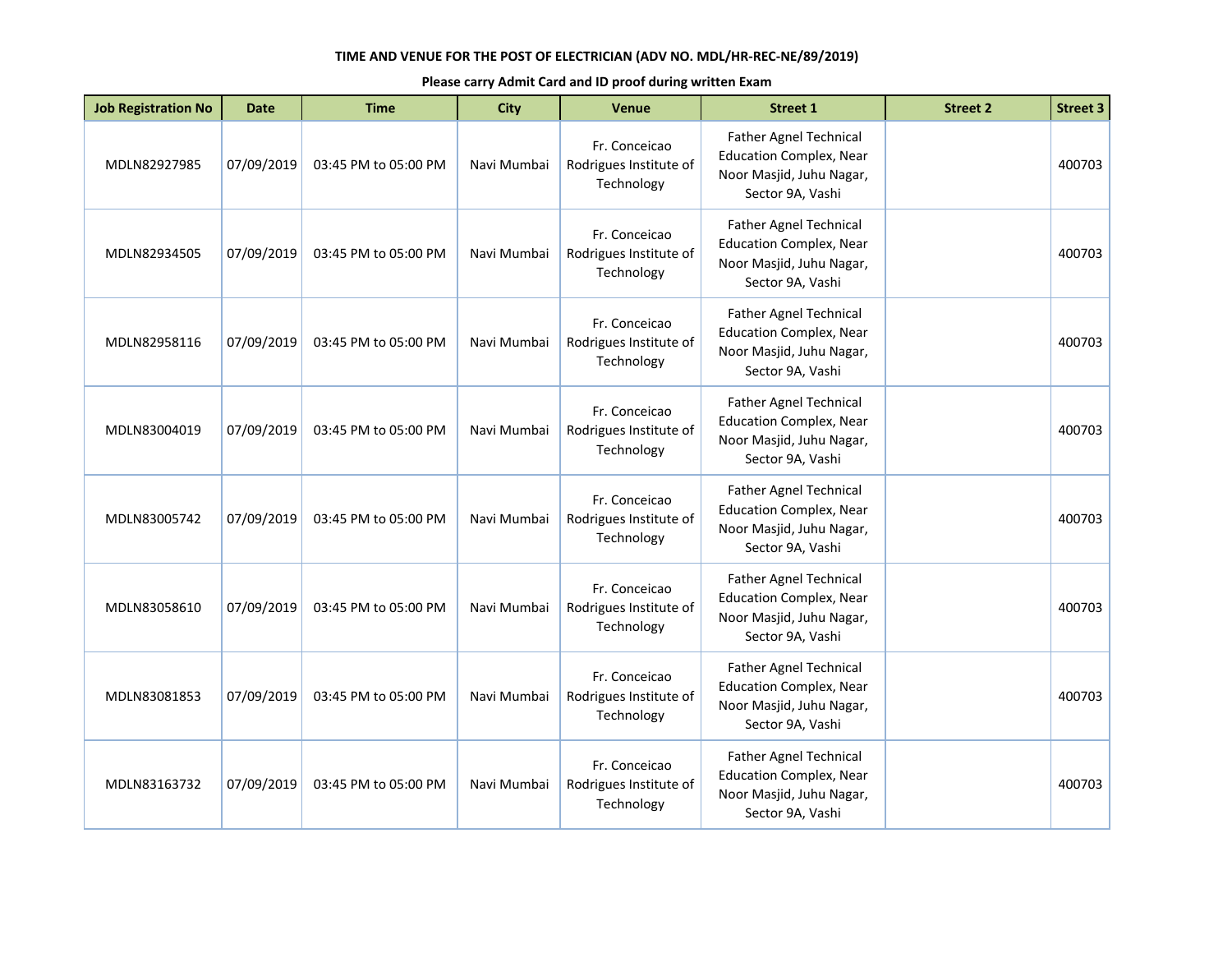TIME AND VENUE FOR THE POST OF ELECTRICIAN (ADV NO. MDL/HR-REC-NE/89/2019)

**Please carry Admit Card and ID proof during written Exam**

| Job Registration No | Date | Time | City | Venue | Street 1 | Street 2 | Street 3 |
|---|---|---|---|---|---|---|---|
| MDLN82927985 | 07/09/2019 | 03:45 PM to 05:00 PM | Navi Mumbai | Fr. Conceicao Rodrigues Institute of Technology | Father Agnel Technical Education Complex, Near Noor Masjid, Juhu Nagar, Sector 9A, Vashi | | 400703 |
| MDLN82934505 | 07/09/2019 | 03:45 PM to 05:00 PM | Navi Mumbai | Fr. Conceicao Rodrigues Institute of Technology | Father Agnel Technical Education Complex, Near Noor Masjid, Juhu Nagar, Sector 9A, Vashi | | 400703 |
| MDLN82958116 | 07/09/2019 | 03:45 PM to 05:00 PM | Navi Mumbai | Fr. Conceicao Rodrigues Institute of Technology | Father Agnel Technical Education Complex, Near Noor Masjid, Juhu Nagar, Sector 9A, Vashi | | 400703 |
| MDLN83004019 | 07/09/2019 | 03:45 PM to 05:00 PM | Navi Mumbai | Fr. Conceicao Rodrigues Institute of Technology | Father Agnel Technical Education Complex, Near Noor Masjid, Juhu Nagar, Sector 9A, Vashi | | 400703 |
| MDLN83005742 | 07/09/2019 | 03:45 PM to 05:00 PM | Navi Mumbai | Fr. Conceicao Rodrigues Institute of Technology | Father Agnel Technical Education Complex, Near Noor Masjid, Juhu Nagar, Sector 9A, Vashi | | 400703 |
| MDLN83058610 | 07/09/2019 | 03:45 PM to 05:00 PM | Navi Mumbai | Fr. Conceicao Rodrigues Institute of Technology | Father Agnel Technical Education Complex, Near Noor Masjid, Juhu Nagar, Sector 9A, Vashi | | 400703 |
| MDLN83081853 | 07/09/2019 | 03:45 PM to 05:00 PM | Navi Mumbai | Fr. Conceicao Rodrigues Institute of Technology | Father Agnel Technical Education Complex, Near Noor Masjid, Juhu Nagar, Sector 9A, Vashi | | 400703 |
| MDLN83163732 | 07/09/2019 | 03:45 PM to 05:00 PM | Navi Mumbai | Fr. Conceicao Rodrigues Institute of Technology | Father Agnel Technical Education Complex, Near Noor Masjid, Juhu Nagar, Sector 9A, Vashi | | 400703 |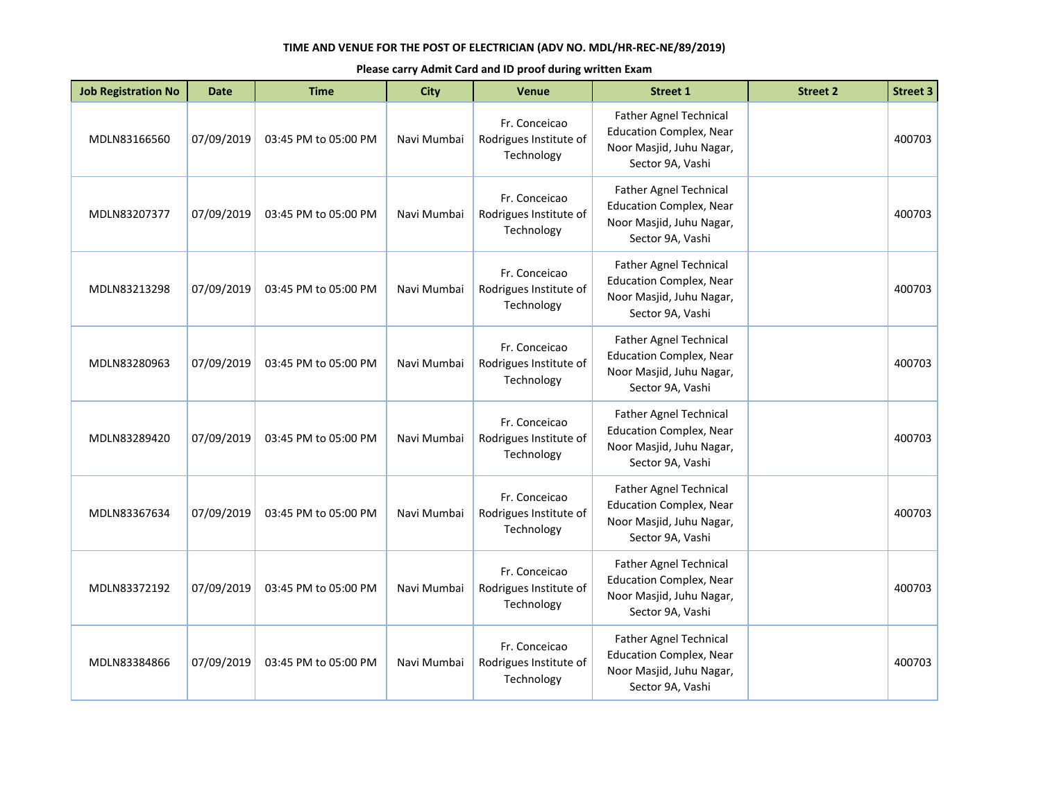**TIME AND VENUE FOR THE POST OF ELECTRICIAN (ADV NO. MDL/HR-REC-NE/89/2019)**

**Please carry Admit Card and ID proof during written Exam**

| Job Registration No | Date | Time | City | Venue | Street 1 | Street 2 | Street 3 |
|---|---|---|---|---|---|---|---|
| MDLN83166560 | 07/09/2019 | 03:45 PM to 05:00 PM | Navi Mumbai | Fr. Conceicao Rodrigues Institute of Technology | Father Agnel Technical Education Complex, Near Noor Masjid, Juhu Nagar, Sector 9A, Vashi | | 400703 |
| MDLN83207377 | 07/09/2019 | 03:45 PM to 05:00 PM | Navi Mumbai | Fr. Conceicao Rodrigues Institute of Technology | Father Agnel Technical Education Complex, Near Noor Masjid, Juhu Nagar, Sector 9A, Vashi | | 400703 |
| MDLN83213298 | 07/09/2019 | 03:45 PM to 05:00 PM | Navi Mumbai | Fr. Conceicao Rodrigues Institute of Technology | Father Agnel Technical Education Complex, Near Noor Masjid, Juhu Nagar, Sector 9A, Vashi | | 400703 |
| MDLN83280963 | 07/09/2019 | 03:45 PM to 05:00 PM | Navi Mumbai | Fr. Conceicao Rodrigues Institute of Technology | Father Agnel Technical Education Complex, Near Noor Masjid, Juhu Nagar, Sector 9A, Vashi | | 400703 |
| MDLN83289420 | 07/09/2019 | 03:45 PM to 05:00 PM | Navi Mumbai | Fr. Conceicao Rodrigues Institute of Technology | Father Agnel Technical Education Complex, Near Noor Masjid, Juhu Nagar, Sector 9A, Vashi | | 400703 |
| MDLN83367634 | 07/09/2019 | 03:45 PM to 05:00 PM | Navi Mumbai | Fr. Conceicao Rodrigues Institute of Technology | Father Agnel Technical Education Complex, Near Noor Masjid, Juhu Nagar, Sector 9A, Vashi | | 400703 |
| MDLN83372192 | 07/09/2019 | 03:45 PM to 05:00 PM | Navi Mumbai | Fr. Conceicao Rodrigues Institute of Technology | Father Agnel Technical Education Complex, Near Noor Masjid, Juhu Nagar, Sector 9A, Vashi | | 400703 |
| MDLN83384866 | 07/09/2019 | 03:45 PM to 05:00 PM | Navi Mumbai | Fr. Conceicao Rodrigues Institute of Technology | Father Agnel Technical Education Complex, Near Noor Masjid, Juhu Nagar, Sector 9A, Vashi | | 400703 |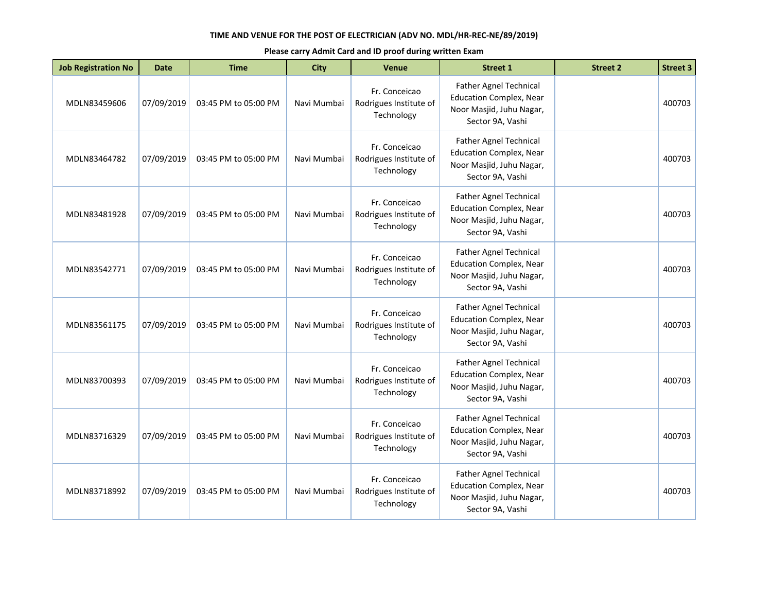**TIME AND VENUE FOR THE POST OF ELECTRICIAN (ADV NO. MDL/HR-REC-NE/89/2019)**

**Please carry Admit Card and ID proof during written Exam**

| Job Registration No | Date | Time | City | Venue | Street 1 | Street 2 | Street 3 |
|---|---|---|---|---|---|---|---|
| MDLN83459606 | 07/09/2019 | 03:45 PM to 05:00 PM | Navi Mumbai | Fr. Conceicao Rodrigues Institute of Technology | Father Agnel Technical Education Complex, Near Noor Masjid, Juhu Nagar, Sector 9A, Vashi | | 400703 |
| MDLN83464782 | 07/09/2019 | 03:45 PM to 05:00 PM | Navi Mumbai | Fr. Conceicao Rodrigues Institute of Technology | Father Agnel Technical Education Complex, Near Noor Masjid, Juhu Nagar, Sector 9A, Vashi | | 400703 |
| MDLN83481928 | 07/09/2019 | 03:45 PM to 05:00 PM | Navi Mumbai | Fr. Conceicao Rodrigues Institute of Technology | Father Agnel Technical Education Complex, Near Noor Masjid, Juhu Nagar, Sector 9A, Vashi | | 400703 |
| MDLN83542771 | 07/09/2019 | 03:45 PM to 05:00 PM | Navi Mumbai | Fr. Conceicao Rodrigues Institute of Technology | Father Agnel Technical Education Complex, Near Noor Masjid, Juhu Nagar, Sector 9A, Vashi | | 400703 |
| MDLN83561175 | 07/09/2019 | 03:45 PM to 05:00 PM | Navi Mumbai | Fr. Conceicao Rodrigues Institute of Technology | Father Agnel Technical Education Complex, Near Noor Masjid, Juhu Nagar, Sector 9A, Vashi | | 400703 |
| MDLN83700393 | 07/09/2019 | 03:45 PM to 05:00 PM | Navi Mumbai | Fr. Conceicao Rodrigues Institute of Technology | Father Agnel Technical Education Complex, Near Noor Masjid, Juhu Nagar, Sector 9A, Vashi | | 400703 |
| MDLN83716329 | 07/09/2019 | 03:45 PM to 05:00 PM | Navi Mumbai | Fr. Conceicao Rodrigues Institute of Technology | Father Agnel Technical Education Complex, Near Noor Masjid, Juhu Nagar, Sector 9A, Vashi | | 400703 |
| MDLN83718992 | 07/09/2019 | 03:45 PM to 05:00 PM | Navi Mumbai | Fr. Conceicao Rodrigues Institute of Technology | Father Agnel Technical Education Complex, Near Noor Masjid, Juhu Nagar, Sector 9A, Vashi | | 400703 |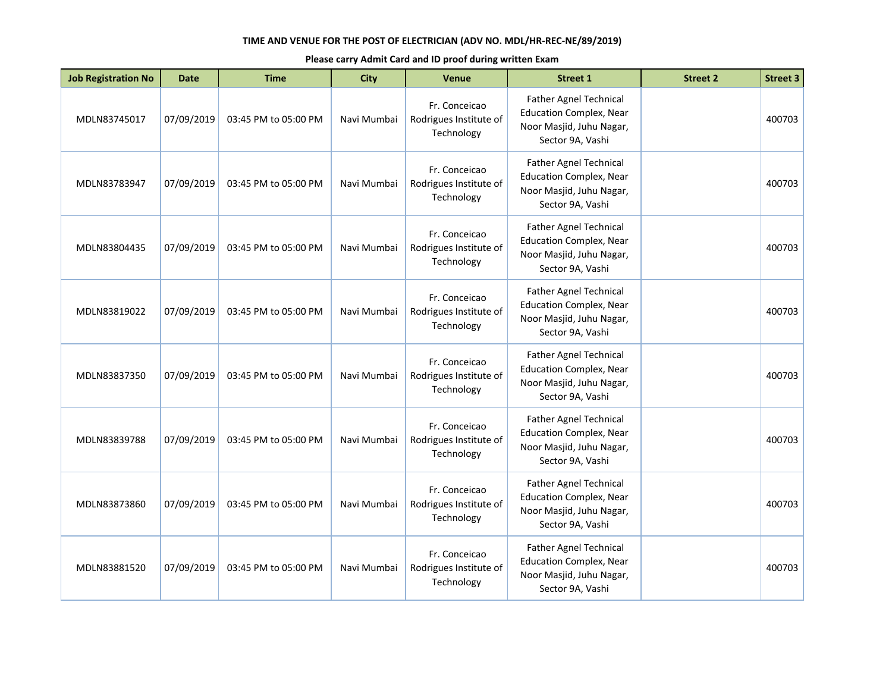**TIME AND VENUE FOR THE POST OF ELECTRICIAN (ADV NO. MDL/HR-REC-NE/89/2019)**

**Please carry Admit Card and ID proof during written Exam**

| Job Registration No | Date | Time | City | Venue | Street 1 | Street 2 | Street 3 |
|---|---|---|---|---|---|---|---|
| MDLN83745017 | 07/09/2019 | 03:45 PM to 05:00 PM | Navi Mumbai | Fr. Conceicao Rodrigues Institute of Technology | Father Agnel Technical Education Complex, Near Noor Masjid, Juhu Nagar, Sector 9A, Vashi | | 400703 |
| MDLN83783947 | 07/09/2019 | 03:45 PM to 05:00 PM | Navi Mumbai | Fr. Conceicao Rodrigues Institute of Technology | Father Agnel Technical Education Complex, Near Noor Masjid, Juhu Nagar, Sector 9A, Vashi | | 400703 |
| MDLN83804435 | 07/09/2019 | 03:45 PM to 05:00 PM | Navi Mumbai | Fr. Conceicao Rodrigues Institute of Technology | Father Agnel Technical Education Complex, Near Noor Masjid, Juhu Nagar, Sector 9A, Vashi | | 400703 |
| MDLN83819022 | 07/09/2019 | 03:45 PM to 05:00 PM | Navi Mumbai | Fr. Conceicao Rodrigues Institute of Technology | Father Agnel Technical Education Complex, Near Noor Masjid, Juhu Nagar, Sector 9A, Vashi | | 400703 |
| MDLN83837350 | 07/09/2019 | 03:45 PM to 05:00 PM | Navi Mumbai | Fr. Conceicao Rodrigues Institute of Technology | Father Agnel Technical Education Complex, Near Noor Masjid, Juhu Nagar, Sector 9A, Vashi | | 400703 |
| MDLN83839788 | 07/09/2019 | 03:45 PM to 05:00 PM | Navi Mumbai | Fr. Conceicao Rodrigues Institute of Technology | Father Agnel Technical Education Complex, Near Noor Masjid, Juhu Nagar, Sector 9A, Vashi | | 400703 |
| MDLN83873860 | 07/09/2019 | 03:45 PM to 05:00 PM | Navi Mumbai | Fr. Conceicao Rodrigues Institute of Technology | Father Agnel Technical Education Complex, Near Noor Masjid, Juhu Nagar, Sector 9A, Vashi | | 400703 |
| MDLN83881520 | 07/09/2019 | 03:45 PM to 05:00 PM | Navi Mumbai | Fr. Conceicao Rodrigues Institute of Technology | Father Agnel Technical Education Complex, Near Noor Masjid, Juhu Nagar, Sector 9A, Vashi | | 400703 |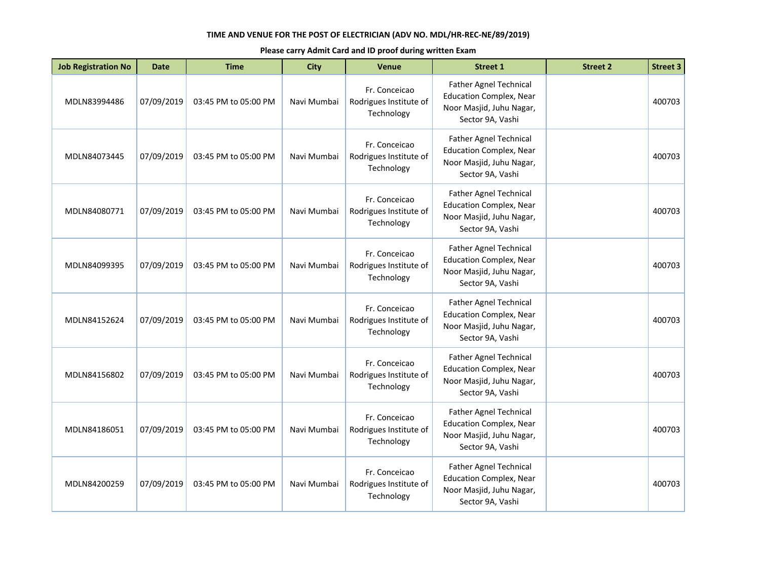**TIME AND VENUE FOR THE POST OF ELECTRICIAN (ADV NO. MDL/HR-REC-NE/89/2019)**

**Please carry Admit Card and ID proof during written Exam**

| Job Registration No | Date | Time | City | Venue | Street 1 | Street 2 | Street 3 |
|---|---|---|---|---|---|---|---|
| MDLN83994486 | 07/09/2019 | 03:45 PM to 05:00 PM | Navi Mumbai | Fr. Conceicao Rodrigues Institute of Technology | Father Agnel Technical Education Complex, Near Noor Masjid, Juhu Nagar, Sector 9A, Vashi | | 400703 |
| MDLN84073445 | 07/09/2019 | 03:45 PM to 05:00 PM | Navi Mumbai | Fr. Conceicao Rodrigues Institute of Technology | Father Agnel Technical Education Complex, Near Noor Masjid, Juhu Nagar, Sector 9A, Vashi | | 400703 |
| MDLN84080771 | 07/09/2019 | 03:45 PM to 05:00 PM | Navi Mumbai | Fr. Conceicao Rodrigues Institute of Technology | Father Agnel Technical Education Complex, Near Noor Masjid, Juhu Nagar, Sector 9A, Vashi | | 400703 |
| MDLN84099395 | 07/09/2019 | 03:45 PM to 05:00 PM | Navi Mumbai | Fr. Conceicao Rodrigues Institute of Technology | Father Agnel Technical Education Complex, Near Noor Masjid, Juhu Nagar, Sector 9A, Vashi | | 400703 |
| MDLN84152624 | 07/09/2019 | 03:45 PM to 05:00 PM | Navi Mumbai | Fr. Conceicao Rodrigues Institute of Technology | Father Agnel Technical Education Complex, Near Noor Masjid, Juhu Nagar, Sector 9A, Vashi | | 400703 |
| MDLN84156802 | 07/09/2019 | 03:45 PM to 05:00 PM | Navi Mumbai | Fr. Conceicao Rodrigues Institute of Technology | Father Agnel Technical Education Complex, Near Noor Masjid, Juhu Nagar, Sector 9A, Vashi | | 400703 |
| MDLN84186051 | 07/09/2019 | 03:45 PM to 05:00 PM | Navi Mumbai | Fr. Conceicao Rodrigues Institute of Technology | Father Agnel Technical Education Complex, Near Noor Masjid, Juhu Nagar, Sector 9A, Vashi | | 400703 |
| MDLN84200259 | 07/09/2019 | 03:45 PM to 05:00 PM | Navi Mumbai | Fr. Conceicao Rodrigues Institute of Technology | Father Agnel Technical Education Complex, Near Noor Masjid, Juhu Nagar, Sector 9A, Vashi | | 400703 |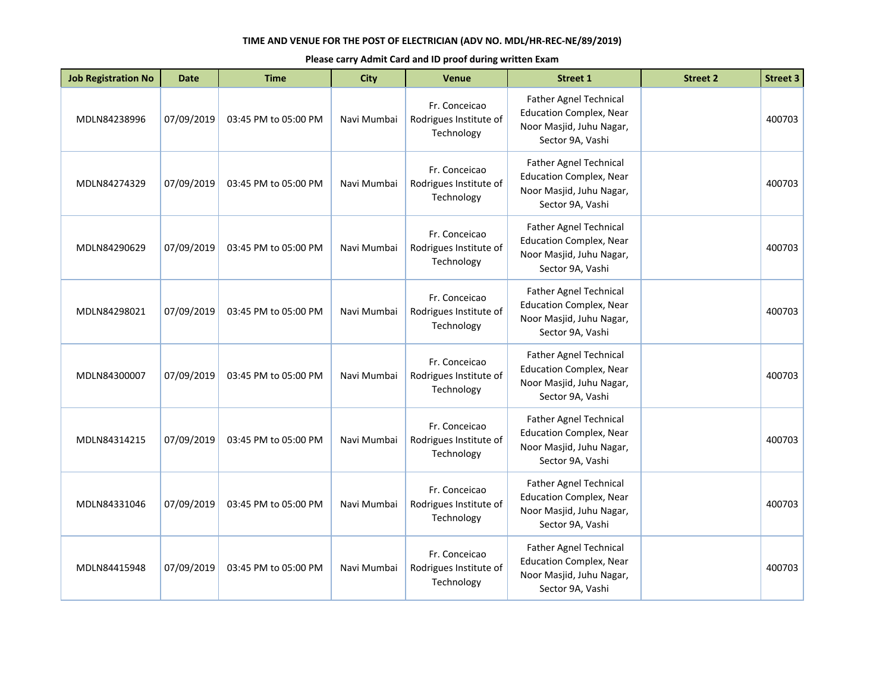**TIME AND VENUE FOR THE POST OF ELECTRICIAN (ADV NO. MDL/HR-REC-NE/89/2019)**

**Please carry Admit Card and ID proof during written Exam**

| Job Registration No | Date | Time | City | Venue | Street 1 | Street 2 | Street 3 |
|---|---|---|---|---|---|---|---|
| MDLN84238996 | 07/09/2019 | 03:45 PM to 05:00 PM | Navi Mumbai | Fr. Conceicao Rodrigues Institute of Technology | Father Agnel Technical Education Complex, Near Noor Masjid, Juhu Nagar, Sector 9A, Vashi | | 400703 |
| MDLN84274329 | 07/09/2019 | 03:45 PM to 05:00 PM | Navi Mumbai | Fr. Conceicao Rodrigues Institute of Technology | Father Agnel Technical Education Complex, Near Noor Masjid, Juhu Nagar, Sector 9A, Vashi | | 400703 |
| MDLN84290629 | 07/09/2019 | 03:45 PM to 05:00 PM | Navi Mumbai | Fr. Conceicao Rodrigues Institute of Technology | Father Agnel Technical Education Complex, Near Noor Masjid, Juhu Nagar, Sector 9A, Vashi | | 400703 |
| MDLN84298021 | 07/09/2019 | 03:45 PM to 05:00 PM | Navi Mumbai | Fr. Conceicao Rodrigues Institute of Technology | Father Agnel Technical Education Complex, Near Noor Masjid, Juhu Nagar, Sector 9A, Vashi | | 400703 |
| MDLN84300007 | 07/09/2019 | 03:45 PM to 05:00 PM | Navi Mumbai | Fr. Conceicao Rodrigues Institute of Technology | Father Agnel Technical Education Complex, Near Noor Masjid, Juhu Nagar, Sector 9A, Vashi | | 400703 |
| MDLN84314215 | 07/09/2019 | 03:45 PM to 05:00 PM | Navi Mumbai | Fr. Conceicao Rodrigues Institute of Technology | Father Agnel Technical Education Complex, Near Noor Masjid, Juhu Nagar, Sector 9A, Vashi | | 400703 |
| MDLN84331046 | 07/09/2019 | 03:45 PM to 05:00 PM | Navi Mumbai | Fr. Conceicao Rodrigues Institute of Technology | Father Agnel Technical Education Complex, Near Noor Masjid, Juhu Nagar, Sector 9A, Vashi | | 400703 |
| MDLN84415948 | 07/09/2019 | 03:45 PM to 05:00 PM | Navi Mumbai | Fr. Conceicao Rodrigues Institute of Technology | Father Agnel Technical Education Complex, Near Noor Masjid, Juhu Nagar, Sector 9A, Vashi | | 400703 |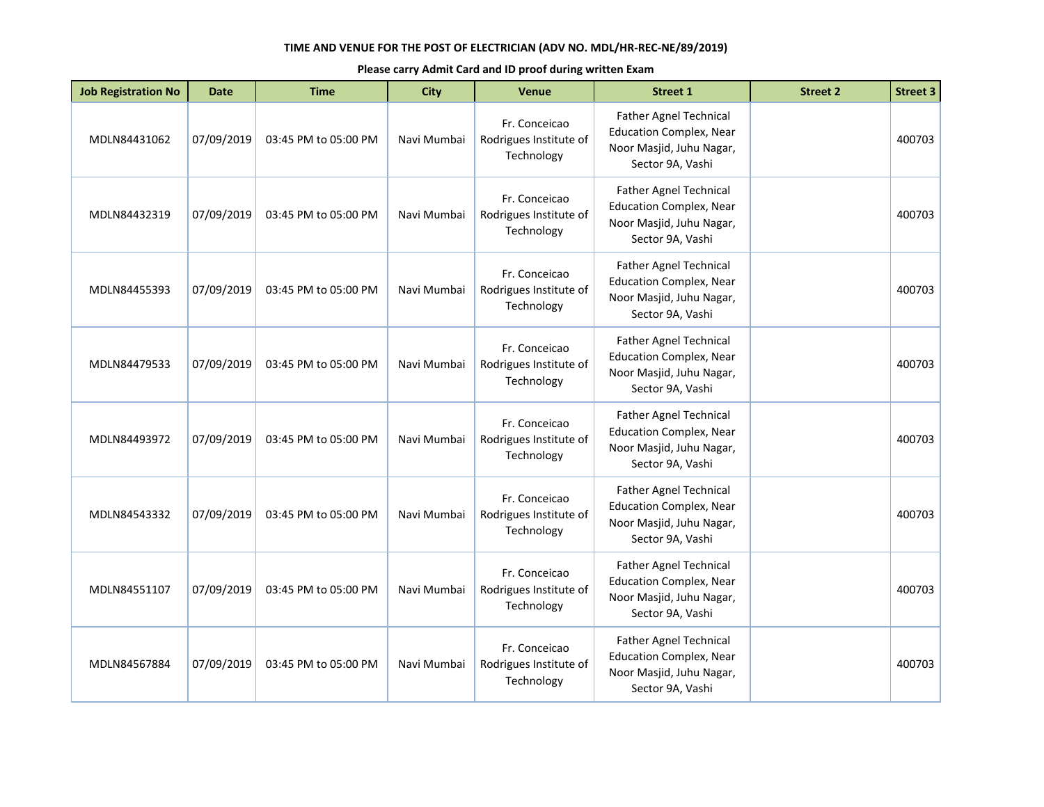**TIME AND VENUE FOR THE POST OF ELECTRICIAN (ADV NO. MDL/HR-REC-NE/89/2019)**

**Please carry Admit Card and ID proof during written Exam**

| Job Registration No | Date | Time | City | Venue | Street 1 | Street 2 | Street 3 |
|---|---|---|---|---|---|---|---|
| MDLN84431062 | 07/09/2019 | 03:45 PM to 05:00 PM | Navi Mumbai | Fr. Conceicao Rodrigues Institute of Technology | Father Agnel Technical Education Complex, Near Noor Masjid, Juhu Nagar, Sector 9A, Vashi | | 400703 |
| MDLN84432319 | 07/09/2019 | 03:45 PM to 05:00 PM | Navi Mumbai | Fr. Conceicao Rodrigues Institute of Technology | Father Agnel Technical Education Complex, Near Noor Masjid, Juhu Nagar, Sector 9A, Vashi | | 400703 |
| MDLN84455393 | 07/09/2019 | 03:45 PM to 05:00 PM | Navi Mumbai | Fr. Conceicao Rodrigues Institute of Technology | Father Agnel Technical Education Complex, Near Noor Masjid, Juhu Nagar, Sector 9A, Vashi | | 400703 |
| MDLN84479533 | 07/09/2019 | 03:45 PM to 05:00 PM | Navi Mumbai | Fr. Conceicao Rodrigues Institute of Technology | Father Agnel Technical Education Complex, Near Noor Masjid, Juhu Nagar, Sector 9A, Vashi | | 400703 |
| MDLN84493972 | 07/09/2019 | 03:45 PM to 05:00 PM | Navi Mumbai | Fr. Conceicao Rodrigues Institute of Technology | Father Agnel Technical Education Complex, Near Noor Masjid, Juhu Nagar, Sector 9A, Vashi | | 400703 |
| MDLN84543332 | 07/09/2019 | 03:45 PM to 05:00 PM | Navi Mumbai | Fr. Conceicao Rodrigues Institute of Technology | Father Agnel Technical Education Complex, Near Noor Masjid, Juhu Nagar, Sector 9A, Vashi | | 400703 |
| MDLN84551107 | 07/09/2019 | 03:45 PM to 05:00 PM | Navi Mumbai | Fr. Conceicao Rodrigues Institute of Technology | Father Agnel Technical Education Complex, Near Noor Masjid, Juhu Nagar, Sector 9A, Vashi | | 400703 |
| MDLN84567884 | 07/09/2019 | 03:45 PM to 05:00 PM | Navi Mumbai | Fr. Conceicao Rodrigues Institute of Technology | Father Agnel Technical Education Complex, Near Noor Masjid, Juhu Nagar, Sector 9A, Vashi | | 400703 |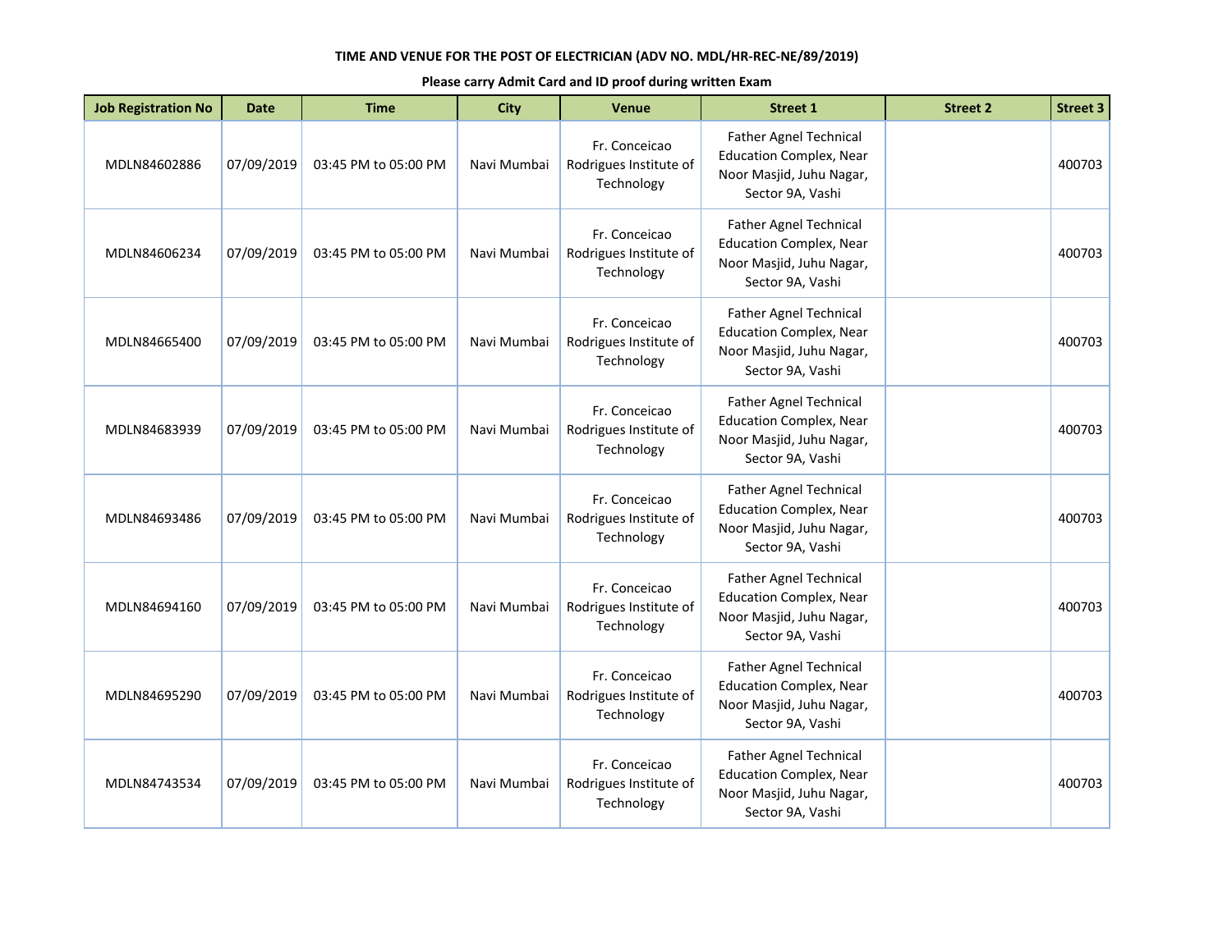**TIME AND VENUE FOR THE POST OF ELECTRICIAN (ADV NO. MDL/HR-REC-NE/89/2019)**

**Please carry Admit Card and ID proof during written Exam**

| Job Registration No | Date | Time | City | Venue | Street 1 | Street 2 | Street 3 |
|---|---|---|---|---|---|---|---|
| MDLN84602886 | 07/09/2019 | 03:45 PM to 05:00 PM | Navi Mumbai | Fr. Conceicao Rodrigues Institute of Technology | Father Agnel Technical Education Complex, Near Noor Masjid, Juhu Nagar, Sector 9A, Vashi | | 400703 |
| MDLN84606234 | 07/09/2019 | 03:45 PM to 05:00 PM | Navi Mumbai | Fr. Conceicao Rodrigues Institute of Technology | Father Agnel Technical Education Complex, Near Noor Masjid, Juhu Nagar, Sector 9A, Vashi | | 400703 |
| MDLN84665400 | 07/09/2019 | 03:45 PM to 05:00 PM | Navi Mumbai | Fr. Conceicao Rodrigues Institute of Technology | Father Agnel Technical Education Complex, Near Noor Masjid, Juhu Nagar, Sector 9A, Vashi | | 400703 |
| MDLN84683939 | 07/09/2019 | 03:45 PM to 05:00 PM | Navi Mumbai | Fr. Conceicao Rodrigues Institute of Technology | Father Agnel Technical Education Complex, Near Noor Masjid, Juhu Nagar, Sector 9A, Vashi | | 400703 |
| MDLN84693486 | 07/09/2019 | 03:45 PM to 05:00 PM | Navi Mumbai | Fr. Conceicao Rodrigues Institute of Technology | Father Agnel Technical Education Complex, Near Noor Masjid, Juhu Nagar, Sector 9A, Vashi | | 400703 |
| MDLN84694160 | 07/09/2019 | 03:45 PM to 05:00 PM | Navi Mumbai | Fr. Conceicao Rodrigues Institute of Technology | Father Agnel Technical Education Complex, Near Noor Masjid, Juhu Nagar, Sector 9A, Vashi | | 400703 |
| MDLN84695290 | 07/09/2019 | 03:45 PM to 05:00 PM | Navi Mumbai | Fr. Conceicao Rodrigues Institute of Technology | Father Agnel Technical Education Complex, Near Noor Masjid, Juhu Nagar, Sector 9A, Vashi | | 400703 |
| MDLN84743534 | 07/09/2019 | 03:45 PM to 05:00 PM | Navi Mumbai | Fr. Conceicao Rodrigues Institute of Technology | Father Agnel Technical Education Complex, Near Noor Masjid, Juhu Nagar, Sector 9A, Vashi | | 400703 |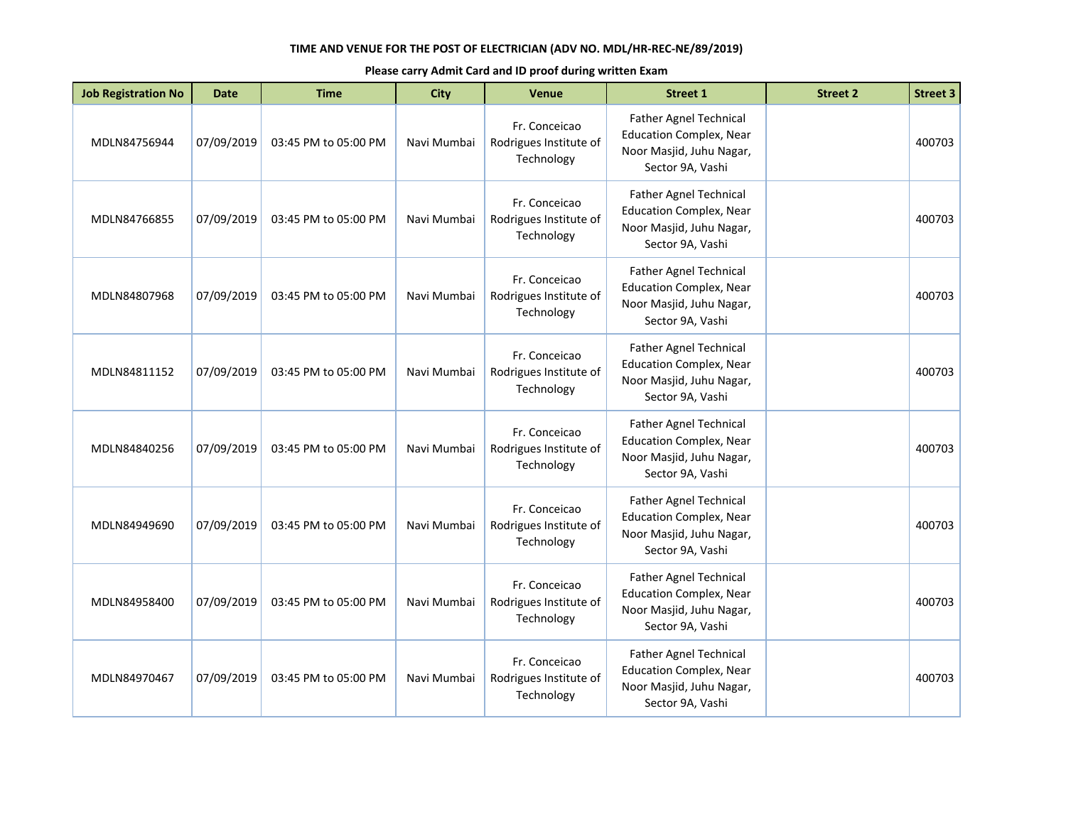**TIME AND VENUE FOR THE POST OF ELECTRICIAN (ADV NO. MDL/HR-REC-NE/89/2019)**

**Please carry Admit Card and ID proof during written Exam**

| Job Registration No | Date | Time | City | Venue | Street 1 | Street 2 | Street 3 |
|---|---|---|---|---|---|---|---|
| MDLN84756944 | 07/09/2019 | 03:45 PM to 05:00 PM | Navi Mumbai | Fr. Conceicao Rodrigues Institute of Technology | Father Agnel Technical Education Complex, Near Noor Masjid, Juhu Nagar, Sector 9A, Vashi | | 400703 |
| MDLN84766855 | 07/09/2019 | 03:45 PM to 05:00 PM | Navi Mumbai | Fr. Conceicao Rodrigues Institute of Technology | Father Agnel Technical Education Complex, Near Noor Masjid, Juhu Nagar, Sector 9A, Vashi | | 400703 |
| MDLN84807968 | 07/09/2019 | 03:45 PM to 05:00 PM | Navi Mumbai | Fr. Conceicao Rodrigues Institute of Technology | Father Agnel Technical Education Complex, Near Noor Masjid, Juhu Nagar, Sector 9A, Vashi | | 400703 |
| MDLN84811152 | 07/09/2019 | 03:45 PM to 05:00 PM | Navi Mumbai | Fr. Conceicao Rodrigues Institute of Technology | Father Agnel Technical Education Complex, Near Noor Masjid, Juhu Nagar, Sector 9A, Vashi | | 400703 |
| MDLN84840256 | 07/09/2019 | 03:45 PM to 05:00 PM | Navi Mumbai | Fr. Conceicao Rodrigues Institute of Technology | Father Agnel Technical Education Complex, Near Noor Masjid, Juhu Nagar, Sector 9A, Vashi | | 400703 |
| MDLN84949690 | 07/09/2019 | 03:45 PM to 05:00 PM | Navi Mumbai | Fr. Conceicao Rodrigues Institute of Technology | Father Agnel Technical Education Complex, Near Noor Masjid, Juhu Nagar, Sector 9A, Vashi | | 400703 |
| MDLN84958400 | 07/09/2019 | 03:45 PM to 05:00 PM | Navi Mumbai | Fr. Conceicao Rodrigues Institute of Technology | Father Agnel Technical Education Complex, Near Noor Masjid, Juhu Nagar, Sector 9A, Vashi | | 400703 |
| MDLN84970467 | 07/09/2019 | 03:45 PM to 05:00 PM | Navi Mumbai | Fr. Conceicao Rodrigues Institute of Technology | Father Agnel Technical Education Complex, Near Noor Masjid, Juhu Nagar, Sector 9A, Vashi | | 400703 |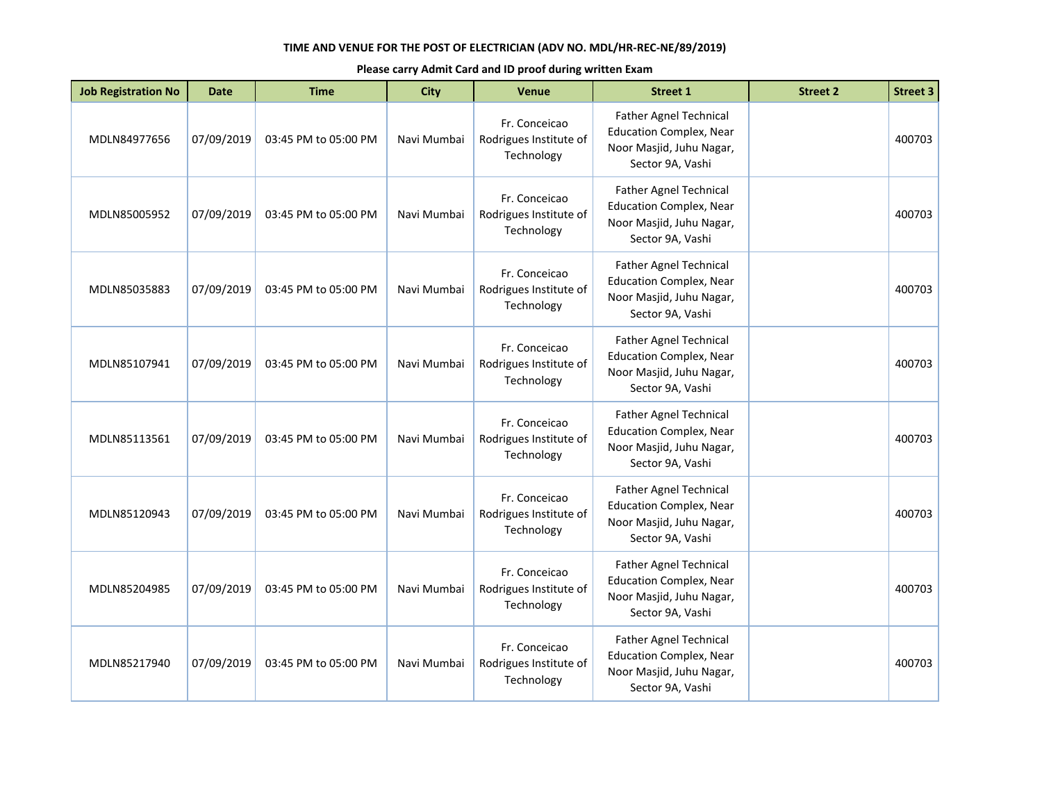**TIME AND VENUE FOR THE POST OF ELECTRICIAN (ADV NO. MDL/HR-REC-NE/89/2019)**

**Please carry Admit Card and ID proof during written Exam**

| Job Registration No | Date | Time | City | Venue | Street 1 | Street 2 | Street 3 |
|---|---|---|---|---|---|---|---|
| MDLN84977656 | 07/09/2019 | 03:45 PM to 05:00 PM | Navi Mumbai | Fr. Conceicao Rodrigues Institute of Technology | Father Agnel Technical Education Complex, Near Noor Masjid, Juhu Nagar, Sector 9A, Vashi | | 400703 |
| MDLN85005952 | 07/09/2019 | 03:45 PM to 05:00 PM | Navi Mumbai | Fr. Conceicao Rodrigues Institute of Technology | Father Agnel Technical Education Complex, Near Noor Masjid, Juhu Nagar, Sector 9A, Vashi | | 400703 |
| MDLN85035883 | 07/09/2019 | 03:45 PM to 05:00 PM | Navi Mumbai | Fr. Conceicao Rodrigues Institute of Technology | Father Agnel Technical Education Complex, Near Noor Masjid, Juhu Nagar, Sector 9A, Vashi | | 400703 |
| MDLN85107941 | 07/09/2019 | 03:45 PM to 05:00 PM | Navi Mumbai | Fr. Conceicao Rodrigues Institute of Technology | Father Agnel Technical Education Complex, Near Noor Masjid, Juhu Nagar, Sector 9A, Vashi | | 400703 |
| MDLN85113561 | 07/09/2019 | 03:45 PM to 05:00 PM | Navi Mumbai | Fr. Conceicao Rodrigues Institute of Technology | Father Agnel Technical Education Complex, Near Noor Masjid, Juhu Nagar, Sector 9A, Vashi | | 400703 |
| MDLN85120943 | 07/09/2019 | 03:45 PM to 05:00 PM | Navi Mumbai | Fr. Conceicao Rodrigues Institute of Technology | Father Agnel Technical Education Complex, Near Noor Masjid, Juhu Nagar, Sector 9A, Vashi | | 400703 |
| MDLN85204985 | 07/09/2019 | 03:45 PM to 05:00 PM | Navi Mumbai | Fr. Conceicao Rodrigues Institute of Technology | Father Agnel Technical Education Complex, Near Noor Masjid, Juhu Nagar, Sector 9A, Vashi | | 400703 |
| MDLN85217940 | 07/09/2019 | 03:45 PM to 05:00 PM | Navi Mumbai | Fr. Conceicao Rodrigues Institute of Technology | Father Agnel Technical Education Complex, Near Noor Masjid, Juhu Nagar, Sector 9A, Vashi | | 400703 |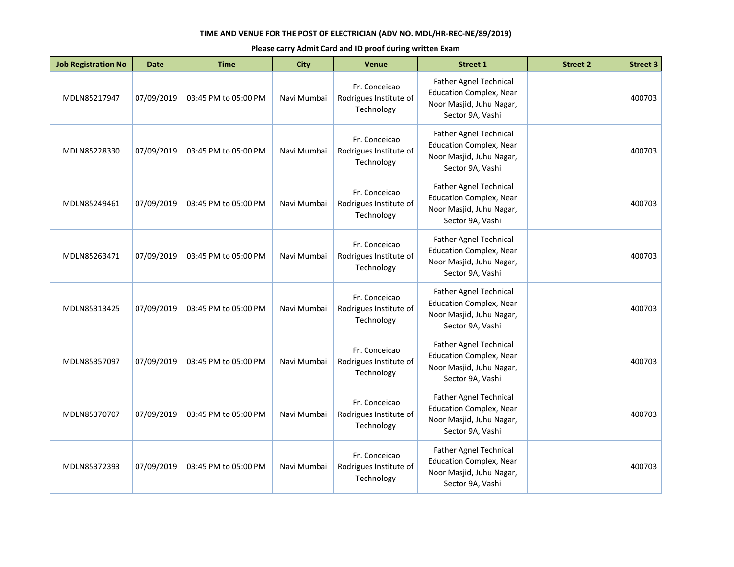**TIME AND VENUE FOR THE POST OF ELECTRICIAN (ADV NO. MDL/HR-REC-NE/89/2019)**

**Please carry Admit Card and ID proof during written Exam**

| Job Registration No | Date | Time | City | Venue | Street 1 | Street 2 | Street 3 |
|---|---|---|---|---|---|---|---|
| MDLN85217947 | 07/09/2019 | 03:45 PM to 05:00 PM | Navi Mumbai | Fr. Conceicao Rodrigues Institute of Technology | Father Agnel Technical Education Complex, Near Noor Masjid, Juhu Nagar, Sector 9A, Vashi | | 400703 |
| MDLN85228330 | 07/09/2019 | 03:45 PM to 05:00 PM | Navi Mumbai | Fr. Conceicao Rodrigues Institute of Technology | Father Agnel Technical Education Complex, Near Noor Masjid, Juhu Nagar, Sector 9A, Vashi | | 400703 |
| MDLN85249461 | 07/09/2019 | 03:45 PM to 05:00 PM | Navi Mumbai | Fr. Conceicao Rodrigues Institute of Technology | Father Agnel Technical Education Complex, Near Noor Masjid, Juhu Nagar, Sector 9A, Vashi | | 400703 |
| MDLN85263471 | 07/09/2019 | 03:45 PM to 05:00 PM | Navi Mumbai | Fr. Conceicao Rodrigues Institute of Technology | Father Agnel Technical Education Complex, Near Noor Masjid, Juhu Nagar, Sector 9A, Vashi | | 400703 |
| MDLN85313425 | 07/09/2019 | 03:45 PM to 05:00 PM | Navi Mumbai | Fr. Conceicao Rodrigues Institute of Technology | Father Agnel Technical Education Complex, Near Noor Masjid, Juhu Nagar, Sector 9A, Vashi | | 400703 |
| MDLN85357097 | 07/09/2019 | 03:45 PM to 05:00 PM | Navi Mumbai | Fr. Conceicao Rodrigues Institute of Technology | Father Agnel Technical Education Complex, Near Noor Masjid, Juhu Nagar, Sector 9A, Vashi | | 400703 |
| MDLN85370707 | 07/09/2019 | 03:45 PM to 05:00 PM | Navi Mumbai | Fr. Conceicao Rodrigues Institute of Technology | Father Agnel Technical Education Complex, Near Noor Masjid, Juhu Nagar, Sector 9A, Vashi | | 400703 |
| MDLN85372393 | 07/09/2019 | 03:45 PM to 05:00 PM | Navi Mumbai | Fr. Conceicao Rodrigues Institute of Technology | Father Agnel Technical Education Complex, Near Noor Masjid, Juhu Nagar, Sector 9A, Vashi | | 400703 |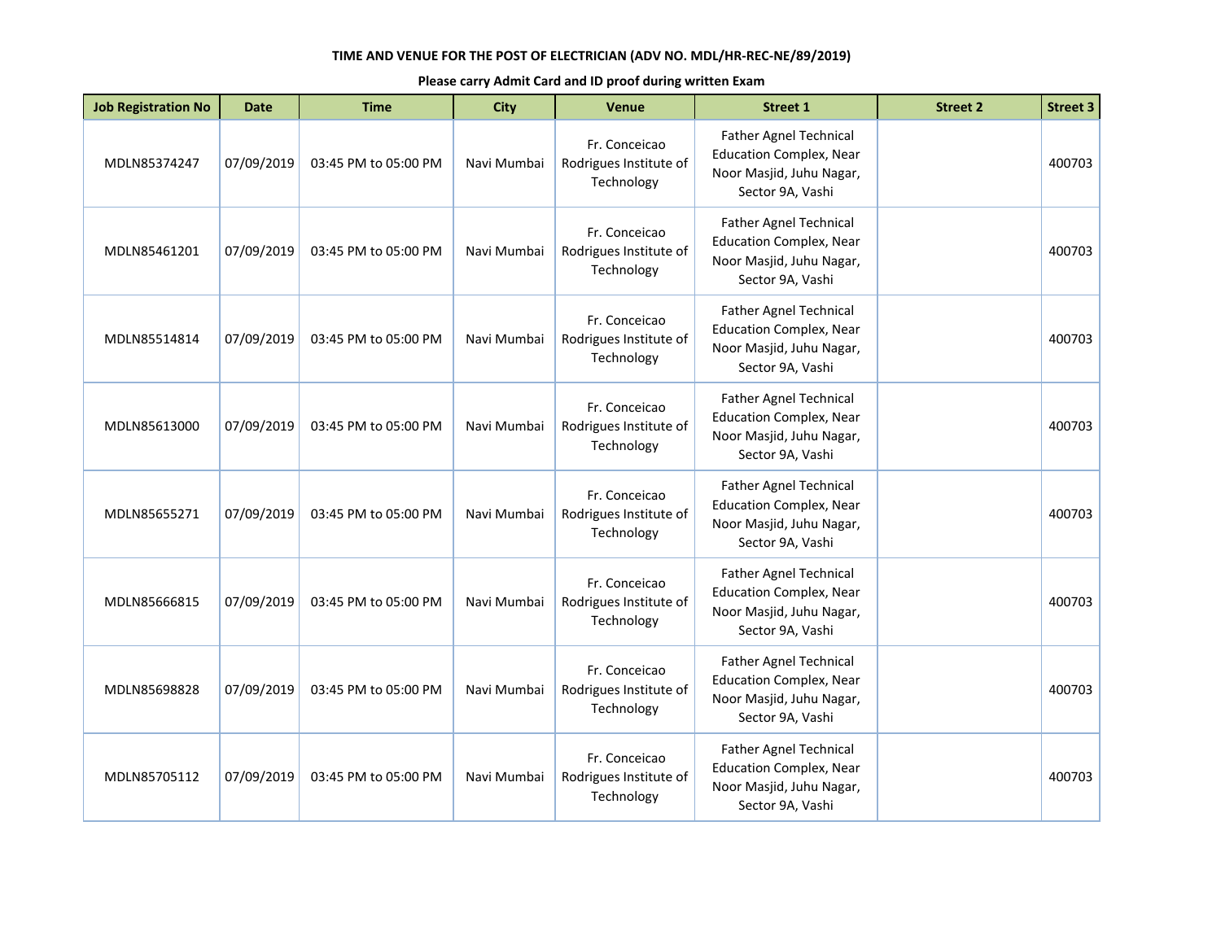**TIME AND VENUE FOR THE POST OF ELECTRICIAN (ADV NO. MDL/HR-REC-NE/89/2019)**

**Please carry Admit Card and ID proof during written Exam**

| Job Registration No | Date | Time | City | Venue | Street 1 | Street 2 | Street 3 |
|---|---|---|---|---|---|---|---|
| MDLN85374247 | 07/09/2019 | 03:45 PM to 05:00 PM | Navi Mumbai | Fr. Conceicao Rodrigues Institute of Technology | Father Agnel Technical Education Complex, Near Noor Masjid, Juhu Nagar, Sector 9A, Vashi | | 400703 |
| MDLN85461201 | 07/09/2019 | 03:45 PM to 05:00 PM | Navi Mumbai | Fr. Conceicao Rodrigues Institute of Technology | Father Agnel Technical Education Complex, Near Noor Masjid, Juhu Nagar, Sector 9A, Vashi | | 400703 |
| MDLN85514814 | 07/09/2019 | 03:45 PM to 05:00 PM | Navi Mumbai | Fr. Conceicao Rodrigues Institute of Technology | Father Agnel Technical Education Complex, Near Noor Masjid, Juhu Nagar, Sector 9A, Vashi | | 400703 |
| MDLN85613000 | 07/09/2019 | 03:45 PM to 05:00 PM | Navi Mumbai | Fr. Conceicao Rodrigues Institute of Technology | Father Agnel Technical Education Complex, Near Noor Masjid, Juhu Nagar, Sector 9A, Vashi | | 400703 |
| MDLN85655271 | 07/09/2019 | 03:45 PM to 05:00 PM | Navi Mumbai | Fr. Conceicao Rodrigues Institute of Technology | Father Agnel Technical Education Complex, Near Noor Masjid, Juhu Nagar, Sector 9A, Vashi | | 400703 |
| MDLN85666815 | 07/09/2019 | 03:45 PM to 05:00 PM | Navi Mumbai | Fr. Conceicao Rodrigues Institute of Technology | Father Agnel Technical Education Complex, Near Noor Masjid, Juhu Nagar, Sector 9A, Vashi | | 400703 |
| MDLN85698828 | 07/09/2019 | 03:45 PM to 05:00 PM | Navi Mumbai | Fr. Conceicao Rodrigues Institute of Technology | Father Agnel Technical Education Complex, Near Noor Masjid, Juhu Nagar, Sector 9A, Vashi | | 400703 |
| MDLN85705112 | 07/09/2019 | 03:45 PM to 05:00 PM | Navi Mumbai | Fr. Conceicao Rodrigues Institute of Technology | Father Agnel Technical Education Complex, Near Noor Masjid, Juhu Nagar, Sector 9A, Vashi | | 400703 |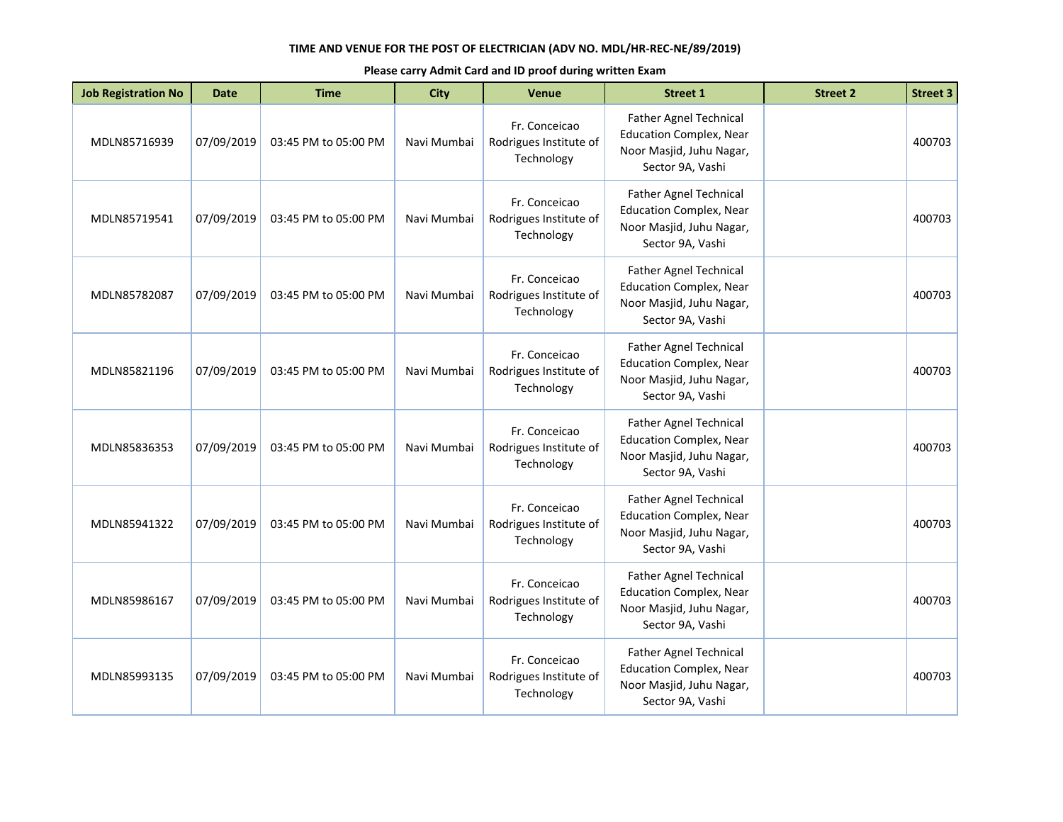**TIME AND VENUE FOR THE POST OF ELECTRICIAN (ADV NO. MDL/HR-REC-NE/89/2019)**

**Please carry Admit Card and ID proof during written Exam**

| Job Registration No | Date | Time | City | Venue | Street 1 | Street 2 | Street 3 |
|---|---|---|---|---|---|---|---|
| MDLN85716939 | 07/09/2019 | 03:45 PM to 05:00 PM | Navi Mumbai | Fr. Conceicao Rodrigues Institute of Technology | Father Agnel Technical Education Complex, Near Noor Masjid, Juhu Nagar, Sector 9A, Vashi | | 400703 |
| MDLN85719541 | 07/09/2019 | 03:45 PM to 05:00 PM | Navi Mumbai | Fr. Conceicao Rodrigues Institute of Technology | Father Agnel Technical Education Complex, Near Noor Masjid, Juhu Nagar, Sector 9A, Vashi | | 400703 |
| MDLN85782087 | 07/09/2019 | 03:45 PM to 05:00 PM | Navi Mumbai | Fr. Conceicao Rodrigues Institute of Technology | Father Agnel Technical Education Complex, Near Noor Masjid, Juhu Nagar, Sector 9A, Vashi | | 400703 |
| MDLN85821196 | 07/09/2019 | 03:45 PM to 05:00 PM | Navi Mumbai | Fr. Conceicao Rodrigues Institute of Technology | Father Agnel Technical Education Complex, Near Noor Masjid, Juhu Nagar, Sector 9A, Vashi | | 400703 |
| MDLN85836353 | 07/09/2019 | 03:45 PM to 05:00 PM | Navi Mumbai | Fr. Conceicao Rodrigues Institute of Technology | Father Agnel Technical Education Complex, Near Noor Masjid, Juhu Nagar, Sector 9A, Vashi | | 400703 |
| MDLN85941322 | 07/09/2019 | 03:45 PM to 05:00 PM | Navi Mumbai | Fr. Conceicao Rodrigues Institute of Technology | Father Agnel Technical Education Complex, Near Noor Masjid, Juhu Nagar, Sector 9A, Vashi | | 400703 |
| MDLN85986167 | 07/09/2019 | 03:45 PM to 05:00 PM | Navi Mumbai | Fr. Conceicao Rodrigues Institute of Technology | Father Agnel Technical Education Complex, Near Noor Masjid, Juhu Nagar, Sector 9A, Vashi | | 400703 |
| MDLN85993135 | 07/09/2019 | 03:45 PM to 05:00 PM | Navi Mumbai | Fr. Conceicao Rodrigues Institute of Technology | Father Agnel Technical Education Complex, Near Noor Masjid, Juhu Nagar, Sector 9A, Vashi | | 400703 |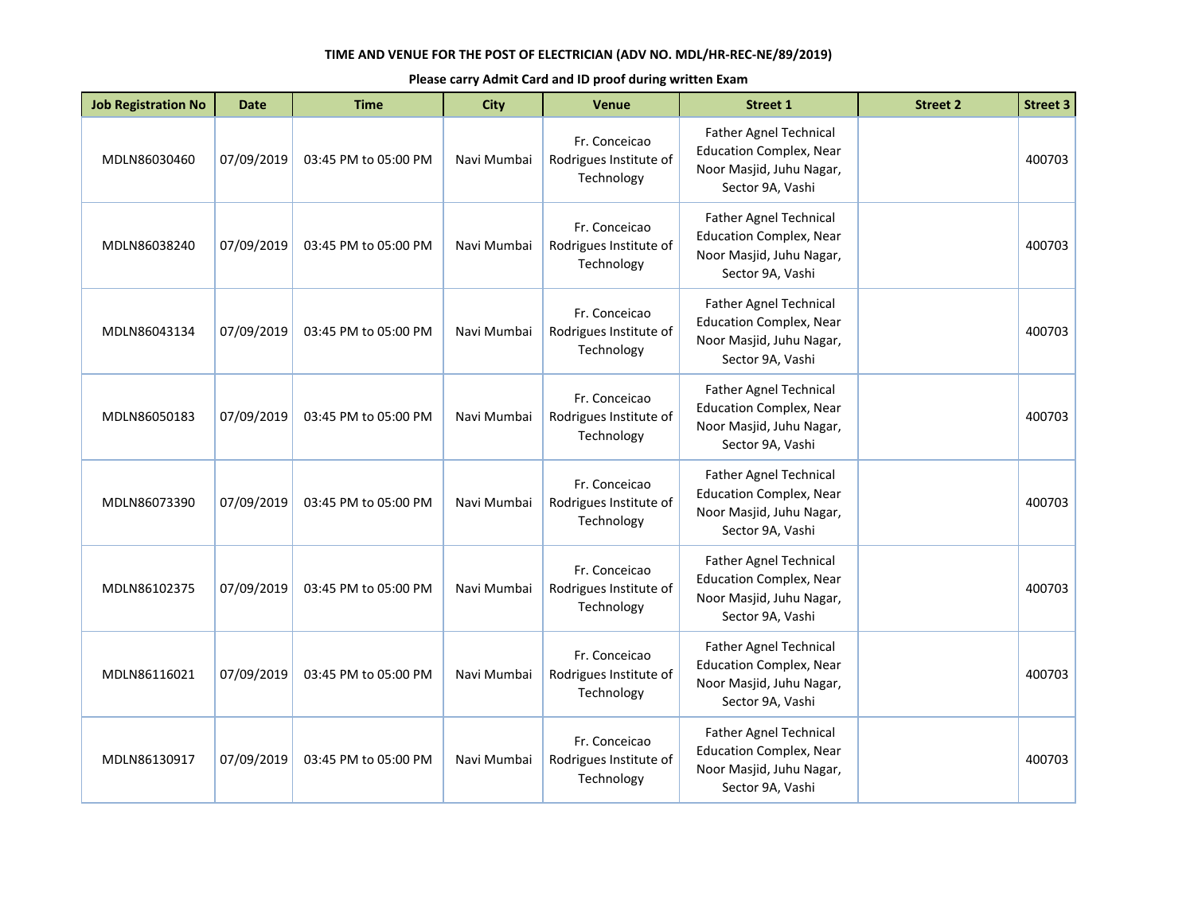**TIME AND VENUE FOR THE POST OF ELECTRICIAN (ADV NO. MDL/HR-REC-NE/89/2019)**

**Please carry Admit Card and ID proof during written Exam**

| Job Registration No | Date | Time | City | Venue | Street 1 | Street 2 | Street 3 |
|---|---|---|---|---|---|---|---|
| MDLN86030460 | 07/09/2019 | 03:45 PM to 05:00 PM | Navi Mumbai | Fr. Conceicao Rodrigues Institute of Technology | Father Agnel Technical Education Complex, Near Noor Masjid, Juhu Nagar, Sector 9A, Vashi | | 400703 |
| MDLN86038240 | 07/09/2019 | 03:45 PM to 05:00 PM | Navi Mumbai | Fr. Conceicao Rodrigues Institute of Technology | Father Agnel Technical Education Complex, Near Noor Masjid, Juhu Nagar, Sector 9A, Vashi | | 400703 |
| MDLN86043134 | 07/09/2019 | 03:45 PM to 05:00 PM | Navi Mumbai | Fr. Conceicao Rodrigues Institute of Technology | Father Agnel Technical Education Complex, Near Noor Masjid, Juhu Nagar, Sector 9A, Vashi | | 400703 |
| MDLN86050183 | 07/09/2019 | 03:45 PM to 05:00 PM | Navi Mumbai | Fr. Conceicao Rodrigues Institute of Technology | Father Agnel Technical Education Complex, Near Noor Masjid, Juhu Nagar, Sector 9A, Vashi | | 400703 |
| MDLN86073390 | 07/09/2019 | 03:45 PM to 05:00 PM | Navi Mumbai | Fr. Conceicao Rodrigues Institute of Technology | Father Agnel Technical Education Complex, Near Noor Masjid, Juhu Nagar, Sector 9A, Vashi | | 400703 |
| MDLN86102375 | 07/09/2019 | 03:45 PM to 05:00 PM | Navi Mumbai | Fr. Conceicao Rodrigues Institute of Technology | Father Agnel Technical Education Complex, Near Noor Masjid, Juhu Nagar, Sector 9A, Vashi | | 400703 |
| MDLN86116021 | 07/09/2019 | 03:45 PM to 05:00 PM | Navi Mumbai | Fr. Conceicao Rodrigues Institute of Technology | Father Agnel Technical Education Complex, Near Noor Masjid, Juhu Nagar, Sector 9A, Vashi | | 400703 |
| MDLN86130917 | 07/09/2019 | 03:45 PM to 05:00 PM | Navi Mumbai | Fr. Conceicao Rodrigues Institute of Technology | Father Agnel Technical Education Complex, Near Noor Masjid, Juhu Nagar, Sector 9A, Vashi | | 400703 |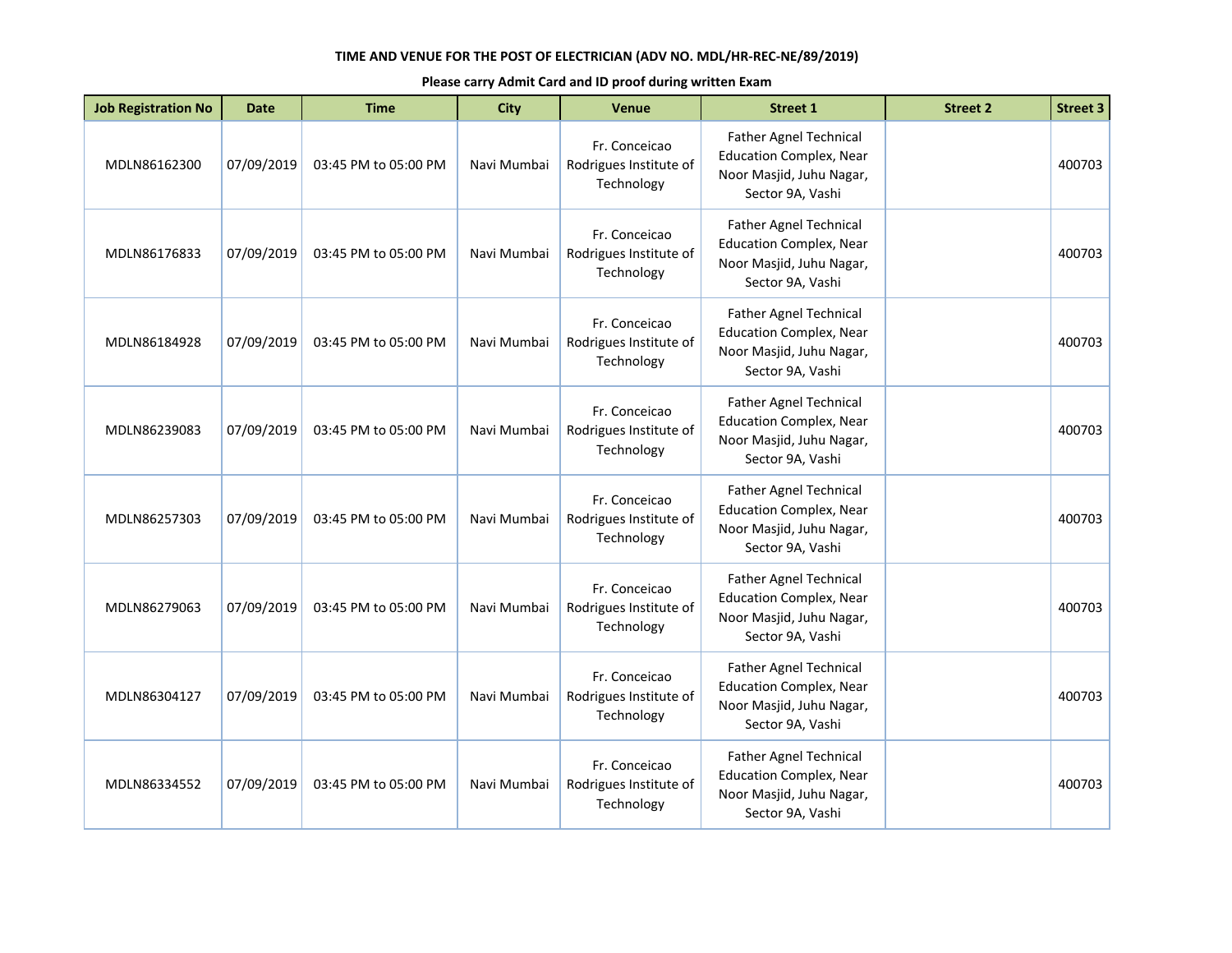**TIME AND VENUE FOR THE POST OF ELECTRICIAN (ADV NO. MDL/HR-REC-NE/89/2019)**

**Please carry Admit Card and ID proof during written Exam**

| Job Registration No | Date | Time | City | Venue | Street 1 | Street 2 | Street 3 |
|---|---|---|---|---|---|---|---|
| MDLN86162300 | 07/09/2019 | 03:45 PM to 05:00 PM | Navi Mumbai | Fr. Conceicao Rodrigues Institute of Technology | Father Agnel Technical Education Complex, Near Noor Masjid, Juhu Nagar, Sector 9A, Vashi | | 400703 |
| MDLN86176833 | 07/09/2019 | 03:45 PM to 05:00 PM | Navi Mumbai | Fr. Conceicao Rodrigues Institute of Technology | Father Agnel Technical Education Complex, Near Noor Masjid, Juhu Nagar, Sector 9A, Vashi | | 400703 |
| MDLN86184928 | 07/09/2019 | 03:45 PM to 05:00 PM | Navi Mumbai | Fr. Conceicao Rodrigues Institute of Technology | Father Agnel Technical Education Complex, Near Noor Masjid, Juhu Nagar, Sector 9A, Vashi | | 400703 |
| MDLN86239083 | 07/09/2019 | 03:45 PM to 05:00 PM | Navi Mumbai | Fr. Conceicao Rodrigues Institute of Technology | Father Agnel Technical Education Complex, Near Noor Masjid, Juhu Nagar, Sector 9A, Vashi | | 400703 |
| MDLN86257303 | 07/09/2019 | 03:45 PM to 05:00 PM | Navi Mumbai | Fr. Conceicao Rodrigues Institute of Technology | Father Agnel Technical Education Complex, Near Noor Masjid, Juhu Nagar, Sector 9A, Vashi | | 400703 |
| MDLN86279063 | 07/09/2019 | 03:45 PM to 05:00 PM | Navi Mumbai | Fr. Conceicao Rodrigues Institute of Technology | Father Agnel Technical Education Complex, Near Noor Masjid, Juhu Nagar, Sector 9A, Vashi | | 400703 |
| MDLN86304127 | 07/09/2019 | 03:45 PM to 05:00 PM | Navi Mumbai | Fr. Conceicao Rodrigues Institute of Technology | Father Agnel Technical Education Complex, Near Noor Masjid, Juhu Nagar, Sector 9A, Vashi | | 400703 |
| MDLN86334552 | 07/09/2019 | 03:45 PM to 05:00 PM | Navi Mumbai | Fr. Conceicao Rodrigues Institute of Technology | Father Agnel Technical Education Complex, Near Noor Masjid, Juhu Nagar, Sector 9A, Vashi | | 400703 |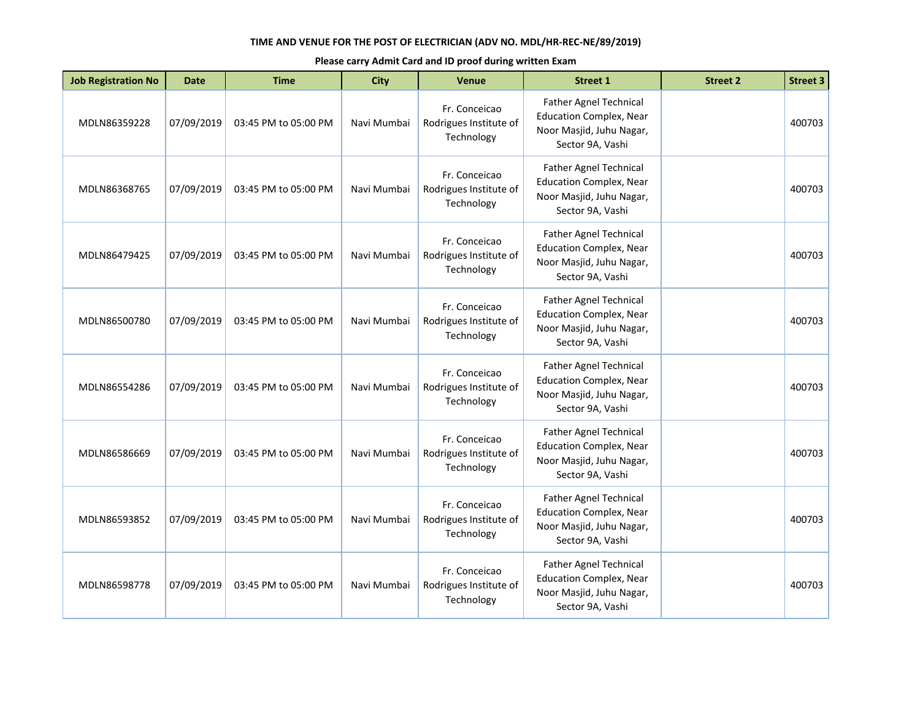**TIME AND VENUE FOR THE POST OF ELECTRICIAN (ADV NO. MDL/HR-REC-NE/89/2019)**

**Please carry Admit Card and ID proof during written Exam**

| Job Registration No | Date | Time | City | Venue | Street 1 | Street 2 | Street 3 |
|---|---|---|---|---|---|---|---|
| MDLN86359228 | 07/09/2019 | 03:45 PM to 05:00 PM | Navi Mumbai | Fr. Conceicao Rodrigues Institute of Technology | Father Agnel Technical Education Complex, Near Noor Masjid, Juhu Nagar, Sector 9A, Vashi | | 400703 |
| MDLN86368765 | 07/09/2019 | 03:45 PM to 05:00 PM | Navi Mumbai | Fr. Conceicao Rodrigues Institute of Technology | Father Agnel Technical Education Complex, Near Noor Masjid, Juhu Nagar, Sector 9A, Vashi | | 400703 |
| MDLN86479425 | 07/09/2019 | 03:45 PM to 05:00 PM | Navi Mumbai | Fr. Conceicao Rodrigues Institute of Technology | Father Agnel Technical Education Complex, Near Noor Masjid, Juhu Nagar, Sector 9A, Vashi | | 400703 |
| MDLN86500780 | 07/09/2019 | 03:45 PM to 05:00 PM | Navi Mumbai | Fr. Conceicao Rodrigues Institute of Technology | Father Agnel Technical Education Complex, Near Noor Masjid, Juhu Nagar, Sector 9A, Vashi | | 400703 |
| MDLN86554286 | 07/09/2019 | 03:45 PM to 05:00 PM | Navi Mumbai | Fr. Conceicao Rodrigues Institute of Technology | Father Agnel Technical Education Complex, Near Noor Masjid, Juhu Nagar, Sector 9A, Vashi | | 400703 |
| MDLN86586669 | 07/09/2019 | 03:45 PM to 05:00 PM | Navi Mumbai | Fr. Conceicao Rodrigues Institute of Technology | Father Agnel Technical Education Complex, Near Noor Masjid, Juhu Nagar, Sector 9A, Vashi | | 400703 |
| MDLN86593852 | 07/09/2019 | 03:45 PM to 05:00 PM | Navi Mumbai | Fr. Conceicao Rodrigues Institute of Technology | Father Agnel Technical Education Complex, Near Noor Masjid, Juhu Nagar, Sector 9A, Vashi | | 400703 |
| MDLN86598778 | 07/09/2019 | 03:45 PM to 05:00 PM | Navi Mumbai | Fr. Conceicao Rodrigues Institute of Technology | Father Agnel Technical Education Complex, Near Noor Masjid, Juhu Nagar, Sector 9A, Vashi | | 400703 |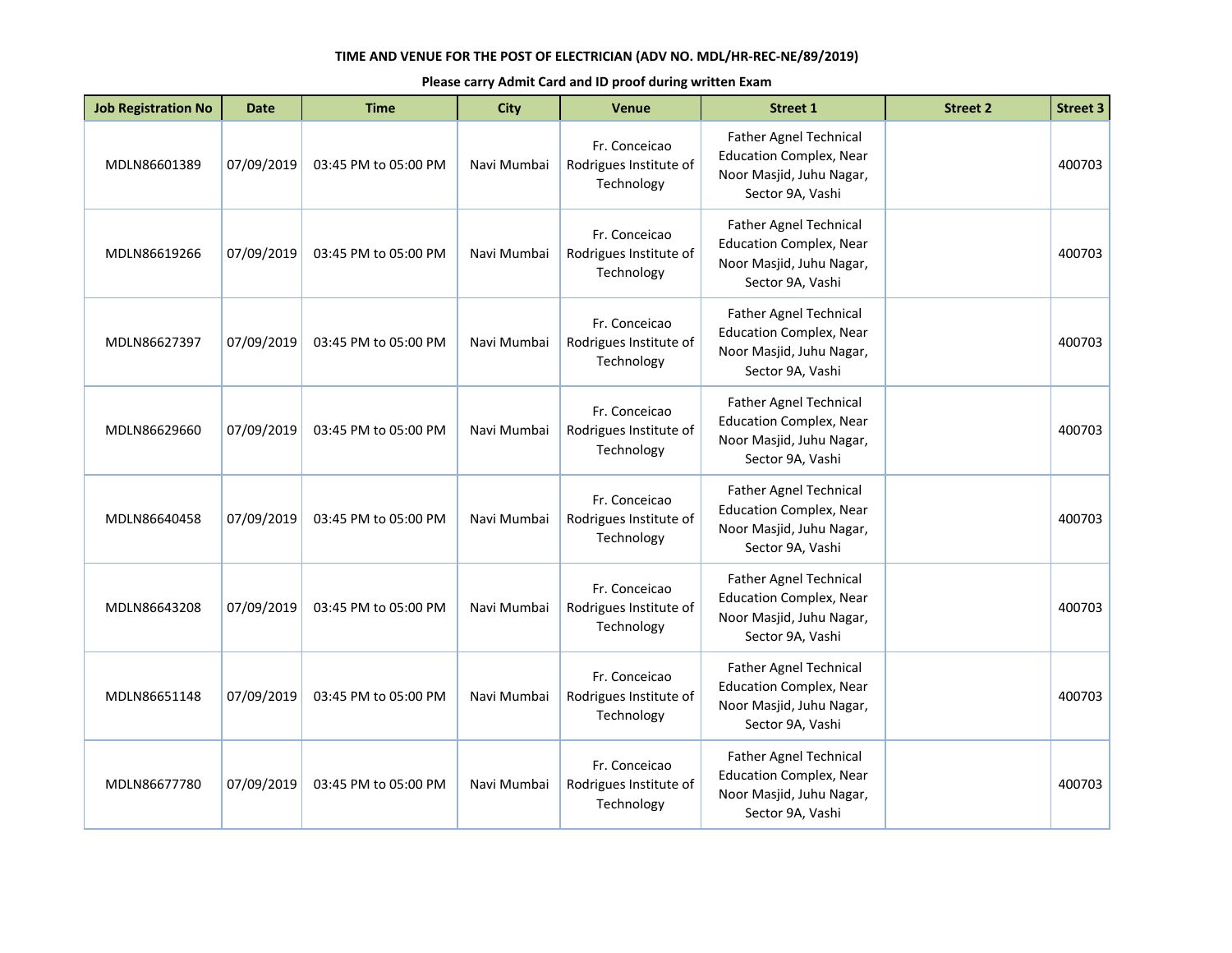**TIME AND VENUE FOR THE POST OF ELECTRICIAN (ADV NO. MDL/HR-REC-NE/89/2019)**

**Please carry Admit Card and ID proof during written Exam**

| Job Registration No | Date | Time | City | Venue | Street 1 | Street 2 | Street 3 |
|---|---|---|---|---|---|---|---|
| MDLN86601389 | 07/09/2019 | 03:45 PM to 05:00 PM | Navi Mumbai | Fr. Conceicao Rodrigues Institute of Technology | Father Agnel Technical Education Complex, Near Noor Masjid, Juhu Nagar, Sector 9A, Vashi | | 400703 |
| MDLN86619266 | 07/09/2019 | 03:45 PM to 05:00 PM | Navi Mumbai | Fr. Conceicao Rodrigues Institute of Technology | Father Agnel Technical Education Complex, Near Noor Masjid, Juhu Nagar, Sector 9A, Vashi | | 400703 |
| MDLN86627397 | 07/09/2019 | 03:45 PM to 05:00 PM | Navi Mumbai | Fr. Conceicao Rodrigues Institute of Technology | Father Agnel Technical Education Complex, Near Noor Masjid, Juhu Nagar, Sector 9A, Vashi | | 400703 |
| MDLN86629660 | 07/09/2019 | 03:45 PM to 05:00 PM | Navi Mumbai | Fr. Conceicao Rodrigues Institute of Technology | Father Agnel Technical Education Complex, Near Noor Masjid, Juhu Nagar, Sector 9A, Vashi | | 400703 |
| MDLN86640458 | 07/09/2019 | 03:45 PM to 05:00 PM | Navi Mumbai | Fr. Conceicao Rodrigues Institute of Technology | Father Agnel Technical Education Complex, Near Noor Masjid, Juhu Nagar, Sector 9A, Vashi | | 400703 |
| MDLN86643208 | 07/09/2019 | 03:45 PM to 05:00 PM | Navi Mumbai | Fr. Conceicao Rodrigues Institute of Technology | Father Agnel Technical Education Complex, Near Noor Masjid, Juhu Nagar, Sector 9A, Vashi | | 400703 |
| MDLN86651148 | 07/09/2019 | 03:45 PM to 05:00 PM | Navi Mumbai | Fr. Conceicao Rodrigues Institute of Technology | Father Agnel Technical Education Complex, Near Noor Masjid, Juhu Nagar, Sector 9A, Vashi | | 400703 |
| MDLN86677780 | 07/09/2019 | 03:45 PM to 05:00 PM | Navi Mumbai | Fr. Conceicao Rodrigues Institute of Technology | Father Agnel Technical Education Complex, Near Noor Masjid, Juhu Nagar, Sector 9A, Vashi | | 400703 |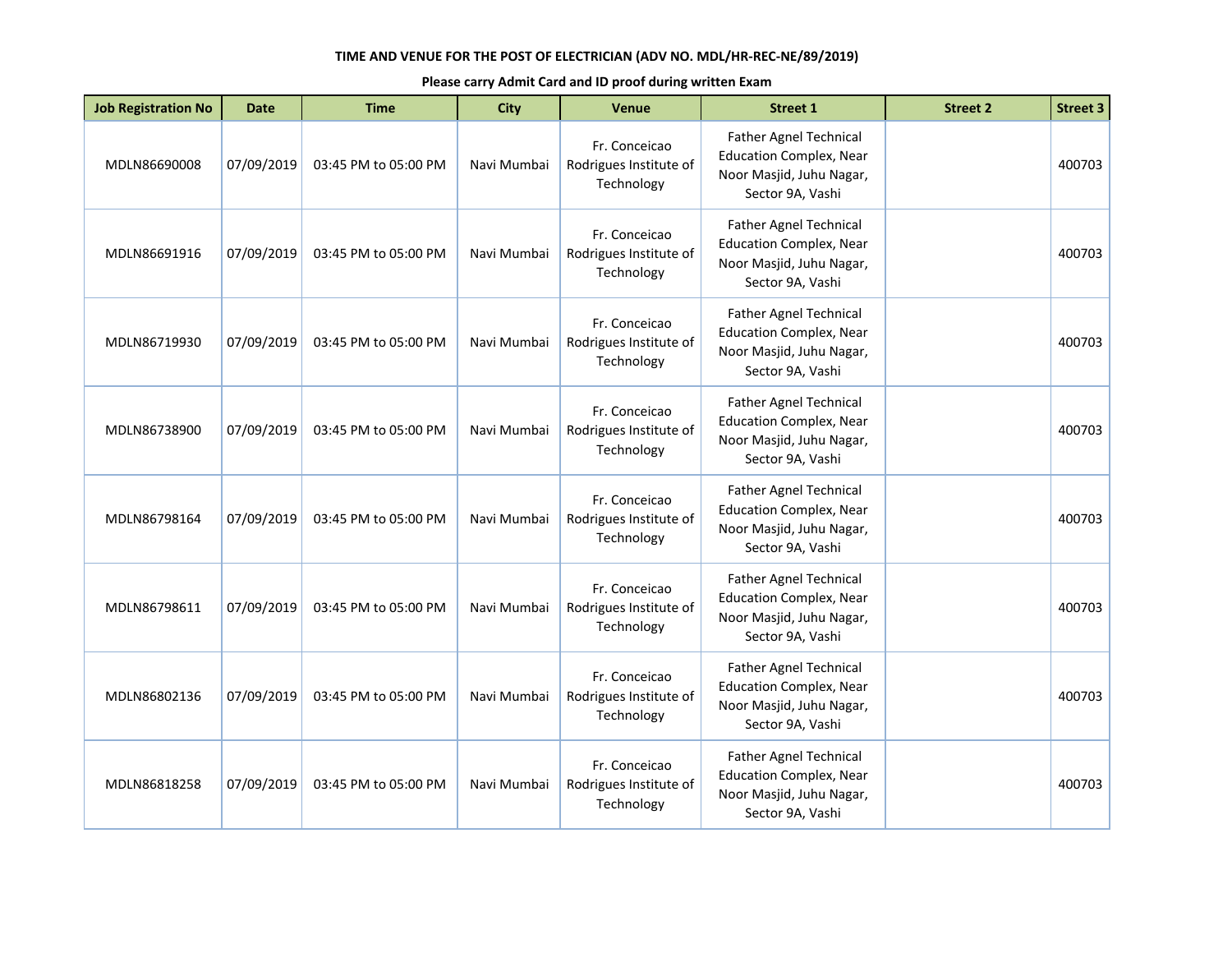**TIME AND VENUE FOR THE POST OF ELECTRICIAN (ADV NO. MDL/HR-REC-NE/89/2019)**

**Please carry Admit Card and ID proof during written Exam**

| Job Registration No | Date | Time | City | Venue | Street 1 | Street 2 | Street 3 |
|---|---|---|---|---|---|---|---|
| MDLN86690008 | 07/09/2019 | 03:45 PM to 05:00 PM | Navi Mumbai | Fr. Conceicao Rodrigues Institute of Technology | Father Agnel Technical Education Complex, Near Noor Masjid, Juhu Nagar, Sector 9A, Vashi | | 400703 |
| MDLN86691916 | 07/09/2019 | 03:45 PM to 05:00 PM | Navi Mumbai | Fr. Conceicao Rodrigues Institute of Technology | Father Agnel Technical Education Complex, Near Noor Masjid, Juhu Nagar, Sector 9A, Vashi | | 400703 |
| MDLN86719930 | 07/09/2019 | 03:45 PM to 05:00 PM | Navi Mumbai | Fr. Conceicao Rodrigues Institute of Technology | Father Agnel Technical Education Complex, Near Noor Masjid, Juhu Nagar, Sector 9A, Vashi | | 400703 |
| MDLN86738900 | 07/09/2019 | 03:45 PM to 05:00 PM | Navi Mumbai | Fr. Conceicao Rodrigues Institute of Technology | Father Agnel Technical Education Complex, Near Noor Masjid, Juhu Nagar, Sector 9A, Vashi | | 400703 |
| MDLN86798164 | 07/09/2019 | 03:45 PM to 05:00 PM | Navi Mumbai | Fr. Conceicao Rodrigues Institute of Technology | Father Agnel Technical Education Complex, Near Noor Masjid, Juhu Nagar, Sector 9A, Vashi | | 400703 |
| MDLN86798611 | 07/09/2019 | 03:45 PM to 05:00 PM | Navi Mumbai | Fr. Conceicao Rodrigues Institute of Technology | Father Agnel Technical Education Complex, Near Noor Masjid, Juhu Nagar, Sector 9A, Vashi | | 400703 |
| MDLN86802136 | 07/09/2019 | 03:45 PM to 05:00 PM | Navi Mumbai | Fr. Conceicao Rodrigues Institute of Technology | Father Agnel Technical Education Complex, Near Noor Masjid, Juhu Nagar, Sector 9A, Vashi | | 400703 |
| MDLN86818258 | 07/09/2019 | 03:45 PM to 05:00 PM | Navi Mumbai | Fr. Conceicao Rodrigues Institute of Technology | Father Agnel Technical Education Complex, Near Noor Masjid, Juhu Nagar, Sector 9A, Vashi | | 400703 |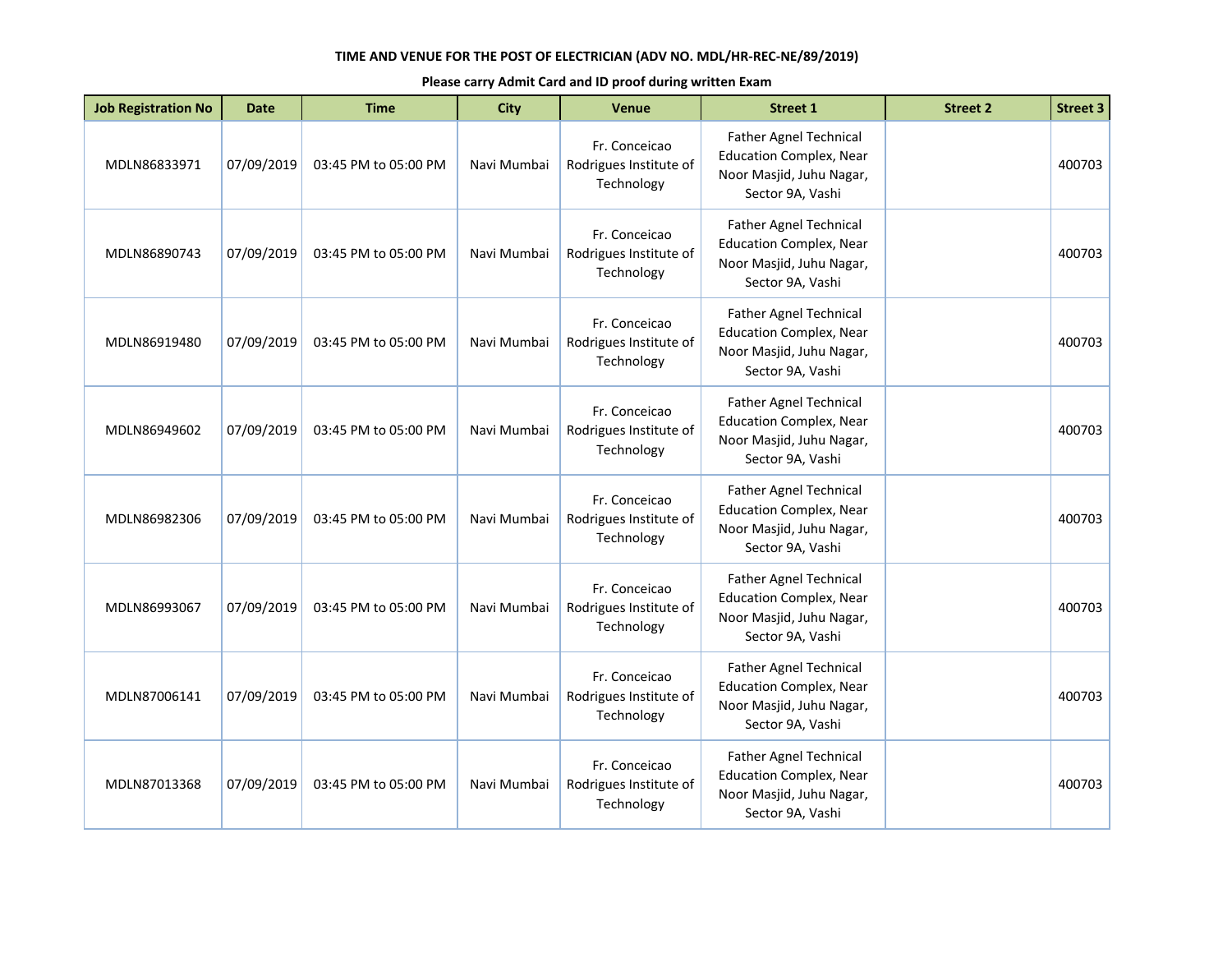**TIME AND VENUE FOR THE POST OF ELECTRICIAN (ADV NO. MDL/HR-REC-NE/89/2019)**

**Please carry Admit Card and ID proof during written Exam**

| Job Registration No | Date | Time | City | Venue | Street 1 | Street 2 | Street 3 |
|---|---|---|---|---|---|---|---|
| MDLN86833971 | 07/09/2019 | 03:45 PM to 05:00 PM | Navi Mumbai | Fr. Conceicao Rodrigues Institute of Technology | Father Agnel Technical Education Complex, Near Noor Masjid, Juhu Nagar, Sector 9A, Vashi | | 400703 |
| MDLN86890743 | 07/09/2019 | 03:45 PM to 05:00 PM | Navi Mumbai | Fr. Conceicao Rodrigues Institute of Technology | Father Agnel Technical Education Complex, Near Noor Masjid, Juhu Nagar, Sector 9A, Vashi | | 400703 |
| MDLN86919480 | 07/09/2019 | 03:45 PM to 05:00 PM | Navi Mumbai | Fr. Conceicao Rodrigues Institute of Technology | Father Agnel Technical Education Complex, Near Noor Masjid, Juhu Nagar, Sector 9A, Vashi | | 400703 |
| MDLN86949602 | 07/09/2019 | 03:45 PM to 05:00 PM | Navi Mumbai | Fr. Conceicao Rodrigues Institute of Technology | Father Agnel Technical Education Complex, Near Noor Masjid, Juhu Nagar, Sector 9A, Vashi | | 400703 |
| MDLN86982306 | 07/09/2019 | 03:45 PM to 05:00 PM | Navi Mumbai | Fr. Conceicao Rodrigues Institute of Technology | Father Agnel Technical Education Complex, Near Noor Masjid, Juhu Nagar, Sector 9A, Vashi | | 400703 |
| MDLN86993067 | 07/09/2019 | 03:45 PM to 05:00 PM | Navi Mumbai | Fr. Conceicao Rodrigues Institute of Technology | Father Agnel Technical Education Complex, Near Noor Masjid, Juhu Nagar, Sector 9A, Vashi | | 400703 |
| MDLN87006141 | 07/09/2019 | 03:45 PM to 05:00 PM | Navi Mumbai | Fr. Conceicao Rodrigues Institute of Technology | Father Agnel Technical Education Complex, Near Noor Masjid, Juhu Nagar, Sector 9A, Vashi | | 400703 |
| MDLN87013368 | 07/09/2019 | 03:45 PM to 05:00 PM | Navi Mumbai | Fr. Conceicao Rodrigues Institute of Technology | Father Agnel Technical Education Complex, Near Noor Masjid, Juhu Nagar, Sector 9A, Vashi | | 400703 |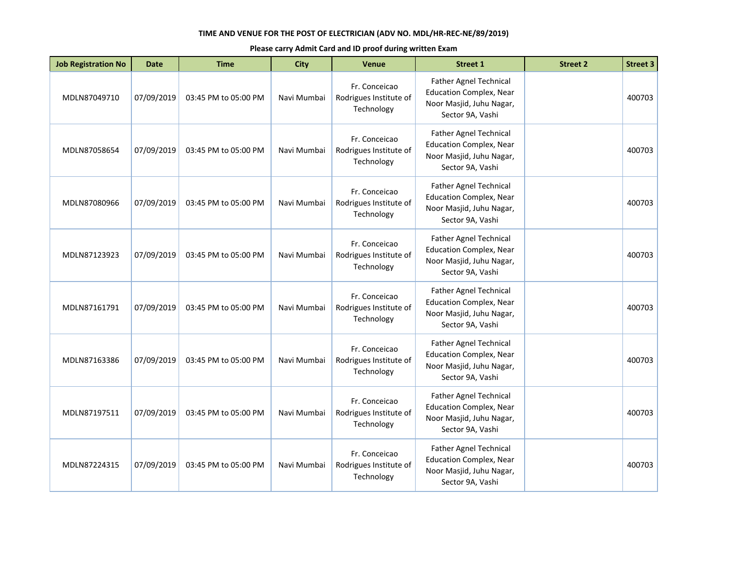**TIME AND VENUE FOR THE POST OF ELECTRICIAN (ADV NO. MDL/HR-REC-NE/89/2019)**

**Please carry Admit Card and ID proof during written Exam**

| Job Registration No | Date | Time | City | Venue | Street 1 | Street 2 | Street 3 |
|---|---|---|---|---|---|---|---|
| MDLN87049710 | 07/09/2019 | 03:45 PM to 05:00 PM | Navi Mumbai | Fr. Conceicao Rodrigues Institute of Technology | Father Agnel Technical Education Complex, Near Noor Masjid, Juhu Nagar, Sector 9A, Vashi | | 400703 |
| MDLN87058654 | 07/09/2019 | 03:45 PM to 05:00 PM | Navi Mumbai | Fr. Conceicao Rodrigues Institute of Technology | Father Agnel Technical Education Complex, Near Noor Masjid, Juhu Nagar, Sector 9A, Vashi | | 400703 |
| MDLN87080966 | 07/09/2019 | 03:45 PM to 05:00 PM | Navi Mumbai | Fr. Conceicao Rodrigues Institute of Technology | Father Agnel Technical Education Complex, Near Noor Masjid, Juhu Nagar, Sector 9A, Vashi | | 400703 |
| MDLN87123923 | 07/09/2019 | 03:45 PM to 05:00 PM | Navi Mumbai | Fr. Conceicao Rodrigues Institute of Technology | Father Agnel Technical Education Complex, Near Noor Masjid, Juhu Nagar, Sector 9A, Vashi | | 400703 |
| MDLN87161791 | 07/09/2019 | 03:45 PM to 05:00 PM | Navi Mumbai | Fr. Conceicao Rodrigues Institute of Technology | Father Agnel Technical Education Complex, Near Noor Masjid, Juhu Nagar, Sector 9A, Vashi | | 400703 |
| MDLN87163386 | 07/09/2019 | 03:45 PM to 05:00 PM | Navi Mumbai | Fr. Conceicao Rodrigues Institute of Technology | Father Agnel Technical Education Complex, Near Noor Masjid, Juhu Nagar, Sector 9A, Vashi | | 400703 |
| MDLN87197511 | 07/09/2019 | 03:45 PM to 05:00 PM | Navi Mumbai | Fr. Conceicao Rodrigues Institute of Technology | Father Agnel Technical Education Complex, Near Noor Masjid, Juhu Nagar, Sector 9A, Vashi | | 400703 |
| MDLN87224315 | 07/09/2019 | 03:45 PM to 05:00 PM | Navi Mumbai | Fr. Conceicao Rodrigues Institute of Technology | Father Agnel Technical Education Complex, Near Noor Masjid, Juhu Nagar, Sector 9A, Vashi | | 400703 |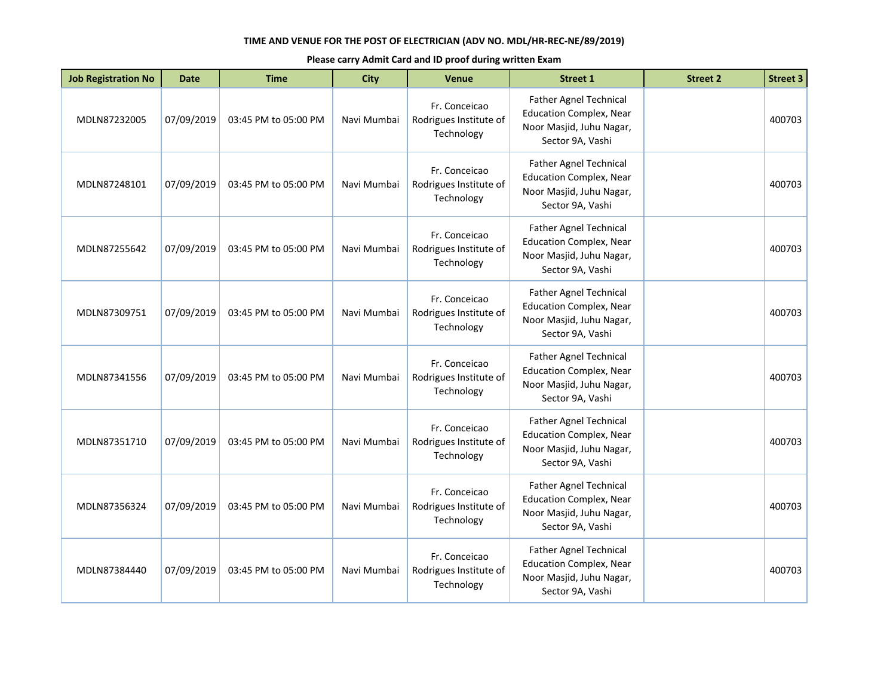**TIME AND VENUE FOR THE POST OF ELECTRICIAN (ADV NO. MDL/HR-REC-NE/89/2019)**

**Please carry Admit Card and ID proof during written Exam**

| Job Registration No | Date | Time | City | Venue | Street 1 | Street 2 | Street 3 |
|---|---|---|---|---|---|---|---|
| MDLN87232005 | 07/09/2019 | 03:45 PM to 05:00 PM | Navi Mumbai | Fr. Conceicao Rodrigues Institute of Technology | Father Agnel Technical Education Complex, Near Noor Masjid, Juhu Nagar, Sector 9A, Vashi | | 400703 |
| MDLN87248101 | 07/09/2019 | 03:45 PM to 05:00 PM | Navi Mumbai | Fr. Conceicao Rodrigues Institute of Technology | Father Agnel Technical Education Complex, Near Noor Masjid, Juhu Nagar, Sector 9A, Vashi | | 400703 |
| MDLN87255642 | 07/09/2019 | 03:45 PM to 05:00 PM | Navi Mumbai | Fr. Conceicao Rodrigues Institute of Technology | Father Agnel Technical Education Complex, Near Noor Masjid, Juhu Nagar, Sector 9A, Vashi | | 400703 |
| MDLN87309751 | 07/09/2019 | 03:45 PM to 05:00 PM | Navi Mumbai | Fr. Conceicao Rodrigues Institute of Technology | Father Agnel Technical Education Complex, Near Noor Masjid, Juhu Nagar, Sector 9A, Vashi | | 400703 |
| MDLN87341556 | 07/09/2019 | 03:45 PM to 05:00 PM | Navi Mumbai | Fr. Conceicao Rodrigues Institute of Technology | Father Agnel Technical Education Complex, Near Noor Masjid, Juhu Nagar, Sector 9A, Vashi | | 400703 |
| MDLN87351710 | 07/09/2019 | 03:45 PM to 05:00 PM | Navi Mumbai | Fr. Conceicao Rodrigues Institute of Technology | Father Agnel Technical Education Complex, Near Noor Masjid, Juhu Nagar, Sector 9A, Vashi | | 400703 |
| MDLN87356324 | 07/09/2019 | 03:45 PM to 05:00 PM | Navi Mumbai | Fr. Conceicao Rodrigues Institute of Technology | Father Agnel Technical Education Complex, Near Noor Masjid, Juhu Nagar, Sector 9A, Vashi | | 400703 |
| MDLN87384440 | 07/09/2019 | 03:45 PM to 05:00 PM | Navi Mumbai | Fr. Conceicao Rodrigues Institute of Technology | Father Agnel Technical Education Complex, Near Noor Masjid, Juhu Nagar, Sector 9A, Vashi | | 400703 |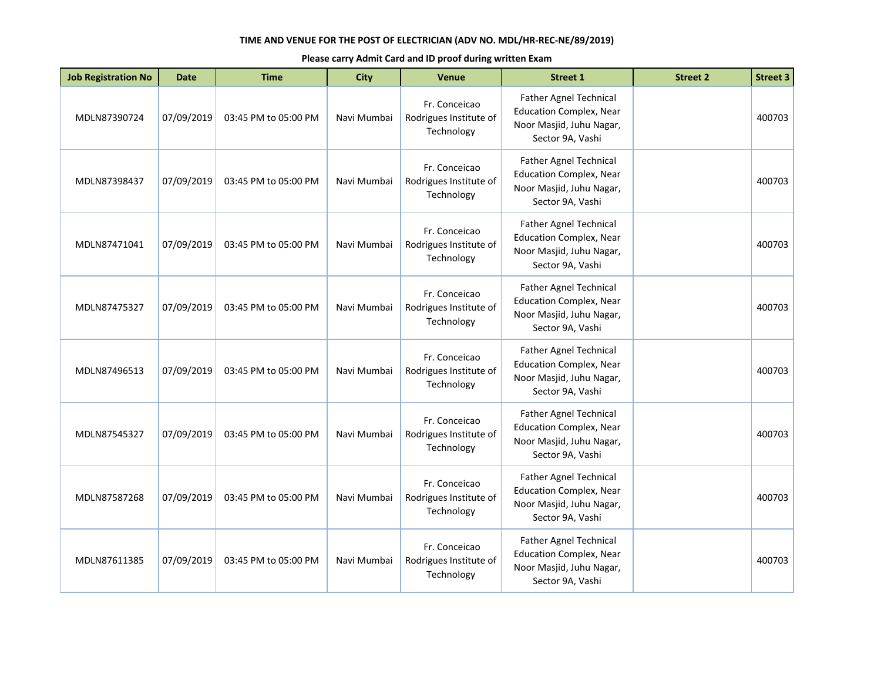**TIME AND VENUE FOR THE POST OF ELECTRICIAN (ADV NO. MDL/HR-REC-NE/89/2019)**

**Please carry Admit Card and ID proof during written Exam**

| Job Registration No | Date | Time | City | Venue | Street 1 | Street 2 | Street 3 |
|---|---|---|---|---|---|---|---|
| MDLN87390724 | 07/09/2019 | 03:45 PM to 05:00 PM | Navi Mumbai | Fr. Conceicao Rodrigues Institute of Technology | Father Agnel Technical Education Complex, Near Noor Masjid, Juhu Nagar, Sector 9A, Vashi | | 400703 |
| MDLN87398437 | 07/09/2019 | 03:45 PM to 05:00 PM | Navi Mumbai | Fr. Conceicao Rodrigues Institute of Technology | Father Agnel Technical Education Complex, Near Noor Masjid, Juhu Nagar, Sector 9A, Vashi | | 400703 |
| MDLN87471041 | 07/09/2019 | 03:45 PM to 05:00 PM | Navi Mumbai | Fr. Conceicao Rodrigues Institute of Technology | Father Agnel Technical Education Complex, Near Noor Masjid, Juhu Nagar, Sector 9A, Vashi | | 400703 |
| MDLN87475327 | 07/09/2019 | 03:45 PM to 05:00 PM | Navi Mumbai | Fr. Conceicao Rodrigues Institute of Technology | Father Agnel Technical Education Complex, Near Noor Masjid, Juhu Nagar, Sector 9A, Vashi | | 400703 |
| MDLN87496513 | 07/09/2019 | 03:45 PM to 05:00 PM | Navi Mumbai | Fr. Conceicao Rodrigues Institute of Technology | Father Agnel Technical Education Complex, Near Noor Masjid, Juhu Nagar, Sector 9A, Vashi | | 400703 |
| MDLN87545327 | 07/09/2019 | 03:45 PM to 05:00 PM | Navi Mumbai | Fr. Conceicao Rodrigues Institute of Technology | Father Agnel Technical Education Complex, Near Noor Masjid, Juhu Nagar, Sector 9A, Vashi | | 400703 |
| MDLN87587268 | 07/09/2019 | 03:45 PM to 05:00 PM | Navi Mumbai | Fr. Conceicao Rodrigues Institute of Technology | Father Agnel Technical Education Complex, Near Noor Masjid, Juhu Nagar, Sector 9A, Vashi | | 400703 |
| MDLN87611385 | 07/09/2019 | 03:45 PM to 05:00 PM | Navi Mumbai | Fr. Conceicao Rodrigues Institute of Technology | Father Agnel Technical Education Complex, Near Noor Masjid, Juhu Nagar, Sector 9A, Vashi | | 400703 |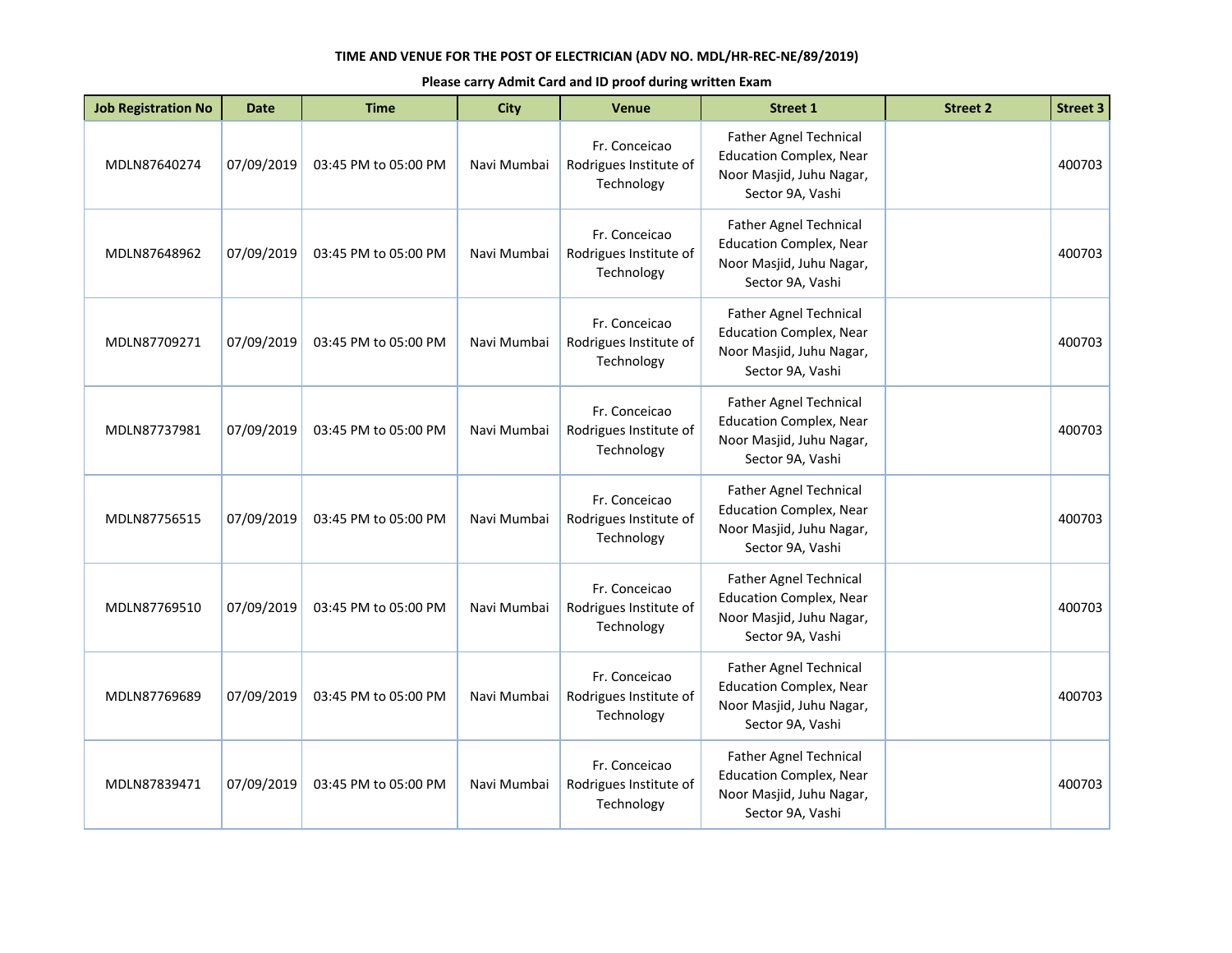**TIME AND VENUE FOR THE POST OF ELECTRICIAN (ADV NO. MDL/HR-REC-NE/89/2019)**

**Please carry Admit Card and ID proof during written Exam**

| Job Registration No | Date | Time | City | Venue | Street 1 | Street 2 | Street 3 |
|---|---|---|---|---|---|---|---|
| MDLN87640274 | 07/09/2019 | 03:45 PM to 05:00 PM | Navi Mumbai | Fr. Conceicao Rodrigues Institute of Technology | Father Agnel Technical Education Complex, Near Noor Masjid, Juhu Nagar, Sector 9A, Vashi | | 400703 |
| MDLN87648962 | 07/09/2019 | 03:45 PM to 05:00 PM | Navi Mumbai | Fr. Conceicao Rodrigues Institute of Technology | Father Agnel Technical Education Complex, Near Noor Masjid, Juhu Nagar, Sector 9A, Vashi | | 400703 |
| MDLN87709271 | 07/09/2019 | 03:45 PM to 05:00 PM | Navi Mumbai | Fr. Conceicao Rodrigues Institute of Technology | Father Agnel Technical Education Complex, Near Noor Masjid, Juhu Nagar, Sector 9A, Vashi | | 400703 |
| MDLN87737981 | 07/09/2019 | 03:45 PM to 05:00 PM | Navi Mumbai | Fr. Conceicao Rodrigues Institute of Technology | Father Agnel Technical Education Complex, Near Noor Masjid, Juhu Nagar, Sector 9A, Vashi | | 400703 |
| MDLN87756515 | 07/09/2019 | 03:45 PM to 05:00 PM | Navi Mumbai | Fr. Conceicao Rodrigues Institute of Technology | Father Agnel Technical Education Complex, Near Noor Masjid, Juhu Nagar, Sector 9A, Vashi | | 400703 |
| MDLN87769510 | 07/09/2019 | 03:45 PM to 05:00 PM | Navi Mumbai | Fr. Conceicao Rodrigues Institute of Technology | Father Agnel Technical Education Complex, Near Noor Masjid, Juhu Nagar, Sector 9A, Vashi | | 400703 |
| MDLN87769689 | 07/09/2019 | 03:45 PM to 05:00 PM | Navi Mumbai | Fr. Conceicao Rodrigues Institute of Technology | Father Agnel Technical Education Complex, Near Noor Masjid, Juhu Nagar, Sector 9A, Vashi | | 400703 |
| MDLN87839471 | 07/09/2019 | 03:45 PM to 05:00 PM | Navi Mumbai | Fr. Conceicao Rodrigues Institute of Technology | Father Agnel Technical Education Complex, Near Noor Masjid, Juhu Nagar, Sector 9A, Vashi | | 400703 |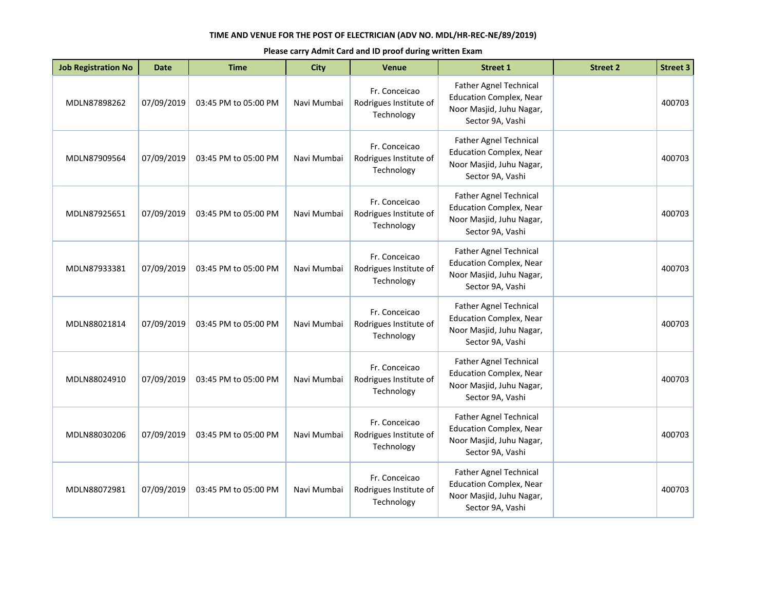**TIME AND VENUE FOR THE POST OF ELECTRICIAN (ADV NO. MDL/HR-REC-NE/89/2019)**

**Please carry Admit Card and ID proof during written Exam**

| Job Registration No | Date | Time | City | Venue | Street 1 | Street 2 | Street 3 |
|---|---|---|---|---|---|---|---|
| MDLN87898262 | 07/09/2019 | 03:45 PM to 05:00 PM | Navi Mumbai | Fr. Conceicao Rodrigues Institute of Technology | Father Agnel Technical Education Complex, Near Noor Masjid, Juhu Nagar, Sector 9A, Vashi | | 400703 |
| MDLN87909564 | 07/09/2019 | 03:45 PM to 05:00 PM | Navi Mumbai | Fr. Conceicao Rodrigues Institute of Technology | Father Agnel Technical Education Complex, Near Noor Masjid, Juhu Nagar, Sector 9A, Vashi | | 400703 |
| MDLN87925651 | 07/09/2019 | 03:45 PM to 05:00 PM | Navi Mumbai | Fr. Conceicao Rodrigues Institute of Technology | Father Agnel Technical Education Complex, Near Noor Masjid, Juhu Nagar, Sector 9A, Vashi | | 400703 |
| MDLN87933381 | 07/09/2019 | 03:45 PM to 05:00 PM | Navi Mumbai | Fr. Conceicao Rodrigues Institute of Technology | Father Agnel Technical Education Complex, Near Noor Masjid, Juhu Nagar, Sector 9A, Vashi | | 400703 |
| MDLN88021814 | 07/09/2019 | 03:45 PM to 05:00 PM | Navi Mumbai | Fr. Conceicao Rodrigues Institute of Technology | Father Agnel Technical Education Complex, Near Noor Masjid, Juhu Nagar, Sector 9A, Vashi | | 400703 |
| MDLN88024910 | 07/09/2019 | 03:45 PM to 05:00 PM | Navi Mumbai | Fr. Conceicao Rodrigues Institute of Technology | Father Agnel Technical Education Complex, Near Noor Masjid, Juhu Nagar, Sector 9A, Vashi | | 400703 |
| MDLN88030206 | 07/09/2019 | 03:45 PM to 05:00 PM | Navi Mumbai | Fr. Conceicao Rodrigues Institute of Technology | Father Agnel Technical Education Complex, Near Noor Masjid, Juhu Nagar, Sector 9A, Vashi | | 400703 |
| MDLN88072981 | 07/09/2019 | 03:45 PM to 05:00 PM | Navi Mumbai | Fr. Conceicao Rodrigues Institute of Technology | Father Agnel Technical Education Complex, Near Noor Masjid, Juhu Nagar, Sector 9A, Vashi | | 400703 |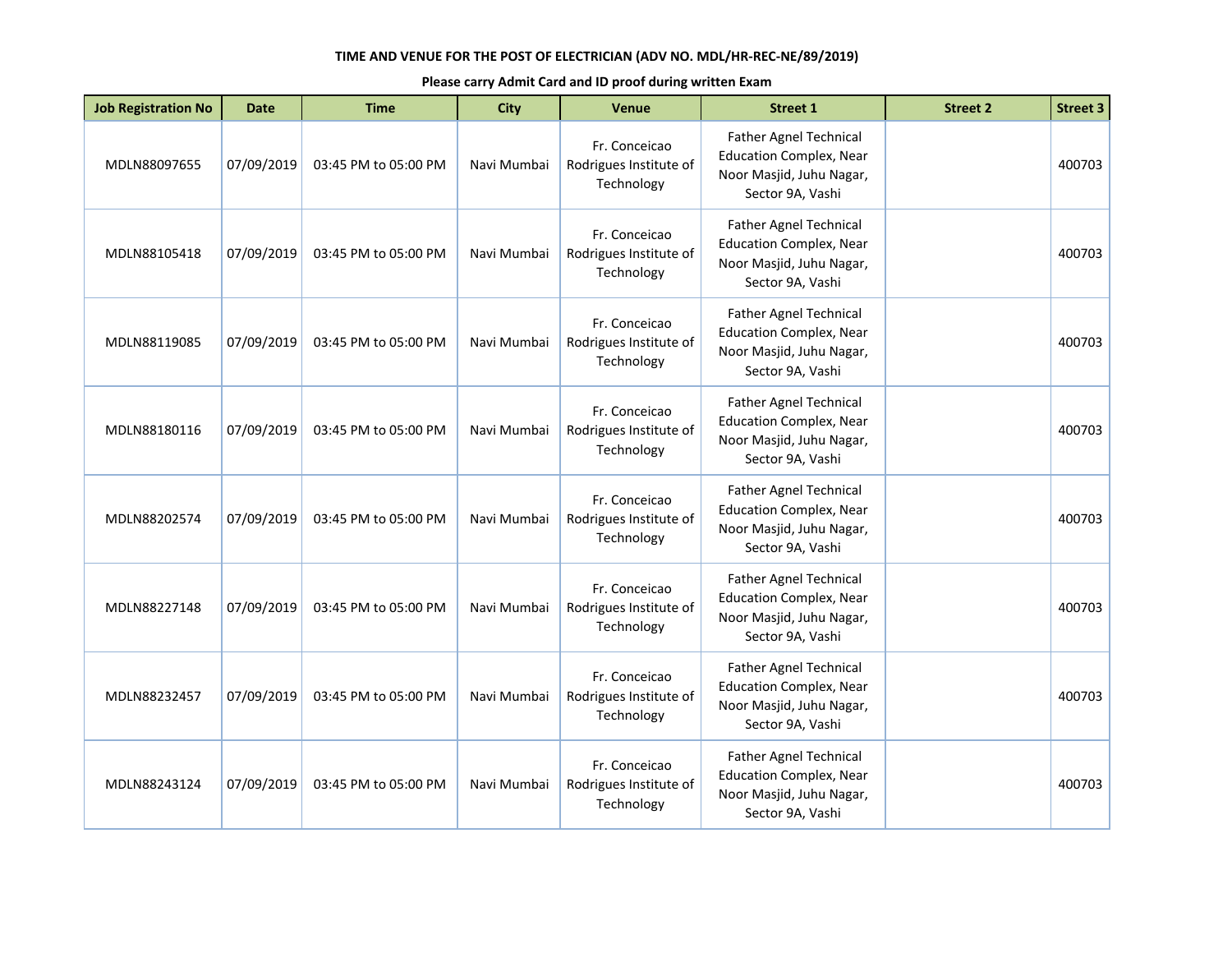**TIME AND VENUE FOR THE POST OF ELECTRICIAN (ADV NO. MDL/HR-REC-NE/89/2019)**

**Please carry Admit Card and ID proof during written Exam**

| Job Registration No | Date | Time | City | Venue | Street 1 | Street 2 | Street 3 |
|---|---|---|---|---|---|---|---|
| MDLN88097655 | 07/09/2019 | 03:45 PM to 05:00 PM | Navi Mumbai | Fr. Conceicao Rodrigues Institute of Technology | Father Agnel Technical Education Complex, Near Noor Masjid, Juhu Nagar, Sector 9A, Vashi | | 400703 |
| MDLN88105418 | 07/09/2019 | 03:45 PM to 05:00 PM | Navi Mumbai | Fr. Conceicao Rodrigues Institute of Technology | Father Agnel Technical Education Complex, Near Noor Masjid, Juhu Nagar, Sector 9A, Vashi | | 400703 |
| MDLN88119085 | 07/09/2019 | 03:45 PM to 05:00 PM | Navi Mumbai | Fr. Conceicao Rodrigues Institute of Technology | Father Agnel Technical Education Complex, Near Noor Masjid, Juhu Nagar, Sector 9A, Vashi | | 400703 |
| MDLN88180116 | 07/09/2019 | 03:45 PM to 05:00 PM | Navi Mumbai | Fr. Conceicao Rodrigues Institute of Technology | Father Agnel Technical Education Complex, Near Noor Masjid, Juhu Nagar, Sector 9A, Vashi | | 400703 |
| MDLN88202574 | 07/09/2019 | 03:45 PM to 05:00 PM | Navi Mumbai | Fr. Conceicao Rodrigues Institute of Technology | Father Agnel Technical Education Complex, Near Noor Masjid, Juhu Nagar, Sector 9A, Vashi | | 400703 |
| MDLN88227148 | 07/09/2019 | 03:45 PM to 05:00 PM | Navi Mumbai | Fr. Conceicao Rodrigues Institute of Technology | Father Agnel Technical Education Complex, Near Noor Masjid, Juhu Nagar, Sector 9A, Vashi | | 400703 |
| MDLN88232457 | 07/09/2019 | 03:45 PM to 05:00 PM | Navi Mumbai | Fr. Conceicao Rodrigues Institute of Technology | Father Agnel Technical Education Complex, Near Noor Masjid, Juhu Nagar, Sector 9A, Vashi | | 400703 |
| MDLN88243124 | 07/09/2019 | 03:45 PM to 05:00 PM | Navi Mumbai | Fr. Conceicao Rodrigues Institute of Technology | Father Agnel Technical Education Complex, Near Noor Masjid, Juhu Nagar, Sector 9A, Vashi | | 400703 |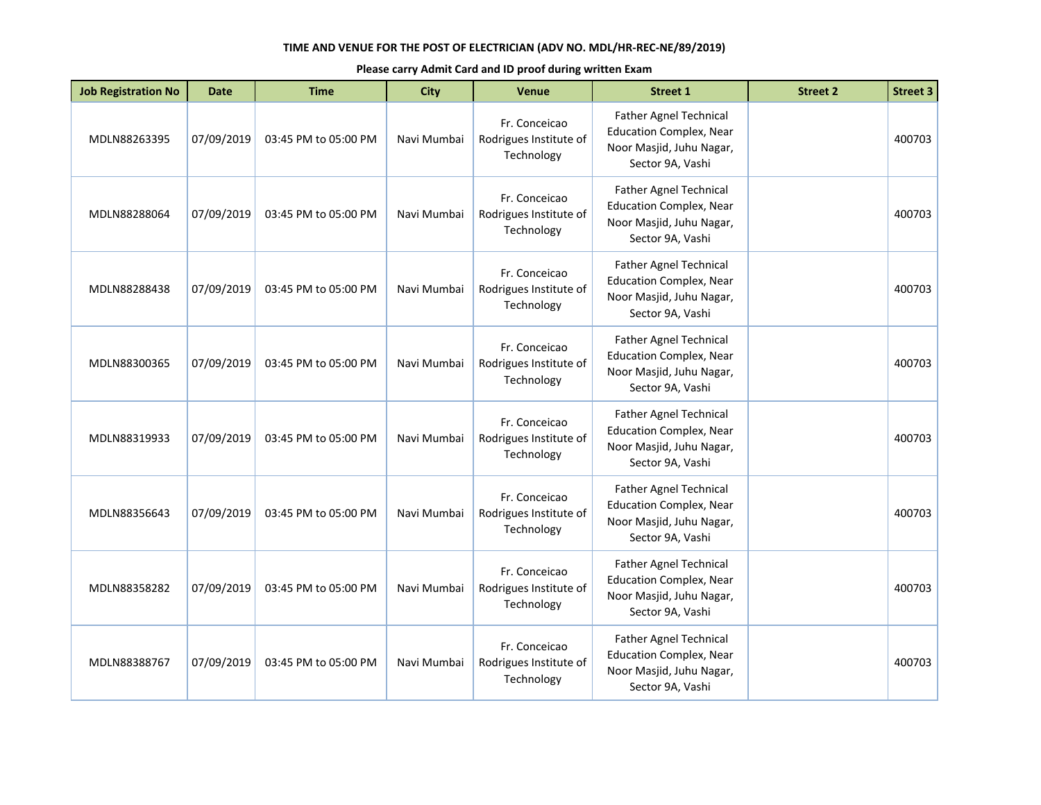**TIME AND VENUE FOR THE POST OF ELECTRICIAN (ADV NO. MDL/HR-REC-NE/89/2019)**

**Please carry Admit Card and ID proof during written Exam**

| Job Registration No | Date | Time | City | Venue | Street 1 | Street 2 | Street 3 |
|---|---|---|---|---|---|---|---|
| MDLN88263395 | 07/09/2019 | 03:45 PM to 05:00 PM | Navi Mumbai | Fr. Conceicao Rodrigues Institute of Technology | Father Agnel Technical Education Complex, Near Noor Masjid, Juhu Nagar, Sector 9A, Vashi | | 400703 |
| MDLN88288064 | 07/09/2019 | 03:45 PM to 05:00 PM | Navi Mumbai | Fr. Conceicao Rodrigues Institute of Technology | Father Agnel Technical Education Complex, Near Noor Masjid, Juhu Nagar, Sector 9A, Vashi | | 400703 |
| MDLN88288438 | 07/09/2019 | 03:45 PM to 05:00 PM | Navi Mumbai | Fr. Conceicao Rodrigues Institute of Technology | Father Agnel Technical Education Complex, Near Noor Masjid, Juhu Nagar, Sector 9A, Vashi | | 400703 |
| MDLN88300365 | 07/09/2019 | 03:45 PM to 05:00 PM | Navi Mumbai | Fr. Conceicao Rodrigues Institute of Technology | Father Agnel Technical Education Complex, Near Noor Masjid, Juhu Nagar, Sector 9A, Vashi | | 400703 |
| MDLN88319933 | 07/09/2019 | 03:45 PM to 05:00 PM | Navi Mumbai | Fr. Conceicao Rodrigues Institute of Technology | Father Agnel Technical Education Complex, Near Noor Masjid, Juhu Nagar, Sector 9A, Vashi | | 400703 |
| MDLN88356643 | 07/09/2019 | 03:45 PM to 05:00 PM | Navi Mumbai | Fr. Conceicao Rodrigues Institute of Technology | Father Agnel Technical Education Complex, Near Noor Masjid, Juhu Nagar, Sector 9A, Vashi | | 400703 |
| MDLN88358282 | 07/09/2019 | 03:45 PM to 05:00 PM | Navi Mumbai | Fr. Conceicao Rodrigues Institute of Technology | Father Agnel Technical Education Complex, Near Noor Masjid, Juhu Nagar, Sector 9A, Vashi | | 400703 |
| MDLN88388767 | 07/09/2019 | 03:45 PM to 05:00 PM | Navi Mumbai | Fr. Conceicao Rodrigues Institute of Technology | Father Agnel Technical Education Complex, Near Noor Masjid, Juhu Nagar, Sector 9A, Vashi | | 400703 |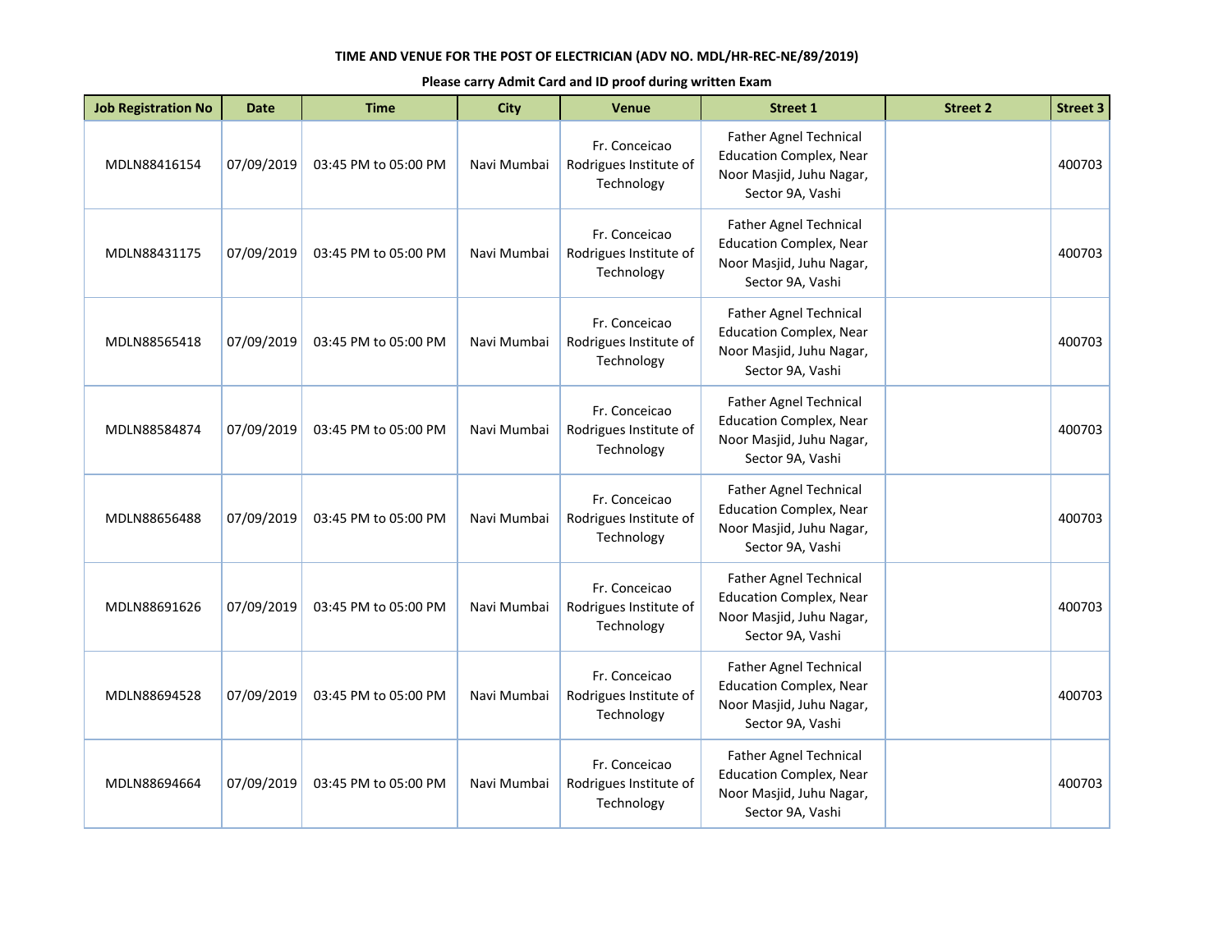**TIME AND VENUE FOR THE POST OF ELECTRICIAN (ADV NO. MDL/HR-REC-NE/89/2019)**

**Please carry Admit Card and ID proof during written Exam**

| Job Registration No | Date | Time | City | Venue | Street 1 | Street 2 | Street 3 |
|---|---|---|---|---|---|---|---|
| MDLN88416154 | 07/09/2019 | 03:45 PM to 05:00 PM | Navi Mumbai | Fr. Conceicao Rodrigues Institute of Technology | Father Agnel Technical Education Complex, Near Noor Masjid, Juhu Nagar, Sector 9A, Vashi | | 400703 |
| MDLN88431175 | 07/09/2019 | 03:45 PM to 05:00 PM | Navi Mumbai | Fr. Conceicao Rodrigues Institute of Technology | Father Agnel Technical Education Complex, Near Noor Masjid, Juhu Nagar, Sector 9A, Vashi | | 400703 |
| MDLN88565418 | 07/09/2019 | 03:45 PM to 05:00 PM | Navi Mumbai | Fr. Conceicao Rodrigues Institute of Technology | Father Agnel Technical Education Complex, Near Noor Masjid, Juhu Nagar, Sector 9A, Vashi | | 400703 |
| MDLN88584874 | 07/09/2019 | 03:45 PM to 05:00 PM | Navi Mumbai | Fr. Conceicao Rodrigues Institute of Technology | Father Agnel Technical Education Complex, Near Noor Masjid, Juhu Nagar, Sector 9A, Vashi | | 400703 |
| MDLN88656488 | 07/09/2019 | 03:45 PM to 05:00 PM | Navi Mumbai | Fr. Conceicao Rodrigues Institute of Technology | Father Agnel Technical Education Complex, Near Noor Masjid, Juhu Nagar, Sector 9A, Vashi | | 400703 |
| MDLN88691626 | 07/09/2019 | 03:45 PM to 05:00 PM | Navi Mumbai | Fr. Conceicao Rodrigues Institute of Technology | Father Agnel Technical Education Complex, Near Noor Masjid, Juhu Nagar, Sector 9A, Vashi | | 400703 |
| MDLN88694528 | 07/09/2019 | 03:45 PM to 05:00 PM | Navi Mumbai | Fr. Conceicao Rodrigues Institute of Technology | Father Agnel Technical Education Complex, Near Noor Masjid, Juhu Nagar, Sector 9A, Vashi | | 400703 |
| MDLN88694664 | 07/09/2019 | 03:45 PM to 05:00 PM | Navi Mumbai | Fr. Conceicao Rodrigues Institute of Technology | Father Agnel Technical Education Complex, Near Noor Masjid, Juhu Nagar, Sector 9A, Vashi | | 400703 |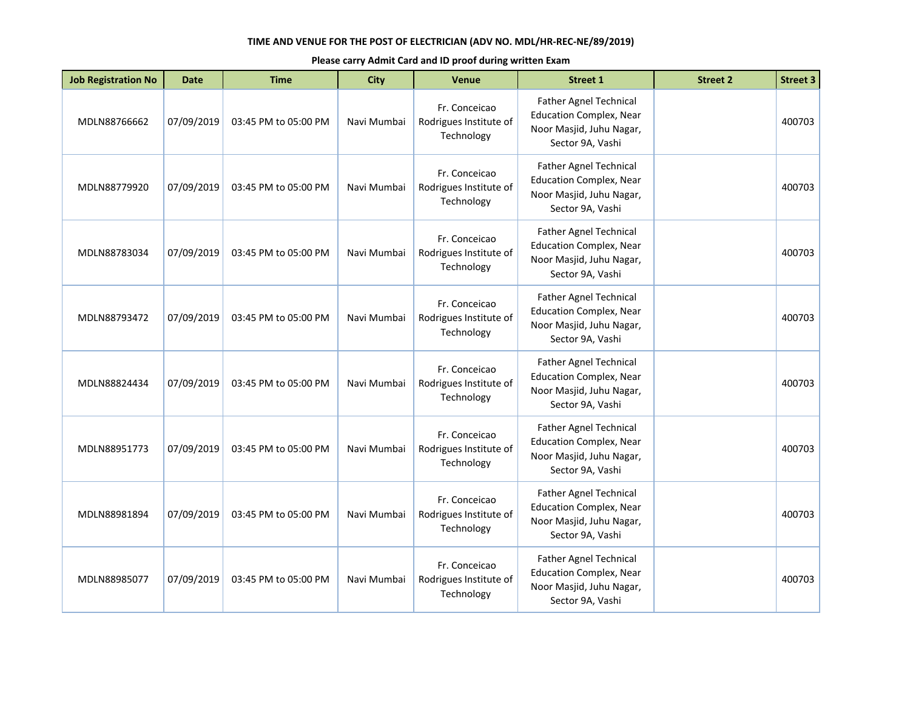**TIME AND VENUE FOR THE POST OF ELECTRICIAN (ADV NO. MDL/HR-REC-NE/89/2019)**

**Please carry Admit Card and ID proof during written Exam**

| Job Registration No | Date | Time | City | Venue | Street 1 | Street 2 | Street 3 |
|---|---|---|---|---|---|---|---|
| MDLN88766662 | 07/09/2019 | 03:45 PM to 05:00 PM | Navi Mumbai | Fr. Conceicao Rodrigues Institute of Technology | Father Agnel Technical Education Complex, Near Noor Masjid, Juhu Nagar, Sector 9A, Vashi | | 400703 |
| MDLN88779920 | 07/09/2019 | 03:45 PM to 05:00 PM | Navi Mumbai | Fr. Conceicao Rodrigues Institute of Technology | Father Agnel Technical Education Complex, Near Noor Masjid, Juhu Nagar, Sector 9A, Vashi | | 400703 |
| MDLN88783034 | 07/09/2019 | 03:45 PM to 05:00 PM | Navi Mumbai | Fr. Conceicao Rodrigues Institute of Technology | Father Agnel Technical Education Complex, Near Noor Masjid, Juhu Nagar, Sector 9A, Vashi | | 400703 |
| MDLN88793472 | 07/09/2019 | 03:45 PM to 05:00 PM | Navi Mumbai | Fr. Conceicao Rodrigues Institute of Technology | Father Agnel Technical Education Complex, Near Noor Masjid, Juhu Nagar, Sector 9A, Vashi | | 400703 |
| MDLN88824434 | 07/09/2019 | 03:45 PM to 05:00 PM | Navi Mumbai | Fr. Conceicao Rodrigues Institute of Technology | Father Agnel Technical Education Complex, Near Noor Masjid, Juhu Nagar, Sector 9A, Vashi | | 400703 |
| MDLN88951773 | 07/09/2019 | 03:45 PM to 05:00 PM | Navi Mumbai | Fr. Conceicao Rodrigues Institute of Technology | Father Agnel Technical Education Complex, Near Noor Masjid, Juhu Nagar, Sector 9A, Vashi | | 400703 |
| MDLN88981894 | 07/09/2019 | 03:45 PM to 05:00 PM | Navi Mumbai | Fr. Conceicao Rodrigues Institute of Technology | Father Agnel Technical Education Complex, Near Noor Masjid, Juhu Nagar, Sector 9A, Vashi | | 400703 |
| MDLN88985077 | 07/09/2019 | 03:45 PM to 05:00 PM | Navi Mumbai | Fr. Conceicao Rodrigues Institute of Technology | Father Agnel Technical Education Complex, Near Noor Masjid, Juhu Nagar, Sector 9A, Vashi | | 400703 |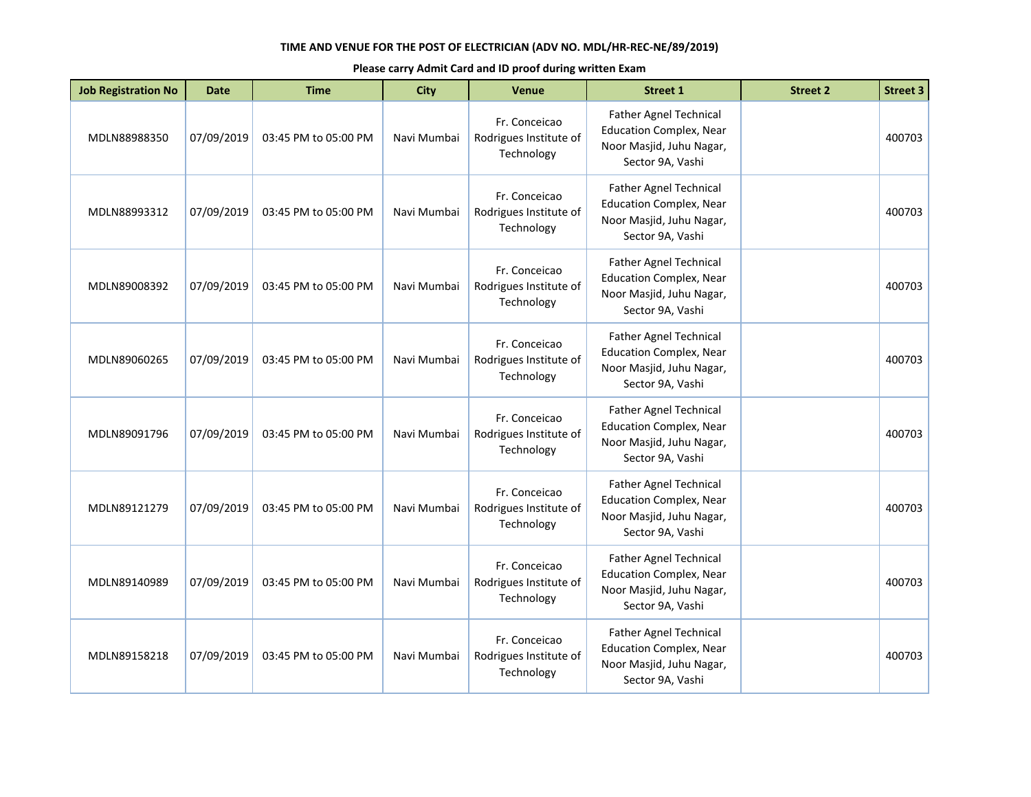**TIME AND VENUE FOR THE POST OF ELECTRICIAN (ADV NO. MDL/HR-REC-NE/89/2019)**

**Please carry Admit Card and ID proof during written Exam**

| Job Registration No | Date | Time | City | Venue | Street 1 | Street 2 | Street 3 |
|---|---|---|---|---|---|---|---|
| MDLN88988350 | 07/09/2019 | 03:45 PM to 05:00 PM | Navi Mumbai | Fr. Conceicao Rodrigues Institute of Technology | Father Agnel Technical Education Complex, Near Noor Masjid, Juhu Nagar, Sector 9A, Vashi | | 400703 |
| MDLN88993312 | 07/09/2019 | 03:45 PM to 05:00 PM | Navi Mumbai | Fr. Conceicao Rodrigues Institute of Technology | Father Agnel Technical Education Complex, Near Noor Masjid, Juhu Nagar, Sector 9A, Vashi | | 400703 |
| MDLN89008392 | 07/09/2019 | 03:45 PM to 05:00 PM | Navi Mumbai | Fr. Conceicao Rodrigues Institute of Technology | Father Agnel Technical Education Complex, Near Noor Masjid, Juhu Nagar, Sector 9A, Vashi | | 400703 |
| MDLN89060265 | 07/09/2019 | 03:45 PM to 05:00 PM | Navi Mumbai | Fr. Conceicao Rodrigues Institute of Technology | Father Agnel Technical Education Complex, Near Noor Masjid, Juhu Nagar, Sector 9A, Vashi | | 400703 |
| MDLN89091796 | 07/09/2019 | 03:45 PM to 05:00 PM | Navi Mumbai | Fr. Conceicao Rodrigues Institute of Technology | Father Agnel Technical Education Complex, Near Noor Masjid, Juhu Nagar, Sector 9A, Vashi | | 400703 |
| MDLN89121279 | 07/09/2019 | 03:45 PM to 05:00 PM | Navi Mumbai | Fr. Conceicao Rodrigues Institute of Technology | Father Agnel Technical Education Complex, Near Noor Masjid, Juhu Nagar, Sector 9A, Vashi | | 400703 |
| MDLN89140989 | 07/09/2019 | 03:45 PM to 05:00 PM | Navi Mumbai | Fr. Conceicao Rodrigues Institute of Technology | Father Agnel Technical Education Complex, Near Noor Masjid, Juhu Nagar, Sector 9A, Vashi | | 400703 |
| MDLN89158218 | 07/09/2019 | 03:45 PM to 05:00 PM | Navi Mumbai | Fr. Conceicao Rodrigues Institute of Technology | Father Agnel Technical Education Complex, Near Noor Masjid, Juhu Nagar, Sector 9A, Vashi | | 400703 |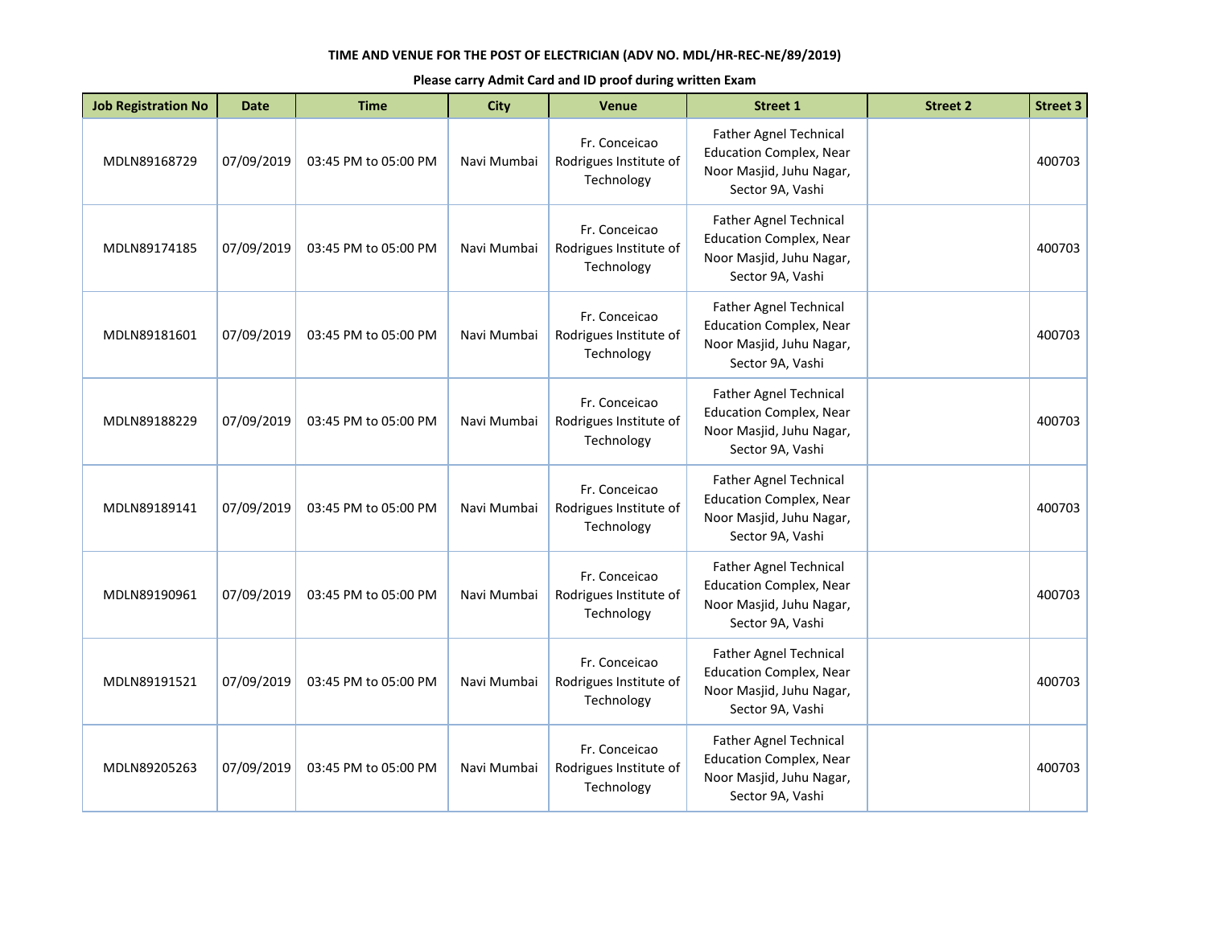**TIME AND VENUE FOR THE POST OF ELECTRICIAN (ADV NO. MDL/HR-REC-NE/89/2019)**

**Please carry Admit Card and ID proof during written Exam**

| Job Registration No | Date | Time | City | Venue | Street 1 | Street 2 | Street 3 |
|---|---|---|---|---|---|---|---|
| MDLN89168729 | 07/09/2019 | 03:45 PM to 05:00 PM | Navi Mumbai | Fr. Conceicao Rodrigues Institute of Technology | Father Agnel Technical Education Complex, Near Noor Masjid, Juhu Nagar, Sector 9A, Vashi | | 400703 |
| MDLN89174185 | 07/09/2019 | 03:45 PM to 05:00 PM | Navi Mumbai | Fr. Conceicao Rodrigues Institute of Technology | Father Agnel Technical Education Complex, Near Noor Masjid, Juhu Nagar, Sector 9A, Vashi | | 400703 |
| MDLN89181601 | 07/09/2019 | 03:45 PM to 05:00 PM | Navi Mumbai | Fr. Conceicao Rodrigues Institute of Technology | Father Agnel Technical Education Complex, Near Noor Masjid, Juhu Nagar, Sector 9A, Vashi | | 400703 |
| MDLN89188229 | 07/09/2019 | 03:45 PM to 05:00 PM | Navi Mumbai | Fr. Conceicao Rodrigues Institute of Technology | Father Agnel Technical Education Complex, Near Noor Masjid, Juhu Nagar, Sector 9A, Vashi | | 400703 |
| MDLN89189141 | 07/09/2019 | 03:45 PM to 05:00 PM | Navi Mumbai | Fr. Conceicao Rodrigues Institute of Technology | Father Agnel Technical Education Complex, Near Noor Masjid, Juhu Nagar, Sector 9A, Vashi | | 400703 |
| MDLN89190961 | 07/09/2019 | 03:45 PM to 05:00 PM | Navi Mumbai | Fr. Conceicao Rodrigues Institute of Technology | Father Agnel Technical Education Complex, Near Noor Masjid, Juhu Nagar, Sector 9A, Vashi | | 400703 |
| MDLN89191521 | 07/09/2019 | 03:45 PM to 05:00 PM | Navi Mumbai | Fr. Conceicao Rodrigues Institute of Technology | Father Agnel Technical Education Complex, Near Noor Masjid, Juhu Nagar, Sector 9A, Vashi | | 400703 |
| MDLN89205263 | 07/09/2019 | 03:45 PM to 05:00 PM | Navi Mumbai | Fr. Conceicao Rodrigues Institute of Technology | Father Agnel Technical Education Complex, Near Noor Masjid, Juhu Nagar, Sector 9A, Vashi | | 400703 |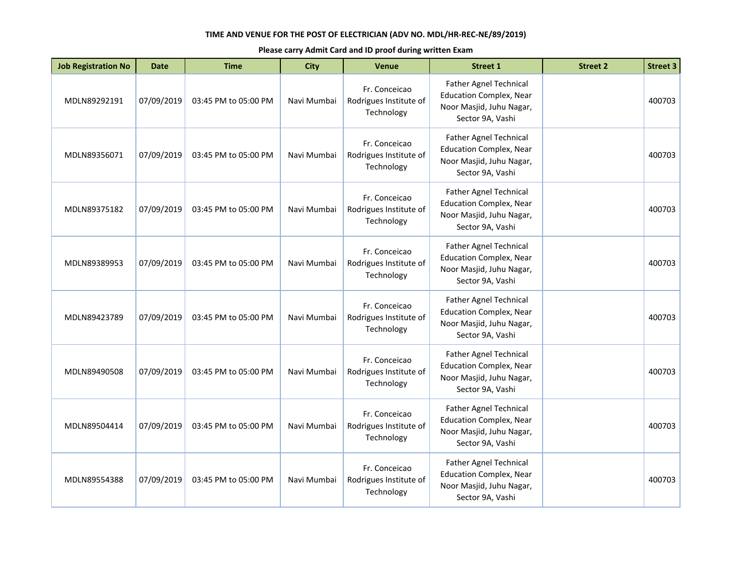**TIME AND VENUE FOR THE POST OF ELECTRICIAN (ADV NO. MDL/HR-REC-NE/89/2019)**

**Please carry Admit Card and ID proof during written Exam**

| Job Registration No | Date | Time | City | Venue | Street 1 | Street 2 | Street 3 |
|---|---|---|---|---|---|---|---|
| MDLN89292191 | 07/09/2019 | 03:45 PM to 05:00 PM | Navi Mumbai | Fr. Conceicao Rodrigues Institute of Technology | Father Agnel Technical Education Complex, Near Noor Masjid, Juhu Nagar, Sector 9A, Vashi | | 400703 |
| MDLN89356071 | 07/09/2019 | 03:45 PM to 05:00 PM | Navi Mumbai | Fr. Conceicao Rodrigues Institute of Technology | Father Agnel Technical Education Complex, Near Noor Masjid, Juhu Nagar, Sector 9A, Vashi | | 400703 |
| MDLN89375182 | 07/09/2019 | 03:45 PM to 05:00 PM | Navi Mumbai | Fr. Conceicao Rodrigues Institute of Technology | Father Agnel Technical Education Complex, Near Noor Masjid, Juhu Nagar, Sector 9A, Vashi | | 400703 |
| MDLN89389953 | 07/09/2019 | 03:45 PM to 05:00 PM | Navi Mumbai | Fr. Conceicao Rodrigues Institute of Technology | Father Agnel Technical Education Complex, Near Noor Masjid, Juhu Nagar, Sector 9A, Vashi | | 400703 |
| MDLN89423789 | 07/09/2019 | 03:45 PM to 05:00 PM | Navi Mumbai | Fr. Conceicao Rodrigues Institute of Technology | Father Agnel Technical Education Complex, Near Noor Masjid, Juhu Nagar, Sector 9A, Vashi | | 400703 |
| MDLN89490508 | 07/09/2019 | 03:45 PM to 05:00 PM | Navi Mumbai | Fr. Conceicao Rodrigues Institute of Technology | Father Agnel Technical Education Complex, Near Noor Masjid, Juhu Nagar, Sector 9A, Vashi | | 400703 |
| MDLN89504414 | 07/09/2019 | 03:45 PM to 05:00 PM | Navi Mumbai | Fr. Conceicao Rodrigues Institute of Technology | Father Agnel Technical Education Complex, Near Noor Masjid, Juhu Nagar, Sector 9A, Vashi | | 400703 |
| MDLN89554388 | 07/09/2019 | 03:45 PM to 05:00 PM | Navi Mumbai | Fr. Conceicao Rodrigues Institute of Technology | Father Agnel Technical Education Complex, Near Noor Masjid, Juhu Nagar, Sector 9A, Vashi | | 400703 |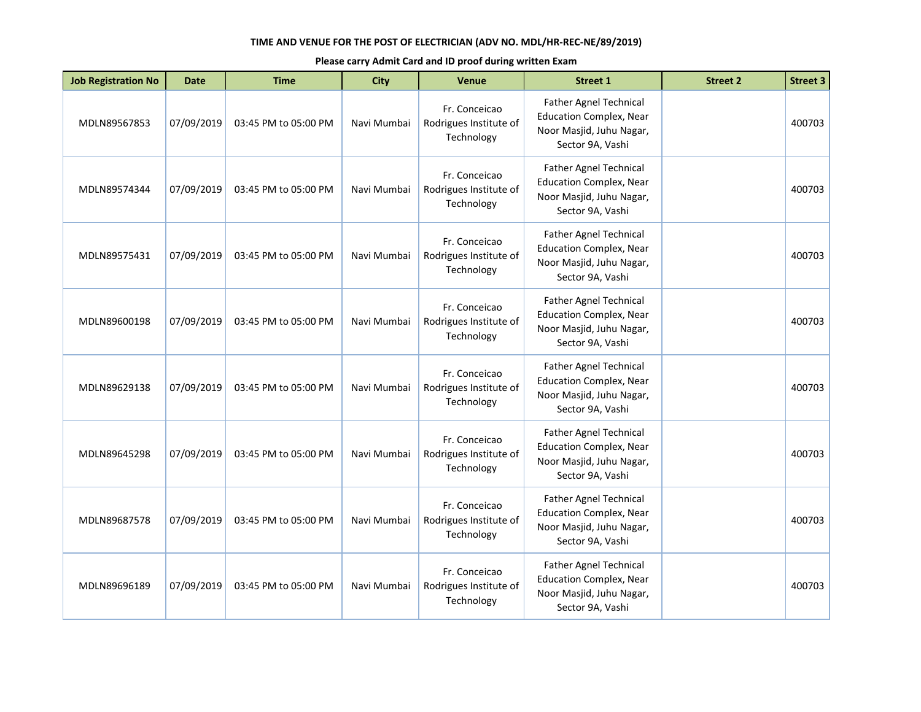**TIME AND VENUE FOR THE POST OF ELECTRICIAN (ADV NO. MDL/HR-REC-NE/89/2019)**

**Please carry Admit Card and ID proof during written Exam**

| Job Registration No | Date | Time | City | Venue | Street 1 | Street 2 | Street 3 |
|---|---|---|---|---|---|---|---|
| MDLN89567853 | 07/09/2019 | 03:45 PM to 05:00 PM | Navi Mumbai | Fr. Conceicao Rodrigues Institute of Technology | Father Agnel Technical Education Complex, Near Noor Masjid, Juhu Nagar, Sector 9A, Vashi | | 400703 |
| MDLN89574344 | 07/09/2019 | 03:45 PM to 05:00 PM | Navi Mumbai | Fr. Conceicao Rodrigues Institute of Technology | Father Agnel Technical Education Complex, Near Noor Masjid, Juhu Nagar, Sector 9A, Vashi | | 400703 |
| MDLN89575431 | 07/09/2019 | 03:45 PM to 05:00 PM | Navi Mumbai | Fr. Conceicao Rodrigues Institute of Technology | Father Agnel Technical Education Complex, Near Noor Masjid, Juhu Nagar, Sector 9A, Vashi | | 400703 |
| MDLN89600198 | 07/09/2019 | 03:45 PM to 05:00 PM | Navi Mumbai | Fr. Conceicao Rodrigues Institute of Technology | Father Agnel Technical Education Complex, Near Noor Masjid, Juhu Nagar, Sector 9A, Vashi | | 400703 |
| MDLN89629138 | 07/09/2019 | 03:45 PM to 05:00 PM | Navi Mumbai | Fr. Conceicao Rodrigues Institute of Technology | Father Agnel Technical Education Complex, Near Noor Masjid, Juhu Nagar, Sector 9A, Vashi | | 400703 |
| MDLN89645298 | 07/09/2019 | 03:45 PM to 05:00 PM | Navi Mumbai | Fr. Conceicao Rodrigues Institute of Technology | Father Agnel Technical Education Complex, Near Noor Masjid, Juhu Nagar, Sector 9A, Vashi | | 400703 |
| MDLN89687578 | 07/09/2019 | 03:45 PM to 05:00 PM | Navi Mumbai | Fr. Conceicao Rodrigues Institute of Technology | Father Agnel Technical Education Complex, Near Noor Masjid, Juhu Nagar, Sector 9A, Vashi | | 400703 |
| MDLN89696189 | 07/09/2019 | 03:45 PM to 05:00 PM | Navi Mumbai | Fr. Conceicao Rodrigues Institute of Technology | Father Agnel Technical Education Complex, Near Noor Masjid, Juhu Nagar, Sector 9A, Vashi | | 400703 |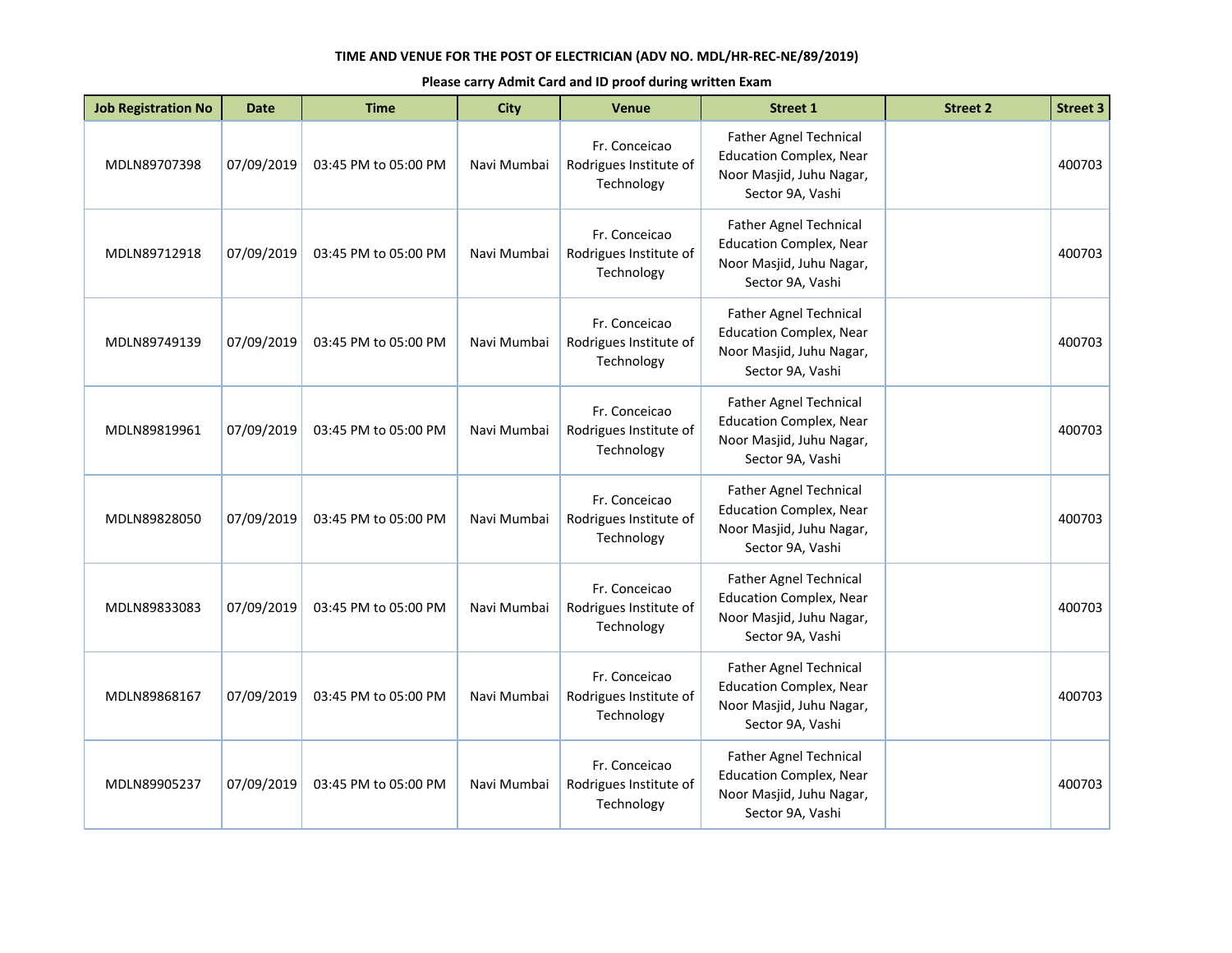**TIME AND VENUE FOR THE POST OF ELECTRICIAN (ADV NO. MDL/HR-REC-NE/89/2019)**

**Please carry Admit Card and ID proof during written Exam**

| Job Registration No | Date | Time | City | Venue | Street 1 | Street 2 | Street 3 |
|---|---|---|---|---|---|---|---|
| MDLN89707398 | 07/09/2019 | 03:45 PM to 05:00 PM | Navi Mumbai | Fr. Conceicao Rodrigues Institute of Technology | Father Agnel Technical Education Complex, Near Noor Masjid, Juhu Nagar, Sector 9A, Vashi | | 400703 |
| MDLN89712918 | 07/09/2019 | 03:45 PM to 05:00 PM | Navi Mumbai | Fr. Conceicao Rodrigues Institute of Technology | Father Agnel Technical Education Complex, Near Noor Masjid, Juhu Nagar, Sector 9A, Vashi | | 400703 |
| MDLN89749139 | 07/09/2019 | 03:45 PM to 05:00 PM | Navi Mumbai | Fr. Conceicao Rodrigues Institute of Technology | Father Agnel Technical Education Complex, Near Noor Masjid, Juhu Nagar, Sector 9A, Vashi | | 400703 |
| MDLN89819961 | 07/09/2019 | 03:45 PM to 05:00 PM | Navi Mumbai | Fr. Conceicao Rodrigues Institute of Technology | Father Agnel Technical Education Complex, Near Noor Masjid, Juhu Nagar, Sector 9A, Vashi | | 400703 |
| MDLN89828050 | 07/09/2019 | 03:45 PM to 05:00 PM | Navi Mumbai | Fr. Conceicao Rodrigues Institute of Technology | Father Agnel Technical Education Complex, Near Noor Masjid, Juhu Nagar, Sector 9A, Vashi | | 400703 |
| MDLN89833083 | 07/09/2019 | 03:45 PM to 05:00 PM | Navi Mumbai | Fr. Conceicao Rodrigues Institute of Technology | Father Agnel Technical Education Complex, Near Noor Masjid, Juhu Nagar, Sector 9A, Vashi | | 400703 |
| MDLN89868167 | 07/09/2019 | 03:45 PM to 05:00 PM | Navi Mumbai | Fr. Conceicao Rodrigues Institute of Technology | Father Agnel Technical Education Complex, Near Noor Masjid, Juhu Nagar, Sector 9A, Vashi | | 400703 |
| MDLN89905237 | 07/09/2019 | 03:45 PM to 05:00 PM | Navi Mumbai | Fr. Conceicao Rodrigues Institute of Technology | Father Agnel Technical Education Complex, Near Noor Masjid, Juhu Nagar, Sector 9A, Vashi | | 400703 |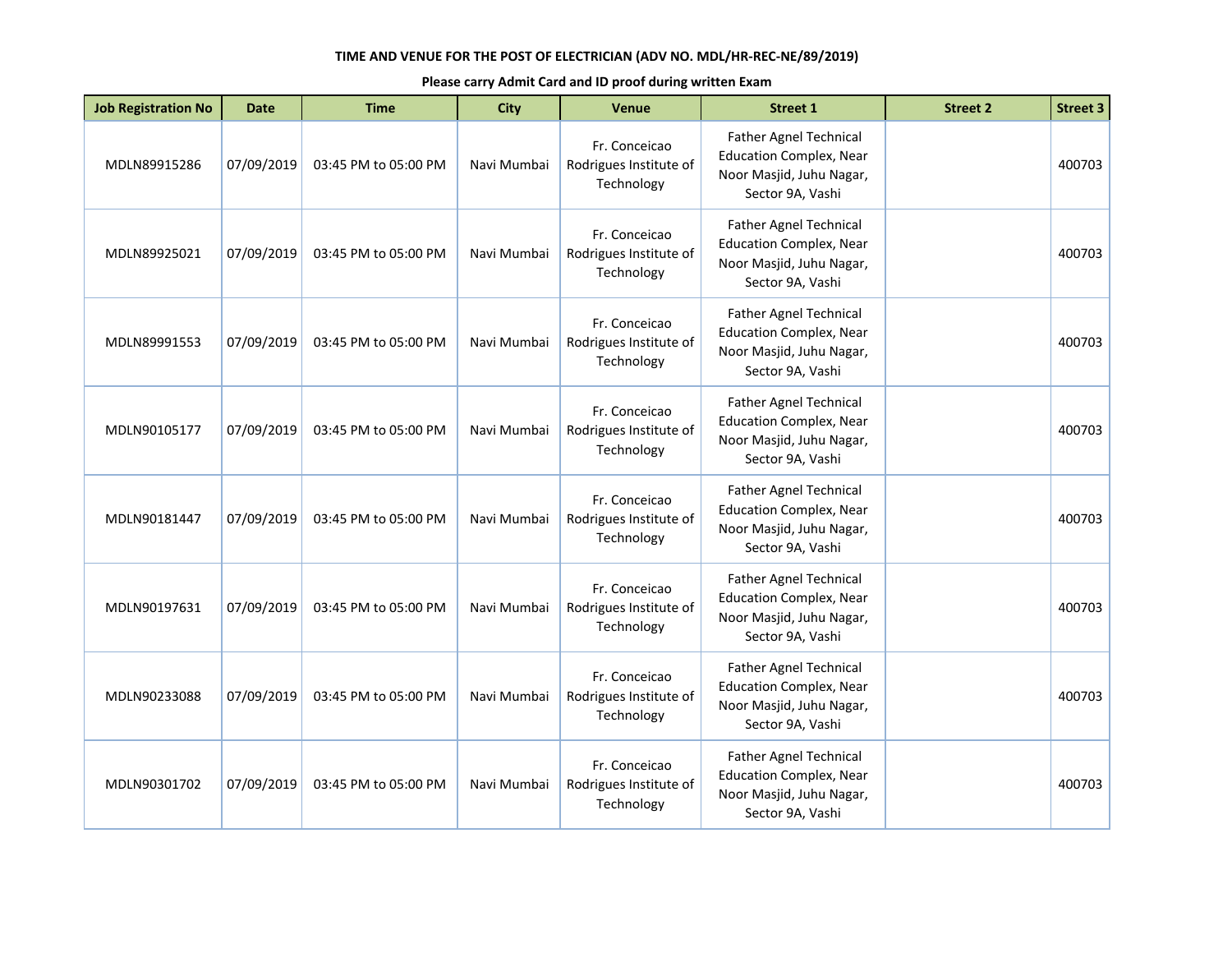**TIME AND VENUE FOR THE POST OF ELECTRICIAN (ADV NO. MDL/HR-REC-NE/89/2019)**

**Please carry Admit Card and ID proof during written Exam**

| Job Registration No | Date | Time | City | Venue | Street 1 | Street 2 | Street 3 |
|---|---|---|---|---|---|---|---|
| MDLN89915286 | 07/09/2019 | 03:45 PM to 05:00 PM | Navi Mumbai | Fr. Conceicao Rodrigues Institute of Technology | Father Agnel Technical Education Complex, Near Noor Masjid, Juhu Nagar, Sector 9A, Vashi | | 400703 |
| MDLN89925021 | 07/09/2019 | 03:45 PM to 05:00 PM | Navi Mumbai | Fr. Conceicao Rodrigues Institute of Technology | Father Agnel Technical Education Complex, Near Noor Masjid, Juhu Nagar, Sector 9A, Vashi | | 400703 |
| MDLN89991553 | 07/09/2019 | 03:45 PM to 05:00 PM | Navi Mumbai | Fr. Conceicao Rodrigues Institute of Technology | Father Agnel Technical Education Complex, Near Noor Masjid, Juhu Nagar, Sector 9A, Vashi | | 400703 |
| MDLN90105177 | 07/09/2019 | 03:45 PM to 05:00 PM | Navi Mumbai | Fr. Conceicao Rodrigues Institute of Technology | Father Agnel Technical Education Complex, Near Noor Masjid, Juhu Nagar, Sector 9A, Vashi | | 400703 |
| MDLN90181447 | 07/09/2019 | 03:45 PM to 05:00 PM | Navi Mumbai | Fr. Conceicao Rodrigues Institute of Technology | Father Agnel Technical Education Complex, Near Noor Masjid, Juhu Nagar, Sector 9A, Vashi | | 400703 |
| MDLN90197631 | 07/09/2019 | 03:45 PM to 05:00 PM | Navi Mumbai | Fr. Conceicao Rodrigues Institute of Technology | Father Agnel Technical Education Complex, Near Noor Masjid, Juhu Nagar, Sector 9A, Vashi | | 400703 |
| MDLN90233088 | 07/09/2019 | 03:45 PM to 05:00 PM | Navi Mumbai | Fr. Conceicao Rodrigues Institute of Technology | Father Agnel Technical Education Complex, Near Noor Masjid, Juhu Nagar, Sector 9A, Vashi | | 400703 |
| MDLN90301702 | 07/09/2019 | 03:45 PM to 05:00 PM | Navi Mumbai | Fr. Conceicao Rodrigues Institute of Technology | Father Agnel Technical Education Complex, Near Noor Masjid, Juhu Nagar, Sector 9A, Vashi | | 400703 |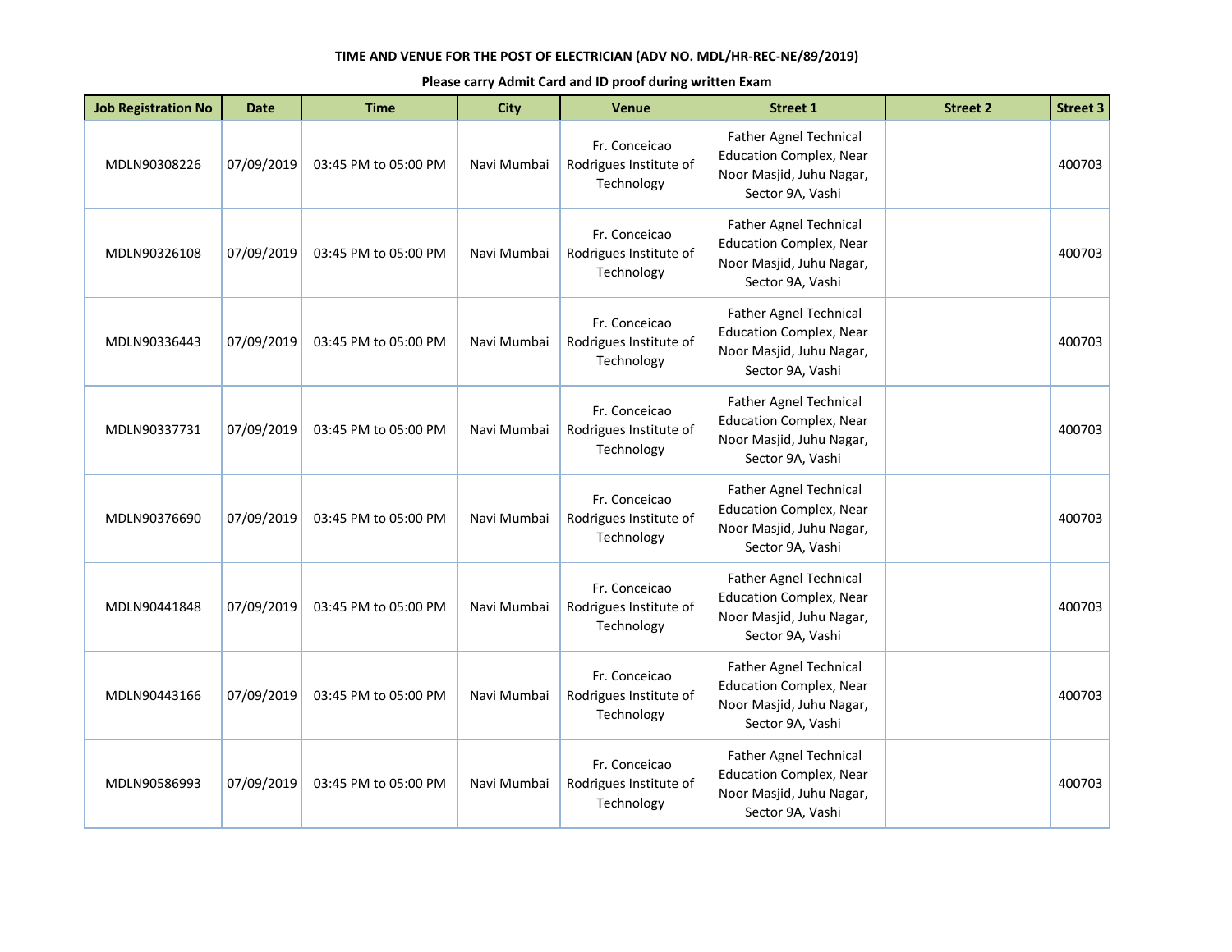**TIME AND VENUE FOR THE POST OF ELECTRICIAN (ADV NO. MDL/HR-REC-NE/89/2019)**

**Please carry Admit Card and ID proof during written Exam**

| Job Registration No | Date | Time | City | Venue | Street 1 | Street 2 | Street 3 |
|---|---|---|---|---|---|---|---|
| MDLN90308226 | 07/09/2019 | 03:45 PM to 05:00 PM | Navi Mumbai | Fr. Conceicao Rodrigues Institute of Technology | Father Agnel Technical Education Complex, Near Noor Masjid, Juhu Nagar, Sector 9A, Vashi | | 400703 |
| MDLN90326108 | 07/09/2019 | 03:45 PM to 05:00 PM | Navi Mumbai | Fr. Conceicao Rodrigues Institute of Technology | Father Agnel Technical Education Complex, Near Noor Masjid, Juhu Nagar, Sector 9A, Vashi | | 400703 |
| MDLN90336443 | 07/09/2019 | 03:45 PM to 05:00 PM | Navi Mumbai | Fr. Conceicao Rodrigues Institute of Technology | Father Agnel Technical Education Complex, Near Noor Masjid, Juhu Nagar, Sector 9A, Vashi | | 400703 |
| MDLN90337731 | 07/09/2019 | 03:45 PM to 05:00 PM | Navi Mumbai | Fr. Conceicao Rodrigues Institute of Technology | Father Agnel Technical Education Complex, Near Noor Masjid, Juhu Nagar, Sector 9A, Vashi | | 400703 |
| MDLN90376690 | 07/09/2019 | 03:45 PM to 05:00 PM | Navi Mumbai | Fr. Conceicao Rodrigues Institute of Technology | Father Agnel Technical Education Complex, Near Noor Masjid, Juhu Nagar, Sector 9A, Vashi | | 400703 |
| MDLN90441848 | 07/09/2019 | 03:45 PM to 05:00 PM | Navi Mumbai | Fr. Conceicao Rodrigues Institute of Technology | Father Agnel Technical Education Complex, Near Noor Masjid, Juhu Nagar, Sector 9A, Vashi | | 400703 |
| MDLN90443166 | 07/09/2019 | 03:45 PM to 05:00 PM | Navi Mumbai | Fr. Conceicao Rodrigues Institute of Technology | Father Agnel Technical Education Complex, Near Noor Masjid, Juhu Nagar, Sector 9A, Vashi | | 400703 |
| MDLN90586993 | 07/09/2019 | 03:45 PM to 05:00 PM | Navi Mumbai | Fr. Conceicao Rodrigues Institute of Technology | Father Agnel Technical Education Complex, Near Noor Masjid, Juhu Nagar, Sector 9A, Vashi | | 400703 |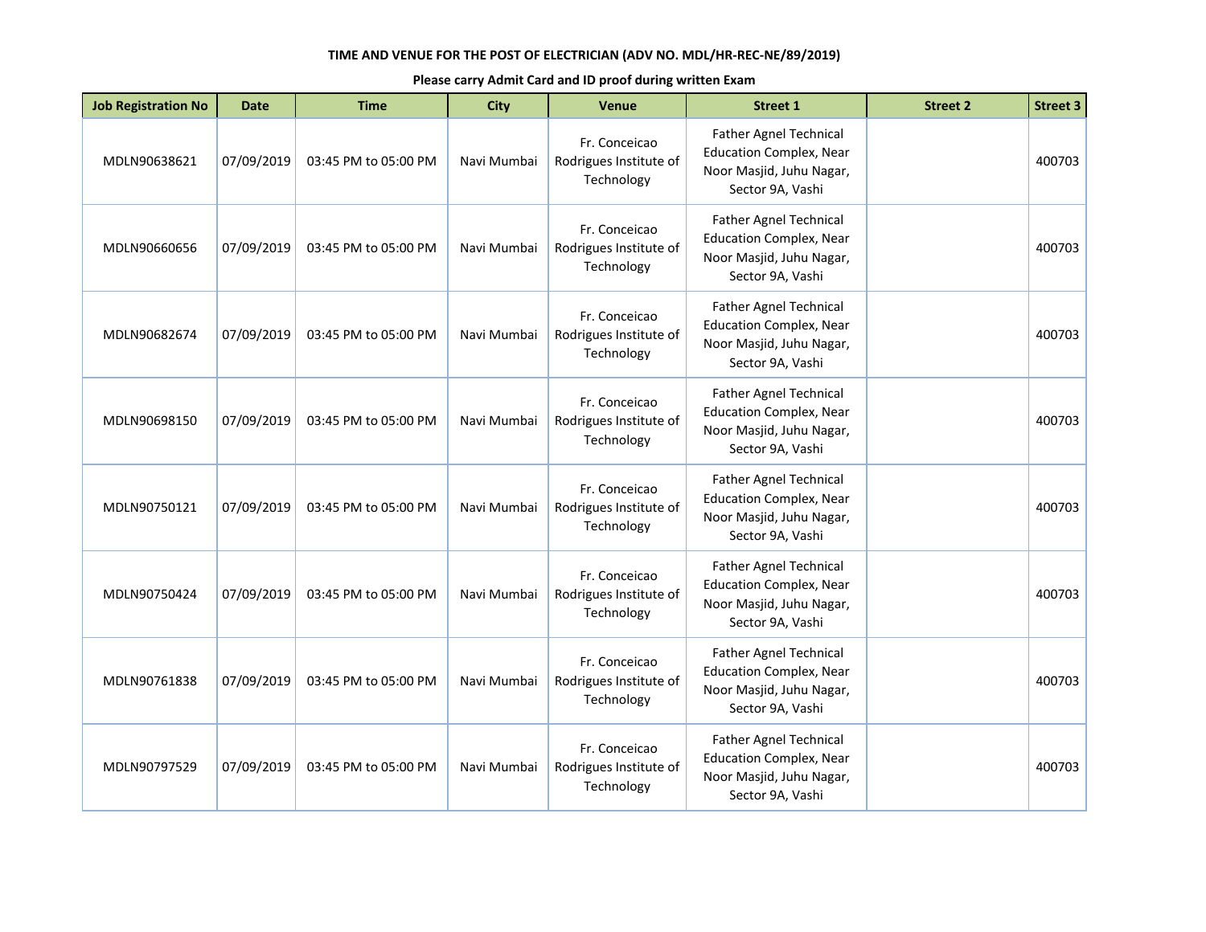**TIME AND VENUE FOR THE POST OF ELECTRICIAN (ADV NO. MDL/HR-REC-NE/89/2019)**

**Please carry Admit Card and ID proof during written Exam**

| Job Registration No | Date | Time | City | Venue | Street 1 | Street 2 | Street 3 |
|---|---|---|---|---|---|---|---|
| MDLN90638621 | 07/09/2019 | 03:45 PM to 05:00 PM | Navi Mumbai | Fr. Conceicao Rodrigues Institute of Technology | Father Agnel Technical Education Complex, Near Noor Masjid, Juhu Nagar, Sector 9A, Vashi | | 400703 |
| MDLN90660656 | 07/09/2019 | 03:45 PM to 05:00 PM | Navi Mumbai | Fr. Conceicao Rodrigues Institute of Technology | Father Agnel Technical Education Complex, Near Noor Masjid, Juhu Nagar, Sector 9A, Vashi | | 400703 |
| MDLN90682674 | 07/09/2019 | 03:45 PM to 05:00 PM | Navi Mumbai | Fr. Conceicao Rodrigues Institute of Technology | Father Agnel Technical Education Complex, Near Noor Masjid, Juhu Nagar, Sector 9A, Vashi | | 400703 |
| MDLN90698150 | 07/09/2019 | 03:45 PM to 05:00 PM | Navi Mumbai | Fr. Conceicao Rodrigues Institute of Technology | Father Agnel Technical Education Complex, Near Noor Masjid, Juhu Nagar, Sector 9A, Vashi | | 400703 |
| MDLN90750121 | 07/09/2019 | 03:45 PM to 05:00 PM | Navi Mumbai | Fr. Conceicao Rodrigues Institute of Technology | Father Agnel Technical Education Complex, Near Noor Masjid, Juhu Nagar, Sector 9A, Vashi | | 400703 |
| MDLN90750424 | 07/09/2019 | 03:45 PM to 05:00 PM | Navi Mumbai | Fr. Conceicao Rodrigues Institute of Technology | Father Agnel Technical Education Complex, Near Noor Masjid, Juhu Nagar, Sector 9A, Vashi | | 400703 |
| MDLN90761838 | 07/09/2019 | 03:45 PM to 05:00 PM | Navi Mumbai | Fr. Conceicao Rodrigues Institute of Technology | Father Agnel Technical Education Complex, Near Noor Masjid, Juhu Nagar, Sector 9A, Vashi | | 400703 |
| MDLN90797529 | 07/09/2019 | 03:45 PM to 05:00 PM | Navi Mumbai | Fr. Conceicao Rodrigues Institute of Technology | Father Agnel Technical Education Complex, Near Noor Masjid, Juhu Nagar, Sector 9A, Vashi | | 400703 |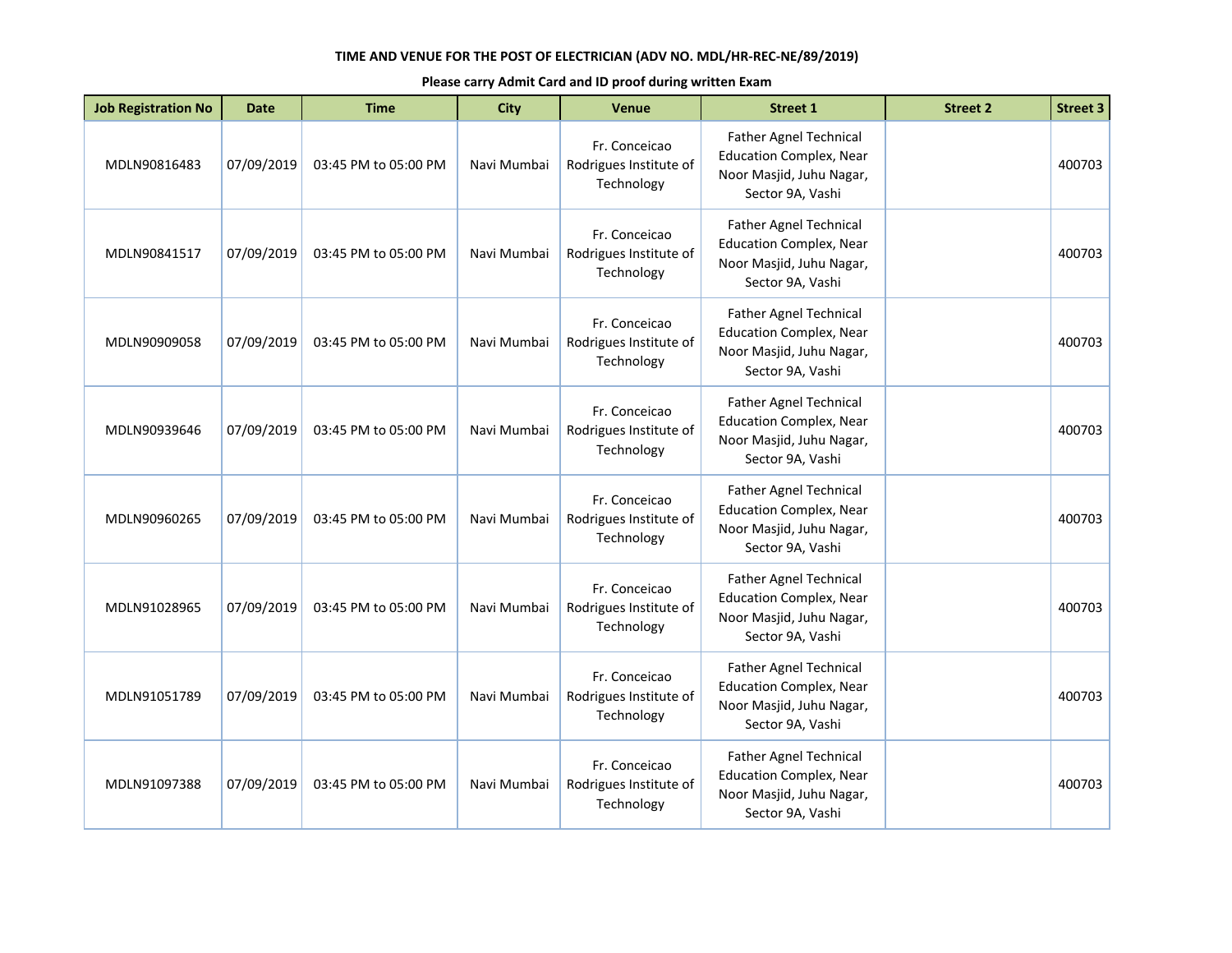**TIME AND VENUE FOR THE POST OF ELECTRICIAN (ADV NO. MDL/HR-REC-NE/89/2019)**

**Please carry Admit Card and ID proof during written Exam**

| Job Registration No | Date | Time | City | Venue | Street 1 | Street 2 | Street 3 |
|---|---|---|---|---|---|---|---|
| MDLN90816483 | 07/09/2019 | 03:45 PM to 05:00 PM | Navi Mumbai | Fr. Conceicao Rodrigues Institute of Technology | Father Agnel Technical Education Complex, Near Noor Masjid, Juhu Nagar, Sector 9A, Vashi | | 400703 |
| MDLN90841517 | 07/09/2019 | 03:45 PM to 05:00 PM | Navi Mumbai | Fr. Conceicao Rodrigues Institute of Technology | Father Agnel Technical Education Complex, Near Noor Masjid, Juhu Nagar, Sector 9A, Vashi | | 400703 |
| MDLN90909058 | 07/09/2019 | 03:45 PM to 05:00 PM | Navi Mumbai | Fr. Conceicao Rodrigues Institute of Technology | Father Agnel Technical Education Complex, Near Noor Masjid, Juhu Nagar, Sector 9A, Vashi | | 400703 |
| MDLN90939646 | 07/09/2019 | 03:45 PM to 05:00 PM | Navi Mumbai | Fr. Conceicao Rodrigues Institute of Technology | Father Agnel Technical Education Complex, Near Noor Masjid, Juhu Nagar, Sector 9A, Vashi | | 400703 |
| MDLN90960265 | 07/09/2019 | 03:45 PM to 05:00 PM | Navi Mumbai | Fr. Conceicao Rodrigues Institute of Technology | Father Agnel Technical Education Complex, Near Noor Masjid, Juhu Nagar, Sector 9A, Vashi | | 400703 |
| MDLN91028965 | 07/09/2019 | 03:45 PM to 05:00 PM | Navi Mumbai | Fr. Conceicao Rodrigues Institute of Technology | Father Agnel Technical Education Complex, Near Noor Masjid, Juhu Nagar, Sector 9A, Vashi | | 400703 |
| MDLN91051789 | 07/09/2019 | 03:45 PM to 05:00 PM | Navi Mumbai | Fr. Conceicao Rodrigues Institute of Technology | Father Agnel Technical Education Complex, Near Noor Masjid, Juhu Nagar, Sector 9A, Vashi | | 400703 |
| MDLN91097388 | 07/09/2019 | 03:45 PM to 05:00 PM | Navi Mumbai | Fr. Conceicao Rodrigues Institute of Technology | Father Agnel Technical Education Complex, Near Noor Masjid, Juhu Nagar, Sector 9A, Vashi | | 400703 |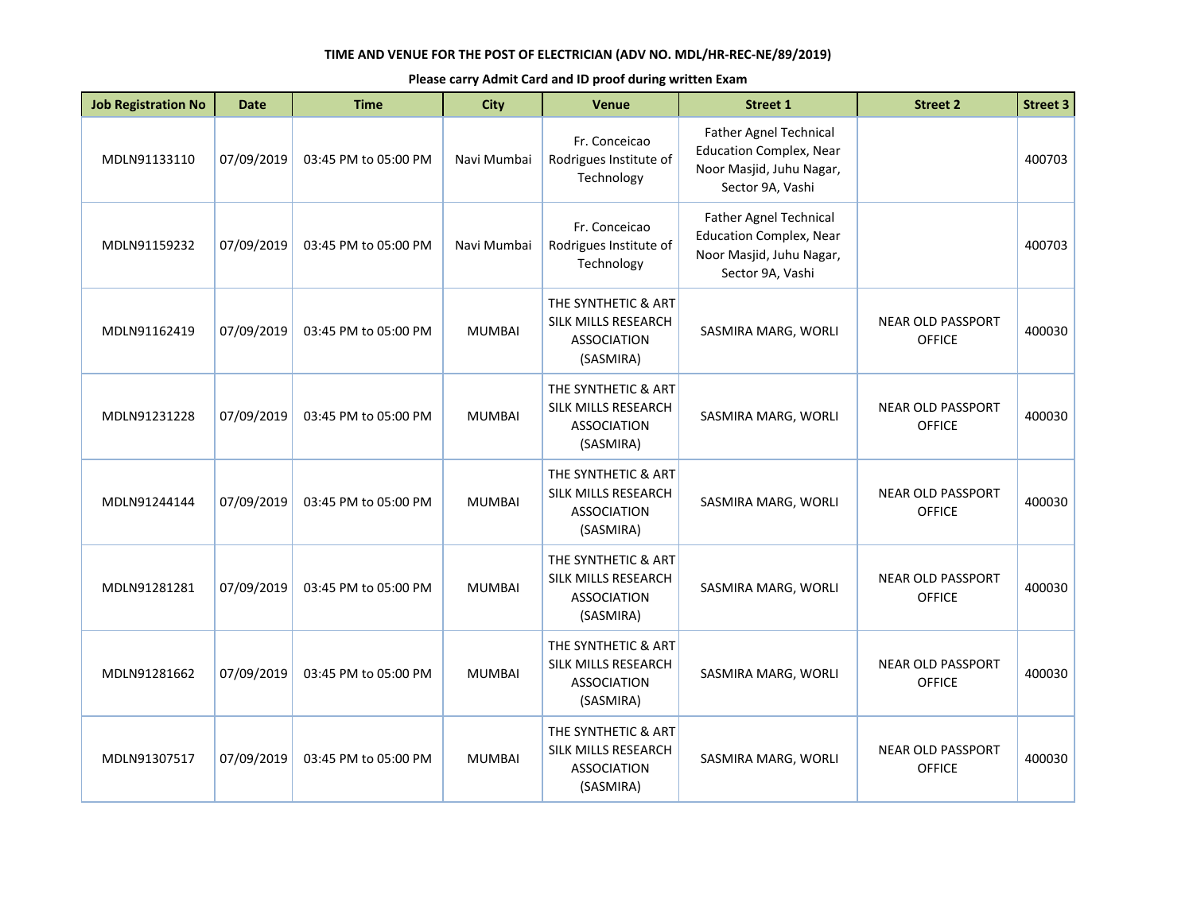TIME AND VENUE FOR THE POST OF ELECTRICIAN (ADV NO. MDL/HR-REC-NE/89/2019)

Please carry Admit Card and ID proof during written Exam

| Job Registration No | Date | Time | City | Venue | Street 1 | Street 2 | Street 3 |
|---|---|---|---|---|---|---|---|
| MDLN91133110 | 07/09/2019 | 03:45 PM to 05:00 PM | Navi Mumbai | Fr. Conceicao Rodrigues Institute of Technology | Father Agnel Technical Education Complex, Near Noor Masjid, Juhu Nagar, Sector 9A, Vashi | | 400703 |
| MDLN91159232 | 07/09/2019 | 03:45 PM to 05:00 PM | Navi Mumbai | Fr. Conceicao Rodrigues Institute of Technology | Father Agnel Technical Education Complex, Near Noor Masjid, Juhu Nagar, Sector 9A, Vashi | | 400703 |
| MDLN91162419 | 07/09/2019 | 03:45 PM to 05:00 PM | MUMBAI | THE SYNTHETIC & ART SILK MILLS RESEARCH ASSOCIATION (SASMIRA) | SASMIRA MARG, WORLI | NEAR OLD PASSPORT OFFICE | 400030 |
| MDLN91231228 | 07/09/2019 | 03:45 PM to 05:00 PM | MUMBAI | THE SYNTHETIC & ART SILK MILLS RESEARCH ASSOCIATION (SASMIRA) | SASMIRA MARG, WORLI | NEAR OLD PASSPORT OFFICE | 400030 |
| MDLN91244144 | 07/09/2019 | 03:45 PM to 05:00 PM | MUMBAI | THE SYNTHETIC & ART SILK MILLS RESEARCH ASSOCIATION (SASMIRA) | SASMIRA MARG, WORLI | NEAR OLD PASSPORT OFFICE | 400030 |
| MDLN91281281 | 07/09/2019 | 03:45 PM to 05:00 PM | MUMBAI | THE SYNTHETIC & ART SILK MILLS RESEARCH ASSOCIATION (SASMIRA) | SASMIRA MARG, WORLI | NEAR OLD PASSPORT OFFICE | 400030 |
| MDLN91281662 | 07/09/2019 | 03:45 PM to 05:00 PM | MUMBAI | THE SYNTHETIC & ART SILK MILLS RESEARCH ASSOCIATION (SASMIRA) | SASMIRA MARG, WORLI | NEAR OLD PASSPORT OFFICE | 400030 |
| MDLN91307517 | 07/09/2019 | 03:45 PM to 05:00 PM | MUMBAI | THE SYNTHETIC & ART SILK MILLS RESEARCH ASSOCIATION (SASMIRA) | SASMIRA MARG, WORLI | NEAR OLD PASSPORT OFFICE | 400030 |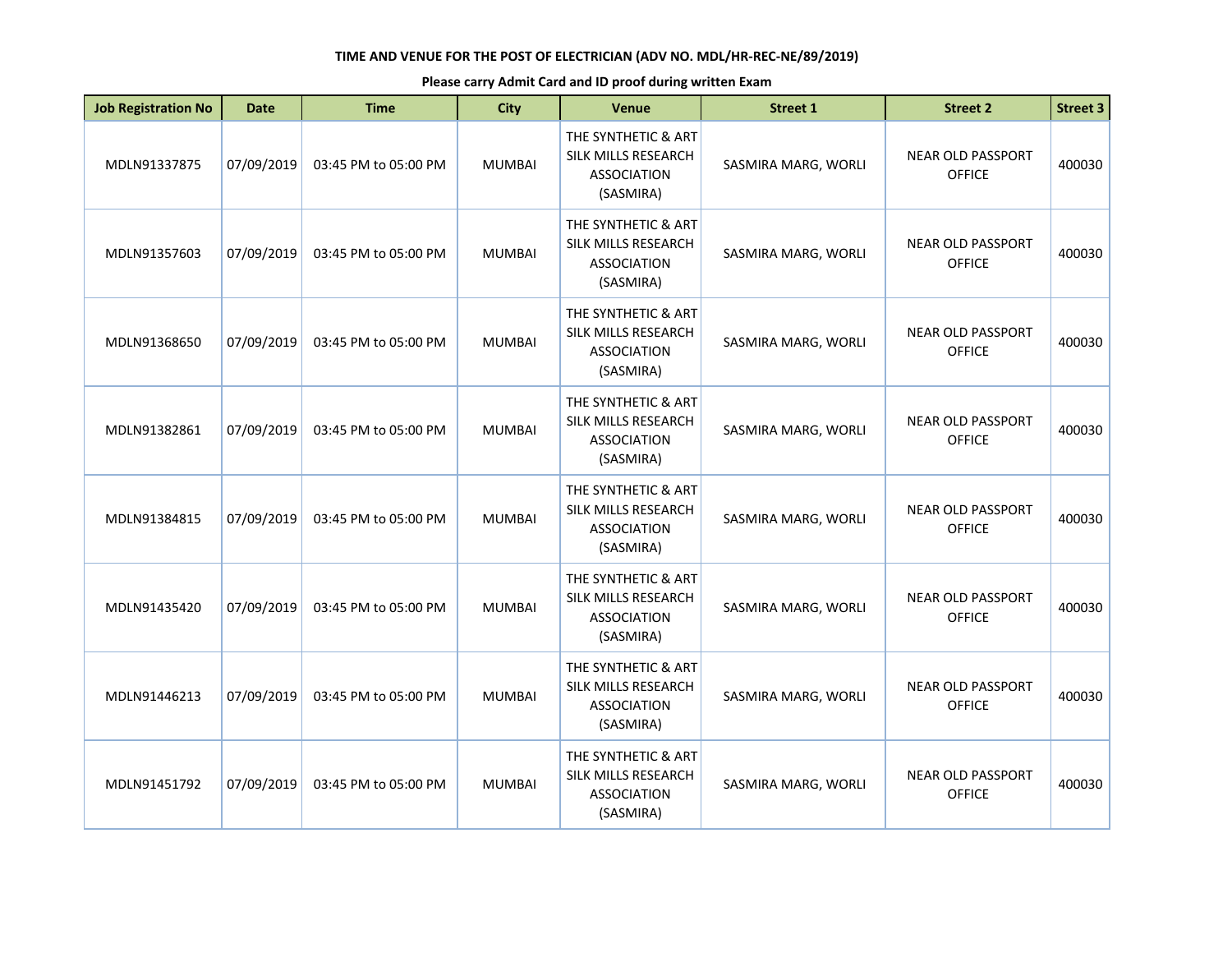**TIME AND VENUE FOR THE POST OF ELECTRICIAN (ADV NO. MDL/HR-REC-NE/89/2019)**

**Please carry Admit Card and ID proof during written Exam**

| Job Registration No | Date | Time | City | Venue | Street 1 | Street 2 | Street 3 |
|---|---|---|---|---|---|---|---|
| MDLN91337875 | 07/09/2019 | 03:45 PM to 05:00 PM | MUMBAI | THE SYNTHETIC & ART SILK MILLS RESEARCH ASSOCIATION (SASMIRA) | SASMIRA MARG, WORLI | NEAR OLD PASSPORT OFFICE | 400030 |
| MDLN91357603 | 07/09/2019 | 03:45 PM to 05:00 PM | MUMBAI | THE SYNTHETIC & ART SILK MILLS RESEARCH ASSOCIATION (SASMIRA) | SASMIRA MARG, WORLI | NEAR OLD PASSPORT OFFICE | 400030 |
| MDLN91368650 | 07/09/2019 | 03:45 PM to 05:00 PM | MUMBAI | THE SYNTHETIC & ART SILK MILLS RESEARCH ASSOCIATION (SASMIRA) | SASMIRA MARG, WORLI | NEAR OLD PASSPORT OFFICE | 400030 |
| MDLN91382861 | 07/09/2019 | 03:45 PM to 05:00 PM | MUMBAI | THE SYNTHETIC & ART SILK MILLS RESEARCH ASSOCIATION (SASMIRA) | SASMIRA MARG, WORLI | NEAR OLD PASSPORT OFFICE | 400030 |
| MDLN91384815 | 07/09/2019 | 03:45 PM to 05:00 PM | MUMBAI | THE SYNTHETIC & ART SILK MILLS RESEARCH ASSOCIATION (SASMIRA) | SASMIRA MARG, WORLI | NEAR OLD PASSPORT OFFICE | 400030 |
| MDLN91435420 | 07/09/2019 | 03:45 PM to 05:00 PM | MUMBAI | THE SYNTHETIC & ART SILK MILLS RESEARCH ASSOCIATION (SASMIRA) | SASMIRA MARG, WORLI | NEAR OLD PASSPORT OFFICE | 400030 |
| MDLN91446213 | 07/09/2019 | 03:45 PM to 05:00 PM | MUMBAI | THE SYNTHETIC & ART SILK MILLS RESEARCH ASSOCIATION (SASMIRA) | SASMIRA MARG, WORLI | NEAR OLD PASSPORT OFFICE | 400030 |
| MDLN91451792 | 07/09/2019 | 03:45 PM to 05:00 PM | MUMBAI | THE SYNTHETIC & ART SILK MILLS RESEARCH ASSOCIATION (SASMIRA) | SASMIRA MARG, WORLI | NEAR OLD PASSPORT OFFICE | 400030 |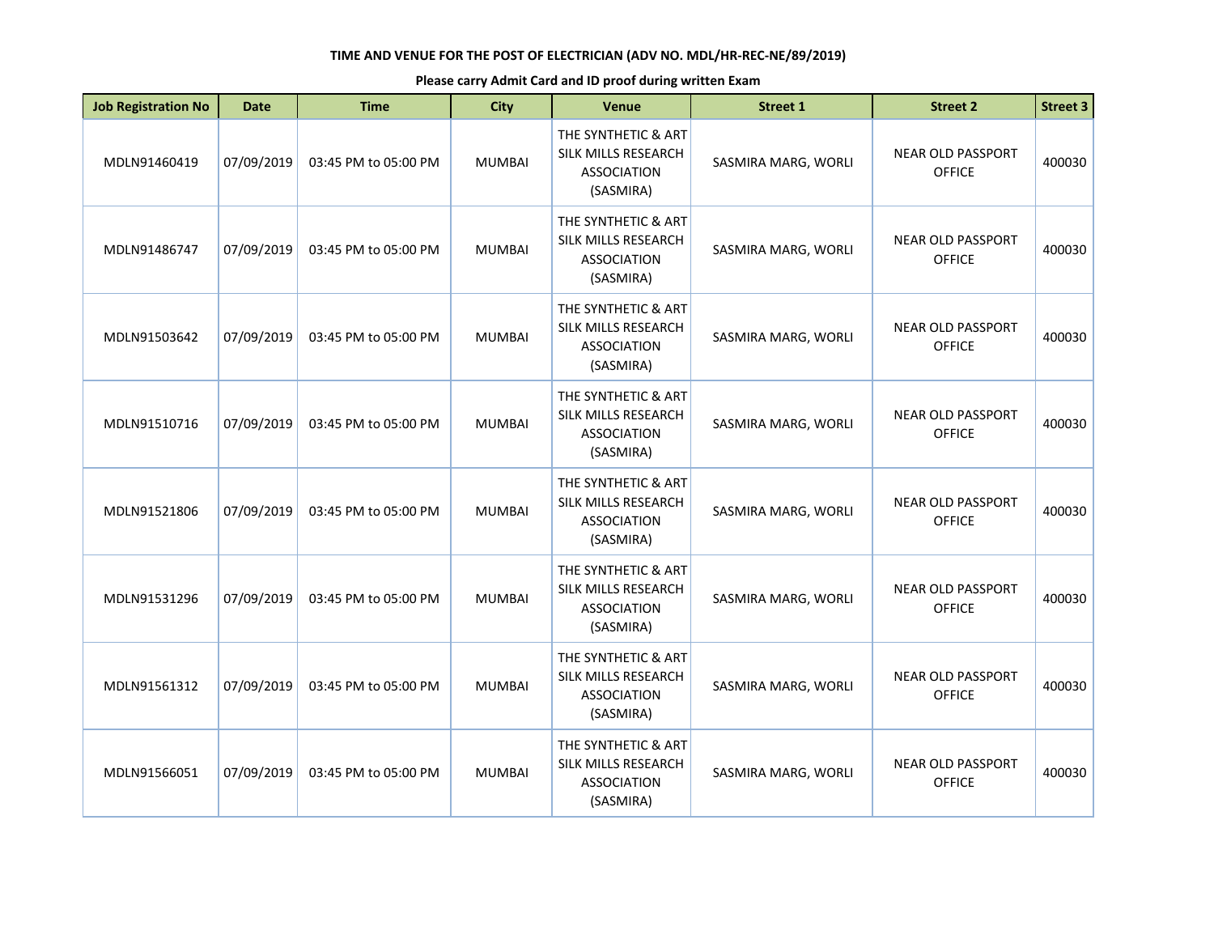**TIME AND VENUE FOR THE POST OF ELECTRICIAN (ADV NO. MDL/HR-REC-NE/89/2019)**

**Please carry Admit Card and ID proof during written Exam**

| Job Registration No | Date | Time | City | Venue | Street 1 | Street 2 | Street 3 |
|---|---|---|---|---|---|---|---|
| MDLN91460419 | 07/09/2019 | 03:45 PM to 05:00 PM | MUMBAI | THE SYNTHETIC & ART SILK MILLS RESEARCH ASSOCIATION (SASMIRA) | SASMIRA MARG, WORLI | NEAR OLD PASSPORT OFFICE | 400030 |
| MDLN91486747 | 07/09/2019 | 03:45 PM to 05:00 PM | MUMBAI | THE SYNTHETIC & ART SILK MILLS RESEARCH ASSOCIATION (SASMIRA) | SASMIRA MARG, WORLI | NEAR OLD PASSPORT OFFICE | 400030 |
| MDLN91503642 | 07/09/2019 | 03:45 PM to 05:00 PM | MUMBAI | THE SYNTHETIC & ART SILK MILLS RESEARCH ASSOCIATION (SASMIRA) | SASMIRA MARG, WORLI | NEAR OLD PASSPORT OFFICE | 400030 |
| MDLN91510716 | 07/09/2019 | 03:45 PM to 05:00 PM | MUMBAI | THE SYNTHETIC & ART SILK MILLS RESEARCH ASSOCIATION (SASMIRA) | SASMIRA MARG, WORLI | NEAR OLD PASSPORT OFFICE | 400030 |
| MDLN91521806 | 07/09/2019 | 03:45 PM to 05:00 PM | MUMBAI | THE SYNTHETIC & ART SILK MILLS RESEARCH ASSOCIATION (SASMIRA) | SASMIRA MARG, WORLI | NEAR OLD PASSPORT OFFICE | 400030 |
| MDLN91531296 | 07/09/2019 | 03:45 PM to 05:00 PM | MUMBAI | THE SYNTHETIC & ART SILK MILLS RESEARCH ASSOCIATION (SASMIRA) | SASMIRA MARG, WORLI | NEAR OLD PASSPORT OFFICE | 400030 |
| MDLN91561312 | 07/09/2019 | 03:45 PM to 05:00 PM | MUMBAI | THE SYNTHETIC & ART SILK MILLS RESEARCH ASSOCIATION (SASMIRA) | SASMIRA MARG, WORLI | NEAR OLD PASSPORT OFFICE | 400030 |
| MDLN91566051 | 07/09/2019 | 03:45 PM to 05:00 PM | MUMBAI | THE SYNTHETIC & ART SILK MILLS RESEARCH ASSOCIATION (SASMIRA) | SASMIRA MARG, WORLI | NEAR OLD PASSPORT OFFICE | 400030 |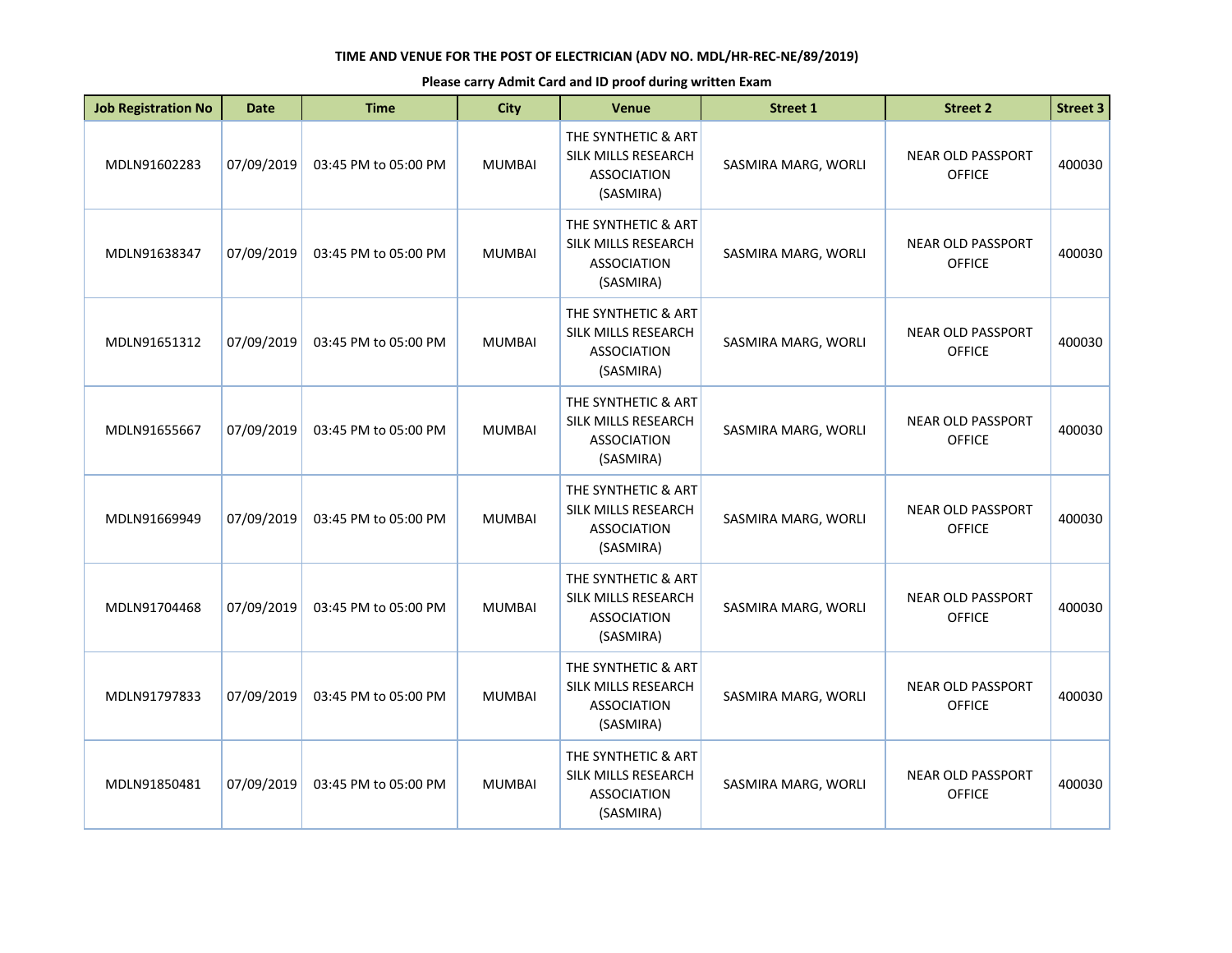**TIME AND VENUE FOR THE POST OF ELECTRICIAN (ADV NO. MDL/HR-REC-NE/89/2019)**

**Please carry Admit Card and ID proof during written Exam**

| Job Registration No | Date | Time | City | Venue | Street 1 | Street 2 | Street 3 |
|---|---|---|---|---|---|---|---|
| MDLN91602283 | 07/09/2019 | 03:45 PM to 05:00 PM | MUMBAI | THE SYNTHETIC & ART SILK MILLS RESEARCH ASSOCIATION (SASMIRA) | SASMIRA MARG, WORLI | NEAR OLD PASSPORT OFFICE | 400030 |
| MDLN91638347 | 07/09/2019 | 03:45 PM to 05:00 PM | MUMBAI | THE SYNTHETIC & ART SILK MILLS RESEARCH ASSOCIATION (SASMIRA) | SASMIRA MARG, WORLI | NEAR OLD PASSPORT OFFICE | 400030 |
| MDLN91651312 | 07/09/2019 | 03:45 PM to 05:00 PM | MUMBAI | THE SYNTHETIC & ART SILK MILLS RESEARCH ASSOCIATION (SASMIRA) | SASMIRA MARG, WORLI | NEAR OLD PASSPORT OFFICE | 400030 |
| MDLN91655667 | 07/09/2019 | 03:45 PM to 05:00 PM | MUMBAI | THE SYNTHETIC & ART SILK MILLS RESEARCH ASSOCIATION (SASMIRA) | SASMIRA MARG, WORLI | NEAR OLD PASSPORT OFFICE | 400030 |
| MDLN91669949 | 07/09/2019 | 03:45 PM to 05:00 PM | MUMBAI | THE SYNTHETIC & ART SILK MILLS RESEARCH ASSOCIATION (SASMIRA) | SASMIRA MARG, WORLI | NEAR OLD PASSPORT OFFICE | 400030 |
| MDLN91704468 | 07/09/2019 | 03:45 PM to 05:00 PM | MUMBAI | THE SYNTHETIC & ART SILK MILLS RESEARCH ASSOCIATION (SASMIRA) | SASMIRA MARG, WORLI | NEAR OLD PASSPORT OFFICE | 400030 |
| MDLN91797833 | 07/09/2019 | 03:45 PM to 05:00 PM | MUMBAI | THE SYNTHETIC & ART SILK MILLS RESEARCH ASSOCIATION (SASMIRA) | SASMIRA MARG, WORLI | NEAR OLD PASSPORT OFFICE | 400030 |
| MDLN91850481 | 07/09/2019 | 03:45 PM to 05:00 PM | MUMBAI | THE SYNTHETIC & ART SILK MILLS RESEARCH ASSOCIATION (SASMIRA) | SASMIRA MARG, WORLI | NEAR OLD PASSPORT OFFICE | 400030 |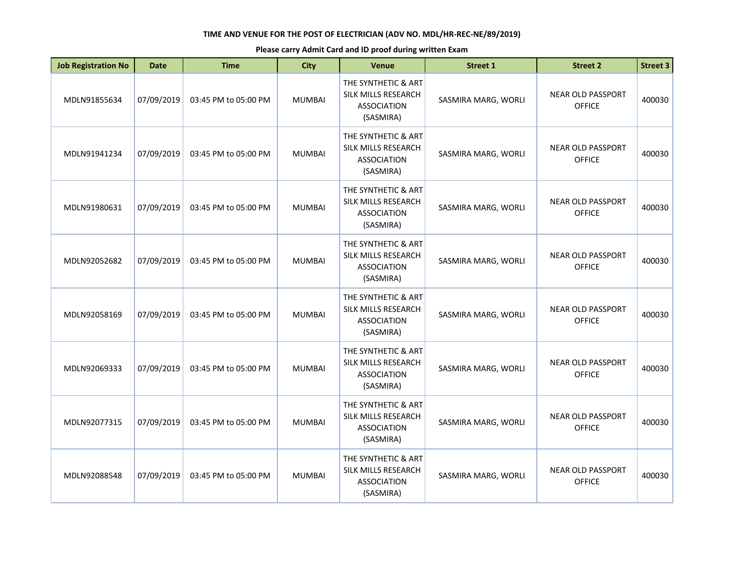**TIME AND VENUE FOR THE POST OF ELECTRICIAN (ADV NO. MDL/HR-REC-NE/89/2019)**

**Please carry Admit Card and ID proof during written Exam**

| Job Registration No | Date | Time | City | Venue | Street 1 | Street 2 | Street 3 |
|---|---|---|---|---|---|---|---|
| MDLN91855634 | 07/09/2019 | 03:45 PM to 05:00 PM | MUMBAI | THE SYNTHETIC & ART SILK MILLS RESEARCH ASSOCIATION (SASMIRA) | SASMIRA MARG, WORLI | NEAR OLD PASSPORT OFFICE | 400030 |
| MDLN91941234 | 07/09/2019 | 03:45 PM to 05:00 PM | MUMBAI | THE SYNTHETIC & ART SILK MILLS RESEARCH ASSOCIATION (SASMIRA) | SASMIRA MARG, WORLI | NEAR OLD PASSPORT OFFICE | 400030 |
| MDLN91980631 | 07/09/2019 | 03:45 PM to 05:00 PM | MUMBAI | THE SYNTHETIC & ART SILK MILLS RESEARCH ASSOCIATION (SASMIRA) | SASMIRA MARG, WORLI | NEAR OLD PASSPORT OFFICE | 400030 |
| MDLN92052682 | 07/09/2019 | 03:45 PM to 05:00 PM | MUMBAI | THE SYNTHETIC & ART SILK MILLS RESEARCH ASSOCIATION (SASMIRA) | SASMIRA MARG, WORLI | NEAR OLD PASSPORT OFFICE | 400030 |
| MDLN92058169 | 07/09/2019 | 03:45 PM to 05:00 PM | MUMBAI | THE SYNTHETIC & ART SILK MILLS RESEARCH ASSOCIATION (SASMIRA) | SASMIRA MARG, WORLI | NEAR OLD PASSPORT OFFICE | 400030 |
| MDLN92069333 | 07/09/2019 | 03:45 PM to 05:00 PM | MUMBAI | THE SYNTHETIC & ART SILK MILLS RESEARCH ASSOCIATION (SASMIRA) | SASMIRA MARG, WORLI | NEAR OLD PASSPORT OFFICE | 400030 |
| MDLN92077315 | 07/09/2019 | 03:45 PM to 05:00 PM | MUMBAI | THE SYNTHETIC & ART SILK MILLS RESEARCH ASSOCIATION (SASMIRA) | SASMIRA MARG, WORLI | NEAR OLD PASSPORT OFFICE | 400030 |
| MDLN92088548 | 07/09/2019 | 03:45 PM to 05:00 PM | MUMBAI | THE SYNTHETIC & ART SILK MILLS RESEARCH ASSOCIATION (SASMIRA) | SASMIRA MARG, WORLI | NEAR OLD PASSPORT OFFICE | 400030 |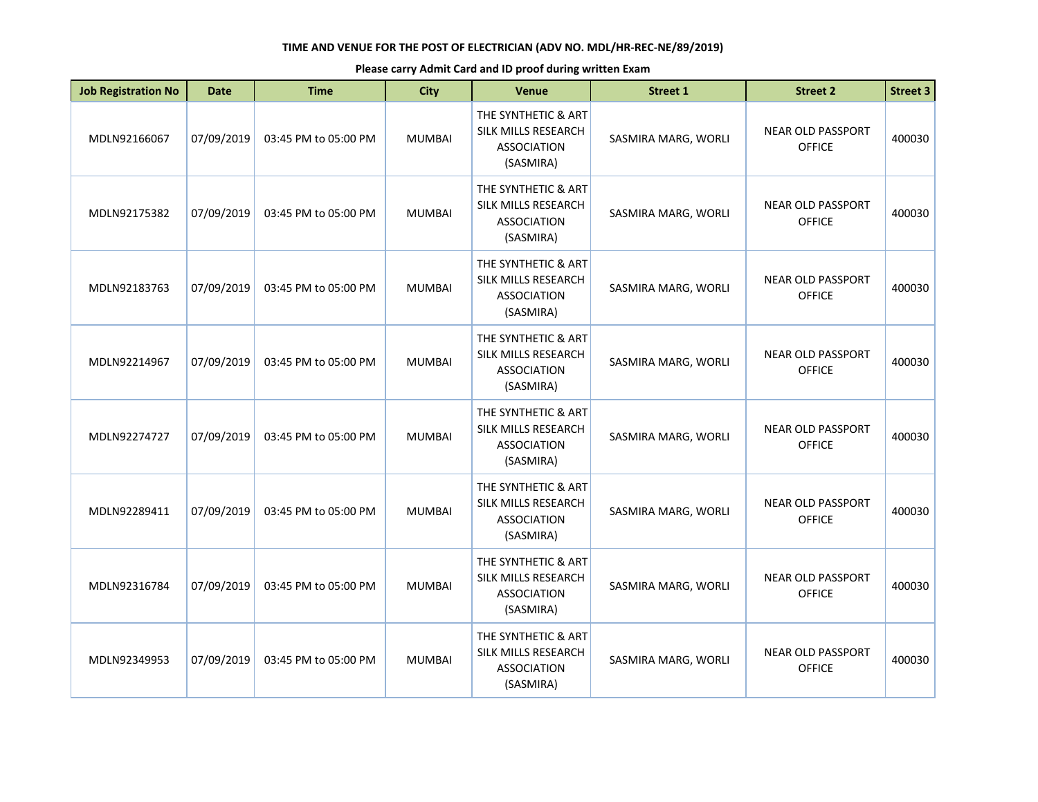**TIME AND VENUE FOR THE POST OF ELECTRICIAN (ADV NO. MDL/HR-REC-NE/89/2019)**

**Please carry Admit Card and ID proof during written Exam**

| Job Registration No | Date | Time | City | Venue | Street 1 | Street 2 | Street 3 |
|---|---|---|---|---|---|---|---|
| MDLN92166067 | 07/09/2019 | 03:45 PM to 05:00 PM | MUMBAI | THE SYNTHETIC & ART SILK MILLS RESEARCH ASSOCIATION (SASMIRA) | SASMIRA MARG, WORLI | NEAR OLD PASSPORT OFFICE | 400030 |
| MDLN92175382 | 07/09/2019 | 03:45 PM to 05:00 PM | MUMBAI | THE SYNTHETIC & ART SILK MILLS RESEARCH ASSOCIATION (SASMIRA) | SASMIRA MARG, WORLI | NEAR OLD PASSPORT OFFICE | 400030 |
| MDLN92183763 | 07/09/2019 | 03:45 PM to 05:00 PM | MUMBAI | THE SYNTHETIC & ART SILK MILLS RESEARCH ASSOCIATION (SASMIRA) | SASMIRA MARG, WORLI | NEAR OLD PASSPORT OFFICE | 400030 |
| MDLN92214967 | 07/09/2019 | 03:45 PM to 05:00 PM | MUMBAI | THE SYNTHETIC & ART SILK MILLS RESEARCH ASSOCIATION (SASMIRA) | SASMIRA MARG, WORLI | NEAR OLD PASSPORT OFFICE | 400030 |
| MDLN92274727 | 07/09/2019 | 03:45 PM to 05:00 PM | MUMBAI | THE SYNTHETIC & ART SILK MILLS RESEARCH ASSOCIATION (SASMIRA) | SASMIRA MARG, WORLI | NEAR OLD PASSPORT OFFICE | 400030 |
| MDLN92289411 | 07/09/2019 | 03:45 PM to 05:00 PM | MUMBAI | THE SYNTHETIC & ART SILK MILLS RESEARCH ASSOCIATION (SASMIRA) | SASMIRA MARG, WORLI | NEAR OLD PASSPORT OFFICE | 400030 |
| MDLN92316784 | 07/09/2019 | 03:45 PM to 05:00 PM | MUMBAI | THE SYNTHETIC & ART SILK MILLS RESEARCH ASSOCIATION (SASMIRA) | SASMIRA MARG, WORLI | NEAR OLD PASSPORT OFFICE | 400030 |
| MDLN92349953 | 07/09/2019 | 03:45 PM to 05:00 PM | MUMBAI | THE SYNTHETIC & ART SILK MILLS RESEARCH ASSOCIATION (SASMIRA) | SASMIRA MARG, WORLI | NEAR OLD PASSPORT OFFICE | 400030 |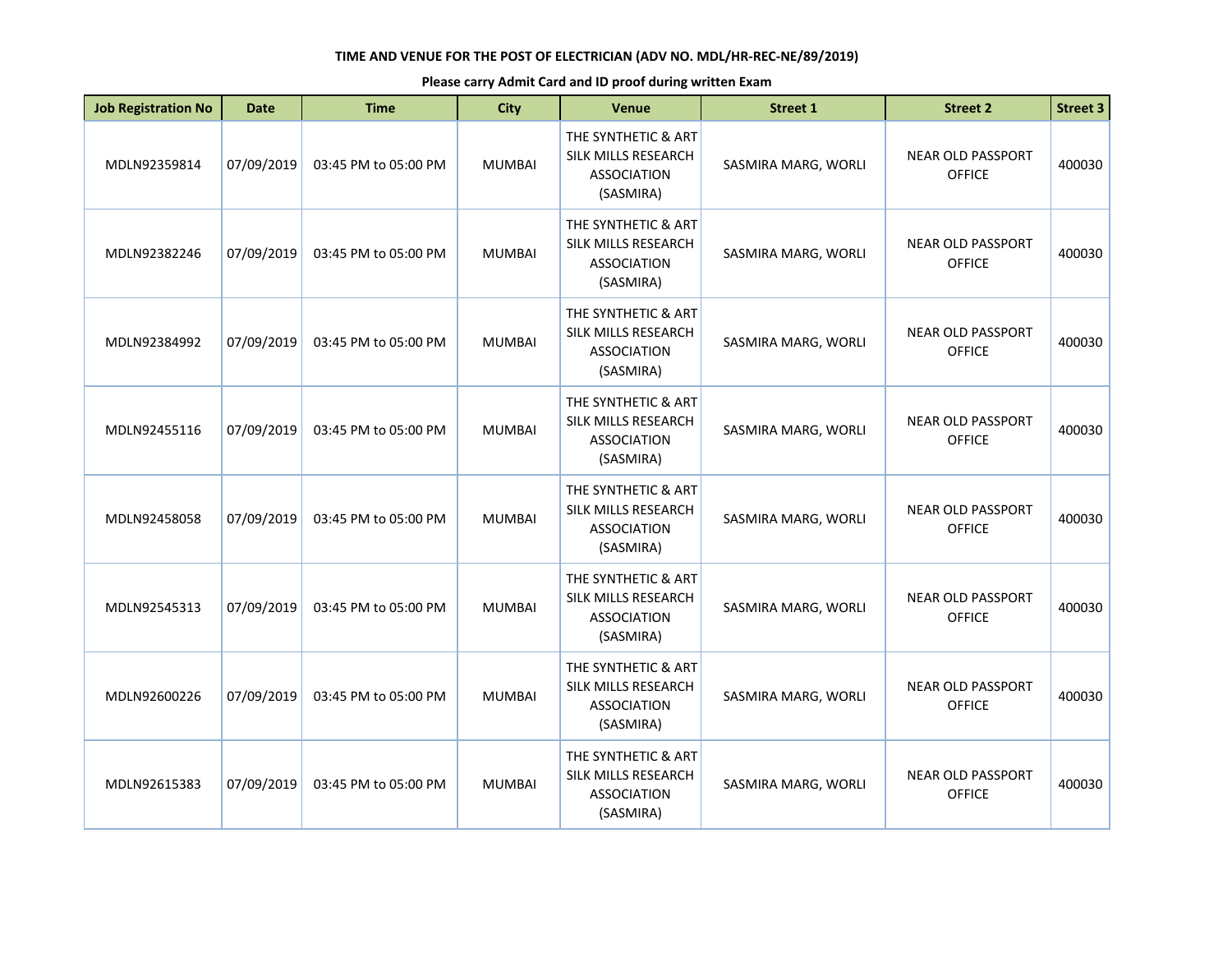**TIME AND VENUE FOR THE POST OF ELECTRICIAN (ADV NO. MDL/HR-REC-NE/89/2019)**

**Please carry Admit Card and ID proof during written Exam**

| Job Registration No | Date | Time | City | Venue | Street 1 | Street 2 | Street 3 |
|---|---|---|---|---|---|---|---|
| MDLN92359814 | 07/09/2019 | 03:45 PM to 05:00 PM | MUMBAI | THE SYNTHETIC & ART SILK MILLS RESEARCH ASSOCIATION (SASMIRA) | SASMIRA MARG, WORLI | NEAR OLD PASSPORT OFFICE | 400030 |
| MDLN92382246 | 07/09/2019 | 03:45 PM to 05:00 PM | MUMBAI | THE SYNTHETIC & ART SILK MILLS RESEARCH ASSOCIATION (SASMIRA) | SASMIRA MARG, WORLI | NEAR OLD PASSPORT OFFICE | 400030 |
| MDLN92384992 | 07/09/2019 | 03:45 PM to 05:00 PM | MUMBAI | THE SYNTHETIC & ART SILK MILLS RESEARCH ASSOCIATION (SASMIRA) | SASMIRA MARG, WORLI | NEAR OLD PASSPORT OFFICE | 400030 |
| MDLN92455116 | 07/09/2019 | 03:45 PM to 05:00 PM | MUMBAI | THE SYNTHETIC & ART SILK MILLS RESEARCH ASSOCIATION (SASMIRA) | SASMIRA MARG, WORLI | NEAR OLD PASSPORT OFFICE | 400030 |
| MDLN92458058 | 07/09/2019 | 03:45 PM to 05:00 PM | MUMBAI | THE SYNTHETIC & ART SILK MILLS RESEARCH ASSOCIATION (SASMIRA) | SASMIRA MARG, WORLI | NEAR OLD PASSPORT OFFICE | 400030 |
| MDLN92545313 | 07/09/2019 | 03:45 PM to 05:00 PM | MUMBAI | THE SYNTHETIC & ART SILK MILLS RESEARCH ASSOCIATION (SASMIRA) | SASMIRA MARG, WORLI | NEAR OLD PASSPORT OFFICE | 400030 |
| MDLN92600226 | 07/09/2019 | 03:45 PM to 05:00 PM | MUMBAI | THE SYNTHETIC & ART SILK MILLS RESEARCH ASSOCIATION (SASMIRA) | SASMIRA MARG, WORLI | NEAR OLD PASSPORT OFFICE | 400030 |
| MDLN92615383 | 07/09/2019 | 03:45 PM to 05:00 PM | MUMBAI | THE SYNTHETIC & ART SILK MILLS RESEARCH ASSOCIATION (SASMIRA) | SASMIRA MARG, WORLI | NEAR OLD PASSPORT OFFICE | 400030 |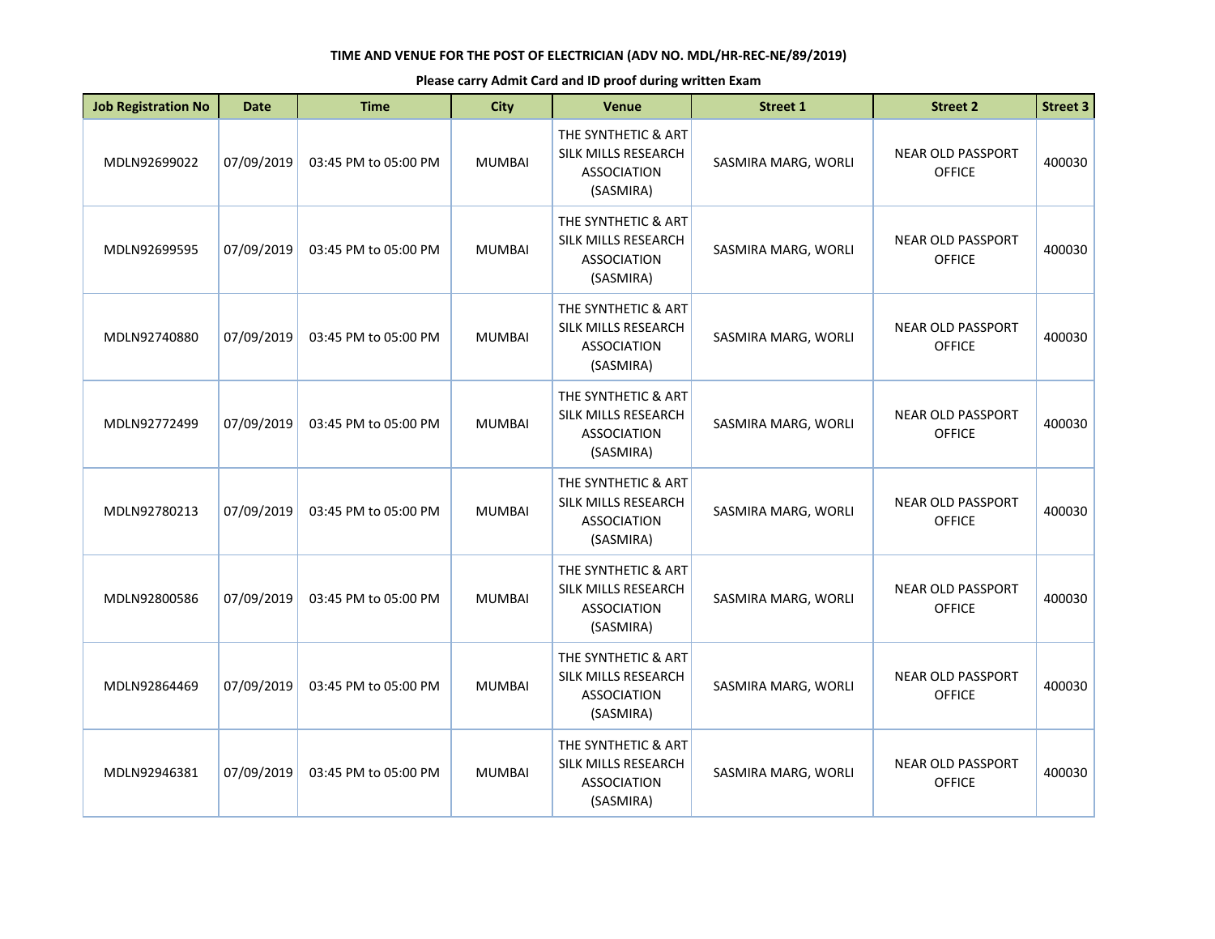**TIME AND VENUE FOR THE POST OF ELECTRICIAN (ADV NO. MDL/HR-REC-NE/89/2019)**

**Please carry Admit Card and ID proof during written Exam**

| Job Registration No | Date | Time | City | Venue | Street 1 | Street 2 | Street 3 |
|---|---|---|---|---|---|---|---|
| MDLN92699022 | 07/09/2019 | 03:45 PM to 05:00 PM | MUMBAI | THE SYNTHETIC & ART SILK MILLS RESEARCH ASSOCIATION (SASMIRA) | SASMIRA MARG, WORLI | NEAR OLD PASSPORT OFFICE | 400030 |
| MDLN92699595 | 07/09/2019 | 03:45 PM to 05:00 PM | MUMBAI | THE SYNTHETIC & ART SILK MILLS RESEARCH ASSOCIATION (SASMIRA) | SASMIRA MARG, WORLI | NEAR OLD PASSPORT OFFICE | 400030 |
| MDLN92740880 | 07/09/2019 | 03:45 PM to 05:00 PM | MUMBAI | THE SYNTHETIC & ART SILK MILLS RESEARCH ASSOCIATION (SASMIRA) | SASMIRA MARG, WORLI | NEAR OLD PASSPORT OFFICE | 400030 |
| MDLN92772499 | 07/09/2019 | 03:45 PM to 05:00 PM | MUMBAI | THE SYNTHETIC & ART SILK MILLS RESEARCH ASSOCIATION (SASMIRA) | SASMIRA MARG, WORLI | NEAR OLD PASSPORT OFFICE | 400030 |
| MDLN92780213 | 07/09/2019 | 03:45 PM to 05:00 PM | MUMBAI | THE SYNTHETIC & ART SILK MILLS RESEARCH ASSOCIATION (SASMIRA) | SASMIRA MARG, WORLI | NEAR OLD PASSPORT OFFICE | 400030 |
| MDLN92800586 | 07/09/2019 | 03:45 PM to 05:00 PM | MUMBAI | THE SYNTHETIC & ART SILK MILLS RESEARCH ASSOCIATION (SASMIRA) | SASMIRA MARG, WORLI | NEAR OLD PASSPORT OFFICE | 400030 |
| MDLN92864469 | 07/09/2019 | 03:45 PM to 05:00 PM | MUMBAI | THE SYNTHETIC & ART SILK MILLS RESEARCH ASSOCIATION (SASMIRA) | SASMIRA MARG, WORLI | NEAR OLD PASSPORT OFFICE | 400030 |
| MDLN92946381 | 07/09/2019 | 03:45 PM to 05:00 PM | MUMBAI | THE SYNTHETIC & ART SILK MILLS RESEARCH ASSOCIATION (SASMIRA) | SASMIRA MARG, WORLI | NEAR OLD PASSPORT OFFICE | 400030 |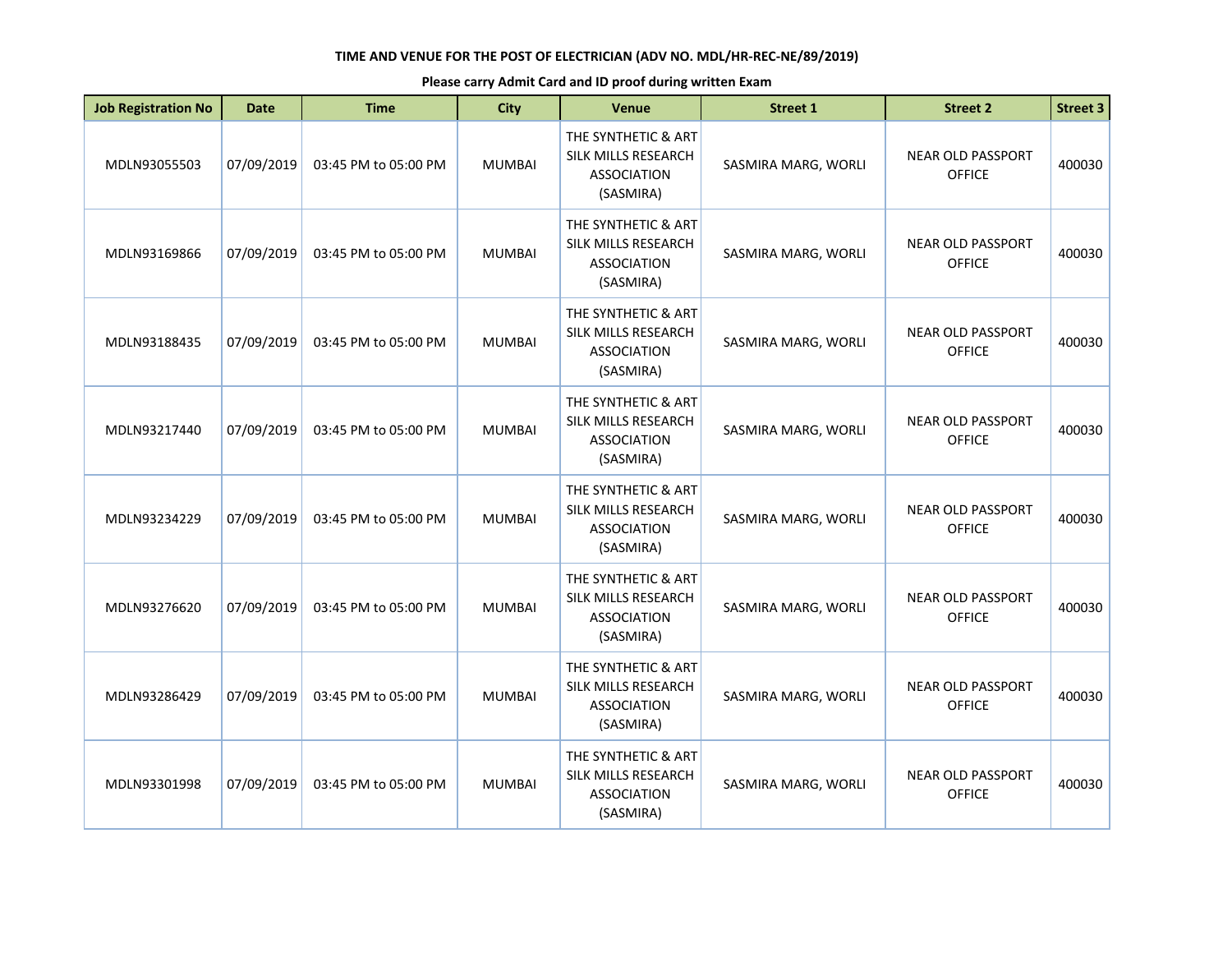**TIME AND VENUE FOR THE POST OF ELECTRICIAN (ADV NO. MDL/HR-REC-NE/89/2019)**

**Please carry Admit Card and ID proof during written Exam**

| Job Registration No | Date | Time | City | Venue | Street 1 | Street 2 | Street 3 |
|---|---|---|---|---|---|---|---|
| MDLN93055503 | 07/09/2019 | 03:45 PM to 05:00 PM | MUMBAI | THE SYNTHETIC & ART SILK MILLS RESEARCH ASSOCIATION (SASMIRA) | SASMIRA MARG, WORLI | NEAR OLD PASSPORT OFFICE | 400030 |
| MDLN93169866 | 07/09/2019 | 03:45 PM to 05:00 PM | MUMBAI | THE SYNTHETIC & ART SILK MILLS RESEARCH ASSOCIATION (SASMIRA) | SASMIRA MARG, WORLI | NEAR OLD PASSPORT OFFICE | 400030 |
| MDLN93188435 | 07/09/2019 | 03:45 PM to 05:00 PM | MUMBAI | THE SYNTHETIC & ART SILK MILLS RESEARCH ASSOCIATION (SASMIRA) | SASMIRA MARG, WORLI | NEAR OLD PASSPORT OFFICE | 400030 |
| MDLN93217440 | 07/09/2019 | 03:45 PM to 05:00 PM | MUMBAI | THE SYNTHETIC & ART SILK MILLS RESEARCH ASSOCIATION (SASMIRA) | SASMIRA MARG, WORLI | NEAR OLD PASSPORT OFFICE | 400030 |
| MDLN93234229 | 07/09/2019 | 03:45 PM to 05:00 PM | MUMBAI | THE SYNTHETIC & ART SILK MILLS RESEARCH ASSOCIATION (SASMIRA) | SASMIRA MARG, WORLI | NEAR OLD PASSPORT OFFICE | 400030 |
| MDLN93276620 | 07/09/2019 | 03:45 PM to 05:00 PM | MUMBAI | THE SYNTHETIC & ART SILK MILLS RESEARCH ASSOCIATION (SASMIRA) | SASMIRA MARG, WORLI | NEAR OLD PASSPORT OFFICE | 400030 |
| MDLN93286429 | 07/09/2019 | 03:45 PM to 05:00 PM | MUMBAI | THE SYNTHETIC & ART SILK MILLS RESEARCH ASSOCIATION (SASMIRA) | SASMIRA MARG, WORLI | NEAR OLD PASSPORT OFFICE | 400030 |
| MDLN93301998 | 07/09/2019 | 03:45 PM to 05:00 PM | MUMBAI | THE SYNTHETIC & ART SILK MILLS RESEARCH ASSOCIATION (SASMIRA) | SASMIRA MARG, WORLI | NEAR OLD PASSPORT OFFICE | 400030 |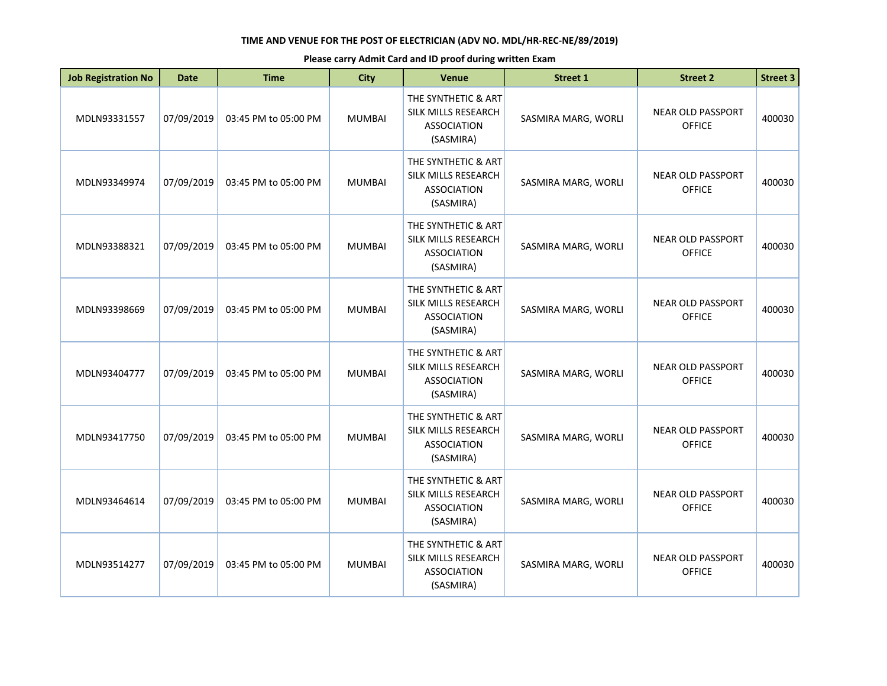**TIME AND VENUE FOR THE POST OF ELECTRICIAN (ADV NO. MDL/HR-REC-NE/89/2019)**

**Please carry Admit Card and ID proof during written Exam**

| Job Registration No | Date | Time | City | Venue | Street 1 | Street 2 | Street 3 |
|---|---|---|---|---|---|---|---|
| MDLN93331557 | 07/09/2019 | 03:45 PM to 05:00 PM | MUMBAI | THE SYNTHETIC & ART SILK MILLS RESEARCH ASSOCIATION (SASMIRA) | SASMIRA MARG, WORLI | NEAR OLD PASSPORT OFFICE | 400030 |
| MDLN93349974 | 07/09/2019 | 03:45 PM to 05:00 PM | MUMBAI | THE SYNTHETIC & ART SILK MILLS RESEARCH ASSOCIATION (SASMIRA) | SASMIRA MARG, WORLI | NEAR OLD PASSPORT OFFICE | 400030 |
| MDLN93388321 | 07/09/2019 | 03:45 PM to 05:00 PM | MUMBAI | THE SYNTHETIC & ART SILK MILLS RESEARCH ASSOCIATION (SASMIRA) | SASMIRA MARG, WORLI | NEAR OLD PASSPORT OFFICE | 400030 |
| MDLN93398669 | 07/09/2019 | 03:45 PM to 05:00 PM | MUMBAI | THE SYNTHETIC & ART SILK MILLS RESEARCH ASSOCIATION (SASMIRA) | SASMIRA MARG, WORLI | NEAR OLD PASSPORT OFFICE | 400030 |
| MDLN93404777 | 07/09/2019 | 03:45 PM to 05:00 PM | MUMBAI | THE SYNTHETIC & ART SILK MILLS RESEARCH ASSOCIATION (SASMIRA) | SASMIRA MARG, WORLI | NEAR OLD PASSPORT OFFICE | 400030 |
| MDLN93417750 | 07/09/2019 | 03:45 PM to 05:00 PM | MUMBAI | THE SYNTHETIC & ART SILK MILLS RESEARCH ASSOCIATION (SASMIRA) | SASMIRA MARG, WORLI | NEAR OLD PASSPORT OFFICE | 400030 |
| MDLN93464614 | 07/09/2019 | 03:45 PM to 05:00 PM | MUMBAI | THE SYNTHETIC & ART SILK MILLS RESEARCH ASSOCIATION (SASMIRA) | SASMIRA MARG, WORLI | NEAR OLD PASSPORT OFFICE | 400030 |
| MDLN93514277 | 07/09/2019 | 03:45 PM to 05:00 PM | MUMBAI | THE SYNTHETIC & ART SILK MILLS RESEARCH ASSOCIATION (SASMIRA) | SASMIRA MARG, WORLI | NEAR OLD PASSPORT OFFICE | 400030 |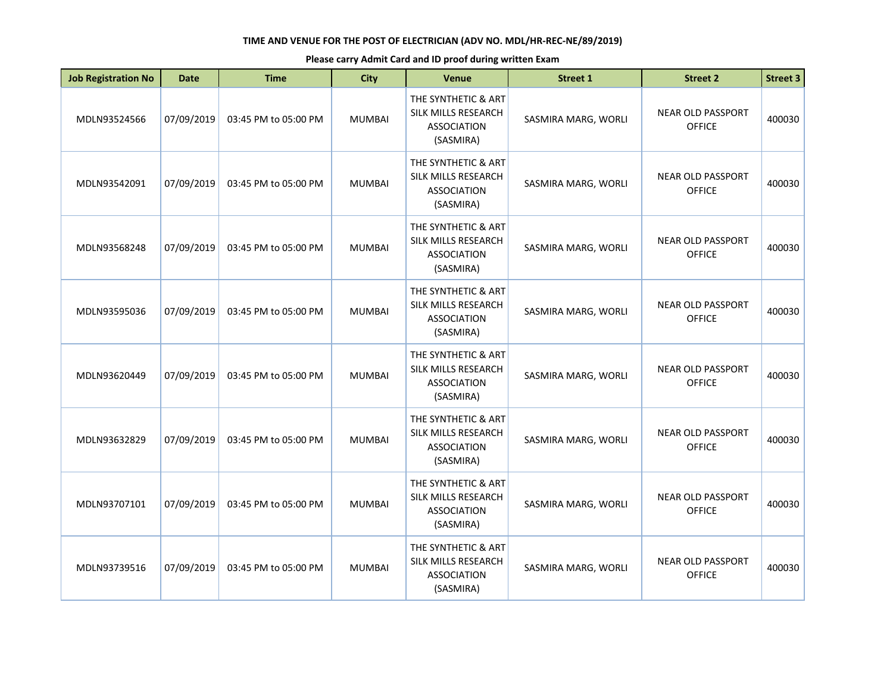**TIME AND VENUE FOR THE POST OF ELECTRICIAN (ADV NO. MDL/HR-REC-NE/89/2019)**

**Please carry Admit Card and ID proof during written Exam**

| Job Registration No | Date | Time | City | Venue | Street 1 | Street 2 | Street 3 |
|---|---|---|---|---|---|---|---|
| MDLN93524566 | 07/09/2019 | 03:45 PM to 05:00 PM | MUMBAI | THE SYNTHETIC & ART SILK MILLS RESEARCH ASSOCIATION (SASMIRA) | SASMIRA MARG, WORLI | NEAR OLD PASSPORT OFFICE | 400030 |
| MDLN93542091 | 07/09/2019 | 03:45 PM to 05:00 PM | MUMBAI | THE SYNTHETIC & ART SILK MILLS RESEARCH ASSOCIATION (SASMIRA) | SASMIRA MARG, WORLI | NEAR OLD PASSPORT OFFICE | 400030 |
| MDLN93568248 | 07/09/2019 | 03:45 PM to 05:00 PM | MUMBAI | THE SYNTHETIC & ART SILK MILLS RESEARCH ASSOCIATION (SASMIRA) | SASMIRA MARG, WORLI | NEAR OLD PASSPORT OFFICE | 400030 |
| MDLN93595036 | 07/09/2019 | 03:45 PM to 05:00 PM | MUMBAI | THE SYNTHETIC & ART SILK MILLS RESEARCH ASSOCIATION (SASMIRA) | SASMIRA MARG, WORLI | NEAR OLD PASSPORT OFFICE | 400030 |
| MDLN93620449 | 07/09/2019 | 03:45 PM to 05:00 PM | MUMBAI | THE SYNTHETIC & ART SILK MILLS RESEARCH ASSOCIATION (SASMIRA) | SASMIRA MARG, WORLI | NEAR OLD PASSPORT OFFICE | 400030 |
| MDLN93632829 | 07/09/2019 | 03:45 PM to 05:00 PM | MUMBAI | THE SYNTHETIC & ART SILK MILLS RESEARCH ASSOCIATION (SASMIRA) | SASMIRA MARG, WORLI | NEAR OLD PASSPORT OFFICE | 400030 |
| MDLN93707101 | 07/09/2019 | 03:45 PM to 05:00 PM | MUMBAI | THE SYNTHETIC & ART SILK MILLS RESEARCH ASSOCIATION (SASMIRA) | SASMIRA MARG, WORLI | NEAR OLD PASSPORT OFFICE | 400030 |
| MDLN93739516 | 07/09/2019 | 03:45 PM to 05:00 PM | MUMBAI | THE SYNTHETIC & ART SILK MILLS RESEARCH ASSOCIATION (SASMIRA) | SASMIRA MARG, WORLI | NEAR OLD PASSPORT OFFICE | 400030 |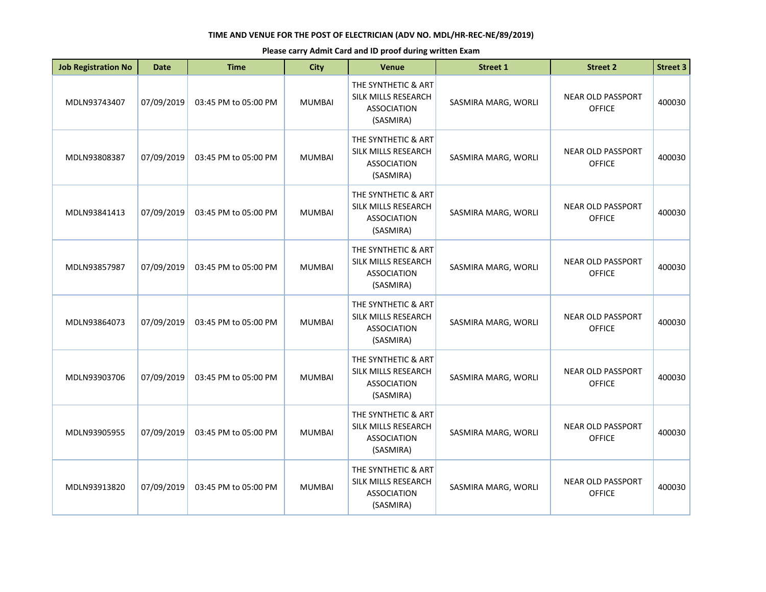**TIME AND VENUE FOR THE POST OF ELECTRICIAN (ADV NO. MDL/HR-REC-NE/89/2019)**

**Please carry Admit Card and ID proof during written Exam**

| Job Registration No | Date | Time | City | Venue | Street 1 | Street 2 | Street 3 |
|---|---|---|---|---|---|---|---|
| MDLN93743407 | 07/09/2019 | 03:45 PM to 05:00 PM | MUMBAI | THE SYNTHETIC & ART SILK MILLS RESEARCH ASSOCIATION (SASMIRA) | SASMIRA MARG, WORLI | NEAR OLD PASSPORT OFFICE | 400030 |
| MDLN93808387 | 07/09/2019 | 03:45 PM to 05:00 PM | MUMBAI | THE SYNTHETIC & ART SILK MILLS RESEARCH ASSOCIATION (SASMIRA) | SASMIRA MARG, WORLI | NEAR OLD PASSPORT OFFICE | 400030 |
| MDLN93841413 | 07/09/2019 | 03:45 PM to 05:00 PM | MUMBAI | THE SYNTHETIC & ART SILK MILLS RESEARCH ASSOCIATION (SASMIRA) | SASMIRA MARG, WORLI | NEAR OLD PASSPORT OFFICE | 400030 |
| MDLN93857987 | 07/09/2019 | 03:45 PM to 05:00 PM | MUMBAI | THE SYNTHETIC & ART SILK MILLS RESEARCH ASSOCIATION (SASMIRA) | SASMIRA MARG, WORLI | NEAR OLD PASSPORT OFFICE | 400030 |
| MDLN93864073 | 07/09/2019 | 03:45 PM to 05:00 PM | MUMBAI | THE SYNTHETIC & ART SILK MILLS RESEARCH ASSOCIATION (SASMIRA) | SASMIRA MARG, WORLI | NEAR OLD PASSPORT OFFICE | 400030 |
| MDLN93903706 | 07/09/2019 | 03:45 PM to 05:00 PM | MUMBAI | THE SYNTHETIC & ART SILK MILLS RESEARCH ASSOCIATION (SASMIRA) | SASMIRA MARG, WORLI | NEAR OLD PASSPORT OFFICE | 400030 |
| MDLN93905955 | 07/09/2019 | 03:45 PM to 05:00 PM | MUMBAI | THE SYNTHETIC & ART SILK MILLS RESEARCH ASSOCIATION (SASMIRA) | SASMIRA MARG, WORLI | NEAR OLD PASSPORT OFFICE | 400030 |
| MDLN93913820 | 07/09/2019 | 03:45 PM to 05:00 PM | MUMBAI | THE SYNTHETIC & ART SILK MILLS RESEARCH ASSOCIATION (SASMIRA) | SASMIRA MARG, WORLI | NEAR OLD PASSPORT OFFICE | 400030 |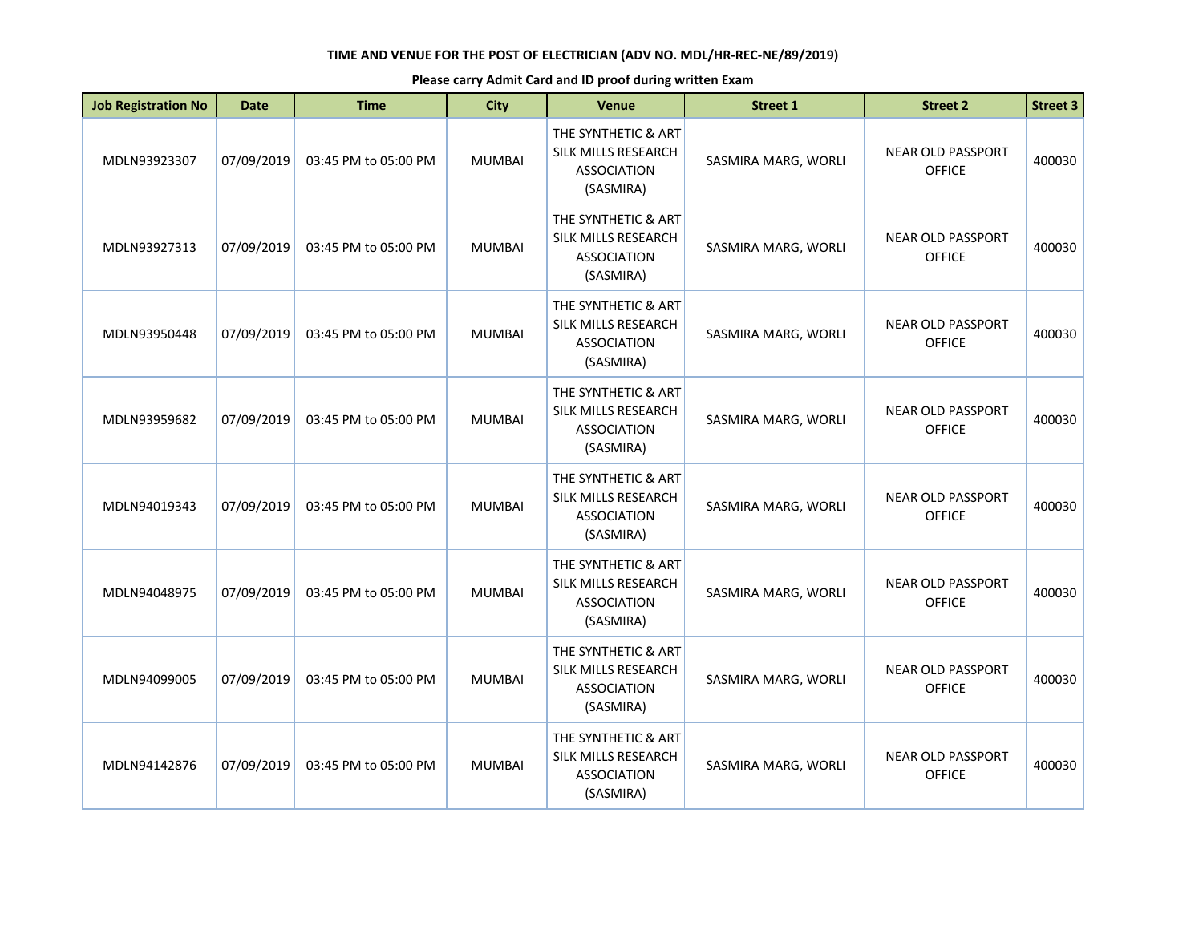**TIME AND VENUE FOR THE POST OF ELECTRICIAN (ADV NO. MDL/HR-REC-NE/89/2019)**

**Please carry Admit Card and ID proof during written Exam**

| Job Registration No | Date | Time | City | Venue | Street 1 | Street 2 | Street 3 |
|---|---|---|---|---|---|---|---|
| MDLN93923307 | 07/09/2019 | 03:45 PM to 05:00 PM | MUMBAI | THE SYNTHETIC & ART SILK MILLS RESEARCH ASSOCIATION (SASMIRA) | SASMIRA MARG, WORLI | NEAR OLD PASSPORT OFFICE | 400030 |
| MDLN93927313 | 07/09/2019 | 03:45 PM to 05:00 PM | MUMBAI | THE SYNTHETIC & ART SILK MILLS RESEARCH ASSOCIATION (SASMIRA) | SASMIRA MARG, WORLI | NEAR OLD PASSPORT OFFICE | 400030 |
| MDLN93950448 | 07/09/2019 | 03:45 PM to 05:00 PM | MUMBAI | THE SYNTHETIC & ART SILK MILLS RESEARCH ASSOCIATION (SASMIRA) | SASMIRA MARG, WORLI | NEAR OLD PASSPORT OFFICE | 400030 |
| MDLN93959682 | 07/09/2019 | 03:45 PM to 05:00 PM | MUMBAI | THE SYNTHETIC & ART SILK MILLS RESEARCH ASSOCIATION (SASMIRA) | SASMIRA MARG, WORLI | NEAR OLD PASSPORT OFFICE | 400030 |
| MDLN94019343 | 07/09/2019 | 03:45 PM to 05:00 PM | MUMBAI | THE SYNTHETIC & ART SILK MILLS RESEARCH ASSOCIATION (SASMIRA) | SASMIRA MARG, WORLI | NEAR OLD PASSPORT OFFICE | 400030 |
| MDLN94048975 | 07/09/2019 | 03:45 PM to 05:00 PM | MUMBAI | THE SYNTHETIC & ART SILK MILLS RESEARCH ASSOCIATION (SASMIRA) | SASMIRA MARG, WORLI | NEAR OLD PASSPORT OFFICE | 400030 |
| MDLN94099005 | 07/09/2019 | 03:45 PM to 05:00 PM | MUMBAI | THE SYNTHETIC & ART SILK MILLS RESEARCH ASSOCIATION (SASMIRA) | SASMIRA MARG, WORLI | NEAR OLD PASSPORT OFFICE | 400030 |
| MDLN94142876 | 07/09/2019 | 03:45 PM to 05:00 PM | MUMBAI | THE SYNTHETIC & ART SILK MILLS RESEARCH ASSOCIATION (SASMIRA) | SASMIRA MARG, WORLI | NEAR OLD PASSPORT OFFICE | 400030 |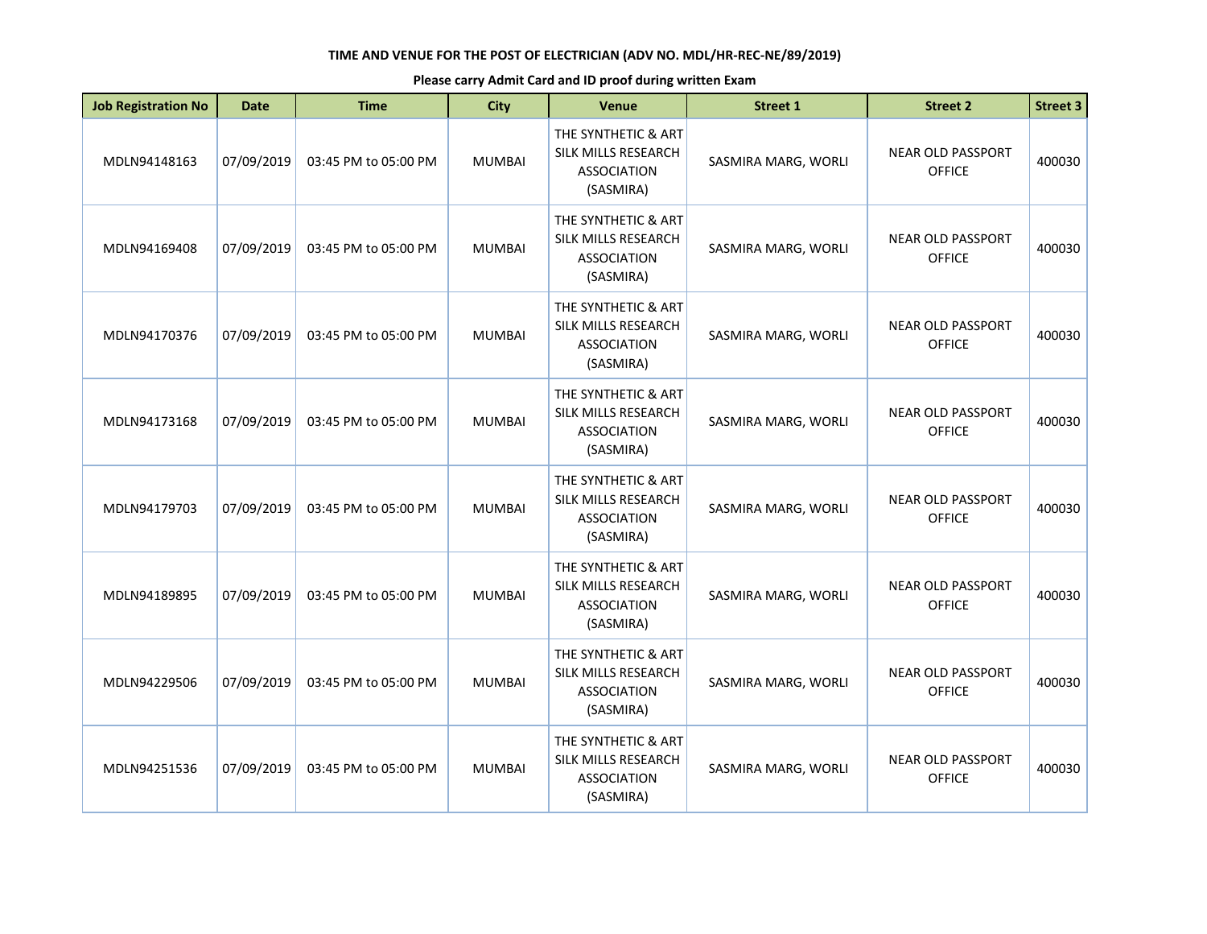**TIME AND VENUE FOR THE POST OF ELECTRICIAN (ADV NO. MDL/HR-REC-NE/89/2019)**

**Please carry Admit Card and ID proof during written Exam**

| Job Registration No | Date | Time | City | Venue | Street 1 | Street 2 | Street 3 |
|---|---|---|---|---|---|---|---|
| MDLN94148163 | 07/09/2019 | 03:45 PM to 05:00 PM | MUMBAI | THE SYNTHETIC & ART SILK MILLS RESEARCH ASSOCIATION (SASMIRA) | SASMIRA MARG, WORLI | NEAR OLD PASSPORT OFFICE | 400030 |
| MDLN94169408 | 07/09/2019 | 03:45 PM to 05:00 PM | MUMBAI | THE SYNTHETIC & ART SILK MILLS RESEARCH ASSOCIATION (SASMIRA) | SASMIRA MARG, WORLI | NEAR OLD PASSPORT OFFICE | 400030 |
| MDLN94170376 | 07/09/2019 | 03:45 PM to 05:00 PM | MUMBAI | THE SYNTHETIC & ART SILK MILLS RESEARCH ASSOCIATION (SASMIRA) | SASMIRA MARG, WORLI | NEAR OLD PASSPORT OFFICE | 400030 |
| MDLN94173168 | 07/09/2019 | 03:45 PM to 05:00 PM | MUMBAI | THE SYNTHETIC & ART SILK MILLS RESEARCH ASSOCIATION (SASMIRA) | SASMIRA MARG, WORLI | NEAR OLD PASSPORT OFFICE | 400030 |
| MDLN94179703 | 07/09/2019 | 03:45 PM to 05:00 PM | MUMBAI | THE SYNTHETIC & ART SILK MILLS RESEARCH ASSOCIATION (SASMIRA) | SASMIRA MARG, WORLI | NEAR OLD PASSPORT OFFICE | 400030 |
| MDLN94189895 | 07/09/2019 | 03:45 PM to 05:00 PM | MUMBAI | THE SYNTHETIC & ART SILK MILLS RESEARCH ASSOCIATION (SASMIRA) | SASMIRA MARG, WORLI | NEAR OLD PASSPORT OFFICE | 400030 |
| MDLN94229506 | 07/09/2019 | 03:45 PM to 05:00 PM | MUMBAI | THE SYNTHETIC & ART SILK MILLS RESEARCH ASSOCIATION (SASMIRA) | SASMIRA MARG, WORLI | NEAR OLD PASSPORT OFFICE | 400030 |
| MDLN94251536 | 07/09/2019 | 03:45 PM to 05:00 PM | MUMBAI | THE SYNTHETIC & ART SILK MILLS RESEARCH ASSOCIATION (SASMIRA) | SASMIRA MARG, WORLI | NEAR OLD PASSPORT OFFICE | 400030 |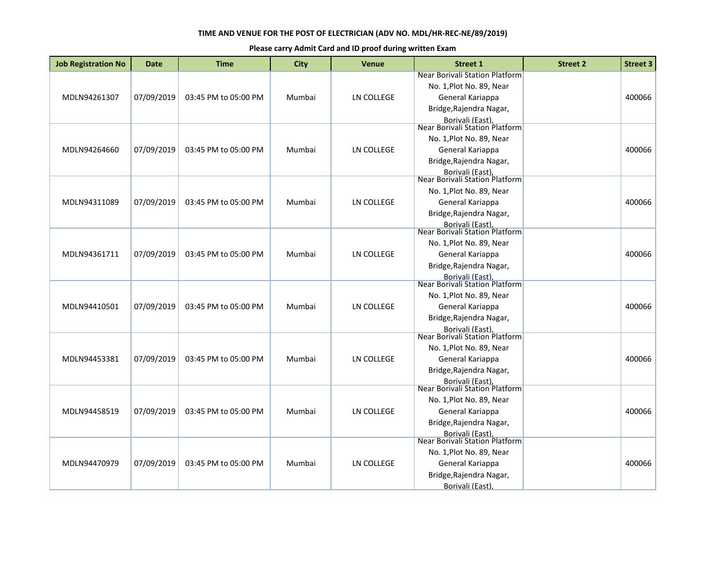**TIME AND VENUE FOR THE POST OF ELECTRICIAN (ADV NO. MDL/HR-REC-NE/89/2019)**

**Please carry Admit Card and ID proof during written Exam**

| Job Registration No | Date | Time | City | Venue | Street 1 | Street 2 | Street 3 |
|---|---|---|---|---|---|---|---|
| MDLN94261307 | 07/09/2019 | 03:45 PM to 05:00 PM | Mumbai | LN COLLEGE | Near Borivali Station Platform No. 1,Plot No. 89, Near General Kariappa Bridge,Rajendra Nagar, Borivali (East), | | 400066 |
| MDLN94264660 | 07/09/2019 | 03:45 PM to 05:00 PM | Mumbai | LN COLLEGE | Near Borivali Station Platform No. 1,Plot No. 89, Near General Kariappa Bridge,Rajendra Nagar, Borivali (East), | | 400066 |
| MDLN94311089 | 07/09/2019 | 03:45 PM to 05:00 PM | Mumbai | LN COLLEGE | Near Borivali Station Platform No. 1,Plot No. 89, Near General Kariappa Bridge,Rajendra Nagar, Borivali (East), | | 400066 |
| MDLN94361711 | 07/09/2019 | 03:45 PM to 05:00 PM | Mumbai | LN COLLEGE | Near Borivali Station Platform No. 1,Plot No. 89, Near General Kariappa Bridge,Rajendra Nagar, Borivali (East), | | 400066 |
| MDLN94410501 | 07/09/2019 | 03:45 PM to 05:00 PM | Mumbai | LN COLLEGE | Near Borivali Station Platform No. 1,Plot No. 89, Near General Kariappa Bridge,Rajendra Nagar, Borivali (East), | | 400066 |
| MDLN94453381 | 07/09/2019 | 03:45 PM to 05:00 PM | Mumbai | LN COLLEGE | Near Borivali Station Platform No. 1,Plot No. 89, Near General Kariappa Bridge,Rajendra Nagar, Borivali (East), | | 400066 |
| MDLN94458519 | 07/09/2019 | 03:45 PM to 05:00 PM | Mumbai | LN COLLEGE | Near Borivali Station Platform No. 1,Plot No. 89, Near General Kariappa Bridge,Rajendra Nagar, Borivali (East), | | 400066 |
| MDLN94470979 | 07/09/2019 | 03:45 PM to 05:00 PM | Mumbai | LN COLLEGE | Near Borivali Station Platform No. 1,Plot No. 89, Near General Kariappa Bridge,Rajendra Nagar, Borivali (East), | | 400066 |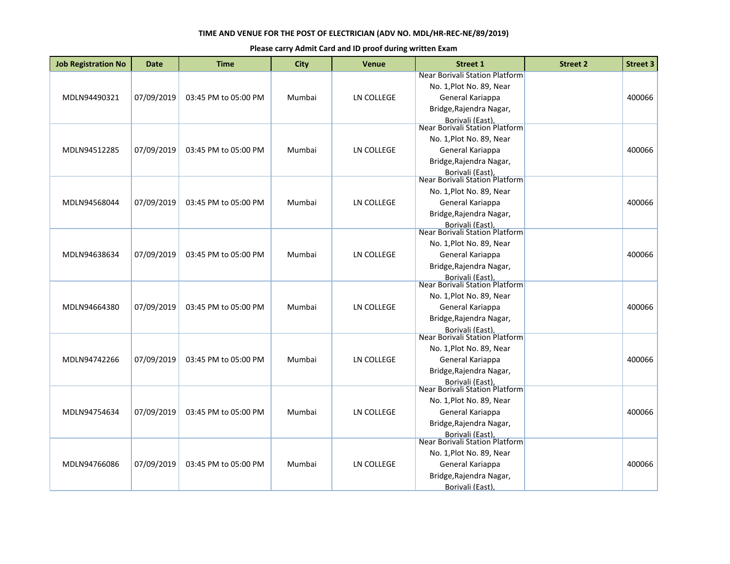**TIME AND VENUE FOR THE POST OF ELECTRICIAN (ADV NO. MDL/HR-REC-NE/89/2019)**

**Please carry Admit Card and ID proof during written Exam**

| Job Registration No | Date | Time | City | Venue | Street 1 | Street 2 | Street 3 |
|---|---|---|---|---|---|---|---|
| MDLN94490321 | 07/09/2019 | 03:45 PM to 05:00 PM | Mumbai | LN COLLEGE | Near Borivali Station Platform No. 1,Plot No. 89, Near General Kariappa Bridge,Rajendra Nagar, Borivali (East), | | 400066 |
| MDLN94512285 | 07/09/2019 | 03:45 PM to 05:00 PM | Mumbai | LN COLLEGE | Near Borivali Station Platform No. 1,Plot No. 89, Near General Kariappa Bridge,Rajendra Nagar, Borivali (East), | | 400066 |
| MDLN94568044 | 07/09/2019 | 03:45 PM to 05:00 PM | Mumbai | LN COLLEGE | Near Borivali Station Platform No. 1,Plot No. 89, Near General Kariappa Bridge,Rajendra Nagar, Borivali (East), | | 400066 |
| MDLN94638634 | 07/09/2019 | 03:45 PM to 05:00 PM | Mumbai | LN COLLEGE | Near Borivali Station Platform No. 1,Plot No. 89, Near General Kariappa Bridge,Rajendra Nagar, Borivali (East), | | 400066 |
| MDLN94664380 | 07/09/2019 | 03:45 PM to 05:00 PM | Mumbai | LN COLLEGE | Near Borivali Station Platform No. 1,Plot No. 89, Near General Kariappa Bridge,Rajendra Nagar, Borivali (East), | | 400066 |
| MDLN94742266 | 07/09/2019 | 03:45 PM to 05:00 PM | Mumbai | LN COLLEGE | Near Borivali Station Platform No. 1,Plot No. 89, Near General Kariappa Bridge,Rajendra Nagar, Borivali (East), | | 400066 |
| MDLN94754634 | 07/09/2019 | 03:45 PM to 05:00 PM | Mumbai | LN COLLEGE | Near Borivali Station Platform No. 1,Plot No. 89, Near General Kariappa Bridge,Rajendra Nagar, Borivali (East), | | 400066 |
| MDLN94766086 | 07/09/2019 | 03:45 PM to 05:00 PM | Mumbai | LN COLLEGE | Near Borivali Station Platform No. 1,Plot No. 89, Near General Kariappa Bridge,Rajendra Nagar, Borivali (East), | | 400066 |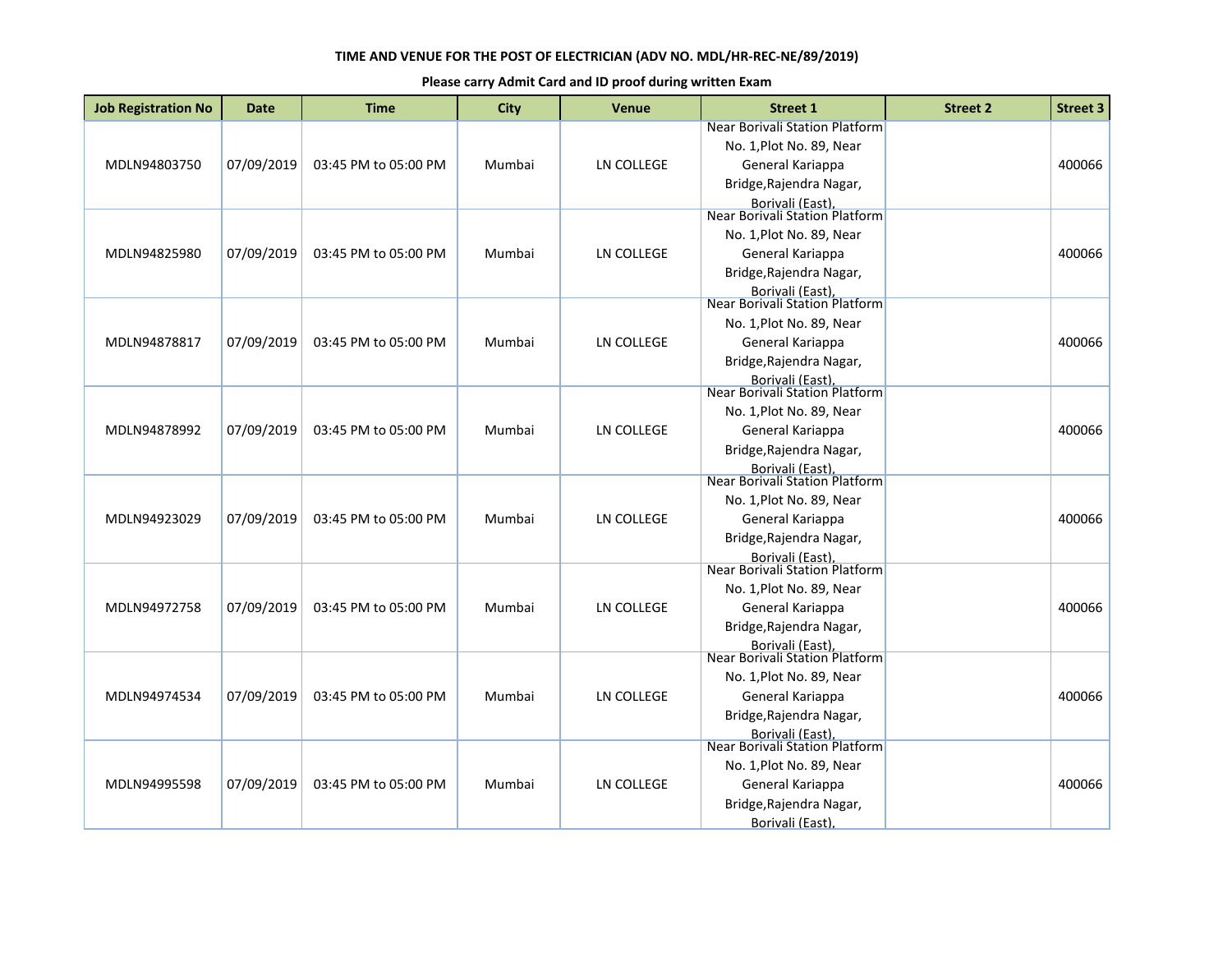TIME AND VENUE FOR THE POST OF ELECTRICIAN (ADV NO. MDL/HR-REC-NE/89/2019)

**Please carry Admit Card and ID proof during written Exam**

| Job Registration No | Date | Time | City | Venue | Street 1 | Street 2 | Street 3 |
|---|---|---|---|---|---|---|---|
| MDLN94803750 | 07/09/2019 | 03:45 PM to 05:00 PM | Mumbai | LN COLLEGE | Near Borivali Station Platform No. 1,Plot No. 89, Near General Kariappa Bridge,Rajendra Nagar, Borivali (East), | | 400066 |
| MDLN94825980 | 07/09/2019 | 03:45 PM to 05:00 PM | Mumbai | LN COLLEGE | Near Borivali Station Platform No. 1,Plot No. 89, Near General Kariappa Bridge,Rajendra Nagar, Borivali (East), | | 400066 |
| MDLN94878817 | 07/09/2019 | 03:45 PM to 05:00 PM | Mumbai | LN COLLEGE | Near Borivali Station Platform No. 1,Plot No. 89, Near General Kariappa Bridge,Rajendra Nagar, Borivali (East), | | 400066 |
| MDLN94878992 | 07/09/2019 | 03:45 PM to 05:00 PM | Mumbai | LN COLLEGE | Near Borivali Station Platform No. 1,Plot No. 89, Near General Kariappa Bridge,Rajendra Nagar, Borivali (East), | | 400066 |
| MDLN94923029 | 07/09/2019 | 03:45 PM to 05:00 PM | Mumbai | LN COLLEGE | Near Borivali Station Platform No. 1,Plot No. 89, Near General Kariappa Bridge,Rajendra Nagar, Borivali (East), | | 400066 |
| MDLN94972758 | 07/09/2019 | 03:45 PM to 05:00 PM | Mumbai | LN COLLEGE | Near Borivali Station Platform No. 1,Plot No. 89, Near General Kariappa Bridge,Rajendra Nagar, Borivali (East), | | 400066 |
| MDLN94974534 | 07/09/2019 | 03:45 PM to 05:00 PM | Mumbai | LN COLLEGE | Near Borivali Station Platform No. 1,Plot No. 89, Near General Kariappa Bridge,Rajendra Nagar, Borivali (East), | | 400066 |
| MDLN94995598 | 07/09/2019 | 03:45 PM to 05:00 PM | Mumbai | LN COLLEGE | Near Borivali Station Platform No. 1,Plot No. 89, Near General Kariappa Bridge,Rajendra Nagar, Borivali (East), | | 400066 |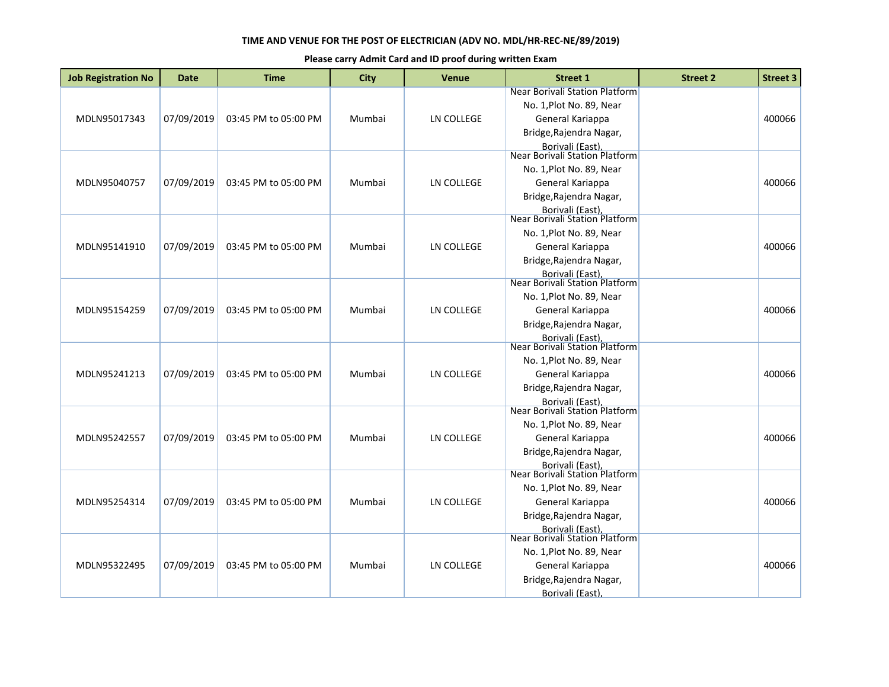**TIME AND VENUE FOR THE POST OF ELECTRICIAN (ADV NO. MDL/HR-REC-NE/89/2019)**

**Please carry Admit Card and ID proof during written Exam**

| Job Registration No | Date | Time | City | Venue | Street 1 | Street 2 | Street 3 |
|---|---|---|---|---|---|---|---|
| MDLN95017343 | 07/09/2019 | 03:45 PM to 05:00 PM | Mumbai | LN COLLEGE | Near Borivali Station Platform No. 1,Plot No. 89, Near General Kariappa Bridge,Rajendra Nagar, Borivali (East), | | 400066 |
| MDLN95040757 | 07/09/2019 | 03:45 PM to 05:00 PM | Mumbai | LN COLLEGE | Near Borivali Station Platform No. 1,Plot No. 89, Near General Kariappa Bridge,Rajendra Nagar, Borivali (East), | | 400066 |
| MDLN95141910 | 07/09/2019 | 03:45 PM to 05:00 PM | Mumbai | LN COLLEGE | Near Borivali Station Platform No. 1,Plot No. 89, Near General Kariappa Bridge,Rajendra Nagar, Borivali (East), | | 400066 |
| MDLN95154259 | 07/09/2019 | 03:45 PM to 05:00 PM | Mumbai | LN COLLEGE | Near Borivali Station Platform No. 1,Plot No. 89, Near General Kariappa Bridge,Rajendra Nagar, Borivali (East), | | 400066 |
| MDLN95241213 | 07/09/2019 | 03:45 PM to 05:00 PM | Mumbai | LN COLLEGE | Near Borivali Station Platform No. 1,Plot No. 89, Near General Kariappa Bridge,Rajendra Nagar, Borivali (East), | | 400066 |
| MDLN95242557 | 07/09/2019 | 03:45 PM to 05:00 PM | Mumbai | LN COLLEGE | Near Borivali Station Platform No. 1,Plot No. 89, Near General Kariappa Bridge,Rajendra Nagar, Borivali (East), | | 400066 |
| MDLN95254314 | 07/09/2019 | 03:45 PM to 05:00 PM | Mumbai | LN COLLEGE | Near Borivali Station Platform No. 1,Plot No. 89, Near General Kariappa Bridge,Rajendra Nagar, Borivali (East), | | 400066 |
| MDLN95322495 | 07/09/2019 | 03:45 PM to 05:00 PM | Mumbai | LN COLLEGE | Near Borivali Station Platform No. 1,Plot No. 89, Near General Kariappa Bridge,Rajendra Nagar, Borivali (East), | | 400066 |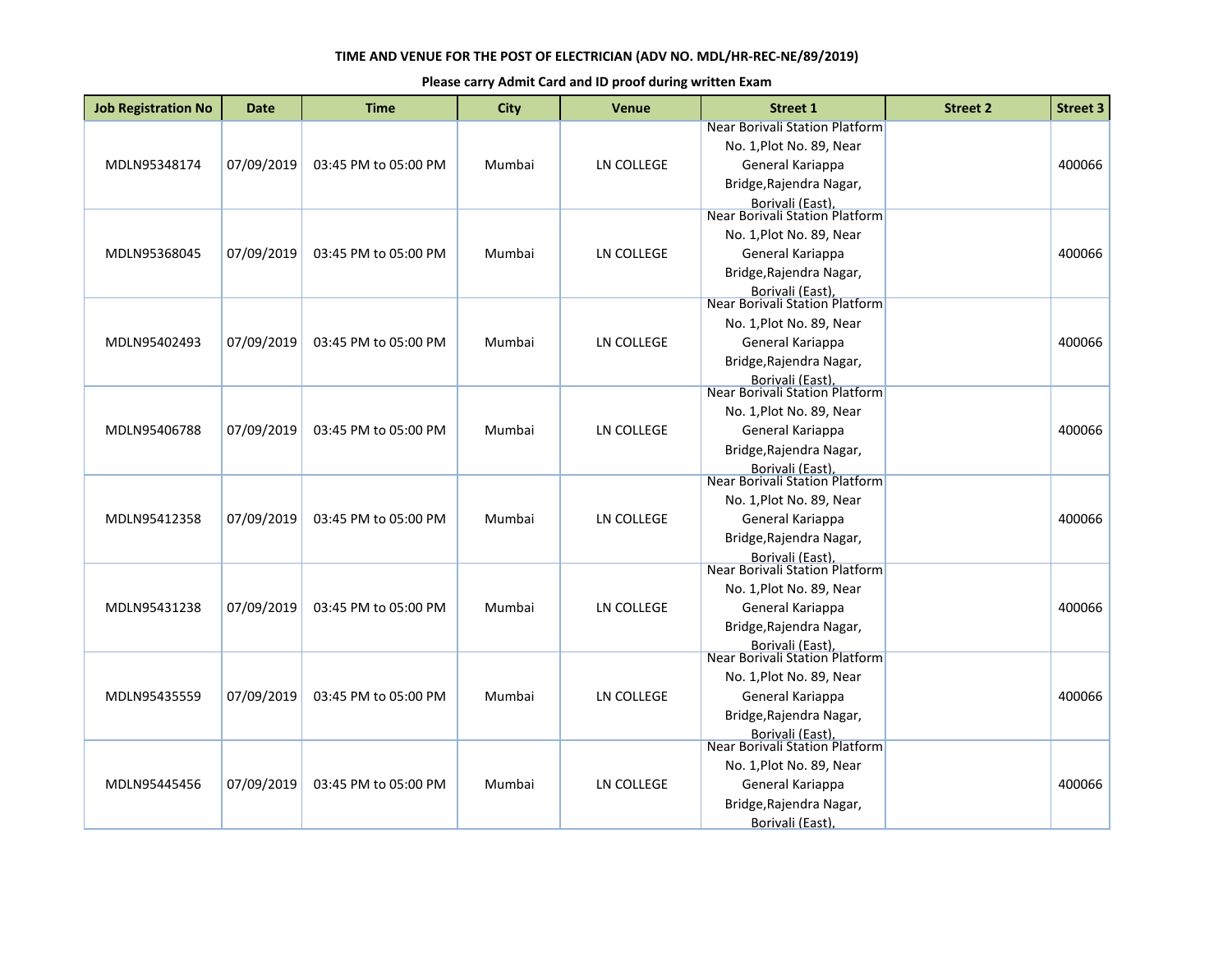**TIME AND VENUE FOR THE POST OF ELECTRICIAN (ADV NO. MDL/HR-REC-NE/89/2019)**

**Please carry Admit Card and ID proof during written Exam**

| Job Registration No | Date | Time | City | Venue | Street 1 | Street 2 | Street 3 |
|---|---|---|---|---|---|---|---|
| MDLN95348174 | 07/09/2019 | 03:45 PM to 05:00 PM | Mumbai | LN COLLEGE | Near Borivali Station Platform No. 1,Plot No. 89, Near General Kariappa Bridge,Rajendra Nagar, Borivali (East), | | 400066 |
| MDLN95368045 | 07/09/2019 | 03:45 PM to 05:00 PM | Mumbai | LN COLLEGE | Near Borivali Station Platform No. 1,Plot No. 89, Near General Kariappa Bridge,Rajendra Nagar, Borivali (East), | | 400066 |
| MDLN95402493 | 07/09/2019 | 03:45 PM to 05:00 PM | Mumbai | LN COLLEGE | Near Borivali Station Platform No. 1,Plot No. 89, Near General Kariappa Bridge,Rajendra Nagar, Borivali (East), | | 400066 |
| MDLN95406788 | 07/09/2019 | 03:45 PM to 05:00 PM | Mumbai | LN COLLEGE | Near Borivali Station Platform No. 1,Plot No. 89, Near General Kariappa Bridge,Rajendra Nagar, Borivali (East), | | 400066 |
| MDLN95412358 | 07/09/2019 | 03:45 PM to 05:00 PM | Mumbai | LN COLLEGE | Near Borivali Station Platform No. 1,Plot No. 89, Near General Kariappa Bridge,Rajendra Nagar, Borivali (East), | | 400066 |
| MDLN95431238 | 07/09/2019 | 03:45 PM to 05:00 PM | Mumbai | LN COLLEGE | Near Borivali Station Platform No. 1,Plot No. 89, Near General Kariappa Bridge,Rajendra Nagar, Borivali (East), | | 400066 |
| MDLN95435559 | 07/09/2019 | 03:45 PM to 05:00 PM | Mumbai | LN COLLEGE | Near Borivali Station Platform No. 1,Plot No. 89, Near General Kariappa Bridge,Rajendra Nagar, Borivali (East), | | 400066 |
| MDLN95445456 | 07/09/2019 | 03:45 PM to 05:00 PM | Mumbai | LN COLLEGE | Near Borivali Station Platform No. 1,Plot No. 89, Near General Kariappa Bridge,Rajendra Nagar, Borivali (East), | | 400066 |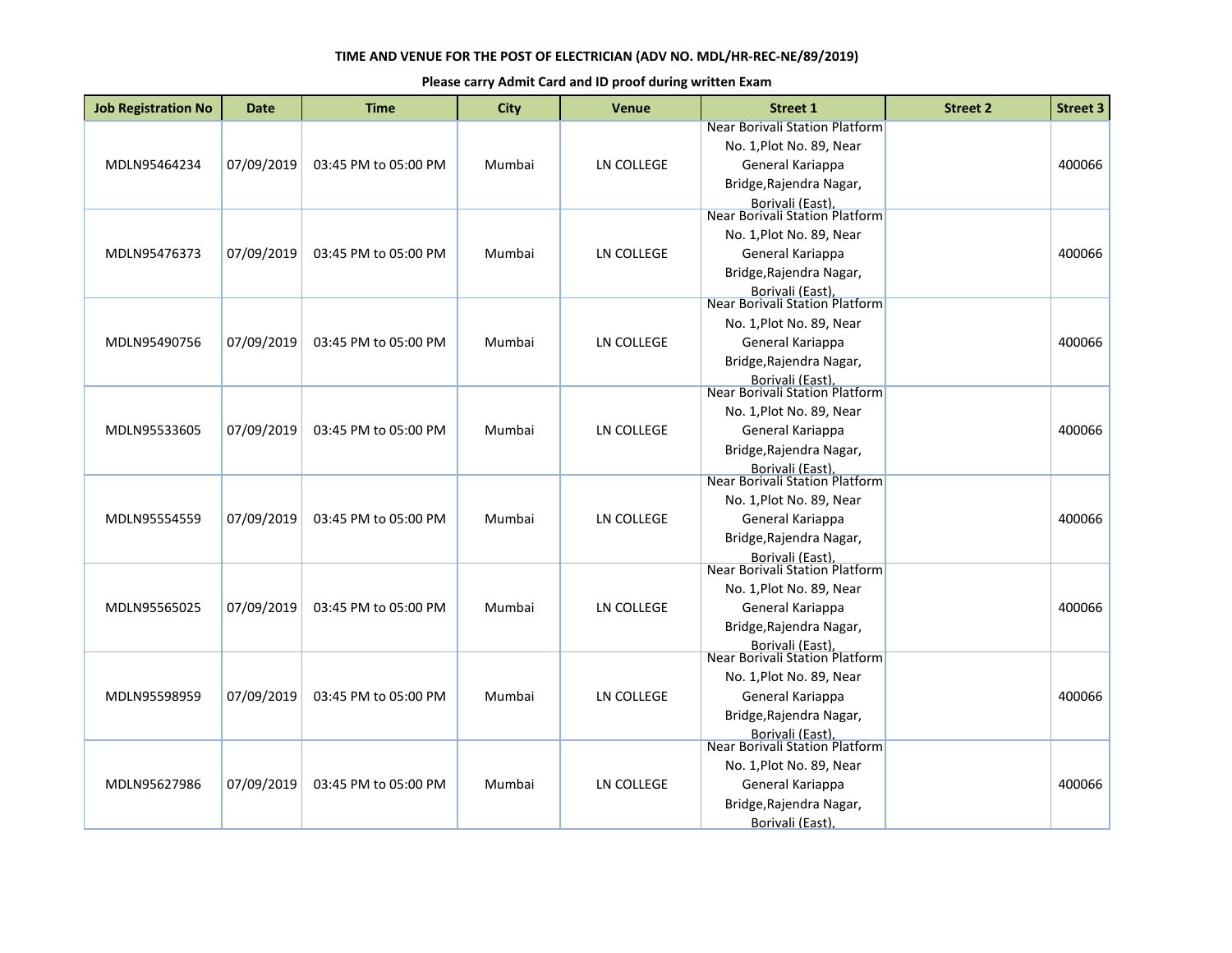**TIME AND VENUE FOR THE POST OF ELECTRICIAN (ADV NO. MDL/HR-REC-NE/89/2019)**

**Please carry Admit Card and ID proof during written Exam**

| Job Registration No | Date | Time | City | Venue | Street 1 | Street 2 | Street 3 |
|---|---|---|---|---|---|---|---|
| MDLN95464234 | 07/09/2019 | 03:45 PM to 05:00 PM | Mumbai | LN COLLEGE | Near Borivali Station Platform No. 1,Plot No. 89, Near General Kariappa Bridge,Rajendra Nagar, Borivali (East), | | 400066 |
| MDLN95476373 | 07/09/2019 | 03:45 PM to 05:00 PM | Mumbai | LN COLLEGE | Near Borivali Station Platform No. 1,Plot No. 89, Near General Kariappa Bridge,Rajendra Nagar, Borivali (East), | | 400066 |
| MDLN95490756 | 07/09/2019 | 03:45 PM to 05:00 PM | Mumbai | LN COLLEGE | Near Borivali Station Platform No. 1,Plot No. 89, Near General Kariappa Bridge,Rajendra Nagar, Borivali (East), | | 400066 |
| MDLN95533605 | 07/09/2019 | 03:45 PM to 05:00 PM | Mumbai | LN COLLEGE | Near Borivali Station Platform No. 1,Plot No. 89, Near General Kariappa Bridge,Rajendra Nagar, Borivali (East), | | 400066 |
| MDLN95554559 | 07/09/2019 | 03:45 PM to 05:00 PM | Mumbai | LN COLLEGE | Near Borivali Station Platform No. 1,Plot No. 89, Near General Kariappa Bridge,Rajendra Nagar, Borivali (East), | | 400066 |
| MDLN95565025 | 07/09/2019 | 03:45 PM to 05:00 PM | Mumbai | LN COLLEGE | Near Borivali Station Platform No. 1,Plot No. 89, Near General Kariappa Bridge,Rajendra Nagar, Borivali (East), | | 400066 |
| MDLN95598959 | 07/09/2019 | 03:45 PM to 05:00 PM | Mumbai | LN COLLEGE | Near Borivali Station Platform No. 1,Plot No. 89, Near General Kariappa Bridge,Rajendra Nagar, Borivali (East), | | 400066 |
| MDLN95627986 | 07/09/2019 | 03:45 PM to 05:00 PM | Mumbai | LN COLLEGE | Near Borivali Station Platform No. 1,Plot No. 89, Near General Kariappa Bridge,Rajendra Nagar, Borivali (East), | | 400066 |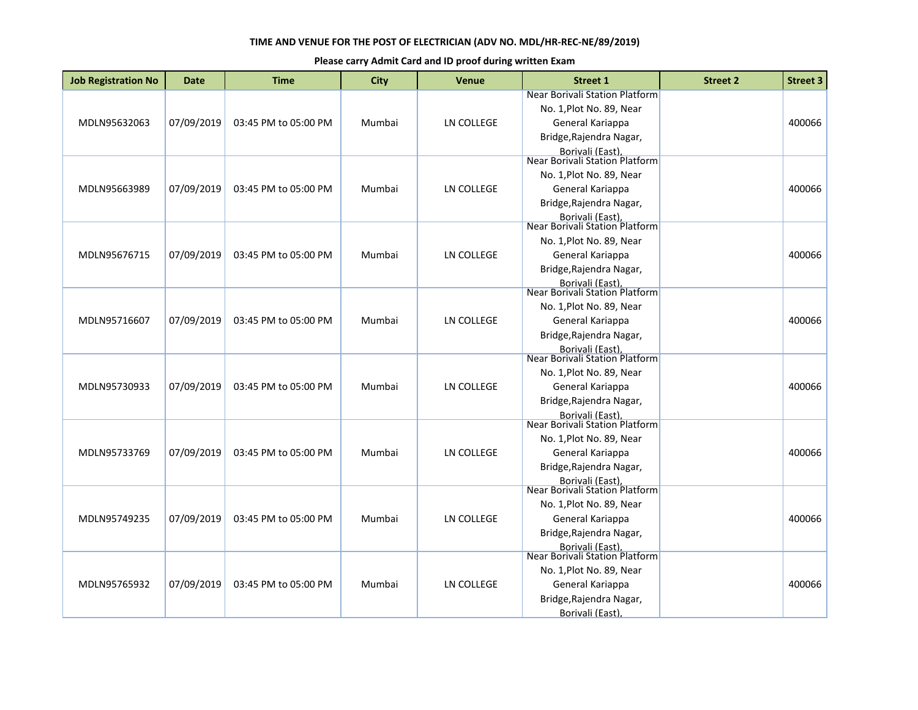**TIME AND VENUE FOR THE POST OF ELECTRICIAN (ADV NO. MDL/HR-REC-NE/89/2019)**

**Please carry Admit Card and ID proof during written Exam**

| Job Registration No | Date | Time | City | Venue | Street 1 | Street 2 | Street 3 |
|---|---|---|---|---|---|---|---|
| MDLN95632063 | 07/09/2019 | 03:45 PM to 05:00 PM | Mumbai | LN COLLEGE | Near Borivali Station Platform No. 1,Plot No. 89, Near General Kariappa Bridge,Rajendra Nagar, Borivali (East), | | 400066 |
| MDLN95663989 | 07/09/2019 | 03:45 PM to 05:00 PM | Mumbai | LN COLLEGE | Near Borivali Station Platform No. 1,Plot No. 89, Near General Kariappa Bridge,Rajendra Nagar, Borivali (East), | | 400066 |
| MDLN95676715 | 07/09/2019 | 03:45 PM to 05:00 PM | Mumbai | LN COLLEGE | Near Borivali Station Platform No. 1,Plot No. 89, Near General Kariappa Bridge,Rajendra Nagar, Borivali (East), | | 400066 |
| MDLN95716607 | 07/09/2019 | 03:45 PM to 05:00 PM | Mumbai | LN COLLEGE | Near Borivali Station Platform No. 1,Plot No. 89, Near General Kariappa Bridge,Rajendra Nagar, Borivali (East), | | 400066 |
| MDLN95730933 | 07/09/2019 | 03:45 PM to 05:00 PM | Mumbai | LN COLLEGE | Near Borivali Station Platform No. 1,Plot No. 89, Near General Kariappa Bridge,Rajendra Nagar, Borivali (East), | | 400066 |
| MDLN95733769 | 07/09/2019 | 03:45 PM to 05:00 PM | Mumbai | LN COLLEGE | Near Borivali Station Platform No. 1,Plot No. 89, Near General Kariappa Bridge,Rajendra Nagar, Borivali (East), | | 400066 |
| MDLN95749235 | 07/09/2019 | 03:45 PM to 05:00 PM | Mumbai | LN COLLEGE | Near Borivali Station Platform No. 1,Plot No. 89, Near General Kariappa Bridge,Rajendra Nagar, Borivali (East), | | 400066 |
| MDLN95765932 | 07/09/2019 | 03:45 PM to 05:00 PM | Mumbai | LN COLLEGE | Near Borivali Station Platform No. 1,Plot No. 89, Near General Kariappa Bridge,Rajendra Nagar, Borivali (East), | | 400066 |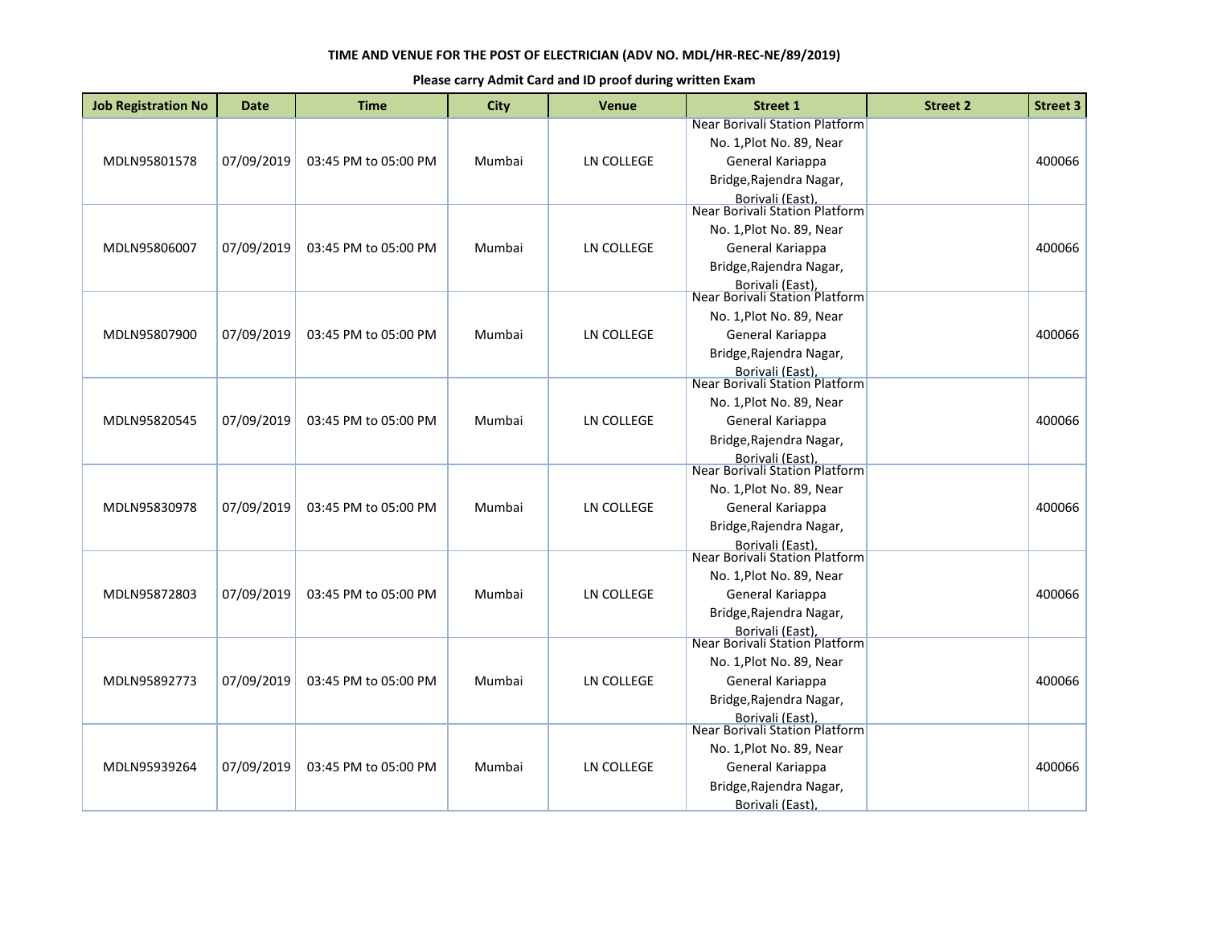**TIME AND VENUE FOR THE POST OF ELECTRICIAN (ADV NO. MDL/HR-REC-NE/89/2019)**

**Please carry Admit Card and ID proof during written Exam**

| Job Registration No | Date | Time | City | Venue | Street 1 | Street 2 | Street 3 |
|---|---|---|---|---|---|---|---|
| MDLN95801578 | 07/09/2019 | 03:45 PM to 05:00 PM | Mumbai | LN COLLEGE | Near Borivali Station Platform No. 1,Plot No. 89, Near General Kariappa Bridge,Rajendra Nagar, Borivali (East), | | 400066 |
| MDLN95806007 | 07/09/2019 | 03:45 PM to 05:00 PM | Mumbai | LN COLLEGE | Near Borivali Station Platform No. 1,Plot No. 89, Near General Kariappa Bridge,Rajendra Nagar, Borivali (East), | | 400066 |
| MDLN95807900 | 07/09/2019 | 03:45 PM to 05:00 PM | Mumbai | LN COLLEGE | Near Borivali Station Platform No. 1,Plot No. 89, Near General Kariappa Bridge,Rajendra Nagar, Borivali (East), | | 400066 |
| MDLN95820545 | 07/09/2019 | 03:45 PM to 05:00 PM | Mumbai | LN COLLEGE | Near Borivali Station Platform No. 1,Plot No. 89, Near General Kariappa Bridge,Rajendra Nagar, Borivali (East), | | 400066 |
| MDLN95830978 | 07/09/2019 | 03:45 PM to 05:00 PM | Mumbai | LN COLLEGE | Near Borivali Station Platform No. 1,Plot No. 89, Near General Kariappa Bridge,Rajendra Nagar, Borivali (East), | | 400066 |
| MDLN95872803 | 07/09/2019 | 03:45 PM to 05:00 PM | Mumbai | LN COLLEGE | Near Borivali Station Platform No. 1,Plot No. 89, Near General Kariappa Bridge,Rajendra Nagar, Borivali (East), | | 400066 |
| MDLN95892773 | 07/09/2019 | 03:45 PM to 05:00 PM | Mumbai | LN COLLEGE | Near Borivali Station Platform No. 1,Plot No. 89, Near General Kariappa Bridge,Rajendra Nagar, Borivali (East), | | 400066 |
| MDLN95939264 | 07/09/2019 | 03:45 PM to 05:00 PM | Mumbai | LN COLLEGE | Near Borivali Station Platform No. 1,Plot No. 89, Near General Kariappa Bridge,Rajendra Nagar, Borivali (East), | | 400066 |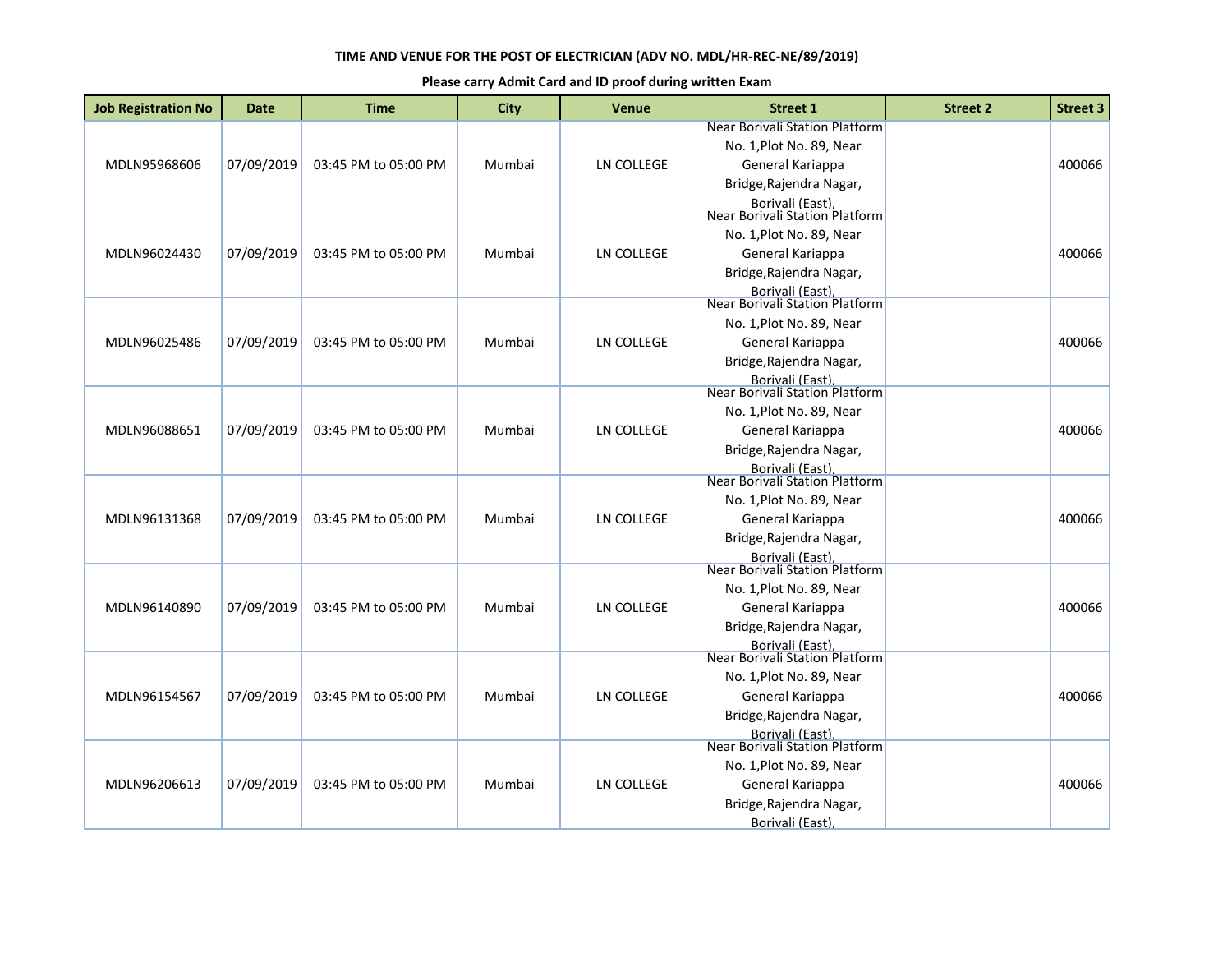**TIME AND VENUE FOR THE POST OF ELECTRICIAN (ADV NO. MDL/HR-REC-NE/89/2019)**

**Please carry Admit Card and ID proof during written Exam**

| Job Registration No | Date | Time | City | Venue | Street 1 | Street 2 | Street 3 |
|---|---|---|---|---|---|---|---|
| MDLN95968606 | 07/09/2019 | 03:45 PM to 05:00 PM | Mumbai | LN COLLEGE | Near Borivali Station Platform No. 1,Plot No. 89, Near General Kariappa Bridge,Rajendra Nagar, Borivali (East), | | 400066 |
| MDLN96024430 | 07/09/2019 | 03:45 PM to 05:00 PM | Mumbai | LN COLLEGE | Near Borivali Station Platform No. 1,Plot No. 89, Near General Kariappa Bridge,Rajendra Nagar, Borivali (East), | | 400066 |
| MDLN96025486 | 07/09/2019 | 03:45 PM to 05:00 PM | Mumbai | LN COLLEGE | Near Borivali Station Platform No. 1,Plot No. 89, Near General Kariappa Bridge,Rajendra Nagar, Borivali (East), | | 400066 |
| MDLN96088651 | 07/09/2019 | 03:45 PM to 05:00 PM | Mumbai | LN COLLEGE | Near Borivali Station Platform No. 1,Plot No. 89, Near General Kariappa Bridge,Rajendra Nagar, Borivali (East), | | 400066 |
| MDLN96131368 | 07/09/2019 | 03:45 PM to 05:00 PM | Mumbai | LN COLLEGE | Near Borivali Station Platform No. 1,Plot No. 89, Near General Kariappa Bridge,Rajendra Nagar, Borivali (East), | | 400066 |
| MDLN96140890 | 07/09/2019 | 03:45 PM to 05:00 PM | Mumbai | LN COLLEGE | Near Borivali Station Platform No. 1,Plot No. 89, Near General Kariappa Bridge,Rajendra Nagar, Borivali (East), | | 400066 |
| MDLN96154567 | 07/09/2019 | 03:45 PM to 05:00 PM | Mumbai | LN COLLEGE | Near Borivali Station Platform No. 1,Plot No. 89, Near General Kariappa Bridge,Rajendra Nagar, Borivali (East), | | 400066 |
| MDLN96206613 | 07/09/2019 | 03:45 PM to 05:00 PM | Mumbai | LN COLLEGE | Near Borivali Station Platform No. 1,Plot No. 89, Near General Kariappa Bridge,Rajendra Nagar, Borivali (East), | | 400066 |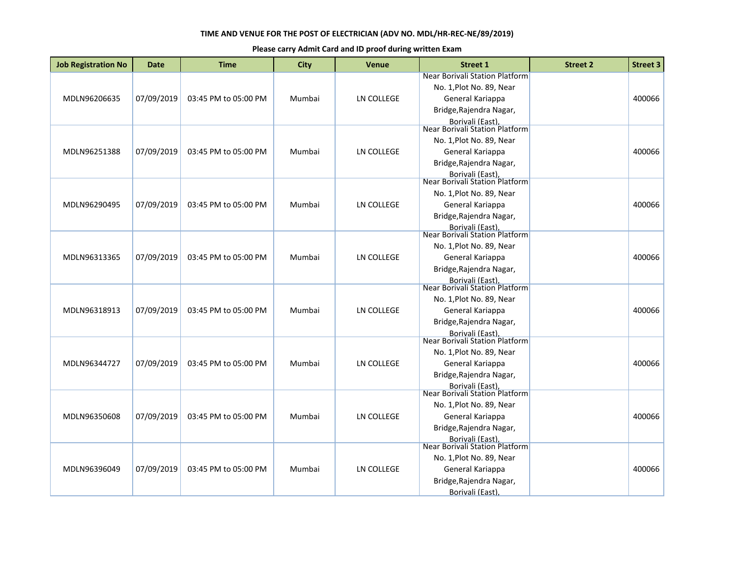**TIME AND VENUE FOR THE POST OF ELECTRICIAN (ADV NO. MDL/HR-REC-NE/89/2019)**

**Please carry Admit Card and ID proof during written Exam**

| Job Registration No | Date | Time | City | Venue | Street 1 | Street 2 | Street 3 |
|---|---|---|---|---|---|---|---|
| MDLN96206635 | 07/09/2019 | 03:45 PM to 05:00 PM | Mumbai | LN COLLEGE | Near Borivali Station Platform No. 1,Plot No. 89, Near General Kariappa Bridge,Rajendra Nagar, Borivali (East), | | 400066 |
| MDLN96251388 | 07/09/2019 | 03:45 PM to 05:00 PM | Mumbai | LN COLLEGE | Near Borivali Station Platform No. 1,Plot No. 89, Near General Kariappa Bridge,Rajendra Nagar, Borivali (East), | | 400066 |
| MDLN96290495 | 07/09/2019 | 03:45 PM to 05:00 PM | Mumbai | LN COLLEGE | Near Borivali Station Platform No. 1,Plot No. 89, Near General Kariappa Bridge,Rajendra Nagar, Borivali (East), | | 400066 |
| MDLN96313365 | 07/09/2019 | 03:45 PM to 05:00 PM | Mumbai | LN COLLEGE | Near Borivali Station Platform No. 1,Plot No. 89, Near General Kariappa Bridge,Rajendra Nagar, Borivali (East), | | 400066 |
| MDLN96318913 | 07/09/2019 | 03:45 PM to 05:00 PM | Mumbai | LN COLLEGE | Near Borivali Station Platform No. 1,Plot No. 89, Near General Kariappa Bridge,Rajendra Nagar, Borivali (East), | | 400066 |
| MDLN96344727 | 07/09/2019 | 03:45 PM to 05:00 PM | Mumbai | LN COLLEGE | Near Borivali Station Platform No. 1,Plot No. 89, Near General Kariappa Bridge,Rajendra Nagar, Borivali (East), | | 400066 |
| MDLN96350608 | 07/09/2019 | 03:45 PM to 05:00 PM | Mumbai | LN COLLEGE | Near Borivali Station Platform No. 1,Plot No. 89, Near General Kariappa Bridge,Rajendra Nagar, Borivali (East), | | 400066 |
| MDLN96396049 | 07/09/2019 | 03:45 PM to 05:00 PM | Mumbai | LN COLLEGE | Near Borivali Station Platform No. 1,Plot No. 89, Near General Kariappa Bridge,Rajendra Nagar, Borivali (East), | | 400066 |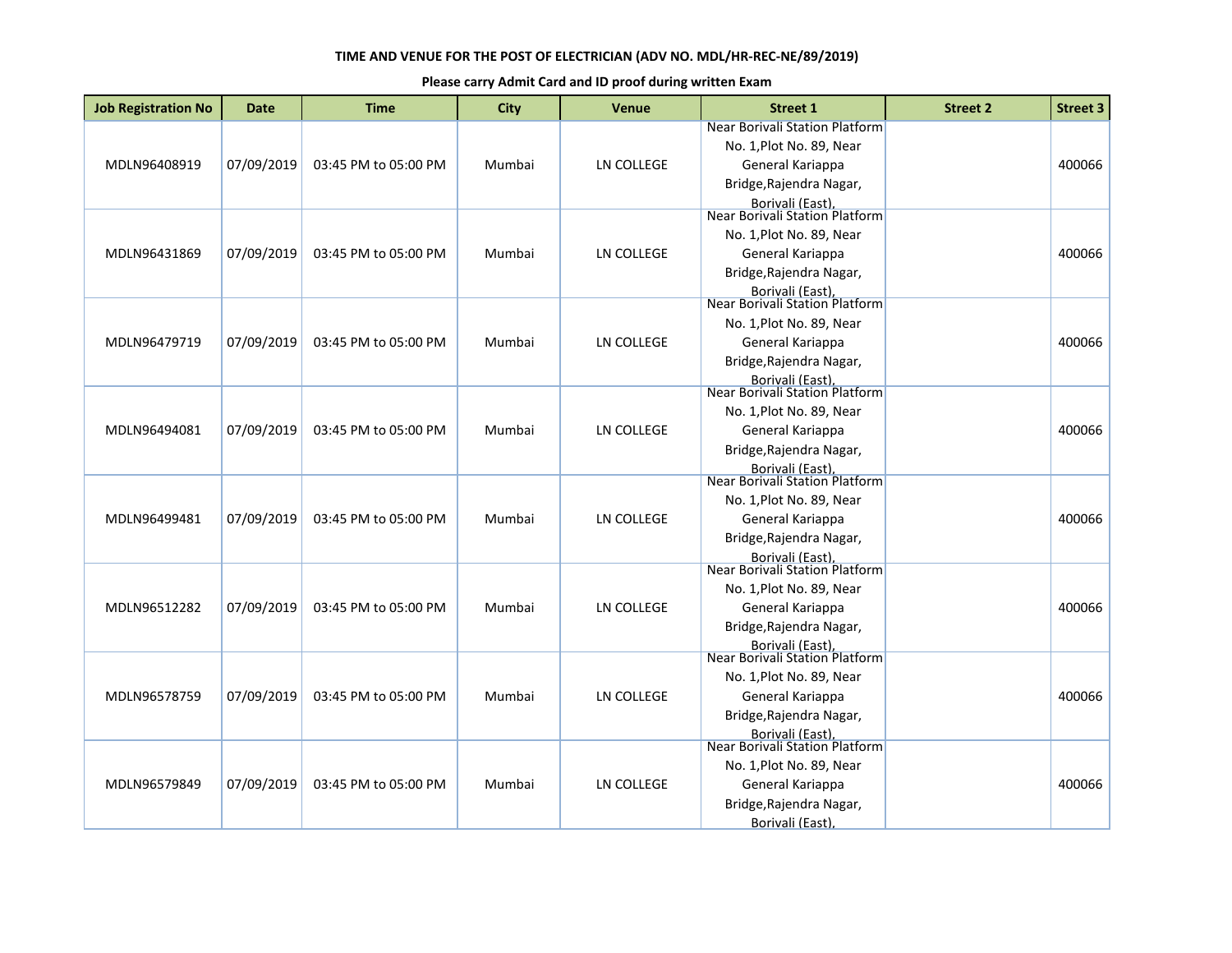**TIME AND VENUE FOR THE POST OF ELECTRICIAN (ADV NO. MDL/HR-REC-NE/89/2019)**

**Please carry Admit Card and ID proof during written Exam**

| Job Registration No | Date | Time | City | Venue | Street 1 | Street 2 | Street 3 |
|---|---|---|---|---|---|---|---|
| MDLN96408919 | 07/09/2019 | 03:45 PM to 05:00 PM | Mumbai | LN COLLEGE | Near Borivali Station Platform No. 1,Plot No. 89, Near General Kariappa Bridge,Rajendra Nagar, Borivali (East), | | 400066 |
| MDLN96431869 | 07/09/2019 | 03:45 PM to 05:00 PM | Mumbai | LN COLLEGE | Near Borivali Station Platform No. 1,Plot No. 89, Near General Kariappa Bridge,Rajendra Nagar, Borivali (East), | | 400066 |
| MDLN96479719 | 07/09/2019 | 03:45 PM to 05:00 PM | Mumbai | LN COLLEGE | Near Borivali Station Platform No. 1,Plot No. 89, Near General Kariappa Bridge,Rajendra Nagar, Borivali (East), | | 400066 |
| MDLN96494081 | 07/09/2019 | 03:45 PM to 05:00 PM | Mumbai | LN COLLEGE | Near Borivali Station Platform No. 1,Plot No. 89, Near General Kariappa Bridge,Rajendra Nagar, Borivali (East), | | 400066 |
| MDLN96499481 | 07/09/2019 | 03:45 PM to 05:00 PM | Mumbai | LN COLLEGE | Near Borivali Station Platform No. 1,Plot No. 89, Near General Kariappa Bridge,Rajendra Nagar, Borivali (East), | | 400066 |
| MDLN96512282 | 07/09/2019 | 03:45 PM to 05:00 PM | Mumbai | LN COLLEGE | Near Borivali Station Platform No. 1,Plot No. 89, Near General Kariappa Bridge,Rajendra Nagar, Borivali (East), | | 400066 |
| MDLN96578759 | 07/09/2019 | 03:45 PM to 05:00 PM | Mumbai | LN COLLEGE | Near Borivali Station Platform No. 1,Plot No. 89, Near General Kariappa Bridge,Rajendra Nagar, Borivali (East), | | 400066 |
| MDLN96579849 | 07/09/2019 | 03:45 PM to 05:00 PM | Mumbai | LN COLLEGE | Near Borivali Station Platform No. 1,Plot No. 89, Near General Kariappa Bridge,Rajendra Nagar, Borivali (East), | | 400066 |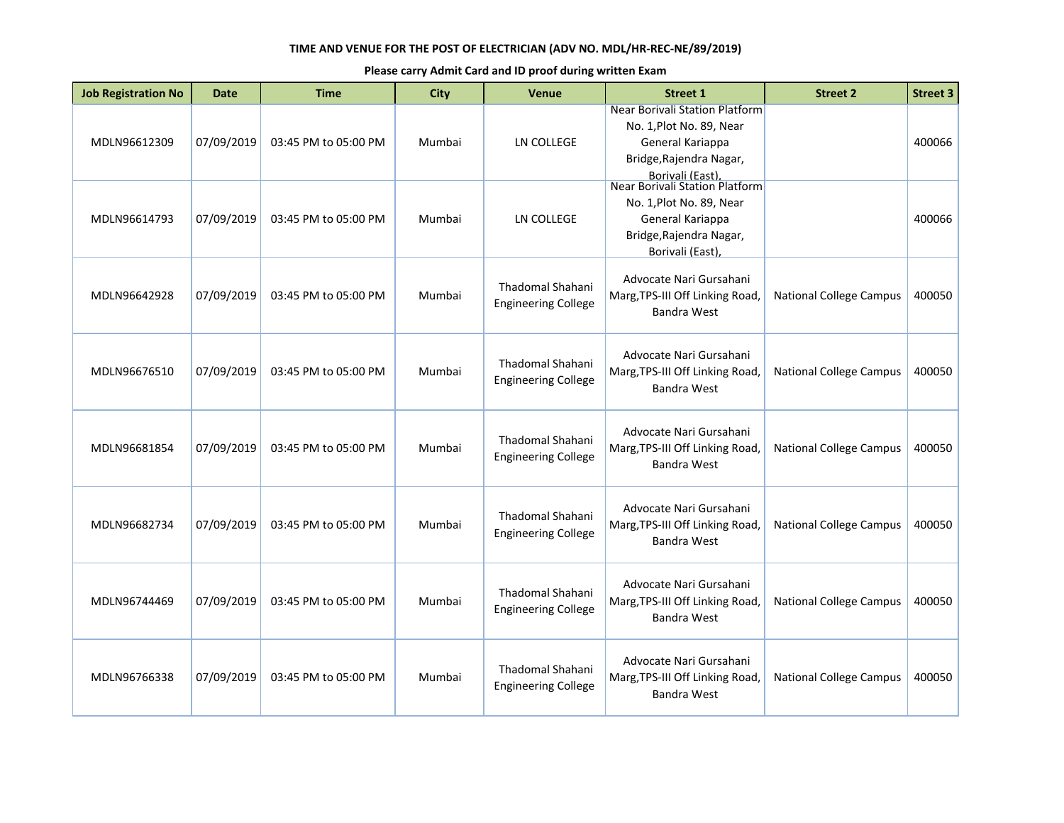**TIME AND VENUE FOR THE POST OF ELECTRICIAN (ADV NO. MDL/HR-REC-NE/89/2019)**

**Please carry Admit Card and ID proof during written Exam**

| Job Registration No | Date | Time | City | Venue | Street 1 | Street 2 | Street 3 |
|---|---|---|---|---|---|---|---|
| MDLN96612309 | 07/09/2019 | 03:45 PM to 05:00 PM | Mumbai | LN COLLEGE | Near Borivali Station Platform No. 1,Plot No. 89, Near General Kariappa Bridge,Rajendra Nagar, Borivali (East), | | 400066 |
| MDLN96614793 | 07/09/2019 | 03:45 PM to 05:00 PM | Mumbai | LN COLLEGE | Near Borivali Station Platform No. 1,Plot No. 89, Near General Kariappa Bridge,Rajendra Nagar, Borivali (East), | | 400066 |
| MDLN96642928 | 07/09/2019 | 03:45 PM to 05:00 PM | Mumbai | Thadomal Shahani Engineering College | Advocate Nari Gursahani Marg,TPS-III Off Linking Road, Bandra West | National College Campus | 400050 |
| MDLN96676510 | 07/09/2019 | 03:45 PM to 05:00 PM | Mumbai | Thadomal Shahani Engineering College | Advocate Nari Gursahani Marg,TPS-III Off Linking Road, Bandra West | National College Campus | 400050 |
| MDLN96681854 | 07/09/2019 | 03:45 PM to 05:00 PM | Mumbai | Thadomal Shahani Engineering College | Advocate Nari Gursahani Marg,TPS-III Off Linking Road, Bandra West | National College Campus | 400050 |
| MDLN96682734 | 07/09/2019 | 03:45 PM to 05:00 PM | Mumbai | Thadomal Shahani Engineering College | Advocate Nari Gursahani Marg,TPS-III Off Linking Road, Bandra West | National College Campus | 400050 |
| MDLN96744469 | 07/09/2019 | 03:45 PM to 05:00 PM | Mumbai | Thadomal Shahani Engineering College | Advocate Nari Gursahani Marg,TPS-III Off Linking Road, Bandra West | National College Campus | 400050 |
| MDLN96766338 | 07/09/2019 | 03:45 PM to 05:00 PM | Mumbai | Thadomal Shahani Engineering College | Advocate Nari Gursahani Marg,TPS-III Off Linking Road, Bandra West | National College Campus | 400050 |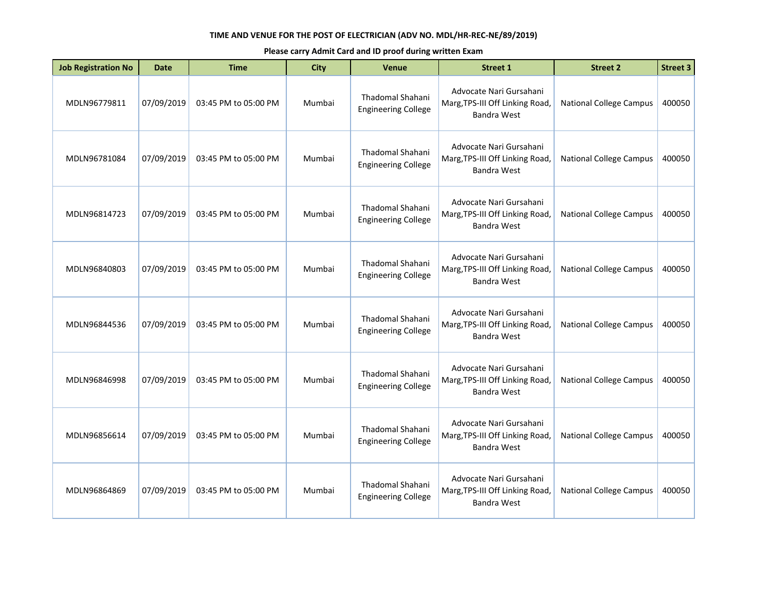**TIME AND VENUE FOR THE POST OF ELECTRICIAN (ADV NO. MDL/HR-REC-NE/89/2019)**

**Please carry Admit Card and ID proof during written Exam**

| Job Registration No | Date | Time | City | Venue | Street 1 | Street 2 | Street 3 |
|---|---|---|---|---|---|---|---|
| MDLN96779811 | 07/09/2019 | 03:45 PM to 05:00 PM | Mumbai | Thadomal Shahani Engineering College | Advocate Nari Gursahani Marg,TPS-III Off Linking Road, Bandra West | National College Campus | 400050 |
| MDLN96781084 | 07/09/2019 | 03:45 PM to 05:00 PM | Mumbai | Thadomal Shahani Engineering College | Advocate Nari Gursahani Marg,TPS-III Off Linking Road, Bandra West | National College Campus | 400050 |
| MDLN96814723 | 07/09/2019 | 03:45 PM to 05:00 PM | Mumbai | Thadomal Shahani Engineering College | Advocate Nari Gursahani Marg,TPS-III Off Linking Road, Bandra West | National College Campus | 400050 |
| MDLN96840803 | 07/09/2019 | 03:45 PM to 05:00 PM | Mumbai | Thadomal Shahani Engineering College | Advocate Nari Gursahani Marg,TPS-III Off Linking Road, Bandra West | National College Campus | 400050 |
| MDLN96844536 | 07/09/2019 | 03:45 PM to 05:00 PM | Mumbai | Thadomal Shahani Engineering College | Advocate Nari Gursahani Marg,TPS-III Off Linking Road, Bandra West | National College Campus | 400050 |
| MDLN96846998 | 07/09/2019 | 03:45 PM to 05:00 PM | Mumbai | Thadomal Shahani Engineering College | Advocate Nari Gursahani Marg,TPS-III Off Linking Road, Bandra West | National College Campus | 400050 |
| MDLN96856614 | 07/09/2019 | 03:45 PM to 05:00 PM | Mumbai | Thadomal Shahani Engineering College | Advocate Nari Gursahani Marg,TPS-III Off Linking Road, Bandra West | National College Campus | 400050 |
| MDLN96864869 | 07/09/2019 | 03:45 PM to 05:00 PM | Mumbai | Thadomal Shahani Engineering College | Advocate Nari Gursahani Marg,TPS-III Off Linking Road, Bandra West | National College Campus | 400050 |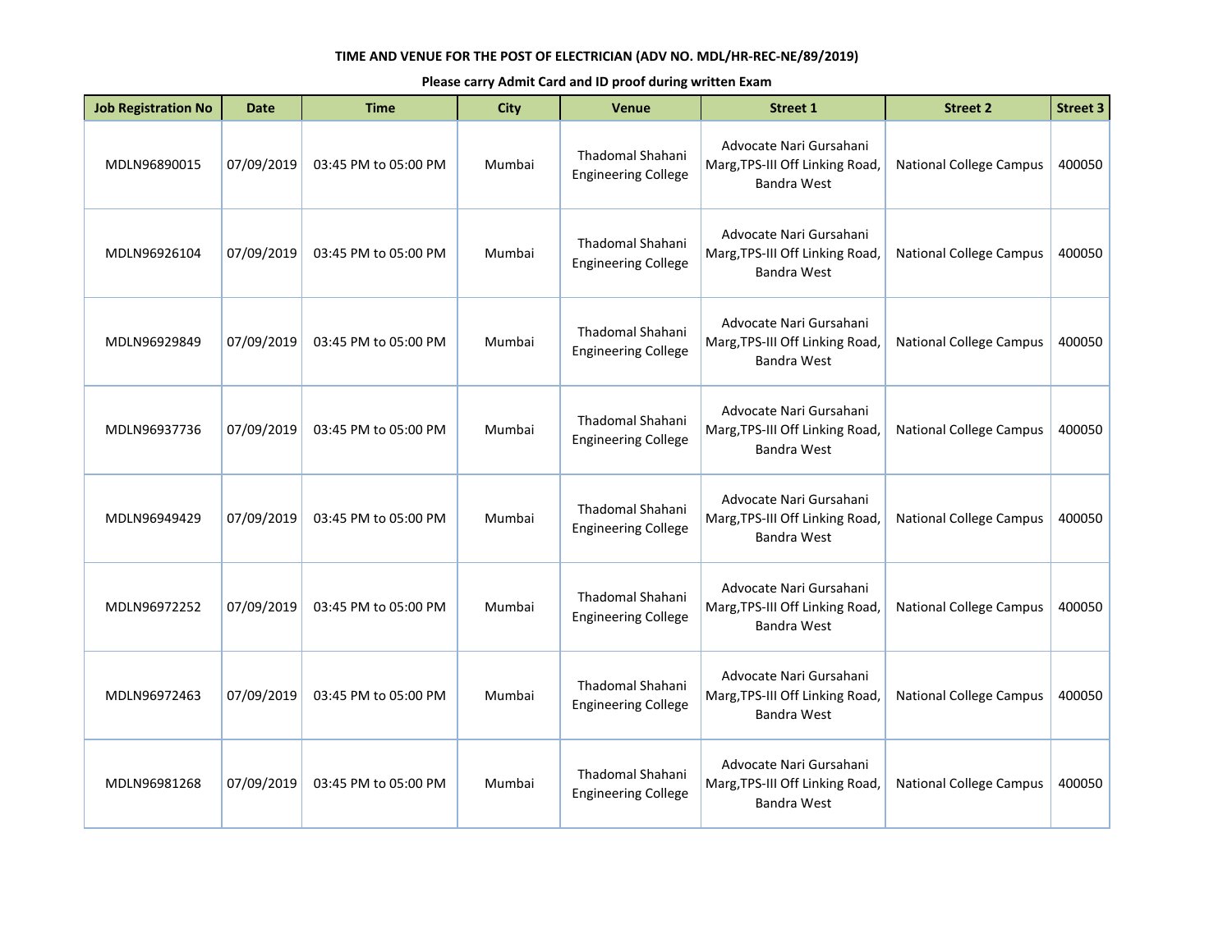**TIME AND VENUE FOR THE POST OF ELECTRICIAN (ADV NO. MDL/HR-REC-NE/89/2019)**

**Please carry Admit Card and ID proof during written Exam**

| Job Registration No | Date | Time | City | Venue | Street 1 | Street 2 | Street 3 |
|---|---|---|---|---|---|---|---|
| MDLN96890015 | 07/09/2019 | 03:45 PM to 05:00 PM | Mumbai | Thadomal Shahani Engineering College | Advocate Nari Gursahani Marg,TPS-III Off Linking Road, Bandra West | National College Campus | 400050 |
| MDLN96926104 | 07/09/2019 | 03:45 PM to 05:00 PM | Mumbai | Thadomal Shahani Engineering College | Advocate Nari Gursahani Marg,TPS-III Off Linking Road, Bandra West | National College Campus | 400050 |
| MDLN96929849 | 07/09/2019 | 03:45 PM to 05:00 PM | Mumbai | Thadomal Shahani Engineering College | Advocate Nari Gursahani Marg,TPS-III Off Linking Road, Bandra West | National College Campus | 400050 |
| MDLN96937736 | 07/09/2019 | 03:45 PM to 05:00 PM | Mumbai | Thadomal Shahani Engineering College | Advocate Nari Gursahani Marg,TPS-III Off Linking Road, Bandra West | National College Campus | 400050 |
| MDLN96949429 | 07/09/2019 | 03:45 PM to 05:00 PM | Mumbai | Thadomal Shahani Engineering College | Advocate Nari Gursahani Marg,TPS-III Off Linking Road, Bandra West | National College Campus | 400050 |
| MDLN96972252 | 07/09/2019 | 03:45 PM to 05:00 PM | Mumbai | Thadomal Shahani Engineering College | Advocate Nari Gursahani Marg,TPS-III Off Linking Road, Bandra West | National College Campus | 400050 |
| MDLN96972463 | 07/09/2019 | 03:45 PM to 05:00 PM | Mumbai | Thadomal Shahani Engineering College | Advocate Nari Gursahani Marg,TPS-III Off Linking Road, Bandra West | National College Campus | 400050 |
| MDLN96981268 | 07/09/2019 | 03:45 PM to 05:00 PM | Mumbai | Thadomal Shahani Engineering College | Advocate Nari Gursahani Marg,TPS-III Off Linking Road, Bandra West | National College Campus | 400050 |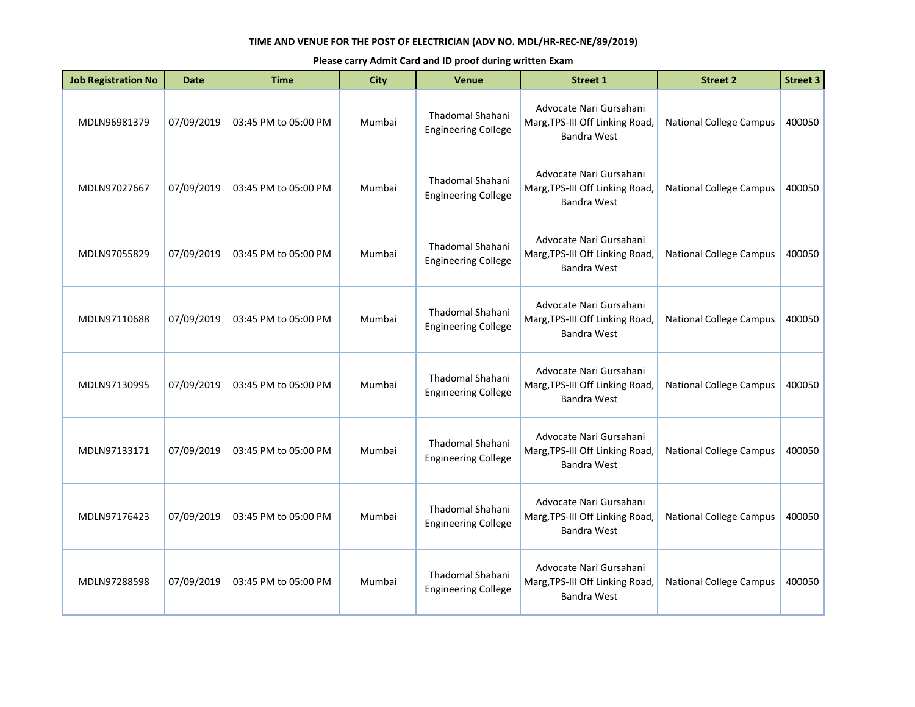**TIME AND VENUE FOR THE POST OF ELECTRICIAN (ADV NO. MDL/HR-REC-NE/89/2019)**

**Please carry Admit Card and ID proof during written Exam**

| Job Registration No | Date | Time | City | Venue | Street 1 | Street 2 | Street 3 |
|---|---|---|---|---|---|---|---|
| MDLN96981379 | 07/09/2019 | 03:45 PM to 05:00 PM | Mumbai | Thadomal Shahani Engineering College | Advocate Nari Gursahani Marg,TPS-III Off Linking Road, Bandra West | National College Campus | 400050 |
| MDLN97027667 | 07/09/2019 | 03:45 PM to 05:00 PM | Mumbai | Thadomal Shahani Engineering College | Advocate Nari Gursahani Marg,TPS-III Off Linking Road, Bandra West | National College Campus | 400050 |
| MDLN97055829 | 07/09/2019 | 03:45 PM to 05:00 PM | Mumbai | Thadomal Shahani Engineering College | Advocate Nari Gursahani Marg,TPS-III Off Linking Road, Bandra West | National College Campus | 400050 |
| MDLN97110688 | 07/09/2019 | 03:45 PM to 05:00 PM | Mumbai | Thadomal Shahani Engineering College | Advocate Nari Gursahani Marg,TPS-III Off Linking Road, Bandra West | National College Campus | 400050 |
| MDLN97130995 | 07/09/2019 | 03:45 PM to 05:00 PM | Mumbai | Thadomal Shahani Engineering College | Advocate Nari Gursahani Marg,TPS-III Off Linking Road, Bandra West | National College Campus | 400050 |
| MDLN97133171 | 07/09/2019 | 03:45 PM to 05:00 PM | Mumbai | Thadomal Shahani Engineering College | Advocate Nari Gursahani Marg,TPS-III Off Linking Road, Bandra West | National College Campus | 400050 |
| MDLN97176423 | 07/09/2019 | 03:45 PM to 05:00 PM | Mumbai | Thadomal Shahani Engineering College | Advocate Nari Gursahani Marg,TPS-III Off Linking Road, Bandra West | National College Campus | 400050 |
| MDLN97288598 | 07/09/2019 | 03:45 PM to 05:00 PM | Mumbai | Thadomal Shahani Engineering College | Advocate Nari Gursahani Marg,TPS-III Off Linking Road, Bandra West | National College Campus | 400050 |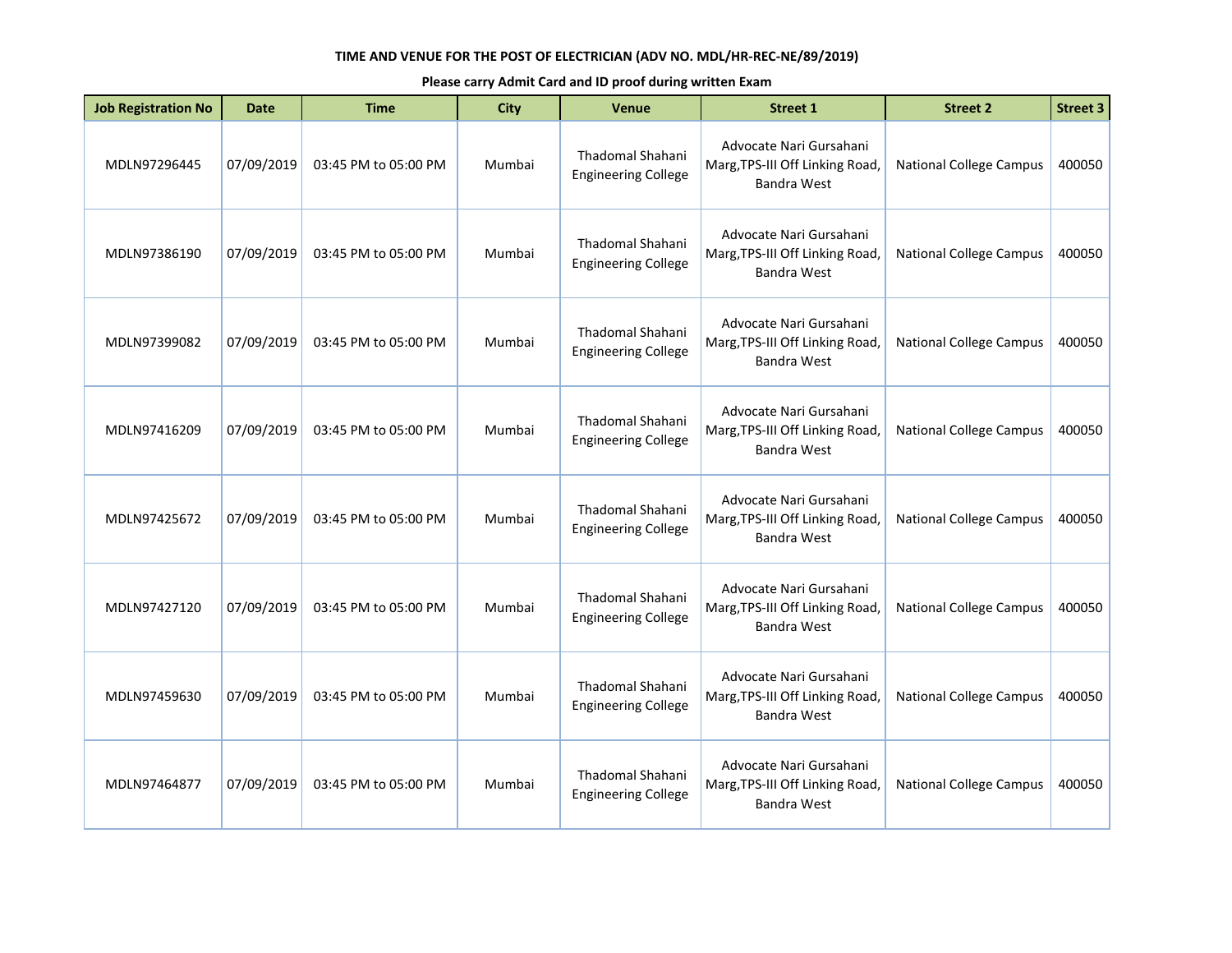**TIME AND VENUE FOR THE POST OF ELECTRICIAN (ADV NO. MDL/HR-REC-NE/89/2019)**

**Please carry Admit Card and ID proof during written Exam**

| Job Registration No | Date | Time | City | Venue | Street 1 | Street 2 | Street 3 |
|---|---|---|---|---|---|---|---|
| MDLN97296445 | 07/09/2019 | 03:45 PM to 05:00 PM | Mumbai | Thadomal Shahani Engineering College | Advocate Nari Gursahani Marg,TPS-III Off Linking Road, Bandra West | National College Campus | 400050 |
| MDLN97386190 | 07/09/2019 | 03:45 PM to 05:00 PM | Mumbai | Thadomal Shahani Engineering College | Advocate Nari Gursahani Marg,TPS-III Off Linking Road, Bandra West | National College Campus | 400050 |
| MDLN97399082 | 07/09/2019 | 03:45 PM to 05:00 PM | Mumbai | Thadomal Shahani Engineering College | Advocate Nari Gursahani Marg,TPS-III Off Linking Road, Bandra West | National College Campus | 400050 |
| MDLN97416209 | 07/09/2019 | 03:45 PM to 05:00 PM | Mumbai | Thadomal Shahani Engineering College | Advocate Nari Gursahani Marg,TPS-III Off Linking Road, Bandra West | National College Campus | 400050 |
| MDLN97425672 | 07/09/2019 | 03:45 PM to 05:00 PM | Mumbai | Thadomal Shahani Engineering College | Advocate Nari Gursahani Marg,TPS-III Off Linking Road, Bandra West | National College Campus | 400050 |
| MDLN97427120 | 07/09/2019 | 03:45 PM to 05:00 PM | Mumbai | Thadomal Shahani Engineering College | Advocate Nari Gursahani Marg,TPS-III Off Linking Road, Bandra West | National College Campus | 400050 |
| MDLN97459630 | 07/09/2019 | 03:45 PM to 05:00 PM | Mumbai | Thadomal Shahani Engineering College | Advocate Nari Gursahani Marg,TPS-III Off Linking Road, Bandra West | National College Campus | 400050 |
| MDLN97464877 | 07/09/2019 | 03:45 PM to 05:00 PM | Mumbai | Thadomal Shahani Engineering College | Advocate Nari Gursahani Marg,TPS-III Off Linking Road, Bandra West | National College Campus | 400050 |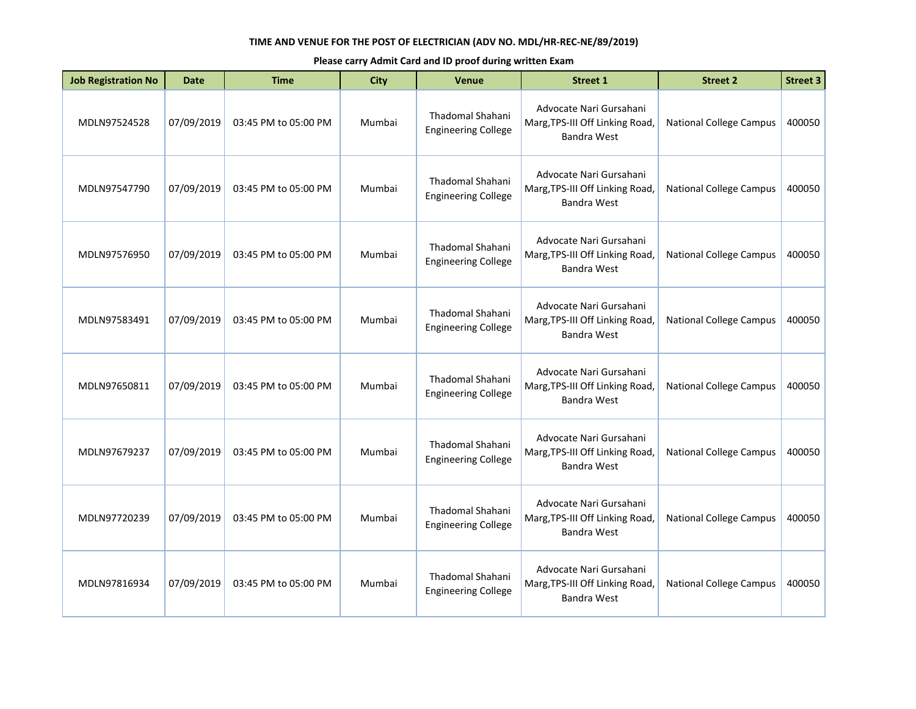**TIME AND VENUE FOR THE POST OF ELECTRICIAN (ADV NO. MDL/HR-REC-NE/89/2019)**

**Please carry Admit Card and ID proof during written Exam**

| Job Registration No | Date | Time | City | Venue | Street 1 | Street 2 | Street 3 |
|---|---|---|---|---|---|---|---|
| MDLN97524528 | 07/09/2019 | 03:45 PM to 05:00 PM | Mumbai | Thadomal Shahani Engineering College | Advocate Nari Gursahani Marg,TPS-III Off Linking Road, Bandra West | National College Campus | 400050 |
| MDLN97547790 | 07/09/2019 | 03:45 PM to 05:00 PM | Mumbai | Thadomal Shahani Engineering College | Advocate Nari Gursahani Marg,TPS-III Off Linking Road, Bandra West | National College Campus | 400050 |
| MDLN97576950 | 07/09/2019 | 03:45 PM to 05:00 PM | Mumbai | Thadomal Shahani Engineering College | Advocate Nari Gursahani Marg,TPS-III Off Linking Road, Bandra West | National College Campus | 400050 |
| MDLN97583491 | 07/09/2019 | 03:45 PM to 05:00 PM | Mumbai | Thadomal Shahani Engineering College | Advocate Nari Gursahani Marg,TPS-III Off Linking Road, Bandra West | National College Campus | 400050 |
| MDLN97650811 | 07/09/2019 | 03:45 PM to 05:00 PM | Mumbai | Thadomal Shahani Engineering College | Advocate Nari Gursahani Marg,TPS-III Off Linking Road, Bandra West | National College Campus | 400050 |
| MDLN97679237 | 07/09/2019 | 03:45 PM to 05:00 PM | Mumbai | Thadomal Shahani Engineering College | Advocate Nari Gursahani Marg,TPS-III Off Linking Road, Bandra West | National College Campus | 400050 |
| MDLN97720239 | 07/09/2019 | 03:45 PM to 05:00 PM | Mumbai | Thadomal Shahani Engineering College | Advocate Nari Gursahani Marg,TPS-III Off Linking Road, Bandra West | National College Campus | 400050 |
| MDLN97816934 | 07/09/2019 | 03:45 PM to 05:00 PM | Mumbai | Thadomal Shahani Engineering College | Advocate Nari Gursahani Marg,TPS-III Off Linking Road, Bandra West | National College Campus | 400050 |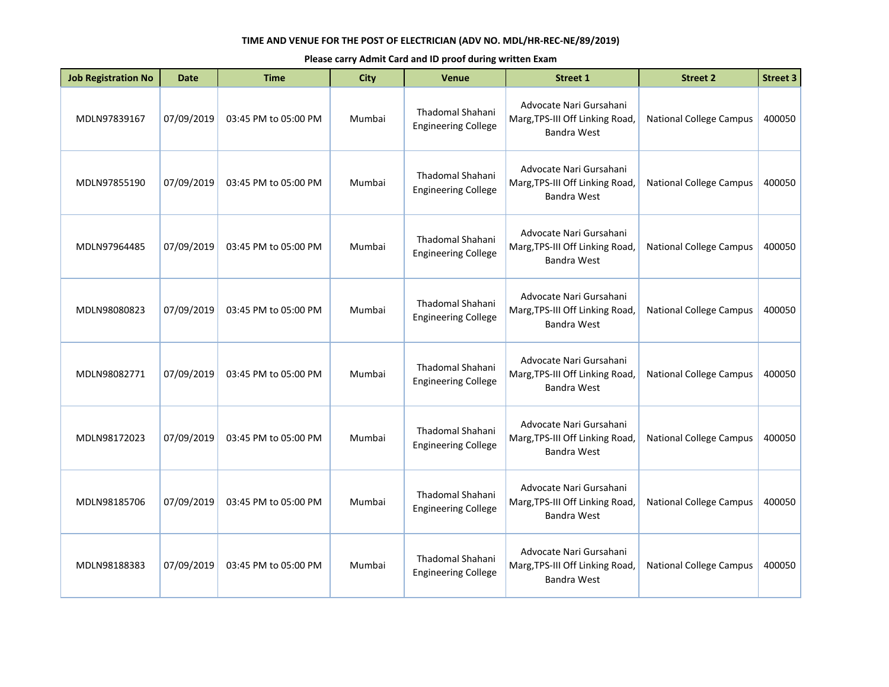**TIME AND VENUE FOR THE POST OF ELECTRICIAN (ADV NO. MDL/HR-REC-NE/89/2019)**

**Please carry Admit Card and ID proof during written Exam**

| Job Registration No | Date | Time | City | Venue | Street 1 | Street 2 | Street 3 |
|---|---|---|---|---|---|---|---|
| MDLN97839167 | 07/09/2019 | 03:45 PM to 05:00 PM | Mumbai | Thadomal Shahani Engineering College | Advocate Nari Gursahani Marg,TPS-III Off Linking Road, Bandra West | National College Campus | 400050 |
| MDLN97855190 | 07/09/2019 | 03:45 PM to 05:00 PM | Mumbai | Thadomal Shahani Engineering College | Advocate Nari Gursahani Marg,TPS-III Off Linking Road, Bandra West | National College Campus | 400050 |
| MDLN97964485 | 07/09/2019 | 03:45 PM to 05:00 PM | Mumbai | Thadomal Shahani Engineering College | Advocate Nari Gursahani Marg,TPS-III Off Linking Road, Bandra West | National College Campus | 400050 |
| MDLN98080823 | 07/09/2019 | 03:45 PM to 05:00 PM | Mumbai | Thadomal Shahani Engineering College | Advocate Nari Gursahani Marg,TPS-III Off Linking Road, Bandra West | National College Campus | 400050 |
| MDLN98082771 | 07/09/2019 | 03:45 PM to 05:00 PM | Mumbai | Thadomal Shahani Engineering College | Advocate Nari Gursahani Marg,TPS-III Off Linking Road, Bandra West | National College Campus | 400050 |
| MDLN98172023 | 07/09/2019 | 03:45 PM to 05:00 PM | Mumbai | Thadomal Shahani Engineering College | Advocate Nari Gursahani Marg,TPS-III Off Linking Road, Bandra West | National College Campus | 400050 |
| MDLN98185706 | 07/09/2019 | 03:45 PM to 05:00 PM | Mumbai | Thadomal Shahani Engineering College | Advocate Nari Gursahani Marg,TPS-III Off Linking Road, Bandra West | National College Campus | 400050 |
| MDLN98188383 | 07/09/2019 | 03:45 PM to 05:00 PM | Mumbai | Thadomal Shahani Engineering College | Advocate Nari Gursahani Marg,TPS-III Off Linking Road, Bandra West | National College Campus | 400050 |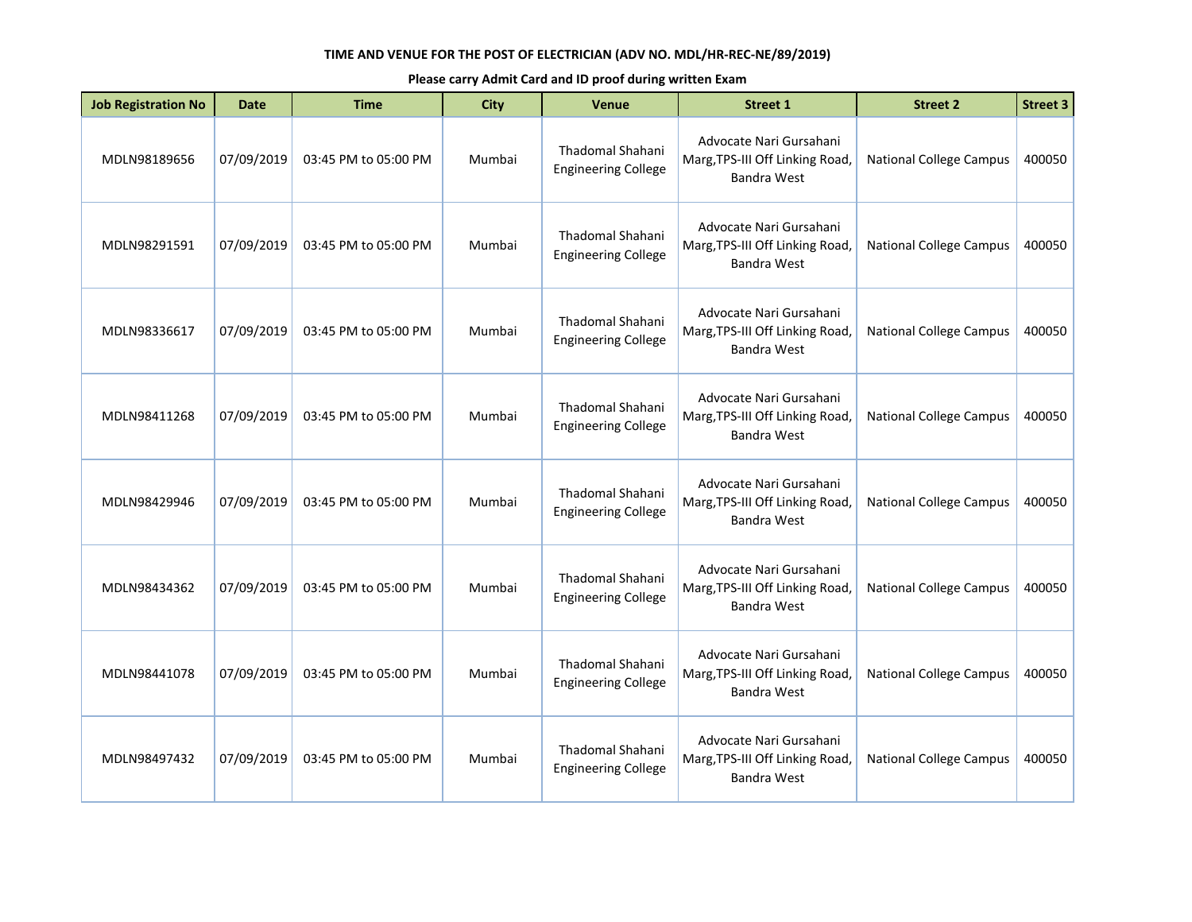**TIME AND VENUE FOR THE POST OF ELECTRICIAN (ADV NO. MDL/HR-REC-NE/89/2019)**

**Please carry Admit Card and ID proof during written Exam**

| Job Registration No | Date | Time | City | Venue | Street 1 | Street 2 | Street 3 |
|---|---|---|---|---|---|---|---|
| MDLN98189656 | 07/09/2019 | 03:45 PM to 05:00 PM | Mumbai | Thadomal Shahani Engineering College | Advocate Nari Gursahani Marg,TPS-III Off Linking Road, Bandra West | National College Campus | 400050 |
| MDLN98291591 | 07/09/2019 | 03:45 PM to 05:00 PM | Mumbai | Thadomal Shahani Engineering College | Advocate Nari Gursahani Marg,TPS-III Off Linking Road, Bandra West | National College Campus | 400050 |
| MDLN98336617 | 07/09/2019 | 03:45 PM to 05:00 PM | Mumbai | Thadomal Shahani Engineering College | Advocate Nari Gursahani Marg,TPS-III Off Linking Road, Bandra West | National College Campus | 400050 |
| MDLN98411268 | 07/09/2019 | 03:45 PM to 05:00 PM | Mumbai | Thadomal Shahani Engineering College | Advocate Nari Gursahani Marg,TPS-III Off Linking Road, Bandra West | National College Campus | 400050 |
| MDLN98429946 | 07/09/2019 | 03:45 PM to 05:00 PM | Mumbai | Thadomal Shahani Engineering College | Advocate Nari Gursahani Marg,TPS-III Off Linking Road, Bandra West | National College Campus | 400050 |
| MDLN98434362 | 07/09/2019 | 03:45 PM to 05:00 PM | Mumbai | Thadomal Shahani Engineering College | Advocate Nari Gursahani Marg,TPS-III Off Linking Road, Bandra West | National College Campus | 400050 |
| MDLN98441078 | 07/09/2019 | 03:45 PM to 05:00 PM | Mumbai | Thadomal Shahani Engineering College | Advocate Nari Gursahani Marg,TPS-III Off Linking Road, Bandra West | National College Campus | 400050 |
| MDLN98497432 | 07/09/2019 | 03:45 PM to 05:00 PM | Mumbai | Thadomal Shahani Engineering College | Advocate Nari Gursahani Marg,TPS-III Off Linking Road, Bandra West | National College Campus | 400050 |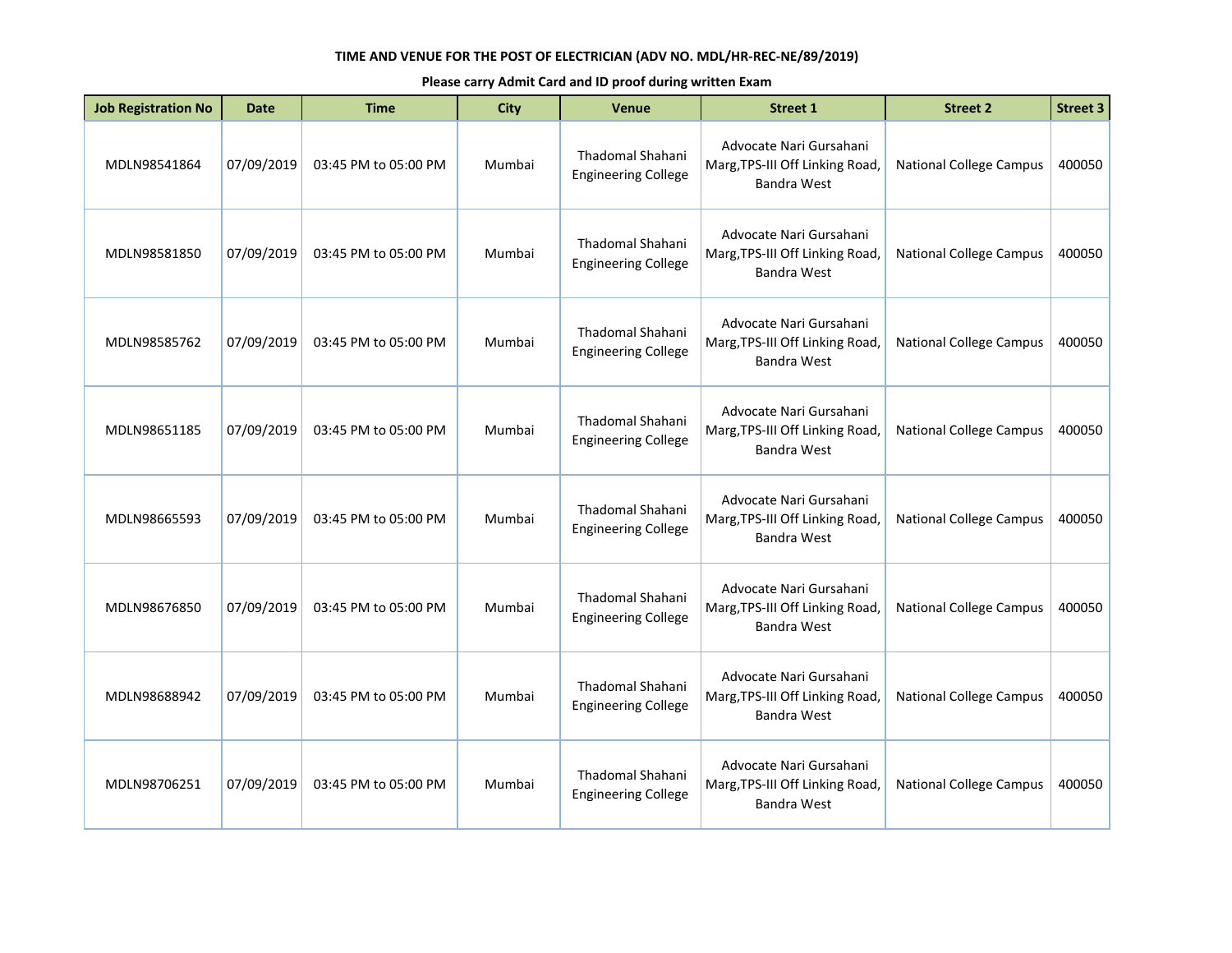**TIME AND VENUE FOR THE POST OF ELECTRICIAN (ADV NO. MDL/HR-REC-NE/89/2019)**

**Please carry Admit Card and ID proof during written Exam**

| Job Registration No | Date | Time | City | Venue | Street 1 | Street 2 | Street 3 |
|---|---|---|---|---|---|---|---|
| MDLN98541864 | 07/09/2019 | 03:45 PM to 05:00 PM | Mumbai | Thadomal Shahani Engineering College | Advocate Nari Gursahani Marg,TPS-III Off Linking Road, Bandra West | National College Campus | 400050 |
| MDLN98581850 | 07/09/2019 | 03:45 PM to 05:00 PM | Mumbai | Thadomal Shahani Engineering College | Advocate Nari Gursahani Marg,TPS-III Off Linking Road, Bandra West | National College Campus | 400050 |
| MDLN98585762 | 07/09/2019 | 03:45 PM to 05:00 PM | Mumbai | Thadomal Shahani Engineering College | Advocate Nari Gursahani Marg,TPS-III Off Linking Road, Bandra West | National College Campus | 400050 |
| MDLN98651185 | 07/09/2019 | 03:45 PM to 05:00 PM | Mumbai | Thadomal Shahani Engineering College | Advocate Nari Gursahani Marg,TPS-III Off Linking Road, Bandra West | National College Campus | 400050 |
| MDLN98665593 | 07/09/2019 | 03:45 PM to 05:00 PM | Mumbai | Thadomal Shahani Engineering College | Advocate Nari Gursahani Marg,TPS-III Off Linking Road, Bandra West | National College Campus | 400050 |
| MDLN98676850 | 07/09/2019 | 03:45 PM to 05:00 PM | Mumbai | Thadomal Shahani Engineering College | Advocate Nari Gursahani Marg,TPS-III Off Linking Road, Bandra West | National College Campus | 400050 |
| MDLN98688942 | 07/09/2019 | 03:45 PM to 05:00 PM | Mumbai | Thadomal Shahani Engineering College | Advocate Nari Gursahani Marg,TPS-III Off Linking Road, Bandra West | National College Campus | 400050 |
| MDLN98706251 | 07/09/2019 | 03:45 PM to 05:00 PM | Mumbai | Thadomal Shahani Engineering College | Advocate Nari Gursahani Marg,TPS-III Off Linking Road, Bandra West | National College Campus | 400050 |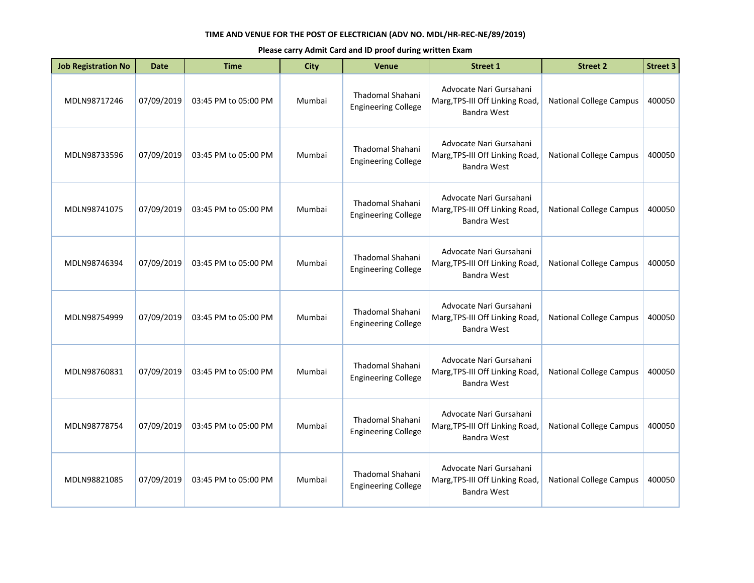**TIME AND VENUE FOR THE POST OF ELECTRICIAN (ADV NO. MDL/HR-REC-NE/89/2019)**

**Please carry Admit Card and ID proof during written Exam**

| Job Registration No | Date | Time | City | Venue | Street 1 | Street 2 | Street 3 |
|---|---|---|---|---|---|---|---|
| MDLN98717246 | 07/09/2019 | 03:45 PM to 05:00 PM | Mumbai | Thadomal Shahani Engineering College | Advocate Nari Gursahani Marg,TPS-III Off Linking Road, Bandra West | National College Campus | 400050 |
| MDLN98733596 | 07/09/2019 | 03:45 PM to 05:00 PM | Mumbai | Thadomal Shahani Engineering College | Advocate Nari Gursahani Marg,TPS-III Off Linking Road, Bandra West | National College Campus | 400050 |
| MDLN98741075 | 07/09/2019 | 03:45 PM to 05:00 PM | Mumbai | Thadomal Shahani Engineering College | Advocate Nari Gursahani Marg,TPS-III Off Linking Road, Bandra West | National College Campus | 400050 |
| MDLN98746394 | 07/09/2019 | 03:45 PM to 05:00 PM | Mumbai | Thadomal Shahani Engineering College | Advocate Nari Gursahani Marg,TPS-III Off Linking Road, Bandra West | National College Campus | 400050 |
| MDLN98754999 | 07/09/2019 | 03:45 PM to 05:00 PM | Mumbai | Thadomal Shahani Engineering College | Advocate Nari Gursahani Marg,TPS-III Off Linking Road, Bandra West | National College Campus | 400050 |
| MDLN98760831 | 07/09/2019 | 03:45 PM to 05:00 PM | Mumbai | Thadomal Shahani Engineering College | Advocate Nari Gursahani Marg,TPS-III Off Linking Road, Bandra West | National College Campus | 400050 |
| MDLN98778754 | 07/09/2019 | 03:45 PM to 05:00 PM | Mumbai | Thadomal Shahani Engineering College | Advocate Nari Gursahani Marg,TPS-III Off Linking Road, Bandra West | National College Campus | 400050 |
| MDLN98821085 | 07/09/2019 | 03:45 PM to 05:00 PM | Mumbai | Thadomal Shahani Engineering College | Advocate Nari Gursahani Marg,TPS-III Off Linking Road, Bandra West | National College Campus | 400050 |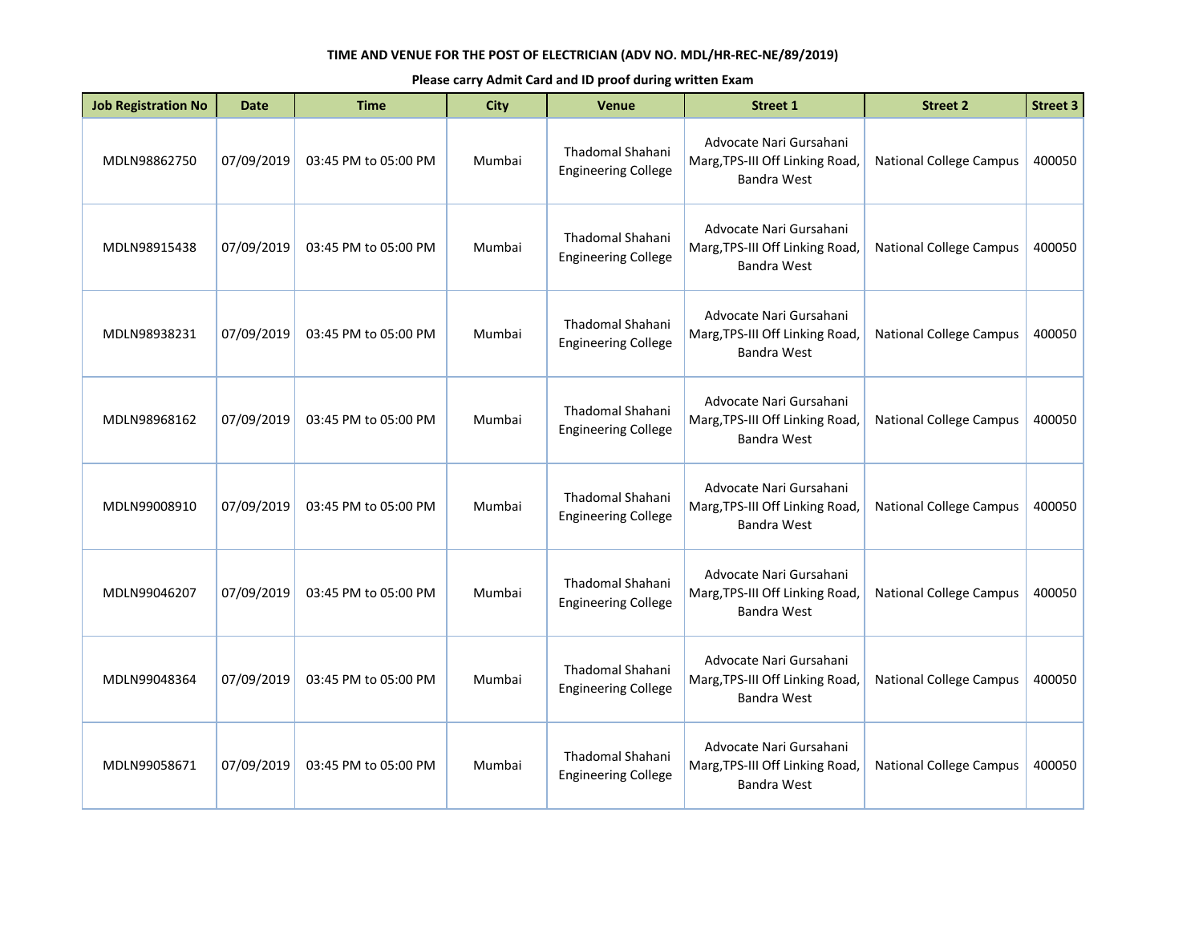**TIME AND VENUE FOR THE POST OF ELECTRICIAN (ADV NO. MDL/HR-REC-NE/89/2019)**

**Please carry Admit Card and ID proof during written Exam**

| Job Registration No | Date | Time | City | Venue | Street 1 | Street 2 | Street 3 |
|---|---|---|---|---|---|---|---|
| MDLN98862750 | 07/09/2019 | 03:45 PM to 05:00 PM | Mumbai | Thadomal Shahani Engineering College | Advocate Nari Gursahani Marg,TPS-III Off Linking Road, Bandra West | National College Campus | 400050 |
| MDLN98915438 | 07/09/2019 | 03:45 PM to 05:00 PM | Mumbai | Thadomal Shahani Engineering College | Advocate Nari Gursahani Marg,TPS-III Off Linking Road, Bandra West | National College Campus | 400050 |
| MDLN98938231 | 07/09/2019 | 03:45 PM to 05:00 PM | Mumbai | Thadomal Shahani Engineering College | Advocate Nari Gursahani Marg,TPS-III Off Linking Road, Bandra West | National College Campus | 400050 |
| MDLN98968162 | 07/09/2019 | 03:45 PM to 05:00 PM | Mumbai | Thadomal Shahani Engineering College | Advocate Nari Gursahani Marg,TPS-III Off Linking Road, Bandra West | National College Campus | 400050 |
| MDLN99008910 | 07/09/2019 | 03:45 PM to 05:00 PM | Mumbai | Thadomal Shahani Engineering College | Advocate Nari Gursahani Marg,TPS-III Off Linking Road, Bandra West | National College Campus | 400050 |
| MDLN99046207 | 07/09/2019 | 03:45 PM to 05:00 PM | Mumbai | Thadomal Shahani Engineering College | Advocate Nari Gursahani Marg,TPS-III Off Linking Road, Bandra West | National College Campus | 400050 |
| MDLN99048364 | 07/09/2019 | 03:45 PM to 05:00 PM | Mumbai | Thadomal Shahani Engineering College | Advocate Nari Gursahani Marg,TPS-III Off Linking Road, Bandra West | National College Campus | 400050 |
| MDLN99058671 | 07/09/2019 | 03:45 PM to 05:00 PM | Mumbai | Thadomal Shahani Engineering College | Advocate Nari Gursahani Marg,TPS-III Off Linking Road, Bandra West | National College Campus | 400050 |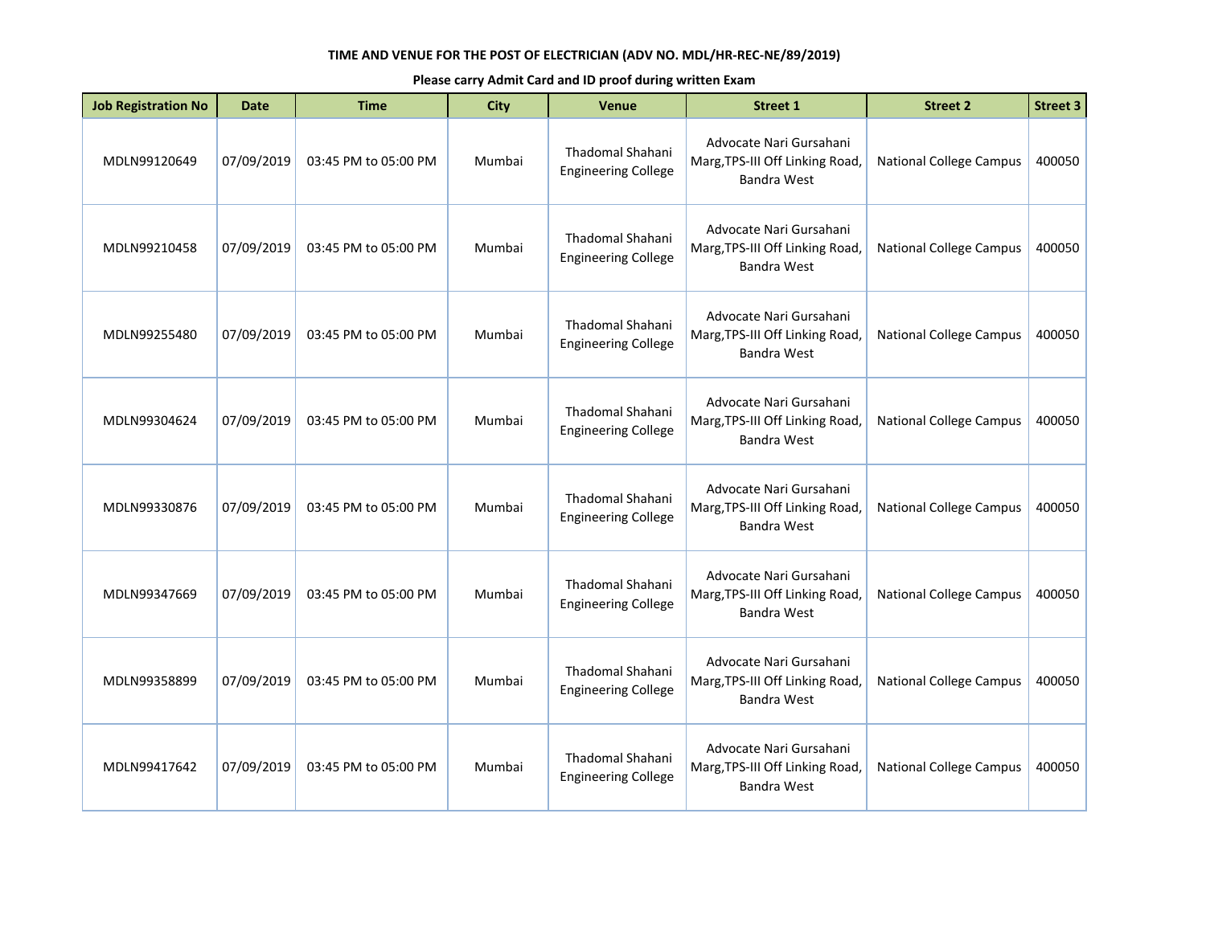**TIME AND VENUE FOR THE POST OF ELECTRICIAN (ADV NO. MDL/HR-REC-NE/89/2019)**

**Please carry Admit Card and ID proof during written Exam**

| Job Registration No | Date | Time | City | Venue | Street 1 | Street 2 | Street 3 |
|---|---|---|---|---|---|---|---|
| MDLN99120649 | 07/09/2019 | 03:45 PM to 05:00 PM | Mumbai | Thadomal Shahani Engineering College | Advocate Nari Gursahani Marg,TPS-III Off Linking Road, Bandra West | National College Campus | 400050 |
| MDLN99210458 | 07/09/2019 | 03:45 PM to 05:00 PM | Mumbai | Thadomal Shahani Engineering College | Advocate Nari Gursahani Marg,TPS-III Off Linking Road, Bandra West | National College Campus | 400050 |
| MDLN99255480 | 07/09/2019 | 03:45 PM to 05:00 PM | Mumbai | Thadomal Shahani Engineering College | Advocate Nari Gursahani Marg,TPS-III Off Linking Road, Bandra West | National College Campus | 400050 |
| MDLN99304624 | 07/09/2019 | 03:45 PM to 05:00 PM | Mumbai | Thadomal Shahani Engineering College | Advocate Nari Gursahani Marg,TPS-III Off Linking Road, Bandra West | National College Campus | 400050 |
| MDLN99330876 | 07/09/2019 | 03:45 PM to 05:00 PM | Mumbai | Thadomal Shahani Engineering College | Advocate Nari Gursahani Marg,TPS-III Off Linking Road, Bandra West | National College Campus | 400050 |
| MDLN99347669 | 07/09/2019 | 03:45 PM to 05:00 PM | Mumbai | Thadomal Shahani Engineering College | Advocate Nari Gursahani Marg,TPS-III Off Linking Road, Bandra West | National College Campus | 400050 |
| MDLN99358899 | 07/09/2019 | 03:45 PM to 05:00 PM | Mumbai | Thadomal Shahani Engineering College | Advocate Nari Gursahani Marg,TPS-III Off Linking Road, Bandra West | National College Campus | 400050 |
| MDLN99417642 | 07/09/2019 | 03:45 PM to 05:00 PM | Mumbai | Thadomal Shahani Engineering College | Advocate Nari Gursahani Marg,TPS-III Off Linking Road, Bandra West | National College Campus | 400050 |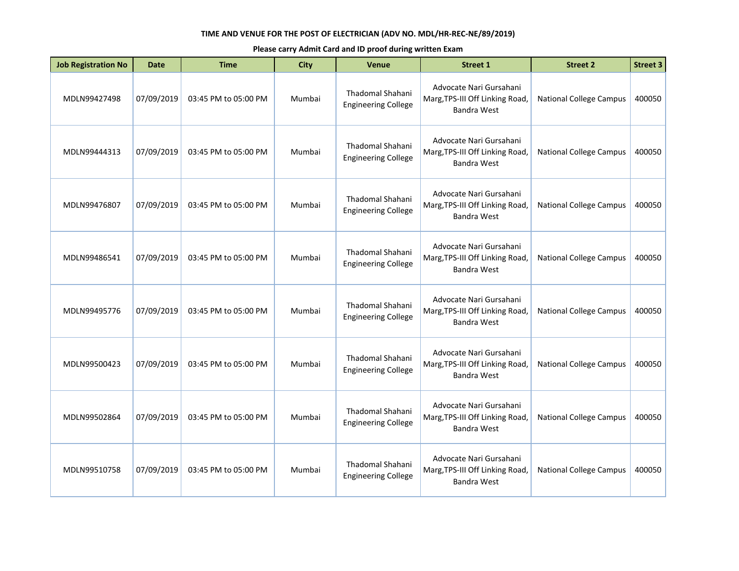**TIME AND VENUE FOR THE POST OF ELECTRICIAN (ADV NO. MDL/HR-REC-NE/89/2019)**

**Please carry Admit Card and ID proof during written Exam**

| Job Registration No | Date | Time | City | Venue | Street 1 | Street 2 | Street 3 |
|---|---|---|---|---|---|---|---|
| MDLN99427498 | 07/09/2019 | 03:45 PM to 05:00 PM | Mumbai | Thadomal Shahani Engineering College | Advocate Nari Gursahani Marg,TPS-III Off Linking Road, Bandra West | National College Campus | 400050 |
| MDLN99444313 | 07/09/2019 | 03:45 PM to 05:00 PM | Mumbai | Thadomal Shahani Engineering College | Advocate Nari Gursahani Marg,TPS-III Off Linking Road, Bandra West | National College Campus | 400050 |
| MDLN99476807 | 07/09/2019 | 03:45 PM to 05:00 PM | Mumbai | Thadomal Shahani Engineering College | Advocate Nari Gursahani Marg,TPS-III Off Linking Road, Bandra West | National College Campus | 400050 |
| MDLN99486541 | 07/09/2019 | 03:45 PM to 05:00 PM | Mumbai | Thadomal Shahani Engineering College | Advocate Nari Gursahani Marg,TPS-III Off Linking Road, Bandra West | National College Campus | 400050 |
| MDLN99495776 | 07/09/2019 | 03:45 PM to 05:00 PM | Mumbai | Thadomal Shahani Engineering College | Advocate Nari Gursahani Marg,TPS-III Off Linking Road, Bandra West | National College Campus | 400050 |
| MDLN99500423 | 07/09/2019 | 03:45 PM to 05:00 PM | Mumbai | Thadomal Shahani Engineering College | Advocate Nari Gursahani Marg,TPS-III Off Linking Road, Bandra West | National College Campus | 400050 |
| MDLN99502864 | 07/09/2019 | 03:45 PM to 05:00 PM | Mumbai | Thadomal Shahani Engineering College | Advocate Nari Gursahani Marg,TPS-III Off Linking Road, Bandra West | National College Campus | 400050 |
| MDLN99510758 | 07/09/2019 | 03:45 PM to 05:00 PM | Mumbai | Thadomal Shahani Engineering College | Advocate Nari Gursahani Marg,TPS-III Off Linking Road, Bandra West | National College Campus | 400050 |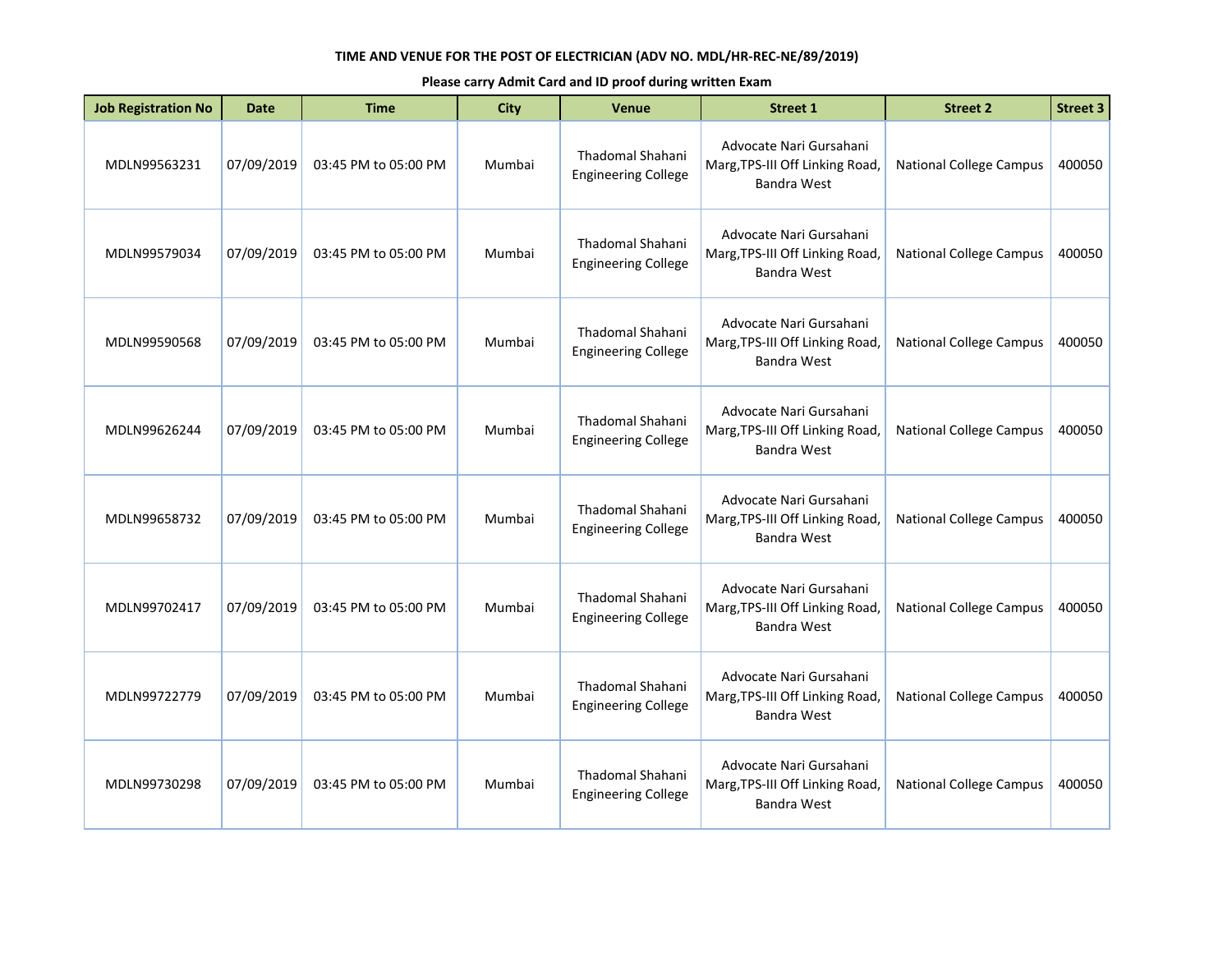**TIME AND VENUE FOR THE POST OF ELECTRICIAN (ADV NO. MDL/HR-REC-NE/89/2019)**

**Please carry Admit Card and ID proof during written Exam**

| Job Registration No | Date | Time | City | Venue | Street 1 | Street 2 | Street 3 |
|---|---|---|---|---|---|---|---|
| MDLN99563231 | 07/09/2019 | 03:45 PM to 05:00 PM | Mumbai | Thadomal Shahani Engineering College | Advocate Nari Gursahani Marg,TPS-III Off Linking Road, Bandra West | National College Campus | 400050 |
| MDLN99579034 | 07/09/2019 | 03:45 PM to 05:00 PM | Mumbai | Thadomal Shahani Engineering College | Advocate Nari Gursahani Marg,TPS-III Off Linking Road, Bandra West | National College Campus | 400050 |
| MDLN99590568 | 07/09/2019 | 03:45 PM to 05:00 PM | Mumbai | Thadomal Shahani Engineering College | Advocate Nari Gursahani Marg,TPS-III Off Linking Road, Bandra West | National College Campus | 400050 |
| MDLN99626244 | 07/09/2019 | 03:45 PM to 05:00 PM | Mumbai | Thadomal Shahani Engineering College | Advocate Nari Gursahani Marg,TPS-III Off Linking Road, Bandra West | National College Campus | 400050 |
| MDLN99658732 | 07/09/2019 | 03:45 PM to 05:00 PM | Mumbai | Thadomal Shahani Engineering College | Advocate Nari Gursahani Marg,TPS-III Off Linking Road, Bandra West | National College Campus | 400050 |
| MDLN99702417 | 07/09/2019 | 03:45 PM to 05:00 PM | Mumbai | Thadomal Shahani Engineering College | Advocate Nari Gursahani Marg,TPS-III Off Linking Road, Bandra West | National College Campus | 400050 |
| MDLN99722779 | 07/09/2019 | 03:45 PM to 05:00 PM | Mumbai | Thadomal Shahani Engineering College | Advocate Nari Gursahani Marg,TPS-III Off Linking Road, Bandra West | National College Campus | 400050 |
| MDLN99730298 | 07/09/2019 | 03:45 PM to 05:00 PM | Mumbai | Thadomal Shahani Engineering College | Advocate Nari Gursahani Marg,TPS-III Off Linking Road, Bandra West | National College Campus | 400050 |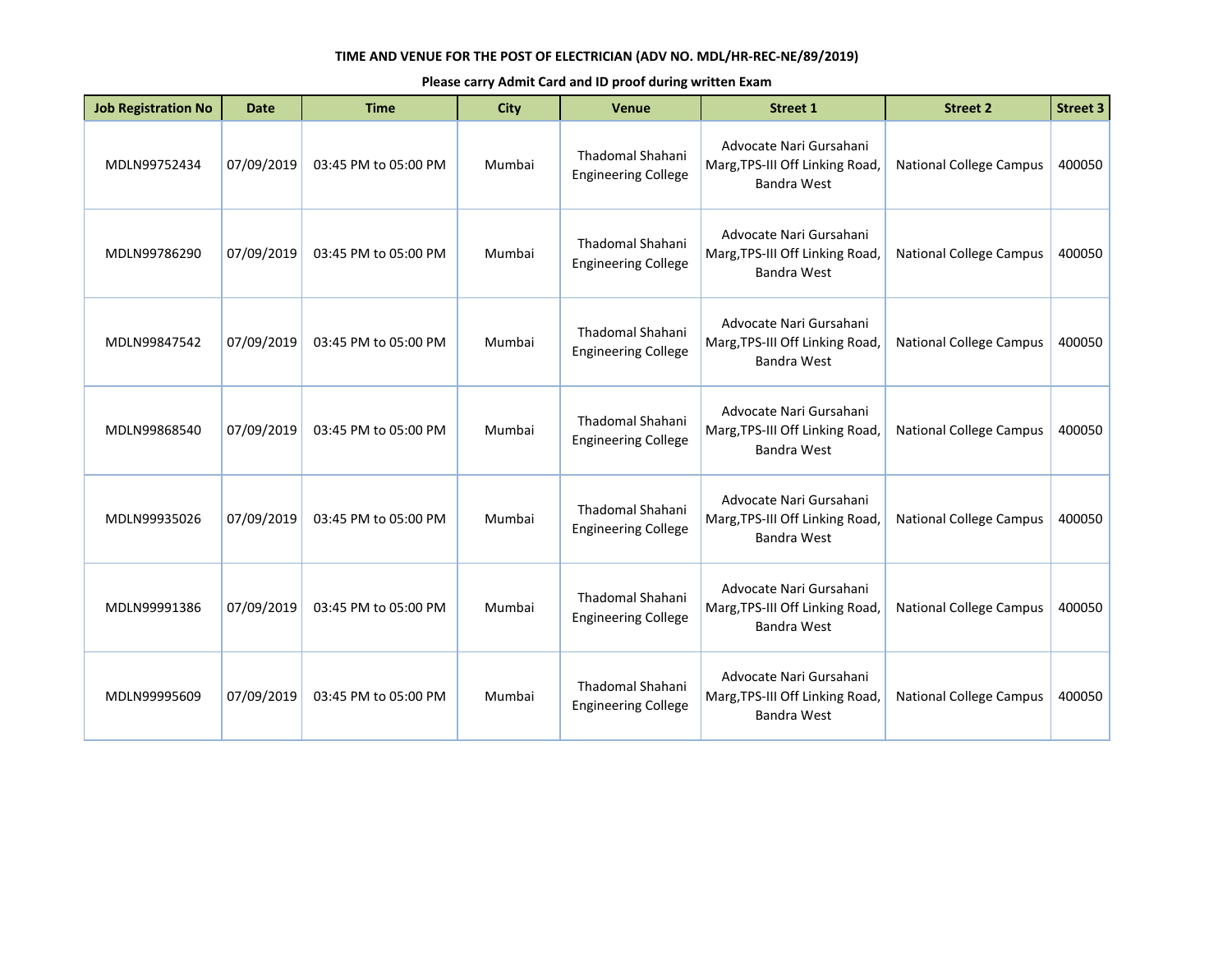TIME AND VENUE FOR THE POST OF ELECTRICIAN (ADV NO. MDL/HR-REC-NE/89/2019)

**Please carry Admit Card and ID proof during written Exam**

| Job Registration No | Date | Time | City | Venue | Street 1 | Street 2 | Street 3 |
|---|---|---|---|---|---|---|---|
| MDLN99752434 | 07/09/2019 | 03:45 PM to 05:00 PM | Mumbai | Thadomal Shahani Engineering College | Advocate Nari Gursahani Marg,TPS-III Off Linking Road, Bandra West | National College Campus | 400050 |
| MDLN99786290 | 07/09/2019 | 03:45 PM to 05:00 PM | Mumbai | Thadomal Shahani Engineering College | Advocate Nari Gursahani Marg,TPS-III Off Linking Road, Bandra West | National College Campus | 400050 |
| MDLN99847542 | 07/09/2019 | 03:45 PM to 05:00 PM | Mumbai | Thadomal Shahani Engineering College | Advocate Nari Gursahani Marg,TPS-III Off Linking Road, Bandra West | National College Campus | 400050 |
| MDLN99868540 | 07/09/2019 | 03:45 PM to 05:00 PM | Mumbai | Thadomal Shahani Engineering College | Advocate Nari Gursahani Marg,TPS-III Off Linking Road, Bandra West | National College Campus | 400050 |
| MDLN99935026 | 07/09/2019 | 03:45 PM to 05:00 PM | Mumbai | Thadomal Shahani Engineering College | Advocate Nari Gursahani Marg,TPS-III Off Linking Road, Bandra West | National College Campus | 400050 |
| MDLN99991386 | 07/09/2019 | 03:45 PM to 05:00 PM | Mumbai | Thadomal Shahani Engineering College | Advocate Nari Gursahani Marg,TPS-III Off Linking Road, Bandra West | National College Campus | 400050 |
| MDLN99995609 | 07/09/2019 | 03:45 PM to 05:00 PM | Mumbai | Thadomal Shahani Engineering College | Advocate Nari Gursahani Marg,TPS-III Off Linking Road, Bandra West | National College Campus | 400050 |